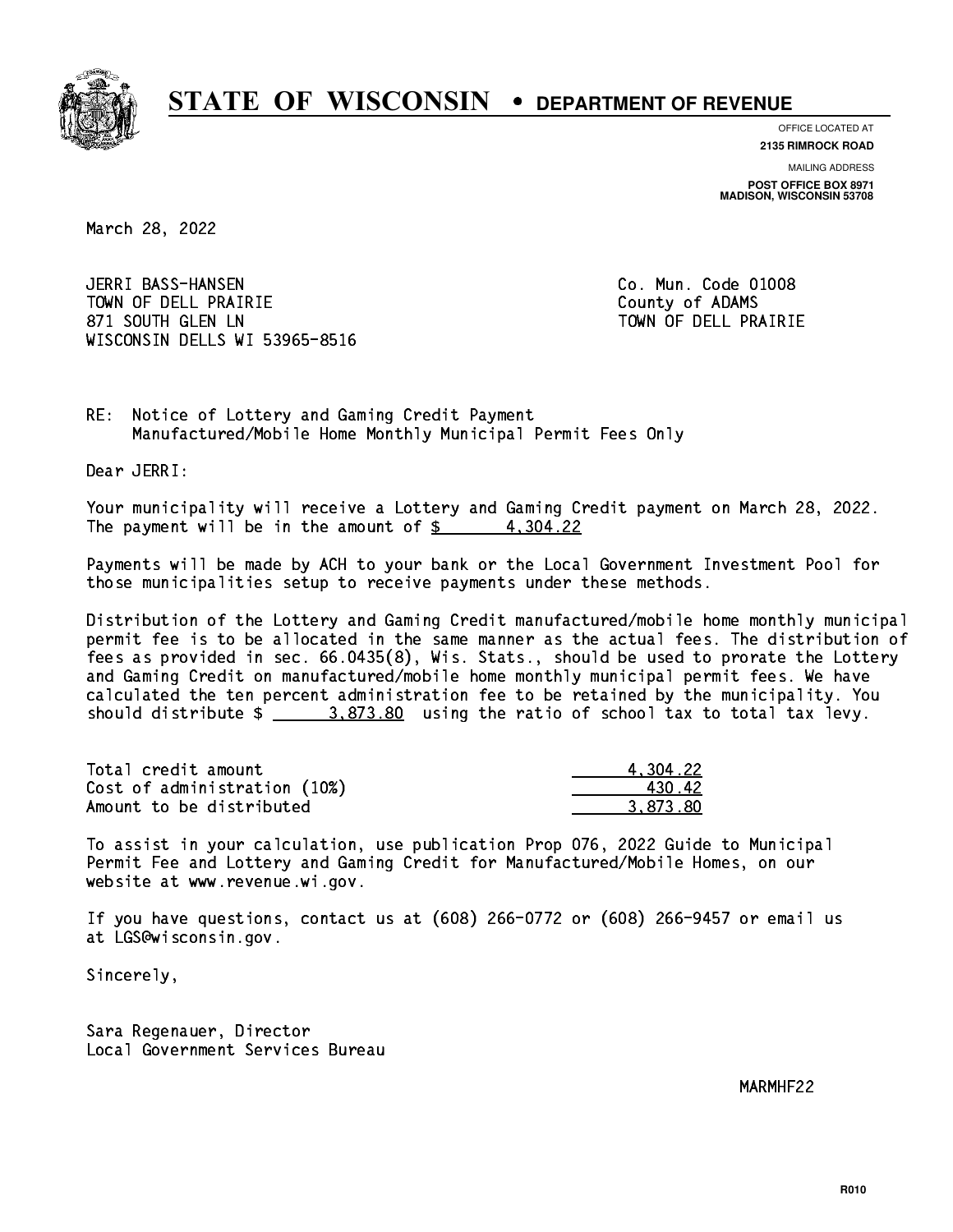# STATE OF WISCONSIN • DEPARTMENT OF REVENUE

OFFICE LOCATED AT
**2135 RIMROCK ROAD**

MAILING ADDRESS
**POST OFFICE BOX 8971**
**MADISON, WISCONSIN 53708**

March 28, 2022

JERRI BASS-HANSEN
TOWN OF DELL PRAIRIE
871 SOUTH GLEN LN
WISCONSIN DELLS WI 53965-8516

Co. Mun. Code 01008
County of ADAMS
TOWN OF DELL PRAIRIE

RE: Notice of Lottery and Gaming Credit Payment
Manufactured/Mobile Home Monthly Municipal Permit Fees Only

Dear JERRI:

Your municipality will receive a Lottery and Gaming Credit payment on March 28, 2022. The payment will be in the amount of $ 4,304.22

Payments will be made by ACH to your bank or the Local Government Investment Pool for those municipalities setup to receive payments under these methods.

Distribution of the Lottery and Gaming Credit manufactured/mobile home monthly municipal permit fee is to be allocated in the same manner as the actual fees. The distribution of fees as provided in sec. 66.0435(8), Wis. Stats., should be used to prorate the Lottery and Gaming Credit on manufactured/mobile home monthly municipal permit fees. We have calculated the ten percent administration fee to be retained by the municipality. You should distribute $ 3,873.80 using the ratio of school tax to total tax levy.

| | |
|---|---|
| Total credit amount | 4,304.22 |
| Cost of administration (10%) | 430.42 |
| Amount to be distributed | 3,873.80 |

To assist in your calculation, use publication Prop 076, 2022 Guide to Municipal Permit Fee and Lottery and Gaming Credit for Manufactured/Mobile Homes, on our website at www.revenue.wi.gov.

If you have questions, contact us at (608) 266-0772 or (608) 266-9457 or email us at LGS@wisconsin.gov.

Sincerely,

Sara Regenauer, Director
Local Government Services Bureau

MARMHF22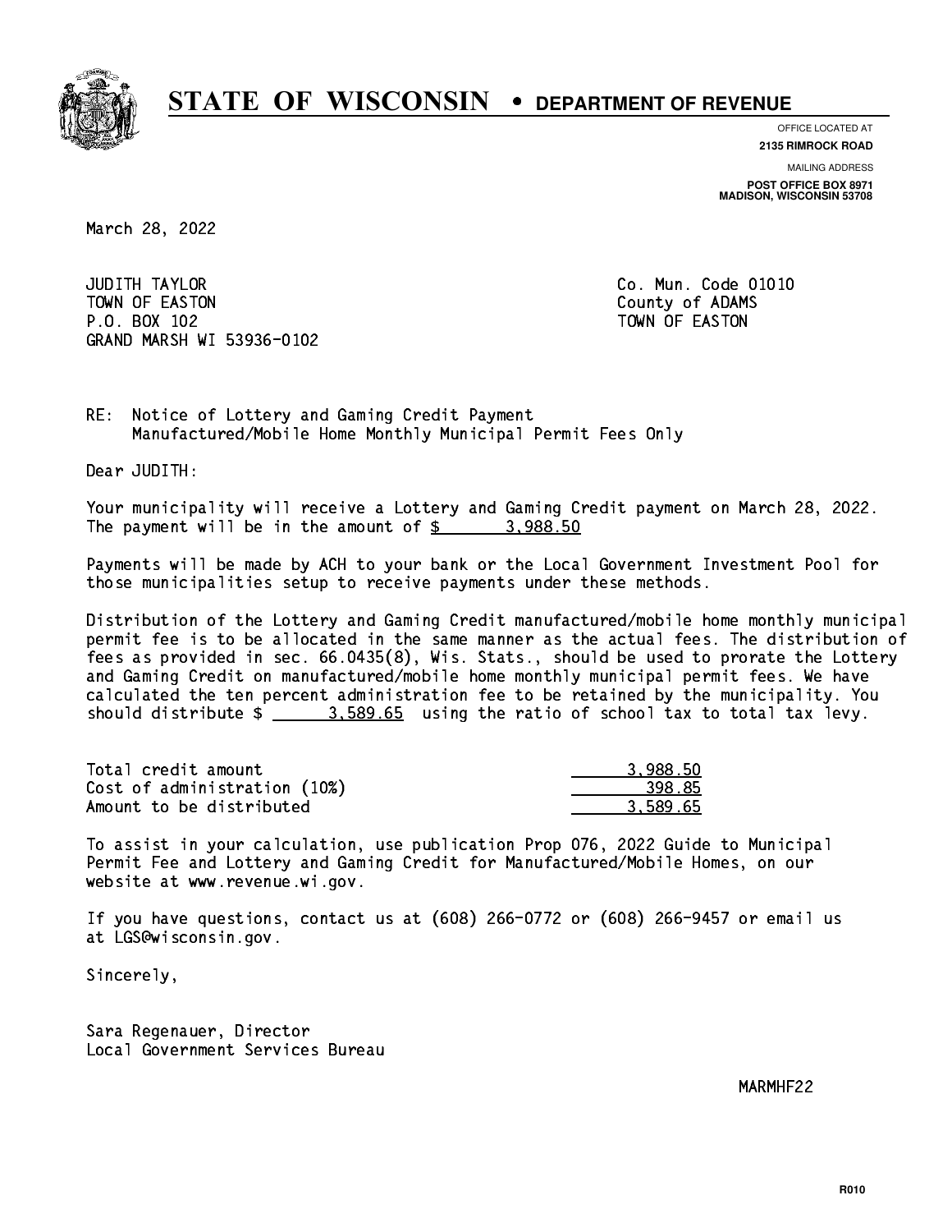# STATE OF WISCONSIN • DEPARTMENT OF REVENUE

OFFICE LOCATED AT
**2135 RIMROCK ROAD**

MAILING ADDRESS
**POST OFFICE BOX 8971**
**MADISON, WISCONSIN 53708**

March 28, 2022

JUDITH TAYLOR
TOWN OF EASTON
P.O. BOX 102
GRAND MARSH WI 53936-0102

Co. Mun. Code 01010
County of ADAMS
TOWN OF EASTON

RE: Notice of Lottery and Gaming Credit Payment
Manufactured/Mobile Home Monthly Municipal Permit Fees Only

Dear JUDITH:

Your municipality will receive a Lottery and Gaming Credit payment on March 28, 2022. The payment will be in the amount of $ 3,988.50

Payments will be made by ACH to your bank or the Local Government Investment Pool for those municipalities setup to receive payments under these methods.

Distribution of the Lottery and Gaming Credit manufactured/mobile home monthly municipal permit fee is to be allocated in the same manner as the actual fees. The distribution of fees as provided in sec. 66.0435(8), Wis. Stats., should be used to prorate the Lottery and Gaming Credit on manufactured/mobile home monthly municipal permit fees. We have calculated the ten percent administration fee to be retained by the municipality. You should distribute $ 3,589.65 using the ratio of school tax to total tax levy.

| | |
|---|---|
| Total credit amount | 3,988.50 |
| Cost of administration (10%) | 398.85 |
| Amount to be distributed | 3,589.65 |

To assist in your calculation, use publication Prop 076, 2022 Guide to Municipal Permit Fee and Lottery and Gaming Credit for Manufactured/Mobile Homes, on our website at www.revenue.wi.gov.

If you have questions, contact us at (608) 266-0772 or (608) 266-9457 or email us at LGS@wisconsin.gov.

Sincerely,

Sara Regenauer, Director
Local Government Services Bureau

MARMHF22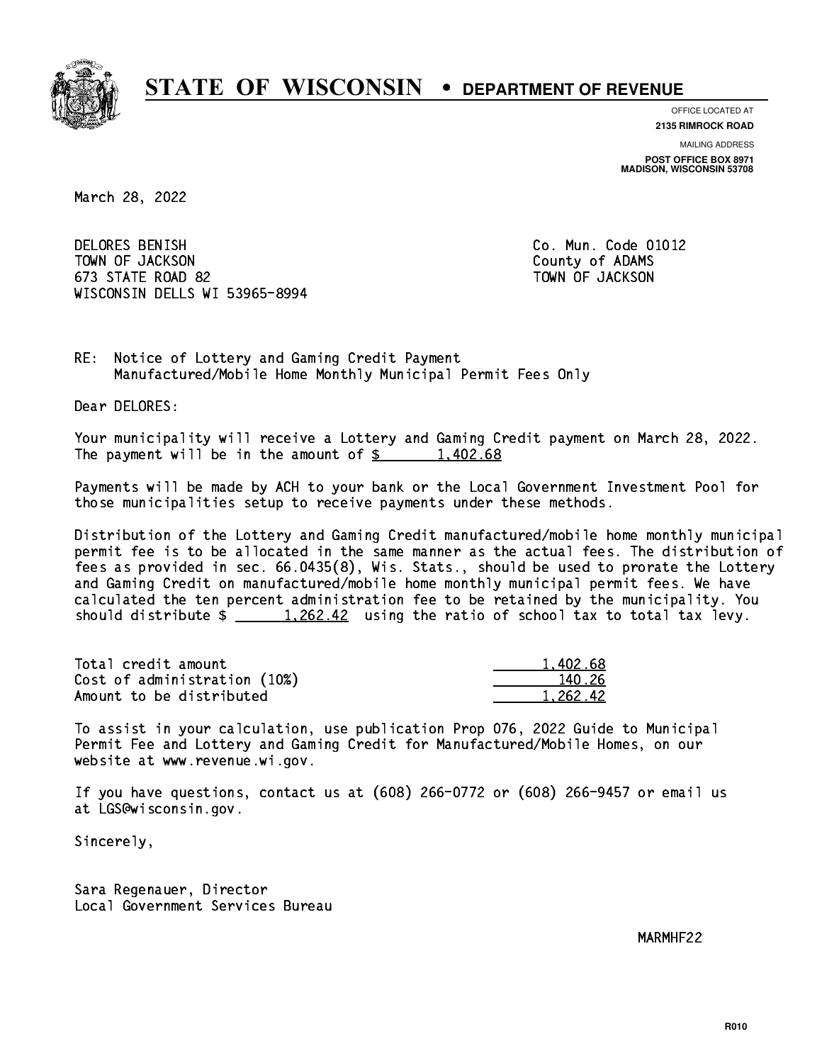# STATE OF WISCONSIN • DEPARTMENT OF REVENUE

OFFICE LOCATED AT
**2135 RIMROCK ROAD**

MAILING ADDRESS
**POST OFFICE BOX 8971**
**MADISON, WISCONSIN 53708**

March 28, 2022

DELORES BENISH
TOWN OF JACKSON
673 STATE ROAD 82
WISCONSIN DELLS WI 53965-8994

Co. Mun. Code 01012
County of ADAMS
TOWN OF JACKSON

RE: Notice of Lottery and Gaming Credit Payment
Manufactured/Mobile Home Monthly Municipal Permit Fees Only

Dear DELORES:

Your municipality will receive a Lottery and Gaming Credit payment on March 28, 2022. The payment will be in the amount of $ 1,402.68

Payments will be made by ACH to your bank or the Local Government Investment Pool for those municipalities setup to receive payments under these methods.

Distribution of the Lottery and Gaming Credit manufactured/mobile home monthly municipal permit fee is to be allocated in the same manner as the actual fees. The distribution of fees as provided in sec. 66.0435(8), Wis. Stats., should be used to prorate the Lottery and Gaming Credit on manufactured/mobile home monthly municipal permit fees. We have calculated the ten percent administration fee to be retained by the municipality. You should distribute $ 1,262.42 using the ratio of school tax to total tax levy.

| | |
|---|---|
| Total credit amount | 1,402.68 |
| Cost of administration (10%) | 140.26 |
| Amount to be distributed | 1,262.42 |

To assist in your calculation, use publication Prop 076, 2022 Guide to Municipal Permit Fee and Lottery and Gaming Credit for Manufactured/Mobile Homes, on our website at www.revenue.wi.gov.

If you have questions, contact us at (608) 266-0772 or (608) 266-9457 or email us at LGS@wisconsin.gov.

Sincerely,

Sara Regenauer, Director
Local Government Services Bureau

MARMHF22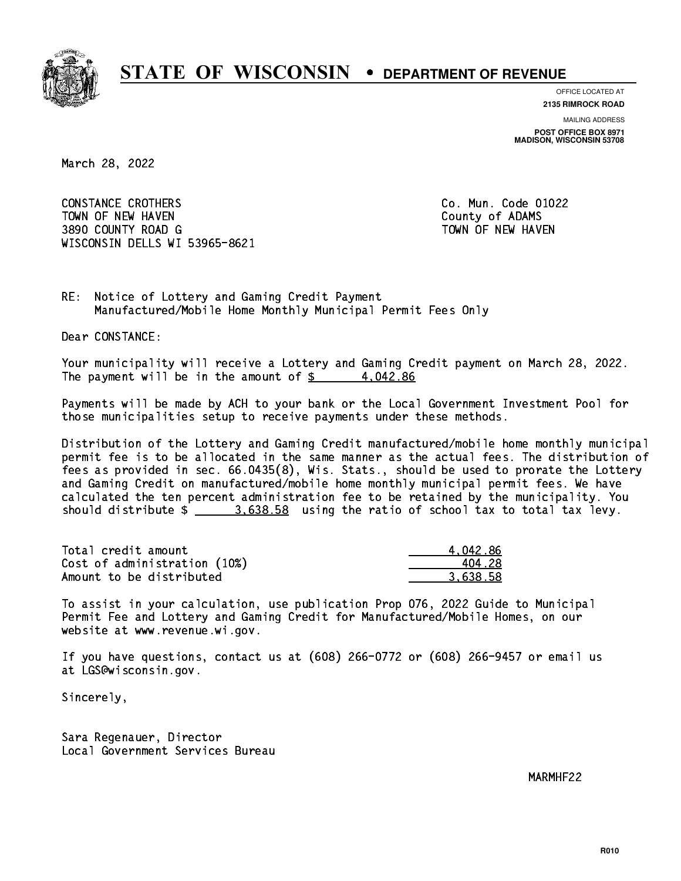# STATE OF WISCONSIN • DEPARTMENT OF REVENUE

OFFICE LOCATED AT
**2135 RIMROCK ROAD**

MAILING ADDRESS
**POST OFFICE BOX 8971**
**MADISON, WISCONSIN 53708**

March 28, 2022

CONSTANCE CROTHERS
TOWN OF NEW HAVEN
3890 COUNTY ROAD G
WISCONSIN DELLS WI 53965-8621

Co. Mun. Code 01022
County of ADAMS
TOWN OF NEW HAVEN

RE: Notice of Lottery and Gaming Credit Payment
Manufactured/Mobile Home Monthly Municipal Permit Fees Only

Dear CONSTANCE:

Your municipality will receive a Lottery and Gaming Credit payment on March 28, 2022. The payment will be in the amount of $ 4,042.86

Payments will be made by ACH to your bank or the Local Government Investment Pool for those municipalities setup to receive payments under these methods.

Distribution of the Lottery and Gaming Credit manufactured/mobile home monthly municipal permit fee is to be allocated in the same manner as the actual fees. The distribution of fees as provided in sec. 66.0435(8), Wis. Stats., should be used to prorate the Lottery and Gaming Credit on manufactured/mobile home monthly municipal permit fees. We have calculated the ten percent administration fee to be retained by the municipality. You should distribute $ 3,638.58 using the ratio of school tax to total tax levy.

| | |
|---|---|
| Total credit amount | 4,042.86 |
| Cost of administration (10%) | 404.28 |
| Amount to be distributed | 3,638.58 |

To assist in your calculation, use publication Prop 076, 2022 Guide to Municipal Permit Fee and Lottery and Gaming Credit for Manufactured/Mobile Homes, on our website at www.revenue.wi.gov.

If you have questions, contact us at (608) 266-0772 or (608) 266-9457 or email us at LGS@wisconsin.gov.

Sincerely,

Sara Regenauer, Director
Local Government Services Bureau

MARMHF22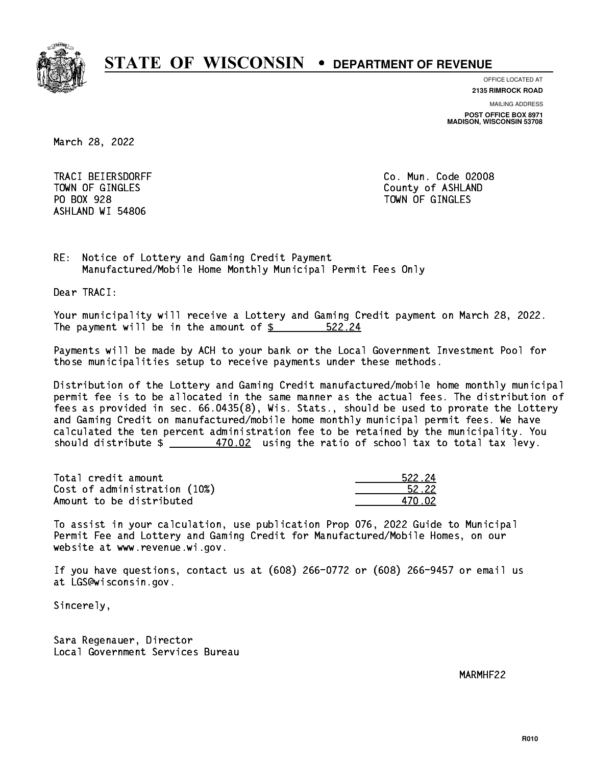# STATE OF WISCONSIN • DEPARTMENT OF REVENUE

OFFICE LOCATED AT
**2135 RIMROCK ROAD**

MAILING ADDRESS
**POST OFFICE BOX 8971**
**MADISON, WISCONSIN 53708**

March 28, 2022

TRACI BEIERSDORFF
TOWN OF GINGLES
PO BOX 928
ASHLAND WI 54806

Co. Mun. Code 02008
County of ASHLAND
TOWN OF GINGLES

RE: Notice of Lottery and Gaming Credit Payment
Manufactured/Mobile Home Monthly Municipal Permit Fees Only

Dear TRACI:

Your municipality will receive a Lottery and Gaming Credit payment on March 28, 2022. The payment will be in the amount of $ 522.24

Payments will be made by ACH to your bank or the Local Government Investment Pool for those municipalities setup to receive payments under these methods.

Distribution of the Lottery and Gaming Credit manufactured/mobile home monthly municipal permit fee is to be allocated in the same manner as the actual fees. The distribution of fees as provided in sec. 66.0435(8), Wis. Stats., should be used to prorate the Lottery and Gaming Credit on manufactured/mobile home monthly municipal permit fees. We have calculated the ten percent administration fee to be retained by the municipality. You should distribute $ 470.02 using the ratio of school tax to total tax levy.

| | |
|---|---|
| Total credit amount | 522.24 |
| Cost of administration (10%) | 52.22 |
| Amount to be distributed | 470.02 |

To assist in your calculation, use publication Prop 076, 2022 Guide to Municipal Permit Fee and Lottery and Gaming Credit for Manufactured/Mobile Homes, on our website at www.revenue.wi.gov.

If you have questions, contact us at (608) 266-0772 or (608) 266-9457 or email us at LGS@wisconsin.gov.

Sincerely,

Sara Regenauer, Director
Local Government Services Bureau

MARMHF22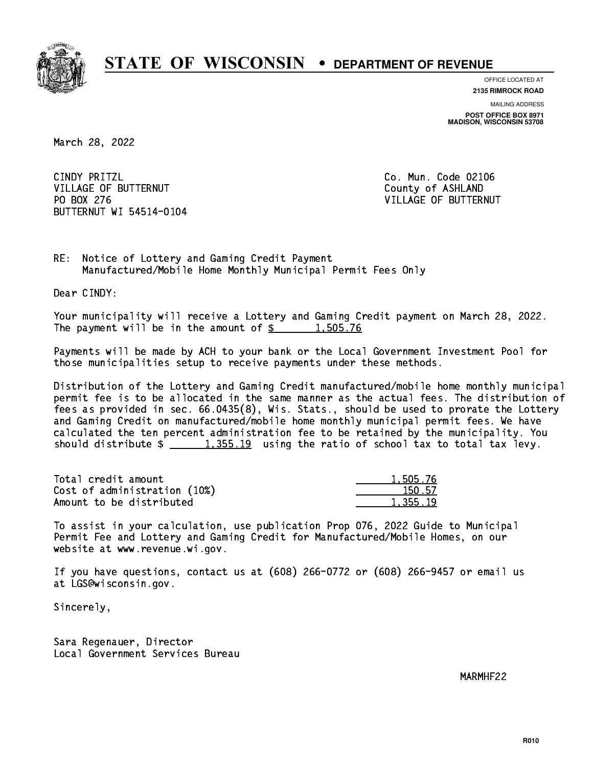# STATE OF WISCONSIN • DEPARTMENT OF REVENUE

OFFICE LOCATED AT
**2135 RIMROCK ROAD**

MAILING ADDRESS
**POST OFFICE BOX 8971**
**MADISON, WISCONSIN 53708**

March 28, 2022

CINDY PRITZL
VILLAGE OF BUTTERNUT
PO BOX 276
BUTTERNUT WI 54514-0104

Co. Mun. Code 02106
County of ASHLAND
VILLAGE OF BUTTERNUT

RE: Notice of Lottery and Gaming Credit Payment
Manufactured/Mobile Home Monthly Municipal Permit Fees Only

Dear CINDY:

Your municipality will receive a Lottery and Gaming Credit payment on March 28, 2022. The payment will be in the amount of $ 1,505.76

Payments will be made by ACH to your bank or the Local Government Investment Pool for those municipalities setup to receive payments under these methods.

Distribution of the Lottery and Gaming Credit manufactured/mobile home monthly municipal permit fee is to be allocated in the same manner as the actual fees. The distribution of fees as provided in sec. 66.0435(8), Wis. Stats., should be used to prorate the Lottery and Gaming Credit on manufactured/mobile home monthly municipal permit fees. We have calculated the ten percent administration fee to be retained by the municipality. You should distribute $ 1,355.19 using the ratio of school tax to total tax levy.

| | |
|---|---|
| Total credit amount | 1,505.76 |
| Cost of administration (10%) | 150.57 |
| Amount to be distributed | 1,355.19 |

To assist in your calculation, use publication Prop 076, 2022 Guide to Municipal Permit Fee and Lottery and Gaming Credit for Manufactured/Mobile Homes, on our website at www.revenue.wi.gov.

If you have questions, contact us at (608) 266-0772 or (608) 266-9457 or email us at LGS@wisconsin.gov.

Sincerely,

Sara Regenauer, Director
Local Government Services Bureau

MARMHF22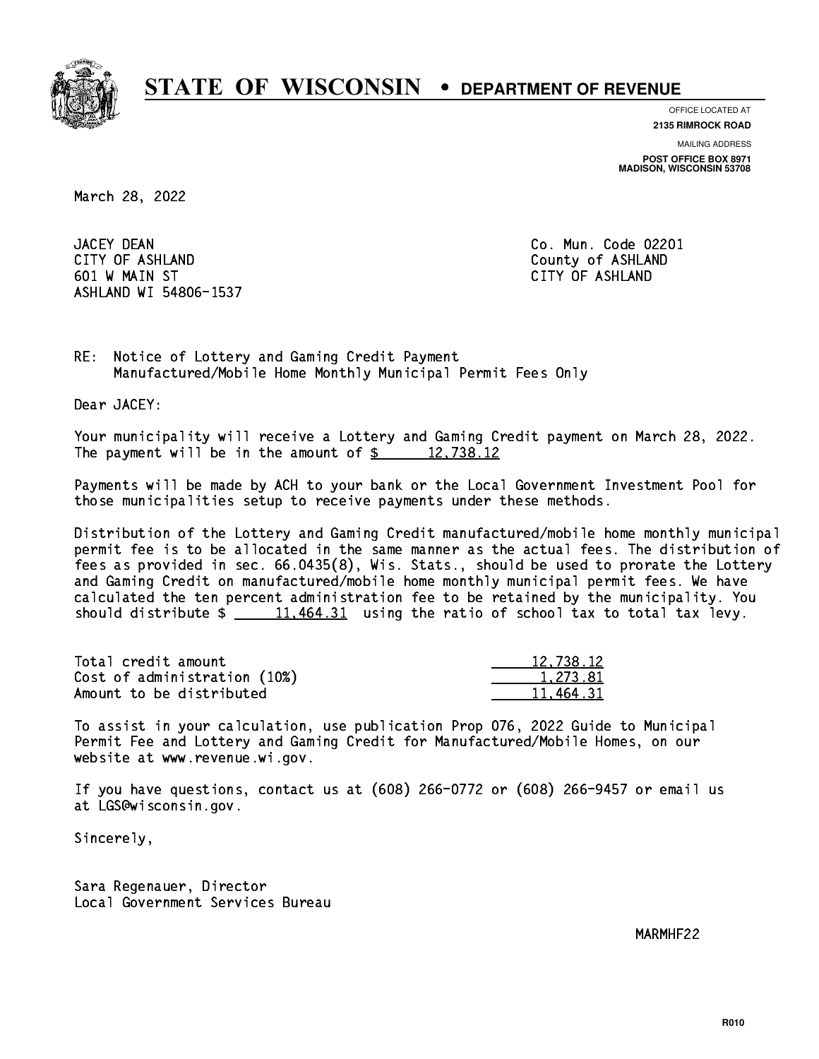# STATE OF WISCONSIN • DEPARTMENT OF REVENUE

OFFICE LOCATED AT
**2135 RIMROCK ROAD**

MAILING ADDRESS
**POST OFFICE BOX 8971**
**MADISON, WISCONSIN 53708**

March 28, 2022

JACEY DEAN
CITY OF ASHLAND
601 W MAIN ST
ASHLAND WI 54806-1537

Co. Mun. Code 02201
County of ASHLAND
CITY OF ASHLAND

RE: Notice of Lottery and Gaming Credit Payment
Manufactured/Mobile Home Monthly Municipal Permit Fees Only

Dear JACEY:

Your municipality will receive a Lottery and Gaming Credit payment on March 28, 2022. The payment will be in the amount of $ 12,738.12

Payments will be made by ACH to your bank or the Local Government Investment Pool for those municipalities setup to receive payments under these methods.

Distribution of the Lottery and Gaming Credit manufactured/mobile home monthly municipal permit fee is to be allocated in the same manner as the actual fees. The distribution of fees as provided in sec. 66.0435(8), Wis. Stats., should be used to prorate the Lottery and Gaming Credit on manufactured/mobile home monthly municipal permit fees. We have calculated the ten percent administration fee to be retained by the municipality. You should distribute $ 11,464.31 using the ratio of school tax to total tax levy.

| | |
|---|---|
| Total credit amount | 12,738.12 |
| Cost of administration (10%) | 1,273.81 |
| Amount to be distributed | 11,464.31 |

To assist in your calculation, use publication Prop 076, 2022 Guide to Municipal Permit Fee and Lottery and Gaming Credit for Manufactured/Mobile Homes, on our website at www.revenue.wi.gov.

If you have questions, contact us at (608) 266-0772 or (608) 266-9457 or email us at LGS@wisconsin.gov.

Sincerely,

Sara Regenauer, Director
Local Government Services Bureau

MARMHF22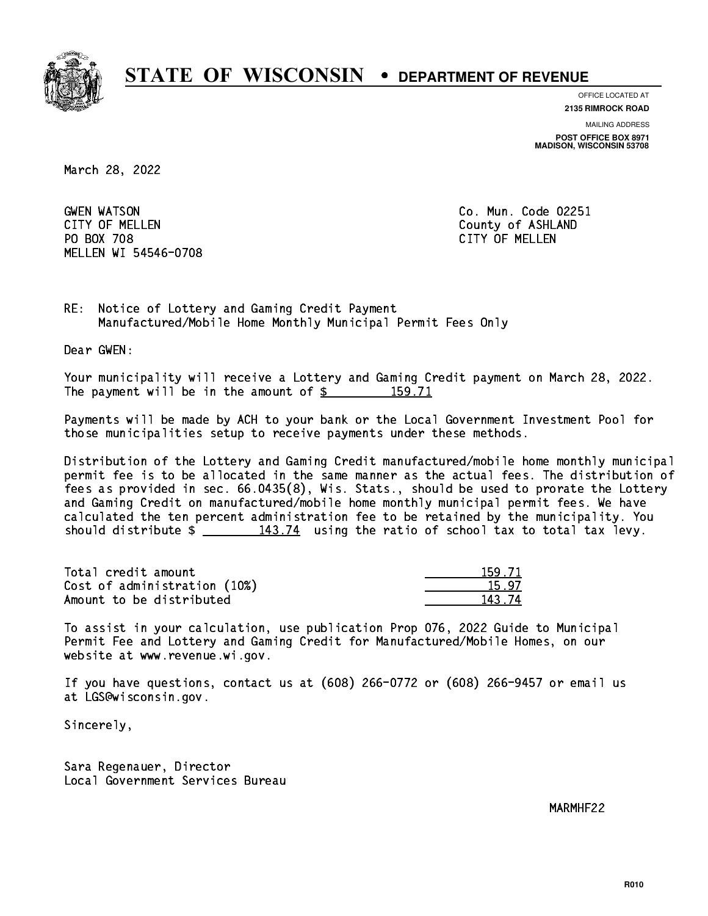# STATE OF WISCONSIN • DEPARTMENT OF REVENUE

OFFICE LOCATED AT
**2135 RIMROCK ROAD**

MAILING ADDRESS
**POST OFFICE BOX 8971**
**MADISON, WISCONSIN 53708**

March 28, 2022

GWEN WATSON
CITY OF MELLEN
PO BOX 708
MELLEN WI 54546-0708

Co. Mun. Code 02251
County of ASHLAND
CITY OF MELLEN

RE: Notice of Lottery and Gaming Credit Payment
Manufactured/Mobile Home Monthly Municipal Permit Fees Only

Dear GWEN:

Your municipality will receive a Lottery and Gaming Credit payment on March 28, 2022. The payment will be in the amount of $ 159.71

Payments will be made by ACH to your bank or the Local Government Investment Pool for those municipalities setup to receive payments under these methods.

Distribution of the Lottery and Gaming Credit manufactured/mobile home monthly municipal permit fee is to be allocated in the same manner as the actual fees. The distribution of fees as provided in sec. 66.0435(8), Wis. Stats., should be used to prorate the Lottery and Gaming Credit on manufactured/mobile home monthly municipal permit fees. We have calculated the ten percent administration fee to be retained by the municipality. You should distribute $ 143.74 using the ratio of school tax to total tax levy.

| | |
|---|---:|
| Total credit amount | 159.71 |
| Cost of administration (10%) | 15.97 |
| Amount to be distributed | 143.74 |

To assist in your calculation, use publication Prop 076, 2022 Guide to Municipal Permit Fee and Lottery and Gaming Credit for Manufactured/Mobile Homes, on our website at www.revenue.wi.gov.

If you have questions, contact us at (608) 266-0772 or (608) 266-9457 or email us at LGS@wisconsin.gov.

Sincerely,

Sara Regenauer, Director
Local Government Services Bureau

MARMHF22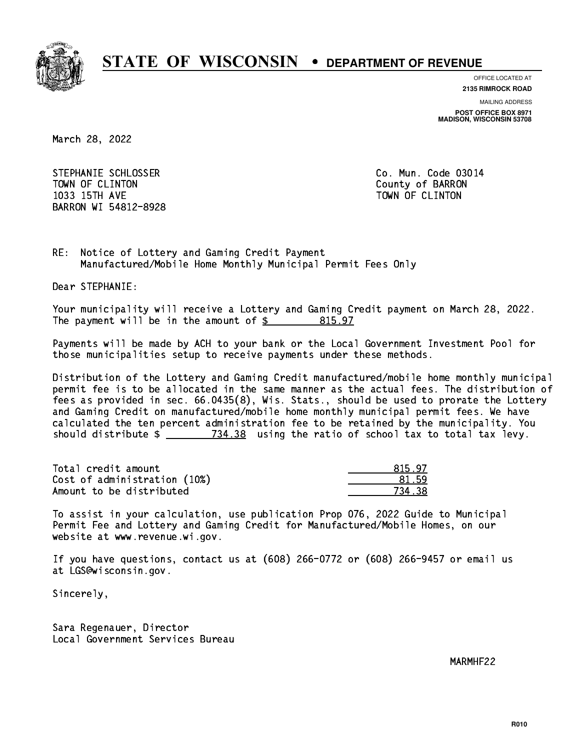# STATE OF WISCONSIN • DEPARTMENT OF REVENUE

OFFICE LOCATED AT
**2135 RIMROCK ROAD**

MAILING ADDRESS
**POST OFFICE BOX 8971**
**MADISON, WISCONSIN 53708**

March 28, 2022

STEPHANIE SCHLOSSER
TOWN OF CLINTON
1033 15TH AVE
BARRON WI 54812-8928

Co. Mun. Code 03014
County of BARRON
TOWN OF CLINTON

RE: Notice of Lottery and Gaming Credit Payment
Manufactured/Mobile Home Monthly Municipal Permit Fees Only

Dear STEPHANIE:

Your municipality will receive a Lottery and Gaming Credit payment on March 28, 2022. The payment will be in the amount of $ 815.97

Payments will be made by ACH to your bank or the Local Government Investment Pool for those municipalities setup to receive payments under these methods.

Distribution of the Lottery and Gaming Credit manufactured/mobile home monthly municipal permit fee is to be allocated in the same manner as the actual fees. The distribution of fees as provided in sec. 66.0435(8), Wis. Stats., should be used to prorate the Lottery and Gaming Credit on manufactured/mobile home monthly municipal permit fees. We have calculated the ten percent administration fee to be retained by the municipality. You should distribute $ 734.38 using the ratio of school tax to total tax levy.

| | |
|---|---|
| Total credit amount | 815.97 |
| Cost of administration (10%) | 81.59 |
| Amount to be distributed | 734.38 |

To assist in your calculation, use publication Prop 076, 2022 Guide to Municipal Permit Fee and Lottery and Gaming Credit for Manufactured/Mobile Homes, on our website at www.revenue.wi.gov.

If you have questions, contact us at (608) 266-0772 or (608) 266-9457 or email us at LGS@wisconsin.gov.

Sincerely,

Sara Regenauer, Director
Local Government Services Bureau

MARMHF22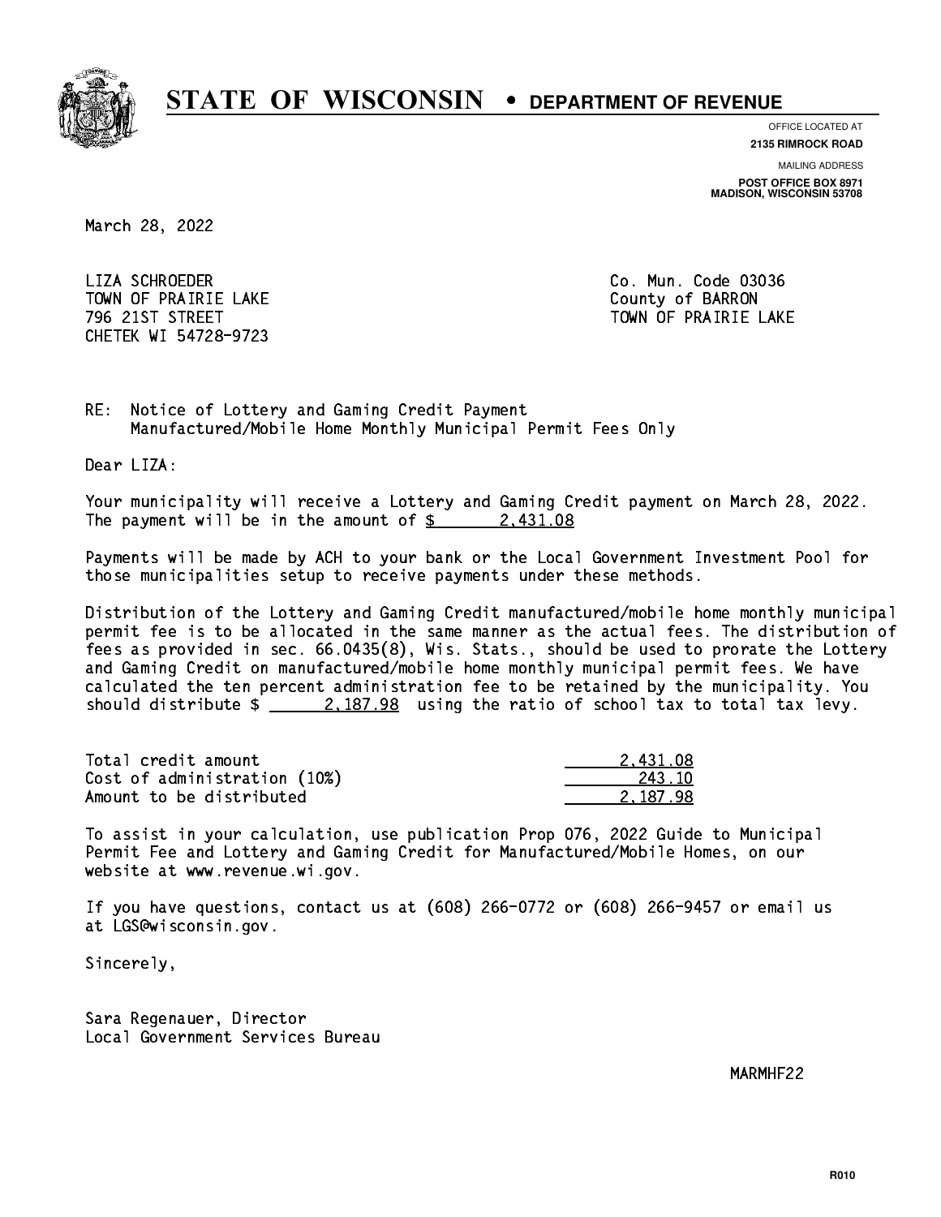# STATE OF WISCONSIN • DEPARTMENT OF REVENUE

OFFICE LOCATED AT
**2135 RIMROCK ROAD**

MAILING ADDRESS
**POST OFFICE BOX 8971**
**MADISON, WISCONSIN 53708**

March 28, 2022

LIZA SCHROEDER
TOWN OF PRAIRIE LAKE
796 21ST STREET
CHETEK WI 54728-9723

Co. Mun. Code 03036
County of BARRON
TOWN OF PRAIRIE LAKE

RE: Notice of Lottery and Gaming Credit Payment
Manufactured/Mobile Home Monthly Municipal Permit Fees Only

Dear LIZA:

Your municipality will receive a Lottery and Gaming Credit payment on March 28, 2022. The payment will be in the amount of $ 2,431.08

Payments will be made by ACH to your bank or the Local Government Investment Pool for those municipalities setup to receive payments under these methods.

Distribution of the Lottery and Gaming Credit manufactured/mobile home monthly municipal permit fee is to be allocated in the same manner as the actual fees. The distribution of fees as provided in sec. 66.0435(8), Wis. Stats., should be used to prorate the Lottery and Gaming Credit on manufactured/mobile home monthly municipal permit fees. We have calculated the ten percent administration fee to be retained by the municipality. You should distribute $ 2,187.98 using the ratio of school tax to total tax levy.

| | |
|---|---|
| Total credit amount | 2,431.08 |
| Cost of administration (10%) | 243.10 |
| Amount to be distributed | 2,187.98 |

To assist in your calculation, use publication Prop 076, 2022 Guide to Municipal Permit Fee and Lottery and Gaming Credit for Manufactured/Mobile Homes, on our website at www.revenue.wi.gov.

If you have questions, contact us at (608) 266-0772 or (608) 266-9457 or email us at LGS@wisconsin.gov.

Sincerely,

Sara Regenauer, Director
Local Government Services Bureau

MARMHF22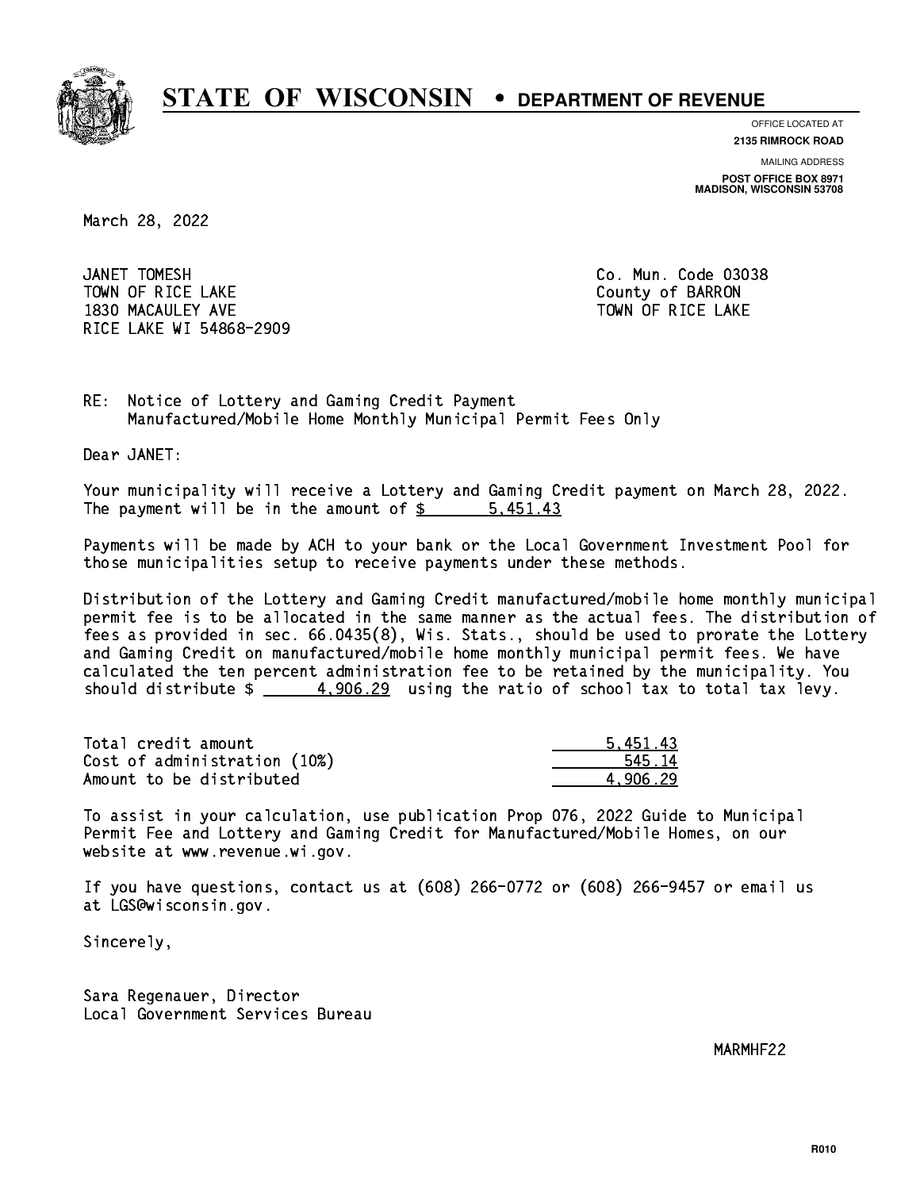# STATE OF WISCONSIN • DEPARTMENT OF REVENUE

OFFICE LOCATED AT
**2135 RIMROCK ROAD**

MAILING ADDRESS
**POST OFFICE BOX 8971**
**MADISON, WISCONSIN 53708**

March 28, 2022

JANET TOMESH
TOWN OF RICE LAKE
1830 MACAULEY AVE
RICE LAKE WI 54868-2909

Co. Mun. Code 03038
County of BARRON
TOWN OF RICE LAKE

RE: Notice of Lottery and Gaming Credit Payment
Manufactured/Mobile Home Monthly Municipal Permit Fees Only

Dear JANET:

Your municipality will receive a Lottery and Gaming Credit payment on March 28, 2022. The payment will be in the amount of $ 5,451.43

Payments will be made by ACH to your bank or the Local Government Investment Pool for those municipalities setup to receive payments under these methods.

Distribution of the Lottery and Gaming Credit manufactured/mobile home monthly municipal permit fee is to be allocated in the same manner as the actual fees. The distribution of fees as provided in sec. 66.0435(8), Wis. Stats., should be used to prorate the Lottery and Gaming Credit on manufactured/mobile home monthly municipal permit fees. We have calculated the ten percent administration fee to be retained by the municipality. You should distribute $ 4,906.29 using the ratio of school tax to total tax levy.

| | |
|---|---|
| Total credit amount | 5,451.43 |
| Cost of administration (10%) | 545.14 |
| Amount to be distributed | 4,906.29 |

To assist in your calculation, use publication Prop 076, 2022 Guide to Municipal Permit Fee and Lottery and Gaming Credit for Manufactured/Mobile Homes, on our website at www.revenue.wi.gov.

If you have questions, contact us at (608) 266-0772 or (608) 266-9457 or email us at LGS@wisconsin.gov.

Sincerely,

Sara Regenauer, Director
Local Government Services Bureau

MARMHF22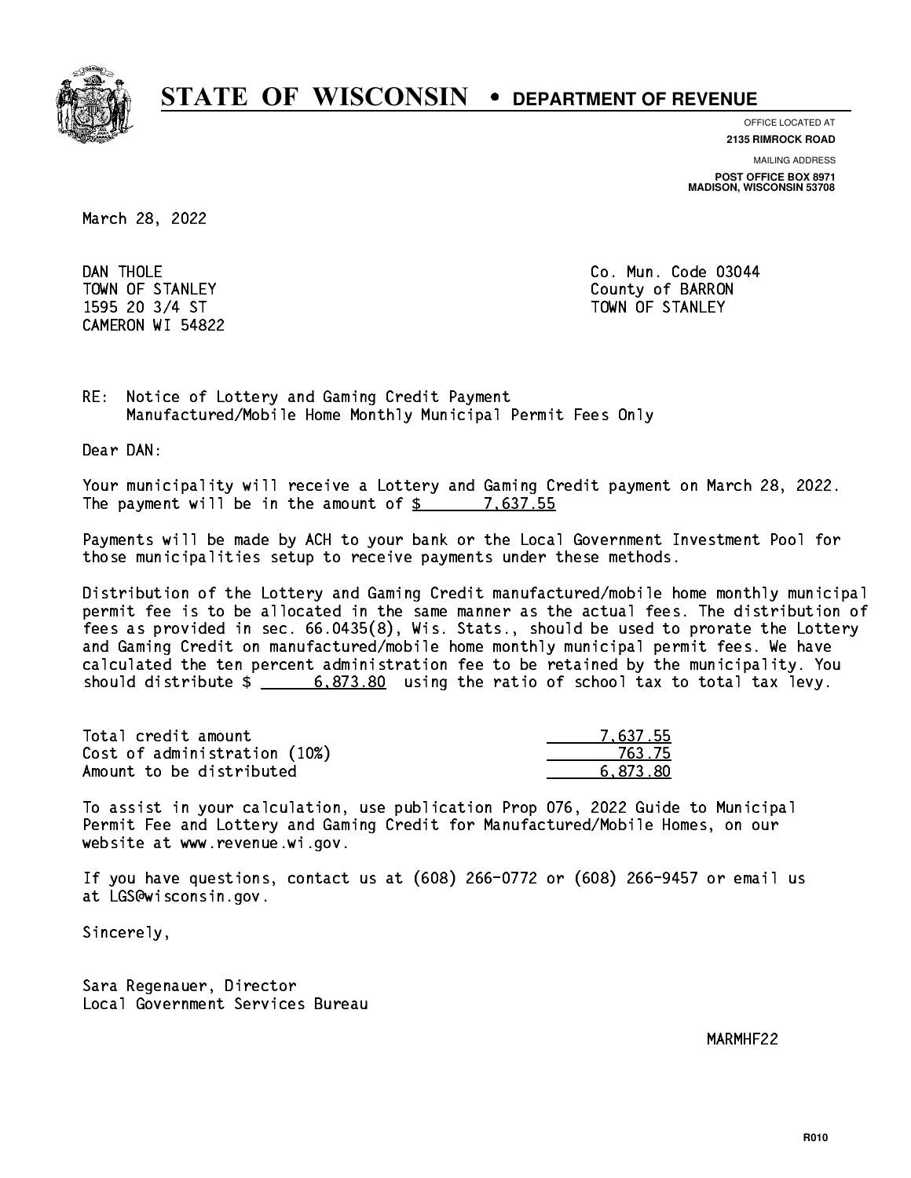# STATE OF WISCONSIN • DEPARTMENT OF REVENUE

OFFICE LOCATED AT
**2135 RIMROCK ROAD**

MAILING ADDRESS
**POST OFFICE BOX 8971**
**MADISON, WISCONSIN 53708**

March 28, 2022

DAN THOLE
TOWN OF STANLEY
1595 20 3/4 ST
CAMERON WI 54822

Co. Mun. Code 03044
County of BARRON
TOWN OF STANLEY

RE: Notice of Lottery and Gaming Credit Payment
Manufactured/Mobile Home Monthly Municipal Permit Fees Only

Dear DAN:

Your municipality will receive a Lottery and Gaming Credit payment on March 28, 2022. The payment will be in the amount of $ 7,637.55

Payments will be made by ACH to your bank or the Local Government Investment Pool for those municipalities setup to receive payments under these methods.

Distribution of the Lottery and Gaming Credit manufactured/mobile home monthly municipal permit fee is to be allocated in the same manner as the actual fees. The distribution of fees as provided in sec. 66.0435(8), Wis. Stats., should be used to prorate the Lottery and Gaming Credit on manufactured/mobile home monthly municipal permit fees. We have calculated the ten percent administration fee to be retained by the municipality. You should distribute $ 6,873.80 using the ratio of school tax to total tax levy.

| | |
|---|---|
| Total credit amount | 7,637.55 |
| Cost of administration (10%) | 763.75 |
| Amount to be distributed | 6,873.80 |

To assist in your calculation, use publication Prop 076, 2022 Guide to Municipal Permit Fee and Lottery and Gaming Credit for Manufactured/Mobile Homes, on our website at www.revenue.wi.gov.

If you have questions, contact us at (608) 266-0772 or (608) 266-9457 or email us at LGS@wisconsin.gov.

Sincerely,

Sara Regenauer, Director
Local Government Services Bureau

MARMHF22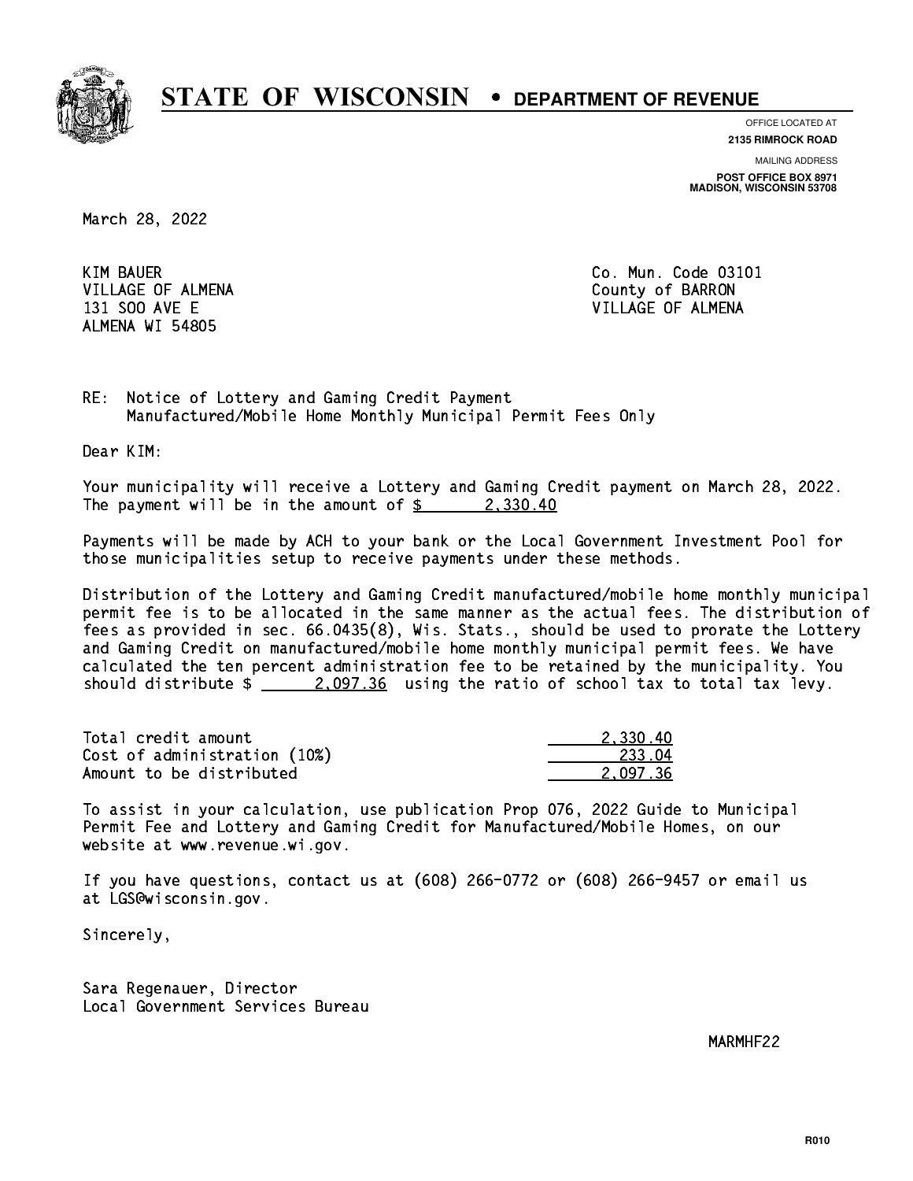# STATE OF WISCONSIN • DEPARTMENT OF REVENUE

OFFICE LOCATED AT
**2135 RIMROCK ROAD**

MAILING ADDRESS
**POST OFFICE BOX 8971**
**MADISON, WISCONSIN 53708**

March 28, 2022

KIM BAUER
VILLAGE OF ALMENA
131 SOO AVE E
ALMENA WI 54805

Co. Mun. Code 03101
County of BARRON
VILLAGE OF ALMENA

RE: Notice of Lottery and Gaming Credit Payment
Manufactured/Mobile Home Monthly Municipal Permit Fees Only

Dear KIM:

Your municipality will receive a Lottery and Gaming Credit payment on March 28, 2022. The payment will be in the amount of $ 2,330.40

Payments will be made by ACH to your bank or the Local Government Investment Pool for those municipalities setup to receive payments under these methods.

Distribution of the Lottery and Gaming Credit manufactured/mobile home monthly municipal permit fee is to be allocated in the same manner as the actual fees. The distribution of fees as provided in sec. 66.0435(8), Wis. Stats., should be used to prorate the Lottery and Gaming Credit on manufactured/mobile home monthly municipal permit fees. We have calculated the ten percent administration fee to be retained by the municipality. You should distribute $ 2,097.36 using the ratio of school tax to total tax levy.

| | |
|---|---|
| Total credit amount | 2,330.40 |
| Cost of administration (10%) | 233.04 |
| Amount to be distributed | 2,097.36 |

To assist in your calculation, use publication Prop 076, 2022 Guide to Municipal Permit Fee and Lottery and Gaming Credit for Manufactured/Mobile Homes, on our website at www.revenue.wi.gov.

If you have questions, contact us at (608) 266-0772 or (608) 266-9457 or email us at LGS@wisconsin.gov.

Sincerely,

Sara Regenauer, Director
Local Government Services Bureau

MARMHF22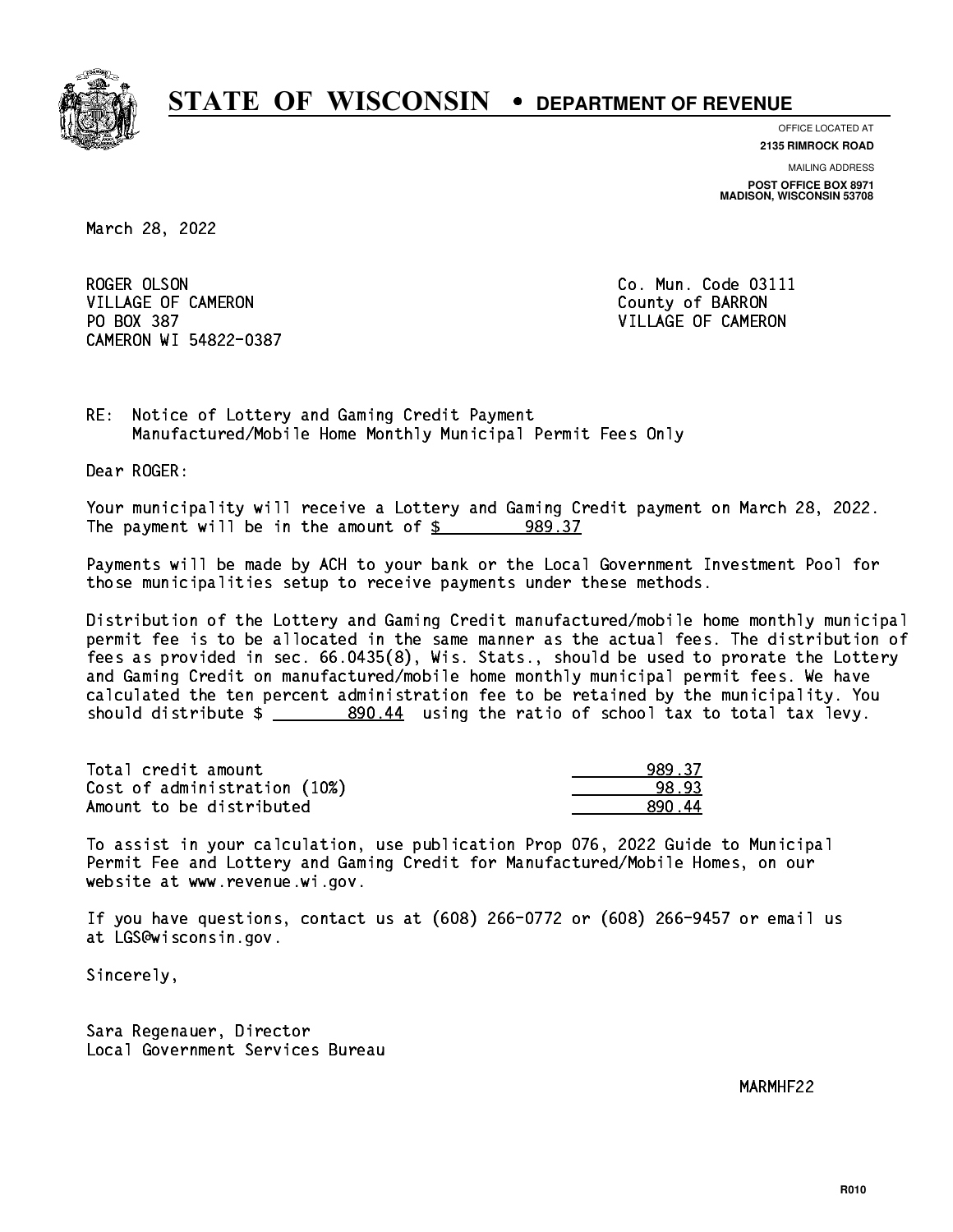# STATE OF WISCONSIN • DEPARTMENT OF REVENUE

OFFICE LOCATED AT
**2135 RIMROCK ROAD**

MAILING ADDRESS
**POST OFFICE BOX 8971**
**MADISON, WISCONSIN 53708**

March 28, 2022

ROGER OLSON
VILLAGE OF CAMERON
PO BOX 387
CAMERON WI 54822-0387

Co. Mun. Code 03111
County of BARRON
VILLAGE OF CAMERON

RE: Notice of Lottery and Gaming Credit Payment
Manufactured/Mobile Home Monthly Municipal Permit Fees Only

Dear ROGER:

Your municipality will receive a Lottery and Gaming Credit payment on March 28, 2022. The payment will be in the amount of $ 989.37

Payments will be made by ACH to your bank or the Local Government Investment Pool for those municipalities setup to receive payments under these methods.

Distribution of the Lottery and Gaming Credit manufactured/mobile home monthly municipal permit fee is to be allocated in the same manner as the actual fees. The distribution of fees as provided in sec. 66.0435(8), Wis. Stats., should be used to prorate the Lottery and Gaming Credit on manufactured/mobile home monthly municipal permit fees. We have calculated the ten percent administration fee to be retained by the municipality. You should distribute $ 890.44 using the ratio of school tax to total tax levy.

| | |
|---|---|
| Total credit amount | 989.37 |
| Cost of administration (10%) | 98.93 |
| Amount to be distributed | 890.44 |

To assist in your calculation, use publication Prop 076, 2022 Guide to Municipal Permit Fee and Lottery and Gaming Credit for Manufactured/Mobile Homes, on our website at www.revenue.wi.gov.

If you have questions, contact us at (608) 266-0772 or (608) 266-9457 or email us at LGS@wisconsin.gov.

Sincerely,

Sara Regenauer, Director
Local Government Services Bureau

MARMHF22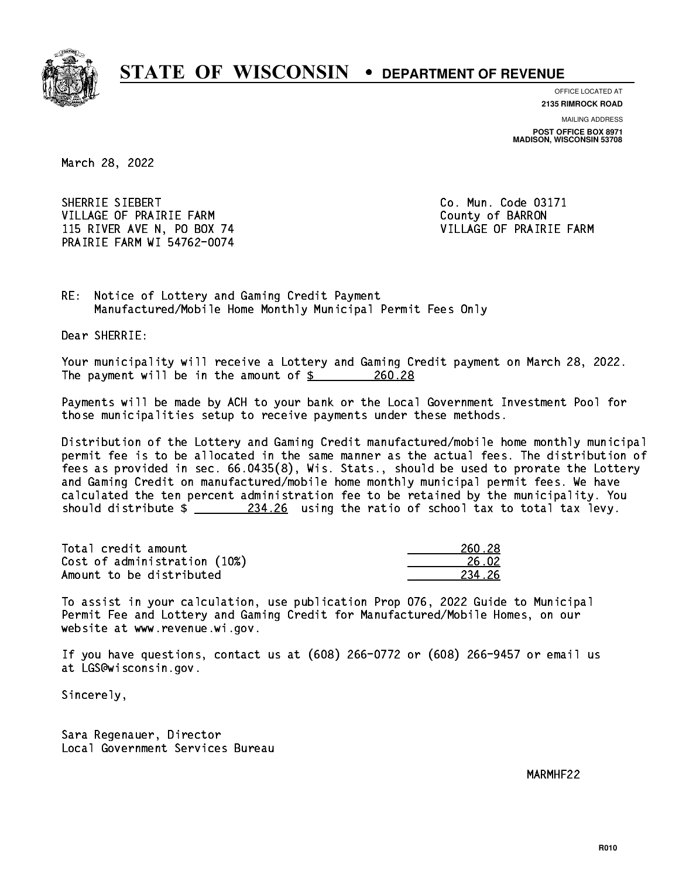# STATE OF WISCONSIN • DEPARTMENT OF REVENUE

OFFICE LOCATED AT
**2135 RIMROCK ROAD**

MAILING ADDRESS
**POST OFFICE BOX 8971**
**MADISON, WISCONSIN 53708**

March 28, 2022

SHERRIE SIEBERT
VILLAGE OF PRAIRIE FARM
115 RIVER AVE N, PO BOX 74
PRAIRIE FARM WI 54762-0074

Co. Mun. Code 03171
County of BARRON
VILLAGE OF PRAIRIE FARM

RE: Notice of Lottery and Gaming Credit Payment
Manufactured/Mobile Home Monthly Municipal Permit Fees Only

Dear SHERRIE:

Your municipality will receive a Lottery and Gaming Credit payment on March 28, 2022. The payment will be in the amount of $ 260.28

Payments will be made by ACH to your bank or the Local Government Investment Pool for those municipalities setup to receive payments under these methods.

Distribution of the Lottery and Gaming Credit manufactured/mobile home monthly municipal permit fee is to be allocated in the same manner as the actual fees. The distribution of fees as provided in sec. 66.0435(8), Wis. Stats., should be used to prorate the Lottery and Gaming Credit on manufactured/mobile home monthly municipal permit fees. We have calculated the ten percent administration fee to be retained by the municipality. You should distribute $ 234.26 using the ratio of school tax to total tax levy.

| | |
|---|---|
| Total credit amount | 260.28 |
| Cost of administration (10%) | 26.02 |
| Amount to be distributed | 234.26 |

To assist in your calculation, use publication Prop 076, 2022 Guide to Municipal Permit Fee and Lottery and Gaming Credit for Manufactured/Mobile Homes, on our website at www.revenue.wi.gov.

If you have questions, contact us at (608) 266-0772 or (608) 266-9457 or email us at LGS@wisconsin.gov.

Sincerely,

Sara Regenauer, Director
Local Government Services Bureau

MARMHF22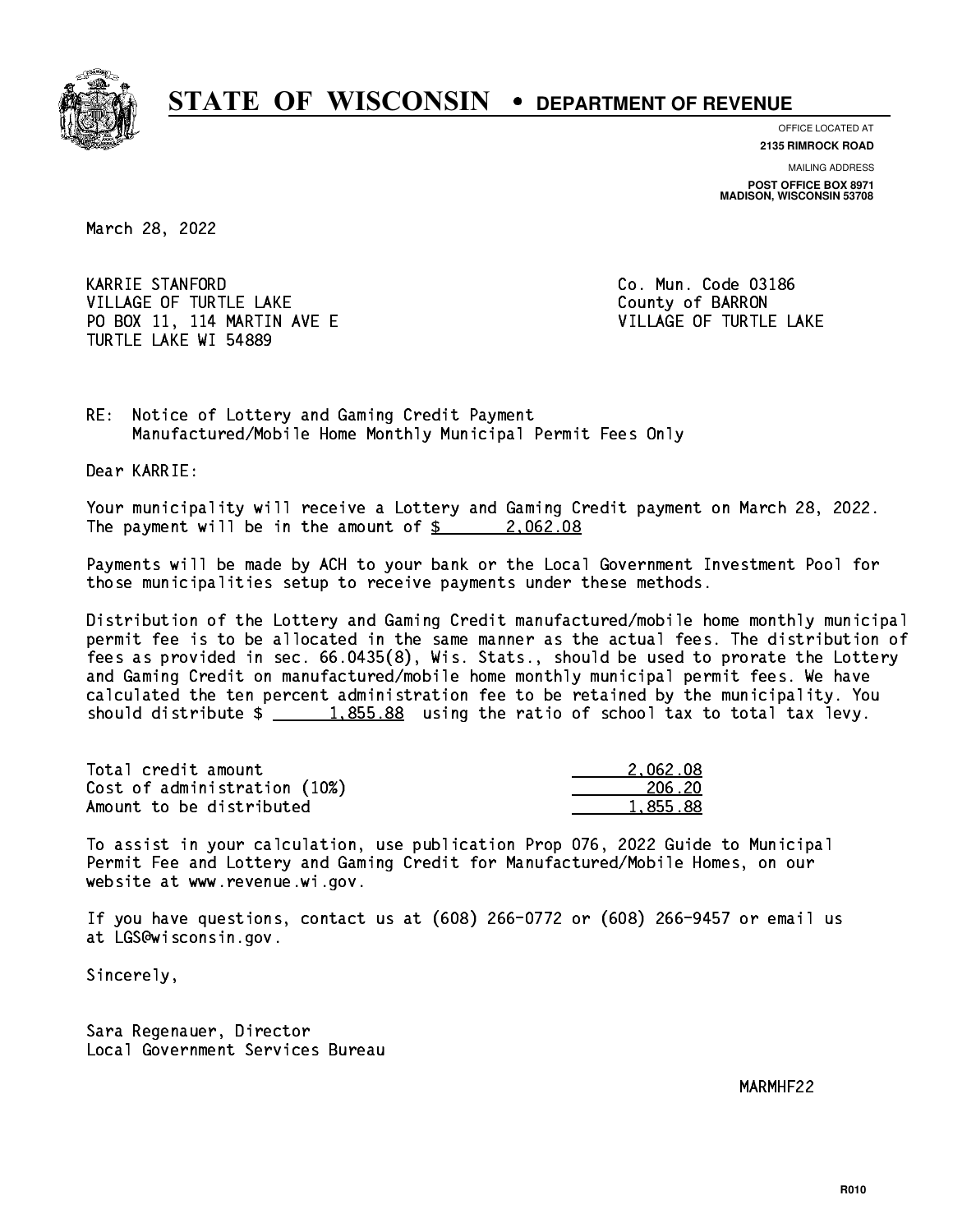# STATE OF WISCONSIN • DEPARTMENT OF REVENUE

OFFICE LOCATED AT
**2135 RIMROCK ROAD**

MAILING ADDRESS
**POST OFFICE BOX 8971**
**MADISON, WISCONSIN 53708**

March 28, 2022

KARRIE STANFORD
VILLAGE OF TURTLE LAKE
PO BOX 11, 114 MARTIN AVE E
TURTLE LAKE WI 54889

Co. Mun. Code 03186
County of BARRON
VILLAGE OF TURTLE LAKE

RE: Notice of Lottery and Gaming Credit Payment
Manufactured/Mobile Home Monthly Municipal Permit Fees Only

Dear KARRIE:

Your municipality will receive a Lottery and Gaming Credit payment on March 28, 2022. The payment will be in the amount of $ 2,062.08

Payments will be made by ACH to your bank or the Local Government Investment Pool for those municipalities setup to receive payments under these methods.

Distribution of the Lottery and Gaming Credit manufactured/mobile home monthly municipal permit fee is to be allocated in the same manner as the actual fees. The distribution of fees as provided in sec. 66.0435(8), Wis. Stats., should be used to prorate the Lottery and Gaming Credit on manufactured/mobile home monthly municipal permit fees. We have calculated the ten percent administration fee to be retained by the municipality. You should distribute $ 1,855.88 using the ratio of school tax to total tax levy.

| | |
|---|---|
| Total credit amount | 2,062.08 |
| Cost of administration (10%) | 206.20 |
| Amount to be distributed | 1,855.88 |

To assist in your calculation, use publication Prop 076, 2022 Guide to Municipal Permit Fee and Lottery and Gaming Credit for Manufactured/Mobile Homes, on our website at www.revenue.wi.gov.

If you have questions, contact us at (608) 266-0772 or (608) 266-9457 or email us at LGS@wisconsin.gov.

Sincerely,

Sara Regenauer, Director
Local Government Services Bureau

MARMHF22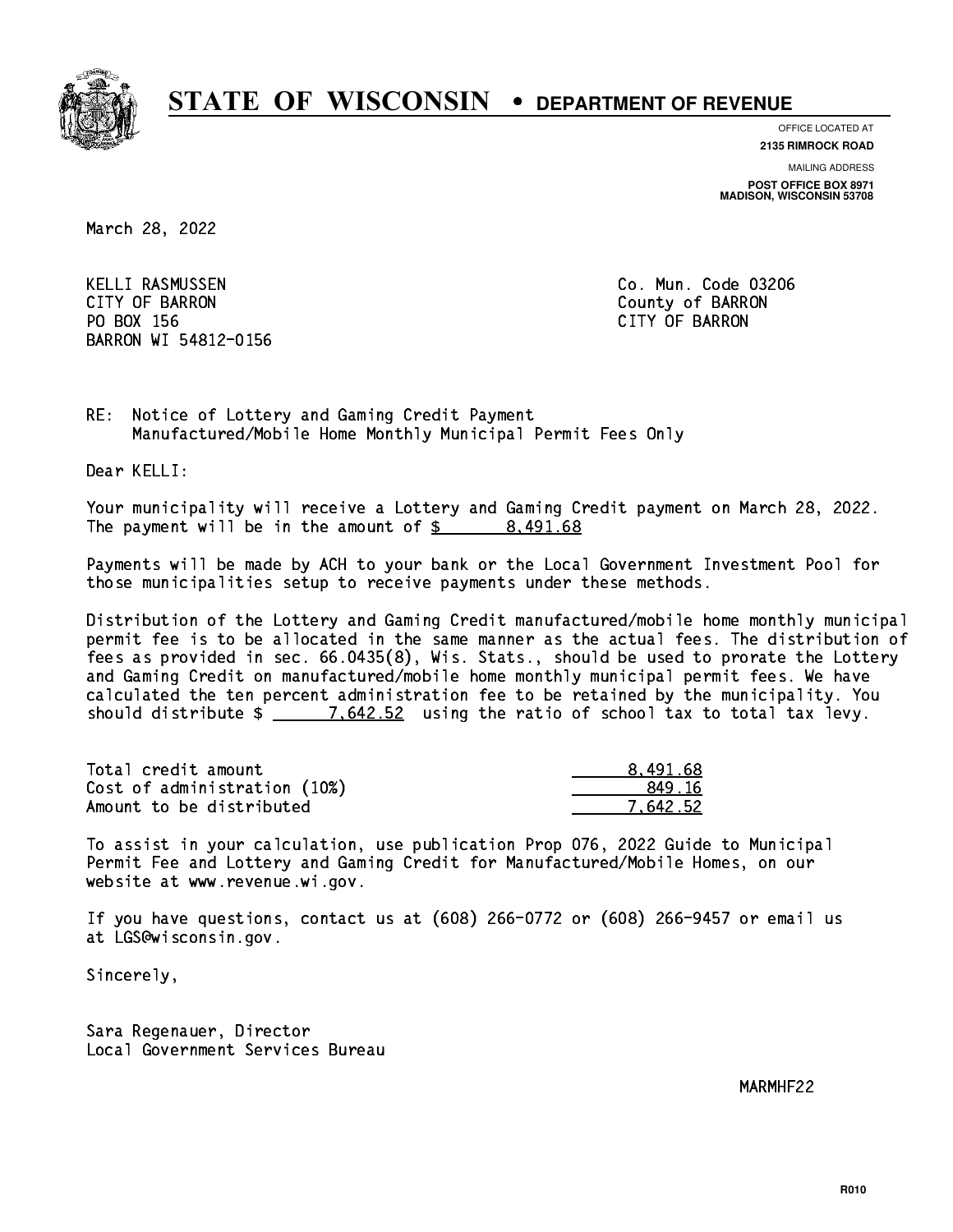# STATE OF WISCONSIN • DEPARTMENT OF REVENUE

OFFICE LOCATED AT
**2135 RIMROCK ROAD**

MAILING ADDRESS
**POST OFFICE BOX 8971**
**MADISON, WISCONSIN 53708**

March 28, 2022

KELLI RASMUSSEN
CITY OF BARRON
PO BOX 156
BARRON WI 54812-0156

Co. Mun. Code 03206
County of BARRON
CITY OF BARRON

RE: Notice of Lottery and Gaming Credit Payment
Manufactured/Mobile Home Monthly Municipal Permit Fees Only

Dear KELLI:

Your municipality will receive a Lottery and Gaming Credit payment on March 28, 2022. The payment will be in the amount of $ 8,491.68

Payments will be made by ACH to your bank or the Local Government Investment Pool for those municipalities setup to receive payments under these methods.

Distribution of the Lottery and Gaming Credit manufactured/mobile home monthly municipal permit fee is to be allocated in the same manner as the actual fees. The distribution of fees as provided in sec. 66.0435(8), Wis. Stats., should be used to prorate the Lottery and Gaming Credit on manufactured/mobile home monthly municipal permit fees. We have calculated the ten percent administration fee to be retained by the municipality. You should distribute $ 7,642.52 using the ratio of school tax to total tax levy.

| | |
|---|---|
| Total credit amount | 8,491.68 |
| Cost of administration (10%) | 849.16 |
| Amount to be distributed | 7,642.52 |

To assist in your calculation, use publication Prop 076, 2022 Guide to Municipal Permit Fee and Lottery and Gaming Credit for Manufactured/Mobile Homes, on our website at www.revenue.wi.gov.

If you have questions, contact us at (608) 266-0772 or (608) 266-9457 or email us at LGS@wisconsin.gov.

Sincerely,

Sara Regenauer, Director
Local Government Services Bureau

MARMHF22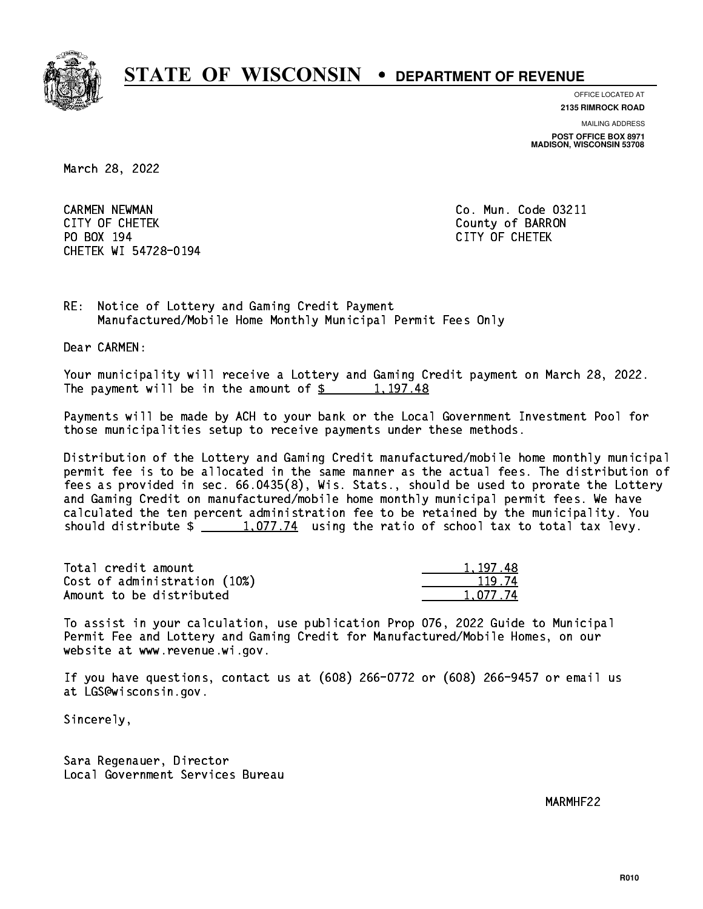# STATE OF WISCONSIN • DEPARTMENT OF REVENUE

OFFICE LOCATED AT
**2135 RIMROCK ROAD**

MAILING ADDRESS
**POST OFFICE BOX 8971**
**MADISON, WISCONSIN 53708**

March 28, 2022

CARMEN NEWMAN
CITY OF CHETEK
PO BOX 194
CHETEK WI 54728-0194

Co. Mun. Code 03211
County of BARRON
CITY OF CHETEK

RE: Notice of Lottery and Gaming Credit Payment
Manufactured/Mobile Home Monthly Municipal Permit Fees Only

Dear CARMEN:

Your municipality will receive a Lottery and Gaming Credit payment on March 28, 2022. The payment will be in the amount of $ 1,197.48

Payments will be made by ACH to your bank or the Local Government Investment Pool for those municipalities setup to receive payments under these methods.

Distribution of the Lottery and Gaming Credit manufactured/mobile home monthly municipal permit fee is to be allocated in the same manner as the actual fees. The distribution of fees as provided in sec. 66.0435(8), Wis. Stats., should be used to prorate the Lottery and Gaming Credit on manufactured/mobile home monthly municipal permit fees. We have calculated the ten percent administration fee to be retained by the municipality. You should distribute $ 1,077.74 using the ratio of school tax to total tax levy.

| | |
|---|---|
| Total credit amount | 1,197.48 |
| Cost of administration (10%) | 119.74 |
| Amount to be distributed | 1,077.74 |

To assist in your calculation, use publication Prop 076, 2022 Guide to Municipal Permit Fee and Lottery and Gaming Credit for Manufactured/Mobile Homes, on our website at www.revenue.wi.gov.

If you have questions, contact us at (608) 266-0772 or (608) 266-9457 or email us at LGS@wisconsin.gov.

Sincerely,

Sara Regenauer, Director
Local Government Services Bureau

MARMHF22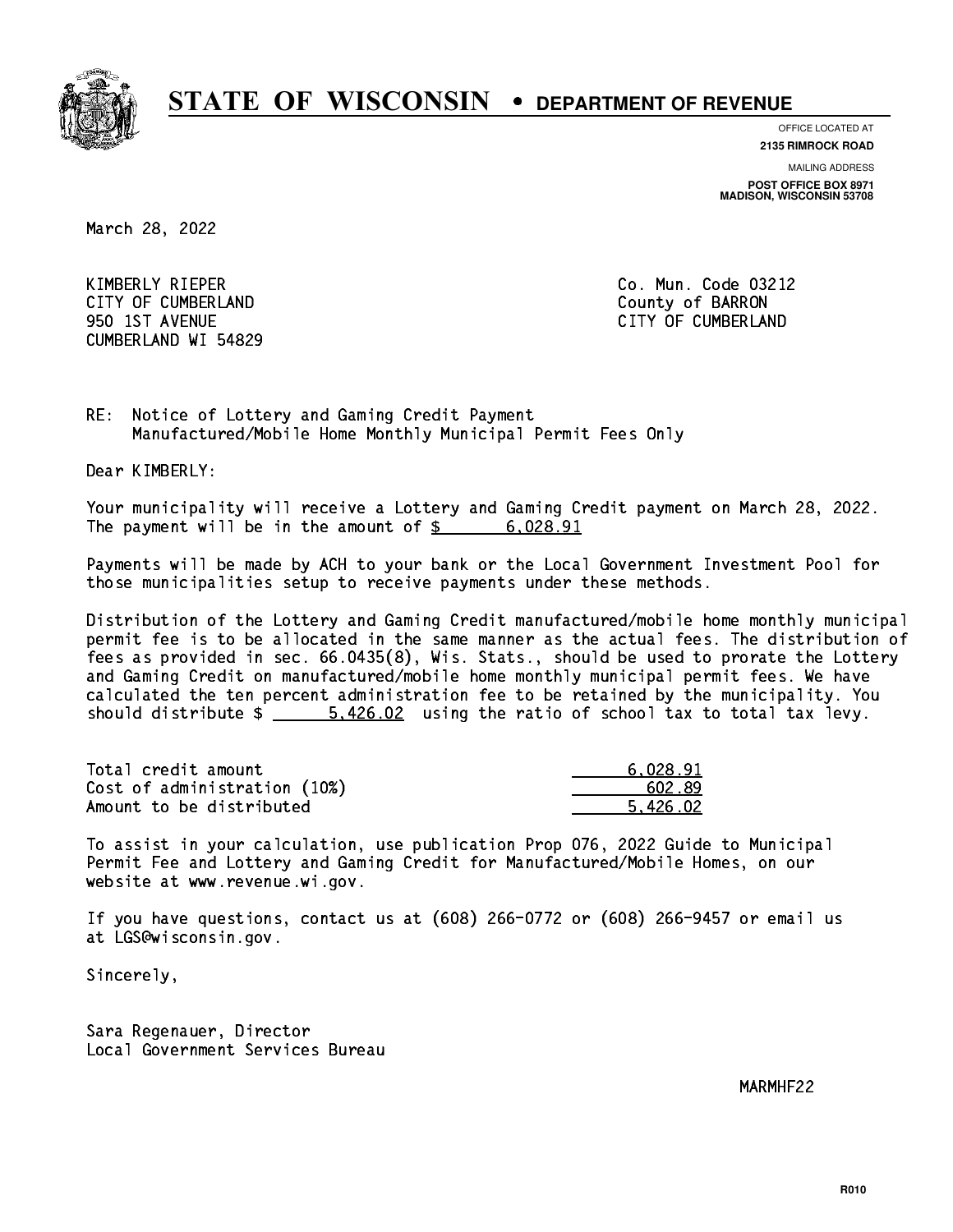# STATE OF WISCONSIN • DEPARTMENT OF REVENUE

OFFICE LOCATED AT
**2135 RIMROCK ROAD**

MAILING ADDRESS
**POST OFFICE BOX 8971**
**MADISON, WISCONSIN 53708**

March 28, 2022

KIMBERLY RIEPER
CITY OF CUMBERLAND
950 1ST AVENUE
CUMBERLAND WI 54829

Co. Mun. Code 03212
County of BARRON
CITY OF CUMBERLAND

RE: Notice of Lottery and Gaming Credit Payment
Manufactured/Mobile Home Monthly Municipal Permit Fees Only

Dear KIMBERLY:

Your municipality will receive a Lottery and Gaming Credit payment on March 28, 2022. The payment will be in the amount of $ 6,028.91

Payments will be made by ACH to your bank or the Local Government Investment Pool for those municipalities setup to receive payments under these methods.

Distribution of the Lottery and Gaming Credit manufactured/mobile home monthly municipal permit fee is to be allocated in the same manner as the actual fees. The distribution of fees as provided in sec. 66.0435(8), Wis. Stats., should be used to prorate the Lottery and Gaming Credit on manufactured/mobile home monthly municipal permit fees. We have calculated the ten percent administration fee to be retained by the municipality. You should distribute $ 5,426.02 using the ratio of school tax to total tax levy.

| | |
|---|---|
| Total credit amount | 6,028.91 |
| Cost of administration (10%) | 602.89 |
| Amount to be distributed | 5,426.02 |

To assist in your calculation, use publication Prop 076, 2022 Guide to Municipal Permit Fee and Lottery and Gaming Credit for Manufactured/Mobile Homes, on our website at www.revenue.wi.gov.

If you have questions, contact us at (608) 266-0772 or (608) 266-9457 or email us at LGS@wisconsin.gov.

Sincerely,

Sara Regenauer, Director
Local Government Services Bureau

MARMHF22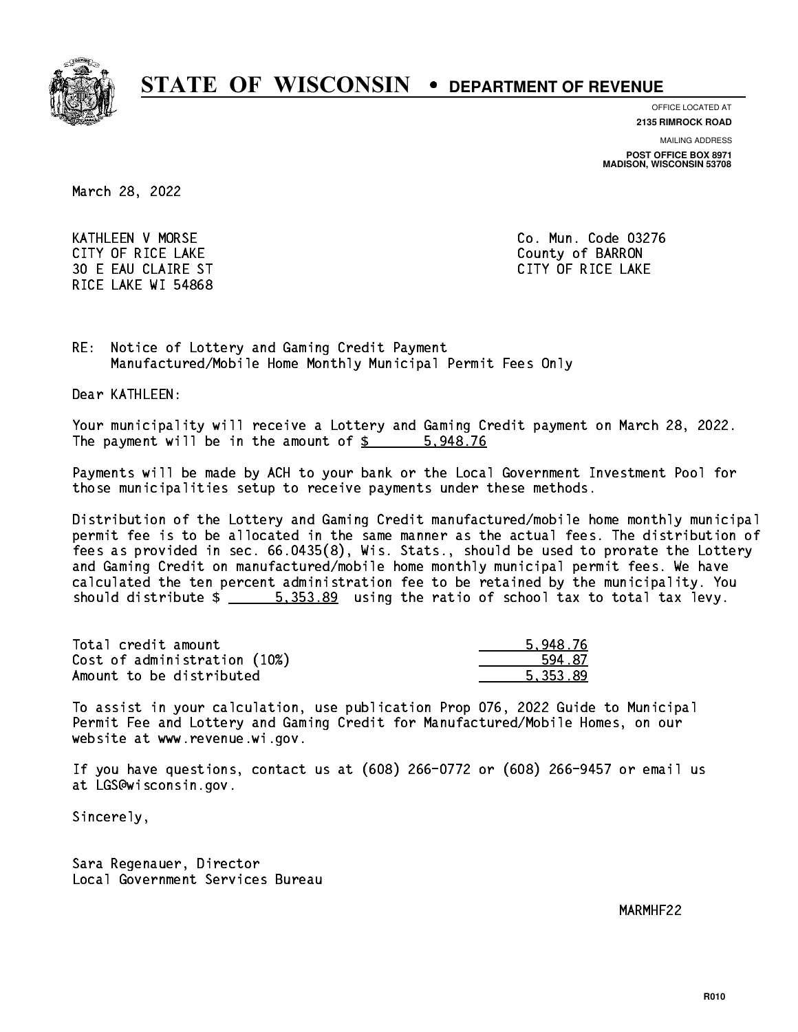# STATE OF WISCONSIN • DEPARTMENT OF REVENUE

OFFICE LOCATED AT
**2135 RIMROCK ROAD**

MAILING ADDRESS
**POST OFFICE BOX 8971**
**MADISON, WISCONSIN 53708**

March 28, 2022

KATHLEEN V MORSE
CITY OF RICE LAKE
30 E EAU CLAIRE ST
RICE LAKE WI 54868

Co. Mun. Code 03276
County of BARRON
CITY OF RICE LAKE

RE: Notice of Lottery and Gaming Credit Payment
Manufactured/Mobile Home Monthly Municipal Permit Fees Only

Dear KATHLEEN:

Your municipality will receive a Lottery and Gaming Credit payment on March 28, 2022. The payment will be in the amount of $ 5,948.76

Payments will be made by ACH to your bank or the Local Government Investment Pool for those municipalities setup to receive payments under these methods.

Distribution of the Lottery and Gaming Credit manufactured/mobile home monthly municipal permit fee is to be allocated in the same manner as the actual fees. The distribution of fees as provided in sec. 66.0435(8), Wis. Stats., should be used to prorate the Lottery and Gaming Credit on manufactured/mobile home monthly municipal permit fees. We have calculated the ten percent administration fee to be retained by the municipality. You should distribute $ 5,353.89 using the ratio of school tax to total tax levy.

| | |
|---|---|
| Total credit amount | 5,948.76 |
| Cost of administration (10%) | 594.87 |
| Amount to be distributed | 5,353.89 |

To assist in your calculation, use publication Prop 076, 2022 Guide to Municipal Permit Fee and Lottery and Gaming Credit for Manufactured/Mobile Homes, on our website at www.revenue.wi.gov.

If you have questions, contact us at (608) 266-0772 or (608) 266-9457 or email us at LGS@wisconsin.gov.

Sincerely,

Sara Regenauer, Director
Local Government Services Bureau

MARMHF22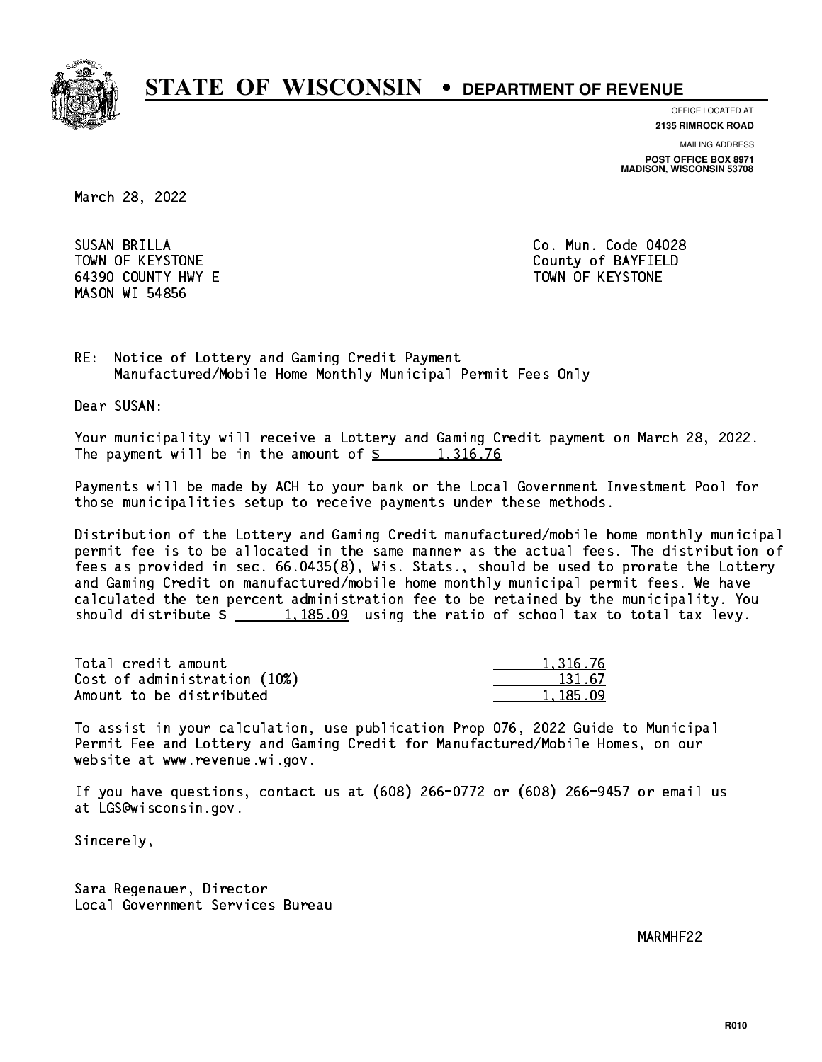# STATE OF WISCONSIN • DEPARTMENT OF REVENUE

OFFICE LOCATED AT
**2135 RIMROCK ROAD**

MAILING ADDRESS
**POST OFFICE BOX 8971**
**MADISON, WISCONSIN 53708**

March 28, 2022

SUSAN BRILLA
TOWN OF KEYSTONE
64390 COUNTY HWY E
MASON WI 54856

Co. Mun. Code 04028
County of BAYFIELD
TOWN OF KEYSTONE

RE: Notice of Lottery and Gaming Credit Payment
Manufactured/Mobile Home Monthly Municipal Permit Fees Only

Dear SUSAN:

Your municipality will receive a Lottery and Gaming Credit payment on March 28, 2022. The payment will be in the amount of $ 1,316.76

Payments will be made by ACH to your bank or the Local Government Investment Pool for those municipalities setup to receive payments under these methods.

Distribution of the Lottery and Gaming Credit manufactured/mobile home monthly municipal permit fee is to be allocated in the same manner as the actual fees. The distribution of fees as provided in sec. 66.0435(8), Wis. Stats., should be used to prorate the Lottery and Gaming Credit on manufactured/mobile home monthly municipal permit fees. We have calculated the ten percent administration fee to be retained by the municipality. You should distribute $ 1,185.09 using the ratio of school tax to total tax levy.

| | |
|---|---|
| Total credit amount | 1,316.76 |
| Cost of administration (10%) | 131.67 |
| Amount to be distributed | 1,185.09 |

To assist in your calculation, use publication Prop 076, 2022 Guide to Municipal Permit Fee and Lottery and Gaming Credit for Manufactured/Mobile Homes, on our website at www.revenue.wi.gov.

If you have questions, contact us at (608) 266-0772 or (608) 266-9457 or email us at LGS@wisconsin.gov.

Sincerely,

Sara Regenauer, Director
Local Government Services Bureau

MARMHF22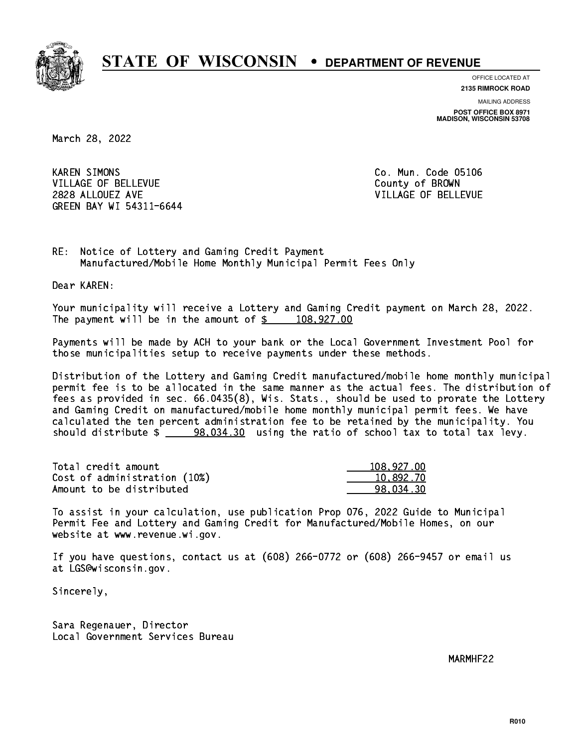# STATE OF WISCONSIN • DEPARTMENT OF REVENUE

OFFICE LOCATED AT
**2135 RIMROCK ROAD**

MAILING ADDRESS
**POST OFFICE BOX 8971**
**MADISON, WISCONSIN 53708**

March 28, 2022

KAREN SIMONS
VILLAGE OF BELLEVUE
2828 ALLOUEZ AVE
GREEN BAY WI 54311-6644

Co. Mun. Code 05106
County of BROWN
VILLAGE OF BELLEVUE

RE: Notice of Lottery and Gaming Credit Payment
Manufactured/Mobile Home Monthly Municipal Permit Fees Only

Dear KAREN:

Your municipality will receive a Lottery and Gaming Credit payment on March 28, 2022. The payment will be in the amount of $ 108,927.00

Payments will be made by ACH to your bank or the Local Government Investment Pool for those municipalities setup to receive payments under these methods.

Distribution of the Lottery and Gaming Credit manufactured/mobile home monthly municipal permit fee is to be allocated in the same manner as the actual fees. The distribution of fees as provided in sec. 66.0435(8), Wis. Stats., should be used to prorate the Lottery and Gaming Credit on manufactured/mobile home monthly municipal permit fees. We have calculated the ten percent administration fee to be retained by the municipality. You should distribute $ 98,034.30 using the ratio of school tax to total tax levy.

| | |
|---|---|
| Total credit amount | 108,927.00 |
| Cost of administration (10%) | 10,892.70 |
| Amount to be distributed | 98,034.30 |

To assist in your calculation, use publication Prop 076, 2022 Guide to Municipal Permit Fee and Lottery and Gaming Credit for Manufactured/Mobile Homes, on our website at www.revenue.wi.gov.

If you have questions, contact us at (608) 266-0772 or (608) 266-9457 or email us at LGS@wisconsin.gov.

Sincerely,

Sara Regenauer, Director
Local Government Services Bureau

MARMHF22

R010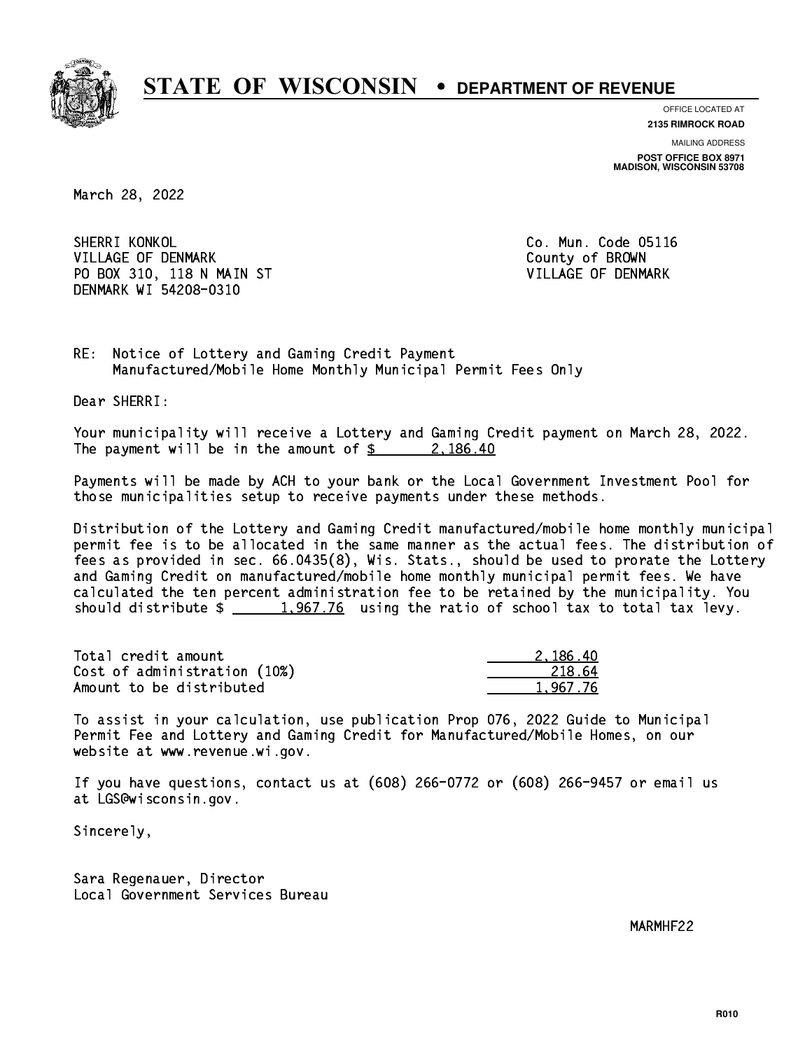# STATE OF WISCONSIN • DEPARTMENT OF REVENUE

OFFICE LOCATED AT
**2135 RIMROCK ROAD**

MAILING ADDRESS
**POST OFFICE BOX 8971**
**MADISON, WISCONSIN 53708**

March 28, 2022

SHERRI KONKOL
VILLAGE OF DENMARK
PO BOX 310, 118 N MAIN ST
DENMARK WI 54208-0310

Co. Mun. Code 05116
County of BROWN
VILLAGE OF DENMARK

RE: Notice of Lottery and Gaming Credit Payment
Manufactured/Mobile Home Monthly Municipal Permit Fees Only

Dear SHERRI:

Your municipality will receive a Lottery and Gaming Credit payment on March 28, 2022. The payment will be in the amount of $ 2,186.40

Payments will be made by ACH to your bank or the Local Government Investment Pool for those municipalities setup to receive payments under these methods.

Distribution of the Lottery and Gaming Credit manufactured/mobile home monthly municipal permit fee is to be allocated in the same manner as the actual fees. The distribution of fees as provided in sec. 66.0435(8), Wis. Stats., should be used to prorate the Lottery and Gaming Credit on manufactured/mobile home monthly municipal permit fees. We have calculated the ten percent administration fee to be retained by the municipality. You should distribute $ 1,967.76 using the ratio of school tax to total tax levy.

| | |
|---|---|
| Total credit amount | 2,186.40 |
| Cost of administration (10%) | 218.64 |
| Amount to be distributed | 1,967.76 |

To assist in your calculation, use publication Prop 076, 2022 Guide to Municipal Permit Fee and Lottery and Gaming Credit for Manufactured/Mobile Homes, on our website at www.revenue.wi.gov.

If you have questions, contact us at (608) 266-0772 or (608) 266-9457 or email us at LGS@wisconsin.gov.

Sincerely,

Sara Regenauer, Director
Local Government Services Bureau

MARMHF22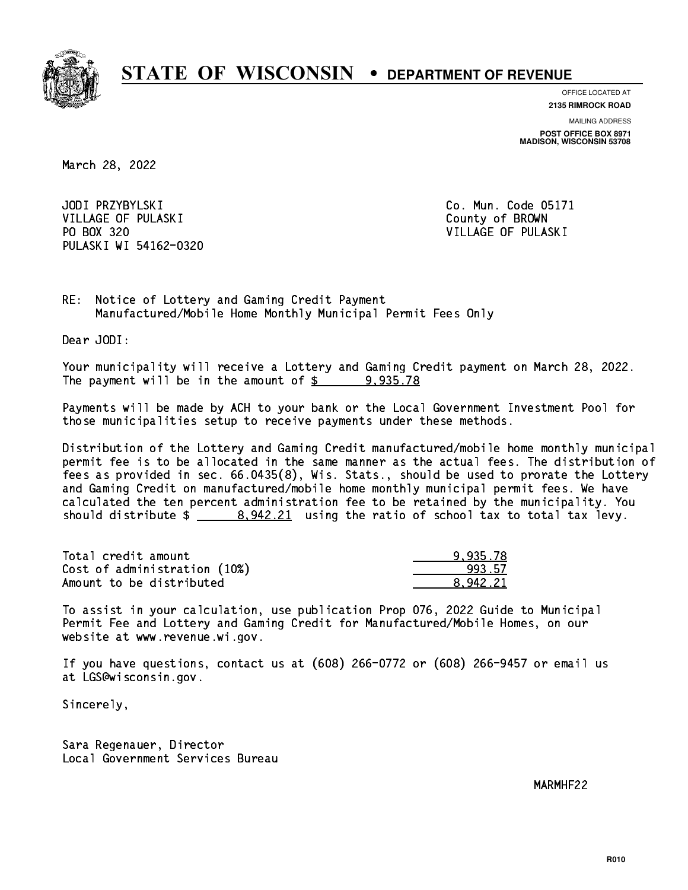# STATE OF WISCONSIN • DEPARTMENT OF REVENUE

OFFICE LOCATED AT
**2135 RIMROCK ROAD**

MAILING ADDRESS
**POST OFFICE BOX 8971**
**MADISON, WISCONSIN 53708**

March 28, 2022

JODI PRZYBYLSKI
VILLAGE OF PULASKI
PO BOX 320
PULASKI WI 54162-0320

Co. Mun. Code 05171
County of BROWN
VILLAGE OF PULASKI

RE: Notice of Lottery and Gaming Credit Payment
Manufactured/Mobile Home Monthly Municipal Permit Fees Only

Dear JODI:

Your municipality will receive a Lottery and Gaming Credit payment on March 28, 2022. The payment will be in the amount of $ 9,935.78

Payments will be made by ACH to your bank or the Local Government Investment Pool for those municipalities setup to receive payments under these methods.

Distribution of the Lottery and Gaming Credit manufactured/mobile home monthly municipal permit fee is to be allocated in the same manner as the actual fees. The distribution of fees as provided in sec. 66.0435(8), Wis. Stats., should be used to prorate the Lottery and Gaming Credit on manufactured/mobile home monthly municipal permit fees. We have calculated the ten percent administration fee to be retained by the municipality. You should distribute $ 8,942.21 using the ratio of school tax to total tax levy.

| | |
|---|---|
| Total credit amount | 9,935.78 |
| Cost of administration (10%) | 993.57 |
| Amount to be distributed | 8,942.21 |

To assist in your calculation, use publication Prop 076, 2022 Guide to Municipal Permit Fee and Lottery and Gaming Credit for Manufactured/Mobile Homes, on our website at www.revenue.wi.gov.

If you have questions, contact us at (608) 266-0772 or (608) 266-9457 or email us at LGS@wisconsin.gov.

Sincerely,

Sara Regenauer, Director
Local Government Services Bureau

MARMHF22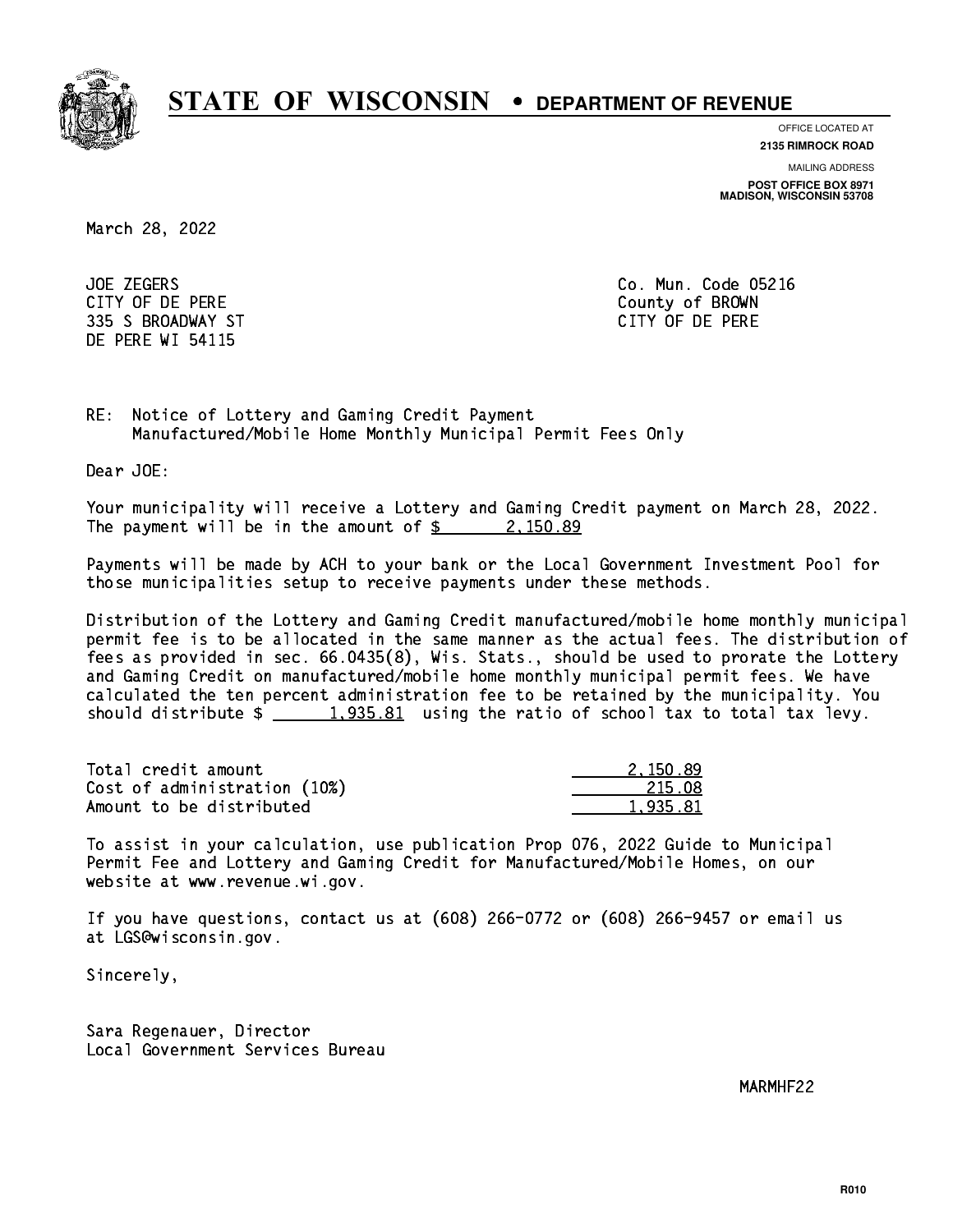# STATE OF WISCONSIN • DEPARTMENT OF REVENUE

OFFICE LOCATED AT
**2135 RIMROCK ROAD**

MAILING ADDRESS
**POST OFFICE BOX 8971**
**MADISON, WISCONSIN 53708**

March 28, 2022

JOE ZEGERS
CITY OF DE PERE
335 S BROADWAY ST
DE PERE WI 54115

Co. Mun. Code 05216
County of BROWN
CITY OF DE PERE

RE: Notice of Lottery and Gaming Credit Payment
Manufactured/Mobile Home Monthly Municipal Permit Fees Only

Dear JOE:

Your municipality will receive a Lottery and Gaming Credit payment on March 28, 2022. The payment will be in the amount of $ 2,150.89

Payments will be made by ACH to your bank or the Local Government Investment Pool for those municipalities setup to receive payments under these methods.

Distribution of the Lottery and Gaming Credit manufactured/mobile home monthly municipal permit fee is to be allocated in the same manner as the actual fees. The distribution of fees as provided in sec. 66.0435(8), Wis. Stats., should be used to prorate the Lottery and Gaming Credit on manufactured/mobile home monthly municipal permit fees. We have calculated the ten percent administration fee to be retained by the municipality. You should distribute $ 1,935.81 using the ratio of school tax to total tax levy.

| | |
|---|---|
| Total credit amount | 2,150.89 |
| Cost of administration (10%) | 215.08 |
| Amount to be distributed | 1,935.81 |

To assist in your calculation, use publication Prop 076, 2022 Guide to Municipal Permit Fee and Lottery and Gaming Credit for Manufactured/Mobile Homes, on our website at www.revenue.wi.gov.

If you have questions, contact us at (608) 266-0772 or (608) 266-9457 or email us at LGS@wisconsin.gov.

Sincerely,

Sara Regenauer, Director
Local Government Services Bureau

MARMHF22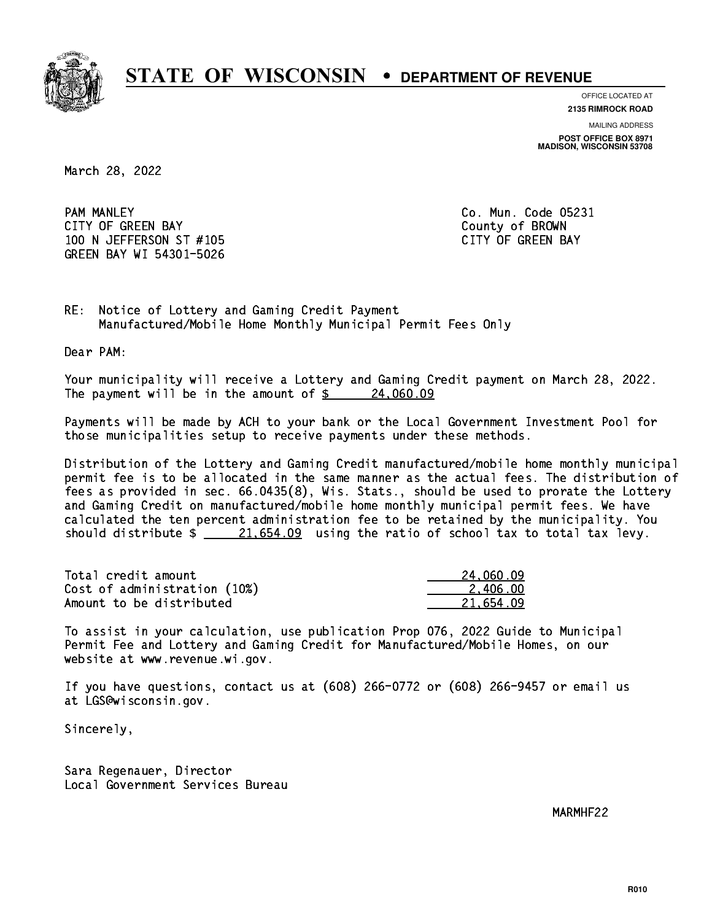# STATE OF WISCONSIN • DEPARTMENT OF REVENUE

OFFICE LOCATED AT
**2135 RIMROCK ROAD**

MAILING ADDRESS
**POST OFFICE BOX 8971**
**MADISON, WISCONSIN 53708**

March 28, 2022

PAM MANLEY
CITY OF GREEN BAY
100 N JEFFERSON ST #105
GREEN BAY WI 54301-5026

Co. Mun. Code 05231
County of BROWN
CITY OF GREEN BAY

RE: Notice of Lottery and Gaming Credit Payment
Manufactured/Mobile Home Monthly Municipal Permit Fees Only

Dear PAM:

Your municipality will receive a Lottery and Gaming Credit payment on March 28, 2022. The payment will be in the amount of $ 24,060.09

Payments will be made by ACH to your bank or the Local Government Investment Pool for those municipalities setup to receive payments under these methods.

Distribution of the Lottery and Gaming Credit manufactured/mobile home monthly municipal permit fee is to be allocated in the same manner as the actual fees. The distribution of fees as provided in sec. 66.0435(8), Wis. Stats., should be used to prorate the Lottery and Gaming Credit on manufactured/mobile home monthly municipal permit fees. We have calculated the ten percent administration fee to be retained by the municipality. You should distribute $ 21,654.09 using the ratio of school tax to total tax levy.

| | |
|---|---|
| Total credit amount | 24,060.09 |
| Cost of administration (10%) | 2,406.00 |
| Amount to be distributed | 21,654.09 |

To assist in your calculation, use publication Prop 076, 2022 Guide to Municipal Permit Fee and Lottery and Gaming Credit for Manufactured/Mobile Homes, on our website at www.revenue.wi.gov.

If you have questions, contact us at (608) 266-0772 or (608) 266-9457 or email us at LGS@wisconsin.gov.

Sincerely,

Sara Regenauer, Director
Local Government Services Bureau

MARMHF22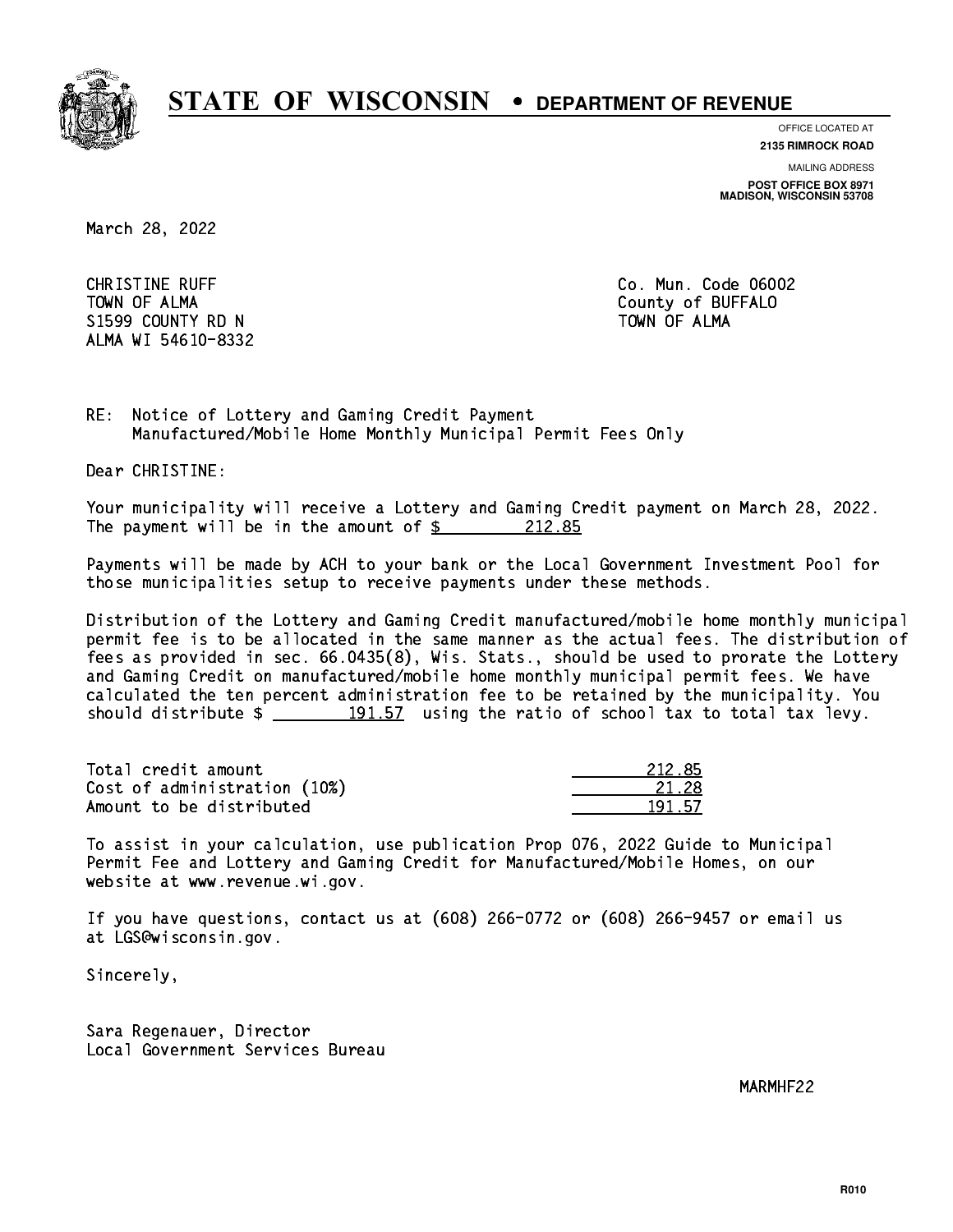# STATE OF WISCONSIN • DEPARTMENT OF REVENUE

OFFICE LOCATED AT
**2135 RIMROCK ROAD**

MAILING ADDRESS
**POST OFFICE BOX 8971**
**MADISON, WISCONSIN 53708**

March 28, 2022

CHRISTINE RUFF
TOWN OF ALMA
S1599 COUNTY RD N
ALMA WI 54610-8332

Co. Mun. Code 06002
County of BUFFALO
TOWN OF ALMA

RE: Notice of Lottery and Gaming Credit Payment
Manufactured/Mobile Home Monthly Municipal Permit Fees Only

Dear CHRISTINE:

Your municipality will receive a Lottery and Gaming Credit payment on March 28, 2022. The payment will be in the amount of $ 212.85

Payments will be made by ACH to your bank or the Local Government Investment Pool for those municipalities setup to receive payments under these methods.

Distribution of the Lottery and Gaming Credit manufactured/mobile home monthly municipal permit fee is to be allocated in the same manner as the actual fees. The distribution of fees as provided in sec. 66.0435(8), Wis. Stats., should be used to prorate the Lottery and Gaming Credit on manufactured/mobile home monthly municipal permit fees. We have calculated the ten percent administration fee to be retained by the municipality. You should distribute $ 191.57 using the ratio of school tax to total tax levy.

| | |
|---|---|
| Total credit amount | 212.85 |
| Cost of administration (10%) | 21.28 |
| Amount to be distributed | 191.57 |

To assist in your calculation, use publication Prop 076, 2022 Guide to Municipal Permit Fee and Lottery and Gaming Credit for Manufactured/Mobile Homes, on our website at www.revenue.wi.gov.

If you have questions, contact us at (608) 266-0772 or (608) 266-9457 or email us at LGS@wisconsin.gov.

Sincerely,

Sara Regenauer, Director
Local Government Services Bureau

MARMHF22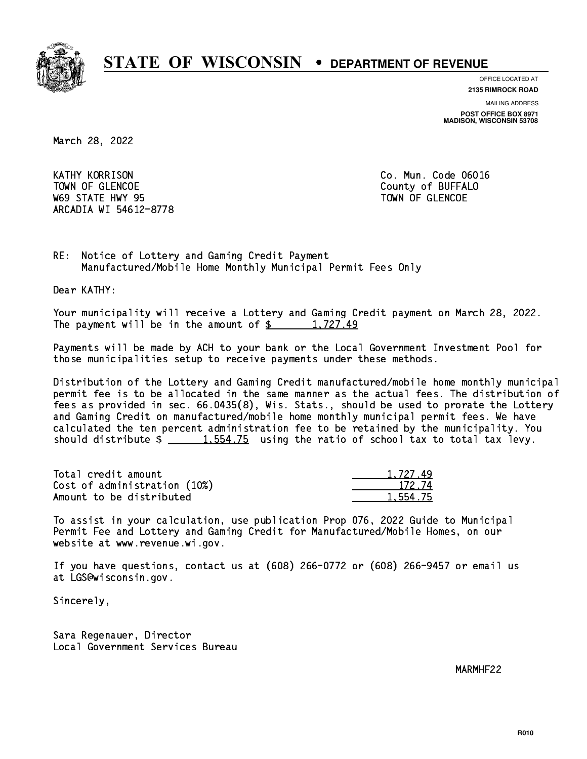# STATE OF WISCONSIN • DEPARTMENT OF REVENUE

OFFICE LOCATED AT
**2135 RIMROCK ROAD**

MAILING ADDRESS
**POST OFFICE BOX 8971**
**MADISON, WISCONSIN 53708**

March 28, 2022

KATHY KORRISON
TOWN OF GLENCOE
W69 STATE HWY 95
ARCADIA WI 54612-8778

Co. Mun. Code 06016
County of BUFFALO
TOWN OF GLENCOE

RE: Notice of Lottery and Gaming Credit Payment
Manufactured/Mobile Home Monthly Municipal Permit Fees Only

Dear KATHY:

Your municipality will receive a Lottery and Gaming Credit payment on March 28, 2022. The payment will be in the amount of $ 1,727.49

Payments will be made by ACH to your bank or the Local Government Investment Pool for those municipalities setup to receive payments under these methods.

Distribution of the Lottery and Gaming Credit manufactured/mobile home monthly municipal permit fee is to be allocated in the same manner as the actual fees. The distribution of fees as provided in sec. 66.0435(8), Wis. Stats., should be used to prorate the Lottery and Gaming Credit on manufactured/mobile home monthly municipal permit fees. We have calculated the ten percent administration fee to be retained by the municipality. You should distribute $ 1,554.75 using the ratio of school tax to total tax levy.

| | |
|---|---|
| Total credit amount | 1,727.49 |
| Cost of administration (10%) | 172.74 |
| Amount to be distributed | 1,554.75 |

To assist in your calculation, use publication Prop 076, 2022 Guide to Municipal Permit Fee and Lottery and Gaming Credit for Manufactured/Mobile Homes, on our website at www.revenue.wi.gov.

If you have questions, contact us at (608) 266-0772 or (608) 266-9457 or email us at LGS@wisconsin.gov.

Sincerely,

Sara Regenauer, Director
Local Government Services Bureau

MARMHF22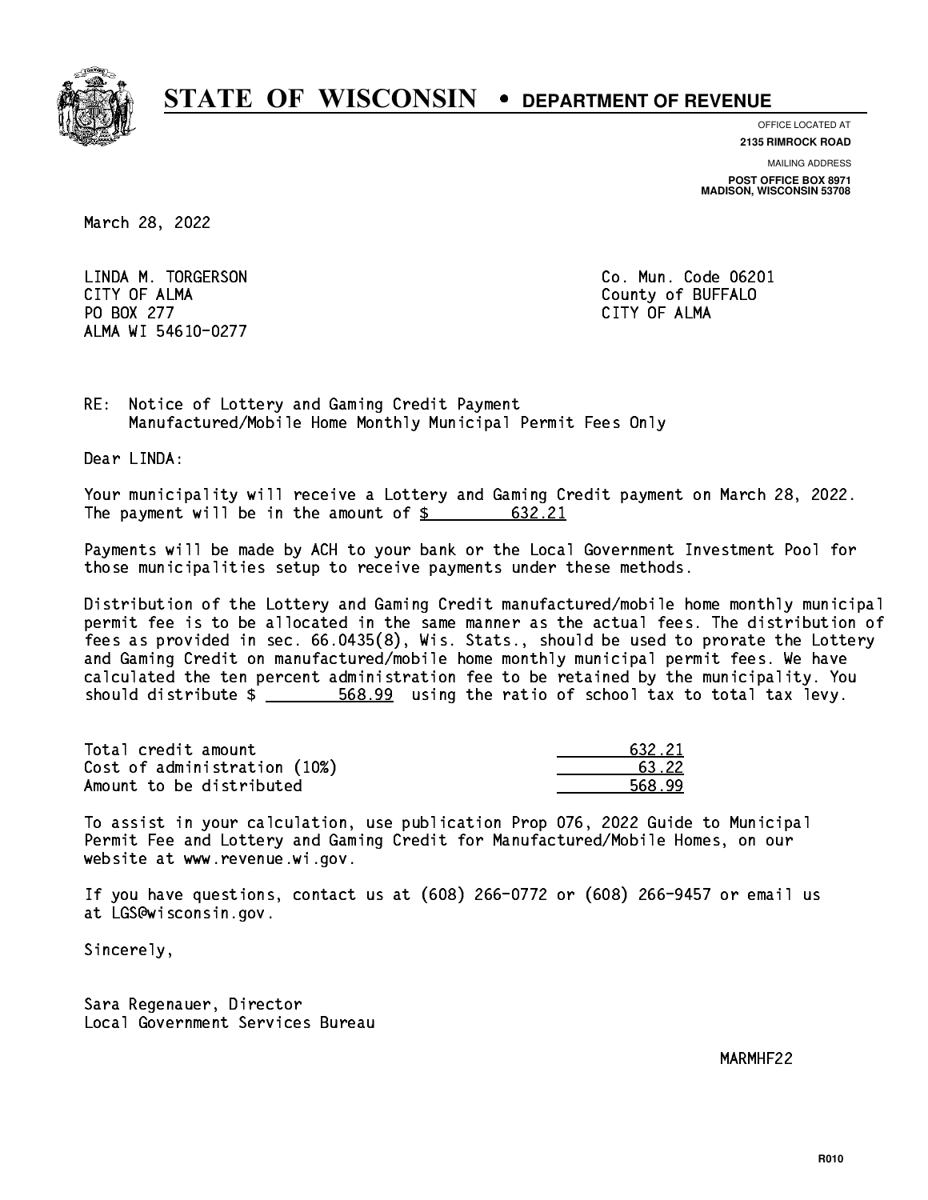# STATE OF WISCONSIN • DEPARTMENT OF REVENUE

OFFICE LOCATED AT
**2135 RIMROCK ROAD**

MAILING ADDRESS
**POST OFFICE BOX 8971**
**MADISON, WISCONSIN 53708**

March 28, 2022

LINDA M. TORGERSON
CITY OF ALMA
PO BOX 277
ALMA WI 54610-0277

Co. Mun. Code 06201
County of BUFFALO
CITY OF ALMA

RE: Notice of Lottery and Gaming Credit Payment
Manufactured/Mobile Home Monthly Municipal Permit Fees Only

Dear LINDA:

Your municipality will receive a Lottery and Gaming Credit payment on March 28, 2022. The payment will be in the amount of $ 632.21

Payments will be made by ACH to your bank or the Local Government Investment Pool for those municipalities setup to receive payments under these methods.

Distribution of the Lottery and Gaming Credit manufactured/mobile home monthly municipal permit fee is to be allocated in the same manner as the actual fees. The distribution of fees as provided in sec. 66.0435(8), Wis. Stats., should be used to prorate the Lottery and Gaming Credit on manufactured/mobile home monthly municipal permit fees. We have calculated the ten percent administration fee to be retained by the municipality. You should distribute $ 568.99 using the ratio of school tax to total tax levy.

| | |
|---|---|
| Total credit amount | 632.21 |
| Cost of administration (10%) | 63.22 |
| Amount to be distributed | 568.99 |

To assist in your calculation, use publication Prop 076, 2022 Guide to Municipal Permit Fee and Lottery and Gaming Credit for Manufactured/Mobile Homes, on our website at www.revenue.wi.gov.

If you have questions, contact us at (608) 266-0772 or (608) 266-9457 or email us at LGS@wisconsin.gov.

Sincerely,

Sara Regenauer, Director
Local Government Services Bureau

MARMHF22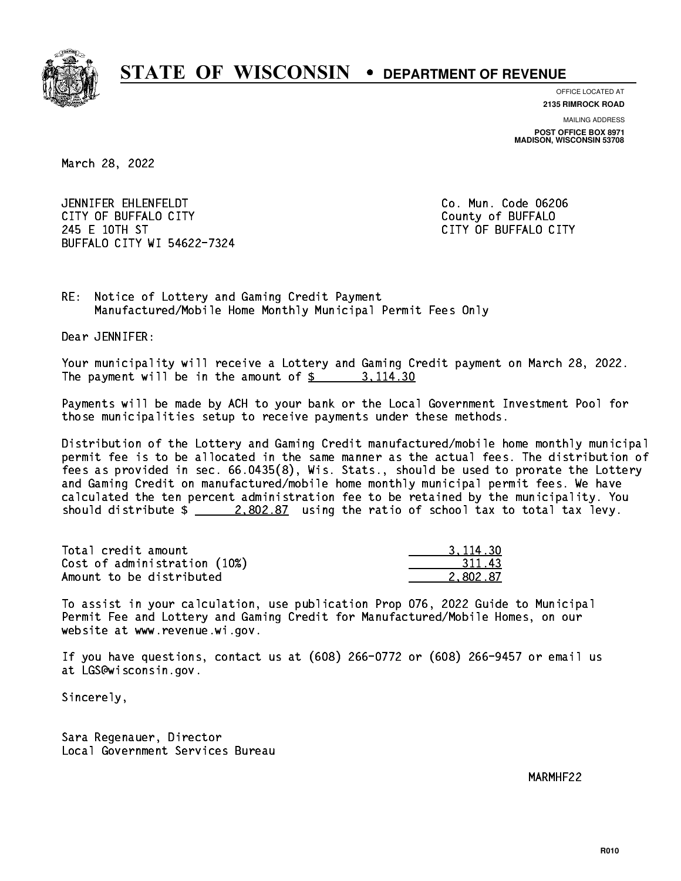# STATE OF WISCONSIN • DEPARTMENT OF REVENUE

OFFICE LOCATED AT
**2135 RIMROCK ROAD**

MAILING ADDRESS
**POST OFFICE BOX 8971**
**MADISON, WISCONSIN 53708**

March 28, 2022

JENNIFER EHLENFELDT
CITY OF BUFFALO CITY
245 E 10TH ST
BUFFALO CITY WI 54622-7324

Co. Mun. Code 06206
County of BUFFALO
CITY OF BUFFALO CITY

RE: Notice of Lottery and Gaming Credit Payment
Manufactured/Mobile Home Monthly Municipal Permit Fees Only

Dear JENNIFER:

Your municipality will receive a Lottery and Gaming Credit payment on March 28, 2022. The payment will be in the amount of $ 3,114.30

Payments will be made by ACH to your bank or the Local Government Investment Pool for those municipalities setup to receive payments under these methods.

Distribution of the Lottery and Gaming Credit manufactured/mobile home monthly municipal permit fee is to be allocated in the same manner as the actual fees. The distribution of fees as provided in sec. 66.0435(8), Wis. Stats., should be used to prorate the Lottery and Gaming Credit on manufactured/mobile home monthly municipal permit fees. We have calculated the ten percent administration fee to be retained by the municipality. You should distribute $ 2,802.87 using the ratio of school tax to total tax levy.

| | |
|---|---|
| Total credit amount | 3,114.30 |
| Cost of administration (10%) | 311.43 |
| Amount to be distributed | 2,802.87 |

To assist in your calculation, use publication Prop 076, 2022 Guide to Municipal Permit Fee and Lottery and Gaming Credit for Manufactured/Mobile Homes, on our website at www.revenue.wi.gov.

If you have questions, contact us at (608) 266-0772 or (608) 266-9457 or email us at LGS@wisconsin.gov.

Sincerely,

Sara Regenauer, Director
Local Government Services Bureau

MARMHF22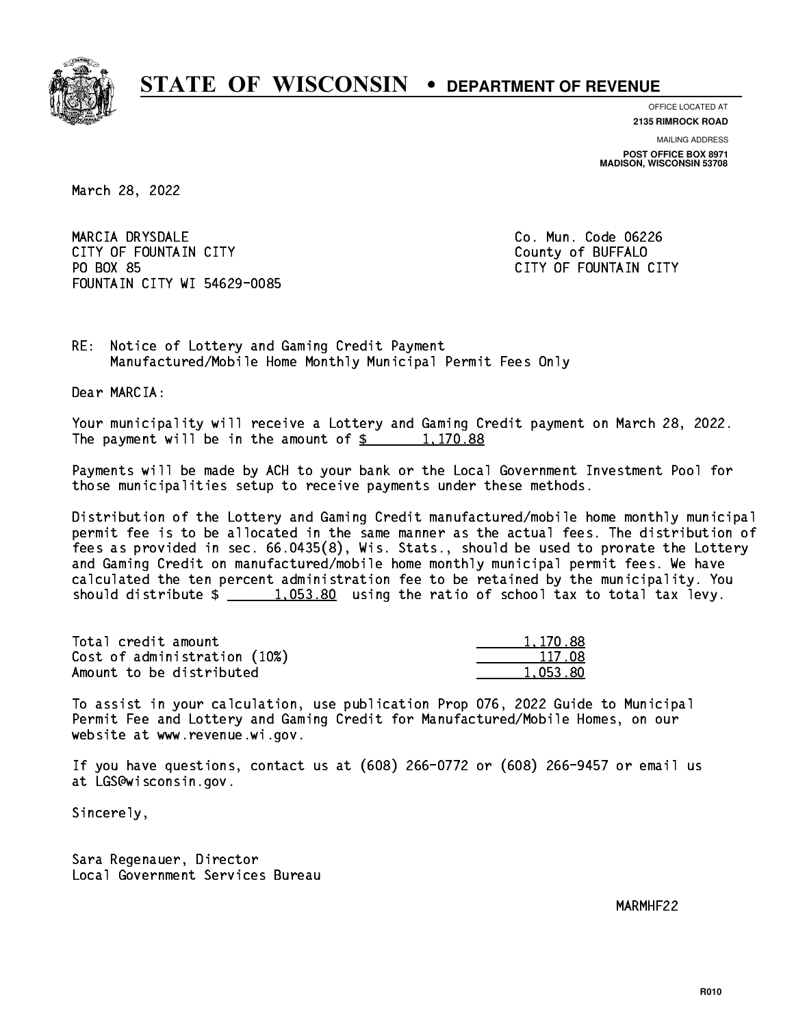# STATE OF WISCONSIN • DEPARTMENT OF REVENUE

OFFICE LOCATED AT
**2135 RIMROCK ROAD**

MAILING ADDRESS
**POST OFFICE BOX 8971**
**MADISON, WISCONSIN 53708**

March 28, 2022

MARCIA DRYSDALE
CITY OF FOUNTAIN CITY
PO BOX 85
FOUNTAIN CITY WI 54629-0085

Co. Mun. Code 06226
County of BUFFALO
CITY OF FOUNTAIN CITY

RE: Notice of Lottery and Gaming Credit Payment
Manufactured/Mobile Home Monthly Municipal Permit Fees Only

Dear MARCIA:

Your municipality will receive a Lottery and Gaming Credit payment on March 28, 2022. The payment will be in the amount of $ 1,170.88

Payments will be made by ACH to your bank or the Local Government Investment Pool for those municipalities setup to receive payments under these methods.

Distribution of the Lottery and Gaming Credit manufactured/mobile home monthly municipal permit fee is to be allocated in the same manner as the actual fees. The distribution of fees as provided in sec. 66.0435(8), Wis. Stats., should be used to prorate the Lottery and Gaming Credit on manufactured/mobile home monthly municipal permit fees. We have calculated the ten percent administration fee to be retained by the municipality. You should distribute $ 1,053.80 using the ratio of school tax to total tax levy.

| | |
|---|---|
| Total credit amount | 1,170.88 |
| Cost of administration (10%) | 117.08 |
| Amount to be distributed | 1,053.80 |

To assist in your calculation, use publication Prop 076, 2022 Guide to Municipal Permit Fee and Lottery and Gaming Credit for Manufactured/Mobile Homes, on our website at www.revenue.wi.gov.

If you have questions, contact us at (608) 266-0772 or (608) 266-9457 or email us at LGS@wisconsin.gov.

Sincerely,

Sara Regenauer, Director
Local Government Services Bureau

MARMHF22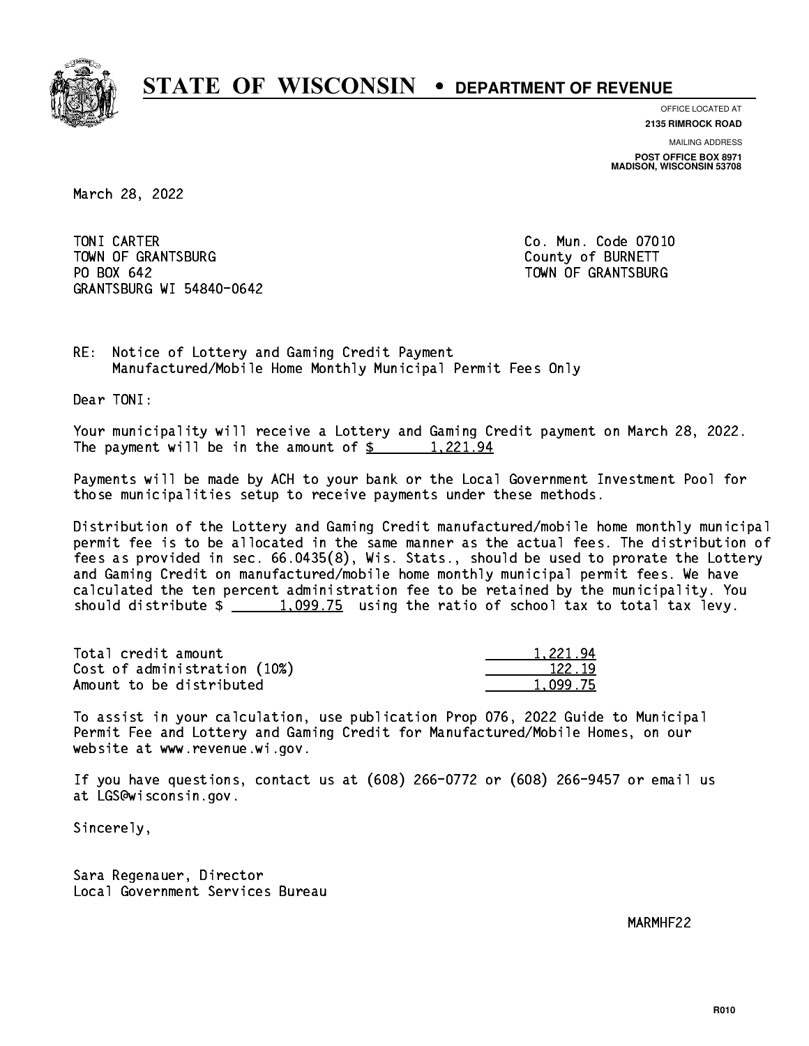# STATE OF WISCONSIN • DEPARTMENT OF REVENUE

OFFICE LOCATED AT
**2135 RIMROCK ROAD**

MAILING ADDRESS
**POST OFFICE BOX 8971**
**MADISON, WISCONSIN 53708**

March 28, 2022

TONI CARTER
TOWN OF GRANTSBURG
PO BOX 642
GRANTSBURG WI 54840-0642

Co. Mun. Code 07010
County of BURNETT
TOWN OF GRANTSBURG

RE: Notice of Lottery and Gaming Credit Payment
Manufactured/Mobile Home Monthly Municipal Permit Fees Only

Dear TONI:

Your municipality will receive a Lottery and Gaming Credit payment on March 28, 2022. The payment will be in the amount of $ 1,221.94

Payments will be made by ACH to your bank or the Local Government Investment Pool for those municipalities setup to receive payments under these methods.

Distribution of the Lottery and Gaming Credit manufactured/mobile home monthly municipal permit fee is to be allocated in the same manner as the actual fees. The distribution of fees as provided in sec. 66.0435(8), Wis. Stats., should be used to prorate the Lottery and Gaming Credit on manufactured/mobile home monthly municipal permit fees. We have calculated the ten percent administration fee to be retained by the municipality. You should distribute $ 1,099.75 using the ratio of school tax to total tax levy.

| | |
|---|---:|
| Total credit amount | 1,221.94 |
| Cost of administration (10%) | 122.19 |
| Amount to be distributed | 1,099.75 |

To assist in your calculation, use publication Prop 076, 2022 Guide to Municipal Permit Fee and Lottery and Gaming Credit for Manufactured/Mobile Homes, on our website at www.revenue.wi.gov.

If you have questions, contact us at (608) 266-0772 or (608) 266-9457 or email us at LGS@wisconsin.gov.

Sincerely,

Sara Regenauer, Director
Local Government Services Bureau

MARMHF22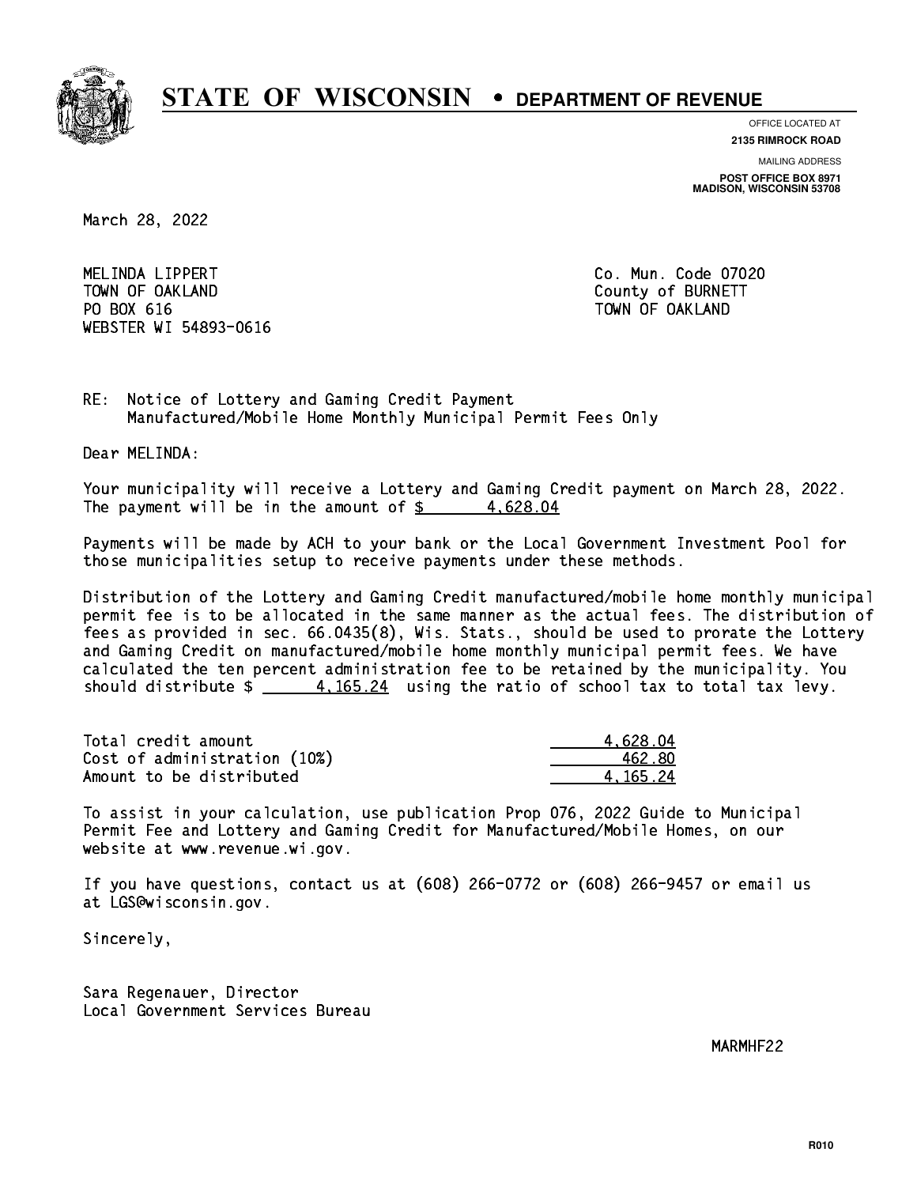# STATE OF WISCONSIN • DEPARTMENT OF REVENUE

OFFICE LOCATED AT
**2135 RIMROCK ROAD**

MAILING ADDRESS
**POST OFFICE BOX 8971**
**MADISON, WISCONSIN 53708**

March 28, 2022

MELINDA LIPPERT
TOWN OF OAKLAND
PO BOX 616
WEBSTER WI 54893-0616

Co. Mun. Code 07020
County of BURNETT
TOWN OF OAKLAND

RE: Notice of Lottery and Gaming Credit Payment
Manufactured/Mobile Home Monthly Municipal Permit Fees Only

Dear MELINDA:

Your municipality will receive a Lottery and Gaming Credit payment on March 28, 2022. The payment will be in the amount of $ 4,628.04

Payments will be made by ACH to your bank or the Local Government Investment Pool for those municipalities setup to receive payments under these methods.

Distribution of the Lottery and Gaming Credit manufactured/mobile home monthly municipal permit fee is to be allocated in the same manner as the actual fees. The distribution of fees as provided in sec. 66.0435(8), Wis. Stats., should be used to prorate the Lottery and Gaming Credit on manufactured/mobile home monthly municipal permit fees. We have calculated the ten percent administration fee to be retained by the municipality. You should distribute $ 4,165.24 using the ratio of school tax to total tax levy.

| | |
|---|---|
| Total credit amount | 4,628.04 |
| Cost of administration (10%) | 462.80 |
| Amount to be distributed | 4,165.24 |

To assist in your calculation, use publication Prop 076, 2022 Guide to Municipal Permit Fee and Lottery and Gaming Credit for Manufactured/Mobile Homes, on our website at www.revenue.wi.gov.

If you have questions, contact us at (608) 266-0772 or (608) 266-9457 or email us at LGS@wisconsin.gov.

Sincerely,

Sara Regenauer, Director
Local Government Services Bureau

MARMHF22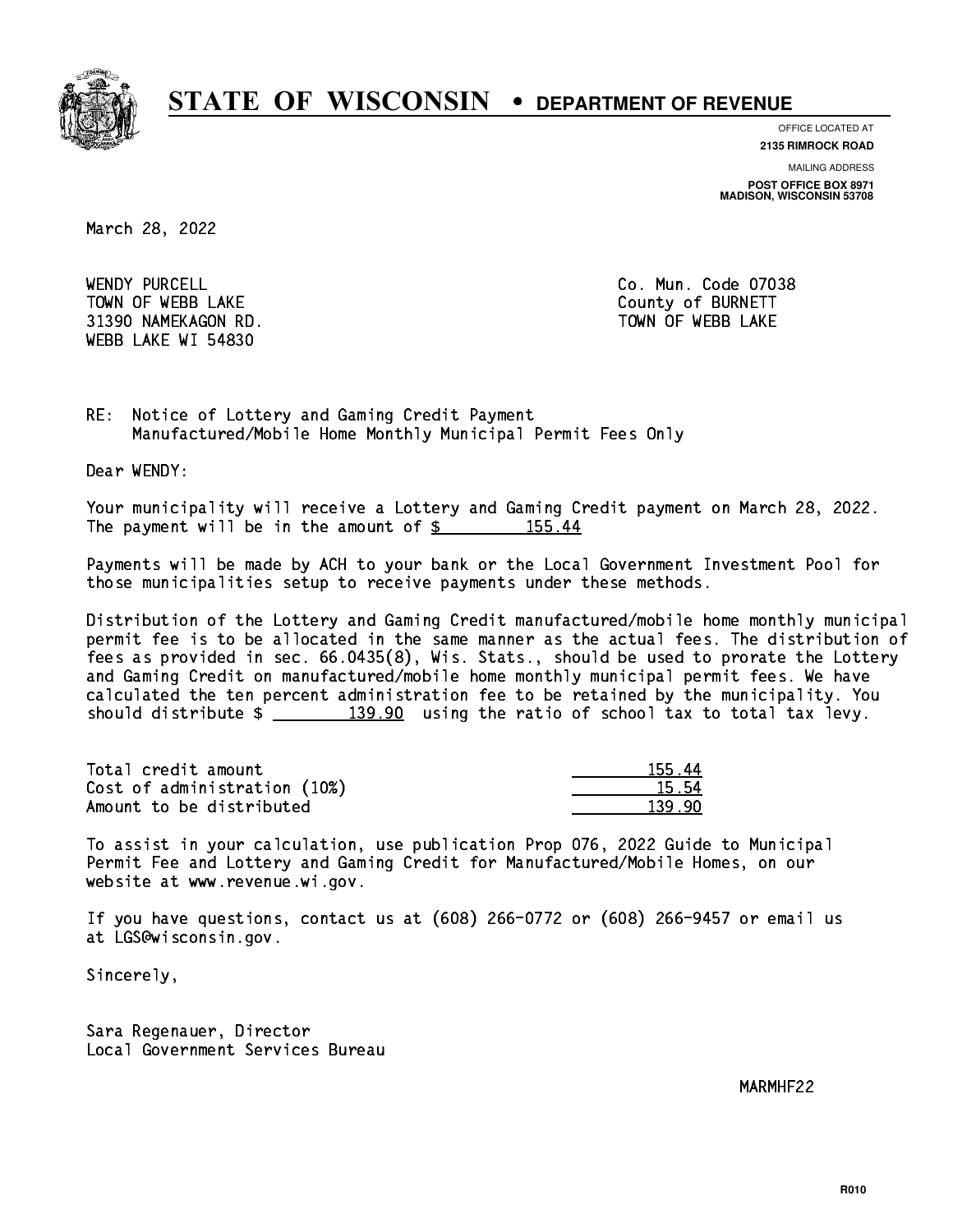# STATE OF WISCONSIN • DEPARTMENT OF REVENUE

OFFICE LOCATED AT
**2135 RIMROCK ROAD**

MAILING ADDRESS
**POST OFFICE BOX 8971**
**MADISON, WISCONSIN 53708**

March 28, 2022

WENDY PURCELL
TOWN OF WEBB LAKE
31390 NAMEKAGON RD.
WEBB LAKE WI 54830

Co. Mun. Code 07038
County of BURNETT
TOWN OF WEBB LAKE

RE: Notice of Lottery and Gaming Credit Payment
Manufactured/Mobile Home Monthly Municipal Permit Fees Only

Dear WENDY:

Your municipality will receive a Lottery and Gaming Credit payment on March 28, 2022. The payment will be in the amount of $ 155.44

Payments will be made by ACH to your bank or the Local Government Investment Pool for those municipalities setup to receive payments under these methods.

Distribution of the Lottery and Gaming Credit manufactured/mobile home monthly municipal permit fee is to be allocated in the same manner as the actual fees. The distribution of fees as provided in sec. 66.0435(8), Wis. Stats., should be used to prorate the Lottery and Gaming Credit on manufactured/mobile home monthly municipal permit fees. We have calculated the ten percent administration fee to be retained by the municipality. You should distribute $ 139.90 using the ratio of school tax to total tax levy.

| | |
|---|---|
| Total credit amount | 155.44 |
| Cost of administration (10%) | 15.54 |
| Amount to be distributed | 139.90 |

To assist in your calculation, use publication Prop 076, 2022 Guide to Municipal Permit Fee and Lottery and Gaming Credit for Manufactured/Mobile Homes, on our website at www.revenue.wi.gov.

If you have questions, contact us at (608) 266-0772 or (608) 266-9457 or email us at LGS@wisconsin.gov.

Sincerely,

Sara Regenauer, Director
Local Government Services Bureau

MARMHF22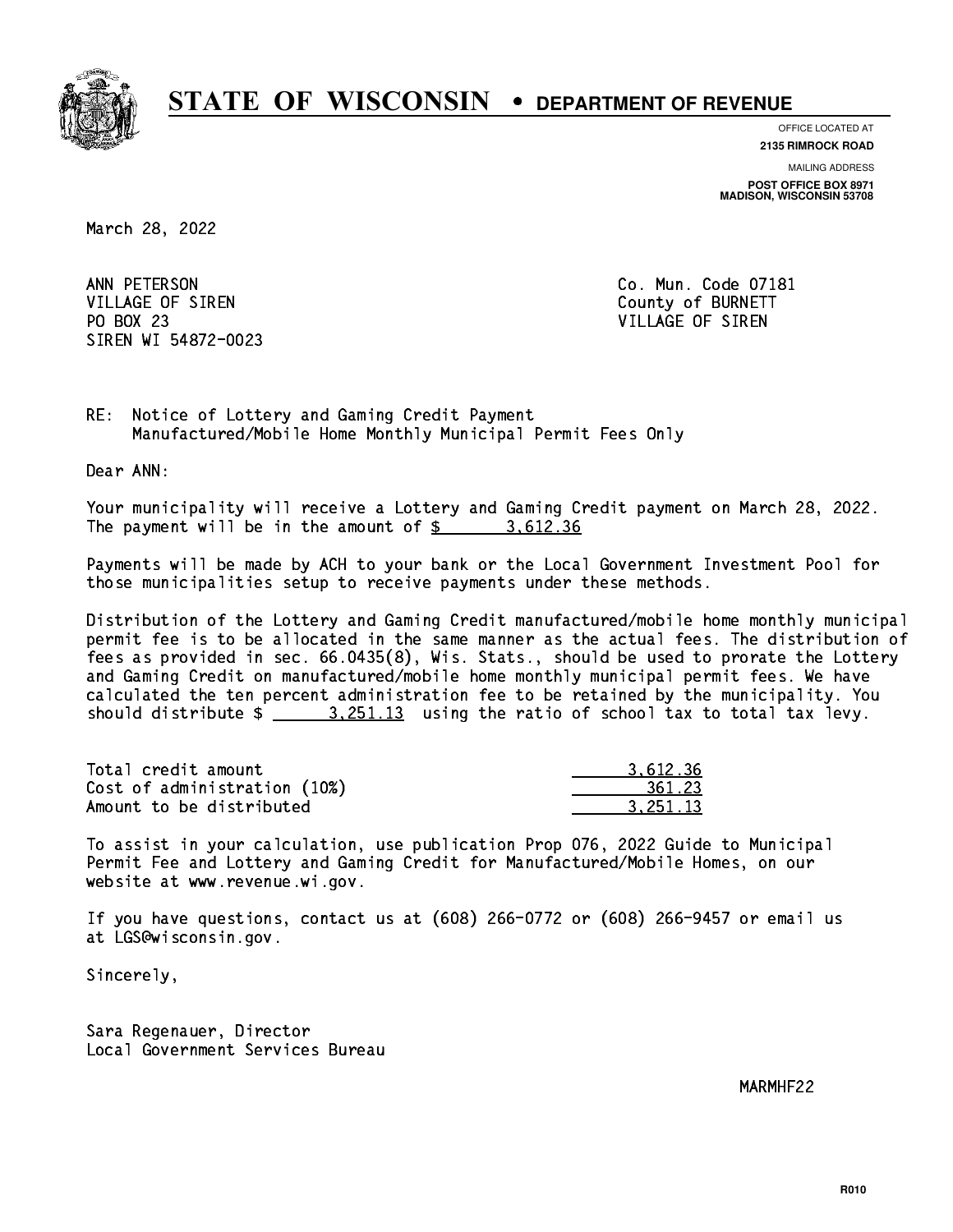# STATE OF WISCONSIN • DEPARTMENT OF REVENUE

OFFICE LOCATED AT
**2135 RIMROCK ROAD**

MAILING ADDRESS
**POST OFFICE BOX 8971**
**MADISON, WISCONSIN 53708**

March 28, 2022

ANN PETERSON
VILLAGE OF SIREN
PO BOX 23
SIREN WI 54872-0023

Co. Mun. Code 07181
County of BURNETT
VILLAGE OF SIREN

RE: Notice of Lottery and Gaming Credit Payment
Manufactured/Mobile Home Monthly Municipal Permit Fees Only

Dear ANN:

Your municipality will receive a Lottery and Gaming Credit payment on March 28, 2022. The payment will be in the amount of $ 3,612.36

Payments will be made by ACH to your bank or the Local Government Investment Pool for those municipalities setup to receive payments under these methods.

Distribution of the Lottery and Gaming Credit manufactured/mobile home monthly municipal permit fee is to be allocated in the same manner as the actual fees. The distribution of fees as provided in sec. 66.0435(8), Wis. Stats., should be used to prorate the Lottery and Gaming Credit on manufactured/mobile home monthly municipal permit fees. We have calculated the ten percent administration fee to be retained by the municipality. You should distribute $ 3,251.13 using the ratio of school tax to total tax levy.

| | |
|---|---|
| Total credit amount | 3,612.36 |
| Cost of administration (10%) | 361.23 |
| Amount to be distributed | 3,251.13 |

To assist in your calculation, use publication Prop 076, 2022 Guide to Municipal Permit Fee and Lottery and Gaming Credit for Manufactured/Mobile Homes, on our website at www.revenue.wi.gov.

If you have questions, contact us at (608) 266-0772 or (608) 266-9457 or email us at LGS@wisconsin.gov.

Sincerely,

Sara Regenauer, Director
Local Government Services Bureau

MARMHF22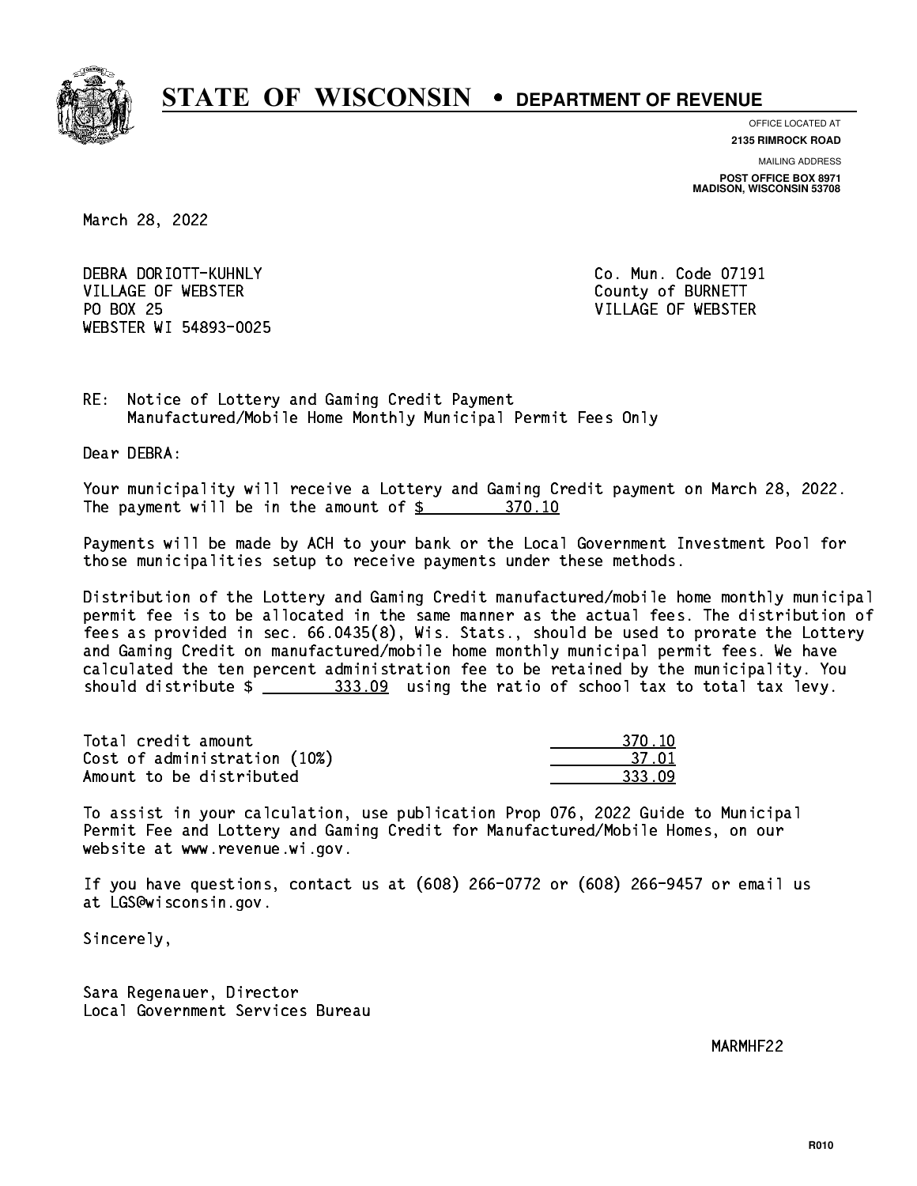# STATE OF WISCONSIN • DEPARTMENT OF REVENUE

OFFICE LOCATED AT
**2135 RIMROCK ROAD**

MAILING ADDRESS
**POST OFFICE BOX 8971**
**MADISON, WISCONSIN 53708**

March 28, 2022

DEBRA DORIOTT-KUHNLY
VILLAGE OF WEBSTER
PO BOX 25
WEBSTER WI 54893-0025

Co. Mun. Code 07191
County of BURNETT
VILLAGE OF WEBSTER

RE: Notice of Lottery and Gaming Credit Payment
Manufactured/Mobile Home Monthly Municipal Permit Fees Only

Dear DEBRA:

Your municipality will receive a Lottery and Gaming Credit payment on March 28, 2022. The payment will be in the amount of $ 370.10

Payments will be made by ACH to your bank or the Local Government Investment Pool for those municipalities setup to receive payments under these methods.

Distribution of the Lottery and Gaming Credit manufactured/mobile home monthly municipal permit fee is to be allocated in the same manner as the actual fees. The distribution of fees as provided in sec. 66.0435(8), Wis. Stats., should be used to prorate the Lottery and Gaming Credit on manufactured/mobile home monthly municipal permit fees. We have calculated the ten percent administration fee to be retained by the municipality. You should distribute $ 333.09 using the ratio of school tax to total tax levy.

| | |
|---|---|
| Total credit amount | 370.10 |
| Cost of administration (10%) | 37.01 |
| Amount to be distributed | 333.09 |

To assist in your calculation, use publication Prop 076, 2022 Guide to Municipal Permit Fee and Lottery and Gaming Credit for Manufactured/Mobile Homes, on our website at www.revenue.wi.gov.

If you have questions, contact us at (608) 266-0772 or (608) 266-9457 or email us at LGS@wisconsin.gov.

Sincerely,

Sara Regenauer, Director
Local Government Services Bureau

MARMHF22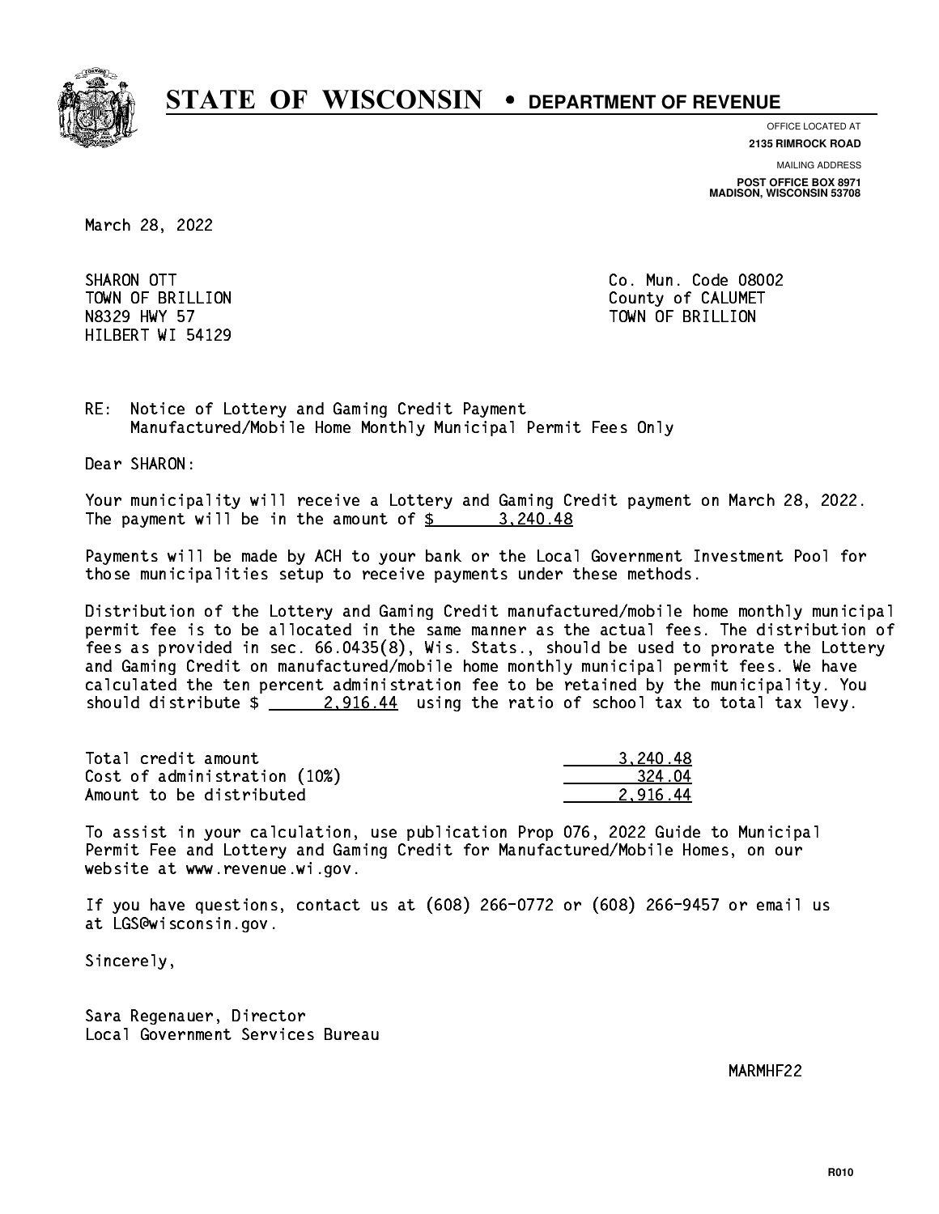# STATE OF WISCONSIN • DEPARTMENT OF REVENUE

OFFICE LOCATED AT
**2135 RIMROCK ROAD**

MAILING ADDRESS
**POST OFFICE BOX 8971**
**MADISON, WISCONSIN 53708**

March 28, 2022

SHARON OTT
TOWN OF BRILLION
N8329 HWY 57
HILBERT WI 54129

Co. Mun. Code 08002
County of CALUMET
TOWN OF BRILLION

RE: Notice of Lottery and Gaming Credit Payment
Manufactured/Mobile Home Monthly Municipal Permit Fees Only

Dear SHARON:

Your municipality will receive a Lottery and Gaming Credit payment on March 28, 2022. The payment will be in the amount of $ 3,240.48

Payments will be made by ACH to your bank or the Local Government Investment Pool for those municipalities setup to receive payments under these methods.

Distribution of the Lottery and Gaming Credit manufactured/mobile home monthly municipal permit fee is to be allocated in the same manner as the actual fees. The distribution of fees as provided in sec. 66.0435(8), Wis. Stats., should be used to prorate the Lottery and Gaming Credit on manufactured/mobile home monthly municipal permit fees. We have calculated the ten percent administration fee to be retained by the municipality. You should distribute $ 2,916.44 using the ratio of school tax to total tax levy.

| | |
|---|---|
| Total credit amount | 3,240.48 |
| Cost of administration (10%) | 324.04 |
| Amount to be distributed | 2,916.44 |

To assist in your calculation, use publication Prop 076, 2022 Guide to Municipal Permit Fee and Lottery and Gaming Credit for Manufactured/Mobile Homes, on our website at www.revenue.wi.gov.

If you have questions, contact us at (608) 266-0772 or (608) 266-9457 or email us at LGS@wisconsin.gov.

Sincerely,

Sara Regenauer, Director
Local Government Services Bureau

MARMHF22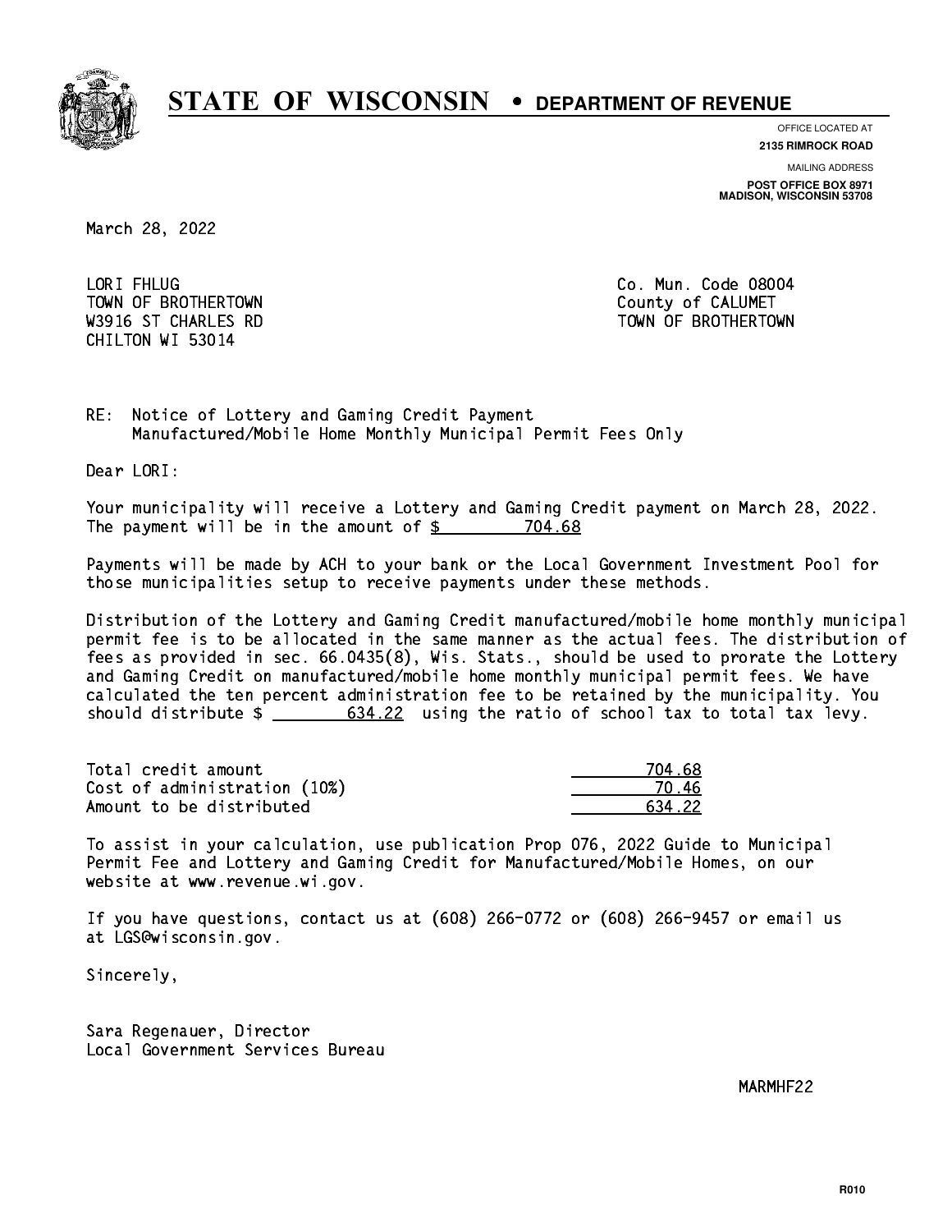# STATE OF WISCONSIN • DEPARTMENT OF REVENUE

OFFICE LOCATED AT
**2135 RIMROCK ROAD**

MAILING ADDRESS
**POST OFFICE BOX 8971**
**MADISON, WISCONSIN 53708**

March 28, 2022

LORI FHLUG
TOWN OF BROTHERTOWN
W3916 ST CHARLES RD
CHILTON WI 53014

Co. Mun. Code 08004
County of CALUMET
TOWN OF BROTHERTOWN

RE: Notice of Lottery and Gaming Credit Payment
Manufactured/Mobile Home Monthly Municipal Permit Fees Only

Dear LORI:

Your municipality will receive a Lottery and Gaming Credit payment on March 28, 2022. The payment will be in the amount of $ 704.68

Payments will be made by ACH to your bank or the Local Government Investment Pool for those municipalities setup to receive payments under these methods.

Distribution of the Lottery and Gaming Credit manufactured/mobile home monthly municipal permit fee is to be allocated in the same manner as the actual fees. The distribution of fees as provided in sec. 66.0435(8), Wis. Stats., should be used to prorate the Lottery and Gaming Credit on manufactured/mobile home monthly municipal permit fees. We have calculated the ten percent administration fee to be retained by the municipality. You should distribute $ 634.22 using the ratio of school tax to total tax levy.

| | |
|---|---|
| Total credit amount | 704.68 |
| Cost of administration (10%) | 70.46 |
| Amount to be distributed | 634.22 |

To assist in your calculation, use publication Prop 076, 2022 Guide to Municipal Permit Fee and Lottery and Gaming Credit for Manufactured/Mobile Homes, on our website at www.revenue.wi.gov.

If you have questions, contact us at (608) 266-0772 or (608) 266-9457 or email us at LGS@wisconsin.gov.

Sincerely,

Sara Regenauer, Director
Local Government Services Bureau

MARMHF22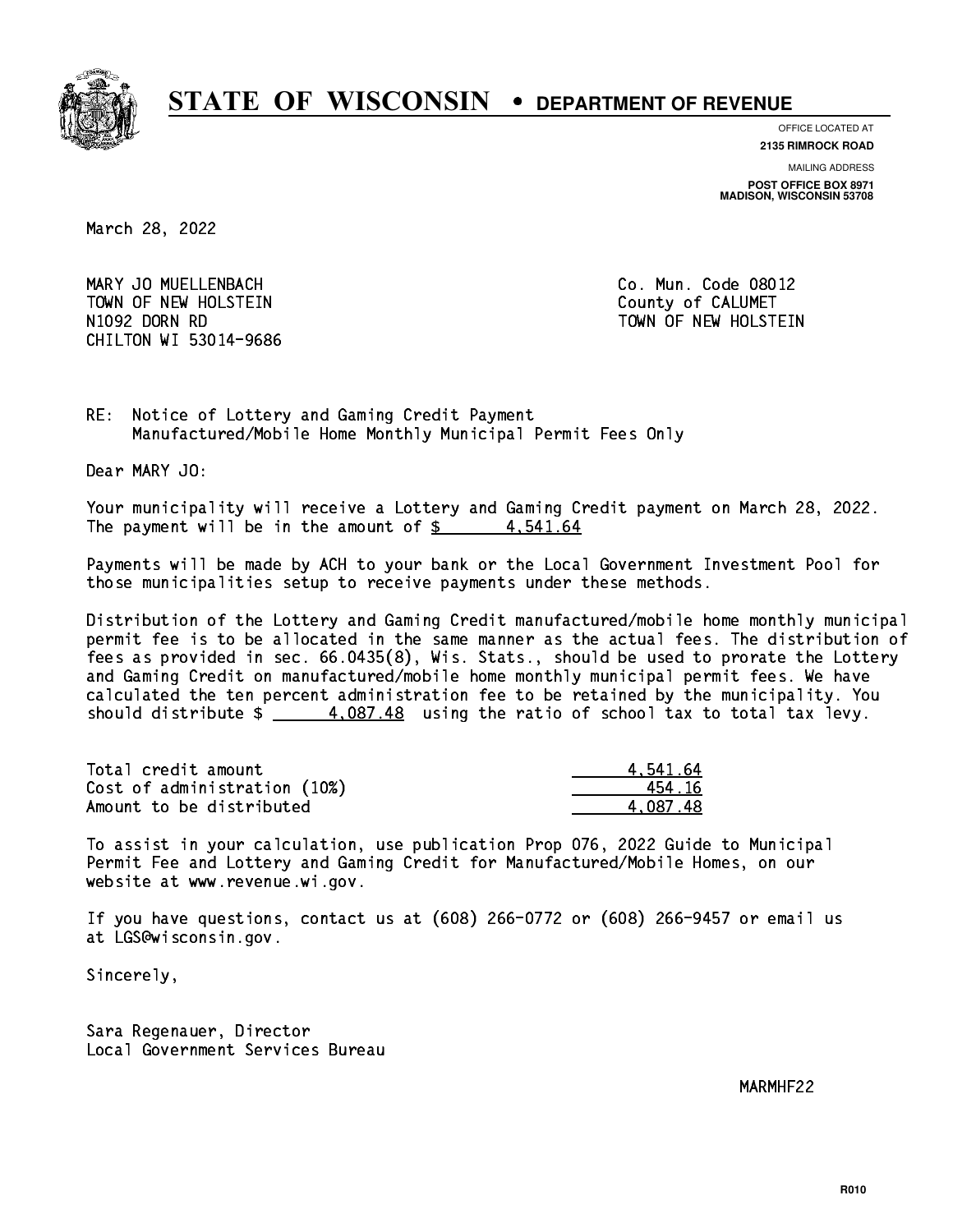# STATE OF WISCONSIN • DEPARTMENT OF REVENUE

OFFICE LOCATED AT
**2135 RIMROCK ROAD**

MAILING ADDRESS
**POST OFFICE BOX 8971**
**MADISON, WISCONSIN 53708**

March 28, 2022

MARY JO MUELLENBACH
TOWN OF NEW HOLSTEIN
N1092 DORN RD
CHILTON WI 53014-9686

Co. Mun. Code 08012
County of CALUMET
TOWN OF NEW HOLSTEIN

RE: Notice of Lottery and Gaming Credit Payment
Manufactured/Mobile Home Monthly Municipal Permit Fees Only

Dear MARY JO:

Your municipality will receive a Lottery and Gaming Credit payment on March 28, 2022. The payment will be in the amount of $ 4,541.64

Payments will be made by ACH to your bank or the Local Government Investment Pool for those municipalities setup to receive payments under these methods.

Distribution of the Lottery and Gaming Credit manufactured/mobile home monthly municipal permit fee is to be allocated in the same manner as the actual fees. The distribution of fees as provided in sec. 66.0435(8), Wis. Stats., should be used to prorate the Lottery and Gaming Credit on manufactured/mobile home monthly municipal permit fees. We have calculated the ten percent administration fee to be retained by the municipality. You should distribute $ 4,087.48 using the ratio of school tax to total tax levy.

| | |
|---|---|
| Total credit amount | 4,541.64 |
| Cost of administration (10%) | 454.16 |
| Amount to be distributed | 4,087.48 |

To assist in your calculation, use publication Prop 076, 2022 Guide to Municipal Permit Fee and Lottery and Gaming Credit for Manufactured/Mobile Homes, on our website at www.revenue.wi.gov.

If you have questions, contact us at (608) 266-0772 or (608) 266-9457 or email us at LGS@wisconsin.gov.

Sincerely,

Sara Regenauer, Director
Local Government Services Bureau

MARMHF22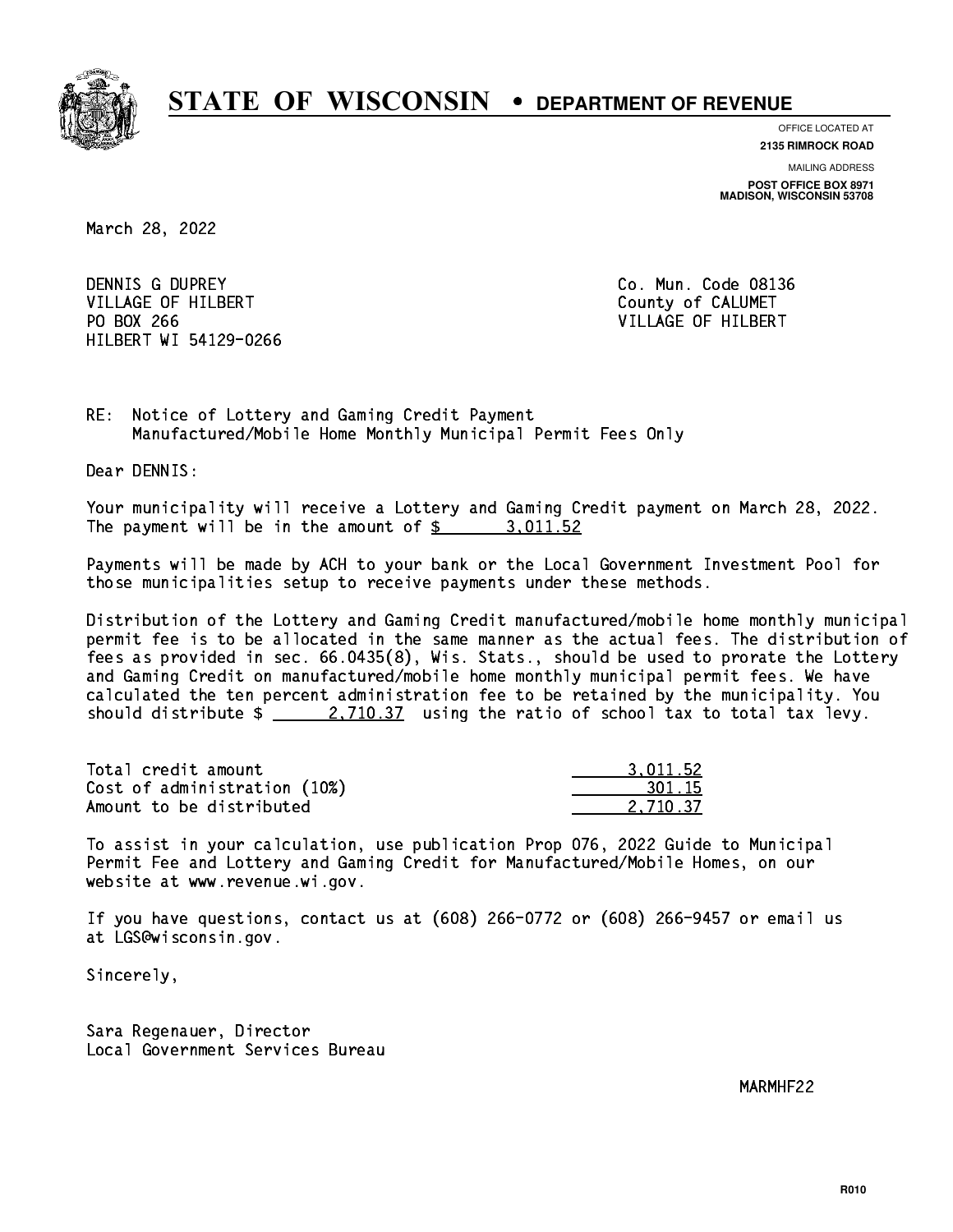# STATE OF WISCONSIN • DEPARTMENT OF REVENUE

OFFICE LOCATED AT
**2135 RIMROCK ROAD**

MAILING ADDRESS
**POST OFFICE BOX 8971**
**MADISON, WISCONSIN 53708**

March 28, 2022

DENNIS G DUPREY
VILLAGE OF HILBERT
PO BOX 266
HILBERT WI 54129-0266

Co. Mun. Code 08136
County of CALUMET
VILLAGE OF HILBERT

RE: Notice of Lottery and Gaming Credit Payment
Manufactured/Mobile Home Monthly Municipal Permit Fees Only

Dear DENNIS:

Your municipality will receive a Lottery and Gaming Credit payment on March 28, 2022. The payment will be in the amount of $ 3,011.52

Payments will be made by ACH to your bank or the Local Government Investment Pool for those municipalities setup to receive payments under these methods.

Distribution of the Lottery and Gaming Credit manufactured/mobile home monthly municipal permit fee is to be allocated in the same manner as the actual fees. The distribution of fees as provided in sec. 66.0435(8), Wis. Stats., should be used to prorate the Lottery and Gaming Credit on manufactured/mobile home monthly municipal permit fees. We have calculated the ten percent administration fee to be retained by the municipality. You should distribute $ 2,710.37 using the ratio of school tax to total tax levy.

| | |
|---|---|
| Total credit amount | 3,011.52 |
| Cost of administration (10%) | 301.15 |
| Amount to be distributed | 2,710.37 |

To assist in your calculation, use publication Prop 076, 2022 Guide to Municipal Permit Fee and Lottery and Gaming Credit for Manufactured/Mobile Homes, on our website at www.revenue.wi.gov.

If you have questions, contact us at (608) 266-0772 or (608) 266-9457 or email us at LGS@wisconsin.gov.

Sincerely,

Sara Regenauer, Director
Local Government Services Bureau

MARMHF22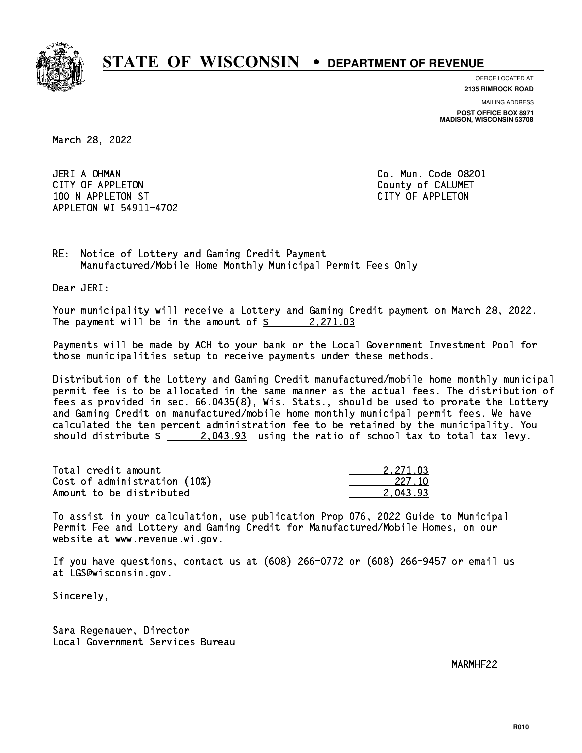# STATE OF WISCONSIN • DEPARTMENT OF REVENUE

OFFICE LOCATED AT
**2135 RIMROCK ROAD**

MAILING ADDRESS
**POST OFFICE BOX 8971**
**MADISON, WISCONSIN 53708**

March 28, 2022

JERI A OHMAN
CITY OF APPLETON
100 N APPLETON ST
APPLETON WI 54911-4702

Co. Mun. Code 08201
County of CALUMET
CITY OF APPLETON

RE: Notice of Lottery and Gaming Credit Payment
Manufactured/Mobile Home Monthly Municipal Permit Fees Only

Dear JERI:

Your municipality will receive a Lottery and Gaming Credit payment on March 28, 2022. The payment will be in the amount of $ 2,271.03

Payments will be made by ACH to your bank or the Local Government Investment Pool for those municipalities setup to receive payments under these methods.

Distribution of the Lottery and Gaming Credit manufactured/mobile home monthly municipal permit fee is to be allocated in the same manner as the actual fees. The distribution of fees as provided in sec. 66.0435(8), Wis. Stats., should be used to prorate the Lottery and Gaming Credit on manufactured/mobile home monthly municipal permit fees. We have calculated the ten percent administration fee to be retained by the municipality. You should distribute $ 2,043.93 using the ratio of school tax to total tax levy.

| | |
|---|---|
| Total credit amount | 2,271.03 |
| Cost of administration (10%) | 227.10 |
| Amount to be distributed | 2,043.93 |

To assist in your calculation, use publication Prop 076, 2022 Guide to Municipal Permit Fee and Lottery and Gaming Credit for Manufactured/Mobile Homes, on our website at www.revenue.wi.gov.

If you have questions, contact us at (608) 266-0772 or (608) 266-9457 or email us at LGS@wisconsin.gov.

Sincerely,

Sara Regenauer, Director
Local Government Services Bureau

MARMHF22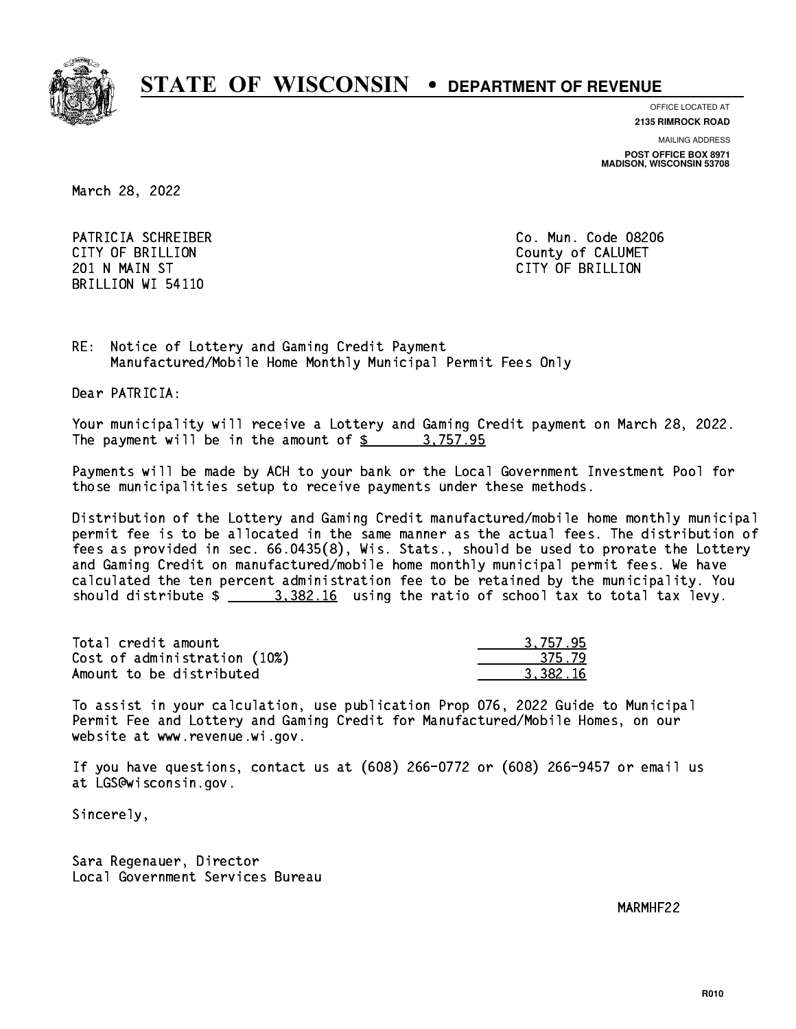# STATE OF WISCONSIN • DEPARTMENT OF REVENUE

OFFICE LOCATED AT
**2135 RIMROCK ROAD**

MAILING ADDRESS
**POST OFFICE BOX 8971**
**MADISON, WISCONSIN 53708**

March 28, 2022

PATRICIA SCHREIBER
CITY OF BRILLION
201 N MAIN ST
BRILLION WI 54110

Co. Mun. Code 08206
County of CALUMET
CITY OF BRILLION

RE: Notice of Lottery and Gaming Credit Payment
Manufactured/Mobile Home Monthly Municipal Permit Fees Only

Dear PATRICIA:

Your municipality will receive a Lottery and Gaming Credit payment on March 28, 2022. The payment will be in the amount of $ 3,757.95

Payments will be made by ACH to your bank or the Local Government Investment Pool for those municipalities setup to receive payments under these methods.

Distribution of the Lottery and Gaming Credit manufactured/mobile home monthly municipal permit fee is to be allocated in the same manner as the actual fees. The distribution of fees as provided in sec. 66.0435(8), Wis. Stats., should be used to prorate the Lottery and Gaming Credit on manufactured/mobile home monthly municipal permit fees. We have calculated the ten percent administration fee to be retained by the municipality. You should distribute $ 3,382.16 using the ratio of school tax to total tax levy.

| | |
|---|---|
| Total credit amount | 3,757.95 |
| Cost of administration (10%) | 375.79 |
| Amount to be distributed | 3,382.16 |

To assist in your calculation, use publication Prop 076, 2022 Guide to Municipal Permit Fee and Lottery and Gaming Credit for Manufactured/Mobile Homes, on our website at www.revenue.wi.gov.

If you have questions, contact us at (608) 266-0772 or (608) 266-9457 or email us at LGS@wisconsin.gov.

Sincerely,

Sara Regenauer, Director
Local Government Services Bureau

MARMHF22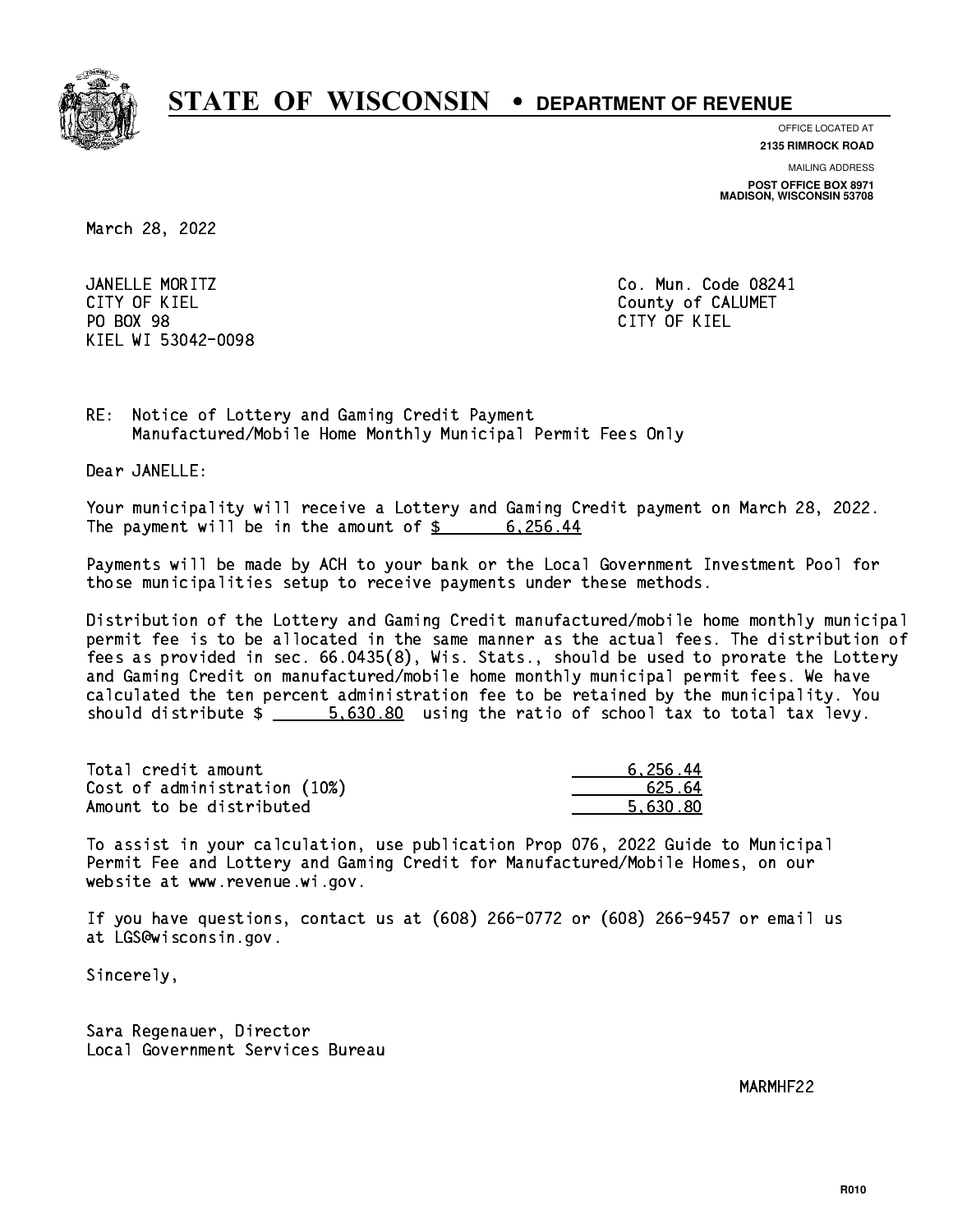# STATE OF WISCONSIN • DEPARTMENT OF REVENUE

OFFICE LOCATED AT
**2135 RIMROCK ROAD**

MAILING ADDRESS
**POST OFFICE BOX 8971**
**MADISON, WISCONSIN 53708**

March 28, 2022

JANELLE MORITZ
CITY OF KIEL
PO BOX 98
KIEL WI 53042-0098

Co. Mun. Code 08241
County of CALUMET
CITY OF KIEL

RE: Notice of Lottery and Gaming Credit Payment
Manufactured/Mobile Home Monthly Municipal Permit Fees Only

Dear JANELLE:

Your municipality will receive a Lottery and Gaming Credit payment on March 28, 2022. The payment will be in the amount of $ 6,256.44

Payments will be made by ACH to your bank or the Local Government Investment Pool for those municipalities setup to receive payments under these methods.

Distribution of the Lottery and Gaming Credit manufactured/mobile home monthly municipal permit fee is to be allocated in the same manner as the actual fees. The distribution of fees as provided in sec. 66.0435(8), Wis. Stats., should be used to prorate the Lottery and Gaming Credit on manufactured/mobile home monthly municipal permit fees. We have calculated the ten percent administration fee to be retained by the municipality. You should distribute $ 5,630.80 using the ratio of school tax to total tax levy.

| | |
|---|---|
| Total credit amount | 6,256.44 |
| Cost of administration (10%) | 625.64 |
| Amount to be distributed | 5,630.80 |

To assist in your calculation, use publication Prop 076, 2022 Guide to Municipal Permit Fee and Lottery and Gaming Credit for Manufactured/Mobile Homes, on our website at www.revenue.wi.gov.

If you have questions, contact us at (608) 266-0772 or (608) 266-9457 or email us at LGS@wisconsin.gov.

Sincerely,

Sara Regenauer, Director
Local Government Services Bureau

MARMHF22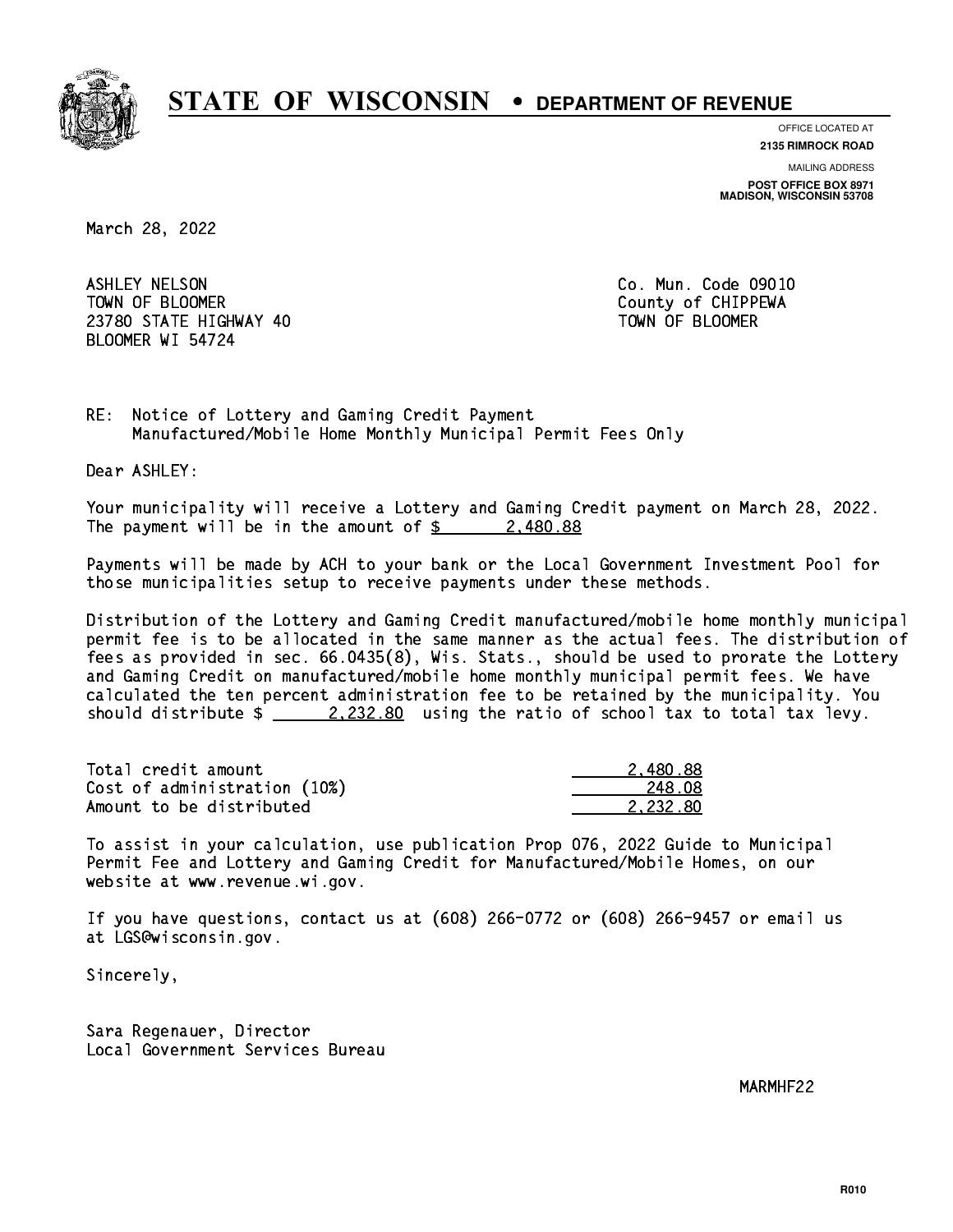# STATE OF WISCONSIN • DEPARTMENT OF REVENUE

OFFICE LOCATED AT
**2135 RIMROCK ROAD**

MAILING ADDRESS
**POST OFFICE BOX 8971**
**MADISON, WISCONSIN 53708**

March 28, 2022

ASHLEY NELSON
TOWN OF BLOOMER
23780 STATE HIGHWAY 40
BLOOMER WI 54724

Co. Mun. Code 09010
County of CHIPPEWA
TOWN OF BLOOMER

RE: Notice of Lottery and Gaming Credit Payment
Manufactured/Mobile Home Monthly Municipal Permit Fees Only

Dear ASHLEY:

Your municipality will receive a Lottery and Gaming Credit payment on March 28, 2022. The payment will be in the amount of $ 2,480.88

Payments will be made by ACH to your bank or the Local Government Investment Pool for those municipalities setup to receive payments under these methods.

Distribution of the Lottery and Gaming Credit manufactured/mobile home monthly municipal permit fee is to be allocated in the same manner as the actual fees. The distribution of fees as provided in sec. 66.0435(8), Wis. Stats., should be used to prorate the Lottery and Gaming Credit on manufactured/mobile home monthly municipal permit fees. We have calculated the ten percent administration fee to be retained by the municipality. You should distribute $ 2,232.80 using the ratio of school tax to total tax levy.

| | |
|---|---:|
| Total credit amount | 2,480.88 |
| Cost of administration (10%) | 248.08 |
| Amount to be distributed | 2,232.80 |

To assist in your calculation, use publication Prop 076, 2022 Guide to Municipal Permit Fee and Lottery and Gaming Credit for Manufactured/Mobile Homes, on our website at www.revenue.wi.gov.

If you have questions, contact us at (608) 266-0772 or (608) 266-9457 or email us at LGS@wisconsin.gov.

Sincerely,

Sara Regenauer, Director
Local Government Services Bureau

MARMHF22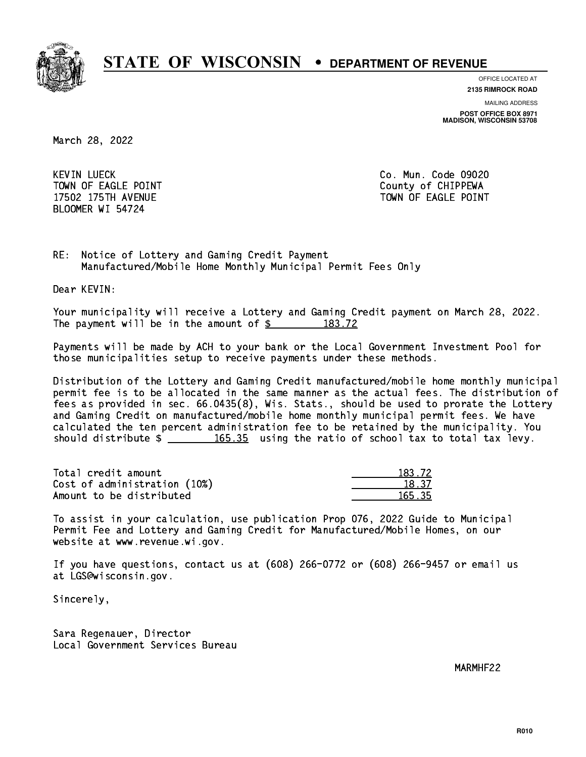# STATE OF WISCONSIN • DEPARTMENT OF REVENUE

OFFICE LOCATED AT
**2135 RIMROCK ROAD**

MAILING ADDRESS
**POST OFFICE BOX 8971**
**MADISON, WISCONSIN 53708**

March 28, 2022

KEVIN LUECK
TOWN OF EAGLE POINT
17502 175TH AVENUE
BLOOMER WI 54724

Co. Mun. Code 09020
County of CHIPPEWA
TOWN OF EAGLE POINT

RE: Notice of Lottery and Gaming Credit Payment
Manufactured/Mobile Home Monthly Municipal Permit Fees Only

Dear KEVIN:

Your municipality will receive a Lottery and Gaming Credit payment on March 28, 2022. The payment will be in the amount of $ 183.72

Payments will be made by ACH to your bank or the Local Government Investment Pool for those municipalities setup to receive payments under these methods.

Distribution of the Lottery and Gaming Credit manufactured/mobile home monthly municipal permit fee is to be allocated in the same manner as the actual fees. The distribution of fees as provided in sec. 66.0435(8), Wis. Stats., should be used to prorate the Lottery and Gaming Credit on manufactured/mobile home monthly municipal permit fees. We have calculated the ten percent administration fee to be retained by the municipality. You should distribute $ 165.35 using the ratio of school tax to total tax levy.

| | |
|---|---|
| Total credit amount | 183.72 |
| Cost of administration (10%) | 18.37 |
| Amount to be distributed | 165.35 |

To assist in your calculation, use publication Prop 076, 2022 Guide to Municipal Permit Fee and Lottery and Gaming Credit for Manufactured/Mobile Homes, on our website at www.revenue.wi.gov.

If you have questions, contact us at (608) 266-0772 or (608) 266-9457 or email us at LGS@wisconsin.gov.

Sincerely,

Sara Regenauer, Director
Local Government Services Bureau

MARMHF22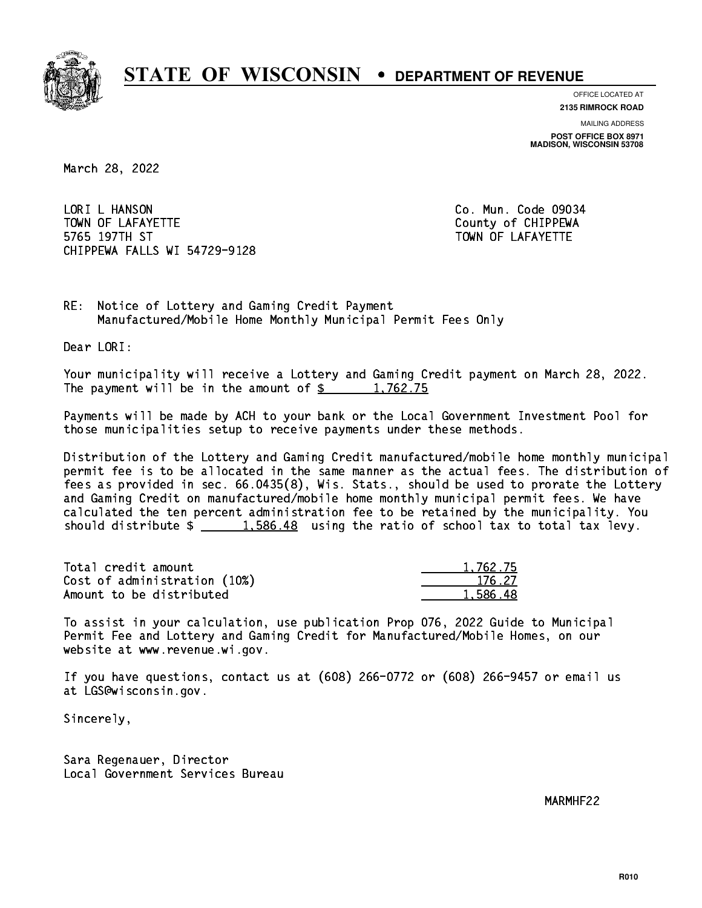# STATE OF WISCONSIN • DEPARTMENT OF REVENUE

OFFICE LOCATED AT
**2135 RIMROCK ROAD**

MAILING ADDRESS
**POST OFFICE BOX 8971**
**MADISON, WISCONSIN 53708**

March 28, 2022

LORI L HANSON
TOWN OF LAFAYETTE
5765 197TH ST
CHIPPEWA FALLS WI 54729-9128

Co. Mun. Code 09034
County of CHIPPEWA
TOWN OF LAFAYETTE

RE: Notice of Lottery and Gaming Credit Payment
Manufactured/Mobile Home Monthly Municipal Permit Fees Only

Dear LORI:

Your municipality will receive a Lottery and Gaming Credit payment on March 28, 2022. The payment will be in the amount of $ 1,762.75

Payments will be made by ACH to your bank or the Local Government Investment Pool for those municipalities setup to receive payments under these methods.

Distribution of the Lottery and Gaming Credit manufactured/mobile home monthly municipal permit fee is to be allocated in the same manner as the actual fees. The distribution of fees as provided in sec. 66.0435(8), Wis. Stats., should be used to prorate the Lottery and Gaming Credit on manufactured/mobile home monthly municipal permit fees. We have calculated the ten percent administration fee to be retained by the municipality. You should distribute $ 1,586.48 using the ratio of school tax to total tax levy.

| | |
|---|---|
| Total credit amount | 1,762.75 |
| Cost of administration (10%) | 176.27 |
| Amount to be distributed | 1,586.48 |

To assist in your calculation, use publication Prop 076, 2022 Guide to Municipal Permit Fee and Lottery and Gaming Credit for Manufactured/Mobile Homes, on our website at www.revenue.wi.gov.

If you have questions, contact us at (608) 266-0772 or (608) 266-9457 or email us at LGS@wisconsin.gov.

Sincerely,

Sara Regenauer, Director
Local Government Services Bureau

MARMHF22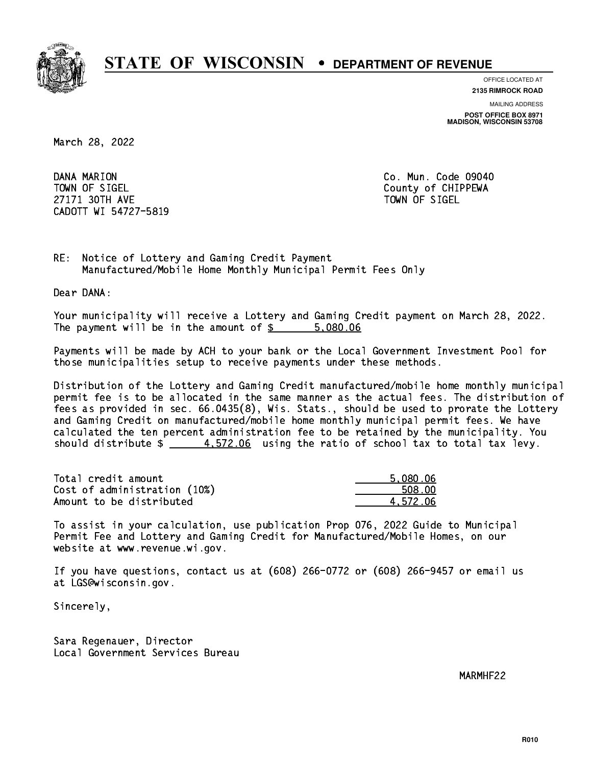# STATE OF WISCONSIN • DEPARTMENT OF REVENUE

OFFICE LOCATED AT
**2135 RIMROCK ROAD**

MAILING ADDRESS
**POST OFFICE BOX 8971**
**MADISON, WISCONSIN 53708**

March 28, 2022

DANA MARION
TOWN OF SIGEL
27171 30TH AVE
CADOTT WI 54727-5819

Co. Mun. Code 09040
County of CHIPPEWA
TOWN OF SIGEL

RE: Notice of Lottery and Gaming Credit Payment
Manufactured/Mobile Home Monthly Municipal Permit Fees Only

Dear DANA:

Your municipality will receive a Lottery and Gaming Credit payment on March 28, 2022. The payment will be in the amount of $ 5,080.06

Payments will be made by ACH to your bank or the Local Government Investment Pool for those municipalities setup to receive payments under these methods.

Distribution of the Lottery and Gaming Credit manufactured/mobile home monthly municipal permit fee is to be allocated in the same manner as the actual fees. The distribution of fees as provided in sec. 66.0435(8), Wis. Stats., should be used to prorate the Lottery and Gaming Credit on manufactured/mobile home monthly municipal permit fees. We have calculated the ten percent administration fee to be retained by the municipality. You should distribute $ 4,572.06 using the ratio of school tax to total tax levy.

| | |
|---|---|
| Total credit amount | 5,080.06 |
| Cost of administration (10%) | 508.00 |
| Amount to be distributed | 4,572.06 |

To assist in your calculation, use publication Prop 076, 2022 Guide to Municipal Permit Fee and Lottery and Gaming Credit for Manufactured/Mobile Homes, on our website at www.revenue.wi.gov.

If you have questions, contact us at (608) 266-0772 or (608) 266-9457 or email us at LGS@wisconsin.gov.

Sincerely,

Sara Regenauer, Director
Local Government Services Bureau

MARMHF22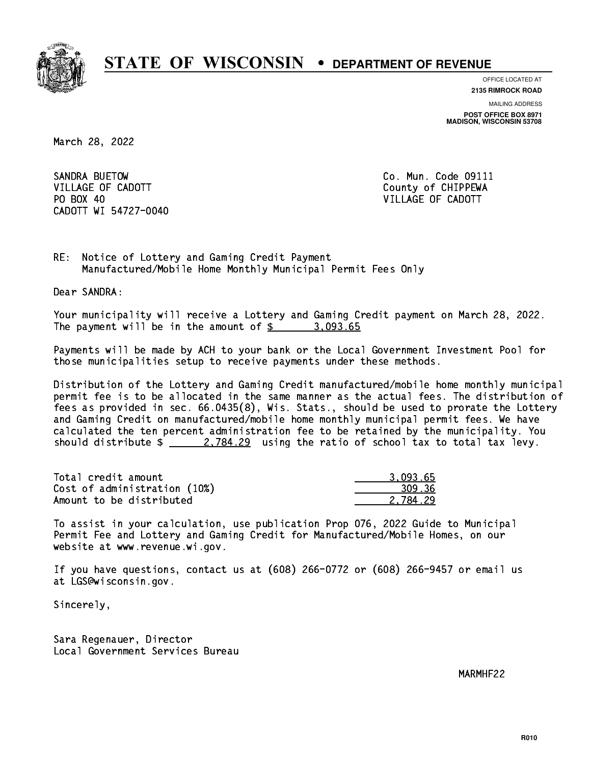# STATE OF WISCONSIN • DEPARTMENT OF REVENUE

OFFICE LOCATED AT
**2135 RIMROCK ROAD**

MAILING ADDRESS
**POST OFFICE BOX 8971**
**MADISON, WISCONSIN 53708**

March 28, 2022

SANDRA BUETOW
VILLAGE OF CADOTT
PO BOX 40
CADOTT WI 54727-0040

Co. Mun. Code 09111
County of CHIPPEWA
VILLAGE OF CADOTT

RE: Notice of Lottery and Gaming Credit Payment
Manufactured/Mobile Home Monthly Municipal Permit Fees Only

Dear SANDRA:

Your municipality will receive a Lottery and Gaming Credit payment on March 28, 2022. The payment will be in the amount of $ 3,093.65

Payments will be made by ACH to your bank or the Local Government Investment Pool for those municipalities setup to receive payments under these methods.

Distribution of the Lottery and Gaming Credit manufactured/mobile home monthly municipal permit fee is to be allocated in the same manner as the actual fees. The distribution of fees as provided in sec. 66.0435(8), Wis. Stats., should be used to prorate the Lottery and Gaming Credit on manufactured/mobile home monthly municipal permit fees. We have calculated the ten percent administration fee to be retained by the municipality. You should distribute $ 2,784.29 using the ratio of school tax to total tax levy.

| | |
|---|---|
| Total credit amount | 3,093.65 |
| Cost of administration (10%) | 309.36 |
| Amount to be distributed | 2,784.29 |

To assist in your calculation, use publication Prop 076, 2022 Guide to Municipal Permit Fee and Lottery and Gaming Credit for Manufactured/Mobile Homes, on our website at www.revenue.wi.gov.

If you have questions, contact us at (608) 266-0772 or (608) 266-9457 or email us at LGS@wisconsin.gov.

Sincerely,

Sara Regenauer, Director
Local Government Services Bureau

MARMHF22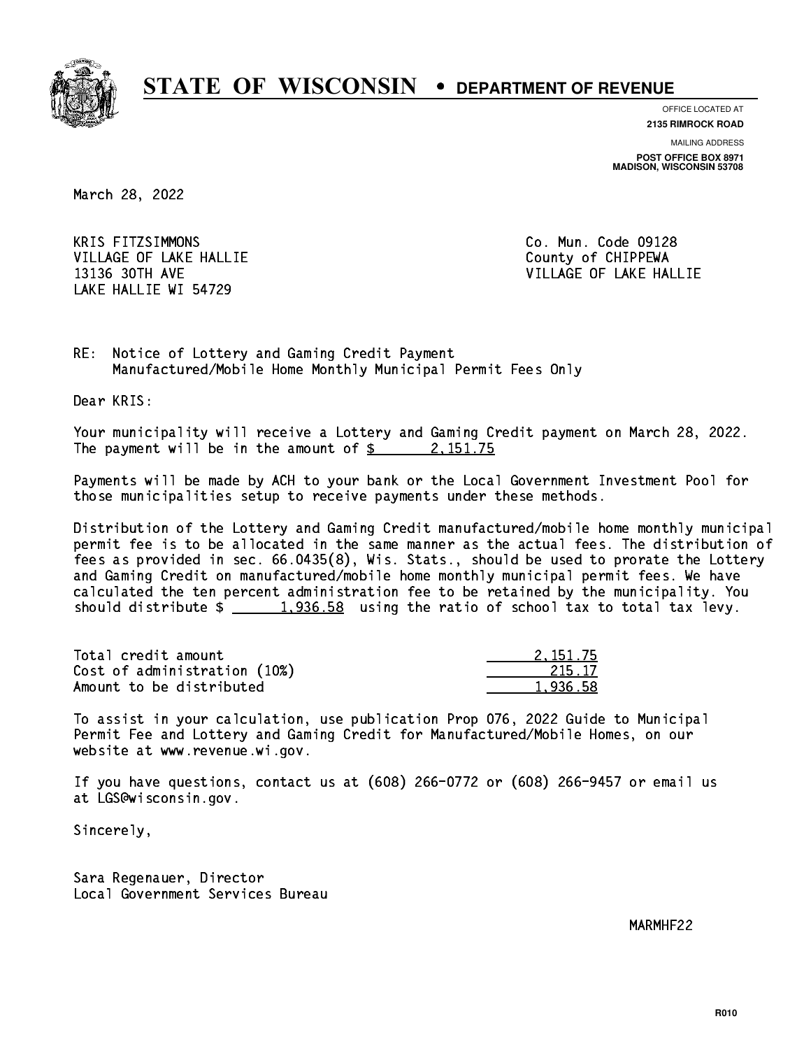# STATE OF WISCONSIN • DEPARTMENT OF REVENUE

OFFICE LOCATED AT
**2135 RIMROCK ROAD**

MAILING ADDRESS
**POST OFFICE BOX 8971**
**MADISON, WISCONSIN 53708**

March 28, 2022

KRIS FITZSIMMONS
VILLAGE OF LAKE HALLIE
13136 30TH AVE
LAKE HALLIE WI 54729

Co. Mun. Code 09128
County of CHIPPEWA
VILLAGE OF LAKE HALLIE

RE: Notice of Lottery and Gaming Credit Payment
Manufactured/Mobile Home Monthly Municipal Permit Fees Only

Dear KRIS:

Your municipality will receive a Lottery and Gaming Credit payment on March 28, 2022. The payment will be in the amount of $ 2,151.75

Payments will be made by ACH to your bank or the Local Government Investment Pool for those municipalities setup to receive payments under these methods.

Distribution of the Lottery and Gaming Credit manufactured/mobile home monthly municipal permit fee is to be allocated in the same manner as the actual fees. The distribution of fees as provided in sec. 66.0435(8), Wis. Stats., should be used to prorate the Lottery and Gaming Credit on manufactured/mobile home monthly municipal permit fees. We have calculated the ten percent administration fee to be retained by the municipality. You should distribute $ 1,936.58 using the ratio of school tax to total tax levy.

| | |
|---|---|
| Total credit amount | 2,151.75 |
| Cost of administration (10%) | 215.17 |
| Amount to be distributed | 1,936.58 |

To assist in your calculation, use publication Prop 076, 2022 Guide to Municipal Permit Fee and Lottery and Gaming Credit for Manufactured/Mobile Homes, on our website at www.revenue.wi.gov.

If you have questions, contact us at (608) 266-0772 or (608) 266-9457 or email us at LGS@wisconsin.gov.

Sincerely,

Sara Regenauer, Director
Local Government Services Bureau

MARMHF22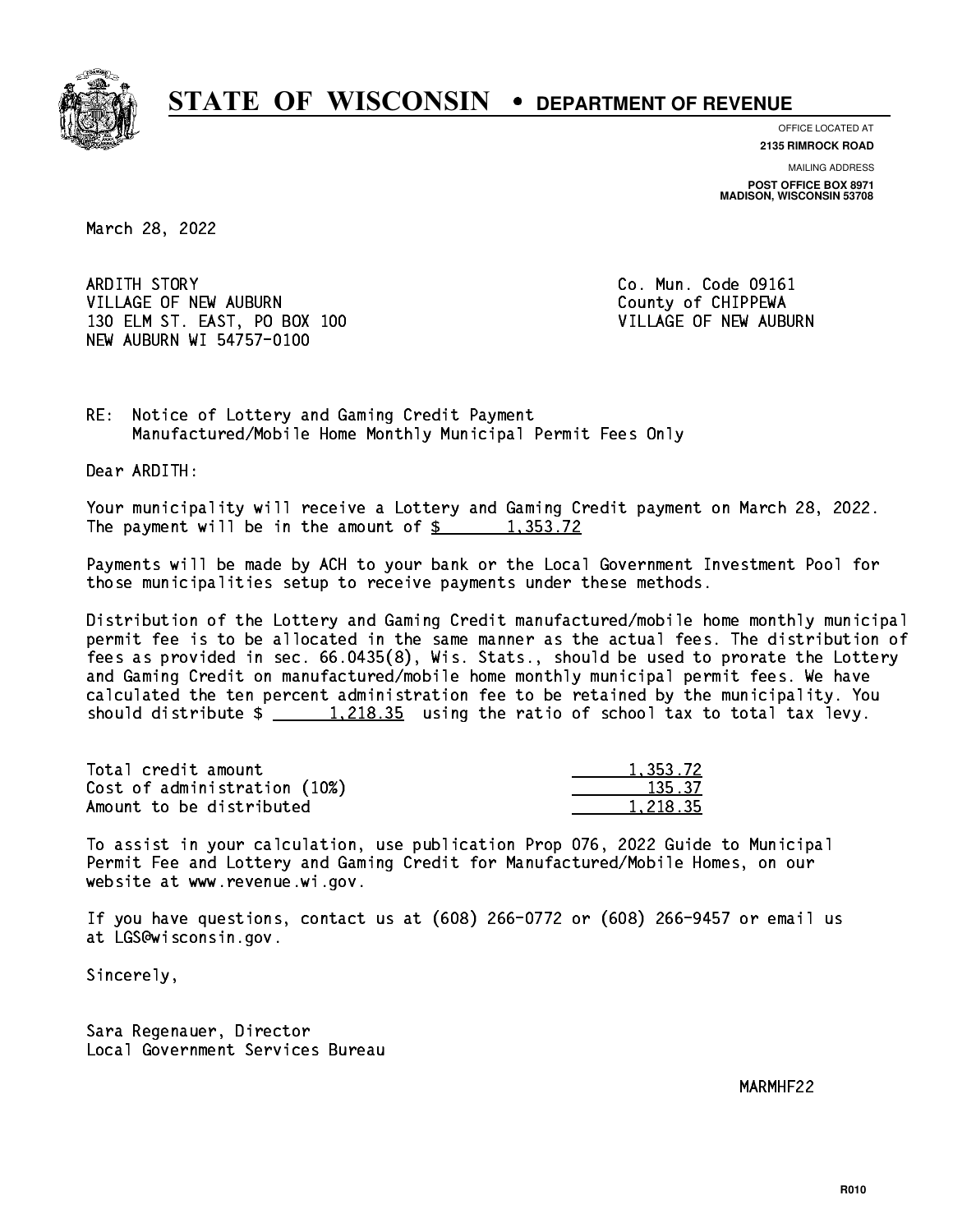# STATE OF WISCONSIN • DEPARTMENT OF REVENUE

OFFICE LOCATED AT
**2135 RIMROCK ROAD**

MAILING ADDRESS
**POST OFFICE BOX 8971**
**MADISON, WISCONSIN 53708**

March 28, 2022

ARDITH STORY
VILLAGE OF NEW AUBURN
130 ELM ST. EAST, PO BOX 100
NEW AUBURN WI 54757-0100

Co. Mun. Code 09161
County of CHIPPEWA
VILLAGE OF NEW AUBURN

RE: Notice of Lottery and Gaming Credit Payment
Manufactured/Mobile Home Monthly Municipal Permit Fees Only

Dear ARDITH:

Your municipality will receive a Lottery and Gaming Credit payment on March 28, 2022. The payment will be in the amount of $ 1,353.72

Payments will be made by ACH to your bank or the Local Government Investment Pool for those municipalities setup to receive payments under these methods.

Distribution of the Lottery and Gaming Credit manufactured/mobile home monthly municipal permit fee is to be allocated in the same manner as the actual fees. The distribution of fees as provided in sec. 66.0435(8), Wis. Stats., should be used to prorate the Lottery and Gaming Credit on manufactured/mobile home monthly municipal permit fees. We have calculated the ten percent administration fee to be retained by the municipality. You should distribute $ 1,218.35 using the ratio of school tax to total tax levy.

| | |
|---|---|
| Total credit amount | 1,353.72 |
| Cost of administration (10%) | 135.37 |
| Amount to be distributed | 1,218.35 |

To assist in your calculation, use publication Prop 076, 2022 Guide to Municipal Permit Fee and Lottery and Gaming Credit for Manufactured/Mobile Homes, on our website at www.revenue.wi.gov.

If you have questions, contact us at (608) 266-0772 or (608) 266-9457 or email us at LGS@wisconsin.gov.

Sincerely,

Sara Regenauer, Director
Local Government Services Bureau

MARMHF22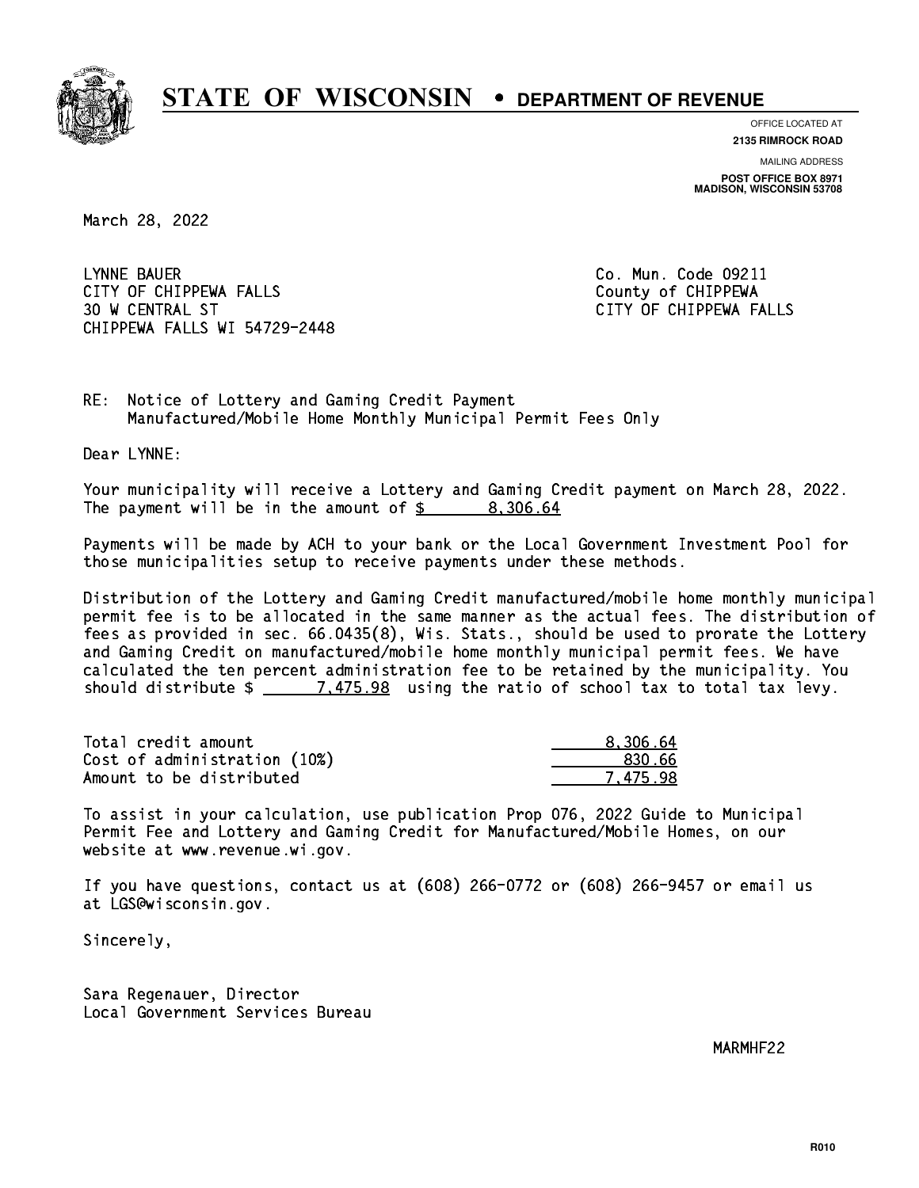# STATE OF WISCONSIN • DEPARTMENT OF REVENUE

OFFICE LOCATED AT
**2135 RIMROCK ROAD**

MAILING ADDRESS
**POST OFFICE BOX 8971**
**MADISON, WISCONSIN 53708**

March 28, 2022

LYNNE BAUER
CITY OF CHIPPEWA FALLS
30 W CENTRAL ST
CHIPPEWA FALLS WI 54729-2448

Co. Mun. Code 09211
County of CHIPPEWA
CITY OF CHIPPEWA FALLS

RE: Notice of Lottery and Gaming Credit Payment
Manufactured/Mobile Home Monthly Municipal Permit Fees Only

Dear LYNNE:

Your municipality will receive a Lottery and Gaming Credit payment on March 28, 2022. The payment will be in the amount of $ 8,306.64

Payments will be made by ACH to your bank or the Local Government Investment Pool for those municipalities setup to receive payments under these methods.

Distribution of the Lottery and Gaming Credit manufactured/mobile home monthly municipal permit fee is to be allocated in the same manner as the actual fees. The distribution of fees as provided in sec. 66.0435(8), Wis. Stats., should be used to prorate the Lottery and Gaming Credit on manufactured/mobile home monthly municipal permit fees. We have calculated the ten percent administration fee to be retained by the municipality. You should distribute $ 7,475.98 using the ratio of school tax to total tax levy.

| | |
|---|---|
| Total credit amount | 8,306.64 |
| Cost of administration (10%) | 830.66 |
| Amount to be distributed | 7,475.98 |

To assist in your calculation, use publication Prop 076, 2022 Guide to Municipal Permit Fee and Lottery and Gaming Credit for Manufactured/Mobile Homes, on our website at www.revenue.wi.gov.

If you have questions, contact us at (608) 266-0772 or (608) 266-9457 or email us at LGS@wisconsin.gov.

Sincerely,

Sara Regenauer, Director
Local Government Services Bureau

MARMHF22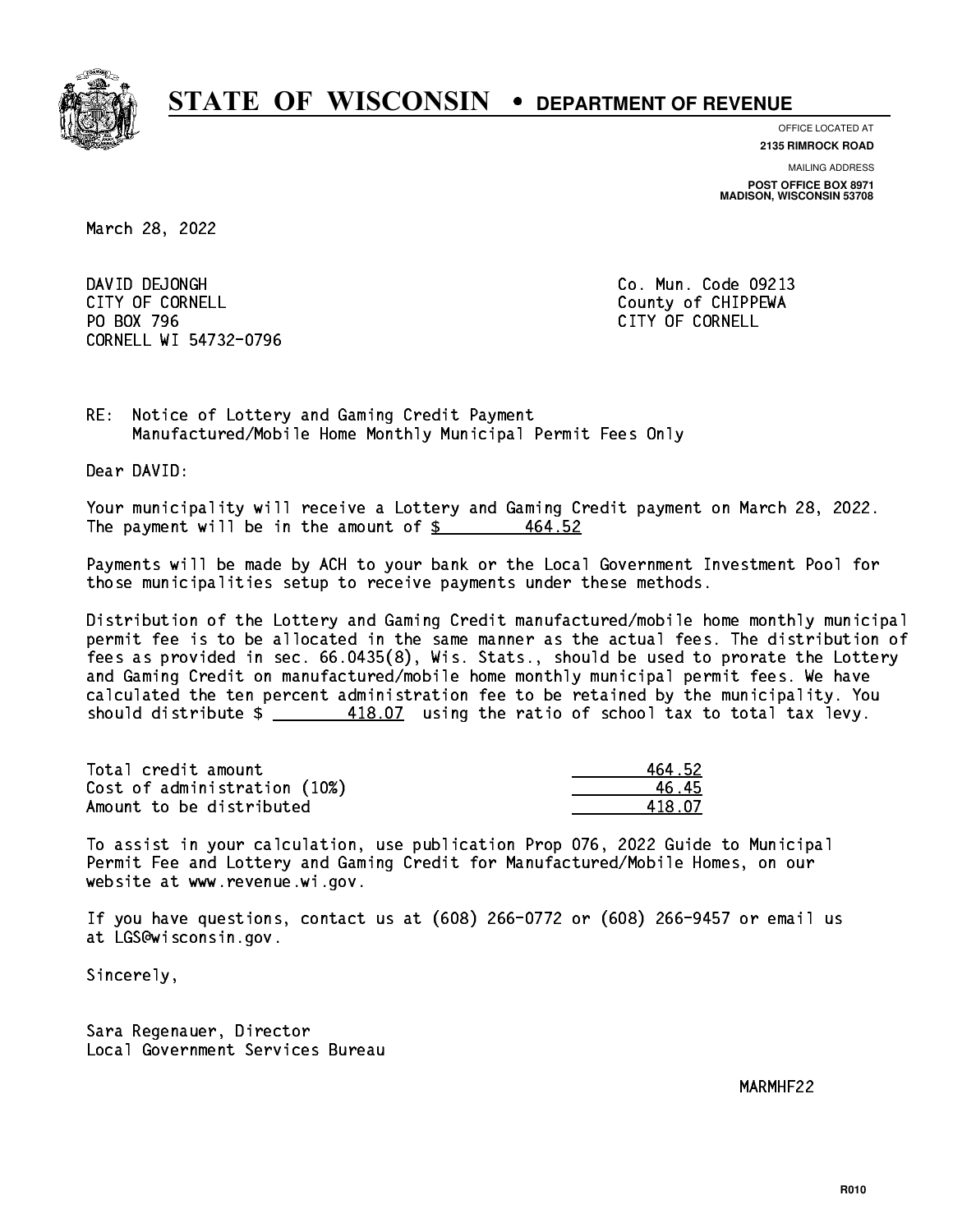# STATE OF WISCONSIN • DEPARTMENT OF REVENUE

OFFICE LOCATED AT
**2135 RIMROCK ROAD**

MAILING ADDRESS
**POST OFFICE BOX 8971**
**MADISON, WISCONSIN 53708**

March 28, 2022

DAVID DEJONGH
CITY OF CORNELL
PO BOX 796
CORNELL WI 54732-0796

Co. Mun. Code 09213
County of CHIPPEWA
CITY OF CORNELL

RE: Notice of Lottery and Gaming Credit Payment
Manufactured/Mobile Home Monthly Municipal Permit Fees Only

Dear DAVID:

Your municipality will receive a Lottery and Gaming Credit payment on March 28, 2022. The payment will be in the amount of $ 464.52

Payments will be made by ACH to your bank or the Local Government Investment Pool for those municipalities setup to receive payments under these methods.

Distribution of the Lottery and Gaming Credit manufactured/mobile home monthly municipal permit fee is to be allocated in the same manner as the actual fees. The distribution of fees as provided in sec. 66.0435(8), Wis. Stats., should be used to prorate the Lottery and Gaming Credit on manufactured/mobile home monthly municipal permit fees. We have calculated the ten percent administration fee to be retained by the municipality. You should distribute $ 418.07 using the ratio of school tax to total tax levy.

| | |
|---|---|
| Total credit amount | 464.52 |
| Cost of administration (10%) | 46.45 |
| Amount to be distributed | 418.07 |

To assist in your calculation, use publication Prop 076, 2022 Guide to Municipal Permit Fee and Lottery and Gaming Credit for Manufactured/Mobile Homes, on our website at www.revenue.wi.gov.

If you have questions, contact us at (608) 266-0772 or (608) 266-9457 or email us at LGS@wisconsin.gov.

Sincerely,

Sara Regenauer, Director
Local Government Services Bureau

MARMHF22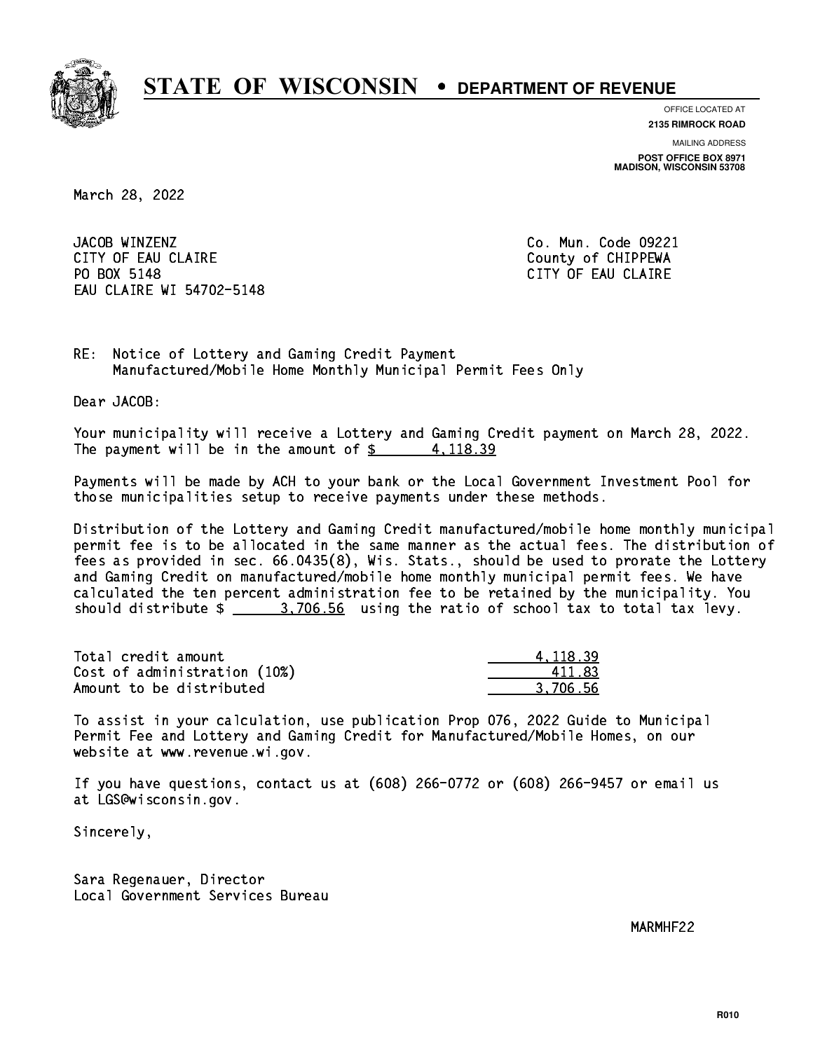# STATE OF WISCONSIN • DEPARTMENT OF REVENUE

OFFICE LOCATED AT
**2135 RIMROCK ROAD**

MAILING ADDRESS
**POST OFFICE BOX 8971**
**MADISON, WISCONSIN 53708**

March 28, 2022

JACOB WINZENZ
CITY OF EAU CLAIRE
PO BOX 5148
EAU CLAIRE WI 54702-5148

Co. Mun. Code 09221
County of CHIPPEWA
CITY OF EAU CLAIRE

RE: Notice of Lottery and Gaming Credit Payment
Manufactured/Mobile Home Monthly Municipal Permit Fees Only

Dear JACOB:

Your municipality will receive a Lottery and Gaming Credit payment on March 28, 2022. The payment will be in the amount of $ 4,118.39

Payments will be made by ACH to your bank or the Local Government Investment Pool for those municipalities setup to receive payments under these methods.

Distribution of the Lottery and Gaming Credit manufactured/mobile home monthly municipal permit fee is to be allocated in the same manner as the actual fees. The distribution of fees as provided in sec. 66.0435(8), Wis. Stats., should be used to prorate the Lottery and Gaming Credit on manufactured/mobile home monthly municipal permit fees. We have calculated the ten percent administration fee to be retained by the municipality. You should distribute $ 3,706.56 using the ratio of school tax to total tax levy.

| | |
|---|---|
| Total credit amount | 4,118.39 |
| Cost of administration (10%) | 411.83 |
| Amount to be distributed | 3,706.56 |

To assist in your calculation, use publication Prop 076, 2022 Guide to Municipal Permit Fee and Lottery and Gaming Credit for Manufactured/Mobile Homes, on our website at www.revenue.wi.gov.

If you have questions, contact us at (608) 266-0772 or (608) 266-9457 or email us at LGS@wisconsin.gov.

Sincerely,

Sara Regenauer, Director
Local Government Services Bureau

MARMHF22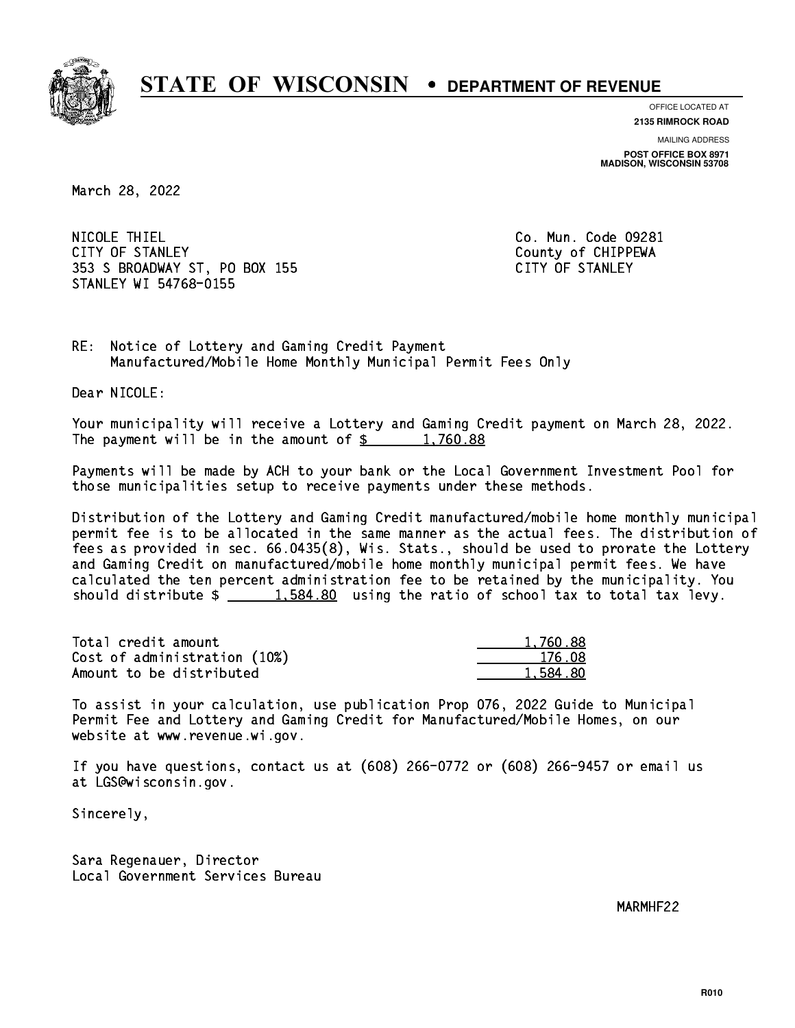# STATE OF WISCONSIN • DEPARTMENT OF REVENUE

OFFICE LOCATED AT
**2135 RIMROCK ROAD**

MAILING ADDRESS
**POST OFFICE BOX 8971**
**MADISON, WISCONSIN 53708**

March 28, 2022

NICOLE THIEL
CITY OF STANLEY
353 S BROADWAY ST, PO BOX 155
STANLEY WI 54768-0155

Co. Mun. Code 09281
County of CHIPPEWA
CITY OF STANLEY

RE: Notice of Lottery and Gaming Credit Payment
Manufactured/Mobile Home Monthly Municipal Permit Fees Only

Dear NICOLE:

Your municipality will receive a Lottery and Gaming Credit payment on March 28, 2022. The payment will be in the amount of $ 1,760.88

Payments will be made by ACH to your bank or the Local Government Investment Pool for those municipalities setup to receive payments under these methods.

Distribution of the Lottery and Gaming Credit manufactured/mobile home monthly municipal permit fee is to be allocated in the same manner as the actual fees. The distribution of fees as provided in sec. 66.0435(8), Wis. Stats., should be used to prorate the Lottery and Gaming Credit on manufactured/mobile home monthly municipal permit fees. We have calculated the ten percent administration fee to be retained by the municipality. You should distribute $ 1,584.80 using the ratio of school tax to total tax levy.

| | |
|---|---|
| Total credit amount | 1,760.88 |
| Cost of administration (10%) | 176.08 |
| Amount to be distributed | 1,584.80 |

To assist in your calculation, use publication Prop 076, 2022 Guide to Municipal Permit Fee and Lottery and Gaming Credit for Manufactured/Mobile Homes, on our website at www.revenue.wi.gov.

If you have questions, contact us at (608) 266-0772 or (608) 266-9457 or email us at LGS@wisconsin.gov.

Sincerely,

Sara Regenauer, Director
Local Government Services Bureau

MARMHF22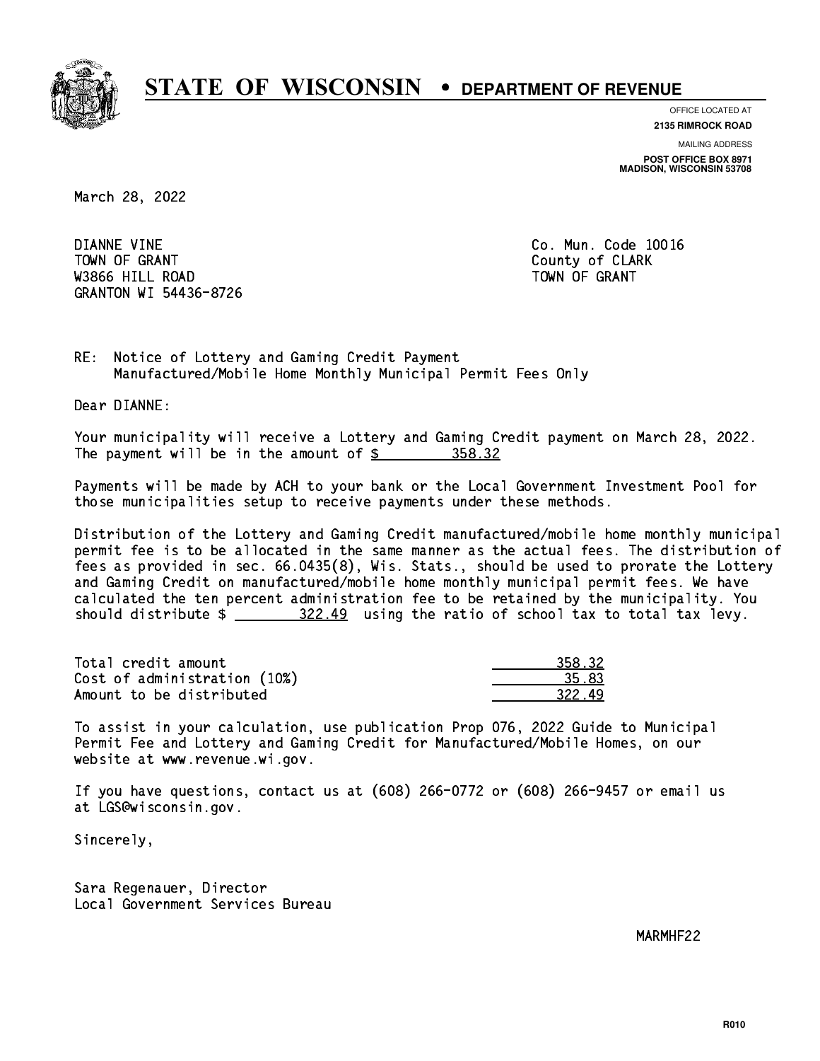# STATE OF WISCONSIN • DEPARTMENT OF REVENUE

OFFICE LOCATED AT
**2135 RIMROCK ROAD**

MAILING ADDRESS
**POST OFFICE BOX 8971**
**MADISON, WISCONSIN 53708**

March 28, 2022

DIANNE VINE
TOWN OF GRANT
W3866 HILL ROAD
GRANTON WI 54436-8726

Co. Mun. Code 10016
County of CLARK
TOWN OF GRANT

RE: Notice of Lottery and Gaming Credit Payment
Manufactured/Mobile Home Monthly Municipal Permit Fees Only

Dear DIANNE:

Your municipality will receive a Lottery and Gaming Credit payment on March 28, 2022. The payment will be in the amount of $ 358.32

Payments will be made by ACH to your bank or the Local Government Investment Pool for those municipalities setup to receive payments under these methods.

Distribution of the Lottery and Gaming Credit manufactured/mobile home monthly municipal permit fee is to be allocated in the same manner as the actual fees. The distribution of fees as provided in sec. 66.0435(8), Wis. Stats., should be used to prorate the Lottery and Gaming Credit on manufactured/mobile home monthly municipal permit fees. We have calculated the ten percent administration fee to be retained by the municipality. You should distribute $ 322.49 using the ratio of school tax to total tax levy.

| | |
|---|---|
| Total credit amount | 358.32 |
| Cost of administration (10%) | 35.83 |
| Amount to be distributed | 322.49 |

To assist in your calculation, use publication Prop 076, 2022 Guide to Municipal Permit Fee and Lottery and Gaming Credit for Manufactured/Mobile Homes, on our website at www.revenue.wi.gov.

If you have questions, contact us at (608) 266-0772 or (608) 266-9457 or email us at LGS@wisconsin.gov.

Sincerely,

Sara Regenauer, Director
Local Government Services Bureau

MARMHF22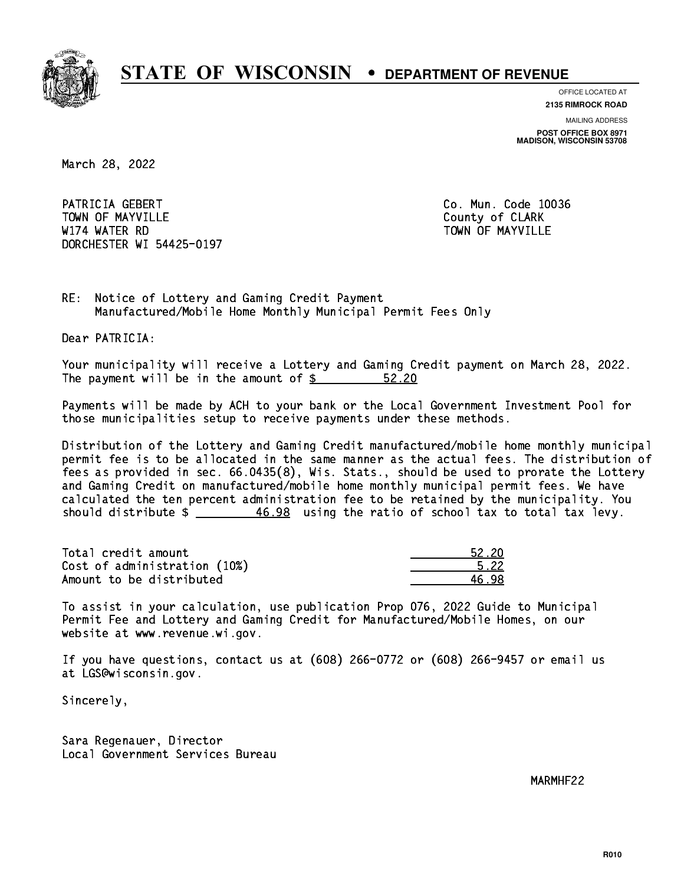# STATE OF WISCONSIN • DEPARTMENT OF REVENUE

OFFICE LOCATED AT
**2135 RIMROCK ROAD**

MAILING ADDRESS
**POST OFFICE BOX 8971**
**MADISON, WISCONSIN 53708**

March 28, 2022

PATRICIA GEBERT
TOWN OF MAYVILLE
W174 WATER RD
DORCHESTER WI 54425-0197

Co. Mun. Code 10036
County of CLARK
TOWN OF MAYVILLE

RE: Notice of Lottery and Gaming Credit Payment
Manufactured/Mobile Home Monthly Municipal Permit Fees Only

Dear PATRICIA:

Your municipality will receive a Lottery and Gaming Credit payment on March 28, 2022. The payment will be in the amount of $ 52.20

Payments will be made by ACH to your bank or the Local Government Investment Pool for those municipalities setup to receive payments under these methods.

Distribution of the Lottery and Gaming Credit manufactured/mobile home monthly municipal permit fee is to be allocated in the same manner as the actual fees. The distribution of fees as provided in sec. 66.0435(8), Wis. Stats., should be used to prorate the Lottery and Gaming Credit on manufactured/mobile home monthly municipal permit fees. We have calculated the ten percent administration fee to be retained by the municipality. You should distribute $ 46.98 using the ratio of school tax to total tax levy.

| | |
|---|---|
| Total credit amount | 52.20 |
| Cost of administration (10%) | 5.22 |
| Amount to be distributed | 46.98 |

To assist in your calculation, use publication Prop 076, 2022 Guide to Municipal Permit Fee and Lottery and Gaming Credit for Manufactured/Mobile Homes, on our website at www.revenue.wi.gov.

If you have questions, contact us at (608) 266-0772 or (608) 266-9457 or email us at LGS@wisconsin.gov.

Sincerely,

Sara Regenauer, Director
Local Government Services Bureau

MARMHF22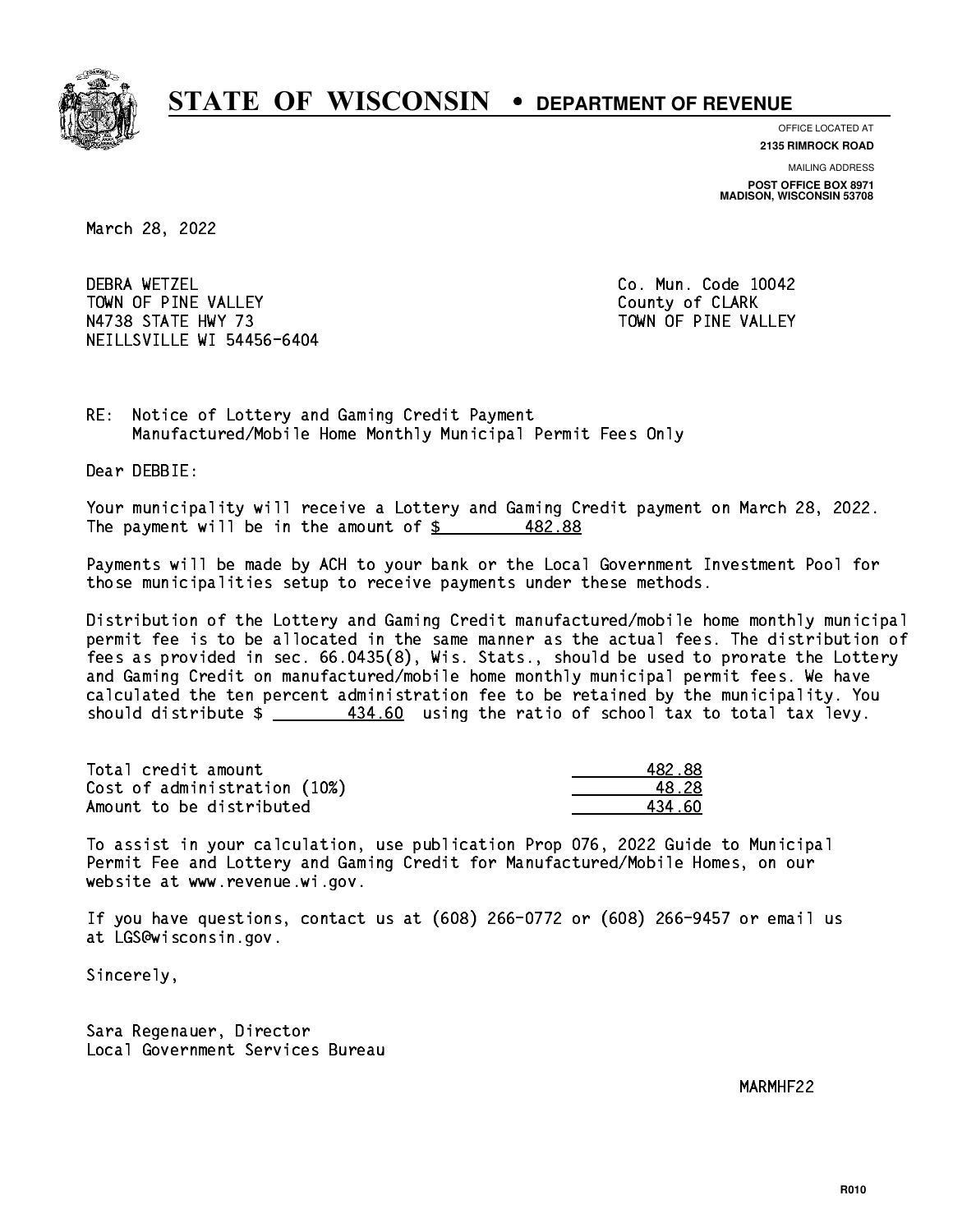# STATE OF WISCONSIN • DEPARTMENT OF REVENUE

OFFICE LOCATED AT
**2135 RIMROCK ROAD**

MAILING ADDRESS
**POST OFFICE BOX 8971**
**MADISON, WISCONSIN 53708**

March 28, 2022

DEBRA WETZEL
TOWN OF PINE VALLEY
N4738 STATE HWY 73
NEILLSVILLE WI 54456-6404

Co. Mun. Code 10042
County of CLARK
TOWN OF PINE VALLEY

RE: Notice of Lottery and Gaming Credit Payment
Manufactured/Mobile Home Monthly Municipal Permit Fees Only

Dear DEBBIE:

Your municipality will receive a Lottery and Gaming Credit payment on March 28, 2022. The payment will be in the amount of $ 482.88

Payments will be made by ACH to your bank or the Local Government Investment Pool for those municipalities setup to receive payments under these methods.

Distribution of the Lottery and Gaming Credit manufactured/mobile home monthly municipal permit fee is to be allocated in the same manner as the actual fees. The distribution of fees as provided in sec. 66.0435(8), Wis. Stats., should be used to prorate the Lottery and Gaming Credit on manufactured/mobile home monthly municipal permit fees. We have calculated the ten percent administration fee to be retained by the municipality. You should distribute $ 434.60 using the ratio of school tax to total tax levy.

| | |
|---|---|
| Total credit amount | 482.88 |
| Cost of administration (10%) | 48.28 |
| Amount to be distributed | 434.60 |

To assist in your calculation, use publication Prop 076, 2022 Guide to Municipal Permit Fee and Lottery and Gaming Credit for Manufactured/Mobile Homes, on our website at www.revenue.wi.gov.

If you have questions, contact us at (608) 266-0772 or (608) 266-9457 or email us at LGS@wisconsin.gov.

Sincerely,

Sara Regenauer, Director
Local Government Services Bureau

MARMHF22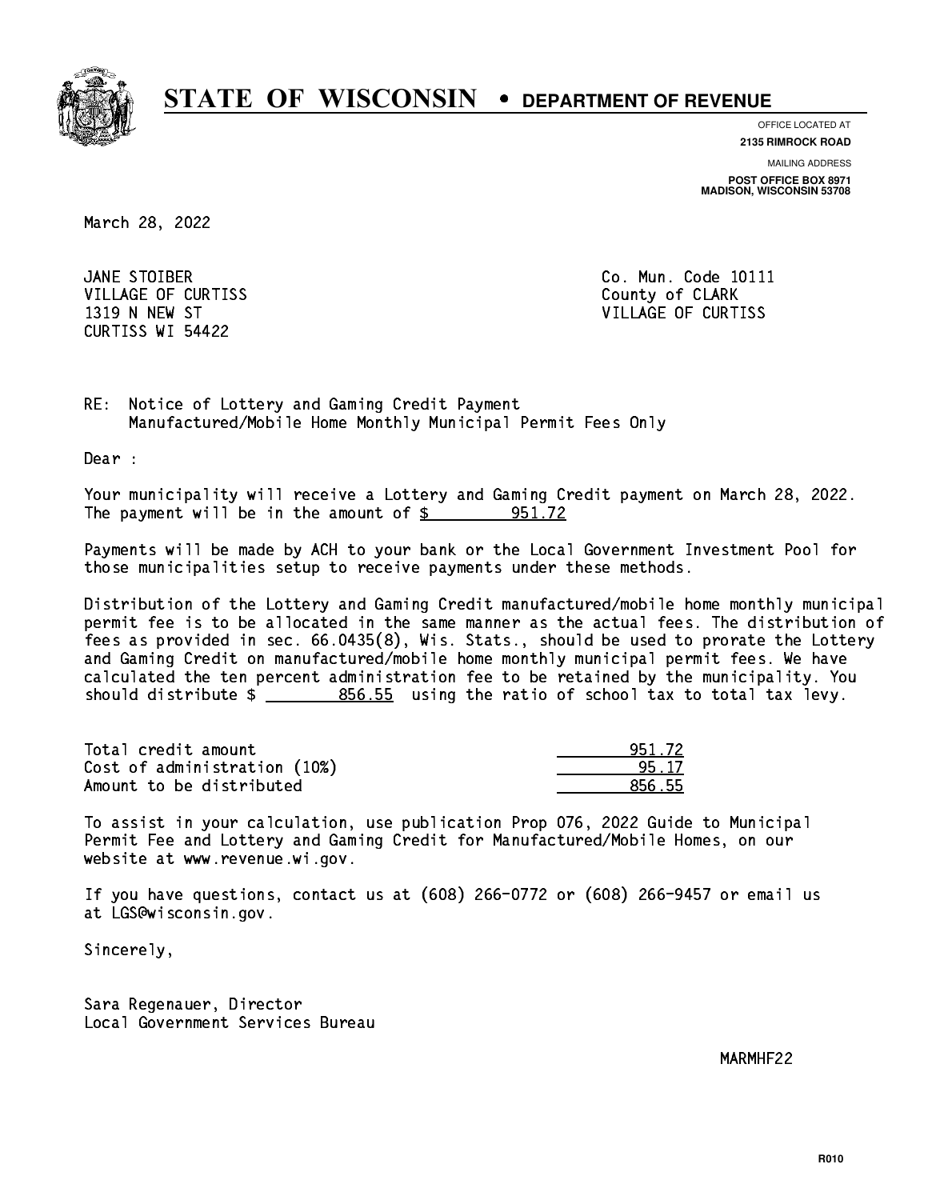# STATE OF WISCONSIN • DEPARTMENT OF REVENUE

OFFICE LOCATED AT
**2135 RIMROCK ROAD**

MAILING ADDRESS
**POST OFFICE BOX 8971**
**MADISON, WISCONSIN 53708**

March 28, 2022

JANE STOIBER
VILLAGE OF CURTISS
1319 N NEW ST
CURTISS WI 54422

Co. Mun. Code 10111
County of CLARK
VILLAGE OF CURTISS

RE: Notice of Lottery and Gaming Credit Payment
Manufactured/Mobile Home Monthly Municipal Permit Fees Only

Dear :

Your municipality will receive a Lottery and Gaming Credit payment on March 28, 2022. The payment will be in the amount of $ 951.72

Payments will be made by ACH to your bank or the Local Government Investment Pool for those municipalities setup to receive payments under these methods.

Distribution of the Lottery and Gaming Credit manufactured/mobile home monthly municipal permit fee is to be allocated in the same manner as the actual fees. The distribution of fees as provided in sec. 66.0435(8), Wis. Stats., should be used to prorate the Lottery and Gaming Credit on manufactured/mobile home monthly municipal permit fees. We have calculated the ten percent administration fee to be retained by the municipality. You should distribute $ 856.55 using the ratio of school tax to total tax levy.

| | |
|---|---|
| Total credit amount | 951.72 |
| Cost of administration (10%) | 95.17 |
| Amount to be distributed | 856.55 |

To assist in your calculation, use publication Prop 076, 2022 Guide to Municipal Permit Fee and Lottery and Gaming Credit for Manufactured/Mobile Homes, on our website at www.revenue.wi.gov.

If you have questions, contact us at (608) 266-0772 or (608) 266-9457 or email us at LGS@wisconsin.gov.

Sincerely,

Sara Regenauer, Director
Local Government Services Bureau

MARMHF22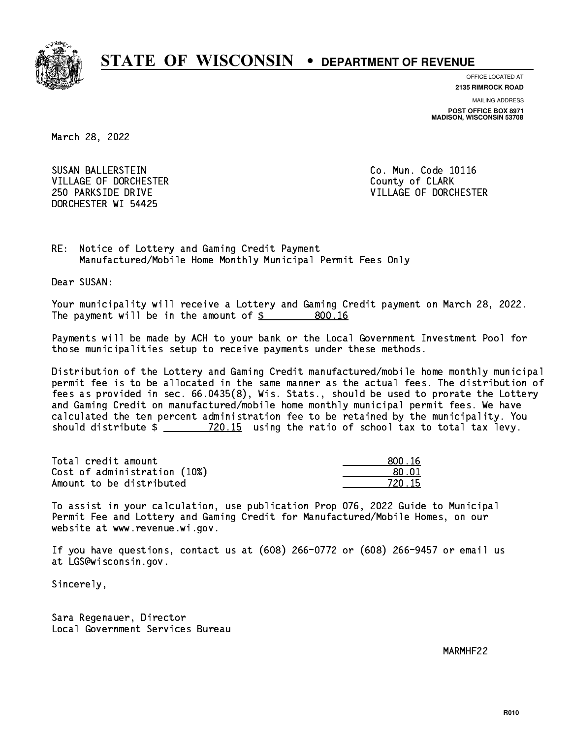# STATE OF WISCONSIN • DEPARTMENT OF REVENUE

OFFICE LOCATED AT
**2135 RIMROCK ROAD**

MAILING ADDRESS
**POST OFFICE BOX 8971**
**MADISON, WISCONSIN 53708**

March 28, 2022

SUSAN BALLERSTEIN
VILLAGE OF DORCHESTER
250 PARKSIDE DRIVE
DORCHESTER WI 54425

Co. Mun. Code 10116
County of CLARK
VILLAGE OF DORCHESTER

RE: Notice of Lottery and Gaming Credit Payment
Manufactured/Mobile Home Monthly Municipal Permit Fees Only

Dear SUSAN:

Your municipality will receive a Lottery and Gaming Credit payment on March 28, 2022. The payment will be in the amount of $ 800.16

Payments will be made by ACH to your bank or the Local Government Investment Pool for those municipalities setup to receive payments under these methods.

Distribution of the Lottery and Gaming Credit manufactured/mobile home monthly municipal permit fee is to be allocated in the same manner as the actual fees. The distribution of fees as provided in sec. 66.0435(8), Wis. Stats., should be used to prorate the Lottery and Gaming Credit on manufactured/mobile home monthly municipal permit fees. We have calculated the ten percent administration fee to be retained by the municipality. You should distribute $ 720.15 using the ratio of school tax to total tax levy.

| | |
|---|---|
| Total credit amount | 800.16 |
| Cost of administration (10%) | 80.01 |
| Amount to be distributed | 720.15 |

To assist in your calculation, use publication Prop 076, 2022 Guide to Municipal Permit Fee and Lottery and Gaming Credit for Manufactured/Mobile Homes, on our website at www.revenue.wi.gov.

If you have questions, contact us at (608) 266-0772 or (608) 266-9457 or email us at LGS@wisconsin.gov.

Sincerely,

Sara Regenauer, Director
Local Government Services Bureau

MARMHF22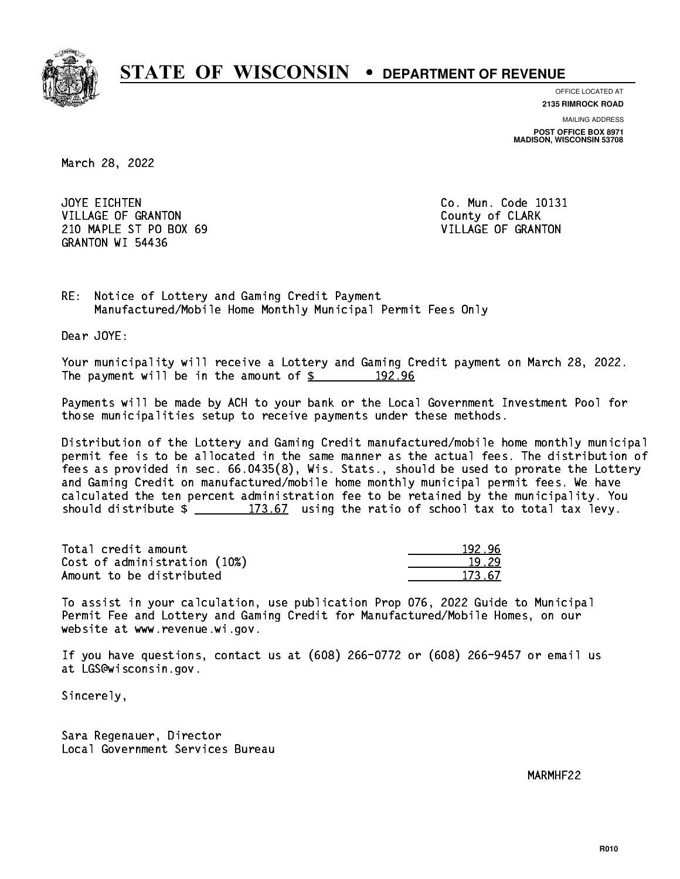# STATE OF WISCONSIN • DEPARTMENT OF REVENUE

OFFICE LOCATED AT
**2135 RIMROCK ROAD**

MAILING ADDRESS
**POST OFFICE BOX 8971**
**MADISON, WISCONSIN 53708**

March 28, 2022

JOYE EICHTEN
VILLAGE OF GRANTON
210 MAPLE ST PO BOX 69
GRANTON WI 54436

Co. Mun. Code 10131
County of CLARK
VILLAGE OF GRANTON

RE: Notice of Lottery and Gaming Credit Payment
Manufactured/Mobile Home Monthly Municipal Permit Fees Only

Dear JOYE:

Your municipality will receive a Lottery and Gaming Credit payment on March 28, 2022. The payment will be in the amount of $ 192.96

Payments will be made by ACH to your bank or the Local Government Investment Pool for those municipalities setup to receive payments under these methods.

Distribution of the Lottery and Gaming Credit manufactured/mobile home monthly municipal permit fee is to be allocated in the same manner as the actual fees. The distribution of fees as provided in sec. 66.0435(8), Wis. Stats., should be used to prorate the Lottery and Gaming Credit on manufactured/mobile home monthly municipal permit fees. We have calculated the ten percent administration fee to be retained by the municipality. You should distribute $ 173.67 using the ratio of school tax to total tax levy.

| | |
|---|---|
| Total credit amount | 192.96 |
| Cost of administration (10%) | 19.29 |
| Amount to be distributed | 173.67 |

To assist in your calculation, use publication Prop 076, 2022 Guide to Municipal Permit Fee and Lottery and Gaming Credit for Manufactured/Mobile Homes, on our website at www.revenue.wi.gov.

If you have questions, contact us at (608) 266-0772 or (608) 266-9457 or email us at LGS@wisconsin.gov.

Sincerely,

Sara Regenauer, Director
Local Government Services Bureau

MARMHF22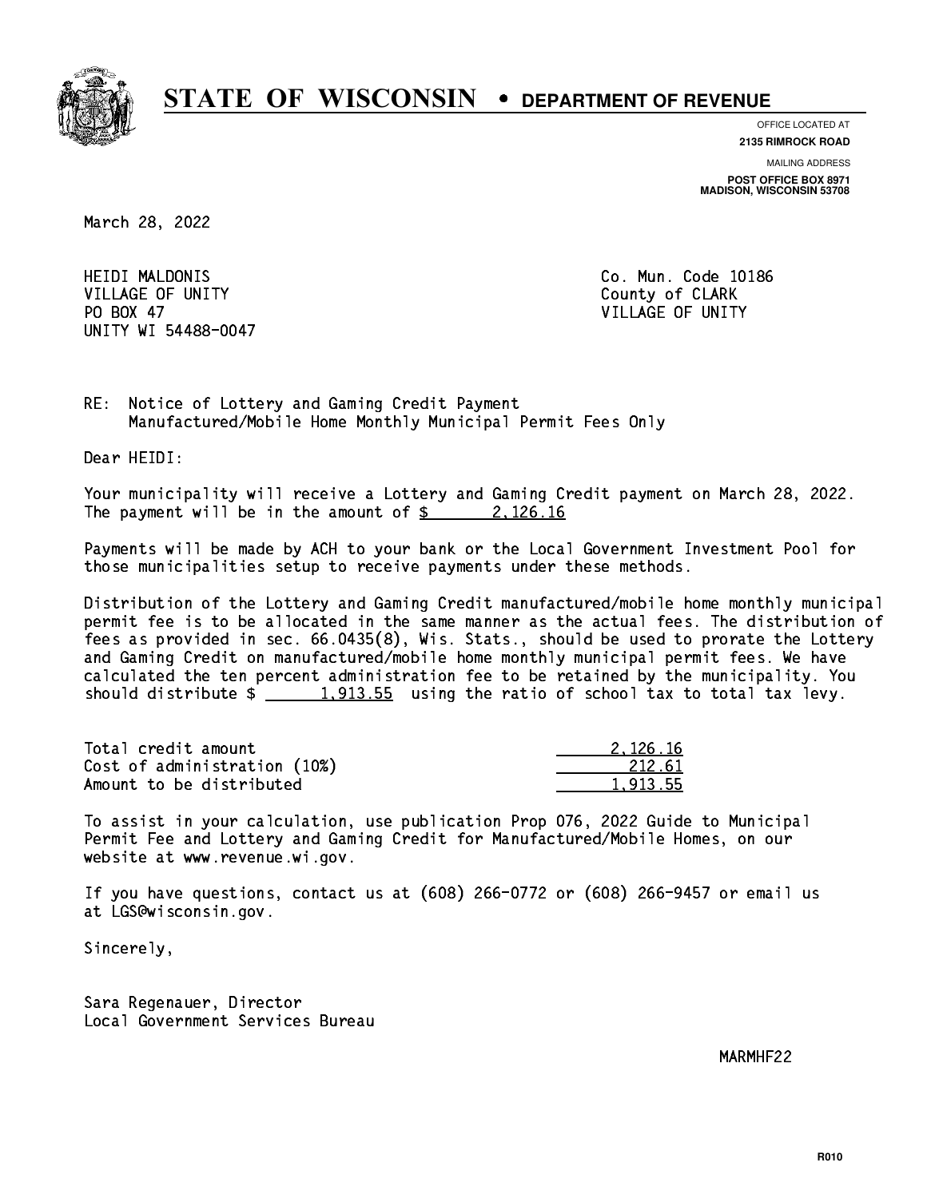# STATE OF WISCONSIN • DEPARTMENT OF REVENUE

OFFICE LOCATED AT
**2135 RIMROCK ROAD**

MAILING ADDRESS
**POST OFFICE BOX 8971**
**MADISON, WISCONSIN 53708**

March 28, 2022

HEIDI MALDONIS
VILLAGE OF UNITY
PO BOX 47
UNITY WI 54488-0047

Co. Mun. Code 10186
County of CLARK
VILLAGE OF UNITY

RE: Notice of Lottery and Gaming Credit Payment
Manufactured/Mobile Home Monthly Municipal Permit Fees Only

Dear HEIDI:

Your municipality will receive a Lottery and Gaming Credit payment on March 28, 2022. The payment will be in the amount of $ 2,126.16

Payments will be made by ACH to your bank or the Local Government Investment Pool for those municipalities setup to receive payments under these methods.

Distribution of the Lottery and Gaming Credit manufactured/mobile home monthly municipal permit fee is to be allocated in the same manner as the actual fees. The distribution of fees as provided in sec. 66.0435(8), Wis. Stats., should be used to prorate the Lottery and Gaming Credit on manufactured/mobile home monthly municipal permit fees. We have calculated the ten percent administration fee to be retained by the municipality. You should distribute $ 1,913.55 using the ratio of school tax to total tax levy.

| | |
|---|---|
| Total credit amount | 2,126.16 |
| Cost of administration (10%) | 212.61 |
| Amount to be distributed | 1,913.55 |

To assist in your calculation, use publication Prop 076, 2022 Guide to Municipal Permit Fee and Lottery and Gaming Credit for Manufactured/Mobile Homes, on our website at www.revenue.wi.gov.

If you have questions, contact us at (608) 266-0772 or (608) 266-9457 or email us at LGS@wisconsin.gov.

Sincerely,

Sara Regenauer, Director
Local Government Services Bureau

MARMHF22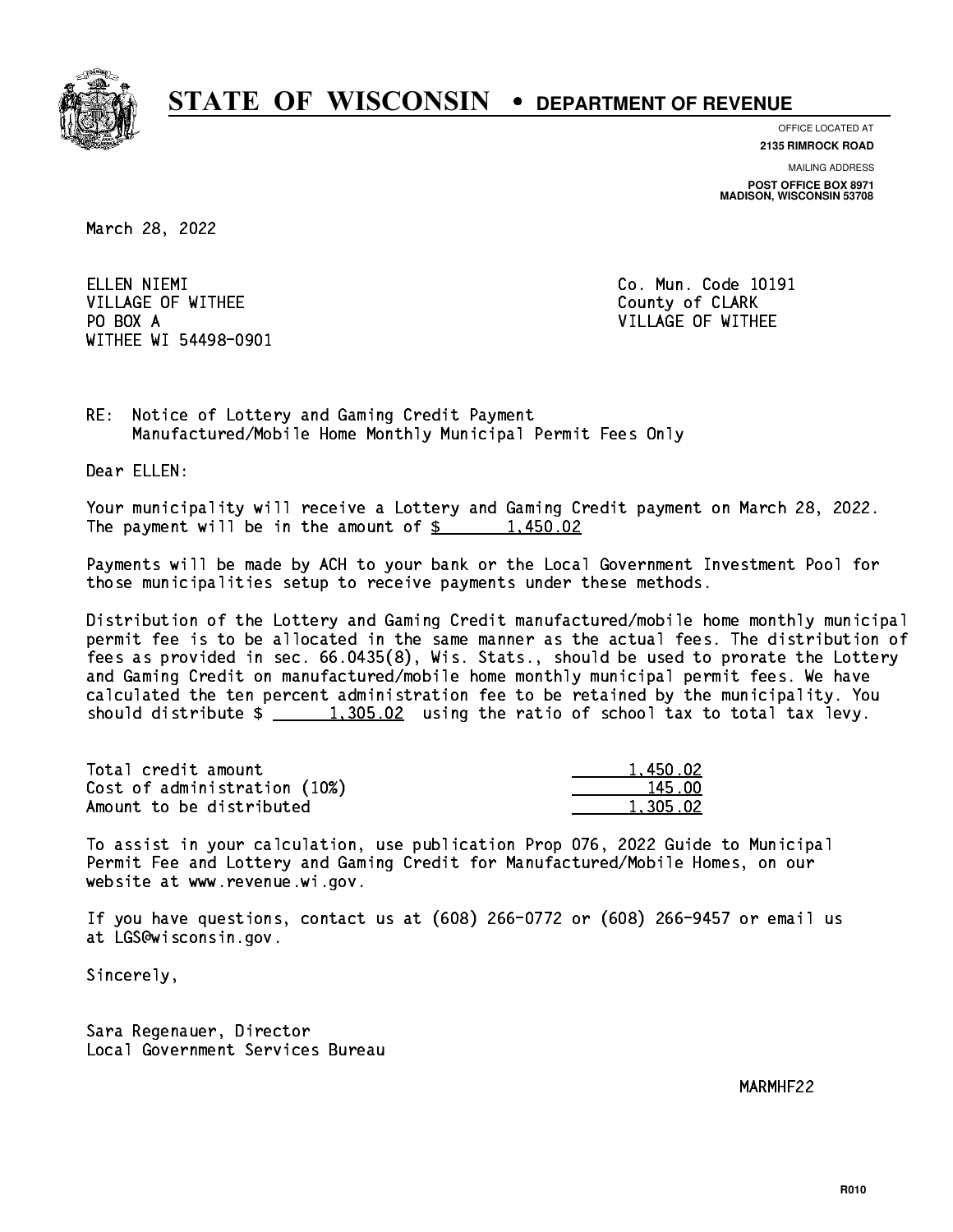# STATE OF WISCONSIN • DEPARTMENT OF REVENUE

OFFICE LOCATED AT
**2135 RIMROCK ROAD**

MAILING ADDRESS
**POST OFFICE BOX 8971**
**MADISON, WISCONSIN 53708**

March 28, 2022

ELLEN NIEMI
VILLAGE OF WITHEE
PO BOX A
WITHEE WI 54498-0901

Co. Mun. Code 10191
County of CLARK
VILLAGE OF WITHEE

RE: Notice of Lottery and Gaming Credit Payment
Manufactured/Mobile Home Monthly Municipal Permit Fees Only

Dear ELLEN:

Your municipality will receive a Lottery and Gaming Credit payment on March 28, 2022. The payment will be in the amount of $ 1,450.02

Payments will be made by ACH to your bank or the Local Government Investment Pool for those municipalities setup to receive payments under these methods.

Distribution of the Lottery and Gaming Credit manufactured/mobile home monthly municipal permit fee is to be allocated in the same manner as the actual fees. The distribution of fees as provided in sec. 66.0435(8), Wis. Stats., should be used to prorate the Lottery and Gaming Credit on manufactured/mobile home monthly municipal permit fees. We have calculated the ten percent administration fee to be retained by the municipality. You should distribute $ 1,305.02 using the ratio of school tax to total tax levy.

| | |
|---|---|
| Total credit amount | 1,450.02 |
| Cost of administration (10%) | 145.00 |
| Amount to be distributed | 1,305.02 |

To assist in your calculation, use publication Prop 076, 2022 Guide to Municipal Permit Fee and Lottery and Gaming Credit for Manufactured/Mobile Homes, on our website at www.revenue.wi.gov.

If you have questions, contact us at (608) 266-0772 or (608) 266-9457 or email us at LGS@wisconsin.gov.

Sincerely,

Sara Regenauer, Director
Local Government Services Bureau

MARMHF22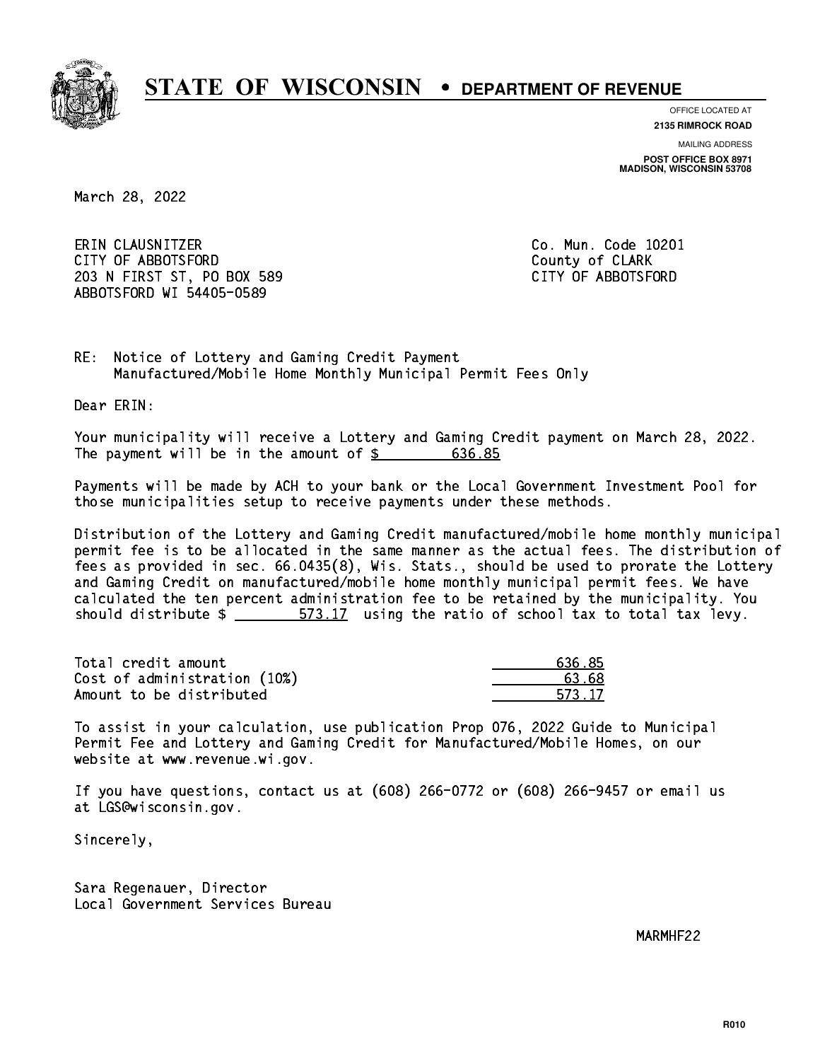# STATE OF WISCONSIN • DEPARTMENT OF REVENUE

OFFICE LOCATED AT
**2135 RIMROCK ROAD**

MAILING ADDRESS
**POST OFFICE BOX 8971**
**MADISON, WISCONSIN 53708**

March 28, 2022

ERIN CLAUSNITZER
CITY OF ABBOTSFORD
203 N FIRST ST, PO BOX 589
ABBOTSFORD WI 54405-0589

Co. Mun. Code 10201
County of CLARK
CITY OF ABBOTSFORD

RE: Notice of Lottery and Gaming Credit Payment
Manufactured/Mobile Home Monthly Municipal Permit Fees Only

Dear ERIN:

Your municipality will receive a Lottery and Gaming Credit payment on March 28, 2022. The payment will be in the amount of $ 636.85

Payments will be made by ACH to your bank or the Local Government Investment Pool for those municipalities setup to receive payments under these methods.

Distribution of the Lottery and Gaming Credit manufactured/mobile home monthly municipal permit fee is to be allocated in the same manner as the actual fees. The distribution of fees as provided in sec. 66.0435(8), Wis. Stats., should be used to prorate the Lottery and Gaming Credit on manufactured/mobile home monthly municipal permit fees. We have calculated the ten percent administration fee to be retained by the municipality. You should distribute $ 573.17 using the ratio of school tax to total tax levy.

| | |
|---|---|
| Total credit amount | 636.85 |
| Cost of administration (10%) | 63.68 |
| Amount to be distributed | 573.17 |

To assist in your calculation, use publication Prop 076, 2022 Guide to Municipal Permit Fee and Lottery and Gaming Credit for Manufactured/Mobile Homes, on our website at www.revenue.wi.gov.

If you have questions, contact us at (608) 266-0772 or (608) 266-9457 or email us at LGS@wisconsin.gov.

Sincerely,

Sara Regenauer, Director
Local Government Services Bureau

MARMHF22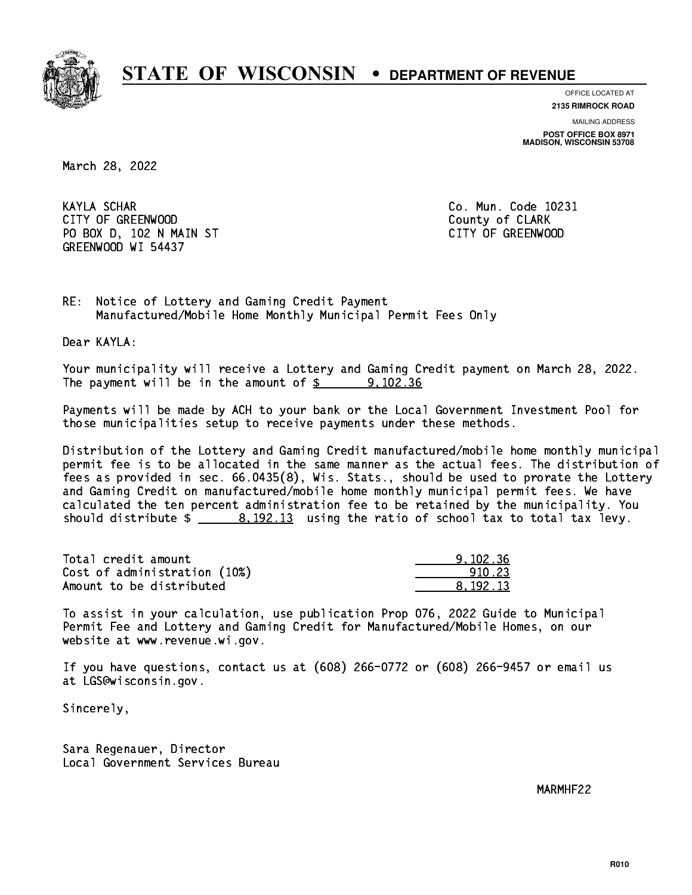# STATE OF WISCONSIN • DEPARTMENT OF REVENUE

OFFICE LOCATED AT
**2135 RIMROCK ROAD**

MAILING ADDRESS
**POST OFFICE BOX 8971**
**MADISON, WISCONSIN 53708**

March 28, 2022

KAYLA SCHAR
CITY OF GREENWOOD
PO BOX D, 102 N MAIN ST
GREENWOOD WI 54437

Co. Mun. Code 10231
County of CLARK
CITY OF GREENWOOD

RE: Notice of Lottery and Gaming Credit Payment
Manufactured/Mobile Home Monthly Municipal Permit Fees Only

Dear KAYLA:

Your municipality will receive a Lottery and Gaming Credit payment on March 28, 2022. The payment will be in the amount of $ 9,102.36

Payments will be made by ACH to your bank or the Local Government Investment Pool for those municipalities setup to receive payments under these methods.

Distribution of the Lottery and Gaming Credit manufactured/mobile home monthly municipal permit fee is to be allocated in the same manner as the actual fees. The distribution of fees as provided in sec. 66.0435(8), Wis. Stats., should be used to prorate the Lottery and Gaming Credit on manufactured/mobile home monthly municipal permit fees. We have calculated the ten percent administration fee to be retained by the municipality. You should distribute $ 8,192.13 using the ratio of school tax to total tax levy.

| | |
|---|---|
| Total credit amount | 9,102.36 |
| Cost of administration (10%) | 910.23 |
| Amount to be distributed | 8,192.13 |

To assist in your calculation, use publication Prop 076, 2022 Guide to Municipal Permit Fee and Lottery and Gaming Credit for Manufactured/Mobile Homes, on our website at www.revenue.wi.gov.

If you have questions, contact us at (608) 266-0772 or (608) 266-9457 or email us at LGS@wisconsin.gov.

Sincerely,

Sara Regenauer, Director
Local Government Services Bureau

MARMHF22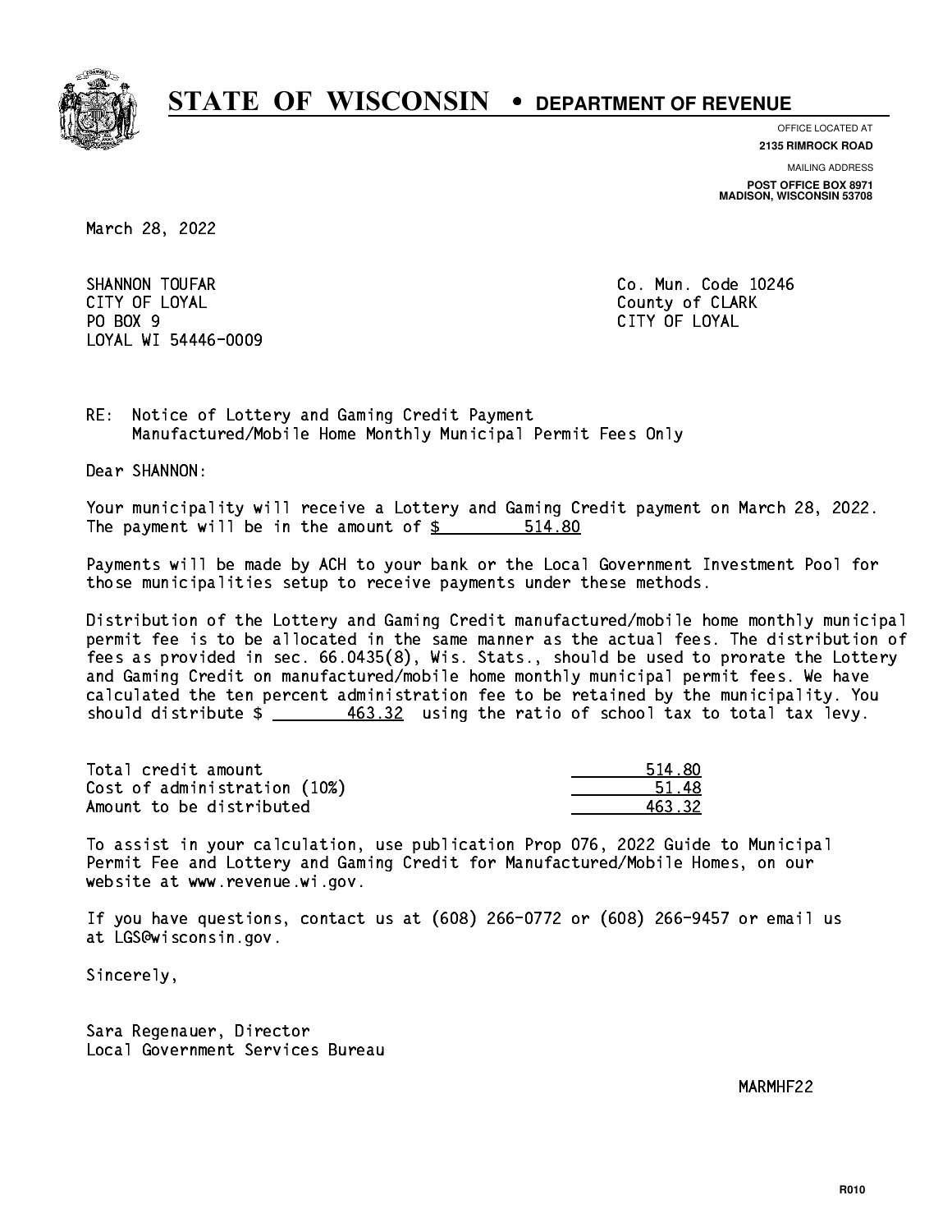# STATE OF WISCONSIN • DEPARTMENT OF REVENUE

OFFICE LOCATED AT
**2135 RIMROCK ROAD**

MAILING ADDRESS
**POST OFFICE BOX 8971**
**MADISON, WISCONSIN 53708**

March 28, 2022

SHANNON TOUFAR
CITY OF LOYAL
PO BOX 9
LOYAL WI 54446-0009

Co. Mun. Code 10246
County of CLARK
CITY OF LOYAL

RE: Notice of Lottery and Gaming Credit Payment
Manufactured/Mobile Home Monthly Municipal Permit Fees Only

Dear SHANNON:

Your municipality will receive a Lottery and Gaming Credit payment on March 28, 2022. The payment will be in the amount of $ 514.80

Payments will be made by ACH to your bank or the Local Government Investment Pool for those municipalities setup to receive payments under these methods.

Distribution of the Lottery and Gaming Credit manufactured/mobile home monthly municipal permit fee is to be allocated in the same manner as the actual fees. The distribution of fees as provided in sec. 66.0435(8), Wis. Stats., should be used to prorate the Lottery and Gaming Credit on manufactured/mobile home monthly municipal permit fees. We have calculated the ten percent administration fee to be retained by the municipality. You should distribute $ 463.32 using the ratio of school tax to total tax levy.

| | |
|---|---|
| Total credit amount | 514.80 |
| Cost of administration (10%) | 51.48 |
| Amount to be distributed | 463.32 |

To assist in your calculation, use publication Prop 076, 2022 Guide to Municipal Permit Fee and Lottery and Gaming Credit for Manufactured/Mobile Homes, on our website at www.revenue.wi.gov.

If you have questions, contact us at (608) 266-0772 or (608) 266-9457 or email us at LGS@wisconsin.gov.

Sincerely,

Sara Regenauer, Director
Local Government Services Bureau

MARMHF22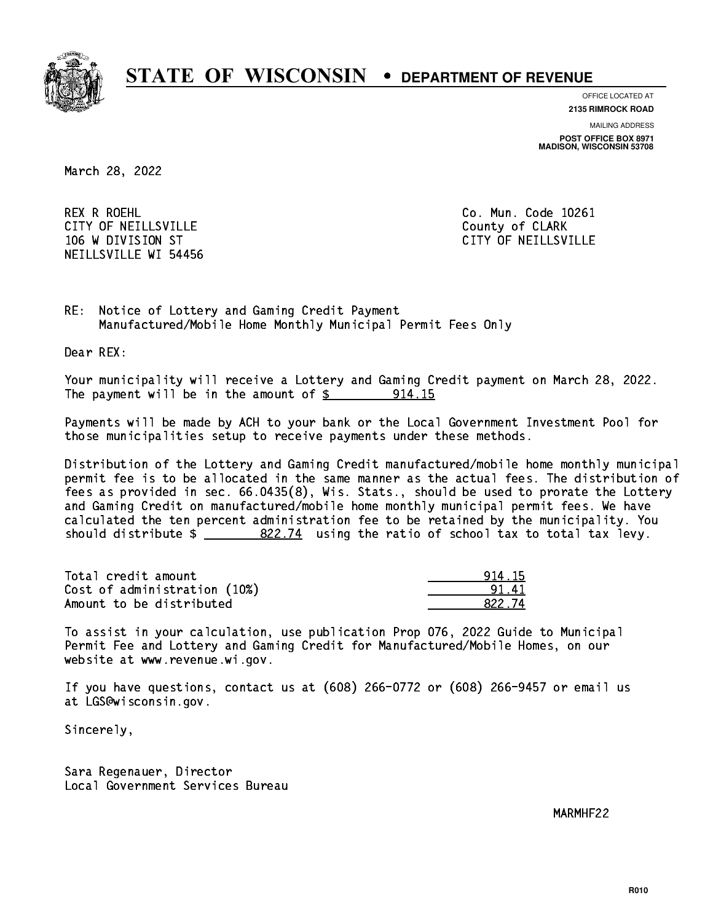# STATE OF WISCONSIN • DEPARTMENT OF REVENUE

OFFICE LOCATED AT
**2135 RIMROCK ROAD**

MAILING ADDRESS
**POST OFFICE BOX 8971**
**MADISON, WISCONSIN 53708**

March 28, 2022

REX R ROEHL
CITY OF NEILLSVILLE
106 W DIVISION ST
NEILLSVILLE WI 54456

Co. Mun. Code 10261
County of CLARK
CITY OF NEILLSVILLE

RE: Notice of Lottery and Gaming Credit Payment
Manufactured/Mobile Home Monthly Municipal Permit Fees Only

Dear REX:

Your municipality will receive a Lottery and Gaming Credit payment on March 28, 2022. The payment will be in the amount of $ 914.15

Payments will be made by ACH to your bank or the Local Government Investment Pool for those municipalities setup to receive payments under these methods.

Distribution of the Lottery and Gaming Credit manufactured/mobile home monthly municipal permit fee is to be allocated in the same manner as the actual fees. The distribution of fees as provided in sec. 66.0435(8), Wis. Stats., should be used to prorate the Lottery and Gaming Credit on manufactured/mobile home monthly municipal permit fees. We have calculated the ten percent administration fee to be retained by the municipality. You should distribute $ 822.74 using the ratio of school tax to total tax levy.

| | |
|---|---|
| Total credit amount | 914.15 |
| Cost of administration (10%) | 91.41 |
| Amount to be distributed | 822.74 |

To assist in your calculation, use publication Prop 076, 2022 Guide to Municipal Permit Fee and Lottery and Gaming Credit for Manufactured/Mobile Homes, on our website at www.revenue.wi.gov.

If you have questions, contact us at (608) 266-0772 or (608) 266-9457 or email us at LGS@wisconsin.gov.

Sincerely,

Sara Regenauer, Director
Local Government Services Bureau

MARMHF22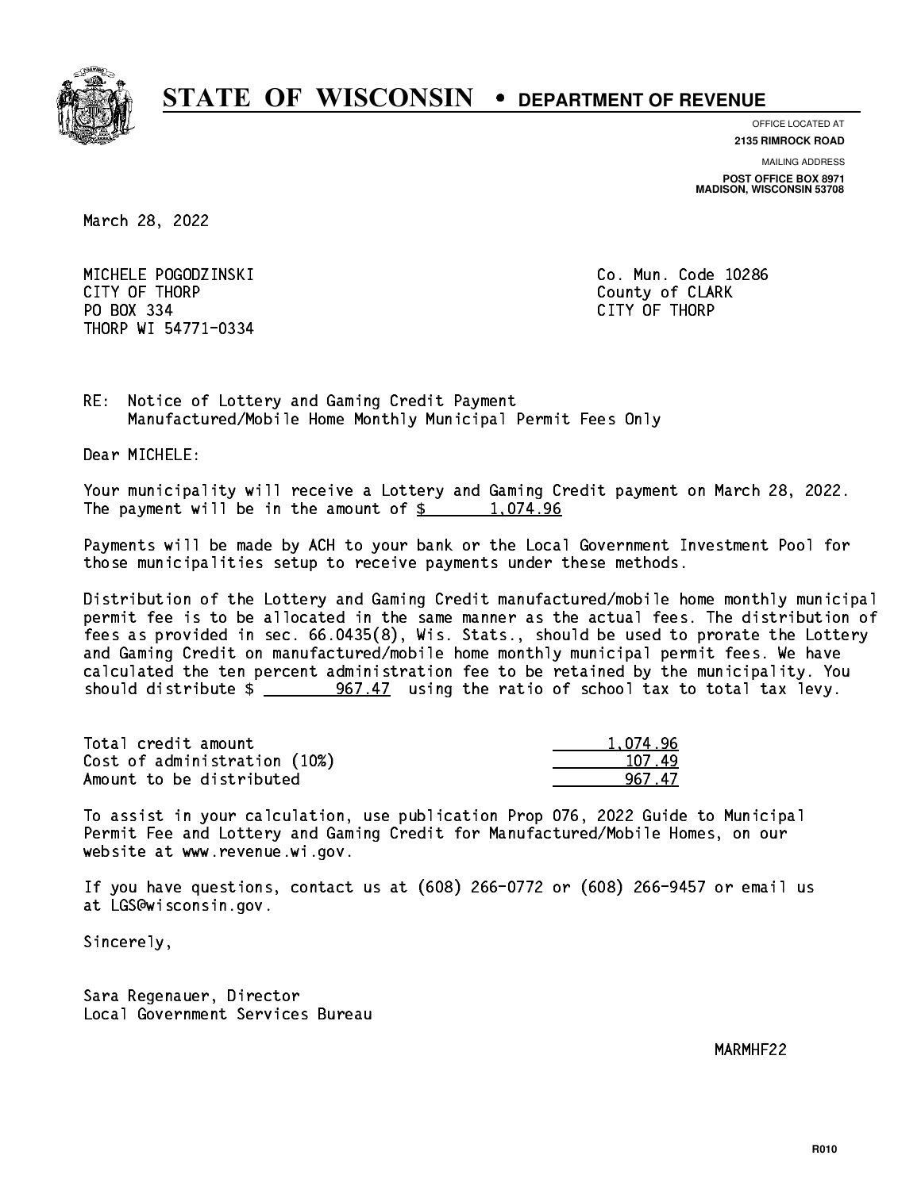# STATE OF WISCONSIN • DEPARTMENT OF REVENUE

OFFICE LOCATED AT
**2135 RIMROCK ROAD**

MAILING ADDRESS
**POST OFFICE BOX 8971**
**MADISON, WISCONSIN 53708**

March 28, 2022

MICHELE POGODZINSKI
CITY OF THORP
PO BOX 334
THORP WI 54771-0334

Co. Mun. Code 10286
County of CLARK
CITY OF THORP

RE: Notice of Lottery and Gaming Credit Payment
Manufactured/Mobile Home Monthly Municipal Permit Fees Only

Dear MICHELE:

Your municipality will receive a Lottery and Gaming Credit payment on March 28, 2022. The payment will be in the amount of $ 1,074.96

Payments will be made by ACH to your bank or the Local Government Investment Pool for those municipalities setup to receive payments under these methods.

Distribution of the Lottery and Gaming Credit manufactured/mobile home monthly municipal permit fee is to be allocated in the same manner as the actual fees. The distribution of fees as provided in sec. 66.0435(8), Wis. Stats., should be used to prorate the Lottery and Gaming Credit on manufactured/mobile home monthly municipal permit fees. We have calculated the ten percent administration fee to be retained by the municipality. You should distribute $ 967.47 using the ratio of school tax to total tax levy.

| | |
|---|---|
| Total credit amount | 1,074.96 |
| Cost of administration (10%) | 107.49 |
| Amount to be distributed | 967.47 |

To assist in your calculation, use publication Prop 076, 2022 Guide to Municipal Permit Fee and Lottery and Gaming Credit for Manufactured/Mobile Homes, on our website at www.revenue.wi.gov.

If you have questions, contact us at (608) 266-0772 or (608) 266-9457 or email us at LGS@wisconsin.gov.

Sincerely,

Sara Regenauer, Director
Local Government Services Bureau

MARMHF22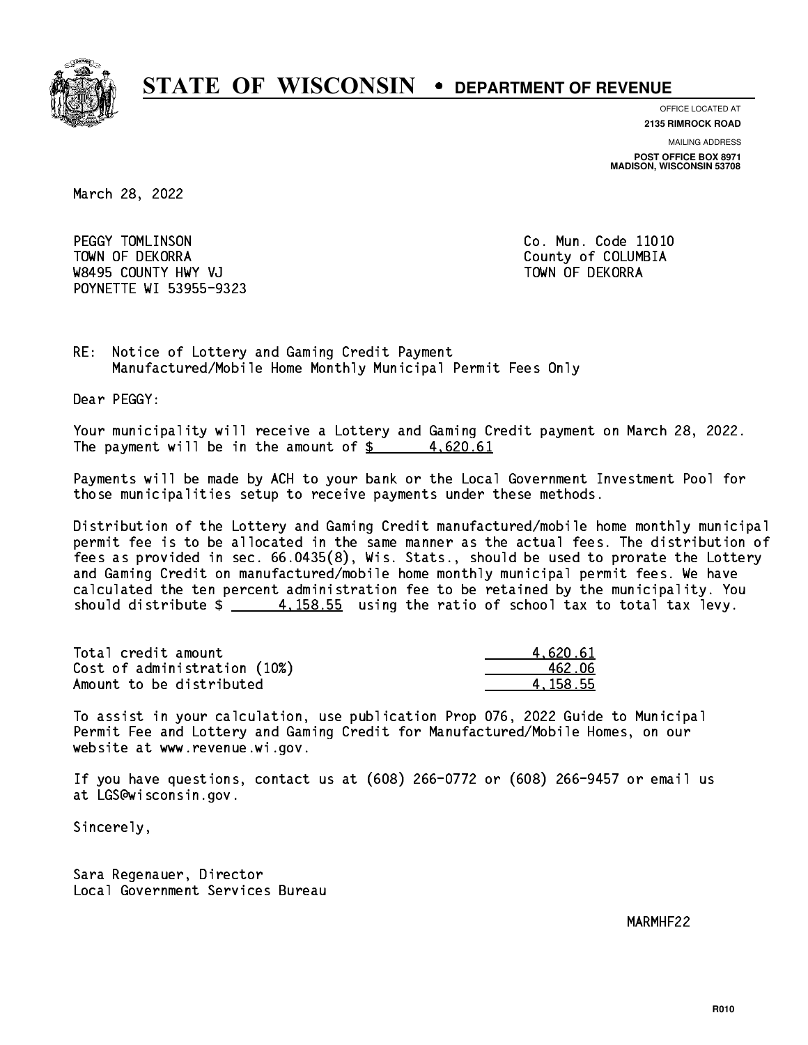# STATE OF WISCONSIN • DEPARTMENT OF REVENUE

OFFICE LOCATED AT
**2135 RIMROCK ROAD**

MAILING ADDRESS
**POST OFFICE BOX 8971**
**MADISON, WISCONSIN 53708**

March 28, 2022

PEGGY TOMLINSON
TOWN OF DEKORRA
W8495 COUNTY HWY VJ
POYNETTE WI 53955-9323

Co. Mun. Code 11010
County of COLUMBIA
TOWN OF DEKORRA

RE: Notice of Lottery and Gaming Credit Payment
Manufactured/Mobile Home Monthly Municipal Permit Fees Only

Dear PEGGY:

Your municipality will receive a Lottery and Gaming Credit payment on March 28, 2022. The payment will be in the amount of $ 4,620.61

Payments will be made by ACH to your bank or the Local Government Investment Pool for those municipalities setup to receive payments under these methods.

Distribution of the Lottery and Gaming Credit manufactured/mobile home monthly municipal permit fee is to be allocated in the same manner as the actual fees. The distribution of fees as provided in sec. 66.0435(8), Wis. Stats., should be used to prorate the Lottery and Gaming Credit on manufactured/mobile home monthly municipal permit fees. We have calculated the ten percent administration fee to be retained by the municipality. You should distribute $ 4,158.55 using the ratio of school tax to total tax levy.

| | |
|---|---|
| Total credit amount | 4,620.61 |
| Cost of administration (10%) | 462.06 |
| Amount to be distributed | 4,158.55 |

To assist in your calculation, use publication Prop 076, 2022 Guide to Municipal Permit Fee and Lottery and Gaming Credit for Manufactured/Mobile Homes, on our website at www.revenue.wi.gov.

If you have questions, contact us at (608) 266-0772 or (608) 266-9457 or email us at LGS@wisconsin.gov.

Sincerely,

Sara Regenauer, Director
Local Government Services Bureau

MARMHF22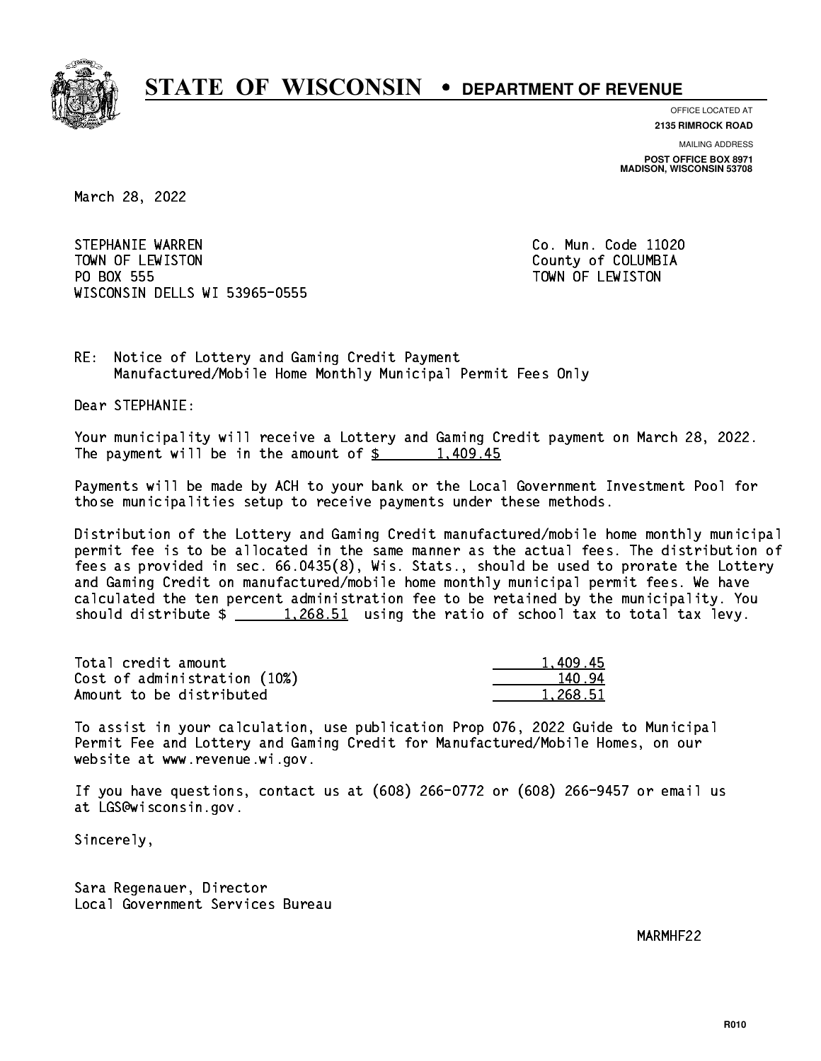# STATE OF WISCONSIN • DEPARTMENT OF REVENUE

OFFICE LOCATED AT
**2135 RIMROCK ROAD**

MAILING ADDRESS
**POST OFFICE BOX 8971**
**MADISON, WISCONSIN 53708**

March 28, 2022

STEPHANIE WARREN
TOWN OF LEWISTON
PO BOX 555
WISCONSIN DELLS WI 53965-0555

Co. Mun. Code 11020
County of COLUMBIA
TOWN OF LEWISTON

RE: Notice of Lottery and Gaming Credit Payment
Manufactured/Mobile Home Monthly Municipal Permit Fees Only

Dear STEPHANIE:

Your municipality will receive a Lottery and Gaming Credit payment on March 28, 2022. The payment will be in the amount of $ 1,409.45

Payments will be made by ACH to your bank or the Local Government Investment Pool for those municipalities setup to receive payments under these methods.

Distribution of the Lottery and Gaming Credit manufactured/mobile home monthly municipal permit fee is to be allocated in the same manner as the actual fees. The distribution of fees as provided in sec. 66.0435(8), Wis. Stats., should be used to prorate the Lottery and Gaming Credit on manufactured/mobile home monthly municipal permit fees. We have calculated the ten percent administration fee to be retained by the municipality. You should distribute $ 1,268.51 using the ratio of school tax to total tax levy.

| | |
|---|---|
| Total credit amount | 1,409.45 |
| Cost of administration (10%) | 140.94 |
| Amount to be distributed | 1,268.51 |

To assist in your calculation, use publication Prop 076, 2022 Guide to Municipal Permit Fee and Lottery and Gaming Credit for Manufactured/Mobile Homes, on our website at www.revenue.wi.gov.

If you have questions, contact us at (608) 266-0772 or (608) 266-9457 or email us at LGS@wisconsin.gov.

Sincerely,

Sara Regenauer, Director
Local Government Services Bureau

MARMHF22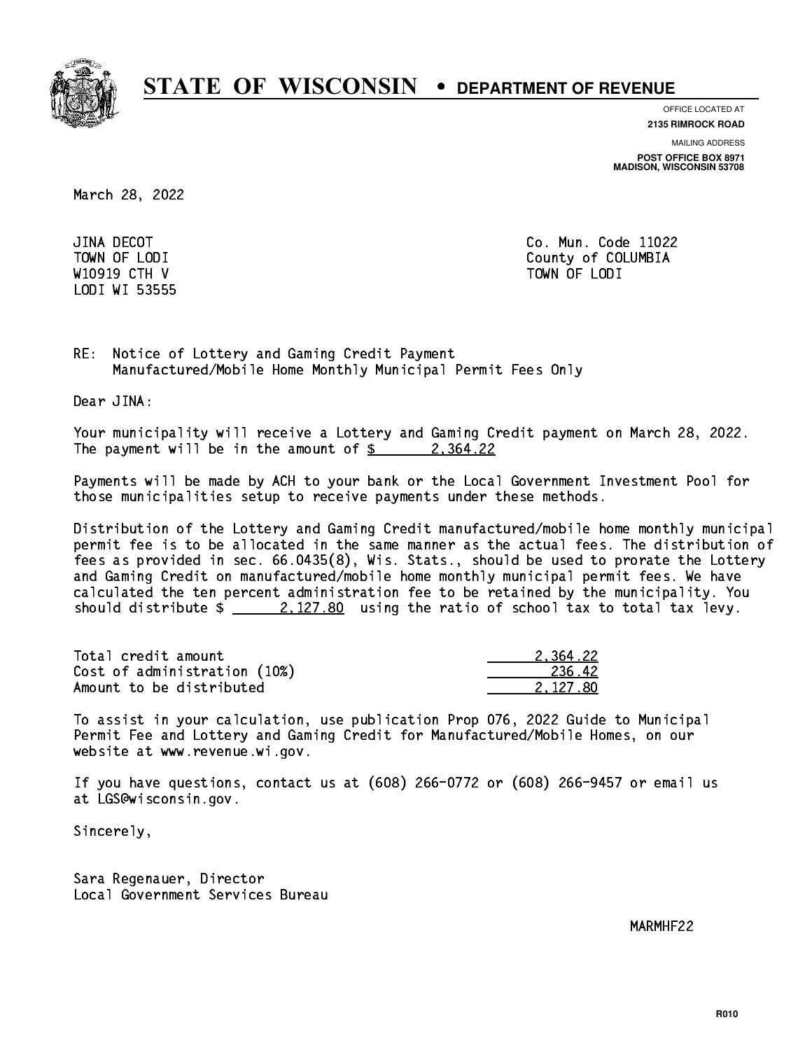# STATE OF WISCONSIN • DEPARTMENT OF REVENUE

OFFICE LOCATED AT
**2135 RIMROCK ROAD**

MAILING ADDRESS
**POST OFFICE BOX 8971**
**MADISON, WISCONSIN 53708**

March 28, 2022

JINA DECOT
TOWN OF LODI
W10919 CTH V
LODI WI 53555

Co. Mun. Code 11022
County of COLUMBIA
TOWN OF LODI

RE: Notice of Lottery and Gaming Credit Payment
Manufactured/Mobile Home Monthly Municipal Permit Fees Only

Dear JINA:

Your municipality will receive a Lottery and Gaming Credit payment on March 28, 2022. The payment will be in the amount of $ 2,364.22

Payments will be made by ACH to your bank or the Local Government Investment Pool for those municipalities setup to receive payments under these methods.

Distribution of the Lottery and Gaming Credit manufactured/mobile home monthly municipal permit fee is to be allocated in the same manner as the actual fees. The distribution of fees as provided in sec. 66.0435(8), Wis. Stats., should be used to prorate the Lottery and Gaming Credit on manufactured/mobile home monthly municipal permit fees. We have calculated the ten percent administration fee to be retained by the municipality. You should distribute $ 2,127.80 using the ratio of school tax to total tax levy.

| | |
|---|---|
| Total credit amount | 2,364.22 |
| Cost of administration (10%) | 236.42 |
| Amount to be distributed | 2,127.80 |

To assist in your calculation, use publication Prop 076, 2022 Guide to Municipal Permit Fee and Lottery and Gaming Credit for Manufactured/Mobile Homes, on our website at www.revenue.wi.gov.

If you have questions, contact us at (608) 266-0772 or (608) 266-9457 or email us at LGS@wisconsin.gov.

Sincerely,

Sara Regenauer, Director
Local Government Services Bureau

MARMHF22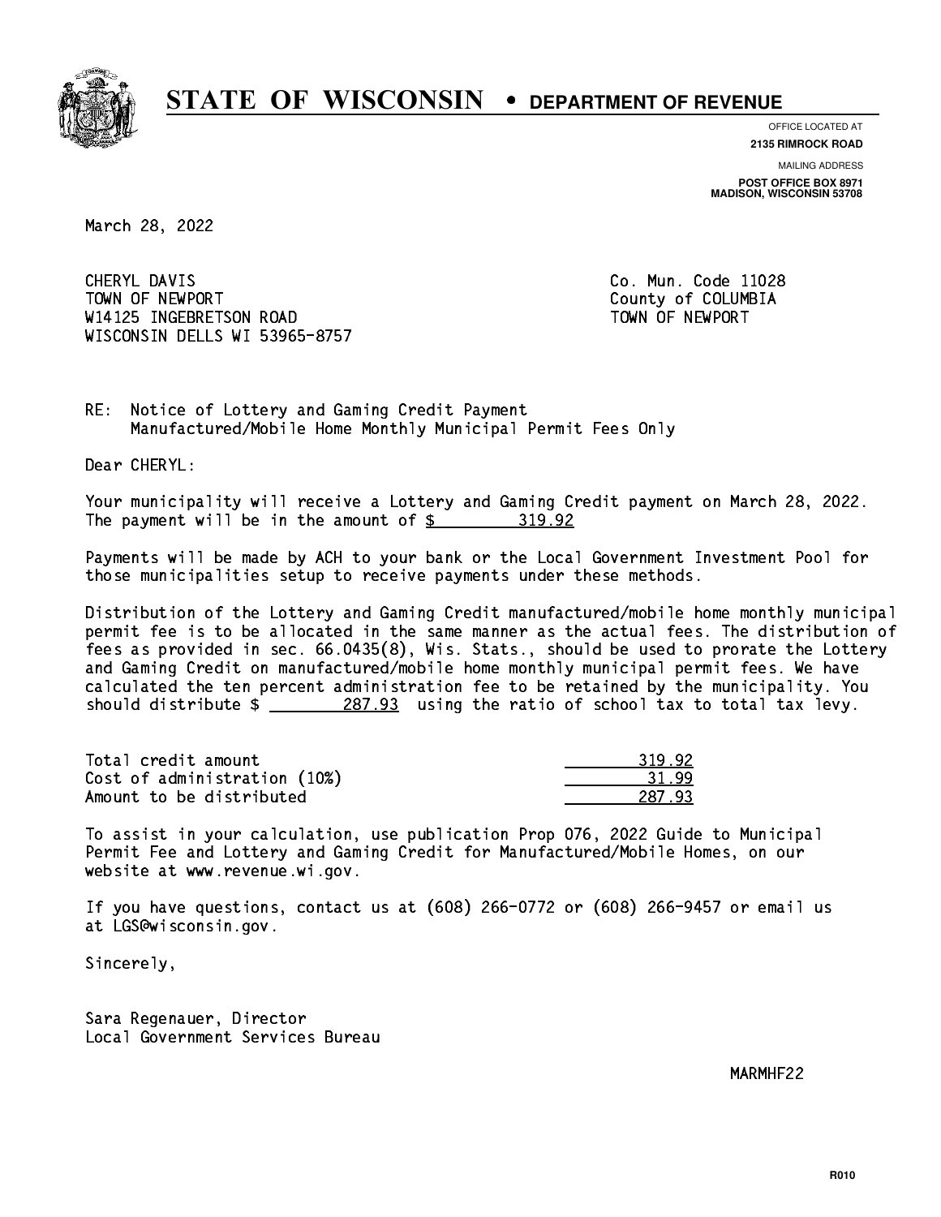# STATE OF WISCONSIN • DEPARTMENT OF REVENUE

OFFICE LOCATED AT
**2135 RIMROCK ROAD**

MAILING ADDRESS
**POST OFFICE BOX 8971**
**MADISON, WISCONSIN 53708**

March 28, 2022

CHERYL DAVIS
TOWN OF NEWPORT
W14125 INGEBRETSON ROAD
WISCONSIN DELLS WI 53965-8757

Co. Mun. Code 11028
County of COLUMBIA
TOWN OF NEWPORT

RE: Notice of Lottery and Gaming Credit Payment
Manufactured/Mobile Home Monthly Municipal Permit Fees Only

Dear CHERYL:

Your municipality will receive a Lottery and Gaming Credit payment on March 28, 2022. The payment will be in the amount of $ 319.92

Payments will be made by ACH to your bank or the Local Government Investment Pool for those municipalities setup to receive payments under these methods.

Distribution of the Lottery and Gaming Credit manufactured/mobile home monthly municipal permit fee is to be allocated in the same manner as the actual fees. The distribution of fees as provided in sec. 66.0435(8), Wis. Stats., should be used to prorate the Lottery and Gaming Credit on manufactured/mobile home monthly municipal permit fees. We have calculated the ten percent administration fee to be retained by the municipality. You should distribute $ 287.93 using the ratio of school tax to total tax levy.

| | |
|---|---|
| Total credit amount | 319.92 |
| Cost of administration (10%) | 31.99 |
| Amount to be distributed | 287.93 |

To assist in your calculation, use publication Prop 076, 2022 Guide to Municipal Permit Fee and Lottery and Gaming Credit for Manufactured/Mobile Homes, on our website at www.revenue.wi.gov.

If you have questions, contact us at (608) 266-0772 or (608) 266-9457 or email us at LGS@wisconsin.gov.

Sincerely,

Sara Regenauer, Director
Local Government Services Bureau

MARMHF22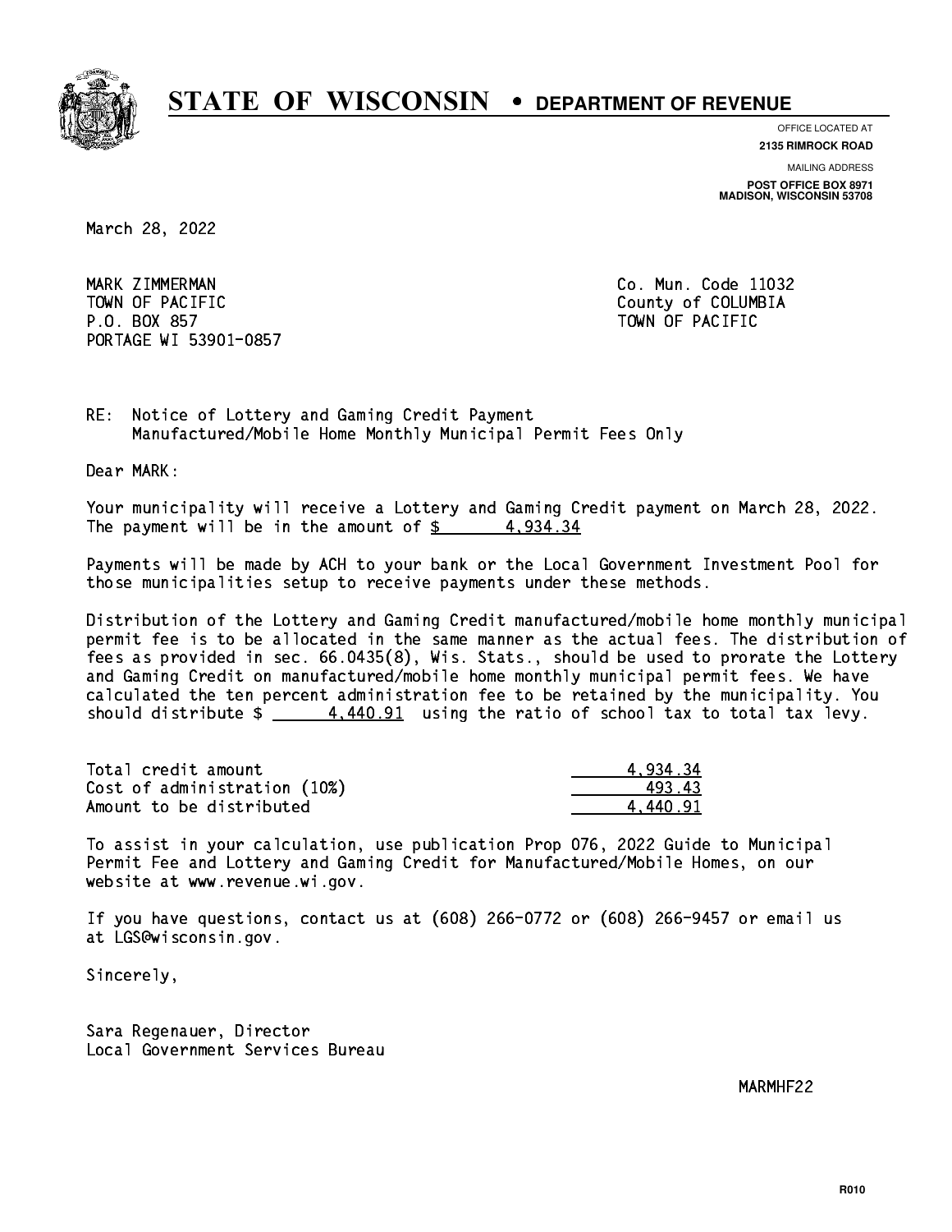# STATE OF WISCONSIN • DEPARTMENT OF REVENUE

OFFICE LOCATED AT
**2135 RIMROCK ROAD**

MAILING ADDRESS
**POST OFFICE BOX 8971**
**MADISON, WISCONSIN 53708**

March 28, 2022

MARK ZIMMERMAN
TOWN OF PACIFIC
P.O. BOX 857
PORTAGE WI 53901-0857

Co. Mun. Code 11032
County of COLUMBIA
TOWN OF PACIFIC

RE: Notice of Lottery and Gaming Credit Payment
Manufactured/Mobile Home Monthly Municipal Permit Fees Only

Dear MARK:

Your municipality will receive a Lottery and Gaming Credit payment on March 28, 2022. The payment will be in the amount of $ 4,934.34

Payments will be made by ACH to your bank or the Local Government Investment Pool for those municipalities setup to receive payments under these methods.

Distribution of the Lottery and Gaming Credit manufactured/mobile home monthly municipal permit fee is to be allocated in the same manner as the actual fees. The distribution of fees as provided in sec. 66.0435(8), Wis. Stats., should be used to prorate the Lottery and Gaming Credit on manufactured/mobile home monthly municipal permit fees. We have calculated the ten percent administration fee to be retained by the municipality. You should distribute $ 4,440.91 using the ratio of school tax to total tax levy.

| | |
|---|---|
| Total credit amount | 4,934.34 |
| Cost of administration (10%) | 493.43 |
| Amount to be distributed | 4,440.91 |

To assist in your calculation, use publication Prop 076, 2022 Guide to Municipal Permit Fee and Lottery and Gaming Credit for Manufactured/Mobile Homes, on our website at www.revenue.wi.gov.

If you have questions, contact us at (608) 266-0772 or (608) 266-9457 or email us at LGS@wisconsin.gov.

Sincerely,

Sara Regenauer, Director
Local Government Services Bureau

MARMHF22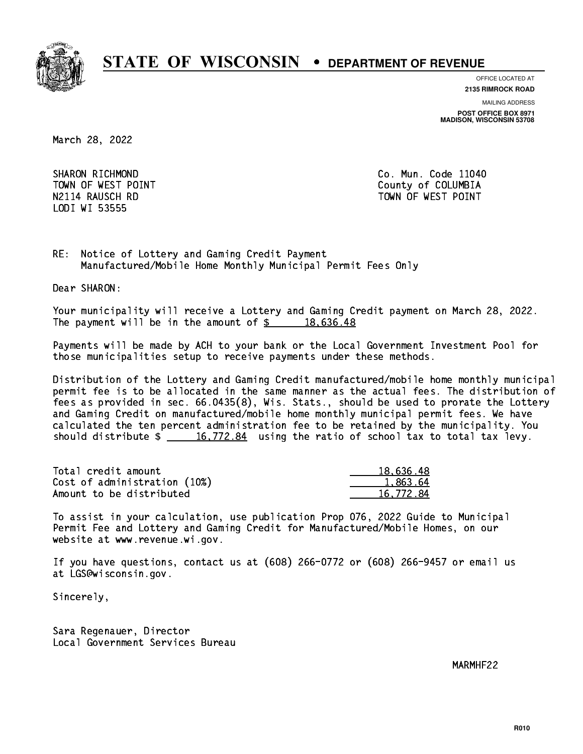# STATE OF WISCONSIN • DEPARTMENT OF REVENUE

OFFICE LOCATED AT
**2135 RIMROCK ROAD**

MAILING ADDRESS
**POST OFFICE BOX 8971**
**MADISON, WISCONSIN 53708**

March 28, 2022

SHARON RICHMOND
TOWN OF WEST POINT
N2114 RAUSCH RD
LODI WI 53555

Co. Mun. Code 11040
County of COLUMBIA
TOWN OF WEST POINT

RE: Notice of Lottery and Gaming Credit Payment
Manufactured/Mobile Home Monthly Municipal Permit Fees Only

Dear SHARON:

Your municipality will receive a Lottery and Gaming Credit payment on March 28, 2022. The payment will be in the amount of $ 18,636.48

Payments will be made by ACH to your bank or the Local Government Investment Pool for those municipalities setup to receive payments under these methods.

Distribution of the Lottery and Gaming Credit manufactured/mobile home monthly municipal permit fee is to be allocated in the same manner as the actual fees. The distribution of fees as provided in sec. 66.0435(8), Wis. Stats., should be used to prorate the Lottery and Gaming Credit on manufactured/mobile home monthly municipal permit fees. We have calculated the ten percent administration fee to be retained by the municipality. You should distribute $ 16,772.84 using the ratio of school tax to total tax levy.

| | |
|---|---|
| Total credit amount | 18,636.48 |
| Cost of administration (10%) | 1,863.64 |
| Amount to be distributed | 16,772.84 |

To assist in your calculation, use publication Prop 076, 2022 Guide to Municipal Permit Fee and Lottery and Gaming Credit for Manufactured/Mobile Homes, on our website at www.revenue.wi.gov.

If you have questions, contact us at (608) 266-0772 or (608) 266-9457 or email us at LGS@wisconsin.gov.

Sincerely,

Sara Regenauer, Director
Local Government Services Bureau

MARMHF22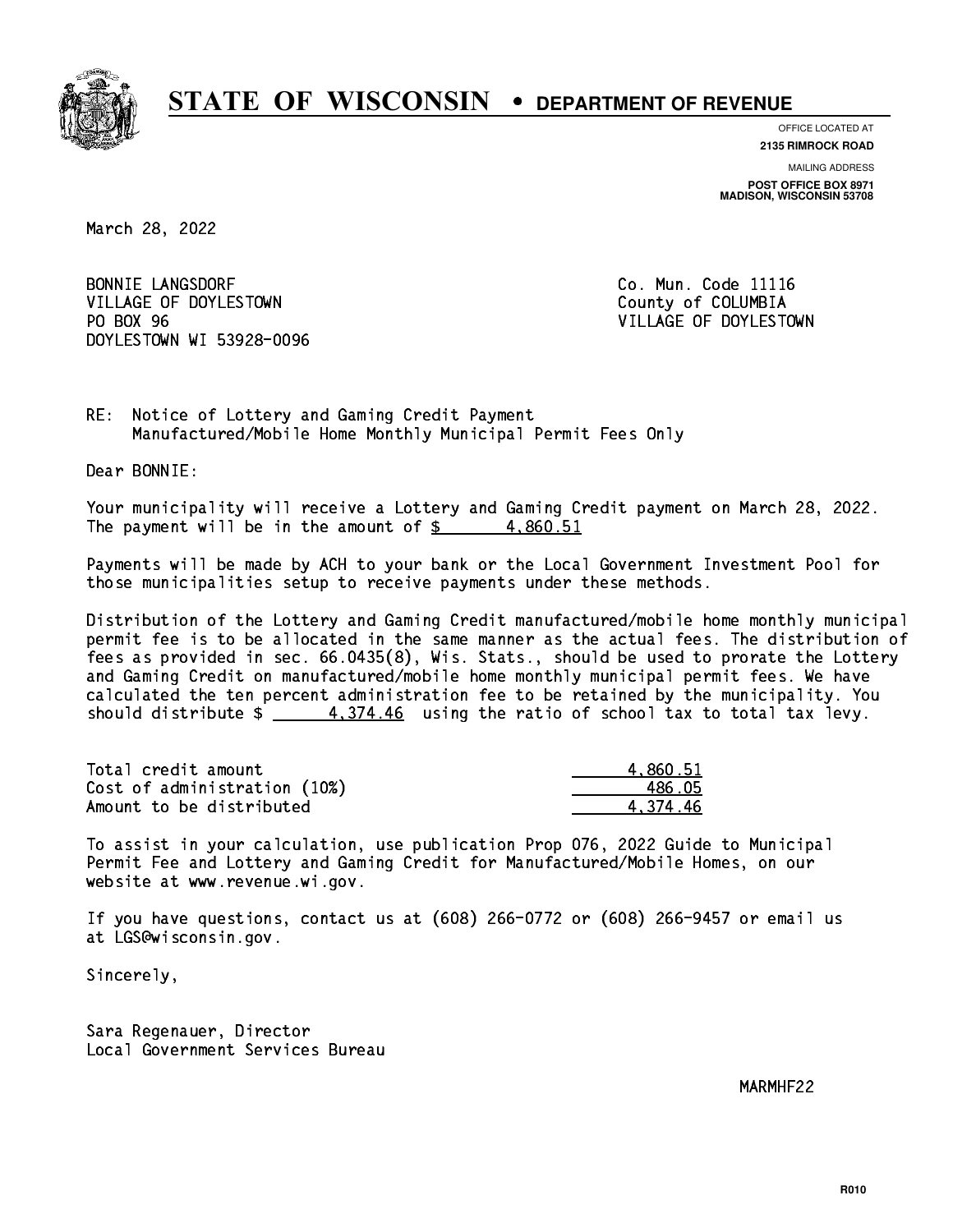# STATE OF WISCONSIN • DEPARTMENT OF REVENUE

OFFICE LOCATED AT
**2135 RIMROCK ROAD**

MAILING ADDRESS
**POST OFFICE BOX 8971**
**MADISON, WISCONSIN 53708**

March 28, 2022

BONNIE LANGSDORF
VILLAGE OF DOYLESTOWN
PO BOX 96
DOYLESTOWN WI 53928-0096

Co. Mun. Code 11116
County of COLUMBIA
VILLAGE OF DOYLESTOWN

RE: Notice of Lottery and Gaming Credit Payment
Manufactured/Mobile Home Monthly Municipal Permit Fees Only

Dear BONNIE:

Your municipality will receive a Lottery and Gaming Credit payment on March 28, 2022. The payment will be in the amount of $ 4,860.51

Payments will be made by ACH to your bank or the Local Government Investment Pool for those municipalities setup to receive payments under these methods.

Distribution of the Lottery and Gaming Credit manufactured/mobile home monthly municipal permit fee is to be allocated in the same manner as the actual fees. The distribution of fees as provided in sec. 66.0435(8), Wis. Stats., should be used to prorate the Lottery and Gaming Credit on manufactured/mobile home monthly municipal permit fees. We have calculated the ten percent administration fee to be retained by the municipality. You should distribute $ 4,374.46 using the ratio of school tax to total tax levy.

| | |
|---|---|
| Total credit amount | 4,860.51 |
| Cost of administration (10%) | 486.05 |
| Amount to be distributed | 4,374.46 |

To assist in your calculation, use publication Prop 076, 2022 Guide to Municipal Permit Fee and Lottery and Gaming Credit for Manufactured/Mobile Homes, on our website at www.revenue.wi.gov.

If you have questions, contact us at (608) 266-0772 or (608) 266-9457 or email us at LGS@wisconsin.gov.

Sincerely,

Sara Regenauer, Director
Local Government Services Bureau

MARMHF22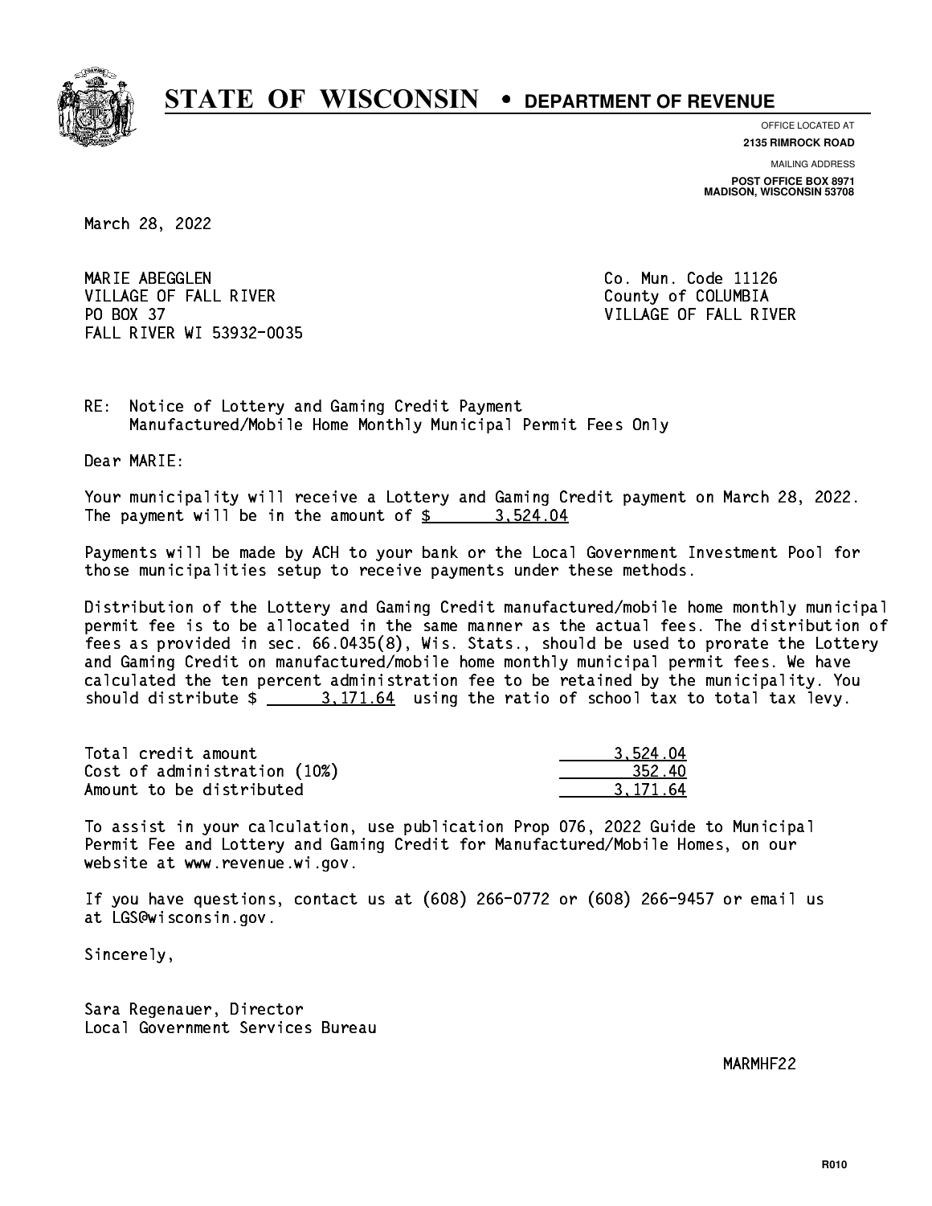# STATE OF WISCONSIN • DEPARTMENT OF REVENUE

OFFICE LOCATED AT
**2135 RIMROCK ROAD**

MAILING ADDRESS
**POST OFFICE BOX 8971**
**MADISON, WISCONSIN 53708**

March 28, 2022

MARIE ABEGGLEN
VILLAGE OF FALL RIVER
PO BOX 37
FALL RIVER WI 53932-0035

Co. Mun. Code 11126
County of COLUMBIA
VILLAGE OF FALL RIVER

RE: Notice of Lottery and Gaming Credit Payment
Manufactured/Mobile Home Monthly Municipal Permit Fees Only

Dear MARIE:

Your municipality will receive a Lottery and Gaming Credit payment on March 28, 2022. The payment will be in the amount of $ 3,524.04

Payments will be made by ACH to your bank or the Local Government Investment Pool for those municipalities setup to receive payments under these methods.

Distribution of the Lottery and Gaming Credit manufactured/mobile home monthly municipal permit fee is to be allocated in the same manner as the actual fees. The distribution of fees as provided in sec. 66.0435(8), Wis. Stats., should be used to prorate the Lottery and Gaming Credit on manufactured/mobile home monthly municipal permit fees. We have calculated the ten percent administration fee to be retained by the municipality. You should distribute $ 3,171.64 using the ratio of school tax to total tax levy.

| | |
|---|---|
| Total credit amount | 3,524.04 |
| Cost of administration (10%) | 352.40 |
| Amount to be distributed | 3,171.64 |

To assist in your calculation, use publication Prop 076, 2022 Guide to Municipal Permit Fee and Lottery and Gaming Credit for Manufactured/Mobile Homes, on our website at www.revenue.wi.gov.

If you have questions, contact us at (608) 266-0772 or (608) 266-9457 or email us at LGS@wisconsin.gov.

Sincerely,

Sara Regenauer, Director
Local Government Services Bureau

MARMHF22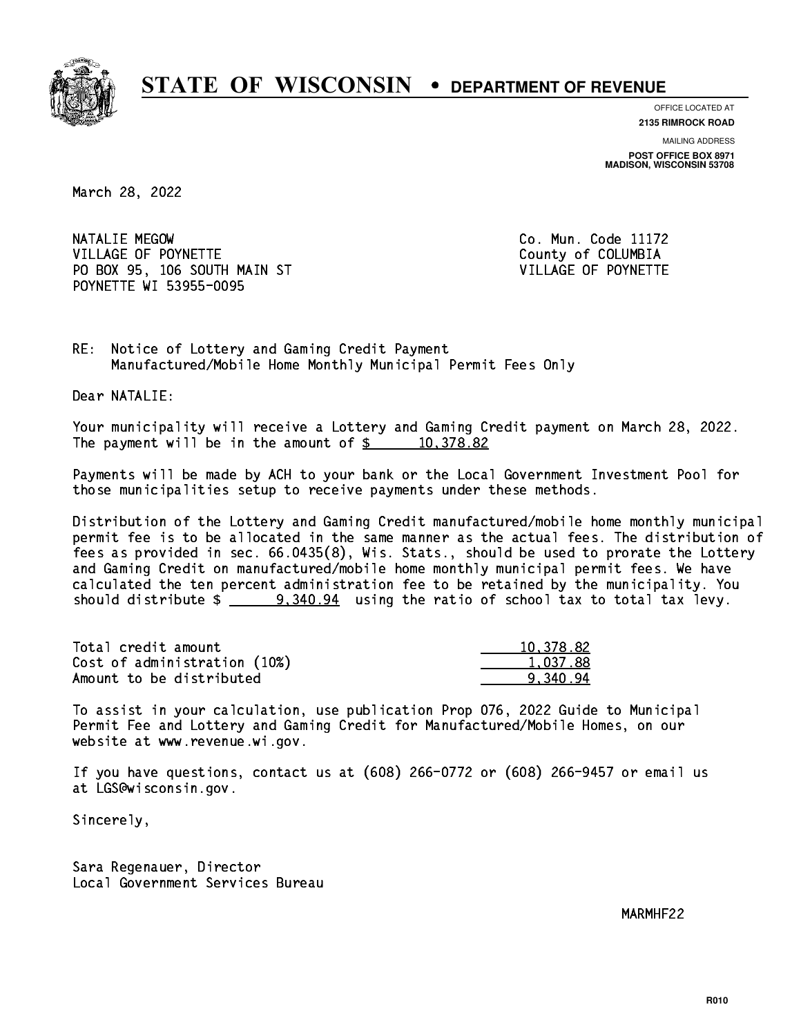# STATE OF WISCONSIN • DEPARTMENT OF REVENUE

OFFICE LOCATED AT
**2135 RIMROCK ROAD**

MAILING ADDRESS
**POST OFFICE BOX 8971**
**MADISON, WISCONSIN 53708**

March 28, 2022

NATALIE MEGOW
VILLAGE OF POYNETTE
PO BOX 95, 106 SOUTH MAIN ST
POYNETTE WI 53955-0095

Co. Mun. Code 11172
County of COLUMBIA
VILLAGE OF POYNETTE

RE: Notice of Lottery and Gaming Credit Payment
Manufactured/Mobile Home Monthly Municipal Permit Fees Only

Dear NATALIE:

Your municipality will receive a Lottery and Gaming Credit payment on March 28, 2022. The payment will be in the amount of $ 10,378.82

Payments will be made by ACH to your bank or the Local Government Investment Pool for those municipalities setup to receive payments under these methods.

Distribution of the Lottery and Gaming Credit manufactured/mobile home monthly municipal permit fee is to be allocated in the same manner as the actual fees. The distribution of fees as provided in sec. 66.0435(8), Wis. Stats., should be used to prorate the Lottery and Gaming Credit on manufactured/mobile home monthly municipal permit fees. We have calculated the ten percent administration fee to be retained by the municipality. You should distribute $ 9,340.94 using the ratio of school tax to total tax levy.

| | |
|---|---|
| Total credit amount | 10,378.82 |
| Cost of administration (10%) | 1,037.88 |
| Amount to be distributed | 9,340.94 |

To assist in your calculation, use publication Prop 076, 2022 Guide to Municipal Permit Fee and Lottery and Gaming Credit for Manufactured/Mobile Homes, on our website at www.revenue.wi.gov.

If you have questions, contact us at (608) 266-0772 or (608) 266-9457 or email us at LGS@wisconsin.gov.

Sincerely,

Sara Regenauer, Director
Local Government Services Bureau

MARMHF22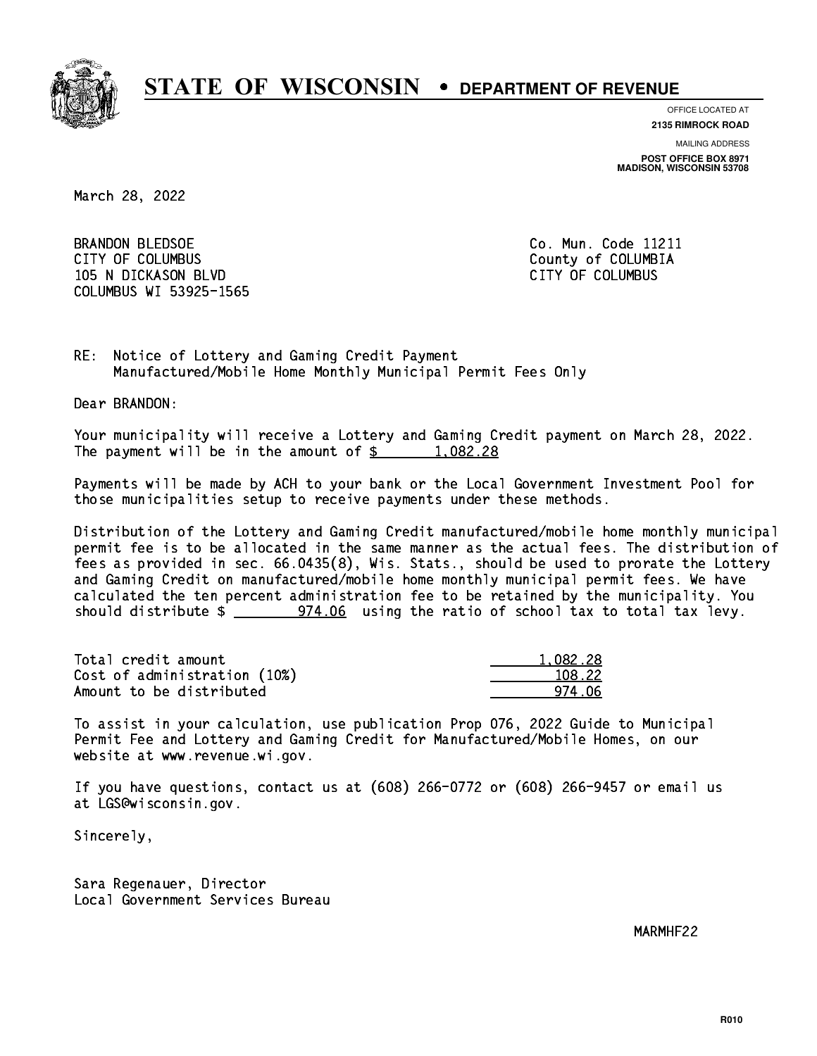# STATE OF WISCONSIN • DEPARTMENT OF REVENUE

OFFICE LOCATED AT
**2135 RIMROCK ROAD**

MAILING ADDRESS
**POST OFFICE BOX 8971**
**MADISON, WISCONSIN 53708**

March 28, 2022

BRANDON BLEDSOE
CITY OF COLUMBUS
105 N DICKASON BLVD
COLUMBUS WI 53925-1565

Co. Mun. Code 11211
County of COLUMBIA
CITY OF COLUMBUS

RE: Notice of Lottery and Gaming Credit Payment
Manufactured/Mobile Home Monthly Municipal Permit Fees Only

Dear BRANDON:

Your municipality will receive a Lottery and Gaming Credit payment on March 28, 2022. The payment will be in the amount of $ 1,082.28

Payments will be made by ACH to your bank or the Local Government Investment Pool for those municipalities setup to receive payments under these methods.

Distribution of the Lottery and Gaming Credit manufactured/mobile home monthly municipal permit fee is to be allocated in the same manner as the actual fees. The distribution of fees as provided in sec. 66.0435(8), Wis. Stats., should be used to prorate the Lottery and Gaming Credit on manufactured/mobile home monthly municipal permit fees. We have calculated the ten percent administration fee to be retained by the municipality. You should distribute $ 974.06 using the ratio of school tax to total tax levy.

| | |
|---|---|
| Total credit amount | 1,082.28 |
| Cost of administration (10%) | 108.22 |
| Amount to be distributed | 974.06 |

To assist in your calculation, use publication Prop 076, 2022 Guide to Municipal Permit Fee and Lottery and Gaming Credit for Manufactured/Mobile Homes, on our website at www.revenue.wi.gov.

If you have questions, contact us at (608) 266-0772 or (608) 266-9457 or email us at LGS@wisconsin.gov.

Sincerely,

Sara Regenauer, Director
Local Government Services Bureau

MARMHF22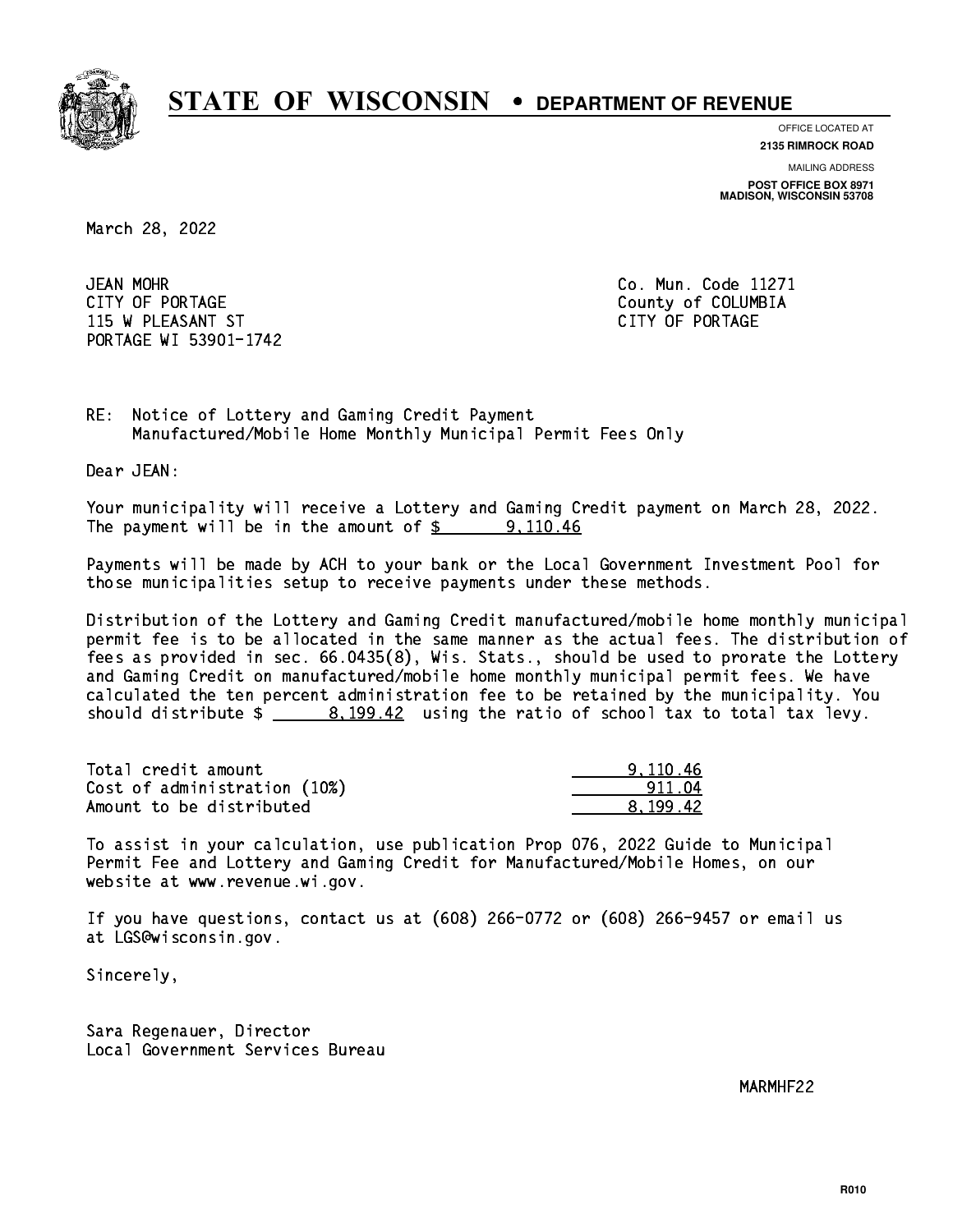# STATE OF WISCONSIN • DEPARTMENT OF REVENUE

OFFICE LOCATED AT
**2135 RIMROCK ROAD**

MAILING ADDRESS
**POST OFFICE BOX 8971**
**MADISON, WISCONSIN 53708**

March 28, 2022

JEAN MOHR
CITY OF PORTAGE
115 W PLEASANT ST
PORTAGE WI 53901-1742

Co. Mun. Code 11271
County of COLUMBIA
CITY OF PORTAGE

RE: Notice of Lottery and Gaming Credit Payment
Manufactured/Mobile Home Monthly Municipal Permit Fees Only

Dear JEAN:

Your municipality will receive a Lottery and Gaming Credit payment on March 28, 2022. The payment will be in the amount of $ 9,110.46

Payments will be made by ACH to your bank or the Local Government Investment Pool for those municipalities setup to receive payments under these methods.

Distribution of the Lottery and Gaming Credit manufactured/mobile home monthly municipal permit fee is to be allocated in the same manner as the actual fees. The distribution of fees as provided in sec. 66.0435(8), Wis. Stats., should be used to prorate the Lottery and Gaming Credit on manufactured/mobile home monthly municipal permit fees. We have calculated the ten percent administration fee to be retained by the municipality. You should distribute $ 8,199.42 using the ratio of school tax to total tax levy.

| | |
|---|---:|
| Total credit amount | 9,110.46 |
| Cost of administration (10%) | 911.04 |
| Amount to be distributed | 8,199.42 |

To assist in your calculation, use publication Prop 076, 2022 Guide to Municipal Permit Fee and Lottery and Gaming Credit for Manufactured/Mobile Homes, on our website at www.revenue.wi.gov.

If you have questions, contact us at (608) 266-0772 or (608) 266-9457 or email us at LGS@wisconsin.gov.

Sincerely,

Sara Regenauer, Director
Local Government Services Bureau

MARMHF22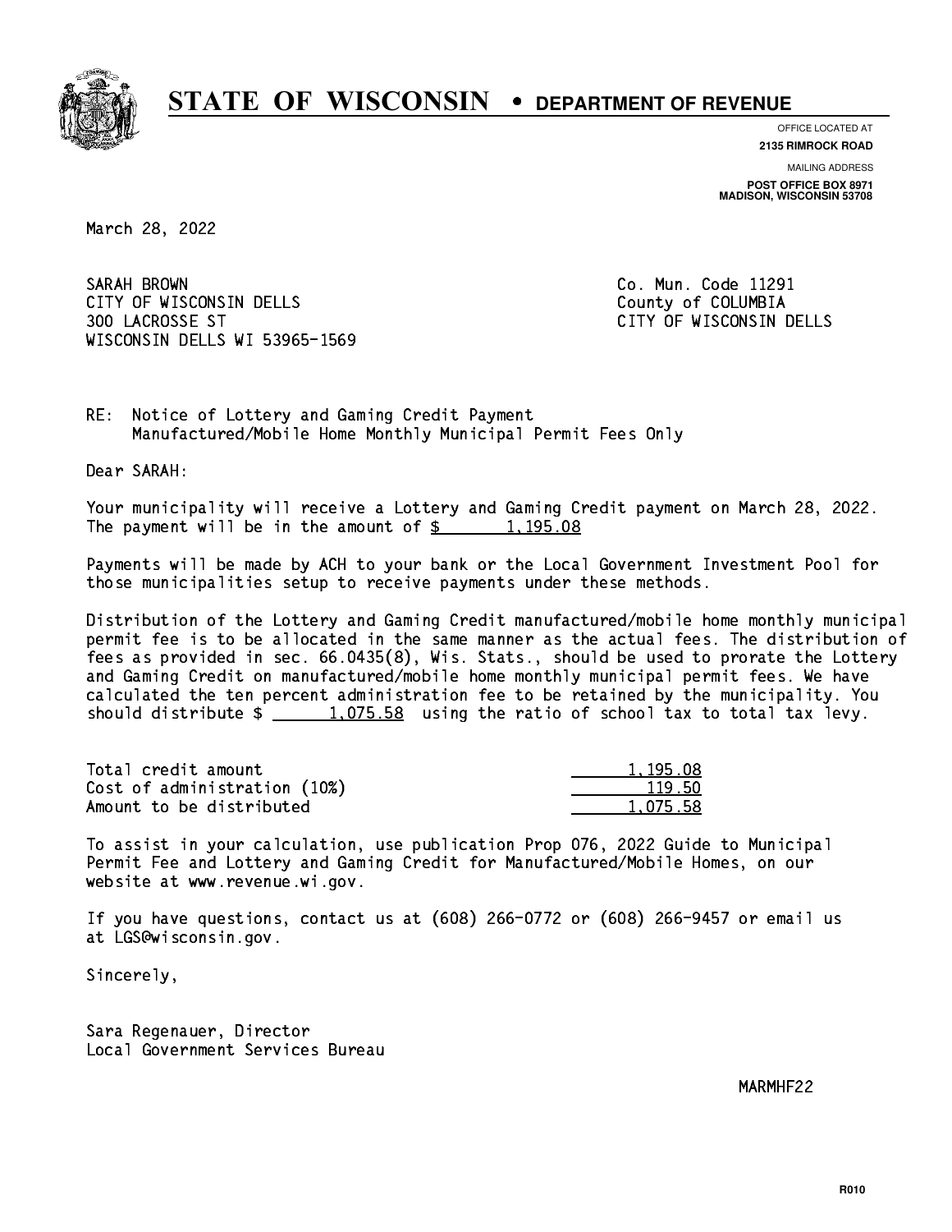# STATE OF WISCONSIN • DEPARTMENT OF REVENUE

OFFICE LOCATED AT
**2135 RIMROCK ROAD**

MAILING ADDRESS
**POST OFFICE BOX 8971**
**MADISON, WISCONSIN 53708**

March 28, 2022

SARAH BROWN
CITY OF WISCONSIN DELLS
300 LACROSSE ST
WISCONSIN DELLS WI 53965-1569

Co. Mun. Code 11291
County of COLUMBIA
CITY OF WISCONSIN DELLS

RE: Notice of Lottery and Gaming Credit Payment
Manufactured/Mobile Home Monthly Municipal Permit Fees Only

Dear SARAH:

Your municipality will receive a Lottery and Gaming Credit payment on March 28, 2022. The payment will be in the amount of $ 1,195.08

Payments will be made by ACH to your bank or the Local Government Investment Pool for those municipalities setup to receive payments under these methods.

Distribution of the Lottery and Gaming Credit manufactured/mobile home monthly municipal permit fee is to be allocated in the same manner as the actual fees. The distribution of fees as provided in sec. 66.0435(8), Wis. Stats., should be used to prorate the Lottery and Gaming Credit on manufactured/mobile home monthly municipal permit fees. We have calculated the ten percent administration fee to be retained by the municipality. You should distribute $ 1,075.58 using the ratio of school tax to total tax levy.

| | |
|---|---|
| Total credit amount | 1,195.08 |
| Cost of administration (10%) | 119.50 |
| Amount to be distributed | 1,075.58 |

To assist in your calculation, use publication Prop 076, 2022 Guide to Municipal Permit Fee and Lottery and Gaming Credit for Manufactured/Mobile Homes, on our website at www.revenue.wi.gov.

If you have questions, contact us at (608) 266-0772 or (608) 266-9457 or email us at LGS@wisconsin.gov.

Sincerely,

Sara Regenauer, Director
Local Government Services Bureau

MARMHF22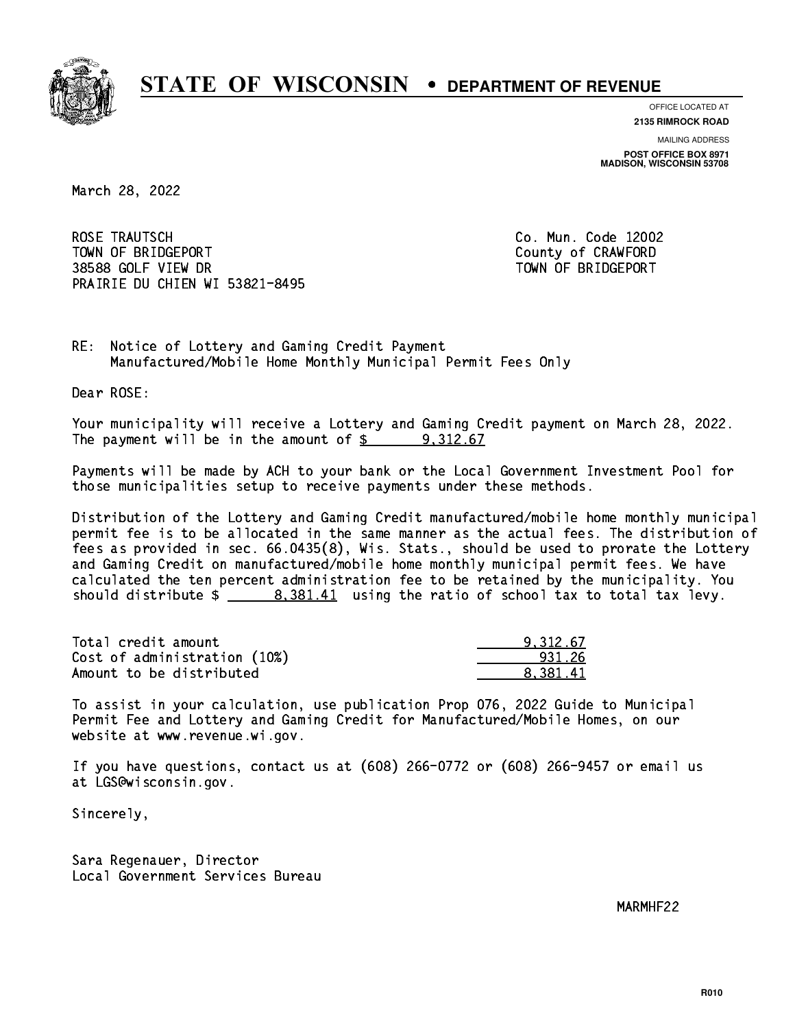# STATE OF WISCONSIN • DEPARTMENT OF REVENUE

OFFICE LOCATED AT
**2135 RIMROCK ROAD**

MAILING ADDRESS
**POST OFFICE BOX 8971**
**MADISON, WISCONSIN 53708**

March 28, 2022

ROSE TRAUTSCH
TOWN OF BRIDGEPORT
38588 GOLF VIEW DR
PRAIRIE DU CHIEN WI 53821-8495

Co. Mun. Code 12002
County of CRAWFORD
TOWN OF BRIDGEPORT

RE: Notice of Lottery and Gaming Credit Payment
Manufactured/Mobile Home Monthly Municipal Permit Fees Only

Dear ROSE:

Your municipality will receive a Lottery and Gaming Credit payment on March 28, 2022. The payment will be in the amount of $ 9,312.67

Payments will be made by ACH to your bank or the Local Government Investment Pool for those municipalities setup to receive payments under these methods.

Distribution of the Lottery and Gaming Credit manufactured/mobile home monthly municipal permit fee is to be allocated in the same manner as the actual fees. The distribution of fees as provided in sec. 66.0435(8), Wis. Stats., should be used to prorate the Lottery and Gaming Credit on manufactured/mobile home monthly municipal permit fees. We have calculated the ten percent administration fee to be retained by the municipality. You should distribute $ 8,381.41 using the ratio of school tax to total tax levy.

| | |
|---|---|
| Total credit amount | 9,312.67 |
| Cost of administration (10%) | 931.26 |
| Amount to be distributed | 8,381.41 |

To assist in your calculation, use publication Prop 076, 2022 Guide to Municipal Permit Fee and Lottery and Gaming Credit for Manufactured/Mobile Homes, on our website at www.revenue.wi.gov.

If you have questions, contact us at (608) 266-0772 or (608) 266-9457 or email us at LGS@wisconsin.gov.

Sincerely,

Sara Regenauer, Director
Local Government Services Bureau

MARMHF22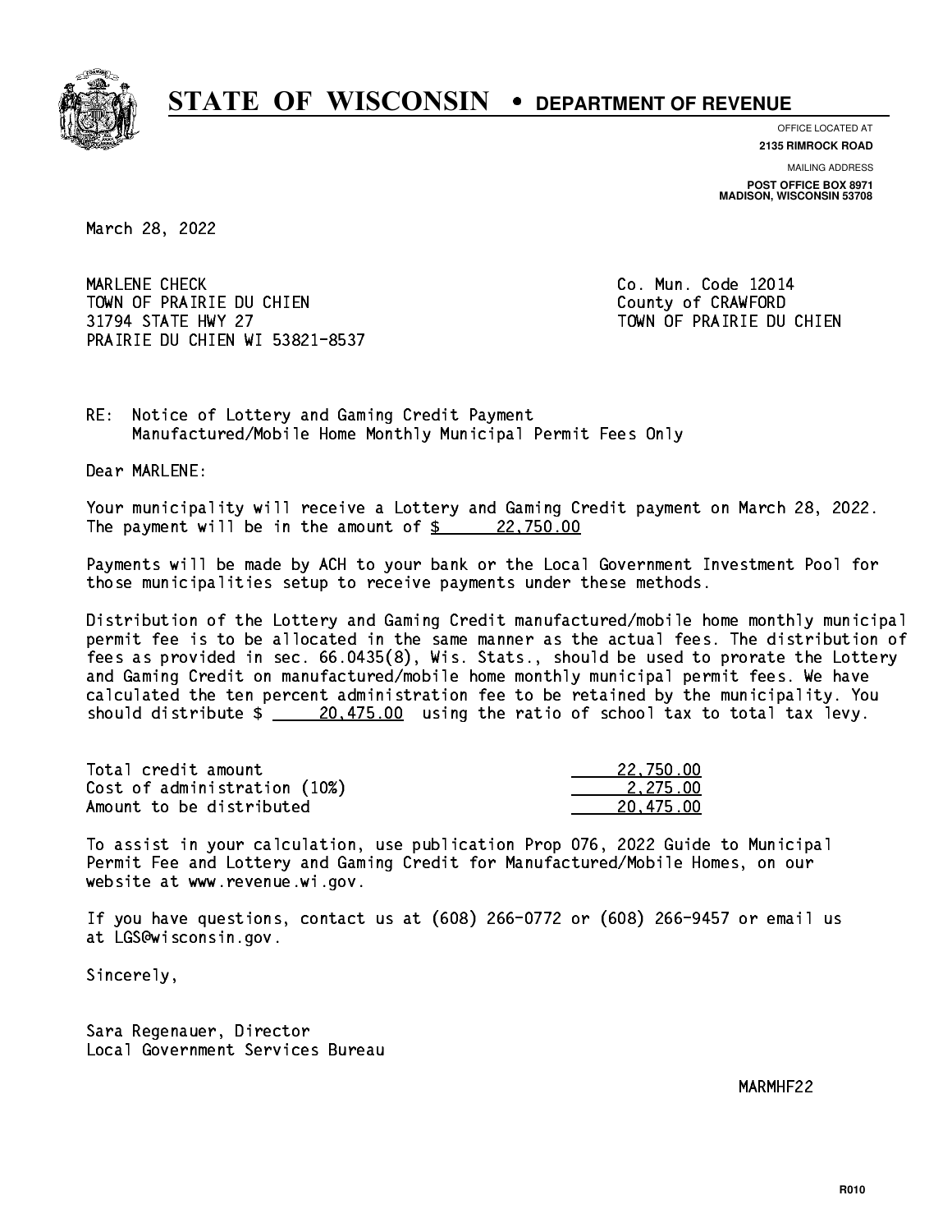# STATE OF WISCONSIN • DEPARTMENT OF REVENUE

OFFICE LOCATED AT
**2135 RIMROCK ROAD**

MAILING ADDRESS
**POST OFFICE BOX 8971**
**MADISON, WISCONSIN 53708**

March 28, 2022

MARLENE CHECK
TOWN OF PRAIRIE DU CHIEN
31794 STATE HWY 27
PRAIRIE DU CHIEN WI 53821-8537

Co. Mun. Code 12014
County of CRAWFORD
TOWN OF PRAIRIE DU CHIEN

RE: Notice of Lottery and Gaming Credit Payment
Manufactured/Mobile Home Monthly Municipal Permit Fees Only

Dear MARLENE:

Your municipality will receive a Lottery and Gaming Credit payment on March 28, 2022. The payment will be in the amount of $ 22,750.00

Payments will be made by ACH to your bank or the Local Government Investment Pool for those municipalities setup to receive payments under these methods.

Distribution of the Lottery and Gaming Credit manufactured/mobile home monthly municipal permit fee is to be allocated in the same manner as the actual fees. The distribution of fees as provided in sec. 66.0435(8), Wis. Stats., should be used to prorate the Lottery and Gaming Credit on manufactured/mobile home monthly municipal permit fees. We have calculated the ten percent administration fee to be retained by the municipality. You should distribute $ 20,475.00 using the ratio of school tax to total tax levy.

| | |
|---|---|
| Total credit amount | 22,750.00 |
| Cost of administration (10%) | 2,275.00 |
| Amount to be distributed | 20,475.00 |

To assist in your calculation, use publication Prop 076, 2022 Guide to Municipal Permit Fee and Lottery and Gaming Credit for Manufactured/Mobile Homes, on our website at www.revenue.wi.gov.

If you have questions, contact us at (608) 266-0772 or (608) 266-9457 or email us at LGS@wisconsin.gov.

Sincerely,

Sara Regenauer, Director
Local Government Services Bureau

MARMHF22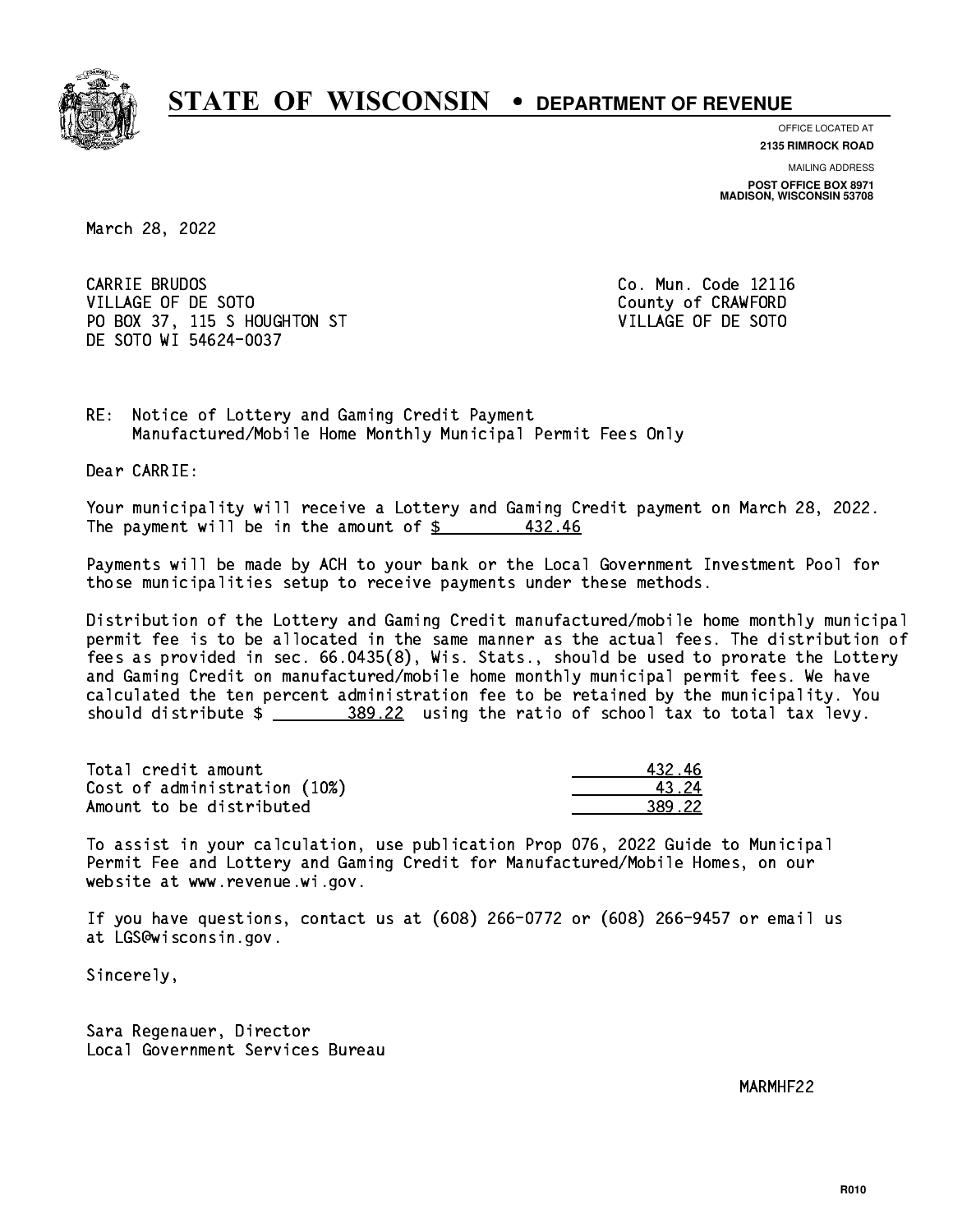# STATE OF WISCONSIN • DEPARTMENT OF REVENUE

OFFICE LOCATED AT
**2135 RIMROCK ROAD**

MAILING ADDRESS
**POST OFFICE BOX 8971**
**MADISON, WISCONSIN 53708**

March 28, 2022

CARRIE BRUDOS
VILLAGE OF DE SOTO
PO BOX 37, 115 S HOUGHTON ST
DE SOTO WI 54624-0037

Co. Mun. Code 12116
County of CRAWFORD
VILLAGE OF DE SOTO

RE: Notice of Lottery and Gaming Credit Payment
Manufactured/Mobile Home Monthly Municipal Permit Fees Only

Dear CARRIE:

Your municipality will receive a Lottery and Gaming Credit payment on March 28, 2022. The payment will be in the amount of $ 432.46

Payments will be made by ACH to your bank or the Local Government Investment Pool for those municipalities setup to receive payments under these methods.

Distribution of the Lottery and Gaming Credit manufactured/mobile home monthly municipal permit fee is to be allocated in the same manner as the actual fees. The distribution of fees as provided in sec. 66.0435(8), Wis. Stats., should be used to prorate the Lottery and Gaming Credit on manufactured/mobile home monthly municipal permit fees. We have calculated the ten percent administration fee to be retained by the municipality. You should distribute $ 389.22 using the ratio of school tax to total tax levy.

| | |
|---|---|
| Total credit amount | 432.46 |
| Cost of administration (10%) | 43.24 |
| Amount to be distributed | 389.22 |

To assist in your calculation, use publication Prop 076, 2022 Guide to Municipal Permit Fee and Lottery and Gaming Credit for Manufactured/Mobile Homes, on our website at www.revenue.wi.gov.

If you have questions, contact us at (608) 266-0772 or (608) 266-9457 or email us at LGS@wisconsin.gov.

Sincerely,

Sara Regenauer, Director
Local Government Services Bureau

MARMHF22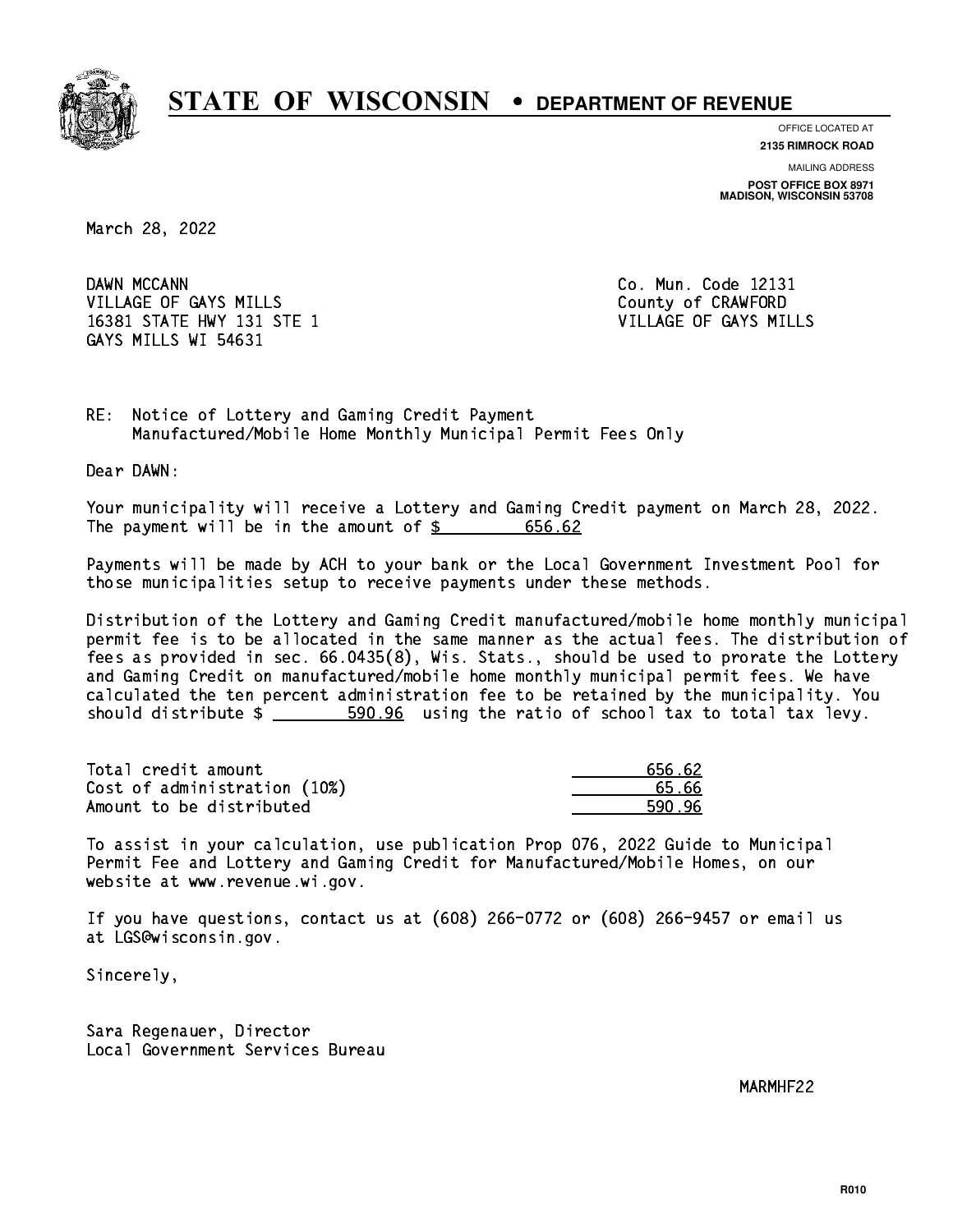# STATE OF WISCONSIN • DEPARTMENT OF REVENUE

OFFICE LOCATED AT
**2135 RIMROCK ROAD**

MAILING ADDRESS
**POST OFFICE BOX 8971**
**MADISON, WISCONSIN 53708**

March 28, 2022

DAWN MCCANN
VILLAGE OF GAYS MILLS
16381 STATE HWY 131 STE 1
GAYS MILLS WI 54631

Co. Mun. Code 12131
County of CRAWFORD
VILLAGE OF GAYS MILLS

RE: Notice of Lottery and Gaming Credit Payment
Manufactured/Mobile Home Monthly Municipal Permit Fees Only

Dear DAWN:

Your municipality will receive a Lottery and Gaming Credit payment on March 28, 2022. The payment will be in the amount of $ 656.62

Payments will be made by ACH to your bank or the Local Government Investment Pool for those municipalities setup to receive payments under these methods.

Distribution of the Lottery and Gaming Credit manufactured/mobile home monthly municipal permit fee is to be allocated in the same manner as the actual fees. The distribution of fees as provided in sec. 66.0435(8), Wis. Stats., should be used to prorate the Lottery and Gaming Credit on manufactured/mobile home monthly municipal permit fees. We have calculated the ten percent administration fee to be retained by the municipality. You should distribute $ 590.96 using the ratio of school tax to total tax levy.

| | |
|---|---|
| Total credit amount | 656.62 |
| Cost of administration (10%) | 65.66 |
| Amount to be distributed | 590.96 |

To assist in your calculation, use publication Prop 076, 2022 Guide to Municipal Permit Fee and Lottery and Gaming Credit for Manufactured/Mobile Homes, on our website at www.revenue.wi.gov.

If you have questions, contact us at (608) 266-0772 or (608) 266-9457 or email us at LGS@wisconsin.gov.

Sincerely,

Sara Regenauer, Director
Local Government Services Bureau

MARMHF22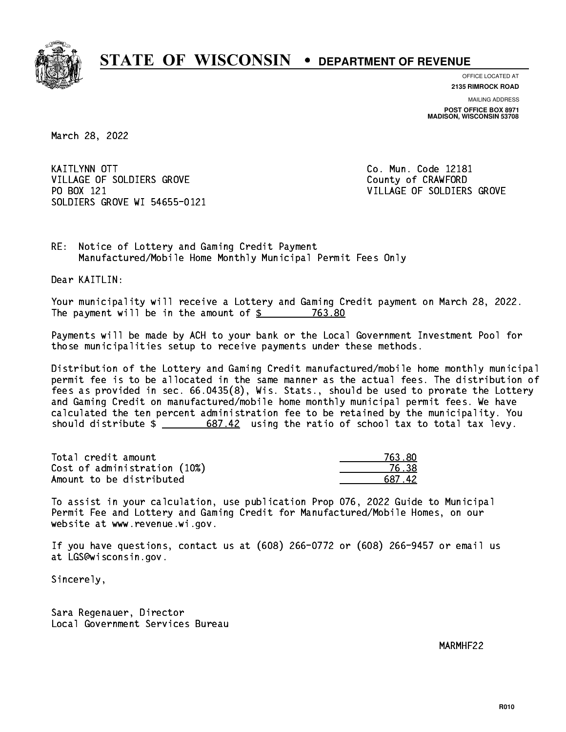# STATE OF WISCONSIN • DEPARTMENT OF REVENUE

OFFICE LOCATED AT
**2135 RIMROCK ROAD**

MAILING ADDRESS
**POST OFFICE BOX 8971**
**MADISON, WISCONSIN 53708**

March 28, 2022

KAITLYNN OTT
VILLAGE OF SOLDIERS GROVE
PO BOX 121
SOLDIERS GROVE WI 54655-0121

Co. Mun. Code 12181
County of CRAWFORD
VILLAGE OF SOLDIERS GROVE

RE: Notice of Lottery and Gaming Credit Payment
Manufactured/Mobile Home Monthly Municipal Permit Fees Only

Dear KAITLIN:

Your municipality will receive a Lottery and Gaming Credit payment on March 28, 2022. The payment will be in the amount of $ 763.80

Payments will be made by ACH to your bank or the Local Government Investment Pool for those municipalities setup to receive payments under these methods.

Distribution of the Lottery and Gaming Credit manufactured/mobile home monthly municipal permit fee is to be allocated in the same manner as the actual fees. The distribution of fees as provided in sec. 66.0435(8), Wis. Stats., should be used to prorate the Lottery and Gaming Credit on manufactured/mobile home monthly municipal permit fees. We have calculated the ten percent administration fee to be retained by the municipality. You should distribute $ 687.42 using the ratio of school tax to total tax levy.

| | |
|---|---|
| Total credit amount | 763.80 |
| Cost of administration (10%) | 76.38 |
| Amount to be distributed | 687.42 |

To assist in your calculation, use publication Prop 076, 2022 Guide to Municipal Permit Fee and Lottery and Gaming Credit for Manufactured/Mobile Homes, on our website at www.revenue.wi.gov.

If you have questions, contact us at (608) 266-0772 or (608) 266-9457 or email us at LGS@wisconsin.gov.

Sincerely,

Sara Regenauer, Director
Local Government Services Bureau

MARMHF22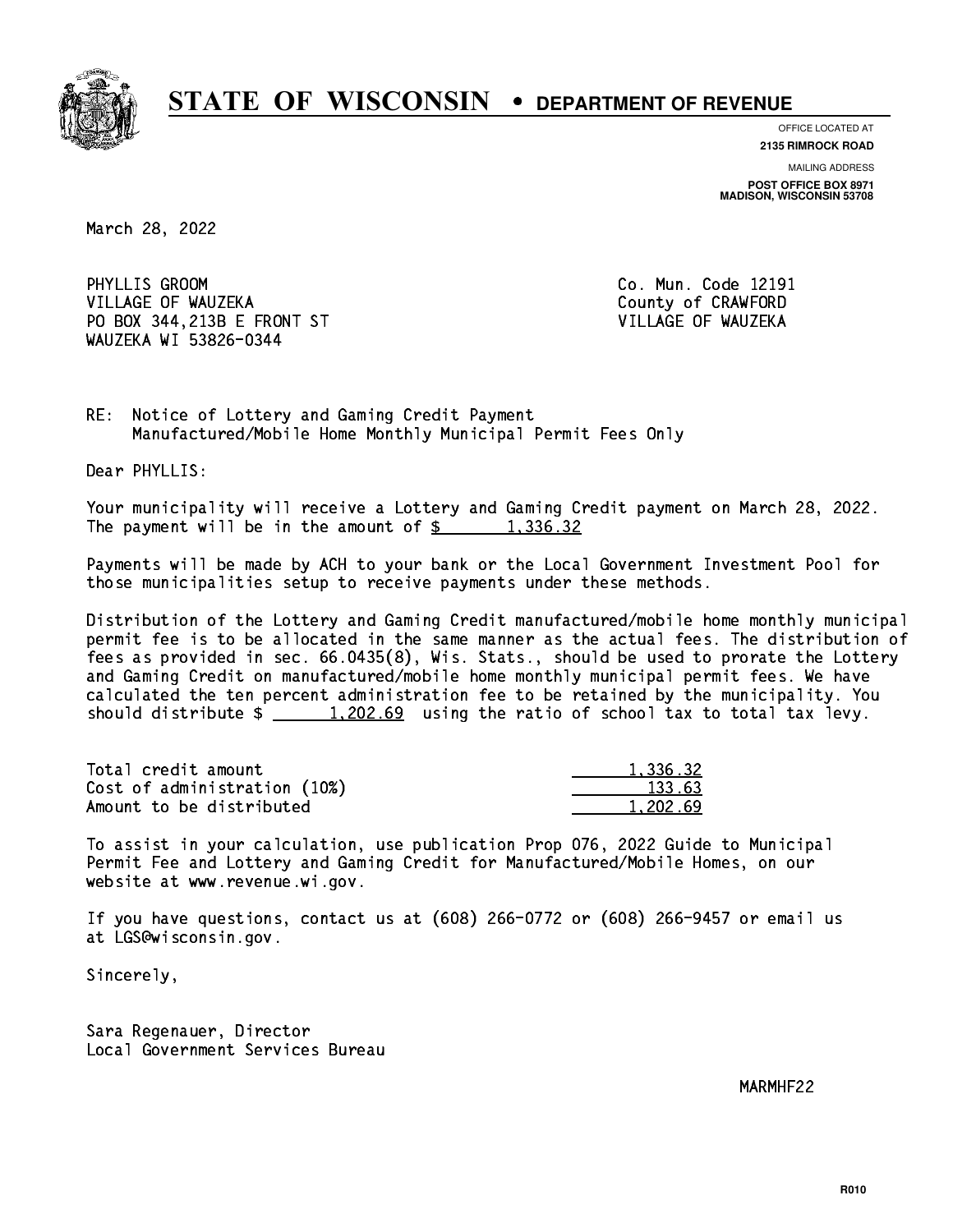# STATE OF WISCONSIN • DEPARTMENT OF REVENUE

OFFICE LOCATED AT
**2135 RIMROCK ROAD**

MAILING ADDRESS
**POST OFFICE BOX 8971**
**MADISON, WISCONSIN 53708**

March 28, 2022

PHYLLIS GROOM
VILLAGE OF WAUZEKA
PO BOX 344,213B E FRONT ST
WAUZEKA WI 53826-0344

Co. Mun. Code 12191
County of CRAWFORD
VILLAGE OF WAUZEKA

RE: Notice of Lottery and Gaming Credit Payment
Manufactured/Mobile Home Monthly Municipal Permit Fees Only

Dear PHYLLIS:

Your municipality will receive a Lottery and Gaming Credit payment on March 28, 2022. The payment will be in the amount of $ 1,336.32

Payments will be made by ACH to your bank or the Local Government Investment Pool for those municipalities setup to receive payments under these methods.

Distribution of the Lottery and Gaming Credit manufactured/mobile home monthly municipal permit fee is to be allocated in the same manner as the actual fees. The distribution of fees as provided in sec. 66.0435(8), Wis. Stats., should be used to prorate the Lottery and Gaming Credit on manufactured/mobile home monthly municipal permit fees. We have calculated the ten percent administration fee to be retained by the municipality. You should distribute $ 1,202.69 using the ratio of school tax to total tax levy.

| | |
|---|---|
| Total credit amount | 1,336.32 |
| Cost of administration (10%) | 133.63 |
| Amount to be distributed | 1,202.69 |

To assist in your calculation, use publication Prop 076, 2022 Guide to Municipal Permit Fee and Lottery and Gaming Credit for Manufactured/Mobile Homes, on our website at www.revenue.wi.gov.

If you have questions, contact us at (608) 266-0772 or (608) 266-9457 or email us at LGS@wisconsin.gov.

Sincerely,

Sara Regenauer, Director
Local Government Services Bureau

MARMHF22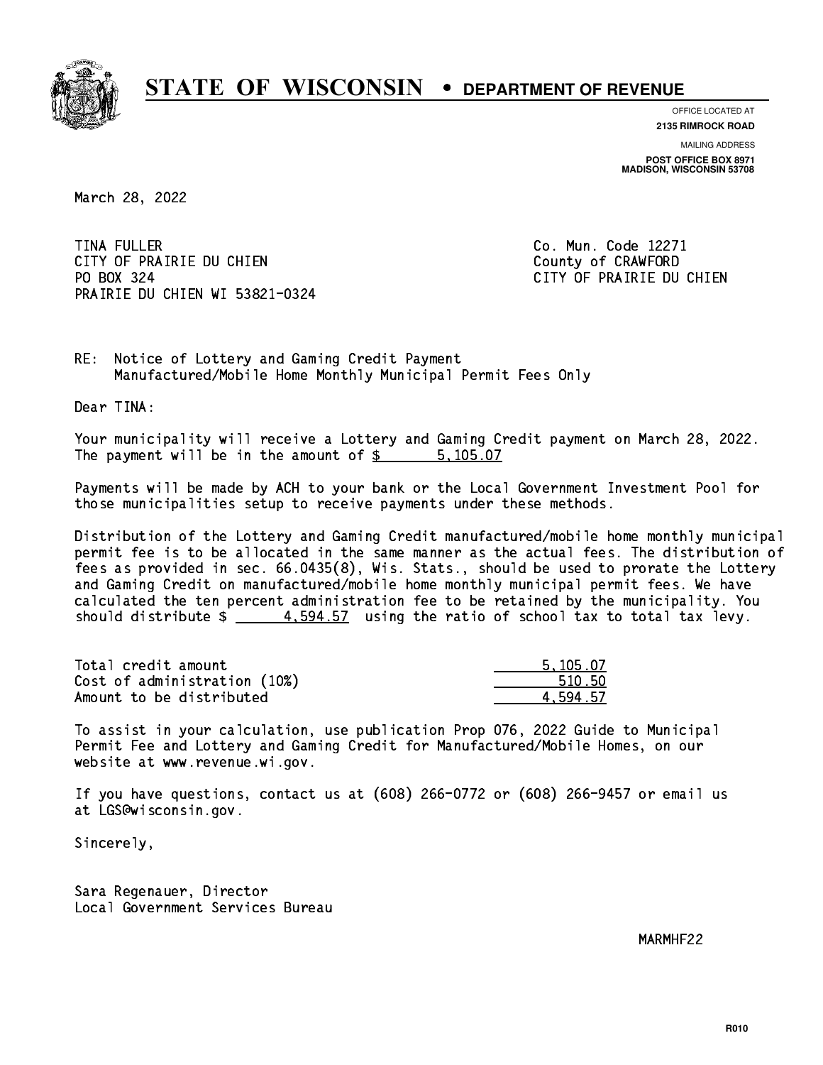# STATE OF WISCONSIN • DEPARTMENT OF REVENUE

OFFICE LOCATED AT
**2135 RIMROCK ROAD**

MAILING ADDRESS
**POST OFFICE BOX 8971**
**MADISON, WISCONSIN 53708**

March 28, 2022

TINA FULLER
CITY OF PRAIRIE DU CHIEN
PO BOX 324
PRAIRIE DU CHIEN WI 53821-0324

Co. Mun. Code 12271
County of CRAWFORD
CITY OF PRAIRIE DU CHIEN

RE: Notice of Lottery and Gaming Credit Payment
Manufactured/Mobile Home Monthly Municipal Permit Fees Only

Dear TINA:

Your municipality will receive a Lottery and Gaming Credit payment on March 28, 2022. The payment will be in the amount of $ 5,105.07

Payments will be made by ACH to your bank or the Local Government Investment Pool for those municipalities setup to receive payments under these methods.

Distribution of the Lottery and Gaming Credit manufactured/mobile home monthly municipal permit fee is to be allocated in the same manner as the actual fees. The distribution of fees as provided in sec. 66.0435(8), Wis. Stats., should be used to prorate the Lottery and Gaming Credit on manufactured/mobile home monthly municipal permit fees. We have calculated the ten percent administration fee to be retained by the municipality. You should distribute $ 4,594.57 using the ratio of school tax to total tax levy.

| | |
|---|---|
| Total credit amount | 5,105.07 |
| Cost of administration (10%) | 510.50 |
| Amount to be distributed | 4,594.57 |

To assist in your calculation, use publication Prop 076, 2022 Guide to Municipal Permit Fee and Lottery and Gaming Credit for Manufactured/Mobile Homes, on our website at www.revenue.wi.gov.

If you have questions, contact us at (608) 266-0772 or (608) 266-9457 or email us at LGS@wisconsin.gov.

Sincerely,

Sara Regenauer, Director
Local Government Services Bureau

MARMHF22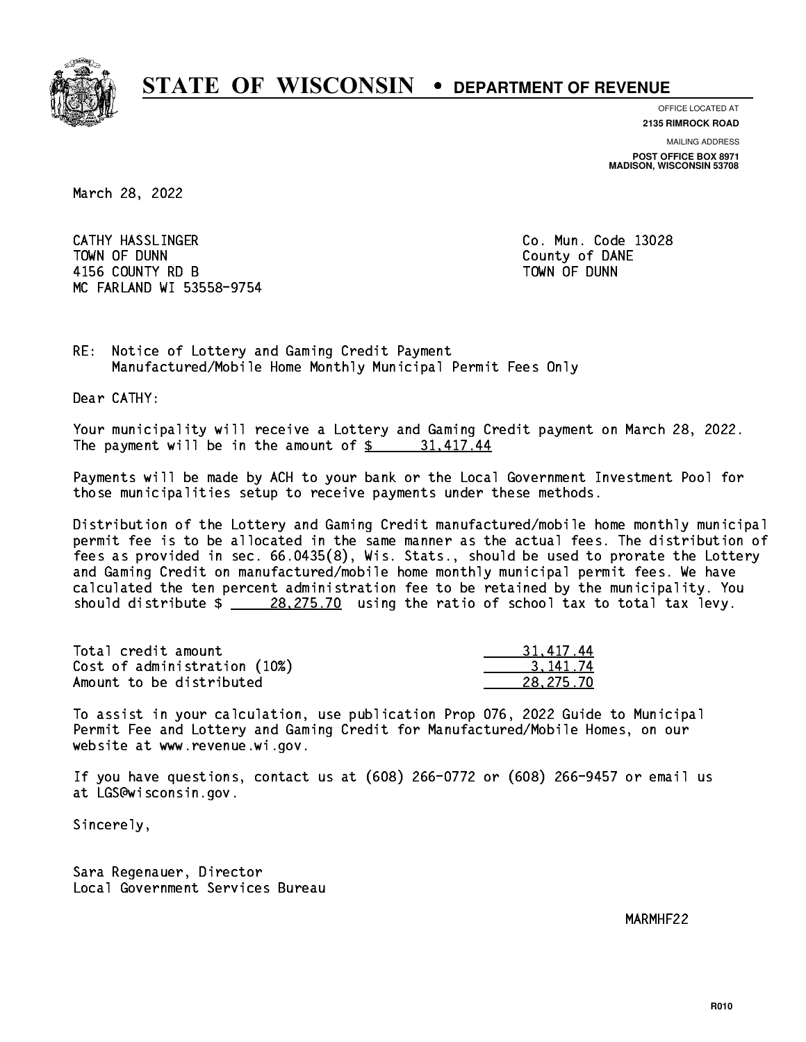# STATE OF WISCONSIN • DEPARTMENT OF REVENUE

OFFICE LOCATED AT
**2135 RIMROCK ROAD**

MAILING ADDRESS
**POST OFFICE BOX 8971**
**MADISON, WISCONSIN 53708**

March 28, 2022

CATHY HASSLINGER
TOWN OF DUNN
4156 COUNTY RD B
MC FARLAND WI 53558-9754

Co. Mun. Code 13028
County of DANE
TOWN OF DUNN

RE: Notice of Lottery and Gaming Credit Payment
Manufactured/Mobile Home Monthly Municipal Permit Fees Only

Dear CATHY:

Your municipality will receive a Lottery and Gaming Credit payment on March 28, 2022. The payment will be in the amount of $ 31,417.44

Payments will be made by ACH to your bank or the Local Government Investment Pool for those municipalities setup to receive payments under these methods.

Distribution of the Lottery and Gaming Credit manufactured/mobile home monthly municipal permit fee is to be allocated in the same manner as the actual fees. The distribution of fees as provided in sec. 66.0435(8), Wis. Stats., should be used to prorate the Lottery and Gaming Credit on manufactured/mobile home monthly municipal permit fees. We have calculated the ten percent administration fee to be retained by the municipality. You should distribute $ 28,275.70 using the ratio of school tax to total tax levy.

| | |
|---|---|
| Total credit amount | 31,417.44 |
| Cost of administration (10%) | 3,141.74 |
| Amount to be distributed | 28,275.70 |

To assist in your calculation, use publication Prop 076, 2022 Guide to Municipal Permit Fee and Lottery and Gaming Credit for Manufactured/Mobile Homes, on our website at www.revenue.wi.gov.

If you have questions, contact us at (608) 266-0772 or (608) 266-9457 or email us at LGS@wisconsin.gov.

Sincerely,

Sara Regenauer, Director
Local Government Services Bureau

MARMHF22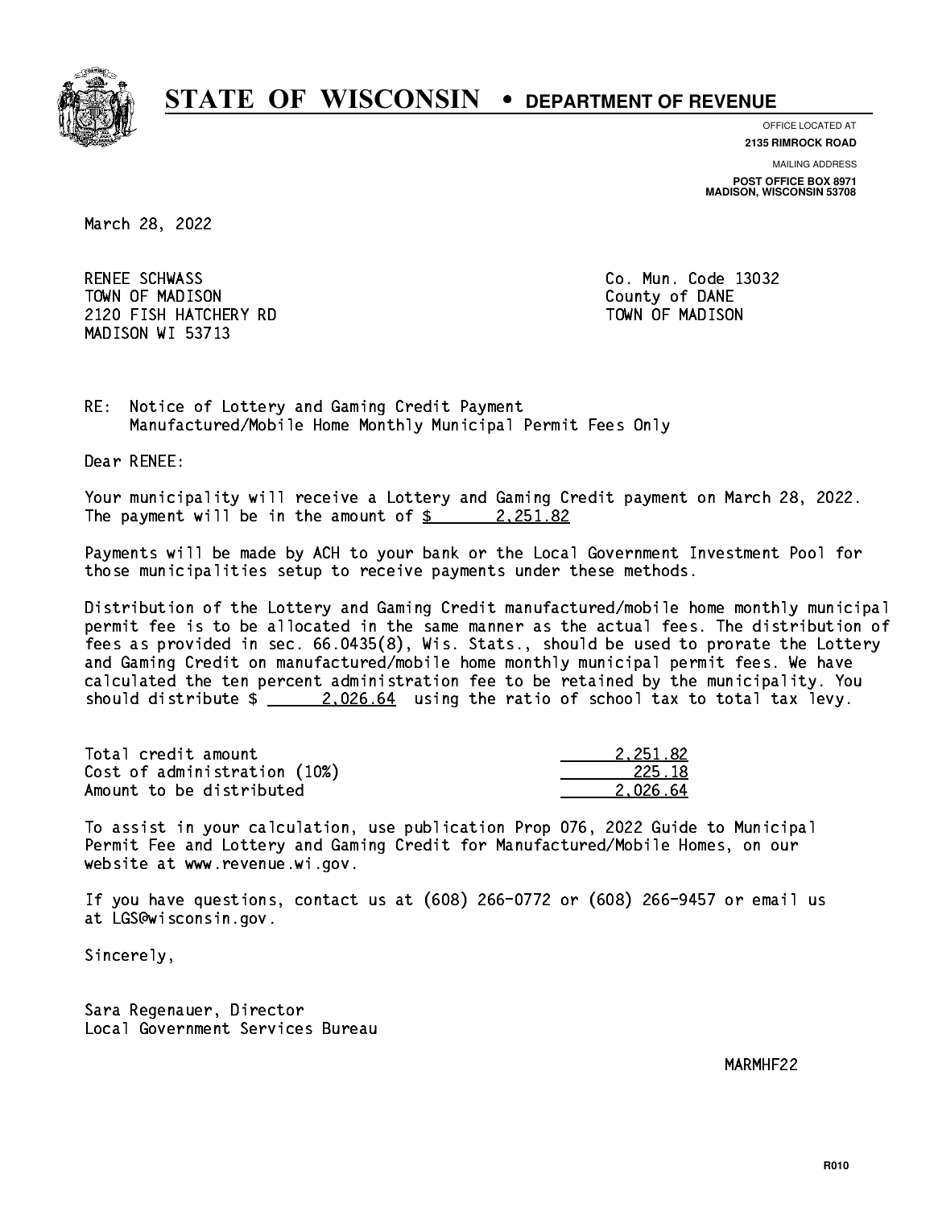# STATE OF WISCONSIN • DEPARTMENT OF REVENUE

OFFICE LOCATED AT
**2135 RIMROCK ROAD**

MAILING ADDRESS
**POST OFFICE BOX 8971**
**MADISON, WISCONSIN 53708**

March 28, 2022

RENEE SCHWASS
TOWN OF MADISON
2120 FISH HATCHERY RD
MADISON WI 53713

Co. Mun. Code 13032
County of DANE
TOWN OF MADISON

RE: Notice of Lottery and Gaming Credit Payment
Manufactured/Mobile Home Monthly Municipal Permit Fees Only

Dear RENEE:

Your municipality will receive a Lottery and Gaming Credit payment on March 28, 2022. The payment will be in the amount of $ 2,251.82

Payments will be made by ACH to your bank or the Local Government Investment Pool for those municipalities setup to receive payments under these methods.

Distribution of the Lottery and Gaming Credit manufactured/mobile home monthly municipal permit fee is to be allocated in the same manner as the actual fees. The distribution of fees as provided in sec. 66.0435(8), Wis. Stats., should be used to prorate the Lottery and Gaming Credit on manufactured/mobile home monthly municipal permit fees. We have calculated the ten percent administration fee to be retained by the municipality. You should distribute $ 2,026.64 using the ratio of school tax to total tax levy.

| | |
|---|---|
| Total credit amount | 2,251.82 |
| Cost of administration (10%) | 225.18 |
| Amount to be distributed | 2,026.64 |

To assist in your calculation, use publication Prop 076, 2022 Guide to Municipal Permit Fee and Lottery and Gaming Credit for Manufactured/Mobile Homes, on our website at www.revenue.wi.gov.

If you have questions, contact us at (608) 266-0772 or (608) 266-9457 or email us at LGS@wisconsin.gov.

Sincerely,

Sara Regenauer, Director
Local Government Services Bureau

MARMHF22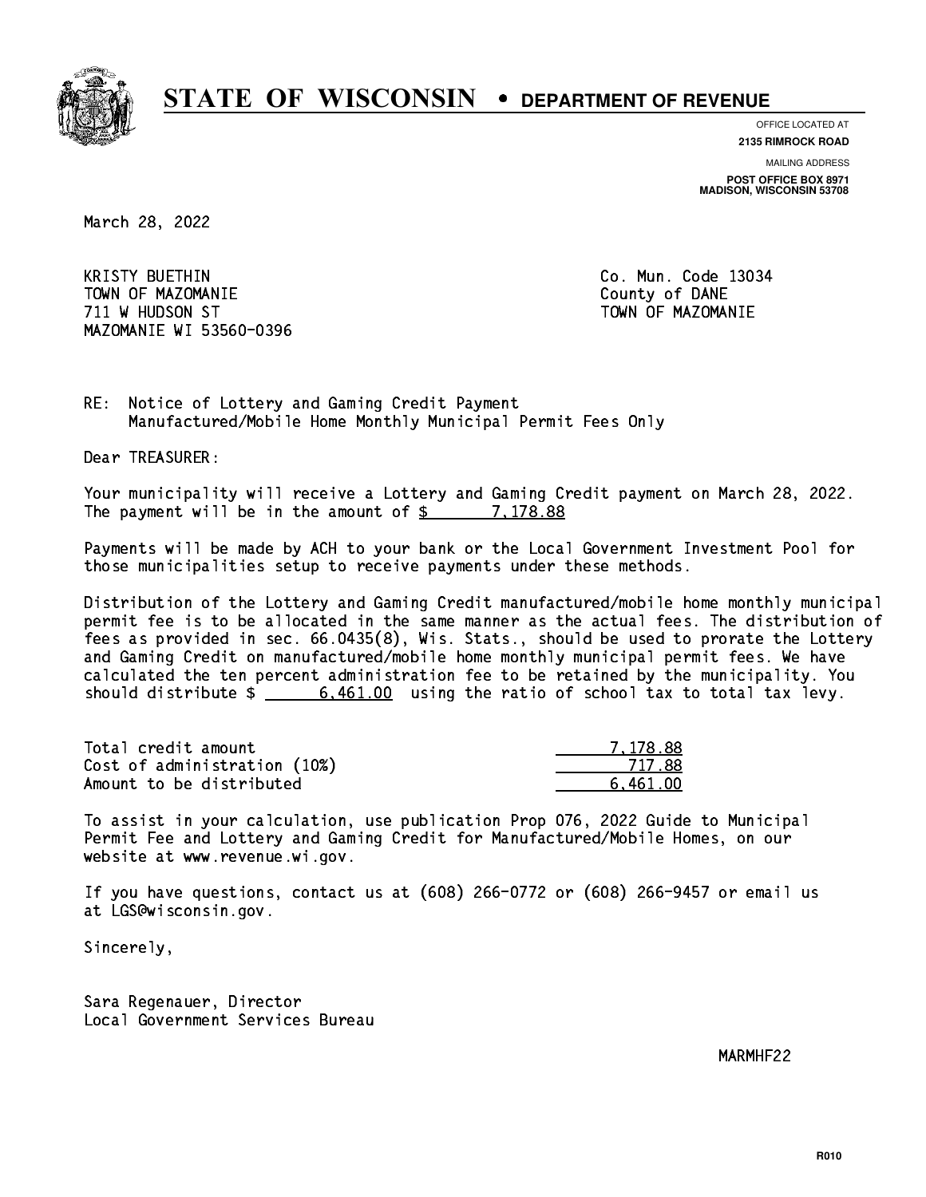# STATE OF WISCONSIN • DEPARTMENT OF REVENUE

OFFICE LOCATED AT
**2135 RIMROCK ROAD**

MAILING ADDRESS
**POST OFFICE BOX 8971**
**MADISON, WISCONSIN 53708**

March 28, 2022

KRISTY BUETHIN
TOWN OF MAZOMANIE
711 W HUDSON ST
MAZOMANIE WI 53560-0396

Co. Mun. Code 13034
County of DANE
TOWN OF MAZOMANIE

RE: Notice of Lottery and Gaming Credit Payment
Manufactured/Mobile Home Monthly Municipal Permit Fees Only

Dear TREASURER:

Your municipality will receive a Lottery and Gaming Credit payment on March 28, 2022. The payment will be in the amount of $ 7,178.88

Payments will be made by ACH to your bank or the Local Government Investment Pool for those municipalities setup to receive payments under these methods.

Distribution of the Lottery and Gaming Credit manufactured/mobile home monthly municipal permit fee is to be allocated in the same manner as the actual fees. The distribution of fees as provided in sec. 66.0435(8), Wis. Stats., should be used to prorate the Lottery and Gaming Credit on manufactured/mobile home monthly municipal permit fees. We have calculated the ten percent administration fee to be retained by the municipality. You should distribute $ 6,461.00 using the ratio of school tax to total tax levy.

| | |
|---|---|
| Total credit amount | 7,178.88 |
| Cost of administration (10%) | 717.88 |
| Amount to be distributed | 6,461.00 |

To assist in your calculation, use publication Prop 076, 2022 Guide to Municipal Permit Fee and Lottery and Gaming Credit for Manufactured/Mobile Homes, on our website at www.revenue.wi.gov.

If you have questions, contact us at (608) 266-0772 or (608) 266-9457 or email us at LGS@wisconsin.gov.

Sincerely,

Sara Regenauer, Director
Local Government Services Bureau

MARMHF22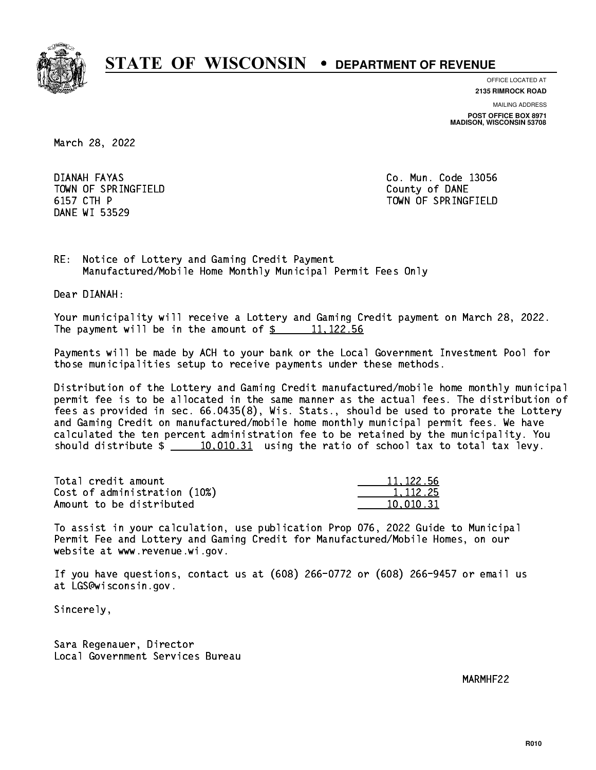# STATE OF WISCONSIN • DEPARTMENT OF REVENUE

OFFICE LOCATED AT
**2135 RIMROCK ROAD**

MAILING ADDRESS
**POST OFFICE BOX 8971**
**MADISON, WISCONSIN 53708**

March 28, 2022

DIANAH FAYAS
TOWN OF SPRINGFIELD
6157 CTH P
DANE WI 53529

Co. Mun. Code 13056
County of DANE
TOWN OF SPRINGFIELD

RE: Notice of Lottery and Gaming Credit Payment
Manufactured/Mobile Home Monthly Municipal Permit Fees Only

Dear DIANAH:

Your municipality will receive a Lottery and Gaming Credit payment on March 28, 2022. The payment will be in the amount of $ 11,122.56

Payments will be made by ACH to your bank or the Local Government Investment Pool for those municipalities setup to receive payments under these methods.

Distribution of the Lottery and Gaming Credit manufactured/mobile home monthly municipal permit fee is to be allocated in the same manner as the actual fees. The distribution of fees as provided in sec. 66.0435(8), Wis. Stats., should be used to prorate the Lottery and Gaming Credit on manufactured/mobile home monthly municipal permit fees. We have calculated the ten percent administration fee to be retained by the municipality. You should distribute $ 10,010.31 using the ratio of school tax to total tax levy.

| | |
|---|---|
| Total credit amount | 11,122.56 |
| Cost of administration (10%) | 1,112.25 |
| Amount to be distributed | 10,010.31 |

To assist in your calculation, use publication Prop 076, 2022 Guide to Municipal Permit Fee and Lottery and Gaming Credit for Manufactured/Mobile Homes, on our website at www.revenue.wi.gov.

If you have questions, contact us at (608) 266-0772 or (608) 266-9457 or email us at LGS@wisconsin.gov.

Sincerely,

Sara Regenauer, Director
Local Government Services Bureau

MARMHF22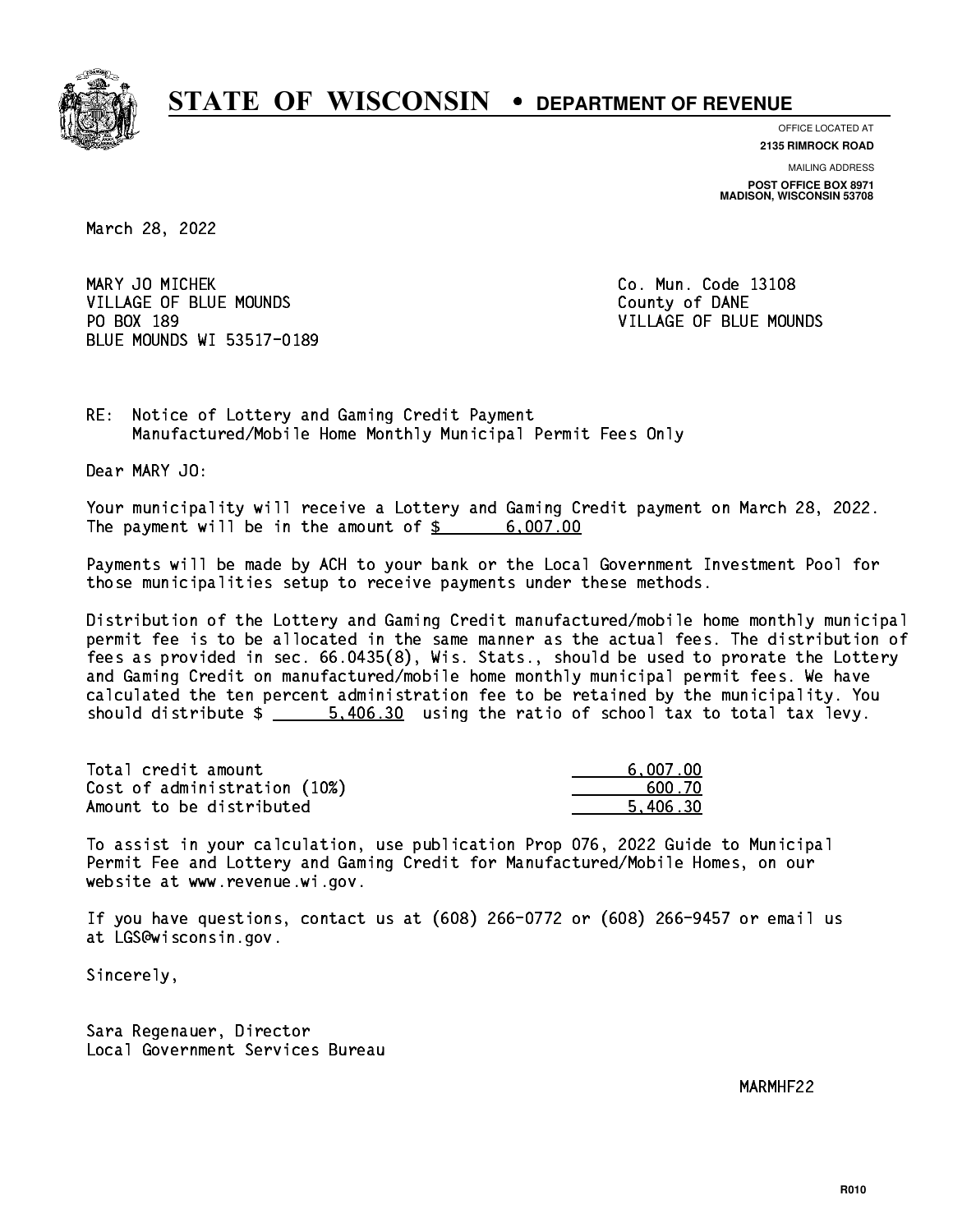# STATE OF WISCONSIN • DEPARTMENT OF REVENUE

OFFICE LOCATED AT
**2135 RIMROCK ROAD**

MAILING ADDRESS
**POST OFFICE BOX 8971**
**MADISON, WISCONSIN 53708**

March 28, 2022

MARY JO MICHEK
VILLAGE OF BLUE MOUNDS
PO BOX 189
BLUE MOUNDS WI 53517-0189

Co. Mun. Code 13108
County of DANE
VILLAGE OF BLUE MOUNDS

RE: Notice of Lottery and Gaming Credit Payment
Manufactured/Mobile Home Monthly Municipal Permit Fees Only

Dear MARY JO:

Your municipality will receive a Lottery and Gaming Credit payment on March 28, 2022. The payment will be in the amount of $ 6,007.00

Payments will be made by ACH to your bank or the Local Government Investment Pool for those municipalities setup to receive payments under these methods.

Distribution of the Lottery and Gaming Credit manufactured/mobile home monthly municipal permit fee is to be allocated in the same manner as the actual fees. The distribution of fees as provided in sec. 66.0435(8), Wis. Stats., should be used to prorate the Lottery and Gaming Credit on manufactured/mobile home monthly municipal permit fees. We have calculated the ten percent administration fee to be retained by the municipality. You should distribute $ 5,406.30 using the ratio of school tax to total tax levy.

| | |
|---|---|
| Total credit amount | 6,007.00 |
| Cost of administration (10%) | 600.70 |
| Amount to be distributed | 5,406.30 |

To assist in your calculation, use publication Prop 076, 2022 Guide to Municipal Permit Fee and Lottery and Gaming Credit for Manufactured/Mobile Homes, on our website at www.revenue.wi.gov.

If you have questions, contact us at (608) 266-0772 or (608) 266-9457 or email us at LGS@wisconsin.gov.

Sincerely,

Sara Regenauer, Director
Local Government Services Bureau

MARMHF22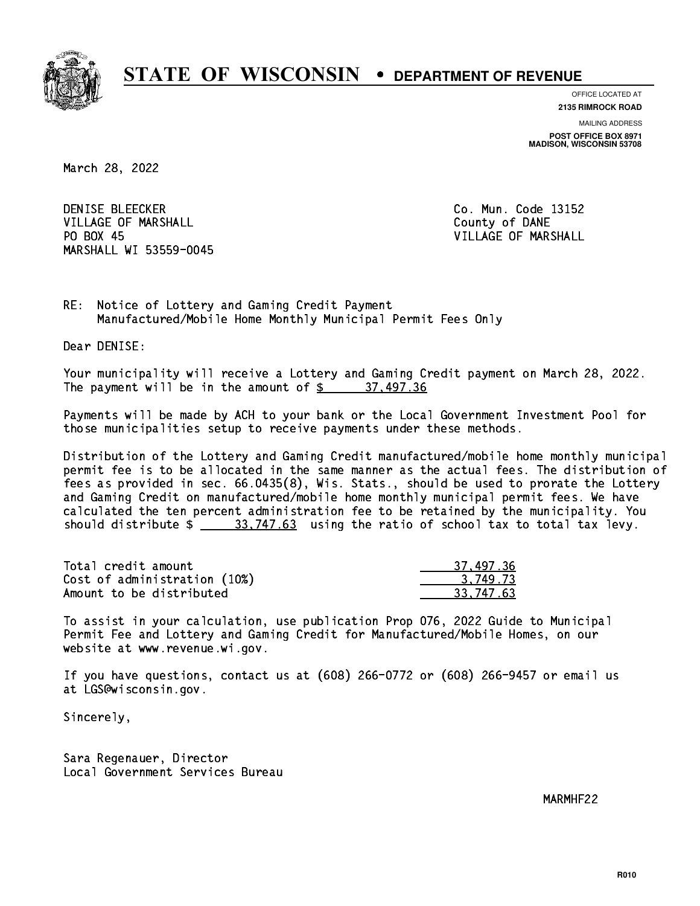# STATE OF WISCONSIN • DEPARTMENT OF REVENUE

OFFICE LOCATED AT
**2135 RIMROCK ROAD**

MAILING ADDRESS
**POST OFFICE BOX 8971**
**MADISON, WISCONSIN 53708**

March 28, 2022

DENISE BLEECKER
VILLAGE OF MARSHALL
PO BOX 45
MARSHALL WI 53559-0045

Co. Mun. Code 13152
County of DANE
VILLAGE OF MARSHALL

RE: Notice of Lottery and Gaming Credit Payment
Manufactured/Mobile Home Monthly Municipal Permit Fees Only

Dear DENISE:

Your municipality will receive a Lottery and Gaming Credit payment on March 28, 2022. The payment will be in the amount of $ 37,497.36

Payments will be made by ACH to your bank or the Local Government Investment Pool for those municipalities setup to receive payments under these methods.

Distribution of the Lottery and Gaming Credit manufactured/mobile home monthly municipal permit fee is to be allocated in the same manner as the actual fees. The distribution of fees as provided in sec. 66.0435(8), Wis. Stats., should be used to prorate the Lottery and Gaming Credit on manufactured/mobile home monthly municipal permit fees. We have calculated the ten percent administration fee to be retained by the municipality. You should distribute $ 33,747.63 using the ratio of school tax to total tax levy.

| | |
|---|---|
| Total credit amount | 37,497.36 |
| Cost of administration (10%) | 3,749.73 |
| Amount to be distributed | 33,747.63 |

To assist in your calculation, use publication Prop 076, 2022 Guide to Municipal Permit Fee and Lottery and Gaming Credit for Manufactured/Mobile Homes, on our website at www.revenue.wi.gov.

If you have questions, contact us at (608) 266-0772 or (608) 266-9457 or email us at LGS@wisconsin.gov.

Sincerely,

Sara Regenauer, Director
Local Government Services Bureau

MARMHF22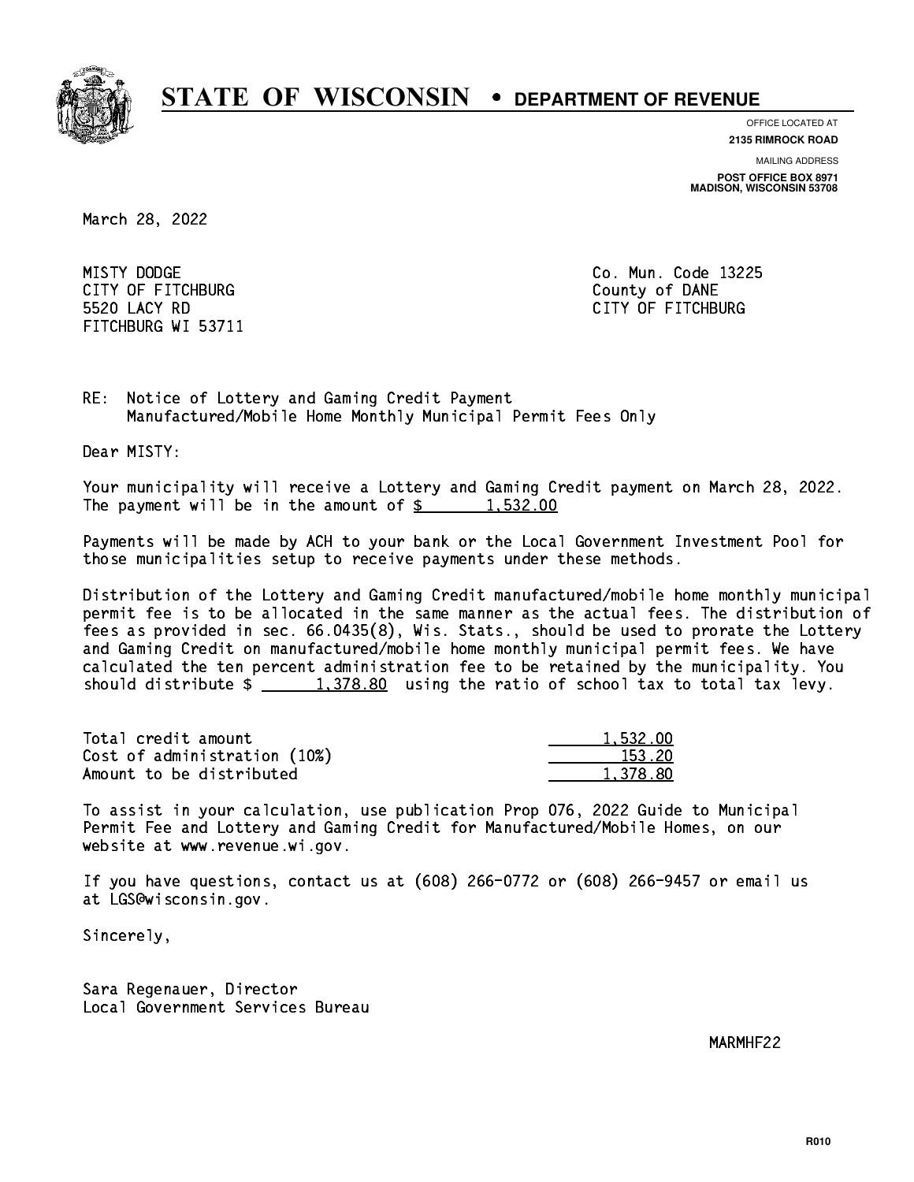# STATE OF WISCONSIN • DEPARTMENT OF REVENUE

OFFICE LOCATED AT
**2135 RIMROCK ROAD**

MAILING ADDRESS
**POST OFFICE BOX 8971**
**MADISON, WISCONSIN 53708**

March 28, 2022

MISTY DODGE
CITY OF FITCHBURG
5520 LACY RD
FITCHBURG WI 53711

Co. Mun. Code 13225
County of DANE
CITY OF FITCHBURG

RE: Notice of Lottery and Gaming Credit Payment
Manufactured/Mobile Home Monthly Municipal Permit Fees Only

Dear MISTY:

Your municipality will receive a Lottery and Gaming Credit payment on March 28, 2022. The payment will be in the amount of $ 1,532.00

Payments will be made by ACH to your bank or the Local Government Investment Pool for those municipalities setup to receive payments under these methods.

Distribution of the Lottery and Gaming Credit manufactured/mobile home monthly municipal permit fee is to be allocated in the same manner as the actual fees. The distribution of fees as provided in sec. 66.0435(8), Wis. Stats., should be used to prorate the Lottery and Gaming Credit on manufactured/mobile home monthly municipal permit fees. We have calculated the ten percent administration fee to be retained by the municipality. You should distribute $ 1,378.80 using the ratio of school tax to total tax levy.

| | |
|---|---|
| Total credit amount | 1,532.00 |
| Cost of administration (10%) | 153.20 |
| Amount to be distributed | 1,378.80 |

To assist in your calculation, use publication Prop 076, 2022 Guide to Municipal Permit Fee and Lottery and Gaming Credit for Manufactured/Mobile Homes, on our website at www.revenue.wi.gov.

If you have questions, contact us at (608) 266-0772 or (608) 266-9457 or email us at LGS@wisconsin.gov.

Sincerely,

Sara Regenauer, Director
Local Government Services Bureau

MARMHF22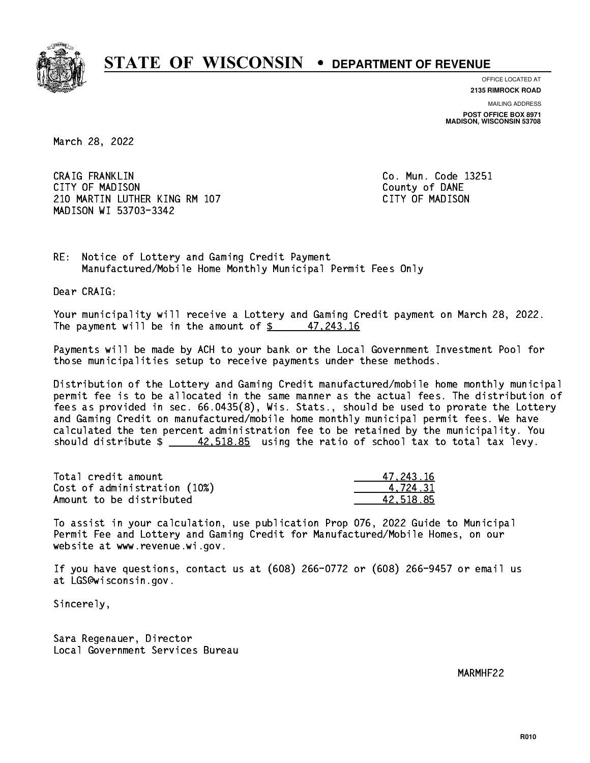# STATE OF WISCONSIN • DEPARTMENT OF REVENUE

OFFICE LOCATED AT
**2135 RIMROCK ROAD**

MAILING ADDRESS
**POST OFFICE BOX 8971**
**MADISON, WISCONSIN 53708**

March 28, 2022

CRAIG FRANKLIN
CITY OF MADISON
210 MARTIN LUTHER KING RM 107
MADISON WI 53703-3342

Co. Mun. Code 13251
County of DANE
CITY OF MADISON

RE: Notice of Lottery and Gaming Credit Payment
Manufactured/Mobile Home Monthly Municipal Permit Fees Only

Dear CRAIG:

Your municipality will receive a Lottery and Gaming Credit payment on March 28, 2022. The payment will be in the amount of $ 47,243.16

Payments will be made by ACH to your bank or the Local Government Investment Pool for those municipalities setup to receive payments under these methods.

Distribution of the Lottery and Gaming Credit manufactured/mobile home monthly municipal permit fee is to be allocated in the same manner as the actual fees. The distribution of fees as provided in sec. 66.0435(8), Wis. Stats., should be used to prorate the Lottery and Gaming Credit on manufactured/mobile home monthly municipal permit fees. We have calculated the ten percent administration fee to be retained by the municipality. You should distribute $ 42,518.85 using the ratio of school tax to total tax levy.

| | |
|---|---|
| Total credit amount | 47,243.16 |
| Cost of administration (10%) | 4,724.31 |
| Amount to be distributed | 42,518.85 |

To assist in your calculation, use publication Prop 076, 2022 Guide to Municipal Permit Fee and Lottery and Gaming Credit for Manufactured/Mobile Homes, on our website at www.revenue.wi.gov.

If you have questions, contact us at (608) 266-0772 or (608) 266-9457 or email us at LGS@wisconsin.gov.

Sincerely,

Sara Regenauer, Director
Local Government Services Bureau

MARMHF22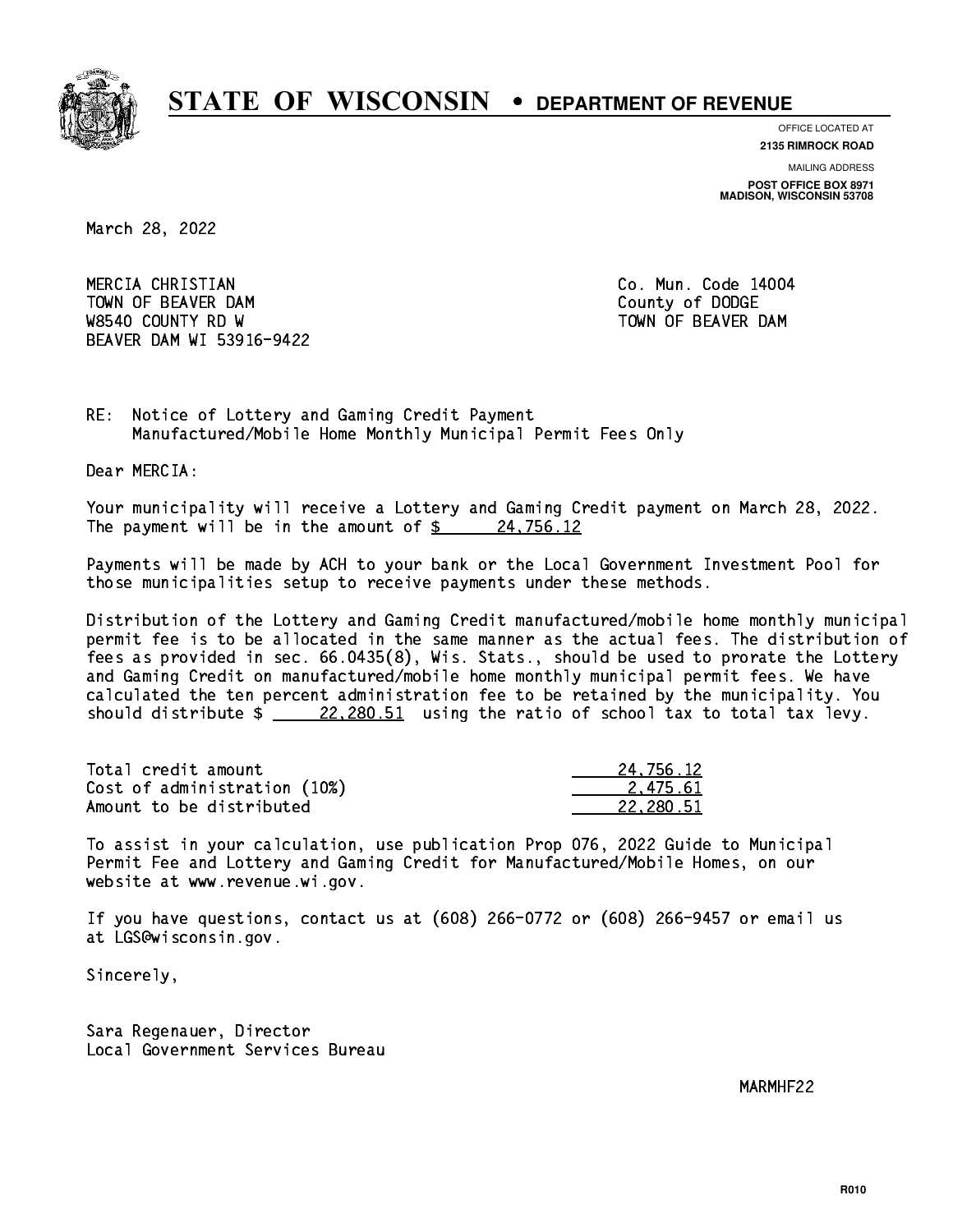# STATE OF WISCONSIN • DEPARTMENT OF REVENUE

OFFICE LOCATED AT
**2135 RIMROCK ROAD**

MAILING ADDRESS
**POST OFFICE BOX 8971**
**MADISON, WISCONSIN 53708**

March 28, 2022

MERCIA CHRISTIAN
TOWN OF BEAVER DAM
W8540 COUNTY RD W
BEAVER DAM WI 53916-9422

Co. Mun. Code 14004
County of DODGE
TOWN OF BEAVER DAM

RE: Notice of Lottery and Gaming Credit Payment
Manufactured/Mobile Home Monthly Municipal Permit Fees Only

Dear MERCIA:

Your municipality will receive a Lottery and Gaming Credit payment on March 28, 2022. The payment will be in the amount of $ 24,756.12

Payments will be made by ACH to your bank or the Local Government Investment Pool for those municipalities setup to receive payments under these methods.

Distribution of the Lottery and Gaming Credit manufactured/mobile home monthly municipal permit fee is to be allocated in the same manner as the actual fees. The distribution of fees as provided in sec. 66.0435(8), Wis. Stats., should be used to prorate the Lottery and Gaming Credit on manufactured/mobile home monthly municipal permit fees. We have calculated the ten percent administration fee to be retained by the municipality. You should distribute $ 22,280.51 using the ratio of school tax to total tax levy.

| | |
|---|---|
| Total credit amount | 24,756.12 |
| Cost of administration (10%) | 2,475.61 |
| Amount to be distributed | 22,280.51 |

To assist in your calculation, use publication Prop 076, 2022 Guide to Municipal Permit Fee and Lottery and Gaming Credit for Manufactured/Mobile Homes, on our website at www.revenue.wi.gov.

If you have questions, contact us at (608) 266-0772 or (608) 266-9457 or email us at LGS@wisconsin.gov.

Sincerely,

Sara Regenauer, Director
Local Government Services Bureau

MARMHF22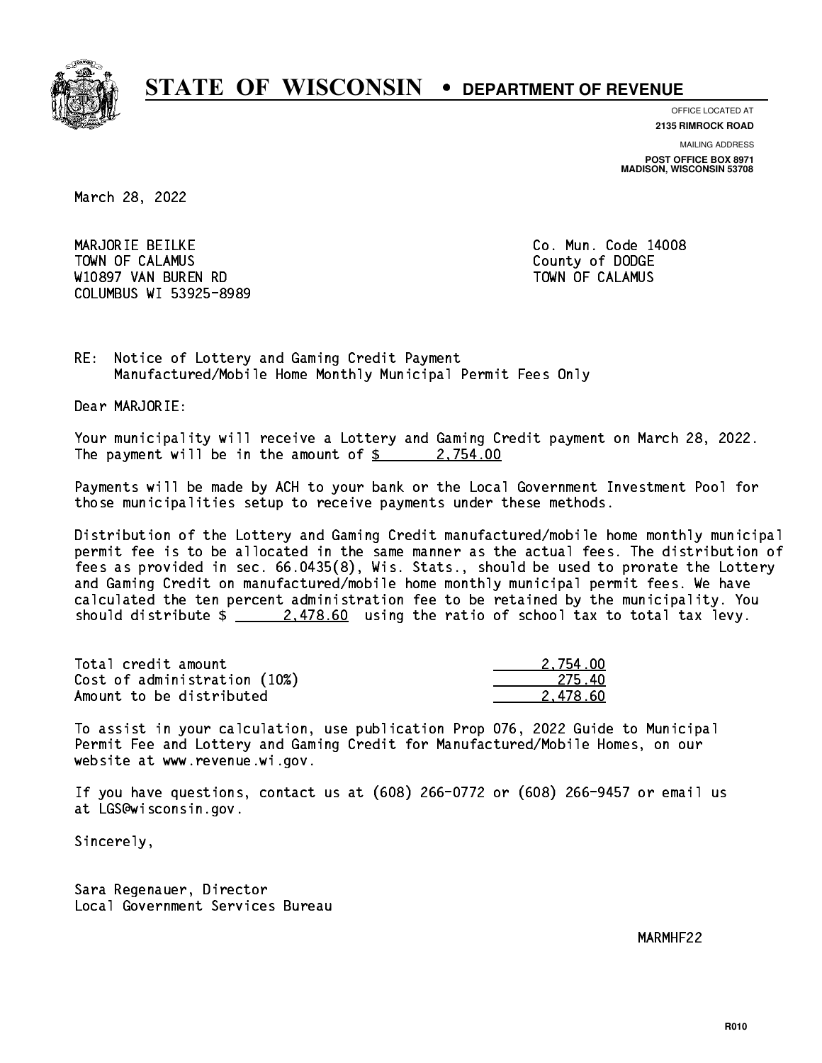# STATE OF WISCONSIN • DEPARTMENT OF REVENUE

OFFICE LOCATED AT
**2135 RIMROCK ROAD**

MAILING ADDRESS
**POST OFFICE BOX 8971**
**MADISON, WISCONSIN 53708**

March 28, 2022

MARJORIE BEILKE
TOWN OF CALAMUS
W10897 VAN BUREN RD
COLUMBUS WI 53925-8989

Co. Mun. Code 14008
County of DODGE
TOWN OF CALAMUS

RE: Notice of Lottery and Gaming Credit Payment
Manufactured/Mobile Home Monthly Municipal Permit Fees Only

Dear MARJORIE:

Your municipality will receive a Lottery and Gaming Credit payment on March 28, 2022. The payment will be in the amount of $ 2,754.00

Payments will be made by ACH to your bank or the Local Government Investment Pool for those municipalities setup to receive payments under these methods.

Distribution of the Lottery and Gaming Credit manufactured/mobile home monthly municipal permit fee is to be allocated in the same manner as the actual fees. The distribution of fees as provided in sec. 66.0435(8), Wis. Stats., should be used to prorate the Lottery and Gaming Credit on manufactured/mobile home monthly municipal permit fees. We have calculated the ten percent administration fee to be retained by the municipality. You should distribute $ 2,478.60 using the ratio of school tax to total tax levy.

| | |
|---|---|
| Total credit amount | 2,754.00 |
| Cost of administration (10%) | 275.40 |
| Amount to be distributed | 2,478.60 |

To assist in your calculation, use publication Prop 076, 2022 Guide to Municipal Permit Fee and Lottery and Gaming Credit for Manufactured/Mobile Homes, on our website at www.revenue.wi.gov.

If you have questions, contact us at (608) 266-0772 or (608) 266-9457 or email us at LGS@wisconsin.gov.

Sincerely,

Sara Regenauer, Director
Local Government Services Bureau

MARMHF22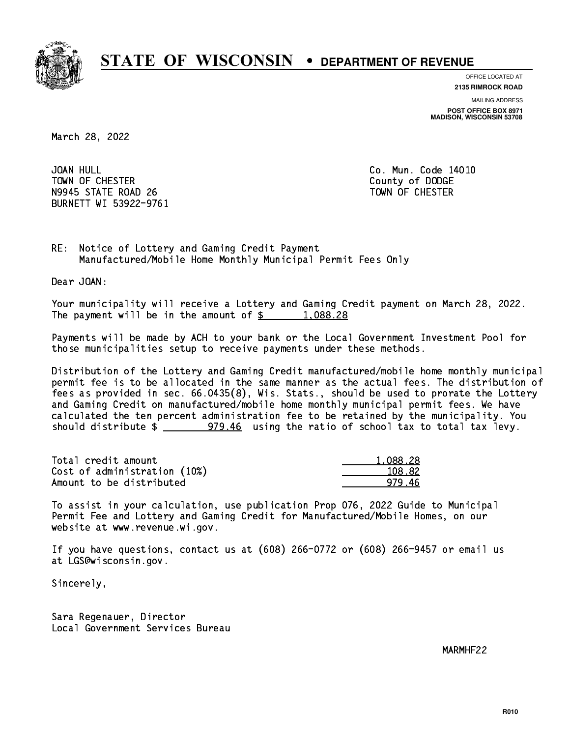# STATE OF WISCONSIN • DEPARTMENT OF REVENUE

OFFICE LOCATED AT
**2135 RIMROCK ROAD**

MAILING ADDRESS
**POST OFFICE BOX 8971**
**MADISON, WISCONSIN 53708**

March 28, 2022

JOAN HULL
TOWN OF CHESTER
N9945 STATE ROAD 26
BURNETT WI 53922-9761

Co. Mun. Code 14010
County of DODGE
TOWN OF CHESTER

RE: Notice of Lottery and Gaming Credit Payment
Manufactured/Mobile Home Monthly Municipal Permit Fees Only

Dear JOAN:

Your municipality will receive a Lottery and Gaming Credit payment on March 28, 2022. The payment will be in the amount of $ 1,088.28

Payments will be made by ACH to your bank or the Local Government Investment Pool for those municipalities setup to receive payments under these methods.

Distribution of the Lottery and Gaming Credit manufactured/mobile home monthly municipal permit fee is to be allocated in the same manner as the actual fees. The distribution of fees as provided in sec. 66.0435(8), Wis. Stats., should be used to prorate the Lottery and Gaming Credit on manufactured/mobile home monthly municipal permit fees. We have calculated the ten percent administration fee to be retained by the municipality. You should distribute $ 979.46 using the ratio of school tax to total tax levy.

| | |
|---|---|
| Total credit amount | 1,088.28 |
| Cost of administration (10%) | 108.82 |
| Amount to be distributed | 979.46 |

To assist in your calculation, use publication Prop 076, 2022 Guide to Municipal Permit Fee and Lottery and Gaming Credit for Manufactured/Mobile Homes, on our website at www.revenue.wi.gov.

If you have questions, contact us at (608) 266-0772 or (608) 266-9457 or email us at LGS@wisconsin.gov.

Sincerely,

Sara Regenauer, Director
Local Government Services Bureau

MARMHF22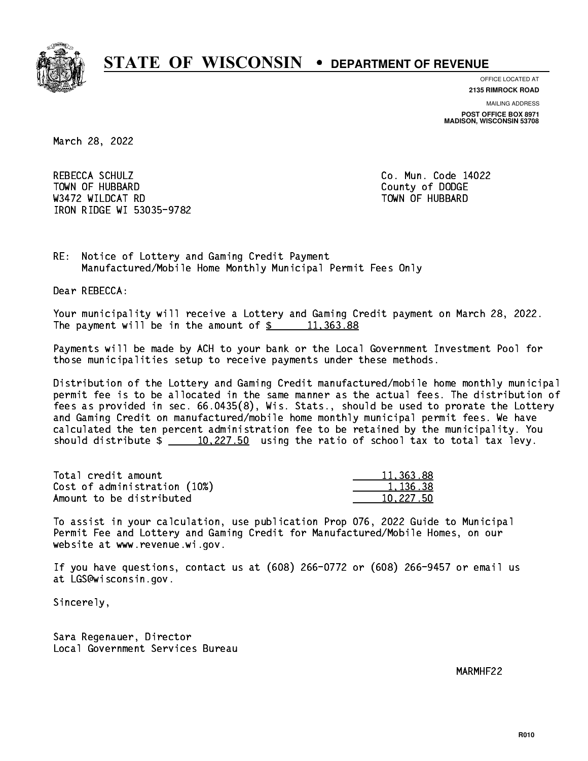# STATE OF WISCONSIN • DEPARTMENT OF REVENUE

OFFICE LOCATED AT
**2135 RIMROCK ROAD**

MAILING ADDRESS
**POST OFFICE BOX 8971**
**MADISON, WISCONSIN 53708**

March 28, 2022

REBECCA SCHULZ
TOWN OF HUBBARD
W3472 WILDCAT RD
IRON RIDGE WI 53035-9782

Co. Mun. Code 14022
County of DODGE
TOWN OF HUBBARD

RE: Notice of Lottery and Gaming Credit Payment
Manufactured/Mobile Home Monthly Municipal Permit Fees Only

Dear REBECCA:

Your municipality will receive a Lottery and Gaming Credit payment on March 28, 2022. The payment will be in the amount of $ 11,363.88

Payments will be made by ACH to your bank or the Local Government Investment Pool for those municipalities setup to receive payments under these methods.

Distribution of the Lottery and Gaming Credit manufactured/mobile home monthly municipal permit fee is to be allocated in the same manner as the actual fees. The distribution of fees as provided in sec. 66.0435(8), Wis. Stats., should be used to prorate the Lottery and Gaming Credit on manufactured/mobile home monthly municipal permit fees. We have calculated the ten percent administration fee to be retained by the municipality. You should distribute $ 10,227.50 using the ratio of school tax to total tax levy.

| | |
|---|---|
| Total credit amount | 11,363.88 |
| Cost of administration (10%) | 1,136.38 |
| Amount to be distributed | 10,227.50 |

To assist in your calculation, use publication Prop 076, 2022 Guide to Municipal Permit Fee and Lottery and Gaming Credit for Manufactured/Mobile Homes, on our website at www.revenue.wi.gov.

If you have questions, contact us at (608) 266-0772 or (608) 266-9457 or email us at LGS@wisconsin.gov.

Sincerely,

Sara Regenauer, Director
Local Government Services Bureau

MARMHF22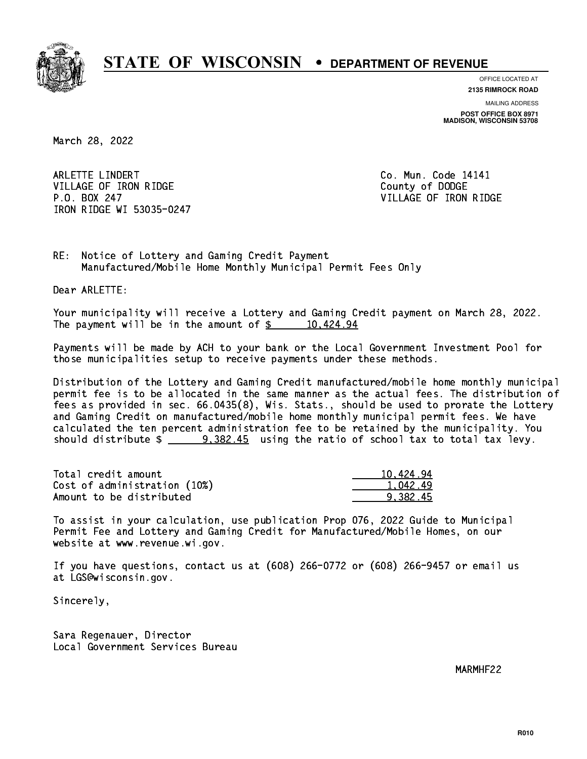# STATE OF WISCONSIN • DEPARTMENT OF REVENUE

OFFICE LOCATED AT
**2135 RIMROCK ROAD**

MAILING ADDRESS
**POST OFFICE BOX 8971**
**MADISON, WISCONSIN 53708**

March 28, 2022

ARLETTE LINDERT
VILLAGE OF IRON RIDGE
P.O. BOX 247
IRON RIDGE WI 53035-0247

Co. Mun. Code 14141
County of DODGE
VILLAGE OF IRON RIDGE

RE: Notice of Lottery and Gaming Credit Payment
Manufactured/Mobile Home Monthly Municipal Permit Fees Only

Dear ARLETTE:

Your municipality will receive a Lottery and Gaming Credit payment on March 28, 2022. The payment will be in the amount of $ 10,424.94

Payments will be made by ACH to your bank or the Local Government Investment Pool for those municipalities setup to receive payments under these methods.

Distribution of the Lottery and Gaming Credit manufactured/mobile home monthly municipal permit fee is to be allocated in the same manner as the actual fees. The distribution of fees as provided in sec. 66.0435(8), Wis. Stats., should be used to prorate the Lottery and Gaming Credit on manufactured/mobile home monthly municipal permit fees. We have calculated the ten percent administration fee to be retained by the municipality. You should distribute $ 9,382.45 using the ratio of school tax to total tax levy.

| | |
|---|---|
| Total credit amount | 10,424.94 |
| Cost of administration (10%) | 1,042.49 |
| Amount to be distributed | 9,382.45 |

To assist in your calculation, use publication Prop 076, 2022 Guide to Municipal Permit Fee and Lottery and Gaming Credit for Manufactured/Mobile Homes, on our website at www.revenue.wi.gov.

If you have questions, contact us at (608) 266-0772 or (608) 266-9457 or email us at LGS@wisconsin.gov.

Sincerely,

Sara Regenauer, Director
Local Government Services Bureau

MARMHF22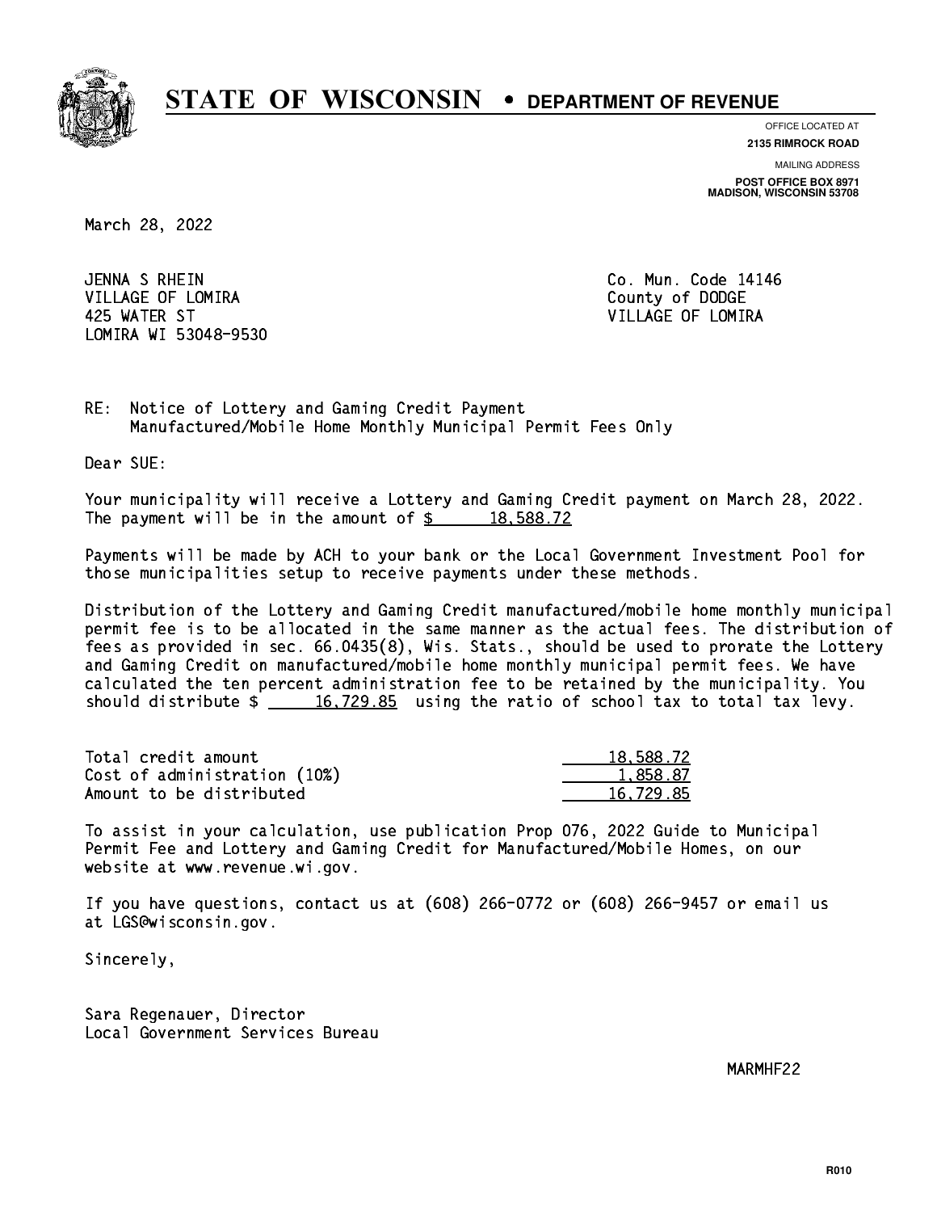# STATE OF WISCONSIN • DEPARTMENT OF REVENUE

OFFICE LOCATED AT
**2135 RIMROCK ROAD**

MAILING ADDRESS
**POST OFFICE BOX 8971**
**MADISON, WISCONSIN 53708**

March 28, 2022

JENNA S RHEIN
VILLAGE OF LOMIRA
425 WATER ST
LOMIRA WI 53048-9530

Co. Mun. Code 14146
County of DODGE
VILLAGE OF LOMIRA

RE: Notice of Lottery and Gaming Credit Payment
Manufactured/Mobile Home Monthly Municipal Permit Fees Only

Dear SUE:

Your municipality will receive a Lottery and Gaming Credit payment on March 28, 2022. The payment will be in the amount of $ 18,588.72

Payments will be made by ACH to your bank or the Local Government Investment Pool for those municipalities setup to receive payments under these methods.

Distribution of the Lottery and Gaming Credit manufactured/mobile home monthly municipal permit fee is to be allocated in the same manner as the actual fees. The distribution of fees as provided in sec. 66.0435(8), Wis. Stats., should be used to prorate the Lottery and Gaming Credit on manufactured/mobile home monthly municipal permit fees. We have calculated the ten percent administration fee to be retained by the municipality. You should distribute $ 16,729.85 using the ratio of school tax to total tax levy.

| | |
|---|---|
| Total credit amount | 18,588.72 |
| Cost of administration (10%) | 1,858.87 |
| Amount to be distributed | 16,729.85 |

To assist in your calculation, use publication Prop 076, 2022 Guide to Municipal Permit Fee and Lottery and Gaming Credit for Manufactured/Mobile Homes, on our website at www.revenue.wi.gov.

If you have questions, contact us at (608) 266-0772 or (608) 266-9457 or email us at LGS@wisconsin.gov.

Sincerely,

Sara Regenauer, Director
Local Government Services Bureau

MARMHF22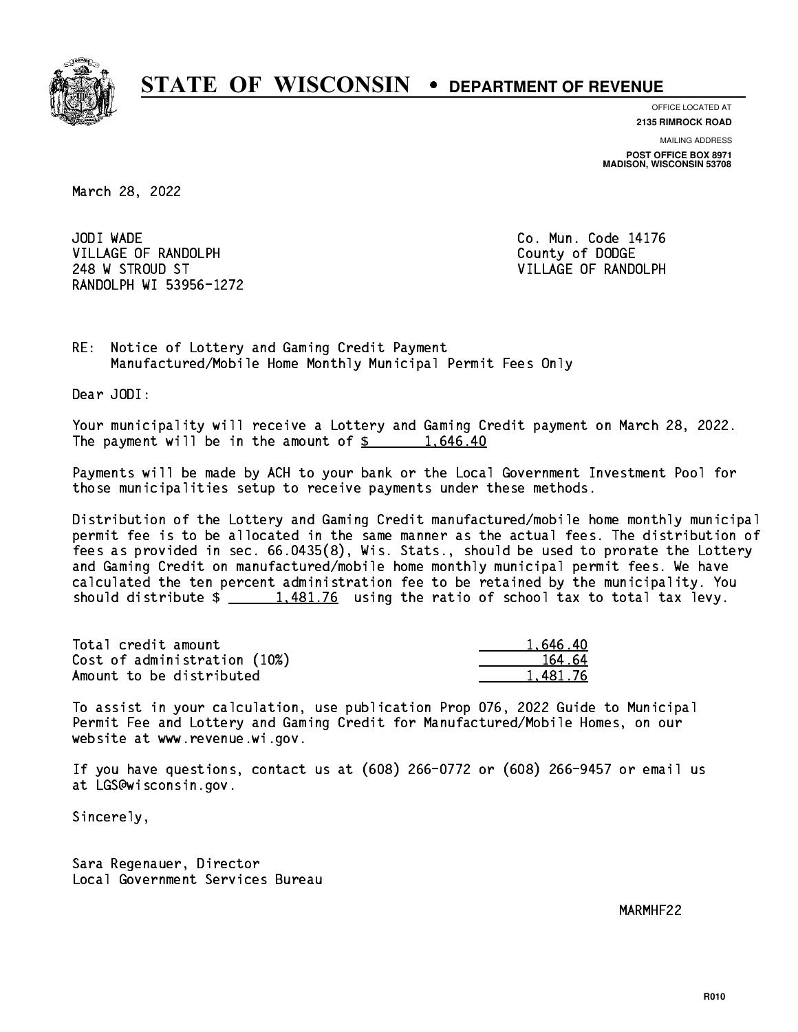# STATE OF WISCONSIN • DEPARTMENT OF REVENUE

OFFICE LOCATED AT
**2135 RIMROCK ROAD**

MAILING ADDRESS
**POST OFFICE BOX 8971**
**MADISON, WISCONSIN 53708**

March 28, 2022

JODI WADE
VILLAGE OF RANDOLPH
248 W STROUD ST
RANDOLPH WI 53956-1272

Co. Mun. Code 14176
County of DODGE
VILLAGE OF RANDOLPH

RE: Notice of Lottery and Gaming Credit Payment
Manufactured/Mobile Home Monthly Municipal Permit Fees Only

Dear JODI:

Your municipality will receive a Lottery and Gaming Credit payment on March 28, 2022. The payment will be in the amount of $ 1,646.40

Payments will be made by ACH to your bank or the Local Government Investment Pool for those municipalities setup to receive payments under these methods.

Distribution of the Lottery and Gaming Credit manufactured/mobile home monthly municipal permit fee is to be allocated in the same manner as the actual fees. The distribution of fees as provided in sec. 66.0435(8), Wis. Stats., should be used to prorate the Lottery and Gaming Credit on manufactured/mobile home monthly municipal permit fees. We have calculated the ten percent administration fee to be retained by the municipality. You should distribute $ 1,481.76 using the ratio of school tax to total tax levy.

| | |
|---|---|
| Total credit amount | 1,646.40 |
| Cost of administration (10%) | 164.64 |
| Amount to be distributed | 1,481.76 |

To assist in your calculation, use publication Prop 076, 2022 Guide to Municipal Permit Fee and Lottery and Gaming Credit for Manufactured/Mobile Homes, on our website at www.revenue.wi.gov.

If you have questions, contact us at (608) 266-0772 or (608) 266-9457 or email us at LGS@wisconsin.gov.

Sincerely,

Sara Regenauer, Director
Local Government Services Bureau

MARMHF22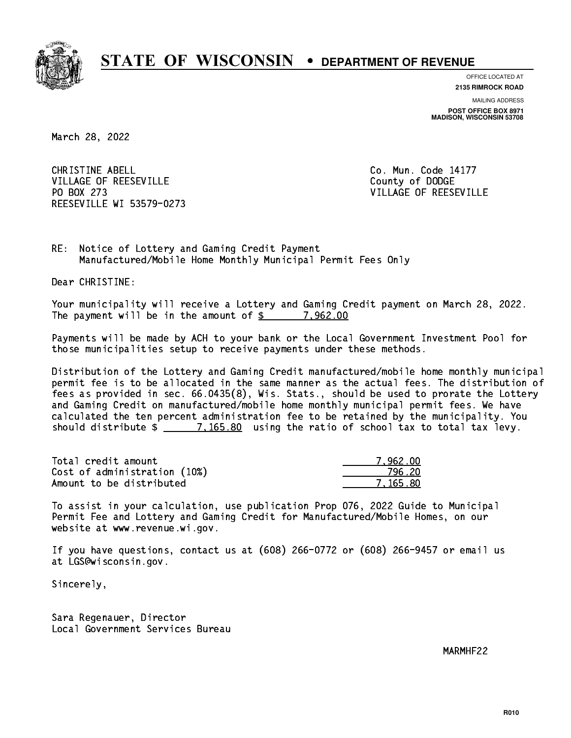# STATE OF WISCONSIN • DEPARTMENT OF REVENUE

OFFICE LOCATED AT
**2135 RIMROCK ROAD**

MAILING ADDRESS
**POST OFFICE BOX 8971**
**MADISON, WISCONSIN 53708**

March 28, 2022

CHRISTINE ABELL
VILLAGE OF REESEVILLE
PO BOX 273
REESEVILLE WI 53579-0273

Co. Mun. Code 14177
County of DODGE
VILLAGE OF REESEVILLE

RE: Notice of Lottery and Gaming Credit Payment
Manufactured/Mobile Home Monthly Municipal Permit Fees Only

Dear CHRISTINE:

Your municipality will receive a Lottery and Gaming Credit payment on March 28, 2022. The payment will be in the amount of $ 7,962.00

Payments will be made by ACH to your bank or the Local Government Investment Pool for those municipalities setup to receive payments under these methods.

Distribution of the Lottery and Gaming Credit manufactured/mobile home monthly municipal permit fee is to be allocated in the same manner as the actual fees. The distribution of fees as provided in sec. 66.0435(8), Wis. Stats., should be used to prorate the Lottery and Gaming Credit on manufactured/mobile home monthly municipal permit fees. We have calculated the ten percent administration fee to be retained by the municipality. You should distribute $ 7,165.80 using the ratio of school tax to total tax levy.

| | |
|---|---|
| Total credit amount | 7,962.00 |
| Cost of administration (10%) | 796.20 |
| Amount to be distributed | 7,165.80 |

To assist in your calculation, use publication Prop 076, 2022 Guide to Municipal Permit Fee and Lottery and Gaming Credit for Manufactured/Mobile Homes, on our website at www.revenue.wi.gov.

If you have questions, contact us at (608) 266-0772 or (608) 266-9457 or email us at LGS@wisconsin.gov.

Sincerely,

Sara Regenauer, Director
Local Government Services Bureau

MARMHF22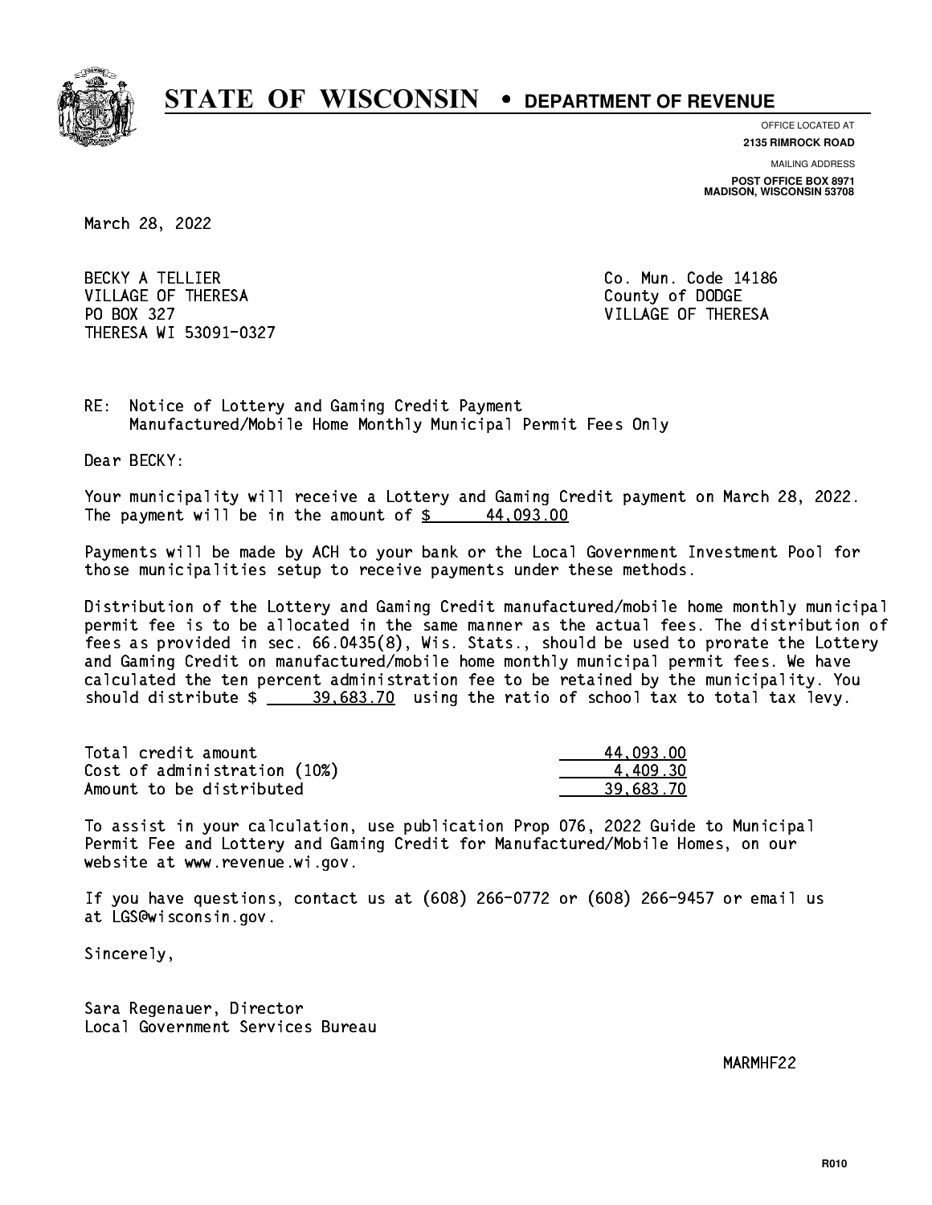# STATE OF WISCONSIN • DEPARTMENT OF REVENUE

OFFICE LOCATED AT
**2135 RIMROCK ROAD**

MAILING ADDRESS
**POST OFFICE BOX 8971**
**MADISON, WISCONSIN 53708**

March 28, 2022

BECKY A TELLIER
VILLAGE OF THERESA
PO BOX 327
THERESA WI 53091-0327

Co. Mun. Code 14186
County of DODGE
VILLAGE OF THERESA

RE: Notice of Lottery and Gaming Credit Payment
Manufactured/Mobile Home Monthly Municipal Permit Fees Only

Dear BECKY:

Your municipality will receive a Lottery and Gaming Credit payment on March 28, 2022. The payment will be in the amount of $ 44,093.00

Payments will be made by ACH to your bank or the Local Government Investment Pool for those municipalities setup to receive payments under these methods.

Distribution of the Lottery and Gaming Credit manufactured/mobile home monthly municipal permit fee is to be allocated in the same manner as the actual fees. The distribution of fees as provided in sec. 66.0435(8), Wis. Stats., should be used to prorate the Lottery and Gaming Credit on manufactured/mobile home monthly municipal permit fees. We have calculated the ten percent administration fee to be retained by the municipality. You should distribute $ 39,683.70 using the ratio of school tax to total tax levy.

| | |
|---|---|
| Total credit amount | 44,093.00 |
| Cost of administration (10%) | 4,409.30 |
| Amount to be distributed | 39,683.70 |

To assist in your calculation, use publication Prop 076, 2022 Guide to Municipal Permit Fee and Lottery and Gaming Credit for Manufactured/Mobile Homes, on our website at www.revenue.wi.gov.

If you have questions, contact us at (608) 266-0772 or (608) 266-9457 or email us at LGS@wisconsin.gov.

Sincerely,

Sara Regenauer, Director
Local Government Services Bureau

MARMHF22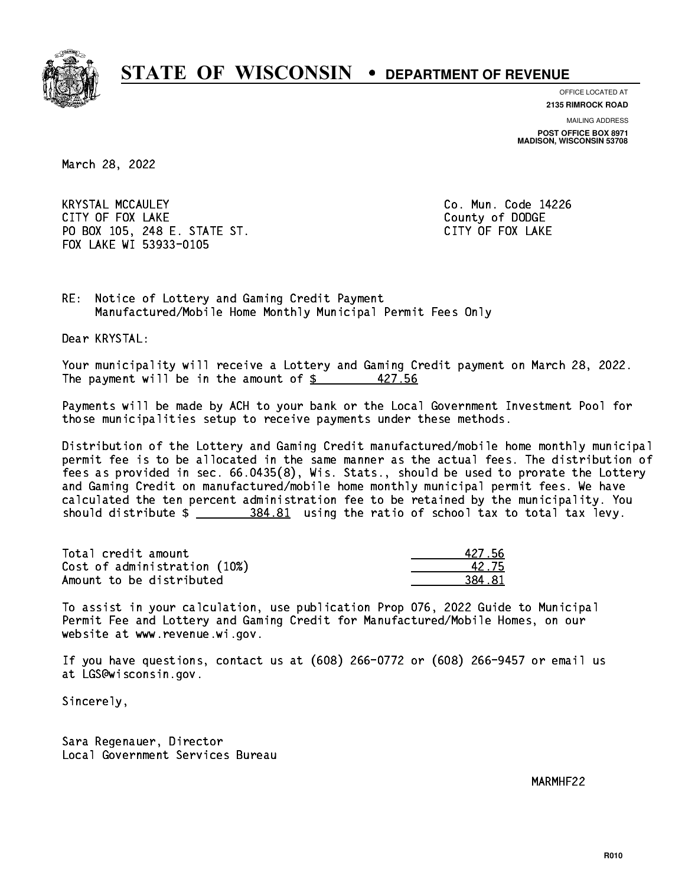# STATE OF WISCONSIN • DEPARTMENT OF REVENUE

OFFICE LOCATED AT
**2135 RIMROCK ROAD**

MAILING ADDRESS
**POST OFFICE BOX 8971**
**MADISON, WISCONSIN 53708**

March 28, 2022

KRYSTAL MCCAULEY
CITY OF FOX LAKE
PO BOX 105, 248 E. STATE ST.
FOX LAKE WI 53933-0105

Co. Mun. Code 14226
County of DODGE
CITY OF FOX LAKE

RE: Notice of Lottery and Gaming Credit Payment
Manufactured/Mobile Home Monthly Municipal Permit Fees Only

Dear KRYSTAL:

Your municipality will receive a Lottery and Gaming Credit payment on March 28, 2022. The payment will be in the amount of $ 427.56

Payments will be made by ACH to your bank or the Local Government Investment Pool for those municipalities setup to receive payments under these methods.

Distribution of the Lottery and Gaming Credit manufactured/mobile home monthly municipal permit fee is to be allocated in the same manner as the actual fees. The distribution of fees as provided in sec. 66.0435(8), Wis. Stats., should be used to prorate the Lottery and Gaming Credit on manufactured/mobile home monthly municipal permit fees. We have calculated the ten percent administration fee to be retained by the municipality. You should distribute $ 384.81 using the ratio of school tax to total tax levy.

| | |
|---|---|
| Total credit amount | 427.56 |
| Cost of administration (10%) | 42.75 |
| Amount to be distributed | 384.81 |

To assist in your calculation, use publication Prop 076, 2022 Guide to Municipal Permit Fee and Lottery and Gaming Credit for Manufactured/Mobile Homes, on our website at www.revenue.wi.gov.

If you have questions, contact us at (608) 266-0772 or (608) 266-9457 or email us at LGS@wisconsin.gov.

Sincerely,

Sara Regenauer, Director
Local Government Services Bureau

MARMHF22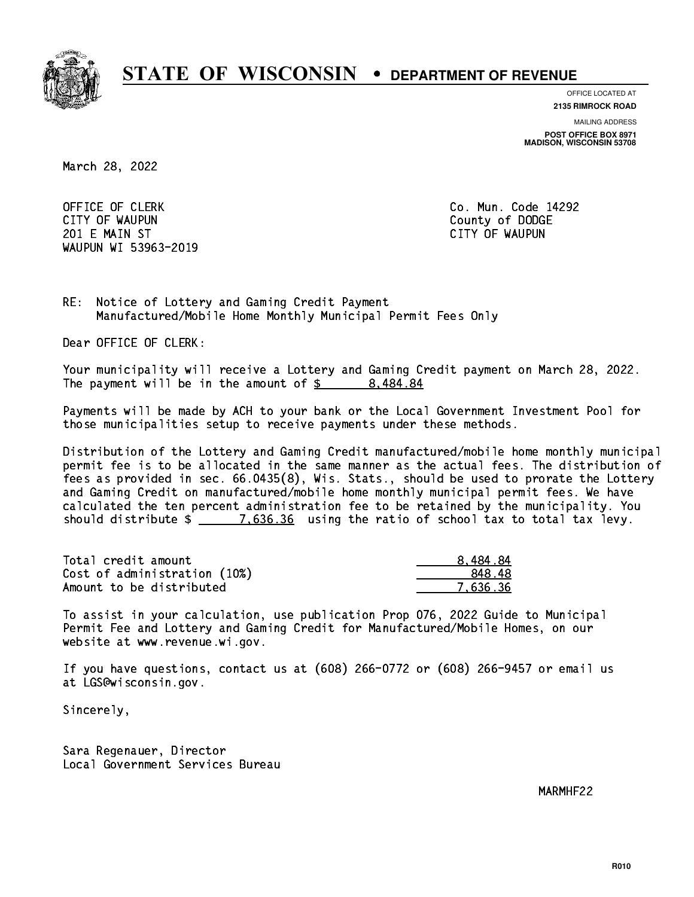# STATE OF WISCONSIN • DEPARTMENT OF REVENUE

OFFICE LOCATED AT
**2135 RIMROCK ROAD**

MAILING ADDRESS
**POST OFFICE BOX 8971**
**MADISON, WISCONSIN 53708**

March 28, 2022

OFFICE OF CLERK
CITY OF WAUPUN
201 E MAIN ST
WAUPUN WI 53963-2019

Co. Mun. Code 14292
County of DODGE
CITY OF WAUPUN

RE: Notice of Lottery and Gaming Credit Payment
Manufactured/Mobile Home Monthly Municipal Permit Fees Only

Dear OFFICE OF CLERK:

Your municipality will receive a Lottery and Gaming Credit payment on March 28, 2022. The payment will be in the amount of $ 8,484.84

Payments will be made by ACH to your bank or the Local Government Investment Pool for those municipalities setup to receive payments under these methods.

Distribution of the Lottery and Gaming Credit manufactured/mobile home monthly municipal permit fee is to be allocated in the same manner as the actual fees. The distribution of fees as provided in sec. 66.0435(8), Wis. Stats., should be used to prorate the Lottery and Gaming Credit on manufactured/mobile home monthly municipal permit fees. We have calculated the ten percent administration fee to be retained by the municipality. You should distribute $ 7,636.36 using the ratio of school tax to total tax levy.

| | |
|---|---|
| Total credit amount | 8,484.84 |
| Cost of administration (10%) | 848.48 |
| Amount to be distributed | 7,636.36 |

To assist in your calculation, use publication Prop 076, 2022 Guide to Municipal Permit Fee and Lottery and Gaming Credit for Manufactured/Mobile Homes, on our website at www.revenue.wi.gov.

If you have questions, contact us at (608) 266-0772 or (608) 266-9457 or email us at LGS@wisconsin.gov.

Sincerely,

Sara Regenauer, Director
Local Government Services Bureau

MARMHF22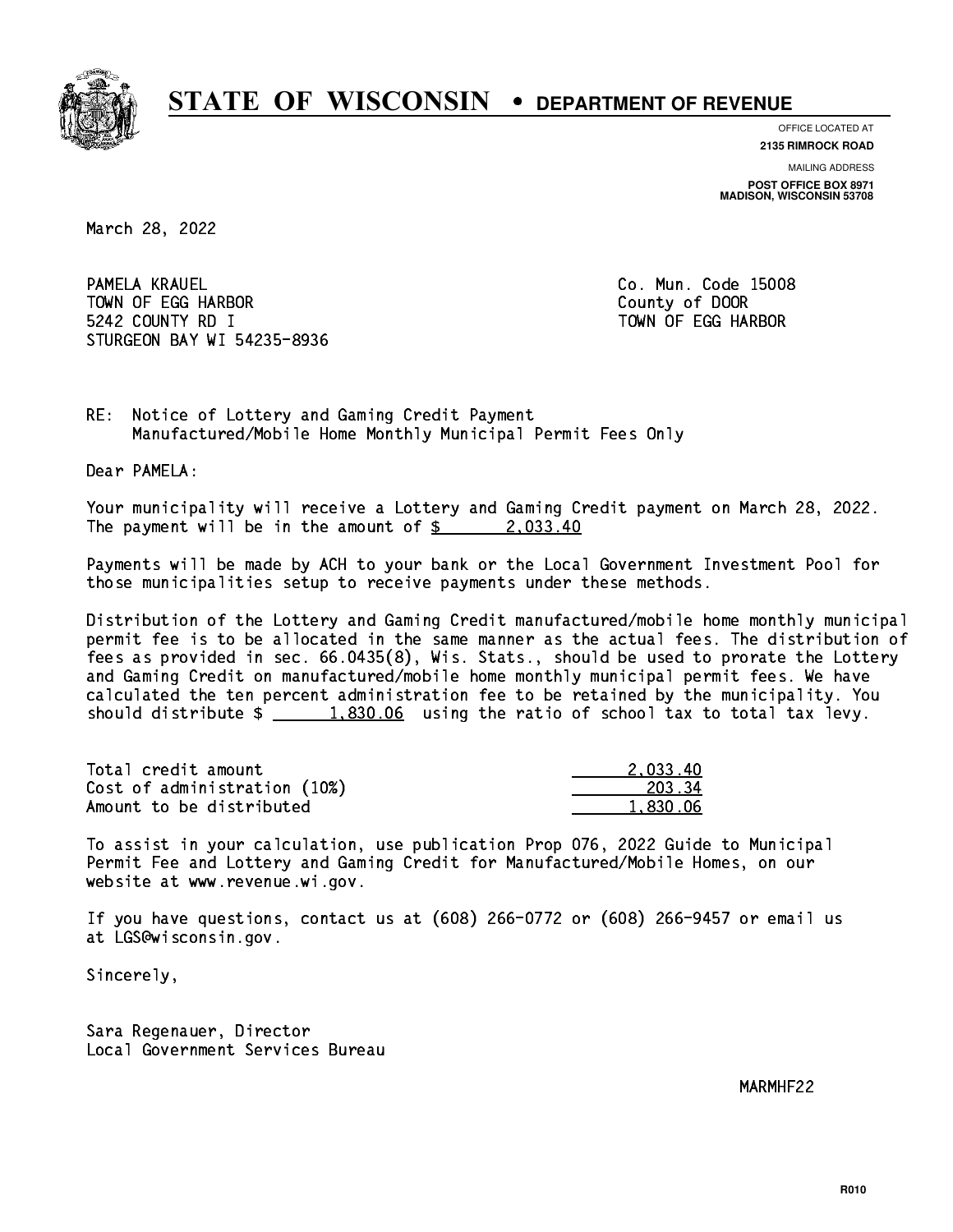# STATE OF WISCONSIN • DEPARTMENT OF REVENUE

OFFICE LOCATED AT
**2135 RIMROCK ROAD**

MAILING ADDRESS
**POST OFFICE BOX 8971**
**MADISON, WISCONSIN 53708**

March 28, 2022

PAMELA KRAUEL
TOWN OF EGG HARBOR
5242 COUNTY RD I
STURGEON BAY WI 54235-8936

Co. Mun. Code 15008
County of DOOR
TOWN OF EGG HARBOR

RE: Notice of Lottery and Gaming Credit Payment
Manufactured/Mobile Home Monthly Municipal Permit Fees Only

Dear PAMELA:

Your municipality will receive a Lottery and Gaming Credit payment on March 28, 2022. The payment will be in the amount of $ 2,033.40

Payments will be made by ACH to your bank or the Local Government Investment Pool for those municipalities setup to receive payments under these methods.

Distribution of the Lottery and Gaming Credit manufactured/mobile home monthly municipal permit fee is to be allocated in the same manner as the actual fees. The distribution of fees as provided in sec. 66.0435(8), Wis. Stats., should be used to prorate the Lottery and Gaming Credit on manufactured/mobile home monthly municipal permit fees. We have calculated the ten percent administration fee to be retained by the municipality. You should distribute $ 1,830.06 using the ratio of school tax to total tax levy.

| | |
|---|---|
| Total credit amount | 2,033.40 |
| Cost of administration (10%) | 203.34 |
| Amount to be distributed | 1,830.06 |

To assist in your calculation, use publication Prop 076, 2022 Guide to Municipal Permit Fee and Lottery and Gaming Credit for Manufactured/Mobile Homes, on our website at www.revenue.wi.gov.

If you have questions, contact us at (608) 266-0772 or (608) 266-9457 or email us at LGS@wisconsin.gov.

Sincerely,

Sara Regenauer, Director
Local Government Services Bureau

MARMHF22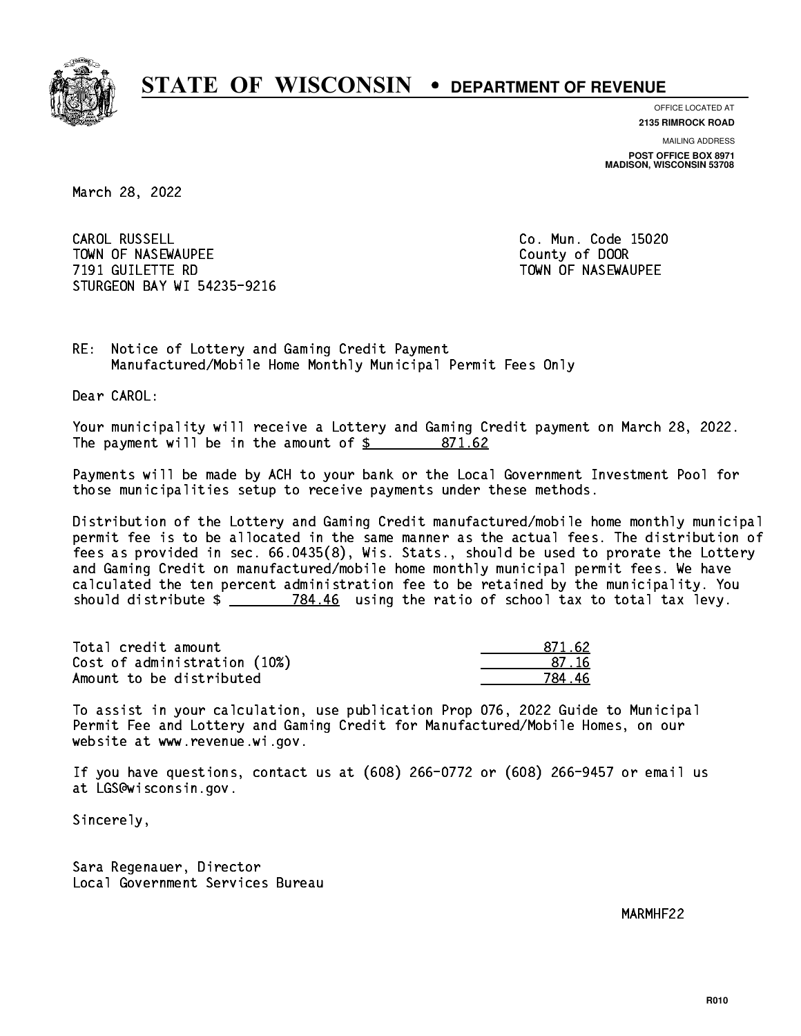# STATE OF WISCONSIN • DEPARTMENT OF REVENUE

OFFICE LOCATED AT
**2135 RIMROCK ROAD**

MAILING ADDRESS
**POST OFFICE BOX 8971**
**MADISON, WISCONSIN 53708**

March 28, 2022

CAROL RUSSELL
TOWN OF NASEWAUPEE
7191 GUILETTE RD
STURGEON BAY WI 54235-9216

Co. Mun. Code 15020
County of DOOR
TOWN OF NASEWAUPEE

RE: Notice of Lottery and Gaming Credit Payment
Manufactured/Mobile Home Monthly Municipal Permit Fees Only

Dear CAROL:

Your municipality will receive a Lottery and Gaming Credit payment on March 28, 2022. The payment will be in the amount of $ 871.62

Payments will be made by ACH to your bank or the Local Government Investment Pool for those municipalities setup to receive payments under these methods.

Distribution of the Lottery and Gaming Credit manufactured/mobile home monthly municipal permit fee is to be allocated in the same manner as the actual fees. The distribution of fees as provided in sec. 66.0435(8), Wis. Stats., should be used to prorate the Lottery and Gaming Credit on manufactured/mobile home monthly municipal permit fees. We have calculated the ten percent administration fee to be retained by the municipality. You should distribute $ 784.46 using the ratio of school tax to total tax levy.

| | |
|---|---|
| Total credit amount | 871.62 |
| Cost of administration (10%) | 87.16 |
| Amount to be distributed | 784.46 |

To assist in your calculation, use publication Prop 076, 2022 Guide to Municipal Permit Fee and Lottery and Gaming Credit for Manufactured/Mobile Homes, on our website at www.revenue.wi.gov.

If you have questions, contact us at (608) 266-0772 or (608) 266-9457 or email us at LGS@wisconsin.gov.

Sincerely,

Sara Regenauer, Director
Local Government Services Bureau

MARMHF22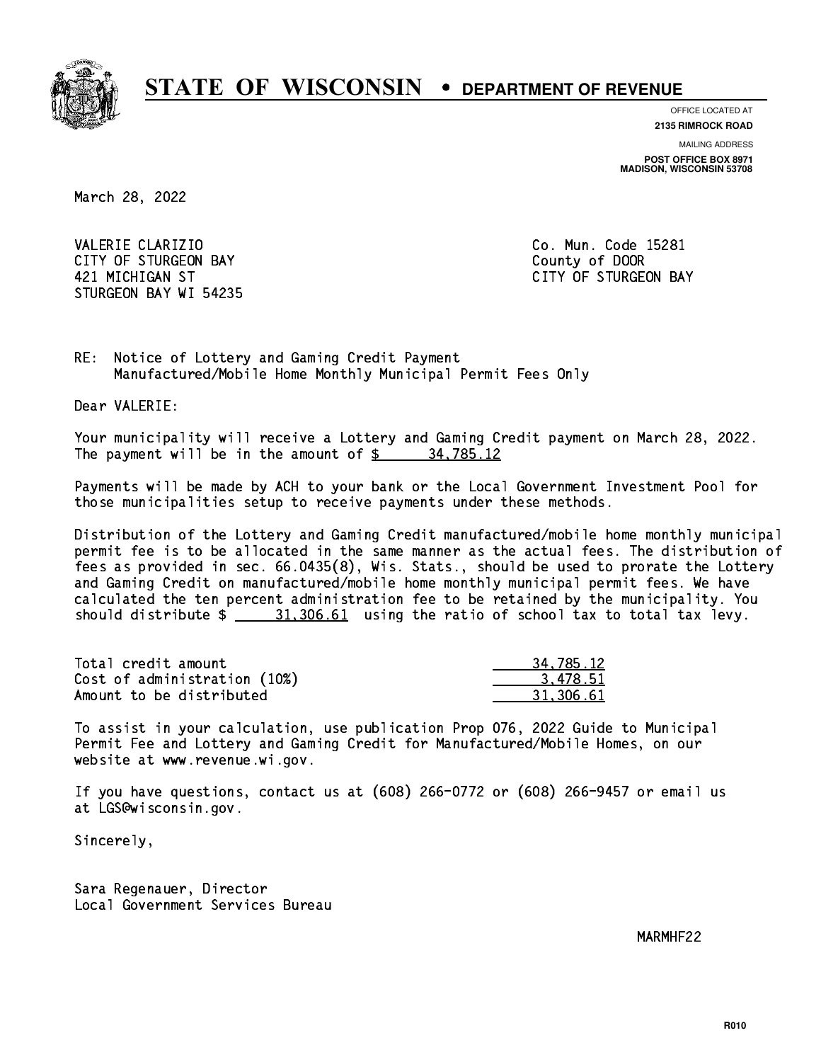# STATE OF WISCONSIN • DEPARTMENT OF REVENUE

OFFICE LOCATED AT
**2135 RIMROCK ROAD**

MAILING ADDRESS
**POST OFFICE BOX 8971**
**MADISON, WISCONSIN 53708**

March 28, 2022

VALERIE CLARIZIO
CITY OF STURGEON BAY
421 MICHIGAN ST
STURGEON BAY WI 54235

Co. Mun. Code 15281
County of DOOR
CITY OF STURGEON BAY

RE: Notice of Lottery and Gaming Credit Payment
Manufactured/Mobile Home Monthly Municipal Permit Fees Only

Dear VALERIE:

Your municipality will receive a Lottery and Gaming Credit payment on March 28, 2022. The payment will be in the amount of $ 34,785.12

Payments will be made by ACH to your bank or the Local Government Investment Pool for those municipalities setup to receive payments under these methods.

Distribution of the Lottery and Gaming Credit manufactured/mobile home monthly municipal permit fee is to be allocated in the same manner as the actual fees. The distribution of fees as provided in sec. 66.0435(8), Wis. Stats., should be used to prorate the Lottery and Gaming Credit on manufactured/mobile home monthly municipal permit fees. We have calculated the ten percent administration fee to be retained by the municipality. You should distribute $ 31,306.61 using the ratio of school tax to total tax levy.

| | |
|---|---|
| Total credit amount | 34,785.12 |
| Cost of administration (10%) | 3,478.51 |
| Amount to be distributed | 31,306.61 |

To assist in your calculation, use publication Prop 076, 2022 Guide to Municipal Permit Fee and Lottery and Gaming Credit for Manufactured/Mobile Homes, on our website at www.revenue.wi.gov.

If you have questions, contact us at (608) 266-0772 or (608) 266-9457 or email us at LGS@wisconsin.gov.

Sincerely,

Sara Regenauer, Director
Local Government Services Bureau

MARMHF22

R010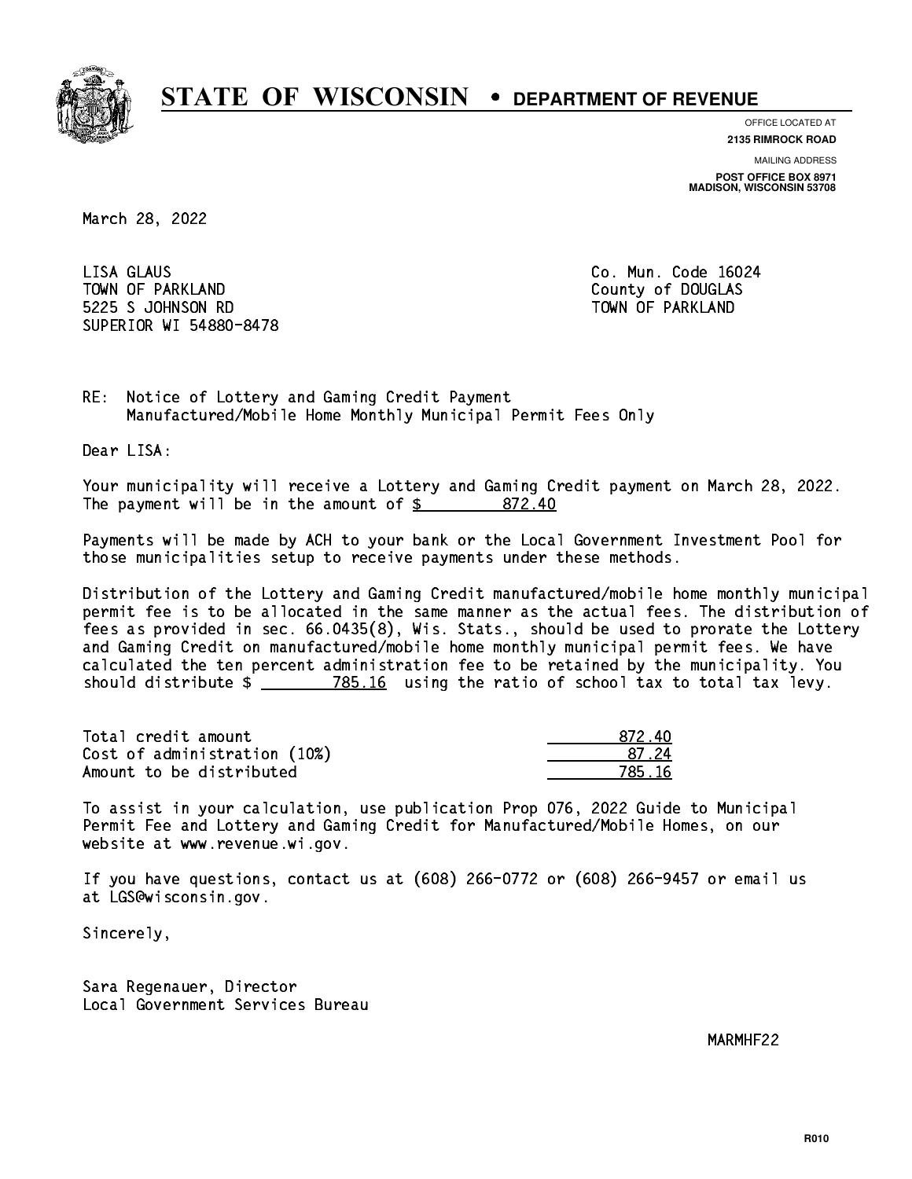# STATE OF WISCONSIN • DEPARTMENT OF REVENUE

OFFICE LOCATED AT
**2135 RIMROCK ROAD**

MAILING ADDRESS
**POST OFFICE BOX 8971**
**MADISON, WISCONSIN 53708**

March 28, 2022

LISA GLAUS
TOWN OF PARKLAND
5225 S JOHNSON RD
SUPERIOR WI 54880-8478

Co. Mun. Code 16024
County of DOUGLAS
TOWN OF PARKLAND

RE: Notice of Lottery and Gaming Credit Payment
Manufactured/Mobile Home Monthly Municipal Permit Fees Only

Dear LISA:

Your municipality will receive a Lottery and Gaming Credit payment on March 28, 2022. The payment will be in the amount of $ 872.40

Payments will be made by ACH to your bank or the Local Government Investment Pool for those municipalities setup to receive payments under these methods.

Distribution of the Lottery and Gaming Credit manufactured/mobile home monthly municipal permit fee is to be allocated in the same manner as the actual fees. The distribution of fees as provided in sec. 66.0435(8), Wis. Stats., should be used to prorate the Lottery and Gaming Credit on manufactured/mobile home monthly municipal permit fees. We have calculated the ten percent administration fee to be retained by the municipality. You should distribute $ 785.16 using the ratio of school tax to total tax levy.

| | |
|---|---|
| Total credit amount | 872.40 |
| Cost of administration (10%) | 87.24 |
| Amount to be distributed | 785.16 |

To assist in your calculation, use publication Prop 076, 2022 Guide to Municipal Permit Fee and Lottery and Gaming Credit for Manufactured/Mobile Homes, on our website at www.revenue.wi.gov.

If you have questions, contact us at (608) 266-0772 or (608) 266-9457 or email us at LGS@wisconsin.gov.

Sincerely,

Sara Regenauer, Director
Local Government Services Bureau

MARMHF22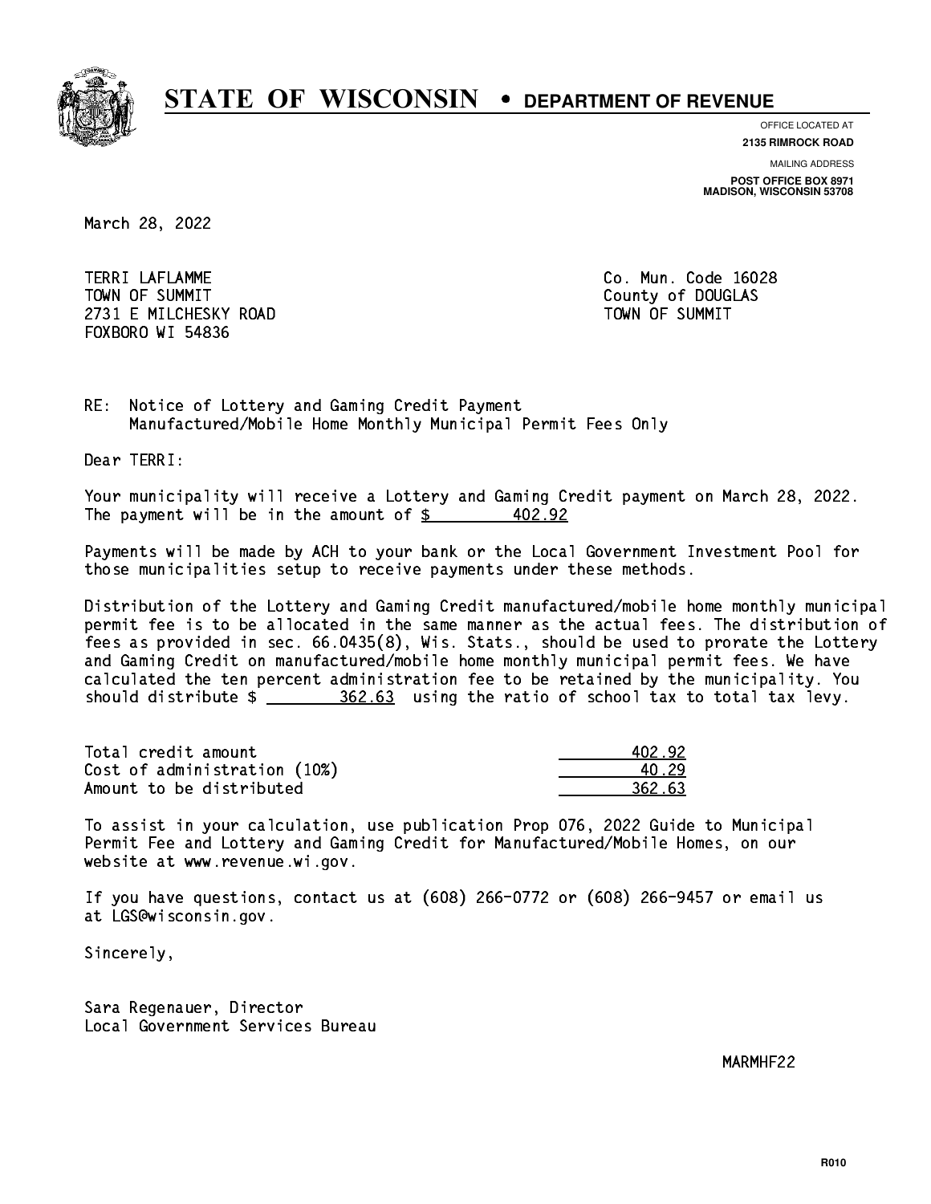# STATE OF WISCONSIN • DEPARTMENT OF REVENUE

OFFICE LOCATED AT
**2135 RIMROCK ROAD**

MAILING ADDRESS
**POST OFFICE BOX 8971**
**MADISON, WISCONSIN 53708**

March 28, 2022

TERRI LAFLAMME
TOWN OF SUMMIT
2731 E MILCHESKY ROAD
FOXBORO WI 54836

Co. Mun. Code 16028
County of DOUGLAS
TOWN OF SUMMIT

RE: Notice of Lottery and Gaming Credit Payment
Manufactured/Mobile Home Monthly Municipal Permit Fees Only

Dear TERRI:

Your municipality will receive a Lottery and Gaming Credit payment on March 28, 2022. The payment will be in the amount of $ 402.92

Payments will be made by ACH to your bank or the Local Government Investment Pool for those municipalities setup to receive payments under these methods.

Distribution of the Lottery and Gaming Credit manufactured/mobile home monthly municipal permit fee is to be allocated in the same manner as the actual fees. The distribution of fees as provided in sec. 66.0435(8), Wis. Stats., should be used to prorate the Lottery and Gaming Credit on manufactured/mobile home monthly municipal permit fees. We have calculated the ten percent administration fee to be retained by the municipality. You should distribute $ 362.63 using the ratio of school tax to total tax levy.

| | |
|---|---|
| Total credit amount | 402.92 |
| Cost of administration (10%) | 40.29 |
| Amount to be distributed | 362.63 |

To assist in your calculation, use publication Prop 076, 2022 Guide to Municipal Permit Fee and Lottery and Gaming Credit for Manufactured/Mobile Homes, on our website at www.revenue.wi.gov.

If you have questions, contact us at (608) 266-0772 or (608) 266-9457 or email us at LGS@wisconsin.gov.

Sincerely,

Sara Regenauer, Director
Local Government Services Bureau

MARMHF22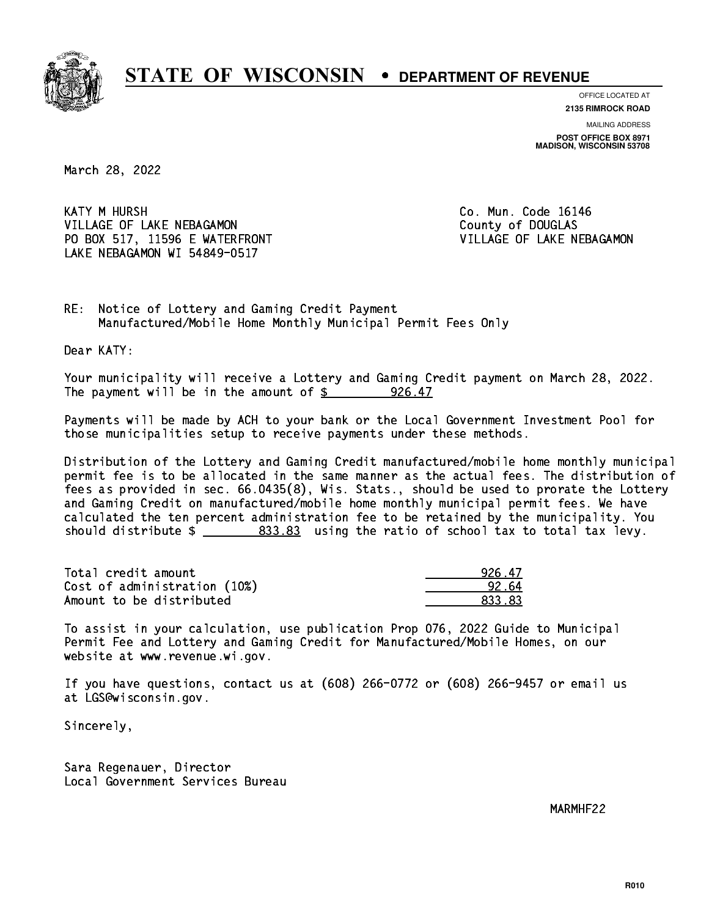# STATE OF WISCONSIN • DEPARTMENT OF REVENUE

OFFICE LOCATED AT
**2135 RIMROCK ROAD**

MAILING ADDRESS
**POST OFFICE BOX 8971**
**MADISON, WISCONSIN 53708**

March 28, 2022

KATY M HURSH
VILLAGE OF LAKE NEBAGAMON
PO BOX 517, 11596 E WATERFRONT
LAKE NEBAGAMON WI 54849-0517

Co. Mun. Code 16146
County of DOUGLAS
VILLAGE OF LAKE NEBAGAMON

RE: Notice of Lottery and Gaming Credit Payment
Manufactured/Mobile Home Monthly Municipal Permit Fees Only

Dear KATY:

Your municipality will receive a Lottery and Gaming Credit payment on March 28, 2022. The payment will be in the amount of $ 926.47

Payments will be made by ACH to your bank or the Local Government Investment Pool for those municipalities setup to receive payments under these methods.

Distribution of the Lottery and Gaming Credit manufactured/mobile home monthly municipal permit fee is to be allocated in the same manner as the actual fees. The distribution of fees as provided in sec. 66.0435(8), Wis. Stats., should be used to prorate the Lottery and Gaming Credit on manufactured/mobile home monthly municipal permit fees. We have calculated the ten percent administration fee to be retained by the municipality. You should distribute $ 833.83 using the ratio of school tax to total tax levy.

| | |
|---|---|
| Total credit amount | 926.47 |
| Cost of administration (10%) | 92.64 |
| Amount to be distributed | 833.83 |

To assist in your calculation, use publication Prop 076, 2022 Guide to Municipal Permit Fee and Lottery and Gaming Credit for Manufactured/Mobile Homes, on our website at www.revenue.wi.gov.

If you have questions, contact us at (608) 266-0772 or (608) 266-9457 or email us at LGS@wisconsin.gov.

Sincerely,

Sara Regenauer, Director
Local Government Services Bureau

MARMHF22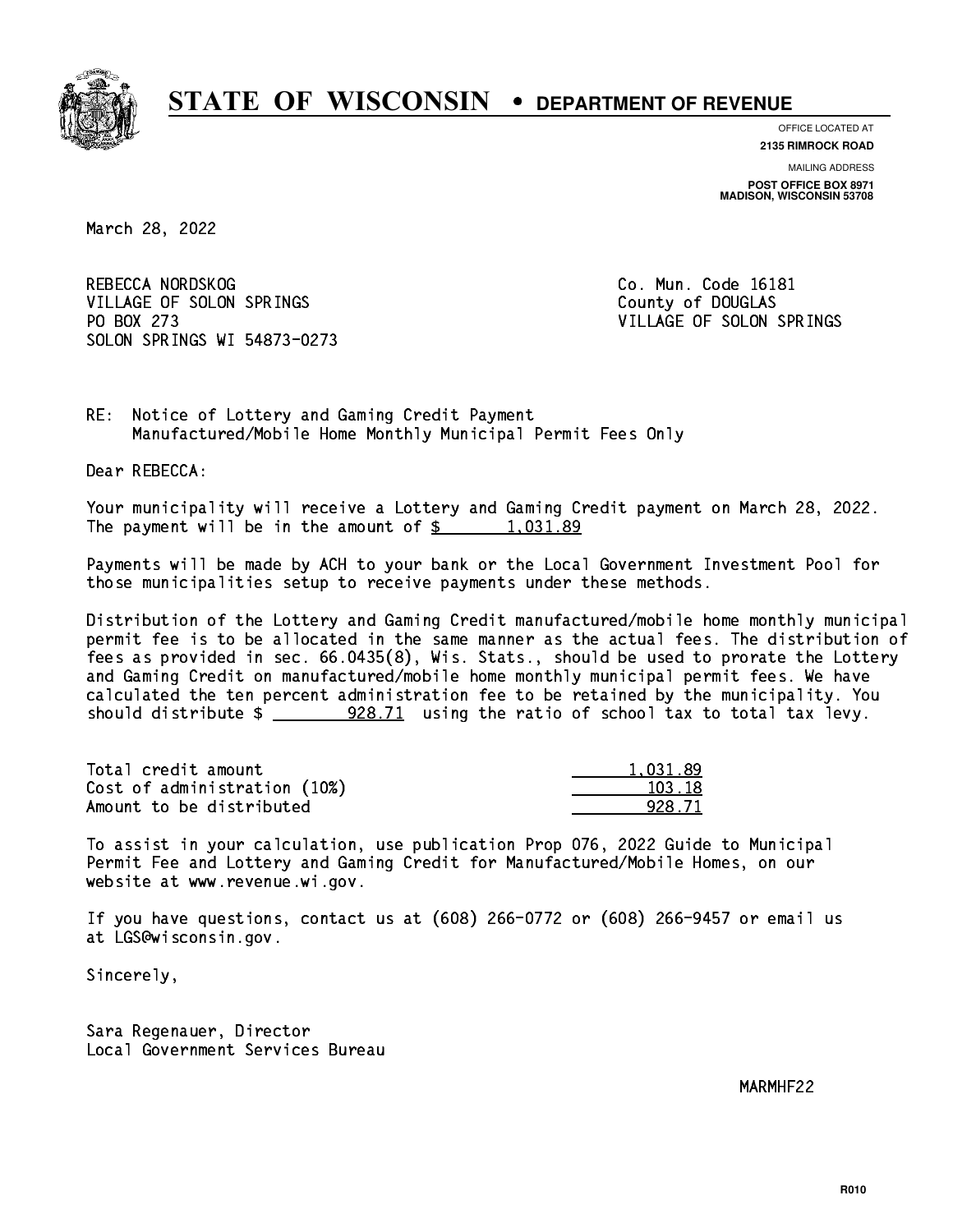# STATE OF WISCONSIN • DEPARTMENT OF REVENUE

OFFICE LOCATED AT
**2135 RIMROCK ROAD**

MAILING ADDRESS
**POST OFFICE BOX 8971**
**MADISON, WISCONSIN 53708**

March 28, 2022

REBECCA NORDSKOG
VILLAGE OF SOLON SPRINGS
PO BOX 273
SOLON SPRINGS WI 54873-0273

Co. Mun. Code 16181
County of DOUGLAS
VILLAGE OF SOLON SPRINGS

RE: Notice of Lottery and Gaming Credit Payment
Manufactured/Mobile Home Monthly Municipal Permit Fees Only

Dear REBECCA:

Your municipality will receive a Lottery and Gaming Credit payment on March 28, 2022. The payment will be in the amount of $ 1,031.89

Payments will be made by ACH to your bank or the Local Government Investment Pool for those municipalities setup to receive payments under these methods.

Distribution of the Lottery and Gaming Credit manufactured/mobile home monthly municipal permit fee is to be allocated in the same manner as the actual fees. The distribution of fees as provided in sec. 66.0435(8), Wis. Stats., should be used to prorate the Lottery and Gaming Credit on manufactured/mobile home monthly municipal permit fees. We have calculated the ten percent administration fee to be retained by the municipality. You should distribute $ 928.71 using the ratio of school tax to total tax levy.

| | |
|---|---|
| Total credit amount | 1,031.89 |
| Cost of administration (10%) | 103.18 |
| Amount to be distributed | 928.71 |

To assist in your calculation, use publication Prop 076, 2022 Guide to Municipal Permit Fee and Lottery and Gaming Credit for Manufactured/Mobile Homes, on our website at www.revenue.wi.gov.

If you have questions, contact us at (608) 266-0772 or (608) 266-9457 or email us at LGS@wisconsin.gov.

Sincerely,

Sara Regenauer, Director
Local Government Services Bureau

MARMHF22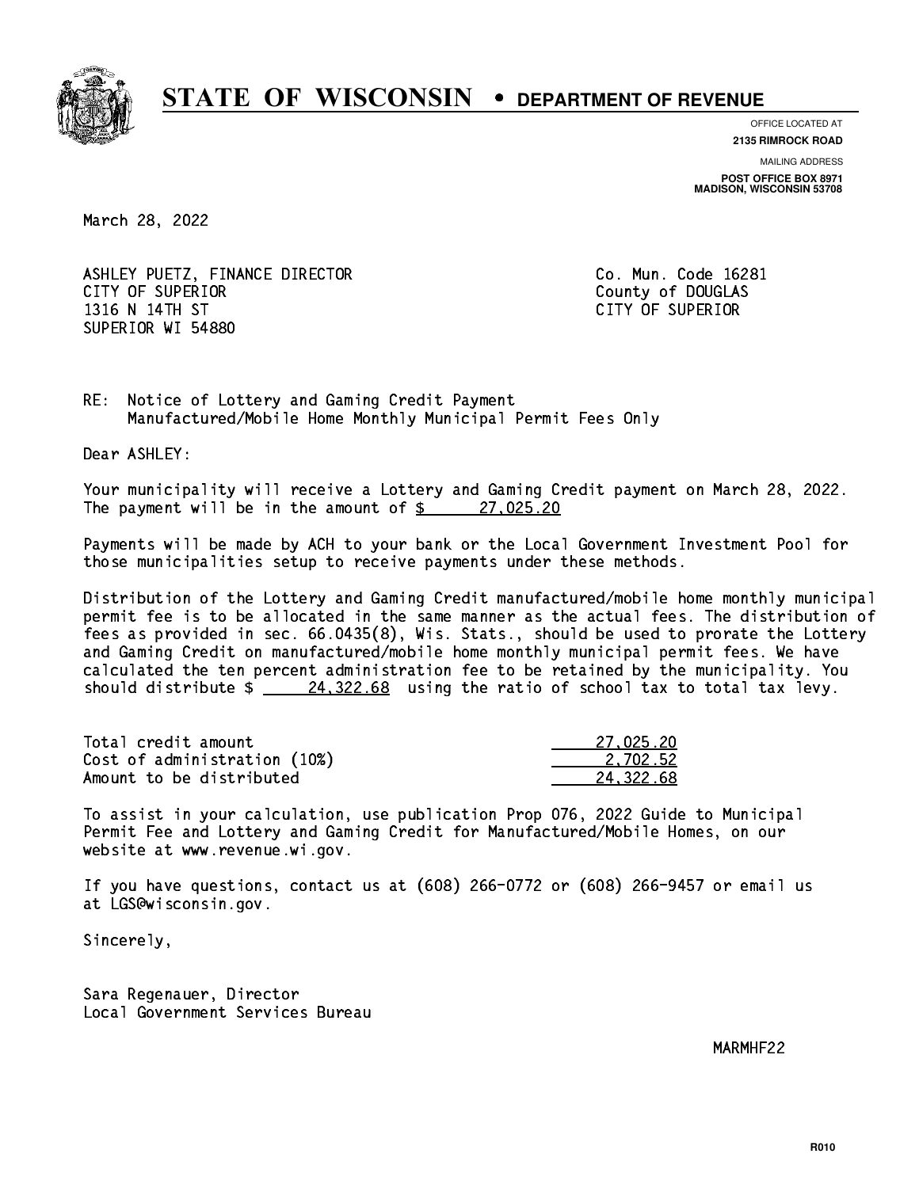# STATE OF WISCONSIN • DEPARTMENT OF REVENUE

OFFICE LOCATED AT
**2135 RIMROCK ROAD**

MAILING ADDRESS
**POST OFFICE BOX 8971**
**MADISON, WISCONSIN 53708**

March 28, 2022

ASHLEY PUETZ, FINANCE DIRECTOR
CITY OF SUPERIOR
1316 N 14TH ST
SUPERIOR WI 54880

Co. Mun. Code 16281
County of DOUGLAS
CITY OF SUPERIOR

RE: Notice of Lottery and Gaming Credit Payment
Manufactured/Mobile Home Monthly Municipal Permit Fees Only

Dear ASHLEY:

Your municipality will receive a Lottery and Gaming Credit payment on March 28, 2022. The payment will be in the amount of $ 27,025.20

Payments will be made by ACH to your bank or the Local Government Investment Pool for those municipalities setup to receive payments under these methods.

Distribution of the Lottery and Gaming Credit manufactured/mobile home monthly municipal permit fee is to be allocated in the same manner as the actual fees. The distribution of fees as provided in sec. 66.0435(8), Wis. Stats., should be used to prorate the Lottery and Gaming Credit on manufactured/mobile home monthly municipal permit fees. We have calculated the ten percent administration fee to be retained by the municipality. You should distribute $ 24,322.68 using the ratio of school tax to total tax levy.

| | |
|---|---|
| Total credit amount | 27,025.20 |
| Cost of administration (10%) | 2,702.52 |
| Amount to be distributed | 24,322.68 |

To assist in your calculation, use publication Prop 076, 2022 Guide to Municipal Permit Fee and Lottery and Gaming Credit for Manufactured/Mobile Homes, on our website at www.revenue.wi.gov.

If you have questions, contact us at (608) 266-0772 or (608) 266-9457 or email us at LGS@wisconsin.gov.

Sincerely,

Sara Regenauer, Director
Local Government Services Bureau

MARMHF22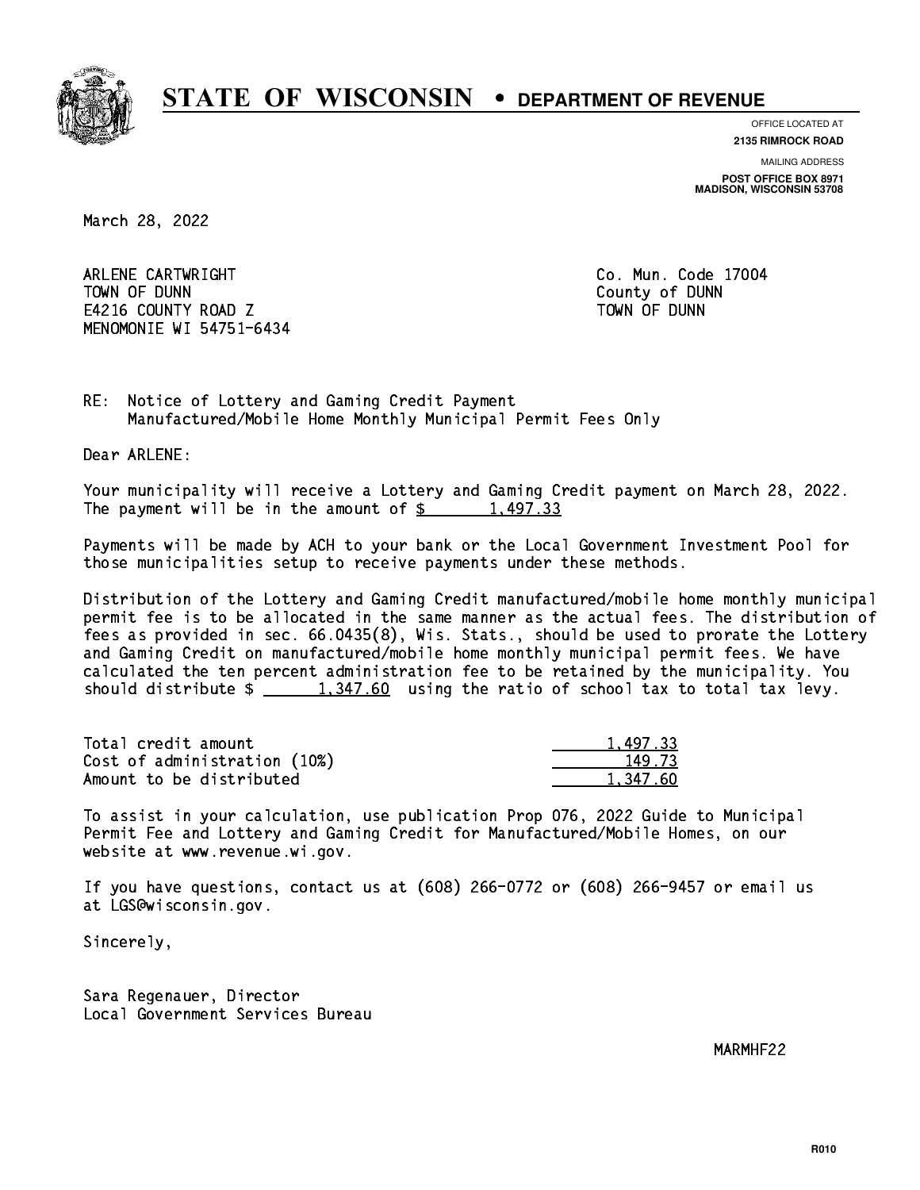# STATE OF WISCONSIN • DEPARTMENT OF REVENUE

OFFICE LOCATED AT
**2135 RIMROCK ROAD**

MAILING ADDRESS
**POST OFFICE BOX 8971**
**MADISON, WISCONSIN 53708**

March 28, 2022

ARLENE CARTWRIGHT
TOWN OF DUNN
E4216 COUNTY ROAD Z
MENOMONIE WI 54751-6434

Co. Mun. Code 17004
County of DUNN
TOWN OF DUNN

RE: Notice of Lottery and Gaming Credit Payment
Manufactured/Mobile Home Monthly Municipal Permit Fees Only

Dear ARLENE:

Your municipality will receive a Lottery and Gaming Credit payment on March 28, 2022. The payment will be in the amount of $ 1,497.33

Payments will be made by ACH to your bank or the Local Government Investment Pool for those municipalities setup to receive payments under these methods.

Distribution of the Lottery and Gaming Credit manufactured/mobile home monthly municipal permit fee is to be allocated in the same manner as the actual fees. The distribution of fees as provided in sec. 66.0435(8), Wis. Stats., should be used to prorate the Lottery and Gaming Credit on manufactured/mobile home monthly municipal permit fees. We have calculated the ten percent administration fee to be retained by the municipality. You should distribute $ 1,347.60 using the ratio of school tax to total tax levy.

| | |
|---|---|
| Total credit amount | 1,497.33 |
| Cost of administration (10%) | 149.73 |
| Amount to be distributed | 1,347.60 |

To assist in your calculation, use publication Prop 076, 2022 Guide to Municipal Permit Fee and Lottery and Gaming Credit for Manufactured/Mobile Homes, on our website at www.revenue.wi.gov.

If you have questions, contact us at (608) 266-0772 or (608) 266-9457 or email us at LGS@wisconsin.gov.

Sincerely,

Sara Regenauer, Director
Local Government Services Bureau

MARMHF22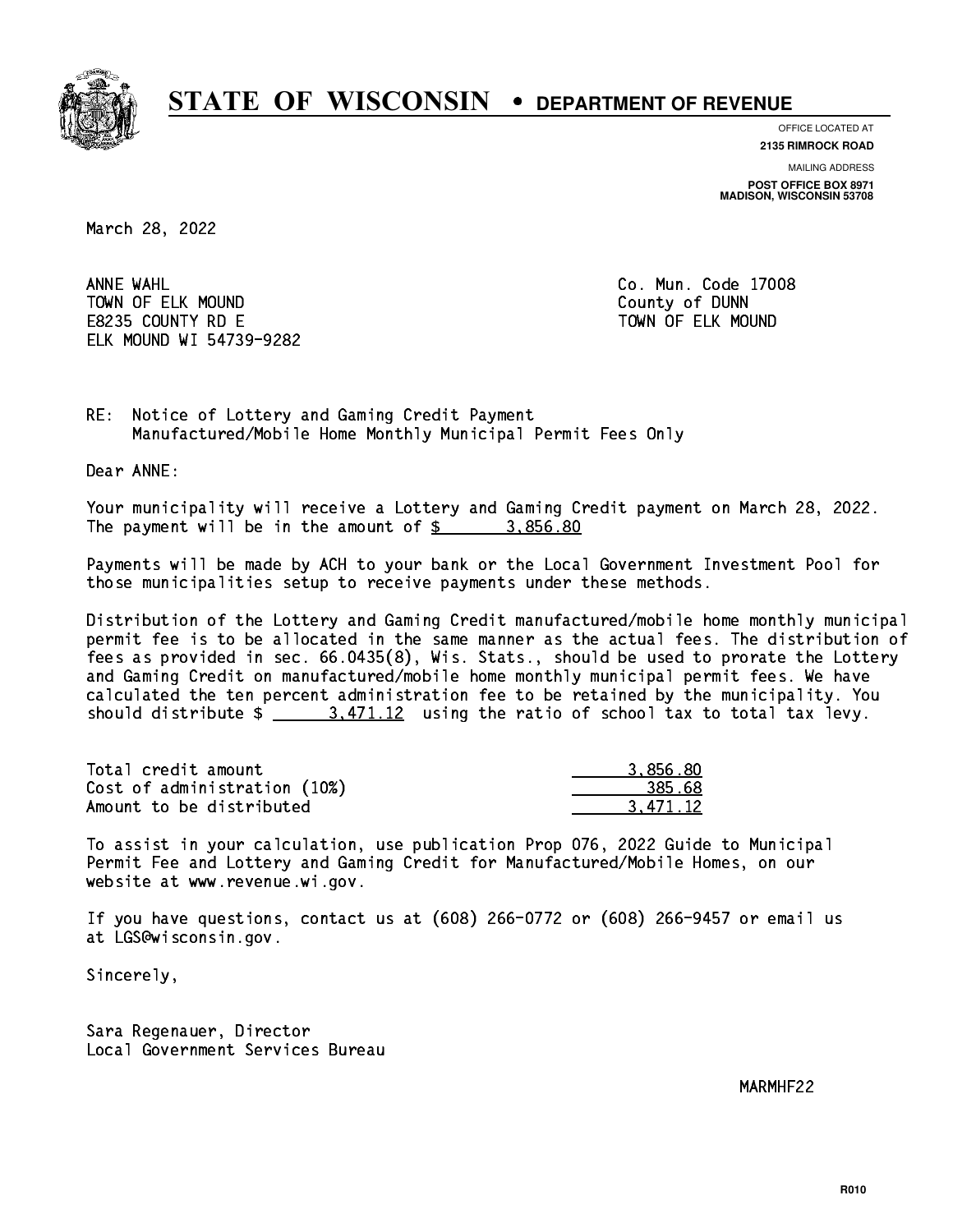# STATE OF WISCONSIN • DEPARTMENT OF REVENUE

OFFICE LOCATED AT
**2135 RIMROCK ROAD**

MAILING ADDRESS
**POST OFFICE BOX 8971**
**MADISON, WISCONSIN 53708**

March 28, 2022

ANNE WAHL
TOWN OF ELK MOUND
E8235 COUNTY RD E
ELK MOUND WI 54739-9282

Co. Mun. Code 17008
County of DUNN
TOWN OF ELK MOUND

RE: Notice of Lottery and Gaming Credit Payment
Manufactured/Mobile Home Monthly Municipal Permit Fees Only

Dear ANNE:

Your municipality will receive a Lottery and Gaming Credit payment on March 28, 2022. The payment will be in the amount of $ 3,856.80

Payments will be made by ACH to your bank or the Local Government Investment Pool for those municipalities setup to receive payments under these methods.

Distribution of the Lottery and Gaming Credit manufactured/mobile home monthly municipal permit fee is to be allocated in the same manner as the actual fees. The distribution of fees as provided in sec. 66.0435(8), Wis. Stats., should be used to prorate the Lottery and Gaming Credit on manufactured/mobile home monthly municipal permit fees. We have calculated the ten percent administration fee to be retained by the municipality. You should distribute $ 3,471.12 using the ratio of school tax to total tax levy.

| | |
|---|---|
| Total credit amount | 3,856.80 |
| Cost of administration (10%) | 385.68 |
| Amount to be distributed | 3,471.12 |

To assist in your calculation, use publication Prop 076, 2022 Guide to Municipal Permit Fee and Lottery and Gaming Credit for Manufactured/Mobile Homes, on our website at www.revenue.wi.gov.

If you have questions, contact us at (608) 266-0772 or (608) 266-9457 or email us at LGS@wisconsin.gov.

Sincerely,

Sara Regenauer, Director
Local Government Services Bureau

MARMHF22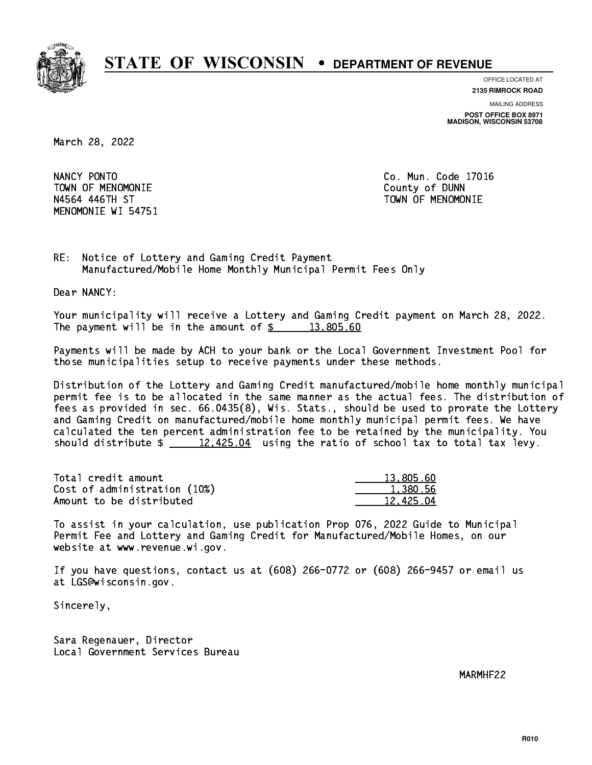# STATE OF WISCONSIN • DEPARTMENT OF REVENUE

OFFICE LOCATED AT
**2135 RIMROCK ROAD**

MAILING ADDRESS
**POST OFFICE BOX 8971**
**MADISON, WISCONSIN 53708**

March 28, 2022

NANCY PONTO
TOWN OF MENOMONIE
N4564 446TH ST
MENOMONIE WI 54751

Co. Mun. Code 17016
County of DUNN
TOWN OF MENOMONIE

RE: Notice of Lottery and Gaming Credit Payment
Manufactured/Mobile Home Monthly Municipal Permit Fees Only

Dear NANCY:

Your municipality will receive a Lottery and Gaming Credit payment on March 28, 2022. The payment will be in the amount of $ 13,805.60

Payments will be made by ACH to your bank or the Local Government Investment Pool for those municipalities setup to receive payments under these methods.

Distribution of the Lottery and Gaming Credit manufactured/mobile home monthly municipal permit fee is to be allocated in the same manner as the actual fees. The distribution of fees as provided in sec. 66.0435(8), Wis. Stats., should be used to prorate the Lottery and Gaming Credit on manufactured/mobile home monthly municipal permit fees. We have calculated the ten percent administration fee to be retained by the municipality. You should distribute $ 12,425.04 using the ratio of school tax to total tax levy.

| | |
|---|---|
| Total credit amount | 13,805.60 |
| Cost of administration (10%) | 1,380.56 |
| Amount to be distributed | 12,425.04 |

To assist in your calculation, use publication Prop 076, 2022 Guide to Municipal Permit Fee and Lottery and Gaming Credit for Manufactured/Mobile Homes, on our website at www.revenue.wi.gov.

If you have questions, contact us at (608) 266-0772 or (608) 266-9457 or email us at LGS@wisconsin.gov.

Sincerely,

Sara Regenauer, Director
Local Government Services Bureau

MARMHF22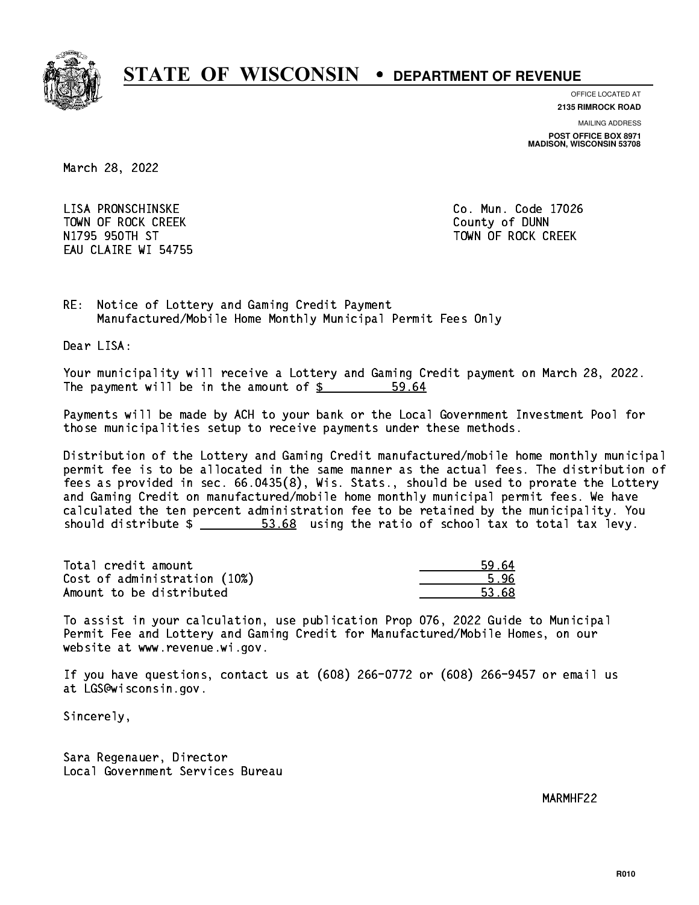# STATE OF WISCONSIN • DEPARTMENT OF REVENUE

OFFICE LOCATED AT
**2135 RIMROCK ROAD**

MAILING ADDRESS
**POST OFFICE BOX 8971**
**MADISON, WISCONSIN 53708**

March 28, 2022

LISA PRONSCHINSKE
TOWN OF ROCK CREEK
N1795 950TH ST
EAU CLAIRE WI 54755

Co. Mun. Code 17026
County of DUNN
TOWN OF ROCK CREEK

RE: Notice of Lottery and Gaming Credit Payment
Manufactured/Mobile Home Monthly Municipal Permit Fees Only

Dear LISA:

Your municipality will receive a Lottery and Gaming Credit payment on March 28, 2022. The payment will be in the amount of $ 59.64

Payments will be made by ACH to your bank or the Local Government Investment Pool for those municipalities setup to receive payments under these methods.

Distribution of the Lottery and Gaming Credit manufactured/mobile home monthly municipal permit fee is to be allocated in the same manner as the actual fees. The distribution of fees as provided in sec. 66.0435(8), Wis. Stats., should be used to prorate the Lottery and Gaming Credit on manufactured/mobile home monthly municipal permit fees. We have calculated the ten percent administration fee to be retained by the municipality. You should distribute $ 53.68 using the ratio of school tax to total tax levy.

| | |
|---|---|
| Total credit amount | 59.64 |
| Cost of administration (10%) | 5.96 |
| Amount to be distributed | 53.68 |

To assist in your calculation, use publication Prop 076, 2022 Guide to Municipal Permit Fee and Lottery and Gaming Credit for Manufactured/Mobile Homes, on our website at www.revenue.wi.gov.

If you have questions, contact us at (608) 266-0772 or (608) 266-9457 or email us at LGS@wisconsin.gov.

Sincerely,

Sara Regenauer, Director
Local Government Services Bureau

MARMHF22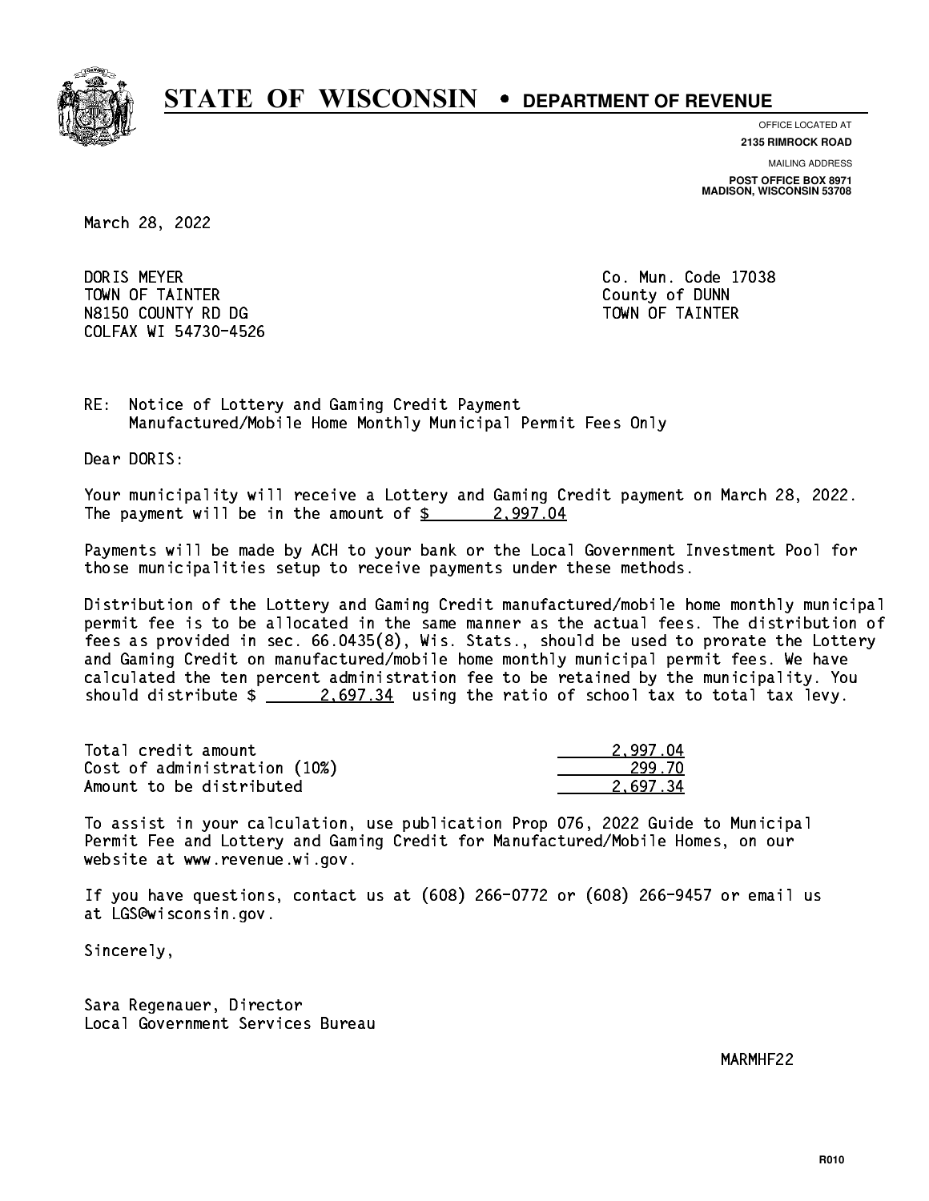# STATE OF WISCONSIN • DEPARTMENT OF REVENUE

OFFICE LOCATED AT
**2135 RIMROCK ROAD**

MAILING ADDRESS
**POST OFFICE BOX 8971**
**MADISON, WISCONSIN 53708**

March 28, 2022

DORIS MEYER
TOWN OF TAINTER
N8150 COUNTY RD DG
COLFAX WI 54730-4526

Co. Mun. Code 17038
County of DUNN
TOWN OF TAINTER

RE: Notice of Lottery and Gaming Credit Payment
Manufactured/Mobile Home Monthly Municipal Permit Fees Only

Dear DORIS:

Your municipality will receive a Lottery and Gaming Credit payment on March 28, 2022. The payment will be in the amount of $ 2,997.04

Payments will be made by ACH to your bank or the Local Government Investment Pool for those municipalities setup to receive payments under these methods.

Distribution of the Lottery and Gaming Credit manufactured/mobile home monthly municipal permit fee is to be allocated in the same manner as the actual fees. The distribution of fees as provided in sec. 66.0435(8), Wis. Stats., should be used to prorate the Lottery and Gaming Credit on manufactured/mobile home monthly municipal permit fees. We have calculated the ten percent administration fee to be retained by the municipality. You should distribute $ 2,697.34 using the ratio of school tax to total tax levy.

| | |
|---|---|
| Total credit amount | 2,997.04 |
| Cost of administration (10%) | 299.70 |
| Amount to be distributed | 2,697.34 |

To assist in your calculation, use publication Prop 076, 2022 Guide to Municipal Permit Fee and Lottery and Gaming Credit for Manufactured/Mobile Homes, on our website at www.revenue.wi.gov.

If you have questions, contact us at (608) 266-0772 or (608) 266-9457 or email us at LGS@wisconsin.gov.

Sincerely,

Sara Regenauer, Director
Local Government Services Bureau

MARMHF22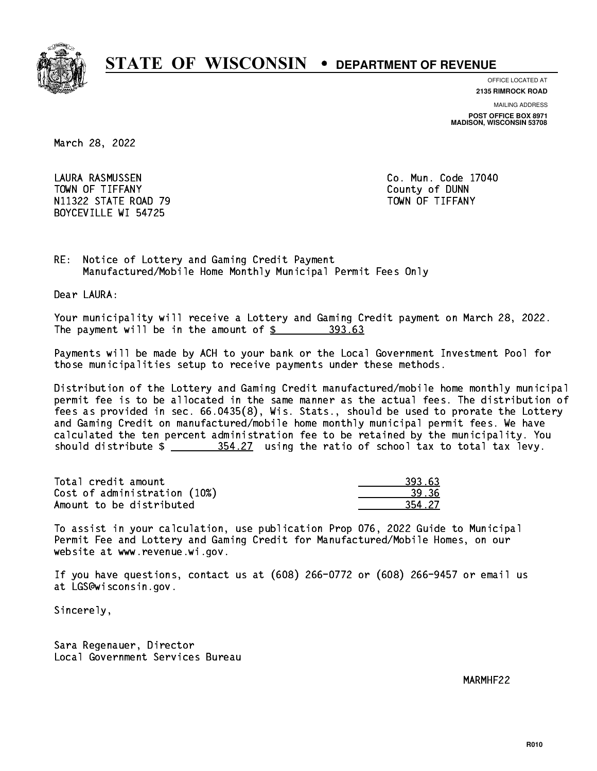# STATE OF WISCONSIN • DEPARTMENT OF REVENUE

OFFICE LOCATED AT
**2135 RIMROCK ROAD**

MAILING ADDRESS
**POST OFFICE BOX 8971**
**MADISON, WISCONSIN 53708**

March 28, 2022

LAURA RASMUSSEN
TOWN OF TIFFANY
N11322 STATE ROAD 79
BOYCEVILLE WI 54725

Co. Mun. Code 17040
County of DUNN
TOWN OF TIFFANY

RE: Notice of Lottery and Gaming Credit Payment
Manufactured/Mobile Home Monthly Municipal Permit Fees Only

Dear LAURA:

Your municipality will receive a Lottery and Gaming Credit payment on March 28, 2022. The payment will be in the amount of $ 393.63

Payments will be made by ACH to your bank or the Local Government Investment Pool for those municipalities setup to receive payments under these methods.

Distribution of the Lottery and Gaming Credit manufactured/mobile home monthly municipal permit fee is to be allocated in the same manner as the actual fees. The distribution of fees as provided in sec. 66.0435(8), Wis. Stats., should be used to prorate the Lottery and Gaming Credit on manufactured/mobile home monthly municipal permit fees. We have calculated the ten percent administration fee to be retained by the municipality. You should distribute $ 354.27 using the ratio of school tax to total tax levy.

| | |
|---|---:|
| Total credit amount | 393.63 |
| Cost of administration (10%) | 39.36 |
| Amount to be distributed | 354.27 |

To assist in your calculation, use publication Prop 076, 2022 Guide to Municipal Permit Fee and Lottery and Gaming Credit for Manufactured/Mobile Homes, on our website at www.revenue.wi.gov.

If you have questions, contact us at (608) 266-0772 or (608) 266-9457 or email us at LGS@wisconsin.gov.

Sincerely,

Sara Regenauer, Director
Local Government Services Bureau

MARMHF22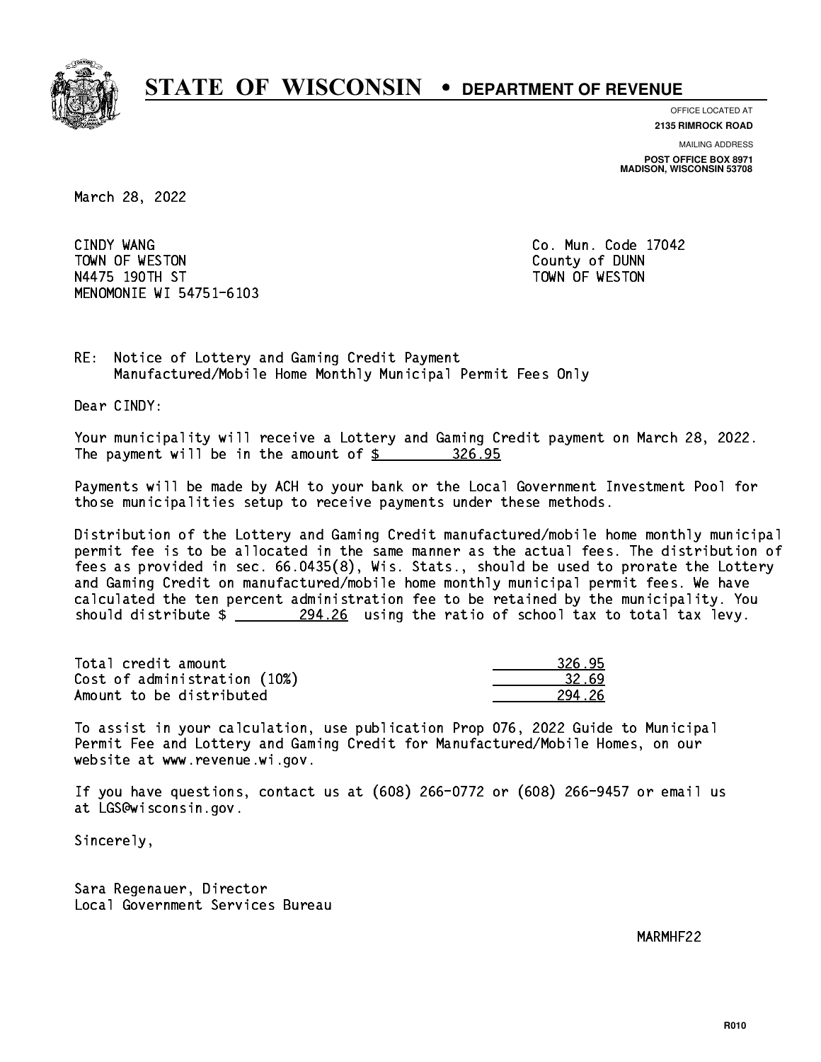# STATE OF WISCONSIN • DEPARTMENT OF REVENUE

OFFICE LOCATED AT
**2135 RIMROCK ROAD**

MAILING ADDRESS
**POST OFFICE BOX 8971**
**MADISON, WISCONSIN 53708**

March 28, 2022

CINDY WANG
TOWN OF WESTON
N4475 190TH ST
MENOMONIE WI 54751-6103

Co. Mun. Code 17042
County of DUNN
TOWN OF WESTON

RE: Notice of Lottery and Gaming Credit Payment
Manufactured/Mobile Home Monthly Municipal Permit Fees Only

Dear CINDY:

Your municipality will receive a Lottery and Gaming Credit payment on March 28, 2022. The payment will be in the amount of $ 326.95

Payments will be made by ACH to your bank or the Local Government Investment Pool for those municipalities setup to receive payments under these methods.

Distribution of the Lottery and Gaming Credit manufactured/mobile home monthly municipal permit fee is to be allocated in the same manner as the actual fees. The distribution of fees as provided in sec. 66.0435(8), Wis. Stats., should be used to prorate the Lottery and Gaming Credit on manufactured/mobile home monthly municipal permit fees. We have calculated the ten percent administration fee to be retained by the municipality. You should distribute $ 294.26 using the ratio of school tax to total tax levy.

| | |
|---|---|
| Total credit amount | 326.95 |
| Cost of administration (10%) | 32.69 |
| Amount to be distributed | 294.26 |

To assist in your calculation, use publication Prop 076, 2022 Guide to Municipal Permit Fee and Lottery and Gaming Credit for Manufactured/Mobile Homes, on our website at www.revenue.wi.gov.

If you have questions, contact us at (608) 266-0772 or (608) 266-9457 or email us at LGS@wisconsin.gov.

Sincerely,

Sara Regenauer, Director
Local Government Services Bureau

MARMHF22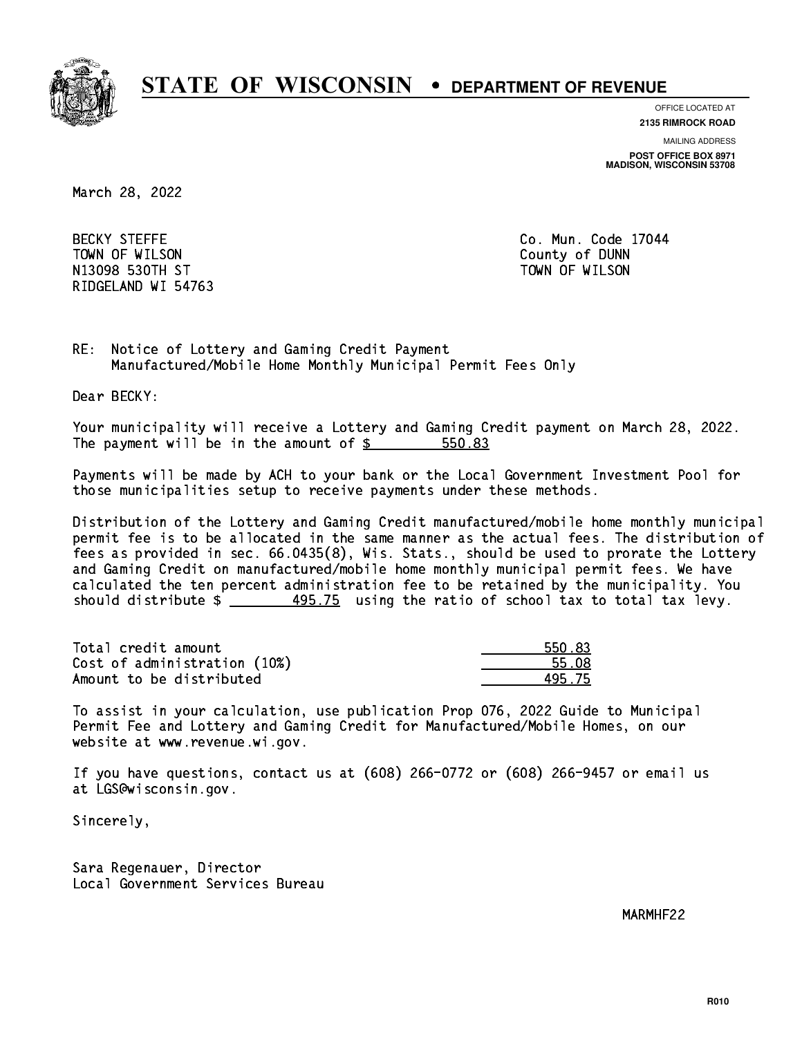# STATE OF WISCONSIN • DEPARTMENT OF REVENUE

OFFICE LOCATED AT
**2135 RIMROCK ROAD**

MAILING ADDRESS
**POST OFFICE BOX 8971**
**MADISON, WISCONSIN 53708**

March 28, 2022

BECKY STEFFE
TOWN OF WILSON
N13098 530TH ST
RIDGELAND WI 54763

Co. Mun. Code 17044
County of DUNN
TOWN OF WILSON

RE: Notice of Lottery and Gaming Credit Payment
Manufactured/Mobile Home Monthly Municipal Permit Fees Only

Dear BECKY:

Your municipality will receive a Lottery and Gaming Credit payment on March 28, 2022. The payment will be in the amount of $ 550.83

Payments will be made by ACH to your bank or the Local Government Investment Pool for those municipalities setup to receive payments under these methods.

Distribution of the Lottery and Gaming Credit manufactured/mobile home monthly municipal permit fee is to be allocated in the same manner as the actual fees. The distribution of fees as provided in sec. 66.0435(8), Wis. Stats., should be used to prorate the Lottery and Gaming Credit on manufactured/mobile home monthly municipal permit fees. We have calculated the ten percent administration fee to be retained by the municipality. You should distribute $ 495.75 using the ratio of school tax to total tax levy.

| | |
|---|---|
| Total credit amount | 550.83 |
| Cost of administration (10%) | 55.08 |
| Amount to be distributed | 495.75 |

To assist in your calculation, use publication Prop 076, 2022 Guide to Municipal Permit Fee and Lottery and Gaming Credit for Manufactured/Mobile Homes, on our website at www.revenue.wi.gov.

If you have questions, contact us at (608) 266-0772 or (608) 266-9457 or email us at LGS@wisconsin.gov.

Sincerely,

Sara Regenauer, Director
Local Government Services Bureau

MARMHF22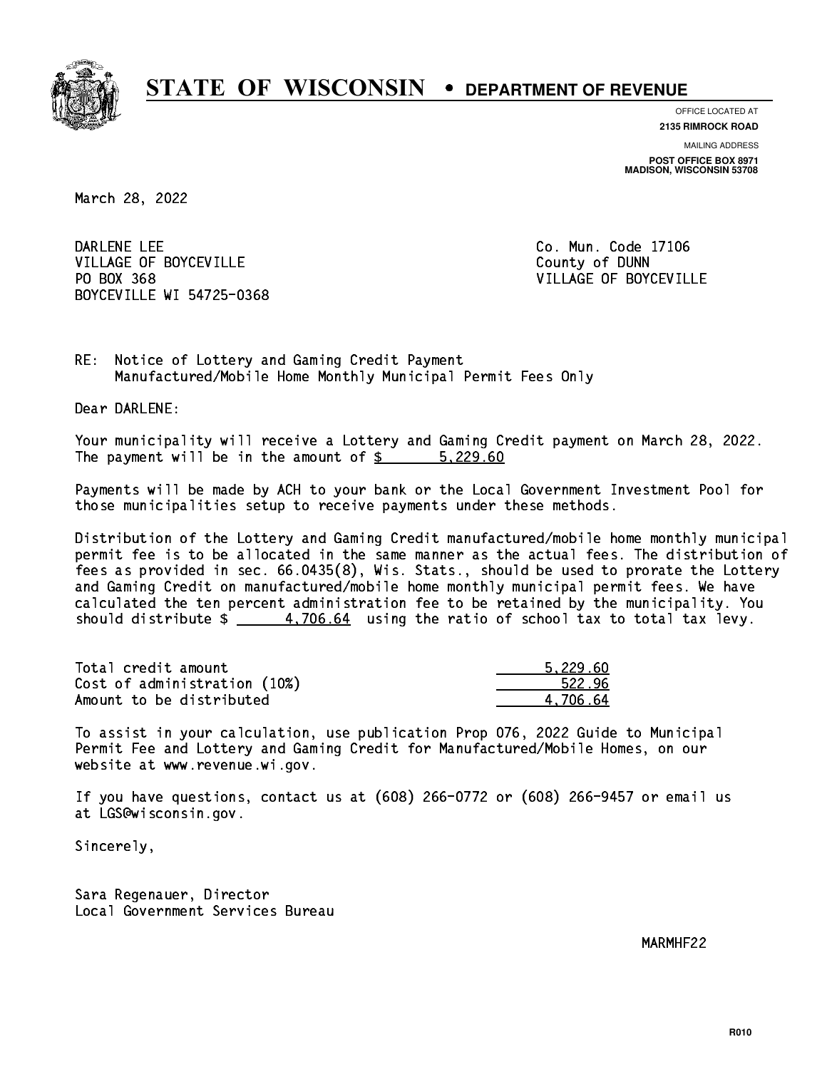# STATE OF WISCONSIN • DEPARTMENT OF REVENUE

OFFICE LOCATED AT
**2135 RIMROCK ROAD**

MAILING ADDRESS
**POST OFFICE BOX 8971**
**MADISON, WISCONSIN 53708**

March 28, 2022

DARLENE LEE
VILLAGE OF BOYCEVILLE
PO BOX 368
BOYCEVILLE WI 54725-0368

Co. Mun. Code 17106
County of DUNN
VILLAGE OF BOYCEVILLE

RE: Notice of Lottery and Gaming Credit Payment
Manufactured/Mobile Home Monthly Municipal Permit Fees Only

Dear DARLENE:

Your municipality will receive a Lottery and Gaming Credit payment on March 28, 2022. The payment will be in the amount of $ 5,229.60

Payments will be made by ACH to your bank or the Local Government Investment Pool for those municipalities setup to receive payments under these methods.

Distribution of the Lottery and Gaming Credit manufactured/mobile home monthly municipal permit fee is to be allocated in the same manner as the actual fees. The distribution of fees as provided in sec. 66.0435(8), Wis. Stats., should be used to prorate the Lottery and Gaming Credit on manufactured/mobile home monthly municipal permit fees. We have calculated the ten percent administration fee to be retained by the municipality. You should distribute $ 4,706.64 using the ratio of school tax to total tax levy.

| | |
|---|---|
| Total credit amount | 5,229.60 |
| Cost of administration (10%) | 522.96 |
| Amount to be distributed | 4,706.64 |

To assist in your calculation, use publication Prop 076, 2022 Guide to Municipal Permit Fee and Lottery and Gaming Credit for Manufactured/Mobile Homes, on our website at www.revenue.wi.gov.

If you have questions, contact us at (608) 266-0772 or (608) 266-9457 or email us at LGS@wisconsin.gov.

Sincerely,

Sara Regenauer, Director
Local Government Services Bureau

MARMHF22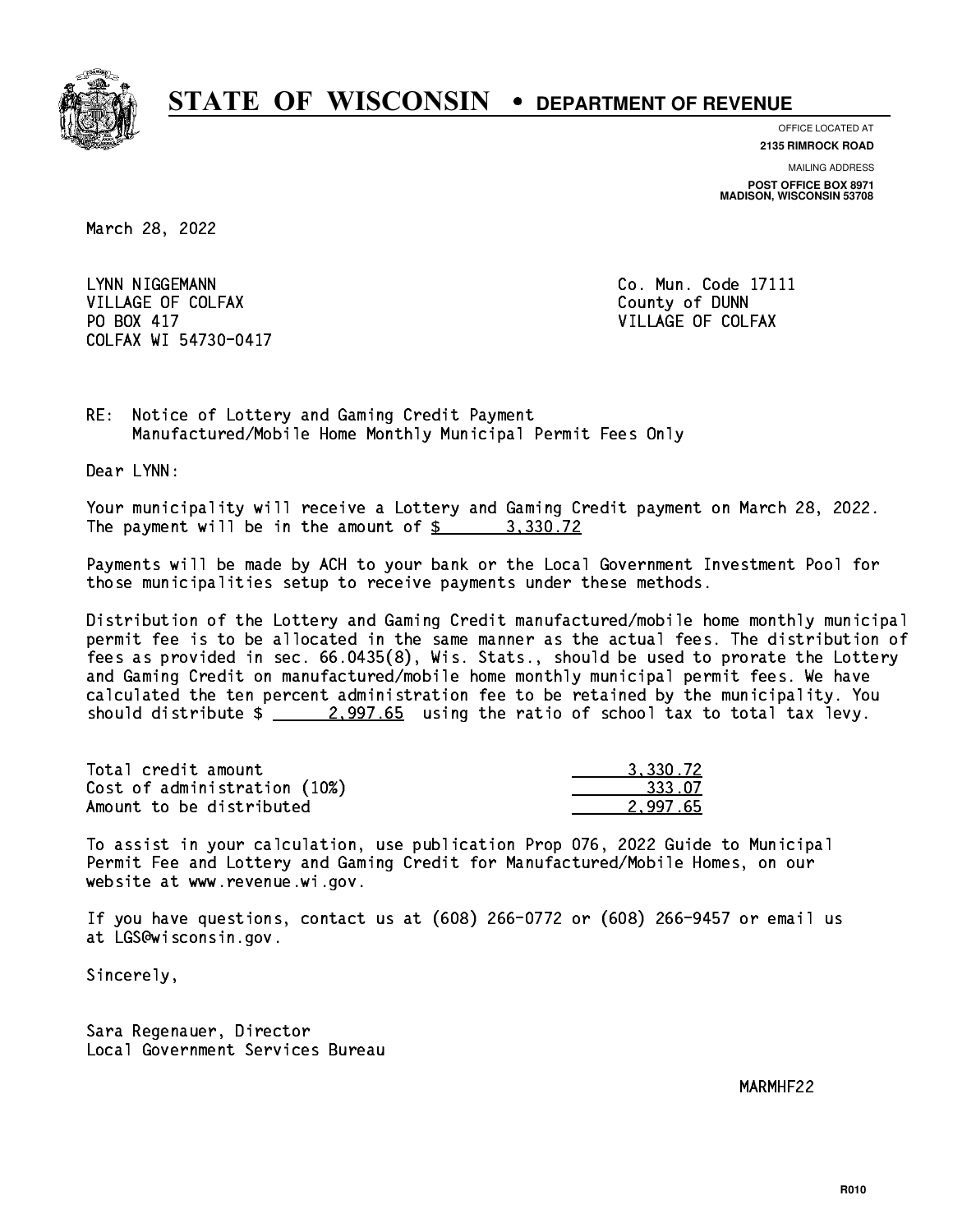# STATE OF WISCONSIN • DEPARTMENT OF REVENUE

OFFICE LOCATED AT
**2135 RIMROCK ROAD**

MAILING ADDRESS
**POST OFFICE BOX 8971**
**MADISON, WISCONSIN 53708**

March 28, 2022

LYNN NIGGEMANN
VILLAGE OF COLFAX
PO BOX 417
COLFAX WI 54730-0417

Co. Mun. Code 17111
County of DUNN
VILLAGE OF COLFAX

RE: Notice of Lottery and Gaming Credit Payment
Manufactured/Mobile Home Monthly Municipal Permit Fees Only

Dear LYNN:

Your municipality will receive a Lottery and Gaming Credit payment on March 28, 2022. The payment will be in the amount of $ 3,330.72

Payments will be made by ACH to your bank or the Local Government Investment Pool for those municipalities setup to receive payments under these methods.

Distribution of the Lottery and Gaming Credit manufactured/mobile home monthly municipal permit fee is to be allocated in the same manner as the actual fees. The distribution of fees as provided in sec. 66.0435(8), Wis. Stats., should be used to prorate the Lottery and Gaming Credit on manufactured/mobile home monthly municipal permit fees. We have calculated the ten percent administration fee to be retained by the municipality. You should distribute $ 2,997.65 using the ratio of school tax to total tax levy.

| | |
|---|---|
| Total credit amount | 3,330.72 |
| Cost of administration (10%) | 333.07 |
| Amount to be distributed | 2,997.65 |

To assist in your calculation, use publication Prop 076, 2022 Guide to Municipal Permit Fee and Lottery and Gaming Credit for Manufactured/Mobile Homes, on our website at www.revenue.wi.gov.

If you have questions, contact us at (608) 266-0772 or (608) 266-9457 or email us at LGS@wisconsin.gov.

Sincerely,

Sara Regenauer, Director
Local Government Services Bureau

MARMHF22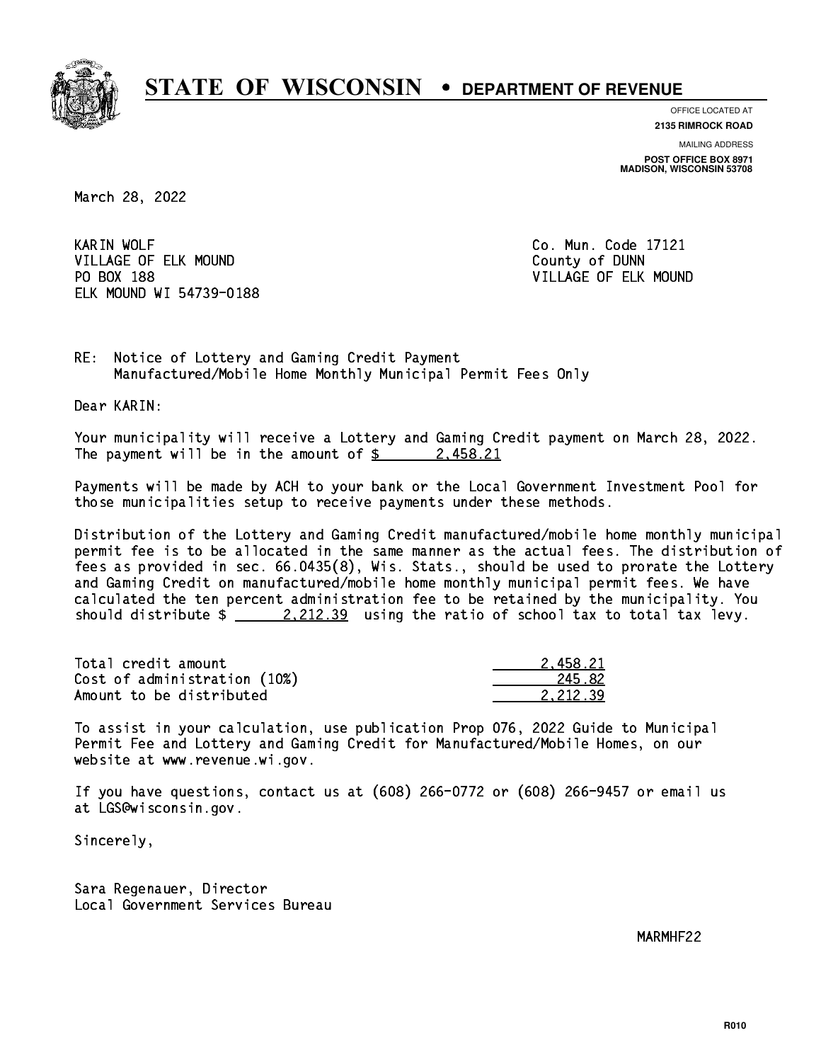# STATE OF WISCONSIN • DEPARTMENT OF REVENUE

OFFICE LOCATED AT
**2135 RIMROCK ROAD**

MAILING ADDRESS
**POST OFFICE BOX 8971**
**MADISON, WISCONSIN 53708**

March 28, 2022

KARIN WOLF
VILLAGE OF ELK MOUND
PO BOX 188
ELK MOUND WI 54739-0188

Co. Mun. Code 17121
County of DUNN
VILLAGE OF ELK MOUND

RE: Notice of Lottery and Gaming Credit Payment
Manufactured/Mobile Home Monthly Municipal Permit Fees Only

Dear KARIN:

Your municipality will receive a Lottery and Gaming Credit payment on March 28, 2022. The payment will be in the amount of $ 2,458.21

Payments will be made by ACH to your bank or the Local Government Investment Pool for those municipalities setup to receive payments under these methods.

Distribution of the Lottery and Gaming Credit manufactured/mobile home monthly municipal permit fee is to be allocated in the same manner as the actual fees. The distribution of fees as provided in sec. 66.0435(8), Wis. Stats., should be used to prorate the Lottery and Gaming Credit on manufactured/mobile home monthly municipal permit fees. We have calculated the ten percent administration fee to be retained by the municipality. You should distribute $ 2,212.39 using the ratio of school tax to total tax levy.

| | |
|---|---|
| Total credit amount | 2,458.21 |
| Cost of administration (10%) | 245.82 |
| Amount to be distributed | 2,212.39 |

To assist in your calculation, use publication Prop 076, 2022 Guide to Municipal Permit Fee and Lottery and Gaming Credit for Manufactured/Mobile Homes, on our website at www.revenue.wi.gov.

If you have questions, contact us at (608) 266-0772 or (608) 266-9457 or email us at LGS@wisconsin.gov.

Sincerely,

Sara Regenauer, Director
Local Government Services Bureau

MARMHF22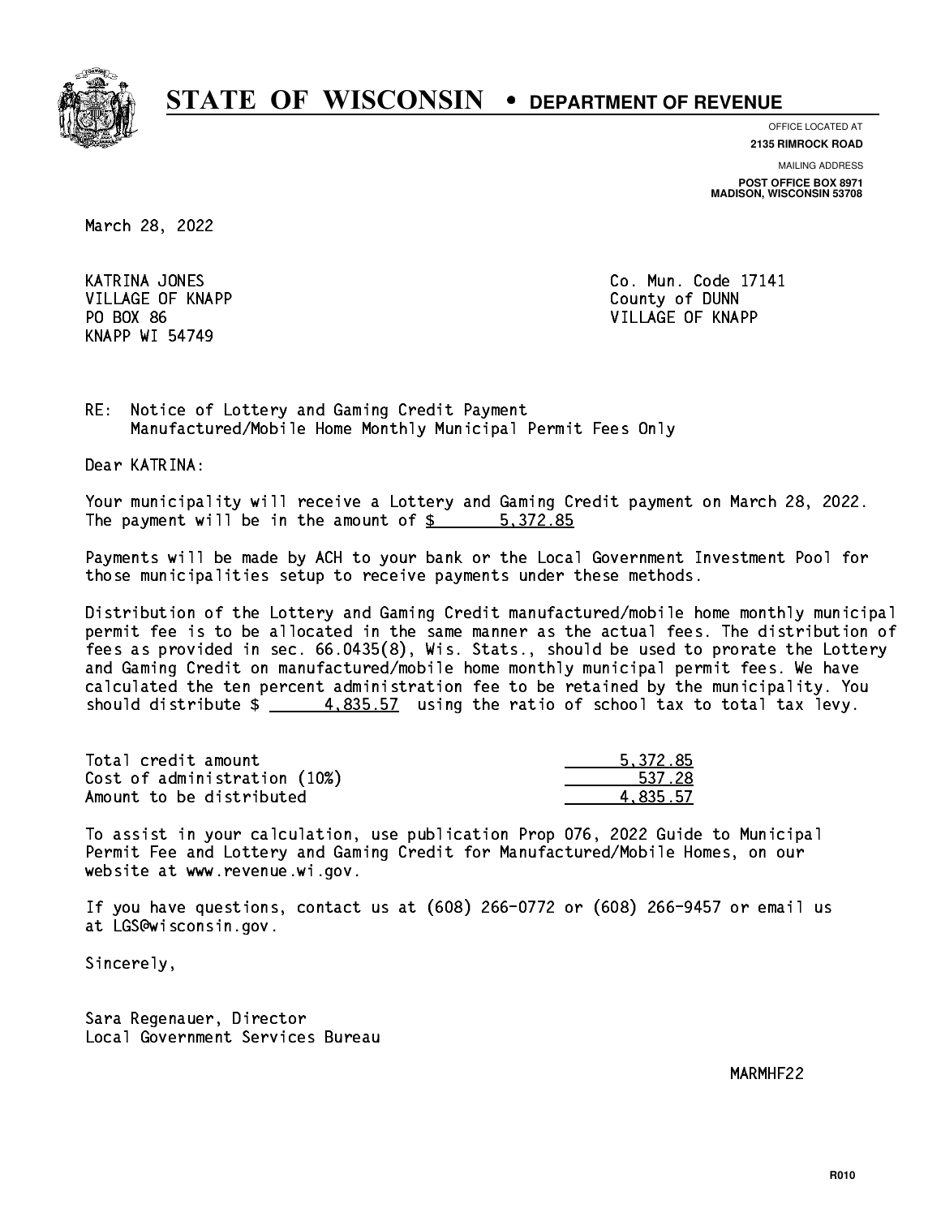# STATE OF WISCONSIN • DEPARTMENT OF REVENUE

OFFICE LOCATED AT
**2135 RIMROCK ROAD**

MAILING ADDRESS
**POST OFFICE BOX 8971**
**MADISON, WISCONSIN 53708**

March 28, 2022

KATRINA JONES
VILLAGE OF KNAPP
PO BOX 86
KNAPP WI 54749

Co. Mun. Code 17141
County of DUNN
VILLAGE OF KNAPP

RE: Notice of Lottery and Gaming Credit Payment
Manufactured/Mobile Home Monthly Municipal Permit Fees Only

Dear KATRINA:

Your municipality will receive a Lottery and Gaming Credit payment on March 28, 2022. The payment will be in the amount of $ 5,372.85

Payments will be made by ACH to your bank or the Local Government Investment Pool for those municipalities setup to receive payments under these methods.

Distribution of the Lottery and Gaming Credit manufactured/mobile home monthly municipal permit fee is to be allocated in the same manner as the actual fees. The distribution of fees as provided in sec. 66.0435(8), Wis. Stats., should be used to prorate the Lottery and Gaming Credit on manufactured/mobile home monthly municipal permit fees. We have calculated the ten percent administration fee to be retained by the municipality. You should distribute $ 4,835.57 using the ratio of school tax to total tax levy.

| | |
|---|---|
| Total credit amount | 5,372.85 |
| Cost of administration (10%) | 537.28 |
| Amount to be distributed | 4,835.57 |

To assist in your calculation, use publication Prop 076, 2022 Guide to Municipal Permit Fee and Lottery and Gaming Credit for Manufactured/Mobile Homes, on our website at www.revenue.wi.gov.

If you have questions, contact us at (608) 266-0772 or (608) 266-9457 or email us at LGS@wisconsin.gov.

Sincerely,

Sara Regenauer, Director
Local Government Services Bureau

MARMHF22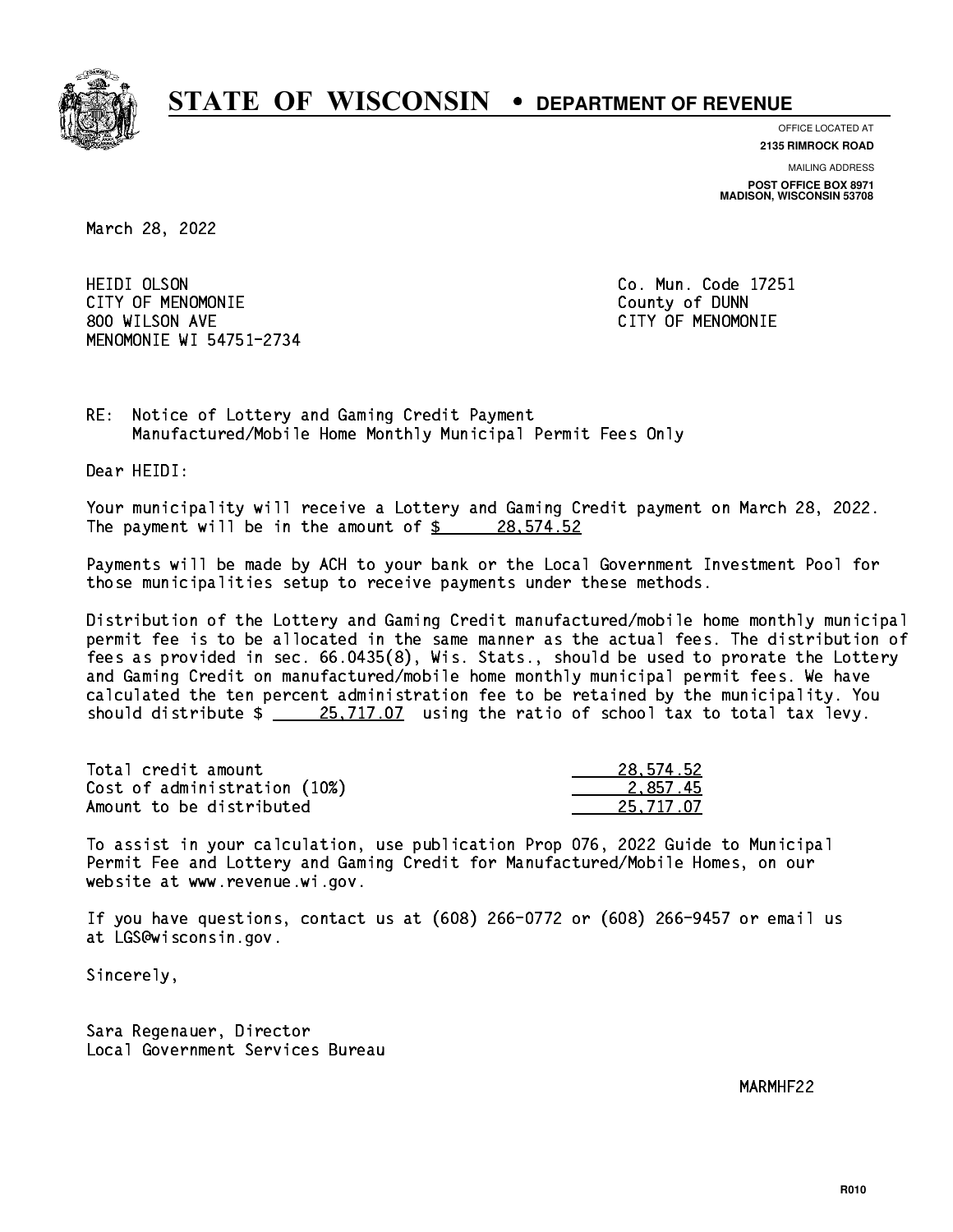# STATE OF WISCONSIN • DEPARTMENT OF REVENUE

OFFICE LOCATED AT
**2135 RIMROCK ROAD**

MAILING ADDRESS
**POST OFFICE BOX 8971**
**MADISON, WISCONSIN 53708**

March 28, 2022

HEIDI OLSON
CITY OF MENOMONIE
800 WILSON AVE
MENOMONIE WI 54751-2734

Co. Mun. Code 17251
County of DUNN
CITY OF MENOMONIE

RE: Notice of Lottery and Gaming Credit Payment
Manufactured/Mobile Home Monthly Municipal Permit Fees Only

Dear HEIDI:

Your municipality will receive a Lottery and Gaming Credit payment on March 28, 2022. The payment will be in the amount of $ 28,574.52

Payments will be made by ACH to your bank or the Local Government Investment Pool for those municipalities setup to receive payments under these methods.

Distribution of the Lottery and Gaming Credit manufactured/mobile home monthly municipal permit fee is to be allocated in the same manner as the actual fees. The distribution of fees as provided in sec. 66.0435(8), Wis. Stats., should be used to prorate the Lottery and Gaming Credit on manufactured/mobile home monthly municipal permit fees. We have calculated the ten percent administration fee to be retained by the municipality. You should distribute $ 25,717.07 using the ratio of school tax to total tax levy.

| | |
|---|---|
| Total credit amount | 28,574.52 |
| Cost of administration (10%) | 2,857.45 |
| Amount to be distributed | 25,717.07 |

To assist in your calculation, use publication Prop 076, 2022 Guide to Municipal Permit Fee and Lottery and Gaming Credit for Manufactured/Mobile Homes, on our website at www.revenue.wi.gov.

If you have questions, contact us at (608) 266-0772 or (608) 266-9457 or email us at LGS@wisconsin.gov.

Sincerely,

Sara Regenauer, Director
Local Government Services Bureau

MARMHF22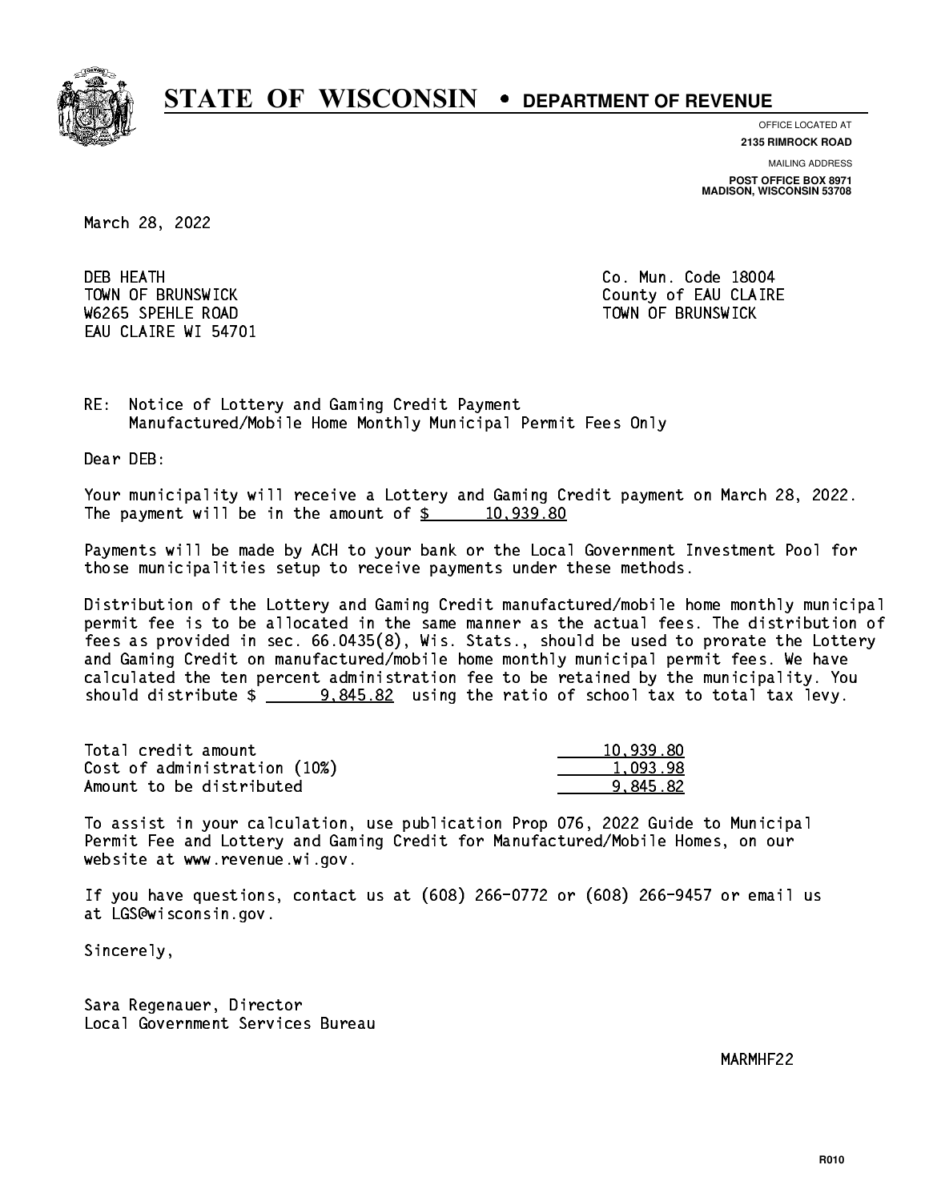# STATE OF WISCONSIN • DEPARTMENT OF REVENUE

OFFICE LOCATED AT
**2135 RIMROCK ROAD**

MAILING ADDRESS
**POST OFFICE BOX 8971**
**MADISON, WISCONSIN 53708**

March 28, 2022

DEB HEATH
TOWN OF BRUNSWICK
W6265 SPEHLE ROAD
EAU CLAIRE WI 54701

Co. Mun. Code 18004
County of EAU CLAIRE
TOWN OF BRUNSWICK

RE: Notice of Lottery and Gaming Credit Payment
Manufactured/Mobile Home Monthly Municipal Permit Fees Only

Dear DEB:

Your municipality will receive a Lottery and Gaming Credit payment on March 28, 2022. The payment will be in the amount of $ 10,939.80

Payments will be made by ACH to your bank or the Local Government Investment Pool for those municipalities setup to receive payments under these methods.

Distribution of the Lottery and Gaming Credit manufactured/mobile home monthly municipal permit fee is to be allocated in the same manner as the actual fees. The distribution of fees as provided in sec. 66.0435(8), Wis. Stats., should be used to prorate the Lottery and Gaming Credit on manufactured/mobile home monthly municipal permit fees. We have calculated the ten percent administration fee to be retained by the municipality. You should distribute $ 9,845.82 using the ratio of school tax to total tax levy.

| | |
|---|---|
| Total credit amount | 10,939.80 |
| Cost of administration (10%) | 1,093.98 |
| Amount to be distributed | 9,845.82 |

To assist in your calculation, use publication Prop 076, 2022 Guide to Municipal Permit Fee and Lottery and Gaming Credit for Manufactured/Mobile Homes, on our website at www.revenue.wi.gov.

If you have questions, contact us at (608) 266-0772 or (608) 266-9457 or email us at LGS@wisconsin.gov.

Sincerely,

Sara Regenauer, Director
Local Government Services Bureau

MARMHF22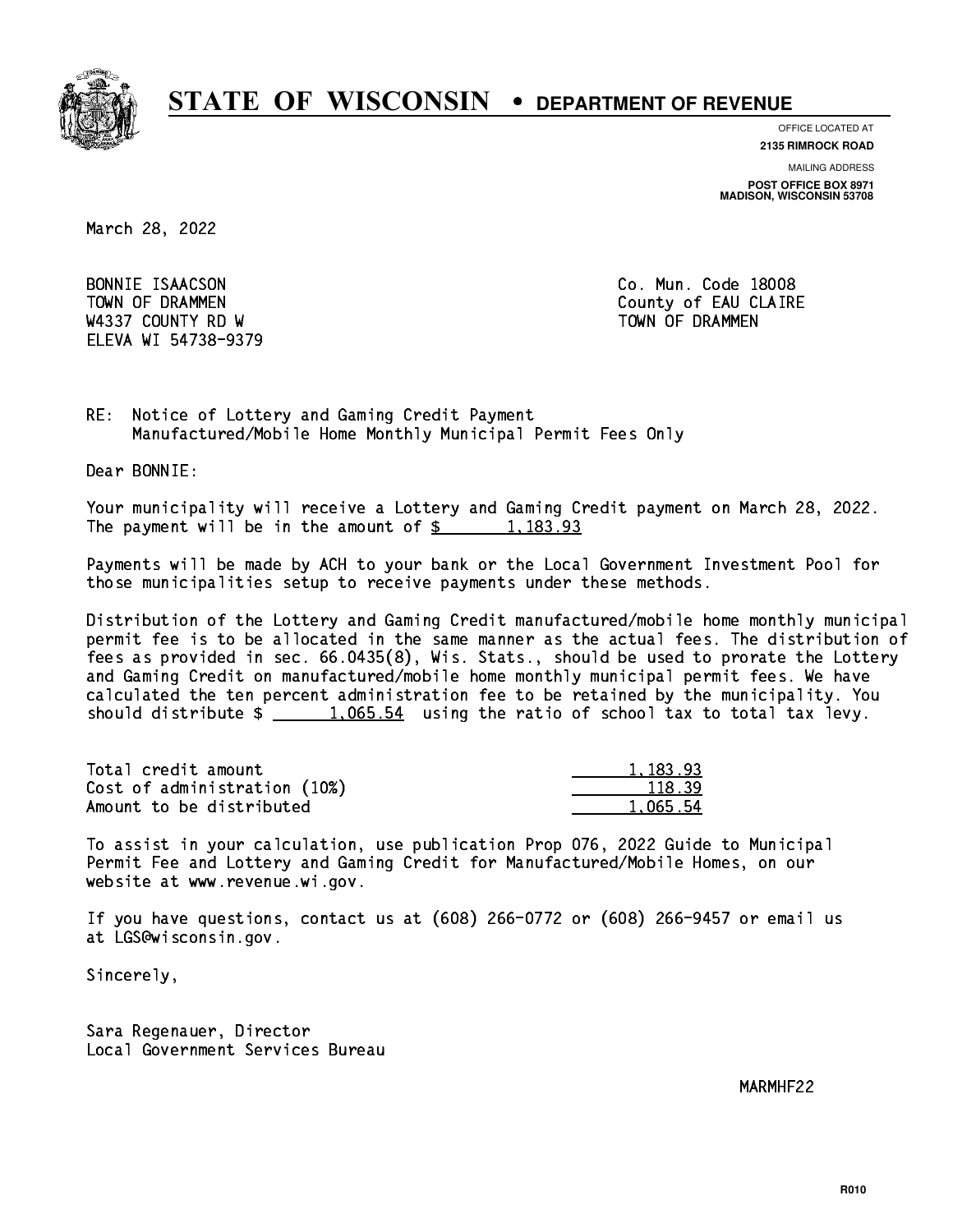# STATE OF WISCONSIN • DEPARTMENT OF REVENUE

OFFICE LOCATED AT
**2135 RIMROCK ROAD**

MAILING ADDRESS
**POST OFFICE BOX 8971**
**MADISON, WISCONSIN 53708**

March 28, 2022

BONNIE ISAACSON
TOWN OF DRAMMEN
W4337 COUNTY RD W
ELEVA WI 54738-9379

Co. Mun. Code 18008
County of EAU CLAIRE
TOWN OF DRAMMEN

RE: Notice of Lottery and Gaming Credit Payment
Manufactured/Mobile Home Monthly Municipal Permit Fees Only

Dear BONNIE:

Your municipality will receive a Lottery and Gaming Credit payment on March 28, 2022. The payment will be in the amount of $ 1,183.93

Payments will be made by ACH to your bank or the Local Government Investment Pool for those municipalities setup to receive payments under these methods.

Distribution of the Lottery and Gaming Credit manufactured/mobile home monthly municipal permit fee is to be allocated in the same manner as the actual fees. The distribution of fees as provided in sec. 66.0435(8), Wis. Stats., should be used to prorate the Lottery and Gaming Credit on manufactured/mobile home monthly municipal permit fees. We have calculated the ten percent administration fee to be retained by the municipality. You should distribute $ 1,065.54 using the ratio of school tax to total tax levy.

| | |
|---|---|
| Total credit amount | 1,183.93 |
| Cost of administration (10%) | 118.39 |
| Amount to be distributed | 1,065.54 |

To assist in your calculation, use publication Prop 076, 2022 Guide to Municipal Permit Fee and Lottery and Gaming Credit for Manufactured/Mobile Homes, on our website at www.revenue.wi.gov.

If you have questions, contact us at (608) 266-0772 or (608) 266-9457 or email us at LGS@wisconsin.gov.

Sincerely,

Sara Regenauer, Director
Local Government Services Bureau

MARMHF22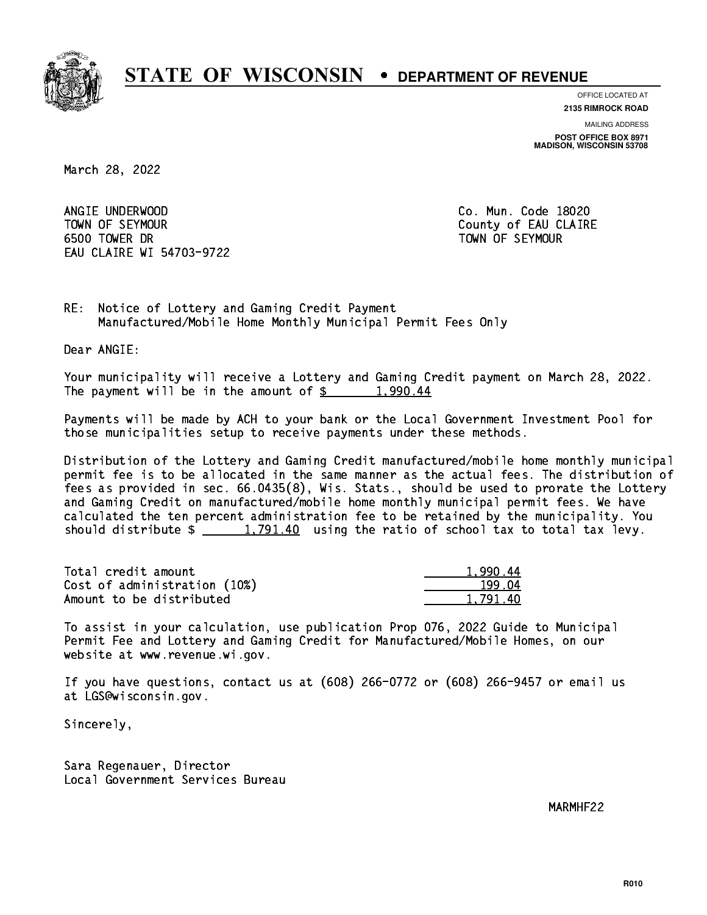# STATE OF WISCONSIN • DEPARTMENT OF REVENUE

OFFICE LOCATED AT
**2135 RIMROCK ROAD**

MAILING ADDRESS
**POST OFFICE BOX 8971**
**MADISON, WISCONSIN 53708**

March 28, 2022

ANGIE UNDERWOOD
TOWN OF SEYMOUR
6500 TOWER DR
EAU CLAIRE WI 54703-9722

Co. Mun. Code 18020
County of EAU CLAIRE
TOWN OF SEYMOUR

RE: Notice of Lottery and Gaming Credit Payment
Manufactured/Mobile Home Monthly Municipal Permit Fees Only

Dear ANGIE:

Your municipality will receive a Lottery and Gaming Credit payment on March 28, 2022. The payment will be in the amount of $ 1,990.44

Payments will be made by ACH to your bank or the Local Government Investment Pool for those municipalities setup to receive payments under these methods.

Distribution of the Lottery and Gaming Credit manufactured/mobile home monthly municipal permit fee is to be allocated in the same manner as the actual fees. The distribution of fees as provided in sec. 66.0435(8), Wis. Stats., should be used to prorate the Lottery and Gaming Credit on manufactured/mobile home monthly municipal permit fees. We have calculated the ten percent administration fee to be retained by the municipality. You should distribute $ 1,791.40 using the ratio of school tax to total tax levy.

| | |
|---|---|
| Total credit amount | 1,990.44 |
| Cost of administration (10%) | 199.04 |
| Amount to be distributed | 1,791.40 |

To assist in your calculation, use publication Prop 076, 2022 Guide to Municipal Permit Fee and Lottery and Gaming Credit for Manufactured/Mobile Homes, on our website at www.revenue.wi.gov.

If you have questions, contact us at (608) 266-0772 or (608) 266-9457 or email us at LGS@wisconsin.gov.

Sincerely,

Sara Regenauer, Director
Local Government Services Bureau

MARMHF22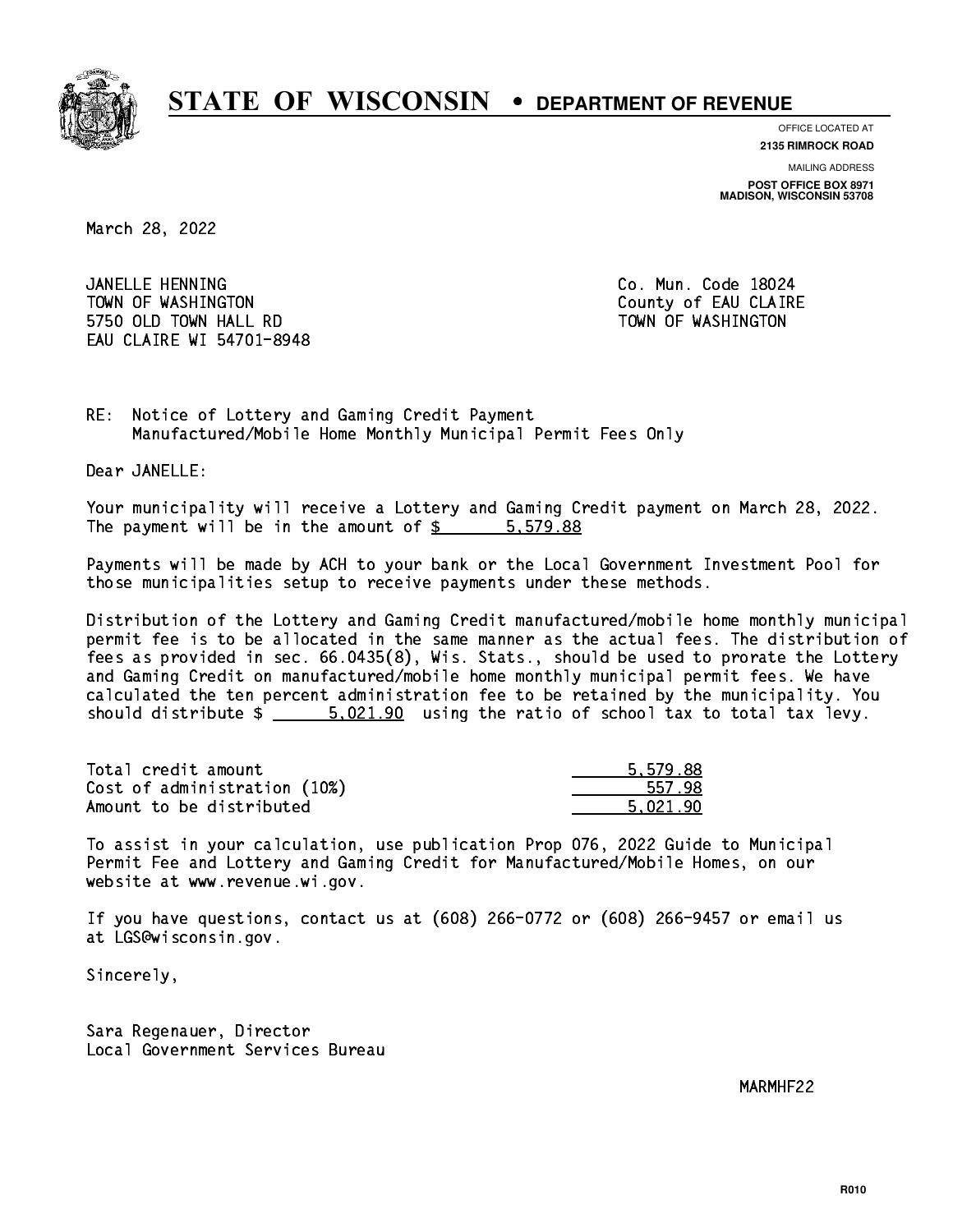# STATE OF WISCONSIN • DEPARTMENT OF REVENUE

OFFICE LOCATED AT
**2135 RIMROCK ROAD**

MAILING ADDRESS
**POST OFFICE BOX 8971**
**MADISON, WISCONSIN 53708**

March 28, 2022

JANELLE HENNING
TOWN OF WASHINGTON
5750 OLD TOWN HALL RD
EAU CLAIRE WI 54701-8948

Co. Mun. Code 18024
County of EAU CLAIRE
TOWN OF WASHINGTON

RE: Notice of Lottery and Gaming Credit Payment
Manufactured/Mobile Home Monthly Municipal Permit Fees Only

Dear JANELLE:

Your municipality will receive a Lottery and Gaming Credit payment on March 28, 2022. The payment will be in the amount of $ 5,579.88

Payments will be made by ACH to your bank or the Local Government Investment Pool for those municipalities setup to receive payments under these methods.

Distribution of the Lottery and Gaming Credit manufactured/mobile home monthly municipal permit fee is to be allocated in the same manner as the actual fees. The distribution of fees as provided in sec. 66.0435(8), Wis. Stats., should be used to prorate the Lottery and Gaming Credit on manufactured/mobile home monthly municipal permit fees. We have calculated the ten percent administration fee to be retained by the municipality. You should distribute $ 5,021.90 using the ratio of school tax to total tax levy.

| | |
|---|---|
| Total credit amount | 5,579.88 |
| Cost of administration (10%) | 557.98 |
| Amount to be distributed | 5,021.90 |

To assist in your calculation, use publication Prop 076, 2022 Guide to Municipal Permit Fee and Lottery and Gaming Credit for Manufactured/Mobile Homes, on our website at www.revenue.wi.gov.

If you have questions, contact us at (608) 266-0772 or (608) 266-9457 or email us at LGS@wisconsin.gov.

Sincerely,

Sara Regenauer, Director
Local Government Services Bureau

MARMHF22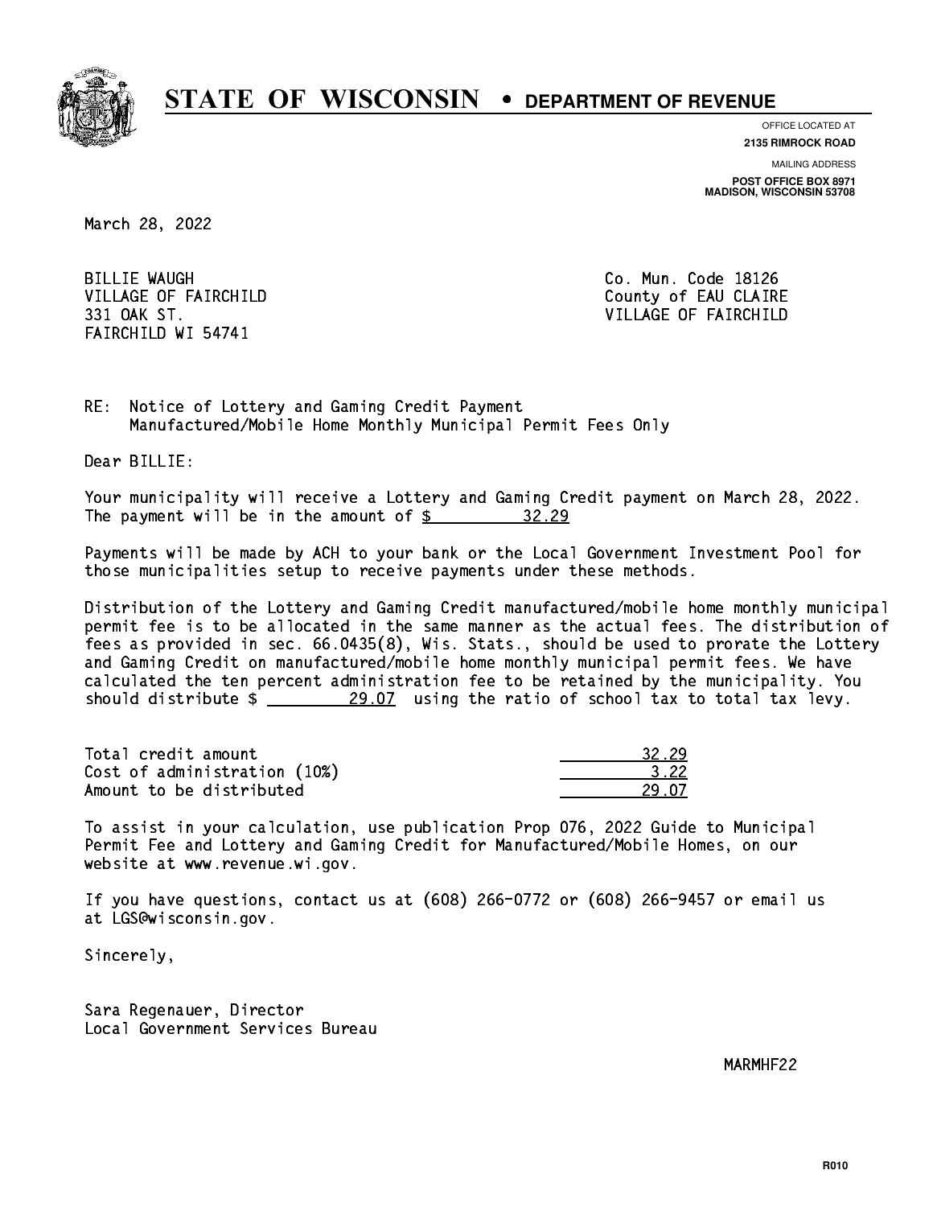# STATE OF WISCONSIN • DEPARTMENT OF REVENUE

OFFICE LOCATED AT
**2135 RIMROCK ROAD**

MAILING ADDRESS
**POST OFFICE BOX 8971**
**MADISON, WISCONSIN 53708**

March 28, 2022

BILLIE WAUGH
VILLAGE OF FAIRCHILD
331 OAK ST.
FAIRCHILD WI 54741

Co. Mun. Code 18126
County of EAU CLAIRE
VILLAGE OF FAIRCHILD

RE: Notice of Lottery and Gaming Credit Payment
Manufactured/Mobile Home Monthly Municipal Permit Fees Only

Dear BILLIE:

Your municipality will receive a Lottery and Gaming Credit payment on March 28, 2022. The payment will be in the amount of $ 32.29

Payments will be made by ACH to your bank or the Local Government Investment Pool for those municipalities setup to receive payments under these methods.

Distribution of the Lottery and Gaming Credit manufactured/mobile home monthly municipal permit fee is to be allocated in the same manner as the actual fees. The distribution of fees as provided in sec. 66.0435(8), Wis. Stats., should be used to prorate the Lottery and Gaming Credit on manufactured/mobile home monthly municipal permit fees. We have calculated the ten percent administration fee to be retained by the municipality. You should distribute $ 29.07 using the ratio of school tax to total tax levy.

| | |
|---|---|
| Total credit amount | 32.29 |
| Cost of administration (10%) | 3.22 |
| Amount to be distributed | 29.07 |

To assist in your calculation, use publication Prop 076, 2022 Guide to Municipal Permit Fee and Lottery and Gaming Credit for Manufactured/Mobile Homes, on our website at www.revenue.wi.gov.

If you have questions, contact us at (608) 266-0772 or (608) 266-9457 or email us at LGS@wisconsin.gov.

Sincerely,

Sara Regenauer, Director
Local Government Services Bureau

MARMHF22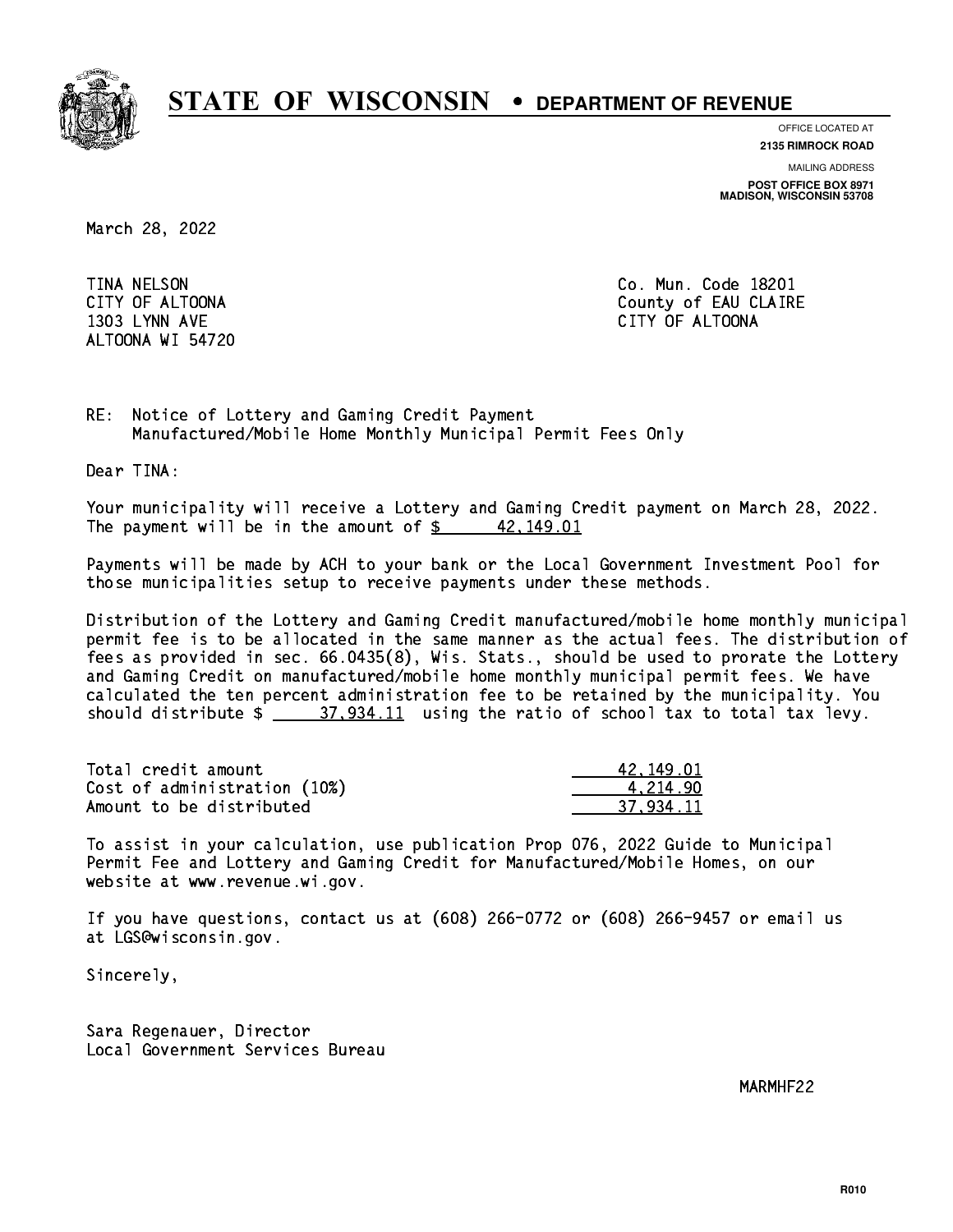# STATE OF WISCONSIN • DEPARTMENT OF REVENUE

OFFICE LOCATED AT
**2135 RIMROCK ROAD**

MAILING ADDRESS
**POST OFFICE BOX 8971**
**MADISON, WISCONSIN 53708**

March 28, 2022

TINA NELSON
CITY OF ALTOONA
1303 LYNN AVE
ALTOONA WI 54720

Co. Mun. Code 18201
County of EAU CLAIRE
CITY OF ALTOONA

RE: Notice of Lottery and Gaming Credit Payment
Manufactured/Mobile Home Monthly Municipal Permit Fees Only

Dear TINA:

Your municipality will receive a Lottery and Gaming Credit payment on March 28, 2022. The payment will be in the amount of $ 42,149.01

Payments will be made by ACH to your bank or the Local Government Investment Pool for those municipalities setup to receive payments under these methods.

Distribution of the Lottery and Gaming Credit manufactured/mobile home monthly municipal permit fee is to be allocated in the same manner as the actual fees. The distribution of fees as provided in sec. 66.0435(8), Wis. Stats., should be used to prorate the Lottery and Gaming Credit on manufactured/mobile home monthly municipal permit fees. We have calculated the ten percent administration fee to be retained by the municipality. You should distribute $ 37,934.11 using the ratio of school tax to total tax levy.

| | |
|---|---|
| Total credit amount | 42,149.01 |
| Cost of administration (10%) | 4,214.90 |
| Amount to be distributed | 37,934.11 |

To assist in your calculation, use publication Prop 076, 2022 Guide to Municipal Permit Fee and Lottery and Gaming Credit for Manufactured/Mobile Homes, on our website at www.revenue.wi.gov.

If you have questions, contact us at (608) 266-0772 or (608) 266-9457 or email us at LGS@wisconsin.gov.

Sincerely,

Sara Regenauer, Director
Local Government Services Bureau

MARMHF22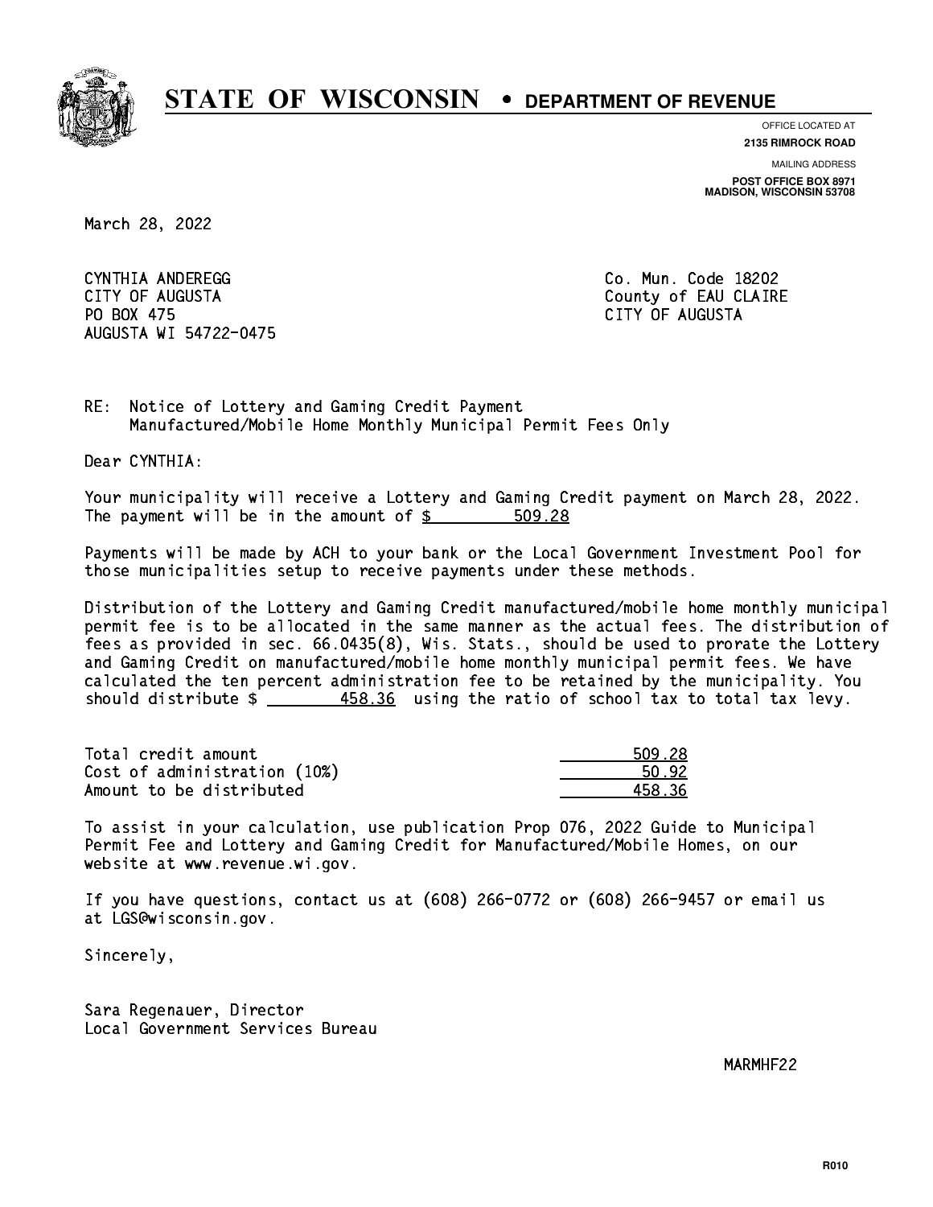# STATE OF WISCONSIN • DEPARTMENT OF REVENUE

OFFICE LOCATED AT
**2135 RIMROCK ROAD**

MAILING ADDRESS
**POST OFFICE BOX 8971**
**MADISON, WISCONSIN 53708**

March 28, 2022

CYNTHIA ANDEREGG
CITY OF AUGUSTA
PO BOX 475
AUGUSTA WI 54722-0475

Co. Mun. Code 18202
County of EAU CLAIRE
CITY OF AUGUSTA

RE: Notice of Lottery and Gaming Credit Payment
Manufactured/Mobile Home Monthly Municipal Permit Fees Only

Dear CYNTHIA:

Your municipality will receive a Lottery and Gaming Credit payment on March 28, 2022. The payment will be in the amount of $ 509.28

Payments will be made by ACH to your bank or the Local Government Investment Pool for those municipalities setup to receive payments under these methods.

Distribution of the Lottery and Gaming Credit manufactured/mobile home monthly municipal permit fee is to be allocated in the same manner as the actual fees. The distribution of fees as provided in sec. 66.0435(8), Wis. Stats., should be used to prorate the Lottery and Gaming Credit on manufactured/mobile home monthly municipal permit fees. We have calculated the ten percent administration fee to be retained by the municipality. You should distribute $ 458.36 using the ratio of school tax to total tax levy.

| | |
|---|---|
| Total credit amount | 509.28 |
| Cost of administration (10%) | 50.92 |
| Amount to be distributed | 458.36 |

To assist in your calculation, use publication Prop 076, 2022 Guide to Municipal Permit Fee and Lottery and Gaming Credit for Manufactured/Mobile Homes, on our website at www.revenue.wi.gov.

If you have questions, contact us at (608) 266-0772 or (608) 266-9457 or email us at LGS@wisconsin.gov.

Sincerely,

Sara Regenauer, Director
Local Government Services Bureau

MARMHF22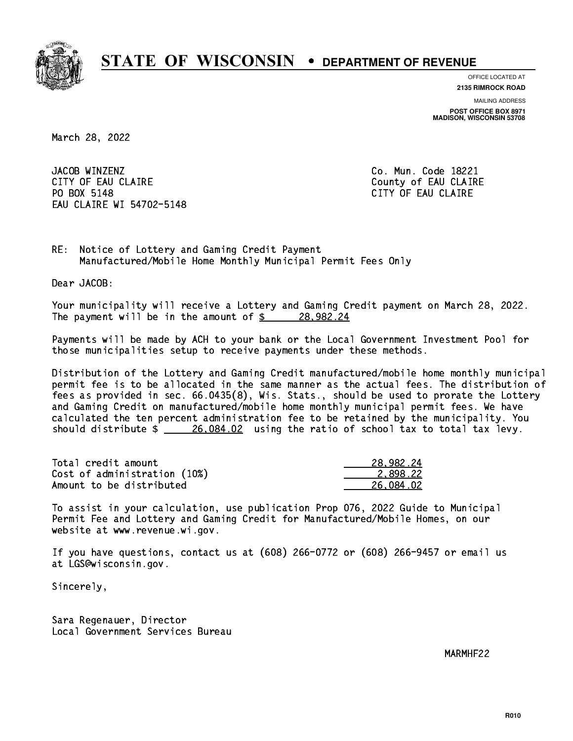# STATE OF WISCONSIN • DEPARTMENT OF REVENUE

OFFICE LOCATED AT
**2135 RIMROCK ROAD**

MAILING ADDRESS
**POST OFFICE BOX 8971**
**MADISON, WISCONSIN 53708**

March 28, 2022

JACOB WINZENZ
CITY OF EAU CLAIRE
PO BOX 5148
EAU CLAIRE WI 54702-5148

Co. Mun. Code 18221
County of EAU CLAIRE
CITY OF EAU CLAIRE

RE: Notice of Lottery and Gaming Credit Payment
Manufactured/Mobile Home Monthly Municipal Permit Fees Only

Dear JACOB:

Your municipality will receive a Lottery and Gaming Credit payment on March 28, 2022. The payment will be in the amount of $ 28,982.24

Payments will be made by ACH to your bank or the Local Government Investment Pool for those municipalities setup to receive payments under these methods.

Distribution of the Lottery and Gaming Credit manufactured/mobile home monthly municipal permit fee is to be allocated in the same manner as the actual fees. The distribution of fees as provided in sec. 66.0435(8), Wis. Stats., should be used to prorate the Lottery and Gaming Credit on manufactured/mobile home monthly municipal permit fees. We have calculated the ten percent administration fee to be retained by the municipality. You should distribute $ 26,084.02 using the ratio of school tax to total tax levy.

| | |
|---|---|
| Total credit amount | 28,982.24 |
| Cost of administration (10%) | 2,898.22 |
| Amount to be distributed | 26,084.02 |

To assist in your calculation, use publication Prop 076, 2022 Guide to Municipal Permit Fee and Lottery and Gaming Credit for Manufactured/Mobile Homes, on our website at www.revenue.wi.gov.

If you have questions, contact us at (608) 266-0772 or (608) 266-9457 or email us at LGS@wisconsin.gov.

Sincerely,

Sara Regenauer, Director
Local Government Services Bureau

MARMHF22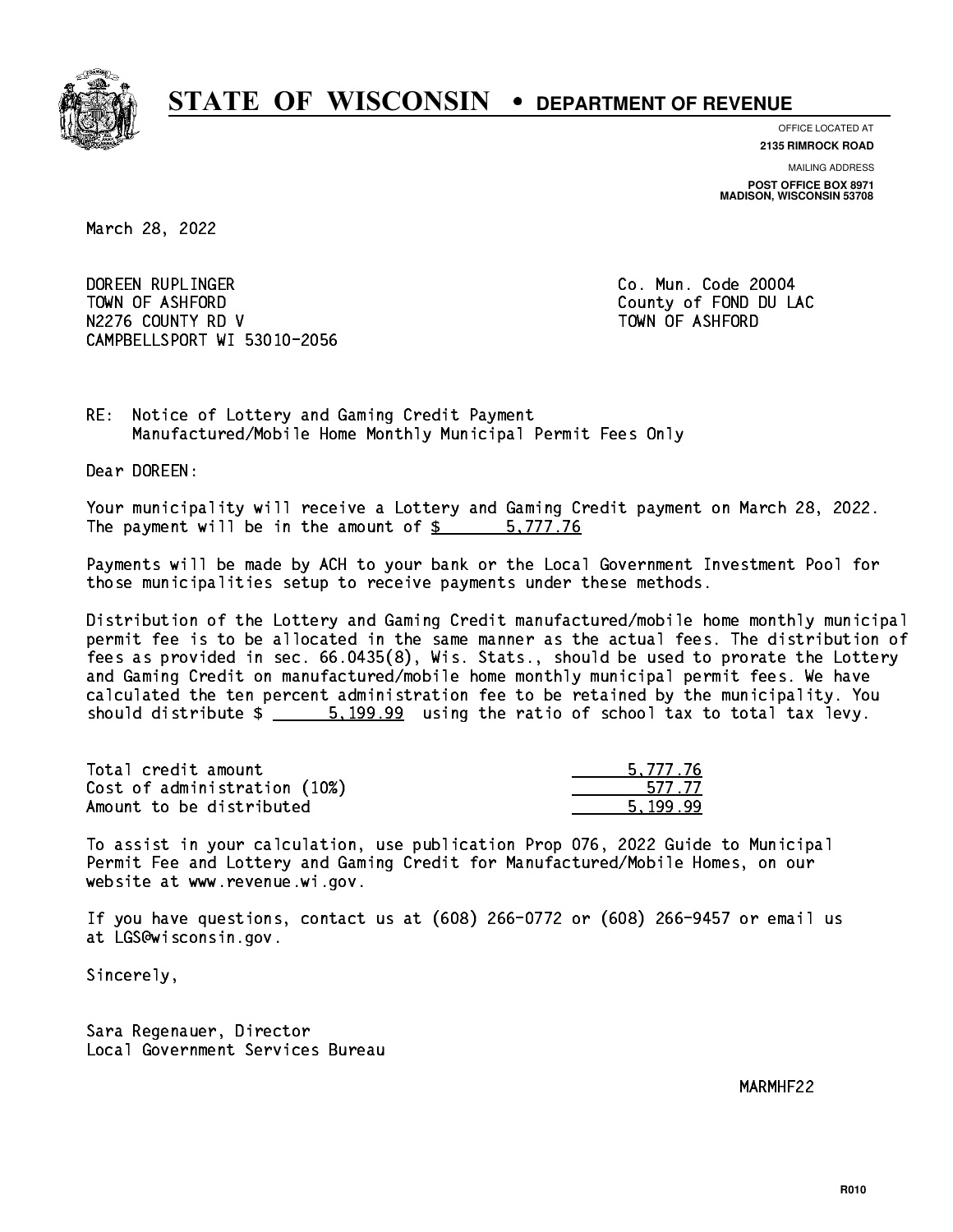# STATE OF WISCONSIN • DEPARTMENT OF REVENUE

OFFICE LOCATED AT
**2135 RIMROCK ROAD**

MAILING ADDRESS
**POST OFFICE BOX 8971**
**MADISON, WISCONSIN 53708**

March 28, 2022

DOREEN RUPLINGER
TOWN OF ASHFORD
N2276 COUNTY RD V
CAMPBELLSPORT WI 53010-2056

Co. Mun. Code 20004
County of FOND DU LAC
TOWN OF ASHFORD

RE: Notice of Lottery and Gaming Credit Payment
Manufactured/Mobile Home Monthly Municipal Permit Fees Only

Dear DOREEN:

Your municipality will receive a Lottery and Gaming Credit payment on March 28, 2022. The payment will be in the amount of $ 5,777.76

Payments will be made by ACH to your bank or the Local Government Investment Pool for those municipalities setup to receive payments under these methods.

Distribution of the Lottery and Gaming Credit manufactured/mobile home monthly municipal permit fee is to be allocated in the same manner as the actual fees. The distribution of fees as provided in sec. 66.0435(8), Wis. Stats., should be used to prorate the Lottery and Gaming Credit on manufactured/mobile home monthly municipal permit fees. We have calculated the ten percent administration fee to be retained by the municipality. You should distribute $ 5,199.99 using the ratio of school tax to total tax levy.

| | |
|---|---|
| Total credit amount | 5,777.76 |
| Cost of administration (10%) | 577.77 |
| Amount to be distributed | 5,199.99 |

To assist in your calculation, use publication Prop 076, 2022 Guide to Municipal Permit Fee and Lottery and Gaming Credit for Manufactured/Mobile Homes, on our website at www.revenue.wi.gov.

If you have questions, contact us at (608) 266-0772 or (608) 266-9457 or email us at LGS@wisconsin.gov.

Sincerely,

Sara Regenauer, Director
Local Government Services Bureau

MARMHF22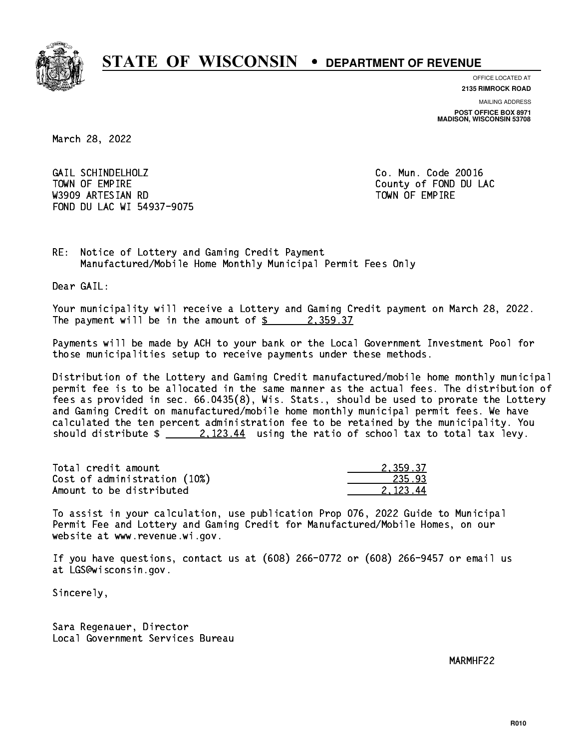# STATE OF WISCONSIN • DEPARTMENT OF REVENUE

OFFICE LOCATED AT
**2135 RIMROCK ROAD**

MAILING ADDRESS
**POST OFFICE BOX 8971**
**MADISON, WISCONSIN 53708**

March 28, 2022

GAIL SCHINDELHOLZ
TOWN OF EMPIRE
W3909 ARTESIAN RD
FOND DU LAC WI 54937-9075

Co. Mun. Code 20016
County of FOND DU LAC
TOWN OF EMPIRE

RE: Notice of Lottery and Gaming Credit Payment
Manufactured/Mobile Home Monthly Municipal Permit Fees Only

Dear GAIL:

Your municipality will receive a Lottery and Gaming Credit payment on March 28, 2022. The payment will be in the amount of $ 2,359.37

Payments will be made by ACH to your bank or the Local Government Investment Pool for those municipalities setup to receive payments under these methods.

Distribution of the Lottery and Gaming Credit manufactured/mobile home monthly municipal permit fee is to be allocated in the same manner as the actual fees. The distribution of fees as provided in sec. 66.0435(8), Wis. Stats., should be used to prorate the Lottery and Gaming Credit on manufactured/mobile home monthly municipal permit fees. We have calculated the ten percent administration fee to be retained by the municipality. You should distribute $ 2,123.44 using the ratio of school tax to total tax levy.

| | |
|---|---|
| Total credit amount | 2,359.37 |
| Cost of administration (10%) | 235.93 |
| Amount to be distributed | 2,123.44 |

To assist in your calculation, use publication Prop 076, 2022 Guide to Municipal Permit Fee and Lottery and Gaming Credit for Manufactured/Mobile Homes, on our website at www.revenue.wi.gov.

If you have questions, contact us at (608) 266-0772 or (608) 266-9457 or email us at LGS@wisconsin.gov.

Sincerely,

Sara Regenauer, Director
Local Government Services Bureau

MARMHF22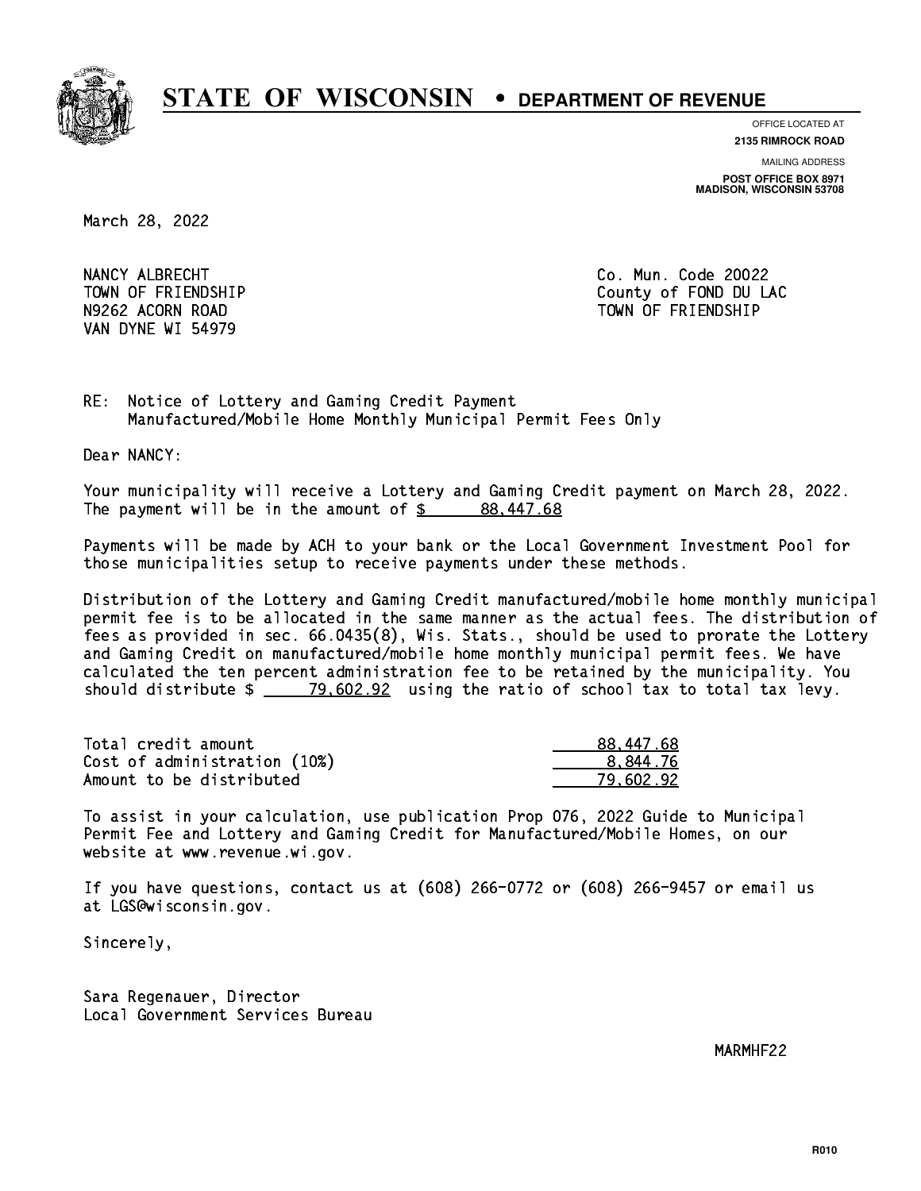# STATE OF WISCONSIN • DEPARTMENT OF REVENUE

OFFICE LOCATED AT
**2135 RIMROCK ROAD**

MAILING ADDRESS
**POST OFFICE BOX 8971**
**MADISON, WISCONSIN 53708**

March 28, 2022

NANCY ALBRECHT
TOWN OF FRIENDSHIP
N9262 ACORN ROAD
VAN DYNE WI 54979

Co. Mun. Code 20022
County of FOND DU LAC
TOWN OF FRIENDSHIP

RE: Notice of Lottery and Gaming Credit Payment
Manufactured/Mobile Home Monthly Municipal Permit Fees Only

Dear NANCY:

Your municipality will receive a Lottery and Gaming Credit payment on March 28, 2022. The payment will be in the amount of $ 88,447.68

Payments will be made by ACH to your bank or the Local Government Investment Pool for those municipalities setup to receive payments under these methods.

Distribution of the Lottery and Gaming Credit manufactured/mobile home monthly municipal permit fee is to be allocated in the same manner as the actual fees. The distribution of fees as provided in sec. 66.0435(8), Wis. Stats., should be used to prorate the Lottery and Gaming Credit on manufactured/mobile home monthly municipal permit fees. We have calculated the ten percent administration fee to be retained by the municipality. You should distribute $ 79,602.92 using the ratio of school tax to total tax levy.

| | |
|---|---|
| Total credit amount | 88,447.68 |
| Cost of administration (10%) | 8,844.76 |
| Amount to be distributed | 79,602.92 |

To assist in your calculation, use publication Prop 076, 2022 Guide to Municipal Permit Fee and Lottery and Gaming Credit for Manufactured/Mobile Homes, on our website at www.revenue.wi.gov.

If you have questions, contact us at (608) 266-0772 or (608) 266-9457 or email us at LGS@wisconsin.gov.

Sincerely,

Sara Regenauer, Director
Local Government Services Bureau

MARMHF22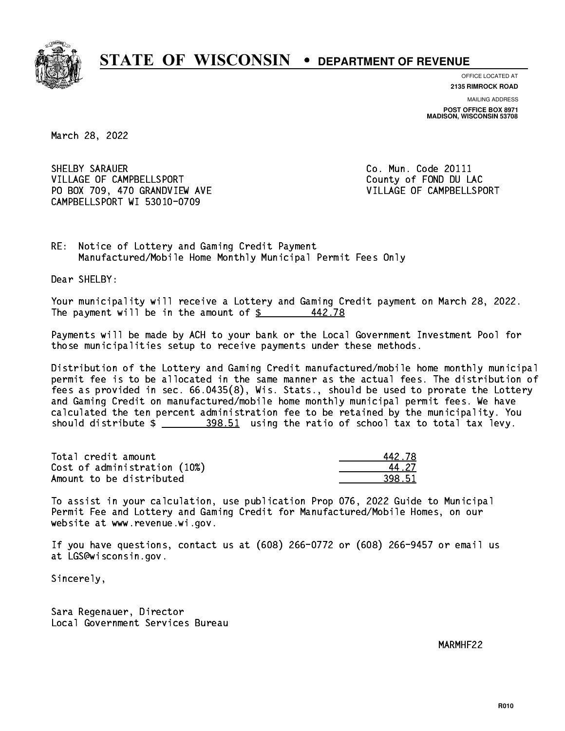# STATE OF WISCONSIN • DEPARTMENT OF REVENUE

OFFICE LOCATED AT
**2135 RIMROCK ROAD**

MAILING ADDRESS
**POST OFFICE BOX 8971**
**MADISON, WISCONSIN 53708**

March 28, 2022

SHELBY SARAUER
VILLAGE OF CAMPBELLSPORT
PO BOX 709, 470 GRANDVIEW AVE
CAMPBELLSPORT WI 53010-0709

Co. Mun. Code 20111
County of FOND DU LAC
VILLAGE OF CAMPBELLSPORT

RE: Notice of Lottery and Gaming Credit Payment
Manufactured/Mobile Home Monthly Municipal Permit Fees Only

Dear SHELBY:

Your municipality will receive a Lottery and Gaming Credit payment on March 28, 2022. The payment will be in the amount of $ 442.78

Payments will be made by ACH to your bank or the Local Government Investment Pool for those municipalities setup to receive payments under these methods.

Distribution of the Lottery and Gaming Credit manufactured/mobile home monthly municipal permit fee is to be allocated in the same manner as the actual fees. The distribution of fees as provided in sec. 66.0435(8), Wis. Stats., should be used to prorate the Lottery and Gaming Credit on manufactured/mobile home monthly municipal permit fees. We have calculated the ten percent administration fee to be retained by the municipality. You should distribute $ 398.51 using the ratio of school tax to total tax levy.

| | |
|---|---|
| Total credit amount | 442.78 |
| Cost of administration (10%) | 44.27 |
| Amount to be distributed | 398.51 |

To assist in your calculation, use publication Prop 076, 2022 Guide to Municipal Permit Fee and Lottery and Gaming Credit for Manufactured/Mobile Homes, on our website at www.revenue.wi.gov.

If you have questions, contact us at (608) 266-0772 or (608) 266-9457 or email us at LGS@wisconsin.gov.

Sincerely,

Sara Regenauer, Director
Local Government Services Bureau

MARMHF22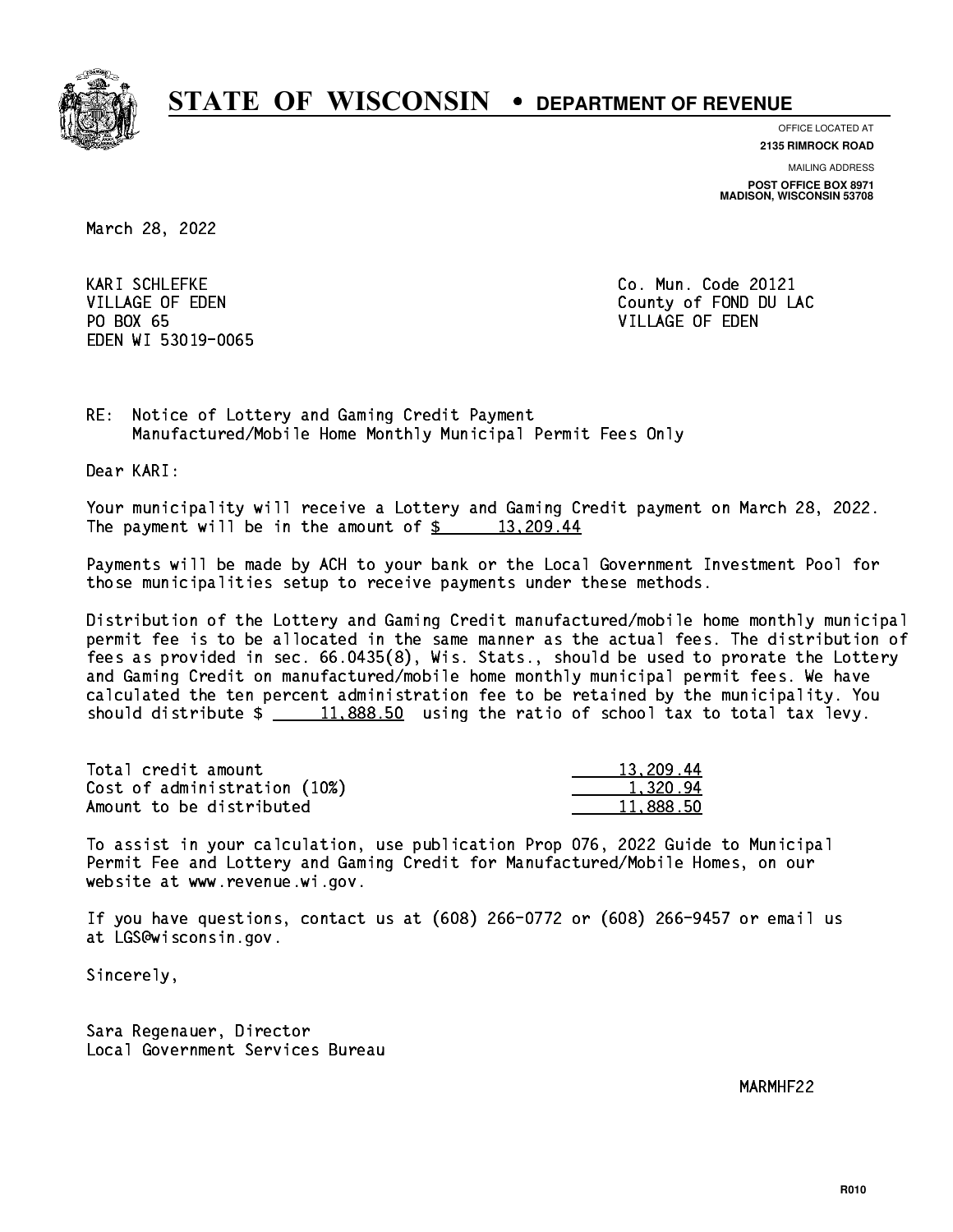# STATE OF WISCONSIN • DEPARTMENT OF REVENUE

OFFICE LOCATED AT
**2135 RIMROCK ROAD**

MAILING ADDRESS
**POST OFFICE BOX 8971**
**MADISON, WISCONSIN 53708**

March 28, 2022

KARI SCHLEFKE  
VILLAGE OF EDEN  
PO BOX 65  
EDEN WI 53019-0065

Co. Mun. Code 20121  
County of FOND DU LAC  
VILLAGE OF EDEN

RE: Notice of Lottery and Gaming Credit Payment
Manufactured/Mobile Home Monthly Municipal Permit Fees Only

Dear KARI:

Your municipality will receive a Lottery and Gaming Credit payment on March 28, 2022. The payment will be in the amount of $ 13,209.44

Payments will be made by ACH to your bank or the Local Government Investment Pool for those municipalities setup to receive payments under these methods.

Distribution of the Lottery and Gaming Credit manufactured/mobile home monthly municipal permit fee is to be allocated in the same manner as the actual fees. The distribution of fees as provided in sec. 66.0435(8), Wis. Stats., should be used to prorate the Lottery and Gaming Credit on manufactured/mobile home monthly municipal permit fees. We have calculated the ten percent administration fee to be retained by the municipality. You should distribute $ 11,888.50 using the ratio of school tax to total tax levy.

| | |
|---|---|
| Total credit amount | 13,209.44 |
| Cost of administration (10%) | 1,320.94 |
| Amount to be distributed | 11,888.50 |

To assist in your calculation, use publication Prop 076, 2022 Guide to Municipal Permit Fee and Lottery and Gaming Credit for Manufactured/Mobile Homes, on our website at www.revenue.wi.gov.

If you have questions, contact us at (608) 266-0772 or (608) 266-9457 or email us at LGS@wisconsin.gov.

Sincerely,

Sara Regenauer, Director  
Local Government Services Bureau

MARMHF22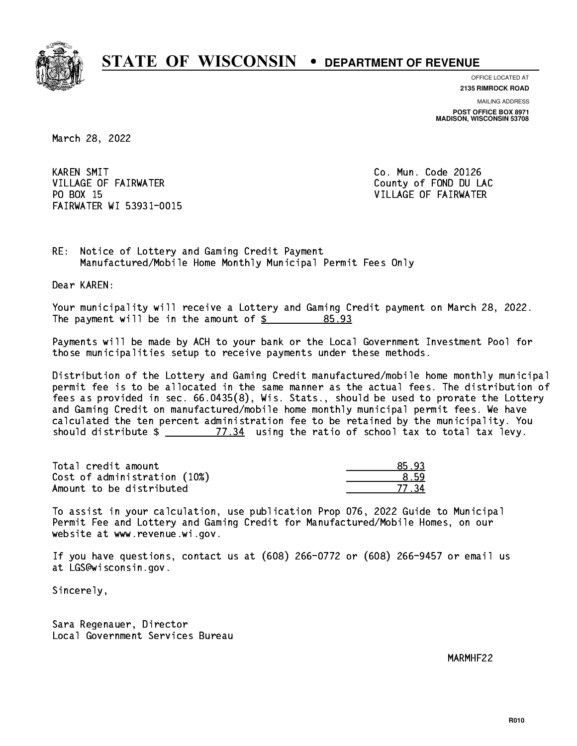# STATE OF WISCONSIN • DEPARTMENT OF REVENUE

OFFICE LOCATED AT
**2135 RIMROCK ROAD**

MAILING ADDRESS
**POST OFFICE BOX 8971**
**MADISON, WISCONSIN 53708**

March 28, 2022

KAREN SMIT
VILLAGE OF FAIRWATER
PO BOX 15
FAIRWATER WI 53931-0015

Co. Mun. Code 20126
County of FOND DU LAC
VILLAGE OF FAIRWATER

RE: Notice of Lottery and Gaming Credit Payment
Manufactured/Mobile Home Monthly Municipal Permit Fees Only

Dear KAREN:

Your municipality will receive a Lottery and Gaming Credit payment on March 28, 2022. The payment will be in the amount of $ 85.93

Payments will be made by ACH to your bank or the Local Government Investment Pool for those municipalities setup to receive payments under these methods.

Distribution of the Lottery and Gaming Credit manufactured/mobile home monthly municipal permit fee is to be allocated in the same manner as the actual fees. The distribution of fees as provided in sec. 66.0435(8), Wis. Stats., should be used to prorate the Lottery and Gaming Credit on manufactured/mobile home monthly municipal permit fees. We have calculated the ten percent administration fee to be retained by the municipality. You should distribute $ 77.34 using the ratio of school tax to total tax levy.

| | |
|---|---|
| Total credit amount | 85.93 |
| Cost of administration (10%) | 8.59 |
| Amount to be distributed | 77.34 |

To assist in your calculation, use publication Prop 076, 2022 Guide to Municipal Permit Fee and Lottery and Gaming Credit for Manufactured/Mobile Homes, on our website at www.revenue.wi.gov.

If you have questions, contact us at (608) 266-0772 or (608) 266-9457 or email us at LGS@wisconsin.gov.

Sincerely,

Sara Regenauer, Director
Local Government Services Bureau

MARMHF22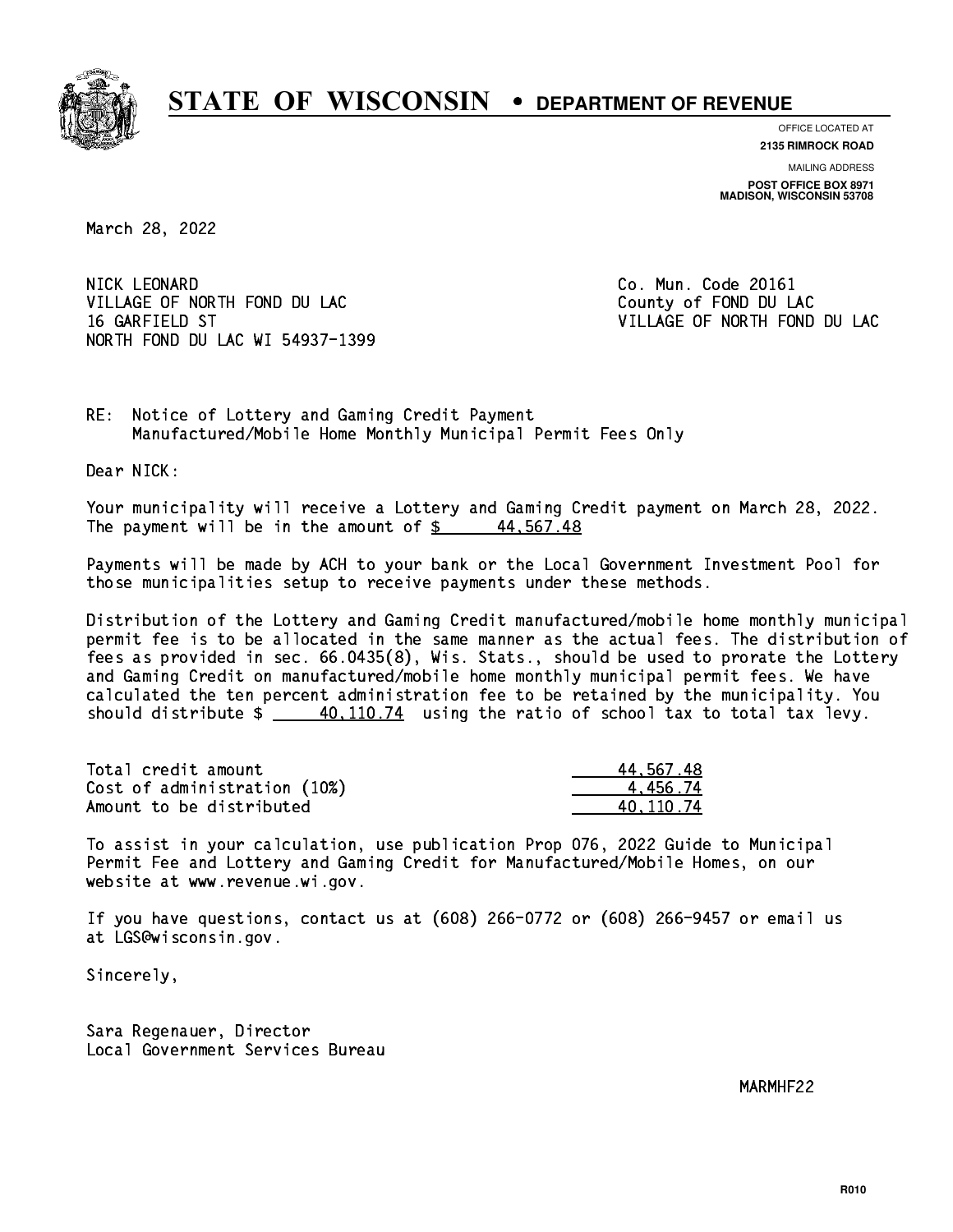# STATE OF WISCONSIN • DEPARTMENT OF REVENUE

OFFICE LOCATED AT
**2135 RIMROCK ROAD**

MAILING ADDRESS
**POST OFFICE BOX 8971**
**MADISON, WISCONSIN 53708**

March 28, 2022

NICK LEONARD
VILLAGE OF NORTH FOND DU LAC
16 GARFIELD ST
NORTH FOND DU LAC WI 54937-1399

Co. Mun. Code 20161
County of FOND DU LAC
VILLAGE OF NORTH FOND DU LAC

RE: Notice of Lottery and Gaming Credit Payment
Manufactured/Mobile Home Monthly Municipal Permit Fees Only

Dear NICK:

Your municipality will receive a Lottery and Gaming Credit payment on March 28, 2022. The payment will be in the amount of $ 44,567.48

Payments will be made by ACH to your bank or the Local Government Investment Pool for those municipalities setup to receive payments under these methods.

Distribution of the Lottery and Gaming Credit manufactured/mobile home monthly municipal permit fee is to be allocated in the same manner as the actual fees. The distribution of fees as provided in sec. 66.0435(8), Wis. Stats., should be used to prorate the Lottery and Gaming Credit on manufactured/mobile home monthly municipal permit fees. We have calculated the ten percent administration fee to be retained by the municipality. You should distribute $ 40,110.74 using the ratio of school tax to total tax levy.

| | |
|---|---|
| Total credit amount | 44,567.48 |
| Cost of administration (10%) | 4,456.74 |
| Amount to be distributed | 40,110.74 |

To assist in your calculation, use publication Prop 076, 2022 Guide to Municipal Permit Fee and Lottery and Gaming Credit for Manufactured/Mobile Homes, on our website at www.revenue.wi.gov.

If you have questions, contact us at (608) 266-0772 or (608) 266-9457 or email us at LGS@wisconsin.gov.

Sincerely,

Sara Regenauer, Director
Local Government Services Bureau

MARMHF22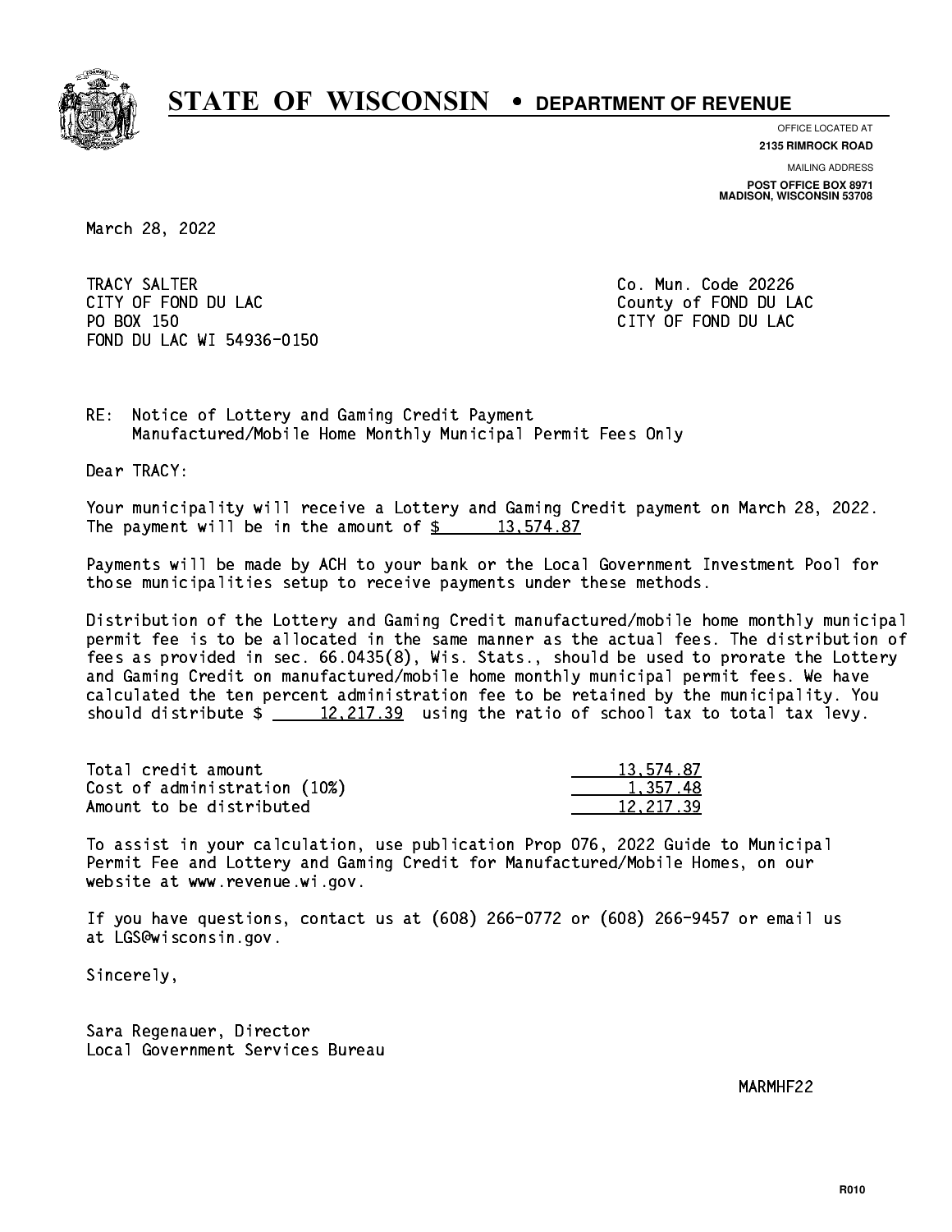# STATE OF WISCONSIN • DEPARTMENT OF REVENUE

OFFICE LOCATED AT
**2135 RIMROCK ROAD**

MAILING ADDRESS
**POST OFFICE BOX 8971**
**MADISON, WISCONSIN 53708**

March 28, 2022

TRACY SALTER
CITY OF FOND DU LAC
PO BOX 150
FOND DU LAC WI 54936-0150

Co. Mun. Code 20226
County of FOND DU LAC
CITY OF FOND DU LAC

RE: Notice of Lottery and Gaming Credit Payment
Manufactured/Mobile Home Monthly Municipal Permit Fees Only

Dear TRACY:

Your municipality will receive a Lottery and Gaming Credit payment on March 28, 2022. The payment will be in the amount of $ 13,574.87

Payments will be made by ACH to your bank or the Local Government Investment Pool for those municipalities setup to receive payments under these methods.

Distribution of the Lottery and Gaming Credit manufactured/mobile home monthly municipal permit fee is to be allocated in the same manner as the actual fees. The distribution of fees as provided in sec. 66.0435(8), Wis. Stats., should be used to prorate the Lottery and Gaming Credit on manufactured/mobile home monthly municipal permit fees. We have calculated the ten percent administration fee to be retained by the municipality. You should distribute $ 12,217.39 using the ratio of school tax to total tax levy.

| | |
|---|---|
| Total credit amount | 13,574.87 |
| Cost of administration (10%) | 1,357.48 |
| Amount to be distributed | 12,217.39 |

To assist in your calculation, use publication Prop 076, 2022 Guide to Municipal Permit Fee and Lottery and Gaming Credit for Manufactured/Mobile Homes, on our website at www.revenue.wi.gov.

If you have questions, contact us at (608) 266-0772 or (608) 266-9457 or email us at LGS@wisconsin.gov.

Sincerely,

Sara Regenauer, Director
Local Government Services Bureau

MARMHF22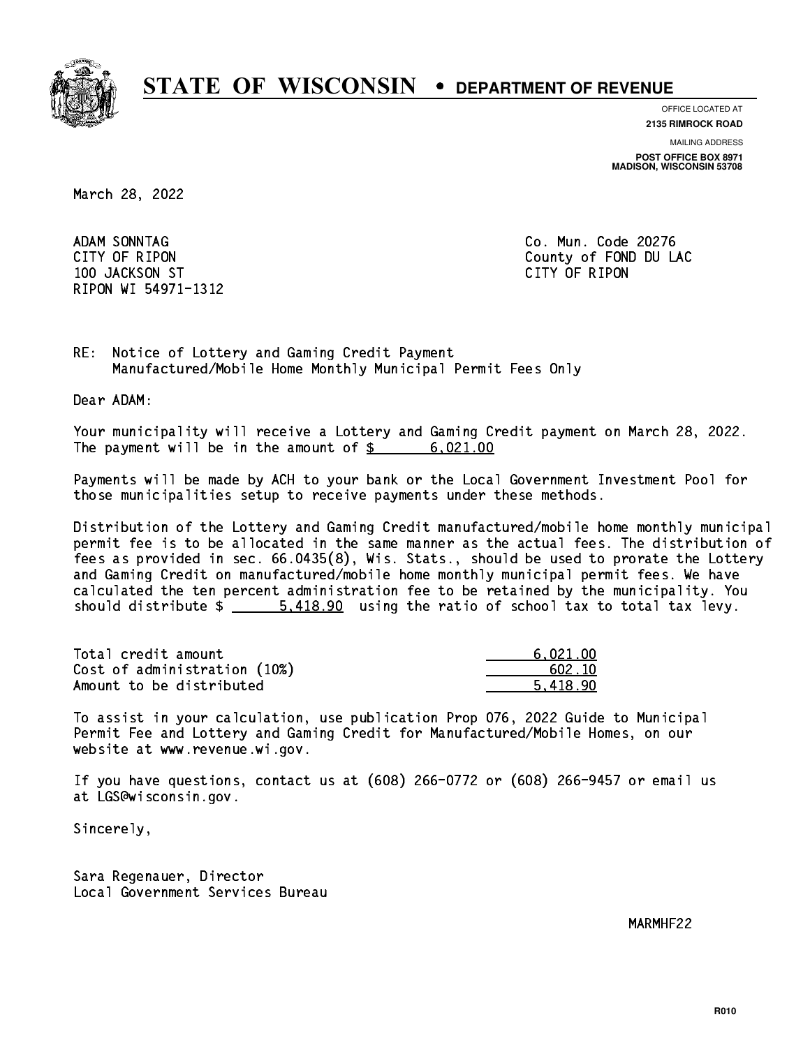# STATE OF WISCONSIN • DEPARTMENT OF REVENUE

OFFICE LOCATED AT
**2135 RIMROCK ROAD**

MAILING ADDRESS
**POST OFFICE BOX 8971**
**MADISON, WISCONSIN 53708**

March 28, 2022

ADAM SONNTAG
CITY OF RIPON
100 JACKSON ST
RIPON WI 54971-1312

Co. Mun. Code 20276
County of FOND DU LAC
CITY OF RIPON

RE: Notice of Lottery and Gaming Credit Payment
Manufactured/Mobile Home Monthly Municipal Permit Fees Only

Dear ADAM:

Your municipality will receive a Lottery and Gaming Credit payment on March 28, 2022. The payment will be in the amount of $ 6,021.00

Payments will be made by ACH to your bank or the Local Government Investment Pool for those municipalities setup to receive payments under these methods.

Distribution of the Lottery and Gaming Credit manufactured/mobile home monthly municipal permit fee is to be allocated in the same manner as the actual fees. The distribution of fees as provided in sec. 66.0435(8), Wis. Stats., should be used to prorate the Lottery and Gaming Credit on manufactured/mobile home monthly municipal permit fees. We have calculated the ten percent administration fee to be retained by the municipality. You should distribute $ 5,418.90 using the ratio of school tax to total tax levy.

| | |
|---|---|
| Total credit amount | 6,021.00 |
| Cost of administration (10%) | 602.10 |
| Amount to be distributed | 5,418.90 |

To assist in your calculation, use publication Prop 076, 2022 Guide to Municipal Permit Fee and Lottery and Gaming Credit for Manufactured/Mobile Homes, on our website at www.revenue.wi.gov.

If you have questions, contact us at (608) 266-0772 or (608) 266-9457 or email us at LGS@wisconsin.gov.

Sincerely,

Sara Regenauer, Director
Local Government Services Bureau

MARMHF22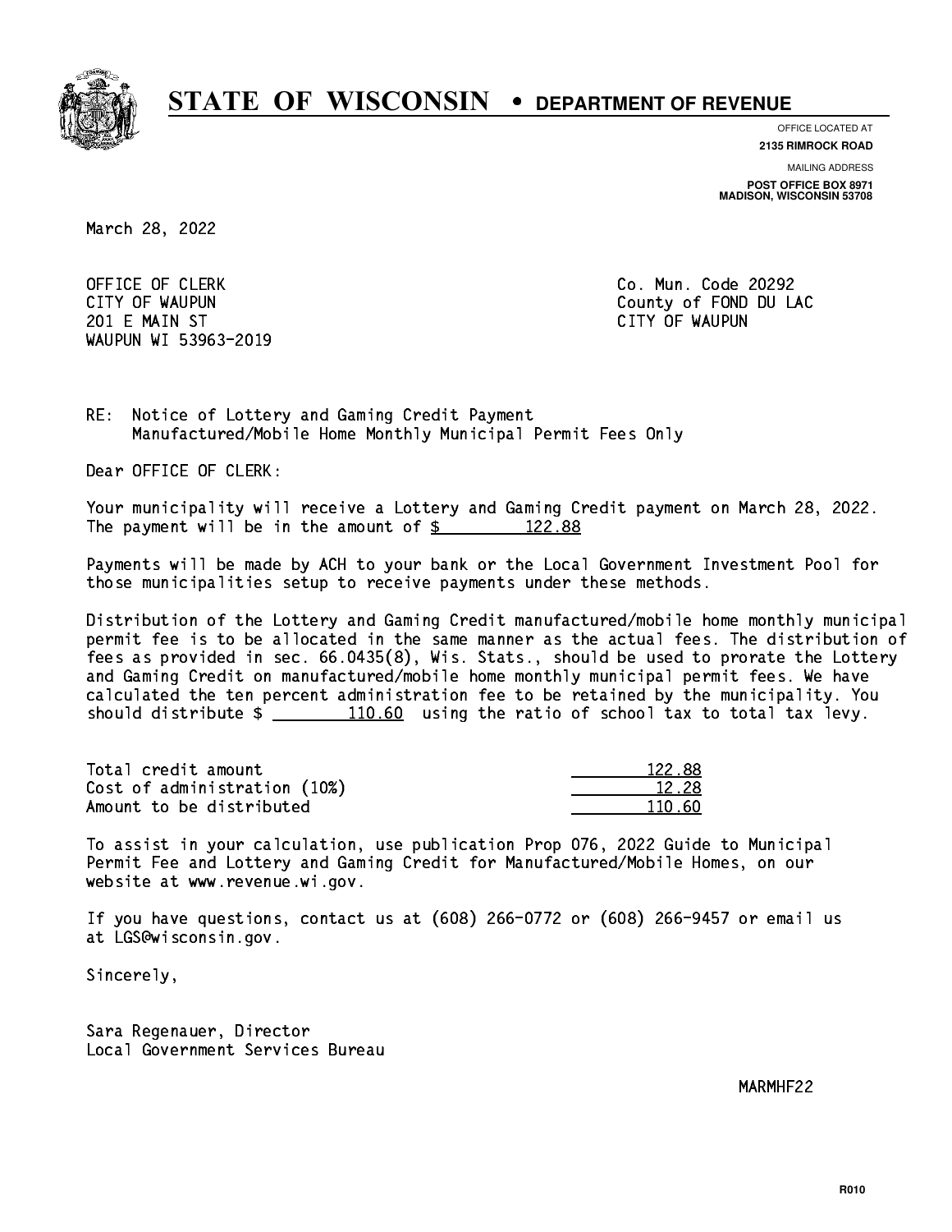# STATE OF WISCONSIN • DEPARTMENT OF REVENUE

OFFICE LOCATED AT
**2135 RIMROCK ROAD**

MAILING ADDRESS
**POST OFFICE BOX 8971**
**MADISON, WISCONSIN 53708**

March 28, 2022

OFFICE OF CLERK
CITY OF WAUPUN
201 E MAIN ST
WAUPUN WI 53963-2019

Co. Mun. Code 20292
County of FOND DU LAC
CITY OF WAUPUN

RE: Notice of Lottery and Gaming Credit Payment
Manufactured/Mobile Home Monthly Municipal Permit Fees Only

Dear OFFICE OF CLERK:

Your municipality will receive a Lottery and Gaming Credit payment on March 28, 2022. The payment will be in the amount of $ 122.88

Payments will be made by ACH to your bank or the Local Government Investment Pool for those municipalities setup to receive payments under these methods.

Distribution of the Lottery and Gaming Credit manufactured/mobile home monthly municipal permit fee is to be allocated in the same manner as the actual fees. The distribution of fees as provided in sec. 66.0435(8), Wis. Stats., should be used to prorate the Lottery and Gaming Credit on manufactured/mobile home monthly municipal permit fees. We have calculated the ten percent administration fee to be retained by the municipality. You should distribute $ 110.60 using the ratio of school tax to total tax levy.

| | |
|---|---|
| Total credit amount | 122.88 |
| Cost of administration (10%) | 12.28 |
| Amount to be distributed | 110.60 |

To assist in your calculation, use publication Prop 076, 2022 Guide to Municipal Permit Fee and Lottery and Gaming Credit for Manufactured/Mobile Homes, on our website at www.revenue.wi.gov.

If you have questions, contact us at (608) 266-0772 or (608) 266-9457 or email us at LGS@wisconsin.gov.

Sincerely,

Sara Regenauer, Director
Local Government Services Bureau

MARMHF22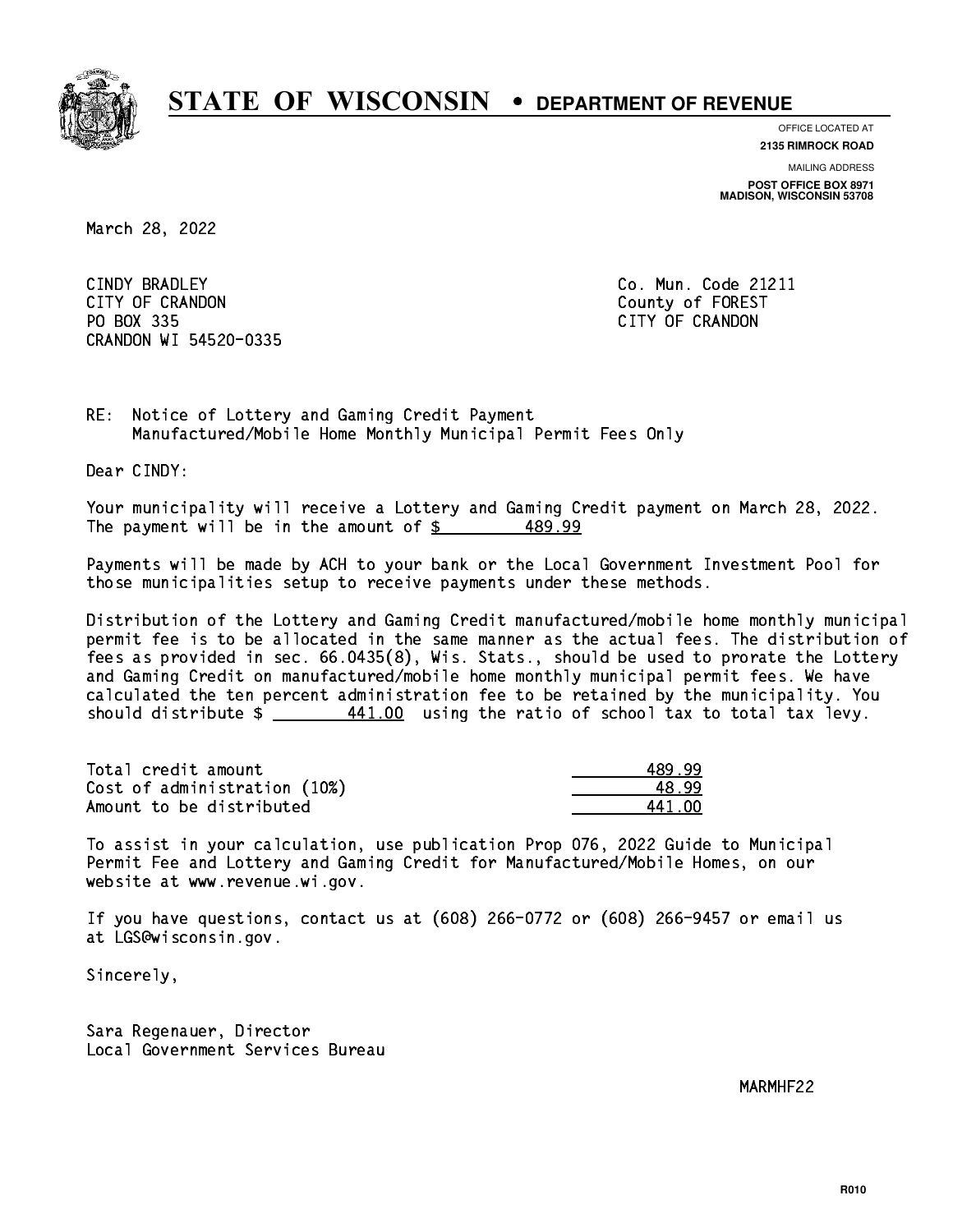# STATE OF WISCONSIN • DEPARTMENT OF REVENUE

OFFICE LOCATED AT
**2135 RIMROCK ROAD**

MAILING ADDRESS
**POST OFFICE BOX 8971**
**MADISON, WISCONSIN 53708**

March 28, 2022

CINDY BRADLEY
CITY OF CRANDON
PO BOX 335
CRANDON WI 54520-0335

Co. Mun. Code 21211
County of FOREST
CITY OF CRANDON

RE: Notice of Lottery and Gaming Credit Payment
Manufactured/Mobile Home Monthly Municipal Permit Fees Only

Dear CINDY:

Your municipality will receive a Lottery and Gaming Credit payment on March 28, 2022. The payment will be in the amount of $ 489.99

Payments will be made by ACH to your bank or the Local Government Investment Pool for those municipalities setup to receive payments under these methods.

Distribution of the Lottery and Gaming Credit manufactured/mobile home monthly municipal permit fee is to be allocated in the same manner as the actual fees. The distribution of fees as provided in sec. 66.0435(8), Wis. Stats., should be used to prorate the Lottery and Gaming Credit on manufactured/mobile home monthly municipal permit fees. We have calculated the ten percent administration fee to be retained by the municipality. You should distribute $ 441.00 using the ratio of school tax to total tax levy.

| | |
|---|---|
| Total credit amount | 489.99 |
| Cost of administration (10%) | 48.99 |
| Amount to be distributed | 441.00 |

To assist in your calculation, use publication Prop 076, 2022 Guide to Municipal Permit Fee and Lottery and Gaming Credit for Manufactured/Mobile Homes, on our website at www.revenue.wi.gov.

If you have questions, contact us at (608) 266-0772 or (608) 266-9457 or email us at LGS@wisconsin.gov.

Sincerely,

Sara Regenauer, Director
Local Government Services Bureau

MARMHF22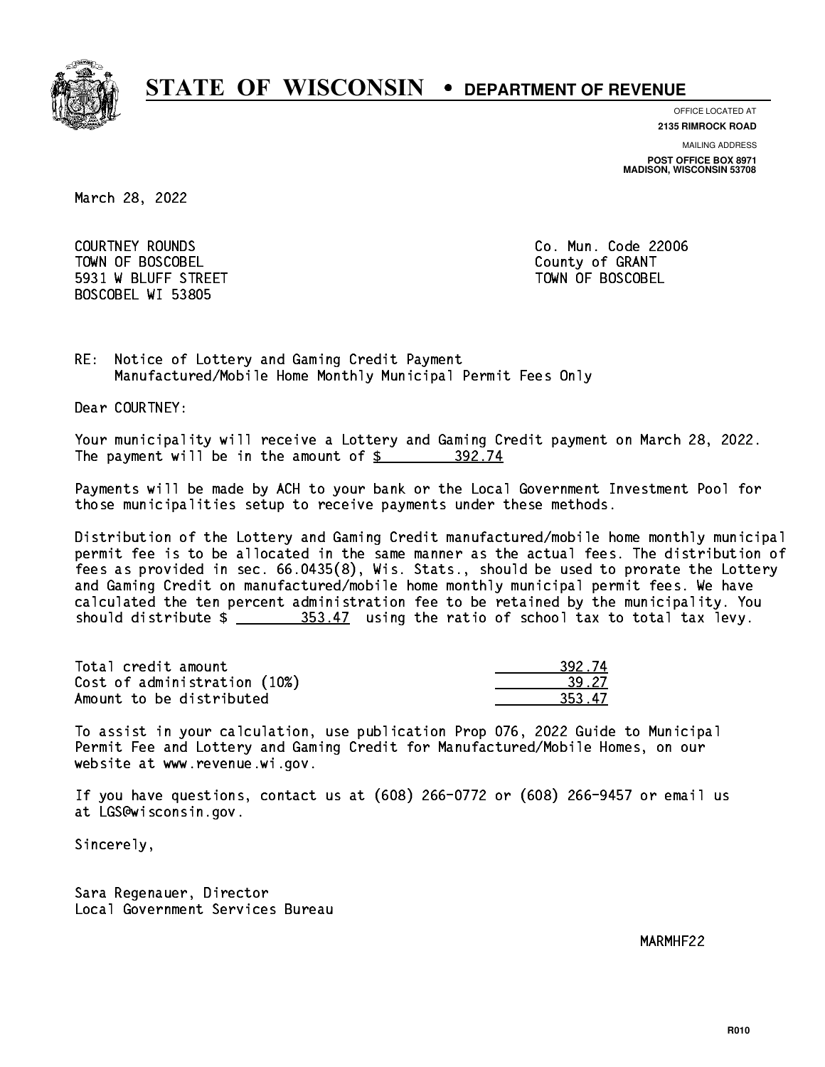# STATE OF WISCONSIN • DEPARTMENT OF REVENUE

OFFICE LOCATED AT
**2135 RIMROCK ROAD**

MAILING ADDRESS
**POST OFFICE BOX 8971**
**MADISON, WISCONSIN 53708**

March 28, 2022

COURTNEY ROUNDS
TOWN OF BOSCOBEL
5931 W BLUFF STREET
BOSCOBEL WI 53805

Co. Mun. Code 22006
County of GRANT
TOWN OF BOSCOBEL

RE: Notice of Lottery and Gaming Credit Payment
Manufactured/Mobile Home Monthly Municipal Permit Fees Only

Dear COURTNEY:

Your municipality will receive a Lottery and Gaming Credit payment on March 28, 2022. The payment will be in the amount of $ 392.74

Payments will be made by ACH to your bank or the Local Government Investment Pool for those municipalities setup to receive payments under these methods.

Distribution of the Lottery and Gaming Credit manufactured/mobile home monthly municipal permit fee is to be allocated in the same manner as the actual fees. The distribution of fees as provided in sec. 66.0435(8), Wis. Stats., should be used to prorate the Lottery and Gaming Credit on manufactured/mobile home monthly municipal permit fees. We have calculated the ten percent administration fee to be retained by the municipality. You should distribute $ 353.47 using the ratio of school tax to total tax levy.

| | |
|---|---|
| Total credit amount | 392.74 |
| Cost of administration (10%) | 39.27 |
| Amount to be distributed | 353.47 |

To assist in your calculation, use publication Prop 076, 2022 Guide to Municipal Permit Fee and Lottery and Gaming Credit for Manufactured/Mobile Homes, on our website at www.revenue.wi.gov.

If you have questions, contact us at (608) 266-0772 or (608) 266-9457 or email us at LGS@wisconsin.gov.

Sincerely,

Sara Regenauer, Director
Local Government Services Bureau

MARMHF22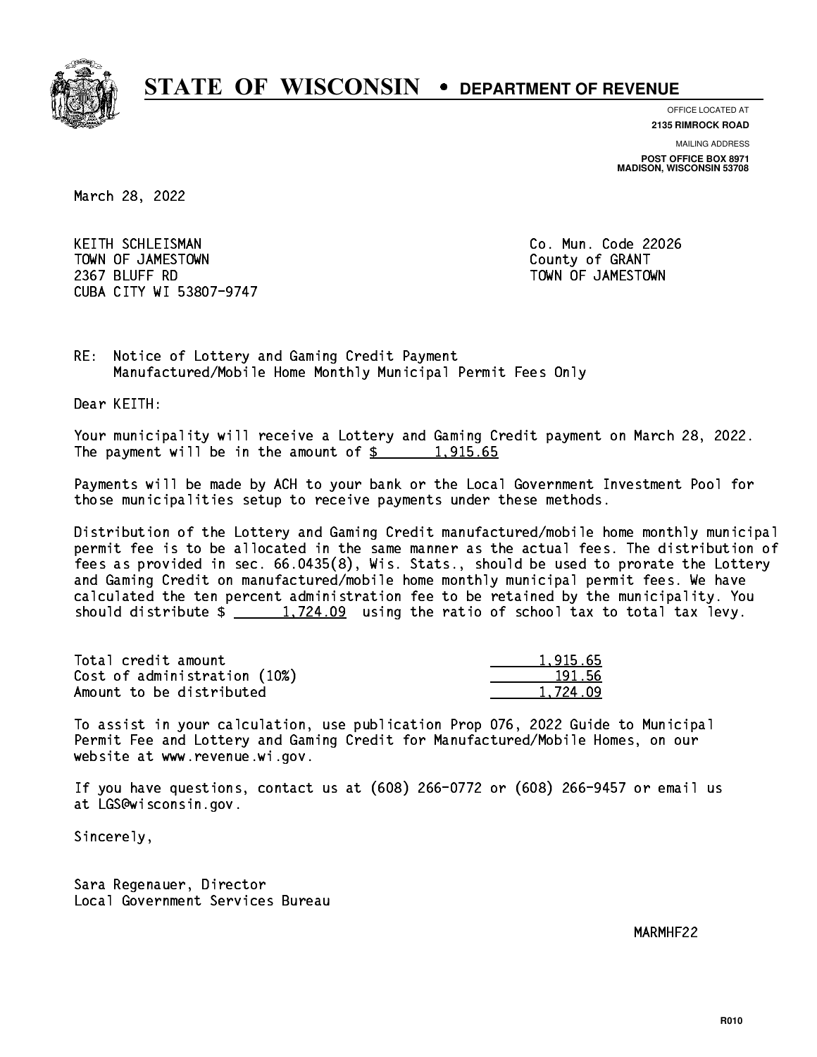# STATE OF WISCONSIN • DEPARTMENT OF REVENUE

OFFICE LOCATED AT
**2135 RIMROCK ROAD**

MAILING ADDRESS
**POST OFFICE BOX 8971**
**MADISON, WISCONSIN 53708**

March 28, 2022

KEITH SCHLEISMAN
TOWN OF JAMESTOWN
2367 BLUFF RD
CUBA CITY WI 53807-9747

Co. Mun. Code 22026
County of GRANT
TOWN OF JAMESTOWN

RE: Notice of Lottery and Gaming Credit Payment
Manufactured/Mobile Home Monthly Municipal Permit Fees Only

Dear KEITH:

Your municipality will receive a Lottery and Gaming Credit payment on March 28, 2022. The payment will be in the amount of $ 1,915.65

Payments will be made by ACH to your bank or the Local Government Investment Pool for those municipalities setup to receive payments under these methods.

Distribution of the Lottery and Gaming Credit manufactured/mobile home monthly municipal permit fee is to be allocated in the same manner as the actual fees. The distribution of fees as provided in sec. 66.0435(8), Wis. Stats., should be used to prorate the Lottery and Gaming Credit on manufactured/mobile home monthly municipal permit fees. We have calculated the ten percent administration fee to be retained by the municipality. You should distribute $ 1,724.09 using the ratio of school tax to total tax levy.

| | |
|---|---|
| Total credit amount | 1,915.65 |
| Cost of administration (10%) | 191.56 |
| Amount to be distributed | 1,724.09 |

To assist in your calculation, use publication Prop 076, 2022 Guide to Municipal Permit Fee and Lottery and Gaming Credit for Manufactured/Mobile Homes, on our website at www.revenue.wi.gov.

If you have questions, contact us at (608) 266-0772 or (608) 266-9457 or email us at LGS@wisconsin.gov.

Sincerely,

Sara Regenauer, Director
Local Government Services Bureau

MARMHF22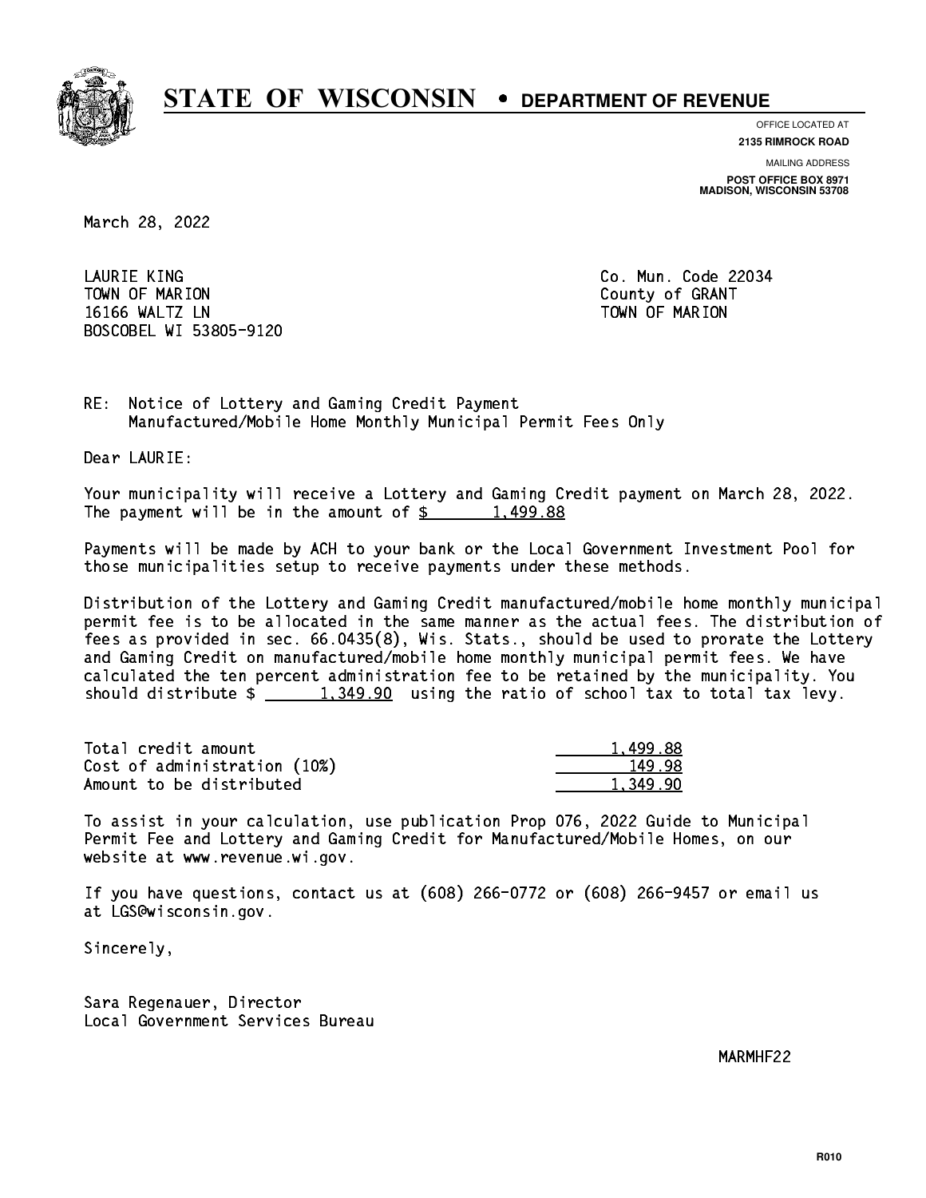# STATE OF WISCONSIN • DEPARTMENT OF REVENUE

OFFICE LOCATED AT
**2135 RIMROCK ROAD**

MAILING ADDRESS
**POST OFFICE BOX 8971**
**MADISON, WISCONSIN 53708**

March 28, 2022

LAURIE KING
TOWN OF MARION
16166 WALTZ LN
BOSCOBEL WI 53805-9120

Co. Mun. Code 22034
County of GRANT
TOWN OF MARION

RE: Notice of Lottery and Gaming Credit Payment
Manufactured/Mobile Home Monthly Municipal Permit Fees Only

Dear LAURIE:

Your municipality will receive a Lottery and Gaming Credit payment on March 28, 2022. The payment will be in the amount of $ 1,499.88

Payments will be made by ACH to your bank or the Local Government Investment Pool for those municipalities setup to receive payments under these methods.

Distribution of the Lottery and Gaming Credit manufactured/mobile home monthly municipal permit fee is to be allocated in the same manner as the actual fees. The distribution of fees as provided in sec. 66.0435(8), Wis. Stats., should be used to prorate the Lottery and Gaming Credit on manufactured/mobile home monthly municipal permit fees. We have calculated the ten percent administration fee to be retained by the municipality. You should distribute $ 1,349.90 using the ratio of school tax to total tax levy.

| | |
|---|---|
| Total credit amount | 1,499.88 |
| Cost of administration (10%) | 149.98 |
| Amount to be distributed | 1,349.90 |

To assist in your calculation, use publication Prop 076, 2022 Guide to Municipal Permit Fee and Lottery and Gaming Credit for Manufactured/Mobile Homes, on our website at www.revenue.wi.gov.

If you have questions, contact us at (608) 266-0772 or (608) 266-9457 or email us at LGS@wisconsin.gov.

Sincerely,

Sara Regenauer, Director
Local Government Services Bureau

MARMHF22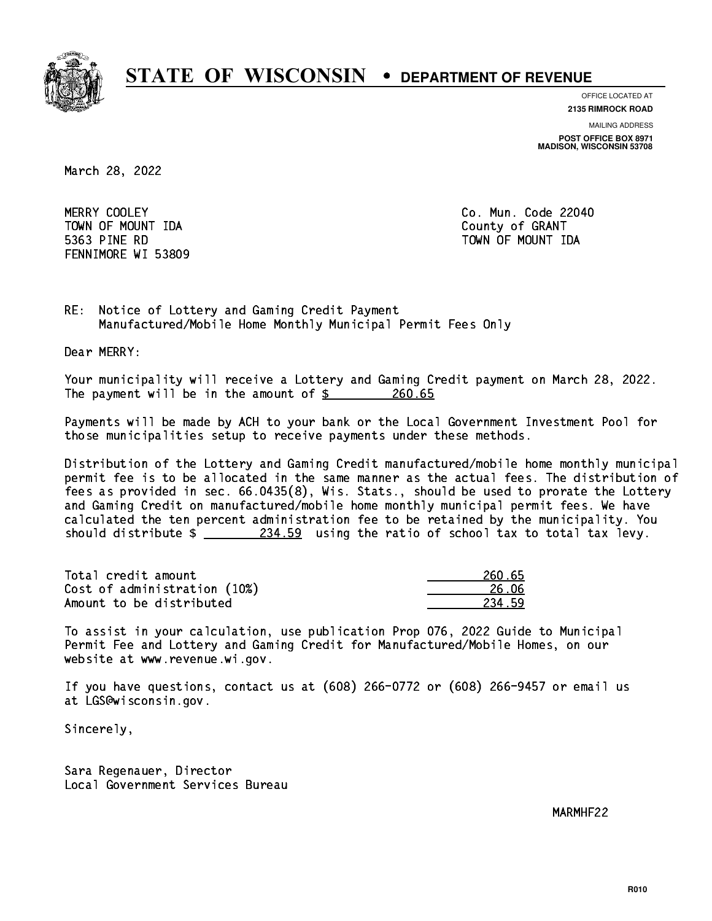# STATE OF WISCONSIN • DEPARTMENT OF REVENUE

OFFICE LOCATED AT
**2135 RIMROCK ROAD**

MAILING ADDRESS
**POST OFFICE BOX 8971**
**MADISON, WISCONSIN 53708**

March 28, 2022

MERRY COOLEY
TOWN OF MOUNT IDA
5363 PINE RD
FENNIMORE WI 53809

Co. Mun. Code 22040
County of GRANT
TOWN OF MOUNT IDA

RE: Notice of Lottery and Gaming Credit Payment
Manufactured/Mobile Home Monthly Municipal Permit Fees Only

Dear MERRY:

Your municipality will receive a Lottery and Gaming Credit payment on March 28, 2022. The payment will be in the amount of $ 260.65

Payments will be made by ACH to your bank or the Local Government Investment Pool for those municipalities setup to receive payments under these methods.

Distribution of the Lottery and Gaming Credit manufactured/mobile home monthly municipal permit fee is to be allocated in the same manner as the actual fees. The distribution of fees as provided in sec. 66.0435(8), Wis. Stats., should be used to prorate the Lottery and Gaming Credit on manufactured/mobile home monthly municipal permit fees. We have calculated the ten percent administration fee to be retained by the municipality. You should distribute $ 234.59 using the ratio of school tax to total tax levy.

| | |
|---|---|
| Total credit amount | 260.65 |
| Cost of administration (10%) | 26.06 |
| Amount to be distributed | 234.59 |

To assist in your calculation, use publication Prop 076, 2022 Guide to Municipal Permit Fee and Lottery and Gaming Credit for Manufactured/Mobile Homes, on our website at www.revenue.wi.gov.

If you have questions, contact us at (608) 266-0772 or (608) 266-9457 or email us at LGS@wisconsin.gov.

Sincerely,

Sara Regenauer, Director
Local Government Services Bureau

MARMHF22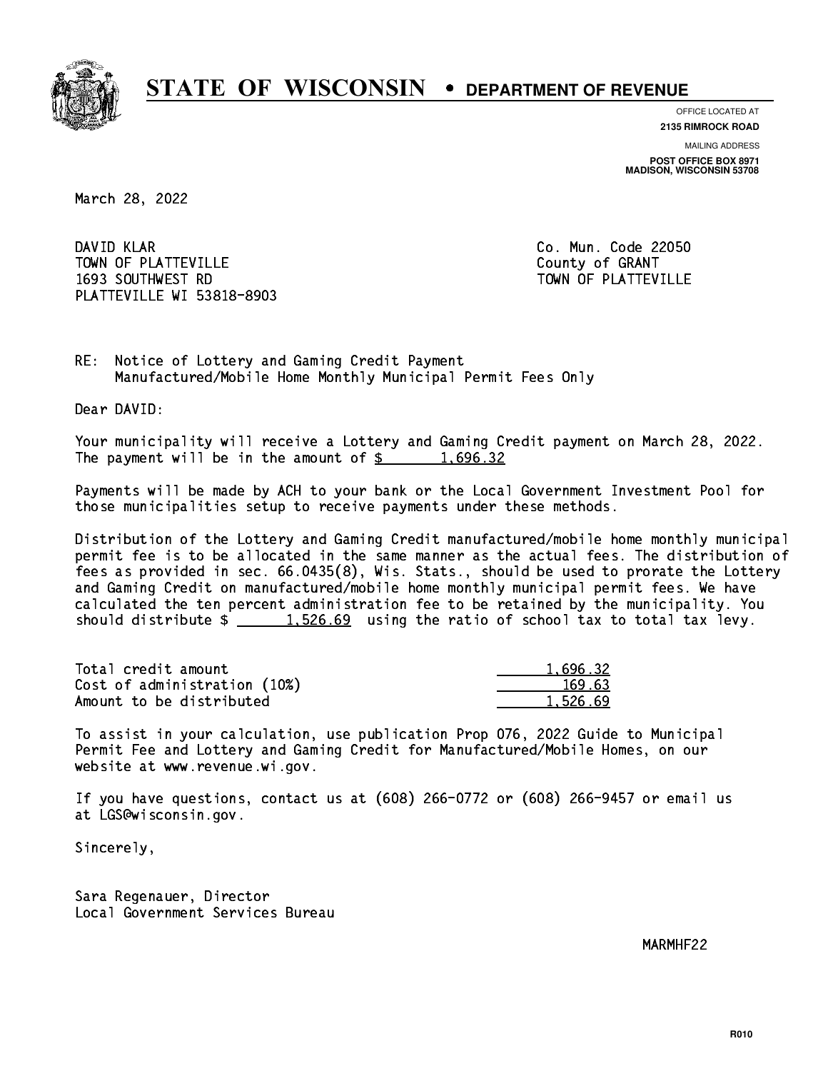# STATE OF WISCONSIN • DEPARTMENT OF REVENUE

OFFICE LOCATED AT
**2135 RIMROCK ROAD**

MAILING ADDRESS
**POST OFFICE BOX 8971**
**MADISON, WISCONSIN 53708**

March 28, 2022

DAVID KLAR
TOWN OF PLATTEVILLE
1693 SOUTHWEST RD
PLATTEVILLE WI 53818-8903

Co. Mun. Code 22050
County of GRANT
TOWN OF PLATTEVILLE

RE: Notice of Lottery and Gaming Credit Payment
Manufactured/Mobile Home Monthly Municipal Permit Fees Only

Dear DAVID:

Your municipality will receive a Lottery and Gaming Credit payment on March 28, 2022. The payment will be in the amount of $ 1,696.32

Payments will be made by ACH to your bank or the Local Government Investment Pool for those municipalities setup to receive payments under these methods.

Distribution of the Lottery and Gaming Credit manufactured/mobile home monthly municipal permit fee is to be allocated in the same manner as the actual fees. The distribution of fees as provided in sec. 66.0435(8), Wis. Stats., should be used to prorate the Lottery and Gaming Credit on manufactured/mobile home monthly municipal permit fees. We have calculated the ten percent administration fee to be retained by the municipality. You should distribute $ 1,526.69 using the ratio of school tax to total tax levy.

| | |
|---|---|
| Total credit amount | 1,696.32 |
| Cost of administration (10%) | 169.63 |
| Amount to be distributed | 1,526.69 |

To assist in your calculation, use publication Prop 076, 2022 Guide to Municipal Permit Fee and Lottery and Gaming Credit for Manufactured/Mobile Homes, on our website at www.revenue.wi.gov.

If you have questions, contact us at (608) 266-0772 or (608) 266-9457 or email us at LGS@wisconsin.gov.

Sincerely,

Sara Regenauer, Director
Local Government Services Bureau

MARMHF22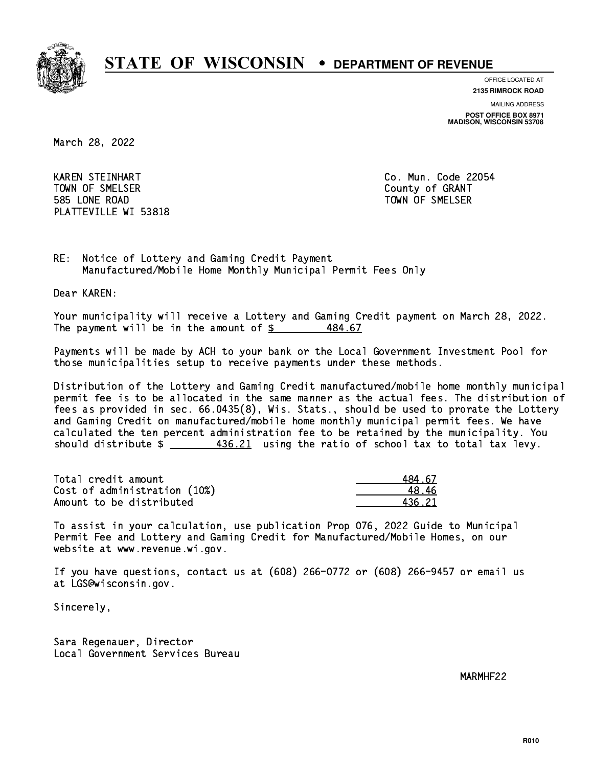# STATE OF WISCONSIN • DEPARTMENT OF REVENUE

OFFICE LOCATED AT
**2135 RIMROCK ROAD**

MAILING ADDRESS
**POST OFFICE BOX 8971**
**MADISON, WISCONSIN 53708**

March 28, 2022

KAREN STEINHART
TOWN OF SMELSER
585 LONE ROAD
PLATTEVILLE WI 53818

Co. Mun. Code 22054
County of GRANT
TOWN OF SMELSER

RE: Notice of Lottery and Gaming Credit Payment
Manufactured/Mobile Home Monthly Municipal Permit Fees Only

Dear KAREN:

Your municipality will receive a Lottery and Gaming Credit payment on March 28, 2022. The payment will be in the amount of $ 484.67

Payments will be made by ACH to your bank or the Local Government Investment Pool for those municipalities setup to receive payments under these methods.

Distribution of the Lottery and Gaming Credit manufactured/mobile home monthly municipal permit fee is to be allocated in the same manner as the actual fees. The distribution of fees as provided in sec. 66.0435(8), Wis. Stats., should be used to prorate the Lottery and Gaming Credit on manufactured/mobile home monthly municipal permit fees. We have calculated the ten percent administration fee to be retained by the municipality. You should distribute $ 436.21 using the ratio of school tax to total tax levy.

| | |
|---|---|
| Total credit amount | 484.67 |
| Cost of administration (10%) | 48.46 |
| Amount to be distributed | 436.21 |

To assist in your calculation, use publication Prop 076, 2022 Guide to Municipal Permit Fee and Lottery and Gaming Credit for Manufactured/Mobile Homes, on our website at www.revenue.wi.gov.

If you have questions, contact us at (608) 266-0772 or (608) 266-9457 or email us at LGS@wisconsin.gov.

Sincerely,

Sara Regenauer, Director
Local Government Services Bureau

MARMHF22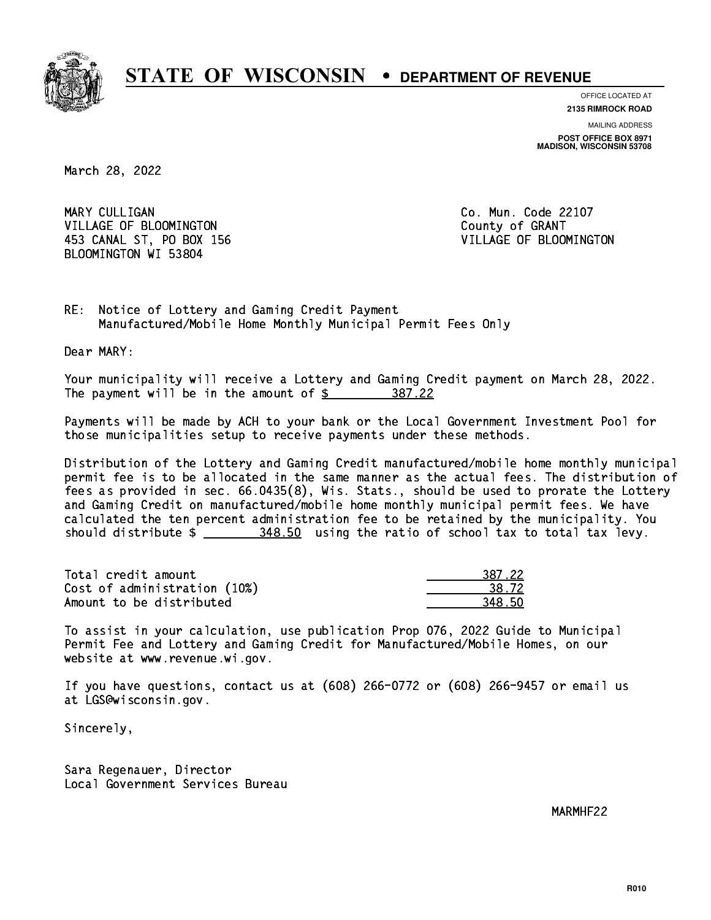# STATE OF WISCONSIN • DEPARTMENT OF REVENUE

OFFICE LOCATED AT
**2135 RIMROCK ROAD**

MAILING ADDRESS
**POST OFFICE BOX 8971**
**MADISON, WISCONSIN 53708**

March 28, 2022

MARY CULLIGAN
VILLAGE OF BLOOMINGTON
453 CANAL ST, PO BOX 156
BLOOMINGTON WI 53804

Co. Mun. Code 22107
County of GRANT
VILLAGE OF BLOOMINGTON

RE: Notice of Lottery and Gaming Credit Payment
Manufactured/Mobile Home Monthly Municipal Permit Fees Only

Dear MARY:

Your municipality will receive a Lottery and Gaming Credit payment on March 28, 2022. The payment will be in the amount of $ 387.22

Payments will be made by ACH to your bank or the Local Government Investment Pool for those municipalities setup to receive payments under these methods.

Distribution of the Lottery and Gaming Credit manufactured/mobile home monthly municipal permit fee is to be allocated in the same manner as the actual fees. The distribution of fees as provided in sec. 66.0435(8), Wis. Stats., should be used to prorate the Lottery and Gaming Credit on manufactured/mobile home monthly municipal permit fees. We have calculated the ten percent administration fee to be retained by the municipality. You should distribute $ 348.50 using the ratio of school tax to total tax levy.

| | |
|---|---|
| Total credit amount | 387.22 |
| Cost of administration (10%) | 38.72 |
| Amount to be distributed | 348.50 |

To assist in your calculation, use publication Prop 076, 2022 Guide to Municipal Permit Fee and Lottery and Gaming Credit for Manufactured/Mobile Homes, on our website at www.revenue.wi.gov.

If you have questions, contact us at (608) 266-0772 or (608) 266-9457 or email us at LGS@wisconsin.gov.

Sincerely,

Sara Regenauer, Director
Local Government Services Bureau

MARMHF22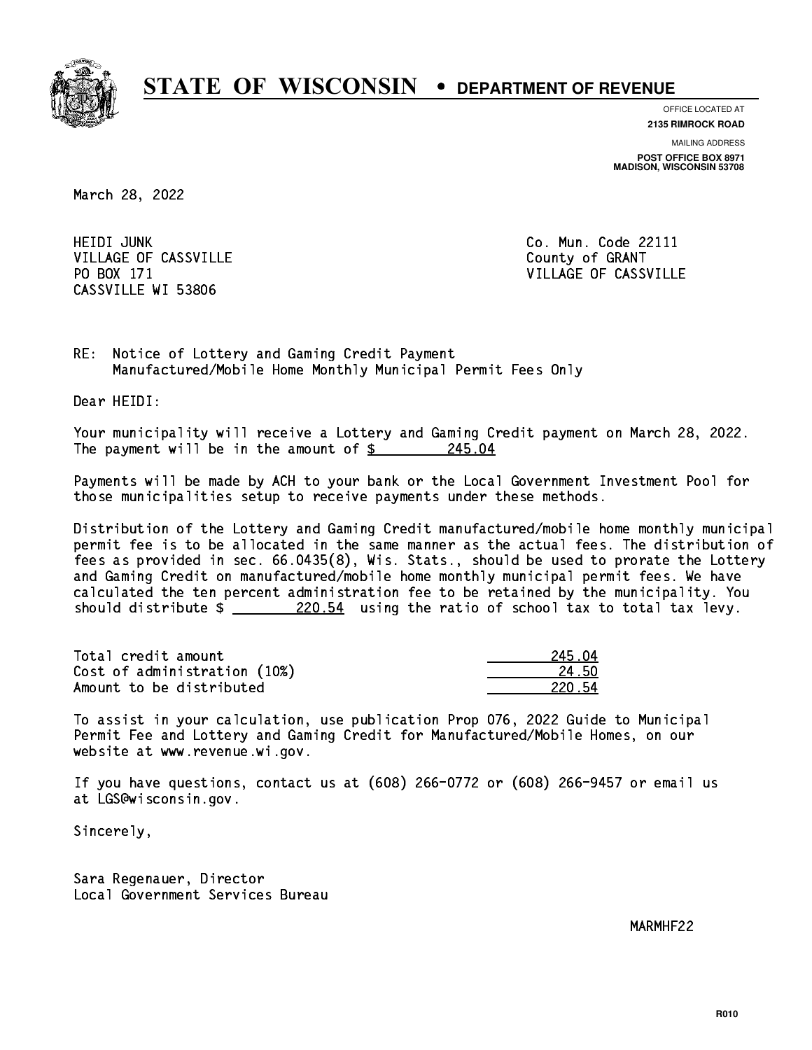# STATE OF WISCONSIN • DEPARTMENT OF REVENUE

OFFICE LOCATED AT
**2135 RIMROCK ROAD**

MAILING ADDRESS
**POST OFFICE BOX 8971**
**MADISON, WISCONSIN 53708**

March 28, 2022

HEIDI JUNK
VILLAGE OF CASSVILLE
PO BOX 171
CASSVILLE WI 53806

Co. Mun. Code 22111
County of GRANT
VILLAGE OF CASSVILLE

RE: Notice of Lottery and Gaming Credit Payment
Manufactured/Mobile Home Monthly Municipal Permit Fees Only

Dear HEIDI:

Your municipality will receive a Lottery and Gaming Credit payment on March 28, 2022. The payment will be in the amount of $ 245.04

Payments will be made by ACH to your bank or the Local Government Investment Pool for those municipalities setup to receive payments under these methods.

Distribution of the Lottery and Gaming Credit manufactured/mobile home monthly municipal permit fee is to be allocated in the same manner as the actual fees. The distribution of fees as provided in sec. 66.0435(8), Wis. Stats., should be used to prorate the Lottery and Gaming Credit on manufactured/mobile home monthly municipal permit fees. We have calculated the ten percent administration fee to be retained by the municipality. You should distribute $ 220.54 using the ratio of school tax to total tax levy.

| | |
|---|---|
| Total credit amount | 245.04 |
| Cost of administration (10%) | 24.50 |
| Amount to be distributed | 220.54 |

To assist in your calculation, use publication Prop 076, 2022 Guide to Municipal Permit Fee and Lottery and Gaming Credit for Manufactured/Mobile Homes, on our website at www.revenue.wi.gov.

If you have questions, contact us at (608) 266-0772 or (608) 266-9457 or email us at LGS@wisconsin.gov.

Sincerely,

Sara Regenauer, Director
Local Government Services Bureau

MARMHF22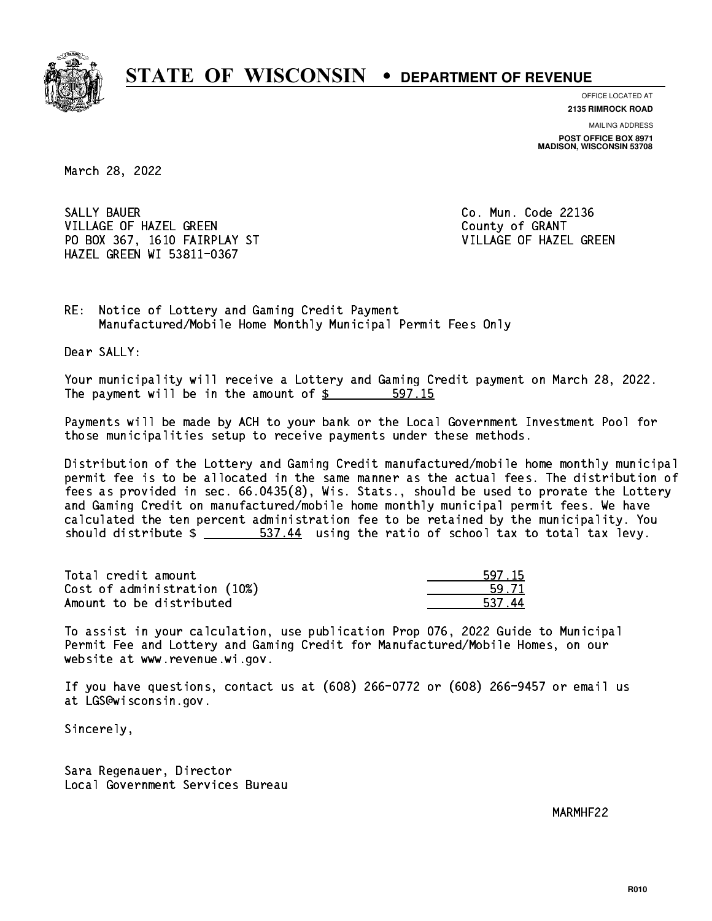# STATE OF WISCONSIN • DEPARTMENT OF REVENUE

OFFICE LOCATED AT
**2135 RIMROCK ROAD**

MAILING ADDRESS
**POST OFFICE BOX 8971**
**MADISON, WISCONSIN 53708**

March 28, 2022

SALLY BAUER
VILLAGE OF HAZEL GREEN
PO BOX 367, 1610 FAIRPLAY ST
HAZEL GREEN WI 53811-0367

Co. Mun. Code 22136
County of GRANT
VILLAGE OF HAZEL GREEN

RE: Notice of Lottery and Gaming Credit Payment
Manufactured/Mobile Home Monthly Municipal Permit Fees Only

Dear SALLY:

Your municipality will receive a Lottery and Gaming Credit payment on March 28, 2022. The payment will be in the amount of $ 597.15

Payments will be made by ACH to your bank or the Local Government Investment Pool for those municipalities setup to receive payments under these methods.

Distribution of the Lottery and Gaming Credit manufactured/mobile home monthly municipal permit fee is to be allocated in the same manner as the actual fees. The distribution of fees as provided in sec. 66.0435(8), Wis. Stats., should be used to prorate the Lottery and Gaming Credit on manufactured/mobile home monthly municipal permit fees. We have calculated the ten percent administration fee to be retained by the municipality. You should distribute $ 537.44 using the ratio of school tax to total tax levy.

| | |
|---|---|
| Total credit amount | 597.15 |
| Cost of administration (10%) | 59.71 |
| Amount to be distributed | 537.44 |

To assist in your calculation, use publication Prop 076, 2022 Guide to Municipal Permit Fee and Lottery and Gaming Credit for Manufactured/Mobile Homes, on our website at www.revenue.wi.gov.

If you have questions, contact us at (608) 266-0772 or (608) 266-9457 or email us at LGS@wisconsin.gov.

Sincerely,

Sara Regenauer, Director
Local Government Services Bureau

MARMHF22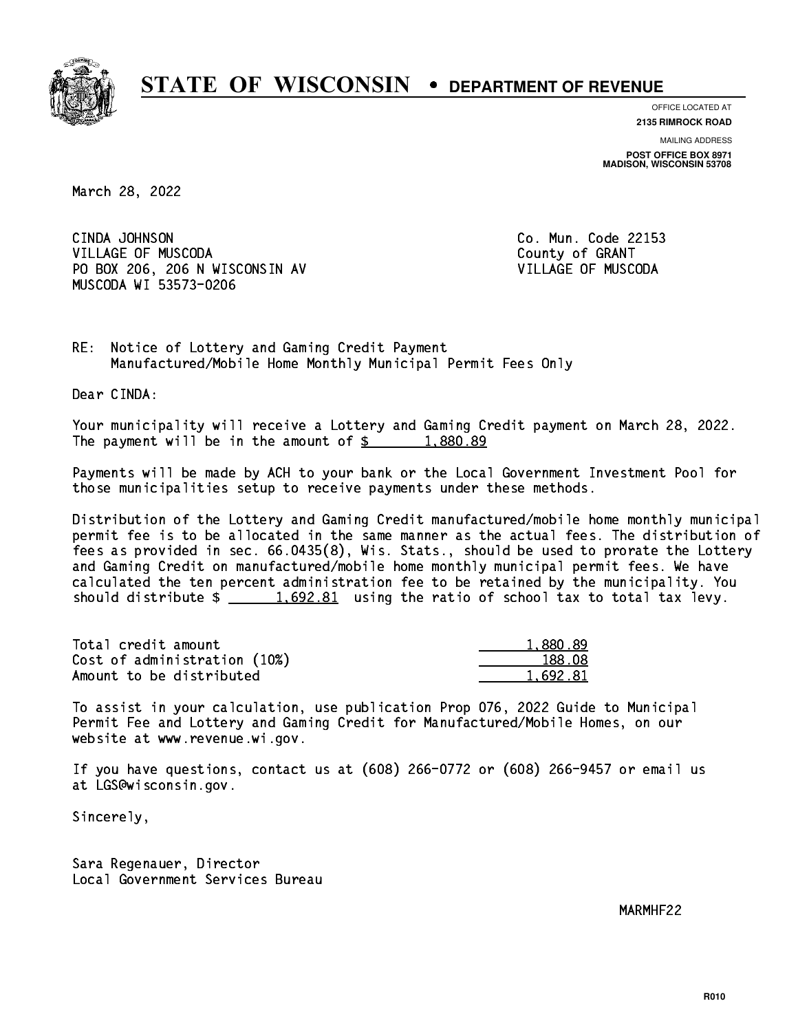# STATE OF WISCONSIN • DEPARTMENT OF REVENUE

OFFICE LOCATED AT
**2135 RIMROCK ROAD**

MAILING ADDRESS
**POST OFFICE BOX 8971**
**MADISON, WISCONSIN 53708**

March 28, 2022

CINDA JOHNSON
VILLAGE OF MUSCODA
PO BOX 206, 206 N WISCONSIN AV
MUSCODA WI 53573-0206

Co. Mun. Code 22153
County of GRANT
VILLAGE OF MUSCODA

RE: Notice of Lottery and Gaming Credit Payment
Manufactured/Mobile Home Monthly Municipal Permit Fees Only

Dear CINDA:

Your municipality will receive a Lottery and Gaming Credit payment on March 28, 2022. The payment will be in the amount of $ 1,880.89

Payments will be made by ACH to your bank or the Local Government Investment Pool for those municipalities setup to receive payments under these methods.

Distribution of the Lottery and Gaming Credit manufactured/mobile home monthly municipal permit fee is to be allocated in the same manner as the actual fees. The distribution of fees as provided in sec. 66.0435(8), Wis. Stats., should be used to prorate the Lottery and Gaming Credit on manufactured/mobile home monthly municipal permit fees. We have calculated the ten percent administration fee to be retained by the municipality. You should distribute $ 1,692.81 using the ratio of school tax to total tax levy.

| | |
|---|---:|
| Total credit amount | 1,880.89 |
| Cost of administration (10%) | 188.08 |
| Amount to be distributed | 1,692.81 |

To assist in your calculation, use publication Prop 076, 2022 Guide to Municipal Permit Fee and Lottery and Gaming Credit for Manufactured/Mobile Homes, on our website at www.revenue.wi.gov.

If you have questions, contact us at (608) 266-0772 or (608) 266-9457 or email us at LGS@wisconsin.gov.

Sincerely,

Sara Regenauer, Director
Local Government Services Bureau

MARMHF22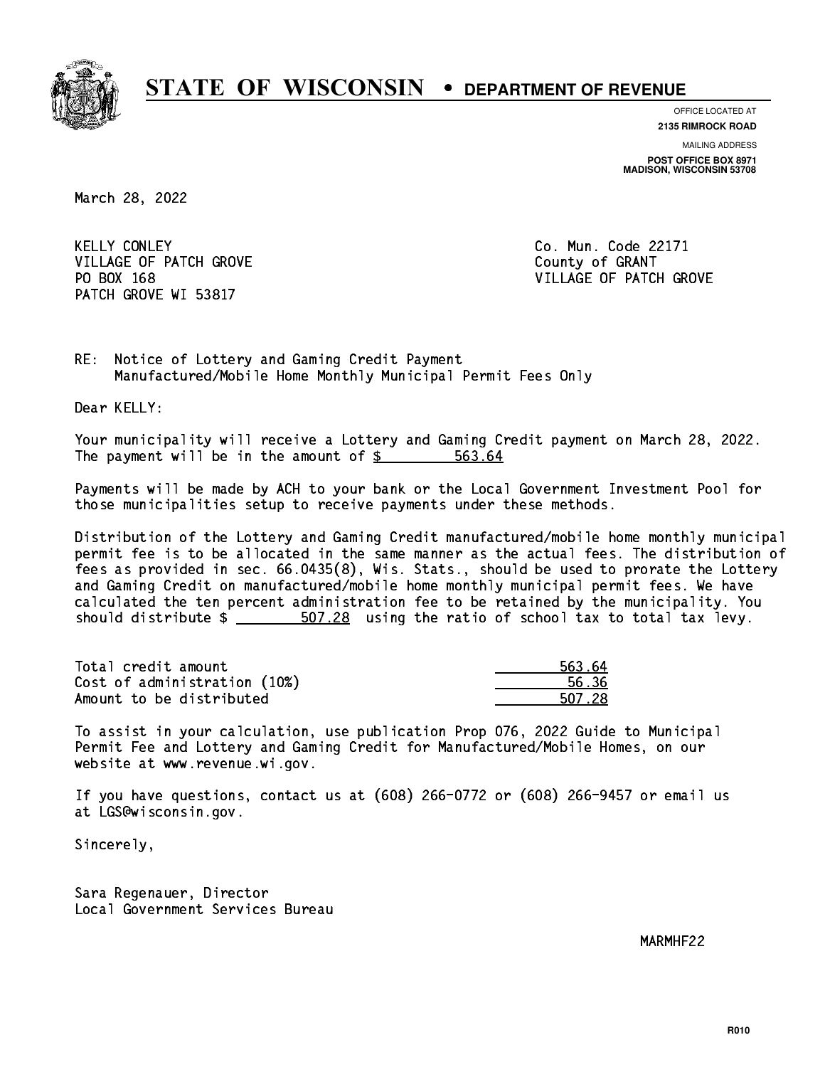# STATE OF WISCONSIN • DEPARTMENT OF REVENUE

OFFICE LOCATED AT
**2135 RIMROCK ROAD**

MAILING ADDRESS
**POST OFFICE BOX 8971**
**MADISON, WISCONSIN 53708**

March 28, 2022

KELLY CONLEY
VILLAGE OF PATCH GROVE
PO BOX 168
PATCH GROVE WI 53817

Co. Mun. Code 22171
County of GRANT
VILLAGE OF PATCH GROVE

RE: Notice of Lottery and Gaming Credit Payment
Manufactured/Mobile Home Monthly Municipal Permit Fees Only

Dear KELLY:

Your municipality will receive a Lottery and Gaming Credit payment on March 28, 2022. The payment will be in the amount of $ 563.64

Payments will be made by ACH to your bank or the Local Government Investment Pool for those municipalities setup to receive payments under these methods.

Distribution of the Lottery and Gaming Credit manufactured/mobile home monthly municipal permit fee is to be allocated in the same manner as the actual fees. The distribution of fees as provided in sec. 66.0435(8), Wis. Stats., should be used to prorate the Lottery and Gaming Credit on manufactured/mobile home monthly municipal permit fees. We have calculated the ten percent administration fee to be retained by the municipality. You should distribute $ 507.28 using the ratio of school tax to total tax levy.

| | |
|---|---|
| Total credit amount | 563.64 |
| Cost of administration (10%) | 56.36 |
| Amount to be distributed | 507.28 |

To assist in your calculation, use publication Prop 076, 2022 Guide to Municipal Permit Fee and Lottery and Gaming Credit for Manufactured/Mobile Homes, on our website at www.revenue.wi.gov.

If you have questions, contact us at (608) 266-0772 or (608) 266-9457 or email us at LGS@wisconsin.gov.

Sincerely,

Sara Regenauer, Director
Local Government Services Bureau

MARMHF22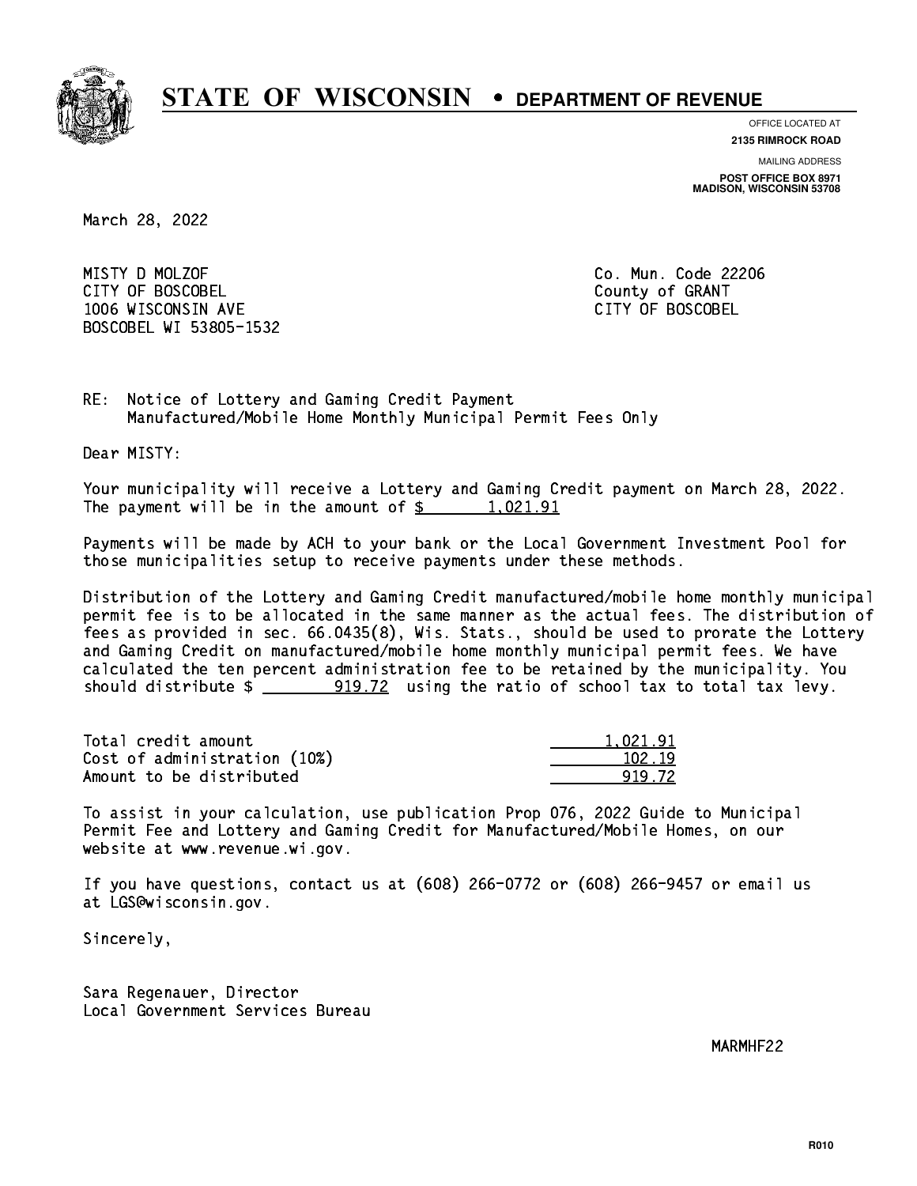# STATE OF WISCONSIN • DEPARTMENT OF REVENUE

OFFICE LOCATED AT
**2135 RIMROCK ROAD**

MAILING ADDRESS
**POST OFFICE BOX 8971**
**MADISON, WISCONSIN 53708**

March 28, 2022

MISTY D MOLZOF
CITY OF BOSCOBEL
1006 WISCONSIN AVE
BOSCOBEL WI 53805-1532

Co. Mun. Code 22206
County of GRANT
CITY OF BOSCOBEL

RE: Notice of Lottery and Gaming Credit Payment
Manufactured/Mobile Home Monthly Municipal Permit Fees Only

Dear MISTY:

Your municipality will receive a Lottery and Gaming Credit payment on March 28, 2022. The payment will be in the amount of $ 1,021.91

Payments will be made by ACH to your bank or the Local Government Investment Pool for those municipalities setup to receive payments under these methods.

Distribution of the Lottery and Gaming Credit manufactured/mobile home monthly municipal permit fee is to be allocated in the same manner as the actual fees. The distribution of fees as provided in sec. 66.0435(8), Wis. Stats., should be used to prorate the Lottery and Gaming Credit on manufactured/mobile home monthly municipal permit fees. We have calculated the ten percent administration fee to be retained by the municipality. You should distribute $ 919.72 using the ratio of school tax to total tax levy.

| | |
|---|---|
| Total credit amount | 1,021.91 |
| Cost of administration (10%) | 102.19 |
| Amount to be distributed | 919.72 |

To assist in your calculation, use publication Prop 076, 2022 Guide to Municipal Permit Fee and Lottery and Gaming Credit for Manufactured/Mobile Homes, on our website at www.revenue.wi.gov.

If you have questions, contact us at (608) 266-0772 or (608) 266-9457 or email us at LGS@wisconsin.gov.

Sincerely,

Sara Regenauer, Director
Local Government Services Bureau

MARMHF22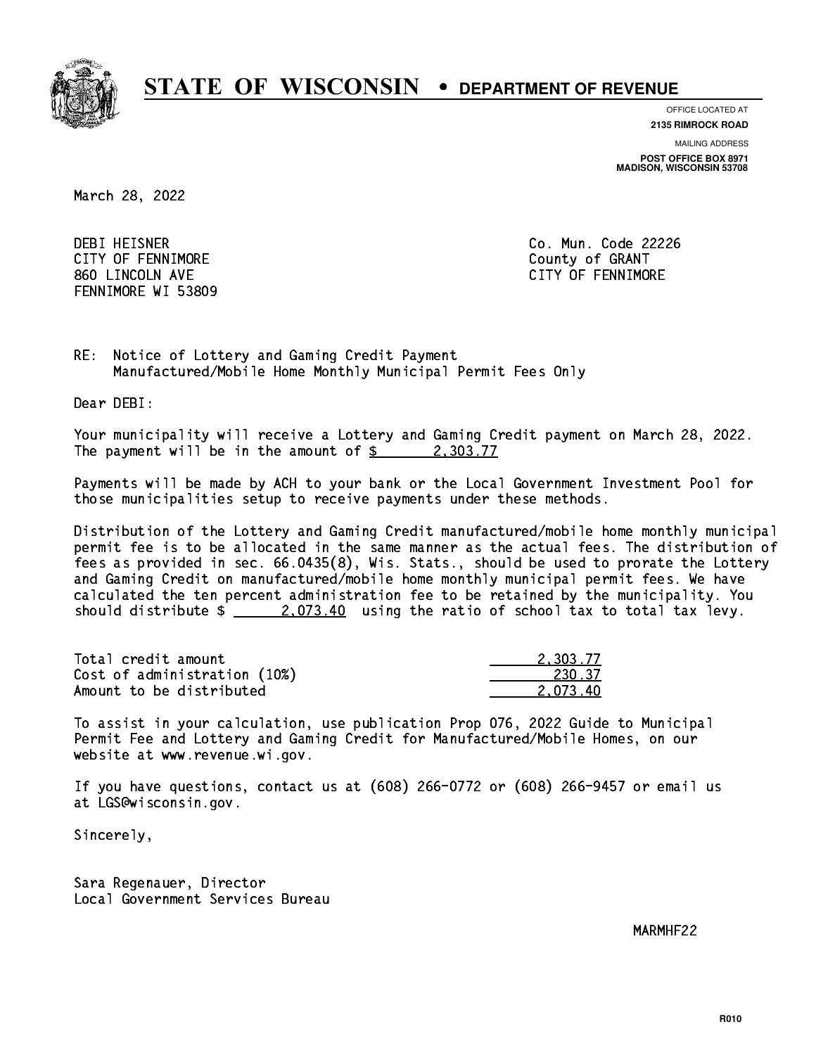# STATE OF WISCONSIN • DEPARTMENT OF REVENUE

OFFICE LOCATED AT
**2135 RIMROCK ROAD**

MAILING ADDRESS
**POST OFFICE BOX 8971**
**MADISON, WISCONSIN 53708**

March 28, 2022

DEBI HEISNER
CITY OF FENNIMORE
860 LINCOLN AVE
FENNIMORE WI 53809

Co. Mun. Code 22226
County of GRANT
CITY OF FENNIMORE

RE: Notice of Lottery and Gaming Credit Payment
Manufactured/Mobile Home Monthly Municipal Permit Fees Only

Dear DEBI:

Your municipality will receive a Lottery and Gaming Credit payment on March 28, 2022. The payment will be in the amount of $ 2,303.77

Payments will be made by ACH to your bank or the Local Government Investment Pool for those municipalities setup to receive payments under these methods.

Distribution of the Lottery and Gaming Credit manufactured/mobile home monthly municipal permit fee is to be allocated in the same manner as the actual fees. The distribution of fees as provided in sec. 66.0435(8), Wis. Stats., should be used to prorate the Lottery and Gaming Credit on manufactured/mobile home monthly municipal permit fees. We have calculated the ten percent administration fee to be retained by the municipality. You should distribute $ 2,073.40 using the ratio of school tax to total tax levy.

| | |
|---|---|
| Total credit amount | 2,303.77 |
| Cost of administration (10%) | 230.37 |
| Amount to be distributed | 2,073.40 |

To assist in your calculation, use publication Prop 076, 2022 Guide to Municipal Permit Fee and Lottery and Gaming Credit for Manufactured/Mobile Homes, on our website at www.revenue.wi.gov.

If you have questions, contact us at (608) 266-0772 or (608) 266-9457 or email us at LGS@wisconsin.gov.

Sincerely,

Sara Regenauer, Director
Local Government Services Bureau

MARMHF22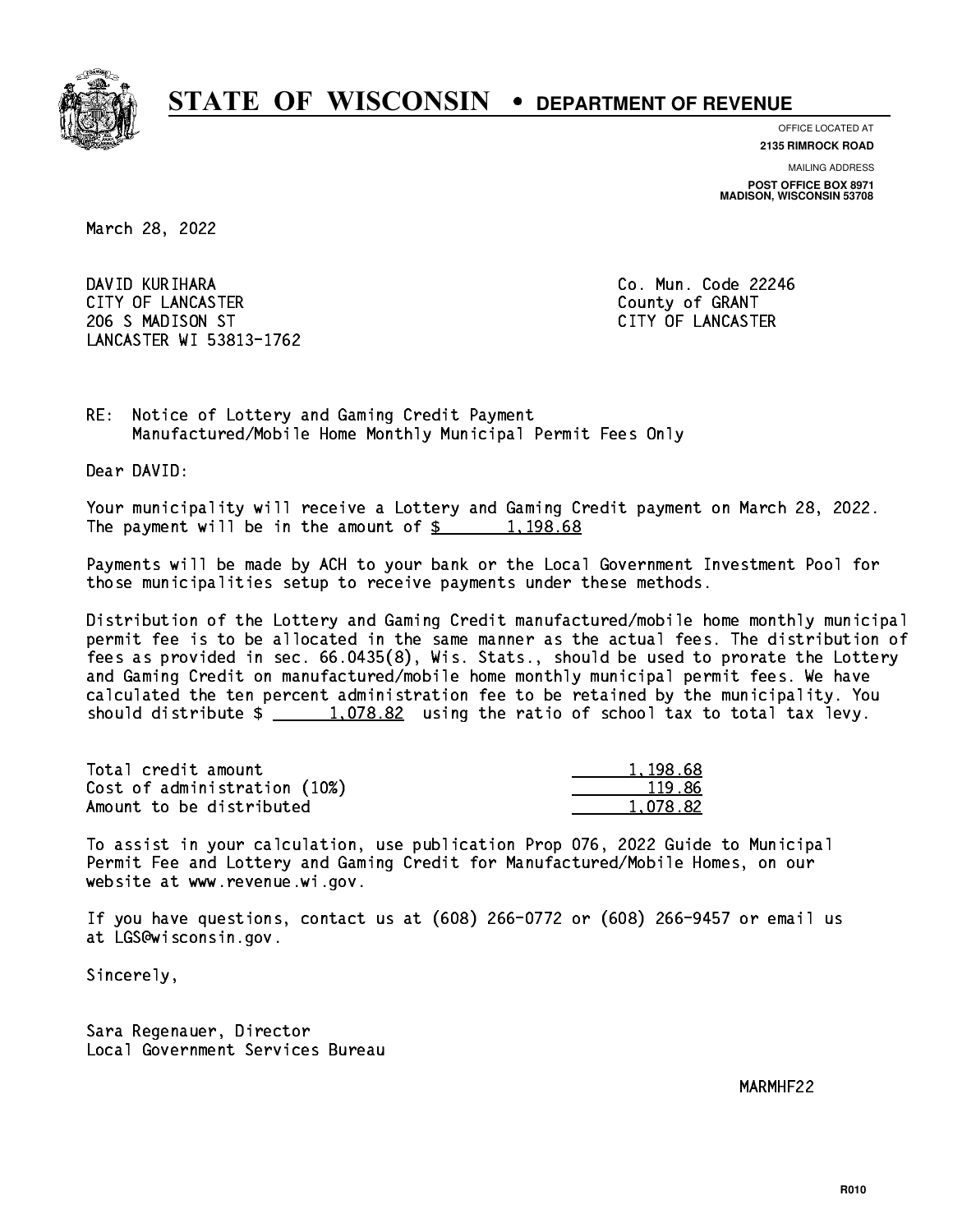# STATE OF WISCONSIN • DEPARTMENT OF REVENUE

OFFICE LOCATED AT
**2135 RIMROCK ROAD**

MAILING ADDRESS
**POST OFFICE BOX 8971**
**MADISON, WISCONSIN 53708**

March 28, 2022

DAVID KURIHARA
CITY OF LANCASTER
206 S MADISON ST
LANCASTER WI 53813-1762

Co. Mun. Code 22246
County of GRANT
CITY OF LANCASTER

RE: Notice of Lottery and Gaming Credit Payment
Manufactured/Mobile Home Monthly Municipal Permit Fees Only

Dear DAVID:

Your municipality will receive a Lottery and Gaming Credit payment on March 28, 2022. The payment will be in the amount of $ 1,198.68

Payments will be made by ACH to your bank or the Local Government Investment Pool for those municipalities setup to receive payments under these methods.

Distribution of the Lottery and Gaming Credit manufactured/mobile home monthly municipal permit fee is to be allocated in the same manner as the actual fees. The distribution of fees as provided in sec. 66.0435(8), Wis. Stats., should be used to prorate the Lottery and Gaming Credit on manufactured/mobile home monthly municipal permit fees. We have calculated the ten percent administration fee to be retained by the municipality. You should distribute $ 1,078.82 using the ratio of school tax to total tax levy.

| | |
|---|---|
| Total credit amount | 1,198.68 |
| Cost of administration (10%) | 119.86 |
| Amount to be distributed | 1,078.82 |

To assist in your calculation, use publication Prop 076, 2022 Guide to Municipal Permit Fee and Lottery and Gaming Credit for Manufactured/Mobile Homes, on our website at www.revenue.wi.gov.

If you have questions, contact us at (608) 266-0772 or (608) 266-9457 or email us at LGS@wisconsin.gov.

Sincerely,

Sara Regenauer, Director
Local Government Services Bureau

MARMHF22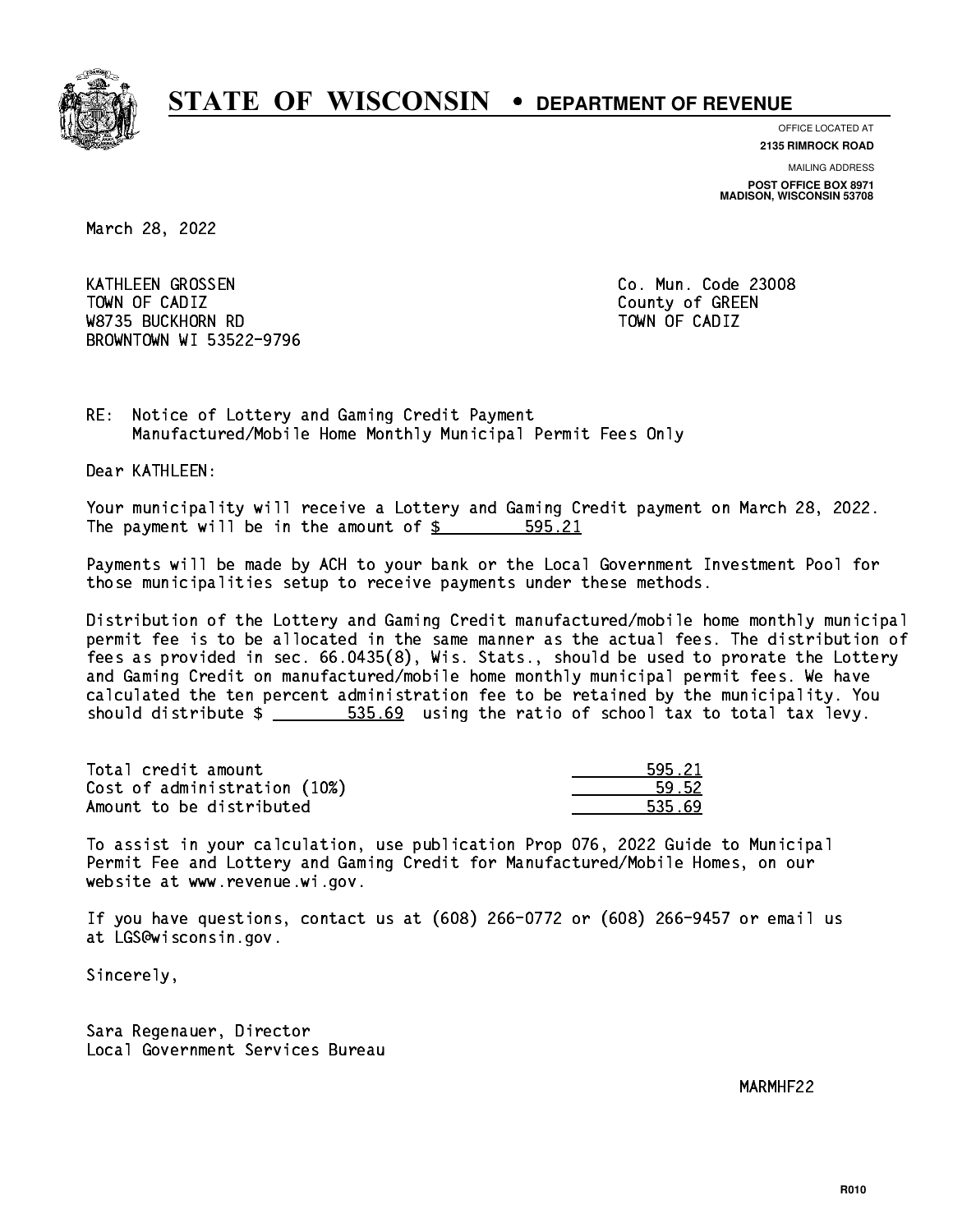# STATE OF WISCONSIN • DEPARTMENT OF REVENUE

OFFICE LOCATED AT
**2135 RIMROCK ROAD**

MAILING ADDRESS
**POST OFFICE BOX 8971**
**MADISON, WISCONSIN 53708**

March 28, 2022

KATHLEEN GROSSEN
TOWN OF CADIZ
W8735 BUCKHORN RD
BROWNTOWN WI 53522-9796

Co. Mun. Code 23008
County of GREEN
TOWN OF CADIZ

RE: Notice of Lottery and Gaming Credit Payment
Manufactured/Mobile Home Monthly Municipal Permit Fees Only

Dear KATHLEEN:

Your municipality will receive a Lottery and Gaming Credit payment on March 28, 2022. The payment will be in the amount of $ 595.21

Payments will be made by ACH to your bank or the Local Government Investment Pool for those municipalities setup to receive payments under these methods.

Distribution of the Lottery and Gaming Credit manufactured/mobile home monthly municipal permit fee is to be allocated in the same manner as the actual fees. The distribution of fees as provided in sec. 66.0435(8), Wis. Stats., should be used to prorate the Lottery and Gaming Credit on manufactured/mobile home monthly municipal permit fees. We have calculated the ten percent administration fee to be retained by the municipality. You should distribute $ 535.69 using the ratio of school tax to total tax levy.

| | |
|---|---|
| Total credit amount | 595.21 |
| Cost of administration (10%) | 59.52 |
| Amount to be distributed | 535.69 |

To assist in your calculation, use publication Prop 076, 2022 Guide to Municipal Permit Fee and Lottery and Gaming Credit for Manufactured/Mobile Homes, on our website at www.revenue.wi.gov.

If you have questions, contact us at (608) 266-0772 or (608) 266-9457 or email us at LGS@wisconsin.gov.

Sincerely,

Sara Regenauer, Director
Local Government Services Bureau

MARMHF22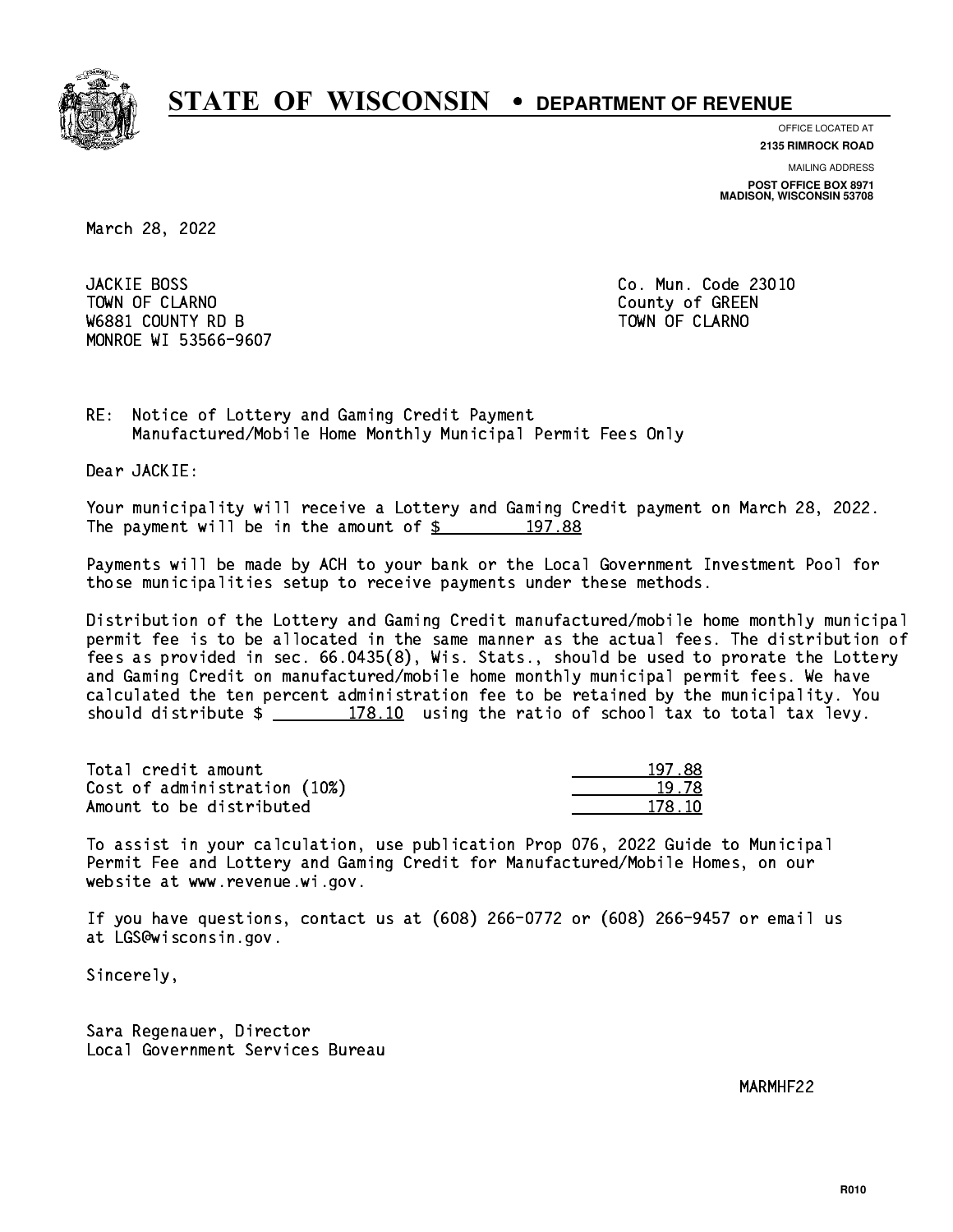# STATE OF WISCONSIN • DEPARTMENT OF REVENUE

OFFICE LOCATED AT
**2135 RIMROCK ROAD**

MAILING ADDRESS
**POST OFFICE BOX 8971**
**MADISON, WISCONSIN 53708**

March 28, 2022

JACKIE BOSS
TOWN OF CLARNO
W6881 COUNTY RD B
MONROE WI 53566-9607

Co. Mun. Code 23010
County of GREEN
TOWN OF CLARNO

RE: Notice of Lottery and Gaming Credit Payment
Manufactured/Mobile Home Monthly Municipal Permit Fees Only

Dear JACKIE:

Your municipality will receive a Lottery and Gaming Credit payment on March 28, 2022. The payment will be in the amount of $ 197.88

Payments will be made by ACH to your bank or the Local Government Investment Pool for those municipalities setup to receive payments under these methods.

Distribution of the Lottery and Gaming Credit manufactured/mobile home monthly municipal permit fee is to be allocated in the same manner as the actual fees. The distribution of fees as provided in sec. 66.0435(8), Wis. Stats., should be used to prorate the Lottery and Gaming Credit on manufactured/mobile home monthly municipal permit fees. We have calculated the ten percent administration fee to be retained by the municipality. You should distribute $ 178.10 using the ratio of school tax to total tax levy.

| | |
|---|---|
| Total credit amount | 197.88 |
| Cost of administration (10%) | 19.78 |
| Amount to be distributed | 178.10 |

To assist in your calculation, use publication Prop 076, 2022 Guide to Municipal Permit Fee and Lottery and Gaming Credit for Manufactured/Mobile Homes, on our website at www.revenue.wi.gov.

If you have questions, contact us at (608) 266-0772 or (608) 266-9457 or email us at LGS@wisconsin.gov.

Sincerely,

Sara Regenauer, Director
Local Government Services Bureau

MARMHF22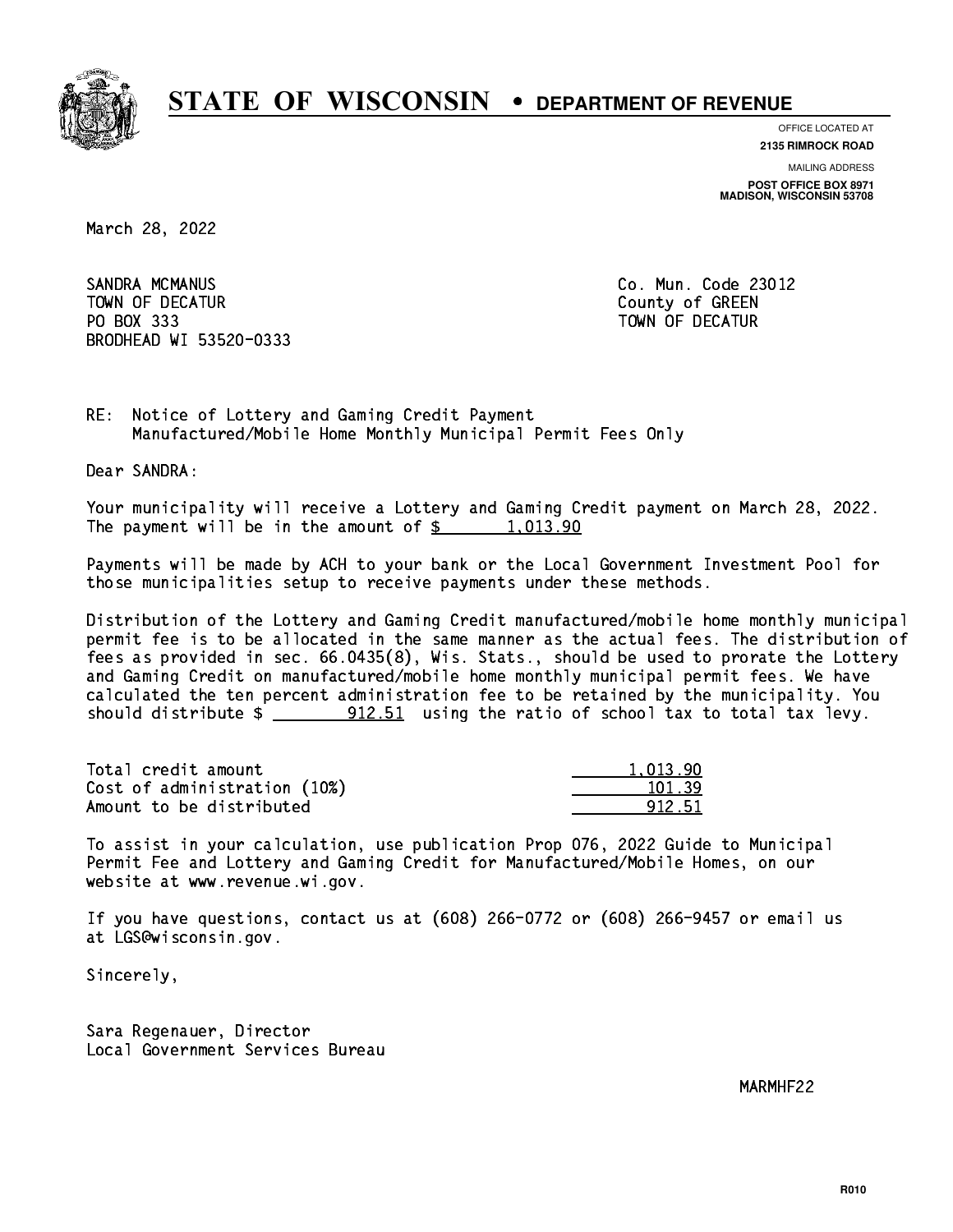# STATE OF WISCONSIN • DEPARTMENT OF REVENUE

OFFICE LOCATED AT
**2135 RIMROCK ROAD**

MAILING ADDRESS
**POST OFFICE BOX 8971**
**MADISON, WISCONSIN 53708**

March 28, 2022

SANDRA MCMANUS
TOWN OF DECATUR
PO BOX 333
BRODHEAD WI 53520-0333

Co. Mun. Code 23012
County of GREEN
TOWN OF DECATUR

RE: Notice of Lottery and Gaming Credit Payment
Manufactured/Mobile Home Monthly Municipal Permit Fees Only

Dear SANDRA:

Your municipality will receive a Lottery and Gaming Credit payment on March 28, 2022. The payment will be in the amount of $ 1,013.90

Payments will be made by ACH to your bank or the Local Government Investment Pool for those municipalities setup to receive payments under these methods.

Distribution of the Lottery and Gaming Credit manufactured/mobile home monthly municipal permit fee is to be allocated in the same manner as the actual fees. The distribution of fees as provided in sec. 66.0435(8), Wis. Stats., should be used to prorate the Lottery and Gaming Credit on manufactured/mobile home monthly municipal permit fees. We have calculated the ten percent administration fee to be retained by the municipality. You should distribute $ 912.51 using the ratio of school tax to total tax levy.

| | |
|---|---|
| Total credit amount | 1,013.90 |
| Cost of administration (10%) | 101.39 |
| Amount to be distributed | 912.51 |

To assist in your calculation, use publication Prop 076, 2022 Guide to Municipal Permit Fee and Lottery and Gaming Credit for Manufactured/Mobile Homes, on our website at www.revenue.wi.gov.

If you have questions, contact us at (608) 266-0772 or (608) 266-9457 or email us at LGS@wisconsin.gov.

Sincerely,

Sara Regenauer, Director
Local Government Services Bureau

MARMHF22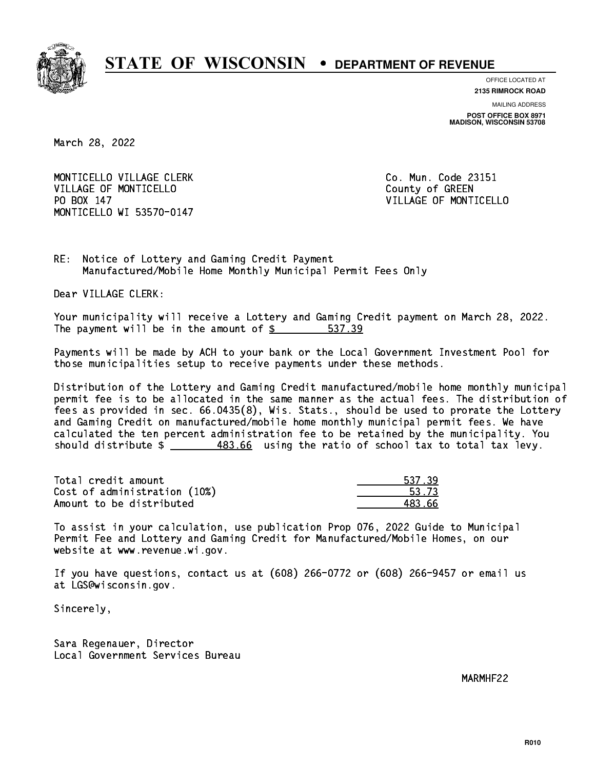# STATE OF WISCONSIN • DEPARTMENT OF REVENUE

OFFICE LOCATED AT
**2135 RIMROCK ROAD**

MAILING ADDRESS
**POST OFFICE BOX 8971**
**MADISON, WISCONSIN 53708**

March 28, 2022

MONTICELLO VILLAGE CLERK
VILLAGE OF MONTICELLO
PO BOX 147
MONTICELLO WI 53570-0147

Co. Mun. Code 23151
County of GREEN
VILLAGE OF MONTICELLO

RE: Notice of Lottery and Gaming Credit Payment
Manufactured/Mobile Home Monthly Municipal Permit Fees Only

Dear VILLAGE CLERK:

Your municipality will receive a Lottery and Gaming Credit payment on March 28, 2022. The payment will be in the amount of $ 537.39

Payments will be made by ACH to your bank or the Local Government Investment Pool for those municipalities setup to receive payments under these methods.

Distribution of the Lottery and Gaming Credit manufactured/mobile home monthly municipal permit fee is to be allocated in the same manner as the actual fees. The distribution of fees as provided in sec. 66.0435(8), Wis. Stats., should be used to prorate the Lottery and Gaming Credit on manufactured/mobile home monthly municipal permit fees. We have calculated the ten percent administration fee to be retained by the municipality. You should distribute $ 483.66 using the ratio of school tax to total tax levy.

| | |
|---|---|
| Total credit amount | 537.39 |
| Cost of administration (10%) | 53.73 |
| Amount to be distributed | 483.66 |

To assist in your calculation, use publication Prop 076, 2022 Guide to Municipal Permit Fee and Lottery and Gaming Credit for Manufactured/Mobile Homes, on our website at www.revenue.wi.gov.

If you have questions, contact us at (608) 266-0772 or (608) 266-9457 or email us at LGS@wisconsin.gov.

Sincerely,

Sara Regenauer, Director
Local Government Services Bureau

MARMHF22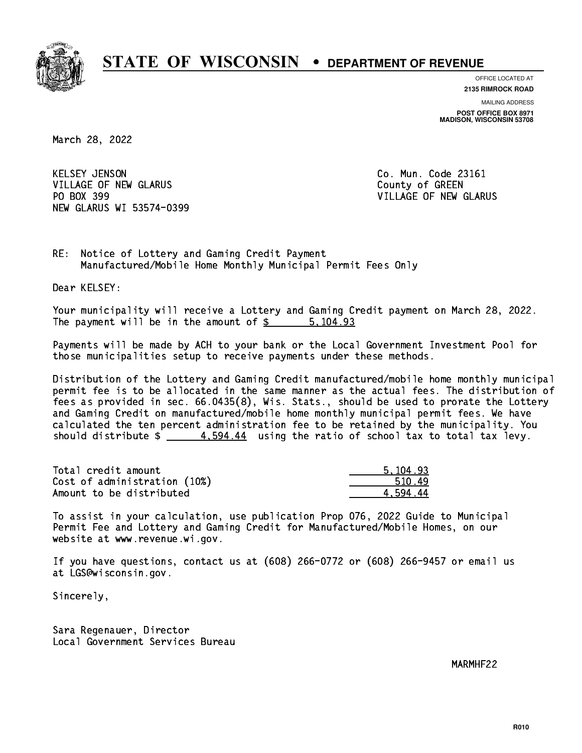# STATE OF WISCONSIN • DEPARTMENT OF REVENUE

OFFICE LOCATED AT
**2135 RIMROCK ROAD**

MAILING ADDRESS
**POST OFFICE BOX 8971**
**MADISON, WISCONSIN 53708**

March 28, 2022

KELSEY JENSON
VILLAGE OF NEW GLARUS
PO BOX 399
NEW GLARUS WI 53574-0399

Co. Mun. Code 23161
County of GREEN
VILLAGE OF NEW GLARUS

RE: Notice of Lottery and Gaming Credit Payment
Manufactured/Mobile Home Monthly Municipal Permit Fees Only

Dear KELSEY:

Your municipality will receive a Lottery and Gaming Credit payment on March 28, 2022. The payment will be in the amount of $ 5,104.93

Payments will be made by ACH to your bank or the Local Government Investment Pool for those municipalities setup to receive payments under these methods.

Distribution of the Lottery and Gaming Credit manufactured/mobile home monthly municipal permit fee is to be allocated in the same manner as the actual fees. The distribution of fees as provided in sec. 66.0435(8), Wis. Stats., should be used to prorate the Lottery and Gaming Credit on manufactured/mobile home monthly municipal permit fees. We have calculated the ten percent administration fee to be retained by the municipality. You should distribute $ 4,594.44 using the ratio of school tax to total tax levy.

| | |
|---|---|
| Total credit amount | 5,104.93 |
| Cost of administration (10%) | 510.49 |
| Amount to be distributed | 4,594.44 |

To assist in your calculation, use publication Prop 076, 2022 Guide to Municipal Permit Fee and Lottery and Gaming Credit for Manufactured/Mobile Homes, on our website at www.revenue.wi.gov.

If you have questions, contact us at (608) 266-0772 or (608) 266-9457 or email us at LGS@wisconsin.gov.

Sincerely,

Sara Regenauer, Director
Local Government Services Bureau

MARMHF22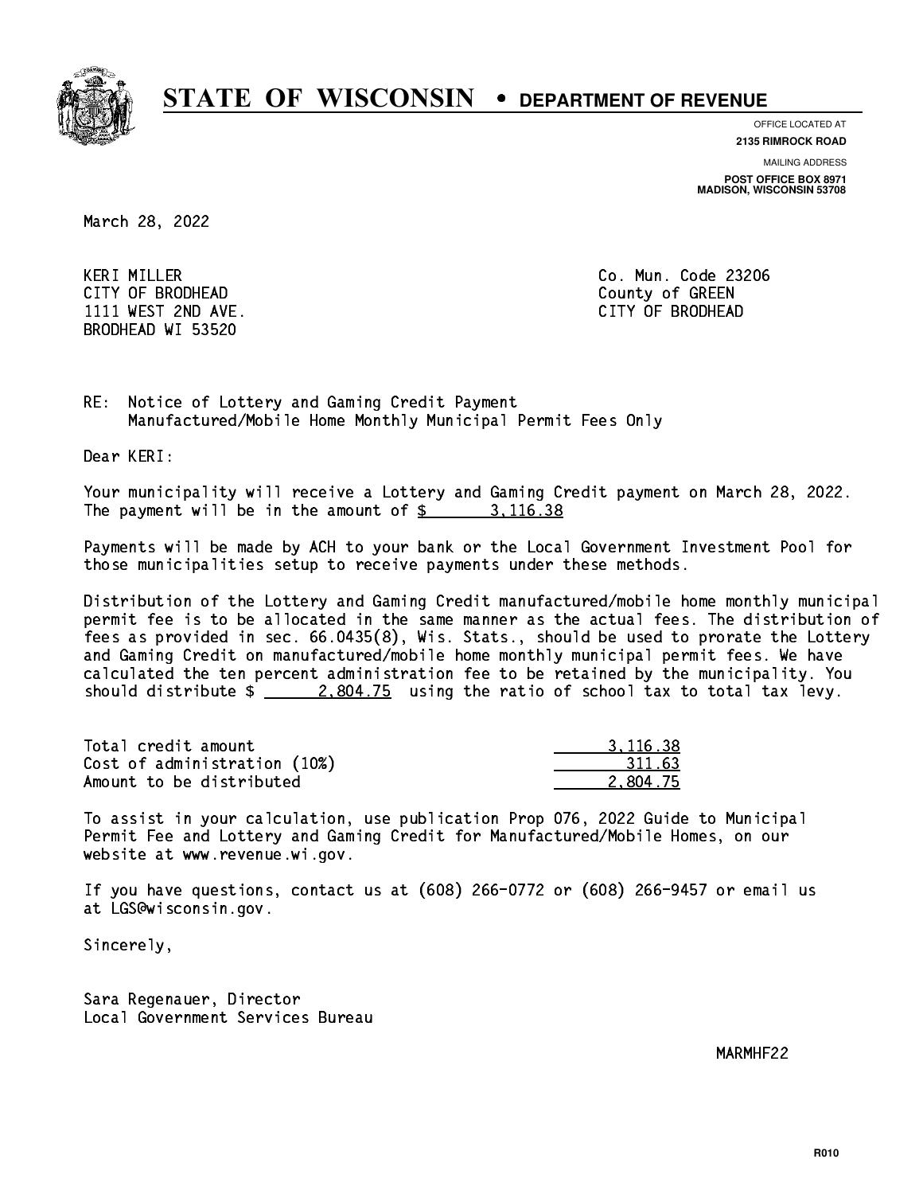# STATE OF WISCONSIN • DEPARTMENT OF REVENUE

OFFICE LOCATED AT
**2135 RIMROCK ROAD**

MAILING ADDRESS
**POST OFFICE BOX 8971**
**MADISON, WISCONSIN 53708**

March 28, 2022

KERI MILLER
CITY OF BRODHEAD
1111 WEST 2ND AVE.
BRODHEAD WI 53520

Co. Mun. Code 23206
County of GREEN
CITY OF BRODHEAD

RE: Notice of Lottery and Gaming Credit Payment
Manufactured/Mobile Home Monthly Municipal Permit Fees Only

Dear KERI:

Your municipality will receive a Lottery and Gaming Credit payment on March 28, 2022. The payment will be in the amount of $ 3,116.38

Payments will be made by ACH to your bank or the Local Government Investment Pool for those municipalities setup to receive payments under these methods.

Distribution of the Lottery and Gaming Credit manufactured/mobile home monthly municipal permit fee is to be allocated in the same manner as the actual fees. The distribution of fees as provided in sec. 66.0435(8), Wis. Stats., should be used to prorate the Lottery and Gaming Credit on manufactured/mobile home monthly municipal permit fees. We have calculated the ten percent administration fee to be retained by the municipality. You should distribute $ 2,804.75 using the ratio of school tax to total tax levy.

| | |
|---|---|
| Total credit amount | 3,116.38 |
| Cost of administration (10%) | 311.63 |
| Amount to be distributed | 2,804.75 |

To assist in your calculation, use publication Prop 076, 2022 Guide to Municipal Permit Fee and Lottery and Gaming Credit for Manufactured/Mobile Homes, on our website at www.revenue.wi.gov.

If you have questions, contact us at (608) 266-0772 or (608) 266-9457 or email us at LGS@wisconsin.gov.

Sincerely,

Sara Regenauer, Director
Local Government Services Bureau

MARMHF22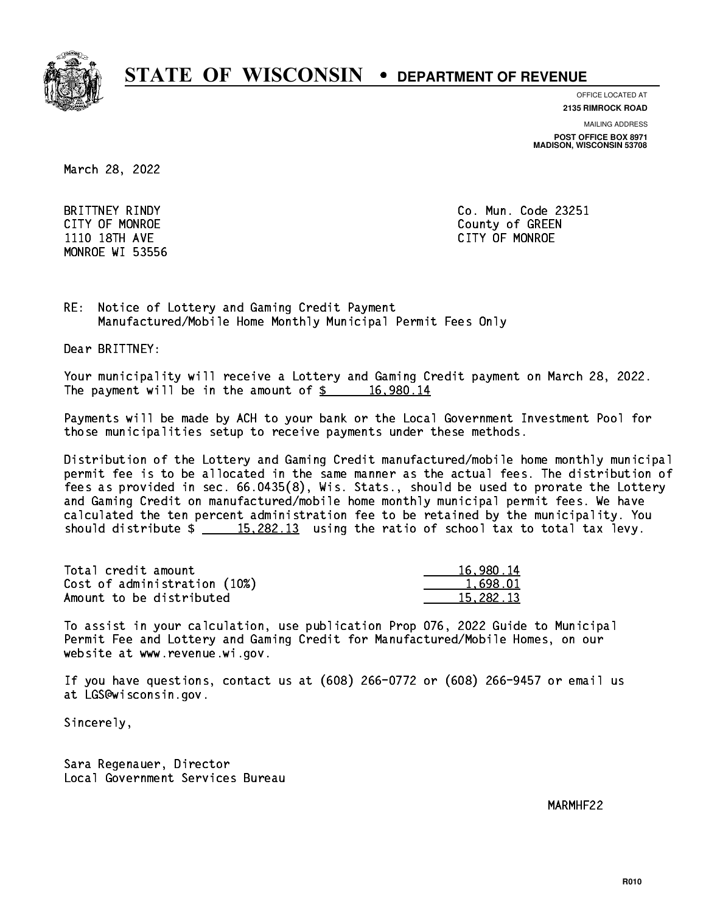# STATE OF WISCONSIN • DEPARTMENT OF REVENUE

OFFICE LOCATED AT
**2135 RIMROCK ROAD**

MAILING ADDRESS
**POST OFFICE BOX 8971**
**MADISON, WISCONSIN 53708**

March 28, 2022

BRITTNEY RINDY
CITY OF MONROE
1110 18TH AVE
MONROE WI 53556

Co. Mun. Code 23251
County of GREEN
CITY OF MONROE

RE: Notice of Lottery and Gaming Credit Payment
Manufactured/Mobile Home Monthly Municipal Permit Fees Only

Dear BRITTNEY:

Your municipality will receive a Lottery and Gaming Credit payment on March 28, 2022. The payment will be in the amount of $ 16,980.14

Payments will be made by ACH to your bank or the Local Government Investment Pool for those municipalities setup to receive payments under these methods.

Distribution of the Lottery and Gaming Credit manufactured/mobile home monthly municipal permit fee is to be allocated in the same manner as the actual fees. The distribution of fees as provided in sec. 66.0435(8), Wis. Stats., should be used to prorate the Lottery and Gaming Credit on manufactured/mobile home monthly municipal permit fees. We have calculated the ten percent administration fee to be retained by the municipality. You should distribute $ 15,282.13 using the ratio of school tax to total tax levy.

| | |
|---|---|
| Total credit amount | 16,980.14 |
| Cost of administration (10%) | 1,698.01 |
| Amount to be distributed | 15,282.13 |

To assist in your calculation, use publication Prop 076, 2022 Guide to Municipal Permit Fee and Lottery and Gaming Credit for Manufactured/Mobile Homes, on our website at www.revenue.wi.gov.

If you have questions, contact us at (608) 266-0772 or (608) 266-9457 or email us at LGS@wisconsin.gov.

Sincerely,

Sara Regenauer, Director
Local Government Services Bureau

MARMHF22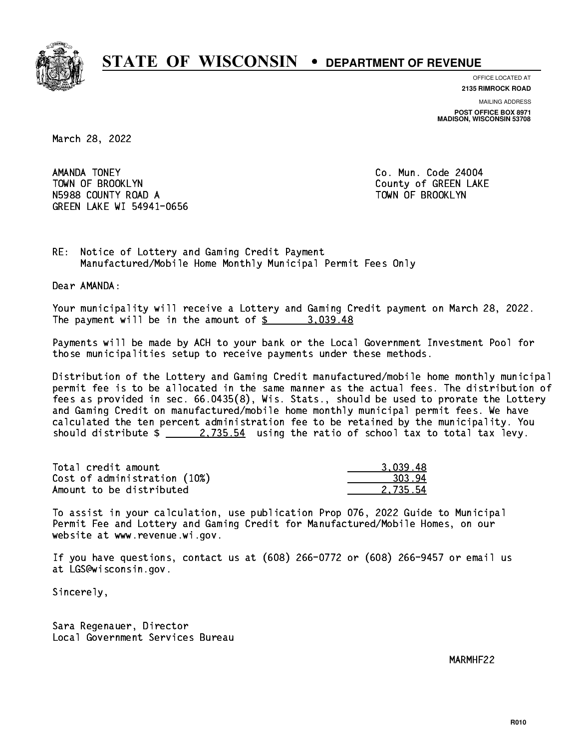# STATE OF WISCONSIN • DEPARTMENT OF REVENUE

OFFICE LOCATED AT
**2135 RIMROCK ROAD**

MAILING ADDRESS
**POST OFFICE BOX 8971**
**MADISON, WISCONSIN 53708**

March 28, 2022

AMANDA TONEY
TOWN OF BROOKLYN
N5988 COUNTY ROAD A
GREEN LAKE WI 54941-0656

Co. Mun. Code 24004
County of GREEN LAKE
TOWN OF BROOKLYN

RE: Notice of Lottery and Gaming Credit Payment
Manufactured/Mobile Home Monthly Municipal Permit Fees Only

Dear AMANDA:

Your municipality will receive a Lottery and Gaming Credit payment on March 28, 2022. The payment will be in the amount of $ 3,039.48

Payments will be made by ACH to your bank or the Local Government Investment Pool for those municipalities setup to receive payments under these methods.

Distribution of the Lottery and Gaming Credit manufactured/mobile home monthly municipal permit fee is to be allocated in the same manner as the actual fees. The distribution of fees as provided in sec. 66.0435(8), Wis. Stats., should be used to prorate the Lottery and Gaming Credit on manufactured/mobile home monthly municipal permit fees. We have calculated the ten percent administration fee to be retained by the municipality. You should distribute $ 2,735.54 using the ratio of school tax to total tax levy.

| | |
|---|---|
| Total credit amount | 3,039.48 |
| Cost of administration (10%) | 303.94 |
| Amount to be distributed | 2,735.54 |

To assist in your calculation, use publication Prop 076, 2022 Guide to Municipal Permit Fee and Lottery and Gaming Credit for Manufactured/Mobile Homes, on our website at www.revenue.wi.gov.

If you have questions, contact us at (608) 266-0772 or (608) 266-9457 or email us at LGS@wisconsin.gov.

Sincerely,

Sara Regenauer, Director
Local Government Services Bureau

MARMHF22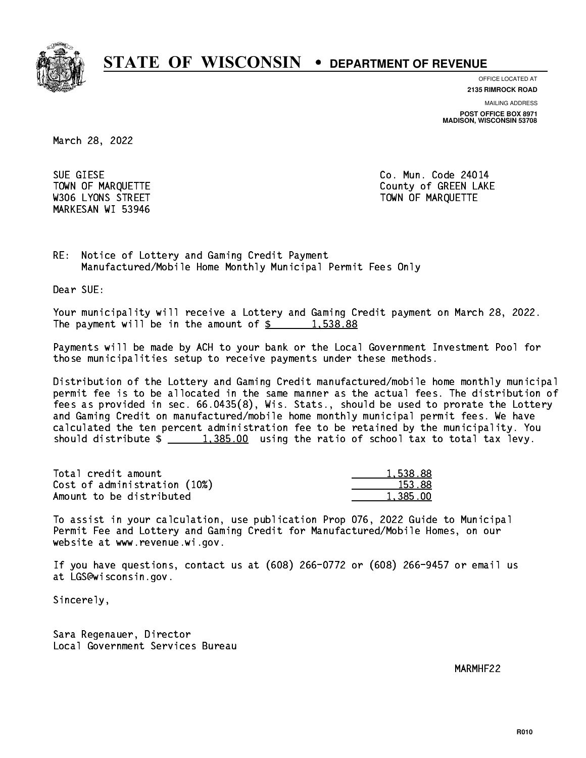# STATE OF WISCONSIN • DEPARTMENT OF REVENUE

OFFICE LOCATED AT
**2135 RIMROCK ROAD**

MAILING ADDRESS
**POST OFFICE BOX 8971**
**MADISON, WISCONSIN 53708**

March 28, 2022

SUE GIESE
TOWN OF MARQUETTE
W306 LYONS STREET
MARKESAN WI 53946

Co. Mun. Code 24014
County of GREEN LAKE
TOWN OF MARQUETTE

RE: Notice of Lottery and Gaming Credit Payment
Manufactured/Mobile Home Monthly Municipal Permit Fees Only

Dear SUE:

Your municipality will receive a Lottery and Gaming Credit payment on March 28, 2022. The payment will be in the amount of $ 1,538.88

Payments will be made by ACH to your bank or the Local Government Investment Pool for those municipalities setup to receive payments under these methods.

Distribution of the Lottery and Gaming Credit manufactured/mobile home monthly municipal permit fee is to be allocated in the same manner as the actual fees. The distribution of fees as provided in sec. 66.0435(8), Wis. Stats., should be used to prorate the Lottery and Gaming Credit on manufactured/mobile home monthly municipal permit fees. We have calculated the ten percent administration fee to be retained by the municipality. You should distribute $ 1,385.00 using the ratio of school tax to total tax levy.

| | |
|---|---|
| Total credit amount | 1,538.88 |
| Cost of administration (10%) | 153.88 |
| Amount to be distributed | 1,385.00 |

To assist in your calculation, use publication Prop 076, 2022 Guide to Municipal Permit Fee and Lottery and Gaming Credit for Manufactured/Mobile Homes, on our website at www.revenue.wi.gov.

If you have questions, contact us at (608) 266-0772 or (608) 266-9457 or email us at LGS@wisconsin.gov.

Sincerely,

Sara Regenauer, Director
Local Government Services Bureau

MARMHF22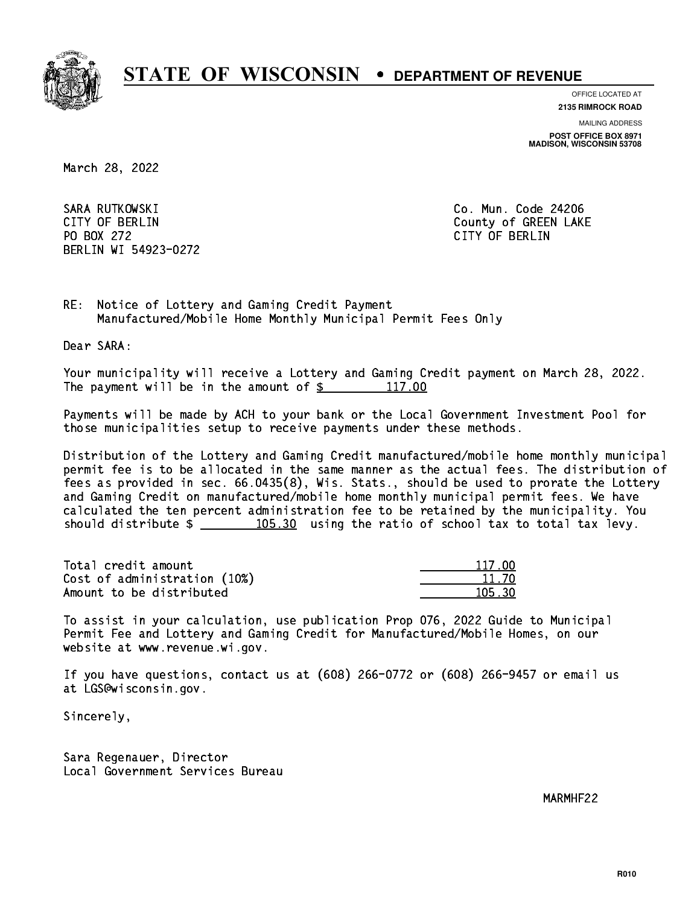# STATE OF WISCONSIN • DEPARTMENT OF REVENUE

OFFICE LOCATED AT
**2135 RIMROCK ROAD**

MAILING ADDRESS
**POST OFFICE BOX 8971**
**MADISON, WISCONSIN 53708**

March 28, 2022

SARA RUTKOWSKI
CITY OF BERLIN
PO BOX 272
BERLIN WI 54923-0272

Co. Mun. Code 24206
County of GREEN LAKE
CITY OF BERLIN

RE: Notice of Lottery and Gaming Credit Payment
Manufactured/Mobile Home Monthly Municipal Permit Fees Only

Dear SARA:

Your municipality will receive a Lottery and Gaming Credit payment on March 28, 2022. The payment will be in the amount of $ 117.00

Payments will be made by ACH to your bank or the Local Government Investment Pool for those municipalities setup to receive payments under these methods.

Distribution of the Lottery and Gaming Credit manufactured/mobile home monthly municipal permit fee is to be allocated in the same manner as the actual fees. The distribution of fees as provided in sec. 66.0435(8), Wis. Stats., should be used to prorate the Lottery and Gaming Credit on manufactured/mobile home monthly municipal permit fees. We have calculated the ten percent administration fee to be retained by the municipality. You should distribute $ 105.30 using the ratio of school tax to total tax levy.

| | |
|---|---|
| Total credit amount | 117.00 |
| Cost of administration (10%) | 11.70 |
| Amount to be distributed | 105.30 |

To assist in your calculation, use publication Prop 076, 2022 Guide to Municipal Permit Fee and Lottery and Gaming Credit for Manufactured/Mobile Homes, on our website at www.revenue.wi.gov.

If you have questions, contact us at (608) 266-0772 or (608) 266-9457 or email us at LGS@wisconsin.gov.

Sincerely,

Sara Regenauer, Director
Local Government Services Bureau

MARMHF22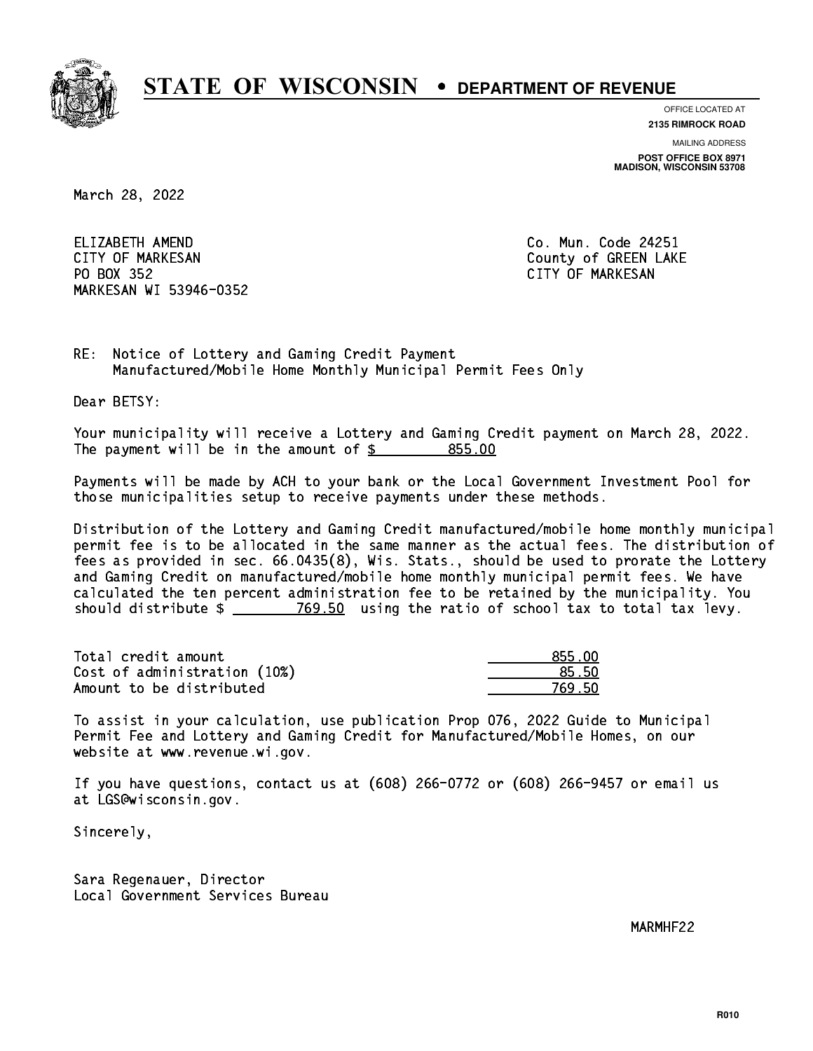# STATE OF WISCONSIN • DEPARTMENT OF REVENUE

OFFICE LOCATED AT
**2135 RIMROCK ROAD**

MAILING ADDRESS
**POST OFFICE BOX 8971**
**MADISON, WISCONSIN 53708**

March 28, 2022

ELIZABETH AMEND
CITY OF MARKESAN
PO BOX 352
MARKESAN WI 53946-0352

Co. Mun. Code 24251
County of GREEN LAKE
CITY OF MARKESAN

RE: Notice of Lottery and Gaming Credit Payment
Manufactured/Mobile Home Monthly Municipal Permit Fees Only

Dear BETSY:

Your municipality will receive a Lottery and Gaming Credit payment on March 28, 2022. The payment will be in the amount of $ 855.00

Payments will be made by ACH to your bank or the Local Government Investment Pool for those municipalities setup to receive payments under these methods.

Distribution of the Lottery and Gaming Credit manufactured/mobile home monthly municipal permit fee is to be allocated in the same manner as the actual fees. The distribution of fees as provided in sec. 66.0435(8), Wis. Stats., should be used to prorate the Lottery and Gaming Credit on manufactured/mobile home monthly municipal permit fees. We have calculated the ten percent administration fee to be retained by the municipality. You should distribute $ 769.50 using the ratio of school tax to total tax levy.

| | |
|---|---|
| Total credit amount | 855.00 |
| Cost of administration (10%) | 85.50 |
| Amount to be distributed | 769.50 |

To assist in your calculation, use publication Prop 076, 2022 Guide to Municipal Permit Fee and Lottery and Gaming Credit for Manufactured/Mobile Homes, on our website at www.revenue.wi.gov.

If you have questions, contact us at (608) 266-0772 or (608) 266-9457 or email us at LGS@wisconsin.gov.

Sincerely,

Sara Regenauer, Director
Local Government Services Bureau

MARMHF22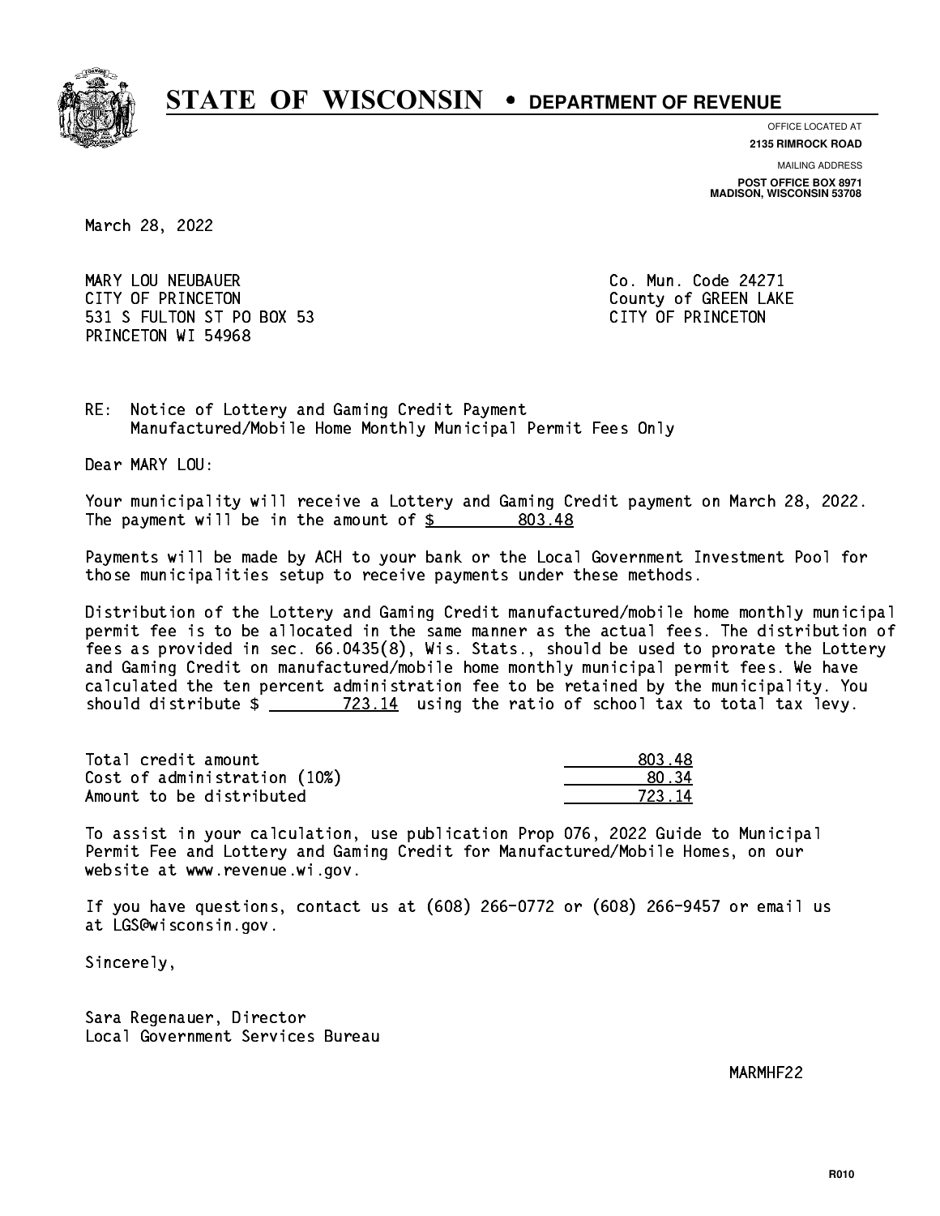# STATE OF WISCONSIN • DEPARTMENT OF REVENUE

OFFICE LOCATED AT
**2135 RIMROCK ROAD**

MAILING ADDRESS
**POST OFFICE BOX 8971**
**MADISON, WISCONSIN 53708**

March 28, 2022

MARY LOU NEUBAUER
CITY OF PRINCETON
531 S FULTON ST PO BOX 53
PRINCETON WI 54968

Co. Mun. Code 24271
County of GREEN LAKE
CITY OF PRINCETON

RE: Notice of Lottery and Gaming Credit Payment
Manufactured/Mobile Home Monthly Municipal Permit Fees Only

Dear MARY LOU:

Your municipality will receive a Lottery and Gaming Credit payment on March 28, 2022. The payment will be in the amount of $ 803.48

Payments will be made by ACH to your bank or the Local Government Investment Pool for those municipalities setup to receive payments under these methods.

Distribution of the Lottery and Gaming Credit manufactured/mobile home monthly municipal permit fee is to be allocated in the same manner as the actual fees. The distribution of fees as provided in sec. 66.0435(8), Wis. Stats., should be used to prorate the Lottery and Gaming Credit on manufactured/mobile home monthly municipal permit fees. We have calculated the ten percent administration fee to be retained by the municipality. You should distribute $ 723.14 using the ratio of school tax to total tax levy.

| | |
|---|---|
| Total credit amount | 803.48 |
| Cost of administration (10%) | 80.34 |
| Amount to be distributed | 723.14 |

To assist in your calculation, use publication Prop 076, 2022 Guide to Municipal Permit Fee and Lottery and Gaming Credit for Manufactured/Mobile Homes, on our website at www.revenue.wi.gov.

If you have questions, contact us at (608) 266-0772 or (608) 266-9457 or email us at LGS@wisconsin.gov.

Sincerely,

Sara Regenauer, Director
Local Government Services Bureau

MARMHF22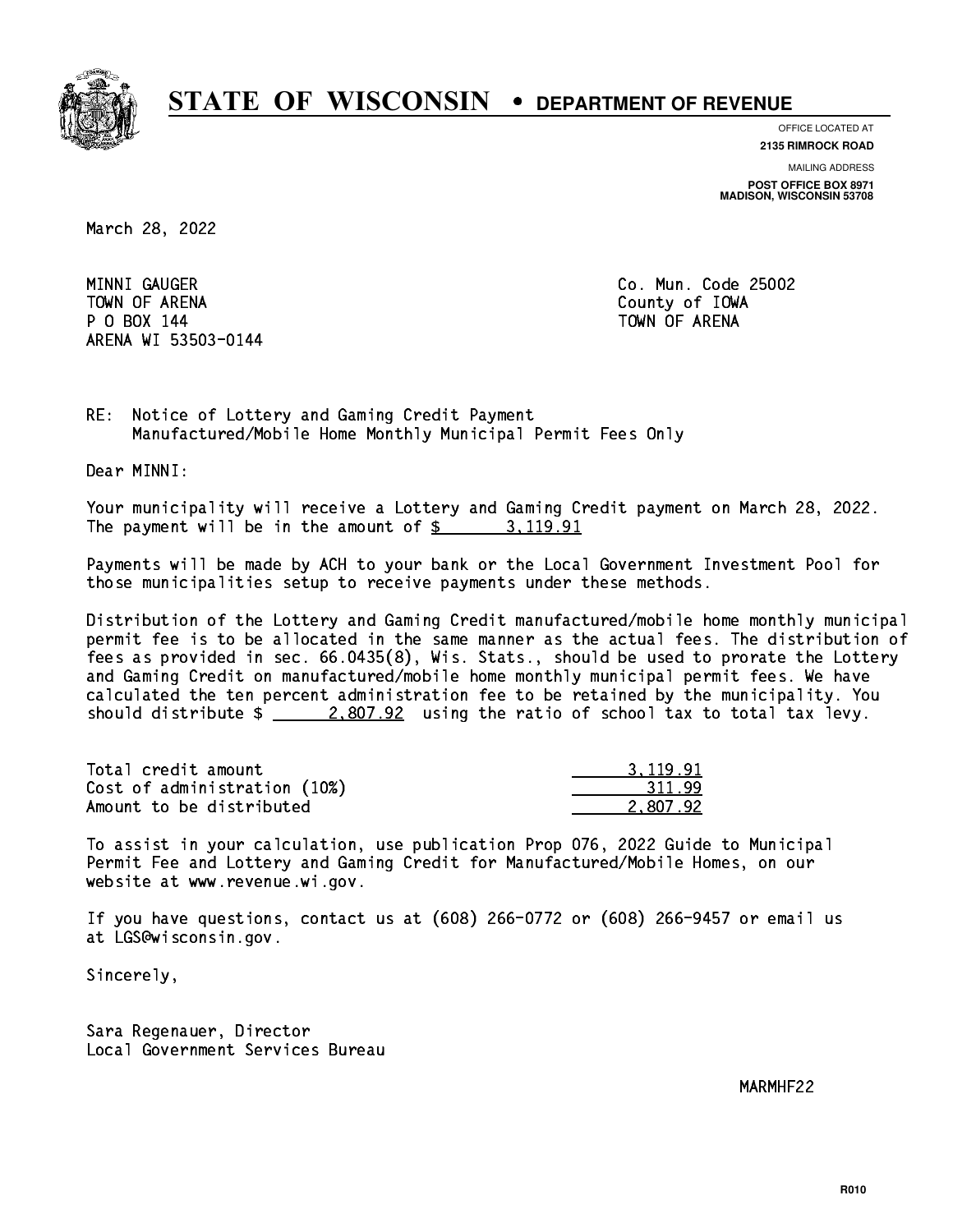# STATE OF WISCONSIN • DEPARTMENT OF REVENUE

OFFICE LOCATED AT
**2135 RIMROCK ROAD**

MAILING ADDRESS
**POST OFFICE BOX 8971**
**MADISON, WISCONSIN 53708**

March 28, 2022

MINNI GAUGER
TOWN OF ARENA
P O BOX 144
ARENA WI 53503-0144

Co. Mun. Code 25002
County of IOWA
TOWN OF ARENA

RE: Notice of Lottery and Gaming Credit Payment
Manufactured/Mobile Home Monthly Municipal Permit Fees Only

Dear MINNI:

Your municipality will receive a Lottery and Gaming Credit payment on March 28, 2022. The payment will be in the amount of $ 3,119.91

Payments will be made by ACH to your bank or the Local Government Investment Pool for those municipalities setup to receive payments under these methods.

Distribution of the Lottery and Gaming Credit manufactured/mobile home monthly municipal permit fee is to be allocated in the same manner as the actual fees. The distribution of fees as provided in sec. 66.0435(8), Wis. Stats., should be used to prorate the Lottery and Gaming Credit on manufactured/mobile home monthly municipal permit fees. We have calculated the ten percent administration fee to be retained by the municipality. You should distribute $ 2,807.92 using the ratio of school tax to total tax levy.

| | |
|---|---:|
| Total credit amount | 3,119.91 |
| Cost of administration (10%) | 311.99 |
| Amount to be distributed | 2,807.92 |

To assist in your calculation, use publication Prop 076, 2022 Guide to Municipal Permit Fee and Lottery and Gaming Credit for Manufactured/Mobile Homes, on our website at www.revenue.wi.gov.

If you have questions, contact us at (608) 266-0772 or (608) 266-9457 or email us at LGS@wisconsin.gov.

Sincerely,

Sara Regenauer, Director
Local Government Services Bureau

MARMHF22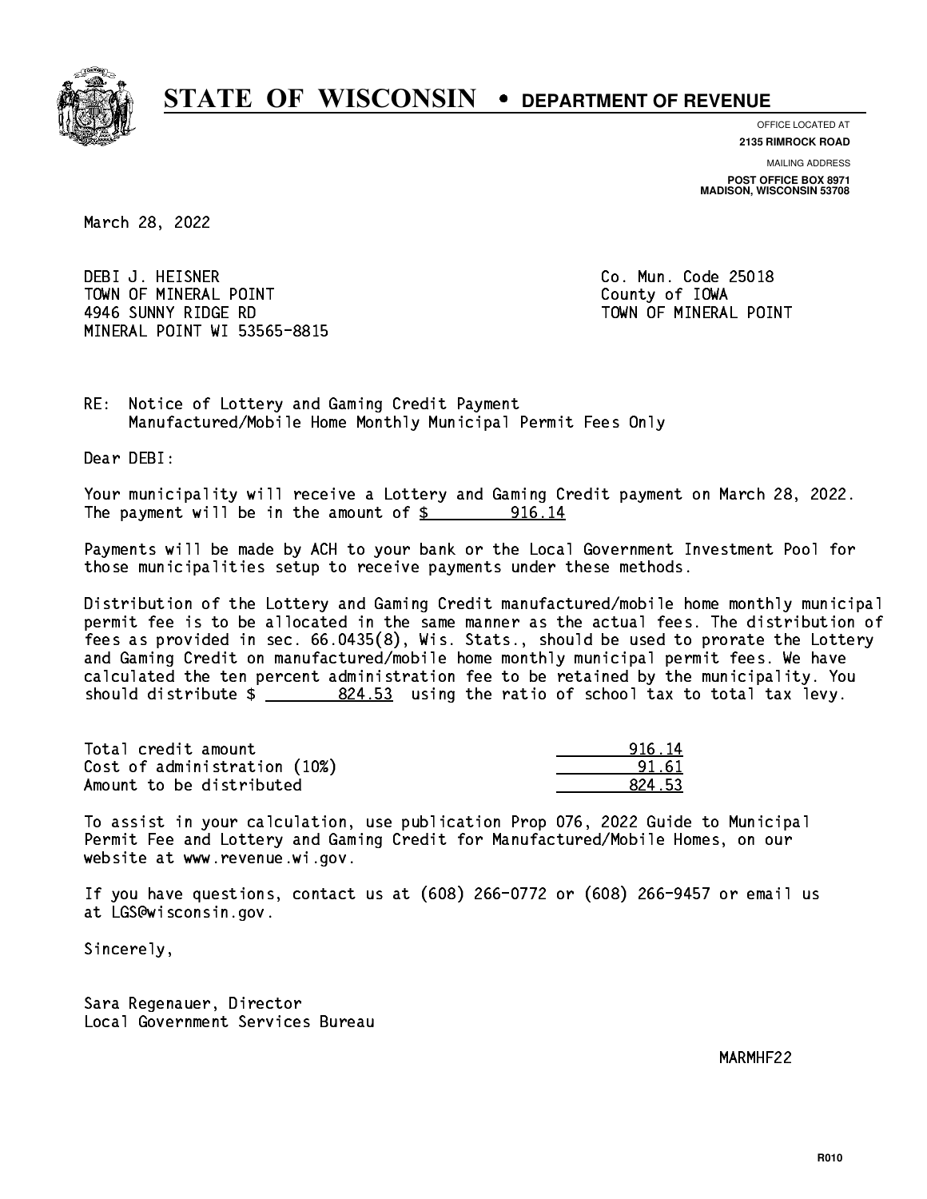# STATE OF WISCONSIN • DEPARTMENT OF REVENUE

OFFICE LOCATED AT
**2135 RIMROCK ROAD**

MAILING ADDRESS
**POST OFFICE BOX 8971**
**MADISON, WISCONSIN 53708**

March 28, 2022

DEBI J. HEISNER
TOWN OF MINERAL POINT
4946 SUNNY RIDGE RD
MINERAL POINT WI 53565-8815

Co. Mun. Code 25018
County of IOWA
TOWN OF MINERAL POINT

RE: Notice of Lottery and Gaming Credit Payment
Manufactured/Mobile Home Monthly Municipal Permit Fees Only

Dear DEBI:

Your municipality will receive a Lottery and Gaming Credit payment on March 28, 2022. The payment will be in the amount of $ 916.14

Payments will be made by ACH to your bank or the Local Government Investment Pool for those municipalities setup to receive payments under these methods.

Distribution of the Lottery and Gaming Credit manufactured/mobile home monthly municipal permit fee is to be allocated in the same manner as the actual fees. The distribution of fees as provided in sec. 66.0435(8), Wis. Stats., should be used to prorate the Lottery and Gaming Credit on manufactured/mobile home monthly municipal permit fees. We have calculated the ten percent administration fee to be retained by the municipality. You should distribute $ 824.53 using the ratio of school tax to total tax levy.

| | |
|---|---|
| Total credit amount | 916.14 |
| Cost of administration (10%) | 91.61 |
| Amount to be distributed | 824.53 |

To assist in your calculation, use publication Prop 076, 2022 Guide to Municipal Permit Fee and Lottery and Gaming Credit for Manufactured/Mobile Homes, on our website at www.revenue.wi.gov.

If you have questions, contact us at (608) 266-0772 or (608) 266-9457 or email us at LGS@wisconsin.gov.

Sincerely,

Sara Regenauer, Director
Local Government Services Bureau

MARMHF22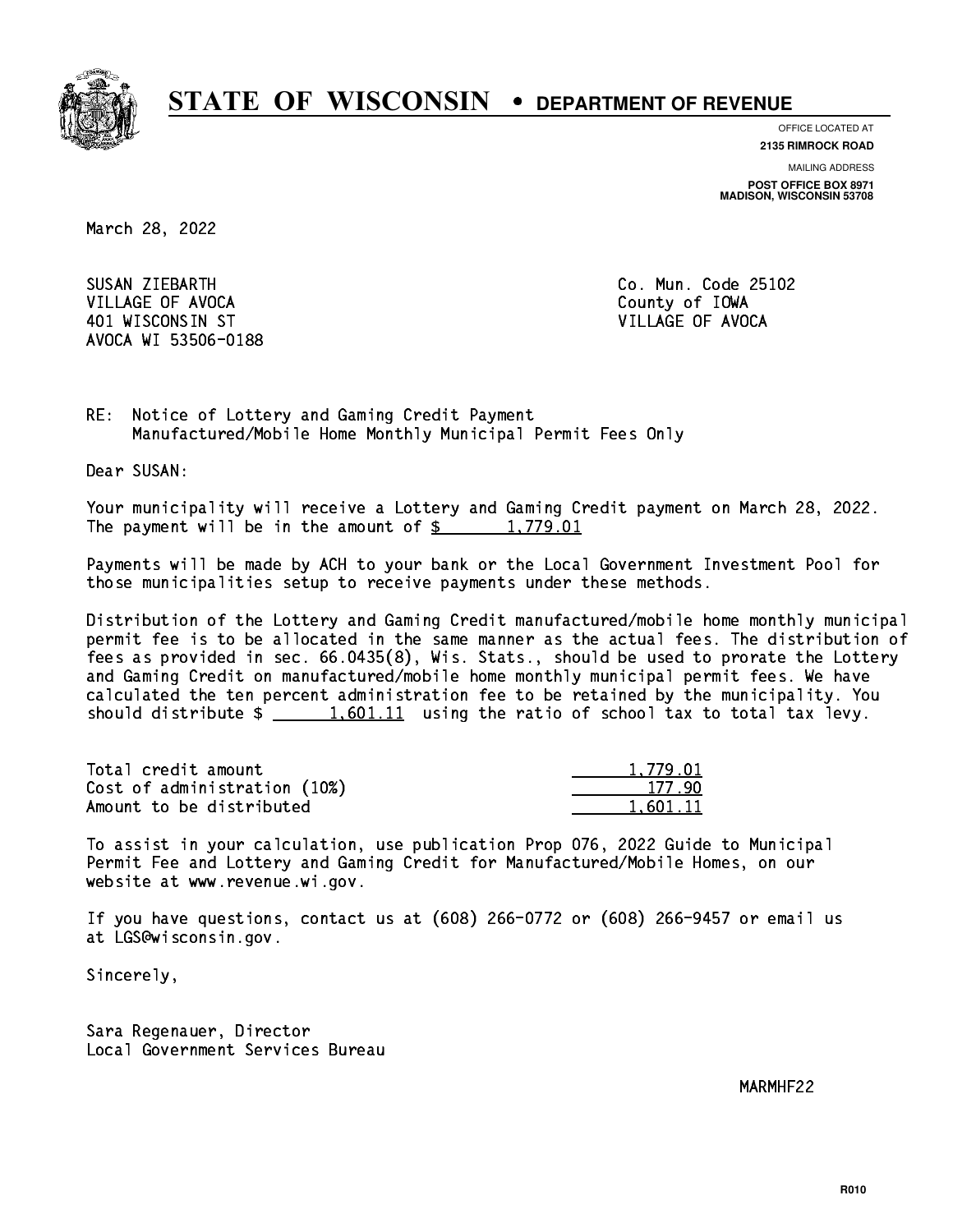# STATE OF WISCONSIN • DEPARTMENT OF REVENUE

OFFICE LOCATED AT
**2135 RIMROCK ROAD**

MAILING ADDRESS
**POST OFFICE BOX 8971**
**MADISON, WISCONSIN 53708**

March 28, 2022

SUSAN ZIEBARTH
VILLAGE OF AVOCA
401 WISCONSIN ST
AVOCA WI 53506-0188

Co. Mun. Code 25102
County of IOWA
VILLAGE OF AVOCA

RE: Notice of Lottery and Gaming Credit Payment
Manufactured/Mobile Home Monthly Municipal Permit Fees Only

Dear SUSAN:

Your municipality will receive a Lottery and Gaming Credit payment on March 28, 2022. The payment will be in the amount of $ 1,779.01

Payments will be made by ACH to your bank or the Local Government Investment Pool for those municipalities setup to receive payments under these methods.

Distribution of the Lottery and Gaming Credit manufactured/mobile home monthly municipal permit fee is to be allocated in the same manner as the actual fees. The distribution of fees as provided in sec. 66.0435(8), Wis. Stats., should be used to prorate the Lottery and Gaming Credit on manufactured/mobile home monthly municipal permit fees. We have calculated the ten percent administration fee to be retained by the municipality. You should distribute $ 1,601.11 using the ratio of school tax to total tax levy.

| | |
|---|---|
| Total credit amount | 1,779.01 |
| Cost of administration (10%) | 177.90 |
| Amount to be distributed | 1,601.11 |

To assist in your calculation, use publication Prop 076, 2022 Guide to Municipal Permit Fee and Lottery and Gaming Credit for Manufactured/Mobile Homes, on our website at www.revenue.wi.gov.

If you have questions, contact us at (608) 266-0772 or (608) 266-9457 or email us at LGS@wisconsin.gov.

Sincerely,

Sara Regenauer, Director
Local Government Services Bureau

MARMHF22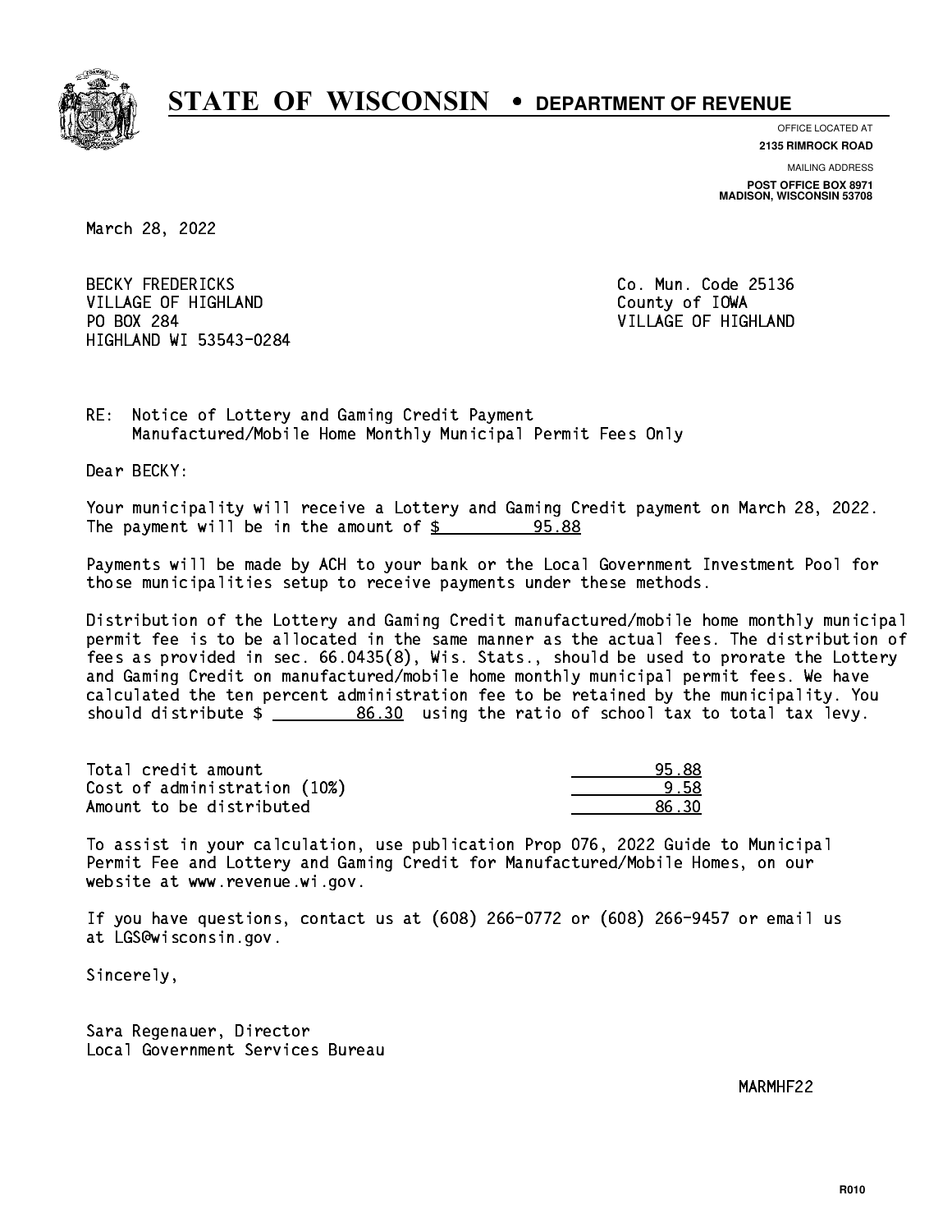# STATE OF WISCONSIN • DEPARTMENT OF REVENUE

OFFICE LOCATED AT
**2135 RIMROCK ROAD**

MAILING ADDRESS
**POST OFFICE BOX 8971**
**MADISON, WISCONSIN 53708**

March 28, 2022

BECKY FREDERICKS
VILLAGE OF HIGHLAND
PO BOX 284
HIGHLAND WI 53543-0284

Co. Mun. Code 25136
County of IOWA
VILLAGE OF HIGHLAND

RE: Notice of Lottery and Gaming Credit Payment
Manufactured/Mobile Home Monthly Municipal Permit Fees Only

Dear BECKY:

Your municipality will receive a Lottery and Gaming Credit payment on March 28, 2022. The payment will be in the amount of $ 95.88

Payments will be made by ACH to your bank or the Local Government Investment Pool for those municipalities setup to receive payments under these methods.

Distribution of the Lottery and Gaming Credit manufactured/mobile home monthly municipal permit fee is to be allocated in the same manner as the actual fees. The distribution of fees as provided in sec. 66.0435(8), Wis. Stats., should be used to prorate the Lottery and Gaming Credit on manufactured/mobile home monthly municipal permit fees. We have calculated the ten percent administration fee to be retained by the municipality. You should distribute $ 86.30 using the ratio of school tax to total tax levy.

| | |
|---|---|
| Total credit amount | 95.88 |
| Cost of administration (10%) | 9.58 |
| Amount to be distributed | 86.30 |

To assist in your calculation, use publication Prop 076, 2022 Guide to Municipal Permit Fee and Lottery and Gaming Credit for Manufactured/Mobile Homes, on our website at www.revenue.wi.gov.

If you have questions, contact us at (608) 266-0772 or (608) 266-9457 or email us at LGS@wisconsin.gov.

Sincerely,

Sara Regenauer, Director
Local Government Services Bureau

MARMHF22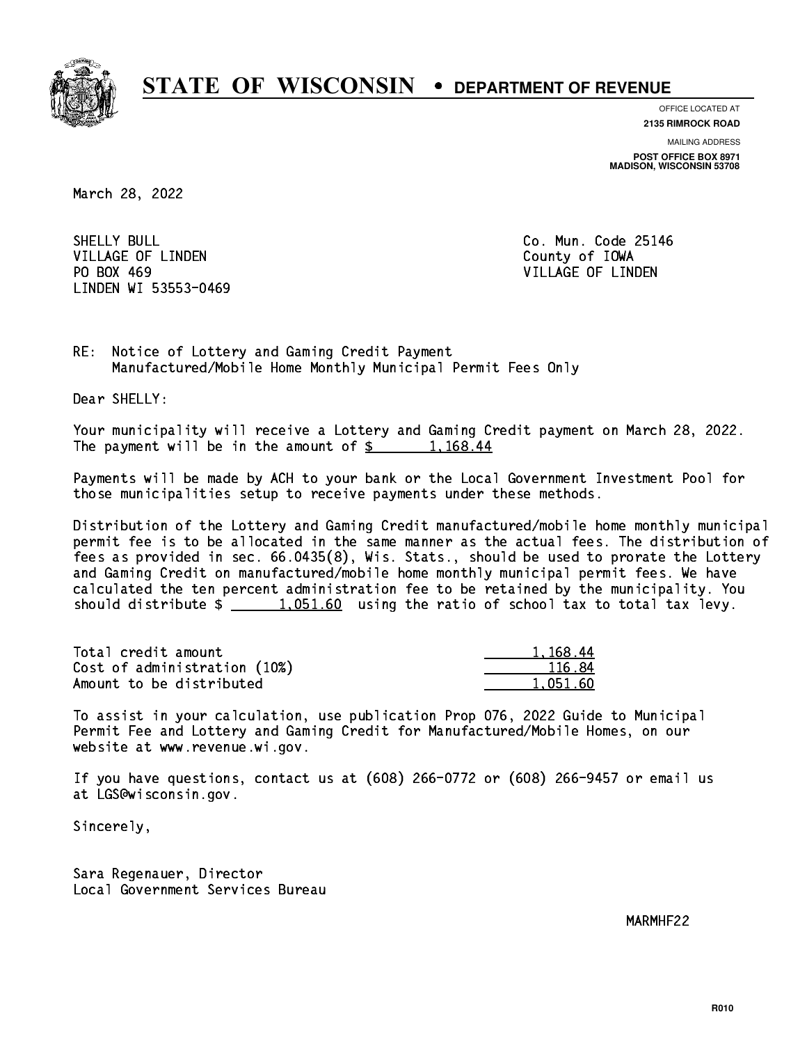# STATE OF WISCONSIN • DEPARTMENT OF REVENUE

OFFICE LOCATED AT
**2135 RIMROCK ROAD**

MAILING ADDRESS
**POST OFFICE BOX 8971**
**MADISON, WISCONSIN 53708**

March 28, 2022

SHELLY BULL
VILLAGE OF LINDEN
PO BOX 469
LINDEN WI 53553-0469

Co. Mun. Code 25146
County of IOWA
VILLAGE OF LINDEN

RE: Notice of Lottery and Gaming Credit Payment
Manufactured/Mobile Home Monthly Municipal Permit Fees Only

Dear SHELLY:

Your municipality will receive a Lottery and Gaming Credit payment on March 28, 2022. The payment will be in the amount of $ 1,168.44

Payments will be made by ACH to your bank or the Local Government Investment Pool for those municipalities setup to receive payments under these methods.

Distribution of the Lottery and Gaming Credit manufactured/mobile home monthly municipal permit fee is to be allocated in the same manner as the actual fees. The distribution of fees as provided in sec. 66.0435(8), Wis. Stats., should be used to prorate the Lottery and Gaming Credit on manufactured/mobile home monthly municipal permit fees. We have calculated the ten percent administration fee to be retained by the municipality. You should distribute $ 1,051.60 using the ratio of school tax to total tax levy.

| | |
|---|---|
| Total credit amount | 1,168.44 |
| Cost of administration (10%) | 116.84 |
| Amount to be distributed | 1,051.60 |

To assist in your calculation, use publication Prop 076, 2022 Guide to Municipal Permit Fee and Lottery and Gaming Credit for Manufactured/Mobile Homes, on our website at www.revenue.wi.gov.

If you have questions, contact us at (608) 266-0772 or (608) 266-9457 or email us at LGS@wisconsin.gov.

Sincerely,

Sara Regenauer, Director
Local Government Services Bureau

MARMHF22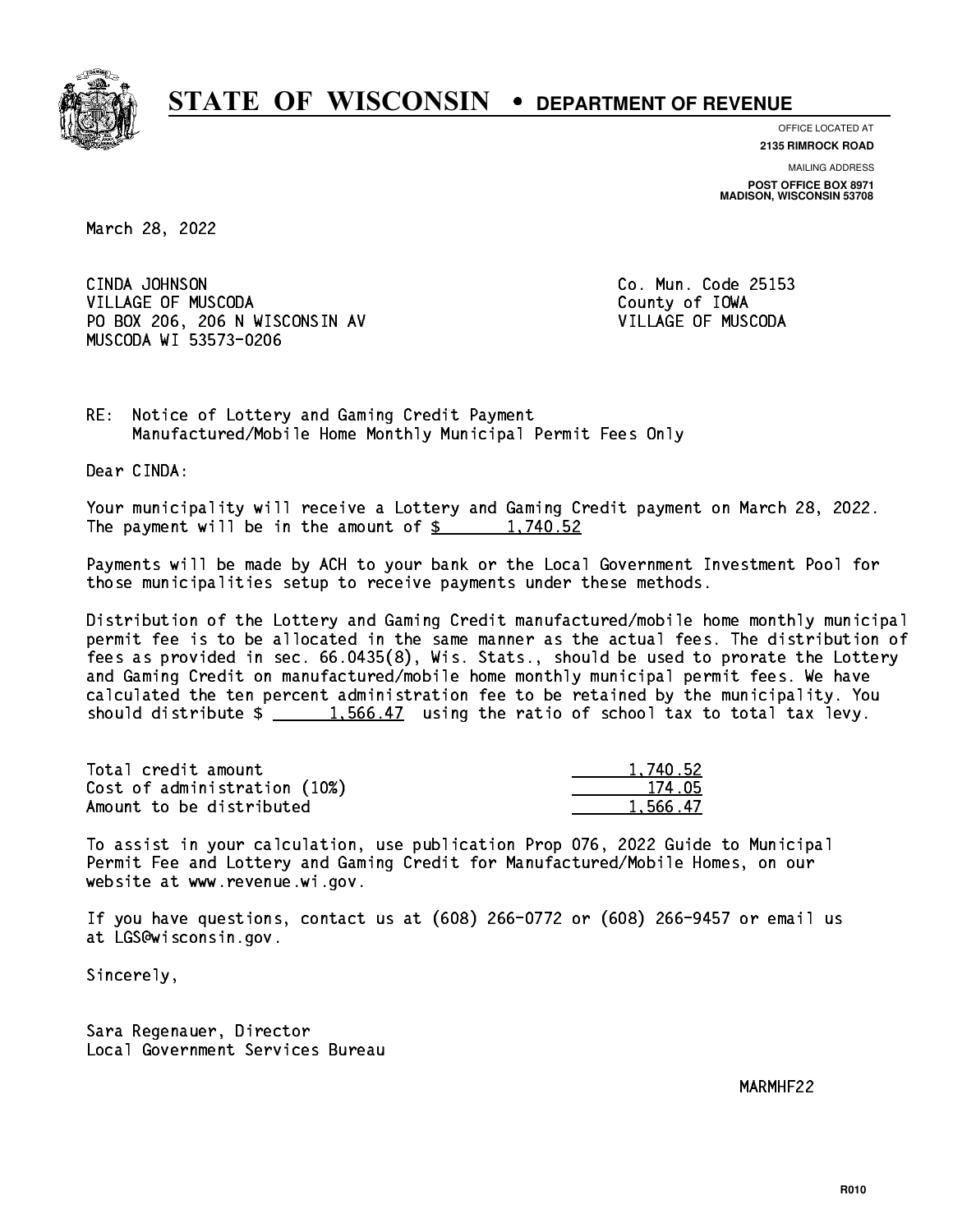# STATE OF WISCONSIN • DEPARTMENT OF REVENUE

OFFICE LOCATED AT
**2135 RIMROCK ROAD**

MAILING ADDRESS
**POST OFFICE BOX 8971**
**MADISON, WISCONSIN 53708**

March 28, 2022

CINDA JOHNSON
VILLAGE OF MUSCODA
PO BOX 206, 206 N WISCONSIN AV
MUSCODA WI 53573-0206

Co. Mun. Code 25153
County of IOWA
VILLAGE OF MUSCODA

RE: Notice of Lottery and Gaming Credit Payment
Manufactured/Mobile Home Monthly Municipal Permit Fees Only

Dear CINDA:

Your municipality will receive a Lottery and Gaming Credit payment on March 28, 2022. The payment will be in the amount of $ 1,740.52

Payments will be made by ACH to your bank or the Local Government Investment Pool for those municipalities setup to receive payments under these methods.

Distribution of the Lottery and Gaming Credit manufactured/mobile home monthly municipal permit fee is to be allocated in the same manner as the actual fees. The distribution of fees as provided in sec. 66.0435(8), Wis. Stats., should be used to prorate the Lottery and Gaming Credit on manufactured/mobile home monthly municipal permit fees. We have calculated the ten percent administration fee to be retained by the municipality. You should distribute $ 1,566.47 using the ratio of school tax to total tax levy.

| | |
|---|---|
| Total credit amount | 1,740.52 |
| Cost of administration (10%) | 174.05 |
| Amount to be distributed | 1,566.47 |

To assist in your calculation, use publication Prop 076, 2022 Guide to Municipal Permit Fee and Lottery and Gaming Credit for Manufactured/Mobile Homes, on our website at www.revenue.wi.gov.

If you have questions, contact us at (608) 266-0772 or (608) 266-9457 or email us at LGS@wisconsin.gov.

Sincerely,

Sara Regenauer, Director
Local Government Services Bureau

MARMHF22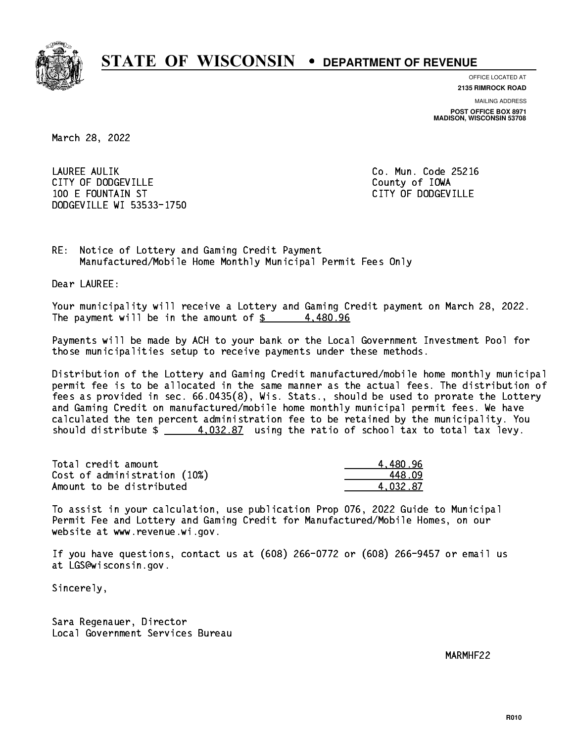# STATE OF WISCONSIN • DEPARTMENT OF REVENUE

OFFICE LOCATED AT
**2135 RIMROCK ROAD**

MAILING ADDRESS
**POST OFFICE BOX 8971**
**MADISON, WISCONSIN 53708**

March 28, 2022

LAUREE AULIK
CITY OF DODGEVILLE
100 E FOUNTAIN ST
DODGEVILLE WI 53533-1750

Co. Mun. Code 25216
County of IOWA
CITY OF DODGEVILLE

RE: Notice of Lottery and Gaming Credit Payment
Manufactured/Mobile Home Monthly Municipal Permit Fees Only

Dear LAUREE:

Your municipality will receive a Lottery and Gaming Credit payment on March 28, 2022. The payment will be in the amount of $ 4,480.96

Payments will be made by ACH to your bank or the Local Government Investment Pool for those municipalities setup to receive payments under these methods.

Distribution of the Lottery and Gaming Credit manufactured/mobile home monthly municipal permit fee is to be allocated in the same manner as the actual fees. The distribution of fees as provided in sec. 66.0435(8), Wis. Stats., should be used to prorate the Lottery and Gaming Credit on manufactured/mobile home monthly municipal permit fees. We have calculated the ten percent administration fee to be retained by the municipality. You should distribute $ 4,032.87 using the ratio of school tax to total tax levy.

| | |
|---|---:|
| Total credit amount | 4,480.96 |
| Cost of administration (10%) | 448.09 |
| Amount to be distributed | 4,032.87 |

To assist in your calculation, use publication Prop 076, 2022 Guide to Municipal Permit Fee and Lottery and Gaming Credit for Manufactured/Mobile Homes, on our website at www.revenue.wi.gov.

If you have questions, contact us at (608) 266-0772 or (608) 266-9457 or email us at LGS@wisconsin.gov.

Sincerely,

Sara Regenauer, Director
Local Government Services Bureau

MARMHF22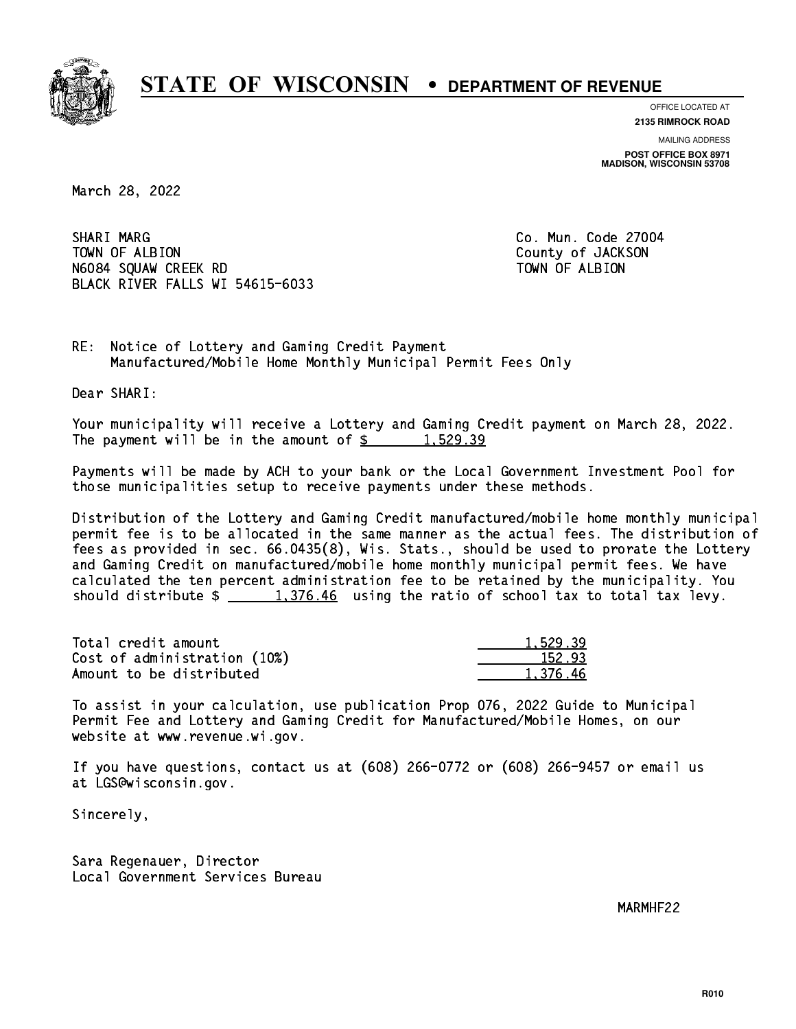# STATE OF WISCONSIN • DEPARTMENT OF REVENUE

OFFICE LOCATED AT
**2135 RIMROCK ROAD**

MAILING ADDRESS
**POST OFFICE BOX 8971**
**MADISON, WISCONSIN 53708**

March 28, 2022

SHARI MARG
TOWN OF ALBION
N6084 SQUAW CREEK RD
BLACK RIVER FALLS WI 54615-6033

Co. Mun. Code 27004
County of JACKSON
TOWN OF ALBION

RE: Notice of Lottery and Gaming Credit Payment
Manufactured/Mobile Home Monthly Municipal Permit Fees Only

Dear SHARI:

Your municipality will receive a Lottery and Gaming Credit payment on March 28, 2022. The payment will be in the amount of $ 1,529.39

Payments will be made by ACH to your bank or the Local Government Investment Pool for those municipalities setup to receive payments under these methods.

Distribution of the Lottery and Gaming Credit manufactured/mobile home monthly municipal permit fee is to be allocated in the same manner as the actual fees. The distribution of fees as provided in sec. 66.0435(8), Wis. Stats., should be used to prorate the Lottery and Gaming Credit on manufactured/mobile home monthly municipal permit fees. We have calculated the ten percent administration fee to be retained by the municipality. You should distribute $ 1,376.46 using the ratio of school tax to total tax levy.

| | |
|---|---|
| Total credit amount | 1,529.39 |
| Cost of administration (10%) | 152.93 |
| Amount to be distributed | 1,376.46 |

To assist in your calculation, use publication Prop 076, 2022 Guide to Municipal Permit Fee and Lottery and Gaming Credit for Manufactured/Mobile Homes, on our website at www.revenue.wi.gov.

If you have questions, contact us at (608) 266-0772 or (608) 266-9457 or email us at LGS@wisconsin.gov.

Sincerely,

Sara Regenauer, Director
Local Government Services Bureau

MARMHF22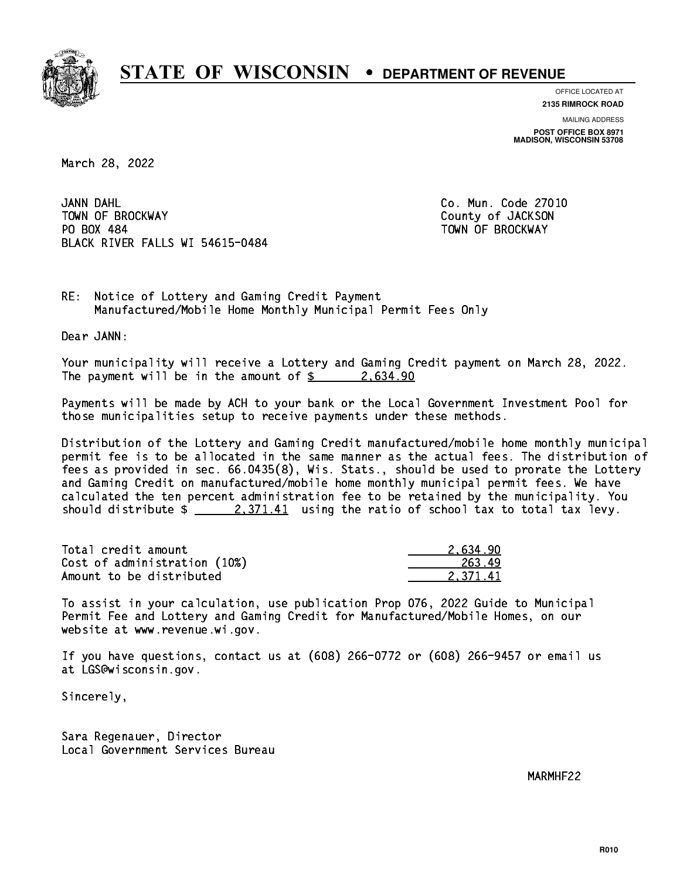# STATE OF WISCONSIN • DEPARTMENT OF REVENUE

OFFICE LOCATED AT
**2135 RIMROCK ROAD**

MAILING ADDRESS
**POST OFFICE BOX 8971**
**MADISON, WISCONSIN 53708**

March 28, 2022

JANN DAHL
TOWN OF BROCKWAY
PO BOX 484
BLACK RIVER FALLS WI 54615-0484

Co. Mun. Code 27010
County of JACKSON
TOWN OF BROCKWAY

RE: Notice of Lottery and Gaming Credit Payment
Manufactured/Mobile Home Monthly Municipal Permit Fees Only

Dear JANN:

Your municipality will receive a Lottery and Gaming Credit payment on March 28, 2022. The payment will be in the amount of $ 2,634.90

Payments will be made by ACH to your bank or the Local Government Investment Pool for those municipalities setup to receive payments under these methods.

Distribution of the Lottery and Gaming Credit manufactured/mobile home monthly municipal permit fee is to be allocated in the same manner as the actual fees. The distribution of fees as provided in sec. 66.0435(8), Wis. Stats., should be used to prorate the Lottery and Gaming Credit on manufactured/mobile home monthly municipal permit fees. We have calculated the ten percent administration fee to be retained by the municipality. You should distribute $ 2,371.41 using the ratio of school tax to total tax levy.

| | |
|---|---|
| Total credit amount | 2,634.90 |
| Cost of administration (10%) | 263.49 |
| Amount to be distributed | 2,371.41 |

To assist in your calculation, use publication Prop 076, 2022 Guide to Municipal Permit Fee and Lottery and Gaming Credit for Manufactured/Mobile Homes, on our website at www.revenue.wi.gov.

If you have questions, contact us at (608) 266-0772 or (608) 266-9457 or email us at LGS@wisconsin.gov.

Sincerely,

Sara Regenauer, Director
Local Government Services Bureau

MARMHF22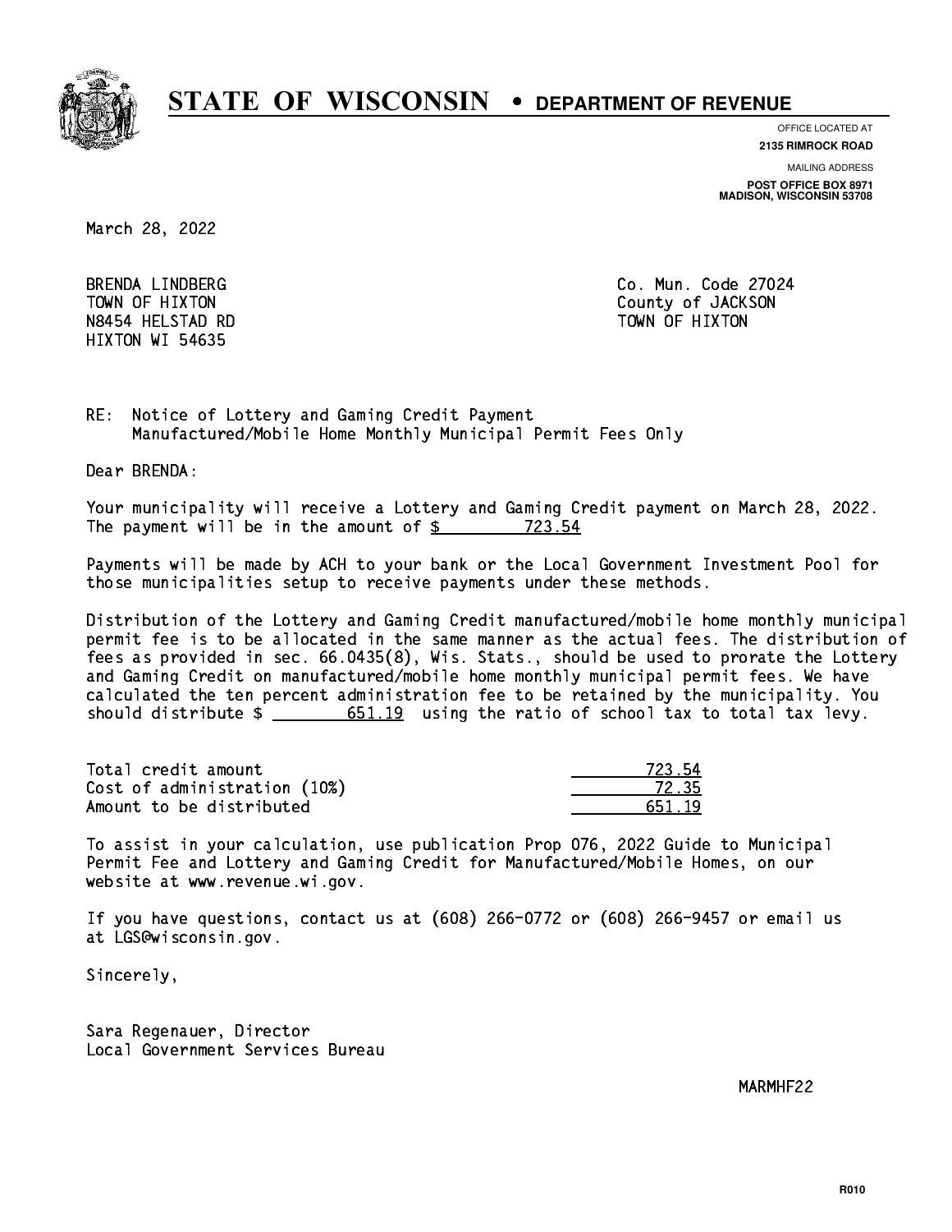# STATE OF WISCONSIN • DEPARTMENT OF REVENUE

OFFICE LOCATED AT
**2135 RIMROCK ROAD**

MAILING ADDRESS
**POST OFFICE BOX 8971**
**MADISON, WISCONSIN 53708**

March 28, 2022

BRENDA LINDBERG
TOWN OF HIXTON
N8454 HELSTAD RD
HIXTON WI 54635

Co. Mun. Code 27024
County of JACKSON
TOWN OF HIXTON

RE: Notice of Lottery and Gaming Credit Payment
Manufactured/Mobile Home Monthly Municipal Permit Fees Only

Dear BRENDA:

Your municipality will receive a Lottery and Gaming Credit payment on March 28, 2022. The payment will be in the amount of $ 723.54

Payments will be made by ACH to your bank or the Local Government Investment Pool for those municipalities setup to receive payments under these methods.

Distribution of the Lottery and Gaming Credit manufactured/mobile home monthly municipal permit fee is to be allocated in the same manner as the actual fees. The distribution of fees as provided in sec. 66.0435(8), Wis. Stats., should be used to prorate the Lottery and Gaming Credit on manufactured/mobile home monthly municipal permit fees. We have calculated the ten percent administration fee to be retained by the municipality. You should distribute $ 651.19 using the ratio of school tax to total tax levy.

| | |
|---|---|
| Total credit amount | 723.54 |
| Cost of administration (10%) | 72.35 |
| Amount to be distributed | 651.19 |

To assist in your calculation, use publication Prop 076, 2022 Guide to Municipal Permit Fee and Lottery and Gaming Credit for Manufactured/Mobile Homes, on our website at www.revenue.wi.gov.

If you have questions, contact us at (608) 266-0772 or (608) 266-9457 or email us at LGS@wisconsin.gov.

Sincerely,

Sara Regenauer, Director
Local Government Services Bureau

MARMHF22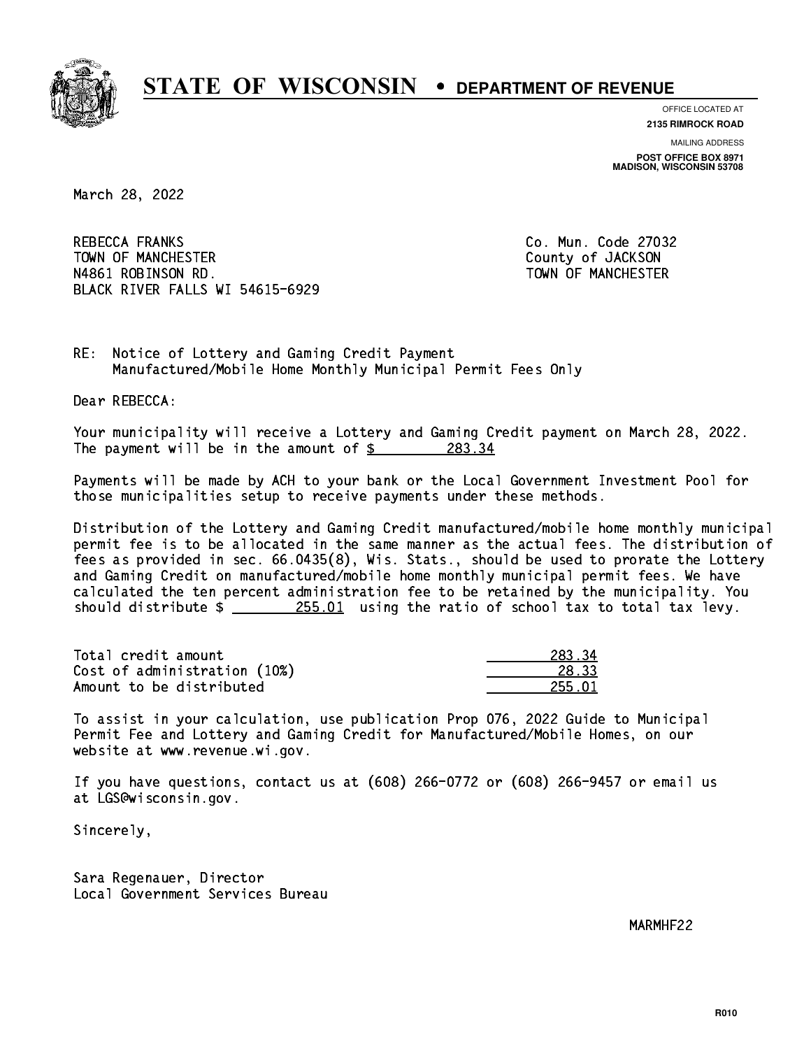# STATE OF WISCONSIN • DEPARTMENT OF REVENUE

OFFICE LOCATED AT
**2135 RIMROCK ROAD**

MAILING ADDRESS
**POST OFFICE BOX 8971**
**MADISON, WISCONSIN 53708**

March 28, 2022

REBECCA FRANKS
TOWN OF MANCHESTER
N4861 ROBINSON RD.
BLACK RIVER FALLS WI 54615-6929

Co. Mun. Code 27032
County of JACKSON
TOWN OF MANCHESTER

RE: Notice of Lottery and Gaming Credit Payment
Manufactured/Mobile Home Monthly Municipal Permit Fees Only

Dear REBECCA:

Your municipality will receive a Lottery and Gaming Credit payment on March 28, 2022. The payment will be in the amount of $ 283.34

Payments will be made by ACH to your bank or the Local Government Investment Pool for those municipalities setup to receive payments under these methods.

Distribution of the Lottery and Gaming Credit manufactured/mobile home monthly municipal permit fee is to be allocated in the same manner as the actual fees. The distribution of fees as provided in sec. 66.0435(8), Wis. Stats., should be used to prorate the Lottery and Gaming Credit on manufactured/mobile home monthly municipal permit fees. We have calculated the ten percent administration fee to be retained by the municipality. You should distribute $ 255.01 using the ratio of school tax to total tax levy.

| | |
|---|---|
| Total credit amount | 283.34 |
| Cost of administration (10%) | 28.33 |
| Amount to be distributed | 255.01 |

To assist in your calculation, use publication Prop 076, 2022 Guide to Municipal Permit Fee and Lottery and Gaming Credit for Manufactured/Mobile Homes, on our website at www.revenue.wi.gov.

If you have questions, contact us at (608) 266-0772 or (608) 266-9457 or email us at LGS@wisconsin.gov.

Sincerely,

Sara Regenauer, Director
Local Government Services Bureau

MARMHF22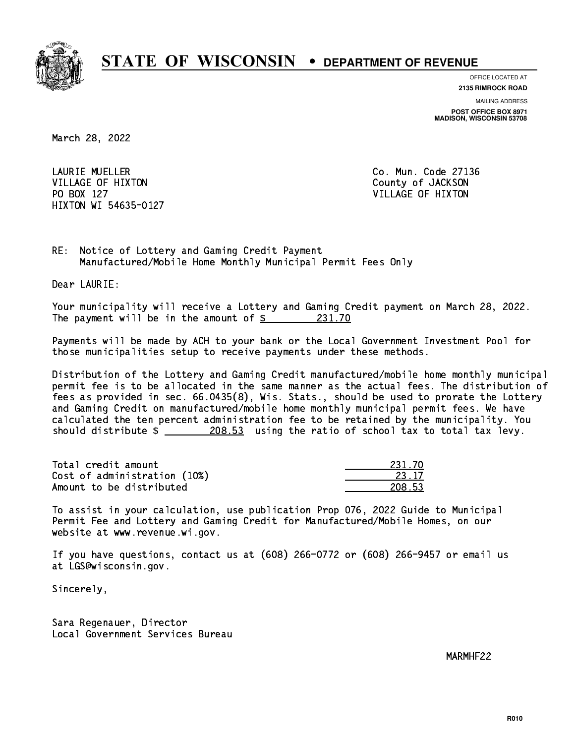# STATE OF WISCONSIN • DEPARTMENT OF REVENUE

OFFICE LOCATED AT
**2135 RIMROCK ROAD**

MAILING ADDRESS
**POST OFFICE BOX 8971**
**MADISON, WISCONSIN 53708**

March 28, 2022

LAURIE MUELLER
VILLAGE OF HIXTON
PO BOX 127
HIXTON WI 54635-0127

Co. Mun. Code 27136
County of JACKSON
VILLAGE OF HIXTON

RE: Notice of Lottery and Gaming Credit Payment
Manufactured/Mobile Home Monthly Municipal Permit Fees Only

Dear LAURIE:

Your municipality will receive a Lottery and Gaming Credit payment on March 28, 2022. The payment will be in the amount of $ 231.70

Payments will be made by ACH to your bank or the Local Government Investment Pool for those municipalities setup to receive payments under these methods.

Distribution of the Lottery and Gaming Credit manufactured/mobile home monthly municipal permit fee is to be allocated in the same manner as the actual fees. The distribution of fees as provided in sec. 66.0435(8), Wis. Stats., should be used to prorate the Lottery and Gaming Credit on manufactured/mobile home monthly municipal permit fees. We have calculated the ten percent administration fee to be retained by the municipality. You should distribute $ 208.53 using the ratio of school tax to total tax levy.

| | |
|---|---|
| Total credit amount | 231.70 |
| Cost of administration (10%) | 23.17 |
| Amount to be distributed | 208.53 |

To assist in your calculation, use publication Prop 076, 2022 Guide to Municipal Permit Fee and Lottery and Gaming Credit for Manufactured/Mobile Homes, on our website at www.revenue.wi.gov.

If you have questions, contact us at (608) 266-0772 or (608) 266-9457 or email us at LGS@wisconsin.gov.

Sincerely,

Sara Regenauer, Director
Local Government Services Bureau

MARMHF22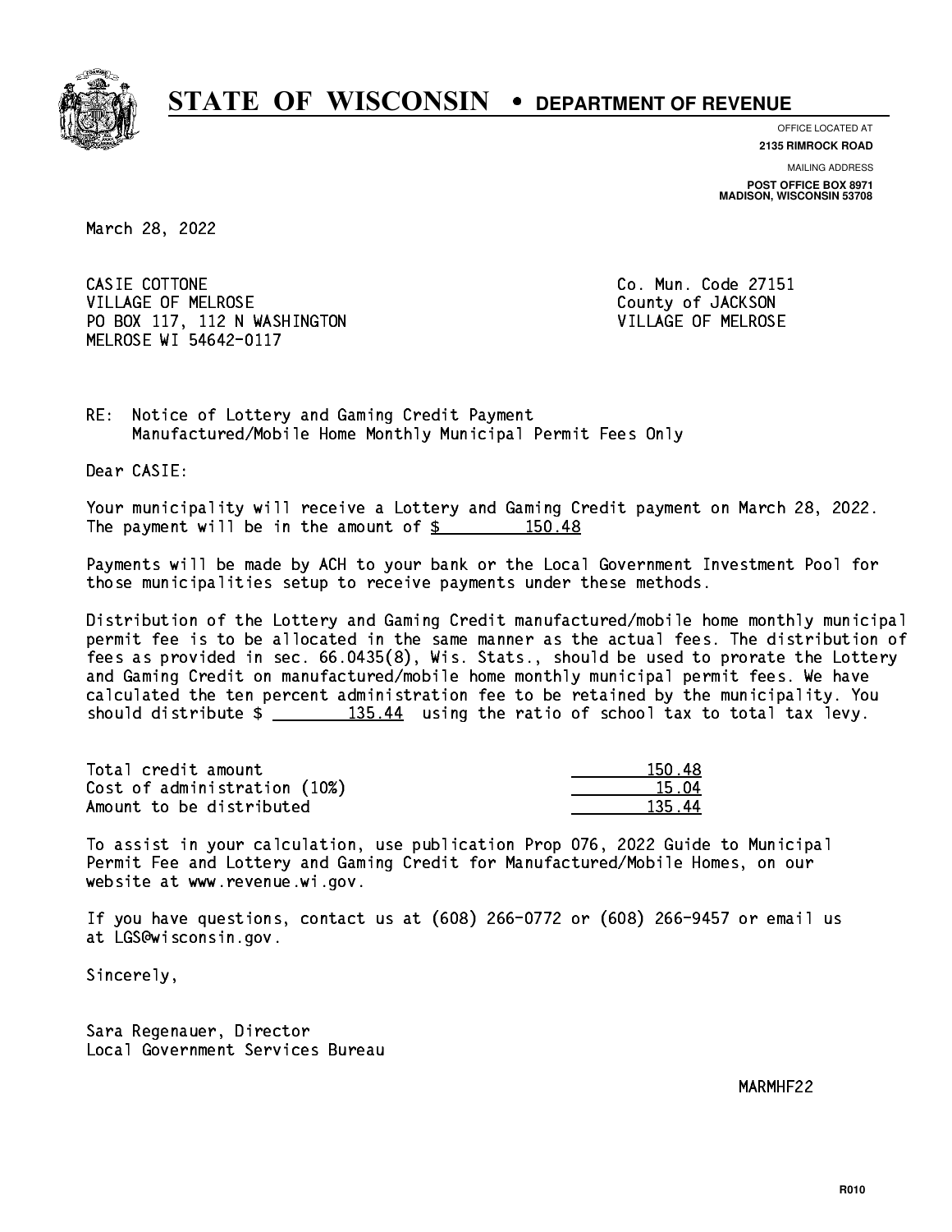# STATE OF WISCONSIN • DEPARTMENT OF REVENUE

OFFICE LOCATED AT
**2135 RIMROCK ROAD**

MAILING ADDRESS
**POST OFFICE BOX 8971**
**MADISON, WISCONSIN 53708**

March 28, 2022

CASIE COTTONE
VILLAGE OF MELROSE
PO BOX 117, 112 N WASHINGTON
MELROSE WI 54642-0117

Co. Mun. Code 27151
County of JACKSON
VILLAGE OF MELROSE

RE: Notice of Lottery and Gaming Credit Payment
Manufactured/Mobile Home Monthly Municipal Permit Fees Only

Dear CASIE:

Your municipality will receive a Lottery and Gaming Credit payment on March 28, 2022. The payment will be in the amount of $ 150.48

Payments will be made by ACH to your bank or the Local Government Investment Pool for those municipalities setup to receive payments under these methods.

Distribution of the Lottery and Gaming Credit manufactured/mobile home monthly municipal permit fee is to be allocated in the same manner as the actual fees. The distribution of fees as provided in sec. 66.0435(8), Wis. Stats., should be used to prorate the Lottery and Gaming Credit on manufactured/mobile home monthly municipal permit fees. We have calculated the ten percent administration fee to be retained by the municipality. You should distribute $ 135.44 using the ratio of school tax to total tax levy.

| | |
|---|---|
| Total credit amount | 150.48 |
| Cost of administration (10%) | 15.04 |
| Amount to be distributed | 135.44 |

To assist in your calculation, use publication Prop 076, 2022 Guide to Municipal Permit Fee and Lottery and Gaming Credit for Manufactured/Mobile Homes, on our website at www.revenue.wi.gov.

If you have questions, contact us at (608) 266-0772 or (608) 266-9457 or email us at LGS@wisconsin.gov.

Sincerely,

Sara Regenauer, Director
Local Government Services Bureau

MARMHF22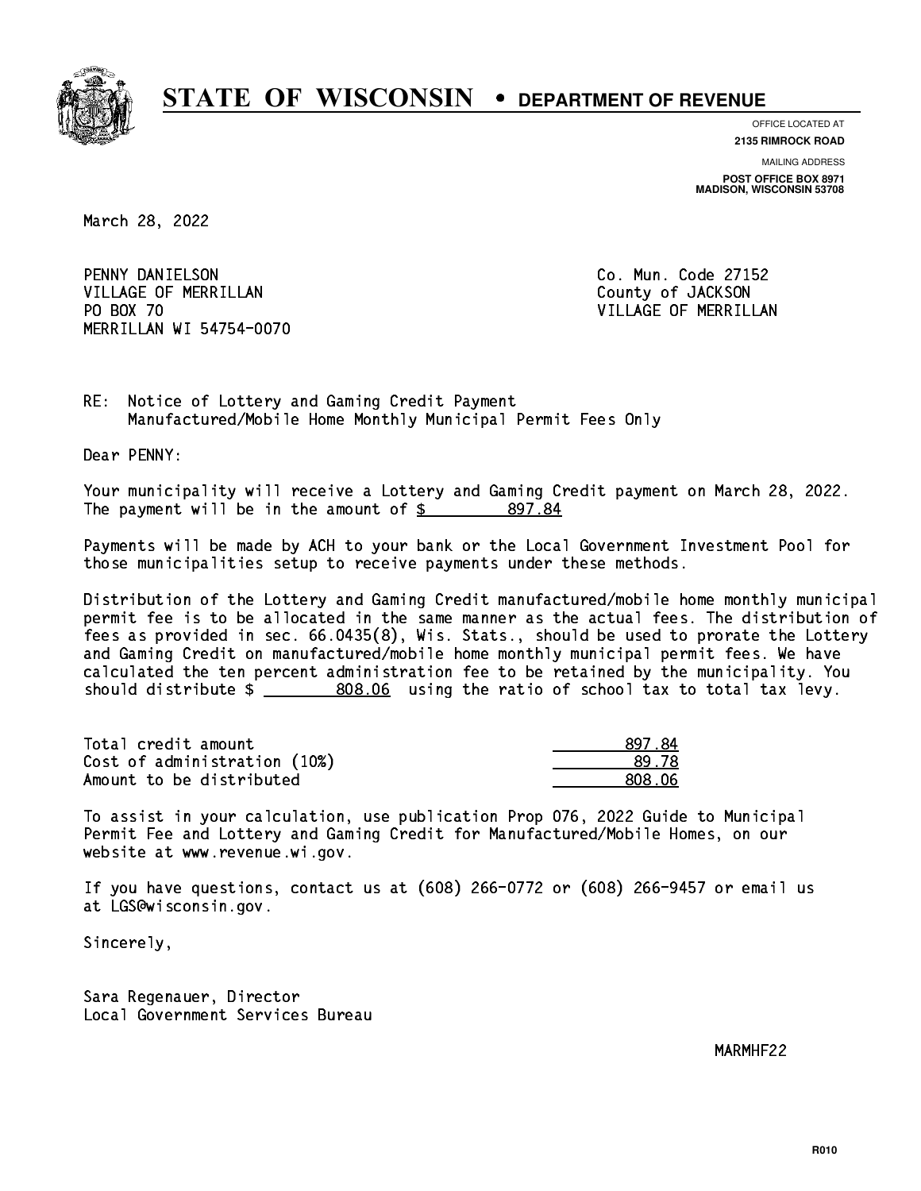# STATE OF WISCONSIN • DEPARTMENT OF REVENUE

OFFICE LOCATED AT
**2135 RIMROCK ROAD**

MAILING ADDRESS
**POST OFFICE BOX 8971**
**MADISON, WISCONSIN 53708**

March 28, 2022

PENNY DANIELSON
VILLAGE OF MERRILLAN
PO BOX 70
MERRILLAN WI 54754-0070

Co. Mun. Code 27152
County of JACKSON
VILLAGE OF MERRILLAN

RE: Notice of Lottery and Gaming Credit Payment
Manufactured/Mobile Home Monthly Municipal Permit Fees Only

Dear PENNY:

Your municipality will receive a Lottery and Gaming Credit payment on March 28, 2022. The payment will be in the amount of $ 897.84

Payments will be made by ACH to your bank or the Local Government Investment Pool for those municipalities setup to receive payments under these methods.

Distribution of the Lottery and Gaming Credit manufactured/mobile home monthly municipal permit fee is to be allocated in the same manner as the actual fees. The distribution of fees as provided in sec. 66.0435(8), Wis. Stats., should be used to prorate the Lottery and Gaming Credit on manufactured/mobile home monthly municipal permit fees. We have calculated the ten percent administration fee to be retained by the municipality. You should distribute $ 808.06 using the ratio of school tax to total tax levy.

| | |
|---|---|
| Total credit amount | 897.84 |
| Cost of administration (10%) | 89.78 |
| Amount to be distributed | 808.06 |

To assist in your calculation, use publication Prop 076, 2022 Guide to Municipal Permit Fee and Lottery and Gaming Credit for Manufactured/Mobile Homes, on our website at www.revenue.wi.gov.

If you have questions, contact us at (608) 266-0772 or (608) 266-9457 or email us at LGS@wisconsin.gov.

Sincerely,

Sara Regenauer, Director
Local Government Services Bureau

MARMHF22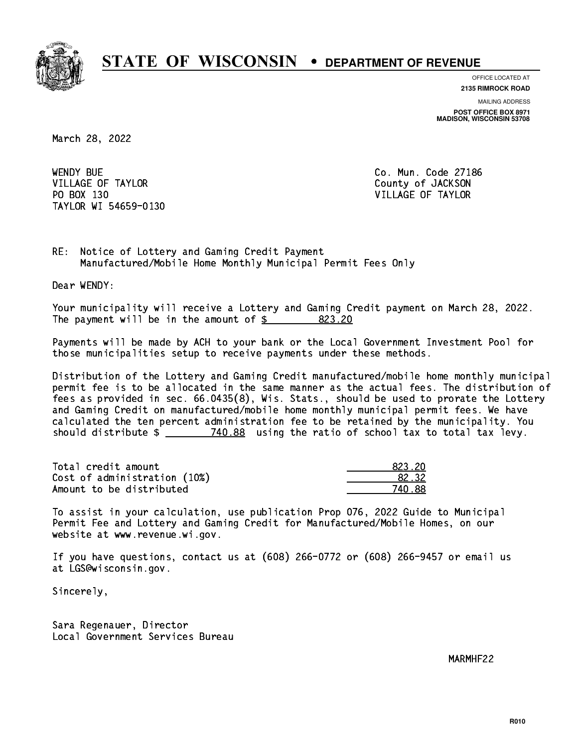# STATE OF WISCONSIN • DEPARTMENT OF REVENUE

OFFICE LOCATED AT
**2135 RIMROCK ROAD**

MAILING ADDRESS
**POST OFFICE BOX 8971**
**MADISON, WISCONSIN 53708**

March 28, 2022

WENDY BUE
VILLAGE OF TAYLOR
PO BOX 130
TAYLOR WI 54659-0130

Co. Mun. Code 27186
County of JACKSON
VILLAGE OF TAYLOR

RE: Notice of Lottery and Gaming Credit Payment
Manufactured/Mobile Home Monthly Municipal Permit Fees Only

Dear WENDY:

Your municipality will receive a Lottery and Gaming Credit payment on March 28, 2022. The payment will be in the amount of $ 823.20

Payments will be made by ACH to your bank or the Local Government Investment Pool for those municipalities setup to receive payments under these methods.

Distribution of the Lottery and Gaming Credit manufactured/mobile home monthly municipal permit fee is to be allocated in the same manner as the actual fees. The distribution of fees as provided in sec. 66.0435(8), Wis. Stats., should be used to prorate the Lottery and Gaming Credit on manufactured/mobile home monthly municipal permit fees. We have calculated the ten percent administration fee to be retained by the municipality. You should distribute $ 740.88 using the ratio of school tax to total tax levy.

| | |
|---|---|
| Total credit amount | 823.20 |
| Cost of administration (10%) | 82.32 |
| Amount to be distributed | 740.88 |

To assist in your calculation, use publication Prop 076, 2022 Guide to Municipal Permit Fee and Lottery and Gaming Credit for Manufactured/Mobile Homes, on our website at www.revenue.wi.gov.

If you have questions, contact us at (608) 266-0772 or (608) 266-9457 or email us at LGS@wisconsin.gov.

Sincerely,

Sara Regenauer, Director
Local Government Services Bureau

MARMHF22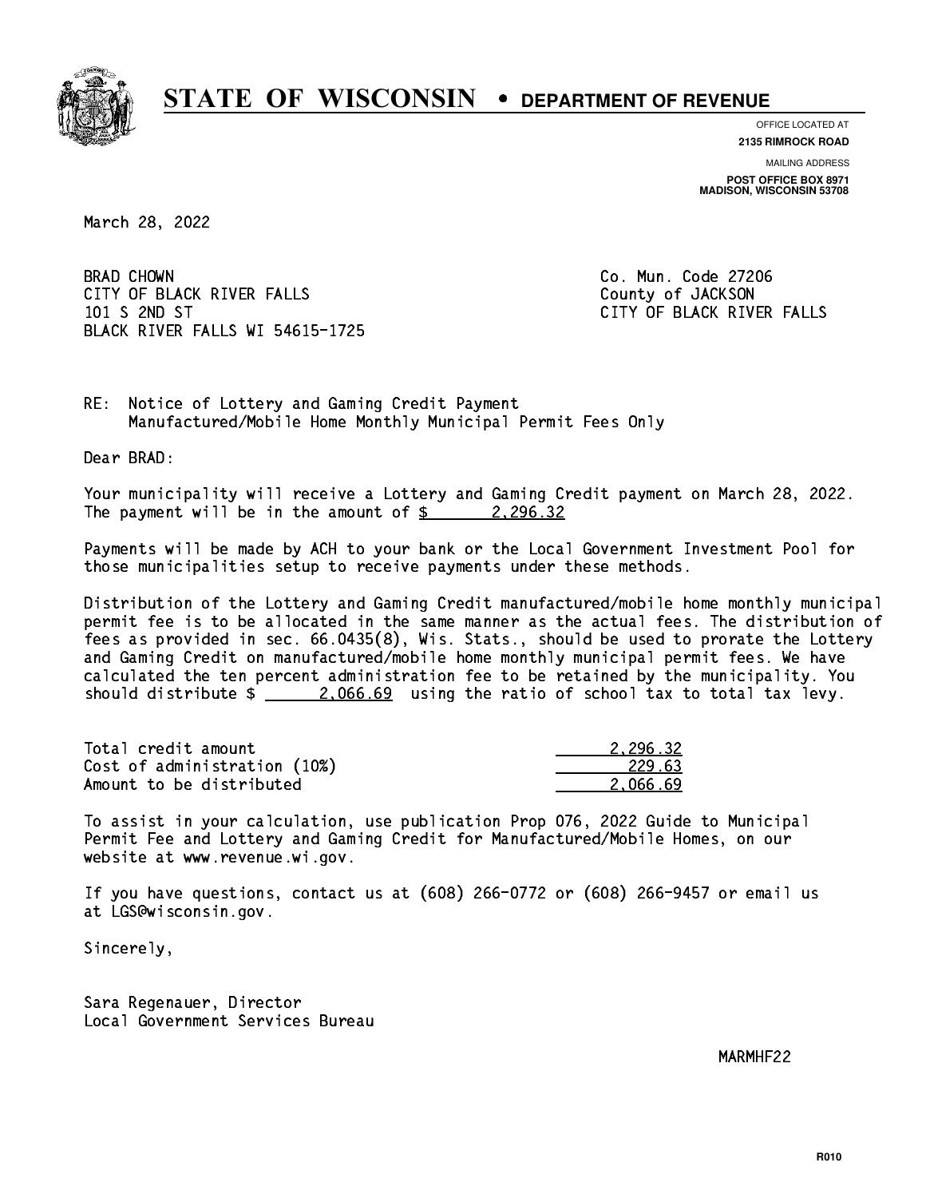# STATE OF WISCONSIN • DEPARTMENT OF REVENUE

OFFICE LOCATED AT
**2135 RIMROCK ROAD**

MAILING ADDRESS
**POST OFFICE BOX 8971**
**MADISON, WISCONSIN 53708**

March 28, 2022

BRAD CHOWN
CITY OF BLACK RIVER FALLS
101 S 2ND ST
BLACK RIVER FALLS WI 54615-1725

Co. Mun. Code 27206
County of JACKSON
CITY OF BLACK RIVER FALLS

RE: Notice of Lottery and Gaming Credit Payment
Manufactured/Mobile Home Monthly Municipal Permit Fees Only

Dear BRAD:

Your municipality will receive a Lottery and Gaming Credit payment on March 28, 2022. The payment will be in the amount of $ 2,296.32

Payments will be made by ACH to your bank or the Local Government Investment Pool for those municipalities setup to receive payments under these methods.

Distribution of the Lottery and Gaming Credit manufactured/mobile home monthly municipal permit fee is to be allocated in the same manner as the actual fees. The distribution of fees as provided in sec. 66.0435(8), Wis. Stats., should be used to prorate the Lottery and Gaming Credit on manufactured/mobile home monthly municipal permit fees. We have calculated the ten percent administration fee to be retained by the municipality. You should distribute $ 2,066.69 using the ratio of school tax to total tax levy.

| | |
|---|---|
| Total credit amount | 2,296.32 |
| Cost of administration (10%) | 229.63 |
| Amount to be distributed | 2,066.69 |

To assist in your calculation, use publication Prop 076, 2022 Guide to Municipal Permit Fee and Lottery and Gaming Credit for Manufactured/Mobile Homes, on our website at www.revenue.wi.gov.

If you have questions, contact us at (608) 266-0772 or (608) 266-9457 or email us at LGS@wisconsin.gov.

Sincerely,

Sara Regenauer, Director
Local Government Services Bureau

MARMHF22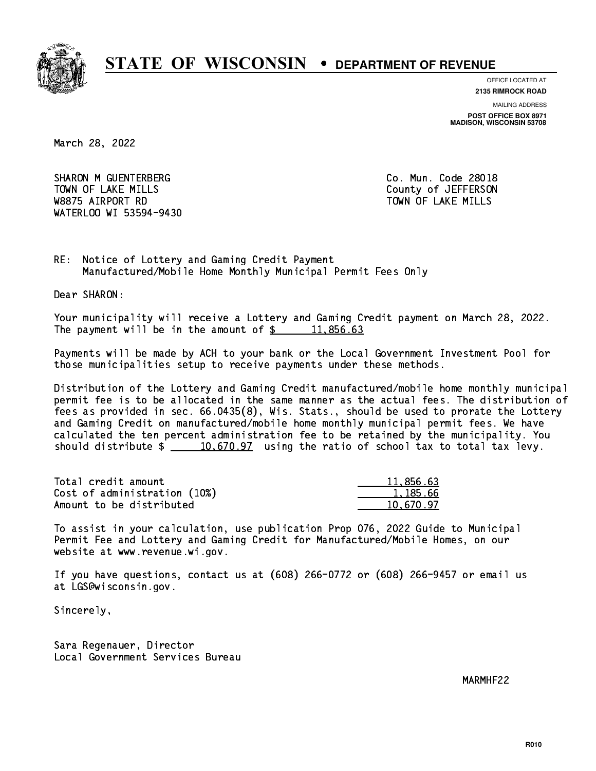# STATE OF WISCONSIN • DEPARTMENT OF REVENUE

OFFICE LOCATED AT
**2135 RIMROCK ROAD**

MAILING ADDRESS
**POST OFFICE BOX 8971**
**MADISON, WISCONSIN 53708**

March 28, 2022

SHARON M GUENTERBERG
TOWN OF LAKE MILLS
W8875 AIRPORT RD
WATERLOO WI 53594-9430

Co. Mun. Code 28018
County of JEFFERSON
TOWN OF LAKE MILLS

RE: Notice of Lottery and Gaming Credit Payment
Manufactured/Mobile Home Monthly Municipal Permit Fees Only

Dear SHARON:

Your municipality will receive a Lottery and Gaming Credit payment on March 28, 2022. The payment will be in the amount of $ 11,856.63

Payments will be made by ACH to your bank or the Local Government Investment Pool for those municipalities setup to receive payments under these methods.

Distribution of the Lottery and Gaming Credit manufactured/mobile home monthly municipal permit fee is to be allocated in the same manner as the actual fees. The distribution of fees as provided in sec. 66.0435(8), Wis. Stats., should be used to prorate the Lottery and Gaming Credit on manufactured/mobile home monthly municipal permit fees. We have calculated the ten percent administration fee to be retained by the municipality. You should distribute $ 10,670.97 using the ratio of school tax to total tax levy.

| | |
|---|---|
| Total credit amount | 11,856.63 |
| Cost of administration (10%) | 1,185.66 |
| Amount to be distributed | 10,670.97 |

To assist in your calculation, use publication Prop 076, 2022 Guide to Municipal Permit Fee and Lottery and Gaming Credit for Manufactured/Mobile Homes, on our website at www.revenue.wi.gov.

If you have questions, contact us at (608) 266-0772 or (608) 266-9457 or email us at LGS@wisconsin.gov.

Sincerely,

Sara Regenauer, Director
Local Government Services Bureau

MARMHF22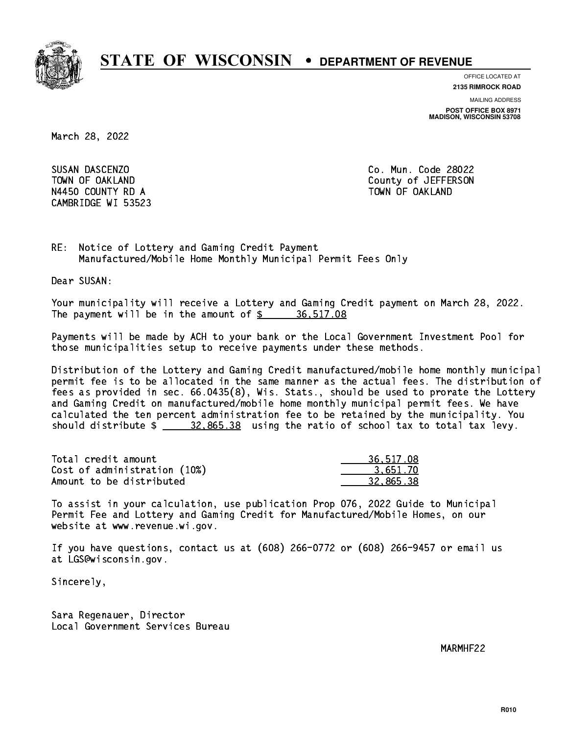# STATE OF WISCONSIN • DEPARTMENT OF REVENUE

OFFICE LOCATED AT
**2135 RIMROCK ROAD**

MAILING ADDRESS
**POST OFFICE BOX 8971**
**MADISON, WISCONSIN 53708**

March 28, 2022

SUSAN DASCENZO
TOWN OF OAKLAND
N4450 COUNTY RD A
CAMBRIDGE WI 53523

Co. Mun. Code 28022
County of JEFFERSON
TOWN OF OAKLAND

RE: Notice of Lottery and Gaming Credit Payment
Manufactured/Mobile Home Monthly Municipal Permit Fees Only

Dear SUSAN:

Your municipality will receive a Lottery and Gaming Credit payment on March 28, 2022. The payment will be in the amount of $ 36,517.08

Payments will be made by ACH to your bank or the Local Government Investment Pool for those municipalities setup to receive payments under these methods.

Distribution of the Lottery and Gaming Credit manufactured/mobile home monthly municipal permit fee is to be allocated in the same manner as the actual fees. The distribution of fees as provided in sec. 66.0435(8), Wis. Stats., should be used to prorate the Lottery and Gaming Credit on manufactured/mobile home monthly municipal permit fees. We have calculated the ten percent administration fee to be retained by the municipality. You should distribute $ 32,865.38 using the ratio of school tax to total tax levy.

| | |
|---|---|
| Total credit amount | 36,517.08 |
| Cost of administration (10%) | 3,651.70 |
| Amount to be distributed | 32,865.38 |

To assist in your calculation, use publication Prop 076, 2022 Guide to Municipal Permit Fee and Lottery and Gaming Credit for Manufactured/Mobile Homes, on our website at www.revenue.wi.gov.

If you have questions, contact us at (608) 266-0772 or (608) 266-9457 or email us at LGS@wisconsin.gov.

Sincerely,

Sara Regenauer, Director
Local Government Services Bureau

MARMHF22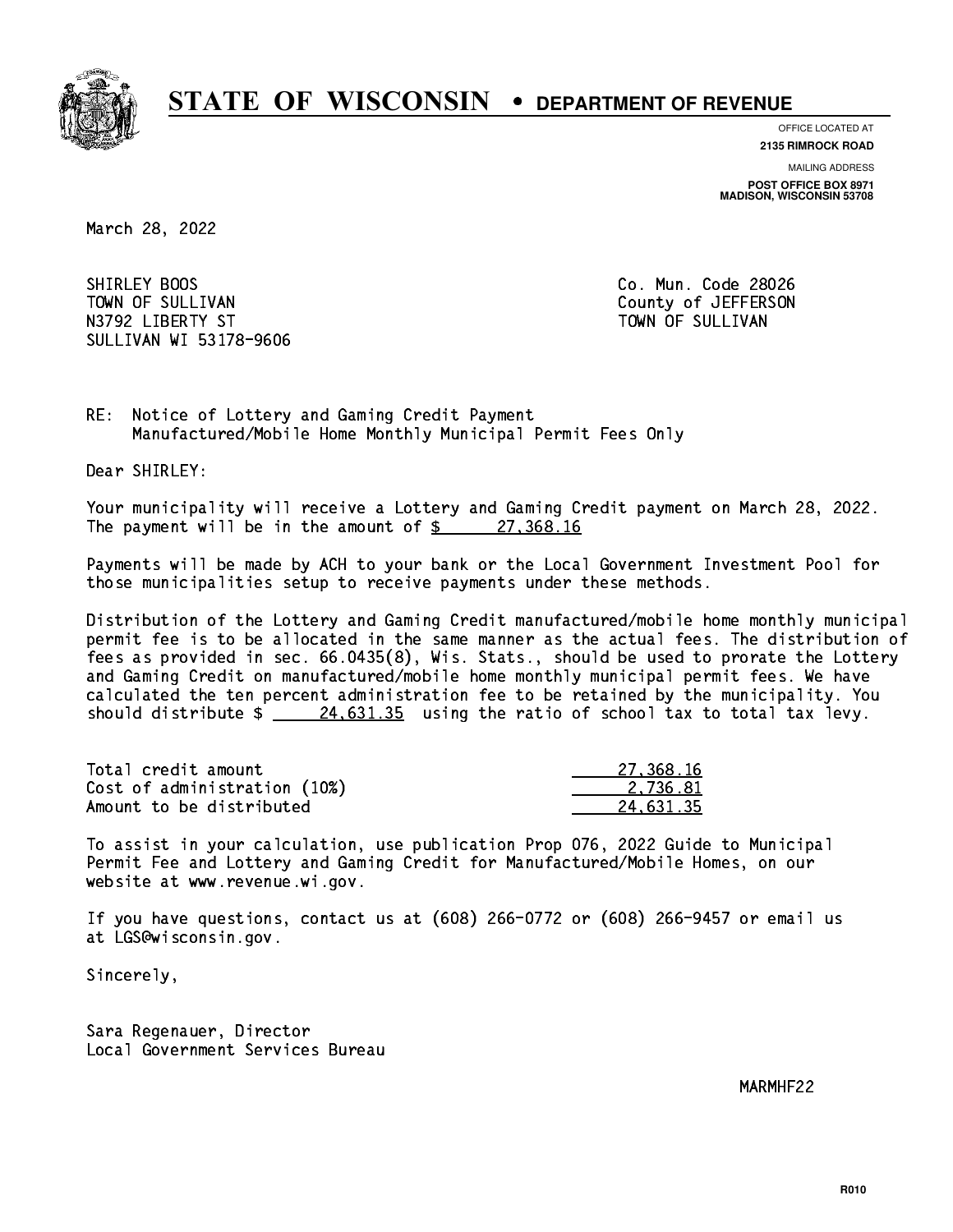# STATE OF WISCONSIN • DEPARTMENT OF REVENUE

OFFICE LOCATED AT
**2135 RIMROCK ROAD**

MAILING ADDRESS
**POST OFFICE BOX 8971**
**MADISON, WISCONSIN 53708**

March 28, 2022

SHIRLEY BOOS
TOWN OF SULLIVAN
N3792 LIBERTY ST
SULLIVAN WI 53178-9606

Co. Mun. Code 28026
County of JEFFERSON
TOWN OF SULLIVAN

RE: Notice of Lottery and Gaming Credit Payment
Manufactured/Mobile Home Monthly Municipal Permit Fees Only

Dear SHIRLEY:

Your municipality will receive a Lottery and Gaming Credit payment on March 28, 2022. The payment will be in the amount of $ 27,368.16

Payments will be made by ACH to your bank or the Local Government Investment Pool for those municipalities setup to receive payments under these methods.

Distribution of the Lottery and Gaming Credit manufactured/mobile home monthly municipal permit fee is to be allocated in the same manner as the actual fees. The distribution of fees as provided in sec. 66.0435(8), Wis. Stats., should be used to prorate the Lottery and Gaming Credit on manufactured/mobile home monthly municipal permit fees. We have calculated the ten percent administration fee to be retained by the municipality. You should distribute $ 24,631.35 using the ratio of school tax to total tax levy.

| | |
|---|---:|
| Total credit amount | 27,368.16 |
| Cost of administration (10%) | 2,736.81 |
| Amount to be distributed | 24,631.35 |

To assist in your calculation, use publication Prop 076, 2022 Guide to Municipal Permit Fee and Lottery and Gaming Credit for Manufactured/Mobile Homes, on our website at www.revenue.wi.gov.

If you have questions, contact us at (608) 266-0772 or (608) 266-9457 or email us at LGS@wisconsin.gov.

Sincerely,

Sara Regenauer, Director
Local Government Services Bureau

MARMHF22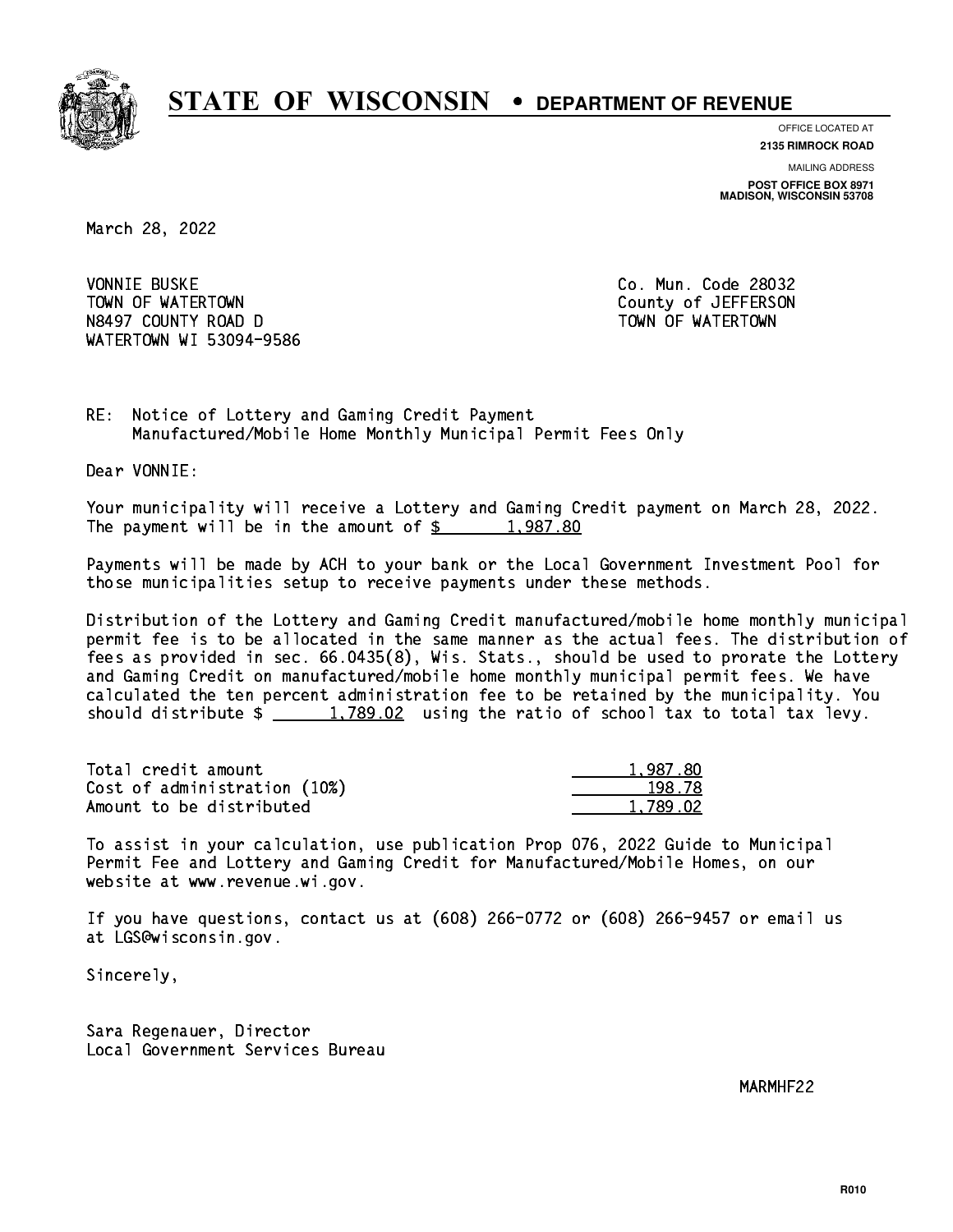# STATE OF WISCONSIN • DEPARTMENT OF REVENUE

OFFICE LOCATED AT
**2135 RIMROCK ROAD**

MAILING ADDRESS
**POST OFFICE BOX 8971**
**MADISON, WISCONSIN 53708**

March 28, 2022

VONNIE BUSKE
TOWN OF WATERTOWN
N8497 COUNTY ROAD D
WATERTOWN WI 53094-9586

Co. Mun. Code 28032
County of JEFFERSON
TOWN OF WATERTOWN

RE: Notice of Lottery and Gaming Credit Payment
Manufactured/Mobile Home Monthly Municipal Permit Fees Only

Dear VONNIE:

Your municipality will receive a Lottery and Gaming Credit payment on March 28, 2022. The payment will be in the amount of $ 1,987.80

Payments will be made by ACH to your bank or the Local Government Investment Pool for those municipalities setup to receive payments under these methods.

Distribution of the Lottery and Gaming Credit manufactured/mobile home monthly municipal permit fee is to be allocated in the same manner as the actual fees. The distribution of fees as provided in sec. 66.0435(8), Wis. Stats., should be used to prorate the Lottery and Gaming Credit on manufactured/mobile home monthly municipal permit fees. We have calculated the ten percent administration fee to be retained by the municipality. You should distribute $ 1,789.02 using the ratio of school tax to total tax levy.

| | |
|---|---|
| Total credit amount | 1,987.80 |
| Cost of administration (10%) | 198.78 |
| Amount to be distributed | 1,789.02 |

To assist in your calculation, use publication Prop 076, 2022 Guide to Municipal Permit Fee and Lottery and Gaming Credit for Manufactured/Mobile Homes, on our website at www.revenue.wi.gov.

If you have questions, contact us at (608) 266-0772 or (608) 266-9457 or email us at LGS@wisconsin.gov.

Sincerely,

Sara Regenauer, Director
Local Government Services Bureau

MARMHF22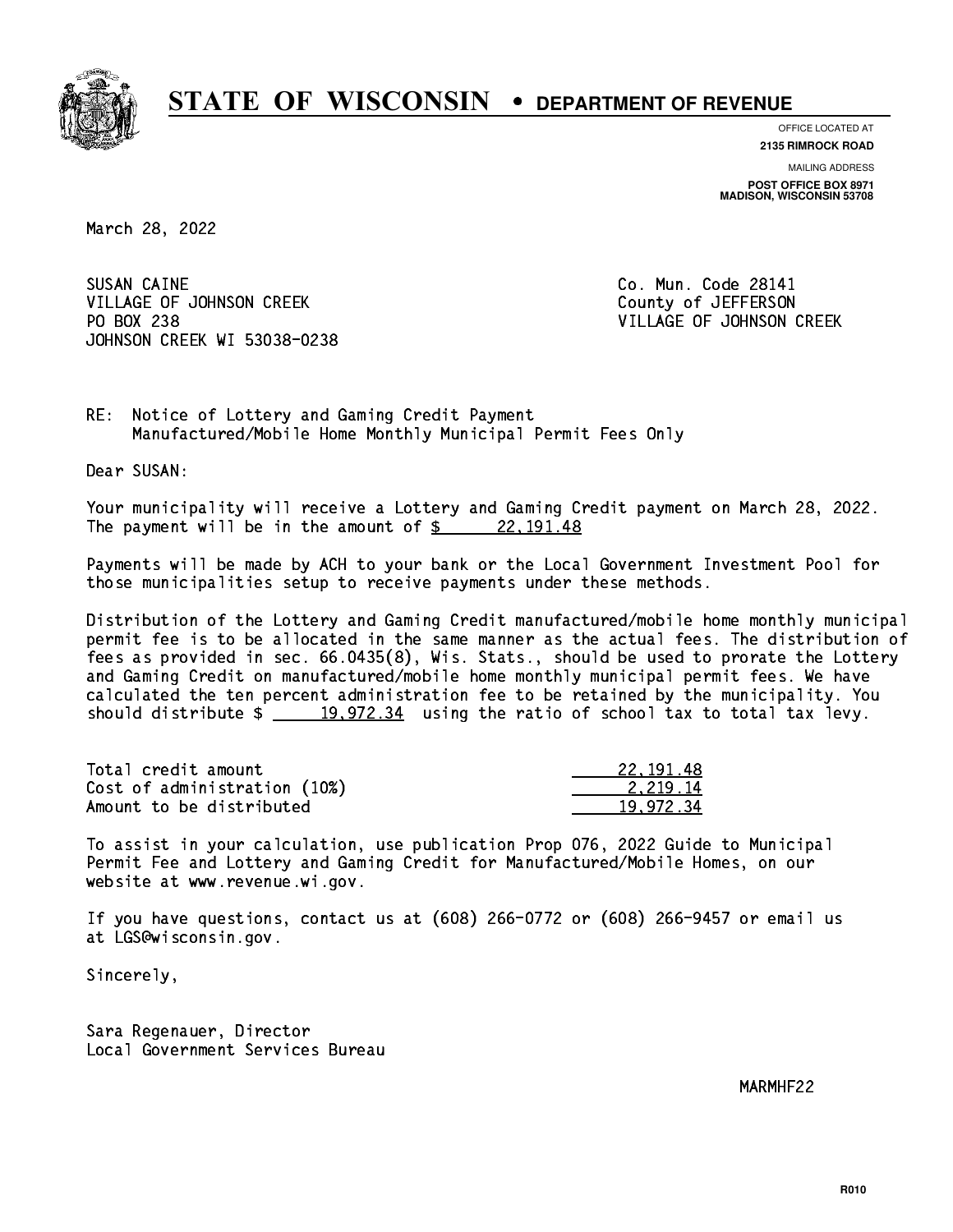# STATE OF WISCONSIN • DEPARTMENT OF REVENUE

OFFICE LOCATED AT
**2135 RIMROCK ROAD**

MAILING ADDRESS
**POST OFFICE BOX 8971**
**MADISON, WISCONSIN 53708**

March 28, 2022

SUSAN CAINE
VILLAGE OF JOHNSON CREEK
PO BOX 238
JOHNSON CREEK WI 53038-0238

Co. Mun. Code 28141
County of JEFFERSON
VILLAGE OF JOHNSON CREEK

RE: Notice of Lottery and Gaming Credit Payment
Manufactured/Mobile Home Monthly Municipal Permit Fees Only

Dear SUSAN:

Your municipality will receive a Lottery and Gaming Credit payment on March 28, 2022. The payment will be in the amount of $ 22,191.48

Payments will be made by ACH to your bank or the Local Government Investment Pool for those municipalities setup to receive payments under these methods.

Distribution of the Lottery and Gaming Credit manufactured/mobile home monthly municipal permit fee is to be allocated in the same manner as the actual fees. The distribution of fees as provided in sec. 66.0435(8), Wis. Stats., should be used to prorate the Lottery and Gaming Credit on manufactured/mobile home monthly municipal permit fees. We have calculated the ten percent administration fee to be retained by the municipality. You should distribute $ 19,972.34 using the ratio of school tax to total tax levy.

| | |
|---|---|
| Total credit amount | 22,191.48 |
| Cost of administration (10%) | 2,219.14 |
| Amount to be distributed | 19,972.34 |

To assist in your calculation, use publication Prop 076, 2022 Guide to Municipal Permit Fee and Lottery and Gaming Credit for Manufactured/Mobile Homes, on our website at www.revenue.wi.gov.

If you have questions, contact us at (608) 266-0772 or (608) 266-9457 or email us at LGS@wisconsin.gov.

Sincerely,

Sara Regenauer, Director
Local Government Services Bureau

MARMHF22

R010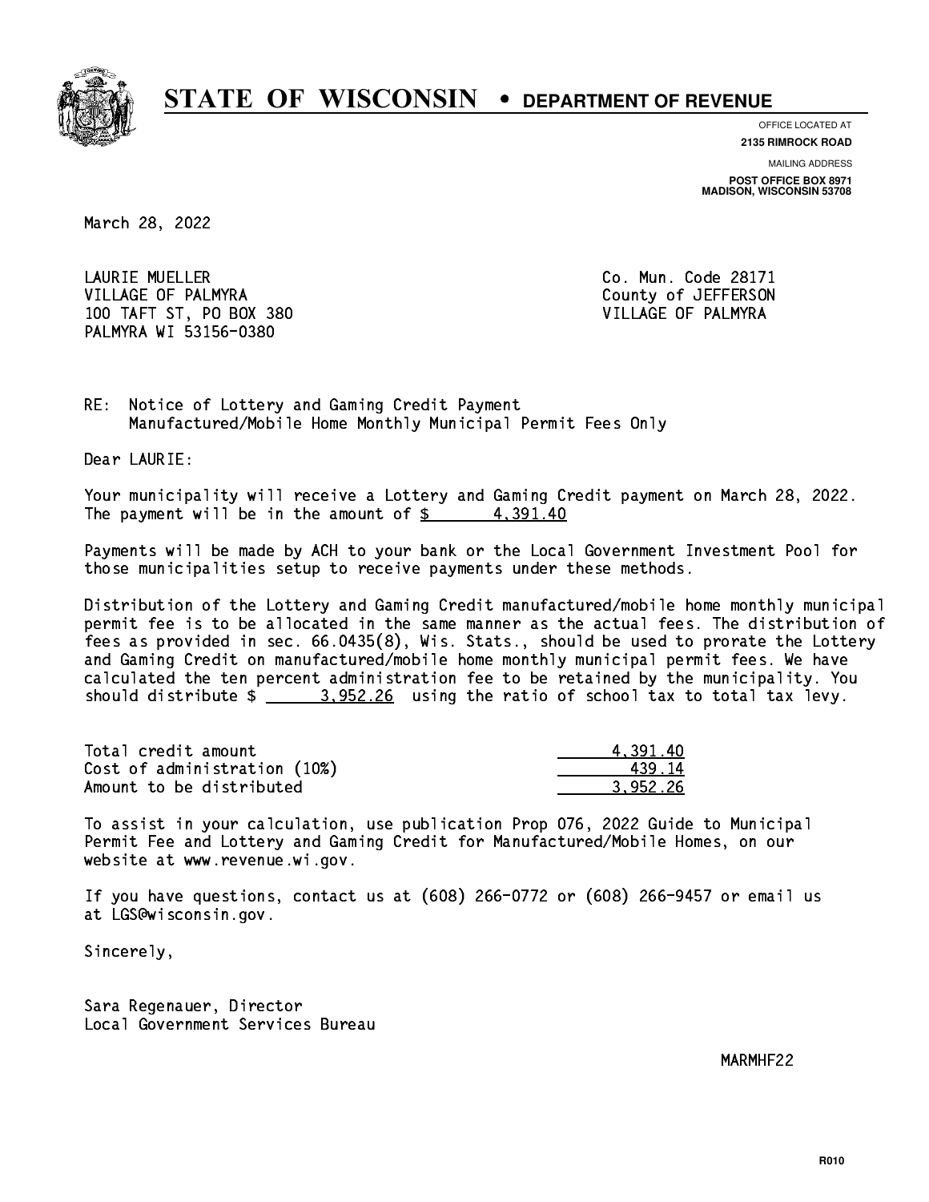# STATE OF WISCONSIN • DEPARTMENT OF REVENUE

OFFICE LOCATED AT
**2135 RIMROCK ROAD**

MAILING ADDRESS
**POST OFFICE BOX 8971**
**MADISON, WISCONSIN 53708**

March 28, 2022

LAURIE MUELLER
VILLAGE OF PALMYRA
100 TAFT ST, PO BOX 380
PALMYRA WI 53156-0380

Co. Mun. Code 28171
County of JEFFERSON
VILLAGE OF PALMYRA

RE: Notice of Lottery and Gaming Credit Payment
Manufactured/Mobile Home Monthly Municipal Permit Fees Only

Dear LAURIE:

Your municipality will receive a Lottery and Gaming Credit payment on March 28, 2022. The payment will be in the amount of $ 4,391.40

Payments will be made by ACH to your bank or the Local Government Investment Pool for those municipalities setup to receive payments under these methods.

Distribution of the Lottery and Gaming Credit manufactured/mobile home monthly municipal permit fee is to be allocated in the same manner as the actual fees. The distribution of fees as provided in sec. 66.0435(8), Wis. Stats., should be used to prorate the Lottery and Gaming Credit on manufactured/mobile home monthly municipal permit fees. We have calculated the ten percent administration fee to be retained by the municipality. You should distribute $ 3,952.26 using the ratio of school tax to total tax levy.

| | |
|---|---|
| Total credit amount | 4,391.40 |
| Cost of administration (10%) | 439.14 |
| Amount to be distributed | 3,952.26 |

To assist in your calculation, use publication Prop 076, 2022 Guide to Municipal Permit Fee and Lottery and Gaming Credit for Manufactured/Mobile Homes, on our website at www.revenue.wi.gov.

If you have questions, contact us at (608) 266-0772 or (608) 266-9457 or email us at LGS@wisconsin.gov.

Sincerely,

Sara Regenauer, Director
Local Government Services Bureau

MARMHF22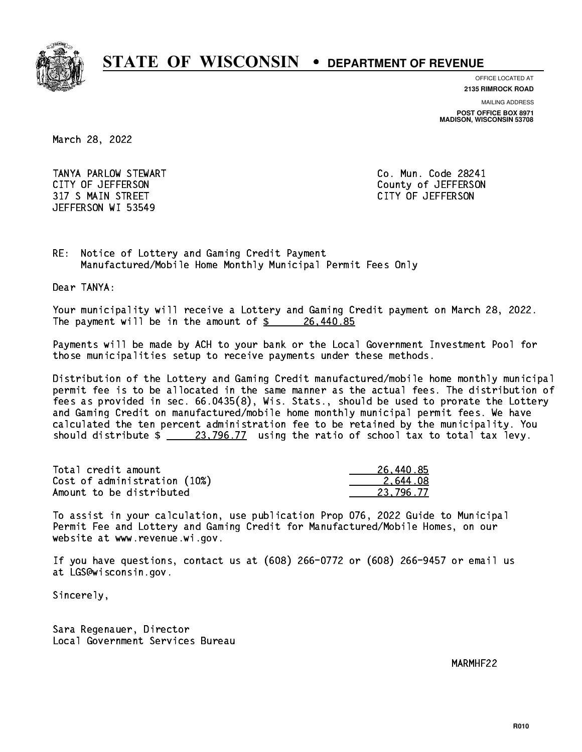# STATE OF WISCONSIN • DEPARTMENT OF REVENUE

OFFICE LOCATED AT
**2135 RIMROCK ROAD**

MAILING ADDRESS
**POST OFFICE BOX 8971**
**MADISON, WISCONSIN 53708**

March 28, 2022

TANYA PARLOW STEWART
CITY OF JEFFERSON
317 S MAIN STREET
JEFFERSON WI 53549

Co. Mun. Code 28241
County of JEFFERSON
CITY OF JEFFERSON

RE: Notice of Lottery and Gaming Credit Payment
Manufactured/Mobile Home Monthly Municipal Permit Fees Only

Dear TANYA:

Your municipality will receive a Lottery and Gaming Credit payment on March 28, 2022. The payment will be in the amount of $ 26,440.85

Payments will be made by ACH to your bank or the Local Government Investment Pool for those municipalities setup to receive payments under these methods.

Distribution of the Lottery and Gaming Credit manufactured/mobile home monthly municipal permit fee is to be allocated in the same manner as the actual fees. The distribution of fees as provided in sec. 66.0435(8), Wis. Stats., should be used to prorate the Lottery and Gaming Credit on manufactured/mobile home monthly municipal permit fees. We have calculated the ten percent administration fee to be retained by the municipality. You should distribute $ 23,796.77 using the ratio of school tax to total tax levy.

| | |
|---|---|
| Total credit amount | 26,440.85 |
| Cost of administration (10%) | 2,644.08 |
| Amount to be distributed | 23,796.77 |

To assist in your calculation, use publication Prop 076, 2022 Guide to Municipal Permit Fee and Lottery and Gaming Credit for Manufactured/Mobile Homes, on our website at www.revenue.wi.gov.

If you have questions, contact us at (608) 266-0772 or (608) 266-9457 or email us at LGS@wisconsin.gov.

Sincerely,

Sara Regenauer, Director
Local Government Services Bureau

MARMHF22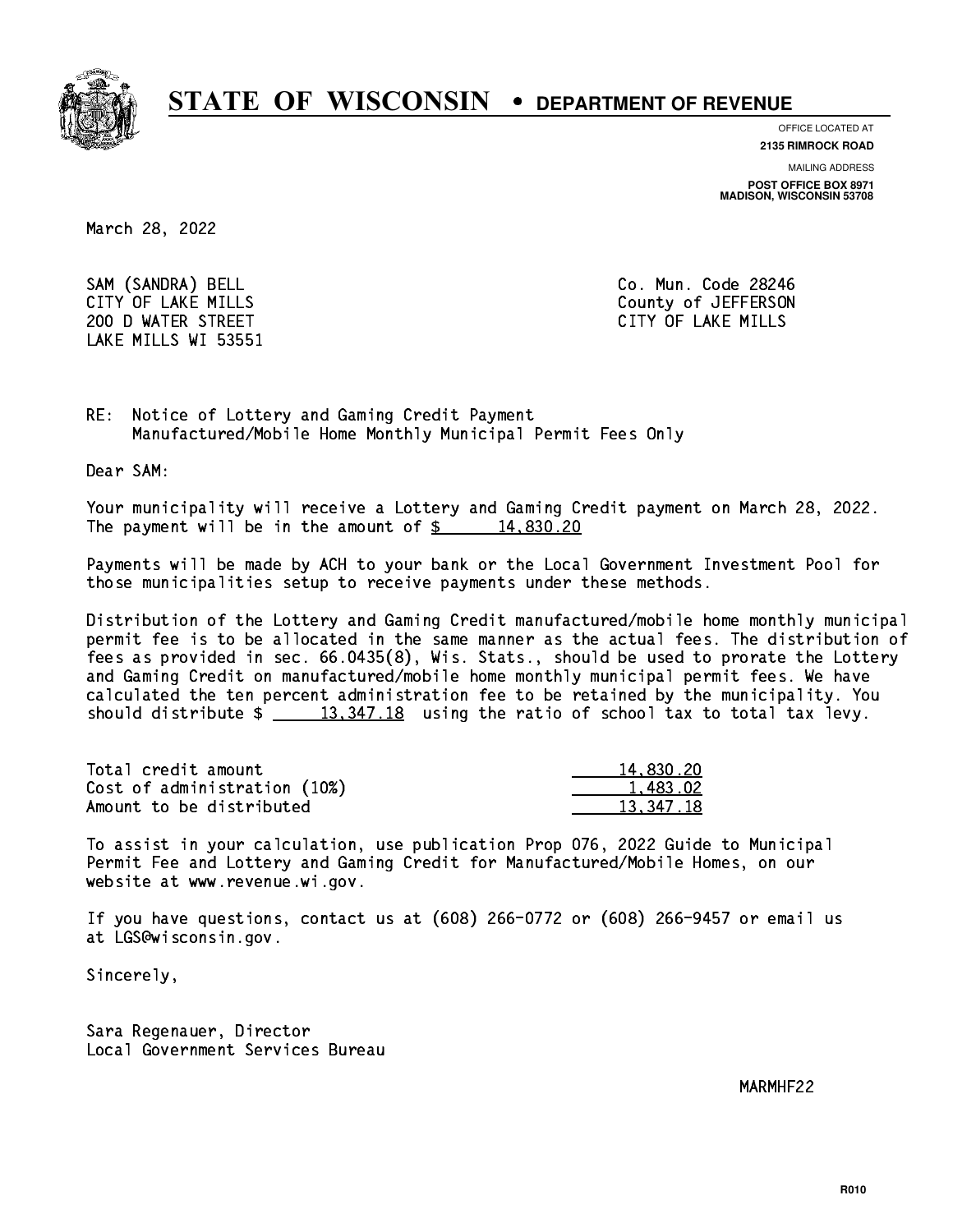# STATE OF WISCONSIN • DEPARTMENT OF REVENUE

OFFICE LOCATED AT
**2135 RIMROCK ROAD**

MAILING ADDRESS
**POST OFFICE BOX 8971**
**MADISON, WISCONSIN 53708**

March 28, 2022

SAM (SANDRA) BELL
CITY OF LAKE MILLS
200 D WATER STREET
LAKE MILLS WI 53551

Co. Mun. Code 28246
County of JEFFERSON
CITY OF LAKE MILLS

RE: Notice of Lottery and Gaming Credit Payment
Manufactured/Mobile Home Monthly Municipal Permit Fees Only

Dear SAM:

Your municipality will receive a Lottery and Gaming Credit payment on March 28, 2022. The payment will be in the amount of $ 14,830.20

Payments will be made by ACH to your bank or the Local Government Investment Pool for those municipalities setup to receive payments under these methods.

Distribution of the Lottery and Gaming Credit manufactured/mobile home monthly municipal permit fee is to be allocated in the same manner as the actual fees. The distribution of fees as provided in sec. 66.0435(8), Wis. Stats., should be used to prorate the Lottery and Gaming Credit on manufactured/mobile home monthly municipal permit fees. We have calculated the ten percent administration fee to be retained by the municipality. You should distribute $ 13,347.18 using the ratio of school tax to total tax levy.

| | |
|---|---|
| Total credit amount | 14,830.20 |
| Cost of administration (10%) | 1,483.02 |
| Amount to be distributed | 13,347.18 |

To assist in your calculation, use publication Prop 076, 2022 Guide to Municipal Permit Fee and Lottery and Gaming Credit for Manufactured/Mobile Homes, on our website at www.revenue.wi.gov.

If you have questions, contact us at (608) 266-0772 or (608) 266-9457 or email us at LGS@wisconsin.gov.

Sincerely,

Sara Regenauer, Director
Local Government Services Bureau

MARMHF22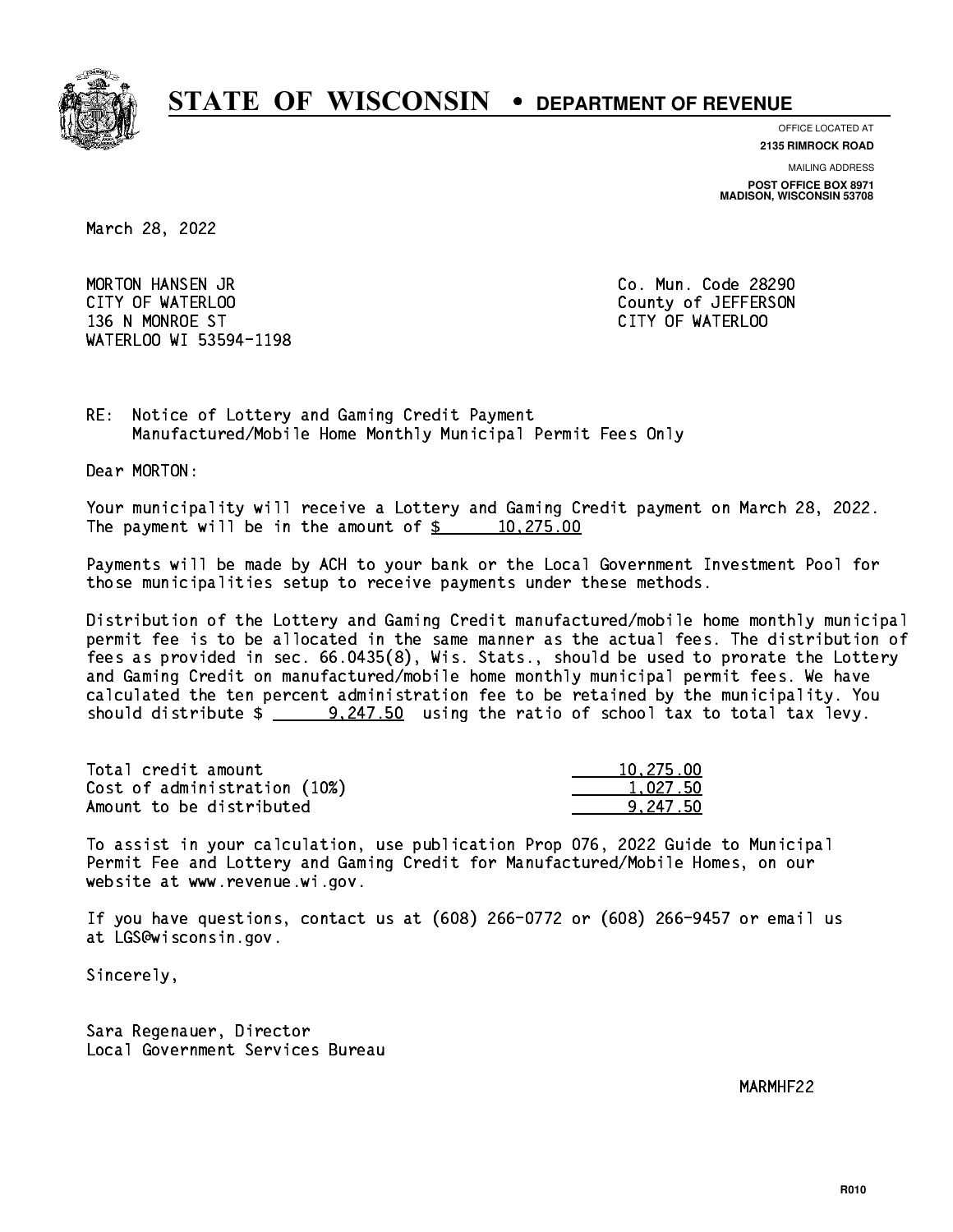# STATE OF WISCONSIN • DEPARTMENT OF REVENUE

OFFICE LOCATED AT
**2135 RIMROCK ROAD**

MAILING ADDRESS
**POST OFFICE BOX 8971**
**MADISON, WISCONSIN 53708**

March 28, 2022

MORTON HANSEN JR
CITY OF WATERLOO
136 N MONROE ST
WATERLOO WI 53594-1198

Co. Mun. Code 28290
County of JEFFERSON
CITY OF WATERLOO

RE: Notice of Lottery and Gaming Credit Payment
Manufactured/Mobile Home Monthly Municipal Permit Fees Only

Dear MORTON:

Your municipality will receive a Lottery and Gaming Credit payment on March 28, 2022. The payment will be in the amount of $ 10,275.00

Payments will be made by ACH to your bank or the Local Government Investment Pool for those municipalities setup to receive payments under these methods.

Distribution of the Lottery and Gaming Credit manufactured/mobile home monthly municipal permit fee is to be allocated in the same manner as the actual fees. The distribution of fees as provided in sec. 66.0435(8), Wis. Stats., should be used to prorate the Lottery and Gaming Credit on manufactured/mobile home monthly municipal permit fees. We have calculated the ten percent administration fee to be retained by the municipality. You should distribute $ 9,247.50 using the ratio of school tax to total tax levy.

| | |
|---|---|
| Total credit amount | 10,275.00 |
| Cost of administration (10%) | 1,027.50 |
| Amount to be distributed | 9,247.50 |

To assist in your calculation, use publication Prop 076, 2022 Guide to Municipal Permit Fee and Lottery and Gaming Credit for Manufactured/Mobile Homes, on our website at www.revenue.wi.gov.

If you have questions, contact us at (608) 266-0772 or (608) 266-9457 or email us at LGS@wisconsin.gov.

Sincerely,

Sara Regenauer, Director
Local Government Services Bureau

MARMHF22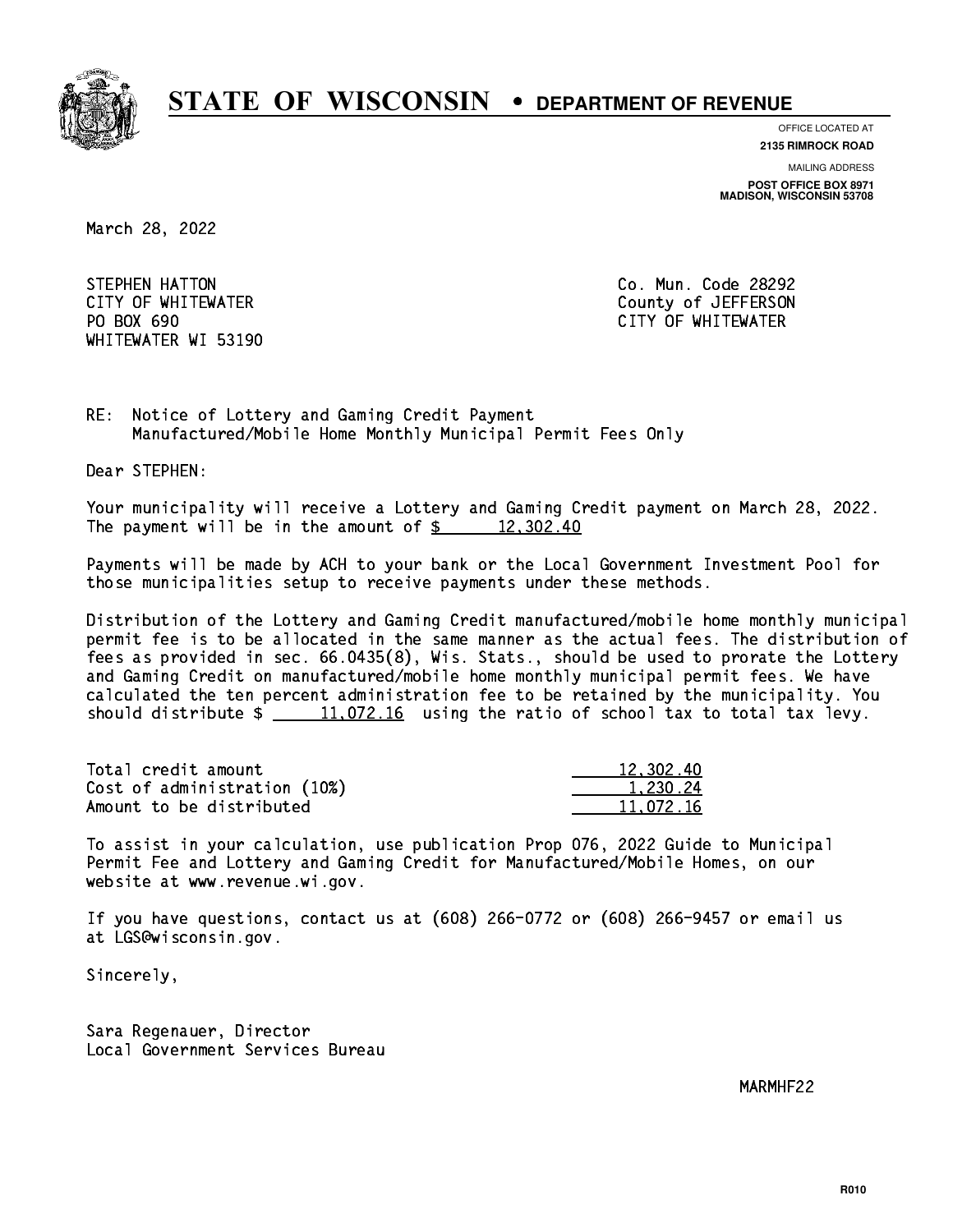# STATE OF WISCONSIN • DEPARTMENT OF REVENUE

OFFICE LOCATED AT
**2135 RIMROCK ROAD**

MAILING ADDRESS
**POST OFFICE BOX 8971**
**MADISON, WISCONSIN 53708**

March 28, 2022

STEPHEN HATTON
CITY OF WHITEWATER
PO BOX 690
WHITEWATER WI 53190

Co. Mun. Code 28292
County of JEFFERSON
CITY OF WHITEWATER

RE: Notice of Lottery and Gaming Credit Payment
Manufactured/Mobile Home Monthly Municipal Permit Fees Only

Dear STEPHEN:

Your municipality will receive a Lottery and Gaming Credit payment on March 28, 2022. The payment will be in the amount of $ 12,302.40

Payments will be made by ACH to your bank or the Local Government Investment Pool for those municipalities setup to receive payments under these methods.

Distribution of the Lottery and Gaming Credit manufactured/mobile home monthly municipal permit fee is to be allocated in the same manner as the actual fees. The distribution of fees as provided in sec. 66.0435(8), Wis. Stats., should be used to prorate the Lottery and Gaming Credit on manufactured/mobile home monthly municipal permit fees. We have calculated the ten percent administration fee to be retained by the municipality. You should distribute $ 11,072.16 using the ratio of school tax to total tax levy.

| | |
|---|---|
| Total credit amount | 12,302.40 |
| Cost of administration (10%) | 1,230.24 |
| Amount to be distributed | 11,072.16 |

To assist in your calculation, use publication Prop 076, 2022 Guide to Municipal Permit Fee and Lottery and Gaming Credit for Manufactured/Mobile Homes, on our website at www.revenue.wi.gov.

If you have questions, contact us at (608) 266-0772 or (608) 266-9457 or email us at LGS@wisconsin.gov.

Sincerely,

Sara Regenauer, Director
Local Government Services Bureau

MARMHF22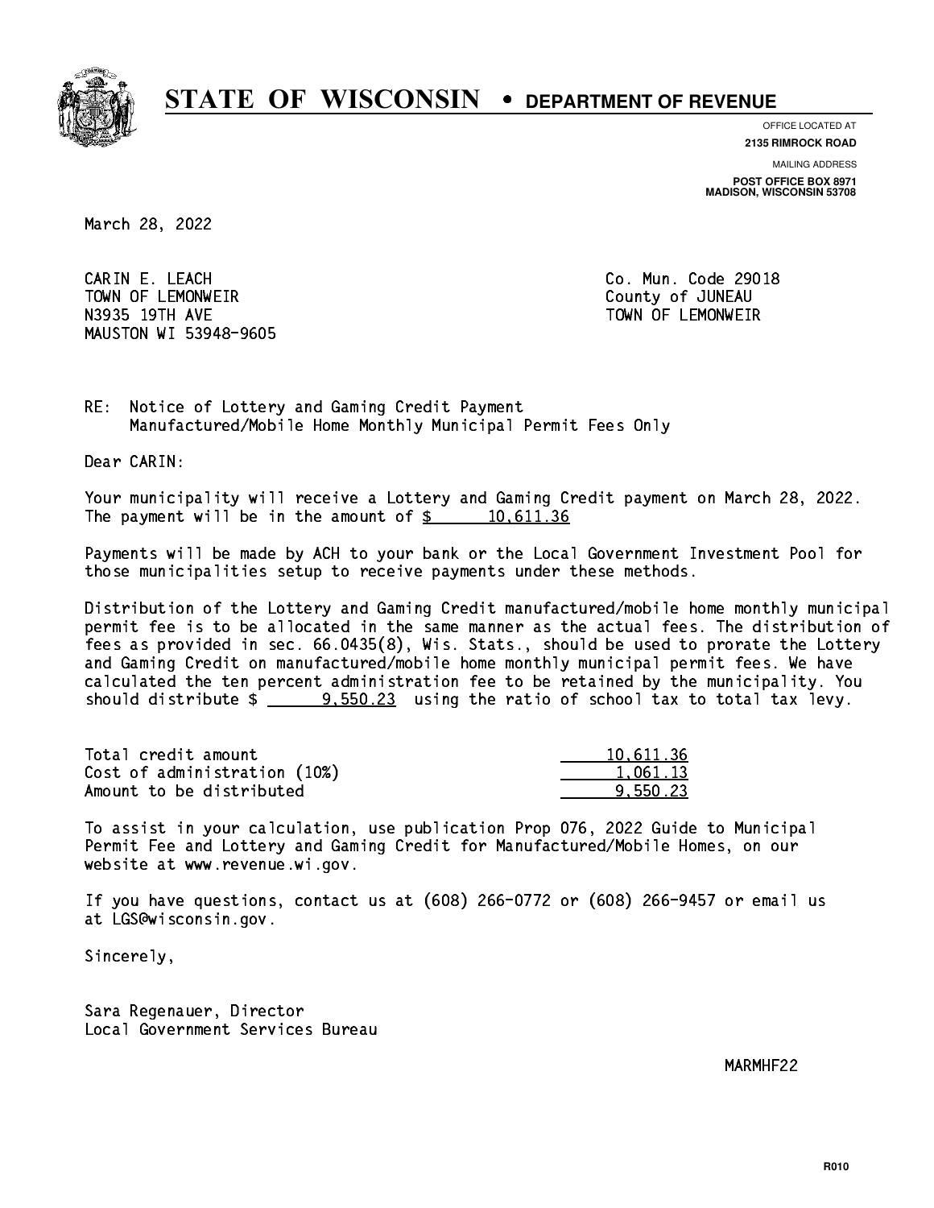# STATE OF WISCONSIN • DEPARTMENT OF REVENUE

OFFICE LOCATED AT
**2135 RIMROCK ROAD**

MAILING ADDRESS
**POST OFFICE BOX 8971**
**MADISON, WISCONSIN 53708**

March 28, 2022

CARIN E. LEACH
TOWN OF LEMONWEIR
N3935 19TH AVE
MAUSTON WI 53948-9605

Co. Mun. Code 29018
County of JUNEAU
TOWN OF LEMONWEIR

RE: Notice of Lottery and Gaming Credit Payment
Manufactured/Mobile Home Monthly Municipal Permit Fees Only

Dear CARIN:

Your municipality will receive a Lottery and Gaming Credit payment on March 28, 2022. The payment will be in the amount of $ 10,611.36

Payments will be made by ACH to your bank or the Local Government Investment Pool for those municipalities setup to receive payments under these methods.

Distribution of the Lottery and Gaming Credit manufactured/mobile home monthly municipal permit fee is to be allocated in the same manner as the actual fees. The distribution of fees as provided in sec. 66.0435(8), Wis. Stats., should be used to prorate the Lottery and Gaming Credit on manufactured/mobile home monthly municipal permit fees. We have calculated the ten percent administration fee to be retained by the municipality. You should distribute $ 9,550.23 using the ratio of school tax to total tax levy.

| | |
|---|---|
| Total credit amount | 10,611.36 |
| Cost of administration (10%) | 1,061.13 |
| Amount to be distributed | 9,550.23 |

To assist in your calculation, use publication Prop 076, 2022 Guide to Municipal Permit Fee and Lottery and Gaming Credit for Manufactured/Mobile Homes, on our website at www.revenue.wi.gov.

If you have questions, contact us at (608) 266-0772 or (608) 266-9457 or email us at LGS@wisconsin.gov.

Sincerely,

Sara Regenauer, Director
Local Government Services Bureau

MARMHF22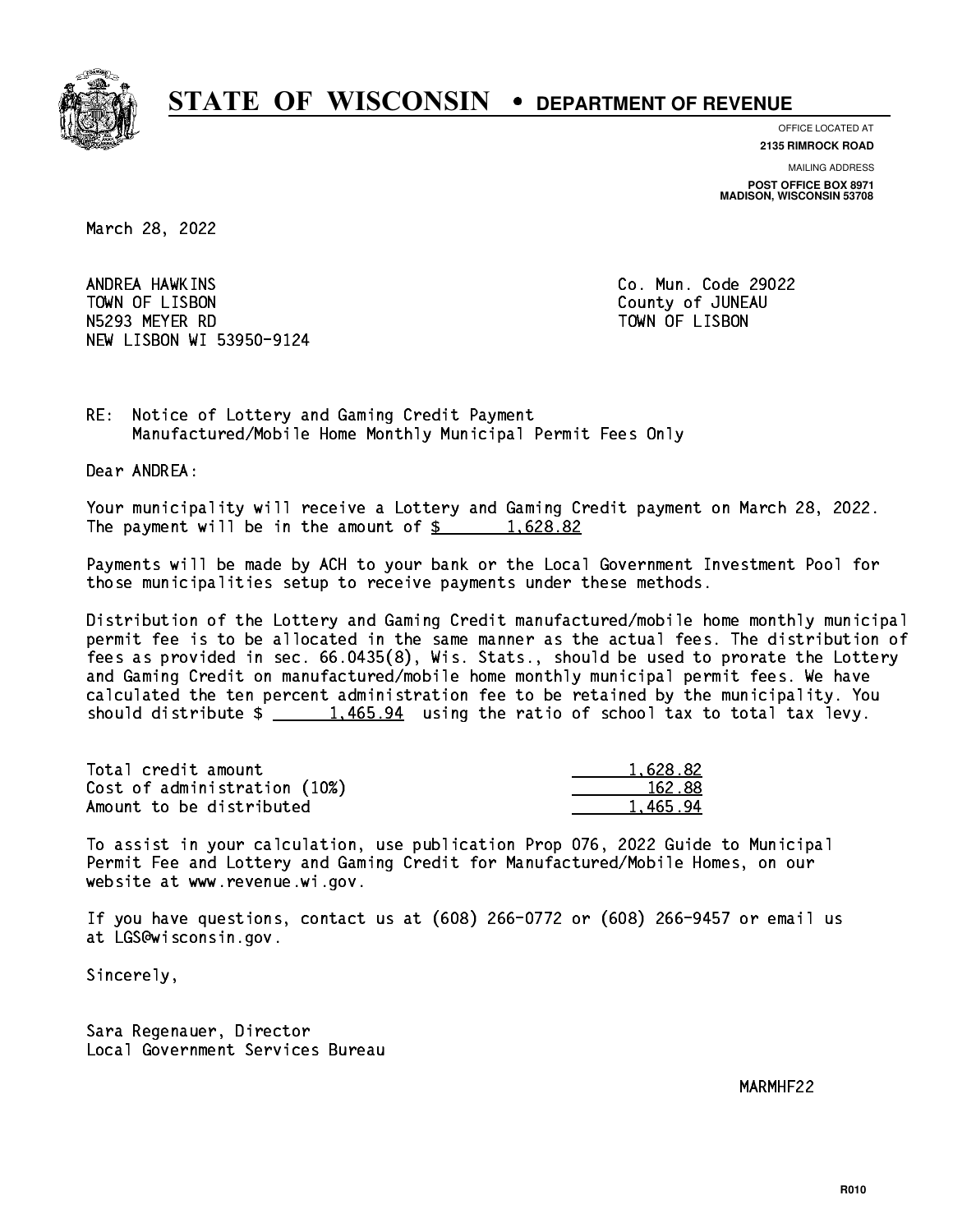# STATE OF WISCONSIN • DEPARTMENT OF REVENUE

OFFICE LOCATED AT
**2135 RIMROCK ROAD**

MAILING ADDRESS
**POST OFFICE BOX 8971**
**MADISON, WISCONSIN 53708**

March 28, 2022

ANDREA HAWKINS
TOWN OF LISBON
N5293 MEYER RD
NEW LISBON WI 53950-9124

Co. Mun. Code 29022
County of JUNEAU
TOWN OF LISBON

RE: Notice of Lottery and Gaming Credit Payment
Manufactured/Mobile Home Monthly Municipal Permit Fees Only

Dear ANDREA:

Your municipality will receive a Lottery and Gaming Credit payment on March 28, 2022. The payment will be in the amount of $ 1,628.82

Payments will be made by ACH to your bank or the Local Government Investment Pool for those municipalities setup to receive payments under these methods.

Distribution of the Lottery and Gaming Credit manufactured/mobile home monthly municipal permit fee is to be allocated in the same manner as the actual fees. The distribution of fees as provided in sec. 66.0435(8), Wis. Stats., should be used to prorate the Lottery and Gaming Credit on manufactured/mobile home monthly municipal permit fees. We have calculated the ten percent administration fee to be retained by the municipality. You should distribute $ 1,465.94 using the ratio of school tax to total tax levy.

| | |
|---|---|
| Total credit amount | 1,628.82 |
| Cost of administration (10%) | 162.88 |
| Amount to be distributed | 1,465.94 |

To assist in your calculation, use publication Prop 076, 2022 Guide to Municipal Permit Fee and Lottery and Gaming Credit for Manufactured/Mobile Homes, on our website at www.revenue.wi.gov.

If you have questions, contact us at (608) 266-0772 or (608) 266-9457 or email us at LGS@wisconsin.gov.

Sincerely,

Sara Regenauer, Director
Local Government Services Bureau

MARMHF22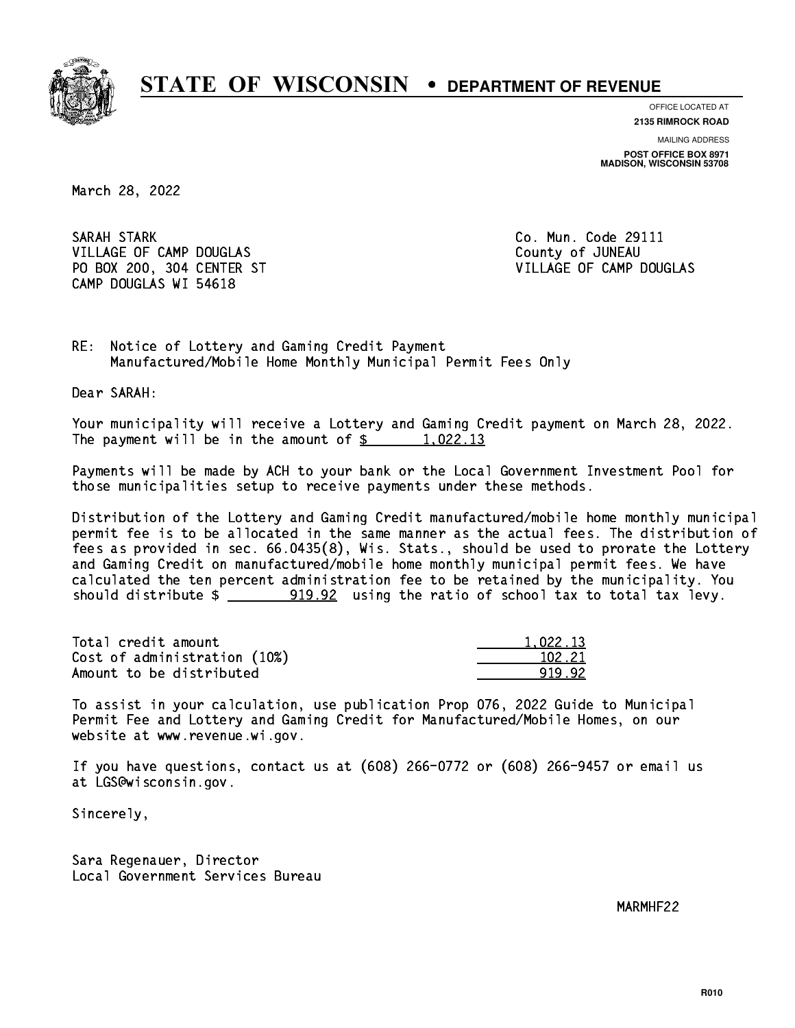# STATE OF WISCONSIN • DEPARTMENT OF REVENUE

OFFICE LOCATED AT
**2135 RIMROCK ROAD**

MAILING ADDRESS
**POST OFFICE BOX 8971**
**MADISON, WISCONSIN 53708**

March 28, 2022

SARAH STARK
VILLAGE OF CAMP DOUGLAS
PO BOX 200, 304 CENTER ST
CAMP DOUGLAS WI 54618

Co. Mun. Code 29111
County of JUNEAU
VILLAGE OF CAMP DOUGLAS

RE: Notice of Lottery and Gaming Credit Payment
Manufactured/Mobile Home Monthly Municipal Permit Fees Only

Dear SARAH:

Your municipality will receive a Lottery and Gaming Credit payment on March 28, 2022. The payment will be in the amount of $ 1,022.13

Payments will be made by ACH to your bank or the Local Government Investment Pool for those municipalities setup to receive payments under these methods.

Distribution of the Lottery and Gaming Credit manufactured/mobile home monthly municipal permit fee is to be allocated in the same manner as the actual fees. The distribution of fees as provided in sec. 66.0435(8), Wis. Stats., should be used to prorate the Lottery and Gaming Credit on manufactured/mobile home monthly municipal permit fees. We have calculated the ten percent administration fee to be retained by the municipality. You should distribute $ 919.92 using the ratio of school tax to total tax levy.

| | |
|---|---|
| Total credit amount | 1,022.13 |
| Cost of administration (10%) | 102.21 |
| Amount to be distributed | 919.92 |

To assist in your calculation, use publication Prop 076, 2022 Guide to Municipal Permit Fee and Lottery and Gaming Credit for Manufactured/Mobile Homes, on our website at www.revenue.wi.gov.

If you have questions, contact us at (608) 266-0772 or (608) 266-9457 or email us at LGS@wisconsin.gov.

Sincerely,

Sara Regenauer, Director
Local Government Services Bureau

MARMHF22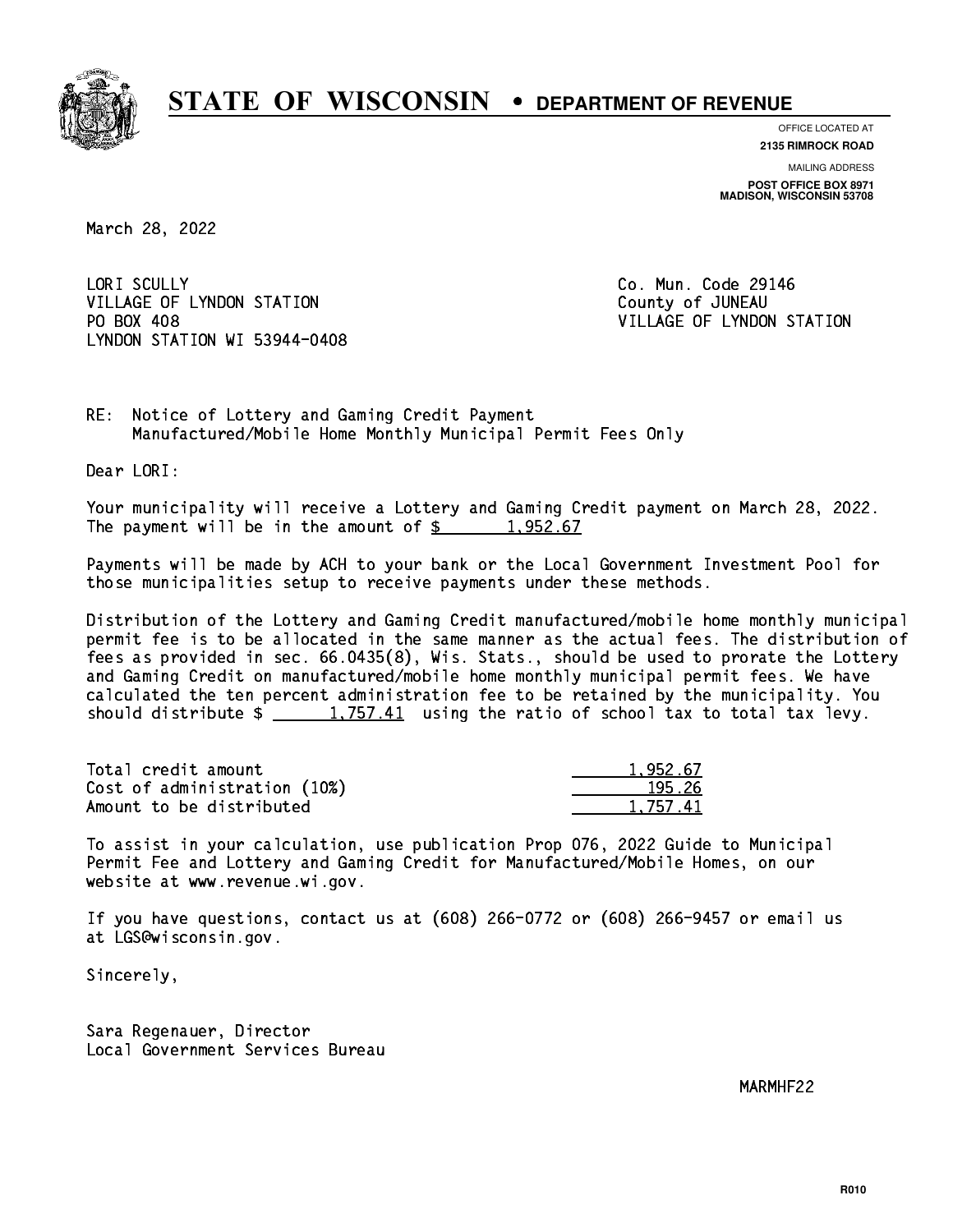# STATE OF WISCONSIN • DEPARTMENT OF REVENUE

OFFICE LOCATED AT
**2135 RIMROCK ROAD**

MAILING ADDRESS
**POST OFFICE BOX 8971**
**MADISON, WISCONSIN 53708**

March 28, 2022

LORI SCULLY
VILLAGE OF LYNDON STATION
PO BOX 408
LYNDON STATION WI 53944-0408

Co. Mun. Code 29146
County of JUNEAU
VILLAGE OF LYNDON STATION

RE: Notice of Lottery and Gaming Credit Payment
Manufactured/Mobile Home Monthly Municipal Permit Fees Only

Dear LORI:

Your municipality will receive a Lottery and Gaming Credit payment on March 28, 2022. The payment will be in the amount of $ 1,952.67

Payments will be made by ACH to your bank or the Local Government Investment Pool for those municipalities setup to receive payments under these methods.

Distribution of the Lottery and Gaming Credit manufactured/mobile home monthly municipal permit fee is to be allocated in the same manner as the actual fees. The distribution of fees as provided in sec. 66.0435(8), Wis. Stats., should be used to prorate the Lottery and Gaming Credit on manufactured/mobile home monthly municipal permit fees. We have calculated the ten percent administration fee to be retained by the municipality. You should distribute $ 1,757.41 using the ratio of school tax to total tax levy.

| | |
|---|---|
| Total credit amount | 1,952.67 |
| Cost of administration (10%) | 195.26 |
| Amount to be distributed | 1,757.41 |

To assist in your calculation, use publication Prop 076, 2022 Guide to Municipal Permit Fee and Lottery and Gaming Credit for Manufactured/Mobile Homes, on our website at www.revenue.wi.gov.

If you have questions, contact us at (608) 266-0772 or (608) 266-9457 or email us at LGS@wisconsin.gov.

Sincerely,

Sara Regenauer, Director
Local Government Services Bureau

MARMHF22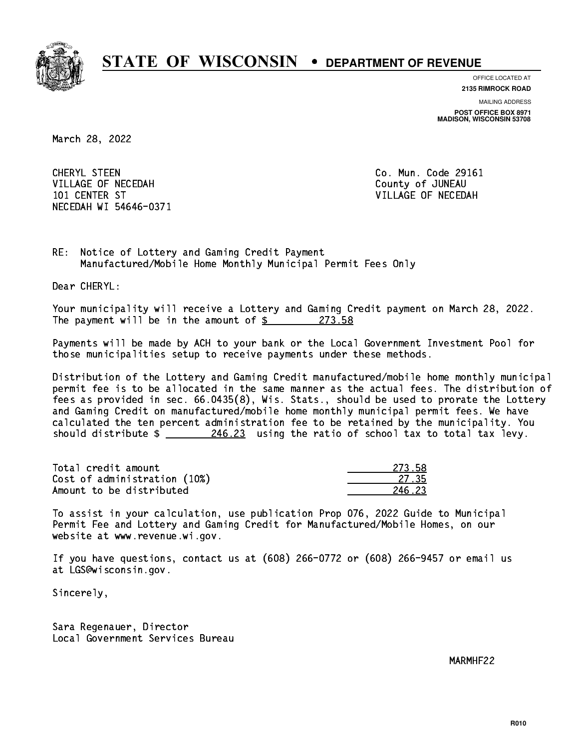# STATE OF WISCONSIN • DEPARTMENT OF REVENUE

OFFICE LOCATED AT
**2135 RIMROCK ROAD**

MAILING ADDRESS
**POST OFFICE BOX 8971**
**MADISON, WISCONSIN 53708**

March 28, 2022

CHERYL STEEN
VILLAGE OF NECEDAH
101 CENTER ST
NECEDAH WI 54646-0371

Co. Mun. Code 29161
County of JUNEAU
VILLAGE OF NECEDAH

RE: Notice of Lottery and Gaming Credit Payment
Manufactured/Mobile Home Monthly Municipal Permit Fees Only

Dear CHERYL:

Your municipality will receive a Lottery and Gaming Credit payment on March 28, 2022. The payment will be in the amount of $ 273.58

Payments will be made by ACH to your bank or the Local Government Investment Pool for those municipalities setup to receive payments under these methods.

Distribution of the Lottery and Gaming Credit manufactured/mobile home monthly municipal permit fee is to be allocated in the same manner as the actual fees. The distribution of fees as provided in sec. 66.0435(8), Wis. Stats., should be used to prorate the Lottery and Gaming Credit on manufactured/mobile home monthly municipal permit fees. We have calculated the ten percent administration fee to be retained by the municipality. You should distribute $ 246.23 using the ratio of school tax to total tax levy.

| | |
|---|---|
| Total credit amount | 273.58 |
| Cost of administration (10%) | 27.35 |
| Amount to be distributed | 246.23 |

To assist in your calculation, use publication Prop 076, 2022 Guide to Municipal Permit Fee and Lottery and Gaming Credit for Manufactured/Mobile Homes, on our website at www.revenue.wi.gov.

If you have questions, contact us at (608) 266-0772 or (608) 266-9457 or email us at LGS@wisconsin.gov.

Sincerely,

Sara Regenauer, Director
Local Government Services Bureau

MARMHF22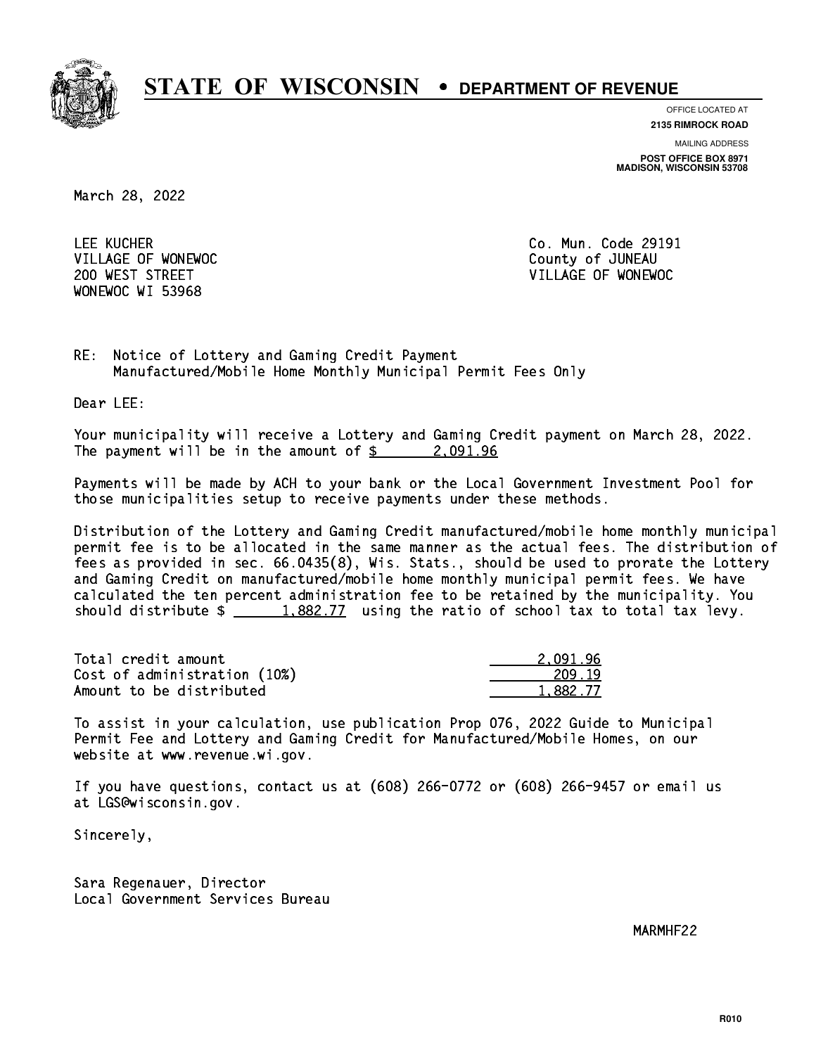# STATE OF WISCONSIN • DEPARTMENT OF REVENUE

OFFICE LOCATED AT
**2135 RIMROCK ROAD**

MAILING ADDRESS
**POST OFFICE BOX 8971**
**MADISON, WISCONSIN 53708**

March 28, 2022

LEE KUCHER
VILLAGE OF WONEWOC
200 WEST STREET
WONEWOC WI 53968

Co. Mun. Code 29191
County of JUNEAU
VILLAGE OF WONEWOC

RE: Notice of Lottery and Gaming Credit Payment
Manufactured/Mobile Home Monthly Municipal Permit Fees Only

Dear LEE:

Your municipality will receive a Lottery and Gaming Credit payment on March 28, 2022. The payment will be in the amount of $ 2,091.96

Payments will be made by ACH to your bank or the Local Government Investment Pool for those municipalities setup to receive payments under these methods.

Distribution of the Lottery and Gaming Credit manufactured/mobile home monthly municipal permit fee is to be allocated in the same manner as the actual fees. The distribution of fees as provided in sec. 66.0435(8), Wis. Stats., should be used to prorate the Lottery and Gaming Credit on manufactured/mobile home monthly municipal permit fees. We have calculated the ten percent administration fee to be retained by the municipality. You should distribute $ 1,882.77 using the ratio of school tax to total tax levy.

| | |
|---|---|
| Total credit amount | 2,091.96 |
| Cost of administration (10%) | 209.19 |
| Amount to be distributed | 1,882.77 |

To assist in your calculation, use publication Prop 076, 2022 Guide to Municipal Permit Fee and Lottery and Gaming Credit for Manufactured/Mobile Homes, on our website at www.revenue.wi.gov.

If you have questions, contact us at (608) 266-0772 or (608) 266-9457 or email us at LGS@wisconsin.gov.

Sincerely,

Sara Regenauer, Director
Local Government Services Bureau

MARMHF22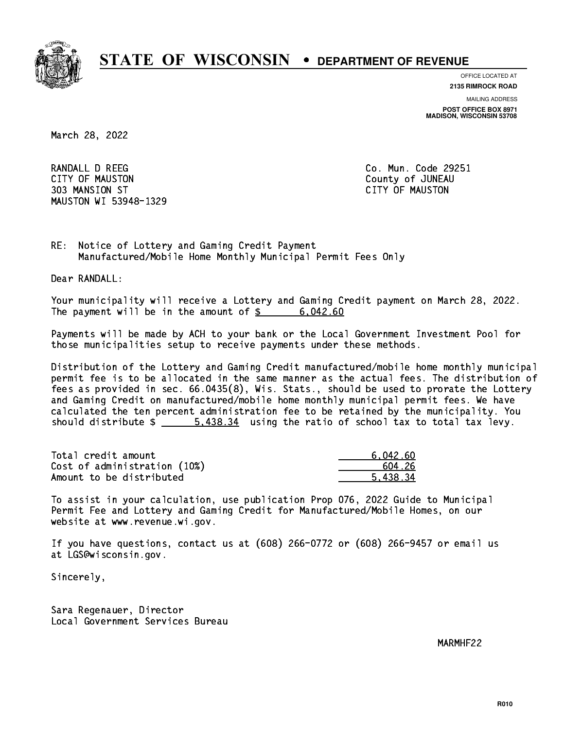# STATE OF WISCONSIN • DEPARTMENT OF REVENUE

OFFICE LOCATED AT
**2135 RIMROCK ROAD**

MAILING ADDRESS
**POST OFFICE BOX 8971**
**MADISON, WISCONSIN 53708**

March 28, 2022

RANDALL D REEG
CITY OF MAUSTON
303 MANSION ST
MAUSTON WI 53948-1329

Co. Mun. Code 29251
County of JUNEAU
CITY OF MAUSTON

RE: Notice of Lottery and Gaming Credit Payment
Manufactured/Mobile Home Monthly Municipal Permit Fees Only

Dear RANDALL:

Your municipality will receive a Lottery and Gaming Credit payment on March 28, 2022. The payment will be in the amount of $ 6,042.60

Payments will be made by ACH to your bank or the Local Government Investment Pool for those municipalities setup to receive payments under these methods.

Distribution of the Lottery and Gaming Credit manufactured/mobile home monthly municipal permit fee is to be allocated in the same manner as the actual fees. The distribution of fees as provided in sec. 66.0435(8), Wis. Stats., should be used to prorate the Lottery and Gaming Credit on manufactured/mobile home monthly municipal permit fees. We have calculated the ten percent administration fee to be retained by the municipality. You should distribute $ 5,438.34 using the ratio of school tax to total tax levy.

| | |
|---|---|
| Total credit amount | 6,042.60 |
| Cost of administration (10%) | 604.26 |
| Amount to be distributed | 5,438.34 |

To assist in your calculation, use publication Prop 076, 2022 Guide to Municipal Permit Fee and Lottery and Gaming Credit for Manufactured/Mobile Homes, on our website at www.revenue.wi.gov.

If you have questions, contact us at (608) 266-0772 or (608) 266-9457 or email us at LGS@wisconsin.gov.

Sincerely,

Sara Regenauer, Director
Local Government Services Bureau

MARMHF22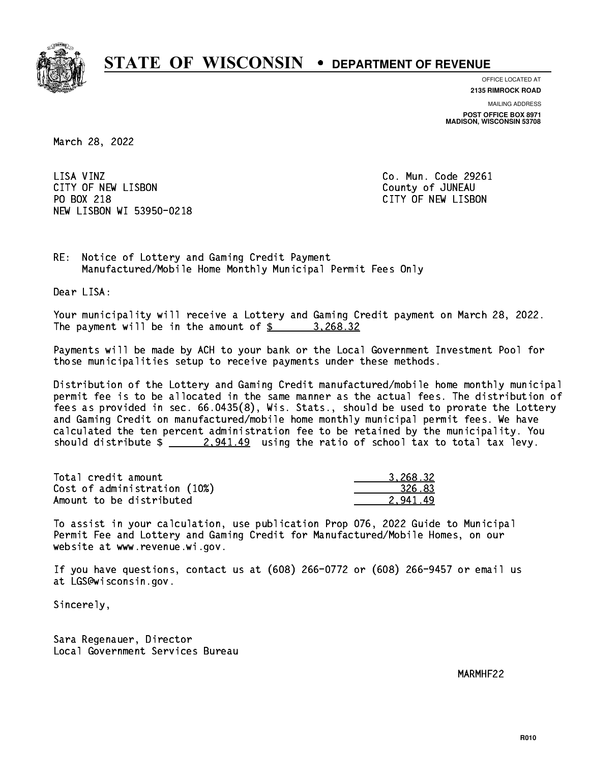# STATE OF WISCONSIN • DEPARTMENT OF REVENUE

OFFICE LOCATED AT
**2135 RIMROCK ROAD**

MAILING ADDRESS
**POST OFFICE BOX 8971**
**MADISON, WISCONSIN 53708**

March 28, 2022

LISA VINZ
CITY OF NEW LISBON
PO BOX 218
NEW LISBON WI 53950-0218

Co. Mun. Code 29261
County of JUNEAU
CITY OF NEW LISBON

RE: Notice of Lottery and Gaming Credit Payment
Manufactured/Mobile Home Monthly Municipal Permit Fees Only

Dear LISA:

Your municipality will receive a Lottery and Gaming Credit payment on March 28, 2022. The payment will be in the amount of $ 3,268.32

Payments will be made by ACH to your bank or the Local Government Investment Pool for those municipalities setup to receive payments under these methods.

Distribution of the Lottery and Gaming Credit manufactured/mobile home monthly municipal permit fee is to be allocated in the same manner as the actual fees. The distribution of fees as provided in sec. 66.0435(8), Wis. Stats., should be used to prorate the Lottery and Gaming Credit on manufactured/mobile home monthly municipal permit fees. We have calculated the ten percent administration fee to be retained by the municipality. You should distribute $ 2,941.49 using the ratio of school tax to total tax levy.

| | |
|---|---|
| Total credit amount | 3,268.32 |
| Cost of administration (10%) | 326.83 |
| Amount to be distributed | 2,941.49 |

To assist in your calculation, use publication Prop 076, 2022 Guide to Municipal Permit Fee and Lottery and Gaming Credit for Manufactured/Mobile Homes, on our website at www.revenue.wi.gov.

If you have questions, contact us at (608) 266-0772 or (608) 266-9457 or email us at LGS@wisconsin.gov.

Sincerely,

Sara Regenauer, Director
Local Government Services Bureau

MARMHF22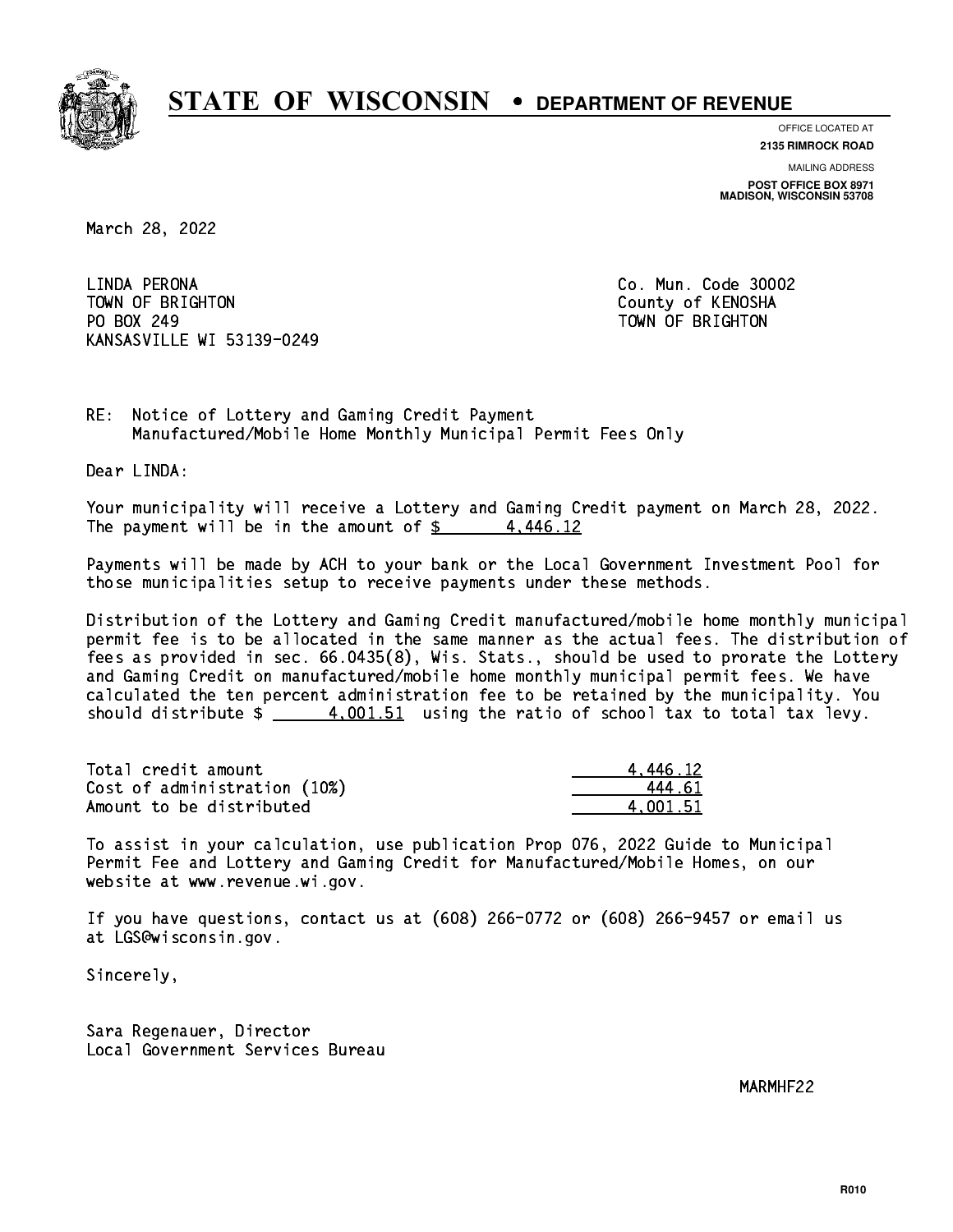# STATE OF WISCONSIN • DEPARTMENT OF REVENUE

OFFICE LOCATED AT
**2135 RIMROCK ROAD**

MAILING ADDRESS
**POST OFFICE BOX 8971**
**MADISON, WISCONSIN 53708**

March 28, 2022

LINDA PERONA
TOWN OF BRIGHTON
PO BOX 249
KANSASVILLE WI 53139-0249

Co. Mun. Code 30002
County of KENOSHA
TOWN OF BRIGHTON

RE: Notice of Lottery and Gaming Credit Payment
Manufactured/Mobile Home Monthly Municipal Permit Fees Only

Dear LINDA:

Your municipality will receive a Lottery and Gaming Credit payment on March 28, 2022. The payment will be in the amount of $ 4,446.12

Payments will be made by ACH to your bank or the Local Government Investment Pool for those municipalities setup to receive payments under these methods.

Distribution of the Lottery and Gaming Credit manufactured/mobile home monthly municipal permit fee is to be allocated in the same manner as the actual fees. The distribution of fees as provided in sec. 66.0435(8), Wis. Stats., should be used to prorate the Lottery and Gaming Credit on manufactured/mobile home monthly municipal permit fees. We have calculated the ten percent administration fee to be retained by the municipality. You should distribute $ 4,001.51 using the ratio of school tax to total tax levy.

| | |
|---|---|
| Total credit amount | 4,446.12 |
| Cost of administration (10%) | 444.61 |
| Amount to be distributed | 4,001.51 |

To assist in your calculation, use publication Prop 076, 2022 Guide to Municipal Permit Fee and Lottery and Gaming Credit for Manufactured/Mobile Homes, on our website at www.revenue.wi.gov.

If you have questions, contact us at (608) 266-0772 or (608) 266-9457 or email us at LGS@wisconsin.gov.

Sincerely,

Sara Regenauer, Director
Local Government Services Bureau

MARMHF22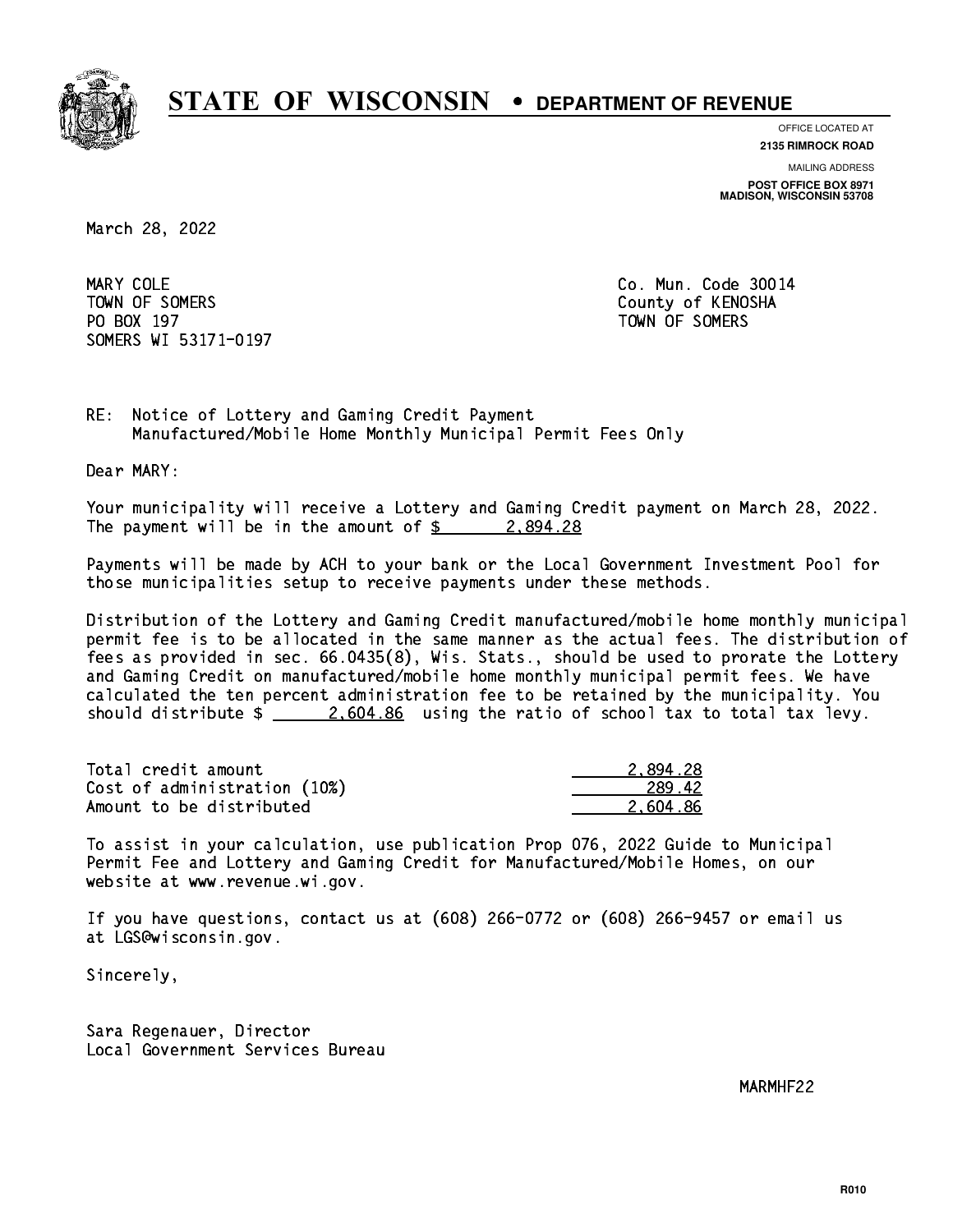# STATE OF WISCONSIN • DEPARTMENT OF REVENUE

OFFICE LOCATED AT
**2135 RIMROCK ROAD**

MAILING ADDRESS
**POST OFFICE BOX 8971**
**MADISON, WISCONSIN 53708**

March 28, 2022

MARY COLE
TOWN OF SOMERS
PO BOX 197
SOMERS WI 53171-0197

Co. Mun. Code 30014
County of KENOSHA
TOWN OF SOMERS

RE: Notice of Lottery and Gaming Credit Payment
Manufactured/Mobile Home Monthly Municipal Permit Fees Only

Dear MARY:

Your municipality will receive a Lottery and Gaming Credit payment on March 28, 2022. The payment will be in the amount of $ 2,894.28

Payments will be made by ACH to your bank or the Local Government Investment Pool for those municipalities setup to receive payments under these methods.

Distribution of the Lottery and Gaming Credit manufactured/mobile home monthly municipal permit fee is to be allocated in the same manner as the actual fees. The distribution of fees as provided in sec. 66.0435(8), Wis. Stats., should be used to prorate the Lottery and Gaming Credit on manufactured/mobile home monthly municipal permit fees. We have calculated the ten percent administration fee to be retained by the municipality. You should distribute $ 2,604.86 using the ratio of school tax to total tax levy.

| | |
|---|---|
| Total credit amount | 2,894.28 |
| Cost of administration (10%) | 289.42 |
| Amount to be distributed | 2,604.86 |

To assist in your calculation, use publication Prop 076, 2022 Guide to Municipal Permit Fee and Lottery and Gaming Credit for Manufactured/Mobile Homes, on our website at www.revenue.wi.gov.

If you have questions, contact us at (608) 266-0772 or (608) 266-9457 or email us at LGS@wisconsin.gov.

Sincerely,

Sara Regenauer, Director
Local Government Services Bureau

MARMHF22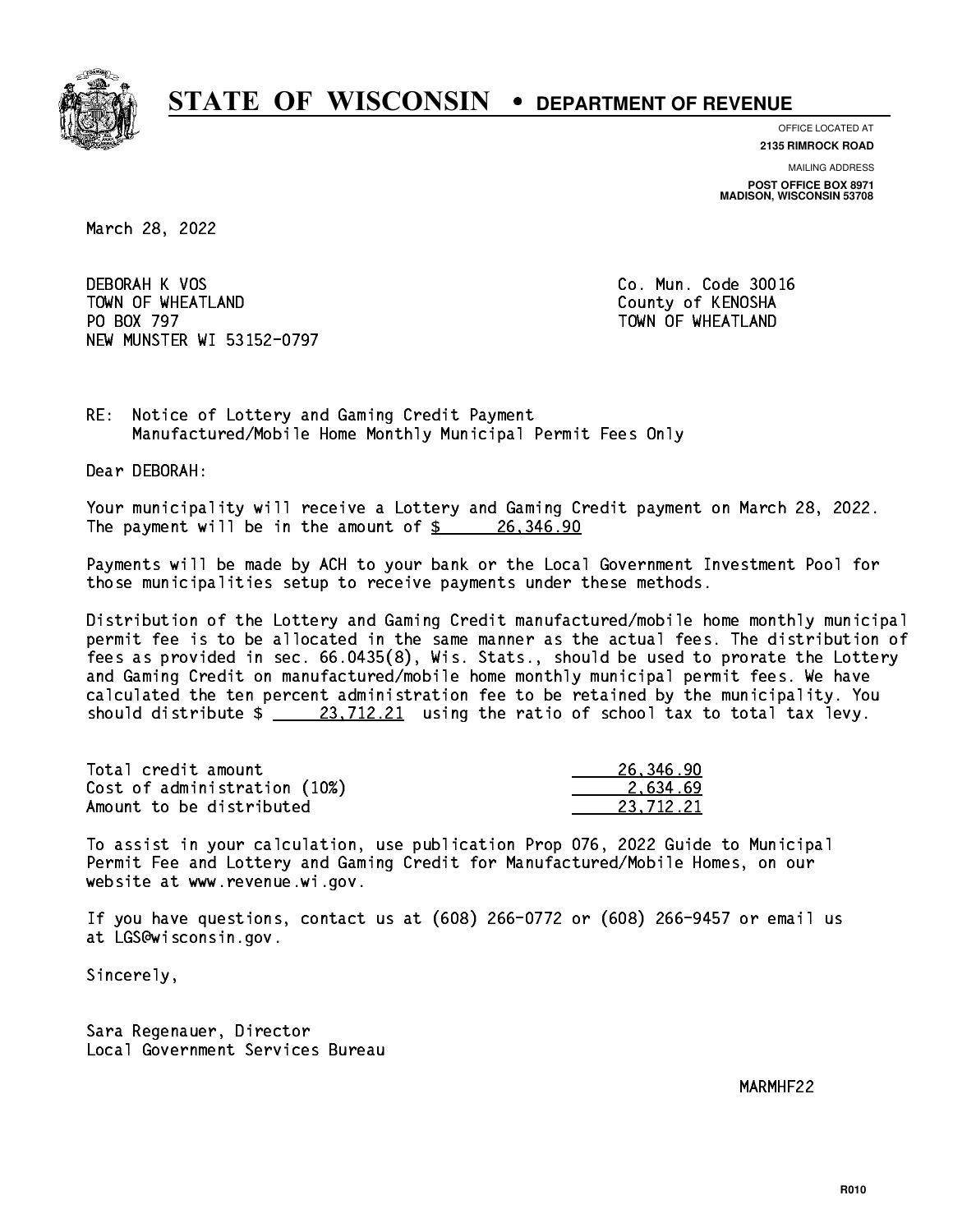# STATE OF WISCONSIN • DEPARTMENT OF REVENUE

OFFICE LOCATED AT
**2135 RIMROCK ROAD**

MAILING ADDRESS
**POST OFFICE BOX 8971**
**MADISON, WISCONSIN 53708**

March 28, 2022

DEBORAH K VOS
TOWN OF WHEATLAND
PO BOX 797
NEW MUNSTER WI 53152-0797

Co. Mun. Code 30016
County of KENOSHA
TOWN OF WHEATLAND

RE: Notice of Lottery and Gaming Credit Payment
Manufactured/Mobile Home Monthly Municipal Permit Fees Only

Dear DEBORAH:

Your municipality will receive a Lottery and Gaming Credit payment on March 28, 2022. The payment will be in the amount of $ 26,346.90

Payments will be made by ACH to your bank or the Local Government Investment Pool for those municipalities setup to receive payments under these methods.

Distribution of the Lottery and Gaming Credit manufactured/mobile home monthly municipal permit fee is to be allocated in the same manner as the actual fees. The distribution of fees as provided in sec. 66.0435(8), Wis. Stats., should be used to prorate the Lottery and Gaming Credit on manufactured/mobile home monthly municipal permit fees. We have calculated the ten percent administration fee to be retained by the municipality. You should distribute $ 23,712.21 using the ratio of school tax to total tax levy.

| | |
|---|---|
| Total credit amount | 26,346.90 |
| Cost of administration (10%) | 2,634.69 |
| Amount to be distributed | 23,712.21 |

To assist in your calculation, use publication Prop 076, 2022 Guide to Municipal Permit Fee and Lottery and Gaming Credit for Manufactured/Mobile Homes, on our website at www.revenue.wi.gov.

If you have questions, contact us at (608) 266-0772 or (608) 266-9457 or email us at LGS@wisconsin.gov.

Sincerely,

Sara Regenauer, Director
Local Government Services Bureau

MARMHF22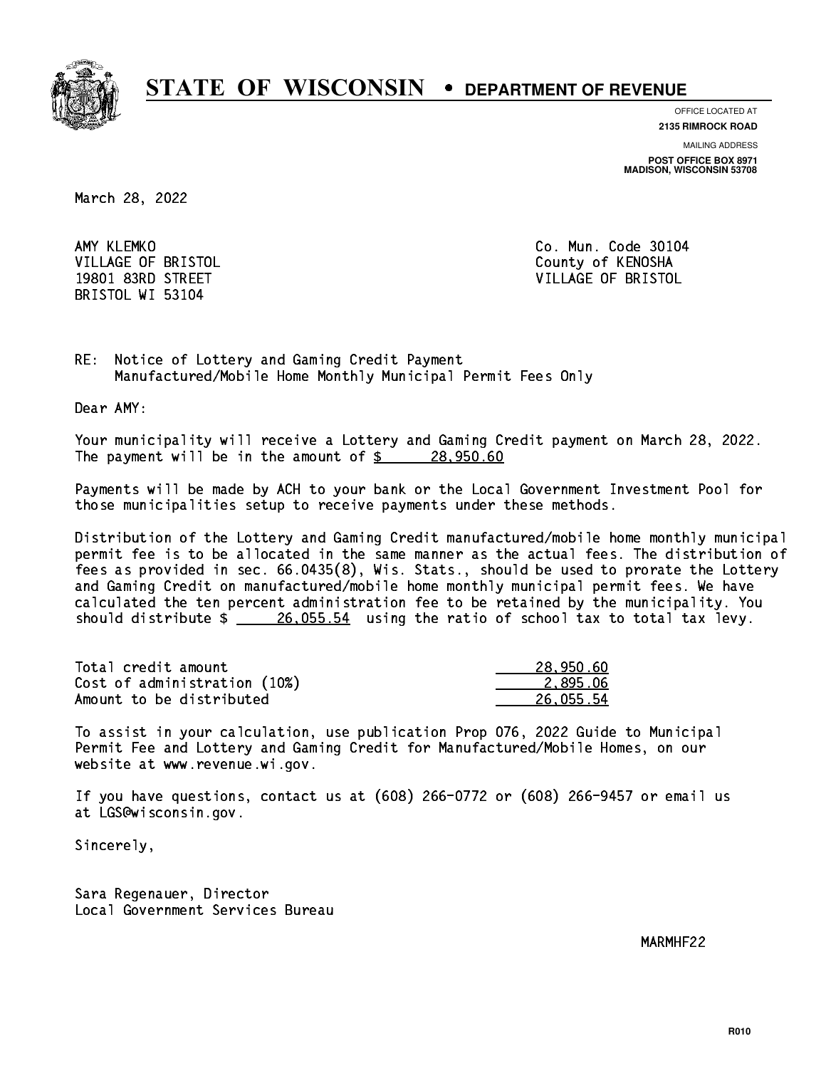# STATE OF WISCONSIN • DEPARTMENT OF REVENUE

OFFICE LOCATED AT
**2135 RIMROCK ROAD**

MAILING ADDRESS
**POST OFFICE BOX 8971**
**MADISON, WISCONSIN 53708**

March 28, 2022

AMY KLEMKO
VILLAGE OF BRISTOL
19801 83RD STREET
BRISTOL WI 53104

Co. Mun. Code 30104
County of KENOSHA
VILLAGE OF BRISTOL

RE: Notice of Lottery and Gaming Credit Payment
Manufactured/Mobile Home Monthly Municipal Permit Fees Only

Dear AMY:

Your municipality will receive a Lottery and Gaming Credit payment on March 28, 2022. The payment will be in the amount of $ 28,950.60

Payments will be made by ACH to your bank or the Local Government Investment Pool for those municipalities setup to receive payments under these methods.

Distribution of the Lottery and Gaming Credit manufactured/mobile home monthly municipal permit fee is to be allocated in the same manner as the actual fees. The distribution of fees as provided in sec. 66.0435(8), Wis. Stats., should be used to prorate the Lottery and Gaming Credit on manufactured/mobile home monthly municipal permit fees. We have calculated the ten percent administration fee to be retained by the municipality. You should distribute $ 26,055.54 using the ratio of school tax to total tax levy.

| | |
|---|---|
| Total credit amount | 28,950.60 |
| Cost of administration (10%) | 2,895.06 |
| Amount to be distributed | 26,055.54 |

To assist in your calculation, use publication Prop 076, 2022 Guide to Municipal Permit Fee and Lottery and Gaming Credit for Manufactured/Mobile Homes, on our website at www.revenue.wi.gov.

If you have questions, contact us at (608) 266-0772 or (608) 266-9457 or email us at LGS@wisconsin.gov.

Sincerely,

Sara Regenauer, Director
Local Government Services Bureau

MARMHF22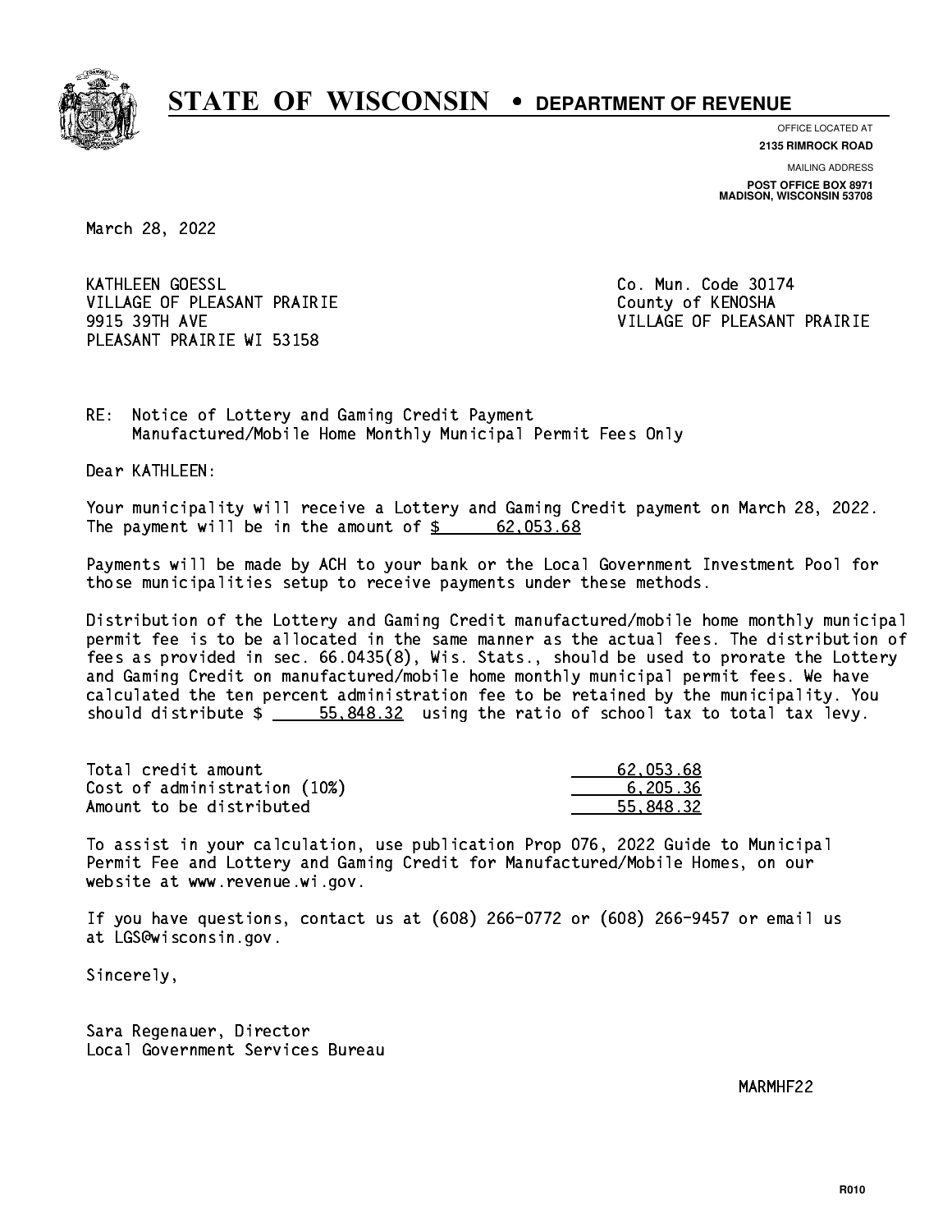# STATE OF WISCONSIN • DEPARTMENT OF REVENUE

OFFICE LOCATED AT
**2135 RIMROCK ROAD**

MAILING ADDRESS
**POST OFFICE BOX 8971**
**MADISON, WISCONSIN 53708**

March 28, 2022

KATHLEEN GOESSL
VILLAGE OF PLEASANT PRAIRIE
9915 39TH AVE
PLEASANT PRAIRIE WI 53158

Co. Mun. Code 30174
County of KENOSHA
VILLAGE OF PLEASANT PRAIRIE

RE: Notice of Lottery and Gaming Credit Payment
Manufactured/Mobile Home Monthly Municipal Permit Fees Only

Dear KATHLEEN:

Your municipality will receive a Lottery and Gaming Credit payment on March 28, 2022. The payment will be in the amount of $ 62,053.68

Payments will be made by ACH to your bank or the Local Government Investment Pool for those municipalities setup to receive payments under these methods.

Distribution of the Lottery and Gaming Credit manufactured/mobile home monthly municipal permit fee is to be allocated in the same manner as the actual fees. The distribution of fees as provided in sec. 66.0435(8), Wis. Stats., should be used to prorate the Lottery and Gaming Credit on manufactured/mobile home monthly municipal permit fees. We have calculated the ten percent administration fee to be retained by the municipality. You should distribute $ 55,848.32 using the ratio of school tax to total tax levy.

| | |
|---|---|
| Total credit amount | 62,053.68 |
| Cost of administration (10%) | 6,205.36 |
| Amount to be distributed | 55,848.32 |

To assist in your calculation, use publication Prop 076, 2022 Guide to Municipal Permit Fee and Lottery and Gaming Credit for Manufactured/Mobile Homes, on our website at www.revenue.wi.gov.

If you have questions, contact us at (608) 266-0772 or (608) 266-9457 or email us at LGS@wisconsin.gov.

Sincerely,

Sara Regenauer, Director
Local Government Services Bureau

MARMHF22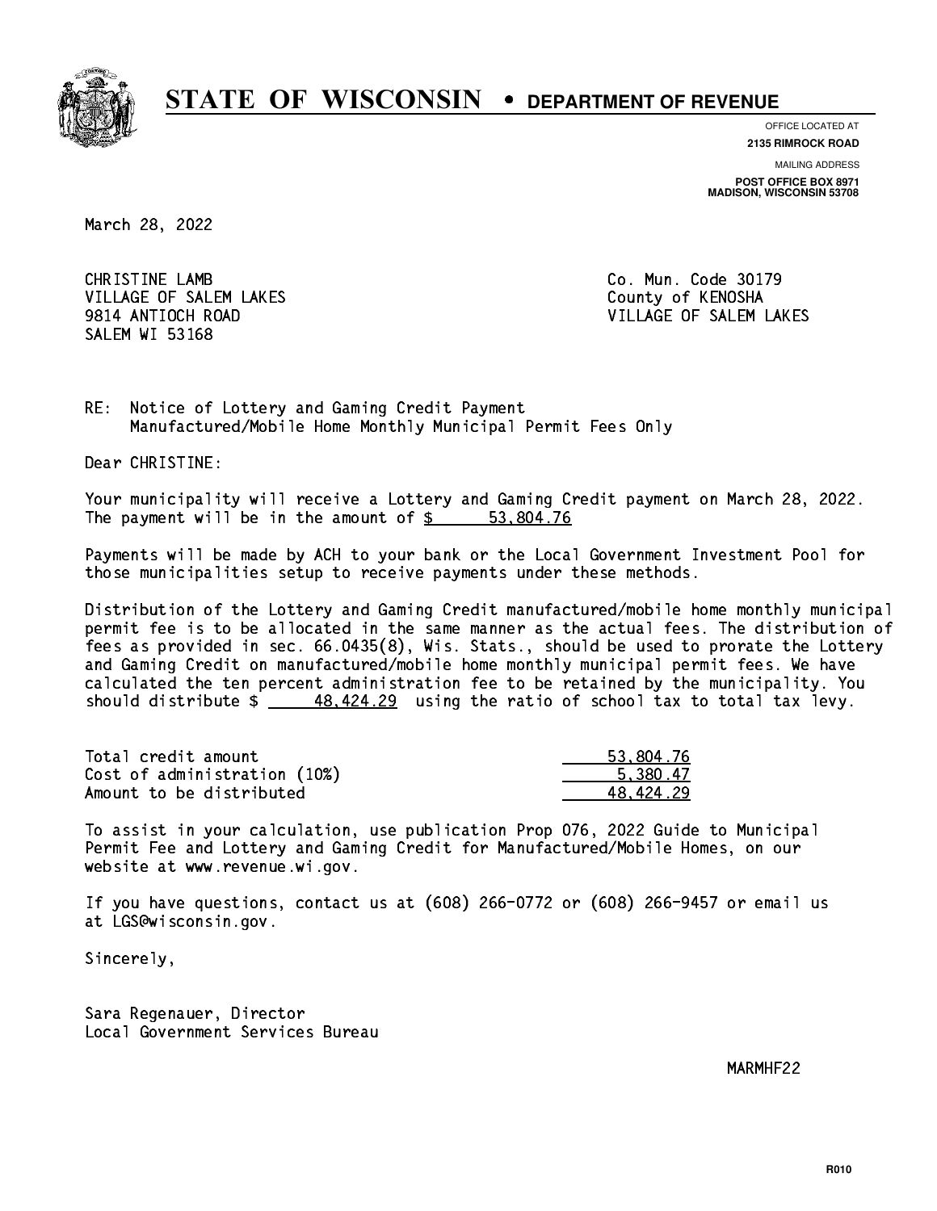# STATE OF WISCONSIN • DEPARTMENT OF REVENUE

OFFICE LOCATED AT
**2135 RIMROCK ROAD**

MAILING ADDRESS
**POST OFFICE BOX 8971**
**MADISON, WISCONSIN 53708**

March 28, 2022

CHRISTINE LAMB
VILLAGE OF SALEM LAKES
9814 ANTIOCH ROAD
SALEM WI 53168

Co. Mun. Code 30179
County of KENOSHA
VILLAGE OF SALEM LAKES

RE: Notice of Lottery and Gaming Credit Payment
Manufactured/Mobile Home Monthly Municipal Permit Fees Only

Dear CHRISTINE:

Your municipality will receive a Lottery and Gaming Credit payment on March 28, 2022. The payment will be in the amount of $ 53,804.76

Payments will be made by ACH to your bank or the Local Government Investment Pool for those municipalities setup to receive payments under these methods.

Distribution of the Lottery and Gaming Credit manufactured/mobile home monthly municipal permit fee is to be allocated in the same manner as the actual fees. The distribution of fees as provided in sec. 66.0435(8), Wis. Stats., should be used to prorate the Lottery and Gaming Credit on manufactured/mobile home monthly municipal permit fees. We have calculated the ten percent administration fee to be retained by the municipality. You should distribute $ 48,424.29 using the ratio of school tax to total tax levy.

| | |
|---|---|
| Total credit amount | 53,804.76 |
| Cost of administration (10%) | 5,380.47 |
| Amount to be distributed | 48,424.29 |

To assist in your calculation, use publication Prop 076, 2022 Guide to Municipal Permit Fee and Lottery and Gaming Credit for Manufactured/Mobile Homes, on our website at www.revenue.wi.gov.

If you have questions, contact us at (608) 266-0772 or (608) 266-9457 or email us at LGS@wisconsin.gov.

Sincerely,

Sara Regenauer, Director
Local Government Services Bureau

MARMHF22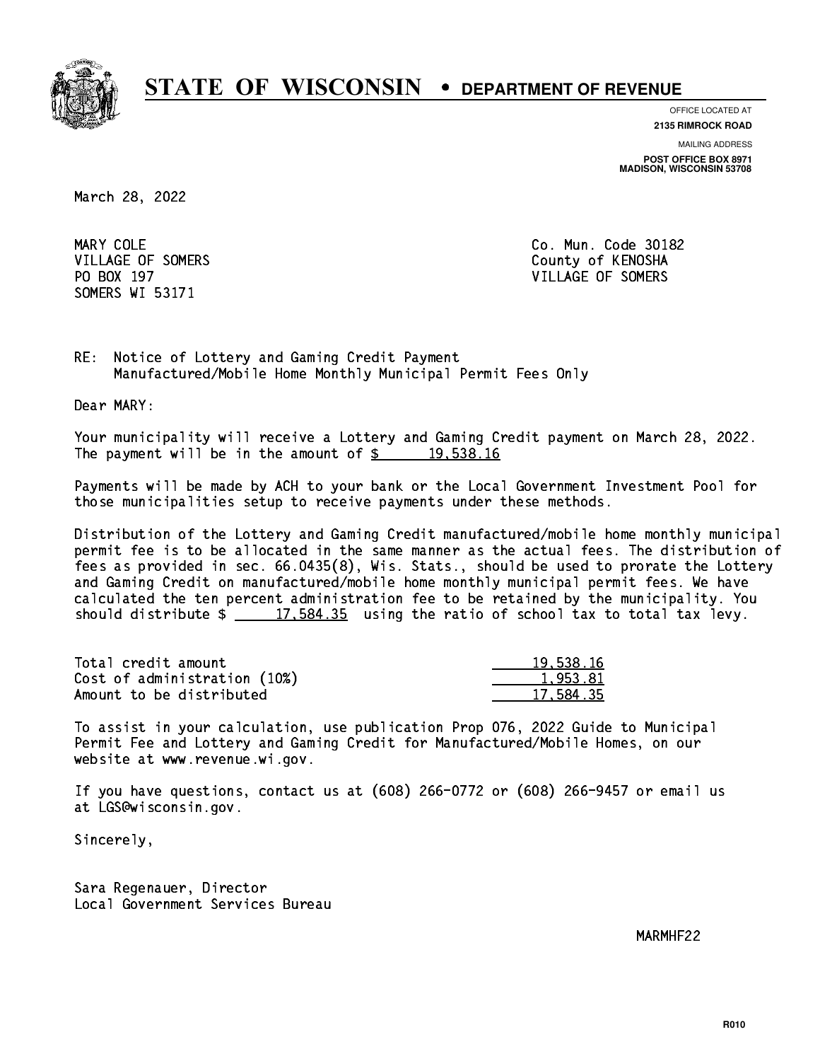# STATE OF WISCONSIN • DEPARTMENT OF REVENUE

OFFICE LOCATED AT
**2135 RIMROCK ROAD**

MAILING ADDRESS
**POST OFFICE BOX 8971**
**MADISON, WISCONSIN 53708**

March 28, 2022

MARY COLE
VILLAGE OF SOMERS
PO BOX 197
SOMERS WI 53171

Co. Mun. Code 30182
County of KENOSHA
VILLAGE OF SOMERS

RE: Notice of Lottery and Gaming Credit Payment
Manufactured/Mobile Home Monthly Municipal Permit Fees Only

Dear MARY:

Your municipality will receive a Lottery and Gaming Credit payment on March 28, 2022. The payment will be in the amount of $ 19,538.16

Payments will be made by ACH to your bank or the Local Government Investment Pool for those municipalities setup to receive payments under these methods.

Distribution of the Lottery and Gaming Credit manufactured/mobile home monthly municipal permit fee is to be allocated in the same manner as the actual fees. The distribution of fees as provided in sec. 66.0435(8), Wis. Stats., should be used to prorate the Lottery and Gaming Credit on manufactured/mobile home monthly municipal permit fees. We have calculated the ten percent administration fee to be retained by the municipality. You should distribute $ 17,584.35 using the ratio of school tax to total tax levy.

| | |
|---|---|
| Total credit amount | 19,538.16 |
| Cost of administration (10%) | 1,953.81 |
| Amount to be distributed | 17,584.35 |

To assist in your calculation, use publication Prop 076, 2022 Guide to Municipal Permit Fee and Lottery and Gaming Credit for Manufactured/Mobile Homes, on our website at www.revenue.wi.gov.

If you have questions, contact us at (608) 266-0772 or (608) 266-9457 or email us at LGS@wisconsin.gov.

Sincerely,

Sara Regenauer, Director
Local Government Services Bureau

MARMHF22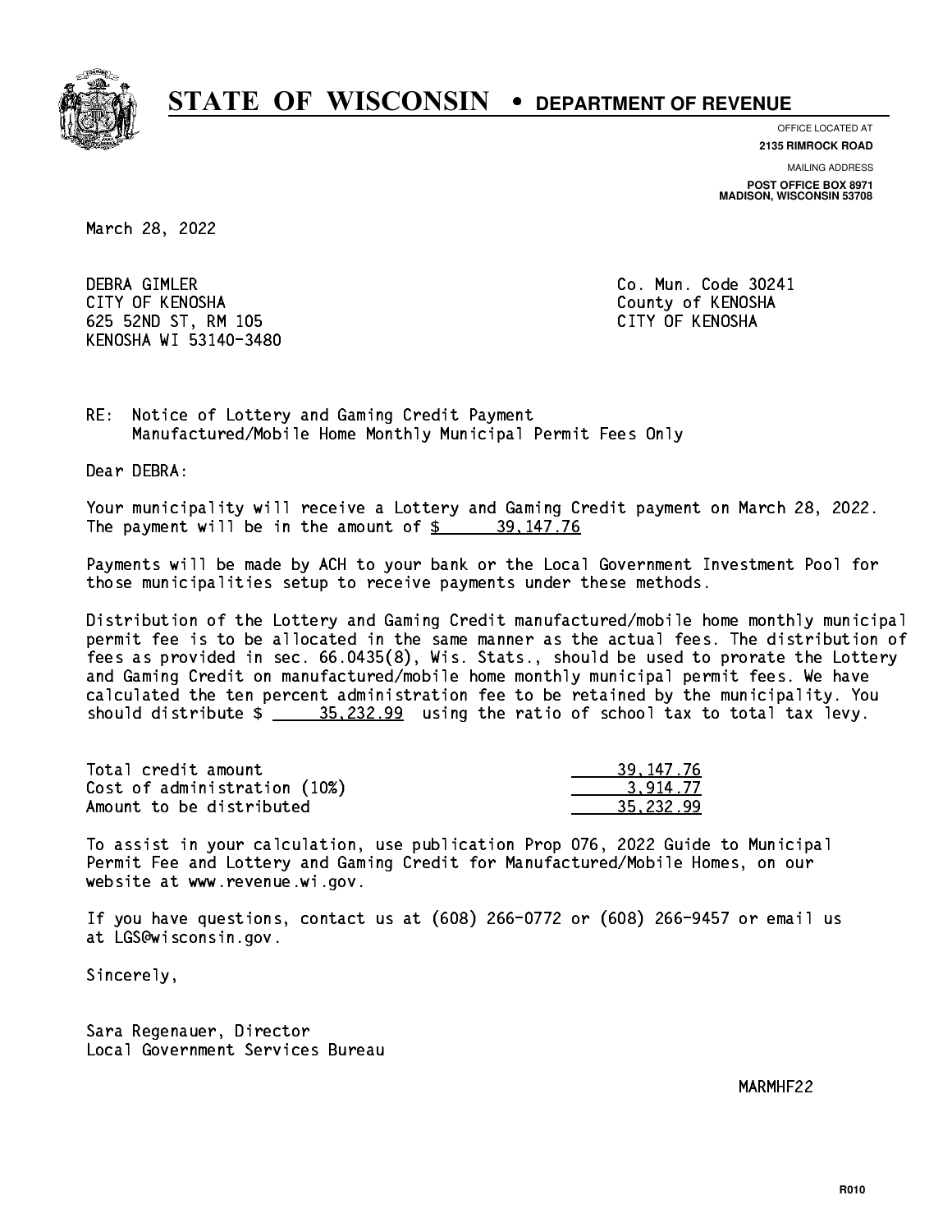# STATE OF WISCONSIN • DEPARTMENT OF REVENUE

OFFICE LOCATED AT
**2135 RIMROCK ROAD**

MAILING ADDRESS
**POST OFFICE BOX 8971**
**MADISON, WISCONSIN 53708**

March 28, 2022

DEBRA GIMLER
CITY OF KENOSHA
625 52ND ST, RM 105
KENOSHA WI 53140-3480

Co. Mun. Code 30241
County of KENOSHA
CITY OF KENOSHA

RE: Notice of Lottery and Gaming Credit Payment
Manufactured/Mobile Home Monthly Municipal Permit Fees Only

Dear DEBRA:

Your municipality will receive a Lottery and Gaming Credit payment on March 28, 2022. The payment will be in the amount of $ 39,147.76

Payments will be made by ACH to your bank or the Local Government Investment Pool for those municipalities setup to receive payments under these methods.

Distribution of the Lottery and Gaming Credit manufactured/mobile home monthly municipal permit fee is to be allocated in the same manner as the actual fees. The distribution of fees as provided in sec. 66.0435(8), Wis. Stats., should be used to prorate the Lottery and Gaming Credit on manufactured/mobile home monthly municipal permit fees. We have calculated the ten percent administration fee to be retained by the municipality. You should distribute $ 35,232.99 using the ratio of school tax to total tax levy.

| | |
|---|---|
| Total credit amount | 39,147.76 |
| Cost of administration (10%) | 3,914.77 |
| Amount to be distributed | 35,232.99 |

To assist in your calculation, use publication Prop 076, 2022 Guide to Municipal Permit Fee and Lottery and Gaming Credit for Manufactured/Mobile Homes, on our website at www.revenue.wi.gov.

If you have questions, contact us at (608) 266-0772 or (608) 266-9457 or email us at LGS@wisconsin.gov.

Sincerely,

Sara Regenauer, Director
Local Government Services Bureau

MARMHF22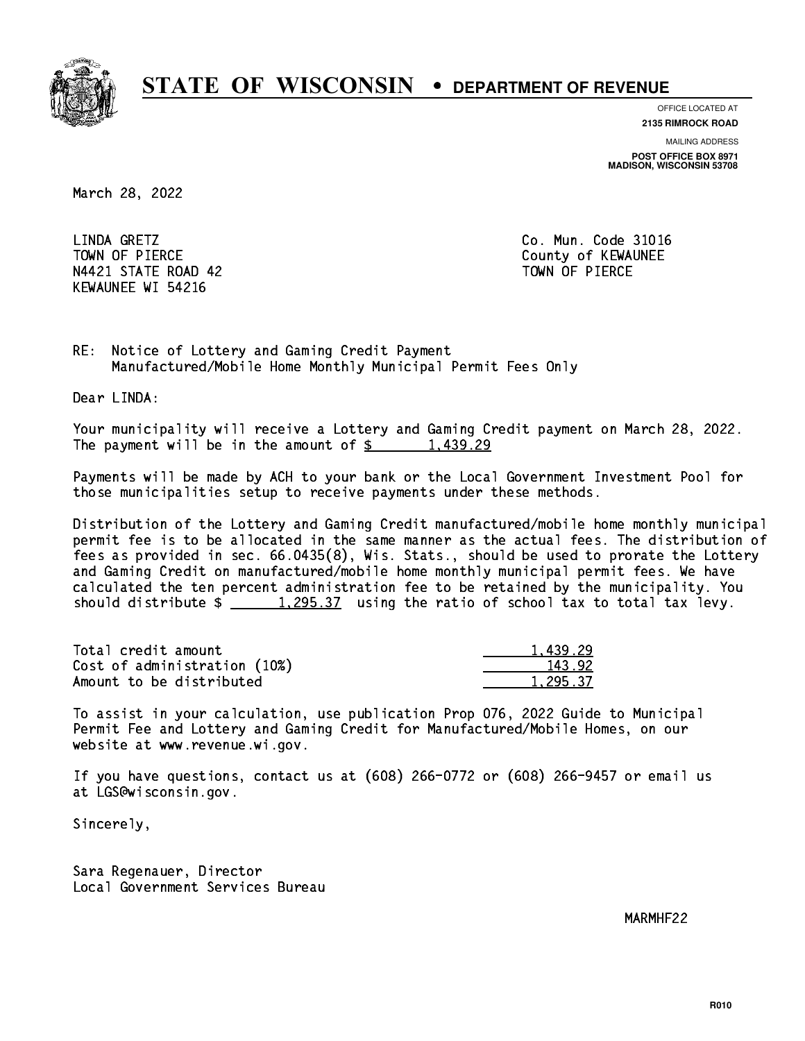# STATE OF WISCONSIN • DEPARTMENT OF REVENUE

OFFICE LOCATED AT
**2135 RIMROCK ROAD**

MAILING ADDRESS
**POST OFFICE BOX 8971**
**MADISON, WISCONSIN 53708**

March 28, 2022

LINDA GRETZ
TOWN OF PIERCE
N4421 STATE ROAD 42
KEWAUNEE WI 54216

Co. Mun. Code 31016
County of KEWAUNEE
TOWN OF PIERCE

RE: Notice of Lottery and Gaming Credit Payment
Manufactured/Mobile Home Monthly Municipal Permit Fees Only

Dear LINDA:

Your municipality will receive a Lottery and Gaming Credit payment on March 28, 2022. The payment will be in the amount of $ 1,439.29

Payments will be made by ACH to your bank or the Local Government Investment Pool for those municipalities setup to receive payments under these methods.

Distribution of the Lottery and Gaming Credit manufactured/mobile home monthly municipal permit fee is to be allocated in the same manner as the actual fees. The distribution of fees as provided in sec. 66.0435(8), Wis. Stats., should be used to prorate the Lottery and Gaming Credit on manufactured/mobile home monthly municipal permit fees. We have calculated the ten percent administration fee to be retained by the municipality. You should distribute $ 1,295.37 using the ratio of school tax to total tax levy.

| | |
|---|---|
| Total credit amount | 1,439.29 |
| Cost of administration (10%) | 143.92 |
| Amount to be distributed | 1,295.37 |

To assist in your calculation, use publication Prop 076, 2022 Guide to Municipal Permit Fee and Lottery and Gaming Credit for Manufactured/Mobile Homes, on our website at www.revenue.wi.gov.

If you have questions, contact us at (608) 266-0772 or (608) 266-9457 or email us at LGS@wisconsin.gov.

Sincerely,

Sara Regenauer, Director
Local Government Services Bureau

MARMHF22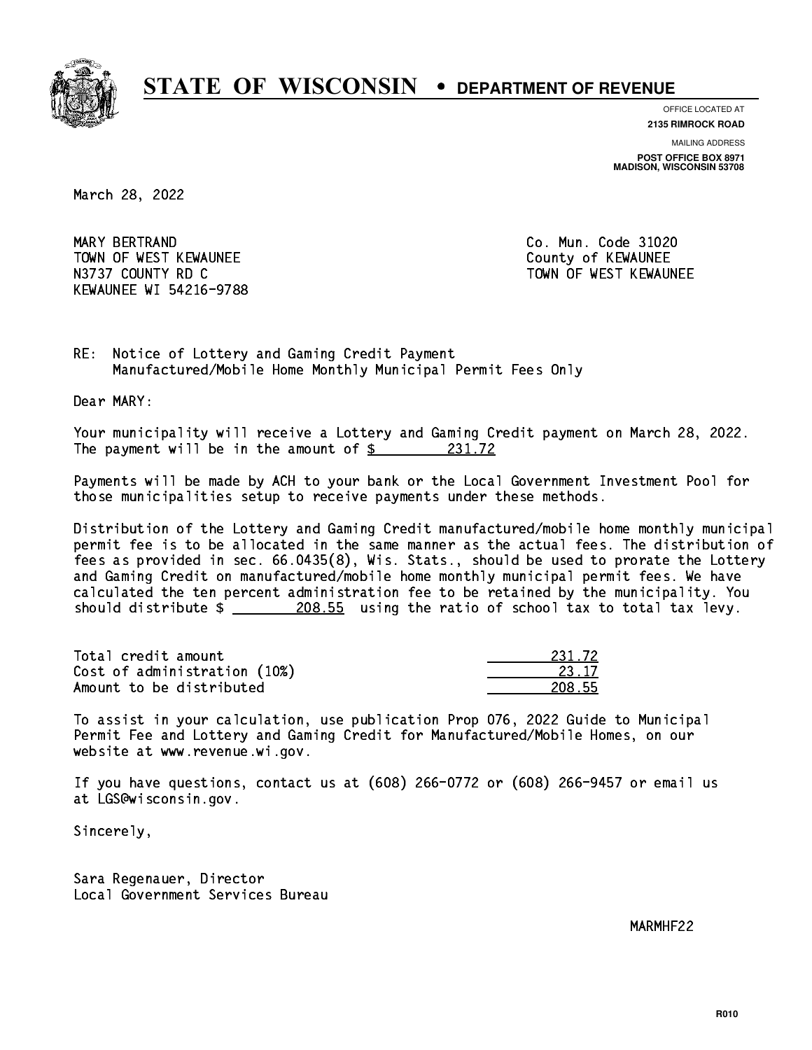# STATE OF WISCONSIN • DEPARTMENT OF REVENUE

OFFICE LOCATED AT
**2135 RIMROCK ROAD**

MAILING ADDRESS
**POST OFFICE BOX 8971**
**MADISON, WISCONSIN 53708**

March 28, 2022

MARY BERTRAND
TOWN OF WEST KEWAUNEE
N3737 COUNTY RD C
KEWAUNEE WI 54216-9788

Co. Mun. Code 31020
County of KEWAUNEE
TOWN OF WEST KEWAUNEE

RE: Notice of Lottery and Gaming Credit Payment
Manufactured/Mobile Home Monthly Municipal Permit Fees Only

Dear MARY:

Your municipality will receive a Lottery and Gaming Credit payment on March 28, 2022. The payment will be in the amount of $ 231.72

Payments will be made by ACH to your bank or the Local Government Investment Pool for those municipalities setup to receive payments under these methods.

Distribution of the Lottery and Gaming Credit manufactured/mobile home monthly municipal permit fee is to be allocated in the same manner as the actual fees. The distribution of fees as provided in sec. 66.0435(8), Wis. Stats., should be used to prorate the Lottery and Gaming Credit on manufactured/mobile home monthly municipal permit fees. We have calculated the ten percent administration fee to be retained by the municipality. You should distribute $ 208.55 using the ratio of school tax to total tax levy.

| | |
|---|---|
| Total credit amount | 231.72 |
| Cost of administration (10%) | 23.17 |
| Amount to be distributed | 208.55 |

To assist in your calculation, use publication Prop 076, 2022 Guide to Municipal Permit Fee and Lottery and Gaming Credit for Manufactured/Mobile Homes, on our website at www.revenue.wi.gov.

If you have questions, contact us at (608) 266-0772 or (608) 266-9457 or email us at LGS@wisconsin.gov.

Sincerely,

Sara Regenauer, Director
Local Government Services Bureau

MARMHF22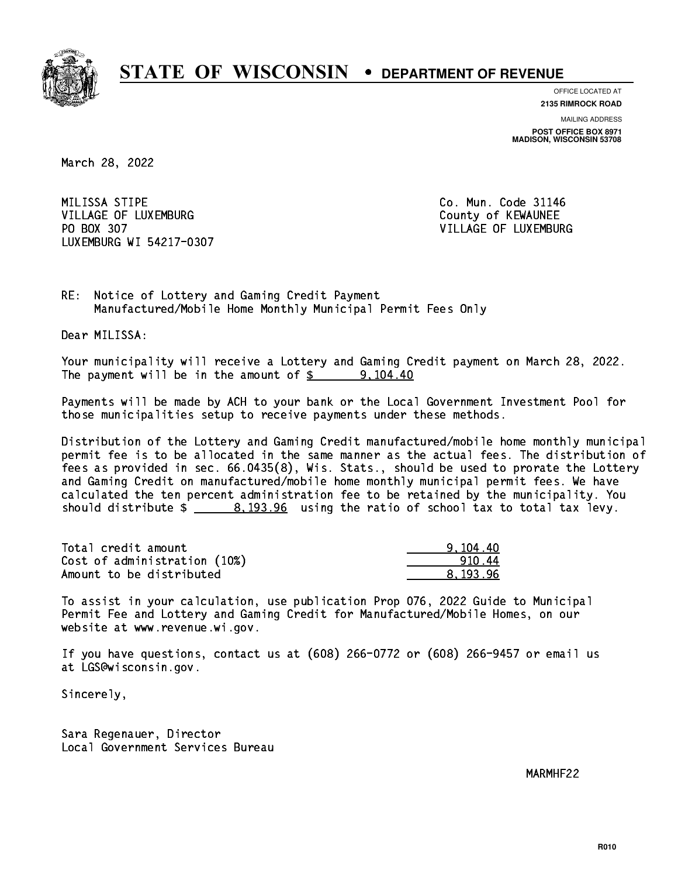# STATE OF WISCONSIN • DEPARTMENT OF REVENUE

OFFICE LOCATED AT
**2135 RIMROCK ROAD**

MAILING ADDRESS
**POST OFFICE BOX 8971**
**MADISON, WISCONSIN 53708**

March 28, 2022

MILISSA STIPE
VILLAGE OF LUXEMBURG
PO BOX 307
LUXEMBURG WI 54217-0307

Co. Mun. Code 31146
County of KEWAUNEE
VILLAGE OF LUXEMBURG

RE: Notice of Lottery and Gaming Credit Payment
Manufactured/Mobile Home Monthly Municipal Permit Fees Only

Dear MILISSA:

Your municipality will receive a Lottery and Gaming Credit payment on March 28, 2022. The payment will be in the amount of $ 9,104.40

Payments will be made by ACH to your bank or the Local Government Investment Pool for those municipalities setup to receive payments under these methods.

Distribution of the Lottery and Gaming Credit manufactured/mobile home monthly municipal permit fee is to be allocated in the same manner as the actual fees. The distribution of fees as provided in sec. 66.0435(8), Wis. Stats., should be used to prorate the Lottery and Gaming Credit on manufactured/mobile home monthly municipal permit fees. We have calculated the ten percent administration fee to be retained by the municipality. You should distribute $ 8,193.96 using the ratio of school tax to total tax levy.

| | |
|---|---|
| Total credit amount | 9,104.40 |
| Cost of administration (10%) | 910.44 |
| Amount to be distributed | 8,193.96 |

To assist in your calculation, use publication Prop 076, 2022 Guide to Municipal Permit Fee and Lottery and Gaming Credit for Manufactured/Mobile Homes, on our website at www.revenue.wi.gov.

If you have questions, contact us at (608) 266-0772 or (608) 266-9457 or email us at LGS@wisconsin.gov.

Sincerely,

Sara Regenauer, Director
Local Government Services Bureau

MARMHF22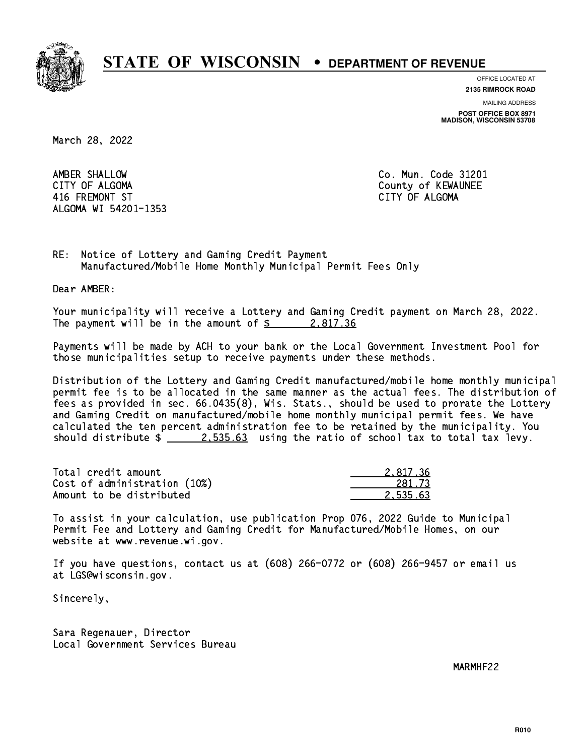# STATE OF WISCONSIN • DEPARTMENT OF REVENUE

OFFICE LOCATED AT
**2135 RIMROCK ROAD**

MAILING ADDRESS
**POST OFFICE BOX 8971**
**MADISON, WISCONSIN 53708**

March 28, 2022

AMBER SHALLOW
CITY OF ALGOMA
416 FREMONT ST
ALGOMA WI 54201-1353

Co. Mun. Code 31201
County of KEWAUNEE
CITY OF ALGOMA

RE: Notice of Lottery and Gaming Credit Payment
Manufactured/Mobile Home Monthly Municipal Permit Fees Only

Dear AMBER:

Your municipality will receive a Lottery and Gaming Credit payment on March 28, 2022. The payment will be in the amount of $ 2,817.36

Payments will be made by ACH to your bank or the Local Government Investment Pool for those municipalities setup to receive payments under these methods.

Distribution of the Lottery and Gaming Credit manufactured/mobile home monthly municipal permit fee is to be allocated in the same manner as the actual fees. The distribution of fees as provided in sec. 66.0435(8), Wis. Stats., should be used to prorate the Lottery and Gaming Credit on manufactured/mobile home monthly municipal permit fees. We have calculated the ten percent administration fee to be retained by the municipality. You should distribute $ 2,535.63 using the ratio of school tax to total tax levy.

| | |
|---|---|
| Total credit amount | 2,817.36 |
| Cost of administration (10%) | 281.73 |
| Amount to be distributed | 2,535.63 |

To assist in your calculation, use publication Prop 076, 2022 Guide to Municipal Permit Fee and Lottery and Gaming Credit for Manufactured/Mobile Homes, on our website at www.revenue.wi.gov.

If you have questions, contact us at (608) 266-0772 or (608) 266-9457 or email us at LGS@wisconsin.gov.

Sincerely,

Sara Regenauer, Director
Local Government Services Bureau

MARMHF22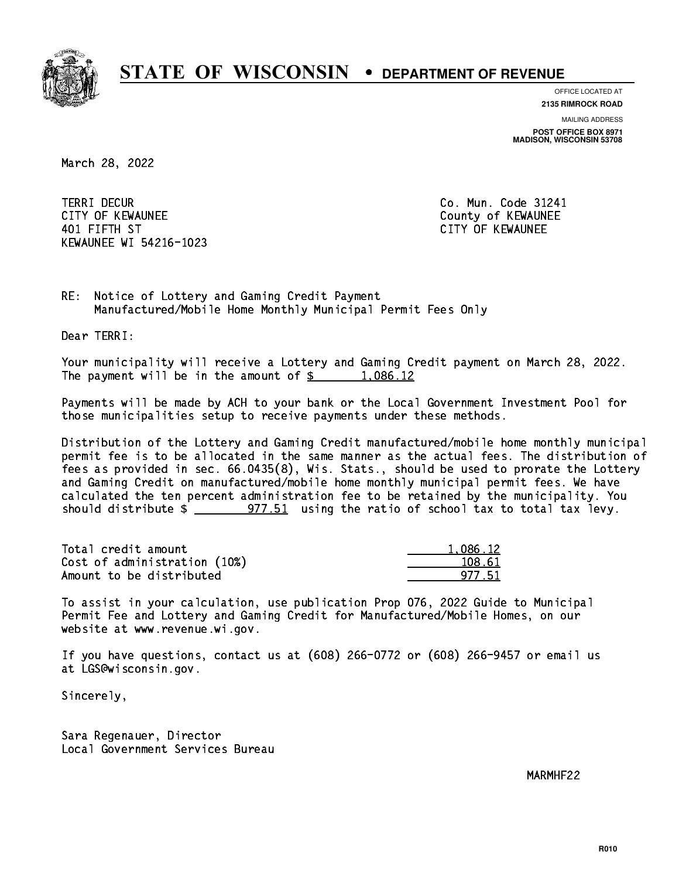# STATE OF WISCONSIN • DEPARTMENT OF REVENUE

OFFICE LOCATED AT
**2135 RIMROCK ROAD**

MAILING ADDRESS
**POST OFFICE BOX 8971**
**MADISON, WISCONSIN 53708**

March 28, 2022

TERRI DECUR
CITY OF KEWAUNEE
401 FIFTH ST
KEWAUNEE WI 54216-1023

Co. Mun. Code 31241
County of KEWAUNEE
CITY OF KEWAUNEE

RE: Notice of Lottery and Gaming Credit Payment
Manufactured/Mobile Home Monthly Municipal Permit Fees Only

Dear TERRI:

Your municipality will receive a Lottery and Gaming Credit payment on March 28, 2022. The payment will be in the amount of $ 1,086.12

Payments will be made by ACH to your bank or the Local Government Investment Pool for those municipalities setup to receive payments under these methods.

Distribution of the Lottery and Gaming Credit manufactured/mobile home monthly municipal permit fee is to be allocated in the same manner as the actual fees. The distribution of fees as provided in sec. 66.0435(8), Wis. Stats., should be used to prorate the Lottery and Gaming Credit on manufactured/mobile home monthly municipal permit fees. We have calculated the ten percent administration fee to be retained by the municipality. You should distribute $ 977.51 using the ratio of school tax to total tax levy.

| | |
|---|---|
| Total credit amount | 1,086.12 |
| Cost of administration (10%) | 108.61 |
| Amount to be distributed | 977.51 |

To assist in your calculation, use publication Prop 076, 2022 Guide to Municipal Permit Fee and Lottery and Gaming Credit for Manufactured/Mobile Homes, on our website at www.revenue.wi.gov.

If you have questions, contact us at (608) 266-0772 or (608) 266-9457 or email us at LGS@wisconsin.gov.

Sincerely,

Sara Regenauer, Director
Local Government Services Bureau

MARMHF22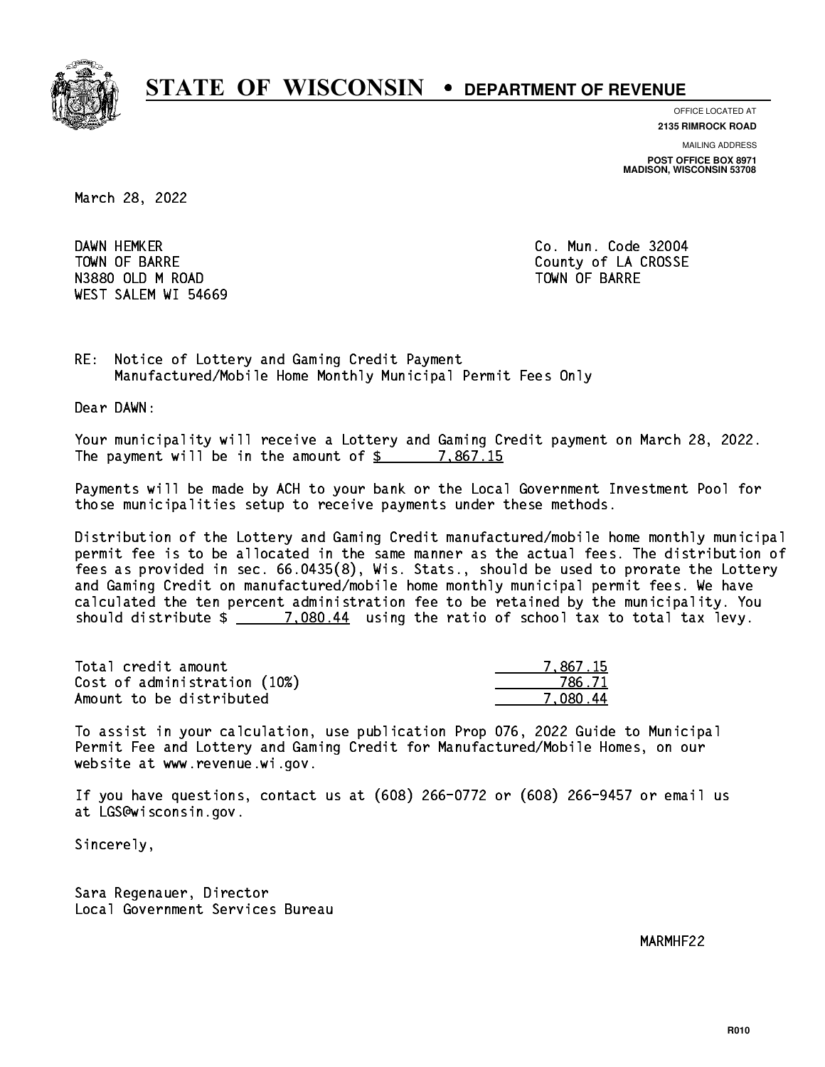# STATE OF WISCONSIN • DEPARTMENT OF REVENUE

OFFICE LOCATED AT
**2135 RIMROCK ROAD**

MAILING ADDRESS
**POST OFFICE BOX 8971**
**MADISON, WISCONSIN 53708**

March 28, 2022

DAWN HEMKER
TOWN OF BARRE
N3880 OLD M ROAD
WEST SALEM WI 54669

Co. Mun. Code 32004
County of LA CROSSE
TOWN OF BARRE

RE: Notice of Lottery and Gaming Credit Payment
Manufactured/Mobile Home Monthly Municipal Permit Fees Only

Dear DAWN:

Your municipality will receive a Lottery and Gaming Credit payment on March 28, 2022. The payment will be in the amount of $ 7,867.15

Payments will be made by ACH to your bank or the Local Government Investment Pool for those municipalities setup to receive payments under these methods.

Distribution of the Lottery and Gaming Credit manufactured/mobile home monthly municipal permit fee is to be allocated in the same manner as the actual fees. The distribution of fees as provided in sec. 66.0435(8), Wis. Stats., should be used to prorate the Lottery and Gaming Credit on manufactured/mobile home monthly municipal permit fees. We have calculated the ten percent administration fee to be retained by the municipality. You should distribute $ 7,080.44 using the ratio of school tax to total tax levy.

| | |
|---|---|
| Total credit amount | 7,867.15 |
| Cost of administration (10%) | 786.71 |
| Amount to be distributed | 7,080.44 |

To assist in your calculation, use publication Prop 076, 2022 Guide to Municipal Permit Fee and Lottery and Gaming Credit for Manufactured/Mobile Homes, on our website at www.revenue.wi.gov.

If you have questions, contact us at (608) 266-0772 or (608) 266-9457 or email us at LGS@wisconsin.gov.

Sincerely,

Sara Regenauer, Director
Local Government Services Bureau

MARMHF22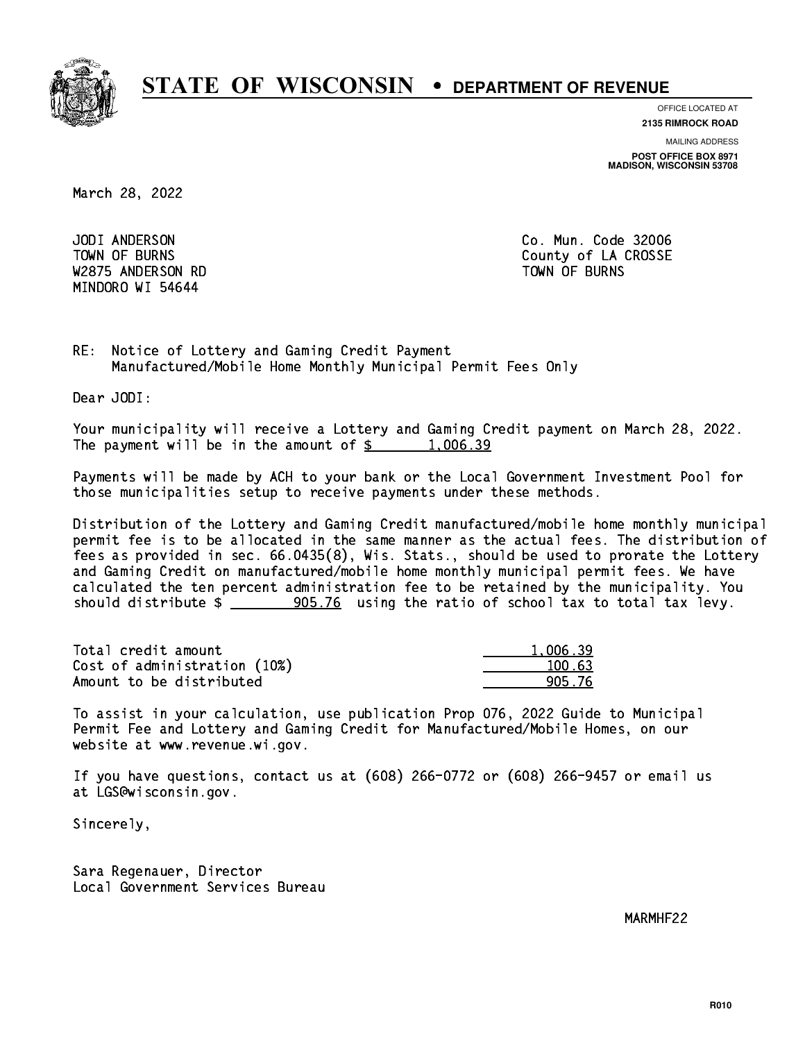# STATE OF WISCONSIN • DEPARTMENT OF REVENUE

OFFICE LOCATED AT
**2135 RIMROCK ROAD**

MAILING ADDRESS
**POST OFFICE BOX 8971**
**MADISON, WISCONSIN 53708**

March 28, 2022

JODI ANDERSON
TOWN OF BURNS
W2875 ANDERSON RD
MINDORO WI 54644

Co. Mun. Code 32006
County of LA CROSSE
TOWN OF BURNS

RE: Notice of Lottery and Gaming Credit Payment
Manufactured/Mobile Home Monthly Municipal Permit Fees Only

Dear JODI:

Your municipality will receive a Lottery and Gaming Credit payment on March 28, 2022. The payment will be in the amount of $ 1,006.39

Payments will be made by ACH to your bank or the Local Government Investment Pool for those municipalities setup to receive payments under these methods.

Distribution of the Lottery and Gaming Credit manufactured/mobile home monthly municipal permit fee is to be allocated in the same manner as the actual fees. The distribution of fees as provided in sec. 66.0435(8), Wis. Stats., should be used to prorate the Lottery and Gaming Credit on manufactured/mobile home monthly municipal permit fees. We have calculated the ten percent administration fee to be retained by the municipality. You should distribute $ 905.76 using the ratio of school tax to total tax levy.

| | |
|---|---|
| Total credit amount | 1,006.39 |
| Cost of administration (10%) | 100.63 |
| Amount to be distributed | 905.76 |

To assist in your calculation, use publication Prop 076, 2022 Guide to Municipal Permit Fee and Lottery and Gaming Credit for Manufactured/Mobile Homes, on our website at www.revenue.wi.gov.

If you have questions, contact us at (608) 266-0772 or (608) 266-9457 or email us at LGS@wisconsin.gov.

Sincerely,

Sara Regenauer, Director
Local Government Services Bureau

MARMHF22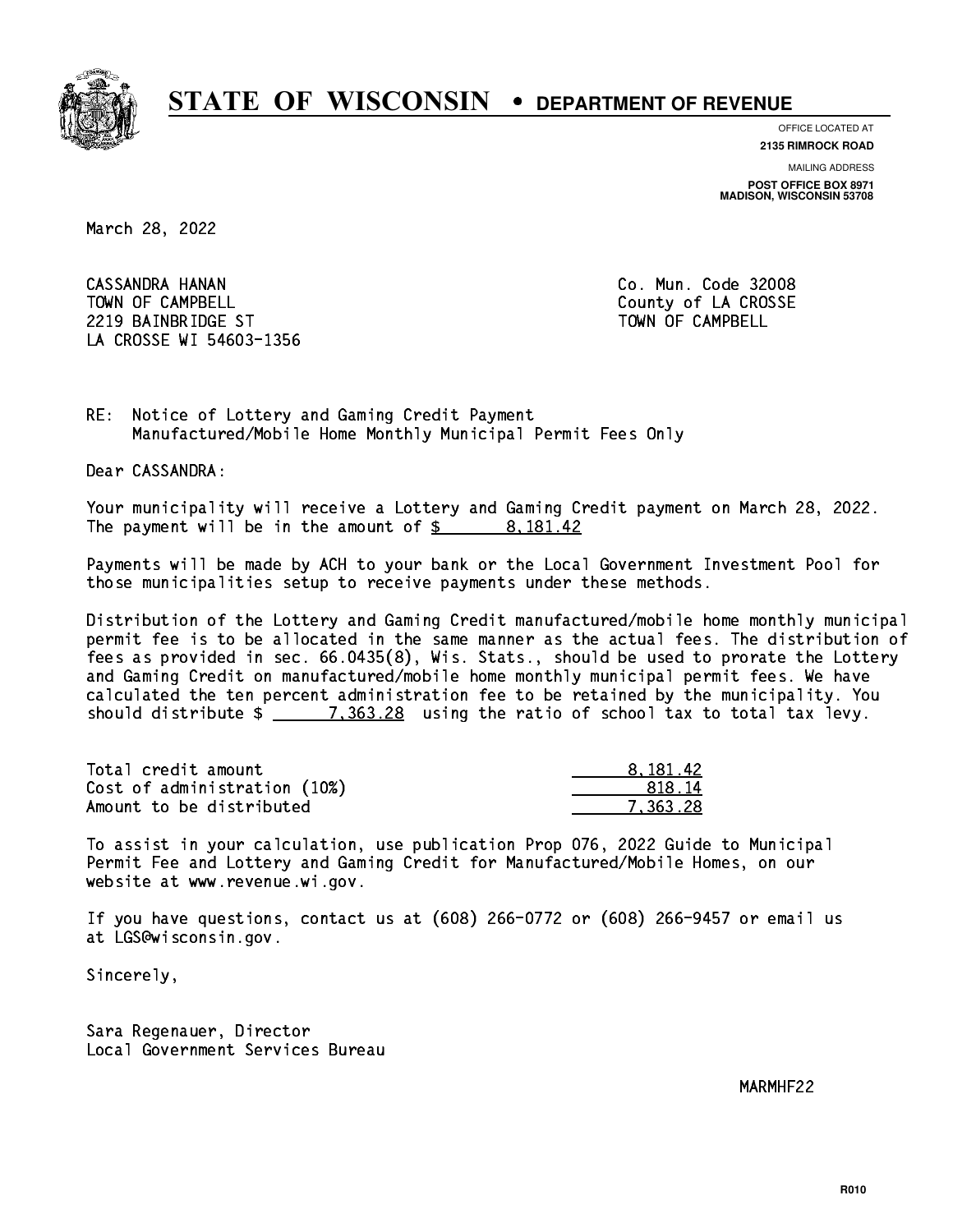# STATE OF WISCONSIN • DEPARTMENT OF REVENUE

OFFICE LOCATED AT
**2135 RIMROCK ROAD**

MAILING ADDRESS
**POST OFFICE BOX 8971**
**MADISON, WISCONSIN 53708**

March 28, 2022

CASSANDRA HANAN
TOWN OF CAMPBELL
2219 BAINBRIDGE ST
LA CROSSE WI 54603-1356

Co. Mun. Code 32008
County of LA CROSSE
TOWN OF CAMPBELL

RE: Notice of Lottery and Gaming Credit Payment
Manufactured/Mobile Home Monthly Municipal Permit Fees Only

Dear CASSANDRA:

Your municipality will receive a Lottery and Gaming Credit payment on March 28, 2022. The payment will be in the amount of $ 8,181.42

Payments will be made by ACH to your bank or the Local Government Investment Pool for those municipalities setup to receive payments under these methods.

Distribution of the Lottery and Gaming Credit manufactured/mobile home monthly municipal permit fee is to be allocated in the same manner as the actual fees. The distribution of fees as provided in sec. 66.0435(8), Wis. Stats., should be used to prorate the Lottery and Gaming Credit on manufactured/mobile home monthly municipal permit fees. We have calculated the ten percent administration fee to be retained by the municipality. You should distribute $ 7,363.28 using the ratio of school tax to total tax levy.

| | |
|---|---|
| Total credit amount | 8,181.42 |
| Cost of administration (10%) | 818.14 |
| Amount to be distributed | 7,363.28 |

To assist in your calculation, use publication Prop 076, 2022 Guide to Municipal Permit Fee and Lottery and Gaming Credit for Manufactured/Mobile Homes, on our website at www.revenue.wi.gov.

If you have questions, contact us at (608) 266-0772 or (608) 266-9457 or email us at LGS@wisconsin.gov.

Sincerely,

Sara Regenauer, Director
Local Government Services Bureau

MARMHF22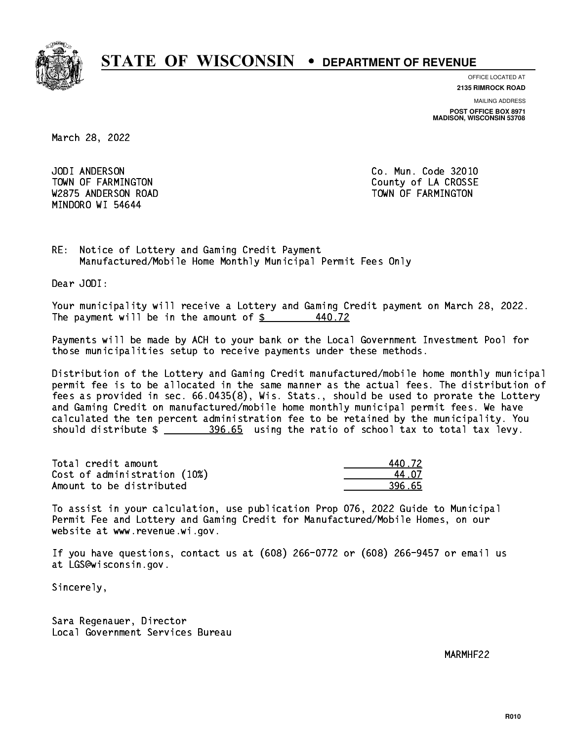# STATE OF WISCONSIN • DEPARTMENT OF REVENUE

OFFICE LOCATED AT
**2135 RIMROCK ROAD**

MAILING ADDRESS
**POST OFFICE BOX 8971**
**MADISON, WISCONSIN 53708**

March 28, 2022

JODI ANDERSON
TOWN OF FARMINGTON
W2875 ANDERSON ROAD
MINDORO WI 54644

Co. Mun. Code 32010
County of LA CROSSE
TOWN OF FARMINGTON

RE: Notice of Lottery and Gaming Credit Payment
Manufactured/Mobile Home Monthly Municipal Permit Fees Only

Dear JODI:

Your municipality will receive a Lottery and Gaming Credit payment on March 28, 2022. The payment will be in the amount of $ 440.72

Payments will be made by ACH to your bank or the Local Government Investment Pool for those municipalities setup to receive payments under these methods.

Distribution of the Lottery and Gaming Credit manufactured/mobile home monthly municipal permit fee is to be allocated in the same manner as the actual fees. The distribution of fees as provided in sec. 66.0435(8), Wis. Stats., should be used to prorate the Lottery and Gaming Credit on manufactured/mobile home monthly municipal permit fees. We have calculated the ten percent administration fee to be retained by the municipality. You should distribute $ 396.65 using the ratio of school tax to total tax levy.

| | |
|---|---|
| Total credit amount | 440.72 |
| Cost of administration (10%) | 44.07 |
| Amount to be distributed | 396.65 |

To assist in your calculation, use publication Prop 076, 2022 Guide to Municipal Permit Fee and Lottery and Gaming Credit for Manufactured/Mobile Homes, on our website at www.revenue.wi.gov.

If you have questions, contact us at (608) 266-0772 or (608) 266-9457 or email us at LGS@wisconsin.gov.

Sincerely,

Sara Regenauer, Director
Local Government Services Bureau

MARMHF22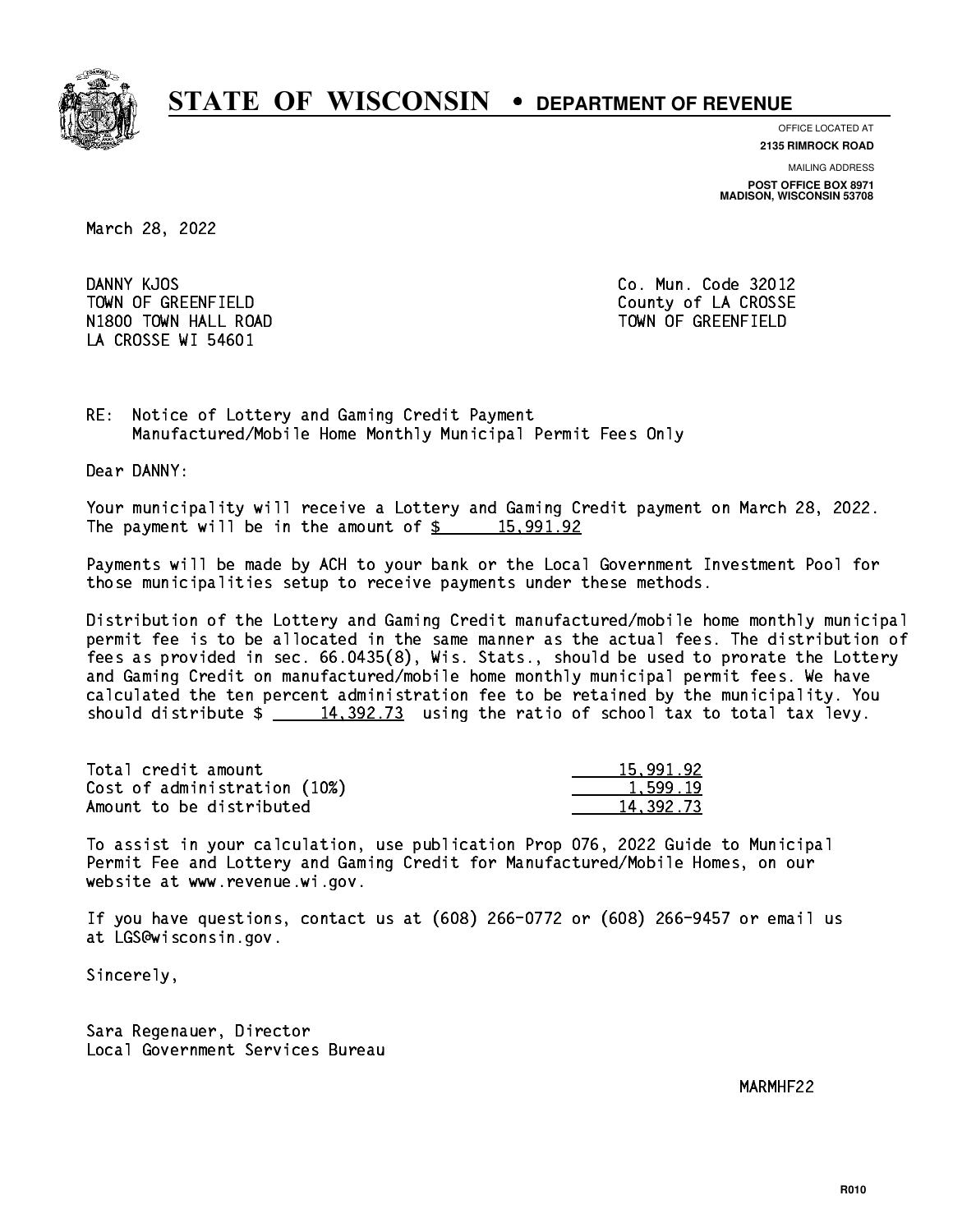# STATE OF WISCONSIN • DEPARTMENT OF REVENUE

OFFICE LOCATED AT
**2135 RIMROCK ROAD**

MAILING ADDRESS
**POST OFFICE BOX 8971**
**MADISON, WISCONSIN 53708**

March 28, 2022

DANNY KJOS
TOWN OF GREENFIELD
N1800 TOWN HALL ROAD
LA CROSSE WI 54601

Co. Mun. Code 32012
County of LA CROSSE
TOWN OF GREENFIELD

RE: Notice of Lottery and Gaming Credit Payment
Manufactured/Mobile Home Monthly Municipal Permit Fees Only

Dear DANNY:

Your municipality will receive a Lottery and Gaming Credit payment on March 28, 2022. The payment will be in the amount of $ 15,991.92

Payments will be made by ACH to your bank or the Local Government Investment Pool for those municipalities setup to receive payments under these methods.

Distribution of the Lottery and Gaming Credit manufactured/mobile home monthly municipal permit fee is to be allocated in the same manner as the actual fees. The distribution of fees as provided in sec. 66.0435(8), Wis. Stats., should be used to prorate the Lottery and Gaming Credit on manufactured/mobile home monthly municipal permit fees. We have calculated the ten percent administration fee to be retained by the municipality. You should distribute $ 14,392.73 using the ratio of school tax to total tax levy.

| | |
|---|---|
| Total credit amount | 15,991.92 |
| Cost of administration (10%) | 1,599.19 |
| Amount to be distributed | 14,392.73 |

To assist in your calculation, use publication Prop 076, 2022 Guide to Municipal Permit Fee and Lottery and Gaming Credit for Manufactured/Mobile Homes, on our website at www.revenue.wi.gov.

If you have questions, contact us at (608) 266-0772 or (608) 266-9457 or email us at LGS@wisconsin.gov.

Sincerely,

Sara Regenauer, Director
Local Government Services Bureau

MARMHF22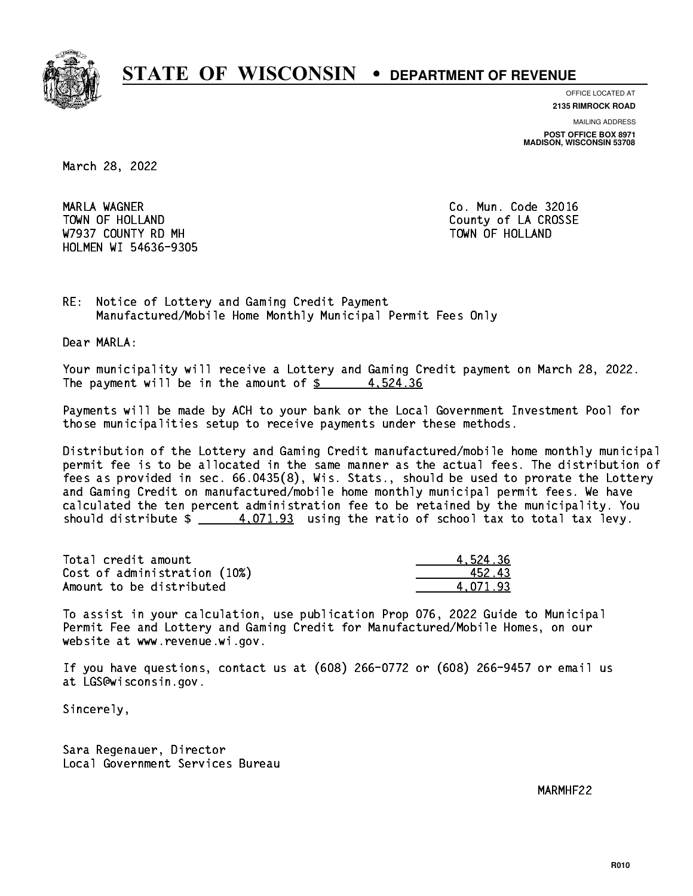# STATE OF WISCONSIN • DEPARTMENT OF REVENUE

OFFICE LOCATED AT
**2135 RIMROCK ROAD**

MAILING ADDRESS
**POST OFFICE BOX 8971**
**MADISON, WISCONSIN 53708**

March 28, 2022

MARLA WAGNER
TOWN OF HOLLAND
W7937 COUNTY RD MH
HOLMEN WI 54636-9305

Co. Mun. Code 32016
County of LA CROSSE
TOWN OF HOLLAND

RE: Notice of Lottery and Gaming Credit Payment
Manufactured/Mobile Home Monthly Municipal Permit Fees Only

Dear MARLA:

Your municipality will receive a Lottery and Gaming Credit payment on March 28, 2022. The payment will be in the amount of $ 4,524.36

Payments will be made by ACH to your bank or the Local Government Investment Pool for those municipalities setup to receive payments under these methods.

Distribution of the Lottery and Gaming Credit manufactured/mobile home monthly municipal permit fee is to be allocated in the same manner as the actual fees. The distribution of fees as provided in sec. 66.0435(8), Wis. Stats., should be used to prorate the Lottery and Gaming Credit on manufactured/mobile home monthly municipal permit fees. We have calculated the ten percent administration fee to be retained by the municipality. You should distribute $ 4,071.93 using the ratio of school tax to total tax levy.

| | |
|---|---|
| Total credit amount | 4,524.36 |
| Cost of administration (10%) | 452.43 |
| Amount to be distributed | 4,071.93 |

To assist in your calculation, use publication Prop 076, 2022 Guide to Municipal Permit Fee and Lottery and Gaming Credit for Manufactured/Mobile Homes, on our website at www.revenue.wi.gov.

If you have questions, contact us at (608) 266-0772 or (608) 266-9457 or email us at LGS@wisconsin.gov.

Sincerely,

Sara Regenauer, Director
Local Government Services Bureau

MARMHF22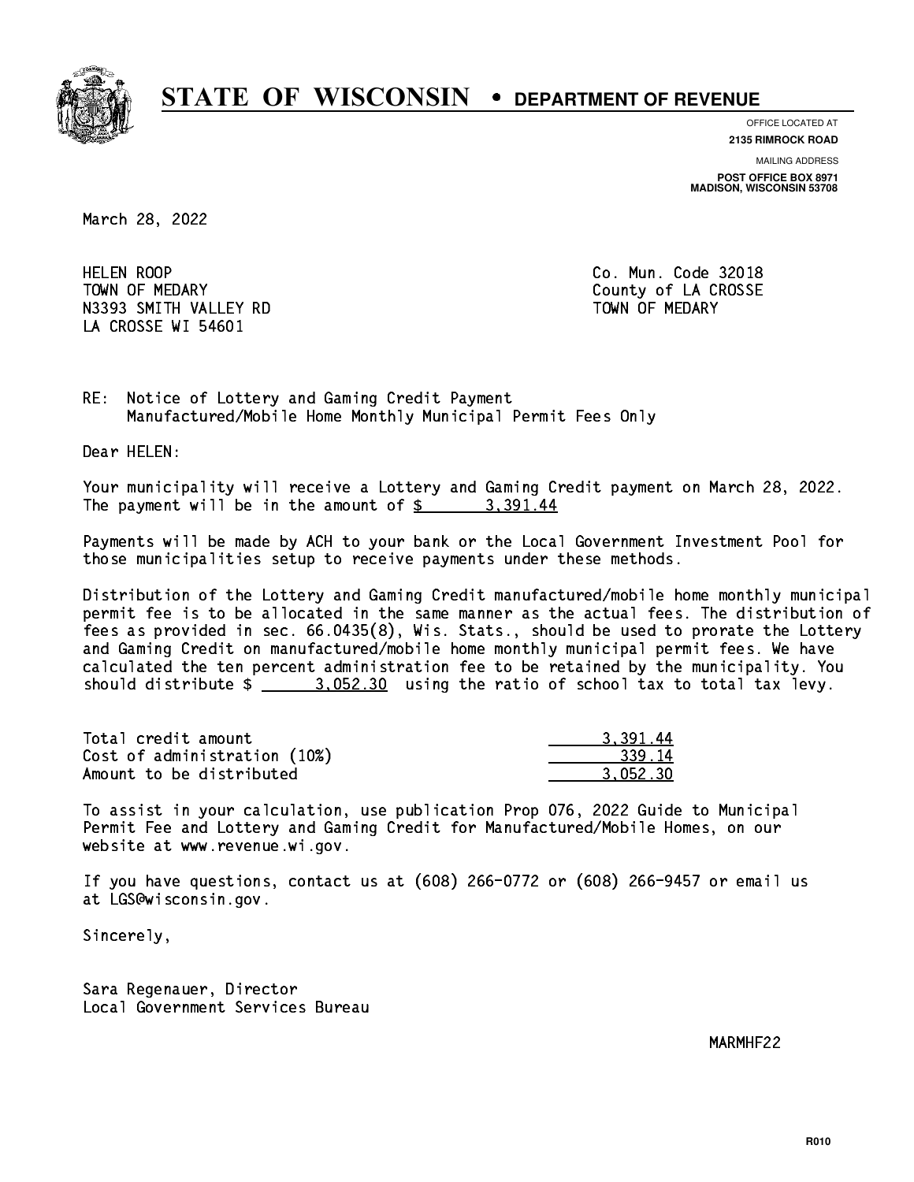# STATE OF WISCONSIN • DEPARTMENT OF REVENUE

OFFICE LOCATED AT
**2135 RIMROCK ROAD**

MAILING ADDRESS
**POST OFFICE BOX 8971**
**MADISON, WISCONSIN 53708**

March 28, 2022

HELEN ROOP
TOWN OF MEDARY
N3393 SMITH VALLEY RD
LA CROSSE WI 54601

Co. Mun. Code 32018
County of LA CROSSE
TOWN OF MEDARY

RE: Notice of Lottery and Gaming Credit Payment
Manufactured/Mobile Home Monthly Municipal Permit Fees Only

Dear HELEN:

Your municipality will receive a Lottery and Gaming Credit payment on March 28, 2022. The payment will be in the amount of $ 3,391.44

Payments will be made by ACH to your bank or the Local Government Investment Pool for those municipalities setup to receive payments under these methods.

Distribution of the Lottery and Gaming Credit manufactured/mobile home monthly municipal permit fee is to be allocated in the same manner as the actual fees. The distribution of fees as provided in sec. 66.0435(8), Wis. Stats., should be used to prorate the Lottery and Gaming Credit on manufactured/mobile home monthly municipal permit fees. We have calculated the ten percent administration fee to be retained by the municipality. You should distribute $ 3,052.30 using the ratio of school tax to total tax levy.

| | |
|---|---:|
| Total credit amount | 3,391.44 |
| Cost of administration (10%) | 339.14 |
| Amount to be distributed | 3,052.30 |

To assist in your calculation, use publication Prop 076, 2022 Guide to Municipal Permit Fee and Lottery and Gaming Credit for Manufactured/Mobile Homes, on our website at www.revenue.wi.gov.

If you have questions, contact us at (608) 266-0772 or (608) 266-9457 or email us at LGS@wisconsin.gov.

Sincerely,

Sara Regenauer, Director
Local Government Services Bureau

MARMHF22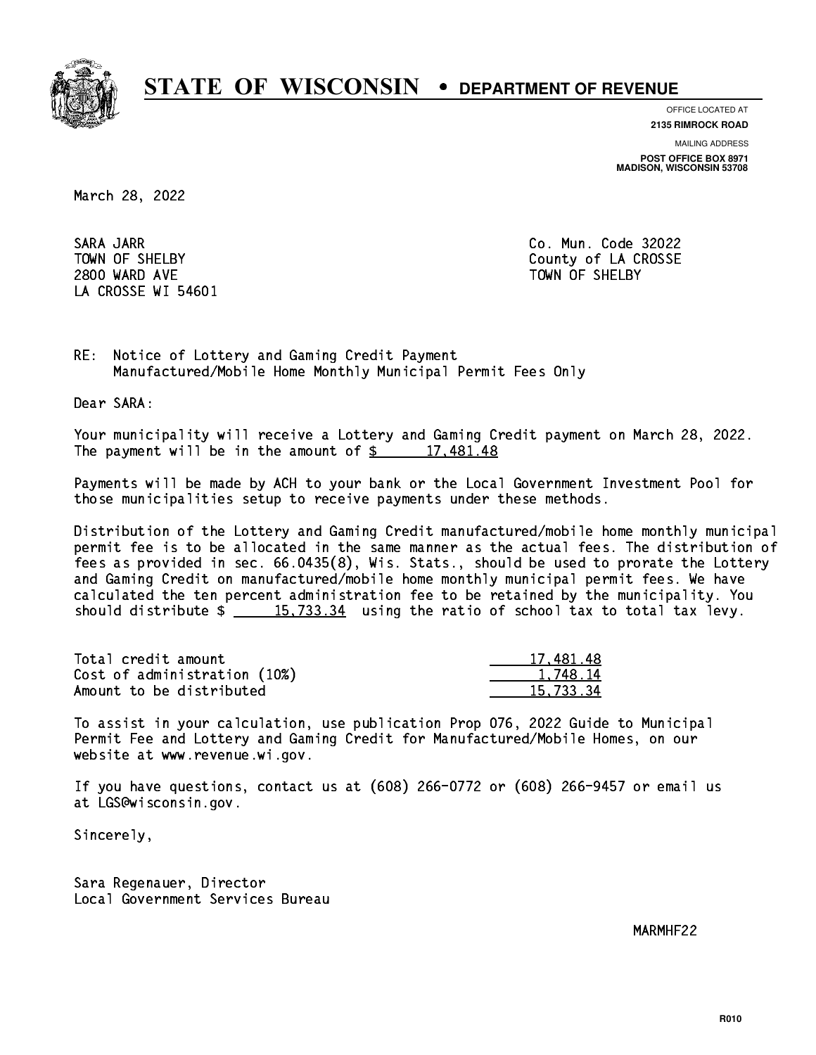# STATE OF WISCONSIN • DEPARTMENT OF REVENUE

OFFICE LOCATED AT
**2135 RIMROCK ROAD**

MAILING ADDRESS
**POST OFFICE BOX 8971**
**MADISON, WISCONSIN 53708**

March 28, 2022

SARA JARR
TOWN OF SHELBY
2800 WARD AVE
LA CROSSE WI 54601

Co. Mun. Code 32022
County of LA CROSSE
TOWN OF SHELBY

RE: Notice of Lottery and Gaming Credit Payment
Manufactured/Mobile Home Monthly Municipal Permit Fees Only

Dear SARA:

Your municipality will receive a Lottery and Gaming Credit payment on March 28, 2022. The payment will be in the amount of $ 17,481.48

Payments will be made by ACH to your bank or the Local Government Investment Pool for those municipalities setup to receive payments under these methods.

Distribution of the Lottery and Gaming Credit manufactured/mobile home monthly municipal permit fee is to be allocated in the same manner as the actual fees. The distribution of fees as provided in sec. 66.0435(8), Wis. Stats., should be used to prorate the Lottery and Gaming Credit on manufactured/mobile home monthly municipal permit fees. We have calculated the ten percent administration fee to be retained by the municipality. You should distribute $ 15,733.34 using the ratio of school tax to total tax levy.

| | |
|---|---|
| Total credit amount | 17,481.48 |
| Cost of administration (10%) | 1,748.14 |
| Amount to be distributed | 15,733.34 |

To assist in your calculation, use publication Prop 076, 2022 Guide to Municipal Permit Fee and Lottery and Gaming Credit for Manufactured/Mobile Homes, on our website at www.revenue.wi.gov.

If you have questions, contact us at (608) 266-0772 or (608) 266-9457 or email us at LGS@wisconsin.gov.

Sincerely,

Sara Regenauer, Director
Local Government Services Bureau

MARMHF22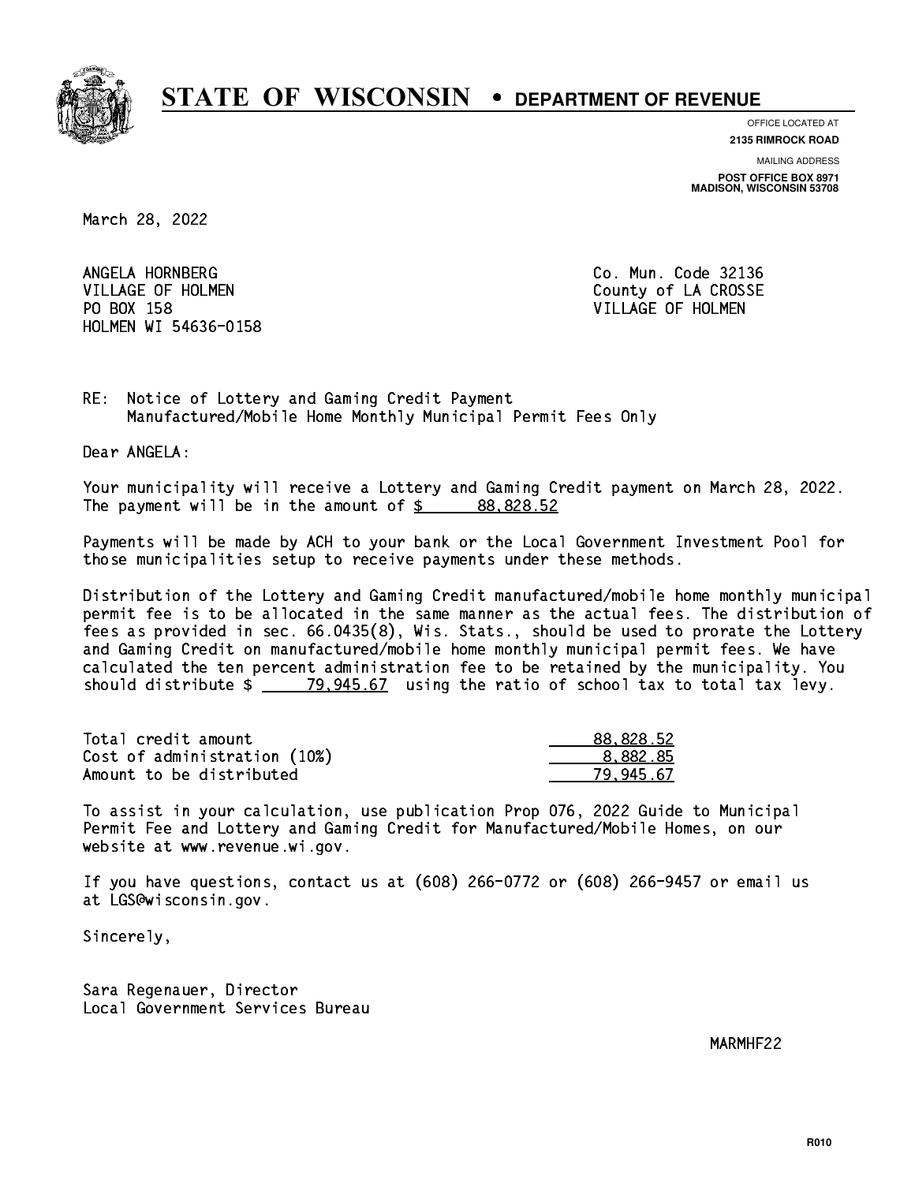# STATE OF WISCONSIN • DEPARTMENT OF REVENUE

OFFICE LOCATED AT
**2135 RIMROCK ROAD**

MAILING ADDRESS
**POST OFFICE BOX 8971**
**MADISON, WISCONSIN 53708**

March 28, 2022

ANGELA HORNBERG
VILLAGE OF HOLMEN
PO BOX 158
HOLMEN WI 54636-0158

Co. Mun. Code 32136
County of LA CROSSE
VILLAGE OF HOLMEN

RE: Notice of Lottery and Gaming Credit Payment
Manufactured/Mobile Home Monthly Municipal Permit Fees Only

Dear ANGELA:

Your municipality will receive a Lottery and Gaming Credit payment on March 28, 2022. The payment will be in the amount of $ 88,828.52

Payments will be made by ACH to your bank or the Local Government Investment Pool for those municipalities setup to receive payments under these methods.

Distribution of the Lottery and Gaming Credit manufactured/mobile home monthly municipal permit fee is to be allocated in the same manner as the actual fees. The distribution of fees as provided in sec. 66.0435(8), Wis. Stats., should be used to prorate the Lottery and Gaming Credit on manufactured/mobile home monthly municipal permit fees. We have calculated the ten percent administration fee to be retained by the municipality. You should distribute $ 79,945.67 using the ratio of school tax to total tax levy.

| | |
|---|---|
| Total credit amount | 88,828.52 |
| Cost of administration (10%) | 8,882.85 |
| Amount to be distributed | 79,945.67 |

To assist in your calculation, use publication Prop 076, 2022 Guide to Municipal Permit Fee and Lottery and Gaming Credit for Manufactured/Mobile Homes, on our website at www.revenue.wi.gov.

If you have questions, contact us at (608) 266-0772 or (608) 266-9457 or email us at LGS@wisconsin.gov.

Sincerely,

Sara Regenauer, Director
Local Government Services Bureau

MARMHF22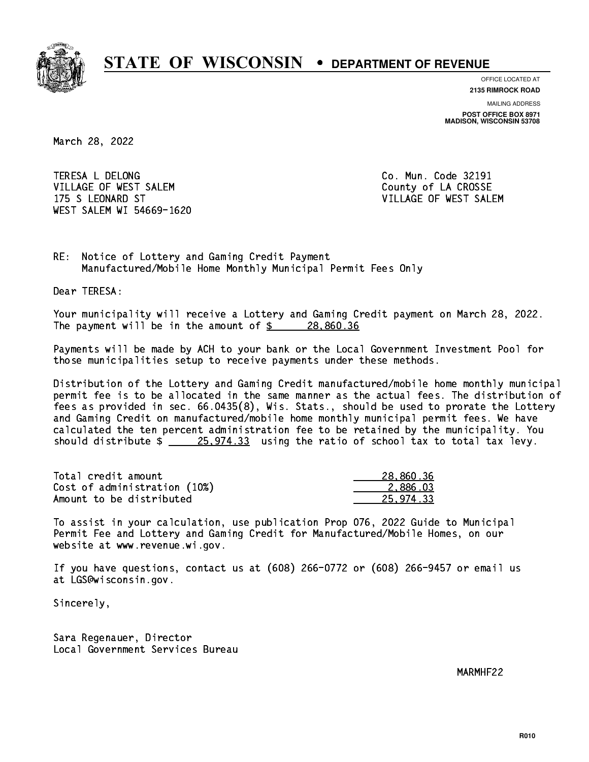# STATE OF WISCONSIN • DEPARTMENT OF REVENUE

OFFICE LOCATED AT
**2135 RIMROCK ROAD**

MAILING ADDRESS
**POST OFFICE BOX 8971**
**MADISON, WISCONSIN 53708**

March 28, 2022

TERESA L DELONG
VILLAGE OF WEST SALEM
175 S LEONARD ST
WEST SALEM WI 54669-1620

Co. Mun. Code 32191
County of LA CROSSE
VILLAGE OF WEST SALEM

RE: Notice of Lottery and Gaming Credit Payment
Manufactured/Mobile Home Monthly Municipal Permit Fees Only

Dear TERESA:

Your municipality will receive a Lottery and Gaming Credit payment on March 28, 2022. The payment will be in the amount of $ 28,860.36

Payments will be made by ACH to your bank or the Local Government Investment Pool for those municipalities setup to receive payments under these methods.

Distribution of the Lottery and Gaming Credit manufactured/mobile home monthly municipal permit fee is to be allocated in the same manner as the actual fees. The distribution of fees as provided in sec. 66.0435(8), Wis. Stats., should be used to prorate the Lottery and Gaming Credit on manufactured/mobile home monthly municipal permit fees. We have calculated the ten percent administration fee to be retained by the municipality. You should distribute $ 25,974.33 using the ratio of school tax to total tax levy.

| | |
|---|---|
| Total credit amount | 28,860.36 |
| Cost of administration (10%) | 2,886.03 |
| Amount to be distributed | 25,974.33 |

To assist in your calculation, use publication Prop 076, 2022 Guide to Municipal Permit Fee and Lottery and Gaming Credit for Manufactured/Mobile Homes, on our website at www.revenue.wi.gov.

If you have questions, contact us at (608) 266-0772 or (608) 266-9457 or email us at LGS@wisconsin.gov.

Sincerely,

Sara Regenauer, Director
Local Government Services Bureau

MARMHF22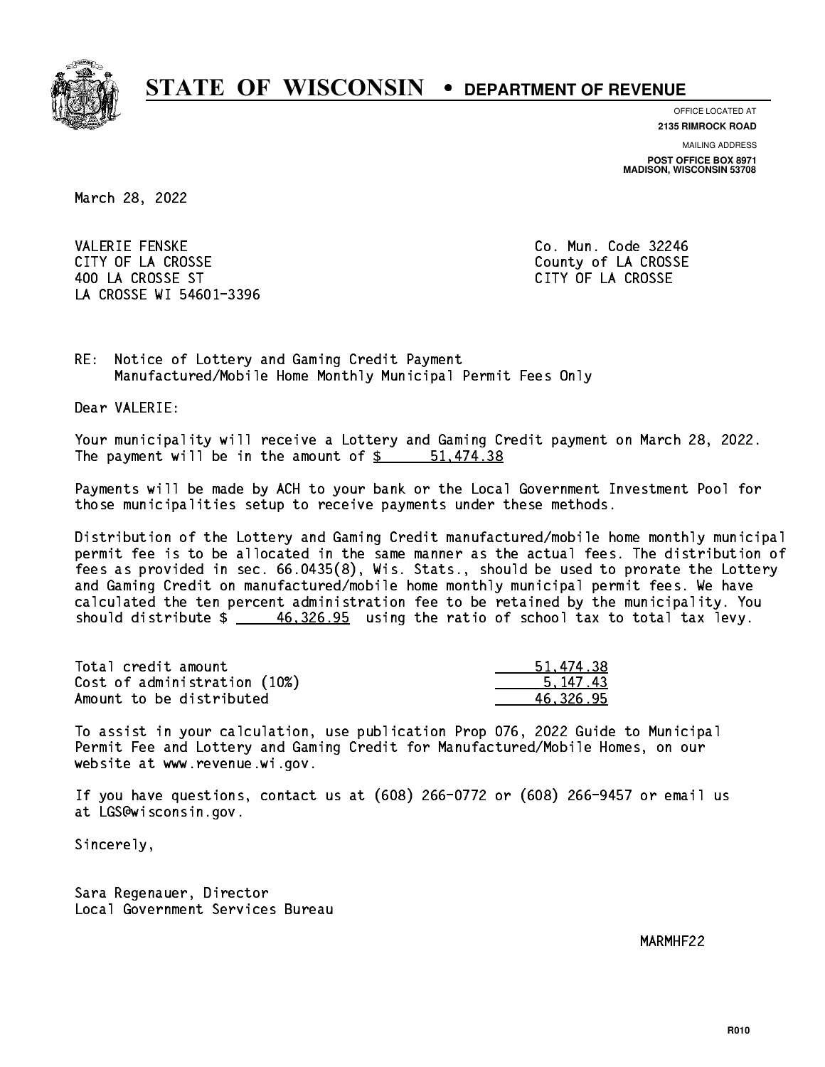# STATE OF WISCONSIN • DEPARTMENT OF REVENUE

OFFICE LOCATED AT
**2135 RIMROCK ROAD**

MAILING ADDRESS
**POST OFFICE BOX 8971**
**MADISON, WISCONSIN 53708**

March 28, 2022

VALERIE FENSKE
CITY OF LA CROSSE
400 LA CROSSE ST
LA CROSSE WI 54601-3396

Co. Mun. Code 32246
County of LA CROSSE
CITY OF LA CROSSE

RE: Notice of Lottery and Gaming Credit Payment
Manufactured/Mobile Home Monthly Municipal Permit Fees Only

Dear VALERIE:

Your municipality will receive a Lottery and Gaming Credit payment on March 28, 2022. The payment will be in the amount of $ 51,474.38

Payments will be made by ACH to your bank or the Local Government Investment Pool for those municipalities setup to receive payments under these methods.

Distribution of the Lottery and Gaming Credit manufactured/mobile home monthly municipal permit fee is to be allocated in the same manner as the actual fees. The distribution of fees as provided in sec. 66.0435(8), Wis. Stats., should be used to prorate the Lottery and Gaming Credit on manufactured/mobile home monthly municipal permit fees. We have calculated the ten percent administration fee to be retained by the municipality. You should distribute $ 46,326.95 using the ratio of school tax to total tax levy.

| | |
|---|---|
| Total credit amount | 51,474.38 |
| Cost of administration (10%) | 5,147.43 |
| Amount to be distributed | 46,326.95 |

To assist in your calculation, use publication Prop 076, 2022 Guide to Municipal Permit Fee and Lottery and Gaming Credit for Manufactured/Mobile Homes, on our website at www.revenue.wi.gov.

If you have questions, contact us at (608) 266-0772 or (608) 266-9457 or email us at LGS@wisconsin.gov.

Sincerely,

Sara Regenauer, Director
Local Government Services Bureau

MARMHF22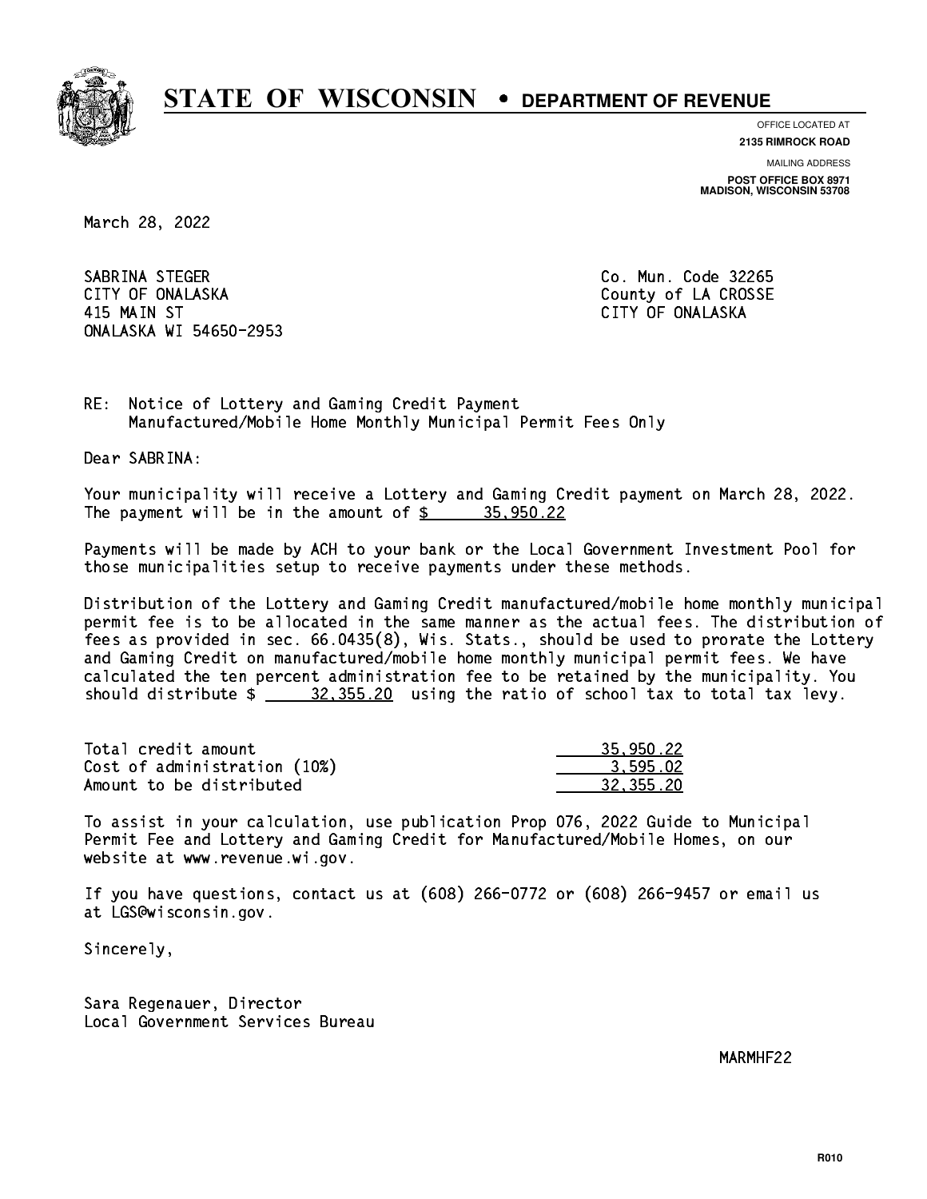# STATE OF WISCONSIN • DEPARTMENT OF REVENUE

OFFICE LOCATED AT
**2135 RIMROCK ROAD**

MAILING ADDRESS
**POST OFFICE BOX 8971**
**MADISON, WISCONSIN 53708**

March 28, 2022

SABRINA STEGER
CITY OF ONALASKA
415 MAIN ST
ONALASKA WI 54650-2953

Co. Mun. Code 32265
County of LA CROSSE
CITY OF ONALASKA

RE: Notice of Lottery and Gaming Credit Payment
Manufactured/Mobile Home Monthly Municipal Permit Fees Only

Dear SABRINA:

Your municipality will receive a Lottery and Gaming Credit payment on March 28, 2022. The payment will be in the amount of $ 35,950.22

Payments will be made by ACH to your bank or the Local Government Investment Pool for those municipalities setup to receive payments under these methods.

Distribution of the Lottery and Gaming Credit manufactured/mobile home monthly municipal permit fee is to be allocated in the same manner as the actual fees. The distribution of fees as provided in sec. 66.0435(8), Wis. Stats., should be used to prorate the Lottery and Gaming Credit on manufactured/mobile home monthly municipal permit fees. We have calculated the ten percent administration fee to be retained by the municipality. You should distribute $ 32,355.20 using the ratio of school tax to total tax levy.

| | |
|---|---|
| Total credit amount | 35,950.22 |
| Cost of administration (10%) | 3,595.02 |
| Amount to be distributed | 32,355.20 |

To assist in your calculation, use publication Prop 076, 2022 Guide to Municipal Permit Fee and Lottery and Gaming Credit for Manufactured/Mobile Homes, on our website at www.revenue.wi.gov.

If you have questions, contact us at (608) 266-0772 or (608) 266-9457 or email us at LGS@wisconsin.gov.

Sincerely,

Sara Regenauer, Director
Local Government Services Bureau

MARMHF22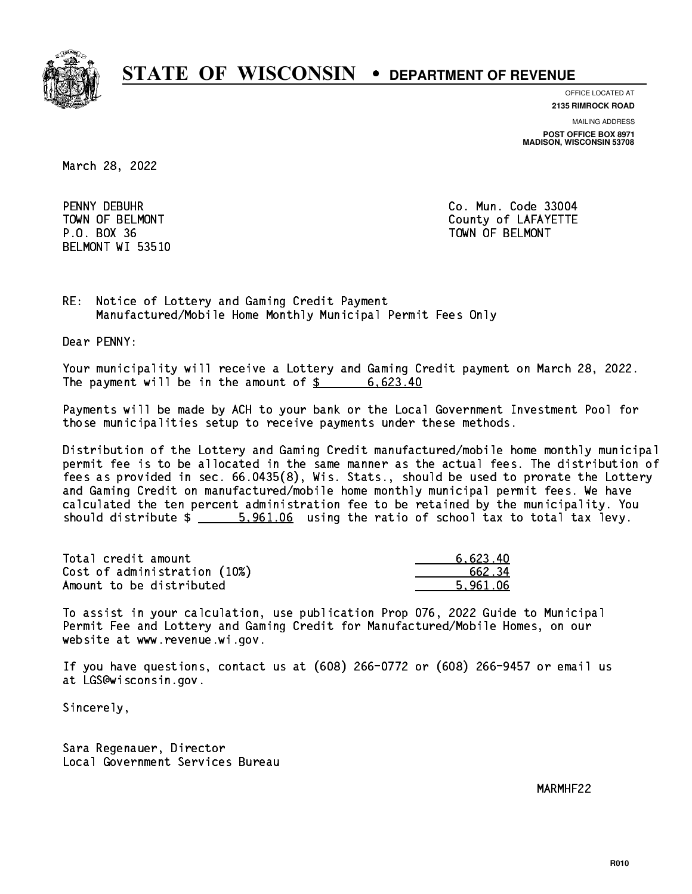# STATE OF WISCONSIN • DEPARTMENT OF REVENUE

OFFICE LOCATED AT
**2135 RIMROCK ROAD**

MAILING ADDRESS
**POST OFFICE BOX 8971**
**MADISON, WISCONSIN 53708**

March 28, 2022

PENNY DEBUHR
TOWN OF BELMONT
P.O. BOX 36
BELMONT WI 53510

Co. Mun. Code 33004
County of LAFAYETTE
TOWN OF BELMONT

RE: Notice of Lottery and Gaming Credit Payment
Manufactured/Mobile Home Monthly Municipal Permit Fees Only

Dear PENNY:

Your municipality will receive a Lottery and Gaming Credit payment on March 28, 2022. The payment will be in the amount of $ 6,623.40

Payments will be made by ACH to your bank or the Local Government Investment Pool for those municipalities setup to receive payments under these methods.

Distribution of the Lottery and Gaming Credit manufactured/mobile home monthly municipal permit fee is to be allocated in the same manner as the actual fees. The distribution of fees as provided in sec. 66.0435(8), Wis. Stats., should be used to prorate the Lottery and Gaming Credit on manufactured/mobile home monthly municipal permit fees. We have calculated the ten percent administration fee to be retained by the municipality. You should distribute $ 5,961.06 using the ratio of school tax to total tax levy.

| | |
|---|---|
| Total credit amount | 6,623.40 |
| Cost of administration (10%) | 662.34 |
| Amount to be distributed | 5,961.06 |

To assist in your calculation, use publication Prop 076, 2022 Guide to Municipal Permit Fee and Lottery and Gaming Credit for Manufactured/Mobile Homes, on our website at www.revenue.wi.gov.

If you have questions, contact us at (608) 266-0772 or (608) 266-9457 or email us at LGS@wisconsin.gov.

Sincerely,

Sara Regenauer, Director
Local Government Services Bureau

MARMHF22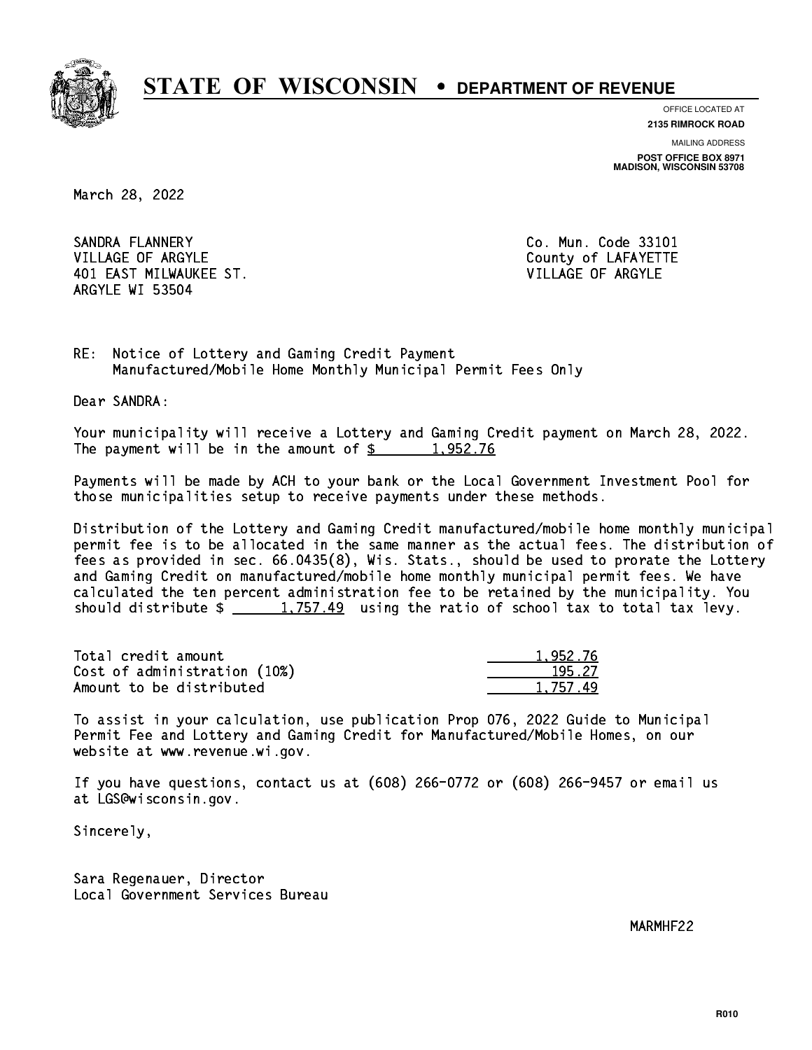# STATE OF WISCONSIN • DEPARTMENT OF REVENUE

OFFICE LOCATED AT
**2135 RIMROCK ROAD**

MAILING ADDRESS
**POST OFFICE BOX 8971**
**MADISON, WISCONSIN 53708**

March 28, 2022

SANDRA FLANNERY
VILLAGE OF ARGYLE
401 EAST MILWAUKEE ST.
ARGYLE WI 53504

Co. Mun. Code 33101
County of LAFAYETTE
VILLAGE OF ARGYLE

RE: Notice of Lottery and Gaming Credit Payment
Manufactured/Mobile Home Monthly Municipal Permit Fees Only

Dear SANDRA:

Your municipality will receive a Lottery and Gaming Credit payment on March 28, 2022. The payment will be in the amount of $ 1,952.76

Payments will be made by ACH to your bank or the Local Government Investment Pool for those municipalities setup to receive payments under these methods.

Distribution of the Lottery and Gaming Credit manufactured/mobile home monthly municipal permit fee is to be allocated in the same manner as the actual fees. The distribution of fees as provided in sec. 66.0435(8), Wis. Stats., should be used to prorate the Lottery and Gaming Credit on manufactured/mobile home monthly municipal permit fees. We have calculated the ten percent administration fee to be retained by the municipality. You should distribute $ 1,757.49 using the ratio of school tax to total tax levy.

| | |
|---|---|
| Total credit amount | 1,952.76 |
| Cost of administration (10%) | 195.27 |
| Amount to be distributed | 1,757.49 |

To assist in your calculation, use publication Prop 076, 2022 Guide to Municipal Permit Fee and Lottery and Gaming Credit for Manufactured/Mobile Homes, on our website at www.revenue.wi.gov.

If you have questions, contact us at (608) 266-0772 or (608) 266-9457 or email us at LGS@wisconsin.gov.

Sincerely,

Sara Regenauer, Director
Local Government Services Bureau

MARMHF22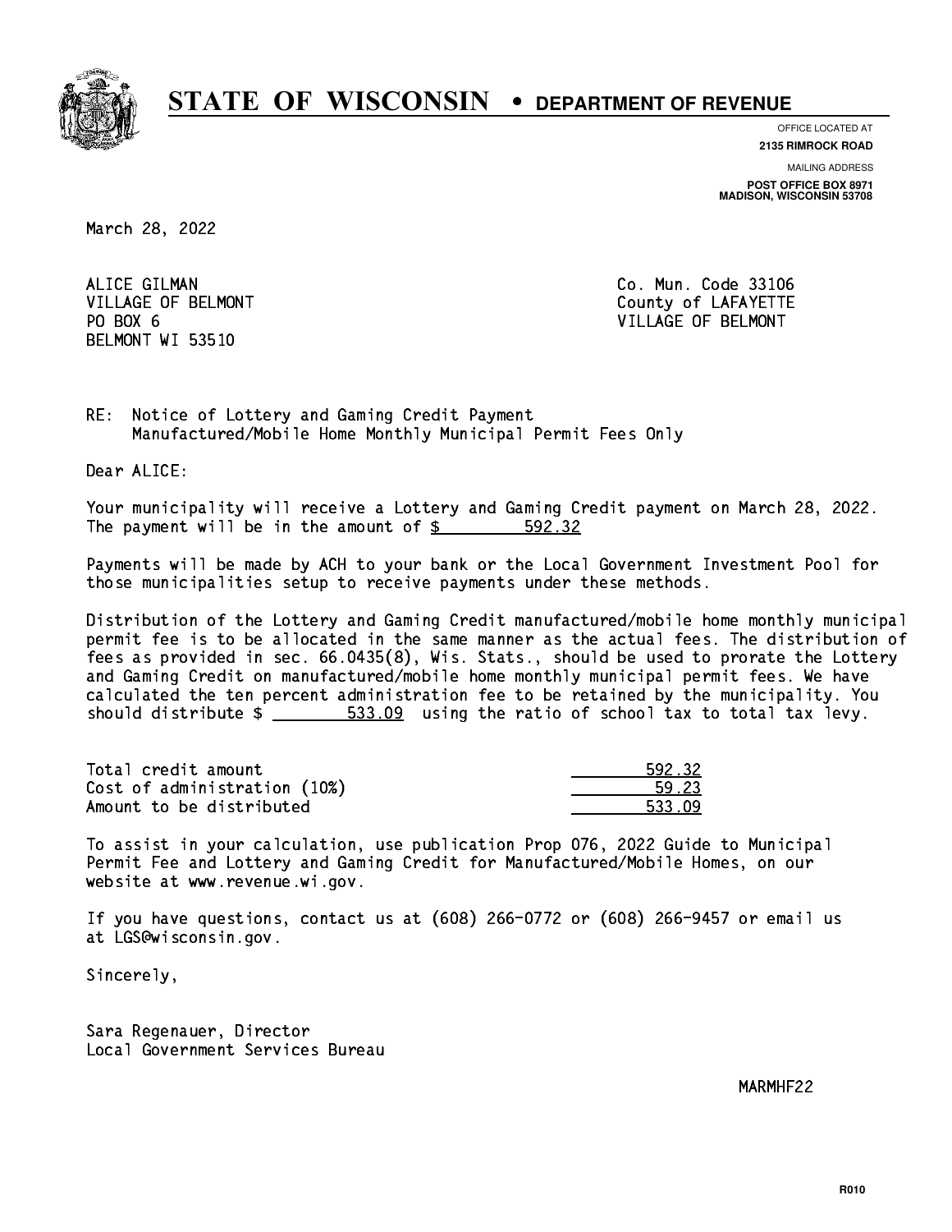# STATE OF WISCONSIN • DEPARTMENT OF REVENUE

OFFICE LOCATED AT
**2135 RIMROCK ROAD**

MAILING ADDRESS
**POST OFFICE BOX 8971**
**MADISON, WISCONSIN 53708**

March 28, 2022

ALICE GILMAN
VILLAGE OF BELMONT
PO BOX 6
BELMONT WI 53510

Co. Mun. Code 33106
County of LAFAYETTE
VILLAGE OF BELMONT

RE: Notice of Lottery and Gaming Credit Payment
Manufactured/Mobile Home Monthly Municipal Permit Fees Only

Dear ALICE:

Your municipality will receive a Lottery and Gaming Credit payment on March 28, 2022. The payment will be in the amount of $ 592.32

Payments will be made by ACH to your bank or the Local Government Investment Pool for those municipalities setup to receive payments under these methods.

Distribution of the Lottery and Gaming Credit manufactured/mobile home monthly municipal permit fee is to be allocated in the same manner as the actual fees. The distribution of fees as provided in sec. 66.0435(8), Wis. Stats., should be used to prorate the Lottery and Gaming Credit on manufactured/mobile home monthly municipal permit fees. We have calculated the ten percent administration fee to be retained by the municipality. You should distribute $ 533.09 using the ratio of school tax to total tax levy.

| | |
|---|---|
| Total credit amount | 592.32 |
| Cost of administration (10%) | 59.23 |
| Amount to be distributed | 533.09 |

To assist in your calculation, use publication Prop 076, 2022 Guide to Municipal Permit Fee and Lottery and Gaming Credit for Manufactured/Mobile Homes, on our website at www.revenue.wi.gov.

If you have questions, contact us at (608) 266-0772 or (608) 266-9457 or email us at LGS@wisconsin.gov.

Sincerely,

Sara Regenauer, Director
Local Government Services Bureau

MARMHF22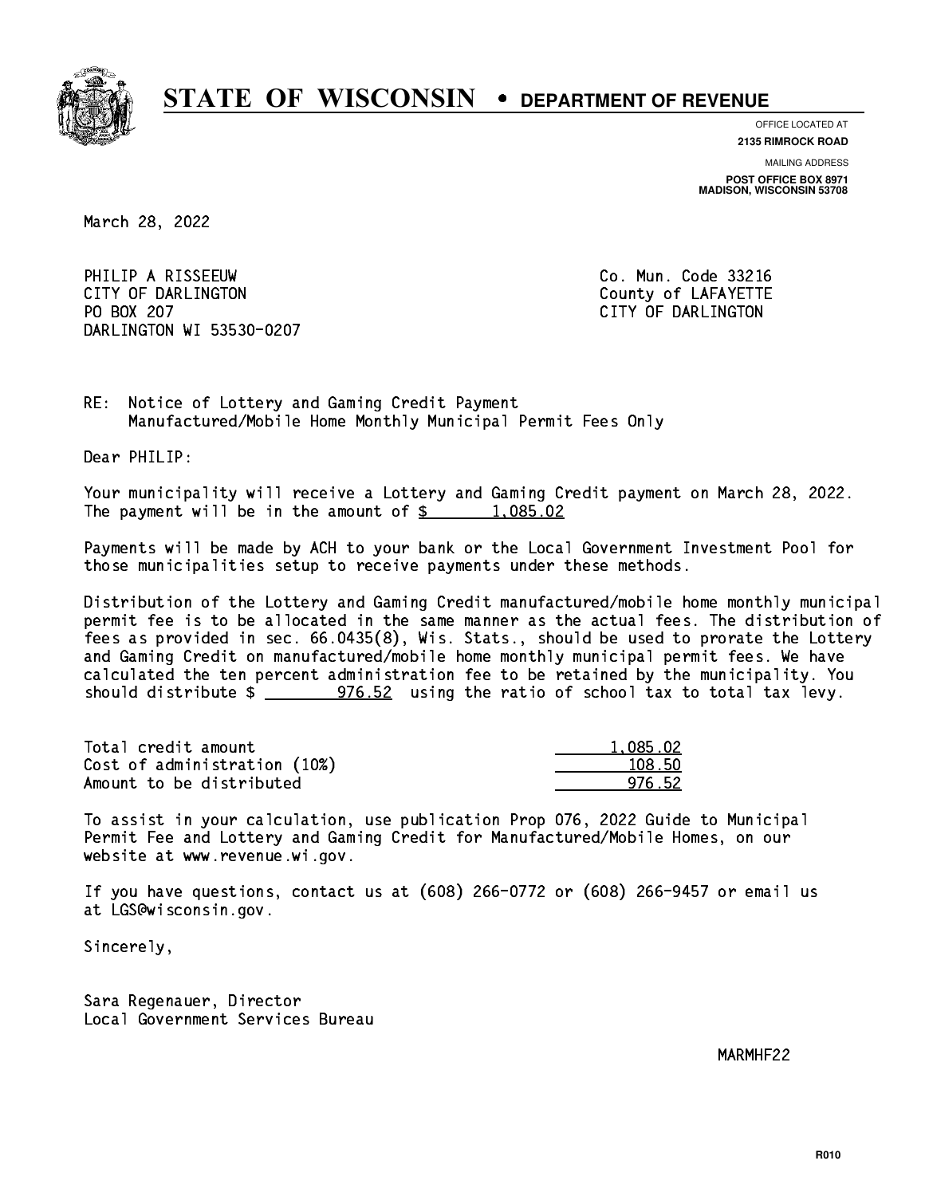# STATE OF WISCONSIN • DEPARTMENT OF REVENUE

OFFICE LOCATED AT
**2135 RIMROCK ROAD**

MAILING ADDRESS
**POST OFFICE BOX 8971**
**MADISON, WISCONSIN 53708**

March 28, 2022

PHILIP A RISSEEUW
CITY OF DARLINGTON
PO BOX 207
DARLINGTON WI 53530-0207

Co. Mun. Code 33216
County of LAFAYETTE
CITY OF DARLINGTON

RE: Notice of Lottery and Gaming Credit Payment
Manufactured/Mobile Home Monthly Municipal Permit Fees Only

Dear PHILIP:

Your municipality will receive a Lottery and Gaming Credit payment on March 28, 2022. The payment will be in the amount of $ 1,085.02

Payments will be made by ACH to your bank or the Local Government Investment Pool for those municipalities setup to receive payments under these methods.

Distribution of the Lottery and Gaming Credit manufactured/mobile home monthly municipal permit fee is to be allocated in the same manner as the actual fees. The distribution of fees as provided in sec. 66.0435(8), Wis. Stats., should be used to prorate the Lottery and Gaming Credit on manufactured/mobile home monthly municipal permit fees. We have calculated the ten percent administration fee to be retained by the municipality. You should distribute $ 976.52 using the ratio of school tax to total tax levy.

| | |
|---|---|
| Total credit amount | 1,085.02 |
| Cost of administration (10%) | 108.50 |
| Amount to be distributed | 976.52 |

To assist in your calculation, use publication Prop 076, 2022 Guide to Municipal Permit Fee and Lottery and Gaming Credit for Manufactured/Mobile Homes, on our website at www.revenue.wi.gov.

If you have questions, contact us at (608) 266-0772 or (608) 266-9457 or email us at LGS@wisconsin.gov.

Sincerely,

Sara Regenauer, Director
Local Government Services Bureau

MARMHF22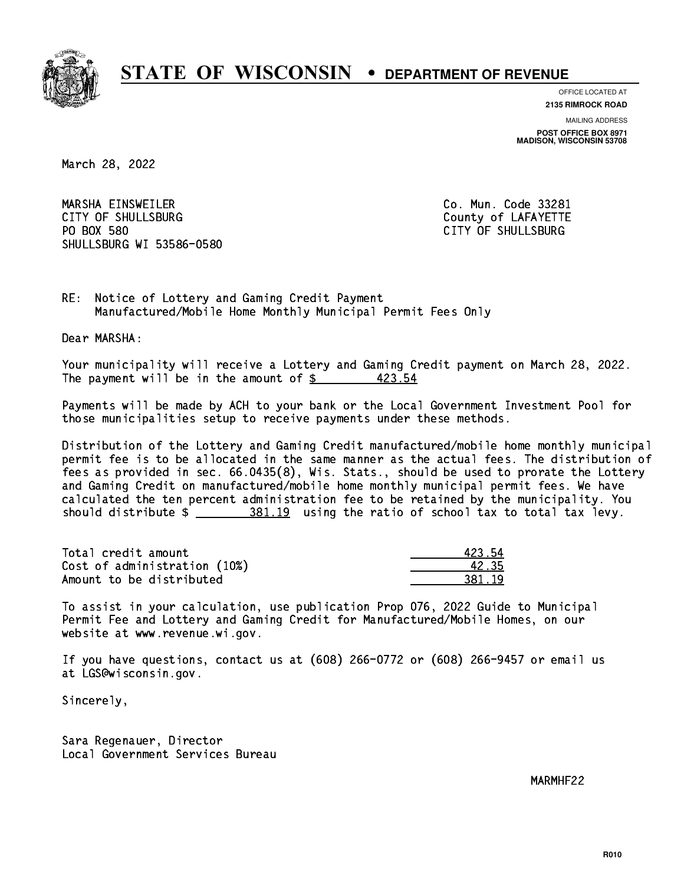# STATE OF WISCONSIN • DEPARTMENT OF REVENUE

OFFICE LOCATED AT
**2135 RIMROCK ROAD**

MAILING ADDRESS
**POST OFFICE BOX 8971**
**MADISON, WISCONSIN 53708**

March 28, 2022

MARSHA EINSWEILER
CITY OF SHULLSBURG
PO BOX 580
SHULLSBURG WI 53586-0580

Co. Mun. Code 33281
County of LAFAYETTE
CITY OF SHULLSBURG

RE: Notice of Lottery and Gaming Credit Payment
Manufactured/Mobile Home Monthly Municipal Permit Fees Only

Dear MARSHA:

Your municipality will receive a Lottery and Gaming Credit payment on March 28, 2022. The payment will be in the amount of $ 423.54

Payments will be made by ACH to your bank or the Local Government Investment Pool for those municipalities setup to receive payments under these methods.

Distribution of the Lottery and Gaming Credit manufactured/mobile home monthly municipal permit fee is to be allocated in the same manner as the actual fees. The distribution of fees as provided in sec. 66.0435(8), Wis. Stats., should be used to prorate the Lottery and Gaming Credit on manufactured/mobile home monthly municipal permit fees. We have calculated the ten percent administration fee to be retained by the municipality. You should distribute $ 381.19 using the ratio of school tax to total tax levy.

| | |
|---|---|
| Total credit amount | 423.54 |
| Cost of administration (10%) | 42.35 |
| Amount to be distributed | 381.19 |

To assist in your calculation, use publication Prop 076, 2022 Guide to Municipal Permit Fee and Lottery and Gaming Credit for Manufactured/Mobile Homes, on our website at www.revenue.wi.gov.

If you have questions, contact us at (608) 266-0772 or (608) 266-9457 or email us at LGS@wisconsin.gov.

Sincerely,

Sara Regenauer, Director
Local Government Services Bureau

MARMHF22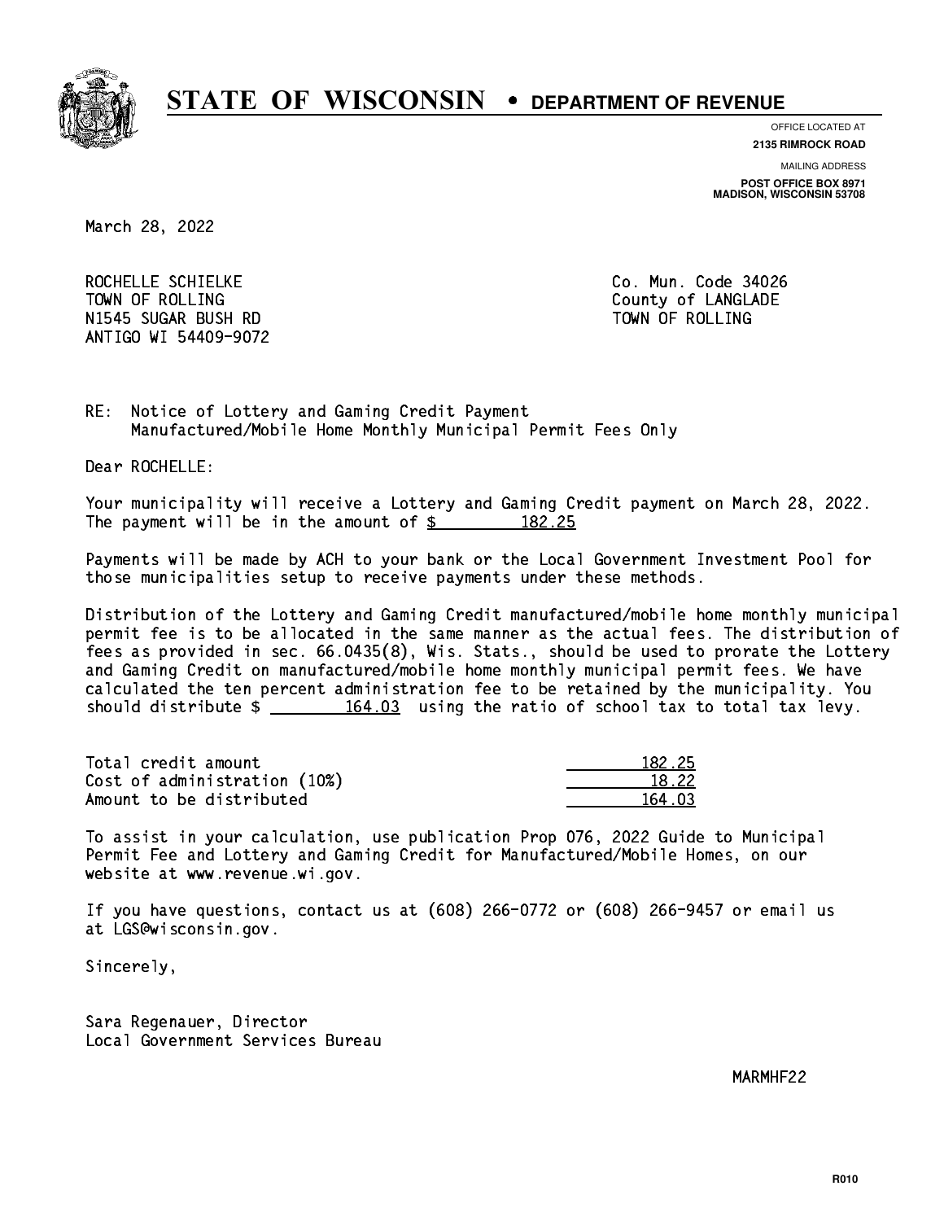# STATE OF WISCONSIN • DEPARTMENT OF REVENUE

OFFICE LOCATED AT
**2135 RIMROCK ROAD**

MAILING ADDRESS
**POST OFFICE BOX 8971**
**MADISON, WISCONSIN 53708**

March 28, 2022

ROCHELLE SCHIELKE
TOWN OF ROLLING
N1545 SUGAR BUSH RD
ANTIGO WI 54409-9072

Co. Mun. Code 34026
County of LANGLADE
TOWN OF ROLLING

RE: Notice of Lottery and Gaming Credit Payment
Manufactured/Mobile Home Monthly Municipal Permit Fees Only

Dear ROCHELLE:

Your municipality will receive a Lottery and Gaming Credit payment on March 28, 2022. The payment will be in the amount of $ 182.25

Payments will be made by ACH to your bank or the Local Government Investment Pool for those municipalities setup to receive payments under these methods.

Distribution of the Lottery and Gaming Credit manufactured/mobile home monthly municipal permit fee is to be allocated in the same manner as the actual fees. The distribution of fees as provided in sec. 66.0435(8), Wis. Stats., should be used to prorate the Lottery and Gaming Credit on manufactured/mobile home monthly municipal permit fees. We have calculated the ten percent administration fee to be retained by the municipality. You should distribute $ 164.03 using the ratio of school tax to total tax levy.

| | |
|---|---|
| Total credit amount | 182.25 |
| Cost of administration (10%) | 18.22 |
| Amount to be distributed | 164.03 |

To assist in your calculation, use publication Prop 076, 2022 Guide to Municipal Permit Fee and Lottery and Gaming Credit for Manufactured/Mobile Homes, on our website at www.revenue.wi.gov.

If you have questions, contact us at (608) 266-0772 or (608) 266-9457 or email us at LGS@wisconsin.gov.

Sincerely,

Sara Regenauer, Director
Local Government Services Bureau

MARMHF22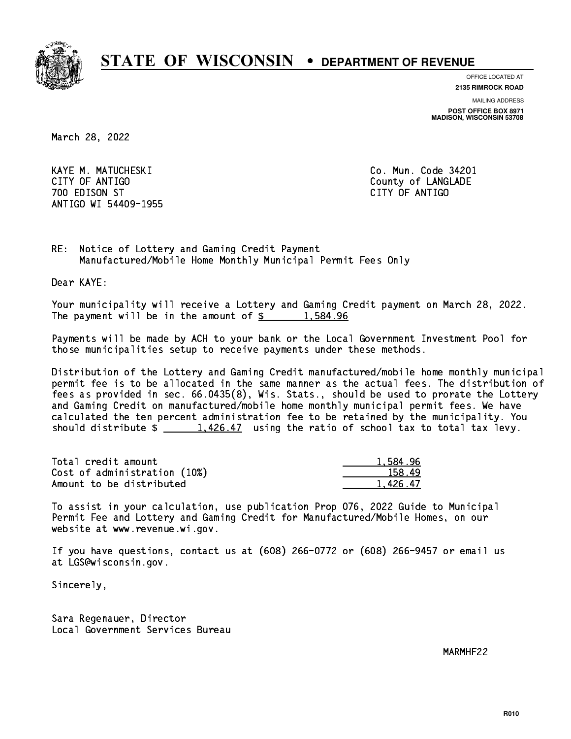# STATE OF WISCONSIN • DEPARTMENT OF REVENUE

OFFICE LOCATED AT
**2135 RIMROCK ROAD**

MAILING ADDRESS
**POST OFFICE BOX 8971**
**MADISON, WISCONSIN 53708**

March 28, 2022

KAYE M. MATUCHESKI
CITY OF ANTIGO
700 EDISON ST
ANTIGO WI 54409-1955

Co. Mun. Code 34201
County of LANGLADE
CITY OF ANTIGO

RE: Notice of Lottery and Gaming Credit Payment
Manufactured/Mobile Home Monthly Municipal Permit Fees Only

Dear KAYE:

Your municipality will receive a Lottery and Gaming Credit payment on March 28, 2022. The payment will be in the amount of $ 1,584.96

Payments will be made by ACH to your bank or the Local Government Investment Pool for those municipalities setup to receive payments under these methods.

Distribution of the Lottery and Gaming Credit manufactured/mobile home monthly municipal permit fee is to be allocated in the same manner as the actual fees. The distribution of fees as provided in sec. 66.0435(8), Wis. Stats., should be used to prorate the Lottery and Gaming Credit on manufactured/mobile home monthly municipal permit fees. We have calculated the ten percent administration fee to be retained by the municipality. You should distribute $ 1,426.47 using the ratio of school tax to total tax levy.

| | |
|---|---|
| Total credit amount | 1,584.96 |
| Cost of administration (10%) | 158.49 |
| Amount to be distributed | 1,426.47 |

To assist in your calculation, use publication Prop 076, 2022 Guide to Municipal Permit Fee and Lottery and Gaming Credit for Manufactured/Mobile Homes, on our website at www.revenue.wi.gov.

If you have questions, contact us at (608) 266-0772 or (608) 266-9457 or email us at LGS@wisconsin.gov.

Sincerely,

Sara Regenauer, Director
Local Government Services Bureau

MARMHF22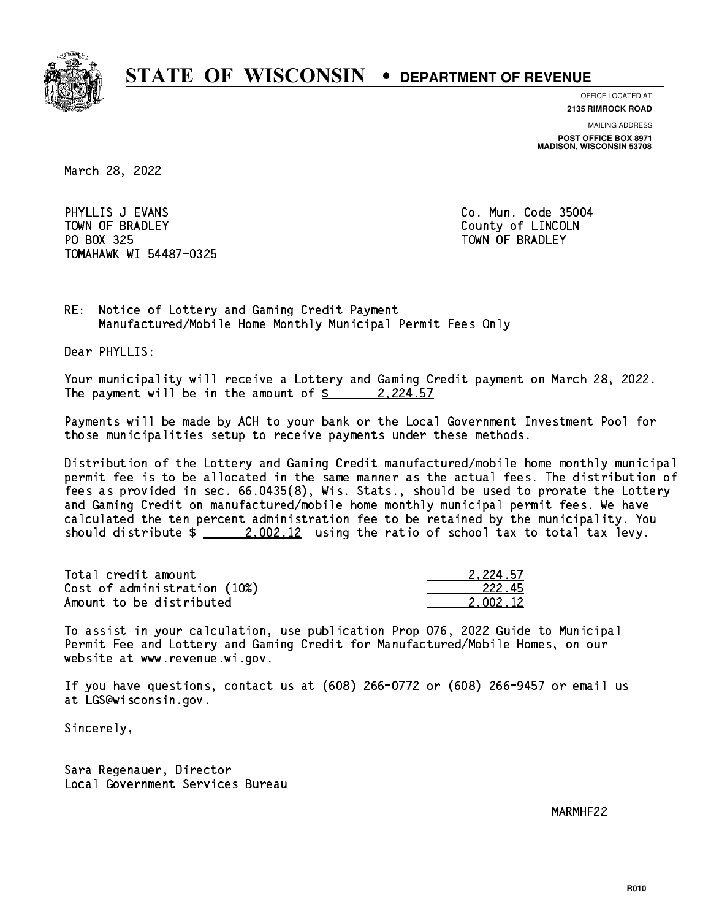# STATE OF WISCONSIN • DEPARTMENT OF REVENUE

OFFICE LOCATED AT
**2135 RIMROCK ROAD**

MAILING ADDRESS
**POST OFFICE BOX 8971**
**MADISON, WISCONSIN 53708**

March 28, 2022

PHYLLIS J EVANS
TOWN OF BRADLEY
PO BOX 325
TOMAHAWK WI 54487-0325

Co. Mun. Code 35004
County of LINCOLN
TOWN OF BRADLEY

RE: Notice of Lottery and Gaming Credit Payment
Manufactured/Mobile Home Monthly Municipal Permit Fees Only

Dear PHYLLIS:

Your municipality will receive a Lottery and Gaming Credit payment on March 28, 2022. The payment will be in the amount of $ 2,224.57

Payments will be made by ACH to your bank or the Local Government Investment Pool for those municipalities setup to receive payments under these methods.

Distribution of the Lottery and Gaming Credit manufactured/mobile home monthly municipal permit fee is to be allocated in the same manner as the actual fees. The distribution of fees as provided in sec. 66.0435(8), Wis. Stats., should be used to prorate the Lottery and Gaming Credit on manufactured/mobile home monthly municipal permit fees. We have calculated the ten percent administration fee to be retained by the municipality. You should distribute $ 2,002.12 using the ratio of school tax to total tax levy.

| | |
|---|---|
| Total credit amount | 2,224.57 |
| Cost of administration (10%) | 222.45 |
| Amount to be distributed | 2,002.12 |

To assist in your calculation, use publication Prop 076, 2022 Guide to Municipal Permit Fee and Lottery and Gaming Credit for Manufactured/Mobile Homes, on our website at www.revenue.wi.gov.

If you have questions, contact us at (608) 266-0772 or (608) 266-9457 or email us at LGS@wisconsin.gov.

Sincerely,

Sara Regenauer, Director
Local Government Services Bureau

MARMHF22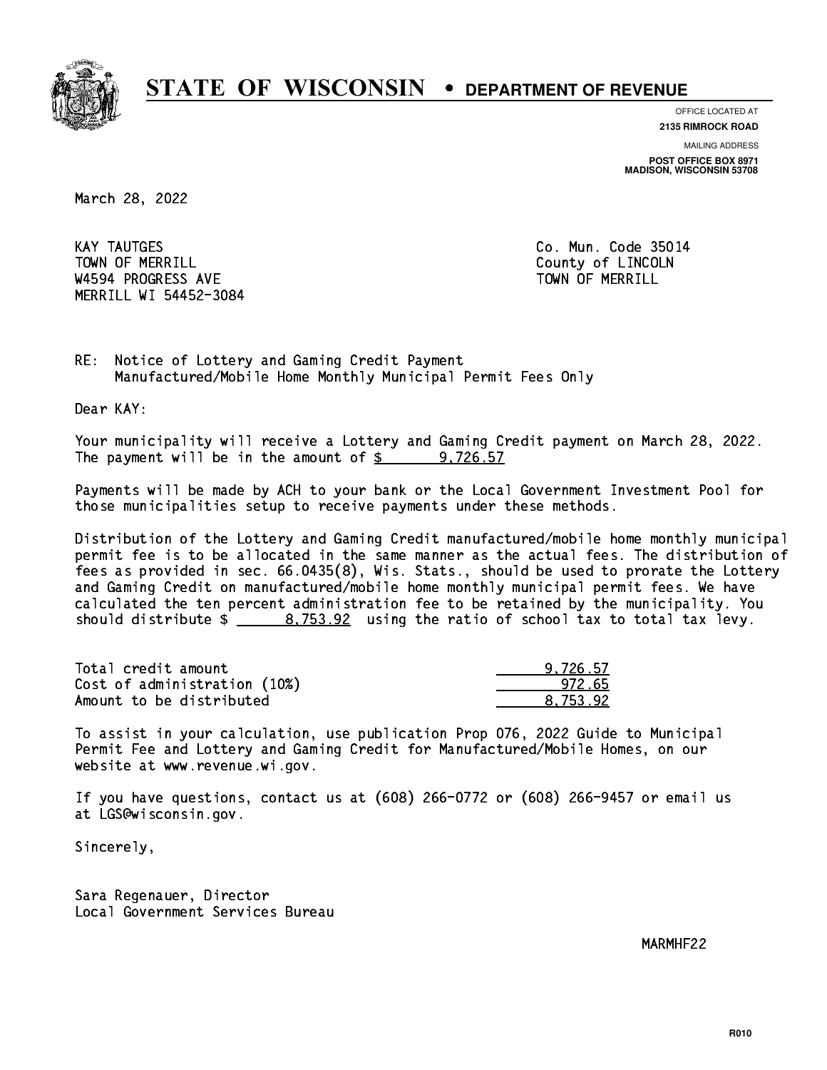# STATE OF WISCONSIN • DEPARTMENT OF REVENUE

OFFICE LOCATED AT
**2135 RIMROCK ROAD**

MAILING ADDRESS
**POST OFFICE BOX 8971**
**MADISON, WISCONSIN 53708**

March 28, 2022

KAY TAUTGES
TOWN OF MERRILL
W4594 PROGRESS AVE
MERRILL WI 54452-3084

Co. Mun. Code 35014
County of LINCOLN
TOWN OF MERRILL

RE: Notice of Lottery and Gaming Credit Payment
Manufactured/Mobile Home Monthly Municipal Permit Fees Only

Dear KAY:

Your municipality will receive a Lottery and Gaming Credit payment on March 28, 2022. The payment will be in the amount of $ 9,726.57

Payments will be made by ACH to your bank or the Local Government Investment Pool for those municipalities setup to receive payments under these methods.

Distribution of the Lottery and Gaming Credit manufactured/mobile home monthly municipal permit fee is to be allocated in the same manner as the actual fees. The distribution of fees as provided in sec. 66.0435(8), Wis. Stats., should be used to prorate the Lottery and Gaming Credit on manufactured/mobile home monthly municipal permit fees. We have calculated the ten percent administration fee to be retained by the municipality. You should distribute $ 8,753.92 using the ratio of school tax to total tax levy.

| | |
|---|---|
| Total credit amount | 9,726.57 |
| Cost of administration (10%) | 972.65 |
| Amount to be distributed | 8,753.92 |

To assist in your calculation, use publication Prop 076, 2022 Guide to Municipal Permit Fee and Lottery and Gaming Credit for Manufactured/Mobile Homes, on our website at www.revenue.wi.gov.

If you have questions, contact us at (608) 266-0772 or (608) 266-9457 or email us at LGS@wisconsin.gov.

Sincerely,

Sara Regenauer, Director
Local Government Services Bureau

MARMHF22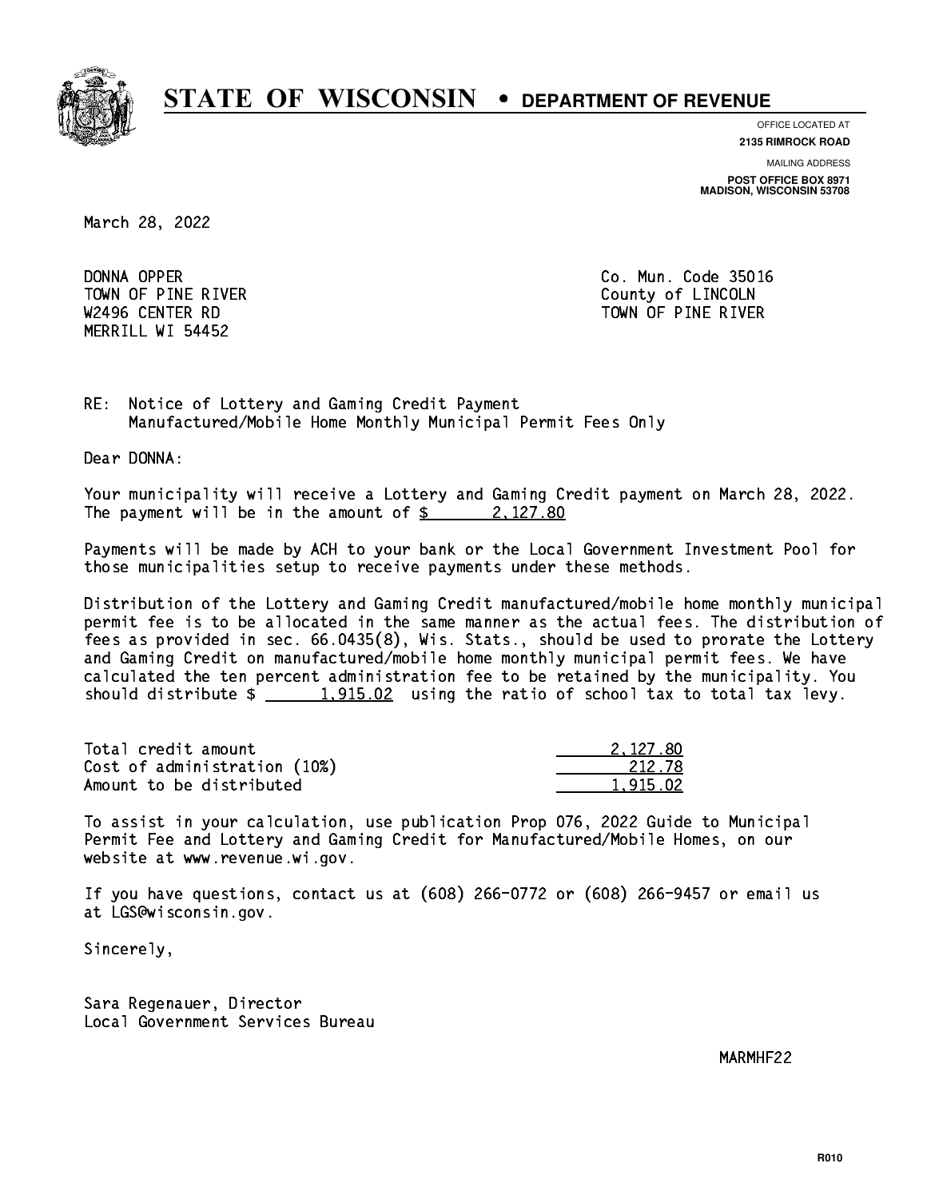# STATE OF WISCONSIN • DEPARTMENT OF REVENUE

OFFICE LOCATED AT
**2135 RIMROCK ROAD**

MAILING ADDRESS
**POST OFFICE BOX 8971**
**MADISON, WISCONSIN 53708**

March 28, 2022

DONNA OPPER
TOWN OF PINE RIVER
W2496 CENTER RD
MERRILL WI 54452

Co. Mun. Code 35016
County of LINCOLN
TOWN OF PINE RIVER

RE: Notice of Lottery and Gaming Credit Payment
Manufactured/Mobile Home Monthly Municipal Permit Fees Only

Dear DONNA:

Your municipality will receive a Lottery and Gaming Credit payment on March 28, 2022. The payment will be in the amount of $ 2,127.80

Payments will be made by ACH to your bank or the Local Government Investment Pool for those municipalities setup to receive payments under these methods.

Distribution of the Lottery and Gaming Credit manufactured/mobile home monthly municipal permit fee is to be allocated in the same manner as the actual fees. The distribution of fees as provided in sec. 66.0435(8), Wis. Stats., should be used to prorate the Lottery and Gaming Credit on manufactured/mobile home monthly municipal permit fees. We have calculated the ten percent administration fee to be retained by the municipality. You should distribute $ 1,915.02 using the ratio of school tax to total tax levy.

| | |
|---|---|
| Total credit amount | 2,127.80 |
| Cost of administration (10%) | 212.78 |
| Amount to be distributed | 1,915.02 |

To assist in your calculation, use publication Prop 076, 2022 Guide to Municipal Permit Fee and Lottery and Gaming Credit for Manufactured/Mobile Homes, on our website at www.revenue.wi.gov.

If you have questions, contact us at (608) 266-0772 or (608) 266-9457 or email us at LGS@wisconsin.gov.

Sincerely,

Sara Regenauer, Director
Local Government Services Bureau

MARMHF22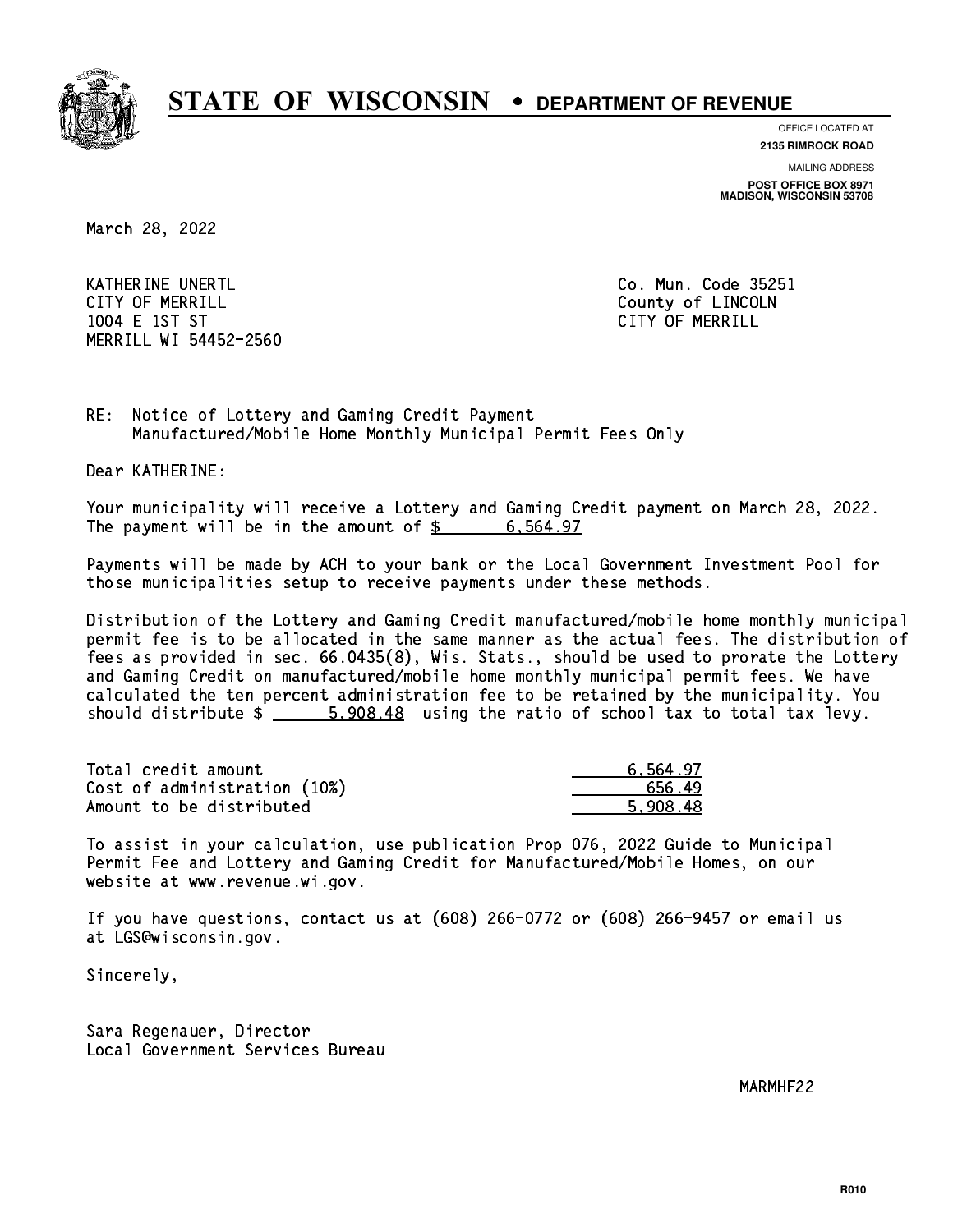# STATE OF WISCONSIN • DEPARTMENT OF REVENUE

OFFICE LOCATED AT
**2135 RIMROCK ROAD**

MAILING ADDRESS
**POST OFFICE BOX 8971**
**MADISON, WISCONSIN 53708**

March 28, 2022

KATHERINE UNERTL
CITY OF MERRILL
1004 E 1ST ST
MERRILL WI 54452-2560

Co. Mun. Code 35251
County of LINCOLN
CITY OF MERRILL

RE: Notice of Lottery and Gaming Credit Payment
Manufactured/Mobile Home Monthly Municipal Permit Fees Only

Dear KATHERINE:

Your municipality will receive a Lottery and Gaming Credit payment on March 28, 2022.
The payment will be in the amount of $ 6,564.97

Payments will be made by ACH to your bank or the Local Government Investment Pool for those municipalities setup to receive payments under these methods.

Distribution of the Lottery and Gaming Credit manufactured/mobile home monthly municipal permit fee is to be allocated in the same manner as the actual fees. The distribution of fees as provided in sec. 66.0435(8), Wis. Stats., should be used to prorate the Lottery and Gaming Credit on manufactured/mobile home monthly municipal permit fees. We have calculated the ten percent administration fee to be retained by the municipality. You should distribute $ 5,908.48 using the ratio of school tax to total tax levy.

| | |
|---|---|
| Total credit amount | 6,564.97 |
| Cost of administration (10%) | 656.49 |
| Amount to be distributed | 5,908.48 |

To assist in your calculation, use publication Prop 076, 2022 Guide to Municipal Permit Fee and Lottery and Gaming Credit for Manufactured/Mobile Homes, on our website at www.revenue.wi.gov.

If you have questions, contact us at (608) 266-0772 or (608) 266-9457 or email us at LGS@wisconsin.gov.

Sincerely,

Sara Regenauer, Director
Local Government Services Bureau

MARMHF22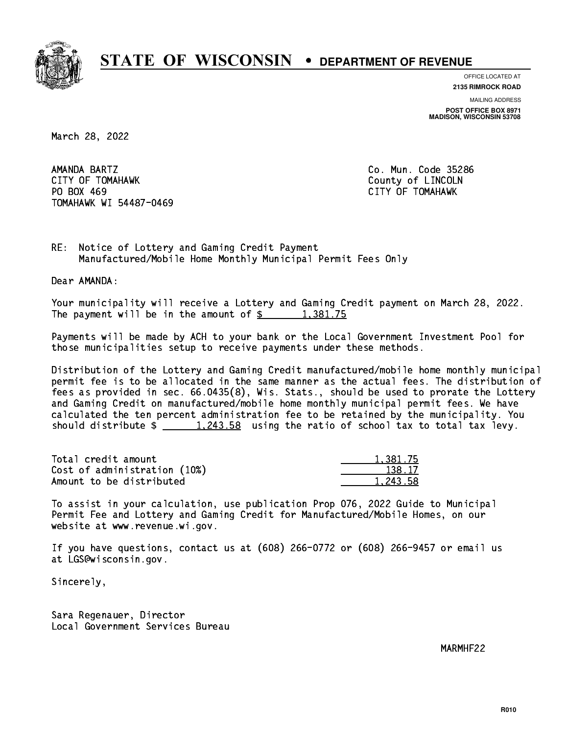# STATE OF WISCONSIN • DEPARTMENT OF REVENUE

OFFICE LOCATED AT
**2135 RIMROCK ROAD**

MAILING ADDRESS
**POST OFFICE BOX 8971**
**MADISON, WISCONSIN 53708**

March 28, 2022

AMANDA BARTZ
CITY OF TOMAHAWK
PO BOX 469
TOMAHAWK WI 54487-0469

Co. Mun. Code 35286
County of LINCOLN
CITY OF TOMAHAWK

RE: Notice of Lottery and Gaming Credit Payment
Manufactured/Mobile Home Monthly Municipal Permit Fees Only

Dear AMANDA:

Your municipality will receive a Lottery and Gaming Credit payment on March 28, 2022. The payment will be in the amount of $ 1,381.75

Payments will be made by ACH to your bank or the Local Government Investment Pool for those municipalities setup to receive payments under these methods.

Distribution of the Lottery and Gaming Credit manufactured/mobile home monthly municipal permit fee is to be allocated in the same manner as the actual fees. The distribution of fees as provided in sec. 66.0435(8), Wis. Stats., should be used to prorate the Lottery and Gaming Credit on manufactured/mobile home monthly municipal permit fees. We have calculated the ten percent administration fee to be retained by the municipality. You should distribute $ 1,243.58 using the ratio of school tax to total tax levy.

| | |
|---|---|
| Total credit amount | 1,381.75 |
| Cost of administration (10%) | 138.17 |
| Amount to be distributed | 1,243.58 |

To assist in your calculation, use publication Prop 076, 2022 Guide to Municipal Permit Fee and Lottery and Gaming Credit for Manufactured/Mobile Homes, on our website at www.revenue.wi.gov.

If you have questions, contact us at (608) 266-0772 or (608) 266-9457 or email us at LGS@wisconsin.gov.

Sincerely,

Sara Regenauer, Director
Local Government Services Bureau

MARMHF22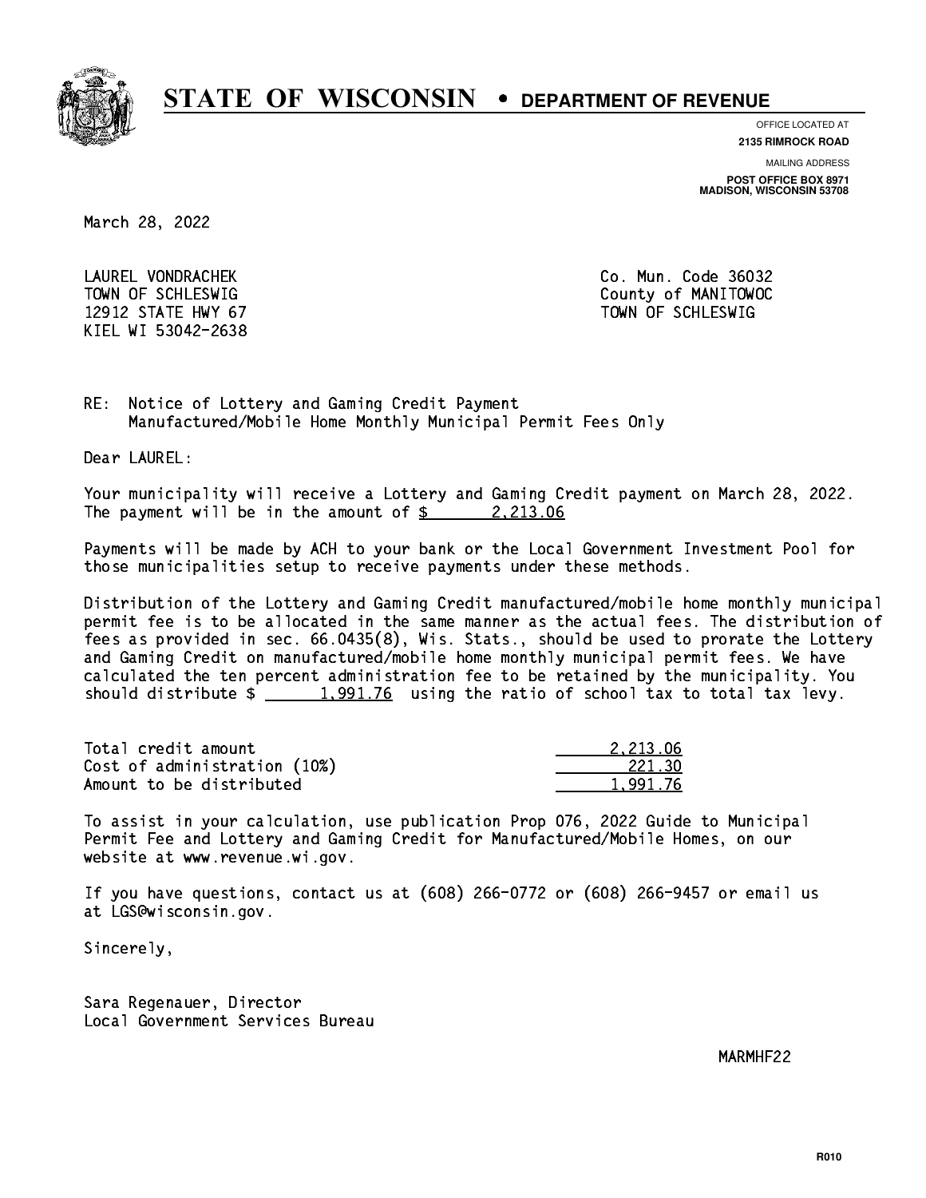# STATE OF WISCONSIN • DEPARTMENT OF REVENUE

OFFICE LOCATED AT
**2135 RIMROCK ROAD**

MAILING ADDRESS
**POST OFFICE BOX 8971**
**MADISON, WISCONSIN 53708**

March 28, 2022

LAUREL VONDRACHEK
TOWN OF SCHLESWIG
12912 STATE HWY 67
KIEL WI 53042-2638

Co. Mun. Code 36032
County of MANITOWOC
TOWN OF SCHLESWIG

RE: Notice of Lottery and Gaming Credit Payment
Manufactured/Mobile Home Monthly Municipal Permit Fees Only

Dear LAUREL:

Your municipality will receive a Lottery and Gaming Credit payment on March 28, 2022. The payment will be in the amount of $ 2,213.06

Payments will be made by ACH to your bank or the Local Government Investment Pool for those municipalities setup to receive payments under these methods.

Distribution of the Lottery and Gaming Credit manufactured/mobile home monthly municipal permit fee is to be allocated in the same manner as the actual fees. The distribution of fees as provided in sec. 66.0435(8), Wis. Stats., should be used to prorate the Lottery and Gaming Credit on manufactured/mobile home monthly municipal permit fees. We have calculated the ten percent administration fee to be retained by the municipality. You should distribute $ 1,991.76 using the ratio of school tax to total tax levy.

| | |
|---|---|
| Total credit amount | 2,213.06 |
| Cost of administration (10%) | 221.30 |
| Amount to be distributed | 1,991.76 |

To assist in your calculation, use publication Prop 076, 2022 Guide to Municipal Permit Fee and Lottery and Gaming Credit for Manufactured/Mobile Homes, on our website at www.revenue.wi.gov.

If you have questions, contact us at (608) 266-0772 or (608) 266-9457 or email us at LGS@wisconsin.gov.

Sincerely,

Sara Regenauer, Director
Local Government Services Bureau

MARMHF22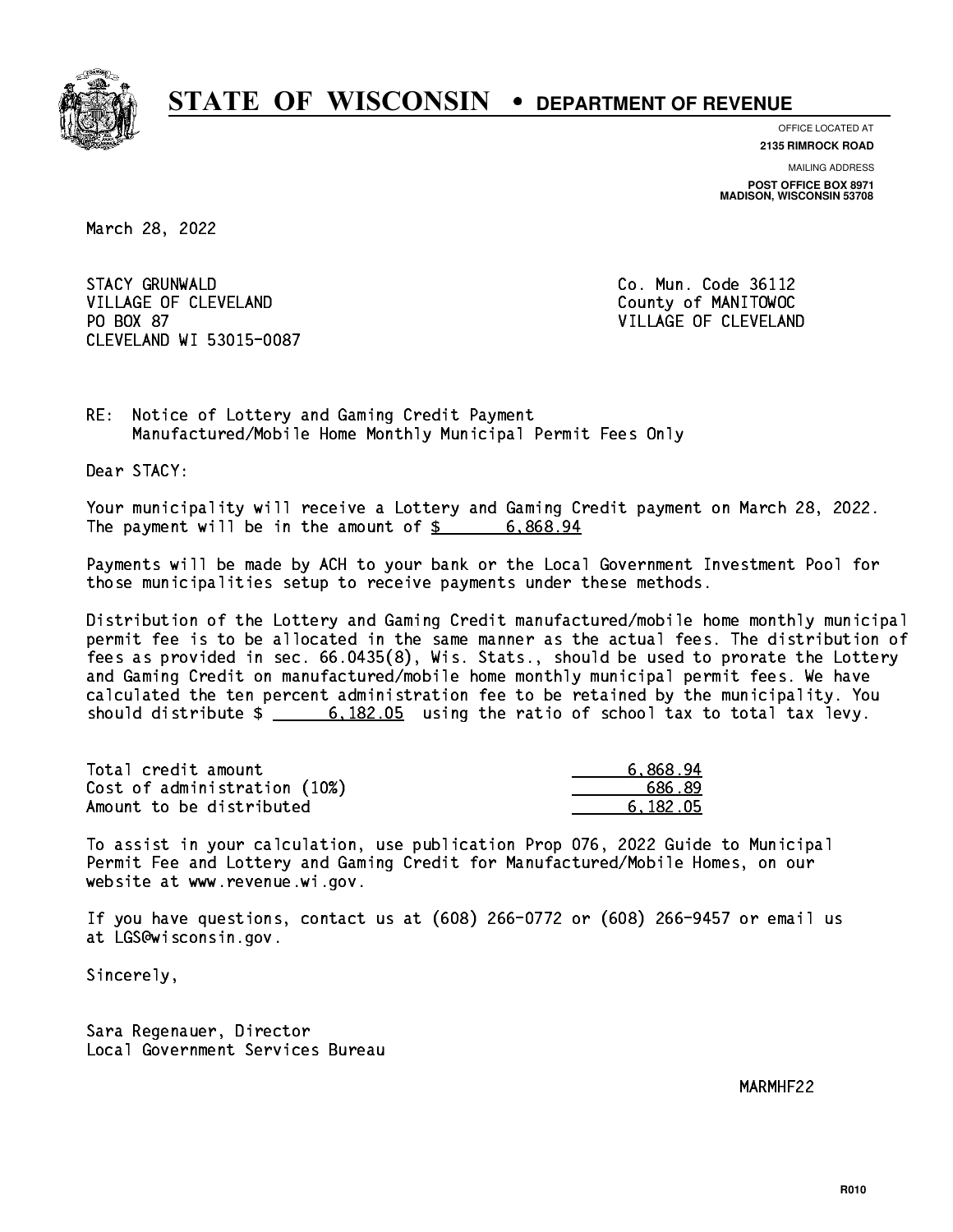# STATE OF WISCONSIN • DEPARTMENT OF REVENUE

OFFICE LOCATED AT
**2135 RIMROCK ROAD**

MAILING ADDRESS
**POST OFFICE BOX 8971**
**MADISON, WISCONSIN 53708**

March 28, 2022

STACY GRUNWALD
VILLAGE OF CLEVELAND
PO BOX 87
CLEVELAND WI 53015-0087

Co. Mun. Code 36112
County of MANITOWOC
VILLAGE OF CLEVELAND

RE: Notice of Lottery and Gaming Credit Payment
Manufactured/Mobile Home Monthly Municipal Permit Fees Only

Dear STACY:

Your municipality will receive a Lottery and Gaming Credit payment on March 28, 2022. The payment will be in the amount of $ 6,868.94

Payments will be made by ACH to your bank or the Local Government Investment Pool for those municipalities setup to receive payments under these methods.

Distribution of the Lottery and Gaming Credit manufactured/mobile home monthly municipal permit fee is to be allocated in the same manner as the actual fees. The distribution of fees as provided in sec. 66.0435(8), Wis. Stats., should be used to prorate the Lottery and Gaming Credit on manufactured/mobile home monthly municipal permit fees. We have calculated the ten percent administration fee to be retained by the municipality. You should distribute $ 6,182.05 using the ratio of school tax to total tax levy.

| | |
|---|---|
| Total credit amount | 6,868.94 |
| Cost of administration (10%) | 686.89 |
| Amount to be distributed | 6,182.05 |

To assist in your calculation, use publication Prop 076, 2022 Guide to Municipal Permit Fee and Lottery and Gaming Credit for Manufactured/Mobile Homes, on our website at www.revenue.wi.gov.

If you have questions, contact us at (608) 266-0772 or (608) 266-9457 or email us at LGS@wisconsin.gov.

Sincerely,

Sara Regenauer, Director
Local Government Services Bureau

MARMHF22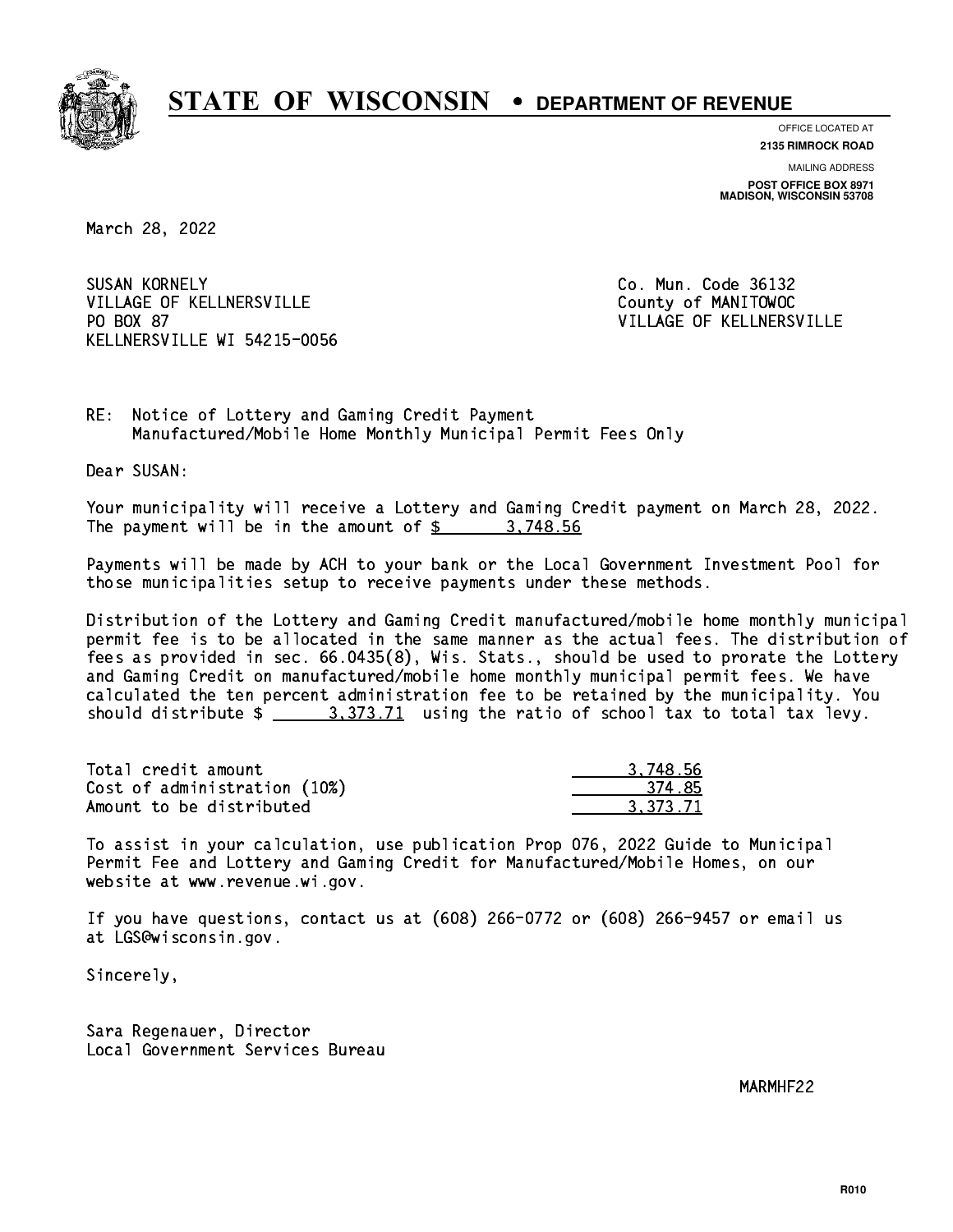# STATE OF WISCONSIN • DEPARTMENT OF REVENUE

OFFICE LOCATED AT
**2135 RIMROCK ROAD**

MAILING ADDRESS
**POST OFFICE BOX 8971**
**MADISON, WISCONSIN 53708**

March 28, 2022

SUSAN KORNELY
VILLAGE OF KELLNERSVILLE
PO BOX 87
KELLNERSVILLE WI 54215-0056

Co. Mun. Code 36132
County of MANITOWOC
VILLAGE OF KELLNERSVILLE

RE: Notice of Lottery and Gaming Credit Payment
Manufactured/Mobile Home Monthly Municipal Permit Fees Only

Dear SUSAN:

Your municipality will receive a Lottery and Gaming Credit payment on March 28, 2022. The payment will be in the amount of $ 3,748.56

Payments will be made by ACH to your bank or the Local Government Investment Pool for those municipalities setup to receive payments under these methods.

Distribution of the Lottery and Gaming Credit manufactured/mobile home monthly municipal permit fee is to be allocated in the same manner as the actual fees. The distribution of fees as provided in sec. 66.0435(8), Wis. Stats., should be used to prorate the Lottery and Gaming Credit on manufactured/mobile home monthly municipal permit fees. We have calculated the ten percent administration fee to be retained by the municipality. You should distribute $ 3,373.71 using the ratio of school tax to total tax levy.

| | |
|---|---|
| Total credit amount | 3,748.56 |
| Cost of administration (10%) | 374.85 |
| Amount to be distributed | 3,373.71 |

To assist in your calculation, use publication Prop 076, 2022 Guide to Municipal Permit Fee and Lottery and Gaming Credit for Manufactured/Mobile Homes, on our website at www.revenue.wi.gov.

If you have questions, contact us at (608) 266-0772 or (608) 266-9457 or email us at LGS@wisconsin.gov.

Sincerely,

Sara Regenauer, Director
Local Government Services Bureau

MARMHF22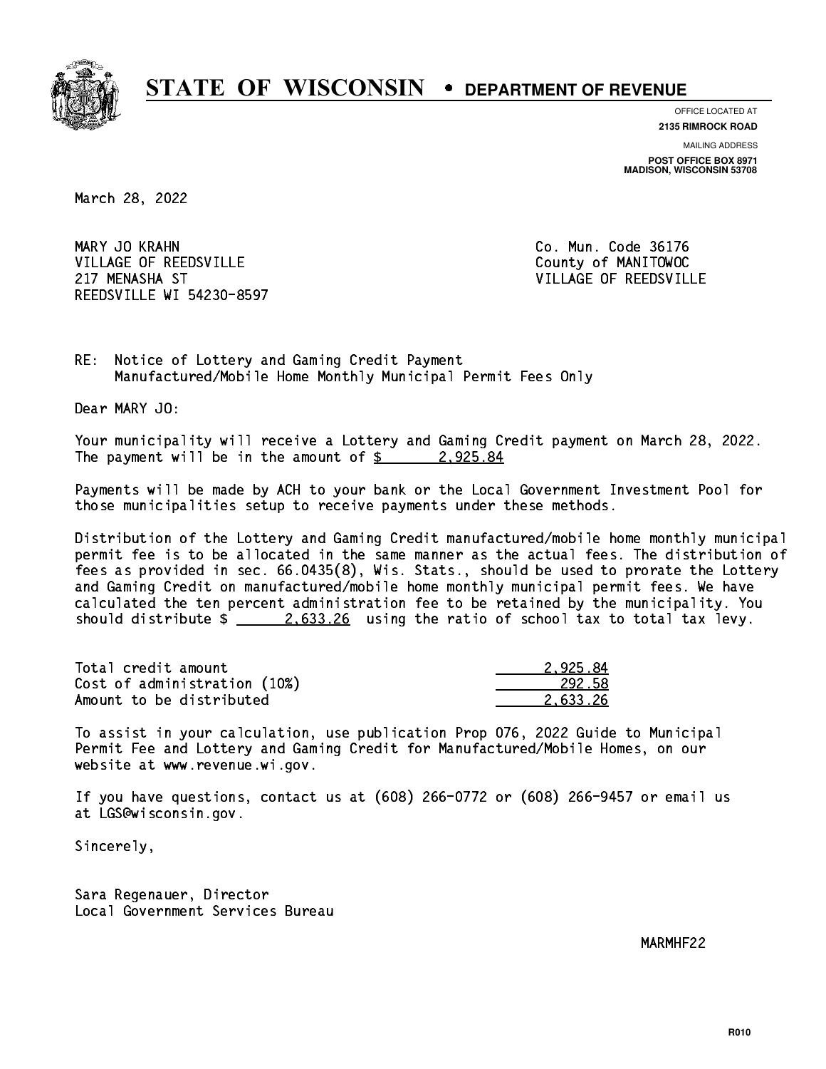# STATE OF WISCONSIN • DEPARTMENT OF REVENUE

OFFICE LOCATED AT
**2135 RIMROCK ROAD**

MAILING ADDRESS
**POST OFFICE BOX 8971**
**MADISON, WISCONSIN 53708**

March 28, 2022

MARY JO KRAHN
VILLAGE OF REEDSVILLE
217 MENASHA ST
REEDSVILLE WI 54230-8597

Co. Mun. Code 36176
County of MANITOWOC
VILLAGE OF REEDSVILLE

RE: Notice of Lottery and Gaming Credit Payment
Manufactured/Mobile Home Monthly Municipal Permit Fees Only

Dear MARY JO:

Your municipality will receive a Lottery and Gaming Credit payment on March 28, 2022. The payment will be in the amount of $ 2,925.84

Payments will be made by ACH to your bank or the Local Government Investment Pool for those municipalities setup to receive payments under these methods.

Distribution of the Lottery and Gaming Credit manufactured/mobile home monthly municipal permit fee is to be allocated in the same manner as the actual fees. The distribution of fees as provided in sec. 66.0435(8), Wis. Stats., should be used to prorate the Lottery and Gaming Credit on manufactured/mobile home monthly municipal permit fees. We have calculated the ten percent administration fee to be retained by the municipality. You should distribute $ 2,633.26 using the ratio of school tax to total tax levy.

| | |
|---|---|
| Total credit amount | 2,925.84 |
| Cost of administration (10%) | 292.58 |
| Amount to be distributed | 2,633.26 |

To assist in your calculation, use publication Prop 076, 2022 Guide to Municipal Permit Fee and Lottery and Gaming Credit for Manufactured/Mobile Homes, on our website at www.revenue.wi.gov.

If you have questions, contact us at (608) 266-0772 or (608) 266-9457 or email us at LGS@wisconsin.gov.

Sincerely,

Sara Regenauer, Director
Local Government Services Bureau

MARMHF22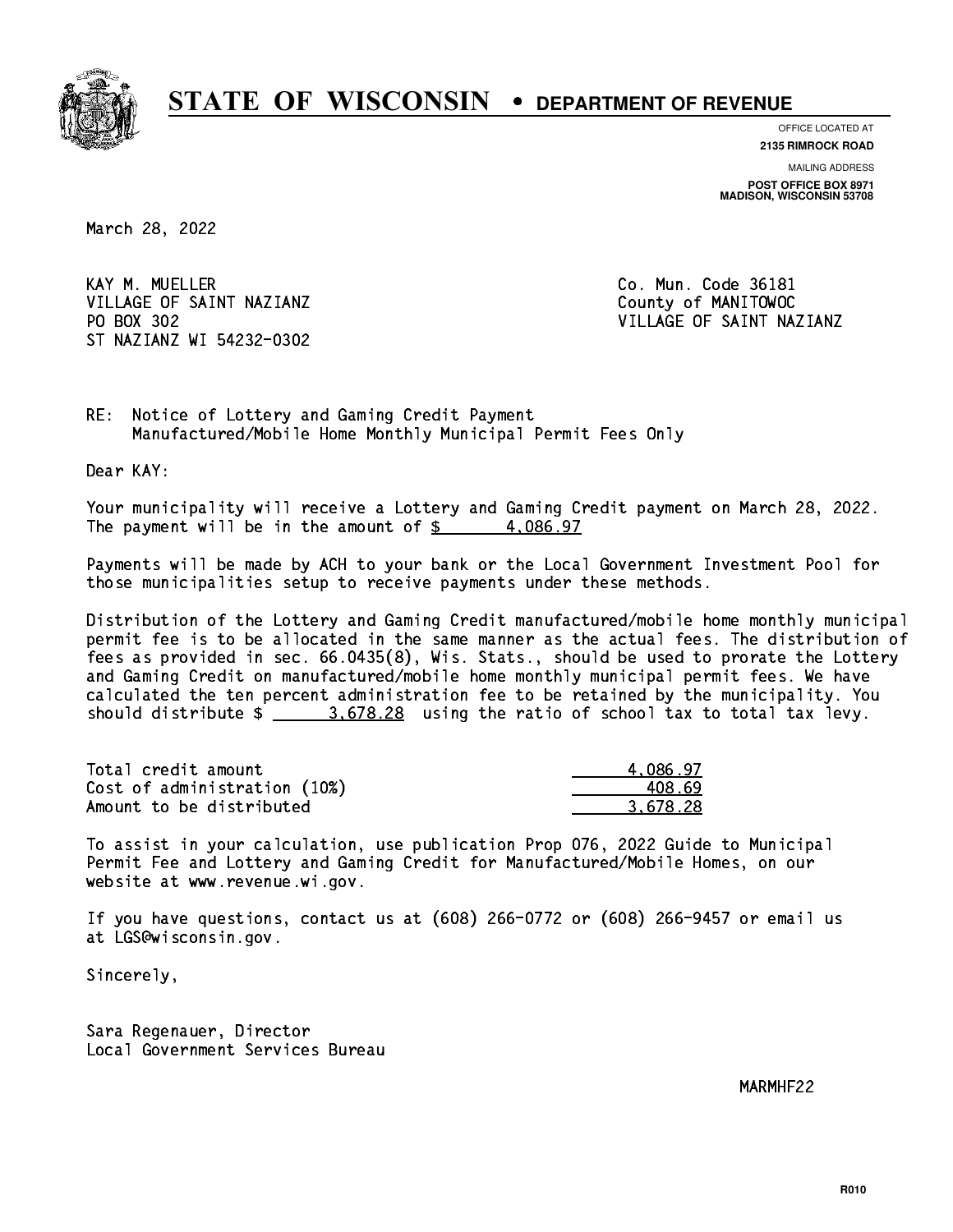# STATE OF WISCONSIN • DEPARTMENT OF REVENUE

OFFICE LOCATED AT
**2135 RIMROCK ROAD**

MAILING ADDRESS
**POST OFFICE BOX 8971**
**MADISON, WISCONSIN 53708**

March 28, 2022

KAY M. MUELLER
VILLAGE OF SAINT NAZIANZ
PO BOX 302
ST NAZIANZ WI 54232-0302

Co. Mun. Code 36181
County of MANITOWOC
VILLAGE OF SAINT NAZIANZ

RE: Notice of Lottery and Gaming Credit Payment
Manufactured/Mobile Home Monthly Municipal Permit Fees Only

Dear KAY:

Your municipality will receive a Lottery and Gaming Credit payment on March 28, 2022. The payment will be in the amount of $ 4,086.97

Payments will be made by ACH to your bank or the Local Government Investment Pool for those municipalities setup to receive payments under these methods.

Distribution of the Lottery and Gaming Credit manufactured/mobile home monthly municipal permit fee is to be allocated in the same manner as the actual fees. The distribution of fees as provided in sec. 66.0435(8), Wis. Stats., should be used to prorate the Lottery and Gaming Credit on manufactured/mobile home monthly municipal permit fees. We have calculated the ten percent administration fee to be retained by the municipality. You should distribute $ 3,678.28 using the ratio of school tax to total tax levy.

| | |
|---|---|
| Total credit amount | 4,086.97 |
| Cost of administration (10%) | 408.69 |
| Amount to be distributed | 3,678.28 |

To assist in your calculation, use publication Prop 076, 2022 Guide to Municipal Permit Fee and Lottery and Gaming Credit for Manufactured/Mobile Homes, on our website at www.revenue.wi.gov.

If you have questions, contact us at (608) 266-0772 or (608) 266-9457 or email us at LGS@wisconsin.gov.

Sincerely,

Sara Regenauer, Director
Local Government Services Bureau

MARMHF22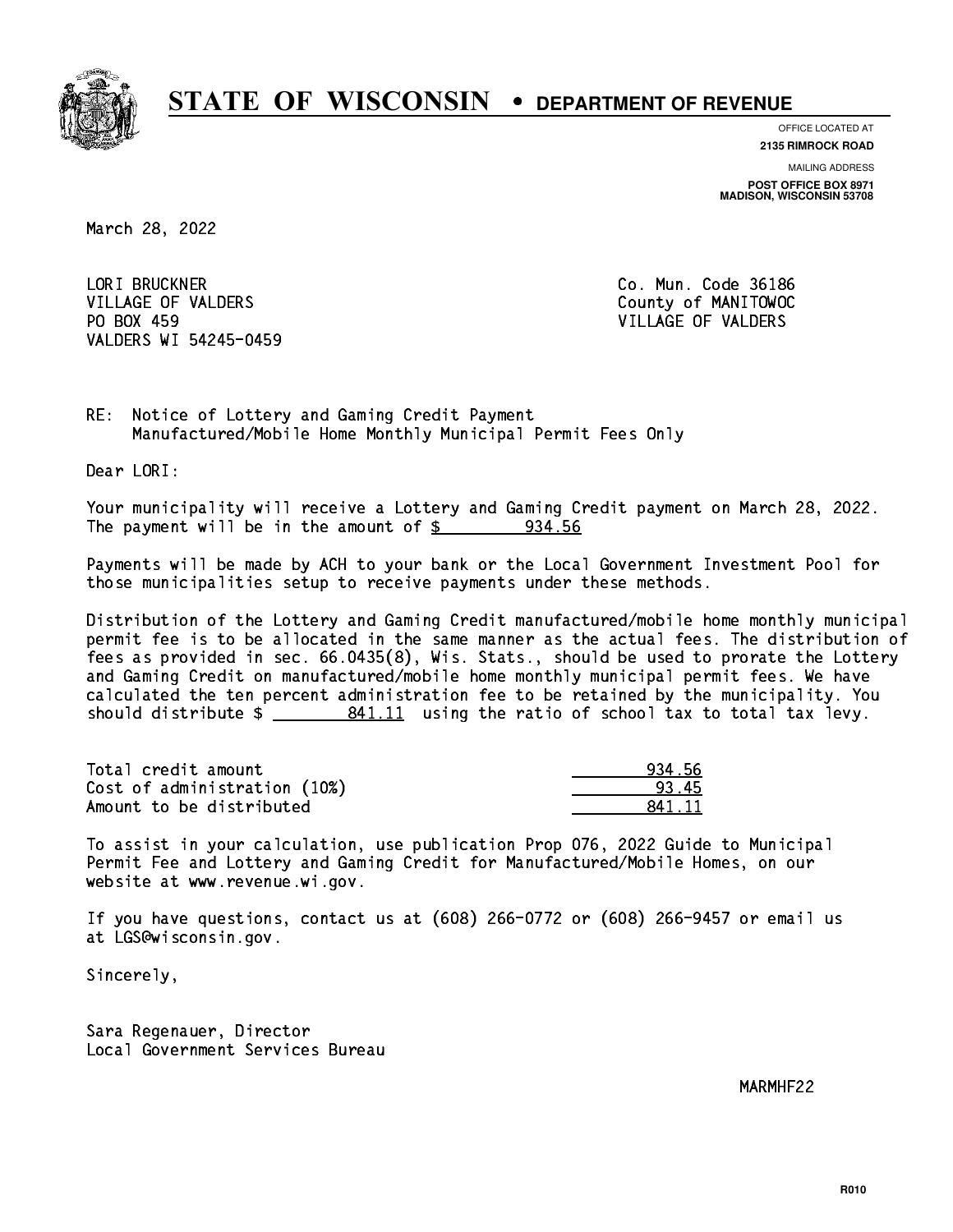# STATE OF WISCONSIN • DEPARTMENT OF REVENUE

OFFICE LOCATED AT
**2135 RIMROCK ROAD**

MAILING ADDRESS
**POST OFFICE BOX 8971**
**MADISON, WISCONSIN 53708**

March 28, 2022

LORI BRUCKNER
VILLAGE OF VALDERS
PO BOX 459
VALDERS WI 54245-0459

Co. Mun. Code 36186
County of MANITOWOC
VILLAGE OF VALDERS

RE: Notice of Lottery and Gaming Credit Payment
Manufactured/Mobile Home Monthly Municipal Permit Fees Only

Dear LORI:

Your municipality will receive a Lottery and Gaming Credit payment on March 28, 2022. The payment will be in the amount of $ 934.56

Payments will be made by ACH to your bank or the Local Government Investment Pool for those municipalities setup to receive payments under these methods.

Distribution of the Lottery and Gaming Credit manufactured/mobile home monthly municipal permit fee is to be allocated in the same manner as the actual fees. The distribution of fees as provided in sec. 66.0435(8), Wis. Stats., should be used to prorate the Lottery and Gaming Credit on manufactured/mobile home monthly municipal permit fees. We have calculated the ten percent administration fee to be retained by the municipality. You should distribute $ 841.11 using the ratio of school tax to total tax levy.

| | |
|---|---|
| Total credit amount | 934.56 |
| Cost of administration (10%) | 93.45 |
| Amount to be distributed | 841.11 |

To assist in your calculation, use publication Prop 076, 2022 Guide to Municipal Permit Fee and Lottery and Gaming Credit for Manufactured/Mobile Homes, on our website at www.revenue.wi.gov.

If you have questions, contact us at (608) 266-0772 or (608) 266-9457 or email us at LGS@wisconsin.gov.

Sincerely,

Sara Regenauer, Director
Local Government Services Bureau

MARMHF22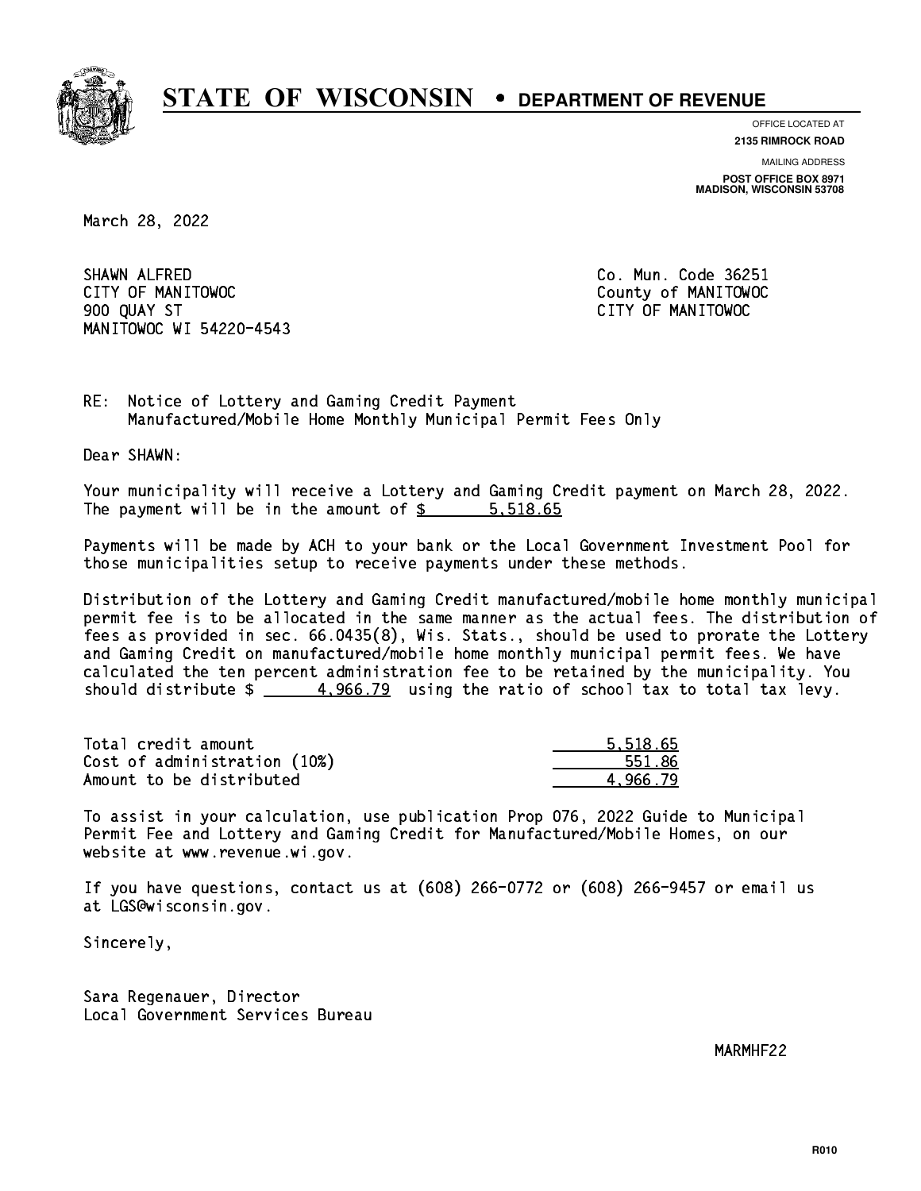# STATE OF WISCONSIN • DEPARTMENT OF REVENUE

OFFICE LOCATED AT
**2135 RIMROCK ROAD**

MAILING ADDRESS
**POST OFFICE BOX 8971**
**MADISON, WISCONSIN 53708**

March 28, 2022

SHAWN ALFRED
CITY OF MANITOWOC
900 QUAY ST
MANITOWOC WI 54220-4543

Co. Mun. Code 36251
County of MANITOWOC
CITY OF MANITOWOC

RE: Notice of Lottery and Gaming Credit Payment
Manufactured/Mobile Home Monthly Municipal Permit Fees Only

Dear SHAWN:

Your municipality will receive a Lottery and Gaming Credit payment on March 28, 2022. The payment will be in the amount of $ 5,518.65

Payments will be made by ACH to your bank or the Local Government Investment Pool for those municipalities setup to receive payments under these methods.

Distribution of the Lottery and Gaming Credit manufactured/mobile home monthly municipal permit fee is to be allocated in the same manner as the actual fees. The distribution of fees as provided in sec. 66.0435(8), Wis. Stats., should be used to prorate the Lottery and Gaming Credit on manufactured/mobile home monthly municipal permit fees. We have calculated the ten percent administration fee to be retained by the municipality. You should distribute $ 4,966.79 using the ratio of school tax to total tax levy.

| | |
|---|---|
| Total credit amount | 5,518.65 |
| Cost of administration (10%) | 551.86 |
| Amount to be distributed | 4,966.79 |

To assist in your calculation, use publication Prop 076, 2022 Guide to Municipal Permit Fee and Lottery and Gaming Credit for Manufactured/Mobile Homes, on our website at www.revenue.wi.gov.

If you have questions, contact us at (608) 266-0772 or (608) 266-9457 or email us at LGS@wisconsin.gov.

Sincerely,

Sara Regenauer, Director
Local Government Services Bureau

MARMHF22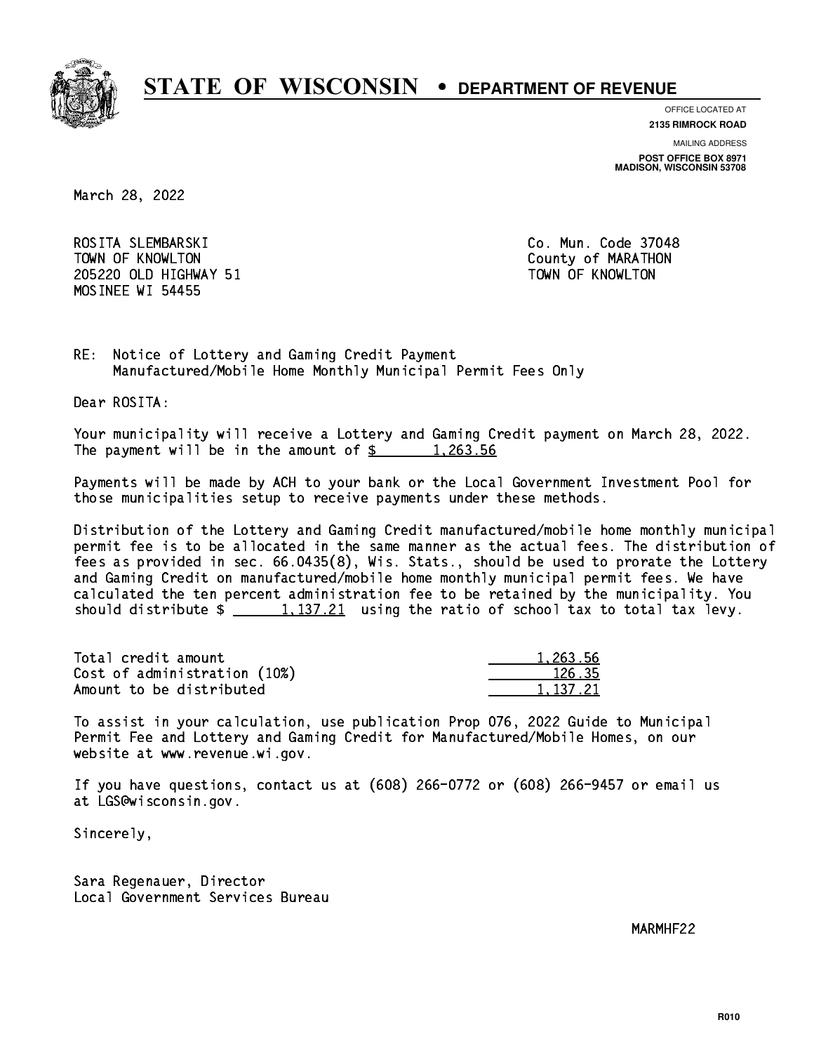# STATE OF WISCONSIN • DEPARTMENT OF REVENUE

OFFICE LOCATED AT
**2135 RIMROCK ROAD**

MAILING ADDRESS
**POST OFFICE BOX 8971**
**MADISON, WISCONSIN 53708**

March 28, 2022

ROSITA SLEMBARSKI
TOWN OF KNOWLTON
205220 OLD HIGHWAY 51
MOSINEE WI 54455

Co. Mun. Code 37048
County of MARATHON
TOWN OF KNOWLTON

RE: Notice of Lottery and Gaming Credit Payment
Manufactured/Mobile Home Monthly Municipal Permit Fees Only

Dear ROSITA:

Your municipality will receive a Lottery and Gaming Credit payment on March 28, 2022. The payment will be in the amount of $ 1,263.56

Payments will be made by ACH to your bank or the Local Government Investment Pool for those municipalities setup to receive payments under these methods.

Distribution of the Lottery and Gaming Credit manufactured/mobile home monthly municipal permit fee is to be allocated in the same manner as the actual fees. The distribution of fees as provided in sec. 66.0435(8), Wis. Stats., should be used to prorate the Lottery and Gaming Credit on manufactured/mobile home monthly municipal permit fees. We have calculated the ten percent administration fee to be retained by the municipality. You should distribute $ 1,137.21 using the ratio of school tax to total tax levy.

| | |
|---|---|
| Total credit amount | 1,263.56 |
| Cost of administration (10%) | 126.35 |
| Amount to be distributed | 1,137.21 |

To assist in your calculation, use publication Prop 076, 2022 Guide to Municipal Permit Fee and Lottery and Gaming Credit for Manufactured/Mobile Homes, on our website at www.revenue.wi.gov.

If you have questions, contact us at (608) 266-0772 or (608) 266-9457 or email us at LGS@wisconsin.gov.

Sincerely,

Sara Regenauer, Director
Local Government Services Bureau

MARMHF22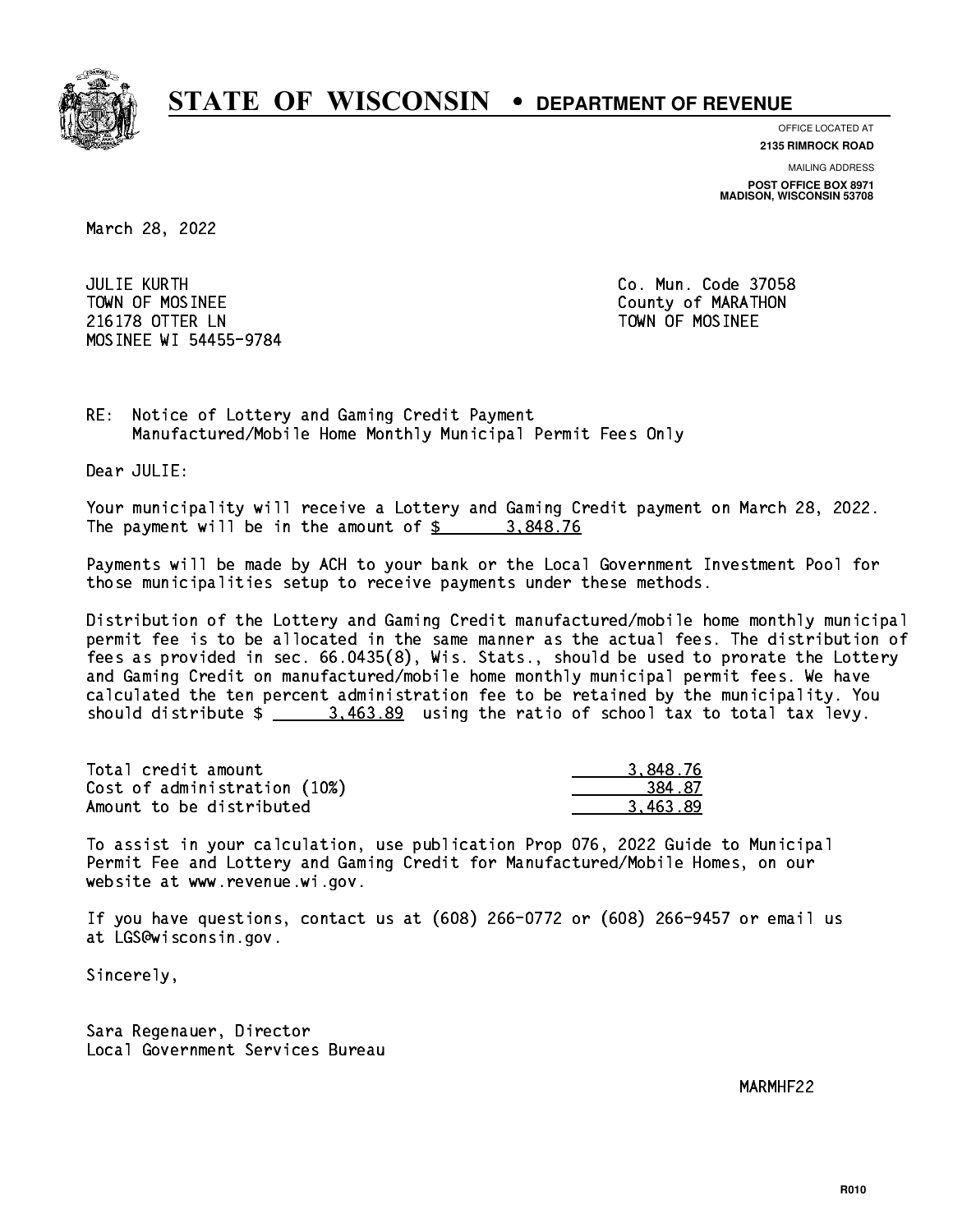# STATE OF WISCONSIN • DEPARTMENT OF REVENUE

OFFICE LOCATED AT
**2135 RIMROCK ROAD**

MAILING ADDRESS
**POST OFFICE BOX 8971**
**MADISON, WISCONSIN 53708**

March 28, 2022

JULIE KURTH
TOWN OF MOSINEE
216178 OTTER LN
MOSINEE WI 54455-9784

Co. Mun. Code 37058
County of MARATHON
TOWN OF MOSINEE

RE: Notice of Lottery and Gaming Credit Payment
Manufactured/Mobile Home Monthly Municipal Permit Fees Only

Dear JULIE:

Your municipality will receive a Lottery and Gaming Credit payment on March 28, 2022. The payment will be in the amount of $ 3,848.76

Payments will be made by ACH to your bank or the Local Government Investment Pool for those municipalities setup to receive payments under these methods.

Distribution of the Lottery and Gaming Credit manufactured/mobile home monthly municipal permit fee is to be allocated in the same manner as the actual fees. The distribution of fees as provided in sec. 66.0435(8), Wis. Stats., should be used to prorate the Lottery and Gaming Credit on manufactured/mobile home monthly municipal permit fees. We have calculated the ten percent administration fee to be retained by the municipality. You should distribute $ 3,463.89 using the ratio of school tax to total tax levy.

| | |
|---|---|
| Total credit amount | 3,848.76 |
| Cost of administration (10%) | 384.87 |
| Amount to be distributed | 3,463.89 |

To assist in your calculation, use publication Prop 076, 2022 Guide to Municipal Permit Fee and Lottery and Gaming Credit for Manufactured/Mobile Homes, on our website at www.revenue.wi.gov.

If you have questions, contact us at (608) 266-0772 or (608) 266-9457 or email us at LGS@wisconsin.gov.

Sincerely,

Sara Regenauer, Director
Local Government Services Bureau

MARMHF22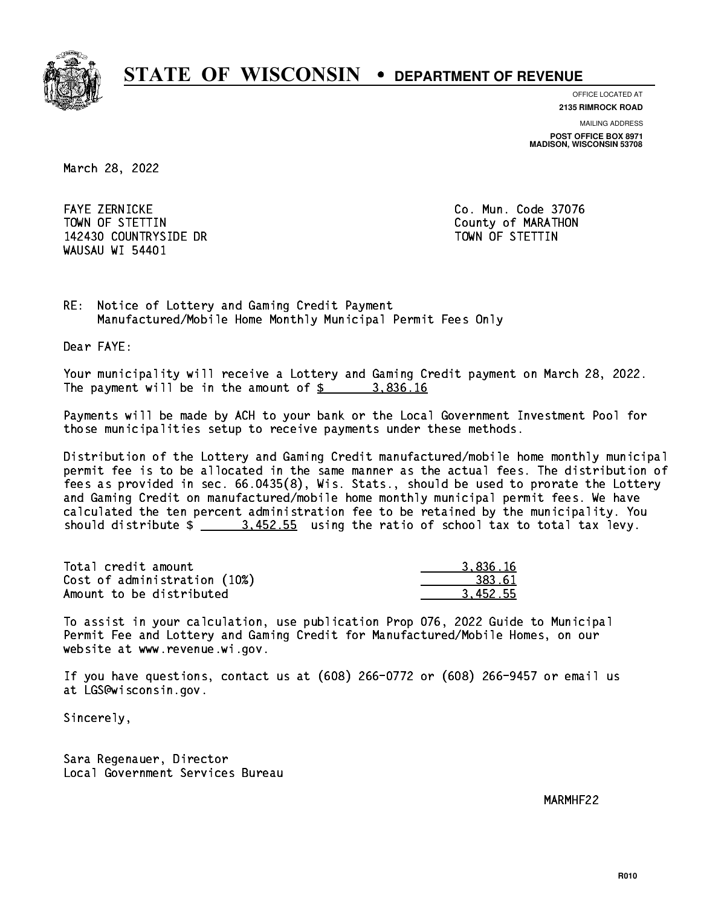# STATE OF WISCONSIN • DEPARTMENT OF REVENUE

OFFICE LOCATED AT
**2135 RIMROCK ROAD**

MAILING ADDRESS
**POST OFFICE BOX 8971**
**MADISON, WISCONSIN 53708**

March 28, 2022

FAYE ZERNICKE
TOWN OF STETTIN
142430 COUNTRYSIDE DR
WAUSAU WI 54401

Co. Mun. Code 37076
County of MARATHON
TOWN OF STETTIN

RE: Notice of Lottery and Gaming Credit Payment
Manufactured/Mobile Home Monthly Municipal Permit Fees Only

Dear FAYE:

Your municipality will receive a Lottery and Gaming Credit payment on March 28, 2022. The payment will be in the amount of $ 3,836.16

Payments will be made by ACH to your bank or the Local Government Investment Pool for those municipalities setup to receive payments under these methods.

Distribution of the Lottery and Gaming Credit manufactured/mobile home monthly municipal permit fee is to be allocated in the same manner as the actual fees. The distribution of fees as provided in sec. 66.0435(8), Wis. Stats., should be used to prorate the Lottery and Gaming Credit on manufactured/mobile home monthly municipal permit fees. We have calculated the ten percent administration fee to be retained by the municipality. You should distribute $ 3,452.55 using the ratio of school tax to total tax levy.

| | |
|---|---|
| Total credit amount | 3,836.16 |
| Cost of administration (10%) | 383.61 |
| Amount to be distributed | 3,452.55 |

To assist in your calculation, use publication Prop 076, 2022 Guide to Municipal Permit Fee and Lottery and Gaming Credit for Manufactured/Mobile Homes, on our website at www.revenue.wi.gov.

If you have questions, contact us at (608) 266-0772 or (608) 266-9457 or email us at LGS@wisconsin.gov.

Sincerely,

Sara Regenauer, Director
Local Government Services Bureau

MARMHF22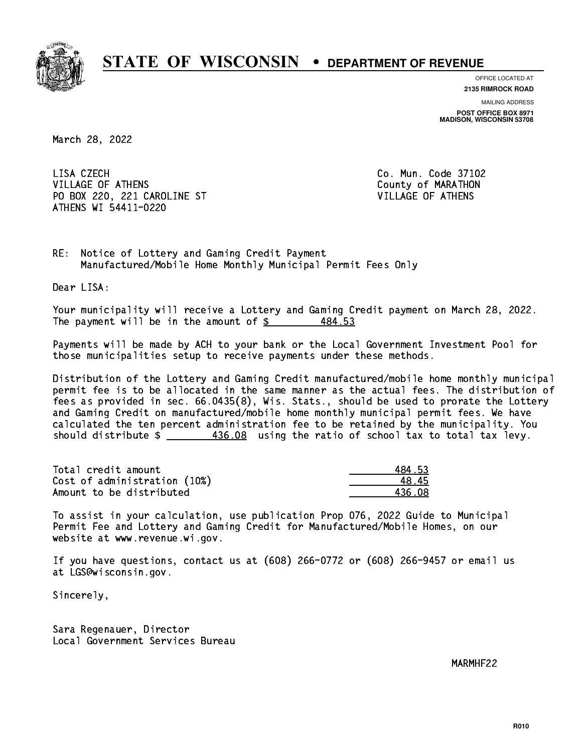# STATE OF WISCONSIN • DEPARTMENT OF REVENUE

OFFICE LOCATED AT
**2135 RIMROCK ROAD**

MAILING ADDRESS
**POST OFFICE BOX 8971**
**MADISON, WISCONSIN 53708**

March 28, 2022

LISA CZECH
VILLAGE OF ATHENS
PO BOX 220, 221 CAROLINE ST
ATHENS WI 54411-0220

Co. Mun. Code 37102
County of MARATHON
VILLAGE OF ATHENS

RE: Notice of Lottery and Gaming Credit Payment
Manufactured/Mobile Home Monthly Municipal Permit Fees Only

Dear LISA:

Your municipality will receive a Lottery and Gaming Credit payment on March 28, 2022. The payment will be in the amount of $ 484.53

Payments will be made by ACH to your bank or the Local Government Investment Pool for those municipalities setup to receive payments under these methods.

Distribution of the Lottery and Gaming Credit manufactured/mobile home monthly municipal permit fee is to be allocated in the same manner as the actual fees. The distribution of fees as provided in sec. 66.0435(8), Wis. Stats., should be used to prorate the Lottery and Gaming Credit on manufactured/mobile home monthly municipal permit fees. We have calculated the ten percent administration fee to be retained by the municipality. You should distribute $ 436.08 using the ratio of school tax to total tax levy.

| | |
|---|---|
| Total credit amount | 484.53 |
| Cost of administration (10%) | 48.45 |
| Amount to be distributed | 436.08 |

To assist in your calculation, use publication Prop 076, 2022 Guide to Municipal Permit Fee and Lottery and Gaming Credit for Manufactured/Mobile Homes, on our website at www.revenue.wi.gov.

If you have questions, contact us at (608) 266-0772 or (608) 266-9457 or email us at LGS@wisconsin.gov.

Sincerely,

Sara Regenauer, Director
Local Government Services Bureau

MARMHF22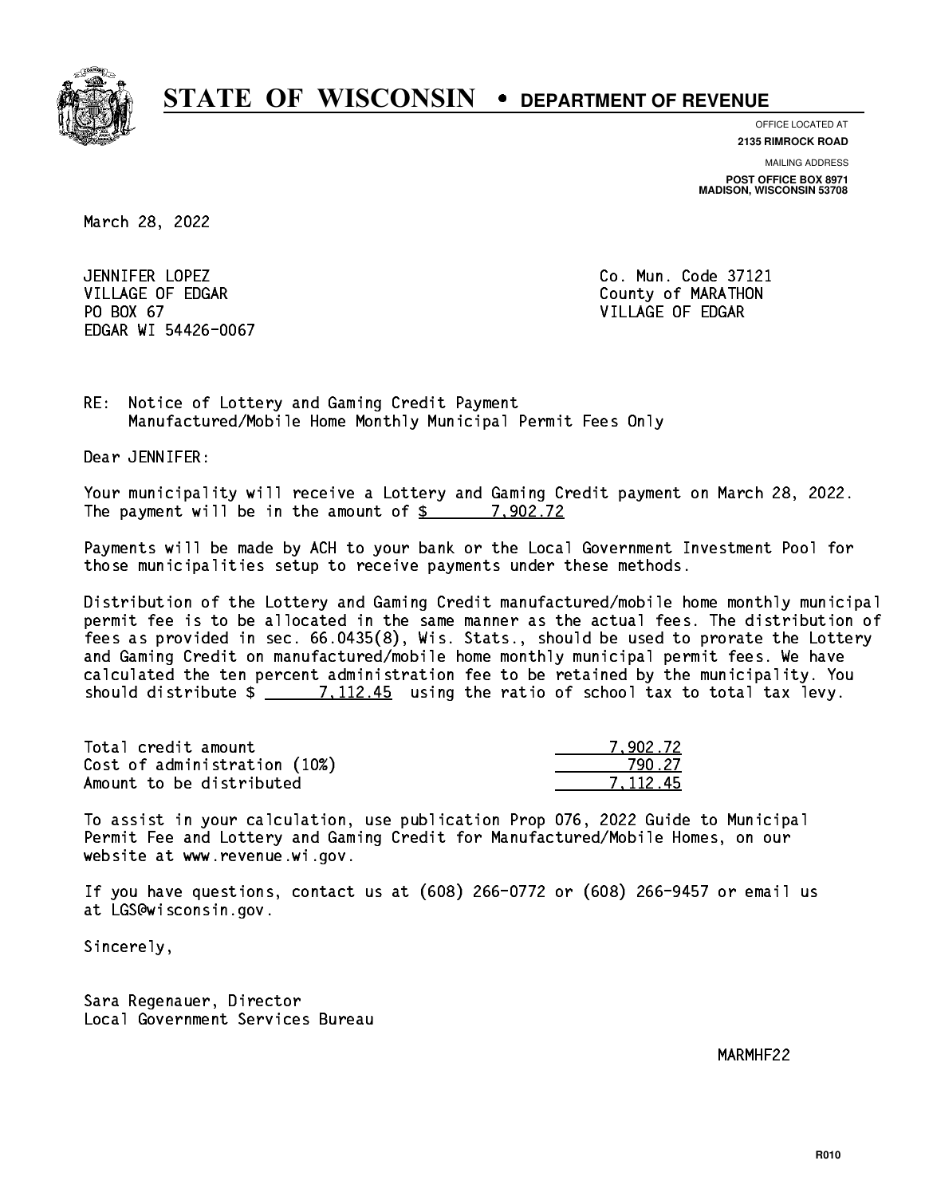# STATE OF WISCONSIN • DEPARTMENT OF REVENUE

OFFICE LOCATED AT
**2135 RIMROCK ROAD**

MAILING ADDRESS
**POST OFFICE BOX 8971**
**MADISON, WISCONSIN 53708**

March 28, 2022

JENNIFER LOPEZ
VILLAGE OF EDGAR
PO BOX 67
EDGAR WI 54426-0067

Co. Mun. Code 37121
County of MARATHON
VILLAGE OF EDGAR

RE: Notice of Lottery and Gaming Credit Payment
Manufactured/Mobile Home Monthly Municipal Permit Fees Only

Dear JENNIFER:

Your municipality will receive a Lottery and Gaming Credit payment on March 28, 2022. The payment will be in the amount of $ 7,902.72

Payments will be made by ACH to your bank or the Local Government Investment Pool for those municipalities setup to receive payments under these methods.

Distribution of the Lottery and Gaming Credit manufactured/mobile home monthly municipal permit fee is to be allocated in the same manner as the actual fees. The distribution of fees as provided in sec. 66.0435(8), Wis. Stats., should be used to prorate the Lottery and Gaming Credit on manufactured/mobile home monthly municipal permit fees. We have calculated the ten percent administration fee to be retained by the municipality. You should distribute $ 7,112.45 using the ratio of school tax to total tax levy.

| | |
|---|---|
| Total credit amount | 7,902.72 |
| Cost of administration (10%) | 790.27 |
| Amount to be distributed | 7,112.45 |

To assist in your calculation, use publication Prop 076, 2022 Guide to Municipal Permit Fee and Lottery and Gaming Credit for Manufactured/Mobile Homes, on our website at www.revenue.wi.gov.

If you have questions, contact us at (608) 266-0772 or (608) 266-9457 or email us at LGS@wisconsin.gov.

Sincerely,

Sara Regenauer, Director
Local Government Services Bureau

MARMHF22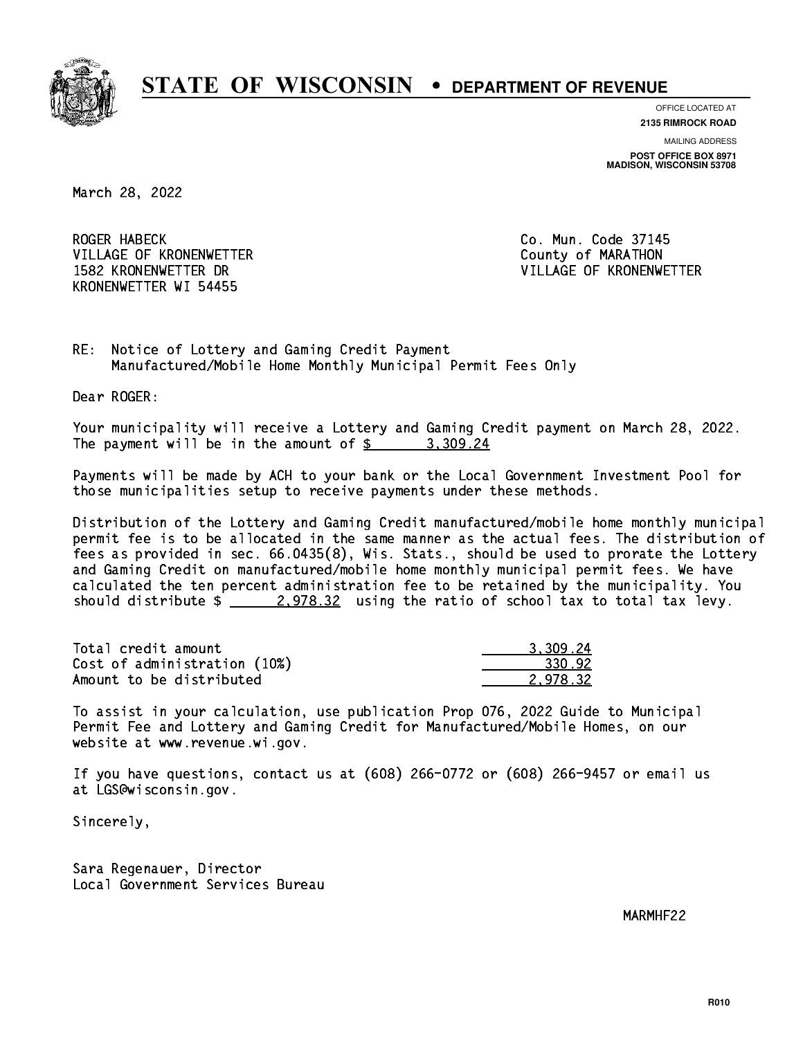# STATE OF WISCONSIN • DEPARTMENT OF REVENUE

OFFICE LOCATED AT
**2135 RIMROCK ROAD**

MAILING ADDRESS
**POST OFFICE BOX 8971**
**MADISON, WISCONSIN 53708**

March 28, 2022

ROGER HABECK
VILLAGE OF KRONENWETTER
1582 KRONENWETTER DR
KRONENWETTER WI 54455

Co. Mun. Code 37145
County of MARATHON
VILLAGE OF KRONENWETTER

RE: Notice of Lottery and Gaming Credit Payment
Manufactured/Mobile Home Monthly Municipal Permit Fees Only

Dear ROGER:

Your municipality will receive a Lottery and Gaming Credit payment on March 28, 2022. The payment will be in the amount of $ 3,309.24

Payments will be made by ACH to your bank or the Local Government Investment Pool for those municipalities setup to receive payments under these methods.

Distribution of the Lottery and Gaming Credit manufactured/mobile home monthly municipal permit fee is to be allocated in the same manner as the actual fees. The distribution of fees as provided in sec. 66.0435(8), Wis. Stats., should be used to prorate the Lottery and Gaming Credit on manufactured/mobile home monthly municipal permit fees. We have calculated the ten percent administration fee to be retained by the municipality. You should distribute $ 2,978.32 using the ratio of school tax to total tax levy.

| | |
|---|---|
| Total credit amount | 3,309.24 |
| Cost of administration (10%) | 330.92 |
| Amount to be distributed | 2,978.32 |

To assist in your calculation, use publication Prop 076, 2022 Guide to Municipal Permit Fee and Lottery and Gaming Credit for Manufactured/Mobile Homes, on our website at www.revenue.wi.gov.

If you have questions, contact us at (608) 266-0772 or (608) 266-9457 or email us at LGS@wisconsin.gov.

Sincerely,

Sara Regenauer, Director
Local Government Services Bureau

MARMHF22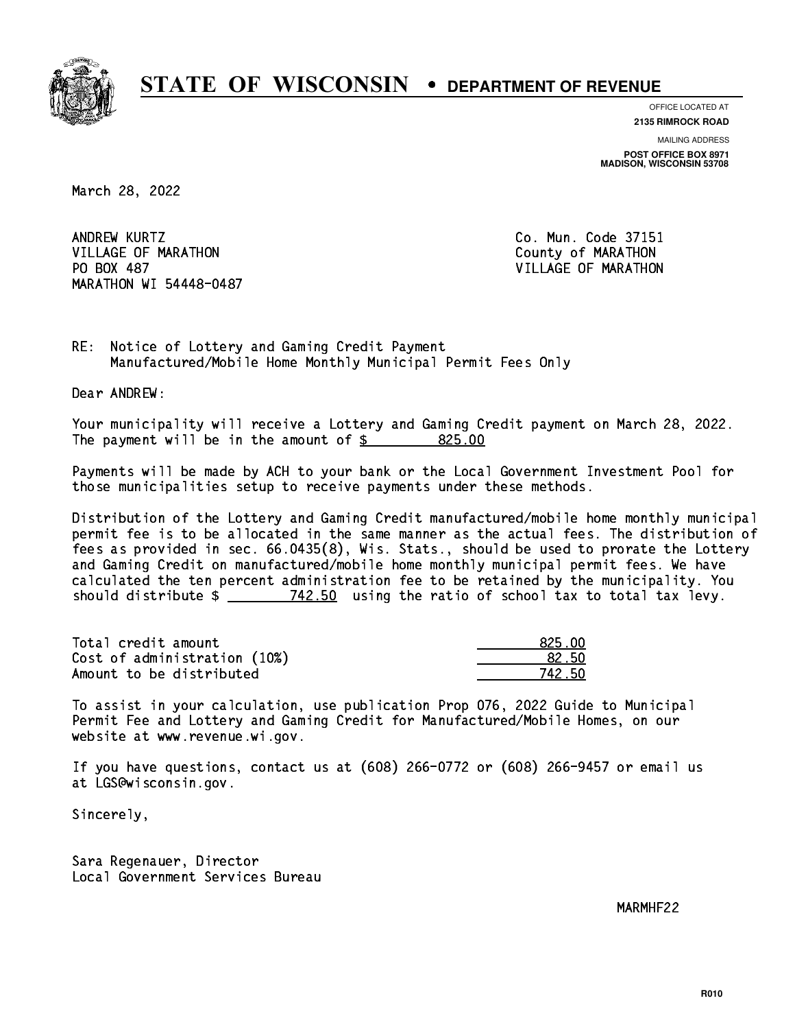# STATE OF WISCONSIN • DEPARTMENT OF REVENUE

OFFICE LOCATED AT
**2135 RIMROCK ROAD**

MAILING ADDRESS
**POST OFFICE BOX 8971**
**MADISON, WISCONSIN 53708**

March 28, 2022

ANDREW KURTZ
VILLAGE OF MARATHON
PO BOX 487
MARATHON WI 54448-0487

Co. Mun. Code 37151
County of MARATHON
VILLAGE OF MARATHON

RE: Notice of Lottery and Gaming Credit Payment
Manufactured/Mobile Home Monthly Municipal Permit Fees Only

Dear ANDREW:

Your municipality will receive a Lottery and Gaming Credit payment on March 28, 2022. The payment will be in the amount of $ 825.00

Payments will be made by ACH to your bank or the Local Government Investment Pool for those municipalities setup to receive payments under these methods.

Distribution of the Lottery and Gaming Credit manufactured/mobile home monthly municipal permit fee is to be allocated in the same manner as the actual fees. The distribution of fees as provided in sec. 66.0435(8), Wis. Stats., should be used to prorate the Lottery and Gaming Credit on manufactured/mobile home monthly municipal permit fees. We have calculated the ten percent administration fee to be retained by the municipality. You should distribute $ 742.50 using the ratio of school tax to total tax levy.

| | |
|---|---|
| Total credit amount | 825.00 |
| Cost of administration (10%) | 82.50 |
| Amount to be distributed | 742.50 |

To assist in your calculation, use publication Prop 076, 2022 Guide to Municipal Permit Fee and Lottery and Gaming Credit for Manufactured/Mobile Homes, on our website at www.revenue.wi.gov.

If you have questions, contact us at (608) 266-0772 or (608) 266-9457 or email us at LGS@wisconsin.gov.

Sincerely,

Sara Regenauer, Director
Local Government Services Bureau

MARMHF22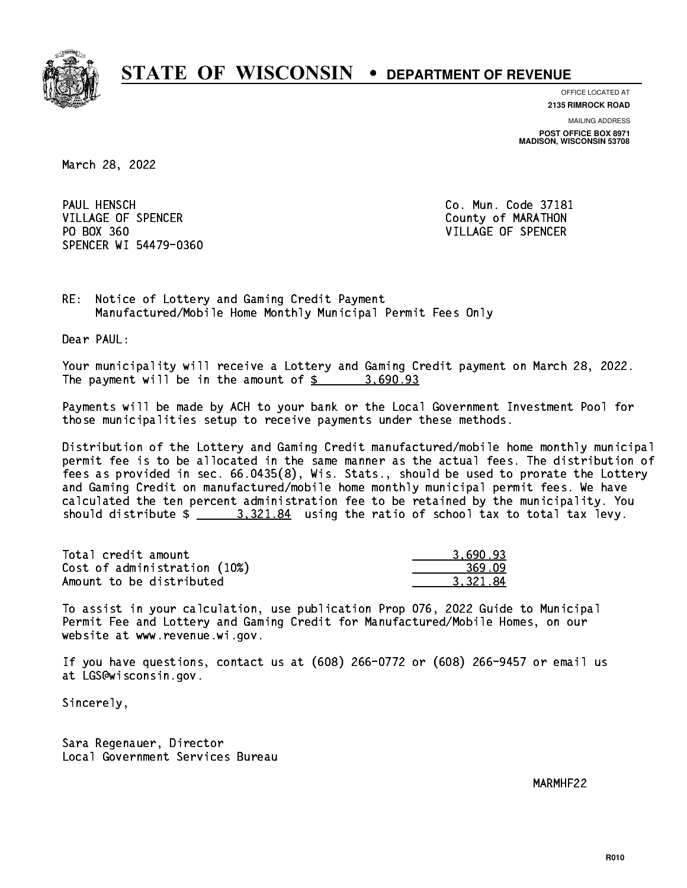# STATE OF WISCONSIN • DEPARTMENT OF REVENUE

OFFICE LOCATED AT
**2135 RIMROCK ROAD**

MAILING ADDRESS
**POST OFFICE BOX 8971**
**MADISON, WISCONSIN 53708**

March 28, 2022

PAUL HENSCH
VILLAGE OF SPENCER
PO BOX 360
SPENCER WI 54479-0360

Co. Mun. Code 37181
County of MARATHON
VILLAGE OF SPENCER

RE: Notice of Lottery and Gaming Credit Payment
Manufactured/Mobile Home Monthly Municipal Permit Fees Only

Dear PAUL:

Your municipality will receive a Lottery and Gaming Credit payment on March 28, 2022. The payment will be in the amount of $ 3,690.93

Payments will be made by ACH to your bank or the Local Government Investment Pool for those municipalities setup to receive payments under these methods.

Distribution of the Lottery and Gaming Credit manufactured/mobile home monthly municipal permit fee is to be allocated in the same manner as the actual fees. The distribution of fees as provided in sec. 66.0435(8), Wis. Stats., should be used to prorate the Lottery and Gaming Credit on manufactured/mobile home monthly municipal permit fees. We have calculated the ten percent administration fee to be retained by the municipality. You should distribute $ 3,321.84 using the ratio of school tax to total tax levy.

| | |
|---|---|
| Total credit amount | 3,690.93 |
| Cost of administration (10%) | 369.09 |
| Amount to be distributed | 3,321.84 |

To assist in your calculation, use publication Prop 076, 2022 Guide to Municipal Permit Fee and Lottery and Gaming Credit for Manufactured/Mobile Homes, on our website at www.revenue.wi.gov.

If you have questions, contact us at (608) 266-0772 or (608) 266-9457 or email us at LGS@wisconsin.gov.

Sincerely,

Sara Regenauer, Director
Local Government Services Bureau

MARMHF22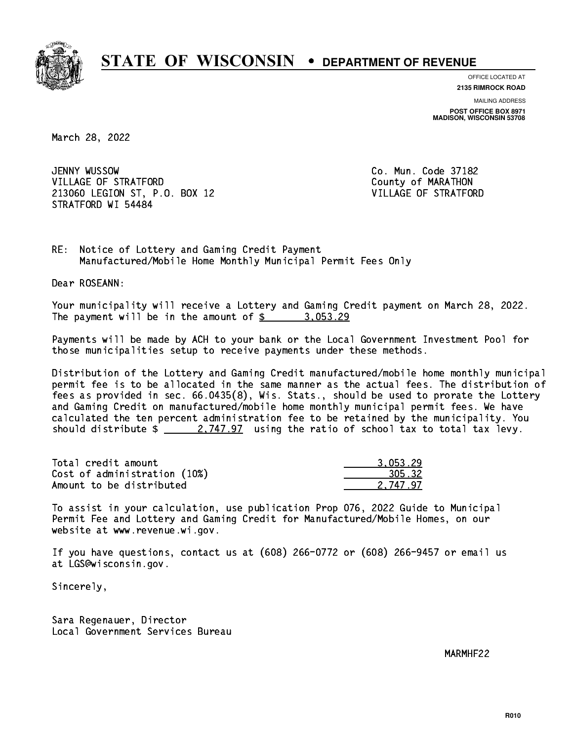# STATE OF WISCONSIN • DEPARTMENT OF REVENUE

OFFICE LOCATED AT
**2135 RIMROCK ROAD**

MAILING ADDRESS
**POST OFFICE BOX 8971**
**MADISON, WISCONSIN 53708**

March 28, 2022

JENNY WUSSOW
VILLAGE OF STRATFORD
213060 LEGION ST, P.O. BOX 12
STRATFORD WI 54484

Co. Mun. Code 37182
County of MARATHON
VILLAGE OF STRATFORD

RE: Notice of Lottery and Gaming Credit Payment
Manufactured/Mobile Home Monthly Municipal Permit Fees Only

Dear ROSEANN:

Your municipality will receive a Lottery and Gaming Credit payment on March 28, 2022. The payment will be in the amount of $ 3,053.29

Payments will be made by ACH to your bank or the Local Government Investment Pool for those municipalities setup to receive payments under these methods.

Distribution of the Lottery and Gaming Credit manufactured/mobile home monthly municipal permit fee is to be allocated in the same manner as the actual fees. The distribution of fees as provided in sec. 66.0435(8), Wis. Stats., should be used to prorate the Lottery and Gaming Credit on manufactured/mobile home monthly municipal permit fees. We have calculated the ten percent administration fee to be retained by the municipality. You should distribute $ 2,747.97 using the ratio of school tax to total tax levy.

| | |
|---|---|
| Total credit amount | 3,053.29 |
| Cost of administration (10%) | 305.32 |
| Amount to be distributed | 2,747.97 |

To assist in your calculation, use publication Prop 076, 2022 Guide to Municipal Permit Fee and Lottery and Gaming Credit for Manufactured/Mobile Homes, on our website at www.revenue.wi.gov.

If you have questions, contact us at (608) 266-0772 or (608) 266-9457 or email us at LGS@wisconsin.gov.

Sincerely,

Sara Regenauer, Director
Local Government Services Bureau

MARMHF22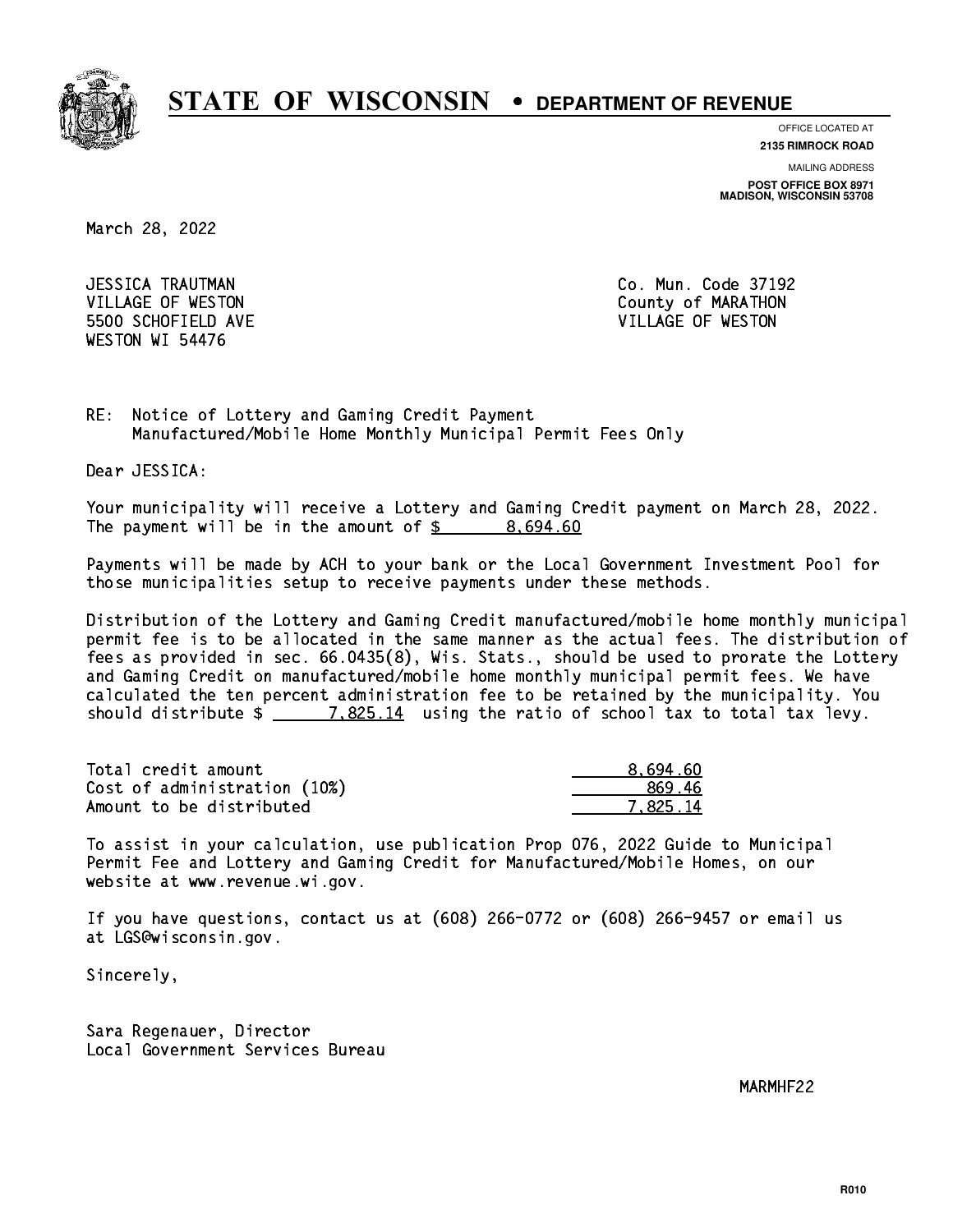# STATE OF WISCONSIN • DEPARTMENT OF REVENUE

OFFICE LOCATED AT
**2135 RIMROCK ROAD**

MAILING ADDRESS
**POST OFFICE BOX 8971**
**MADISON, WISCONSIN 53708**

March 28, 2022

JESSICA TRAUTMAN
VILLAGE OF WESTON
5500 SCHOFIELD AVE
WESTON WI 54476

Co. Mun. Code 37192
County of MARATHON
VILLAGE OF WESTON

RE: Notice of Lottery and Gaming Credit Payment
Manufactured/Mobile Home Monthly Municipal Permit Fees Only

Dear JESSICA:

Your municipality will receive a Lottery and Gaming Credit payment on March 28, 2022. The payment will be in the amount of $ 8,694.60

Payments will be made by ACH to your bank or the Local Government Investment Pool for those municipalities setup to receive payments under these methods.

Distribution of the Lottery and Gaming Credit manufactured/mobile home monthly municipal permit fee is to be allocated in the same manner as the actual fees. The distribution of fees as provided in sec. 66.0435(8), Wis. Stats., should be used to prorate the Lottery and Gaming Credit on manufactured/mobile home monthly municipal permit fees. We have calculated the ten percent administration fee to be retained by the municipality. You should distribute $ 7,825.14 using the ratio of school tax to total tax levy.

| | |
|---|---|
| Total credit amount | 8,694.60 |
| Cost of administration (10%) | 869.46 |
| Amount to be distributed | 7,825.14 |

To assist in your calculation, use publication Prop 076, 2022 Guide to Municipal Permit Fee and Lottery and Gaming Credit for Manufactured/Mobile Homes, on our website at www.revenue.wi.gov.

If you have questions, contact us at (608) 266-0772 or (608) 266-9457 or email us at LGS@wisconsin.gov.

Sincerely,

Sara Regenauer, Director
Local Government Services Bureau

MARMHF22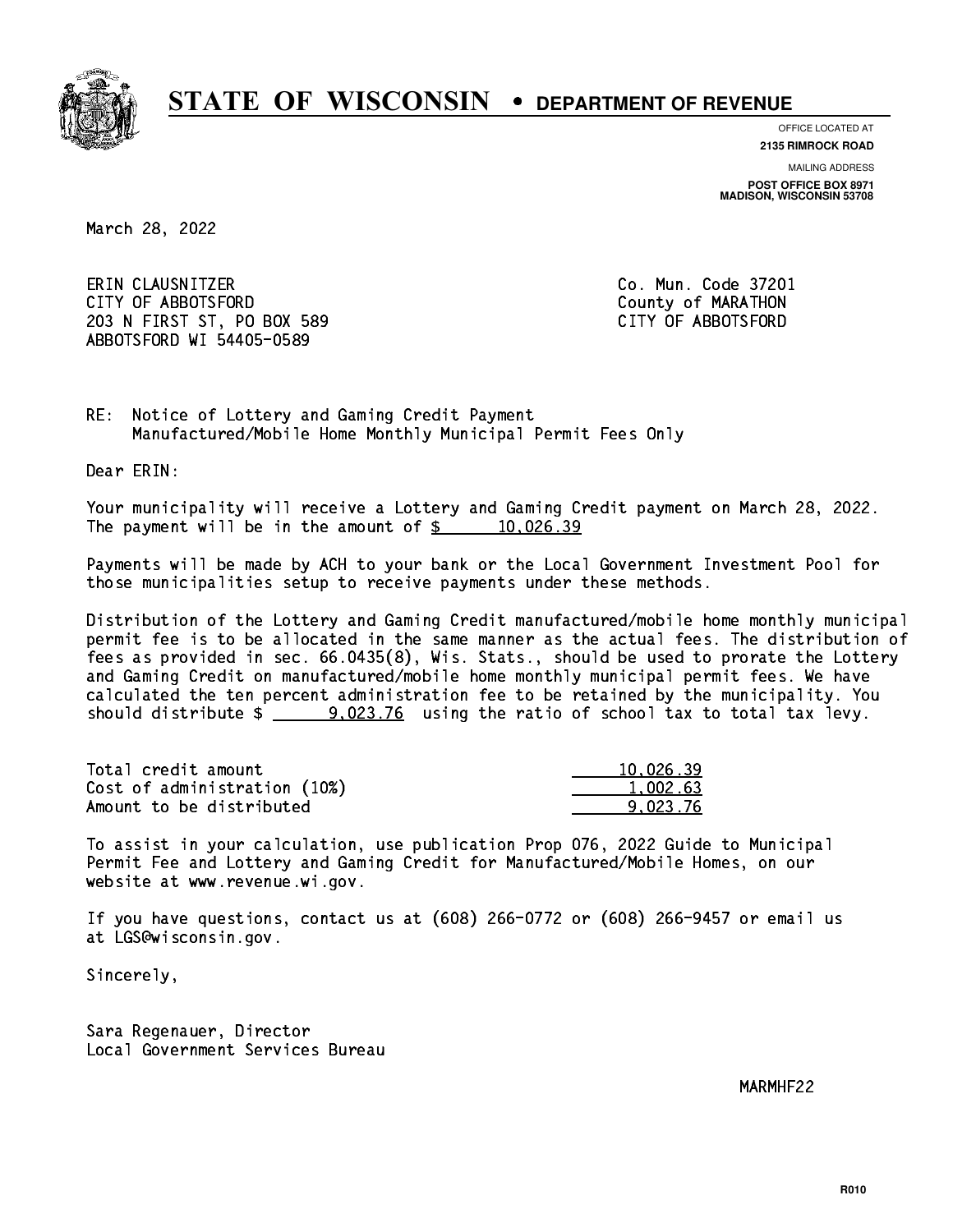# STATE OF WISCONSIN • DEPARTMENT OF REVENUE

OFFICE LOCATED AT
**2135 RIMROCK ROAD**

MAILING ADDRESS
**POST OFFICE BOX 8971**
**MADISON, WISCONSIN 53708**

March 28, 2022

ERIN CLAUSNITZER
CITY OF ABBOTSFORD
203 N FIRST ST, PO BOX 589
ABBOTSFORD WI 54405-0589

Co. Mun. Code 37201
County of MARATHON
CITY OF ABBOTSFORD

RE: Notice of Lottery and Gaming Credit Payment
Manufactured/Mobile Home Monthly Municipal Permit Fees Only

Dear ERIN:

Your municipality will receive a Lottery and Gaming Credit payment on March 28, 2022. The payment will be in the amount of $ 10,026.39

Payments will be made by ACH to your bank or the Local Government Investment Pool for those municipalities setup to receive payments under these methods.

Distribution of the Lottery and Gaming Credit manufactured/mobile home monthly municipal permit fee is to be allocated in the same manner as the actual fees. The distribution of fees as provided in sec. 66.0435(8), Wis. Stats., should be used to prorate the Lottery and Gaming Credit on manufactured/mobile home monthly municipal permit fees. We have calculated the ten percent administration fee to be retained by the municipality. You should distribute $ 9,023.76 using the ratio of school tax to total tax levy.

| | |
|---|---|
| Total credit amount | 10,026.39 |
| Cost of administration (10%) | 1,002.63 |
| Amount to be distributed | 9,023.76 |

To assist in your calculation, use publication Prop 076, 2022 Guide to Municipal Permit Fee and Lottery and Gaming Credit for Manufactured/Mobile Homes, on our website at www.revenue.wi.gov.

If you have questions, contact us at (608) 266-0772 or (608) 266-9457 or email us at LGS@wisconsin.gov.

Sincerely,

Sara Regenauer, Director
Local Government Services Bureau

MARMHF22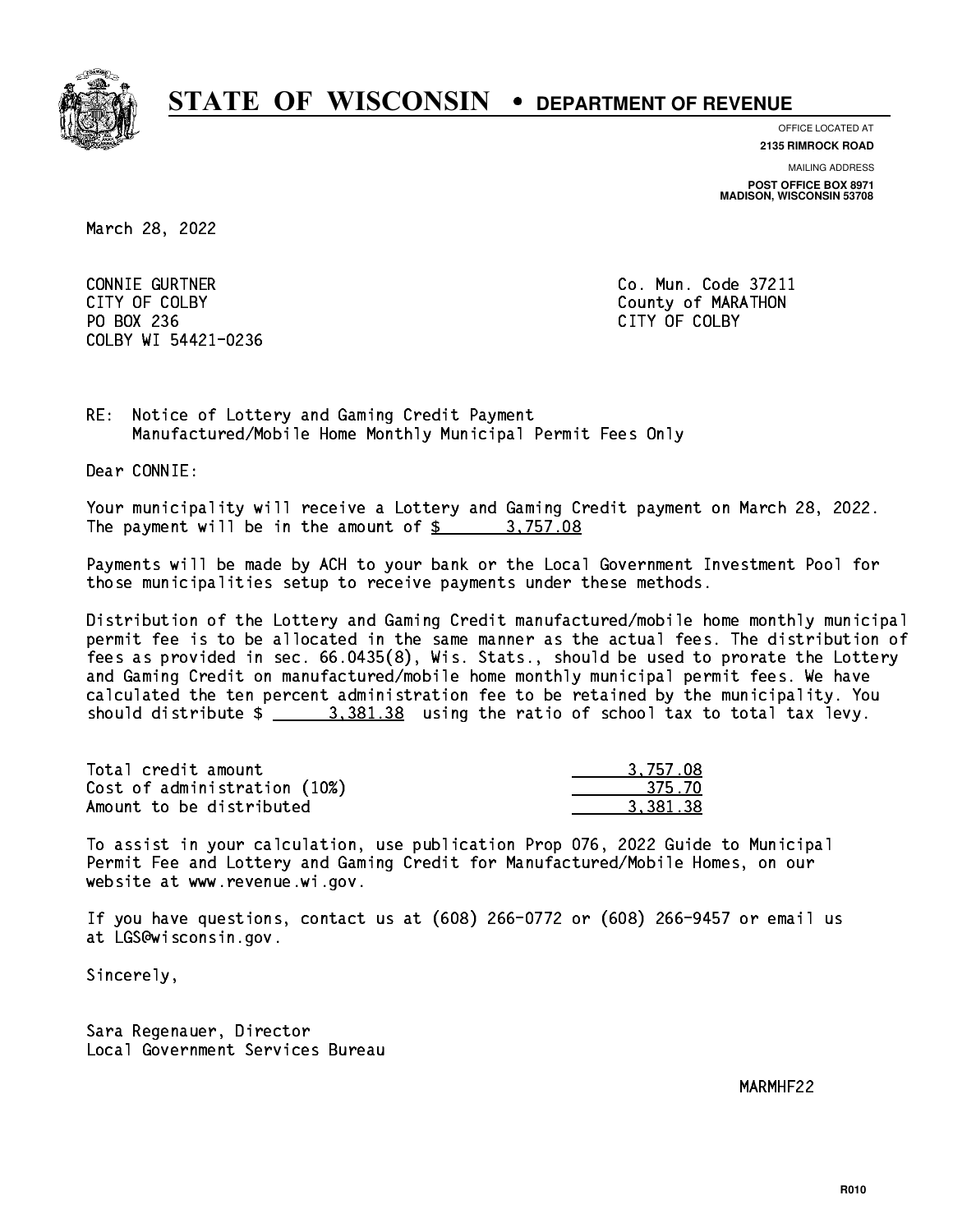# STATE OF WISCONSIN • DEPARTMENT OF REVENUE

OFFICE LOCATED AT
**2135 RIMROCK ROAD**

MAILING ADDRESS
**POST OFFICE BOX 8971**
**MADISON, WISCONSIN 53708**

March 28, 2022

CONNIE GURTNER
CITY OF COLBY
PO BOX 236
COLBY WI 54421-0236

Co. Mun. Code 37211
County of MARATHON
CITY OF COLBY

RE: Notice of Lottery and Gaming Credit Payment
Manufactured/Mobile Home Monthly Municipal Permit Fees Only

Dear CONNIE:

Your municipality will receive a Lottery and Gaming Credit payment on March 28, 2022. The payment will be in the amount of $ 3,757.08

Payments will be made by ACH to your bank or the Local Government Investment Pool for those municipalities setup to receive payments under these methods.

Distribution of the Lottery and Gaming Credit manufactured/mobile home monthly municipal permit fee is to be allocated in the same manner as the actual fees. The distribution of fees as provided in sec. 66.0435(8), Wis. Stats., should be used to prorate the Lottery and Gaming Credit on manufactured/mobile home monthly municipal permit fees. We have calculated the ten percent administration fee to be retained by the municipality. You should distribute $ 3,381.38 using the ratio of school tax to total tax levy.

| | |
|---|---|
| Total credit amount | 3,757.08 |
| Cost of administration (10%) | 375.70 |
| Amount to be distributed | 3,381.38 |

To assist in your calculation, use publication Prop 076, 2022 Guide to Municipal Permit Fee and Lottery and Gaming Credit for Manufactured/Mobile Homes, on our website at www.revenue.wi.gov.

If you have questions, contact us at (608) 266-0772 or (608) 266-9457 or email us at LGS@wisconsin.gov.

Sincerely,

Sara Regenauer, Director
Local Government Services Bureau

MARMHF22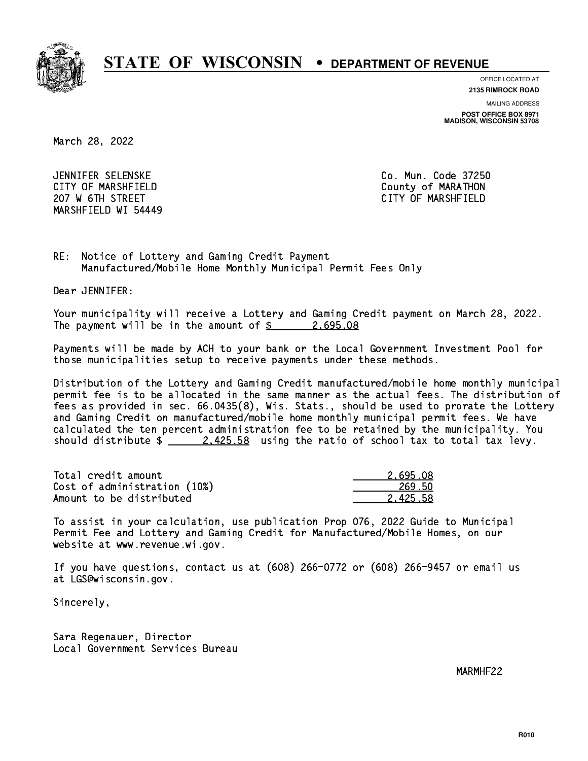# STATE OF WISCONSIN • DEPARTMENT OF REVENUE

OFFICE LOCATED AT
**2135 RIMROCK ROAD**

MAILING ADDRESS
**POST OFFICE BOX 8971**
**MADISON, WISCONSIN 53708**

March 28, 2022

JENNIFER SELENSKE
CITY OF MARSHFIELD
207 W 6TH STREET
MARSHFIELD WI 54449

Co. Mun. Code 37250
County of MARATHON
CITY OF MARSHFIELD

RE: Notice of Lottery and Gaming Credit Payment
Manufactured/Mobile Home Monthly Municipal Permit Fees Only

Dear JENNIFER:

Your municipality will receive a Lottery and Gaming Credit payment on March 28, 2022. The payment will be in the amount of $ 2,695.08

Payments will be made by ACH to your bank or the Local Government Investment Pool for those municipalities setup to receive payments under these methods.

Distribution of the Lottery and Gaming Credit manufactured/mobile home monthly municipal permit fee is to be allocated in the same manner as the actual fees. The distribution of fees as provided in sec. 66.0435(8), Wis. Stats., should be used to prorate the Lottery and Gaming Credit on manufactured/mobile home monthly municipal permit fees. We have calculated the ten percent administration fee to be retained by the municipality. You should distribute $ 2,425.58 using the ratio of school tax to total tax levy.

| | |
|---|---|
| Total credit amount | 2,695.08 |
| Cost of administration (10%) | 269.50 |
| Amount to be distributed | 2,425.58 |

To assist in your calculation, use publication Prop 076, 2022 Guide to Municipal Permit Fee and Lottery and Gaming Credit for Manufactured/Mobile Homes, on our website at www.revenue.wi.gov.

If you have questions, contact us at (608) 266-0772 or (608) 266-9457 or email us at LGS@wisconsin.gov.

Sincerely,

Sara Regenauer, Director
Local Government Services Bureau

MARMHF22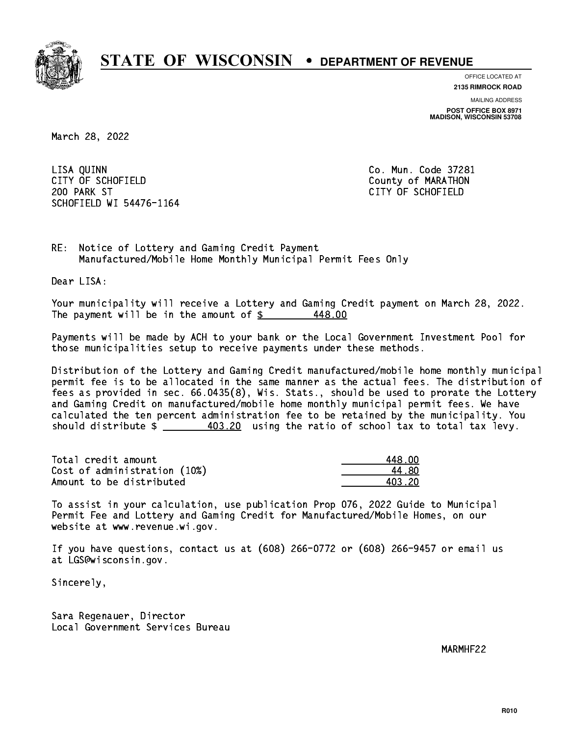# STATE OF WISCONSIN • DEPARTMENT OF REVENUE

OFFICE LOCATED AT
**2135 RIMROCK ROAD**

MAILING ADDRESS
**POST OFFICE BOX 8971**
**MADISON, WISCONSIN 53708**

March 28, 2022

LISA QUINN
CITY OF SCHOFIELD
200 PARK ST
SCHOFIELD WI 54476-1164

Co. Mun. Code 37281
County of MARATHON
CITY OF SCHOFIELD

RE: Notice of Lottery and Gaming Credit Payment
Manufactured/Mobile Home Monthly Municipal Permit Fees Only

Dear LISA:

Your municipality will receive a Lottery and Gaming Credit payment on March 28, 2022. The payment will be in the amount of $ 448.00

Payments will be made by ACH to your bank or the Local Government Investment Pool for those municipalities setup to receive payments under these methods.

Distribution of the Lottery and Gaming Credit manufactured/mobile home monthly municipal permit fee is to be allocated in the same manner as the actual fees. The distribution of fees as provided in sec. 66.0435(8), Wis. Stats., should be used to prorate the Lottery and Gaming Credit on manufactured/mobile home monthly municipal permit fees. We have calculated the ten percent administration fee to be retained by the municipality. You should distribute $ 403.20 using the ratio of school tax to total tax levy.

| | |
|---|---|
| Total credit amount | 448.00 |
| Cost of administration (10%) | 44.80 |
| Amount to be distributed | 403.20 |

To assist in your calculation, use publication Prop 076, 2022 Guide to Municipal Permit Fee and Lottery and Gaming Credit for Manufactured/Mobile Homes, on our website at www.revenue.wi.gov.

If you have questions, contact us at (608) 266-0772 or (608) 266-9457 or email us at LGS@wisconsin.gov.

Sincerely,

Sara Regenauer, Director
Local Government Services Bureau

MARMHF22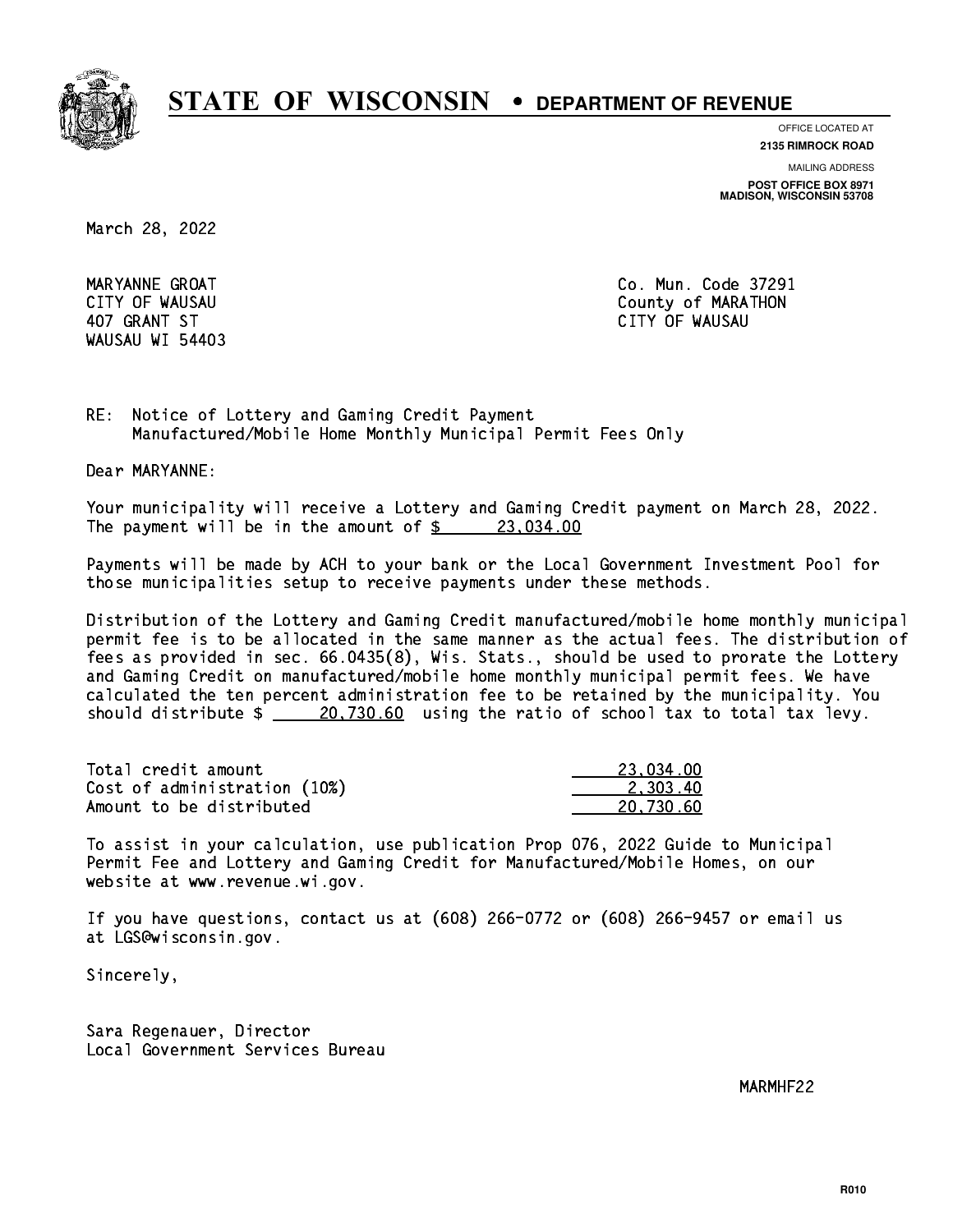# STATE OF WISCONSIN • DEPARTMENT OF REVENUE

OFFICE LOCATED AT
**2135 RIMROCK ROAD**

MAILING ADDRESS
**POST OFFICE BOX 8971**
**MADISON, WISCONSIN 53708**

March 28, 2022

MARYANNE GROAT
CITY OF WAUSAU
407 GRANT ST
WAUSAU WI 54403

Co. Mun. Code 37291
County of MARATHON
CITY OF WAUSAU

RE: Notice of Lottery and Gaming Credit Payment
Manufactured/Mobile Home Monthly Municipal Permit Fees Only

Dear MARYANNE:

Your municipality will receive a Lottery and Gaming Credit payment on March 28, 2022. The payment will be in the amount of $ 23,034.00

Payments will be made by ACH to your bank or the Local Government Investment Pool for those municipalities setup to receive payments under these methods.

Distribution of the Lottery and Gaming Credit manufactured/mobile home monthly municipal permit fee is to be allocated in the same manner as the actual fees. The distribution of fees as provided in sec. 66.0435(8), Wis. Stats., should be used to prorate the Lottery and Gaming Credit on manufactured/mobile home monthly municipal permit fees. We have calculated the ten percent administration fee to be retained by the municipality. You should distribute $ 20,730.60 using the ratio of school tax to total tax levy.

| | |
|---|---|
| Total credit amount | 23,034.00 |
| Cost of administration (10%) | 2,303.40 |
| Amount to be distributed | 20,730.60 |

To assist in your calculation, use publication Prop 076, 2022 Guide to Municipal Permit Fee and Lottery and Gaming Credit for Manufactured/Mobile Homes, on our website at www.revenue.wi.gov.

If you have questions, contact us at (608) 266-0772 or (608) 266-9457 or email us at LGS@wisconsin.gov.

Sincerely,

Sara Regenauer, Director
Local Government Services Bureau

MARMHF22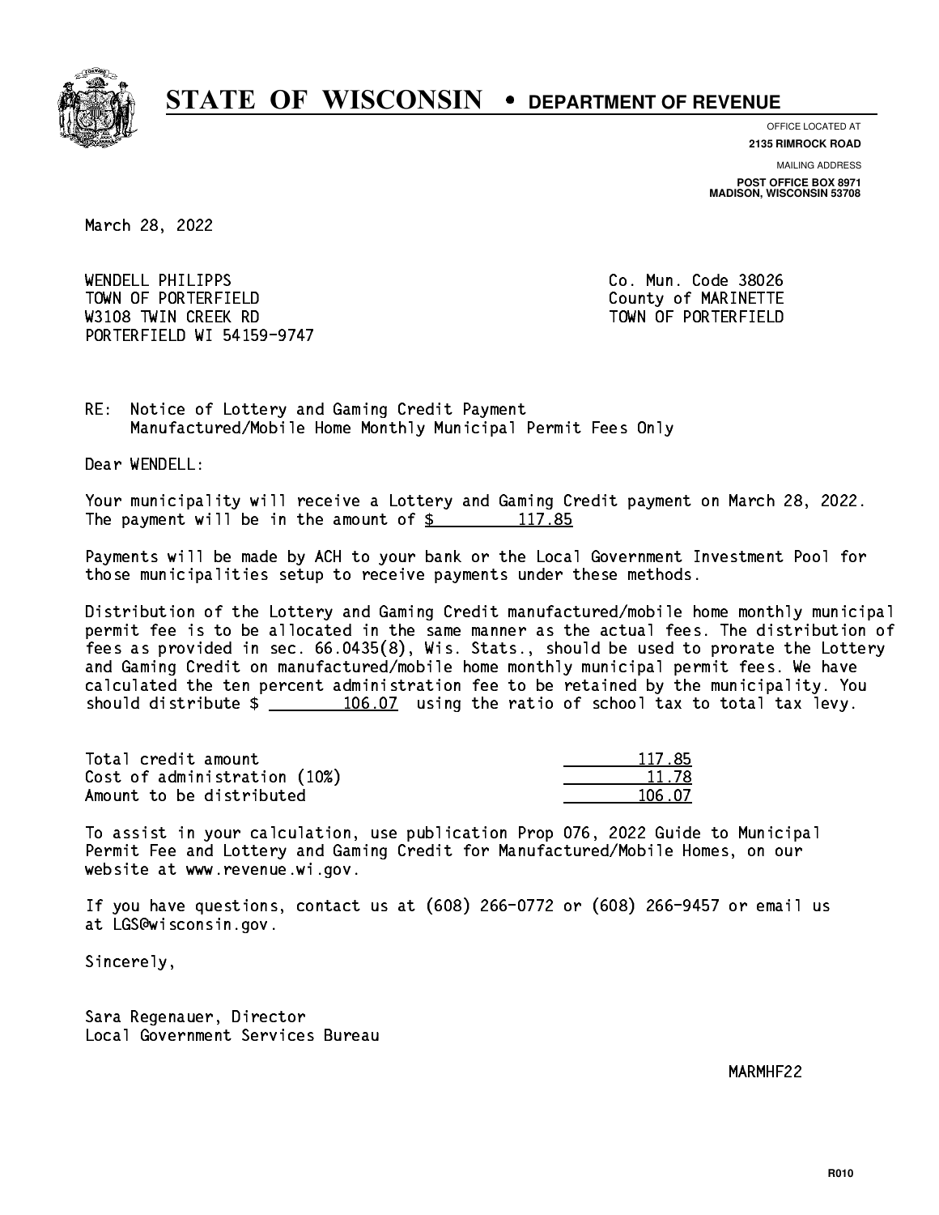# STATE OF WISCONSIN • DEPARTMENT OF REVENUE

OFFICE LOCATED AT
**2135 RIMROCK ROAD**

MAILING ADDRESS
**POST OFFICE BOX 8971**
**MADISON, WISCONSIN 53708**

March 28, 2022

WENDELL PHILIPPS  
TOWN OF PORTERFIELD  
W3108 TWIN CREEK RD  
PORTERFIELD WI 54159-9747

Co. Mun. Code 38026  
County of MARINETTE  
TOWN OF PORTERFIELD

RE: Notice of Lottery and Gaming Credit Payment  
Manufactured/Mobile Home Monthly Municipal Permit Fees Only

Dear WENDELL:

Your municipality will receive a Lottery and Gaming Credit payment on March 28, 2022. The payment will be in the amount of $ 117.85

Payments will be made by ACH to your bank or the Local Government Investment Pool for those municipalities setup to receive payments under these methods.

Distribution of the Lottery and Gaming Credit manufactured/mobile home monthly municipal permit fee is to be allocated in the same manner as the actual fees. The distribution of fees as provided in sec. 66.0435(8), Wis. Stats., should be used to prorate the Lottery and Gaming Credit on manufactured/mobile home monthly municipal permit fees. We have calculated the ten percent administration fee to be retained by the municipality. You should distribute $ 106.07 using the ratio of school tax to total tax levy.

| | |
|---|---|
| Total credit amount | 117.85 |
| Cost of administration (10%) | 11.78 |
| Amount to be distributed | 106.07 |

To assist in your calculation, use publication Prop 076, 2022 Guide to Municipal Permit Fee and Lottery and Gaming Credit for Manufactured/Mobile Homes, on our website at www.revenue.wi.gov.

If you have questions, contact us at (608) 266-0772 or (608) 266-9457 or email us at LGS@wisconsin.gov.

Sincerely,

Sara Regenauer, Director  
Local Government Services Bureau

MARMHF22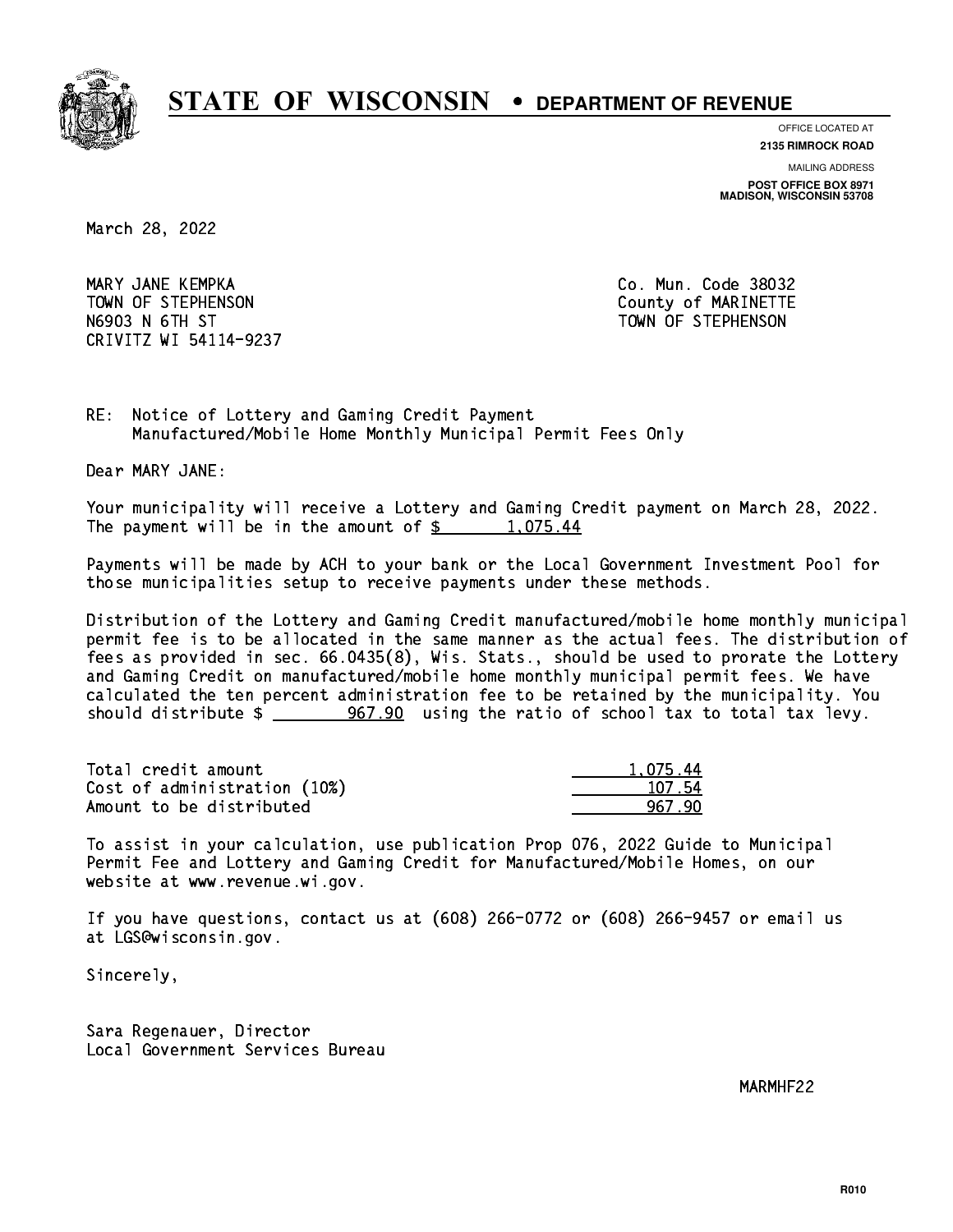# STATE OF WISCONSIN • DEPARTMENT OF REVENUE

OFFICE LOCATED AT
**2135 RIMROCK ROAD**

MAILING ADDRESS
**POST OFFICE BOX 8971**
**MADISON, WISCONSIN 53708**

March 28, 2022

MARY JANE KEMPKA
TOWN OF STEPHENSON
N6903 N 6TH ST
CRIVITZ WI 54114-9237

Co. Mun. Code 38032
County of MARINETTE
TOWN OF STEPHENSON

RE: Notice of Lottery and Gaming Credit Payment
Manufactured/Mobile Home Monthly Municipal Permit Fees Only

Dear MARY JANE:

Your municipality will receive a Lottery and Gaming Credit payment on March 28, 2022. The payment will be in the amount of $ 1,075.44

Payments will be made by ACH to your bank or the Local Government Investment Pool for those municipalities setup to receive payments under these methods.

Distribution of the Lottery and Gaming Credit manufactured/mobile home monthly municipal permit fee is to be allocated in the same manner as the actual fees. The distribution of fees as provided in sec. 66.0435(8), Wis. Stats., should be used to prorate the Lottery and Gaming Credit on manufactured/mobile home monthly municipal permit fees. We have calculated the ten percent administration fee to be retained by the municipality. You should distribute $ 967.90 using the ratio of school tax to total tax levy.

| | |
|---|---|
| Total credit amount | 1,075.44 |
| Cost of administration (10%) | 107.54 |
| Amount to be distributed | 967.90 |

To assist in your calculation, use publication Prop 076, 2022 Guide to Municipal Permit Fee and Lottery and Gaming Credit for Manufactured/Mobile Homes, on our website at www.revenue.wi.gov.

If you have questions, contact us at (608) 266-0772 or (608) 266-9457 or email us at LGS@wisconsin.gov.

Sincerely,

Sara Regenauer, Director
Local Government Services Bureau

MARMHF22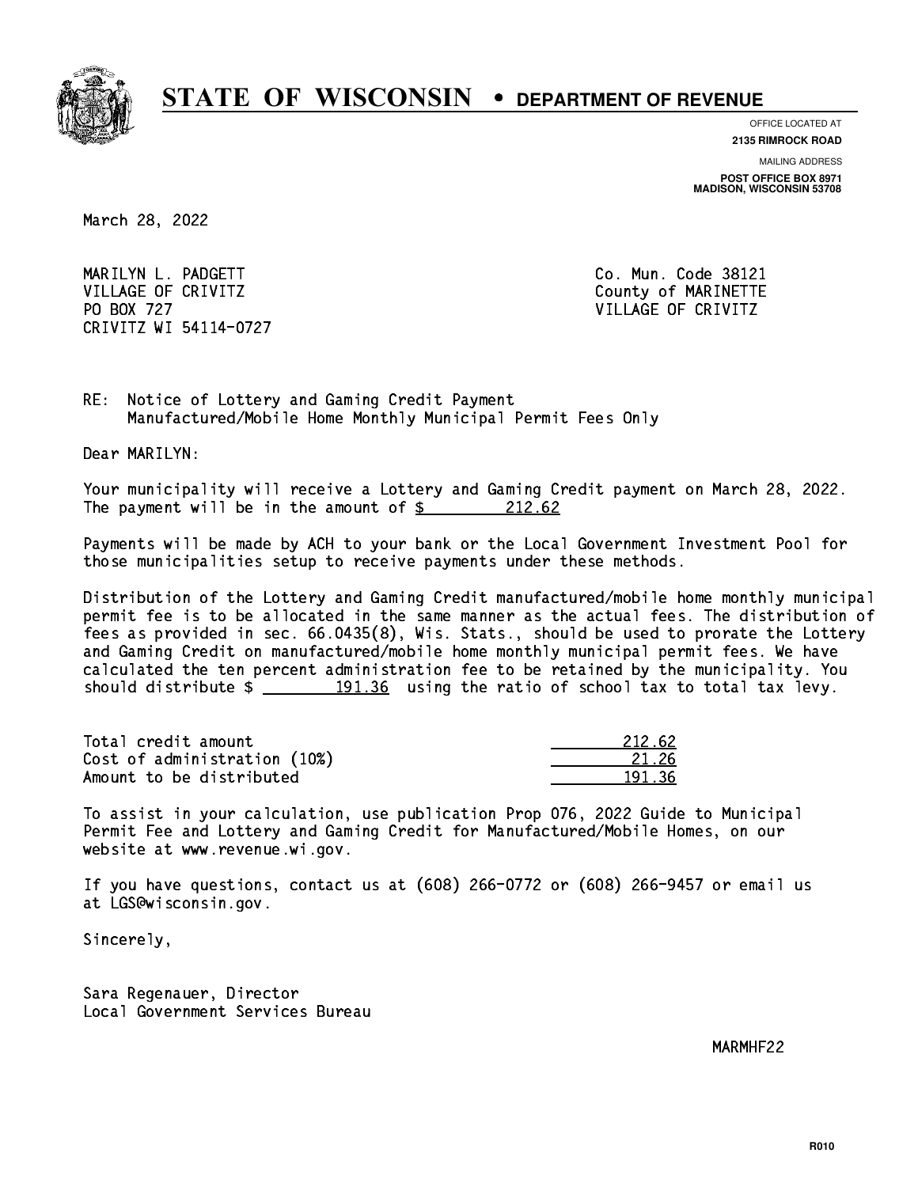# STATE OF WISCONSIN • DEPARTMENT OF REVENUE

OFFICE LOCATED AT
**2135 RIMROCK ROAD**

MAILING ADDRESS
**POST OFFICE BOX 8971**
**MADISON, WISCONSIN 53708**

March 28, 2022

MARILYN L. PADGETT
VILLAGE OF CRIVITZ
PO BOX 727
CRIVITZ WI 54114-0727

Co. Mun. Code 38121
County of MARINETTE
VILLAGE OF CRIVITZ

RE: Notice of Lottery and Gaming Credit Payment
Manufactured/Mobile Home Monthly Municipal Permit Fees Only

Dear MARILYN:

Your municipality will receive a Lottery and Gaming Credit payment on March 28, 2022. The payment will be in the amount of $ 212.62

Payments will be made by ACH to your bank or the Local Government Investment Pool for those municipalities setup to receive payments under these methods.

Distribution of the Lottery and Gaming Credit manufactured/mobile home monthly municipal permit fee is to be allocated in the same manner as the actual fees. The distribution of fees as provided in sec. 66.0435(8), Wis. Stats., should be used to prorate the Lottery and Gaming Credit on manufactured/mobile home monthly municipal permit fees. We have calculated the ten percent administration fee to be retained by the municipality. You should distribute $ 191.36 using the ratio of school tax to total tax levy.

| | |
|---|---|
| Total credit amount | 212.62 |
| Cost of administration (10%) | 21.26 |
| Amount to be distributed | 191.36 |

To assist in your calculation, use publication Prop 076, 2022 Guide to Municipal Permit Fee and Lottery and Gaming Credit for Manufactured/Mobile Homes, on our website at www.revenue.wi.gov.

If you have questions, contact us at (608) 266-0772 or (608) 266-9457 or email us at LGS@wisconsin.gov.

Sincerely,

Sara Regenauer, Director
Local Government Services Bureau

MARMHF22

R010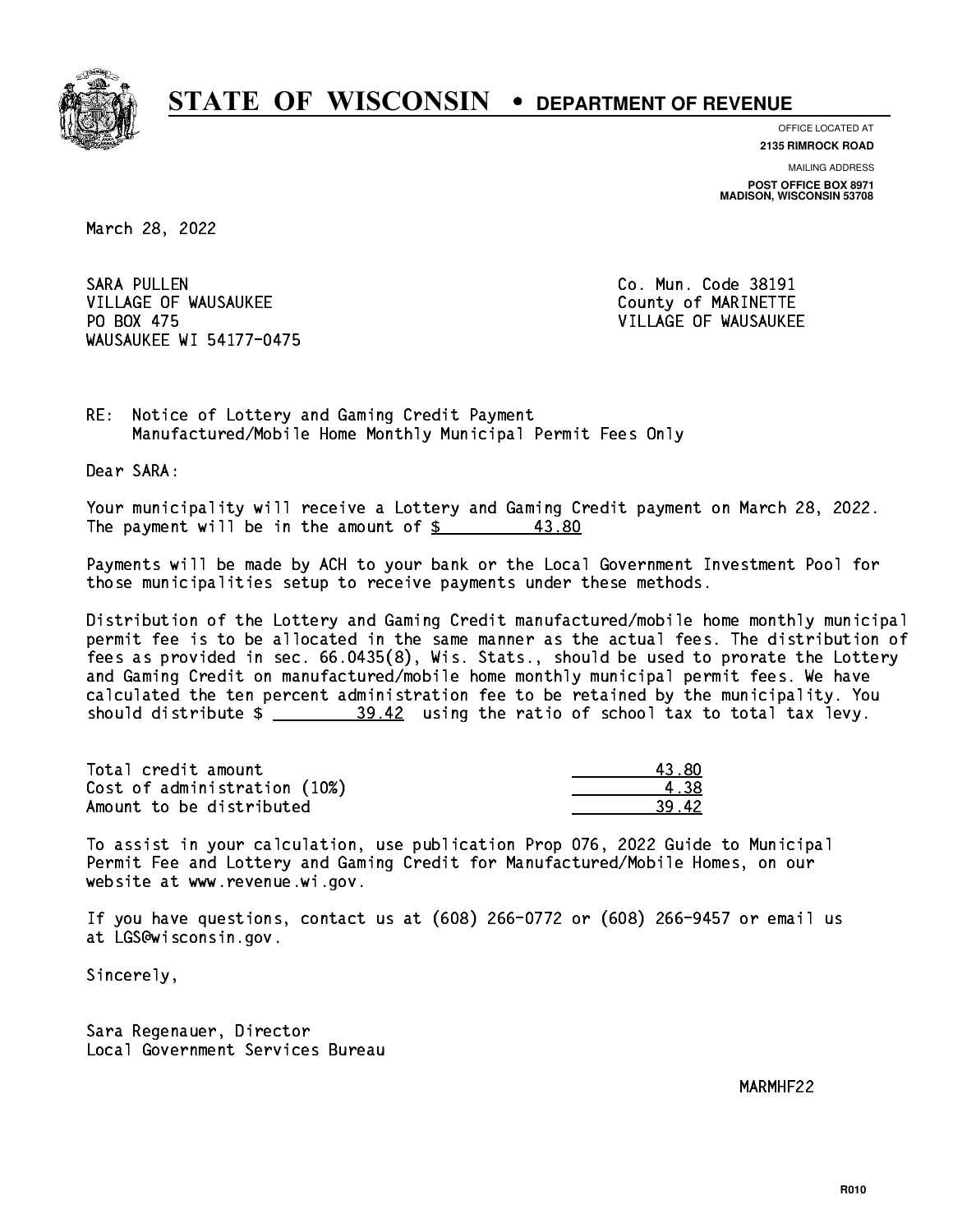# STATE OF WISCONSIN • DEPARTMENT OF REVENUE

OFFICE LOCATED AT
**2135 RIMROCK ROAD**

MAILING ADDRESS
**POST OFFICE BOX 8971**
**MADISON, WISCONSIN 53708**

March 28, 2022

SARA PULLEN
VILLAGE OF WAUSAUKEE
PO BOX 475
WAUSAUKEE WI 54177-0475

Co. Mun. Code 38191
County of MARINETTE
VILLAGE OF WAUSAUKEE

RE: Notice of Lottery and Gaming Credit Payment
Manufactured/Mobile Home Monthly Municipal Permit Fees Only

Dear SARA:

Your municipality will receive a Lottery and Gaming Credit payment on March 28, 2022. The payment will be in the amount of $ 43.80

Payments will be made by ACH to your bank or the Local Government Investment Pool for those municipalities setup to receive payments under these methods.

Distribution of the Lottery and Gaming Credit manufactured/mobile home monthly municipal permit fee is to be allocated in the same manner as the actual fees. The distribution of fees as provided in sec. 66.0435(8), Wis. Stats., should be used to prorate the Lottery and Gaming Credit on manufactured/mobile home monthly municipal permit fees. We have calculated the ten percent administration fee to be retained by the municipality. You should distribute $ 39.42 using the ratio of school tax to total tax levy.

| | |
|---|---|
| Total credit amount | 43.80 |
| Cost of administration (10%) | 4.38 |
| Amount to be distributed | 39.42 |

To assist in your calculation, use publication Prop 076, 2022 Guide to Municipal Permit Fee and Lottery and Gaming Credit for Manufactured/Mobile Homes, on our website at www.revenue.wi.gov.

If you have questions, contact us at (608) 266-0772 or (608) 266-9457 or email us at LGS@wisconsin.gov.

Sincerely,

Sara Regenauer, Director
Local Government Services Bureau

MARMHF22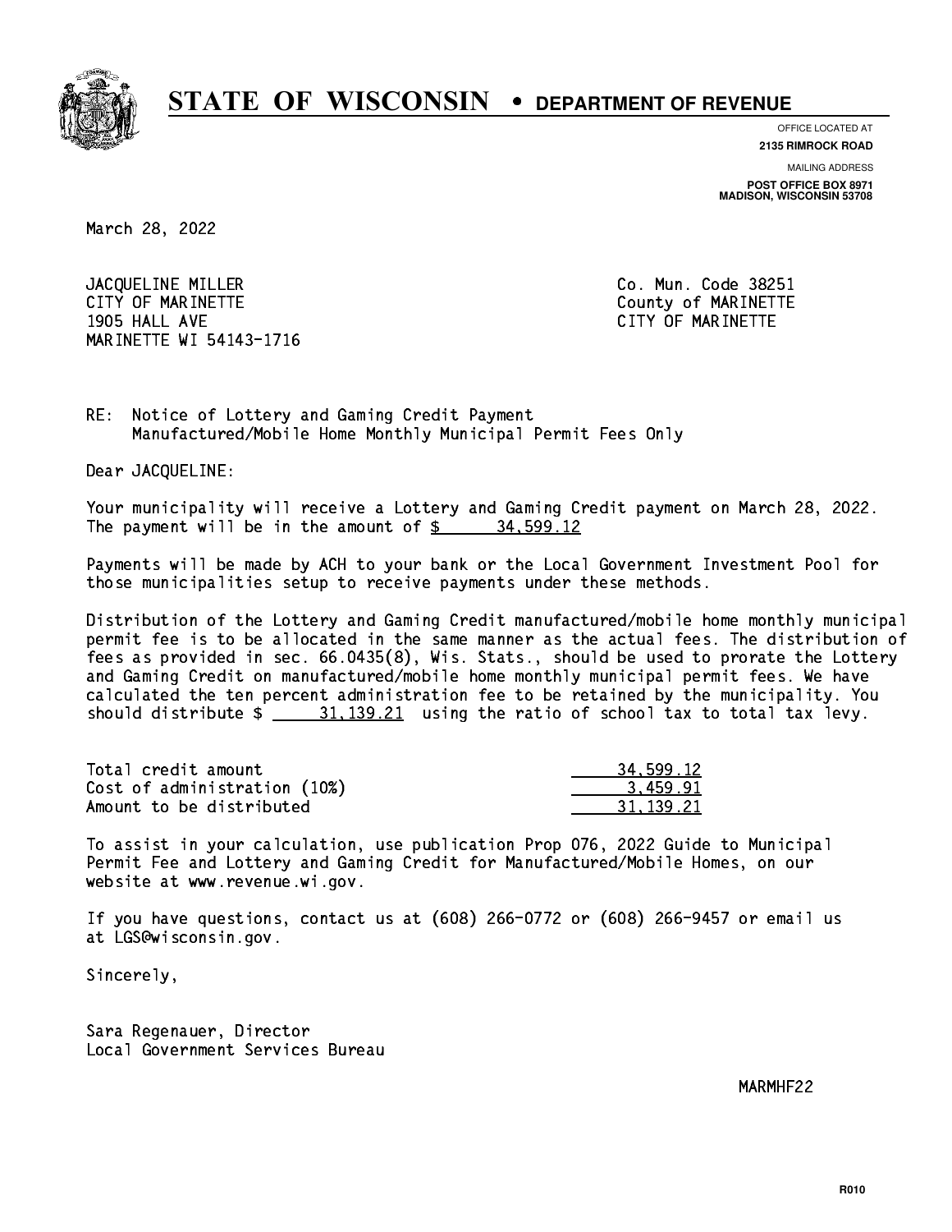# STATE OF WISCONSIN • DEPARTMENT OF REVENUE

OFFICE LOCATED AT
**2135 RIMROCK ROAD**

MAILING ADDRESS
**POST OFFICE BOX 8971**
**MADISON, WISCONSIN 53708**

March 28, 2022

JACQUELINE MILLER
CITY OF MARINETTE
1905 HALL AVE
MARINETTE WI 54143-1716

Co. Mun. Code 38251
County of MARINETTE
CITY OF MARINETTE

RE: Notice of Lottery and Gaming Credit Payment
Manufactured/Mobile Home Monthly Municipal Permit Fees Only

Dear JACQUELINE:

Your municipality will receive a Lottery and Gaming Credit payment on March 28, 2022. The payment will be in the amount of $ 34,599.12

Payments will be made by ACH to your bank or the Local Government Investment Pool for those municipalities setup to receive payments under these methods.

Distribution of the Lottery and Gaming Credit manufactured/mobile home monthly municipal permit fee is to be allocated in the same manner as the actual fees. The distribution of fees as provided in sec. 66.0435(8), Wis. Stats., should be used to prorate the Lottery and Gaming Credit on manufactured/mobile home monthly municipal permit fees. We have calculated the ten percent administration fee to be retained by the municipality. You should distribute $ 31,139.21 using the ratio of school tax to total tax levy.

| | |
|---|---|
| Total credit amount | 34,599.12 |
| Cost of administration (10%) | 3,459.91 |
| Amount to be distributed | 31,139.21 |

To assist in your calculation, use publication Prop 076, 2022 Guide to Municipal Permit Fee and Lottery and Gaming Credit for Manufactured/Mobile Homes, on our website at www.revenue.wi.gov.

If you have questions, contact us at (608) 266-0772 or (608) 266-9457 or email us at LGS@wisconsin.gov.

Sincerely,

Sara Regenauer, Director
Local Government Services Bureau

MARMHF22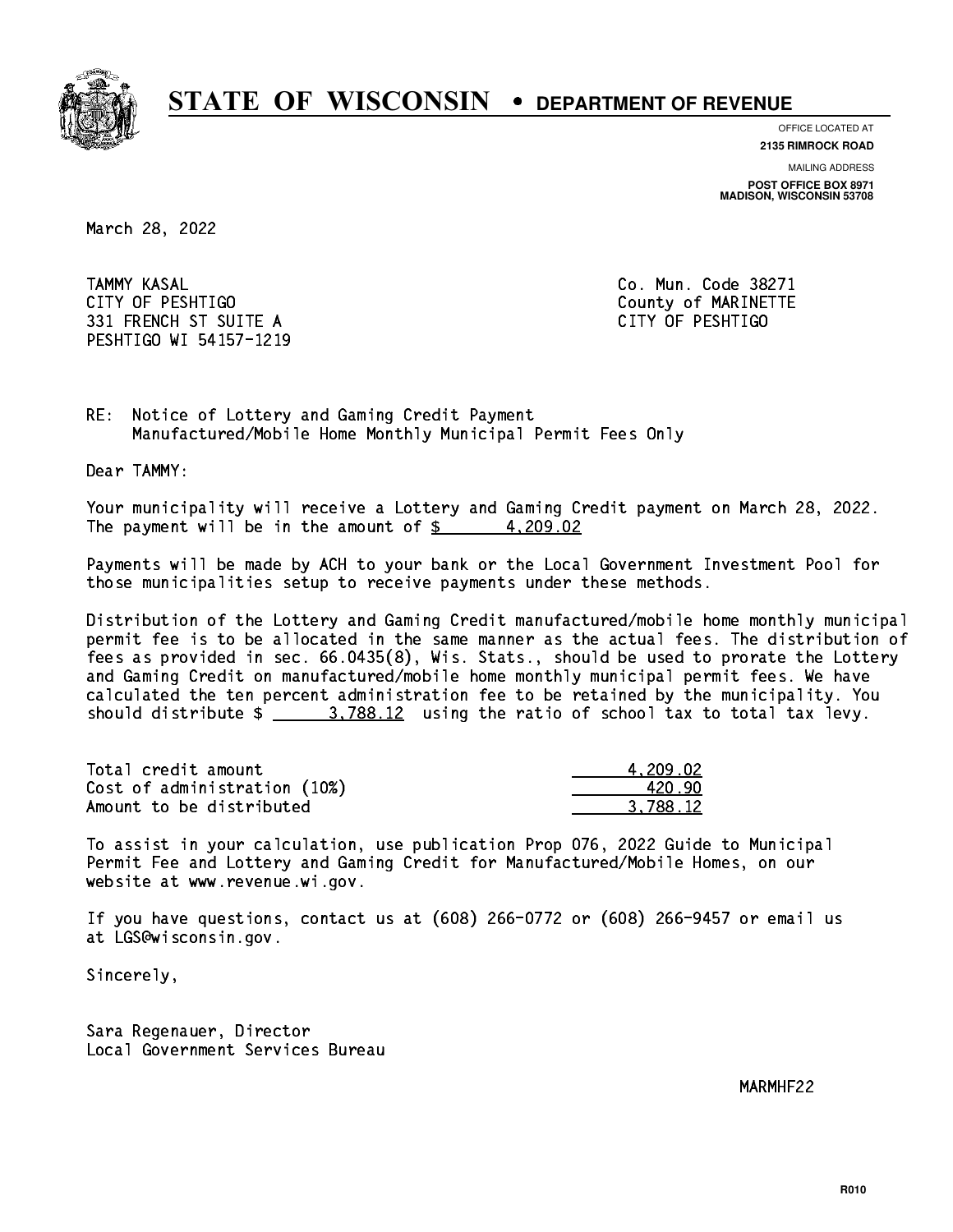# STATE OF WISCONSIN • DEPARTMENT OF REVENUE

OFFICE LOCATED AT
**2135 RIMROCK ROAD**

MAILING ADDRESS
**POST OFFICE BOX 8971**
**MADISON, WISCONSIN 53708**

March 28, 2022

TAMMY KASAL
CITY OF PESHTIGO
331 FRENCH ST SUITE A
PESHTIGO WI 54157-1219

Co. Mun. Code 38271
County of MARINETTE
CITY OF PESHTIGO

RE: Notice of Lottery and Gaming Credit Payment
Manufactured/Mobile Home Monthly Municipal Permit Fees Only

Dear TAMMY:

Your municipality will receive a Lottery and Gaming Credit payment on March 28, 2022. The payment will be in the amount of $ 4,209.02

Payments will be made by ACH to your bank or the Local Government Investment Pool for those municipalities setup to receive payments under these methods.

Distribution of the Lottery and Gaming Credit manufactured/mobile home monthly municipal permit fee is to be allocated in the same manner as the actual fees. The distribution of fees as provided in sec. 66.0435(8), Wis. Stats., should be used to prorate the Lottery and Gaming Credit on manufactured/mobile home monthly municipal permit fees. We have calculated the ten percent administration fee to be retained by the municipality. You should distribute $ 3,788.12 using the ratio of school tax to total tax levy.

| | |
|---|---|
| Total credit amount | 4,209.02 |
| Cost of administration (10%) | 420.90 |
| Amount to be distributed | 3,788.12 |

To assist in your calculation, use publication Prop 076, 2022 Guide to Municipal Permit Fee and Lottery and Gaming Credit for Manufactured/Mobile Homes, on our website at www.revenue.wi.gov.

If you have questions, contact us at (608) 266-0772 or (608) 266-9457 or email us at LGS@wisconsin.gov.

Sincerely,

Sara Regenauer, Director
Local Government Services Bureau

MARMHF22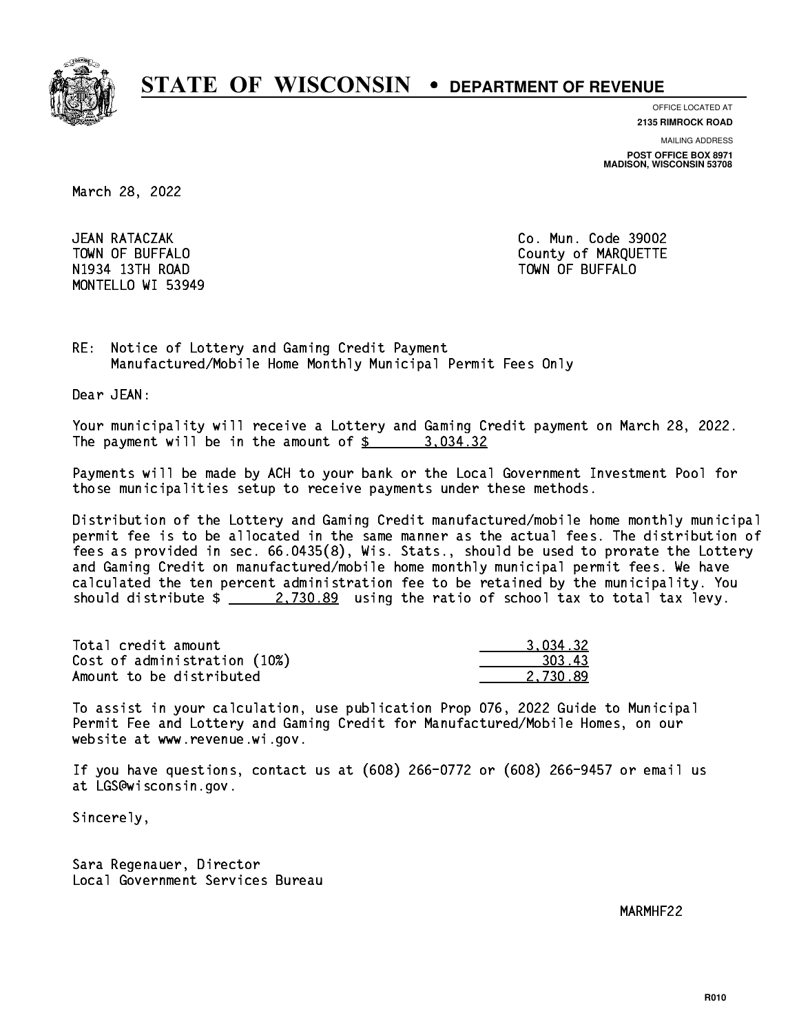# STATE OF WISCONSIN • DEPARTMENT OF REVENUE

OFFICE LOCATED AT
**2135 RIMROCK ROAD**

MAILING ADDRESS
**POST OFFICE BOX 8971**
**MADISON, WISCONSIN 53708**

March 28, 2022

JEAN RATACZAK
TOWN OF BUFFALO
N1934 13TH ROAD
MONTELLO WI 53949

Co. Mun. Code 39002
County of MARQUETTE
TOWN OF BUFFALO

RE: Notice of Lottery and Gaming Credit Payment
Manufactured/Mobile Home Monthly Municipal Permit Fees Only

Dear JEAN:

Your municipality will receive a Lottery and Gaming Credit payment on March 28, 2022. The payment will be in the amount of $ 3,034.32

Payments will be made by ACH to your bank or the Local Government Investment Pool for those municipalities setup to receive payments under these methods.

Distribution of the Lottery and Gaming Credit manufactured/mobile home monthly municipal permit fee is to be allocated in the same manner as the actual fees. The distribution of fees as provided in sec. 66.0435(8), Wis. Stats., should be used to prorate the Lottery and Gaming Credit on manufactured/mobile home monthly municipal permit fees. We have calculated the ten percent administration fee to be retained by the municipality. You should distribute $ 2,730.89 using the ratio of school tax to total tax levy.

| | |
|---|---:|
| Total credit amount | 3,034.32 |
| Cost of administration (10%) | 303.43 |
| Amount to be distributed | 2,730.89 |

To assist in your calculation, use publication Prop 076, 2022 Guide to Municipal Permit Fee and Lottery and Gaming Credit for Manufactured/Mobile Homes, on our website at www.revenue.wi.gov.

If you have questions, contact us at (608) 266-0772 or (608) 266-9457 or email us at LGS@wisconsin.gov.

Sincerely,

Sara Regenauer, Director
Local Government Services Bureau

MARMHF22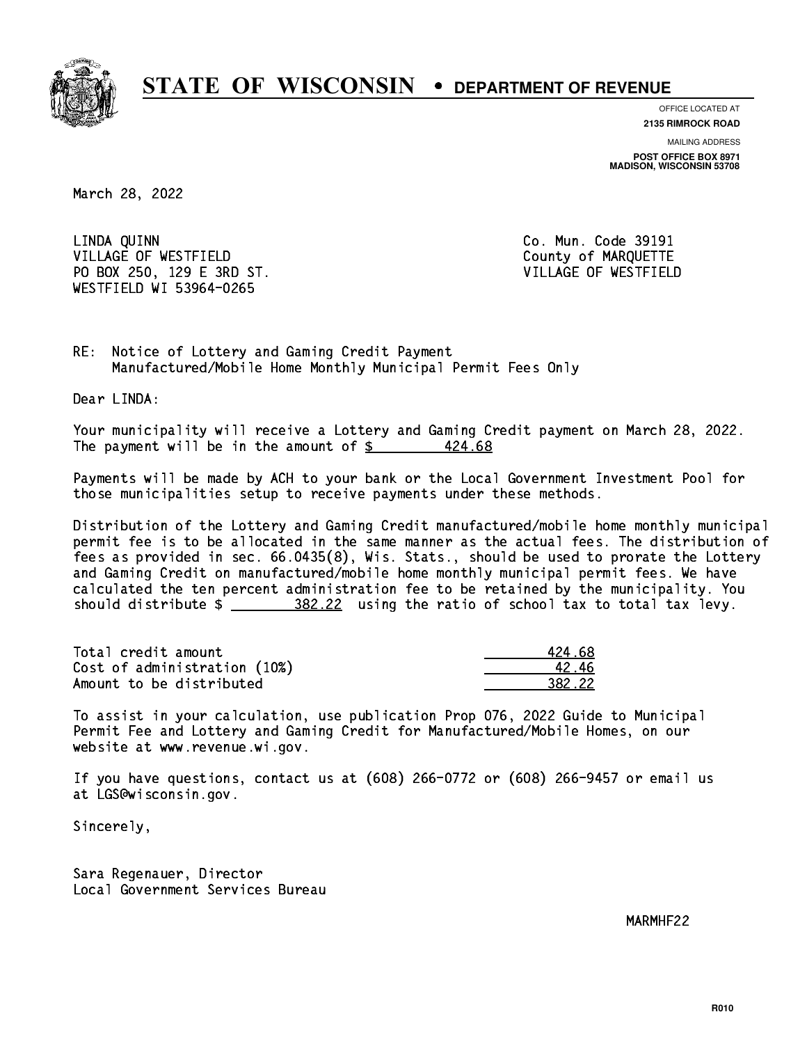# STATE OF WISCONSIN • DEPARTMENT OF REVENUE

OFFICE LOCATED AT
**2135 RIMROCK ROAD**

MAILING ADDRESS
**POST OFFICE BOX 8971**
**MADISON, WISCONSIN 53708**

March 28, 2022

LINDA QUINN
VILLAGE OF WESTFIELD
PO BOX 250, 129 E 3RD ST.
WESTFIELD WI 53964-0265

Co. Mun. Code 39191
County of MARQUETTE
VILLAGE OF WESTFIELD

RE: Notice of Lottery and Gaming Credit Payment
Manufactured/Mobile Home Monthly Municipal Permit Fees Only

Dear LINDA:

Your municipality will receive a Lottery and Gaming Credit payment on March 28, 2022. The payment will be in the amount of $ 424.68

Payments will be made by ACH to your bank or the Local Government Investment Pool for those municipalities setup to receive payments under these methods.

Distribution of the Lottery and Gaming Credit manufactured/mobile home monthly municipal permit fee is to be allocated in the same manner as the actual fees. The distribution of fees as provided in sec. 66.0435(8), Wis. Stats., should be used to prorate the Lottery and Gaming Credit on manufactured/mobile home monthly municipal permit fees. We have calculated the ten percent administration fee to be retained by the municipality. You should distribute $ 382.22 using the ratio of school tax to total tax levy.

| | |
|---|---|
| Total credit amount | 424.68 |
| Cost of administration (10%) | 42.46 |
| Amount to be distributed | 382.22 |

To assist in your calculation, use publication Prop 076, 2022 Guide to Municipal Permit Fee and Lottery and Gaming Credit for Manufactured/Mobile Homes, on our website at www.revenue.wi.gov.

If you have questions, contact us at (608) 266-0772 or (608) 266-9457 or email us at LGS@wisconsin.gov.

Sincerely,

Sara Regenauer, Director
Local Government Services Bureau

MARMHF22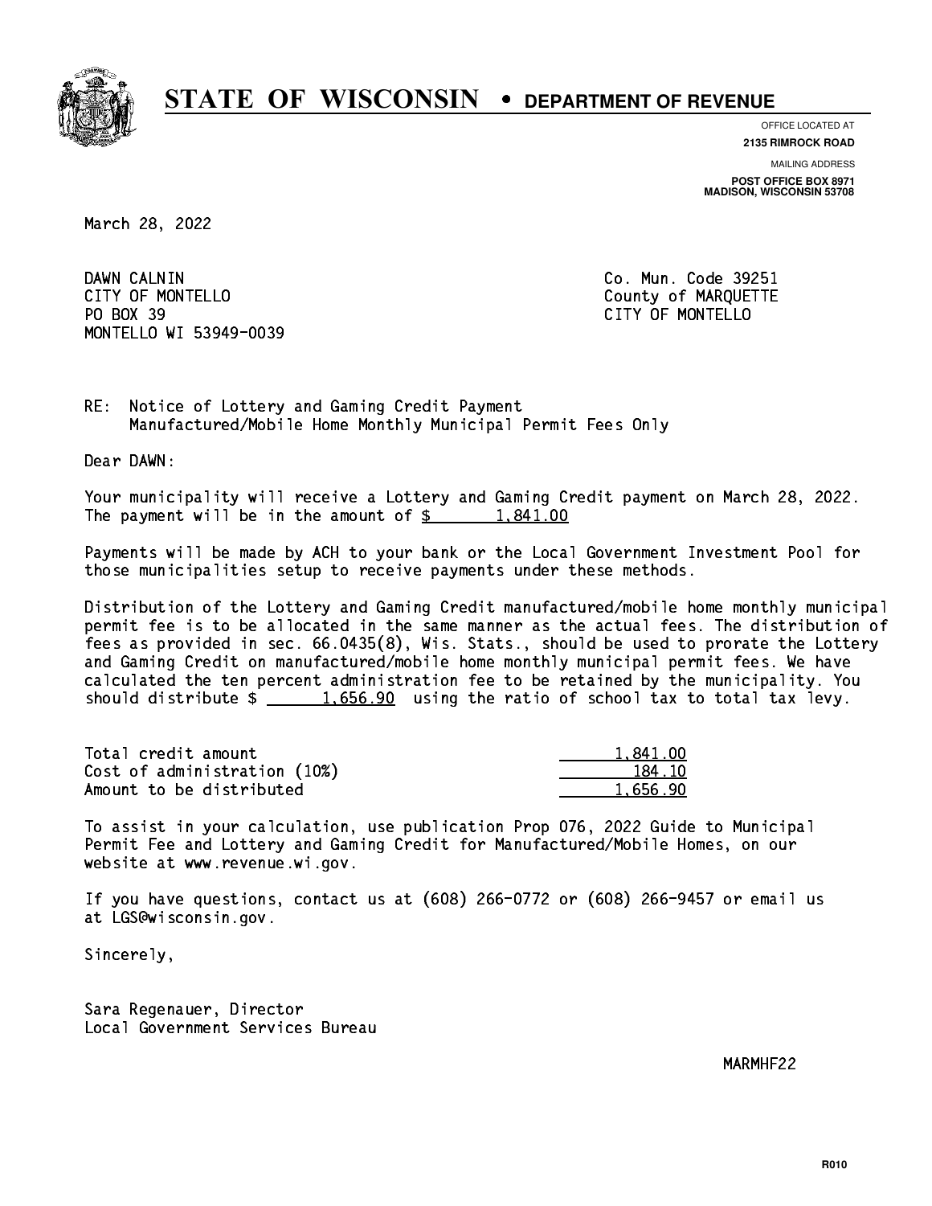# STATE OF WISCONSIN • DEPARTMENT OF REVENUE

OFFICE LOCATED AT
**2135 RIMROCK ROAD**

MAILING ADDRESS
**POST OFFICE BOX 8971**
**MADISON, WISCONSIN 53708**

March 28, 2022

DAWN CALNIN
CITY OF MONTELLO
PO BOX 39
MONTELLO WI 53949-0039

Co. Mun. Code 39251
County of MARQUETTE
CITY OF MONTELLO

RE: Notice of Lottery and Gaming Credit Payment
Manufactured/Mobile Home Monthly Municipal Permit Fees Only

Dear DAWN:

Your municipality will receive a Lottery and Gaming Credit payment on March 28, 2022. The payment will be in the amount of $ 1,841.00

Payments will be made by ACH to your bank or the Local Government Investment Pool for those municipalities setup to receive payments under these methods.

Distribution of the Lottery and Gaming Credit manufactured/mobile home monthly municipal permit fee is to be allocated in the same manner as the actual fees. The distribution of fees as provided in sec. 66.0435(8), Wis. Stats., should be used to prorate the Lottery and Gaming Credit on manufactured/mobile home monthly municipal permit fees. We have calculated the ten percent administration fee to be retained by the municipality. You should distribute $ 1,656.90 using the ratio of school tax to total tax levy.

| | |
|---|---|
| Total credit amount | 1,841.00 |
| Cost of administration (10%) | 184.10 |
| Amount to be distributed | 1,656.90 |

To assist in your calculation, use publication Prop 076, 2022 Guide to Municipal Permit Fee and Lottery and Gaming Credit for Manufactured/Mobile Homes, on our website at www.revenue.wi.gov.

If you have questions, contact us at (608) 266-0772 or (608) 266-9457 or email us at LGS@wisconsin.gov.

Sincerely,

Sara Regenauer, Director
Local Government Services Bureau

MARMHF22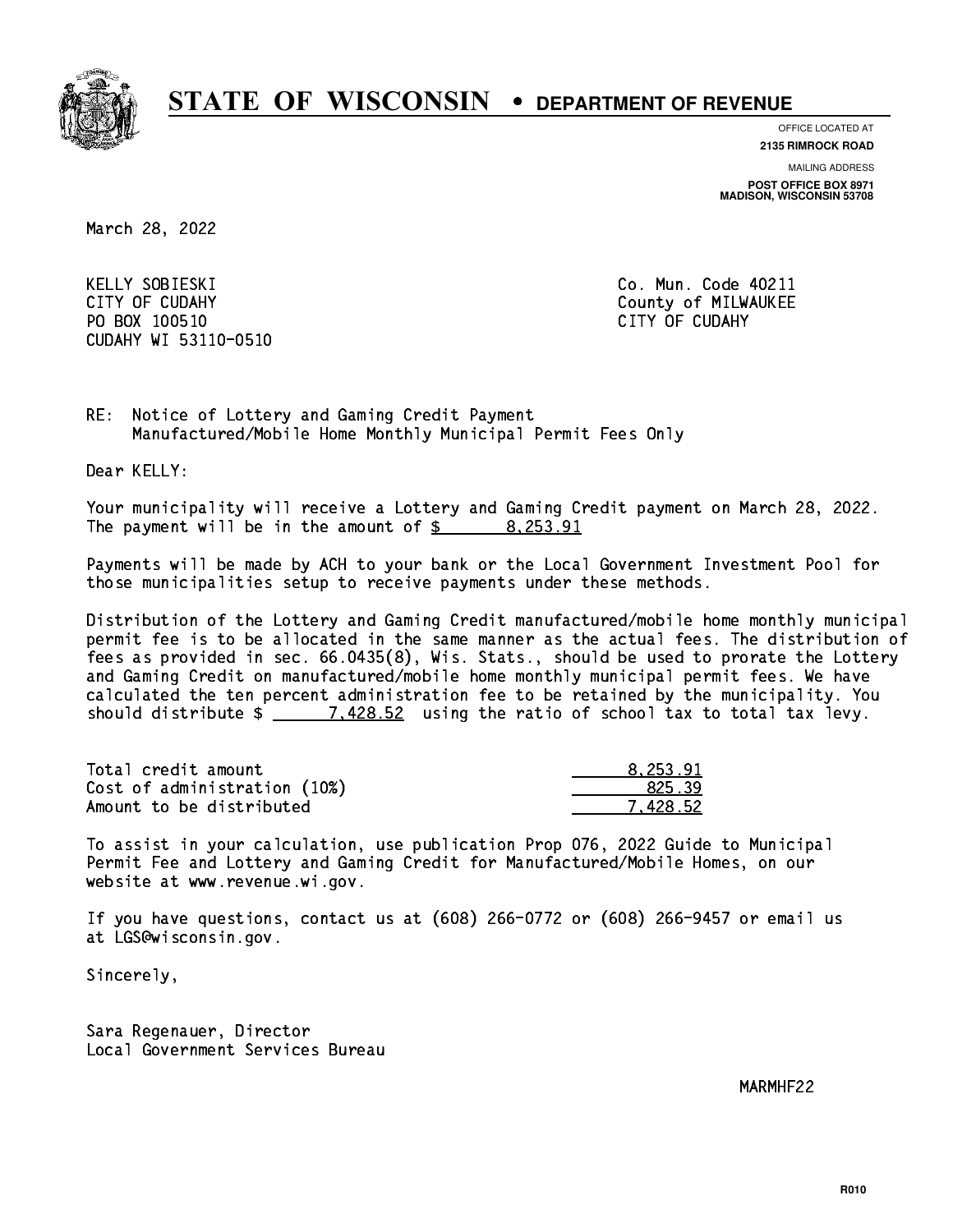# STATE OF WISCONSIN • DEPARTMENT OF REVENUE

OFFICE LOCATED AT
**2135 RIMROCK ROAD**

MAILING ADDRESS
**POST OFFICE BOX 8971**
**MADISON, WISCONSIN 53708**

March 28, 2022

KELLY SOBIESKI
CITY OF CUDAHY
PO BOX 100510
CUDAHY WI 53110-0510

Co. Mun. Code 40211
County of MILWAUKEE
CITY OF CUDAHY

RE: Notice of Lottery and Gaming Credit Payment
Manufactured/Mobile Home Monthly Municipal Permit Fees Only

Dear KELLY:

Your municipality will receive a Lottery and Gaming Credit payment on March 28, 2022. The payment will be in the amount of $ 8,253.91

Payments will be made by ACH to your bank or the Local Government Investment Pool for those municipalities setup to receive payments under these methods.

Distribution of the Lottery and Gaming Credit manufactured/mobile home monthly municipal permit fee is to be allocated in the same manner as the actual fees. The distribution of fees as provided in sec. 66.0435(8), Wis. Stats., should be used to prorate the Lottery and Gaming Credit on manufactured/mobile home monthly municipal permit fees. We have calculated the ten percent administration fee to be retained by the municipality. You should distribute $ 7,428.52 using the ratio of school tax to total tax levy.

| | |
|---|---|
| Total credit amount | 8,253.91 |
| Cost of administration (10%) | 825.39 |
| Amount to be distributed | 7,428.52 |

To assist in your calculation, use publication Prop 076, 2022 Guide to Municipal Permit Fee and Lottery and Gaming Credit for Manufactured/Mobile Homes, on our website at www.revenue.wi.gov.

If you have questions, contact us at (608) 266-0772 or (608) 266-9457 or email us at LGS@wisconsin.gov.

Sincerely,

Sara Regenauer, Director
Local Government Services Bureau

MARMHF22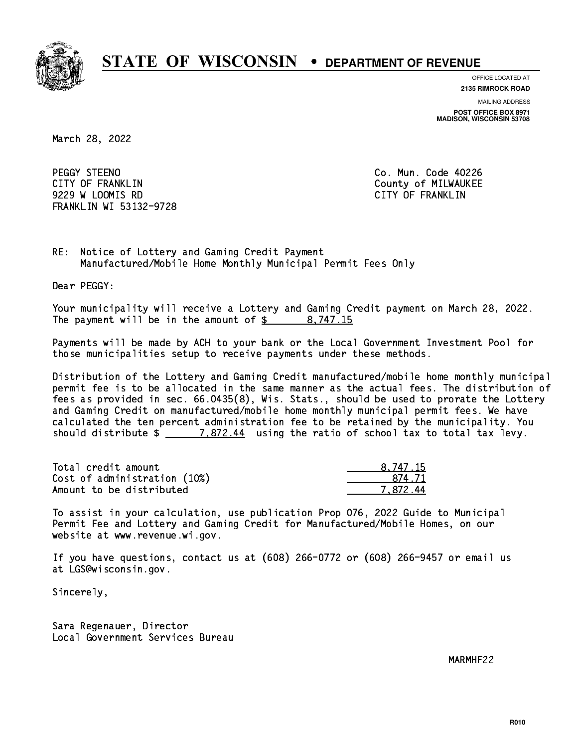# STATE OF WISCONSIN • DEPARTMENT OF REVENUE

OFFICE LOCATED AT
**2135 RIMROCK ROAD**

MAILING ADDRESS
**POST OFFICE BOX 8971**
**MADISON, WISCONSIN 53708**

March 28, 2022

PEGGY STEENO
CITY OF FRANKLIN
9229 W LOOMIS RD
FRANKLIN WI 53132-9728

Co. Mun. Code 40226
County of MILWAUKEE
CITY OF FRANKLIN

RE: Notice of Lottery and Gaming Credit Payment
Manufactured/Mobile Home Monthly Municipal Permit Fees Only

Dear PEGGY:

Your municipality will receive a Lottery and Gaming Credit payment on March 28, 2022. The payment will be in the amount of $ 8,747.15

Payments will be made by ACH to your bank or the Local Government Investment Pool for those municipalities setup to receive payments under these methods.

Distribution of the Lottery and Gaming Credit manufactured/mobile home monthly municipal permit fee is to be allocated in the same manner as the actual fees. The distribution of fees as provided in sec. 66.0435(8), Wis. Stats., should be used to prorate the Lottery and Gaming Credit on manufactured/mobile home monthly municipal permit fees. We have calculated the ten percent administration fee to be retained by the municipality. You should distribute $ 7,872.44 using the ratio of school tax to total tax levy.

| | |
|---|---|
| Total credit amount | 8,747.15 |
| Cost of administration (10%) | 874.71 |
| Amount to be distributed | 7,872.44 |

To assist in your calculation, use publication Prop 076, 2022 Guide to Municipal Permit Fee and Lottery and Gaming Credit for Manufactured/Mobile Homes, on our website at www.revenue.wi.gov.

If you have questions, contact us at (608) 266-0772 or (608) 266-9457 or email us at LGS@wisconsin.gov.

Sincerely,

Sara Regenauer, Director
Local Government Services Bureau

MARMHF22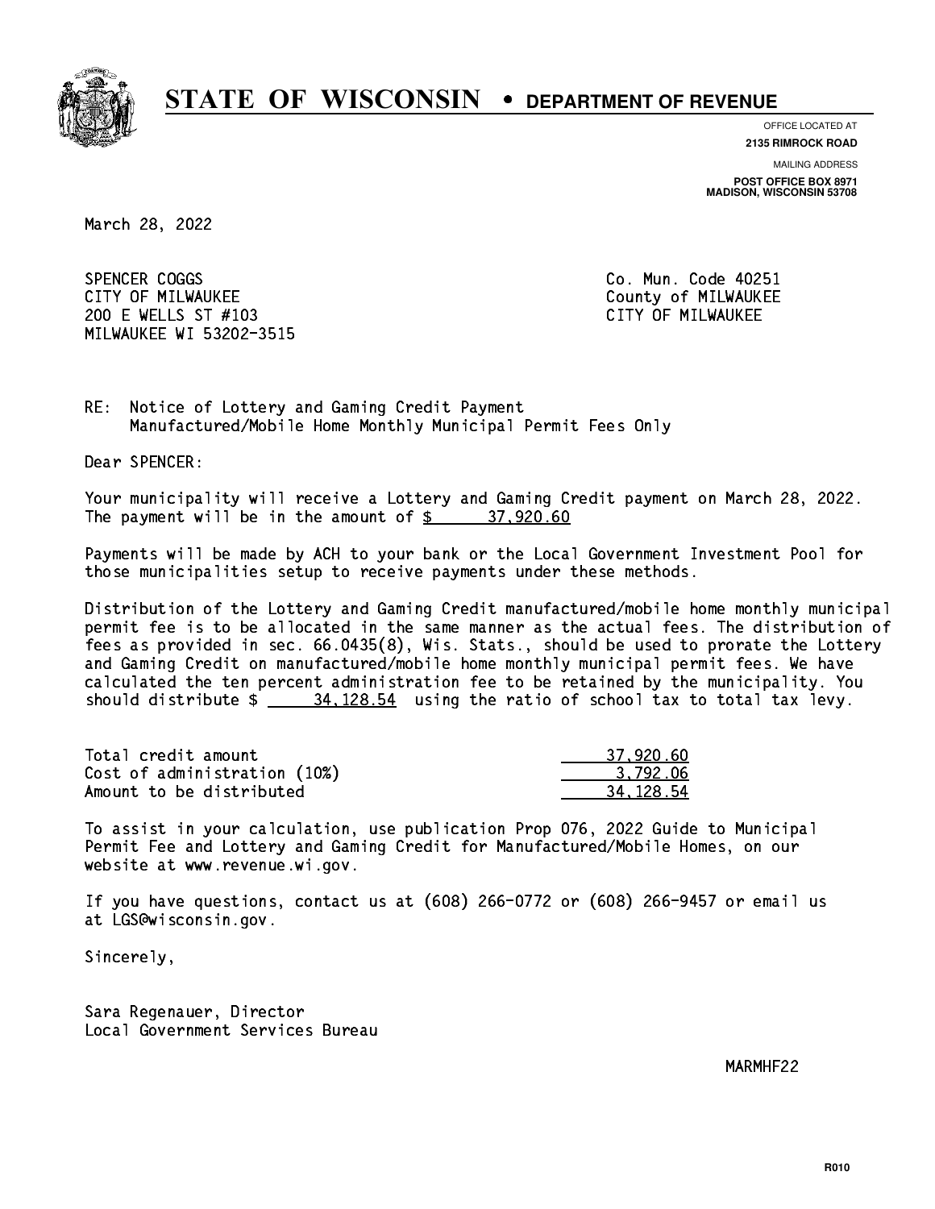# STATE OF WISCONSIN • DEPARTMENT OF REVENUE

OFFICE LOCATED AT
**2135 RIMROCK ROAD**

MAILING ADDRESS
**POST OFFICE BOX 8971**
**MADISON, WISCONSIN 53708**

March 28, 2022

SPENCER COGGS
CITY OF MILWAUKEE
200 E WELLS ST #103
MILWAUKEE WI 53202-3515

Co. Mun. Code 40251
County of MILWAUKEE
CITY OF MILWAUKEE

RE: Notice of Lottery and Gaming Credit Payment
Manufactured/Mobile Home Monthly Municipal Permit Fees Only

Dear SPENCER:

Your municipality will receive a Lottery and Gaming Credit payment on March 28, 2022. The payment will be in the amount of $ 37,920.60

Payments will be made by ACH to your bank or the Local Government Investment Pool for those municipalities setup to receive payments under these methods.

Distribution of the Lottery and Gaming Credit manufactured/mobile home monthly municipal permit fee is to be allocated in the same manner as the actual fees. The distribution of fees as provided in sec. 66.0435(8), Wis. Stats., should be used to prorate the Lottery and Gaming Credit on manufactured/mobile home monthly municipal permit fees. We have calculated the ten percent administration fee to be retained by the municipality. You should distribute $ 34,128.54 using the ratio of school tax to total tax levy.

| | |
|---|---|
| Total credit amount | 37,920.60 |
| Cost of administration (10%) | 3,792.06 |
| Amount to be distributed | 34,128.54 |

To assist in your calculation, use publication Prop 076, 2022 Guide to Municipal Permit Fee and Lottery and Gaming Credit for Manufactured/Mobile Homes, on our website at www.revenue.wi.gov.

If you have questions, contact us at (608) 266-0772 or (608) 266-9457 or email us at LGS@wisconsin.gov.

Sincerely,

Sara Regenauer, Director
Local Government Services Bureau

MARMHF22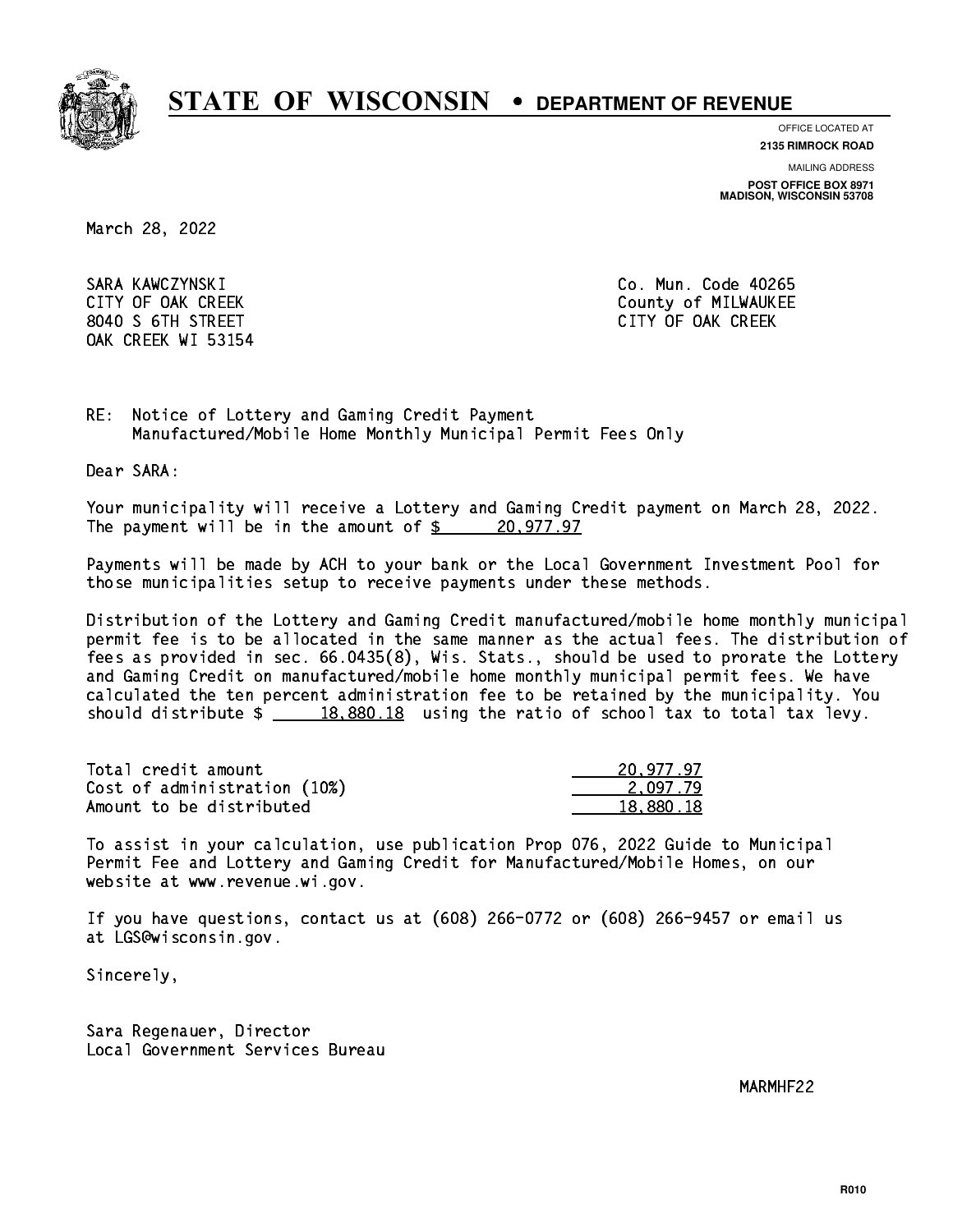# STATE OF WISCONSIN • DEPARTMENT OF REVENUE

OFFICE LOCATED AT
**2135 RIMROCK ROAD**

MAILING ADDRESS
**POST OFFICE BOX 8971**
**MADISON, WISCONSIN 53708**

March 28, 2022

SARA KAWCZYNSKI
CITY OF OAK CREEK
8040 S 6TH STREET
OAK CREEK WI 53154

Co. Mun. Code 40265
County of MILWAUKEE
CITY OF OAK CREEK

RE: Notice of Lottery and Gaming Credit Payment
Manufactured/Mobile Home Monthly Municipal Permit Fees Only

Dear SARA:

Your municipality will receive a Lottery and Gaming Credit payment on March 28, 2022. The payment will be in the amount of $ 20,977.97

Payments will be made by ACH to your bank or the Local Government Investment Pool for those municipalities setup to receive payments under these methods.

Distribution of the Lottery and Gaming Credit manufactured/mobile home monthly municipal permit fee is to be allocated in the same manner as the actual fees. The distribution of fees as provided in sec. 66.0435(8), Wis. Stats., should be used to prorate the Lottery and Gaming Credit on manufactured/mobile home monthly municipal permit fees. We have calculated the ten percent administration fee to be retained by the municipality. You should distribute $ 18,880.18 using the ratio of school tax to total tax levy.

| | |
|---|---|
| Total credit amount | 20,977.97 |
| Cost of administration (10%) | 2,097.79 |
| Amount to be distributed | 18,880.18 |

To assist in your calculation, use publication Prop 076, 2022 Guide to Municipal Permit Fee and Lottery and Gaming Credit for Manufactured/Mobile Homes, on our website at www.revenue.wi.gov.

If you have questions, contact us at (608) 266-0772 or (608) 266-9457 or email us at LGS@wisconsin.gov.

Sincerely,

Sara Regenauer, Director
Local Government Services Bureau

MARMHF22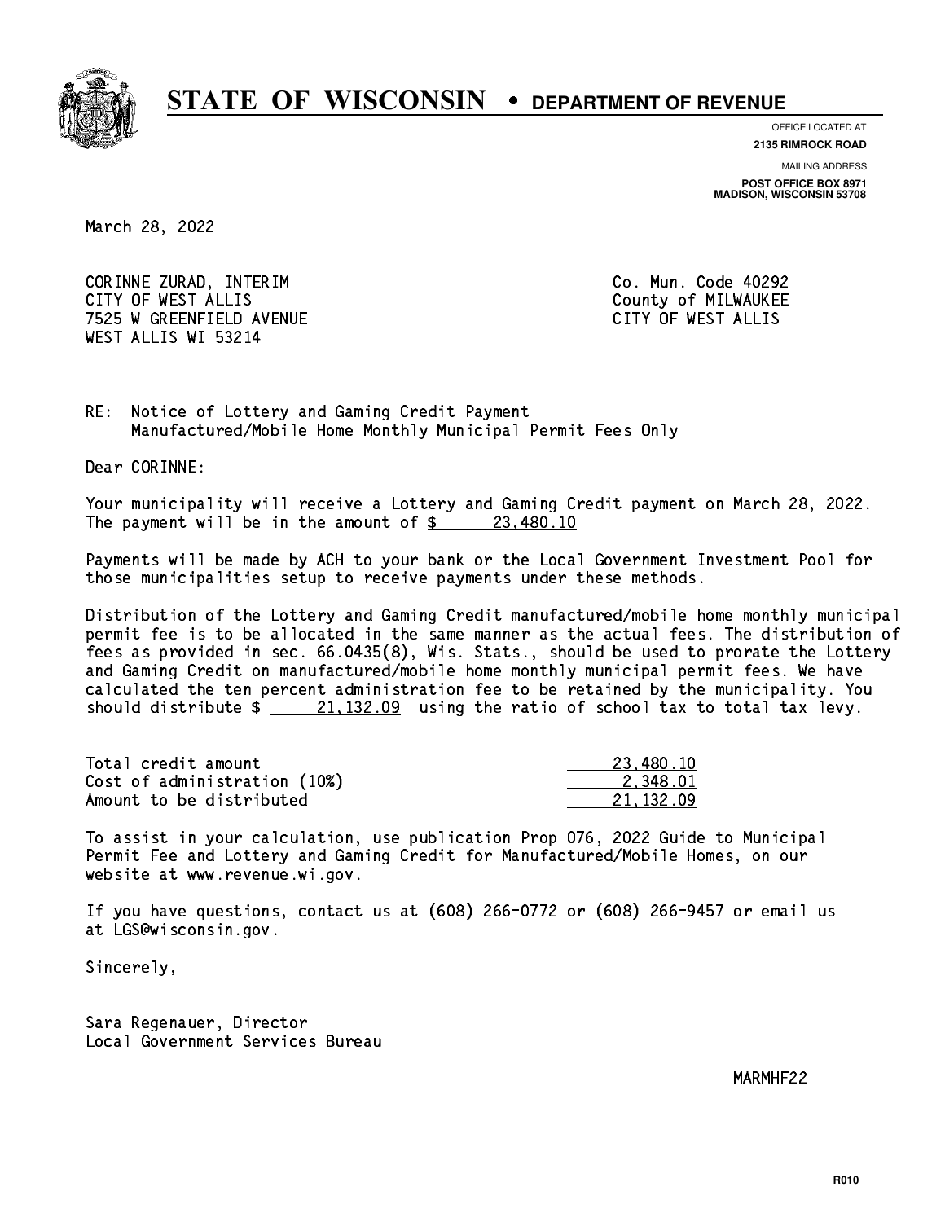# STATE OF WISCONSIN • DEPARTMENT OF REVENUE

OFFICE LOCATED AT
**2135 RIMROCK ROAD**

MAILING ADDRESS
**POST OFFICE BOX 8971**
**MADISON, WISCONSIN 53708**

March 28, 2022

CORINNE ZURAD, INTERIM
CITY OF WEST ALLIS
7525 W GREENFIELD AVENUE
WEST ALLIS WI 53214

Co. Mun. Code 40292
County of MILWAUKEE
CITY OF WEST ALLIS

RE: Notice of Lottery and Gaming Credit Payment
Manufactured/Mobile Home Monthly Municipal Permit Fees Only

Dear CORINNE:

Your municipality will receive a Lottery and Gaming Credit payment on March 28, 2022. The payment will be in the amount of $ 23,480.10

Payments will be made by ACH to your bank or the Local Government Investment Pool for those municipalities setup to receive payments under these methods.

Distribution of the Lottery and Gaming Credit manufactured/mobile home monthly municipal permit fee is to be allocated in the same manner as the actual fees. The distribution of fees as provided in sec. 66.0435(8), Wis. Stats., should be used to prorate the Lottery and Gaming Credit on manufactured/mobile home monthly municipal permit fees. We have calculated the ten percent administration fee to be retained by the municipality. You should distribute $ 21,132.09 using the ratio of school tax to total tax levy.

| | |
|---|---|
| Total credit amount | 23,480.10 |
| Cost of administration (10%) | 2,348.01 |
| Amount to be distributed | 21,132.09 |

To assist in your calculation, use publication Prop 076, 2022 Guide to Municipal Permit Fee and Lottery and Gaming Credit for Manufactured/Mobile Homes, on our website at www.revenue.wi.gov.

If you have questions, contact us at (608) 266-0772 or (608) 266-9457 or email us at LGS@wisconsin.gov.

Sincerely,

Sara Regenauer, Director
Local Government Services Bureau

MARMHF22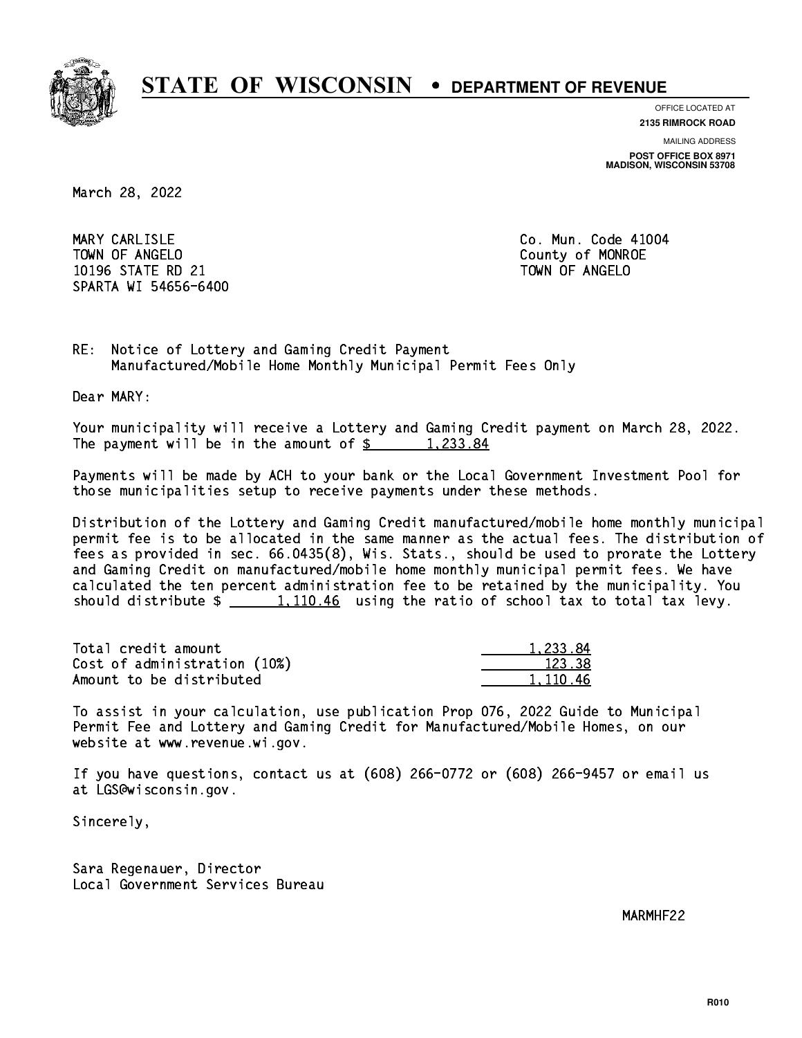# STATE OF WISCONSIN • DEPARTMENT OF REVENUE

OFFICE LOCATED AT
**2135 RIMROCK ROAD**

MAILING ADDRESS
**POST OFFICE BOX 8971**
**MADISON, WISCONSIN 53708**

March 28, 2022

MARY CARLISLE
TOWN OF ANGELO
10196 STATE RD 21
SPARTA WI 54656-6400

Co. Mun. Code 41004
County of MONROE
TOWN OF ANGELO

RE: Notice of Lottery and Gaming Credit Payment
Manufactured/Mobile Home Monthly Municipal Permit Fees Only

Dear MARY:

Your municipality will receive a Lottery and Gaming Credit payment on March 28, 2022. The payment will be in the amount of $ 1,233.84

Payments will be made by ACH to your bank or the Local Government Investment Pool for those municipalities setup to receive payments under these methods.

Distribution of the Lottery and Gaming Credit manufactured/mobile home monthly municipal permit fee is to be allocated in the same manner as the actual fees. The distribution of fees as provided in sec. 66.0435(8), Wis. Stats., should be used to prorate the Lottery and Gaming Credit on manufactured/mobile home monthly municipal permit fees. We have calculated the ten percent administration fee to be retained by the municipality. You should distribute $ 1,110.46 using the ratio of school tax to total tax levy.

| | |
|---|---|
| Total credit amount | 1,233.84 |
| Cost of administration (10%) | 123.38 |
| Amount to be distributed | 1,110.46 |

To assist in your calculation, use publication Prop 076, 2022 Guide to Municipal Permit Fee and Lottery and Gaming Credit for Manufactured/Mobile Homes, on our website at www.revenue.wi.gov.

If you have questions, contact us at (608) 266-0772 or (608) 266-9457 or email us at LGS@wisconsin.gov.

Sincerely,

Sara Regenauer, Director
Local Government Services Bureau

MARMHF22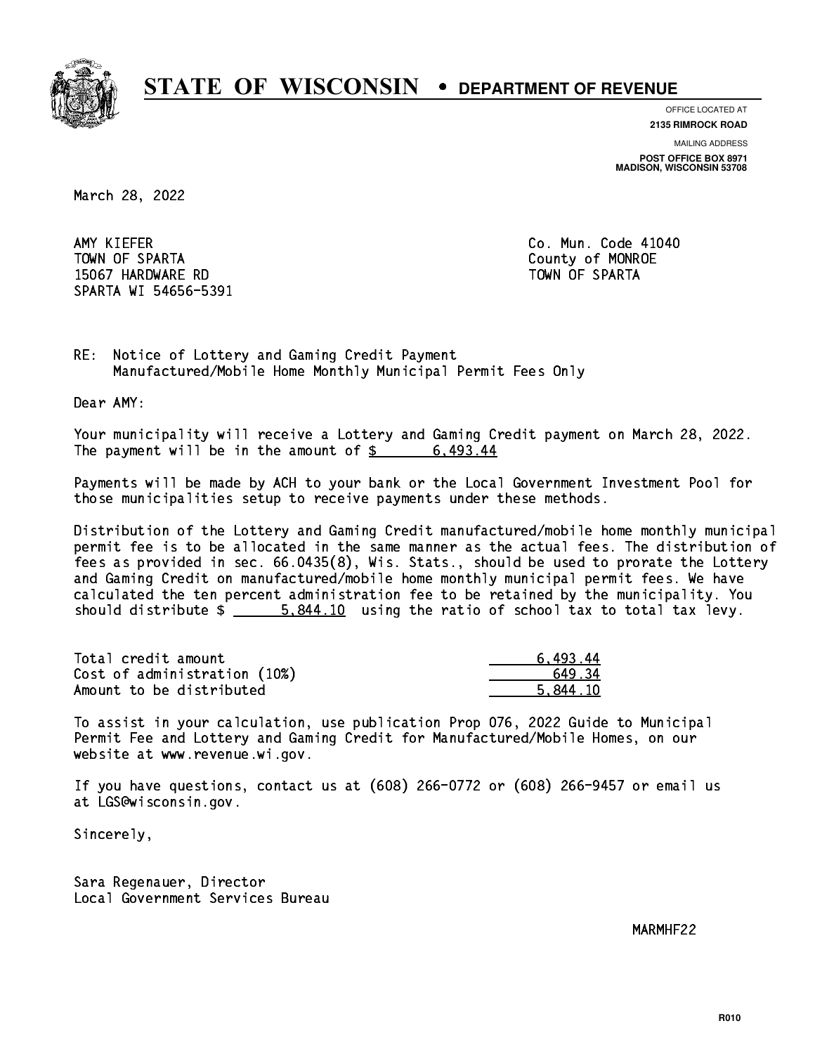# STATE OF WISCONSIN • DEPARTMENT OF REVENUE

OFFICE LOCATED AT
**2135 RIMROCK ROAD**

MAILING ADDRESS
**POST OFFICE BOX 8971**
**MADISON, WISCONSIN 53708**

March 28, 2022

AMY KIEFER
TOWN OF SPARTA
15067 HARDWARE RD
SPARTA WI 54656-5391

Co. Mun. Code 41040
County of MONROE
TOWN OF SPARTA

RE: Notice of Lottery and Gaming Credit Payment
Manufactured/Mobile Home Monthly Municipal Permit Fees Only

Dear AMY:

Your municipality will receive a Lottery and Gaming Credit payment on March 28, 2022. The payment will be in the amount of $ 6,493.44

Payments will be made by ACH to your bank or the Local Government Investment Pool for those municipalities setup to receive payments under these methods.

Distribution of the Lottery and Gaming Credit manufactured/mobile home monthly municipal permit fee is to be allocated in the same manner as the actual fees. The distribution of fees as provided in sec. 66.0435(8), Wis. Stats., should be used to prorate the Lottery and Gaming Credit on manufactured/mobile home monthly municipal permit fees. We have calculated the ten percent administration fee to be retained by the municipality. You should distribute $ 5,844.10 using the ratio of school tax to total tax levy.

| | |
|---|---|
| Total credit amount | 6,493.44 |
| Cost of administration (10%) | 649.34 |
| Amount to be distributed | 5,844.10 |

To assist in your calculation, use publication Prop 076, 2022 Guide to Municipal Permit Fee and Lottery and Gaming Credit for Manufactured/Mobile Homes, on our website at www.revenue.wi.gov.

If you have questions, contact us at (608) 266-0772 or (608) 266-9457 or email us at LGS@wisconsin.gov.

Sincerely,

Sara Regenauer, Director
Local Government Services Bureau

MARMHF22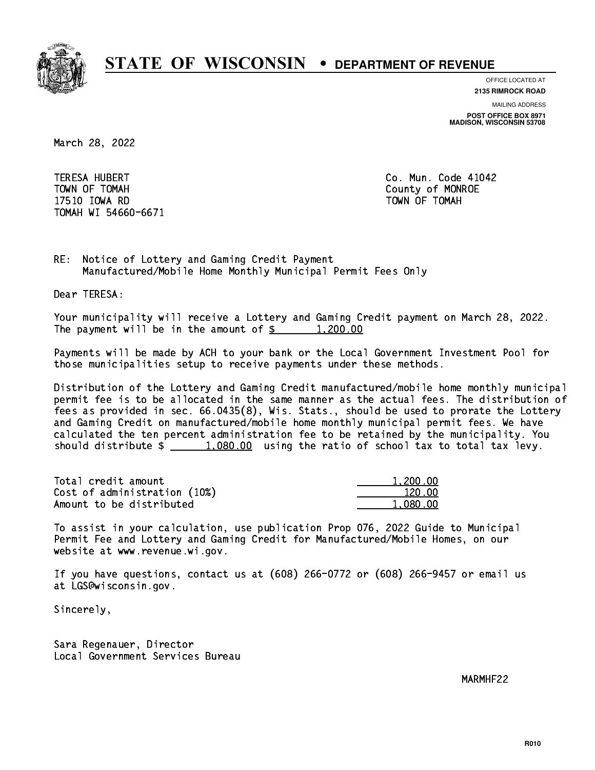# STATE OF WISCONSIN • DEPARTMENT OF REVENUE

OFFICE LOCATED AT
**2135 RIMROCK ROAD**

MAILING ADDRESS
**POST OFFICE BOX 8971**
**MADISON, WISCONSIN 53708**

March 28, 2022

TERESA HUBERT
TOWN OF TOMAH
17510 IOWA RD
TOMAH WI 54660-6671

Co. Mun. Code 41042
County of MONROE
TOWN OF TOMAH

RE: Notice of Lottery and Gaming Credit Payment
Manufactured/Mobile Home Monthly Municipal Permit Fees Only

Dear TERESA:

Your municipality will receive a Lottery and Gaming Credit payment on March 28, 2022. The payment will be in the amount of $ 1,200.00

Payments will be made by ACH to your bank or the Local Government Investment Pool for those municipalities setup to receive payments under these methods.

Distribution of the Lottery and Gaming Credit manufactured/mobile home monthly municipal permit fee is to be allocated in the same manner as the actual fees. The distribution of fees as provided in sec. 66.0435(8), Wis. Stats., should be used to prorate the Lottery and Gaming Credit on manufactured/mobile home monthly municipal permit fees. We have calculated the ten percent administration fee to be retained by the municipality. You should distribute $ 1,080.00 using the ratio of school tax to total tax levy.

| | |
|---|---|
| Total credit amount | 1,200.00 |
| Cost of administration (10%) | 120.00 |
| Amount to be distributed | 1,080.00 |

To assist in your calculation, use publication Prop 076, 2022 Guide to Municipal Permit Fee and Lottery and Gaming Credit for Manufactured/Mobile Homes, on our website at www.revenue.wi.gov.

If you have questions, contact us at (608) 266-0772 or (608) 266-9457 or email us at LGS@wisconsin.gov.

Sincerely,

Sara Regenauer, Director
Local Government Services Bureau

MARMHF22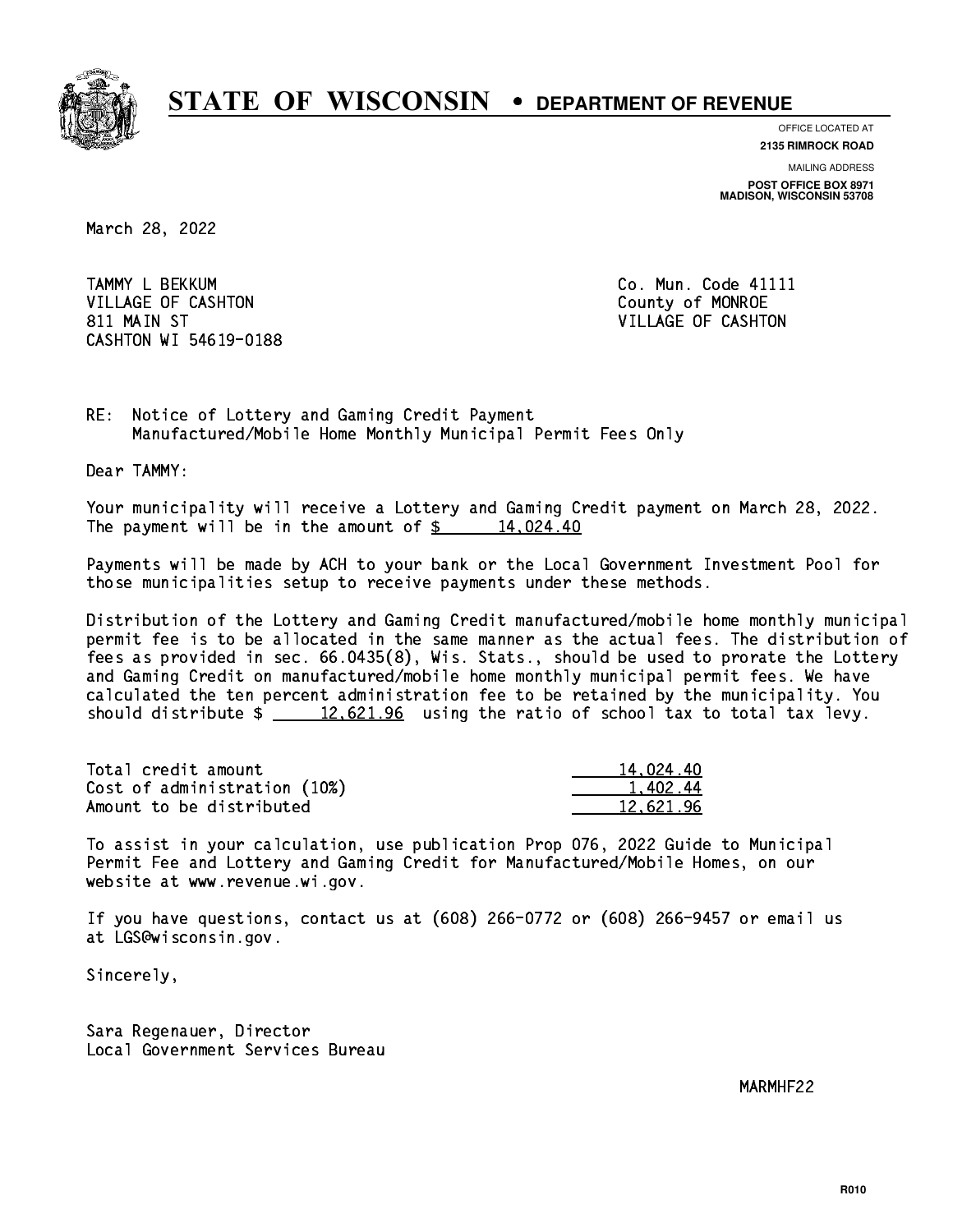# STATE OF WISCONSIN • DEPARTMENT OF REVENUE

OFFICE LOCATED AT
**2135 RIMROCK ROAD**

MAILING ADDRESS
**POST OFFICE BOX 8971**
**MADISON, WISCONSIN 53708**

March 28, 2022

TAMMY L BEKKUM
VILLAGE OF CASHTON
811 MAIN ST
CASHTON WI 54619-0188

Co. Mun. Code 41111
County of MONROE
VILLAGE OF CASHTON

RE: Notice of Lottery and Gaming Credit Payment
Manufactured/Mobile Home Monthly Municipal Permit Fees Only

Dear TAMMY:

Your municipality will receive a Lottery and Gaming Credit payment on March 28, 2022. The payment will be in the amount of $ 14,024.40

Payments will be made by ACH to your bank or the Local Government Investment Pool for those municipalities setup to receive payments under these methods.

Distribution of the Lottery and Gaming Credit manufactured/mobile home monthly municipal permit fee is to be allocated in the same manner as the actual fees. The distribution of fees as provided in sec. 66.0435(8), Wis. Stats., should be used to prorate the Lottery and Gaming Credit on manufactured/mobile home monthly municipal permit fees. We have calculated the ten percent administration fee to be retained by the municipality. You should distribute $ 12,621.96 using the ratio of school tax to total tax levy.

| | |
|---|---|
| Total credit amount | 14,024.40 |
| Cost of administration (10%) | 1,402.44 |
| Amount to be distributed | 12,621.96 |

To assist in your calculation, use publication Prop 076, 2022 Guide to Municipal Permit Fee and Lottery and Gaming Credit for Manufactured/Mobile Homes, on our website at www.revenue.wi.gov.

If you have questions, contact us at (608) 266-0772 or (608) 266-9457 or email us at LGS@wisconsin.gov.

Sincerely,

Sara Regenauer, Director
Local Government Services Bureau

MARMHF22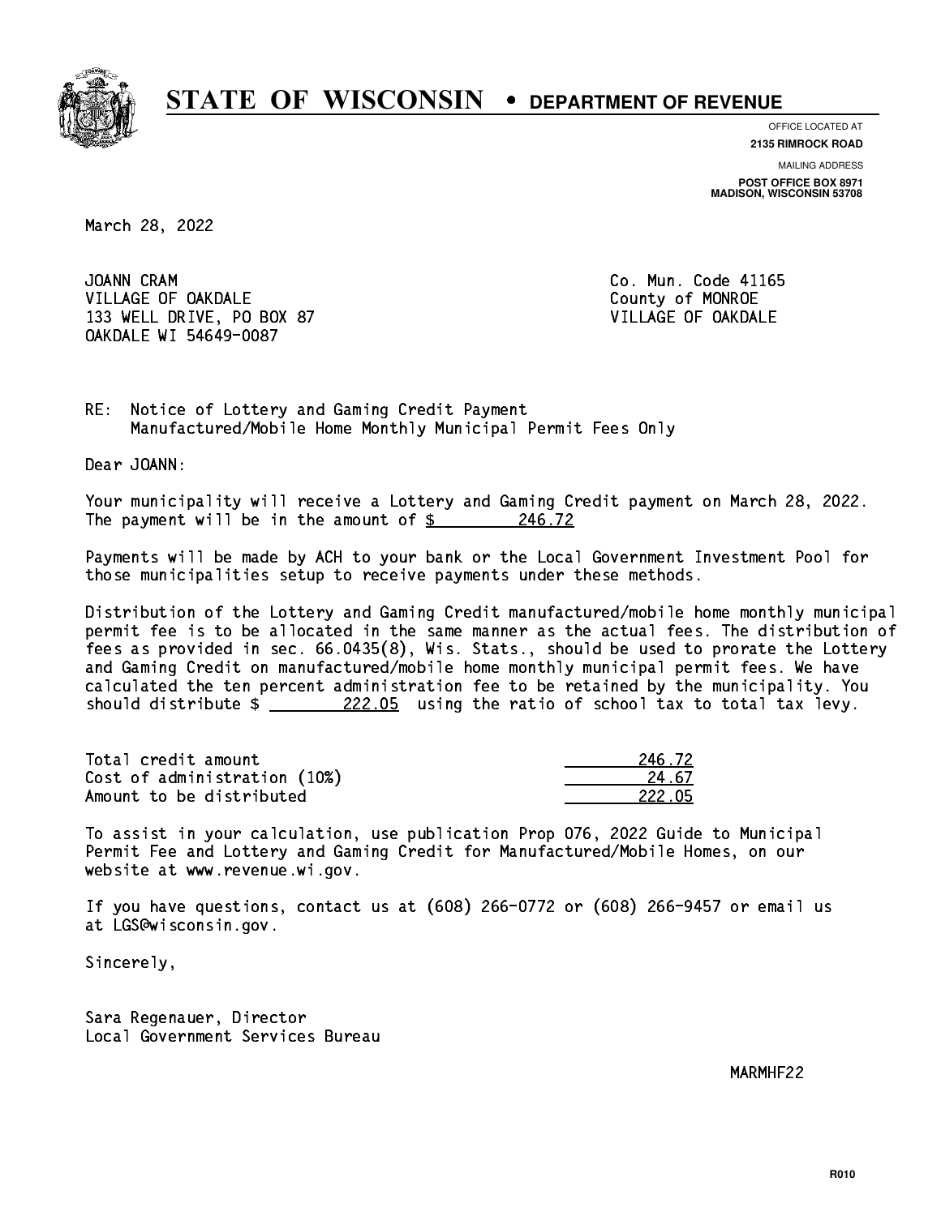# STATE OF WISCONSIN • DEPARTMENT OF REVENUE

OFFICE LOCATED AT
**2135 RIMROCK ROAD**

MAILING ADDRESS
**POST OFFICE BOX 8971**
**MADISON, WISCONSIN 53708**

March 28, 2022

JOANN CRAM
VILLAGE OF OAKDALE
133 WELL DRIVE, PO BOX 87
OAKDALE WI 54649-0087

Co. Mun. Code 41165
County of MONROE
VILLAGE OF OAKDALE

RE: Notice of Lottery and Gaming Credit Payment
Manufactured/Mobile Home Monthly Municipal Permit Fees Only

Dear JOANN:

Your municipality will receive a Lottery and Gaming Credit payment on March 28, 2022. The payment will be in the amount of $ 246.72

Payments will be made by ACH to your bank or the Local Government Investment Pool for those municipalities setup to receive payments under these methods.

Distribution of the Lottery and Gaming Credit manufactured/mobile home monthly municipal permit fee is to be allocated in the same manner as the actual fees. The distribution of fees as provided in sec. 66.0435(8), Wis. Stats., should be used to prorate the Lottery and Gaming Credit on manufactured/mobile home monthly municipal permit fees. We have calculated the ten percent administration fee to be retained by the municipality. You should distribute $ 222.05 using the ratio of school tax to total tax levy.

| | |
|---|---|
| Total credit amount | 246.72 |
| Cost of administration (10%) | 24.67 |
| Amount to be distributed | 222.05 |

To assist in your calculation, use publication Prop 076, 2022 Guide to Municipal Permit Fee and Lottery and Gaming Credit for Manufactured/Mobile Homes, on our website at www.revenue.wi.gov.

If you have questions, contact us at (608) 266-0772 or (608) 266-9457 or email us at LGS@wisconsin.gov.

Sincerely,

Sara Regenauer, Director
Local Government Services Bureau

MARMHF22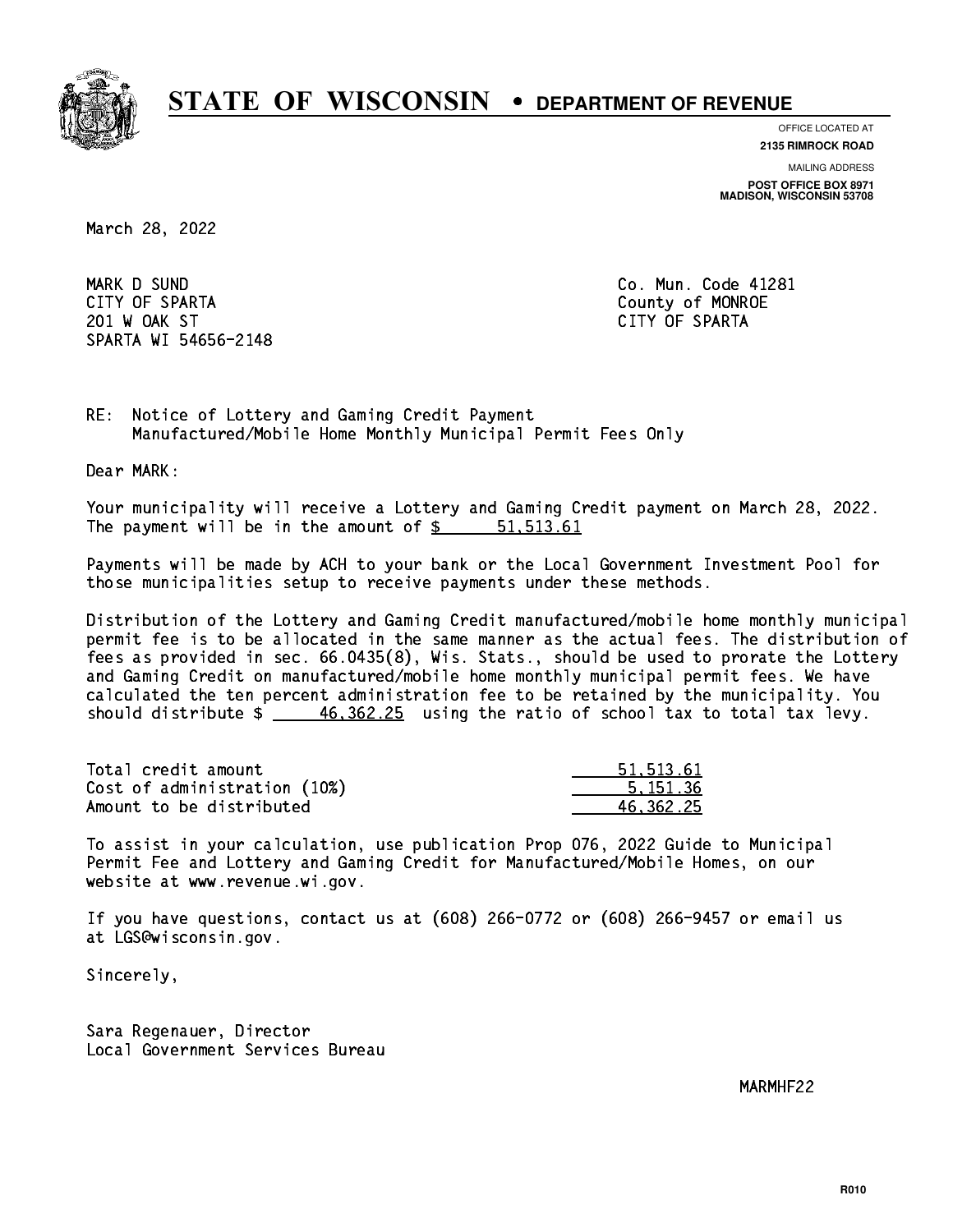# STATE OF WISCONSIN • DEPARTMENT OF REVENUE

OFFICE LOCATED AT
**2135 RIMROCK ROAD**

MAILING ADDRESS
**POST OFFICE BOX 8971**
**MADISON, WISCONSIN 53708**

March 28, 2022

MARK D SUND
CITY OF SPARTA
201 W OAK ST
SPARTA WI 54656-2148

Co. Mun. Code 41281
County of MONROE
CITY OF SPARTA

RE: Notice of Lottery and Gaming Credit Payment
Manufactured/Mobile Home Monthly Municipal Permit Fees Only

Dear MARK:

Your municipality will receive a Lottery and Gaming Credit payment on March 28, 2022. The payment will be in the amount of $ 51,513.61

Payments will be made by ACH to your bank or the Local Government Investment Pool for those municipalities setup to receive payments under these methods.

Distribution of the Lottery and Gaming Credit manufactured/mobile home monthly municipal permit fee is to be allocated in the same manner as the actual fees. The distribution of fees as provided in sec. 66.0435(8), Wis. Stats., should be used to prorate the Lottery and Gaming Credit on manufactured/mobile home monthly municipal permit fees. We have calculated the ten percent administration fee to be retained by the municipality. You should distribute $ 46,362.25 using the ratio of school tax to total tax levy.

| | |
|---|---|
| Total credit amount | 51,513.61 |
| Cost of administration (10%) | 5,151.36 |
| Amount to be distributed | 46,362.25 |

To assist in your calculation, use publication Prop 076, 2022 Guide to Municipal Permit Fee and Lottery and Gaming Credit for Manufactured/Mobile Homes, on our website at www.revenue.wi.gov.

If you have questions, contact us at (608) 266-0772 or (608) 266-9457 or email us at LGS@wisconsin.gov.

Sincerely,

Sara Regenauer, Director
Local Government Services Bureau

MARMHF22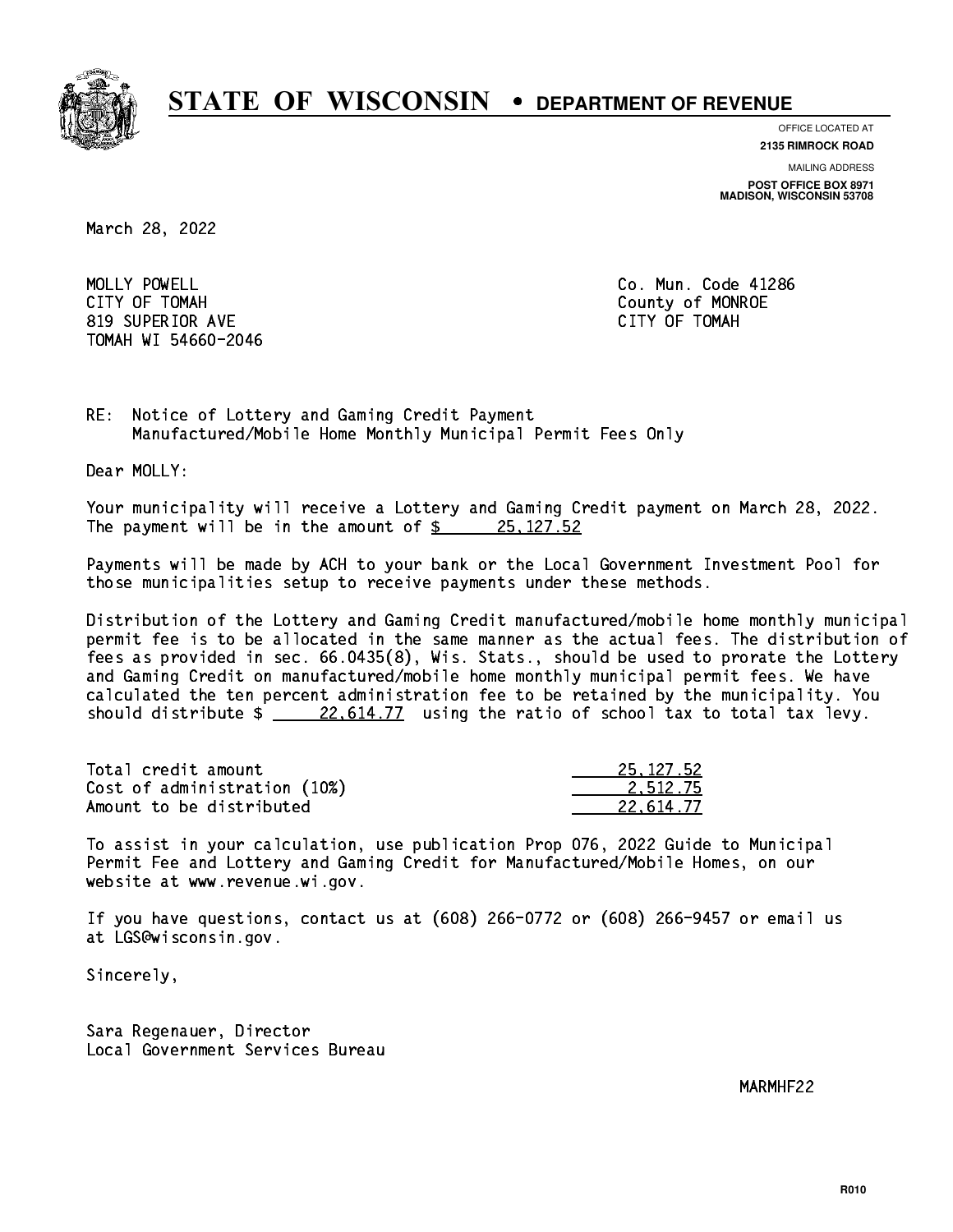# STATE OF WISCONSIN • DEPARTMENT OF REVENUE

OFFICE LOCATED AT
**2135 RIMROCK ROAD**

MAILING ADDRESS
**POST OFFICE BOX 8971**
**MADISON, WISCONSIN 53708**

March 28, 2022

MOLLY POWELL
CITY OF TOMAH
819 SUPERIOR AVE
TOMAH WI 54660-2046

Co. Mun. Code 41286
County of MONROE
CITY OF TOMAH

RE: Notice of Lottery and Gaming Credit Payment
Manufactured/Mobile Home Monthly Municipal Permit Fees Only

Dear MOLLY:

Your municipality will receive a Lottery and Gaming Credit payment on March 28, 2022. The payment will be in the amount of $ 25,127.52

Payments will be made by ACH to your bank or the Local Government Investment Pool for those municipalities setup to receive payments under these methods.

Distribution of the Lottery and Gaming Credit manufactured/mobile home monthly municipal permit fee is to be allocated in the same manner as the actual fees. The distribution of fees as provided in sec. 66.0435(8), Wis. Stats., should be used to prorate the Lottery and Gaming Credit on manufactured/mobile home monthly municipal permit fees. We have calculated the ten percent administration fee to be retained by the municipality. You should distribute $ 22,614.77 using the ratio of school tax to total tax levy.

| | |
|---|---|
| Total credit amount | 25,127.52 |
| Cost of administration (10%) | 2,512.75 |
| Amount to be distributed | 22,614.77 |

To assist in your calculation, use publication Prop 076, 2022 Guide to Municipal Permit Fee and Lottery and Gaming Credit for Manufactured/Mobile Homes, on our website at www.revenue.wi.gov.

If you have questions, contact us at (608) 266-0772 or (608) 266-9457 or email us at LGS@wisconsin.gov.

Sincerely,

Sara Regenauer, Director
Local Government Services Bureau

MARMHF22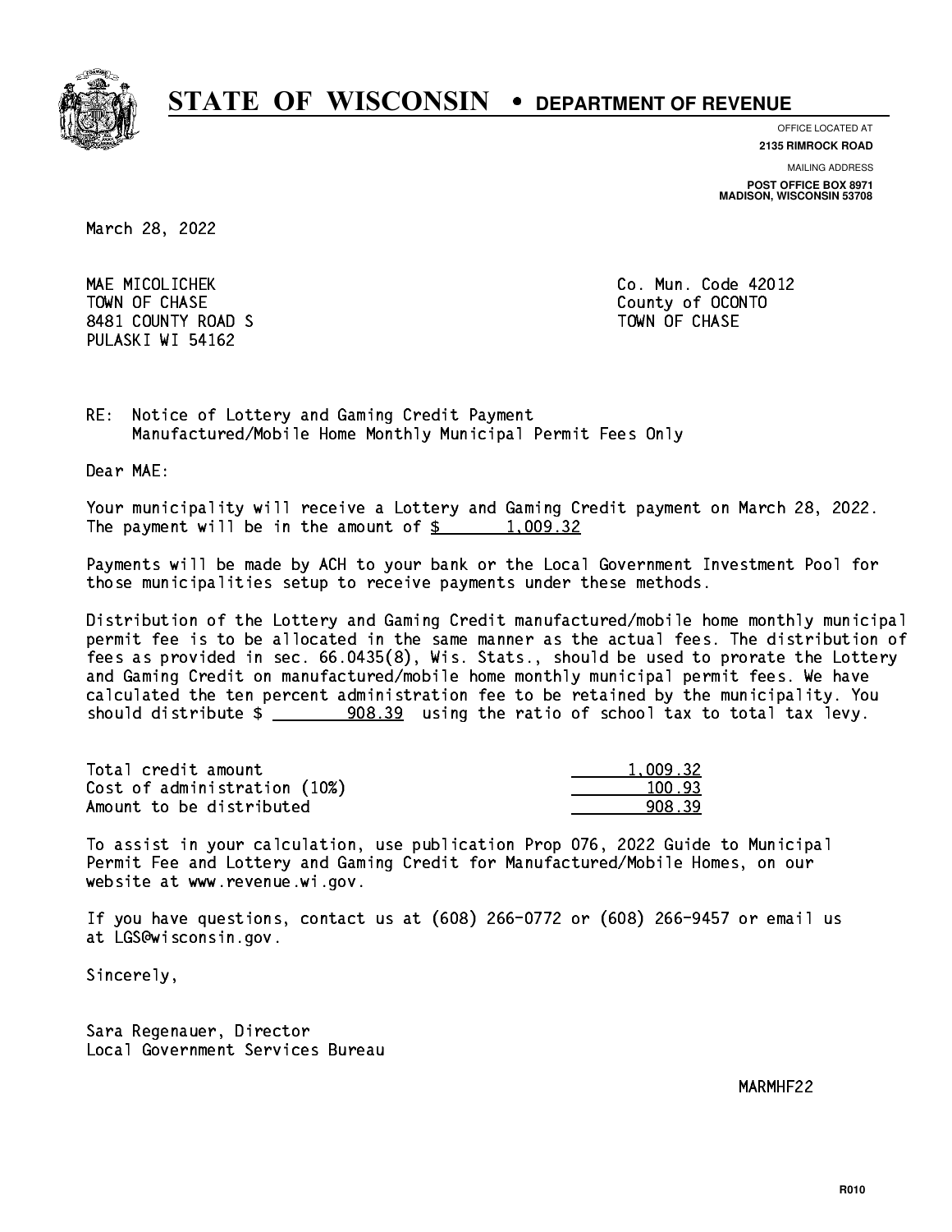# STATE OF WISCONSIN • DEPARTMENT OF REVENUE

OFFICE LOCATED AT
**2135 RIMROCK ROAD**

MAILING ADDRESS
**POST OFFICE BOX 8971**
**MADISON, WISCONSIN 53708**

March 28, 2022

MAE MICOLICHEK
TOWN OF CHASE
8481 COUNTY ROAD S
PULASKI WI 54162

Co. Mun. Code 42012
County of OCONTO
TOWN OF CHASE

RE: Notice of Lottery and Gaming Credit Payment
Manufactured/Mobile Home Monthly Municipal Permit Fees Only

Dear MAE:

Your municipality will receive a Lottery and Gaming Credit payment on March 28, 2022. The payment will be in the amount of $ 1,009.32

Payments will be made by ACH to your bank or the Local Government Investment Pool for those municipalities setup to receive payments under these methods.

Distribution of the Lottery and Gaming Credit manufactured/mobile home monthly municipal permit fee is to be allocated in the same manner as the actual fees. The distribution of fees as provided in sec. 66.0435(8), Wis. Stats., should be used to prorate the Lottery and Gaming Credit on manufactured/mobile home monthly municipal permit fees. We have calculated the ten percent administration fee to be retained by the municipality. You should distribute $ 908.39 using the ratio of school tax to total tax levy.

| | |
|---|---|
| Total credit amount | 1,009.32 |
| Cost of administration (10%) | 100.93 |
| Amount to be distributed | 908.39 |

To assist in your calculation, use publication Prop 076, 2022 Guide to Municipal Permit Fee and Lottery and Gaming Credit for Manufactured/Mobile Homes, on our website at www.revenue.wi.gov.

If you have questions, contact us at (608) 266-0772 or (608) 266-9457 or email us at LGS@wisconsin.gov.

Sincerely,

Sara Regenauer, Director
Local Government Services Bureau

MARMHF22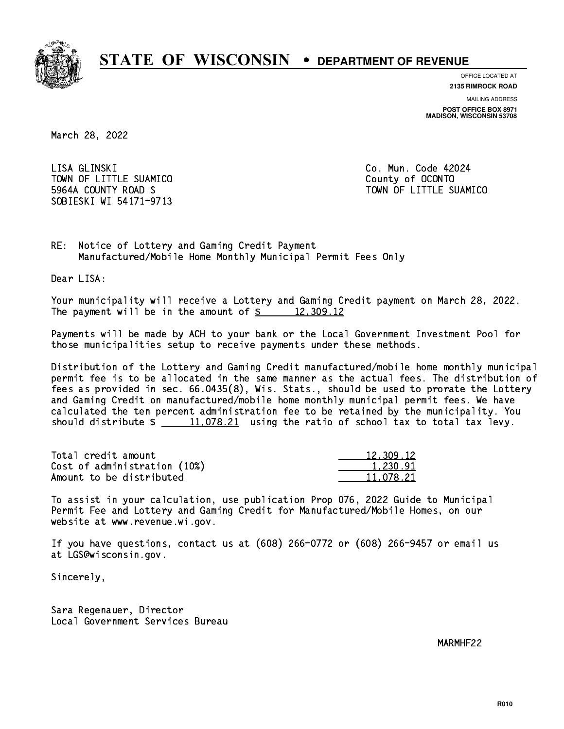# STATE OF WISCONSIN • DEPARTMENT OF REVENUE

OFFICE LOCATED AT
**2135 RIMROCK ROAD**

MAILING ADDRESS
**POST OFFICE BOX 8971**
**MADISON, WISCONSIN 53708**

March 28, 2022

LISA GLINSKI
TOWN OF LITTLE SUAMICO
5964A COUNTY ROAD S
SOBIESKI WI 54171-9713

Co. Mun. Code 42024
County of OCONTO
TOWN OF LITTLE SUAMICO

RE: Notice of Lottery and Gaming Credit Payment
Manufactured/Mobile Home Monthly Municipal Permit Fees Only

Dear LISA:

Your municipality will receive a Lottery and Gaming Credit payment on March 28, 2022. The payment will be in the amount of $ 12,309.12

Payments will be made by ACH to your bank or the Local Government Investment Pool for those municipalities setup to receive payments under these methods.

Distribution of the Lottery and Gaming Credit manufactured/mobile home monthly municipal permit fee is to be allocated in the same manner as the actual fees. The distribution of fees as provided in sec. 66.0435(8), Wis. Stats., should be used to prorate the Lottery and Gaming Credit on manufactured/mobile home monthly municipal permit fees. We have calculated the ten percent administration fee to be retained by the municipality. You should distribute $ 11,078.21 using the ratio of school tax to total tax levy.

| | |
|---|---|
| Total credit amount | 12,309.12 |
| Cost of administration (10%) | 1,230.91 |
| Amount to be distributed | 11,078.21 |

To assist in your calculation, use publication Prop 076, 2022 Guide to Municipal Permit Fee and Lottery and Gaming Credit for Manufactured/Mobile Homes, on our website at www.revenue.wi.gov.

If you have questions, contact us at (608) 266-0772 or (608) 266-9457 or email us at LGS@wisconsin.gov.

Sincerely,

Sara Regenauer, Director
Local Government Services Bureau

MARMHF22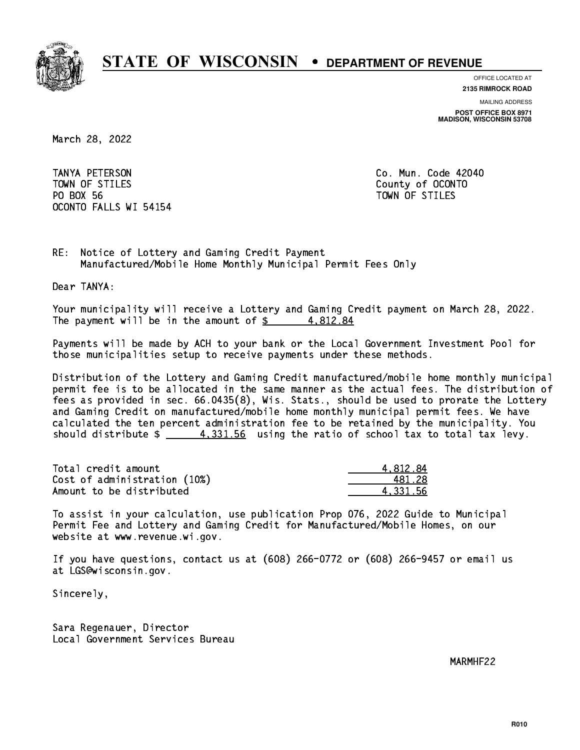# STATE OF WISCONSIN • DEPARTMENT OF REVENUE

OFFICE LOCATED AT
**2135 RIMROCK ROAD**

MAILING ADDRESS
**POST OFFICE BOX 8971**
**MADISON, WISCONSIN 53708**

March 28, 2022

TANYA PETERSON
TOWN OF STILES
PO BOX 56
OCONTO FALLS WI 54154

Co. Mun. Code 42040
County of OCONTO
TOWN OF STILES

RE: Notice of Lottery and Gaming Credit Payment
Manufactured/Mobile Home Monthly Municipal Permit Fees Only

Dear TANYA:

Your municipality will receive a Lottery and Gaming Credit payment on March 28, 2022. The payment will be in the amount of $ 4,812.84

Payments will be made by ACH to your bank or the Local Government Investment Pool for those municipalities setup to receive payments under these methods.

Distribution of the Lottery and Gaming Credit manufactured/mobile home monthly municipal permit fee is to be allocated in the same manner as the actual fees. The distribution of fees as provided in sec. 66.0435(8), Wis. Stats., should be used to prorate the Lottery and Gaming Credit on manufactured/mobile home monthly municipal permit fees. We have calculated the ten percent administration fee to be retained by the municipality. You should distribute $ 4,331.56 using the ratio of school tax to total tax levy.

| | |
|---|---|
| Total credit amount | 4,812.84 |
| Cost of administration (10%) | 481.28 |
| Amount to be distributed | 4,331.56 |

To assist in your calculation, use publication Prop 076, 2022 Guide to Municipal Permit Fee and Lottery and Gaming Credit for Manufactured/Mobile Homes, on our website at www.revenue.wi.gov.

If you have questions, contact us at (608) 266-0772 or (608) 266-9457 or email us at LGS@wisconsin.gov.

Sincerely,

Sara Regenauer, Director
Local Government Services Bureau

MARMHF22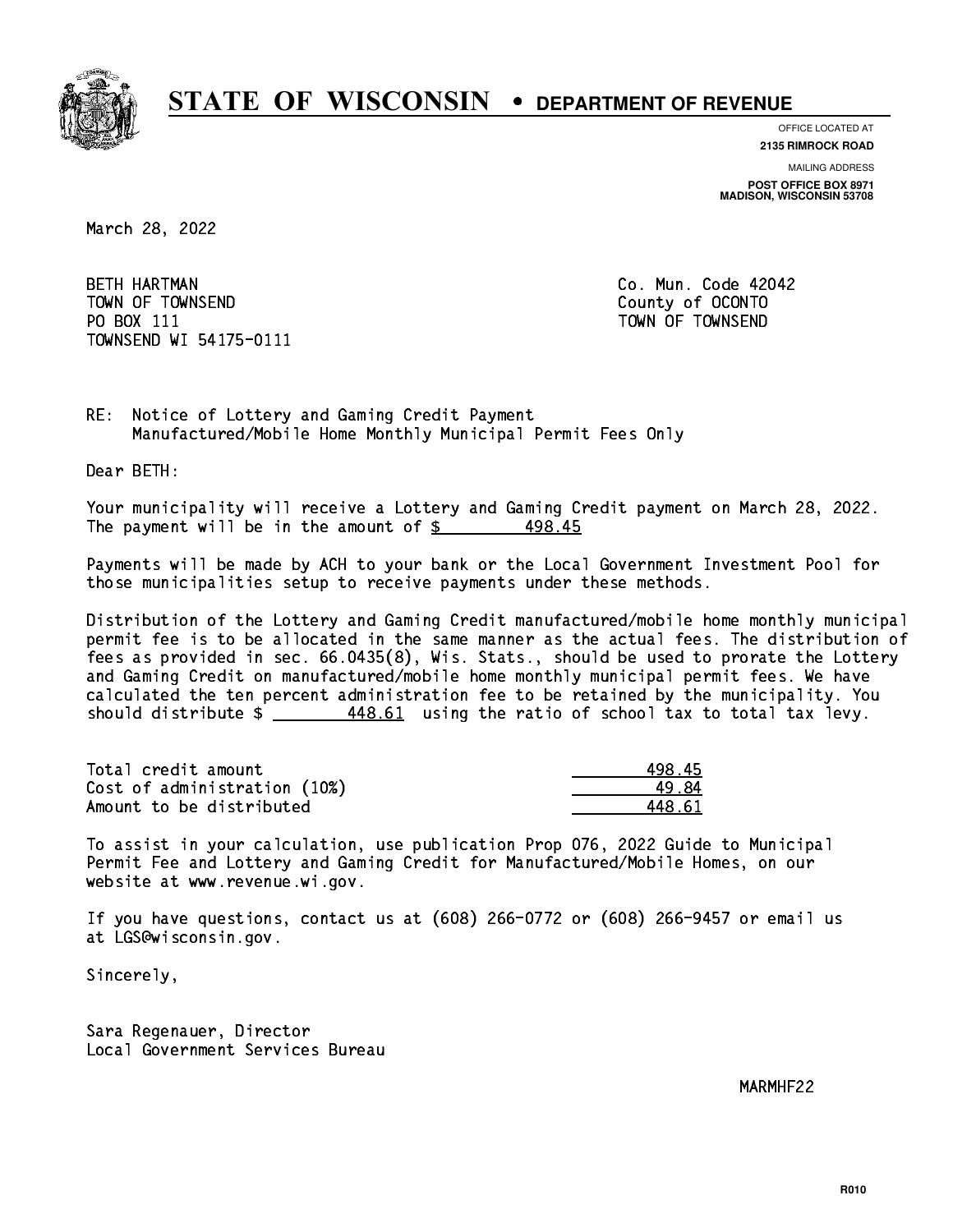# STATE OF WISCONSIN • DEPARTMENT OF REVENUE

OFFICE LOCATED AT
**2135 RIMROCK ROAD**

MAILING ADDRESS
**POST OFFICE BOX 8971**
**MADISON, WISCONSIN 53708**

March 28, 2022

BETH HARTMAN
TOWN OF TOWNSEND
PO BOX 111
TOWNSEND WI 54175-0111

Co. Mun. Code 42042
County of OCONTO
TOWN OF TOWNSEND

RE: Notice of Lottery and Gaming Credit Payment
Manufactured/Mobile Home Monthly Municipal Permit Fees Only

Dear BETH:

Your municipality will receive a Lottery and Gaming Credit payment on March 28, 2022. The payment will be in the amount of $ 498.45

Payments will be made by ACH to your bank or the Local Government Investment Pool for those municipalities setup to receive payments under these methods.

Distribution of the Lottery and Gaming Credit manufactured/mobile home monthly municipal permit fee is to be allocated in the same manner as the actual fees. The distribution of fees as provided in sec. 66.0435(8), Wis. Stats., should be used to prorate the Lottery and Gaming Credit on manufactured/mobile home monthly municipal permit fees. We have calculated the ten percent administration fee to be retained by the municipality. You should distribute $ 448.61 using the ratio of school tax to total tax levy.

| | |
|---|---|
| Total credit amount | 498.45 |
| Cost of administration (10%) | 49.84 |
| Amount to be distributed | 448.61 |

To assist in your calculation, use publication Prop 076, 2022 Guide to Municipal Permit Fee and Lottery and Gaming Credit for Manufactured/Mobile Homes, on our website at www.revenue.wi.gov.

If you have questions, contact us at (608) 266-0772 or (608) 266-9457 or email us at LGS@wisconsin.gov.

Sincerely,

Sara Regenauer, Director
Local Government Services Bureau

MARMHF22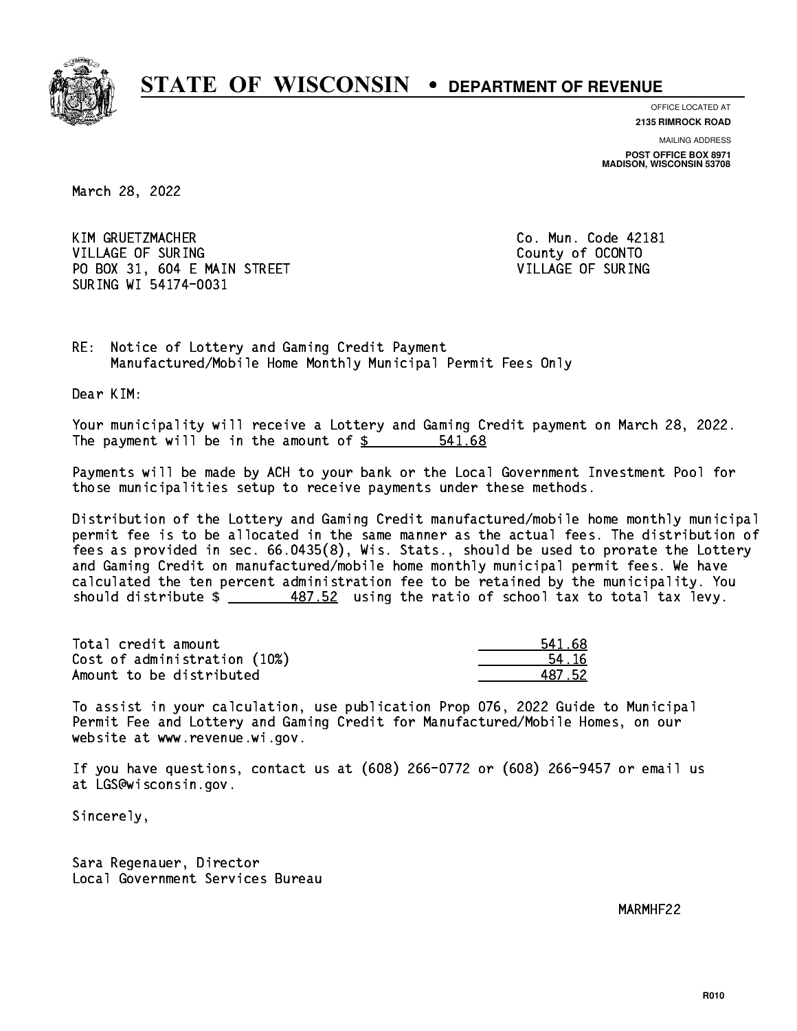# STATE OF WISCONSIN • DEPARTMENT OF REVENUE

OFFICE LOCATED AT
**2135 RIMROCK ROAD**

MAILING ADDRESS
**POST OFFICE BOX 8971**
**MADISON, WISCONSIN 53708**

March 28, 2022

KIM GRUETZMACHER
VILLAGE OF SURING
PO BOX 31, 604 E MAIN STREET
SURING WI 54174-0031

Co. Mun. Code 42181
County of OCONTO
VILLAGE OF SURING

RE: Notice of Lottery and Gaming Credit Payment
Manufactured/Mobile Home Monthly Municipal Permit Fees Only

Dear KIM:

Your municipality will receive a Lottery and Gaming Credit payment on March 28, 2022. The payment will be in the amount of $ 541.68

Payments will be made by ACH to your bank or the Local Government Investment Pool for those municipalities setup to receive payments under these methods.

Distribution of the Lottery and Gaming Credit manufactured/mobile home monthly municipal permit fee is to be allocated in the same manner as the actual fees. The distribution of fees as provided in sec. 66.0435(8), Wis. Stats., should be used to prorate the Lottery and Gaming Credit on manufactured/mobile home monthly municipal permit fees. We have calculated the ten percent administration fee to be retained by the municipality. You should distribute $ 487.52 using the ratio of school tax to total tax levy.

| | |
|---|---|
| Total credit amount | 541.68 |
| Cost of administration (10%) | 54.16 |
| Amount to be distributed | 487.52 |

To assist in your calculation, use publication Prop 076, 2022 Guide to Municipal Permit Fee and Lottery and Gaming Credit for Manufactured/Mobile Homes, on our website at www.revenue.wi.gov.

If you have questions, contact us at (608) 266-0772 or (608) 266-9457 or email us at LGS@wisconsin.gov.

Sincerely,

Sara Regenauer, Director
Local Government Services Bureau

MARMHF22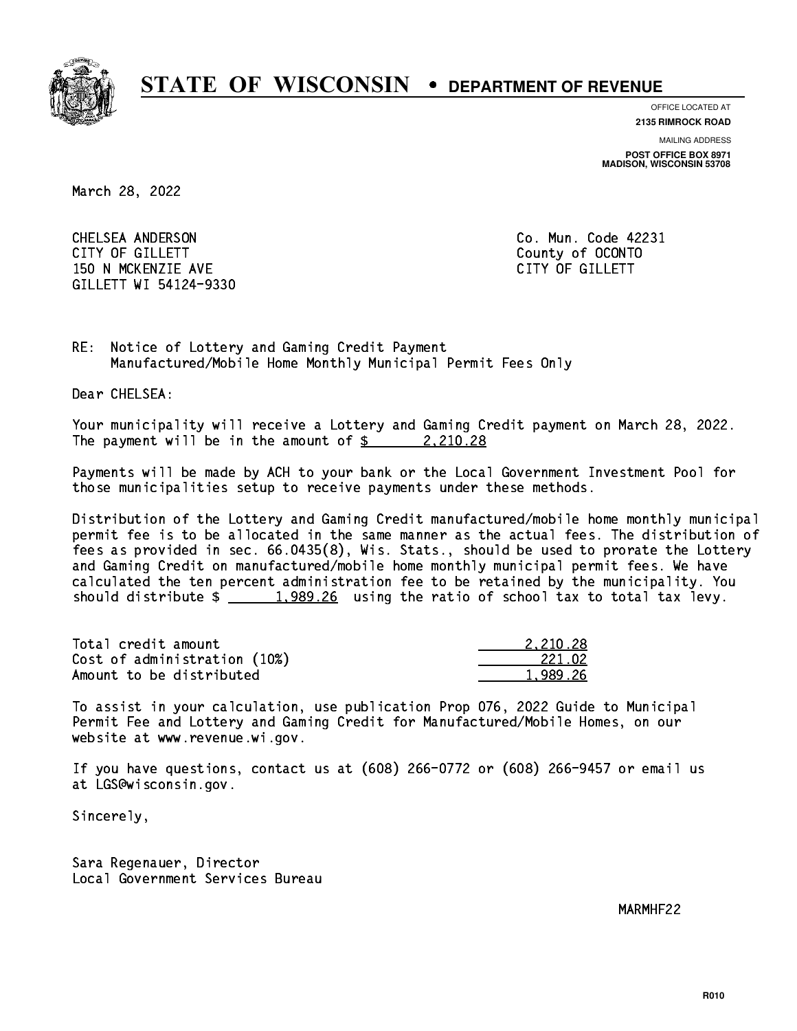# STATE OF WISCONSIN • DEPARTMENT OF REVENUE

OFFICE LOCATED AT
**2135 RIMROCK ROAD**

MAILING ADDRESS
**POST OFFICE BOX 8971**
**MADISON, WISCONSIN 53708**

March 28, 2022

CHELSEA ANDERSON
CITY OF GILLETT
150 N MCKENZIE AVE
GILLETT WI 54124-9330

Co. Mun. Code 42231
County of OCONTO
CITY OF GILLETT

RE: Notice of Lottery and Gaming Credit Payment
Manufactured/Mobile Home Monthly Municipal Permit Fees Only

Dear CHELSEA:

Your municipality will receive a Lottery and Gaming Credit payment on March 28, 2022. The payment will be in the amount of $ 2,210.28

Payments will be made by ACH to your bank or the Local Government Investment Pool for those municipalities setup to receive payments under these methods.

Distribution of the Lottery and Gaming Credit manufactured/mobile home monthly municipal permit fee is to be allocated in the same manner as the actual fees. The distribution of fees as provided in sec. 66.0435(8), Wis. Stats., should be used to prorate the Lottery and Gaming Credit on manufactured/mobile home monthly municipal permit fees. We have calculated the ten percent administration fee to be retained by the municipality. You should distribute $ 1,989.26 using the ratio of school tax to total tax levy.

| | |
|---|---|
| Total credit amount | 2,210.28 |
| Cost of administration (10%) | 221.02 |
| Amount to be distributed | 1,989.26 |

To assist in your calculation, use publication Prop 076, 2022 Guide to Municipal Permit Fee and Lottery and Gaming Credit for Manufactured/Mobile Homes, on our website at www.revenue.wi.gov.

If you have questions, contact us at (608) 266-0772 or (608) 266-9457 or email us at LGS@wisconsin.gov.

Sincerely,

Sara Regenauer, Director
Local Government Services Bureau

MARMHF22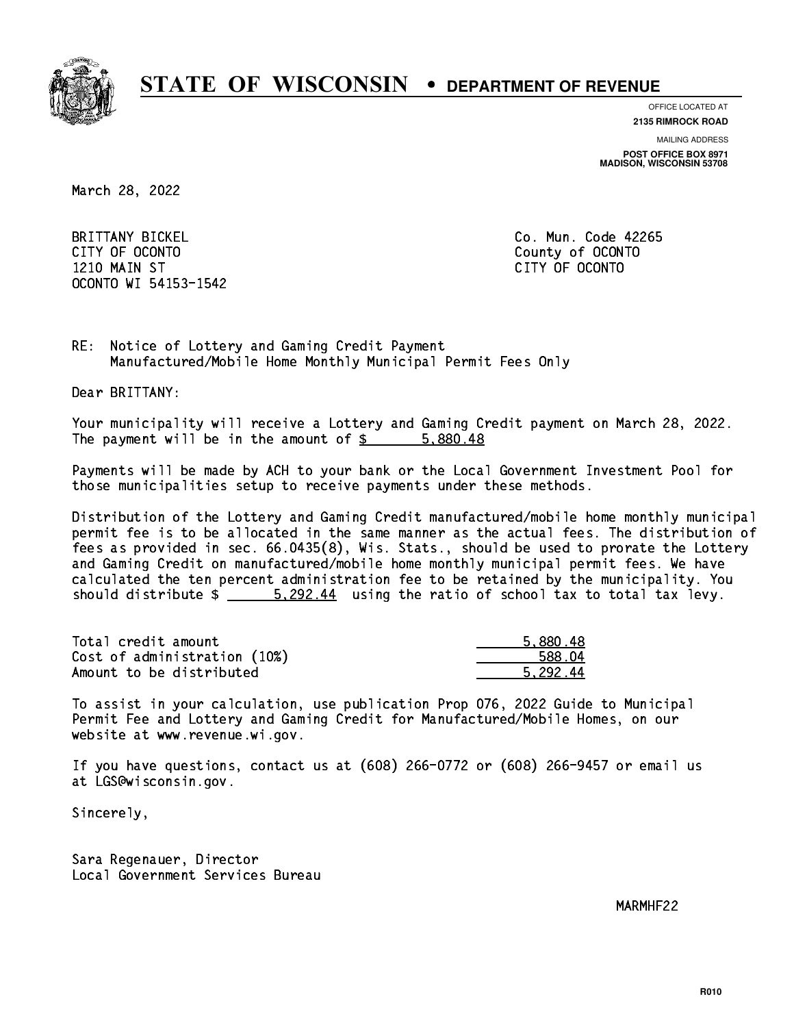# STATE OF WISCONSIN • DEPARTMENT OF REVENUE

OFFICE LOCATED AT
**2135 RIMROCK ROAD**

MAILING ADDRESS
**POST OFFICE BOX 8971**
**MADISON, WISCONSIN 53708**

March 28, 2022

BRITTANY BICKEL
CITY OF OCONTO
1210 MAIN ST
OCONTO WI 54153-1542

Co. Mun. Code 42265
County of OCONTO
CITY OF OCONTO

RE: Notice of Lottery and Gaming Credit Payment
Manufactured/Mobile Home Monthly Municipal Permit Fees Only

Dear BRITTANY:

Your municipality will receive a Lottery and Gaming Credit payment on March 28, 2022. The payment will be in the amount of $ 5,880.48

Payments will be made by ACH to your bank or the Local Government Investment Pool for those municipalities setup to receive payments under these methods.

Distribution of the Lottery and Gaming Credit manufactured/mobile home monthly municipal permit fee is to be allocated in the same manner as the actual fees. The distribution of fees as provided in sec. 66.0435(8), Wis. Stats., should be used to prorate the Lottery and Gaming Credit on manufactured/mobile home monthly municipal permit fees. We have calculated the ten percent administration fee to be retained by the municipality. You should distribute $ 5,292.44 using the ratio of school tax to total tax levy.

| | |
|---|---:|
| Total credit amount | 5,880.48 |
| Cost of administration (10%) | 588.04 |
| Amount to be distributed | 5,292.44 |

To assist in your calculation, use publication Prop 076, 2022 Guide to Municipal Permit Fee and Lottery and Gaming Credit for Manufactured/Mobile Homes, on our website at www.revenue.wi.gov.

If you have questions, contact us at (608) 266-0772 or (608) 266-9457 or email us at LGS@wisconsin.gov.

Sincerely,

Sara Regenauer, Director
Local Government Services Bureau

MARMHF22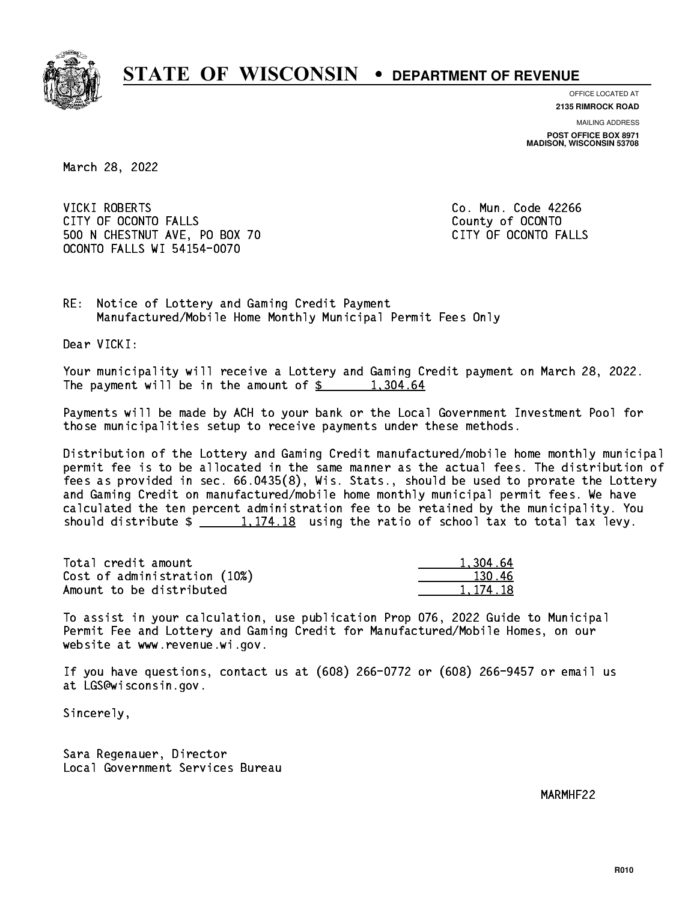# STATE OF WISCONSIN • DEPARTMENT OF REVENUE

OFFICE LOCATED AT
**2135 RIMROCK ROAD**

MAILING ADDRESS
**POST OFFICE BOX 8971**
**MADISON, WISCONSIN 53708**

March 28, 2022

VICKI ROBERTS
CITY OF OCONTO FALLS
500 N CHESTNUT AVE, PO BOX 70
OCONTO FALLS WI 54154-0070

Co. Mun. Code 42266
County of OCONTO
CITY OF OCONTO FALLS

RE: Notice of Lottery and Gaming Credit Payment
Manufactured/Mobile Home Monthly Municipal Permit Fees Only

Dear VICKI:

Your municipality will receive a Lottery and Gaming Credit payment on March 28, 2022. The payment will be in the amount of $ 1,304.64

Payments will be made by ACH to your bank or the Local Government Investment Pool for those municipalities setup to receive payments under these methods.

Distribution of the Lottery and Gaming Credit manufactured/mobile home monthly municipal permit fee is to be allocated in the same manner as the actual fees. The distribution of fees as provided in sec. 66.0435(8), Wis. Stats., should be used to prorate the Lottery and Gaming Credit on manufactured/mobile home monthly municipal permit fees. We have calculated the ten percent administration fee to be retained by the municipality. You should distribute $ 1,174.18 using the ratio of school tax to total tax levy.

| | |
|---|---|
| Total credit amount | 1,304.64 |
| Cost of administration (10%) | 130.46 |
| Amount to be distributed | 1,174.18 |

To assist in your calculation, use publication Prop 076, 2022 Guide to Municipal Permit Fee and Lottery and Gaming Credit for Manufactured/Mobile Homes, on our website at www.revenue.wi.gov.

If you have questions, contact us at (608) 266-0772 or (608) 266-9457 or email us at LGS@wisconsin.gov.

Sincerely,

Sara Regenauer, Director
Local Government Services Bureau

MARMHF22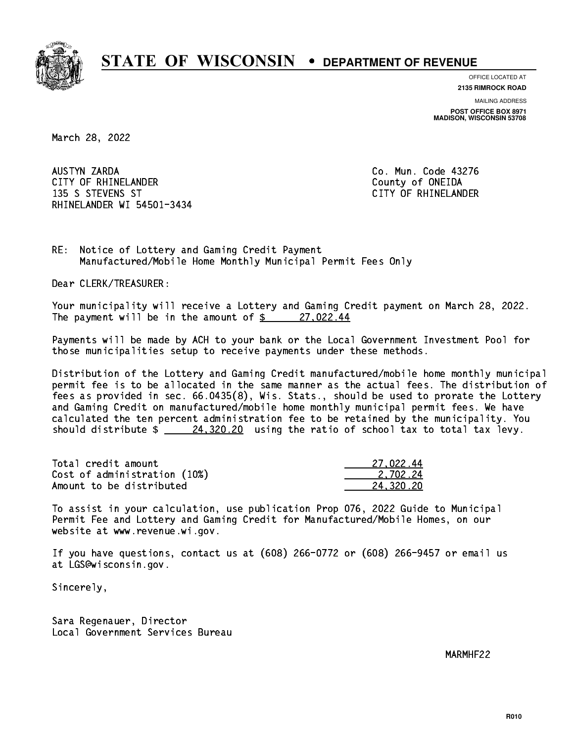# STATE OF WISCONSIN • DEPARTMENT OF REVENUE

OFFICE LOCATED AT
**2135 RIMROCK ROAD**

MAILING ADDRESS
**POST OFFICE BOX 8971**
**MADISON, WISCONSIN 53708**

March 28, 2022

AUSTYN ZARDA
CITY OF RHINELANDER
135 S STEVENS ST
RHINELANDER WI 54501-3434

Co. Mun. Code 43276
County of ONEIDA
CITY OF RHINELANDER

RE: Notice of Lottery and Gaming Credit Payment
Manufactured/Mobile Home Monthly Municipal Permit Fees Only

Dear CLERK/TREASURER:

Your municipality will receive a Lottery and Gaming Credit payment on March 28, 2022. The payment will be in the amount of $ 27,022.44

Payments will be made by ACH to your bank or the Local Government Investment Pool for those municipalities setup to receive payments under these methods.

Distribution of the Lottery and Gaming Credit manufactured/mobile home monthly municipal permit fee is to be allocated in the same manner as the actual fees. The distribution of fees as provided in sec. 66.0435(8), Wis. Stats., should be used to prorate the Lottery and Gaming Credit on manufactured/mobile home monthly municipal permit fees. We have calculated the ten percent administration fee to be retained by the municipality. You should distribute $ 24,320.20 using the ratio of school tax to total tax levy.

| | |
|---|---|
| Total credit amount | 27,022.44 |
| Cost of administration (10%) | 2,702.24 |
| Amount to be distributed | 24,320.20 |

To assist in your calculation, use publication Prop 076, 2022 Guide to Municipal Permit Fee and Lottery and Gaming Credit for Manufactured/Mobile Homes, on our website at www.revenue.wi.gov.

If you have questions, contact us at (608) 266-0772 or (608) 266-9457 or email us at LGS@wisconsin.gov.

Sincerely,

Sara Regenauer, Director
Local Government Services Bureau

MARMHF22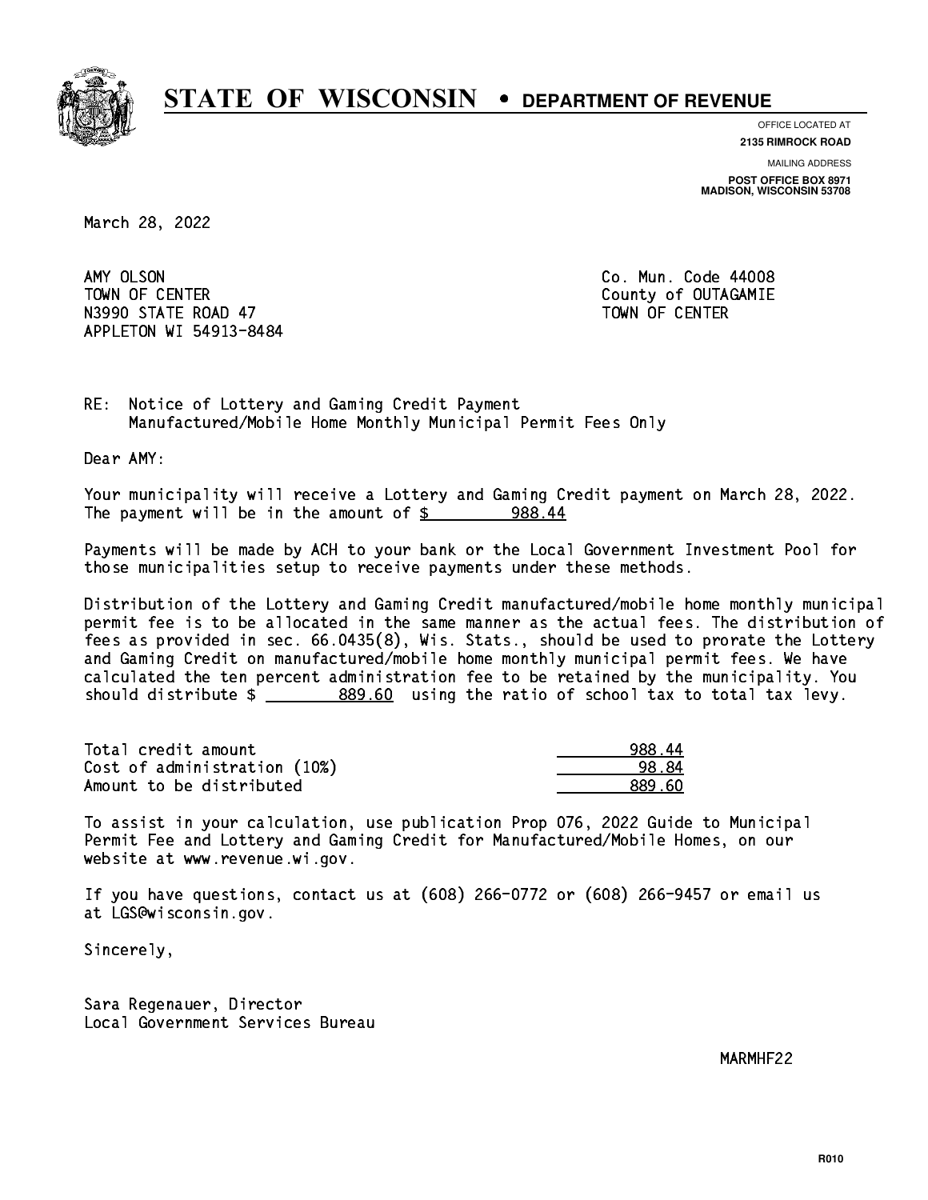# STATE OF WISCONSIN • DEPARTMENT OF REVENUE

OFFICE LOCATED AT
**2135 RIMROCK ROAD**

MAILING ADDRESS
**POST OFFICE BOX 8971**
**MADISON, WISCONSIN 53708**

March 28, 2022

AMY OLSON
TOWN OF CENTER
N3990 STATE ROAD 47
APPLETON WI 54913-8484

Co. Mun. Code 44008
County of OUTAGAMIE
TOWN OF CENTER

RE: Notice of Lottery and Gaming Credit Payment
Manufactured/Mobile Home Monthly Municipal Permit Fees Only

Dear AMY:

Your municipality will receive a Lottery and Gaming Credit payment on March 28, 2022. The payment will be in the amount of $ 988.44

Payments will be made by ACH to your bank or the Local Government Investment Pool for those municipalities setup to receive payments under these methods.

Distribution of the Lottery and Gaming Credit manufactured/mobile home monthly municipal permit fee is to be allocated in the same manner as the actual fees. The distribution of fees as provided in sec. 66.0435(8), Wis. Stats., should be used to prorate the Lottery and Gaming Credit on manufactured/mobile home monthly municipal permit fees. We have calculated the ten percent administration fee to be retained by the municipality. You should distribute $ 889.60 using the ratio of school tax to total tax levy.

| | |
|---|---|
| Total credit amount | 988.44 |
| Cost of administration (10%) | 98.84 |
| Amount to be distributed | 889.60 |

To assist in your calculation, use publication Prop 076, 2022 Guide to Municipal Permit Fee and Lottery and Gaming Credit for Manufactured/Mobile Homes, on our website at www.revenue.wi.gov.

If you have questions, contact us at (608) 266-0772 or (608) 266-9457 or email us at LGS@wisconsin.gov.

Sincerely,

Sara Regenauer, Director
Local Government Services Bureau

MARMHF22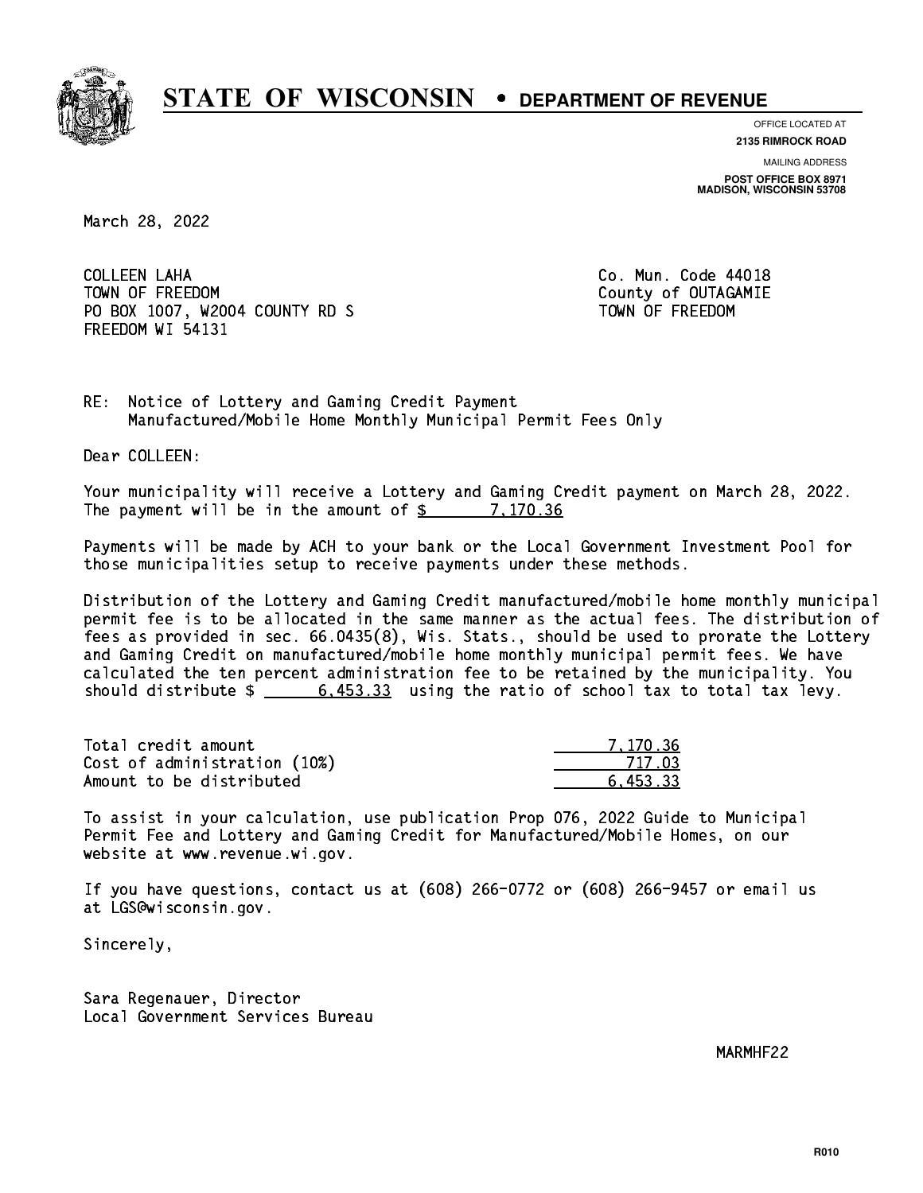# STATE OF WISCONSIN • DEPARTMENT OF REVENUE

OFFICE LOCATED AT
**2135 RIMROCK ROAD**

MAILING ADDRESS
**POST OFFICE BOX 8971**
**MADISON, WISCONSIN 53708**

March 28, 2022

COLLEEN LAHA
TOWN OF FREEDOM
PO BOX 1007, W2004 COUNTY RD S
FREEDOM WI 54131

Co. Mun. Code 44018
County of OUTAGAMIE
TOWN OF FREEDOM

RE: Notice of Lottery and Gaming Credit Payment
Manufactured/Mobile Home Monthly Municipal Permit Fees Only

Dear COLLEEN:

Your municipality will receive a Lottery and Gaming Credit payment on March 28, 2022. The payment will be in the amount of $ 7,170.36

Payments will be made by ACH to your bank or the Local Government Investment Pool for those municipalities setup to receive payments under these methods.

Distribution of the Lottery and Gaming Credit manufactured/mobile home monthly municipal permit fee is to be allocated in the same manner as the actual fees. The distribution of fees as provided in sec. 66.0435(8), Wis. Stats., should be used to prorate the Lottery and Gaming Credit on manufactured/mobile home monthly municipal permit fees. We have calculated the ten percent administration fee to be retained by the municipality. You should distribute $ 6,453.33 using the ratio of school tax to total tax levy.

| | |
|---|---|
| Total credit amount | 7,170.36 |
| Cost of administration (10%) | 717.03 |
| Amount to be distributed | 6,453.33 |

To assist in your calculation, use publication Prop 076, 2022 Guide to Municipal Permit Fee and Lottery and Gaming Credit for Manufactured/Mobile Homes, on our website at www.revenue.wi.gov.

If you have questions, contact us at (608) 266-0772 or (608) 266-9457 or email us at LGS@wisconsin.gov.

Sincerely,

Sara Regenauer, Director
Local Government Services Bureau

MARMHF22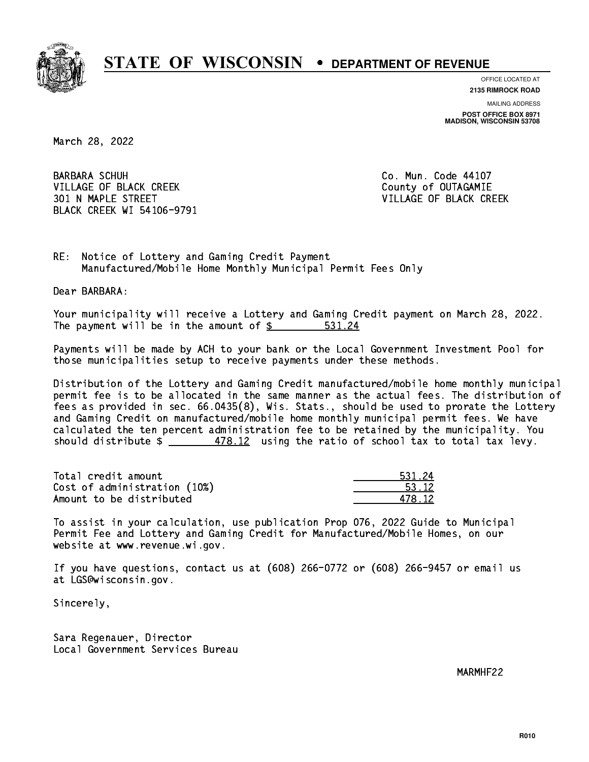# STATE OF WISCONSIN • DEPARTMENT OF REVENUE

OFFICE LOCATED AT
**2135 RIMROCK ROAD**

MAILING ADDRESS
**POST OFFICE BOX 8971**
**MADISON, WISCONSIN 53708**

March 28, 2022

BARBARA SCHUH
VILLAGE OF BLACK CREEK
301 N MAPLE STREET
BLACK CREEK WI 54106-9791

Co. Mun. Code 44107
County of OUTAGAMIE
VILLAGE OF BLACK CREEK

RE: Notice of Lottery and Gaming Credit Payment
Manufactured/Mobile Home Monthly Municipal Permit Fees Only

Dear BARBARA:

Your municipality will receive a Lottery and Gaming Credit payment on March 28, 2022. The payment will be in the amount of $ 531.24

Payments will be made by ACH to your bank or the Local Government Investment Pool for those municipalities setup to receive payments under these methods.

Distribution of the Lottery and Gaming Credit manufactured/mobile home monthly municipal permit fee is to be allocated in the same manner as the actual fees. The distribution of fees as provided in sec. 66.0435(8), Wis. Stats., should be used to prorate the Lottery and Gaming Credit on manufactured/mobile home monthly municipal permit fees. We have calculated the ten percent administration fee to be retained by the municipality. You should distribute $ 478.12 using the ratio of school tax to total tax levy.

| | |
|---|---|
| Total credit amount | 531.24 |
| Cost of administration (10%) | 53.12 |
| Amount to be distributed | 478.12 |

To assist in your calculation, use publication Prop 076, 2022 Guide to Municipal Permit Fee and Lottery and Gaming Credit for Manufactured/Mobile Homes, on our website at www.revenue.wi.gov.

If you have questions, contact us at (608) 266-0772 or (608) 266-9457 or email us at LGS@wisconsin.gov.

Sincerely,

Sara Regenauer, Director
Local Government Services Bureau

MARMHF22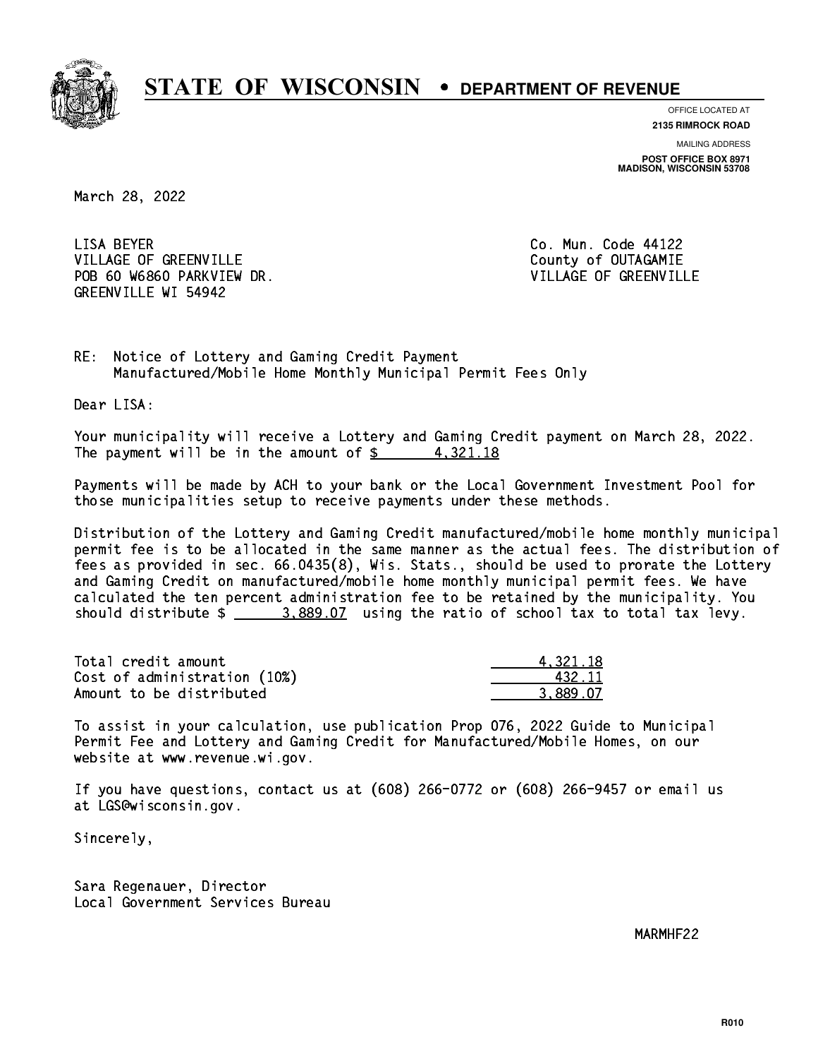# STATE OF WISCONSIN • DEPARTMENT OF REVENUE

OFFICE LOCATED AT
**2135 RIMROCK ROAD**

MAILING ADDRESS
**POST OFFICE BOX 8971**
**MADISON, WISCONSIN 53708**

March 28, 2022

LISA BEYER
VILLAGE OF GREENVILLE
POB 60 W6860 PARKVIEW DR.
GREENVILLE WI 54942

Co. Mun. Code 44122
County of OUTAGAMIE
VILLAGE OF GREENVILLE

RE: Notice of Lottery and Gaming Credit Payment
Manufactured/Mobile Home Monthly Municipal Permit Fees Only

Dear LISA:

Your municipality will receive a Lottery and Gaming Credit payment on March 28, 2022. The payment will be in the amount of $ 4,321.18

Payments will be made by ACH to your bank or the Local Government Investment Pool for those municipalities setup to receive payments under these methods.

Distribution of the Lottery and Gaming Credit manufactured/mobile home monthly municipal permit fee is to be allocated in the same manner as the actual fees. The distribution of fees as provided in sec. 66.0435(8), Wis. Stats., should be used to prorate the Lottery and Gaming Credit on manufactured/mobile home monthly municipal permit fees. We have calculated the ten percent administration fee to be retained by the municipality. You should distribute $ 3,889.07 using the ratio of school tax to total tax levy.

| | |
|---|---:|
| Total credit amount | 4,321.18 |
| Cost of administration (10%) | 432.11 |
| Amount to be distributed | 3,889.07 |

To assist in your calculation, use publication Prop 076, 2022 Guide to Municipal Permit Fee and Lottery and Gaming Credit for Manufactured/Mobile Homes, on our website at www.revenue.wi.gov.

If you have questions, contact us at (608) 266-0772 or (608) 266-9457 or email us at LGS@wisconsin.gov.

Sincerely,

Sara Regenauer, Director
Local Government Services Bureau

MARMHF22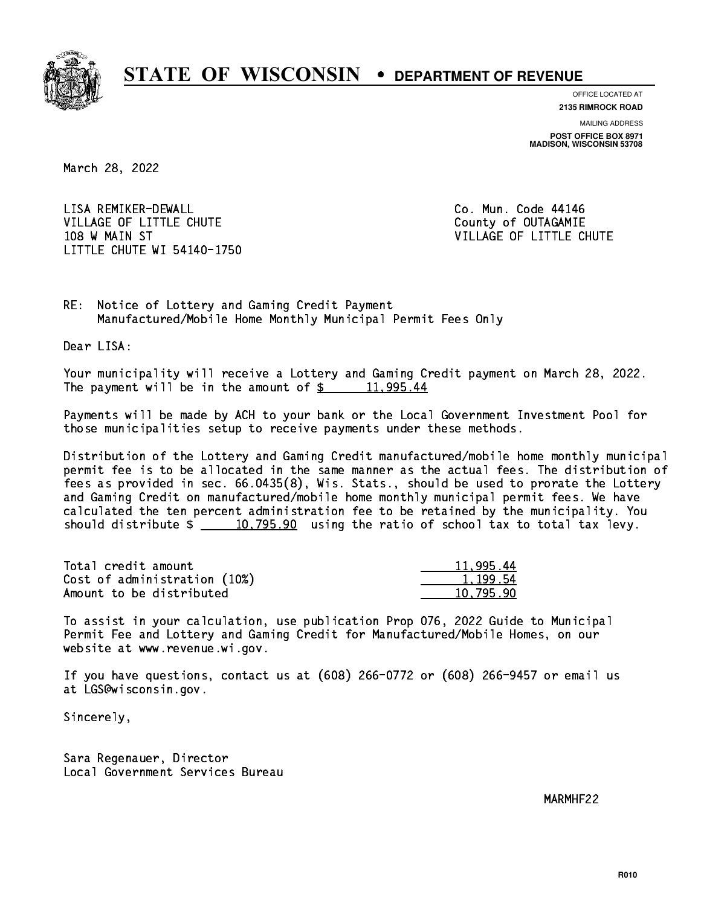# STATE OF WISCONSIN • DEPARTMENT OF REVENUE

OFFICE LOCATED AT
**2135 RIMROCK ROAD**

MAILING ADDRESS
**POST OFFICE BOX 8971**
**MADISON, WISCONSIN 53708**

March 28, 2022

LISA REMIKER-DEWALL
VILLAGE OF LITTLE CHUTE
108 W MAIN ST
LITTLE CHUTE WI 54140-1750

Co. Mun. Code 44146
County of OUTAGAMIE
VILLAGE OF LITTLE CHUTE

RE: Notice of Lottery and Gaming Credit Payment
Manufactured/Mobile Home Monthly Municipal Permit Fees Only

Dear LISA:

Your municipality will receive a Lottery and Gaming Credit payment on March 28, 2022. The payment will be in the amount of $ 11,995.44

Payments will be made by ACH to your bank or the Local Government Investment Pool for those municipalities setup to receive payments under these methods.

Distribution of the Lottery and Gaming Credit manufactured/mobile home monthly municipal permit fee is to be allocated in the same manner as the actual fees. The distribution of fees as provided in sec. 66.0435(8), Wis. Stats., should be used to prorate the Lottery and Gaming Credit on manufactured/mobile home monthly municipal permit fees. We have calculated the ten percent administration fee to be retained by the municipality. You should distribute $ 10,795.90 using the ratio of school tax to total tax levy.

| | |
|---|---|
| Total credit amount | 11,995.44 |
| Cost of administration (10%) | 1,199.54 |
| Amount to be distributed | 10,795.90 |

To assist in your calculation, use publication Prop 076, 2022 Guide to Municipal Permit Fee and Lottery and Gaming Credit for Manufactured/Mobile Homes, on our website at www.revenue.wi.gov.

If you have questions, contact us at (608) 266-0772 or (608) 266-9457 or email us at LGS@wisconsin.gov.

Sincerely,

Sara Regenauer, Director
Local Government Services Bureau

MARMHF22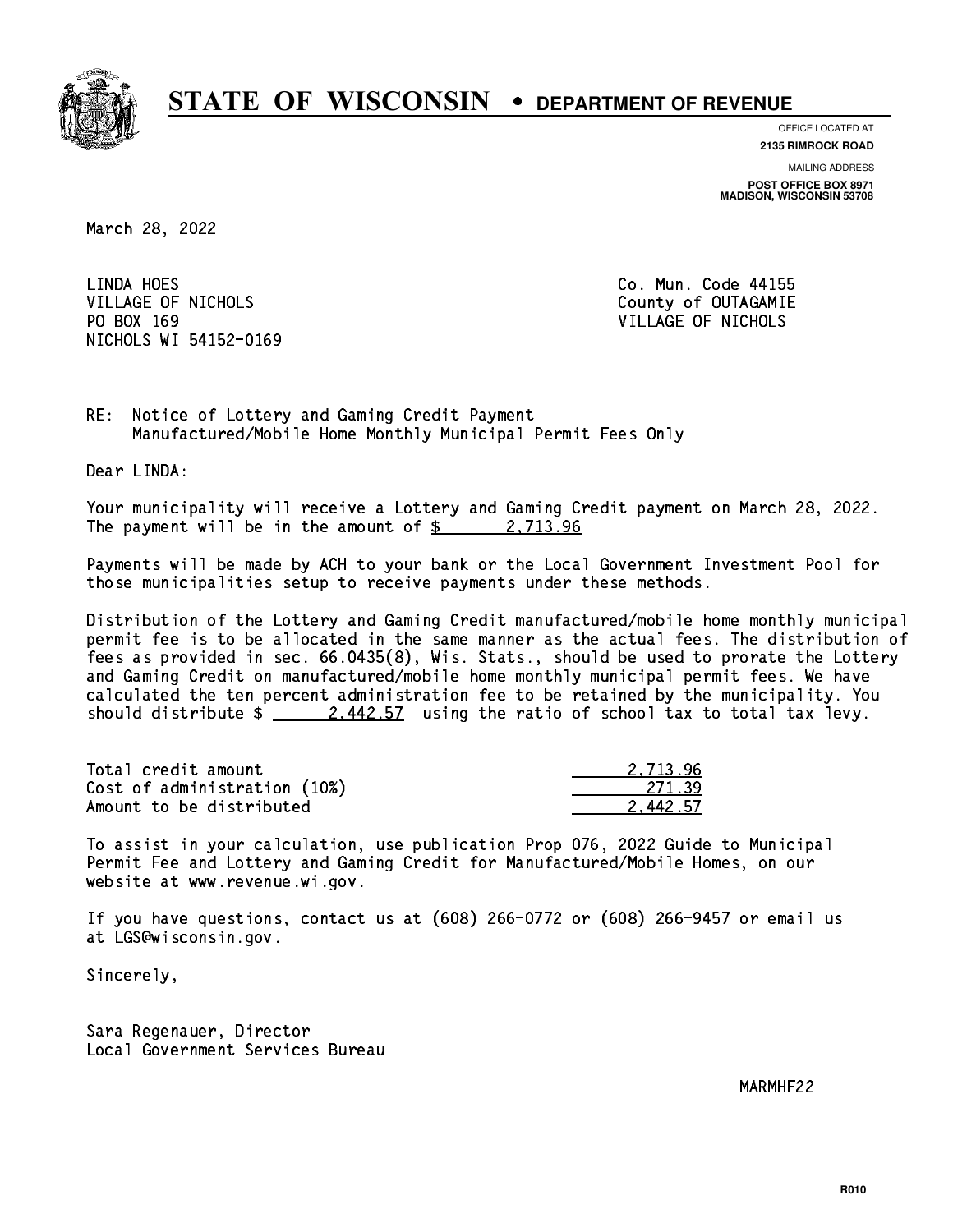# STATE OF WISCONSIN • DEPARTMENT OF REVENUE

OFFICE LOCATED AT
**2135 RIMROCK ROAD**

MAILING ADDRESS
**POST OFFICE BOX 8971**
**MADISON, WISCONSIN 53708**

March 28, 2022

LINDA HOES
VILLAGE OF NICHOLS
PO BOX 169
NICHOLS WI 54152-0169

Co. Mun. Code 44155
County of OUTAGAMIE
VILLAGE OF NICHOLS

RE: Notice of Lottery and Gaming Credit Payment
Manufactured/Mobile Home Monthly Municipal Permit Fees Only

Dear LINDA:

Your municipality will receive a Lottery and Gaming Credit payment on March 28, 2022. The payment will be in the amount of $ 2,713.96

Payments will be made by ACH to your bank or the Local Government Investment Pool for those municipalities setup to receive payments under these methods.

Distribution of the Lottery and Gaming Credit manufactured/mobile home monthly municipal permit fee is to be allocated in the same manner as the actual fees. The distribution of fees as provided in sec. 66.0435(8), Wis. Stats., should be used to prorate the Lottery and Gaming Credit on manufactured/mobile home monthly municipal permit fees. We have calculated the ten percent administration fee to be retained by the municipality. You should distribute $ 2,442.57 using the ratio of school tax to total tax levy.

| | |
|---|---|
| Total credit amount | 2,713.96 |
| Cost of administration (10%) | 271.39 |
| Amount to be distributed | 2,442.57 |

To assist in your calculation, use publication Prop 076, 2022 Guide to Municipal Permit Fee and Lottery and Gaming Credit for Manufactured/Mobile Homes, on our website at www.revenue.wi.gov.

If you have questions, contact us at (608) 266-0772 or (608) 266-9457 or email us at LGS@wisconsin.gov.

Sincerely,

Sara Regenauer, Director
Local Government Services Bureau

MARMHF22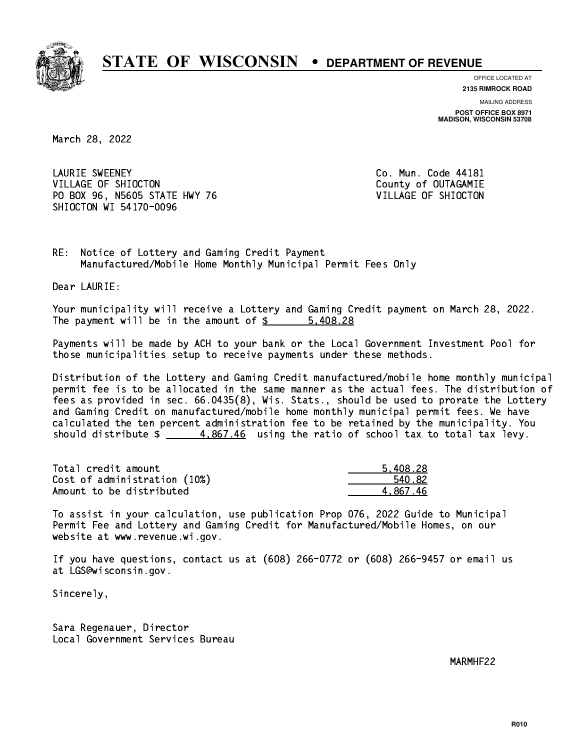# STATE OF WISCONSIN • DEPARTMENT OF REVENUE

OFFICE LOCATED AT
**2135 RIMROCK ROAD**

MAILING ADDRESS
**POST OFFICE BOX 8971**
**MADISON, WISCONSIN 53708**

March 28, 2022

LAURIE SWEENEY
VILLAGE OF SHIOCTON
PO BOX 96, N5605 STATE HWY 76
SHIOCTON WI 54170-0096

Co. Mun. Code 44181
County of OUTAGAMIE
VILLAGE OF SHIOCTON

RE: Notice of Lottery and Gaming Credit Payment
Manufactured/Mobile Home Monthly Municipal Permit Fees Only

Dear LAURIE:

Your municipality will receive a Lottery and Gaming Credit payment on March 28, 2022. The payment will be in the amount of $ 5,408.28

Payments will be made by ACH to your bank or the Local Government Investment Pool for those municipalities setup to receive payments under these methods.

Distribution of the Lottery and Gaming Credit manufactured/mobile home monthly municipal permit fee is to be allocated in the same manner as the actual fees. The distribution of fees as provided in sec. 66.0435(8), Wis. Stats., should be used to prorate the Lottery and Gaming Credit on manufactured/mobile home monthly municipal permit fees. We have calculated the ten percent administration fee to be retained by the municipality. You should distribute $ 4,867.46 using the ratio of school tax to total tax levy.

| | |
|---|---:|
| Total credit amount | 5,408.28 |
| Cost of administration (10%) | 540.82 |
| Amount to be distributed | 4,867.46 |

To assist in your calculation, use publication Prop 076, 2022 Guide to Municipal Permit Fee and Lottery and Gaming Credit for Manufactured/Mobile Homes, on our website at www.revenue.wi.gov.

If you have questions, contact us at (608) 266-0772 or (608) 266-9457 or email us at LGS@wisconsin.gov.

Sincerely,

Sara Regenauer, Director
Local Government Services Bureau

MARMHF22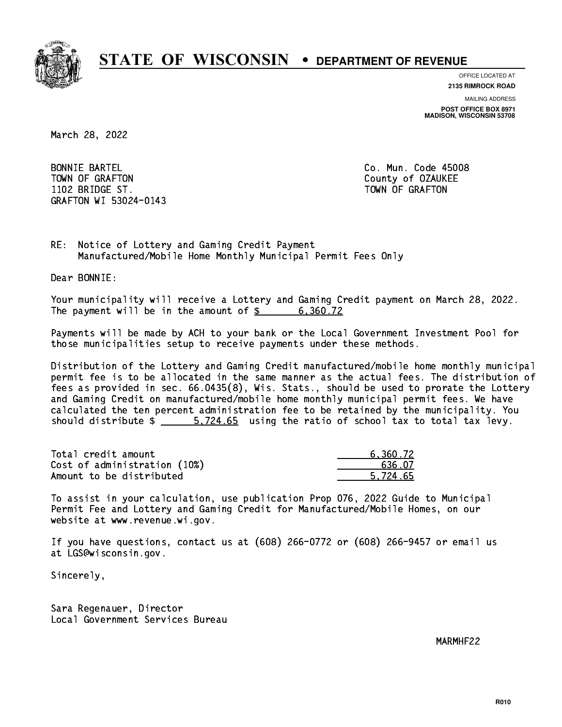# STATE OF WISCONSIN • DEPARTMENT OF REVENUE

OFFICE LOCATED AT
**2135 RIMROCK ROAD**

MAILING ADDRESS
**POST OFFICE BOX 8971**
**MADISON, WISCONSIN 53708**

March 28, 2022

BONNIE BARTEL
TOWN OF GRAFTON
1102 BRIDGE ST.
GRAFTON WI 53024-0143

Co. Mun. Code 45008
County of OZAUKEE
TOWN OF GRAFTON

RE: Notice of Lottery and Gaming Credit Payment
Manufactured/Mobile Home Monthly Municipal Permit Fees Only

Dear BONNIE:

Your municipality will receive a Lottery and Gaming Credit payment on March 28, 2022. The payment will be in the amount of $ 6,360.72

Payments will be made by ACH to your bank or the Local Government Investment Pool for those municipalities setup to receive payments under these methods.

Distribution of the Lottery and Gaming Credit manufactured/mobile home monthly municipal permit fee is to be allocated in the same manner as the actual fees. The distribution of fees as provided in sec. 66.0435(8), Wis. Stats., should be used to prorate the Lottery and Gaming Credit on manufactured/mobile home monthly municipal permit fees. We have calculated the ten percent administration fee to be retained by the municipality. You should distribute $ 5,724.65 using the ratio of school tax to total tax levy.

| | |
|---|---|
| Total credit amount | 6,360.72 |
| Cost of administration (10%) | 636.07 |
| Amount to be distributed | 5,724.65 |

To assist in your calculation, use publication Prop 076, 2022 Guide to Municipal Permit Fee and Lottery and Gaming Credit for Manufactured/Mobile Homes, on our website at www.revenue.wi.gov.

If you have questions, contact us at (608) 266-0772 or (608) 266-9457 or email us at LGS@wisconsin.gov.

Sincerely,

Sara Regenauer, Director
Local Government Services Bureau

MARMHF22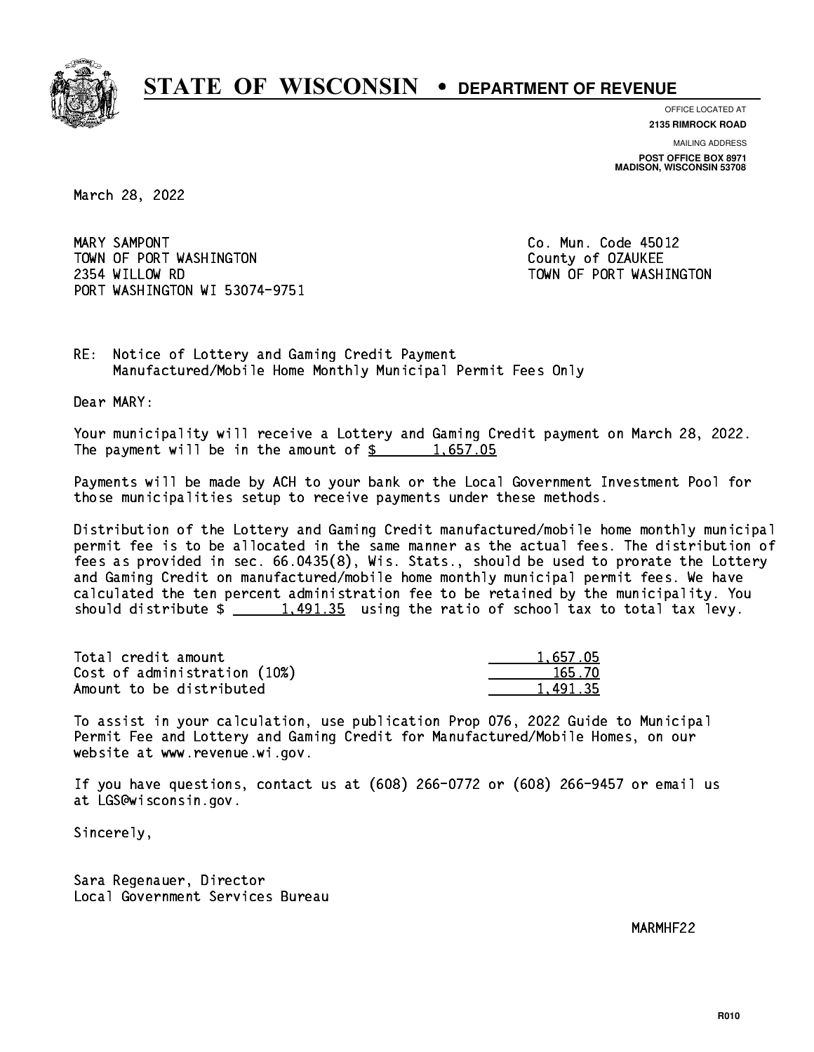# STATE OF WISCONSIN • DEPARTMENT OF REVENUE

OFFICE LOCATED AT
**2135 RIMROCK ROAD**

MAILING ADDRESS
**POST OFFICE BOX 8971**
**MADISON, WISCONSIN 53708**

March 28, 2022

MARY SAMPONT
TOWN OF PORT WASHINGTON
2354 WILLOW RD
PORT WASHINGTON WI 53074-9751

Co. Mun. Code 45012
County of OZAUKEE
TOWN OF PORT WASHINGTON

RE: Notice of Lottery and Gaming Credit Payment
Manufactured/Mobile Home Monthly Municipal Permit Fees Only

Dear MARY:

Your municipality will receive a Lottery and Gaming Credit payment on March 28, 2022. The payment will be in the amount of $ 1,657.05

Payments will be made by ACH to your bank or the Local Government Investment Pool for those municipalities setup to receive payments under these methods.

Distribution of the Lottery and Gaming Credit manufactured/mobile home monthly municipal permit fee is to be allocated in the same manner as the actual fees. The distribution of fees as provided in sec. 66.0435(8), Wis. Stats., should be used to prorate the Lottery and Gaming Credit on manufactured/mobile home monthly municipal permit fees. We have calculated the ten percent administration fee to be retained by the municipality. You should distribute $ 1,491.35 using the ratio of school tax to total tax levy.

| | |
|---|---|
| Total credit amount | 1,657.05 |
| Cost of administration (10%) | 165.70 |
| Amount to be distributed | 1,491.35 |

To assist in your calculation, use publication Prop 076, 2022 Guide to Municipal Permit Fee and Lottery and Gaming Credit for Manufactured/Mobile Homes, on our website at www.revenue.wi.gov.

If you have questions, contact us at (608) 266-0772 or (608) 266-9457 or email us at LGS@wisconsin.gov.

Sincerely,

Sara Regenauer, Director
Local Government Services Bureau

MARMHF22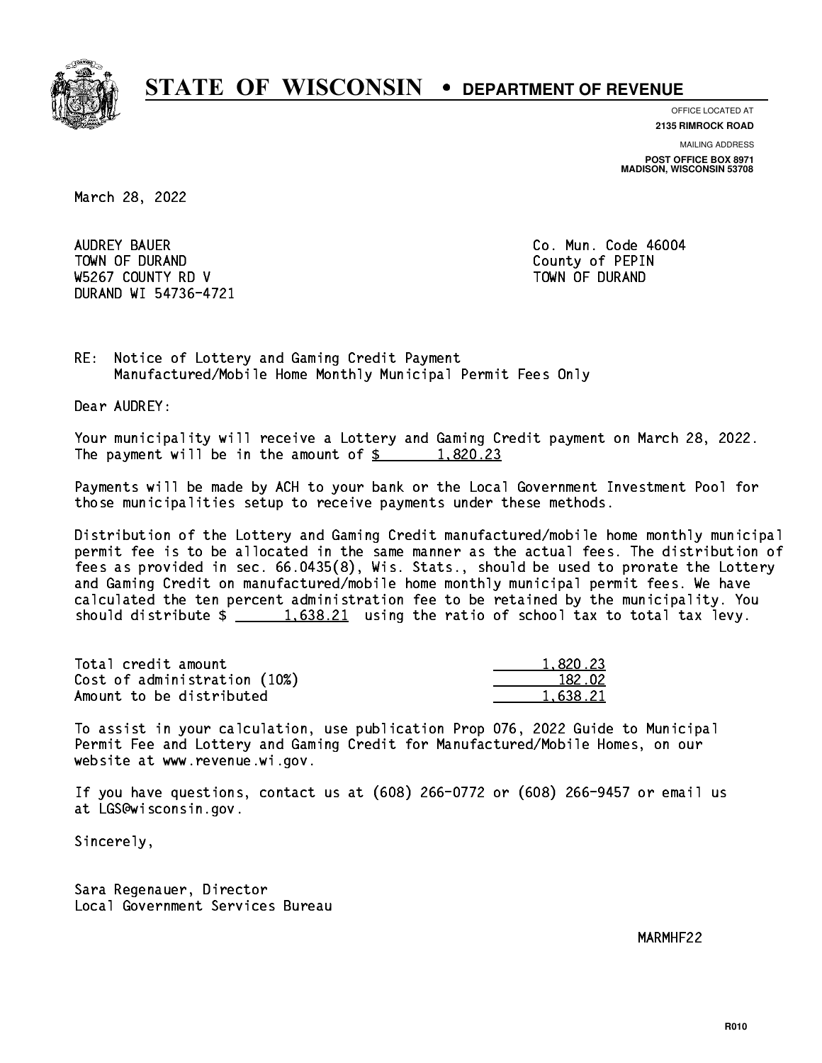# STATE OF WISCONSIN • DEPARTMENT OF REVENUE

OFFICE LOCATED AT
**2135 RIMROCK ROAD**

MAILING ADDRESS
**POST OFFICE BOX 8971**
**MADISON, WISCONSIN 53708**

March 28, 2022

AUDREY BAUER
TOWN OF DURAND
W5267 COUNTY RD V
DURAND WI 54736-4721

Co. Mun. Code 46004
County of PEPIN
TOWN OF DURAND

RE: Notice of Lottery and Gaming Credit Payment
Manufactured/Mobile Home Monthly Municipal Permit Fees Only

Dear AUDREY:

Your municipality will receive a Lottery and Gaming Credit payment on March 28, 2022. The payment will be in the amount of $ 1,820.23

Payments will be made by ACH to your bank or the Local Government Investment Pool for those municipalities setup to receive payments under these methods.

Distribution of the Lottery and Gaming Credit manufactured/mobile home monthly municipal permit fee is to be allocated in the same manner as the actual fees. The distribution of fees as provided in sec. 66.0435(8), Wis. Stats., should be used to prorate the Lottery and Gaming Credit on manufactured/mobile home monthly municipal permit fees. We have calculated the ten percent administration fee to be retained by the municipality. You should distribute $ 1,638.21 using the ratio of school tax to total tax levy.

| | |
|---|---:|
| Total credit amount | 1,820.23 |
| Cost of administration (10%) | 182.02 |
| Amount to be distributed | 1,638.21 |

To assist in your calculation, use publication Prop 076, 2022 Guide to Municipal Permit Fee and Lottery and Gaming Credit for Manufactured/Mobile Homes, on our website at www.revenue.wi.gov.

If you have questions, contact us at (608) 266-0772 or (608) 266-9457 or email us at LGS@wisconsin.gov.

Sincerely,

Sara Regenauer, Director
Local Government Services Bureau

MARMHF22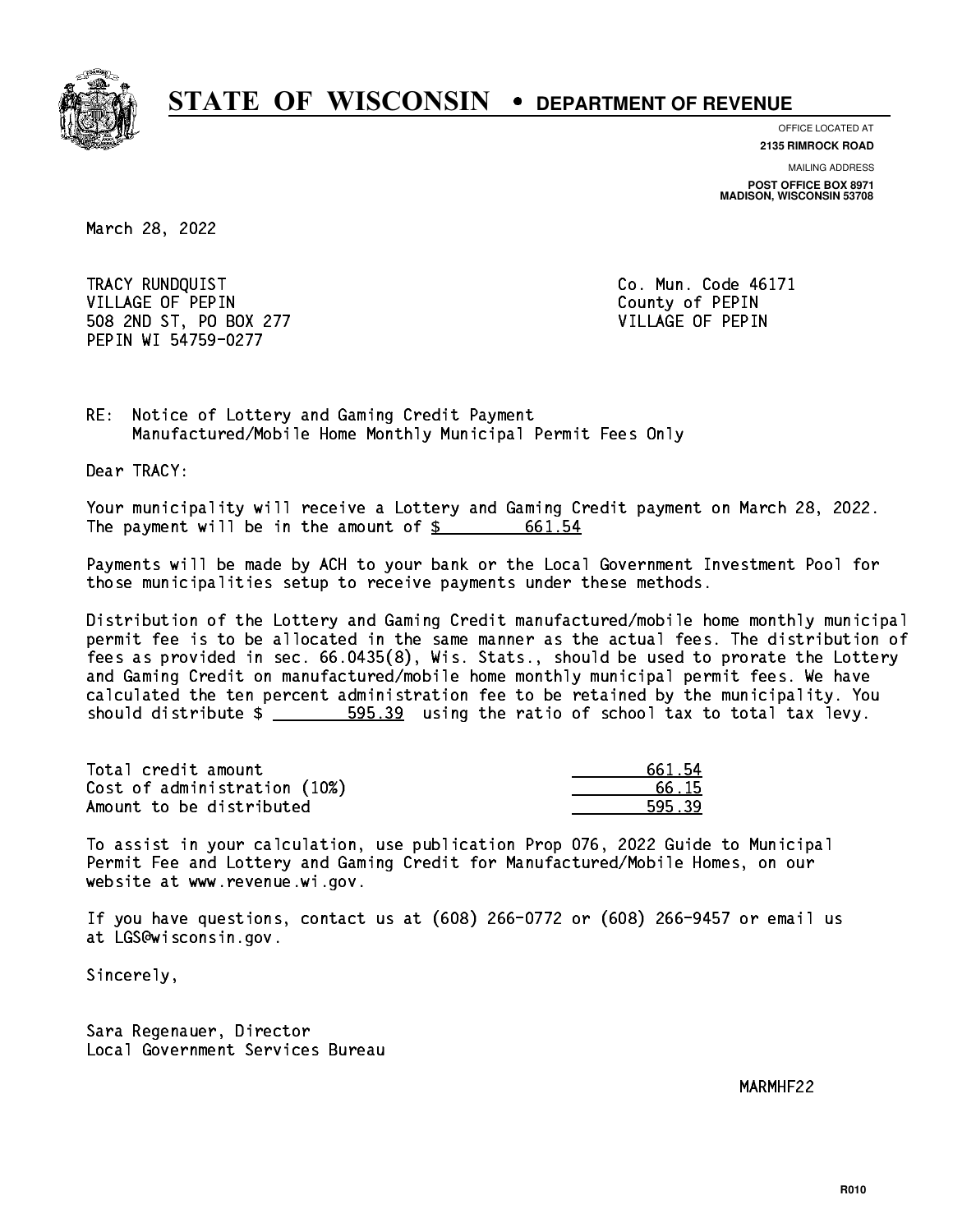# STATE OF WISCONSIN • DEPARTMENT OF REVENUE

OFFICE LOCATED AT
**2135 RIMROCK ROAD**

MAILING ADDRESS
**POST OFFICE BOX 8971**
**MADISON, WISCONSIN 53708**

March 28, 2022

TRACY RUNDQUIST
VILLAGE OF PEPIN
508 2ND ST, PO BOX 277
PEPIN WI 54759-0277

Co. Mun. Code 46171
County of PEPIN
VILLAGE OF PEPIN

RE: Notice of Lottery and Gaming Credit Payment
Manufactured/Mobile Home Monthly Municipal Permit Fees Only

Dear TRACY:

Your municipality will receive a Lottery and Gaming Credit payment on March 28, 2022. The payment will be in the amount of $ 661.54

Payments will be made by ACH to your bank or the Local Government Investment Pool for those municipalities setup to receive payments under these methods.

Distribution of the Lottery and Gaming Credit manufactured/mobile home monthly municipal permit fee is to be allocated in the same manner as the actual fees. The distribution of fees as provided in sec. 66.0435(8), Wis. Stats., should be used to prorate the Lottery and Gaming Credit on manufactured/mobile home monthly municipal permit fees. We have calculated the ten percent administration fee to be retained by the municipality. You should distribute $ 595.39 using the ratio of school tax to total tax levy.

| | |
|---|---|
| Total credit amount | 661.54 |
| Cost of administration (10%) | 66.15 |
| Amount to be distributed | 595.39 |

To assist in your calculation, use publication Prop 076, 2022 Guide to Municipal Permit Fee and Lottery and Gaming Credit for Manufactured/Mobile Homes, on our website at www.revenue.wi.gov.

If you have questions, contact us at (608) 266-0772 or (608) 266-9457 or email us at LGS@wisconsin.gov.

Sincerely,

Sara Regenauer, Director
Local Government Services Bureau

MARMHF22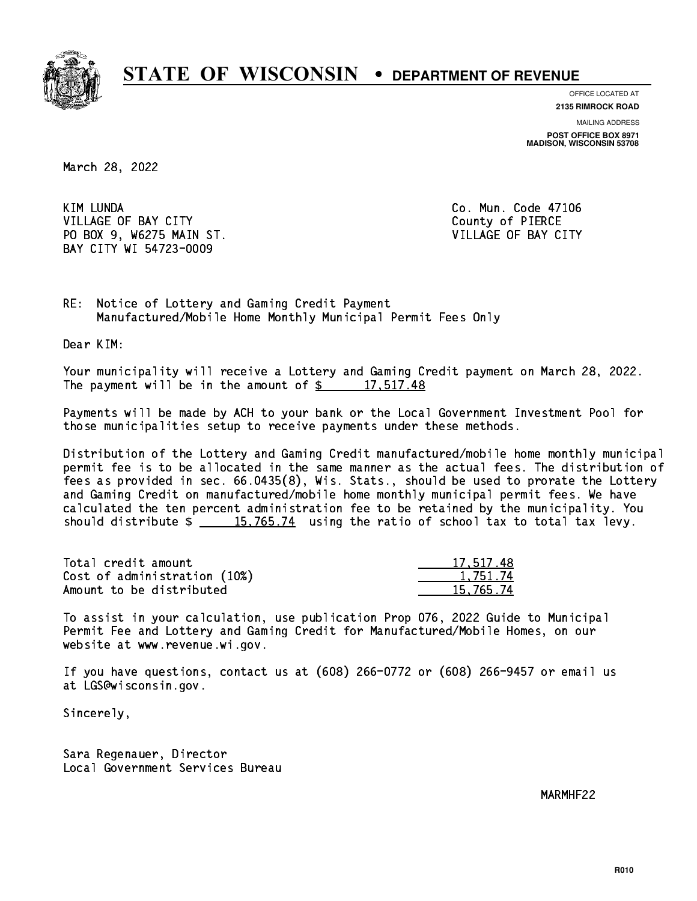# STATE OF WISCONSIN • DEPARTMENT OF REVENUE

OFFICE LOCATED AT
**2135 RIMROCK ROAD**

MAILING ADDRESS
**POST OFFICE BOX 8971**
**MADISON, WISCONSIN 53708**

March 28, 2022

KIM LUNDA
VILLAGE OF BAY CITY
PO BOX 9, W6275 MAIN ST.
BAY CITY WI 54723-0009

Co. Mun. Code 47106
County of PIERCE
VILLAGE OF BAY CITY

RE: Notice of Lottery and Gaming Credit Payment
Manufactured/Mobile Home Monthly Municipal Permit Fees Only

Dear KIM:

Your municipality will receive a Lottery and Gaming Credit payment on March 28, 2022. The payment will be in the amount of $ 17,517.48

Payments will be made by ACH to your bank or the Local Government Investment Pool for those municipalities setup to receive payments under these methods.

Distribution of the Lottery and Gaming Credit manufactured/mobile home monthly municipal permit fee is to be allocated in the same manner as the actual fees. The distribution of fees as provided in sec. 66.0435(8), Wis. Stats., should be used to prorate the Lottery and Gaming Credit on manufactured/mobile home monthly municipal permit fees. We have calculated the ten percent administration fee to be retained by the municipality. You should distribute $ 15,765.74 using the ratio of school tax to total tax levy.

| | |
|---|---|
| Total credit amount | 17,517.48 |
| Cost of administration (10%) | 1,751.74 |
| Amount to be distributed | 15,765.74 |

To assist in your calculation, use publication Prop 076, 2022 Guide to Municipal Permit Fee and Lottery and Gaming Credit for Manufactured/Mobile Homes, on our website at www.revenue.wi.gov.

If you have questions, contact us at (608) 266-0772 or (608) 266-9457 or email us at LGS@wisconsin.gov.

Sincerely,

Sara Regenauer, Director
Local Government Services Bureau

MARMHF22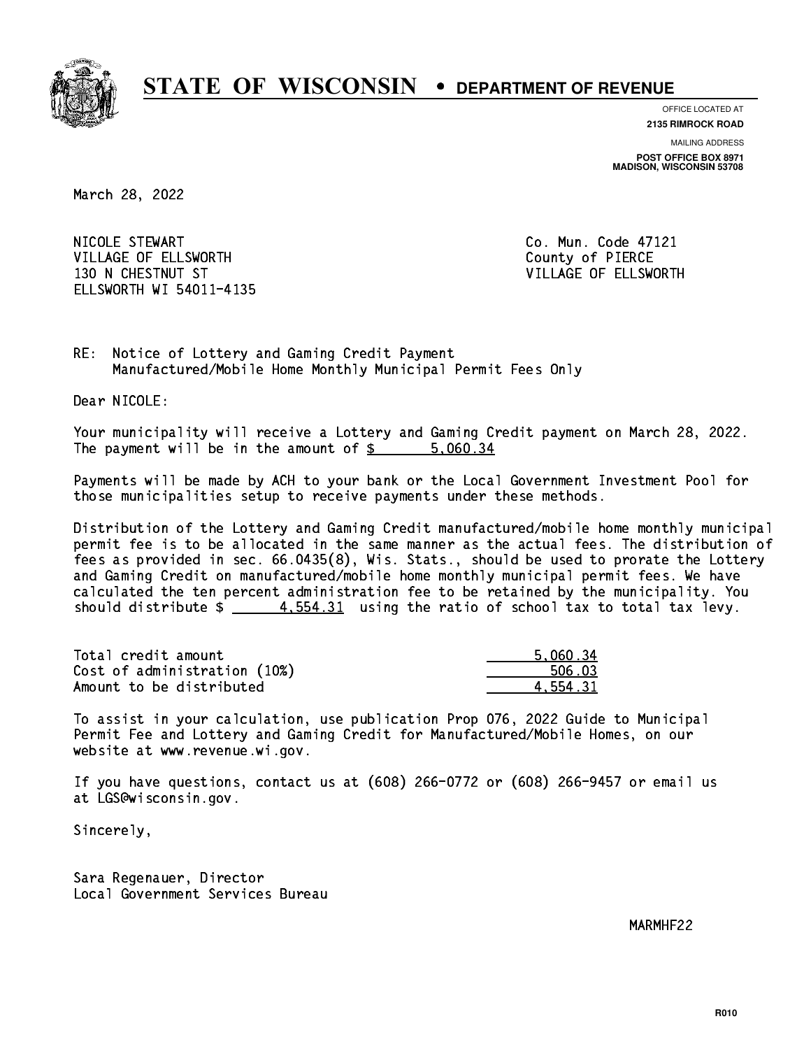# STATE OF WISCONSIN • DEPARTMENT OF REVENUE

OFFICE LOCATED AT
**2135 RIMROCK ROAD**

MAILING ADDRESS
**POST OFFICE BOX 8971**
**MADISON, WISCONSIN 53708**

March 28, 2022

NICOLE STEWART
VILLAGE OF ELLSWORTH
130 N CHESTNUT ST
ELLSWORTH WI 54011-4135

Co. Mun. Code 47121
County of PIERCE
VILLAGE OF ELLSWORTH

RE: Notice of Lottery and Gaming Credit Payment
Manufactured/Mobile Home Monthly Municipal Permit Fees Only

Dear NICOLE:

Your municipality will receive a Lottery and Gaming Credit payment on March 28, 2022. The payment will be in the amount of $ 5,060.34

Payments will be made by ACH to your bank or the Local Government Investment Pool for those municipalities setup to receive payments under these methods.

Distribution of the Lottery and Gaming Credit manufactured/mobile home monthly municipal permit fee is to be allocated in the same manner as the actual fees. The distribution of fees as provided in sec. 66.0435(8), Wis. Stats., should be used to prorate the Lottery and Gaming Credit on manufactured/mobile home monthly municipal permit fees. We have calculated the ten percent administration fee to be retained by the municipality. You should distribute $ 4,554.31 using the ratio of school tax to total tax levy.

| | |
|---|---|
| Total credit amount | 5,060.34 |
| Cost of administration (10%) | 506.03 |
| Amount to be distributed | 4,554.31 |

To assist in your calculation, use publication Prop 076, 2022 Guide to Municipal Permit Fee and Lottery and Gaming Credit for Manufactured/Mobile Homes, on our website at www.revenue.wi.gov.

If you have questions, contact us at (608) 266-0772 or (608) 266-9457 or email us at LGS@wisconsin.gov.

Sincerely,

Sara Regenauer, Director
Local Government Services Bureau

MARMHF22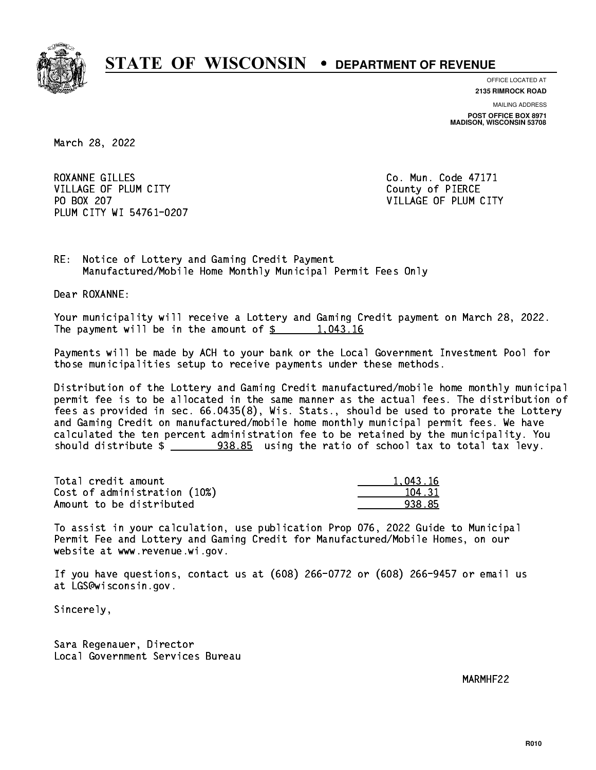# STATE OF WISCONSIN • DEPARTMENT OF REVENUE

OFFICE LOCATED AT
**2135 RIMROCK ROAD**

MAILING ADDRESS
**POST OFFICE BOX 8971**
**MADISON, WISCONSIN 53708**

March 28, 2022

ROXANNE GILLES
VILLAGE OF PLUM CITY
PO BOX 207
PLUM CITY WI 54761-0207

Co. Mun. Code 47171
County of PIERCE
VILLAGE OF PLUM CITY

RE: Notice of Lottery and Gaming Credit Payment
Manufactured/Mobile Home Monthly Municipal Permit Fees Only

Dear ROXANNE:

Your municipality will receive a Lottery and Gaming Credit payment on March 28, 2022. The payment will be in the amount of $ 1,043.16

Payments will be made by ACH to your bank or the Local Government Investment Pool for those municipalities setup to receive payments under these methods.

Distribution of the Lottery and Gaming Credit manufactured/mobile home monthly municipal permit fee is to be allocated in the same manner as the actual fees. The distribution of fees as provided in sec. 66.0435(8), Wis. Stats., should be used to prorate the Lottery and Gaming Credit on manufactured/mobile home monthly municipal permit fees. We have calculated the ten percent administration fee to be retained by the municipality. You should distribute $ 938.85 using the ratio of school tax to total tax levy.

| | |
|---|---|
| Total credit amount | 1,043.16 |
| Cost of administration (10%) | 104.31 |
| Amount to be distributed | 938.85 |

To assist in your calculation, use publication Prop 076, 2022 Guide to Municipal Permit Fee and Lottery and Gaming Credit for Manufactured/Mobile Homes, on our website at www.revenue.wi.gov.

If you have questions, contact us at (608) 266-0772 or (608) 266-9457 or email us at LGS@wisconsin.gov.

Sincerely,

Sara Regenauer, Director
Local Government Services Bureau

MARMHF22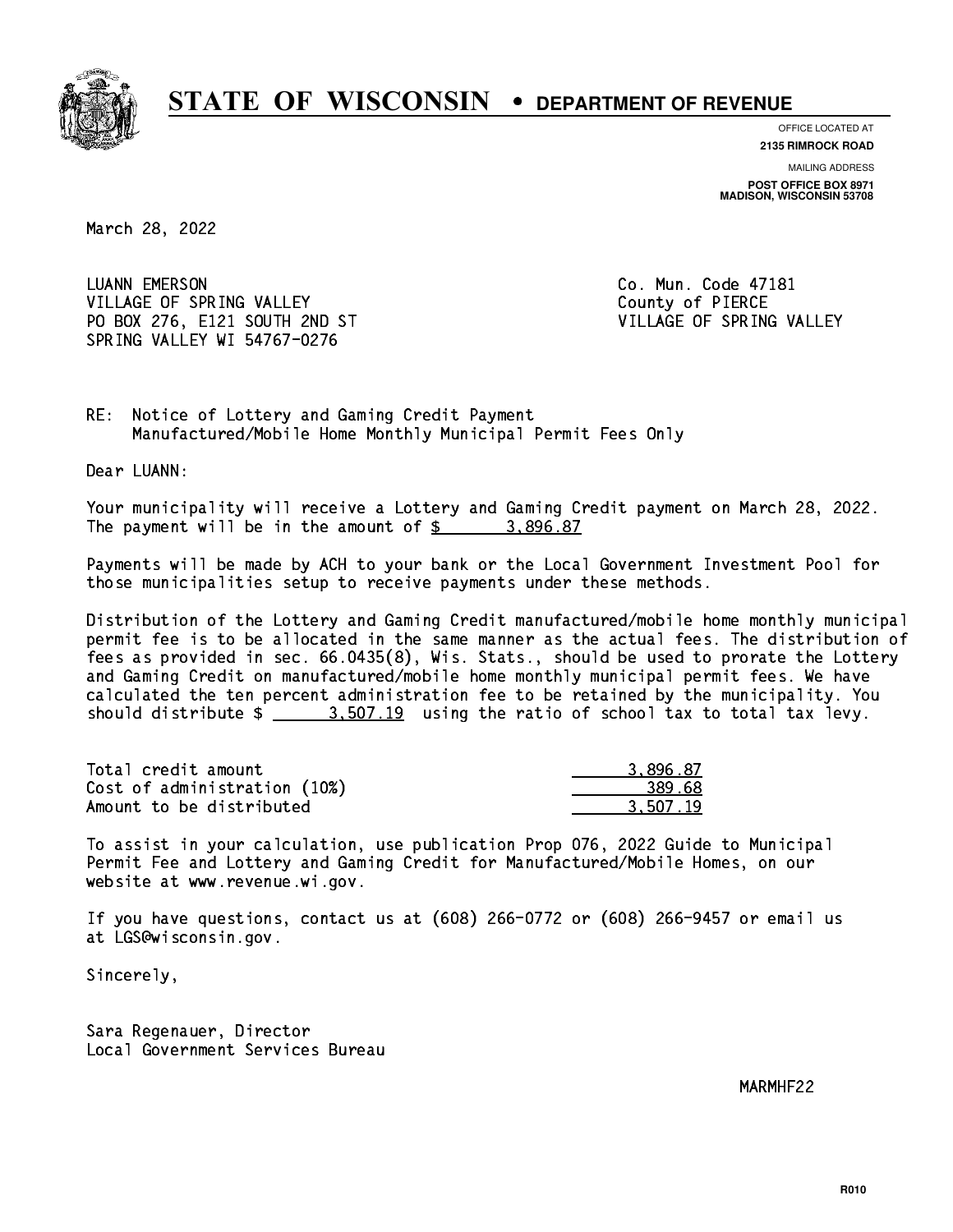# STATE OF WISCONSIN • DEPARTMENT OF REVENUE

OFFICE LOCATED AT
**2135 RIMROCK ROAD**

MAILING ADDRESS
**POST OFFICE BOX 8971**
**MADISON, WISCONSIN 53708**

March 28, 2022

LUANN EMERSON
VILLAGE OF SPRING VALLEY
PO BOX 276, E121 SOUTH 2ND ST
SPRING VALLEY WI 54767-0276

Co. Mun. Code 47181
County of PIERCE
VILLAGE OF SPRING VALLEY

RE: Notice of Lottery and Gaming Credit Payment
Manufactured/Mobile Home Monthly Municipal Permit Fees Only

Dear LUANN:

Your municipality will receive a Lottery and Gaming Credit payment on March 28, 2022. The payment will be in the amount of $ 3,896.87

Payments will be made by ACH to your bank or the Local Government Investment Pool for those municipalities setup to receive payments under these methods.

Distribution of the Lottery and Gaming Credit manufactured/mobile home monthly municipal permit fee is to be allocated in the same manner as the actual fees. The distribution of fees as provided in sec. 66.0435(8), Wis. Stats., should be used to prorate the Lottery and Gaming Credit on manufactured/mobile home monthly municipal permit fees. We have calculated the ten percent administration fee to be retained by the municipality. You should distribute $ 3,507.19 using the ratio of school tax to total tax levy.

| | |
|---|---|
| Total credit amount | 3,896.87 |
| Cost of administration (10%) | 389.68 |
| Amount to be distributed | 3,507.19 |

To assist in your calculation, use publication Prop 076, 2022 Guide to Municipal Permit Fee and Lottery and Gaming Credit for Manufactured/Mobile Homes, on our website at www.revenue.wi.gov.

If you have questions, contact us at (608) 266-0772 or (608) 266-9457 or email us at LGS@wisconsin.gov.

Sincerely,

Sara Regenauer, Director
Local Government Services Bureau

MARMHF22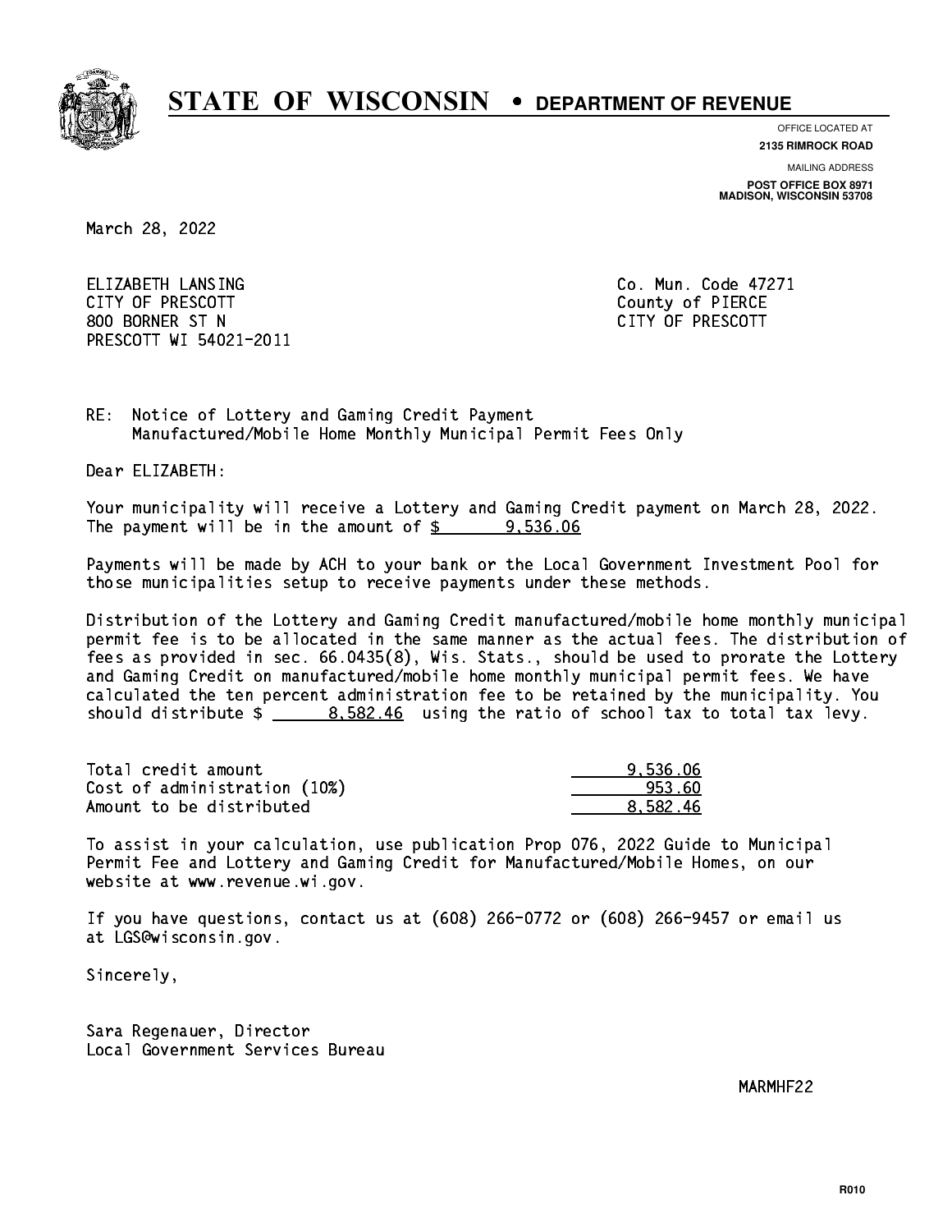# STATE OF WISCONSIN • DEPARTMENT OF REVENUE

OFFICE LOCATED AT
**2135 RIMROCK ROAD**

MAILING ADDRESS
**POST OFFICE BOX 8971**
**MADISON, WISCONSIN 53708**

March 28, 2022

ELIZABETH LANSING
CITY OF PRESCOTT
800 BORNER ST N
PRESCOTT WI 54021-2011

Co. Mun. Code 47271
County of PIERCE
CITY OF PRESCOTT

RE: Notice of Lottery and Gaming Credit Payment
Manufactured/Mobile Home Monthly Municipal Permit Fees Only

Dear ELIZABETH:

Your municipality will receive a Lottery and Gaming Credit payment on March 28, 2022. The payment will be in the amount of $ 9,536.06

Payments will be made by ACH to your bank or the Local Government Investment Pool for those municipalities setup to receive payments under these methods.

Distribution of the Lottery and Gaming Credit manufactured/mobile home monthly municipal permit fee is to be allocated in the same manner as the actual fees. The distribution of fees as provided in sec. 66.0435(8), Wis. Stats., should be used to prorate the Lottery and Gaming Credit on manufactured/mobile home monthly municipal permit fees. We have calculated the ten percent administration fee to be retained by the municipality. You should distribute $ 8,582.46 using the ratio of school tax to total tax levy.

| | |
|---|---|
| Total credit amount | 9,536.06 |
| Cost of administration (10%) | 953.60 |
| Amount to be distributed | 8,582.46 |

To assist in your calculation, use publication Prop 076, 2022 Guide to Municipal Permit Fee and Lottery and Gaming Credit for Manufactured/Mobile Homes, on our website at www.revenue.wi.gov.

If you have questions, contact us at (608) 266-0772 or (608) 266-9457 or email us at LGS@wisconsin.gov.

Sincerely,

Sara Regenauer, Director
Local Government Services Bureau

MARMHF22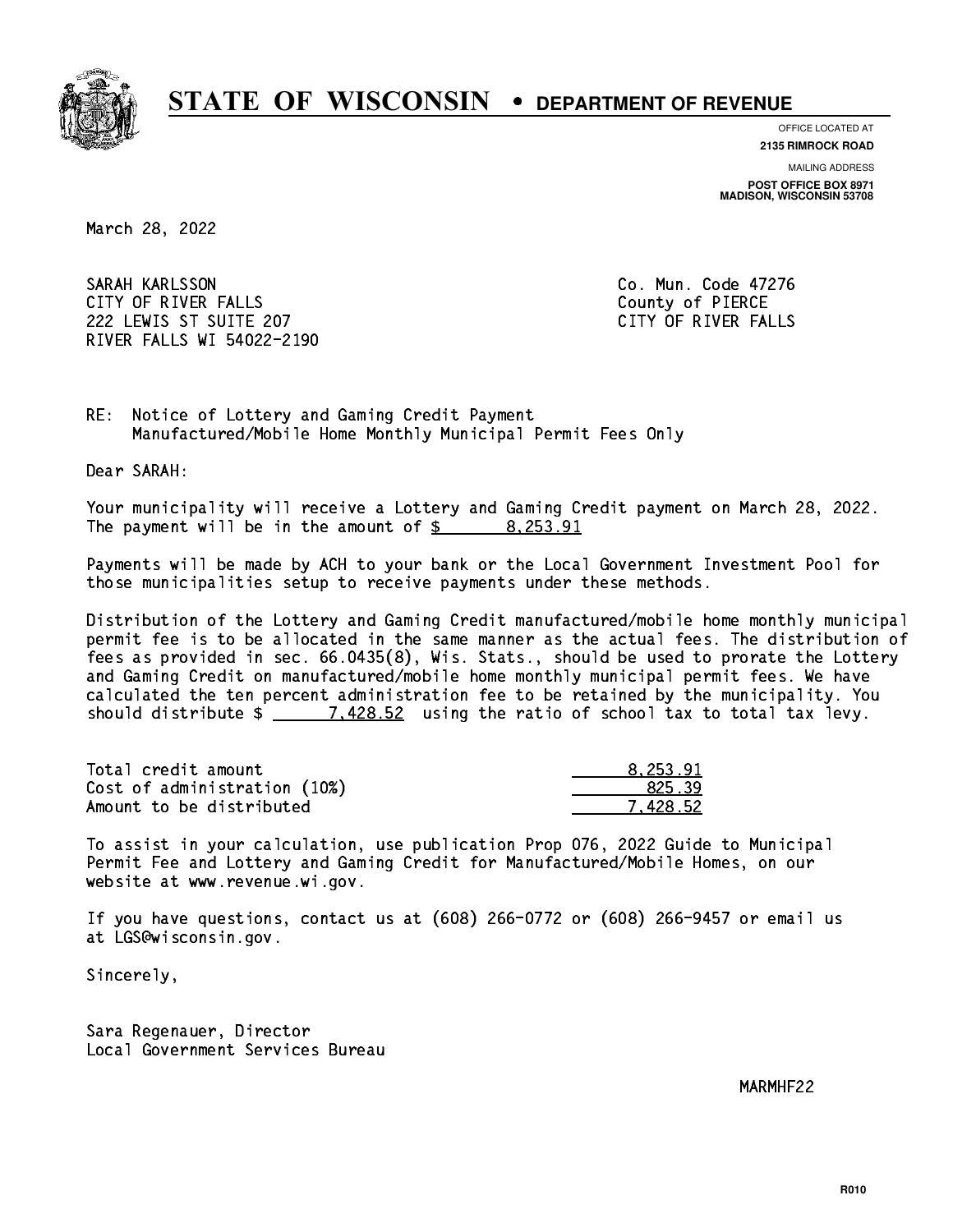# STATE OF WISCONSIN • DEPARTMENT OF REVENUE

OFFICE LOCATED AT
**2135 RIMROCK ROAD**

MAILING ADDRESS
**POST OFFICE BOX 8971**
**MADISON, WISCONSIN 53708**

March 28, 2022

SARAH KARLSSON
CITY OF RIVER FALLS
222 LEWIS ST SUITE 207
RIVER FALLS WI 54022-2190

Co. Mun. Code 47276
County of PIERCE
CITY OF RIVER FALLS

RE: Notice of Lottery and Gaming Credit Payment
Manufactured/Mobile Home Monthly Municipal Permit Fees Only

Dear SARAH:

Your municipality will receive a Lottery and Gaming Credit payment on March 28, 2022. The payment will be in the amount of $ 8,253.91

Payments will be made by ACH to your bank or the Local Government Investment Pool for those municipalities setup to receive payments under these methods.

Distribution of the Lottery and Gaming Credit manufactured/mobile home monthly municipal permit fee is to be allocated in the same manner as the actual fees. The distribution of fees as provided in sec. 66.0435(8), Wis. Stats., should be used to prorate the Lottery and Gaming Credit on manufactured/mobile home monthly municipal permit fees. We have calculated the ten percent administration fee to be retained by the municipality. You should distribute $ 7,428.52 using the ratio of school tax to total tax levy.

| | |
|---|---|
| Total credit amount | 8,253.91 |
| Cost of administration (10%) | 825.39 |
| Amount to be distributed | 7,428.52 |

To assist in your calculation, use publication Prop 076, 2022 Guide to Municipal Permit Fee and Lottery and Gaming Credit for Manufactured/Mobile Homes, on our website at www.revenue.wi.gov.

If you have questions, contact us at (608) 266-0772 or (608) 266-9457 or email us at LGS@wisconsin.gov.

Sincerely,

Sara Regenauer, Director
Local Government Services Bureau

MARMHF22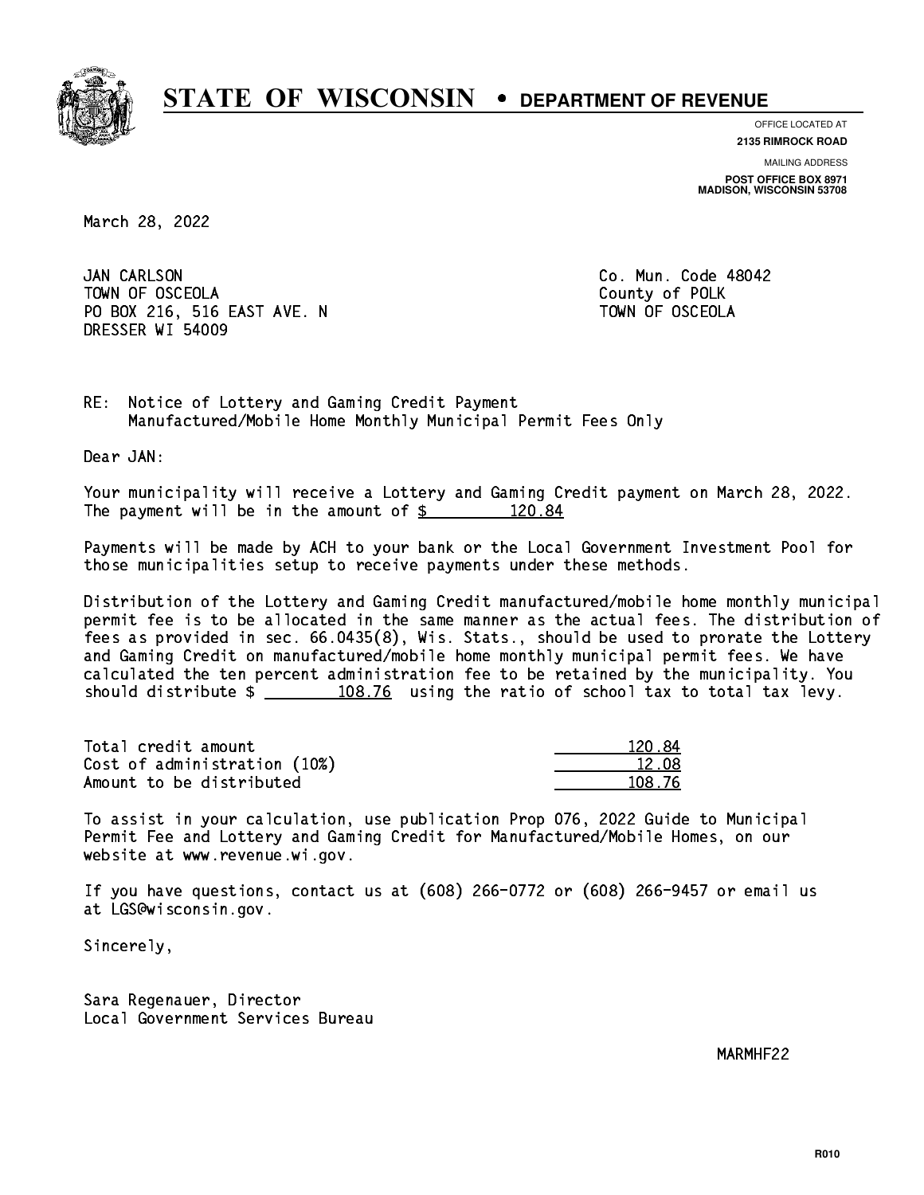# STATE OF WISCONSIN • DEPARTMENT OF REVENUE

OFFICE LOCATED AT
**2135 RIMROCK ROAD**

MAILING ADDRESS
**POST OFFICE BOX 8971**
**MADISON, WISCONSIN 53708**

March 28, 2022

JAN CARLSON
TOWN OF OSCEOLA
PO BOX 216, 516 EAST AVE. N
DRESSER WI 54009

Co. Mun. Code 48042
County of POLK
TOWN OF OSCEOLA

RE: Notice of Lottery and Gaming Credit Payment
Manufactured/Mobile Home Monthly Municipal Permit Fees Only

Dear JAN:

Your municipality will receive a Lottery and Gaming Credit payment on March 28, 2022. The payment will be in the amount of $ 120.84

Payments will be made by ACH to your bank or the Local Government Investment Pool for those municipalities setup to receive payments under these methods.

Distribution of the Lottery and Gaming Credit manufactured/mobile home monthly municipal permit fee is to be allocated in the same manner as the actual fees. The distribution of fees as provided in sec. 66.0435(8), Wis. Stats., should be used to prorate the Lottery and Gaming Credit on manufactured/mobile home monthly municipal permit fees. We have calculated the ten percent administration fee to be retained by the municipality. You should distribute $ 108.76 using the ratio of school tax to total tax levy.

| | |
|---|---|
| Total credit amount | 120.84 |
| Cost of administration (10%) | 12.08 |
| Amount to be distributed | 108.76 |

To assist in your calculation, use publication Prop 076, 2022 Guide to Municipal Permit Fee and Lottery and Gaming Credit for Manufactured/Mobile Homes, on our website at www.revenue.wi.gov.

If you have questions, contact us at (608) 266-0772 or (608) 266-9457 or email us at LGS@wisconsin.gov.

Sincerely,

Sara Regenauer, Director
Local Government Services Bureau

MARMHF22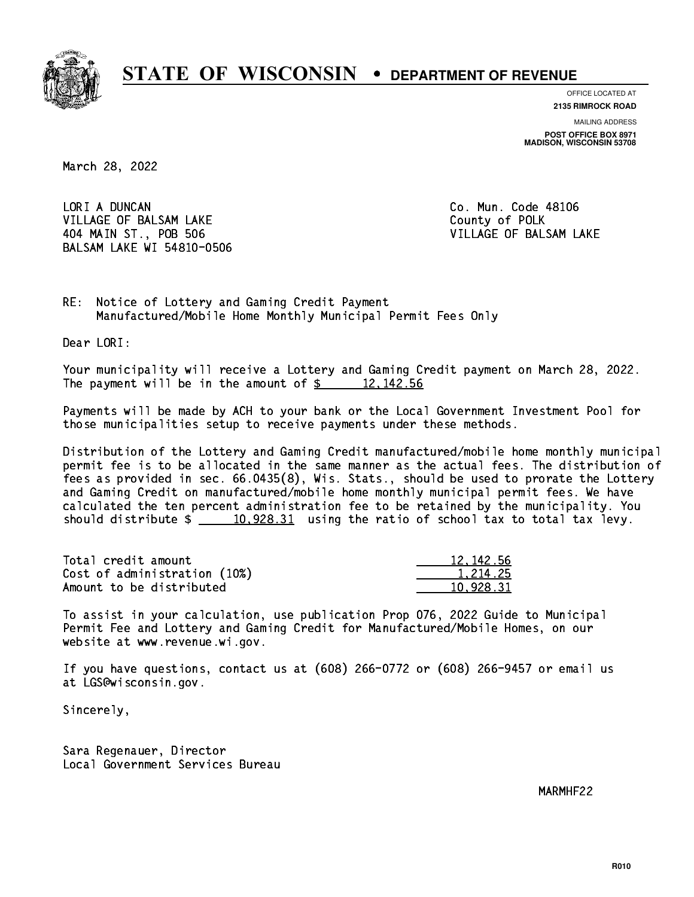# STATE OF WISCONSIN • DEPARTMENT OF REVENUE

OFFICE LOCATED AT
**2135 RIMROCK ROAD**

MAILING ADDRESS
**POST OFFICE BOX 8971**
**MADISON, WISCONSIN 53708**

March 28, 2022

LORI A DUNCAN
VILLAGE OF BALSAM LAKE
404 MAIN ST., POB 506
BALSAM LAKE WI 54810-0506

Co. Mun. Code 48106
County of POLK
VILLAGE OF BALSAM LAKE

RE: Notice of Lottery and Gaming Credit Payment
Manufactured/Mobile Home Monthly Municipal Permit Fees Only

Dear LORI:

Your municipality will receive a Lottery and Gaming Credit payment on March 28, 2022. The payment will be in the amount of $ 12,142.56

Payments will be made by ACH to your bank or the Local Government Investment Pool for those municipalities setup to receive payments under these methods.

Distribution of the Lottery and Gaming Credit manufactured/mobile home monthly municipal permit fee is to be allocated in the same manner as the actual fees. The distribution of fees as provided in sec. 66.0435(8), Wis. Stats., should be used to prorate the Lottery and Gaming Credit on manufactured/mobile home monthly municipal permit fees. We have calculated the ten percent administration fee to be retained by the municipality. You should distribute $ 10,928.31 using the ratio of school tax to total tax levy.

| | |
|---|---|
| Total credit amount | 12,142.56 |
| Cost of administration (10%) | 1,214.25 |
| Amount to be distributed | 10,928.31 |

To assist in your calculation, use publication Prop 076, 2022 Guide to Municipal Permit Fee and Lottery and Gaming Credit for Manufactured/Mobile Homes, on our website at www.revenue.wi.gov.

If you have questions, contact us at (608) 266-0772 or (608) 266-9457 or email us at LGS@wisconsin.gov.

Sincerely,

Sara Regenauer, Director
Local Government Services Bureau

MARMHF22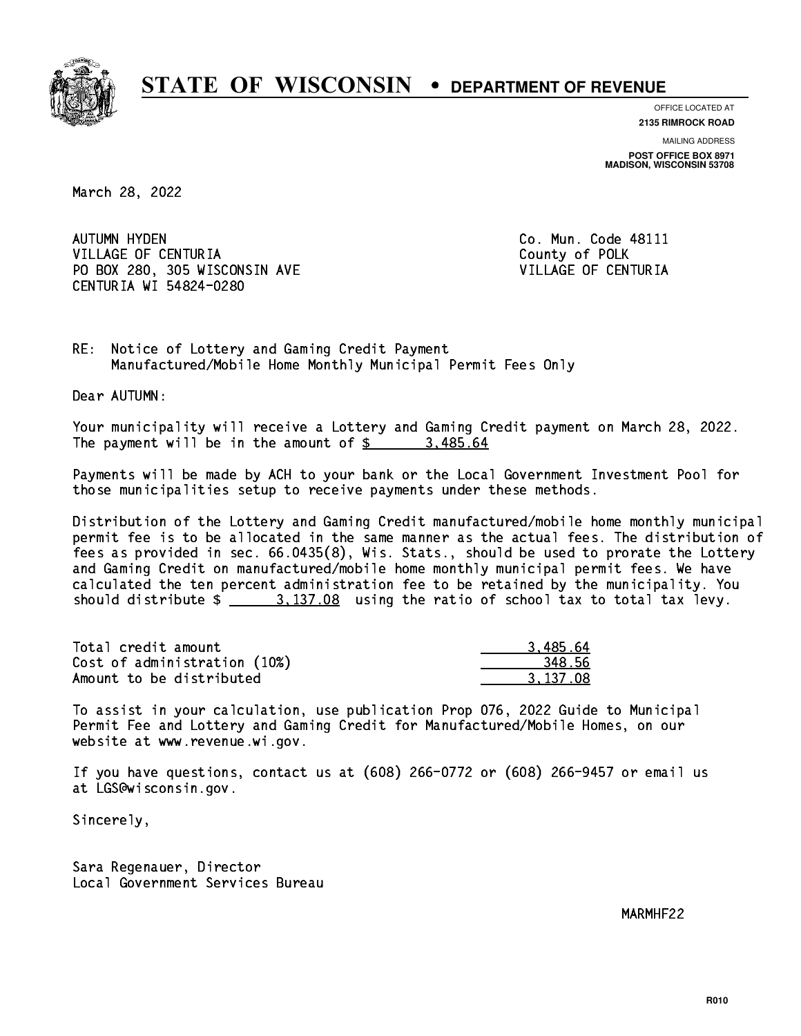# STATE OF WISCONSIN • DEPARTMENT OF REVENUE

OFFICE LOCATED AT
**2135 RIMROCK ROAD**

MAILING ADDRESS
**POST OFFICE BOX 8971**
**MADISON, WISCONSIN 53708**

March 28, 2022

AUTUMN HYDEN
VILLAGE OF CENTURIA
PO BOX 280, 305 WISCONSIN AVE
CENTURIA WI 54824-0280

Co. Mun. Code 48111
County of POLK
VILLAGE OF CENTURIA

RE: Notice of Lottery and Gaming Credit Payment
Manufactured/Mobile Home Monthly Municipal Permit Fees Only

Dear AUTUMN:

Your municipality will receive a Lottery and Gaming Credit payment on March 28, 2022. The payment will be in the amount of $ 3,485.64

Payments will be made by ACH to your bank or the Local Government Investment Pool for those municipalities setup to receive payments under these methods.

Distribution of the Lottery and Gaming Credit manufactured/mobile home monthly municipal permit fee is to be allocated in the same manner as the actual fees. The distribution of fees as provided in sec. 66.0435(8), Wis. Stats., should be used to prorate the Lottery and Gaming Credit on manufactured/mobile home monthly municipal permit fees. We have calculated the ten percent administration fee to be retained by the municipality. You should distribute $ 3,137.08 using the ratio of school tax to total tax levy.

| | |
|---|---|
| Total credit amount | 3,485.64 |
| Cost of administration (10%) | 348.56 |
| Amount to be distributed | 3,137.08 |

To assist in your calculation, use publication Prop 076, 2022 Guide to Municipal Permit Fee and Lottery and Gaming Credit for Manufactured/Mobile Homes, on our website at www.revenue.wi.gov.

If you have questions, contact us at (608) 266-0772 or (608) 266-9457 or email us at LGS@wisconsin.gov.

Sincerely,

Sara Regenauer, Director
Local Government Services Bureau

MARMHF22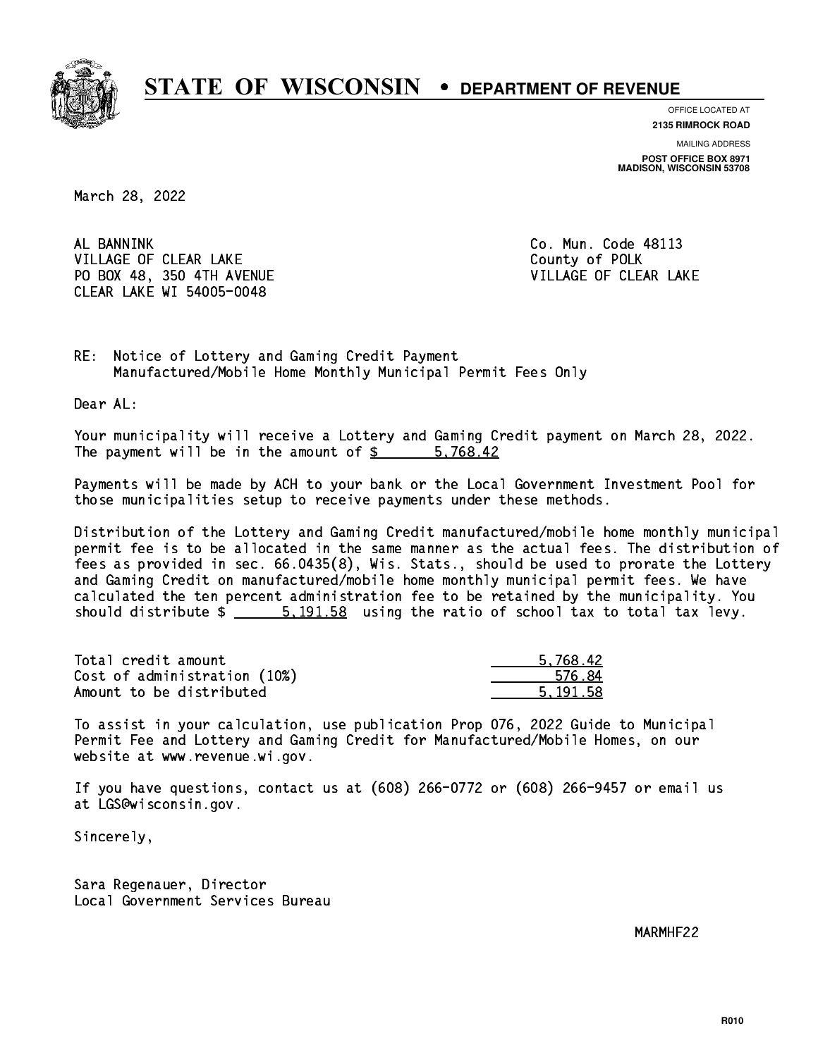# STATE OF WISCONSIN • DEPARTMENT OF REVENUE

OFFICE LOCATED AT
**2135 RIMROCK ROAD**

MAILING ADDRESS
**POST OFFICE BOX 8971**
**MADISON, WISCONSIN 53708**

March 28, 2022

AL BANNINK
VILLAGE OF CLEAR LAKE
PO BOX 48, 350 4TH AVENUE
CLEAR LAKE WI 54005-0048

Co. Mun. Code 48113
County of POLK
VILLAGE OF CLEAR LAKE

RE: Notice of Lottery and Gaming Credit Payment
Manufactured/Mobile Home Monthly Municipal Permit Fees Only

Dear AL:

Your municipality will receive a Lottery and Gaming Credit payment on March 28, 2022. The payment will be in the amount of $ 5,768.42

Payments will be made by ACH to your bank or the Local Government Investment Pool for those municipalities setup to receive payments under these methods.

Distribution of the Lottery and Gaming Credit manufactured/mobile home monthly municipal permit fee is to be allocated in the same manner as the actual fees. The distribution of fees as provided in sec. 66.0435(8), Wis. Stats., should be used to prorate the Lottery and Gaming Credit on manufactured/mobile home monthly municipal permit fees. We have calculated the ten percent administration fee to be retained by the municipality. You should distribute $ 5,191.58 using the ratio of school tax to total tax levy.

| | |
|---|---|
| Total credit amount | 5,768.42 |
| Cost of administration (10%) | 576.84 |
| Amount to be distributed | 5,191.58 |

To assist in your calculation, use publication Prop 076, 2022 Guide to Municipal Permit Fee and Lottery and Gaming Credit for Manufactured/Mobile Homes, on our website at www.revenue.wi.gov.

If you have questions, contact us at (608) 266-0772 or (608) 266-9457 or email us at LGS@wisconsin.gov.

Sincerely,

Sara Regenauer, Director
Local Government Services Bureau

MARMHF22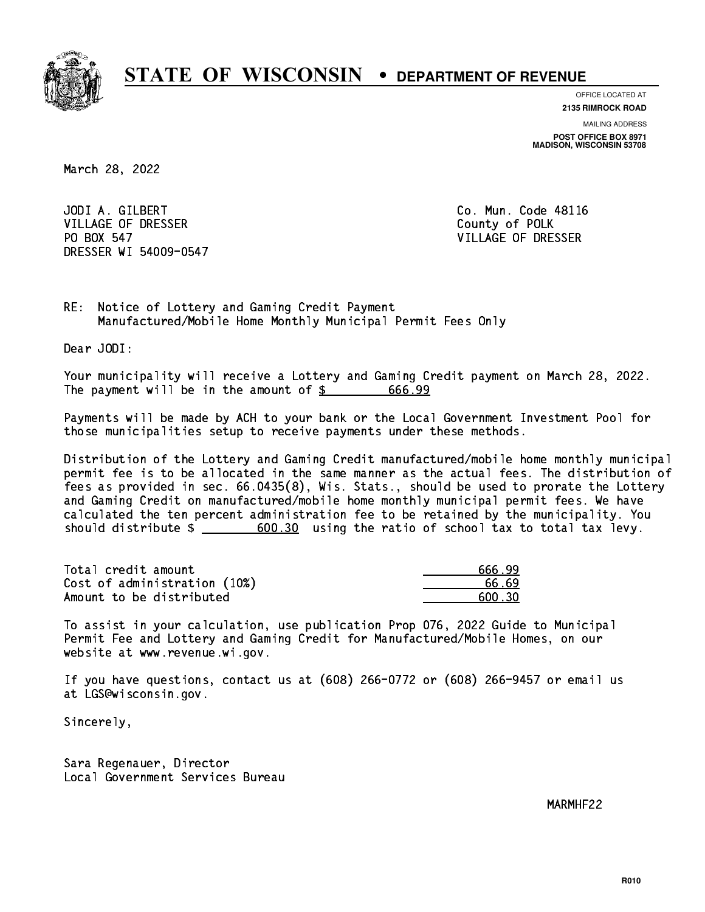# STATE OF WISCONSIN • DEPARTMENT OF REVENUE

OFFICE LOCATED AT
**2135 RIMROCK ROAD**

MAILING ADDRESS
**POST OFFICE BOX 8971**
**MADISON, WISCONSIN 53708**

March 28, 2022

JODI A. GILBERT
VILLAGE OF DRESSER
PO BOX 547
DRESSER WI 54009-0547

Co. Mun. Code 48116
County of POLK
VILLAGE OF DRESSER

RE: Notice of Lottery and Gaming Credit Payment
Manufactured/Mobile Home Monthly Municipal Permit Fees Only

Dear JODI:

Your municipality will receive a Lottery and Gaming Credit payment on March 28, 2022. The payment will be in the amount of $ 666.99

Payments will be made by ACH to your bank or the Local Government Investment Pool for those municipalities setup to receive payments under these methods.

Distribution of the Lottery and Gaming Credit manufactured/mobile home monthly municipal permit fee is to be allocated in the same manner as the actual fees. The distribution of fees as provided in sec. 66.0435(8), Wis. Stats., should be used to prorate the Lottery and Gaming Credit on manufactured/mobile home monthly municipal permit fees. We have calculated the ten percent administration fee to be retained by the municipality. You should distribute $ 600.30 using the ratio of school tax to total tax levy.

| | |
|---|---|
| Total credit amount | 666.99 |
| Cost of administration (10%) | 66.69 |
| Amount to be distributed | 600.30 |

To assist in your calculation, use publication Prop 076, 2022 Guide to Municipal Permit Fee and Lottery and Gaming Credit for Manufactured/Mobile Homes, on our website at www.revenue.wi.gov.

If you have questions, contact us at (608) 266-0772 or (608) 266-9457 or email us at LGS@wisconsin.gov.

Sincerely,

Sara Regenauer, Director
Local Government Services Bureau

MARMHF22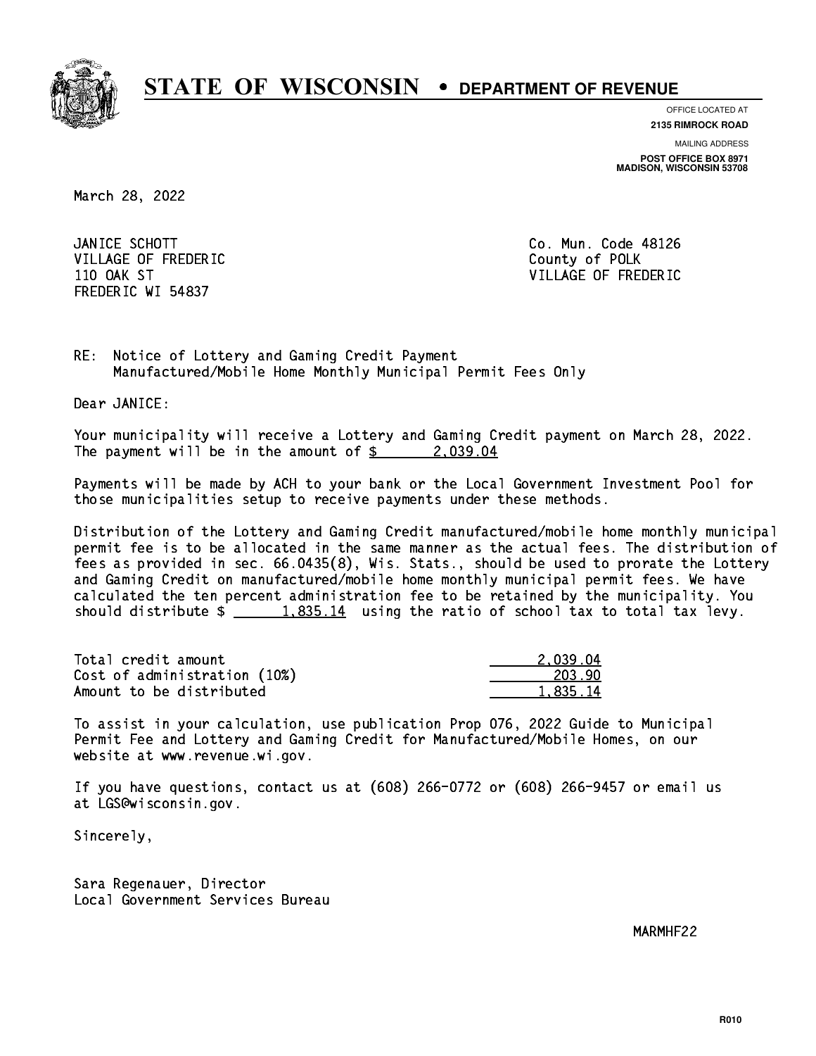# STATE OF WISCONSIN • DEPARTMENT OF REVENUE

OFFICE LOCATED AT
**2135 RIMROCK ROAD**

MAILING ADDRESS
**POST OFFICE BOX 8971**
**MADISON, WISCONSIN 53708**

March 28, 2022

JANICE SCHOTT
VILLAGE OF FREDERIC
110 OAK ST
FREDERIC WI 54837

Co. Mun. Code 48126
County of POLK
VILLAGE OF FREDERIC

RE: Notice of Lottery and Gaming Credit Payment
Manufactured/Mobile Home Monthly Municipal Permit Fees Only

Dear JANICE:

Your municipality will receive a Lottery and Gaming Credit payment on March 28, 2022. The payment will be in the amount of $ 2,039.04

Payments will be made by ACH to your bank or the Local Government Investment Pool for those municipalities setup to receive payments under these methods.

Distribution of the Lottery and Gaming Credit manufactured/mobile home monthly municipal permit fee is to be allocated in the same manner as the actual fees. The distribution of fees as provided in sec. 66.0435(8), Wis. Stats., should be used to prorate the Lottery and Gaming Credit on manufactured/mobile home monthly municipal permit fees. We have calculated the ten percent administration fee to be retained by the municipality. You should distribute $ 1,835.14 using the ratio of school tax to total tax levy.

| | |
|---|---|
| Total credit amount | 2,039.04 |
| Cost of administration (10%) | 203.90 |
| Amount to be distributed | 1,835.14 |

To assist in your calculation, use publication Prop 076, 2022 Guide to Municipal Permit Fee and Lottery and Gaming Credit for Manufactured/Mobile Homes, on our website at www.revenue.wi.gov.

If you have questions, contact us at (608) 266-0772 or (608) 266-9457 or email us at LGS@wisconsin.gov.

Sincerely,

Sara Regenauer, Director
Local Government Services Bureau

MARMHF22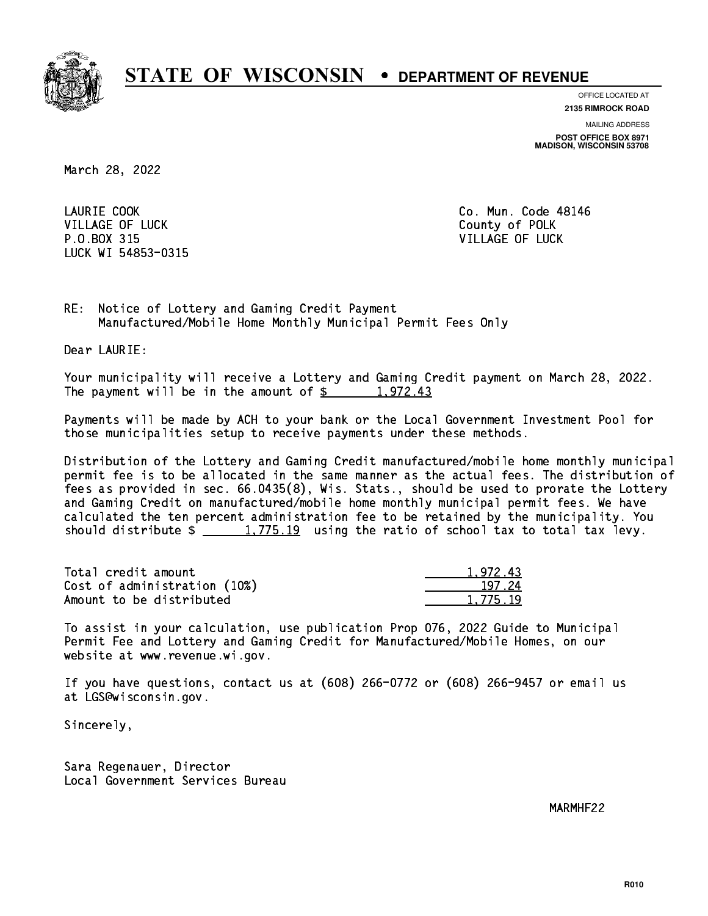# STATE OF WISCONSIN • DEPARTMENT OF REVENUE

OFFICE LOCATED AT
**2135 RIMROCK ROAD**

MAILING ADDRESS
**POST OFFICE BOX 8971**
**MADISON, WISCONSIN 53708**

March 28, 2022

LAURIE COOK
VILLAGE OF LUCK
P.O.BOX 315
LUCK WI 54853-0315

Co. Mun. Code 48146
County of POLK
VILLAGE OF LUCK

RE: Notice of Lottery and Gaming Credit Payment
Manufactured/Mobile Home Monthly Municipal Permit Fees Only

Dear LAURIE:

Your municipality will receive a Lottery and Gaming Credit payment on March 28, 2022. The payment will be in the amount of $ 1,972.43

Payments will be made by ACH to your bank or the Local Government Investment Pool for those municipalities setup to receive payments under these methods.

Distribution of the Lottery and Gaming Credit manufactured/mobile home monthly municipal permit fee is to be allocated in the same manner as the actual fees. The distribution of fees as provided in sec. 66.0435(8), Wis. Stats., should be used to prorate the Lottery and Gaming Credit on manufactured/mobile home monthly municipal permit fees. We have calculated the ten percent administration fee to be retained by the municipality. You should distribute $ 1,775.19 using the ratio of school tax to total tax levy.

| | |
|---|---|
| Total credit amount | 1,972.43 |
| Cost of administration (10%) | 197.24 |
| Amount to be distributed | 1,775.19 |

To assist in your calculation, use publication Prop 076, 2022 Guide to Municipal Permit Fee and Lottery and Gaming Credit for Manufactured/Mobile Homes, on our website at www.revenue.wi.gov.

If you have questions, contact us at (608) 266-0772 or (608) 266-9457 or email us at LGS@wisconsin.gov.

Sincerely,

Sara Regenauer, Director
Local Government Services Bureau

MARMHF22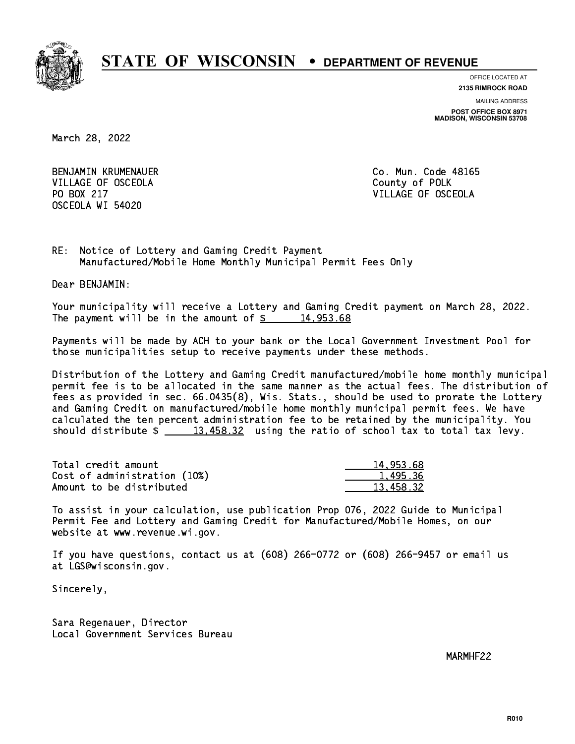# STATE OF WISCONSIN • DEPARTMENT OF REVENUE

OFFICE LOCATED AT
**2135 RIMROCK ROAD**

MAILING ADDRESS
**POST OFFICE BOX 8971**
**MADISON, WISCONSIN 53708**

March 28, 2022

BENJAMIN KRUMENAUER
VILLAGE OF OSCEOLA
PO BOX 217
OSCEOLA WI 54020

Co. Mun. Code 48165
County of POLK
VILLAGE OF OSCEOLA

RE: Notice of Lottery and Gaming Credit Payment
Manufactured/Mobile Home Monthly Municipal Permit Fees Only

Dear BENJAMIN:

Your municipality will receive a Lottery and Gaming Credit payment on March 28, 2022. The payment will be in the amount of $ 14,953.68

Payments will be made by ACH to your bank or the Local Government Investment Pool for those municipalities setup to receive payments under these methods.

Distribution of the Lottery and Gaming Credit manufactured/mobile home monthly municipal permit fee is to be allocated in the same manner as the actual fees. The distribution of fees as provided in sec. 66.0435(8), Wis. Stats., should be used to prorate the Lottery and Gaming Credit on manufactured/mobile home monthly municipal permit fees. We have calculated the ten percent administration fee to be retained by the municipality. You should distribute $ 13,458.32 using the ratio of school tax to total tax levy.

| | |
|---|---|
| Total credit amount | 14,953.68 |
| Cost of administration (10%) | 1,495.36 |
| Amount to be distributed | 13,458.32 |

To assist in your calculation, use publication Prop 076, 2022 Guide to Municipal Permit Fee and Lottery and Gaming Credit for Manufactured/Mobile Homes, on our website at www.revenue.wi.gov.

If you have questions, contact us at (608) 266-0772 or (608) 266-9457 or email us at LGS@wisconsin.gov.

Sincerely,

Sara Regenauer, Director
Local Government Services Bureau

MARMHF22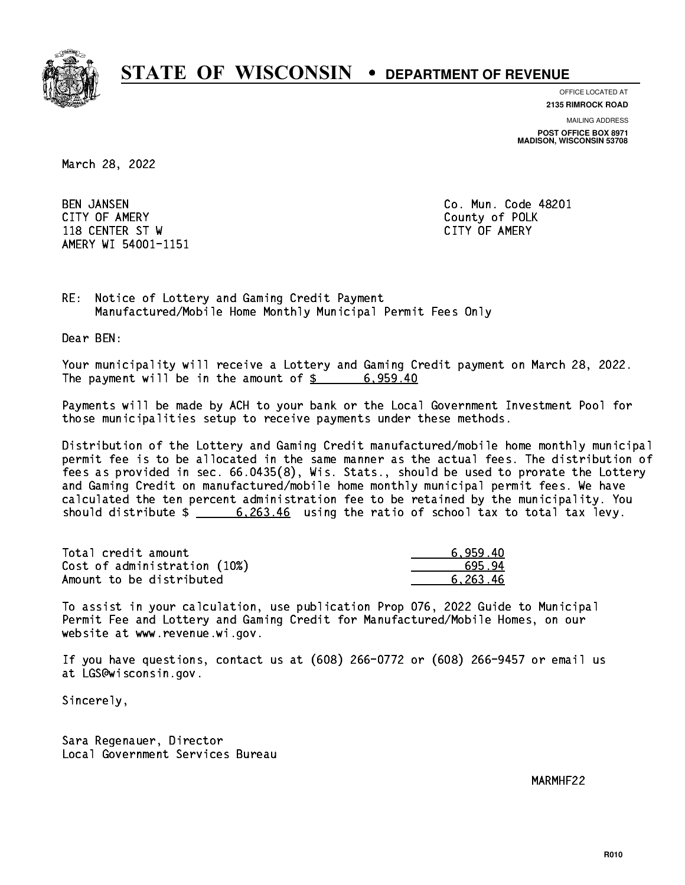# STATE OF WISCONSIN • DEPARTMENT OF REVENUE

OFFICE LOCATED AT
**2135 RIMROCK ROAD**

MAILING ADDRESS
**POST OFFICE BOX 8971
MADISON, WISCONSIN 53708**

March 28, 2022

BEN JANSEN
CITY OF AMERY
118 CENTER ST W
AMERY WI 54001-1151

Co. Mun. Code 48201
County of POLK
CITY OF AMERY

RE: Notice of Lottery and Gaming Credit Payment
Manufactured/Mobile Home Monthly Municipal Permit Fees Only

Dear BEN:

Your municipality will receive a Lottery and Gaming Credit payment on March 28, 2022. The payment will be in the amount of $ 6,959.40

Payments will be made by ACH to your bank or the Local Government Investment Pool for those municipalities setup to receive payments under these methods.

Distribution of the Lottery and Gaming Credit manufactured/mobile home monthly municipal permit fee is to be allocated in the same manner as the actual fees. The distribution of fees as provided in sec. 66.0435(8), Wis. Stats., should be used to prorate the Lottery and Gaming Credit on manufactured/mobile home monthly municipal permit fees. We have calculated the ten percent administration fee to be retained by the municipality. You should distribute $ 6,263.46 using the ratio of school tax to total tax levy.

| | |
|---|---|
| Total credit amount | 6,959.40 |
| Cost of administration (10%) | 695.94 |
| Amount to be distributed | 6,263.46 |

To assist in your calculation, use publication Prop 076, 2022 Guide to Municipal Permit Fee and Lottery and Gaming Credit for Manufactured/Mobile Homes, on our website at www.revenue.wi.gov.

If you have questions, contact us at (608) 266-0772 or (608) 266-9457 or email us at LGS@wisconsin.gov.

Sincerely,

Sara Regenauer, Director
Local Government Services Bureau

MARMHF22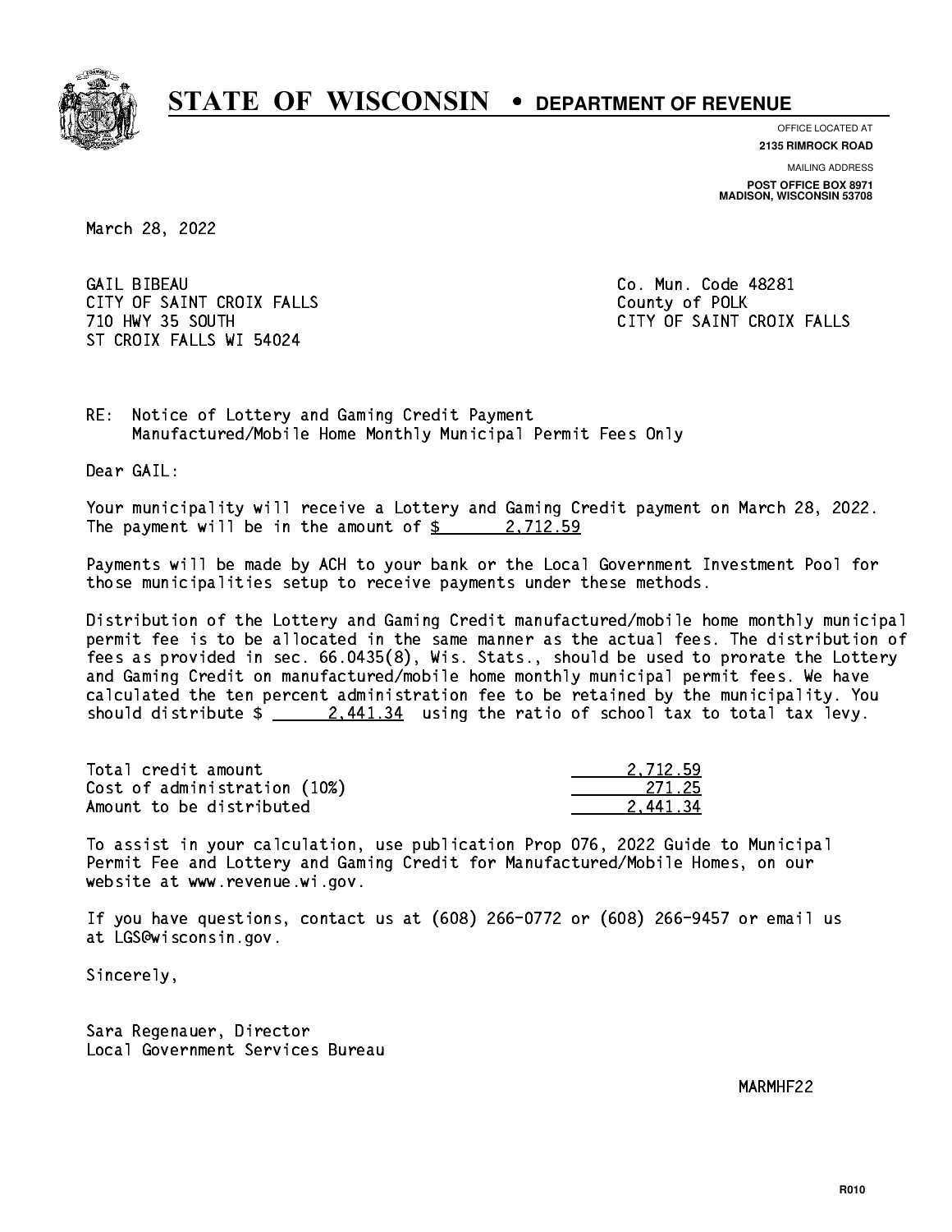# STATE OF WISCONSIN • DEPARTMENT OF REVENUE

OFFICE LOCATED AT
**2135 RIMROCK ROAD**

MAILING ADDRESS
**POST OFFICE BOX 8971**
**MADISON, WISCONSIN 53708**

March 28, 2022

GAIL BIBEAU
CITY OF SAINT CROIX FALLS
710 HWY 35 SOUTH
ST CROIX FALLS WI 54024

Co. Mun. Code 48281
County of POLK
CITY OF SAINT CROIX FALLS

RE: Notice of Lottery and Gaming Credit Payment
Manufactured/Mobile Home Monthly Municipal Permit Fees Only

Dear GAIL:

Your municipality will receive a Lottery and Gaming Credit payment on March 28, 2022. The payment will be in the amount of $ 2,712.59

Payments will be made by ACH to your bank or the Local Government Investment Pool for those municipalities setup to receive payments under these methods.

Distribution of the Lottery and Gaming Credit manufactured/mobile home monthly municipal permit fee is to be allocated in the same manner as the actual fees. The distribution of fees as provided in sec. 66.0435(8), Wis. Stats., should be used to prorate the Lottery and Gaming Credit on manufactured/mobile home monthly municipal permit fees. We have calculated the ten percent administration fee to be retained by the municipality. You should distribute $ 2,441.34 using the ratio of school tax to total tax levy.

| | |
|---|---|
| Total credit amount | 2,712.59 |
| Cost of administration (10%) | 271.25 |
| Amount to be distributed | 2,441.34 |

To assist in your calculation, use publication Prop 076, 2022 Guide to Municipal Permit Fee and Lottery and Gaming Credit for Manufactured/Mobile Homes, on our website at www.revenue.wi.gov.

If you have questions, contact us at (608) 266-0772 or (608) 266-9457 or email us at LGS@wisconsin.gov.

Sincerely,

Sara Regenauer, Director
Local Government Services Bureau

MARMHF22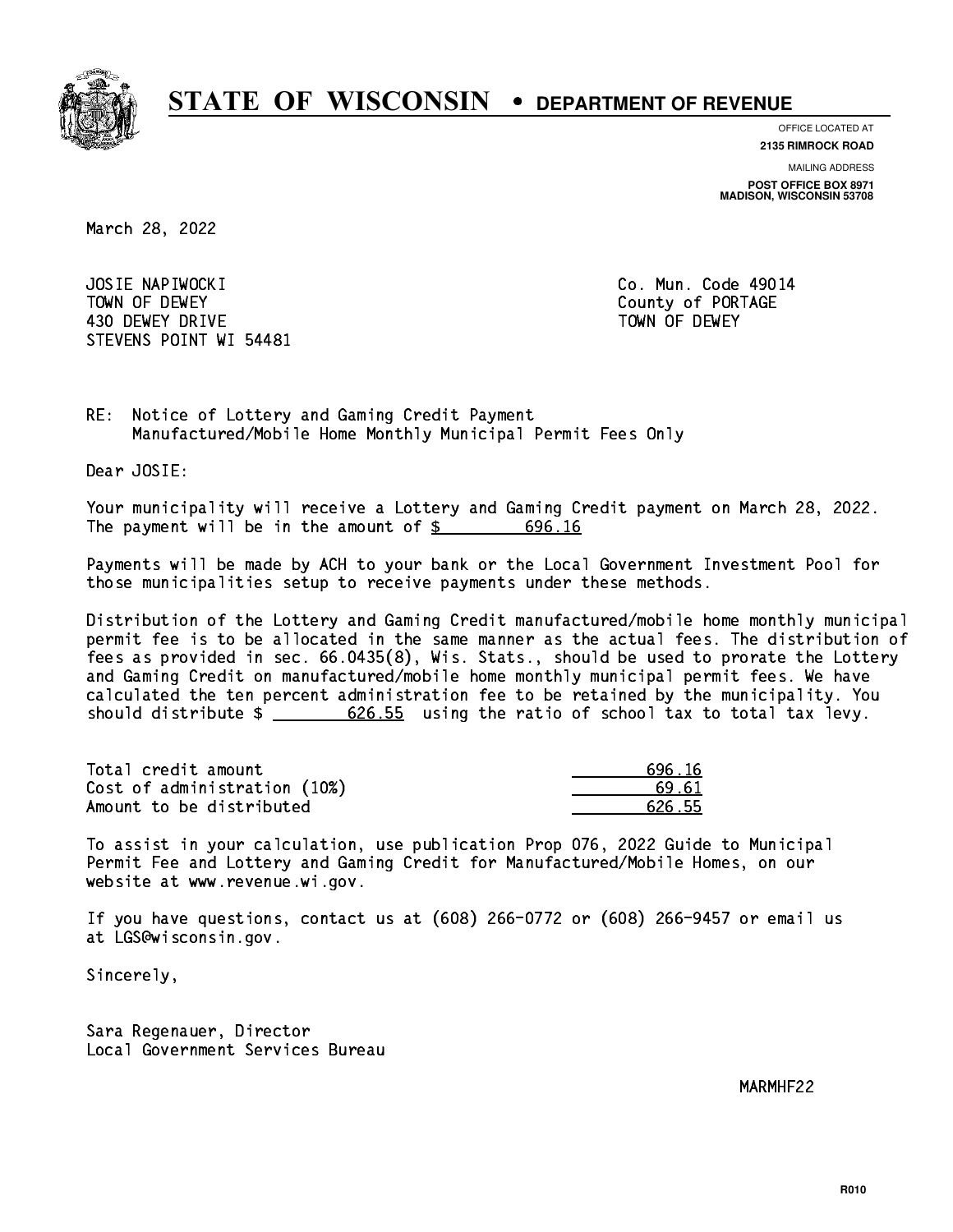# STATE OF WISCONSIN • DEPARTMENT OF REVENUE

OFFICE LOCATED AT
**2135 RIMROCK ROAD**

MAILING ADDRESS
**POST OFFICE BOX 8971**
**MADISON, WISCONSIN 53708**

March 28, 2022

JOSIE NAPIWOCKI
TOWN OF DEWEY
430 DEWEY DRIVE
STEVENS POINT WI 54481

Co. Mun. Code 49014
County of PORTAGE
TOWN OF DEWEY

RE: Notice of Lottery and Gaming Credit Payment
Manufactured/Mobile Home Monthly Municipal Permit Fees Only

Dear JOSIE:

Your municipality will receive a Lottery and Gaming Credit payment on March 28, 2022. The payment will be in the amount of $ 696.16

Payments will be made by ACH to your bank or the Local Government Investment Pool for those municipalities setup to receive payments under these methods.

Distribution of the Lottery and Gaming Credit manufactured/mobile home monthly municipal permit fee is to be allocated in the same manner as the actual fees. The distribution of fees as provided in sec. 66.0435(8), Wis. Stats., should be used to prorate the Lottery and Gaming Credit on manufactured/mobile home monthly municipal permit fees. We have calculated the ten percent administration fee to be retained by the municipality. You should distribute $ 626.55 using the ratio of school tax to total tax levy.

| | |
|---|---|
| Total credit amount | 696.16 |
| Cost of administration (10%) | 69.61 |
| Amount to be distributed | 626.55 |

To assist in your calculation, use publication Prop 076, 2022 Guide to Municipal Permit Fee and Lottery and Gaming Credit for Manufactured/Mobile Homes, on our website at www.revenue.wi.gov.

If you have questions, contact us at (608) 266-0772 or (608) 266-9457 or email us at LGS@wisconsin.gov.

Sincerely,

Sara Regenauer, Director
Local Government Services Bureau

MARMHF22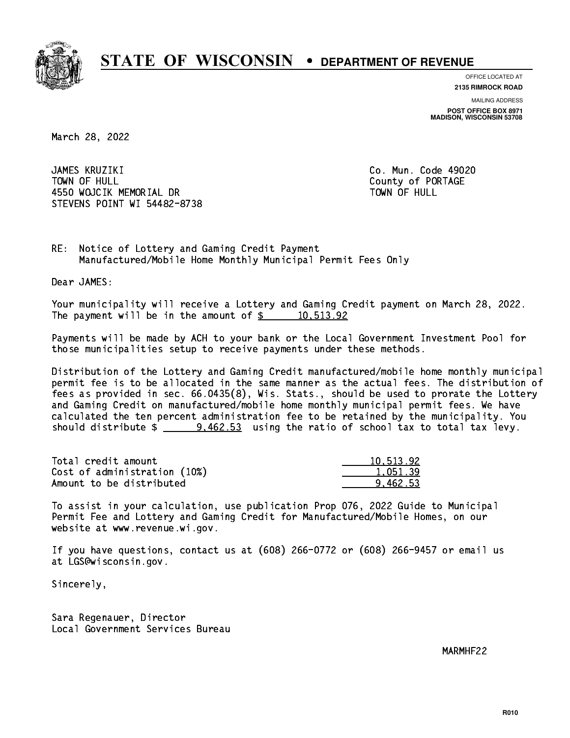# STATE OF WISCONSIN • DEPARTMENT OF REVENUE

OFFICE LOCATED AT
**2135 RIMROCK ROAD**

MAILING ADDRESS
**POST OFFICE BOX 8971**
**MADISON, WISCONSIN 53708**

March 28, 2022

JAMES KRUZIKI
TOWN OF HULL
4550 WOJCIK MEMORIAL DR
STEVENS POINT WI 54482-8738

Co. Mun. Code 49020
County of PORTAGE
TOWN OF HULL

RE: Notice of Lottery and Gaming Credit Payment
Manufactured/Mobile Home Monthly Municipal Permit Fees Only

Dear JAMES:

Your municipality will receive a Lottery and Gaming Credit payment on March 28, 2022. The payment will be in the amount of $ 10,513.92

Payments will be made by ACH to your bank or the Local Government Investment Pool for those municipalities setup to receive payments under these methods.

Distribution of the Lottery and Gaming Credit manufactured/mobile home monthly municipal permit fee is to be allocated in the same manner as the actual fees. The distribution of fees as provided in sec. 66.0435(8), Wis. Stats., should be used to prorate the Lottery and Gaming Credit on manufactured/mobile home monthly municipal permit fees. We have calculated the ten percent administration fee to be retained by the municipality. You should distribute $ 9,462.53 using the ratio of school tax to total tax levy.

| | |
|---|---|
| Total credit amount | 10,513.92 |
| Cost of administration (10%) | 1,051.39 |
| Amount to be distributed | 9,462.53 |

To assist in your calculation, use publication Prop 076, 2022 Guide to Municipal Permit Fee and Lottery and Gaming Credit for Manufactured/Mobile Homes, on our website at www.revenue.wi.gov.

If you have questions, contact us at (608) 266-0772 or (608) 266-9457 or email us at LGS@wisconsin.gov.

Sincerely,

Sara Regenauer, Director
Local Government Services Bureau

MARMHF22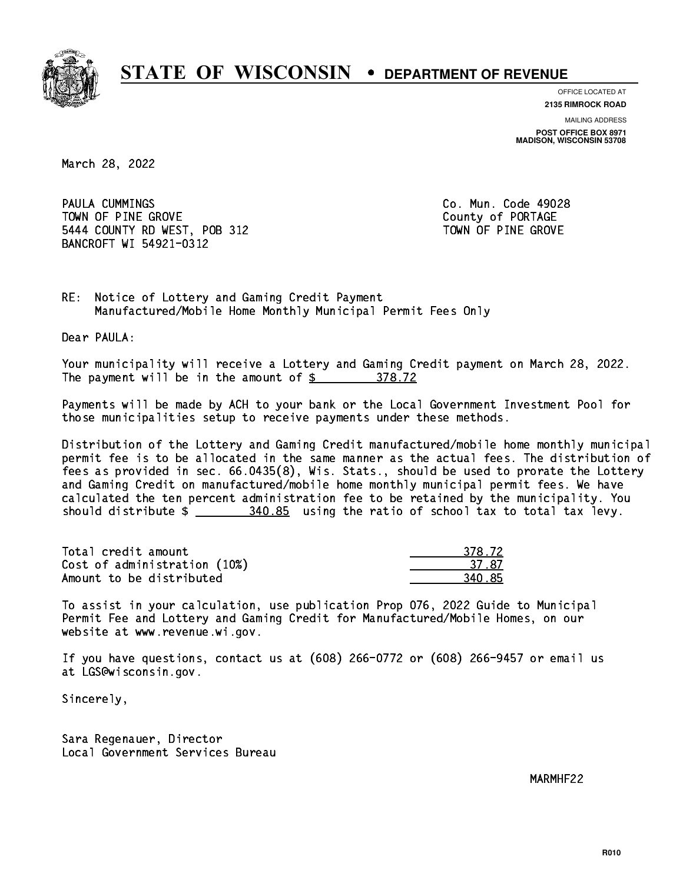# STATE OF WISCONSIN • DEPARTMENT OF REVENUE

OFFICE LOCATED AT
**2135 RIMROCK ROAD**

MAILING ADDRESS
**POST OFFICE BOX 8971**
**MADISON, WISCONSIN 53708**

March 28, 2022

PAULA CUMMINGS
TOWN OF PINE GROVE
5444 COUNTY RD WEST, POB 312
BANCROFT WI 54921-0312

Co. Mun. Code 49028
County of PORTAGE
TOWN OF PINE GROVE

RE: Notice of Lottery and Gaming Credit Payment
Manufactured/Mobile Home Monthly Municipal Permit Fees Only

Dear PAULA:

Your municipality will receive a Lottery and Gaming Credit payment on March 28, 2022. The payment will be in the amount of $ 378.72

Payments will be made by ACH to your bank or the Local Government Investment Pool for those municipalities setup to receive payments under these methods.

Distribution of the Lottery and Gaming Credit manufactured/mobile home monthly municipal permit fee is to be allocated in the same manner as the actual fees. The distribution of fees as provided in sec. 66.0435(8), Wis. Stats., should be used to prorate the Lottery and Gaming Credit on manufactured/mobile home monthly municipal permit fees. We have calculated the ten percent administration fee to be retained by the municipality. You should distribute $ 340.85 using the ratio of school tax to total tax levy.

| | |
|---|---|
| Total credit amount | 378.72 |
| Cost of administration (10%) | 37.87 |
| Amount to be distributed | 340.85 |

To assist in your calculation, use publication Prop 076, 2022 Guide to Municipal Permit Fee and Lottery and Gaming Credit for Manufactured/Mobile Homes, on our website at www.revenue.wi.gov.

If you have questions, contact us at (608) 266-0772 or (608) 266-9457 or email us at LGS@wisconsin.gov.

Sincerely,

Sara Regenauer, Director
Local Government Services Bureau

MARMHF22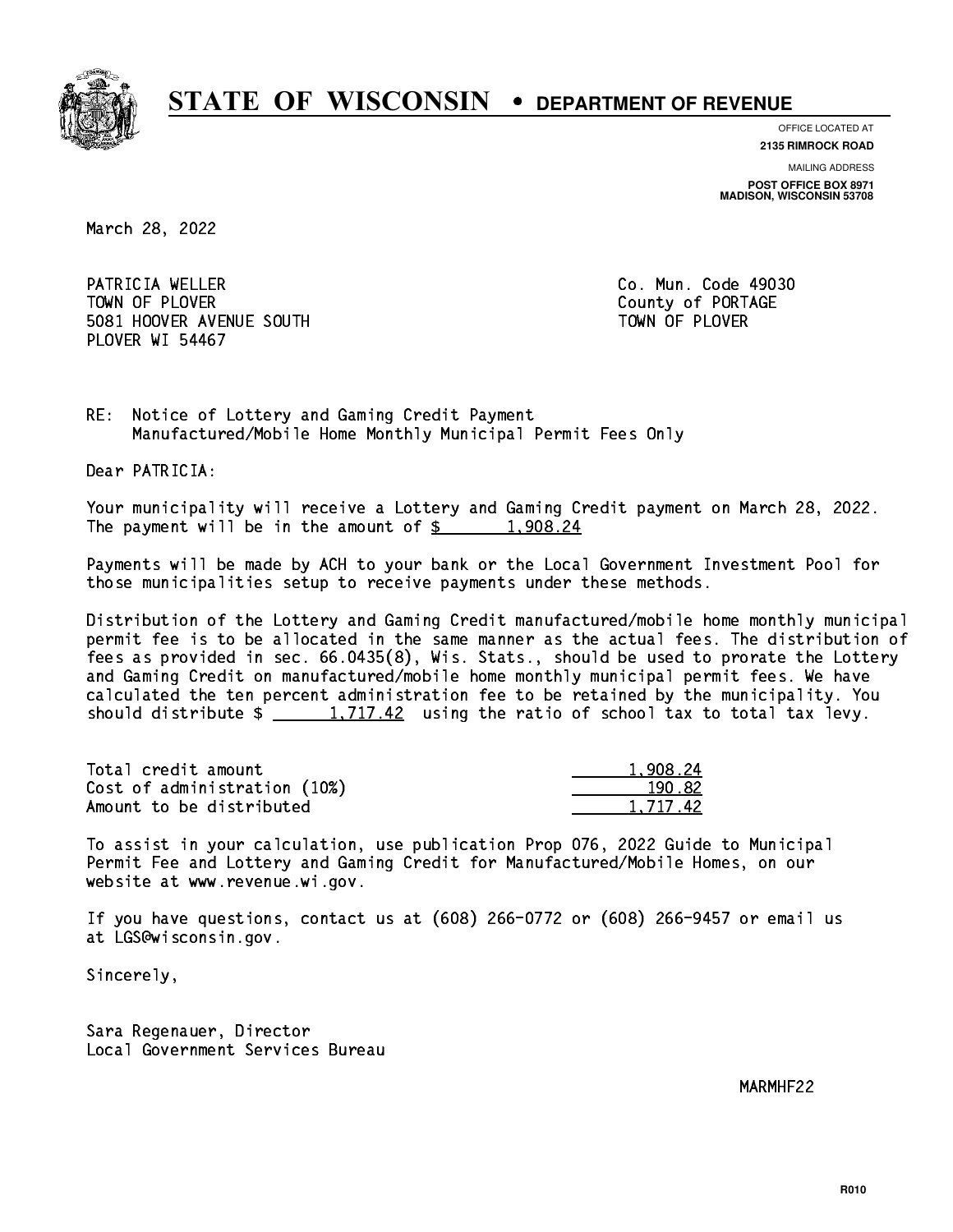# STATE OF WISCONSIN • DEPARTMENT OF REVENUE

OFFICE LOCATED AT
**2135 RIMROCK ROAD**

MAILING ADDRESS
**POST OFFICE BOX 8971**
**MADISON, WISCONSIN 53708**

March 28, 2022

PATRICIA WELLER
TOWN OF PLOVER
5081 HOOVER AVENUE SOUTH
PLOVER WI 54467

Co. Mun. Code 49030
County of PORTAGE
TOWN OF PLOVER

RE: Notice of Lottery and Gaming Credit Payment
Manufactured/Mobile Home Monthly Municipal Permit Fees Only

Dear PATRICIA:

Your municipality will receive a Lottery and Gaming Credit payment on March 28, 2022. The payment will be in the amount of $ 1,908.24

Payments will be made by ACH to your bank or the Local Government Investment Pool for those municipalities setup to receive payments under these methods.

Distribution of the Lottery and Gaming Credit manufactured/mobile home monthly municipal permit fee is to be allocated in the same manner as the actual fees. The distribution of fees as provided in sec. 66.0435(8), Wis. Stats., should be used to prorate the Lottery and Gaming Credit on manufactured/mobile home monthly municipal permit fees. We have calculated the ten percent administration fee to be retained by the municipality. You should distribute $ 1,717.42 using the ratio of school tax to total tax levy.

| | |
|---|---|
| Total credit amount | 1,908.24 |
| Cost of administration (10%) | 190.82 |
| Amount to be distributed | 1,717.42 |

To assist in your calculation, use publication Prop 076, 2022 Guide to Municipal Permit Fee and Lottery and Gaming Credit for Manufactured/Mobile Homes, on our website at www.revenue.wi.gov.

If you have questions, contact us at (608) 266-0772 or (608) 266-9457 or email us at LGS@wisconsin.gov.

Sincerely,

Sara Regenauer, Director
Local Government Services Bureau

MARMHF22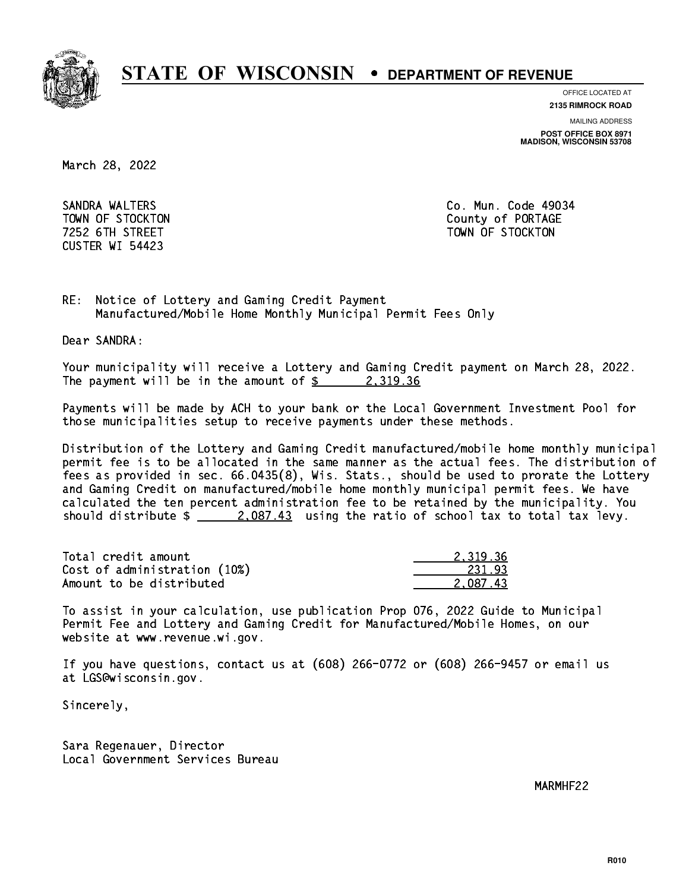# STATE OF WISCONSIN • DEPARTMENT OF REVENUE

OFFICE LOCATED AT
**2135 RIMROCK ROAD**

MAILING ADDRESS
**POST OFFICE BOX 8971**
**MADISON, WISCONSIN 53708**

March 28, 2022

SANDRA WALTERS
TOWN OF STOCKTON
7252 6TH STREET
CUSTER WI 54423

Co. Mun. Code 49034
County of PORTAGE
TOWN OF STOCKTON

RE: Notice of Lottery and Gaming Credit Payment
Manufactured/Mobile Home Monthly Municipal Permit Fees Only

Dear SANDRA:

Your municipality will receive a Lottery and Gaming Credit payment on March 28, 2022. The payment will be in the amount of $ 2,319.36

Payments will be made by ACH to your bank or the Local Government Investment Pool for those municipalities setup to receive payments under these methods.

Distribution of the Lottery and Gaming Credit manufactured/mobile home monthly municipal permit fee is to be allocated in the same manner as the actual fees. The distribution of fees as provided in sec. 66.0435(8), Wis. Stats., should be used to prorate the Lottery and Gaming Credit on manufactured/mobile home monthly municipal permit fees. We have calculated the ten percent administration fee to be retained by the municipality. You should distribute $ 2,087.43 using the ratio of school tax to total tax levy.

| | |
|---|---|
| Total credit amount | 2,319.36 |
| Cost of administration (10%) | 231.93 |
| Amount to be distributed | 2,087.43 |

To assist in your calculation, use publication Prop 076, 2022 Guide to Municipal Permit Fee and Lottery and Gaming Credit for Manufactured/Mobile Homes, on our website at www.revenue.wi.gov.

If you have questions, contact us at (608) 266-0772 or (608) 266-9457 or email us at LGS@wisconsin.gov.

Sincerely,

Sara Regenauer, Director
Local Government Services Bureau

MARMHF22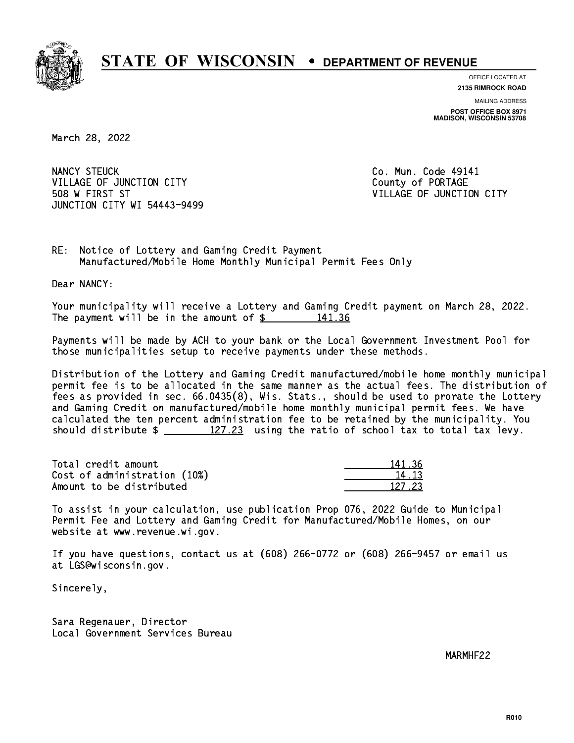# STATE OF WISCONSIN • DEPARTMENT OF REVENUE

OFFICE LOCATED AT
**2135 RIMROCK ROAD**

MAILING ADDRESS
**POST OFFICE BOX 8971**
**MADISON, WISCONSIN 53708**

March 28, 2022

NANCY STEUCK
VILLAGE OF JUNCTION CITY
508 W FIRST ST
JUNCTION CITY WI 54443-9499

Co. Mun. Code 49141
County of PORTAGE
VILLAGE OF JUNCTION CITY

RE: Notice of Lottery and Gaming Credit Payment
Manufactured/Mobile Home Monthly Municipal Permit Fees Only

Dear NANCY:

Your municipality will receive a Lottery and Gaming Credit payment on March 28, 2022. The payment will be in the amount of $ 141.36

Payments will be made by ACH to your bank or the Local Government Investment Pool for those municipalities setup to receive payments under these methods.

Distribution of the Lottery and Gaming Credit manufactured/mobile home monthly municipal permit fee is to be allocated in the same manner as the actual fees. The distribution of fees as provided in sec. 66.0435(8), Wis. Stats., should be used to prorate the Lottery and Gaming Credit on manufactured/mobile home monthly municipal permit fees. We have calculated the ten percent administration fee to be retained by the municipality. You should distribute $ 127.23 using the ratio of school tax to total tax levy.

| | |
|---|---|
| Total credit amount | 141.36 |
| Cost of administration (10%) | 14.13 |
| Amount to be distributed | 127.23 |

To assist in your calculation, use publication Prop 076, 2022 Guide to Municipal Permit Fee and Lottery and Gaming Credit for Manufactured/Mobile Homes, on our website at www.revenue.wi.gov.

If you have questions, contact us at (608) 266-0772 or (608) 266-9457 or email us at LGS@wisconsin.gov.

Sincerely,

Sara Regenauer, Director
Local Government Services Bureau

MARMHF22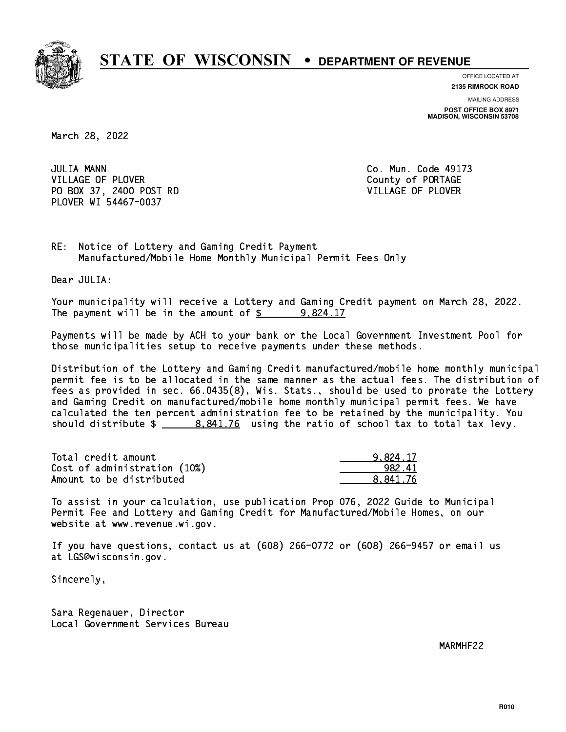# STATE OF WISCONSIN • DEPARTMENT OF REVENUE

OFFICE LOCATED AT
**2135 RIMROCK ROAD**

MAILING ADDRESS
**POST OFFICE BOX 8971**
**MADISON, WISCONSIN 53708**

March 28, 2022

JULIA MANN
VILLAGE OF PLOVER
PO BOX 37, 2400 POST RD
PLOVER WI 54467-0037

Co. Mun. Code 49173
County of PORTAGE
VILLAGE OF PLOVER

RE: Notice of Lottery and Gaming Credit Payment
Manufactured/Mobile Home Monthly Municipal Permit Fees Only

Dear JULIA:

Your municipality will receive a Lottery and Gaming Credit payment on March 28, 2022. The payment will be in the amount of $ 9,824.17

Payments will be made by ACH to your bank or the Local Government Investment Pool for those municipalities setup to receive payments under these methods.

Distribution of the Lottery and Gaming Credit manufactured/mobile home monthly municipal permit fee is to be allocated in the same manner as the actual fees. The distribution of fees as provided in sec. 66.0435(8), Wis. Stats., should be used to prorate the Lottery and Gaming Credit on manufactured/mobile home monthly municipal permit fees. We have calculated the ten percent administration fee to be retained by the municipality. You should distribute $ 8,841.76 using the ratio of school tax to total tax levy.

| | |
|---|---|
| Total credit amount | 9,824.17 |
| Cost of administration (10%) | 982.41 |
| Amount to be distributed | 8,841.76 |

To assist in your calculation, use publication Prop 076, 2022 Guide to Municipal Permit Fee and Lottery and Gaming Credit for Manufactured/Mobile Homes, on our website at www.revenue.wi.gov.

If you have questions, contact us at (608) 266-0772 or (608) 266-9457 or email us at LGS@wisconsin.gov.

Sincerely,

Sara Regenauer, Director
Local Government Services Bureau

MARMHF22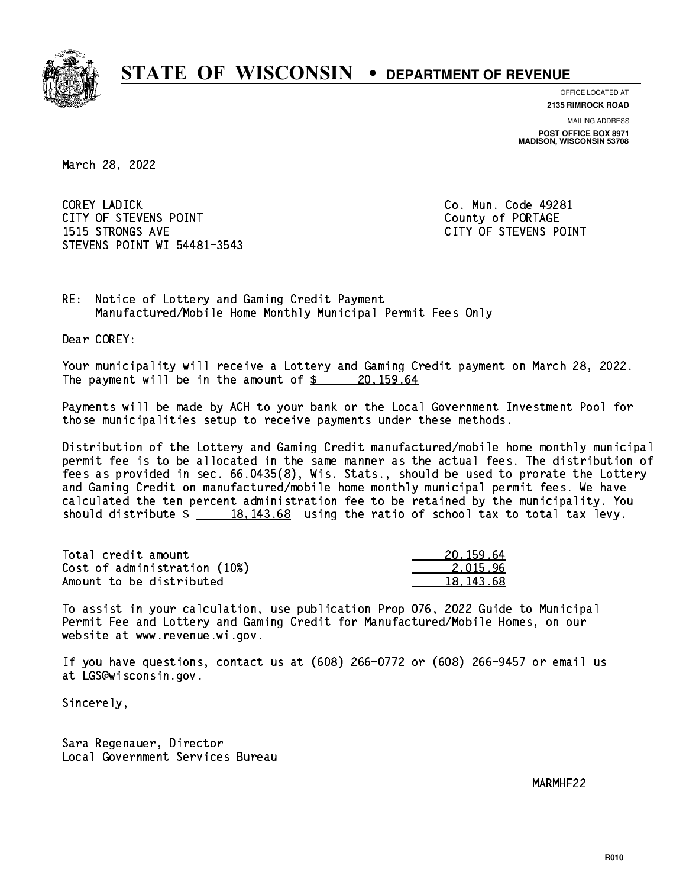# STATE OF WISCONSIN • DEPARTMENT OF REVENUE

OFFICE LOCATED AT
**2135 RIMROCK ROAD**

MAILING ADDRESS
**POST OFFICE BOX 8971**
**MADISON, WISCONSIN 53708**

March 28, 2022

COREY LADICK
CITY OF STEVENS POINT
1515 STRONGS AVE
STEVENS POINT WI 54481-3543

Co. Mun. Code 49281
County of PORTAGE
CITY OF STEVENS POINT

RE: Notice of Lottery and Gaming Credit Payment
Manufactured/Mobile Home Monthly Municipal Permit Fees Only

Dear COREY:

Your municipality will receive a Lottery and Gaming Credit payment on March 28, 2022. The payment will be in the amount of $ 20,159.64

Payments will be made by ACH to your bank or the Local Government Investment Pool for those municipalities setup to receive payments under these methods.

Distribution of the Lottery and Gaming Credit manufactured/mobile home monthly municipal permit fee is to be allocated in the same manner as the actual fees. The distribution of fees as provided in sec. 66.0435(8), Wis. Stats., should be used to prorate the Lottery and Gaming Credit on manufactured/mobile home monthly municipal permit fees. We have calculated the ten percent administration fee to be retained by the municipality. You should distribute $ 18,143.68 using the ratio of school tax to total tax levy.

| | |
|---|---|
| Total credit amount | 20,159.64 |
| Cost of administration (10%) | 2,015.96 |
| Amount to be distributed | 18,143.68 |

To assist in your calculation, use publication Prop 076, 2022 Guide to Municipal Permit Fee and Lottery and Gaming Credit for Manufactured/Mobile Homes, on our website at www.revenue.wi.gov.

If you have questions, contact us at (608) 266-0772 or (608) 266-9457 or email us at LGS@wisconsin.gov.

Sincerely,

Sara Regenauer, Director
Local Government Services Bureau

MARMHF22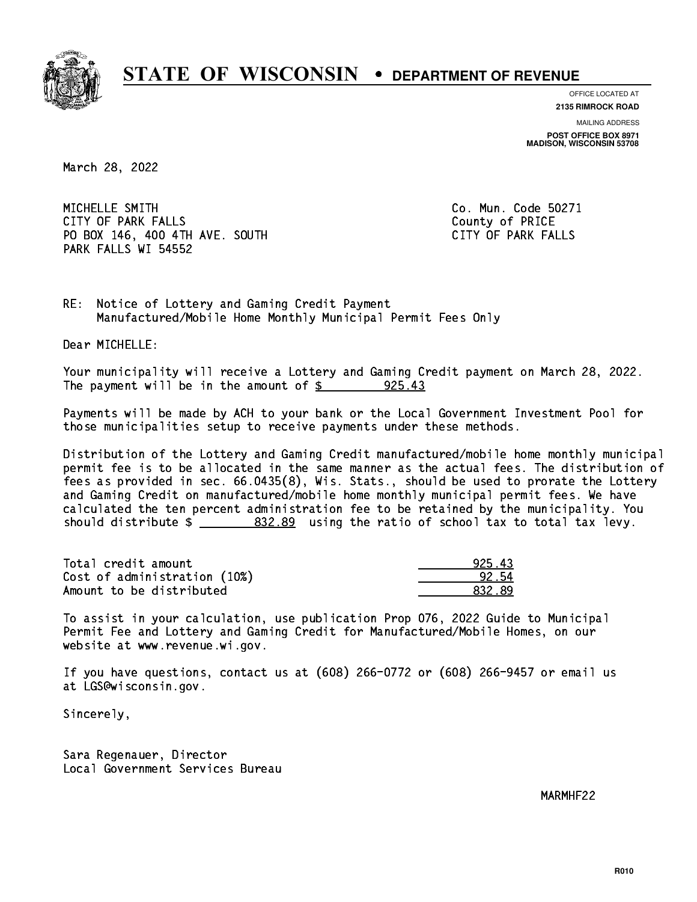# STATE OF WISCONSIN • DEPARTMENT OF REVENUE

OFFICE LOCATED AT
**2135 RIMROCK ROAD**

MAILING ADDRESS
**POST OFFICE BOX 8971**
**MADISON, WISCONSIN 53708**

March 28, 2022

MICHELLE SMITH
CITY OF PARK FALLS
PO BOX 146, 400 4TH AVE. SOUTH
PARK FALLS WI 54552

Co. Mun. Code 50271
County of PRICE
CITY OF PARK FALLS

RE: Notice of Lottery and Gaming Credit Payment
Manufactured/Mobile Home Monthly Municipal Permit Fees Only

Dear MICHELLE:

Your municipality will receive a Lottery and Gaming Credit payment on March 28, 2022. The payment will be in the amount of $ 925.43

Payments will be made by ACH to your bank or the Local Government Investment Pool for those municipalities setup to receive payments under these methods.

Distribution of the Lottery and Gaming Credit manufactured/mobile home monthly municipal permit fee is to be allocated in the same manner as the actual fees. The distribution of fees as provided in sec. 66.0435(8), Wis. Stats., should be used to prorate the Lottery and Gaming Credit on manufactured/mobile home monthly municipal permit fees. We have calculated the ten percent administration fee to be retained by the municipality. You should distribute $ 832.89 using the ratio of school tax to total tax levy.

| | |
|---|---|
| Total credit amount | 925.43 |
| Cost of administration (10%) | 92.54 |
| Amount to be distributed | 832.89 |

To assist in your calculation, use publication Prop 076, 2022 Guide to Municipal Permit Fee and Lottery and Gaming Credit for Manufactured/Mobile Homes, on our website at www.revenue.wi.gov.

If you have questions, contact us at (608) 266-0772 or (608) 266-9457 or email us at LGS@wisconsin.gov.

Sincerely,

Sara Regenauer, Director
Local Government Services Bureau

MARMHF22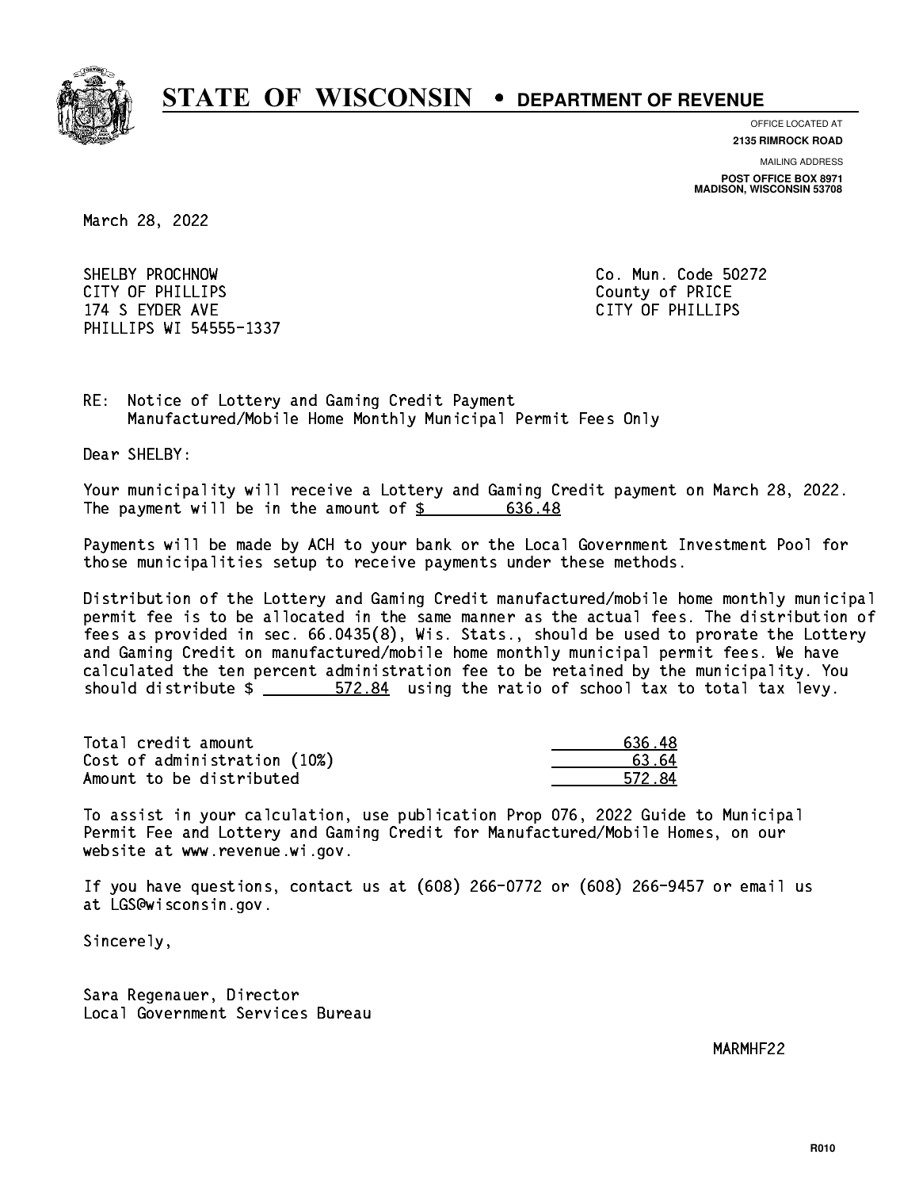# STATE OF WISCONSIN • DEPARTMENT OF REVENUE

OFFICE LOCATED AT
**2135 RIMROCK ROAD**

MAILING ADDRESS
**POST OFFICE BOX 8971**
**MADISON, WISCONSIN 53708**

March 28, 2022

SHELBY PROCHNOW
CITY OF PHILLIPS
174 S EYDER AVE
PHILLIPS WI 54555-1337

Co. Mun. Code 50272
County of PRICE
CITY OF PHILLIPS

RE: Notice of Lottery and Gaming Credit Payment
Manufactured/Mobile Home Monthly Municipal Permit Fees Only

Dear SHELBY:

Your municipality will receive a Lottery and Gaming Credit payment on March 28, 2022. The payment will be in the amount of $ 636.48

Payments will be made by ACH to your bank or the Local Government Investment Pool for those municipalities setup to receive payments under these methods.

Distribution of the Lottery and Gaming Credit manufactured/mobile home monthly municipal permit fee is to be allocated in the same manner as the actual fees. The distribution of fees as provided in sec. 66.0435(8), Wis. Stats., should be used to prorate the Lottery and Gaming Credit on manufactured/mobile home monthly municipal permit fees. We have calculated the ten percent administration fee to be retained by the municipality. You should distribute $ 572.84 using the ratio of school tax to total tax levy.

| | |
|---|---|
| Total credit amount | 636.48 |
| Cost of administration (10%) | 63.64 |
| Amount to be distributed | 572.84 |

To assist in your calculation, use publication Prop 076, 2022 Guide to Municipal Permit Fee and Lottery and Gaming Credit for Manufactured/Mobile Homes, on our website at www.revenue.wi.gov.

If you have questions, contact us at (608) 266-0772 or (608) 266-9457 or email us at LGS@wisconsin.gov.

Sincerely,

Sara Regenauer, Director
Local Government Services Bureau

MARMHF22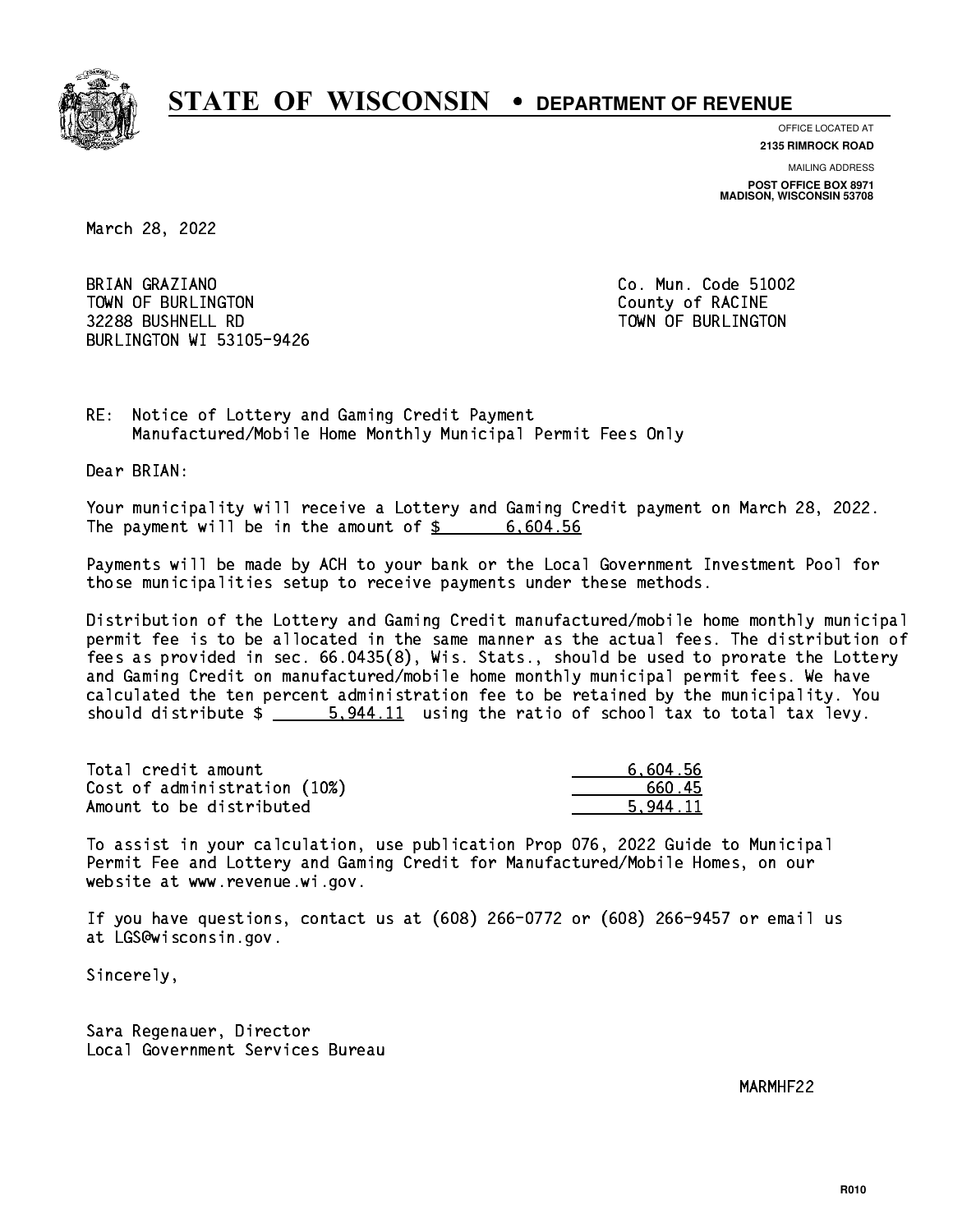# STATE OF WISCONSIN • DEPARTMENT OF REVENUE

OFFICE LOCATED AT
**2135 RIMROCK ROAD**

MAILING ADDRESS
**POST OFFICE BOX 8971**
**MADISON, WISCONSIN 53708**

March 28, 2022

BRIAN GRAZIANO
TOWN OF BURLINGTON
32288 BUSHNELL RD
BURLINGTON WI 53105-9426

Co. Mun. Code 51002
County of RACINE
TOWN OF BURLINGTON

RE: Notice of Lottery and Gaming Credit Payment
Manufactured/Mobile Home Monthly Municipal Permit Fees Only

Dear BRIAN:

Your municipality will receive a Lottery and Gaming Credit payment on March 28, 2022. The payment will be in the amount of $ 6,604.56

Payments will be made by ACH to your bank or the Local Government Investment Pool for those municipalities setup to receive payments under these methods.

Distribution of the Lottery and Gaming Credit manufactured/mobile home monthly municipal permit fee is to be allocated in the same manner as the actual fees. The distribution of fees as provided in sec. 66.0435(8), Wis. Stats., should be used to prorate the Lottery and Gaming Credit on manufactured/mobile home monthly municipal permit fees. We have calculated the ten percent administration fee to be retained by the municipality. You should distribute $ 5,944.11 using the ratio of school tax to total tax levy.

| | |
|---|---|
| Total credit amount | 6,604.56 |
| Cost of administration (10%) | 660.45 |
| Amount to be distributed | 5,944.11 |

To assist in your calculation, use publication Prop 076, 2022 Guide to Municipal Permit Fee and Lottery and Gaming Credit for Manufactured/Mobile Homes, on our website at www.revenue.wi.gov.

If you have questions, contact us at (608) 266-0772 or (608) 266-9457 or email us at LGS@wisconsin.gov.

Sincerely,

Sara Regenauer, Director
Local Government Services Bureau

MARMHF22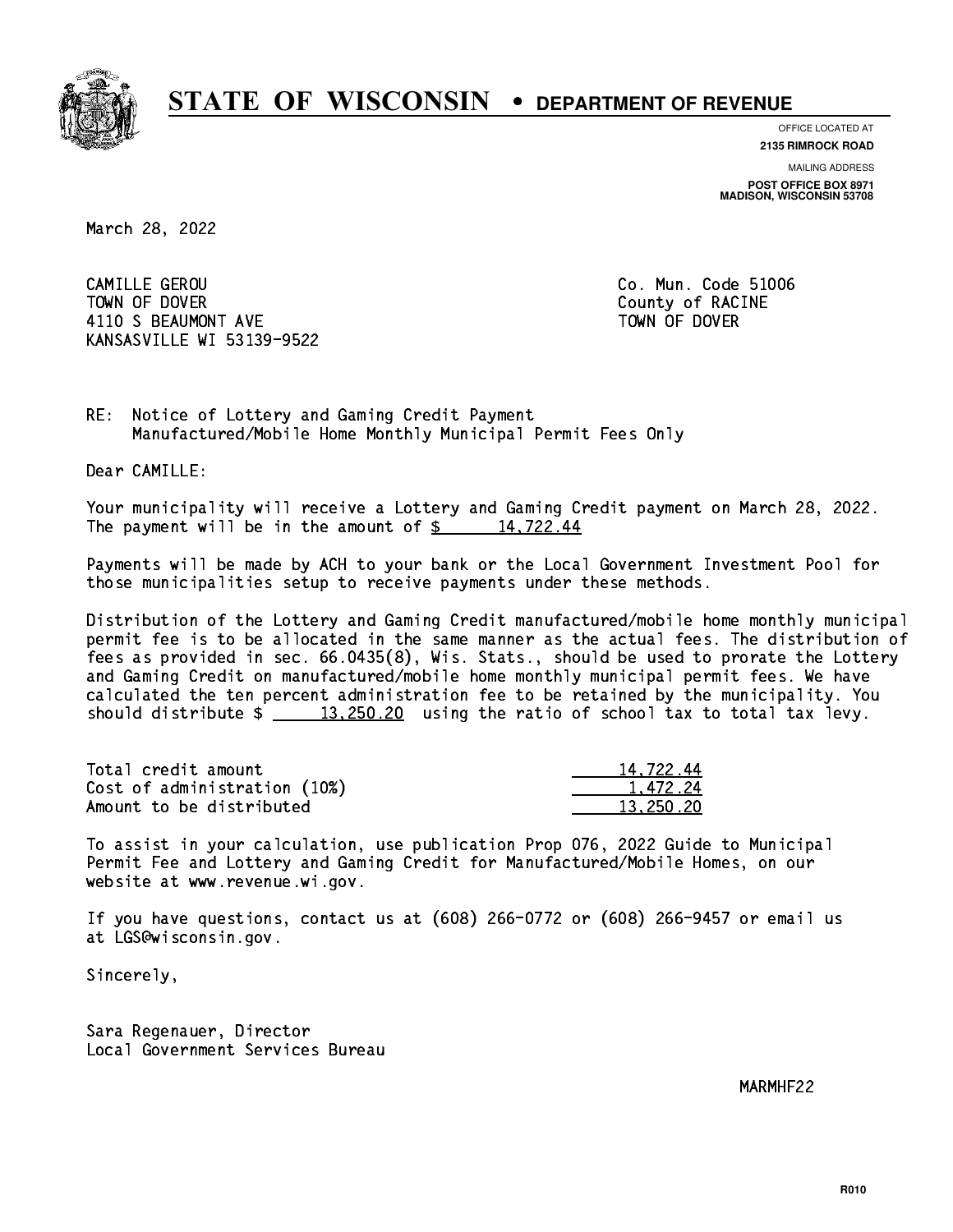# STATE OF WISCONSIN • DEPARTMENT OF REVENUE

OFFICE LOCATED AT
**2135 RIMROCK ROAD**

MAILING ADDRESS
**POST OFFICE BOX 8971**
**MADISON, WISCONSIN 53708**

March 28, 2022

CAMILLE GEROU
TOWN OF DOVER
4110 S BEAUMONT AVE
KANSASVILLE WI 53139-9522

Co. Mun. Code 51006
County of RACINE
TOWN OF DOVER

RE: Notice of Lottery and Gaming Credit Payment
Manufactured/Mobile Home Monthly Municipal Permit Fees Only

Dear CAMILLE:

Your municipality will receive a Lottery and Gaming Credit payment on March 28, 2022. The payment will be in the amount of $ 14,722.44

Payments will be made by ACH to your bank or the Local Government Investment Pool for those municipalities setup to receive payments under these methods.

Distribution of the Lottery and Gaming Credit manufactured/mobile home monthly municipal permit fee is to be allocated in the same manner as the actual fees. The distribution of fees as provided in sec. 66.0435(8), Wis. Stats., should be used to prorate the Lottery and Gaming Credit on manufactured/mobile home monthly municipal permit fees. We have calculated the ten percent administration fee to be retained by the municipality. You should distribute $ 13,250.20 using the ratio of school tax to total tax levy.

| | |
|---|---|
| Total credit amount | 14,722.44 |
| Cost of administration (10%) | 1,472.24 |
| Amount to be distributed | 13,250.20 |

To assist in your calculation, use publication Prop 076, 2022 Guide to Municipal Permit Fee and Lottery and Gaming Credit for Manufactured/Mobile Homes, on our website at www.revenue.wi.gov.

If you have questions, contact us at (608) 266-0772 or (608) 266-9457 or email us at LGS@wisconsin.gov.

Sincerely,

Sara Regenauer, Director
Local Government Services Bureau

MARMHF22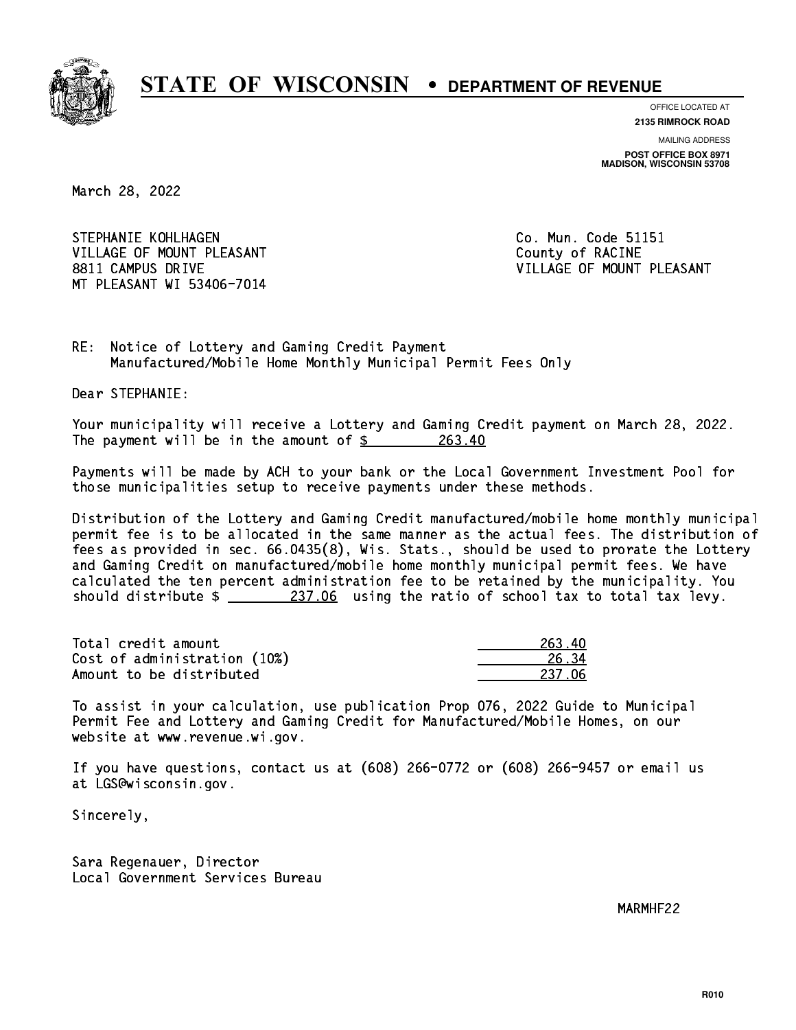# STATE OF WISCONSIN • DEPARTMENT OF REVENUE

OFFICE LOCATED AT
**2135 RIMROCK ROAD**

MAILING ADDRESS
**POST OFFICE BOX 8971**
**MADISON, WISCONSIN 53708**

March 28, 2022

STEPHANIE KOHLHAGEN
VILLAGE OF MOUNT PLEASANT
8811 CAMPUS DRIVE
MT PLEASANT WI 53406-7014

Co. Mun. Code 51151
County of RACINE
VILLAGE OF MOUNT PLEASANT

RE: Notice of Lottery and Gaming Credit Payment
Manufactured/Mobile Home Monthly Municipal Permit Fees Only

Dear STEPHANIE:

Your municipality will receive a Lottery and Gaming Credit payment on March 28, 2022. The payment will be in the amount of $ 263.40

Payments will be made by ACH to your bank or the Local Government Investment Pool for those municipalities setup to receive payments under these methods.

Distribution of the Lottery and Gaming Credit manufactured/mobile home monthly municipal permit fee is to be allocated in the same manner as the actual fees. The distribution of fees as provided in sec. 66.0435(8), Wis. Stats., should be used to prorate the Lottery and Gaming Credit on manufactured/mobile home monthly municipal permit fees. We have calculated the ten percent administration fee to be retained by the municipality. You should distribute $ 237.06 using the ratio of school tax to total tax levy.

| | |
|---|---|
| Total credit amount | 263.40 |
| Cost of administration (10%) | 26.34 |
| Amount to be distributed | 237.06 |

To assist in your calculation, use publication Prop 076, 2022 Guide to Municipal Permit Fee and Lottery and Gaming Credit for Manufactured/Mobile Homes, on our website at www.revenue.wi.gov.

If you have questions, contact us at (608) 266-0772 or (608) 266-9457 or email us at LGS@wisconsin.gov.

Sincerely,

Sara Regenauer, Director
Local Government Services Bureau

MARMHF22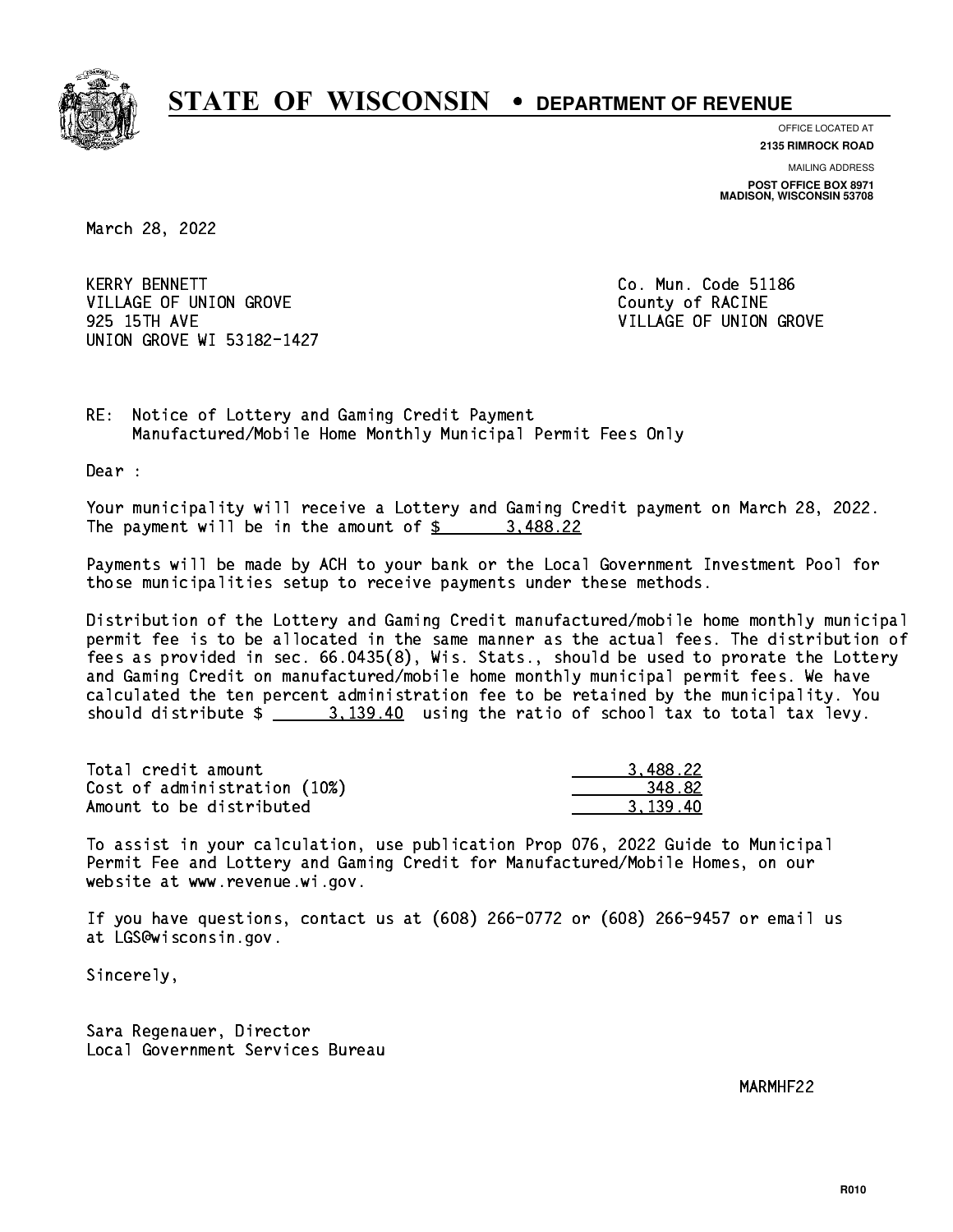# STATE OF WISCONSIN • DEPARTMENT OF REVENUE

OFFICE LOCATED AT
**2135 RIMROCK ROAD**

MAILING ADDRESS
**POST OFFICE BOX 8971**
**MADISON, WISCONSIN 53708**

March 28, 2022

KERRY BENNETT
VILLAGE OF UNION GROVE
925 15TH AVE
UNION GROVE WI 53182-1427

Co. Mun. Code 51186
County of RACINE
VILLAGE OF UNION GROVE

RE: Notice of Lottery and Gaming Credit Payment
Manufactured/Mobile Home Monthly Municipal Permit Fees Only

Dear :

Your municipality will receive a Lottery and Gaming Credit payment on March 28, 2022. The payment will be in the amount of $ 3,488.22

Payments will be made by ACH to your bank or the Local Government Investment Pool for those municipalities setup to receive payments under these methods.

Distribution of the Lottery and Gaming Credit manufactured/mobile home monthly municipal permit fee is to be allocated in the same manner as the actual fees. The distribution of fees as provided in sec. 66.0435(8), Wis. Stats., should be used to prorate the Lottery and Gaming Credit on manufactured/mobile home monthly municipal permit fees. We have calculated the ten percent administration fee to be retained by the municipality. You should distribute $ 3,139.40 using the ratio of school tax to total tax levy.

| | |
|---|---|
| Total credit amount | 3,488.22 |
| Cost of administration (10%) | 348.82 |
| Amount to be distributed | 3,139.40 |

To assist in your calculation, use publication Prop 076, 2022 Guide to Municipal Permit Fee and Lottery and Gaming Credit for Manufactured/Mobile Homes, on our website at www.revenue.wi.gov.

If you have questions, contact us at (608) 266-0772 or (608) 266-9457 or email us at LGS@wisconsin.gov.

Sincerely,

Sara Regenauer, Director
Local Government Services Bureau

MARMHF22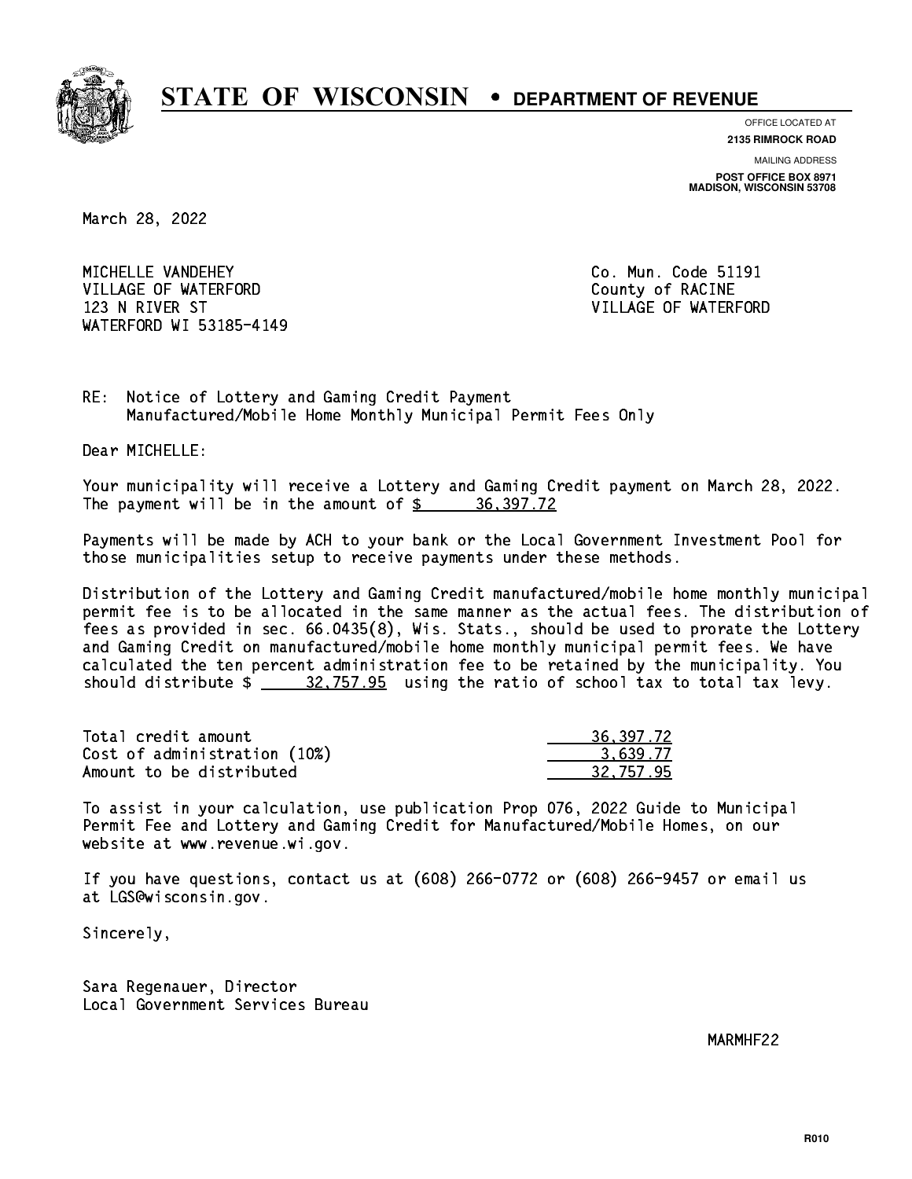# STATE OF WISCONSIN • DEPARTMENT OF REVENUE

OFFICE LOCATED AT
**2135 RIMROCK ROAD**

MAILING ADDRESS
**POST OFFICE BOX 8971**
**MADISON, WISCONSIN 53708**

March 28, 2022

MICHELLE VANDEHEY
VILLAGE OF WATERFORD
123 N RIVER ST
WATERFORD WI 53185-4149

Co. Mun. Code 51191
County of RACINE
VILLAGE OF WATERFORD

RE: Notice of Lottery and Gaming Credit Payment
Manufactured/Mobile Home Monthly Municipal Permit Fees Only

Dear MICHELLE:

Your municipality will receive a Lottery and Gaming Credit payment on March 28, 2022. The payment will be in the amount of $ 36,397.72

Payments will be made by ACH to your bank or the Local Government Investment Pool for those municipalities setup to receive payments under these methods.

Distribution of the Lottery and Gaming Credit manufactured/mobile home monthly municipal permit fee is to be allocated in the same manner as the actual fees. The distribution of fees as provided in sec. 66.0435(8), Wis. Stats., should be used to prorate the Lottery and Gaming Credit on manufactured/mobile home monthly municipal permit fees. We have calculated the ten percent administration fee to be retained by the municipality. You should distribute $ 32,757.95 using the ratio of school tax to total tax levy.

| | |
|---|---|
| Total credit amount | 36,397.72 |
| Cost of administration (10%) | 3,639.77 |
| Amount to be distributed | 32,757.95 |

To assist in your calculation, use publication Prop 076, 2022 Guide to Municipal Permit Fee and Lottery and Gaming Credit for Manufactured/Mobile Homes, on our website at www.revenue.wi.gov.

If you have questions, contact us at (608) 266-0772 or (608) 266-9457 or email us at LGS@wisconsin.gov.

Sincerely,

Sara Regenauer, Director
Local Government Services Bureau

MARMHF22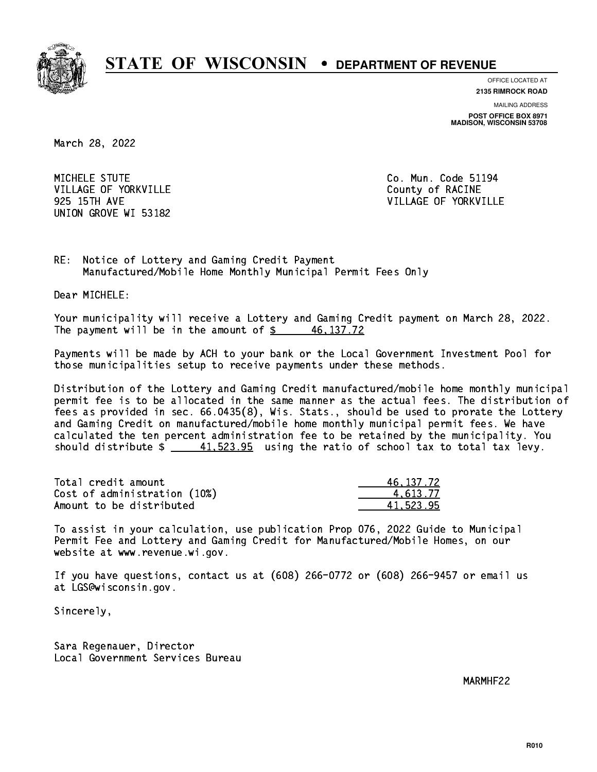# STATE OF WISCONSIN • DEPARTMENT OF REVENUE

OFFICE LOCATED AT
**2135 RIMROCK ROAD**

MAILING ADDRESS
**POST OFFICE BOX 8971**
**MADISON, WISCONSIN 53708**

March 28, 2022

MICHELE STUTE
VILLAGE OF YORKVILLE
925 15TH AVE
UNION GROVE WI 53182

Co. Mun. Code 51194
County of RACINE
VILLAGE OF YORKVILLE

RE: Notice of Lottery and Gaming Credit Payment
Manufactured/Mobile Home Monthly Municipal Permit Fees Only

Dear MICHELE:

Your municipality will receive a Lottery and Gaming Credit payment on March 28, 2022. The payment will be in the amount of $ 46,137.72

Payments will be made by ACH to your bank or the Local Government Investment Pool for those municipalities setup to receive payments under these methods.

Distribution of the Lottery and Gaming Credit manufactured/mobile home monthly municipal permit fee is to be allocated in the same manner as the actual fees. The distribution of fees as provided in sec. 66.0435(8), Wis. Stats., should be used to prorate the Lottery and Gaming Credit on manufactured/mobile home monthly municipal permit fees. We have calculated the ten percent administration fee to be retained by the municipality. You should distribute $ 41,523.95 using the ratio of school tax to total tax levy.

| | |
|---|---|
| Total credit amount | 46,137.72 |
| Cost of administration (10%) | 4,613.77 |
| Amount to be distributed | 41,523.95 |

To assist in your calculation, use publication Prop 076, 2022 Guide to Municipal Permit Fee and Lottery and Gaming Credit for Manufactured/Mobile Homes, on our website at www.revenue.wi.gov.

If you have questions, contact us at (608) 266-0772 or (608) 266-9457 or email us at LGS@wisconsin.gov.

Sincerely,

Sara Regenauer, Director
Local Government Services Bureau

MARMHF22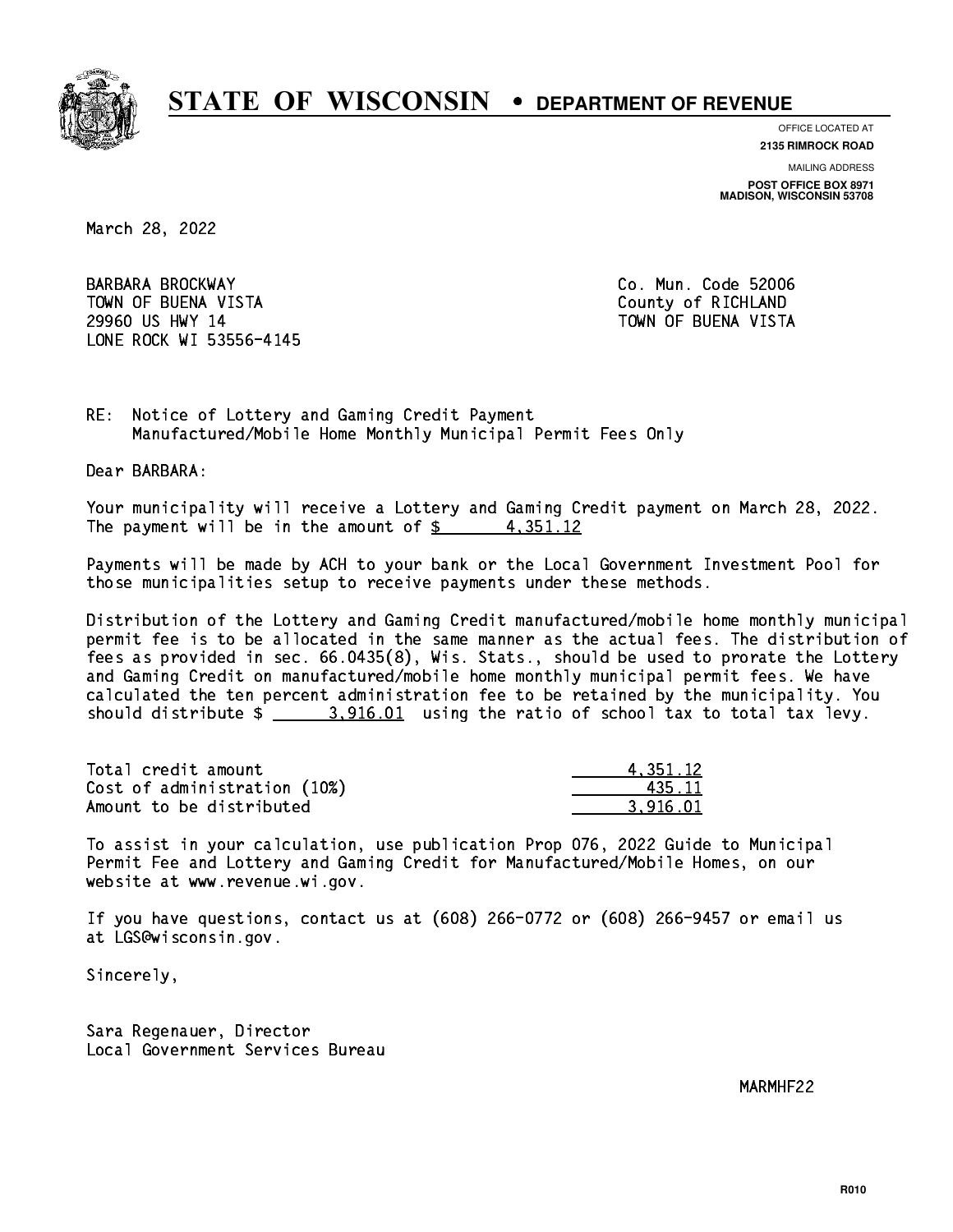# STATE OF WISCONSIN • DEPARTMENT OF REVENUE

OFFICE LOCATED AT
**2135 RIMROCK ROAD**

MAILING ADDRESS
**POST OFFICE BOX 8971**
**MADISON, WISCONSIN 53708**

March 28, 2022

BARBARA BROCKWAY
TOWN OF BUENA VISTA
29960 US HWY 14
LONE ROCK WI 53556-4145

Co. Mun. Code 52006
County of RICHLAND
TOWN OF BUENA VISTA

RE: Notice of Lottery and Gaming Credit Payment
Manufactured/Mobile Home Monthly Municipal Permit Fees Only

Dear BARBARA:

Your municipality will receive a Lottery and Gaming Credit payment on March 28, 2022. The payment will be in the amount of $ 4,351.12

Payments will be made by ACH to your bank or the Local Government Investment Pool for those municipalities setup to receive payments under these methods.

Distribution of the Lottery and Gaming Credit manufactured/mobile home monthly municipal permit fee is to be allocated in the same manner as the actual fees. The distribution of fees as provided in sec. 66.0435(8), Wis. Stats., should be used to prorate the Lottery and Gaming Credit on manufactured/mobile home monthly municipal permit fees. We have calculated the ten percent administration fee to be retained by the municipality. You should distribute $ 3,916.01 using the ratio of school tax to total tax levy.

| | |
|---|---|
| Total credit amount | 4,351.12 |
| Cost of administration (10%) | 435.11 |
| Amount to be distributed | 3,916.01 |

To assist in your calculation, use publication Prop 076, 2022 Guide to Municipal Permit Fee and Lottery and Gaming Credit for Manufactured/Mobile Homes, on our website at www.revenue.wi.gov.

If you have questions, contact us at (608) 266-0772 or (608) 266-9457 or email us at LGS@wisconsin.gov.

Sincerely,

Sara Regenauer, Director
Local Government Services Bureau

MARMHF22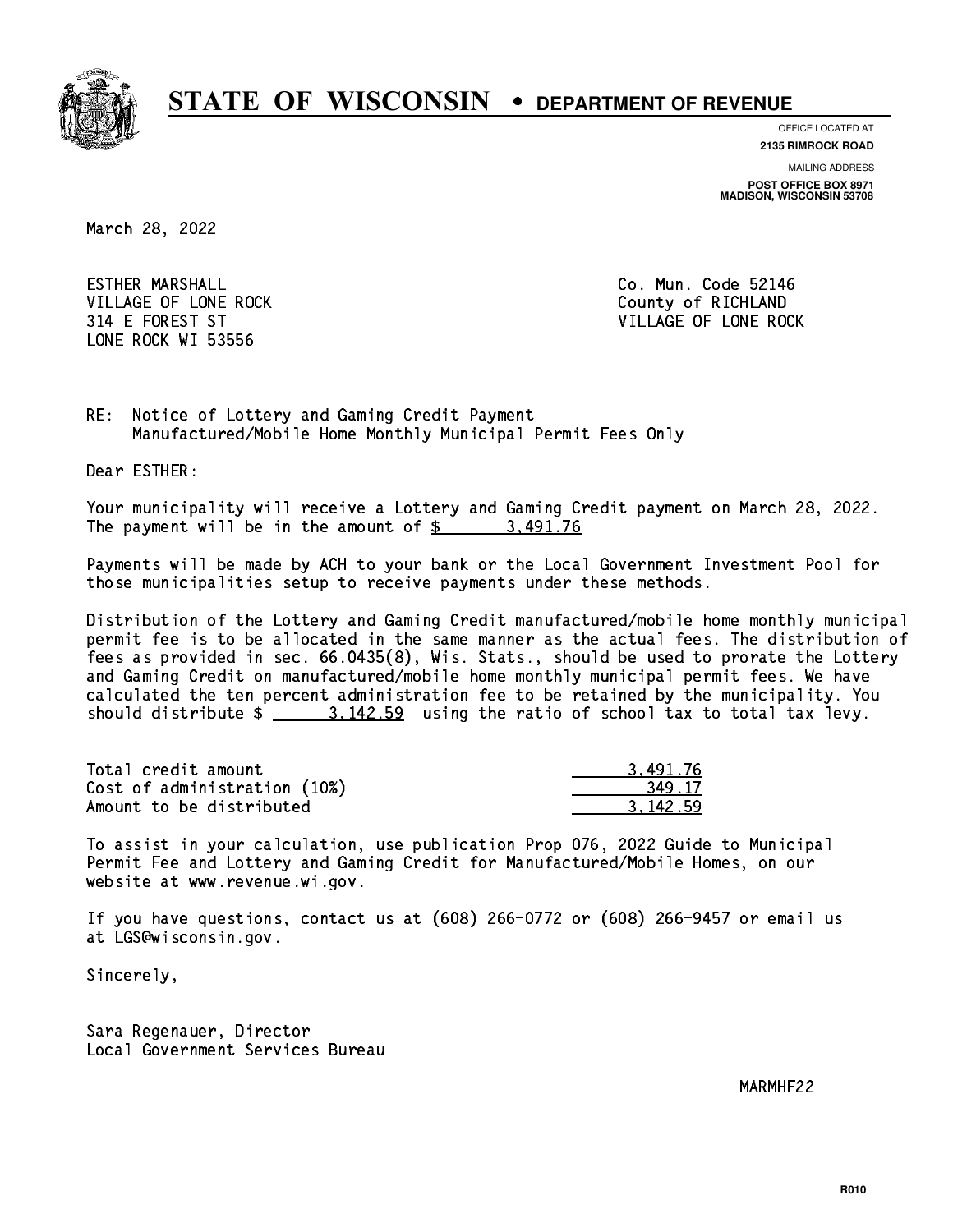# STATE OF WISCONSIN • DEPARTMENT OF REVENUE

OFFICE LOCATED AT
**2135 RIMROCK ROAD**

MAILING ADDRESS
**POST OFFICE BOX 8971**
**MADISON, WISCONSIN 53708**

March 28, 2022

ESTHER MARSHALL
VILLAGE OF LONE ROCK
314 E FOREST ST
LONE ROCK WI 53556

Co. Mun. Code 52146
County of RICHLAND
VILLAGE OF LONE ROCK

RE: Notice of Lottery and Gaming Credit Payment
Manufactured/Mobile Home Monthly Municipal Permit Fees Only

Dear ESTHER:

Your municipality will receive a Lottery and Gaming Credit payment on March 28, 2022. The payment will be in the amount of $ 3,491.76

Payments will be made by ACH to your bank or the Local Government Investment Pool for those municipalities setup to receive payments under these methods.

Distribution of the Lottery and Gaming Credit manufactured/mobile home monthly municipal permit fee is to be allocated in the same manner as the actual fees. The distribution of fees as provided in sec. 66.0435(8), Wis. Stats., should be used to prorate the Lottery and Gaming Credit on manufactured/mobile home monthly municipal permit fees. We have calculated the ten percent administration fee to be retained by the municipality. You should distribute $ 3,142.59 using the ratio of school tax to total tax levy.

| | |
|---|---|
| Total credit amount | 3,491.76 |
| Cost of administration (10%) | 349.17 |
| Amount to be distributed | 3,142.59 |

To assist in your calculation, use publication Prop 076, 2022 Guide to Municipal Permit Fee and Lottery and Gaming Credit for Manufactured/Mobile Homes, on our website at www.revenue.wi.gov.

If you have questions, contact us at (608) 266-0772 or (608) 266-9457 or email us at LGS@wisconsin.gov.

Sincerely,

Sara Regenauer, Director
Local Government Services Bureau

MARMHF22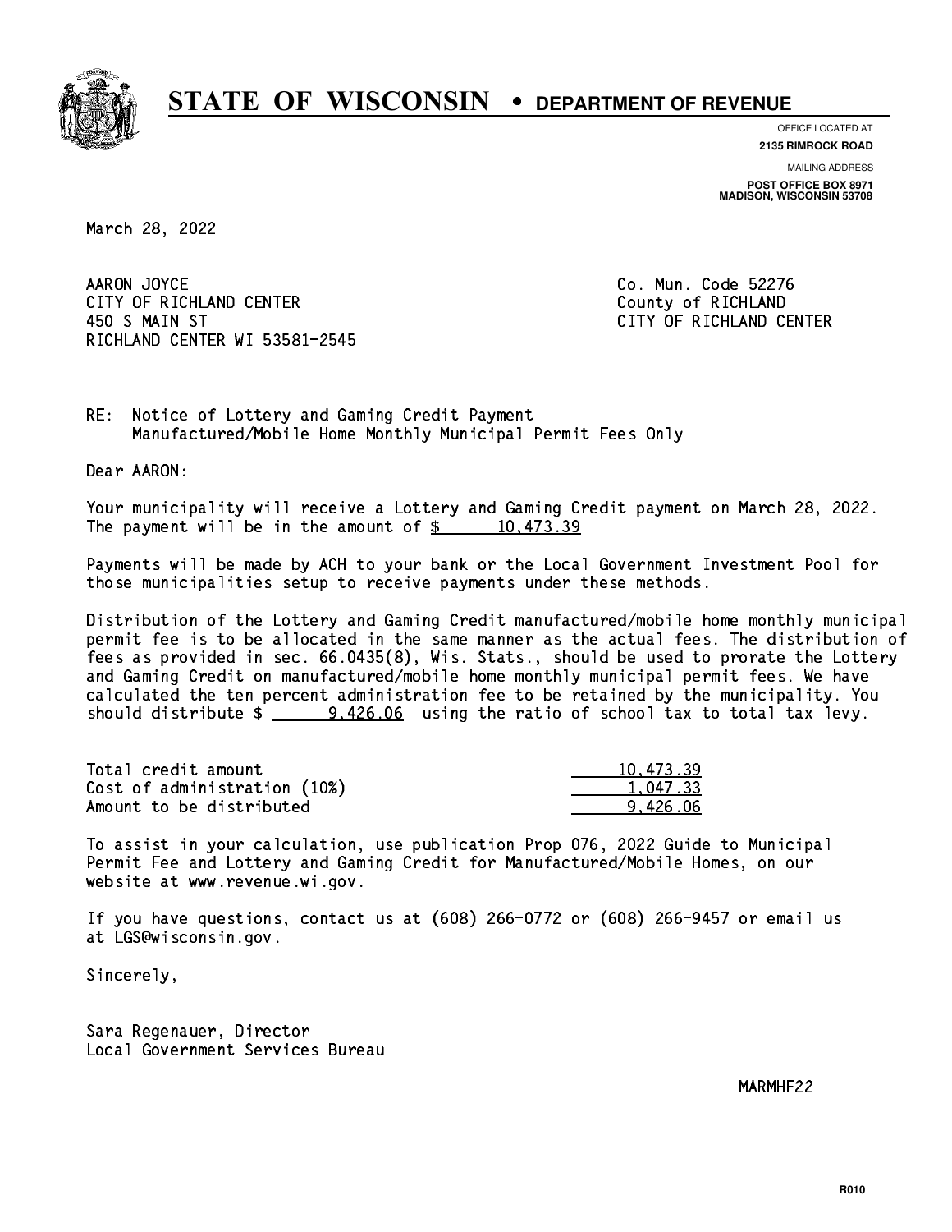# STATE OF WISCONSIN • DEPARTMENT OF REVENUE

OFFICE LOCATED AT
**2135 RIMROCK ROAD**

MAILING ADDRESS
**POST OFFICE BOX 8971**
**MADISON, WISCONSIN 53708**

March 28, 2022

AARON JOYCE
CITY OF RICHLAND CENTER
450 S MAIN ST
RICHLAND CENTER WI 53581-2545

Co. Mun. Code 52276
County of RICHLAND
CITY OF RICHLAND CENTER

RE: Notice of Lottery and Gaming Credit Payment
Manufactured/Mobile Home Monthly Municipal Permit Fees Only

Dear AARON:

Your municipality will receive a Lottery and Gaming Credit payment on March 28, 2022. The payment will be in the amount of $ 10,473.39

Payments will be made by ACH to your bank or the Local Government Investment Pool for those municipalities setup to receive payments under these methods.

Distribution of the Lottery and Gaming Credit manufactured/mobile home monthly municipal permit fee is to be allocated in the same manner as the actual fees. The distribution of fees as provided in sec. 66.0435(8), Wis. Stats., should be used to prorate the Lottery and Gaming Credit on manufactured/mobile home monthly municipal permit fees. We have calculated the ten percent administration fee to be retained by the municipality. You should distribute $ 9,426.06 using the ratio of school tax to total tax levy.

| | |
|---|---|
| Total credit amount | 10,473.39 |
| Cost of administration (10%) | 1,047.33 |
| Amount to be distributed | 9,426.06 |

To assist in your calculation, use publication Prop 076, 2022 Guide to Municipal Permit Fee and Lottery and Gaming Credit for Manufactured/Mobile Homes, on our website at www.revenue.wi.gov.

If you have questions, contact us at (608) 266-0772 or (608) 266-9457 or email us at LGS@wisconsin.gov.

Sincerely,

Sara Regenauer, Director
Local Government Services Bureau

MARMHF22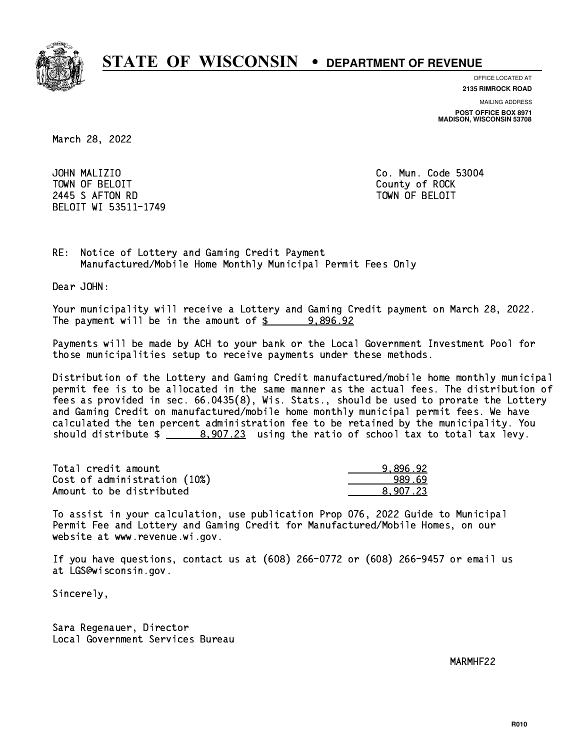# STATE OF WISCONSIN • DEPARTMENT OF REVENUE

OFFICE LOCATED AT
**2135 RIMROCK ROAD**

MAILING ADDRESS
**POST OFFICE BOX 8971**
**MADISON, WISCONSIN 53708**

March 28, 2022

JOHN MALIZIO
TOWN OF BELOIT
2445 S AFTON RD
BELOIT WI 53511-1749

Co. Mun. Code 53004
County of ROCK
TOWN OF BELOIT

RE: Notice of Lottery and Gaming Credit Payment
Manufactured/Mobile Home Monthly Municipal Permit Fees Only

Dear JOHN:

Your municipality will receive a Lottery and Gaming Credit payment on March 28, 2022. The payment will be in the amount of $ 9,896.92

Payments will be made by ACH to your bank or the Local Government Investment Pool for those municipalities setup to receive payments under these methods.

Distribution of the Lottery and Gaming Credit manufactured/mobile home monthly municipal permit fee is to be allocated in the same manner as the actual fees. The distribution of fees as provided in sec. 66.0435(8), Wis. Stats., should be used to prorate the Lottery and Gaming Credit on manufactured/mobile home monthly municipal permit fees. We have calculated the ten percent administration fee to be retained by the municipality. You should distribute $ 8,907.23 using the ratio of school tax to total tax levy.

| | |
|---|---|
| Total credit amount | 9,896.92 |
| Cost of administration (10%) | 989.69 |
| Amount to be distributed | 8,907.23 |

To assist in your calculation, use publication Prop 076, 2022 Guide to Municipal Permit Fee and Lottery and Gaming Credit for Manufactured/Mobile Homes, on our website at www.revenue.wi.gov.

If you have questions, contact us at (608) 266-0772 or (608) 266-9457 or email us at LGS@wisconsin.gov.

Sincerely,

Sara Regenauer, Director
Local Government Services Bureau

MARMHF22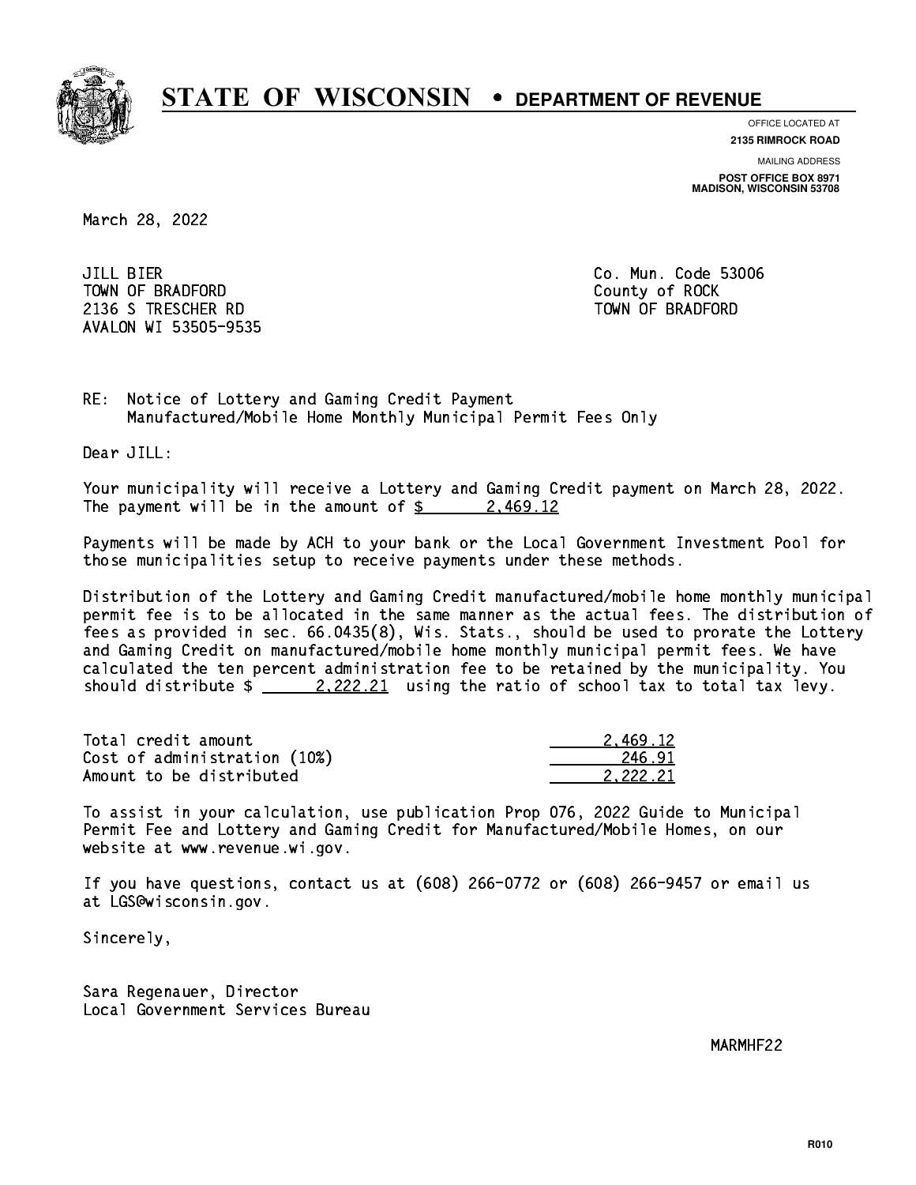# STATE OF WISCONSIN • DEPARTMENT OF REVENUE

OFFICE LOCATED AT
**2135 RIMROCK ROAD**

MAILING ADDRESS
**POST OFFICE BOX 8971**
**MADISON, WISCONSIN 53708**

March 28, 2022

JILL BIER
TOWN OF BRADFORD
2136 S TRESCHER RD
AVALON WI 53505-9535

Co. Mun. Code 53006
County of ROCK
TOWN OF BRADFORD

RE: Notice of Lottery and Gaming Credit Payment
Manufactured/Mobile Home Monthly Municipal Permit Fees Only

Dear JILL:

Your municipality will receive a Lottery and Gaming Credit payment on March 28, 2022. The payment will be in the amount of $ 2,469.12

Payments will be made by ACH to your bank or the Local Government Investment Pool for those municipalities setup to receive payments under these methods.

Distribution of the Lottery and Gaming Credit manufactured/mobile home monthly municipal permit fee is to be allocated in the same manner as the actual fees. The distribution of fees as provided in sec. 66.0435(8), Wis. Stats., should be used to prorate the Lottery and Gaming Credit on manufactured/mobile home monthly municipal permit fees. We have calculated the ten percent administration fee to be retained by the municipality. You should distribute $ 2,222.21 using the ratio of school tax to total tax levy.

| | |
|---|---|
| Total credit amount | 2,469.12 |
| Cost of administration (10%) | 246.91 |
| Amount to be distributed | 2,222.21 |

To assist in your calculation, use publication Prop 076, 2022 Guide to Municipal Permit Fee and Lottery and Gaming Credit for Manufactured/Mobile Homes, on our website at www.revenue.wi.gov.

If you have questions, contact us at (608) 266-0772 or (608) 266-9457 or email us at LGS@wisconsin.gov.

Sincerely,

Sara Regenauer, Director
Local Government Services Bureau

MARMHF22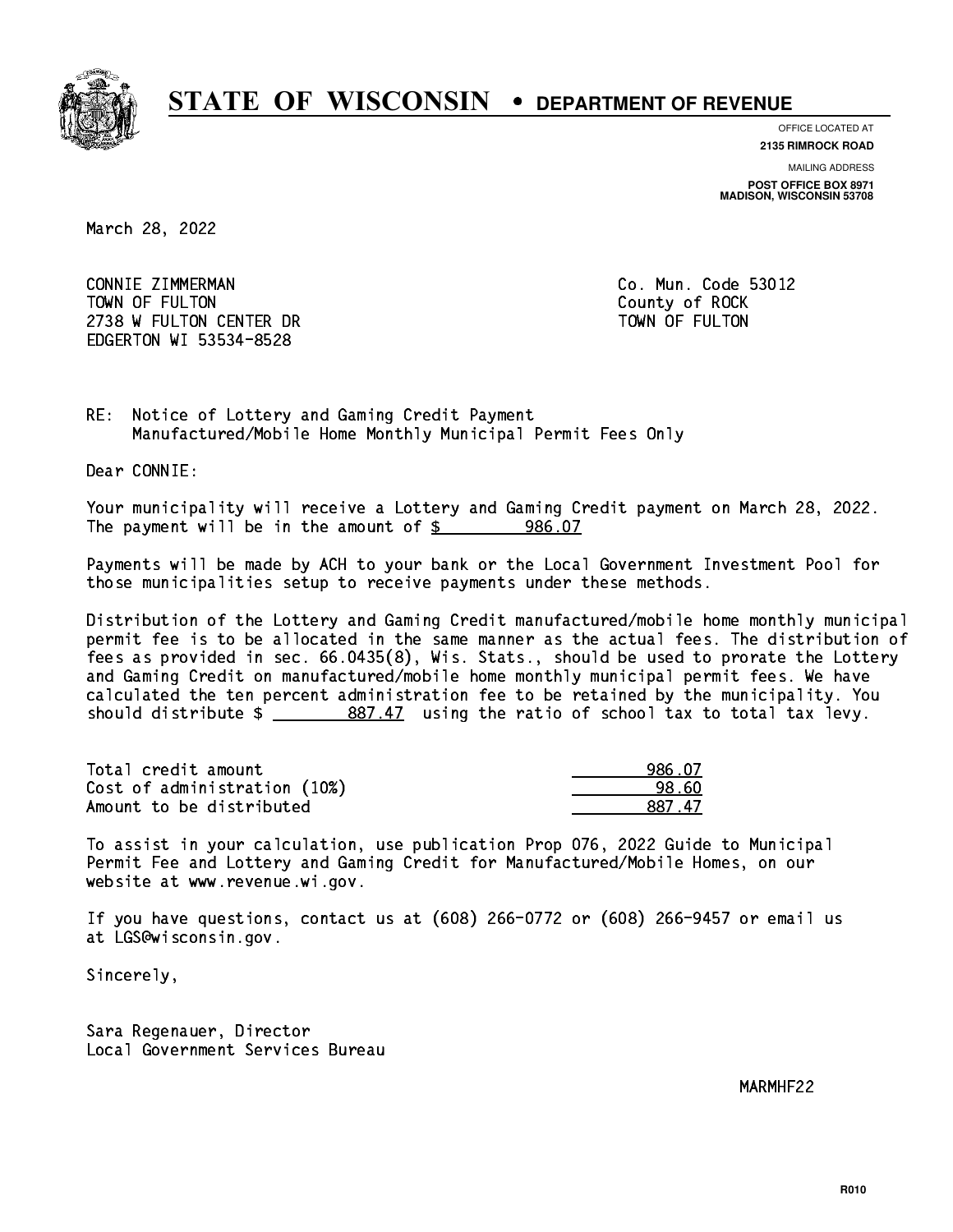# STATE OF WISCONSIN • DEPARTMENT OF REVENUE

OFFICE LOCATED AT
**2135 RIMROCK ROAD**

MAILING ADDRESS
**POST OFFICE BOX 8971**
**MADISON, WISCONSIN 53708**

March 28, 2022

CONNIE ZIMMERMAN
TOWN OF FULTON
2738 W FULTON CENTER DR
EDGERTON WI 53534-8528

Co. Mun. Code 53012
County of ROCK
TOWN OF FULTON

RE: Notice of Lottery and Gaming Credit Payment
Manufactured/Mobile Home Monthly Municipal Permit Fees Only

Dear CONNIE:

Your municipality will receive a Lottery and Gaming Credit payment on March 28, 2022. The payment will be in the amount of $ 986.07

Payments will be made by ACH to your bank or the Local Government Investment Pool for those municipalities setup to receive payments under these methods.

Distribution of the Lottery and Gaming Credit manufactured/mobile home monthly municipal permit fee is to be allocated in the same manner as the actual fees. The distribution of fees as provided in sec. 66.0435(8), Wis. Stats., should be used to prorate the Lottery and Gaming Credit on manufactured/mobile home monthly municipal permit fees. We have calculated the ten percent administration fee to be retained by the municipality. You should distribute $ 887.47 using the ratio of school tax to total tax levy.

| | |
|---|---|
| Total credit amount | 986.07 |
| Cost of administration (10%) | 98.60 |
| Amount to be distributed | 887.47 |

To assist in your calculation, use publication Prop 076, 2022 Guide to Municipal Permit Fee and Lottery and Gaming Credit for Manufactured/Mobile Homes, on our website at www.revenue.wi.gov.

If you have questions, contact us at (608) 266-0772 or (608) 266-9457 or email us at LGS@wisconsin.gov.

Sincerely,

Sara Regenauer, Director
Local Government Services Bureau

MARMHF22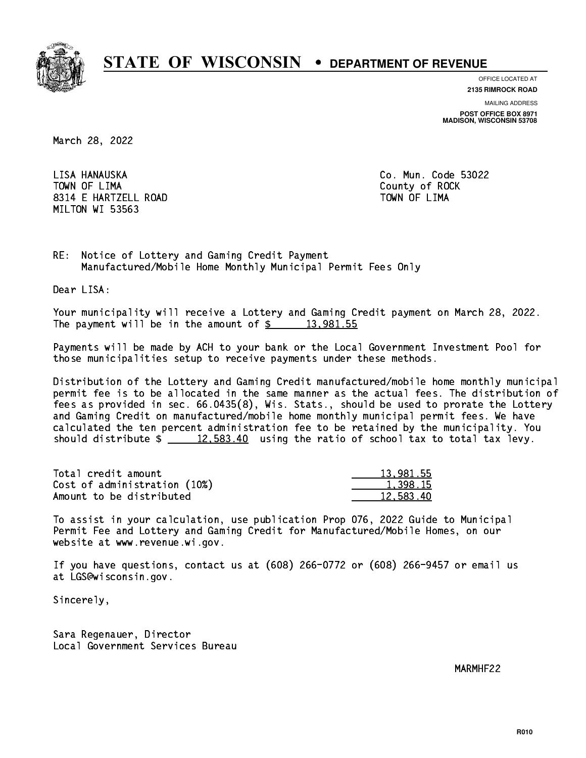# STATE OF WISCONSIN • DEPARTMENT OF REVENUE

OFFICE LOCATED AT
**2135 RIMROCK ROAD**

MAILING ADDRESS
**POST OFFICE BOX 8971**
**MADISON, WISCONSIN 53708**

March 28, 2022

LISA HANAUSKA
TOWN OF LIMA
8314 E HARTZELL ROAD
MILTON WI 53563

Co. Mun. Code 53022
County of ROCK
TOWN OF LIMA

RE: Notice of Lottery and Gaming Credit Payment
Manufactured/Mobile Home Monthly Municipal Permit Fees Only

Dear LISA:

Your municipality will receive a Lottery and Gaming Credit payment on March 28, 2022. The payment will be in the amount of $ 13,981.55

Payments will be made by ACH to your bank or the Local Government Investment Pool for those municipalities setup to receive payments under these methods.

Distribution of the Lottery and Gaming Credit manufactured/mobile home monthly municipal permit fee is to be allocated in the same manner as the actual fees. The distribution of fees as provided in sec. 66.0435(8), Wis. Stats., should be used to prorate the Lottery and Gaming Credit on manufactured/mobile home monthly municipal permit fees. We have calculated the ten percent administration fee to be retained by the municipality. You should distribute $ 12,583.40 using the ratio of school tax to total tax levy.

| | |
|---|---|
| Total credit amount | 13,981.55 |
| Cost of administration (10%) | 1,398.15 |
| Amount to be distributed | 12,583.40 |

To assist in your calculation, use publication Prop 076, 2022 Guide to Municipal Permit Fee and Lottery and Gaming Credit for Manufactured/Mobile Homes, on our website at www.revenue.wi.gov.

If you have questions, contact us at (608) 266-0772 or (608) 266-9457 or email us at LGS@wisconsin.gov.

Sincerely,

Sara Regenauer, Director
Local Government Services Bureau

MARMHF22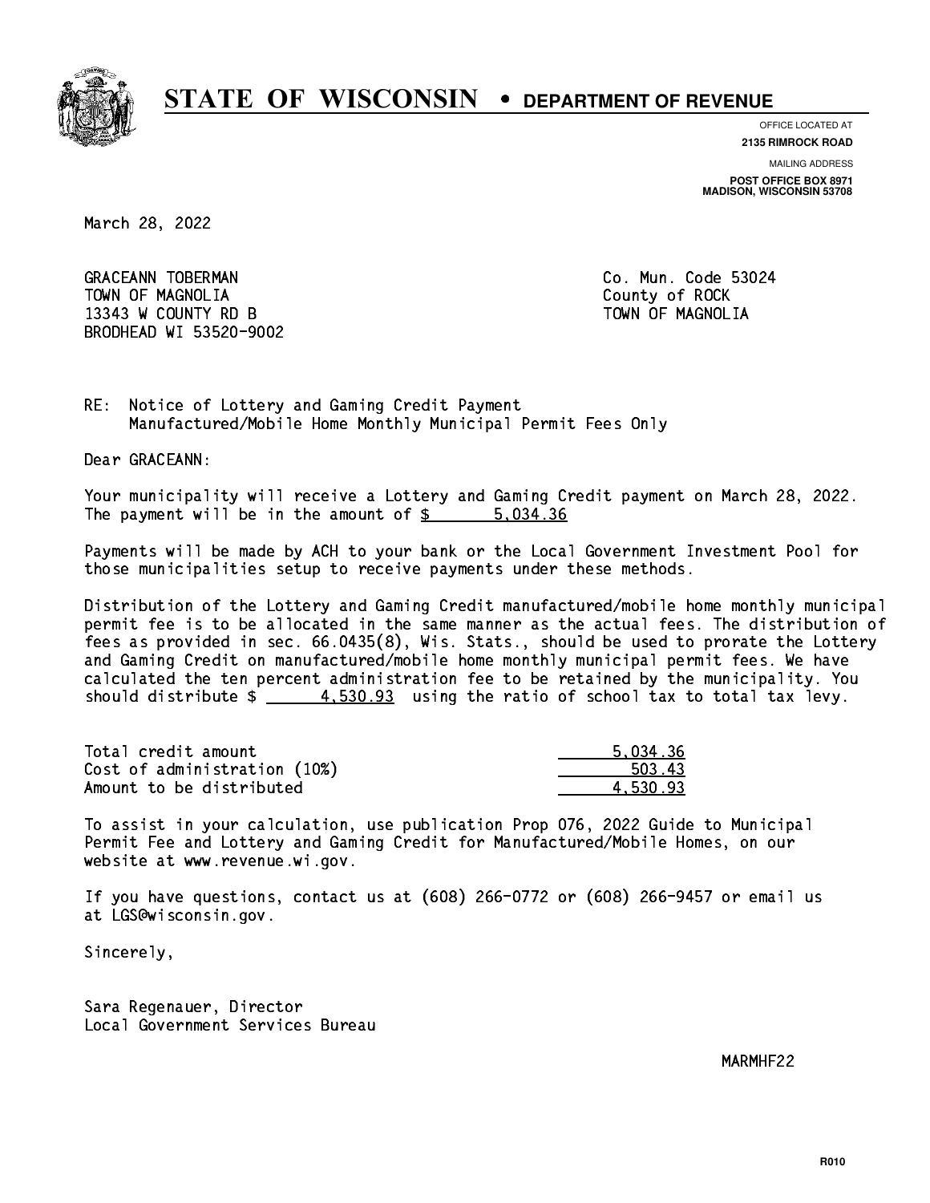# STATE OF WISCONSIN • DEPARTMENT OF REVENUE

OFFICE LOCATED AT
**2135 RIMROCK ROAD**

MAILING ADDRESS
**POST OFFICE BOX 8971**
**MADISON, WISCONSIN 53708**

March 28, 2022

GRACEANN TOBERMAN
TOWN OF MAGNOLIA
13343 W COUNTY RD B
BRODHEAD WI 53520-9002

Co. Mun. Code 53024
County of ROCK
TOWN OF MAGNOLIA

RE: Notice of Lottery and Gaming Credit Payment
Manufactured/Mobile Home Monthly Municipal Permit Fees Only

Dear GRACEANN:

Your municipality will receive a Lottery and Gaming Credit payment on March 28, 2022. The payment will be in the amount of $ 5,034.36

Payments will be made by ACH to your bank or the Local Government Investment Pool for those municipalities setup to receive payments under these methods.

Distribution of the Lottery and Gaming Credit manufactured/mobile home monthly municipal permit fee is to be allocated in the same manner as the actual fees. The distribution of fees as provided in sec. 66.0435(8), Wis. Stats., should be used to prorate the Lottery and Gaming Credit on manufactured/mobile home monthly municipal permit fees. We have calculated the ten percent administration fee to be retained by the municipality. You should distribute $ 4,530.93 using the ratio of school tax to total tax levy.

| | |
|---|---|
| Total credit amount | 5,034.36 |
| Cost of administration (10%) | 503.43 |
| Amount to be distributed | 4,530.93 |

To assist in your calculation, use publication Prop 076, 2022 Guide to Municipal Permit Fee and Lottery and Gaming Credit for Manufactured/Mobile Homes, on our website at www.revenue.wi.gov.

If you have questions, contact us at (608) 266-0772 or (608) 266-9457 or email us at LGS@wisconsin.gov.

Sincerely,

Sara Regenauer, Director
Local Government Services Bureau

MARMHF22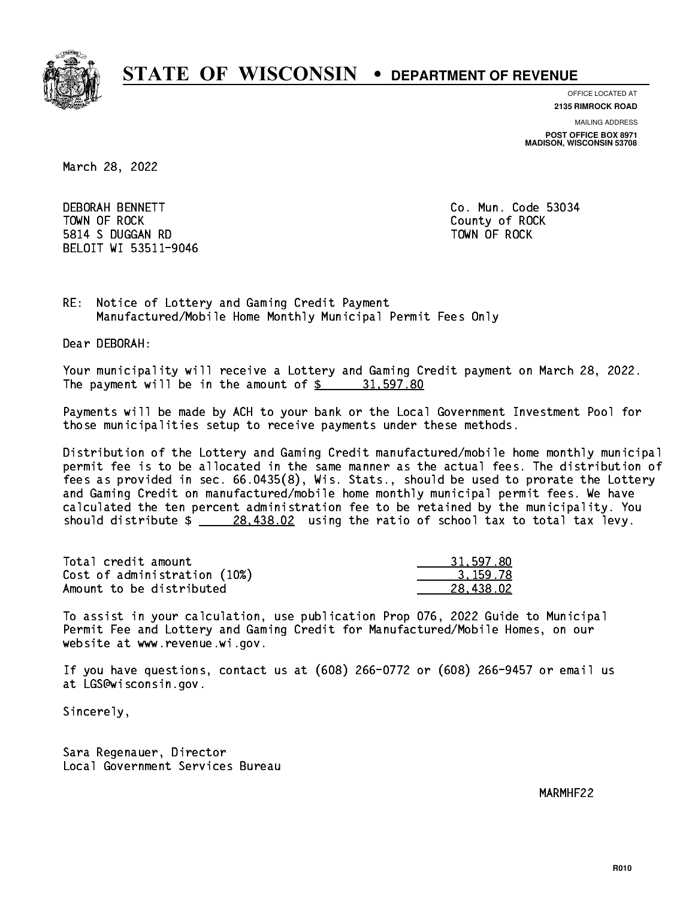# STATE OF WISCONSIN • DEPARTMENT OF REVENUE

OFFICE LOCATED AT
**2135 RIMROCK ROAD**

MAILING ADDRESS
**POST OFFICE BOX 8971**
**MADISON, WISCONSIN 53708**

March 28, 2022

DEBORAH BENNETT
TOWN OF ROCK
5814 S DUGGAN RD
BELOIT WI 53511-9046

Co. Mun. Code 53034
County of ROCK
TOWN OF ROCK

RE: Notice of Lottery and Gaming Credit Payment
Manufactured/Mobile Home Monthly Municipal Permit Fees Only

Dear DEBORAH:

Your municipality will receive a Lottery and Gaming Credit payment on March 28, 2022. The payment will be in the amount of $ 31,597.80

Payments will be made by ACH to your bank or the Local Government Investment Pool for those municipalities setup to receive payments under these methods.

Distribution of the Lottery and Gaming Credit manufactured/mobile home monthly municipal permit fee is to be allocated in the same manner as the actual fees. The distribution of fees as provided in sec. 66.0435(8), Wis. Stats., should be used to prorate the Lottery and Gaming Credit on manufactured/mobile home monthly municipal permit fees. We have calculated the ten percent administration fee to be retained by the municipality. You should distribute $ 28,438.02 using the ratio of school tax to total tax levy.

| | |
|---|---|
| Total credit amount | 31,597.80 |
| Cost of administration (10%) | 3,159.78 |
| Amount to be distributed | 28,438.02 |

To assist in your calculation, use publication Prop 076, 2022 Guide to Municipal Permit Fee and Lottery and Gaming Credit for Manufactured/Mobile Homes, on our website at www.revenue.wi.gov.

If you have questions, contact us at (608) 266-0772 or (608) 266-9457 or email us at LGS@wisconsin.gov.

Sincerely,

Sara Regenauer, Director
Local Government Services Bureau

MARMHF22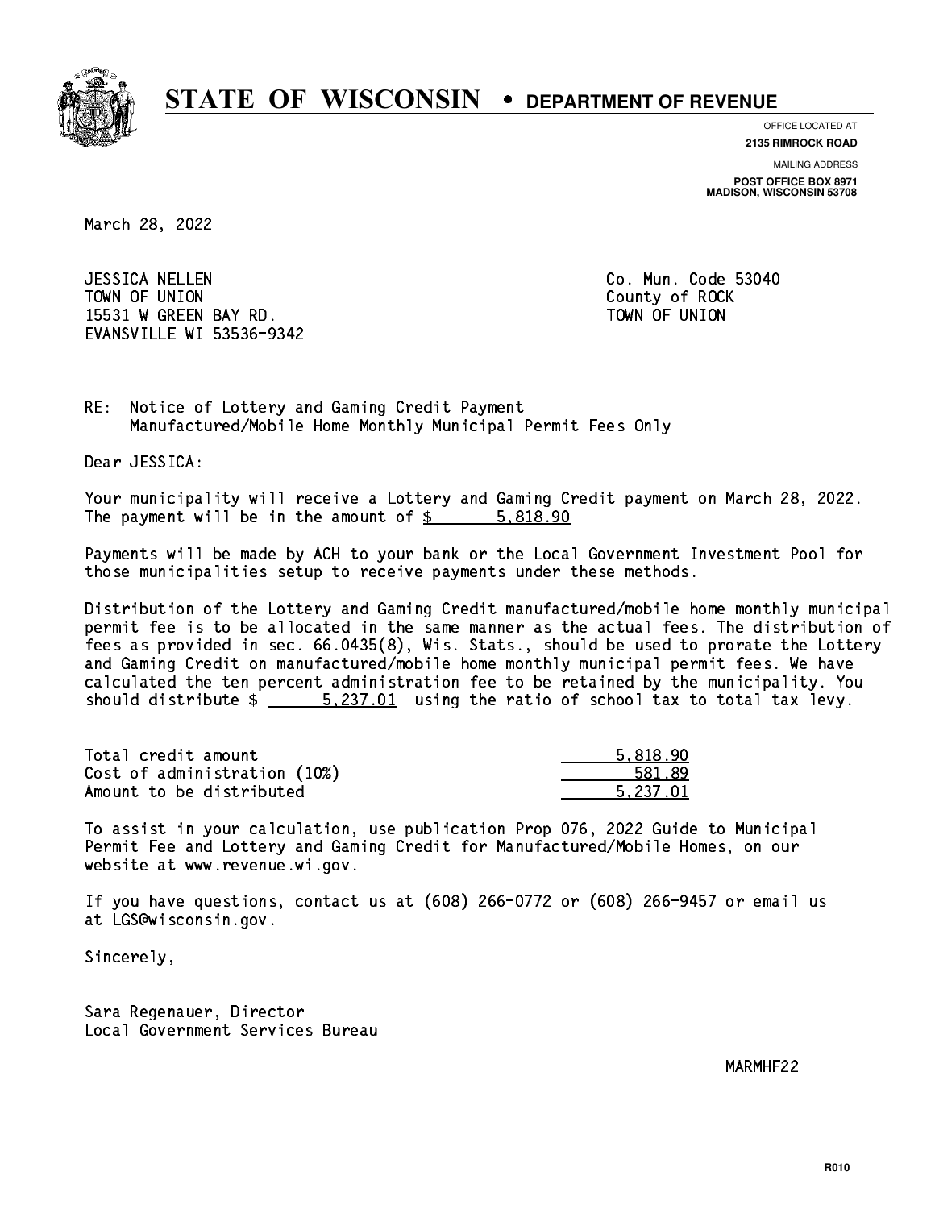# STATE OF WISCONSIN • DEPARTMENT OF REVENUE

OFFICE LOCATED AT
**2135 RIMROCK ROAD**

MAILING ADDRESS
**POST OFFICE BOX 8971**
**MADISON, WISCONSIN 53708**

March 28, 2022

JESSICA NELLEN
TOWN OF UNION
15531 W GREEN BAY RD.
EVANSVILLE WI 53536-9342

Co. Mun. Code 53040
County of ROCK
TOWN OF UNION

RE: Notice of Lottery and Gaming Credit Payment
Manufactured/Mobile Home Monthly Municipal Permit Fees Only

Dear JESSICA:

Your municipality will receive a Lottery and Gaming Credit payment on March 28, 2022. The payment will be in the amount of $ 5,818.90

Payments will be made by ACH to your bank or the Local Government Investment Pool for those municipalities setup to receive payments under these methods.

Distribution of the Lottery and Gaming Credit manufactured/mobile home monthly municipal permit fee is to be allocated in the same manner as the actual fees. The distribution of fees as provided in sec. 66.0435(8), Wis. Stats., should be used to prorate the Lottery and Gaming Credit on manufactured/mobile home monthly municipal permit fees. We have calculated the ten percent administration fee to be retained by the municipality. You should distribute $ 5,237.01 using the ratio of school tax to total tax levy.

| | |
|---|---|
| Total credit amount | 5,818.90 |
| Cost of administration (10%) | 581.89 |
| Amount to be distributed | 5,237.01 |

To assist in your calculation, use publication Prop 076, 2022 Guide to Municipal Permit Fee and Lottery and Gaming Credit for Manufactured/Mobile Homes, on our website at www.revenue.wi.gov.

If you have questions, contact us at (608) 266-0772 or (608) 266-9457 or email us at LGS@wisconsin.gov.

Sincerely,

Sara Regenauer, Director
Local Government Services Bureau

MARMHF22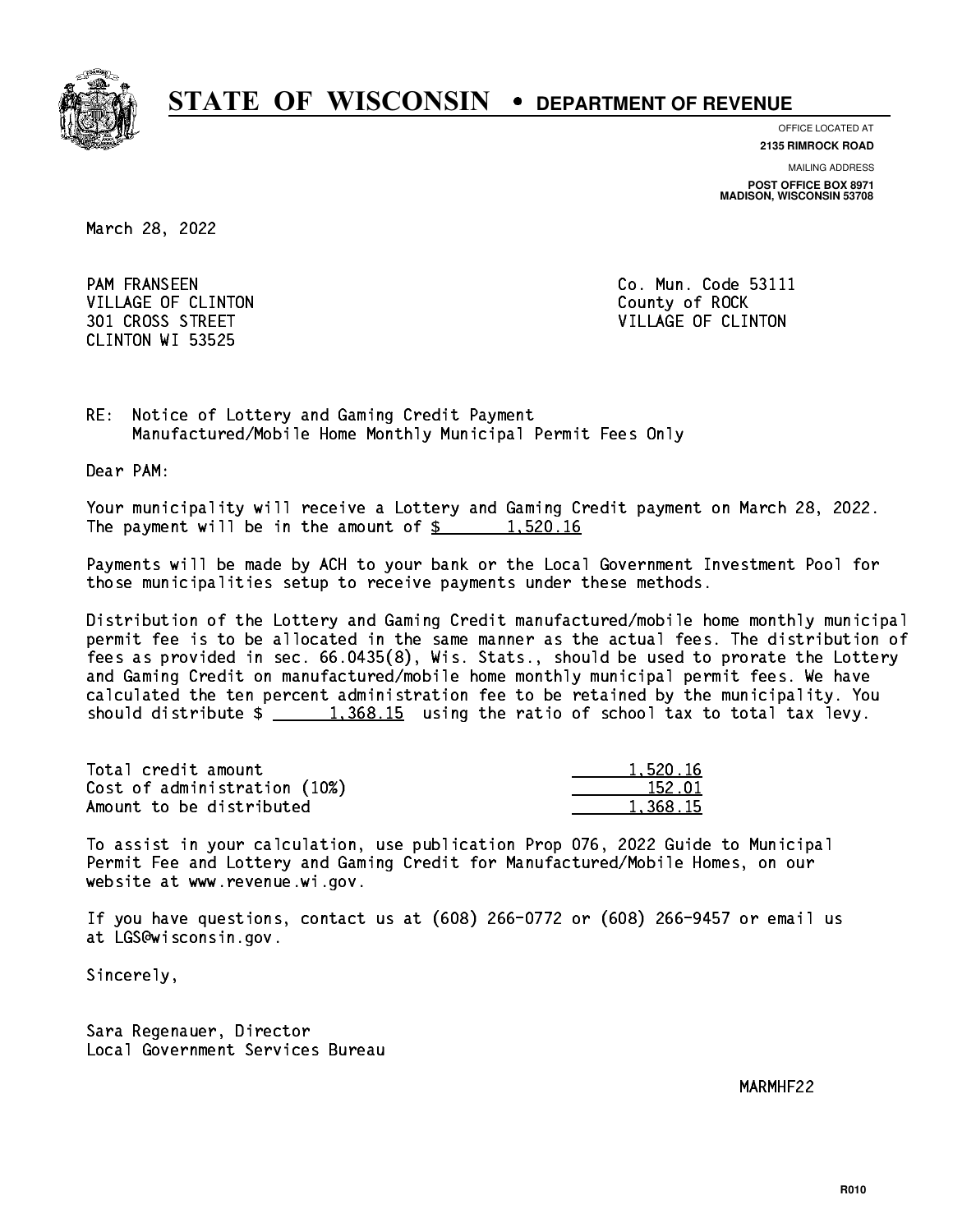# STATE OF WISCONSIN • DEPARTMENT OF REVENUE

OFFICE LOCATED AT
**2135 RIMROCK ROAD**

MAILING ADDRESS
**POST OFFICE BOX 8971**
**MADISON, WISCONSIN 53708**

March 28, 2022

PAM FRANSEEN
VILLAGE OF CLINTON
301 CROSS STREET
CLINTON WI 53525

Co. Mun. Code 53111
County of ROCK
VILLAGE OF CLINTON

RE: Notice of Lottery and Gaming Credit Payment
Manufactured/Mobile Home Monthly Municipal Permit Fees Only

Dear PAM:

Your municipality will receive a Lottery and Gaming Credit payment on March 28, 2022. The payment will be in the amount of $ 1,520.16

Payments will be made by ACH to your bank or the Local Government Investment Pool for those municipalities setup to receive payments under these methods.

Distribution of the Lottery and Gaming Credit manufactured/mobile home monthly municipal permit fee is to be allocated in the same manner as the actual fees. The distribution of fees as provided in sec. 66.0435(8), Wis. Stats., should be used to prorate the Lottery and Gaming Credit on manufactured/mobile home monthly municipal permit fees. We have calculated the ten percent administration fee to be retained by the municipality. You should distribute $ 1,368.15 using the ratio of school tax to total tax levy.

| | |
|---|---|
| Total credit amount | 1,520.16 |
| Cost of administration (10%) | 152.01 |
| Amount to be distributed | 1,368.15 |

To assist in your calculation, use publication Prop 076, 2022 Guide to Municipal Permit Fee and Lottery and Gaming Credit for Manufactured/Mobile Homes, on our website at www.revenue.wi.gov.

If you have questions, contact us at (608) 266-0772 or (608) 266-9457 or email us at LGS@wisconsin.gov.

Sincerely,

Sara Regenauer, Director
Local Government Services Bureau

MARMHF22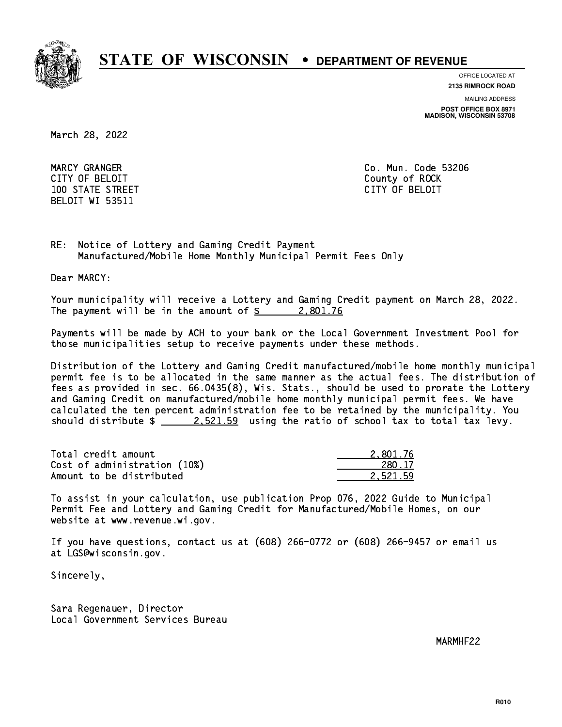# STATE OF WISCONSIN • DEPARTMENT OF REVENUE

OFFICE LOCATED AT
**2135 RIMROCK ROAD**

MAILING ADDRESS
**POST OFFICE BOX 8971**
**MADISON, WISCONSIN 53708**

March 28, 2022

MARCY GRANGER
CITY OF BELOIT
100 STATE STREET
BELOIT WI 53511

Co. Mun. Code 53206
County of ROCK
CITY OF BELOIT

RE: Notice of Lottery and Gaming Credit Payment
Manufactured/Mobile Home Monthly Municipal Permit Fees Only

Dear MARCY:

Your municipality will receive a Lottery and Gaming Credit payment on March 28, 2022. The payment will be in the amount of $ 2,801.76

Payments will be made by ACH to your bank or the Local Government Investment Pool for those municipalities setup to receive payments under these methods.

Distribution of the Lottery and Gaming Credit manufactured/mobile home monthly municipal permit fee is to be allocated in the same manner as the actual fees. The distribution of fees as provided in sec. 66.0435(8), Wis. Stats., should be used to prorate the Lottery and Gaming Credit on manufactured/mobile home monthly municipal permit fees. We have calculated the ten percent administration fee to be retained by the municipality. You should distribute $ 2,521.59 using the ratio of school tax to total tax levy.

| | |
|---|---|
| Total credit amount | 2,801.76 |
| Cost of administration (10%) | 280.17 |
| Amount to be distributed | 2,521.59 |

To assist in your calculation, use publication Prop 076, 2022 Guide to Municipal Permit Fee and Lottery and Gaming Credit for Manufactured/Mobile Homes, on our website at www.revenue.wi.gov.

If you have questions, contact us at (608) 266-0772 or (608) 266-9457 or email us at LGS@wisconsin.gov.

Sincerely,

Sara Regenauer, Director
Local Government Services Bureau

MARMHF22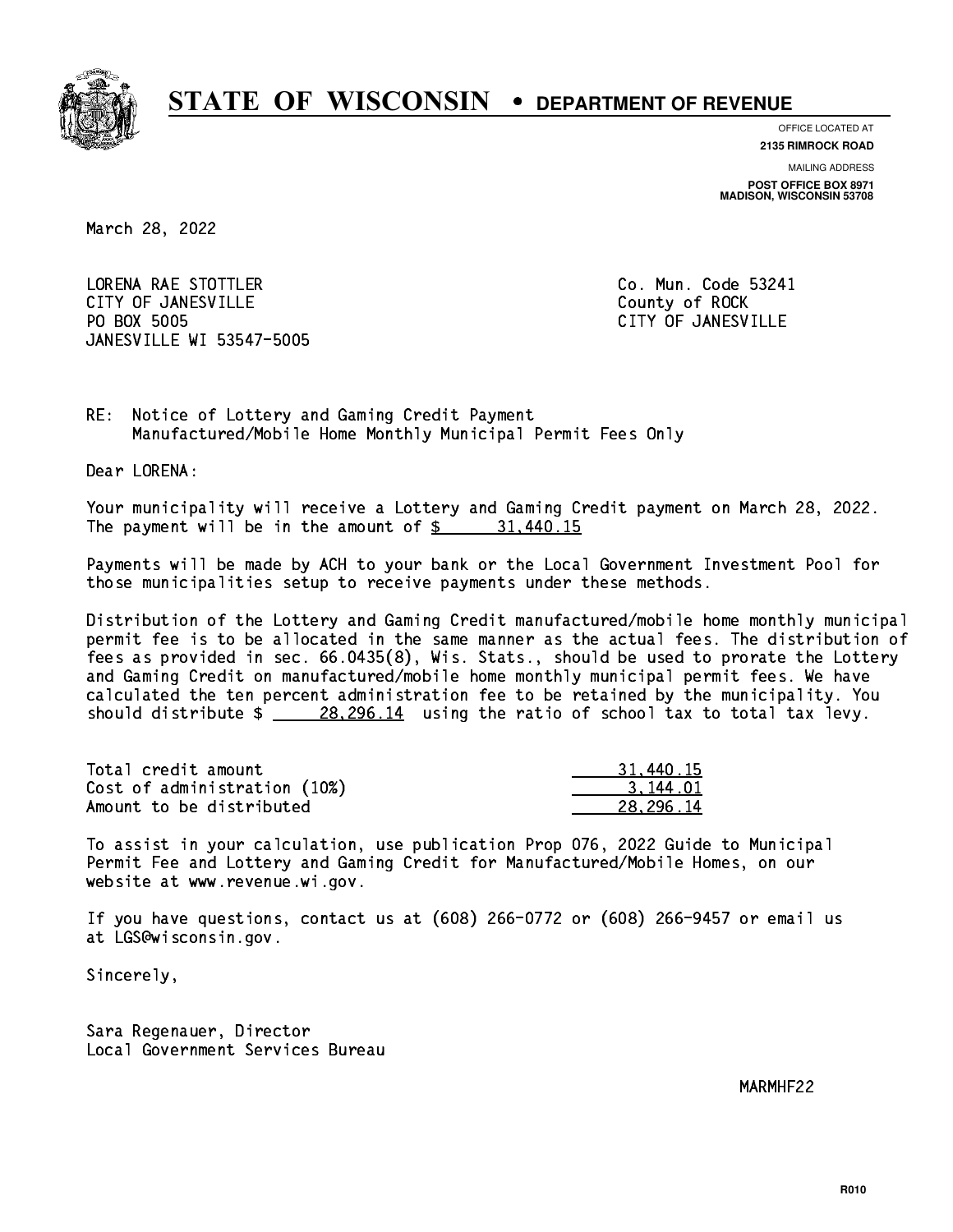# STATE OF WISCONSIN • DEPARTMENT OF REVENUE

OFFICE LOCATED AT
**2135 RIMROCK ROAD**

MAILING ADDRESS
**POST OFFICE BOX 8971**
**MADISON, WISCONSIN 53708**

March 28, 2022

LORENA RAE STOTTLER
CITY OF JANESVILLE
PO BOX 5005
JANESVILLE WI 53547-5005

Co. Mun. Code 53241
County of ROCK
CITY OF JANESVILLE

RE: Notice of Lottery and Gaming Credit Payment
Manufactured/Mobile Home Monthly Municipal Permit Fees Only

Dear LORENA:

Your municipality will receive a Lottery and Gaming Credit payment on March 28, 2022. The payment will be in the amount of $ 31,440.15

Payments will be made by ACH to your bank or the Local Government Investment Pool for those municipalities setup to receive payments under these methods.

Distribution of the Lottery and Gaming Credit manufactured/mobile home monthly municipal permit fee is to be allocated in the same manner as the actual fees. The distribution of fees as provided in sec. 66.0435(8), Wis. Stats., should be used to prorate the Lottery and Gaming Credit on manufactured/mobile home monthly municipal permit fees. We have calculated the ten percent administration fee to be retained by the municipality. You should distribute $ 28,296.14 using the ratio of school tax to total tax levy.

| | |
|---|---|
| Total credit amount | 31,440.15 |
| Cost of administration (10%) | 3,144.01 |
| Amount to be distributed | 28,296.14 |

To assist in your calculation, use publication Prop 076, 2022 Guide to Municipal Permit Fee and Lottery and Gaming Credit for Manufactured/Mobile Homes, on our website at www.revenue.wi.gov.

If you have questions, contact us at (608) 266-0772 or (608) 266-9457 or email us at LGS@wisconsin.gov.

Sincerely,

Sara Regenauer, Director
Local Government Services Bureau

MARMHF22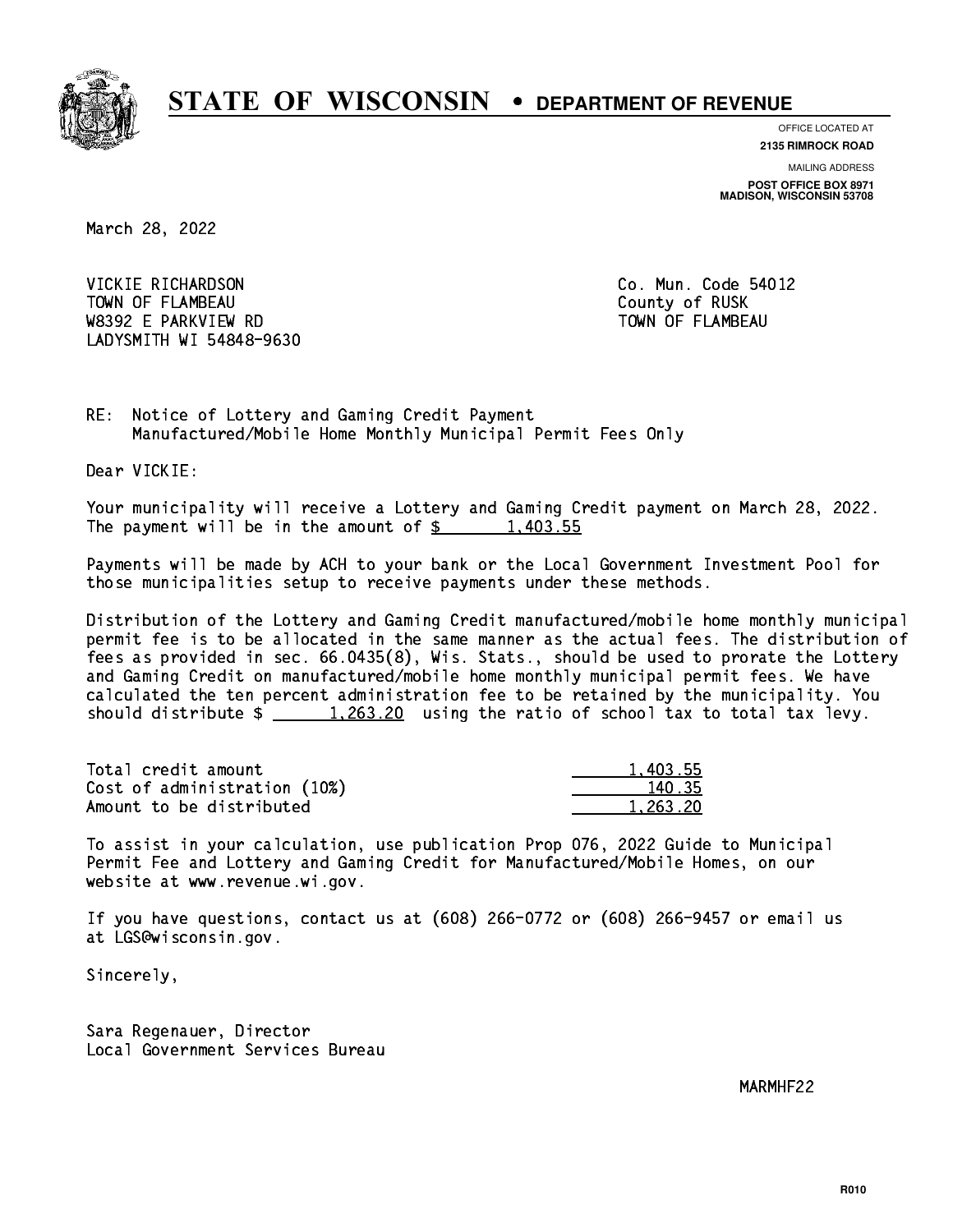# STATE OF WISCONSIN • DEPARTMENT OF REVENUE

OFFICE LOCATED AT
**2135 RIMROCK ROAD**

MAILING ADDRESS
**POST OFFICE BOX 8971**
**MADISON, WISCONSIN 53708**

March 28, 2022

VICKIE RICHARDSON
TOWN OF FLAMBEAU
W8392 E PARKVIEW RD
LADYSMITH WI 54848-9630

Co. Mun. Code 54012
County of RUSK
TOWN OF FLAMBEAU

RE: Notice of Lottery and Gaming Credit Payment
Manufactured/Mobile Home Monthly Municipal Permit Fees Only

Dear VICKIE:

Your municipality will receive a Lottery and Gaming Credit payment on March 28, 2022. The payment will be in the amount of $ 1,403.55

Payments will be made by ACH to your bank or the Local Government Investment Pool for those municipalities setup to receive payments under these methods.

Distribution of the Lottery and Gaming Credit manufactured/mobile home monthly municipal permit fee is to be allocated in the same manner as the actual fees. The distribution of fees as provided in sec. 66.0435(8), Wis. Stats., should be used to prorate the Lottery and Gaming Credit on manufactured/mobile home monthly municipal permit fees. We have calculated the ten percent administration fee to be retained by the municipality. You should distribute $ 1,263.20 using the ratio of school tax to total tax levy.

| | |
|---|---:|
| Total credit amount | 1,403.55 |
| Cost of administration (10%) | 140.35 |
| Amount to be distributed | 1,263.20 |

To assist in your calculation, use publication Prop 076, 2022 Guide to Municipal Permit Fee and Lottery and Gaming Credit for Manufactured/Mobile Homes, on our website at www.revenue.wi.gov.

If you have questions, contact us at (608) 266-0772 or (608) 266-9457 or email us at LGS@wisconsin.gov.

Sincerely,

Sara Regenauer, Director
Local Government Services Bureau

MARMHF22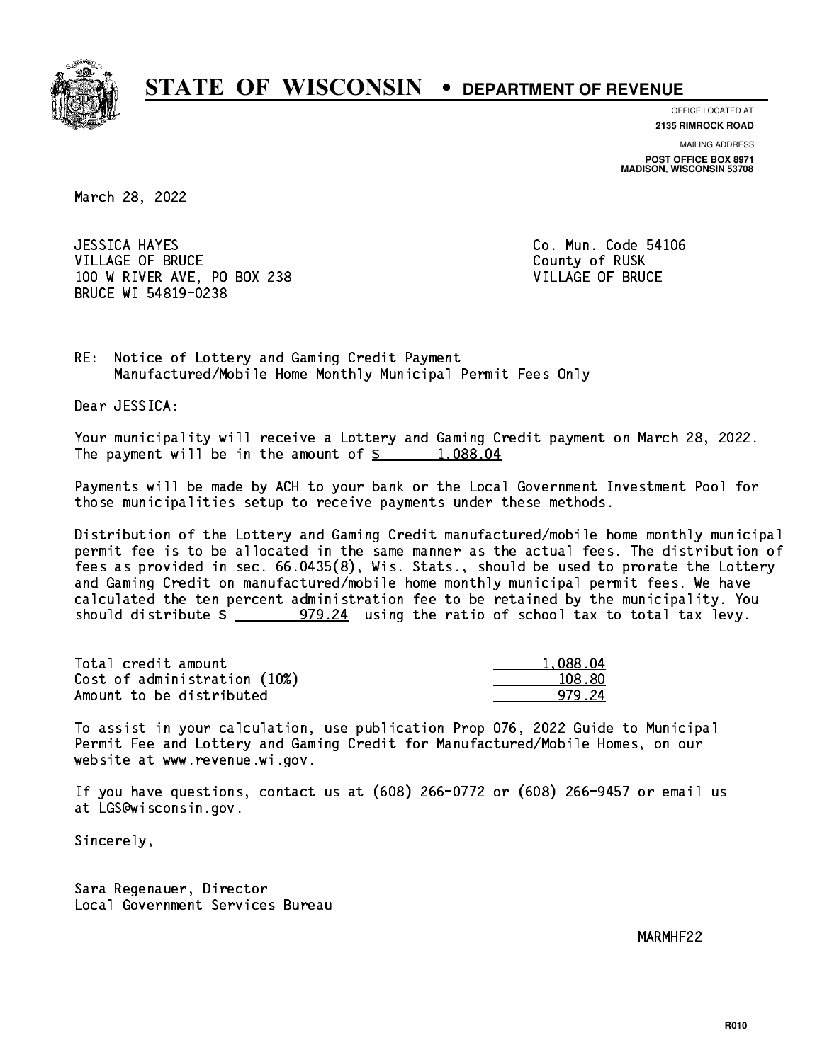# STATE OF WISCONSIN • DEPARTMENT OF REVENUE

OFFICE LOCATED AT
**2135 RIMROCK ROAD**

MAILING ADDRESS
**POST OFFICE BOX 8971**
**MADISON, WISCONSIN 53708**

March 28, 2022

JESSICA HAYES
VILLAGE OF BRUCE
100 W RIVER AVE, PO BOX 238
BRUCE WI 54819-0238

Co. Mun. Code 54106
County of RUSK
VILLAGE OF BRUCE

RE: Notice of Lottery and Gaming Credit Payment
Manufactured/Mobile Home Monthly Municipal Permit Fees Only

Dear JESSICA:

Your municipality will receive a Lottery and Gaming Credit payment on March 28, 2022. The payment will be in the amount of $ 1,088.04

Payments will be made by ACH to your bank or the Local Government Investment Pool for those municipalities setup to receive payments under these methods.

Distribution of the Lottery and Gaming Credit manufactured/mobile home monthly municipal permit fee is to be allocated in the same manner as the actual fees. The distribution of fees as provided in sec. 66.0435(8), Wis. Stats., should be used to prorate the Lottery and Gaming Credit on manufactured/mobile home monthly municipal permit fees. We have calculated the ten percent administration fee to be retained by the municipality. You should distribute $ 979.24 using the ratio of school tax to total tax levy.

| | |
|---|---|
| Total credit amount | 1,088.04 |
| Cost of administration (10%) | 108.80 |
| Amount to be distributed | 979.24 |

To assist in your calculation, use publication Prop 076, 2022 Guide to Municipal Permit Fee and Lottery and Gaming Credit for Manufactured/Mobile Homes, on our website at www.revenue.wi.gov.

If you have questions, contact us at (608) 266-0772 or (608) 266-9457 or email us at LGS@wisconsin.gov.

Sincerely,

Sara Regenauer, Director
Local Government Services Bureau

MARMHF22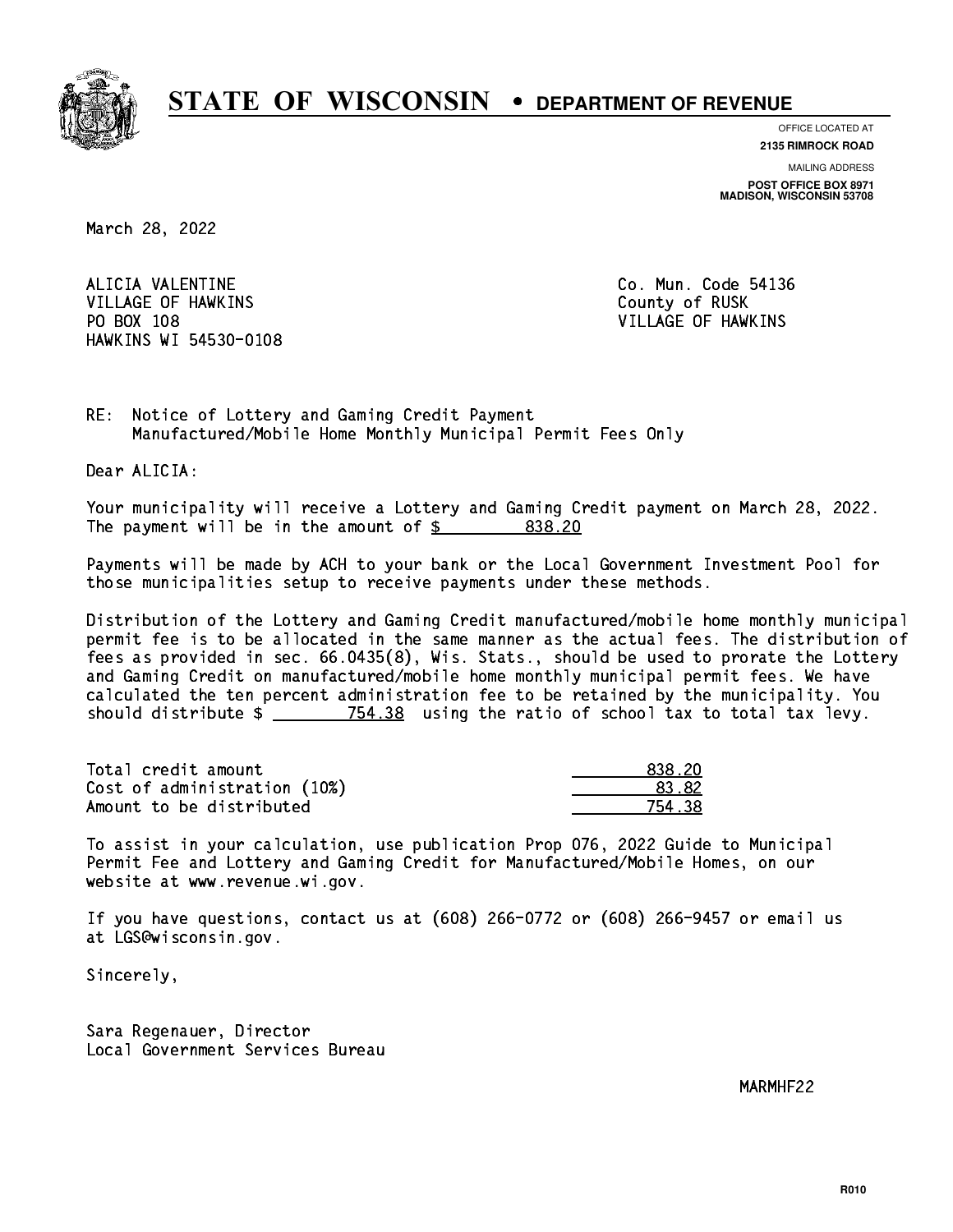# STATE OF WISCONSIN • DEPARTMENT OF REVENUE

OFFICE LOCATED AT
**2135 RIMROCK ROAD**

MAILING ADDRESS
**POST OFFICE BOX 8971**
**MADISON, WISCONSIN 53708**

March 28, 2022

ALICIA VALENTINE
VILLAGE OF HAWKINS
PO BOX 108
HAWKINS WI 54530-0108

Co. Mun. Code 54136
County of RUSK
VILLAGE OF HAWKINS

RE: Notice of Lottery and Gaming Credit Payment
Manufactured/Mobile Home Monthly Municipal Permit Fees Only

Dear ALICIA:

Your municipality will receive a Lottery and Gaming Credit payment on March 28, 2022. The payment will be in the amount of $ 838.20

Payments will be made by ACH to your bank or the Local Government Investment Pool for those municipalities setup to receive payments under these methods.

Distribution of the Lottery and Gaming Credit manufactured/mobile home monthly municipal permit fee is to be allocated in the same manner as the actual fees. The distribution of fees as provided in sec. 66.0435(8), Wis. Stats., should be used to prorate the Lottery and Gaming Credit on manufactured/mobile home monthly municipal permit fees. We have calculated the ten percent administration fee to be retained by the municipality. You should distribute $ 754.38 using the ratio of school tax to total tax levy.

| | |
|---|---|
| Total credit amount | 838.20 |
| Cost of administration (10%) | 83.82 |
| Amount to be distributed | 754.38 |

To assist in your calculation, use publication Prop 076, 2022 Guide to Municipal Permit Fee and Lottery and Gaming Credit for Manufactured/Mobile Homes, on our website at www.revenue.wi.gov.

If you have questions, contact us at (608) 266-0772 or (608) 266-9457 or email us at LGS@wisconsin.gov.

Sincerely,

Sara Regenauer, Director
Local Government Services Bureau

MARMHF22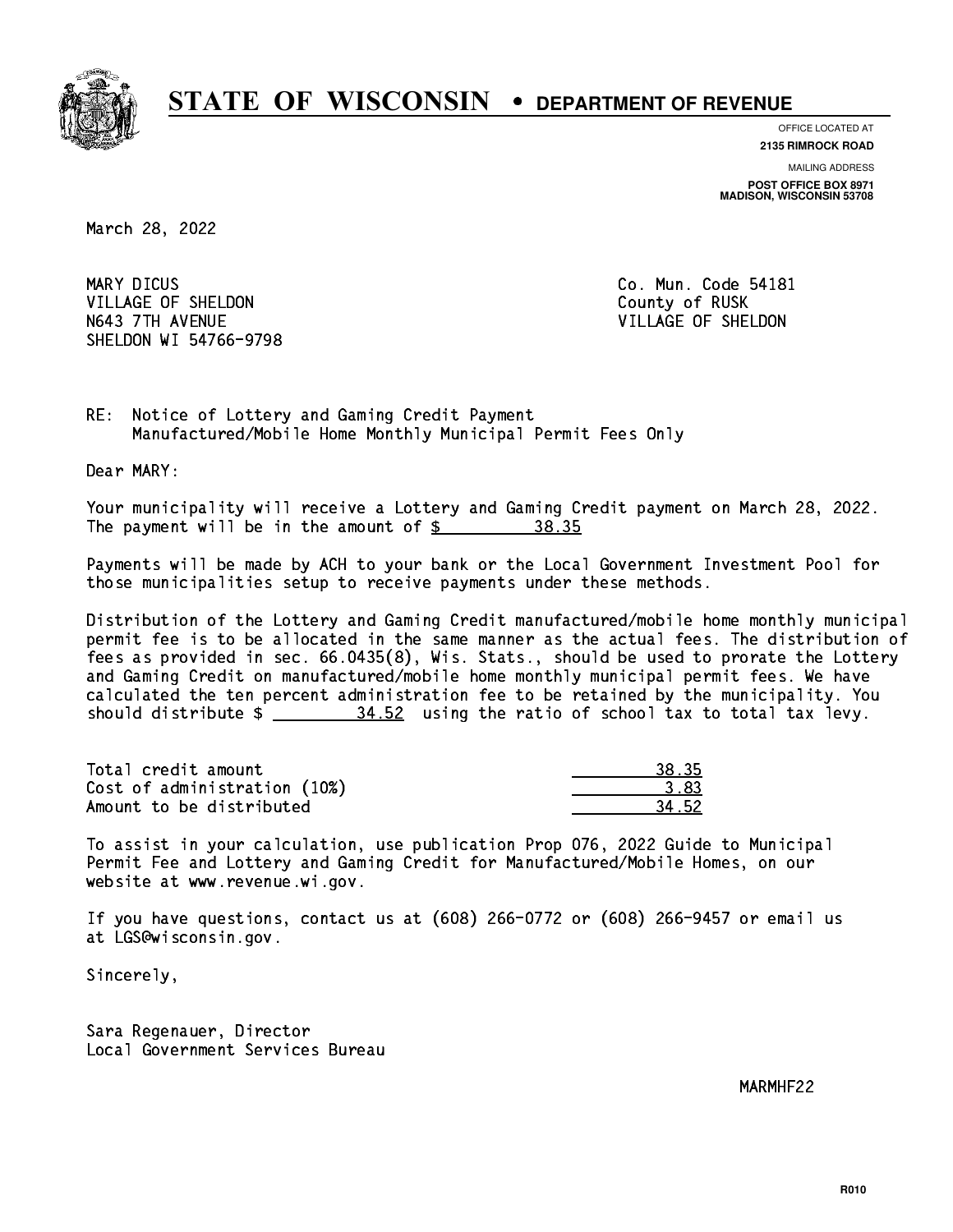# STATE OF WISCONSIN • DEPARTMENT OF REVENUE

OFFICE LOCATED AT
**2135 RIMROCK ROAD**

MAILING ADDRESS
**POST OFFICE BOX 8971**
**MADISON, WISCONSIN 53708**

March 28, 2022

MARY DICUS
VILLAGE OF SHELDON
N643 7TH AVENUE
SHELDON WI 54766-9798

Co. Mun. Code 54181
County of RUSK
VILLAGE OF SHELDON

RE: Notice of Lottery and Gaming Credit Payment
Manufactured/Mobile Home Monthly Municipal Permit Fees Only

Dear MARY:

Your municipality will receive a Lottery and Gaming Credit payment on March 28, 2022. The payment will be in the amount of $ 38.35

Payments will be made by ACH to your bank or the Local Government Investment Pool for those municipalities setup to receive payments under these methods.

Distribution of the Lottery and Gaming Credit manufactured/mobile home monthly municipal permit fee is to be allocated in the same manner as the actual fees. The distribution of fees as provided in sec. 66.0435(8), Wis. Stats., should be used to prorate the Lottery and Gaming Credit on manufactured/mobile home monthly municipal permit fees. We have calculated the ten percent administration fee to be retained by the municipality. You should distribute $ 34.52 using the ratio of school tax to total tax levy.

| | |
|---|---:|
| Total credit amount | 38.35 |
| Cost of administration (10%) | 3.83 |
| Amount to be distributed | 34.52 |

To assist in your calculation, use publication Prop 076, 2022 Guide to Municipal Permit Fee and Lottery and Gaming Credit for Manufactured/Mobile Homes, on our website at www.revenue.wi.gov.

If you have questions, contact us at (608) 266-0772 or (608) 266-9457 or email us at LGS@wisconsin.gov.

Sincerely,

Sara Regenauer, Director
Local Government Services Bureau

MARMHF22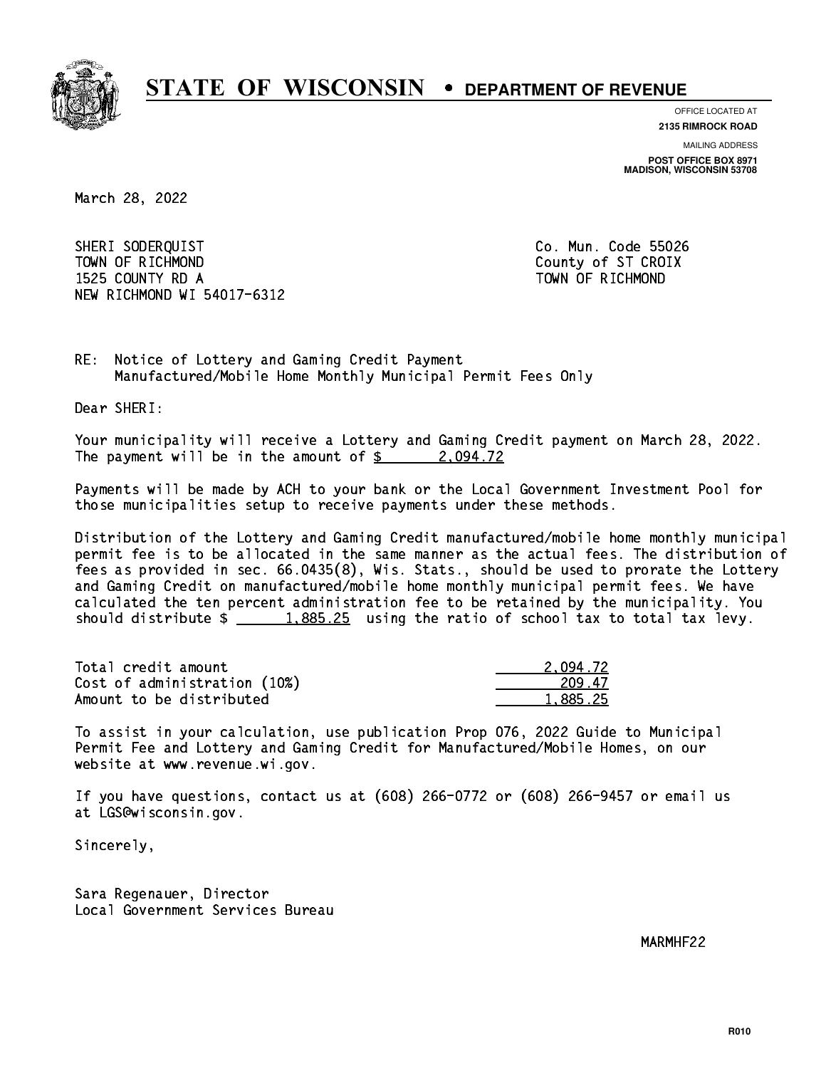# STATE OF WISCONSIN • DEPARTMENT OF REVENUE

OFFICE LOCATED AT
**2135 RIMROCK ROAD**

MAILING ADDRESS
**POST OFFICE BOX 8971**
**MADISON, WISCONSIN 53708**

March 28, 2022

SHERI SODERQUIST
TOWN OF RICHMOND
1525 COUNTY RD A
NEW RICHMOND WI 54017-6312

Co. Mun. Code 55026
County of ST CROIX
TOWN OF RICHMOND

RE: Notice of Lottery and Gaming Credit Payment
Manufactured/Mobile Home Monthly Municipal Permit Fees Only

Dear SHERI:

Your municipality will receive a Lottery and Gaming Credit payment on March 28, 2022. The payment will be in the amount of $ 2,094.72

Payments will be made by ACH to your bank or the Local Government Investment Pool for those municipalities setup to receive payments under these methods.

Distribution of the Lottery and Gaming Credit manufactured/mobile home monthly municipal permit fee is to be allocated in the same manner as the actual fees. The distribution of fees as provided in sec. 66.0435(8), Wis. Stats., should be used to prorate the Lottery and Gaming Credit on manufactured/mobile home monthly municipal permit fees. We have calculated the ten percent administration fee to be retained by the municipality. You should distribute $ 1,885.25 using the ratio of school tax to total tax levy.

| | |
|---|---|
| Total credit amount | 2,094.72 |
| Cost of administration (10%) | 209.47 |
| Amount to be distributed | 1,885.25 |

To assist in your calculation, use publication Prop 076, 2022 Guide to Municipal Permit Fee and Lottery and Gaming Credit for Manufactured/Mobile Homes, on our website at www.revenue.wi.gov.

If you have questions, contact us at (608) 266-0772 or (608) 266-9457 or email us at LGS@wisconsin.gov.

Sincerely,

Sara Regenauer, Director
Local Government Services Bureau

MARMHF22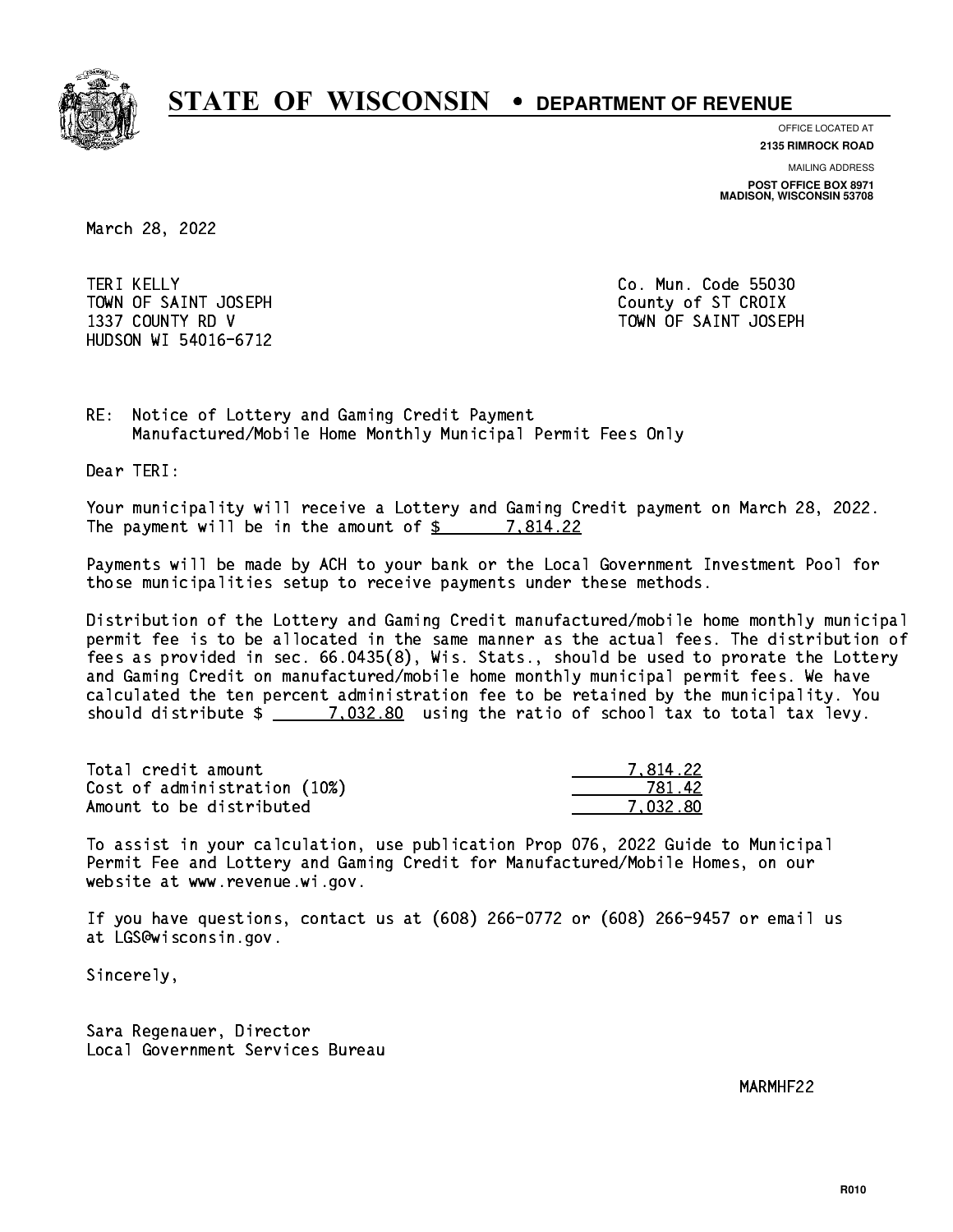# STATE OF WISCONSIN • DEPARTMENT OF REVENUE

OFFICE LOCATED AT
**2135 RIMROCK ROAD**

MAILING ADDRESS
**POST OFFICE BOX 8971**
**MADISON, WISCONSIN 53708**

March 28, 2022

TERI KELLY
TOWN OF SAINT JOSEPH
1337 COUNTY RD V
HUDSON WI 54016-6712

Co. Mun. Code 55030
County of ST CROIX
TOWN OF SAINT JOSEPH

RE: Notice of Lottery and Gaming Credit Payment
Manufactured/Mobile Home Monthly Municipal Permit Fees Only

Dear TERI:

Your municipality will receive a Lottery and Gaming Credit payment on March 28, 2022. The payment will be in the amount of $ 7,814.22

Payments will be made by ACH to your bank or the Local Government Investment Pool for those municipalities setup to receive payments under these methods.

Distribution of the Lottery and Gaming Credit manufactured/mobile home monthly municipal permit fee is to be allocated in the same manner as the actual fees. The distribution of fees as provided in sec. 66.0435(8), Wis. Stats., should be used to prorate the Lottery and Gaming Credit on manufactured/mobile home monthly municipal permit fees. We have calculated the ten percent administration fee to be retained by the municipality. You should distribute $ 7,032.80 using the ratio of school tax to total tax levy.

| | |
|---|---|
| Total credit amount | 7,814.22 |
| Cost of administration (10%) | 781.42 |
| Amount to be distributed | 7,032.80 |

To assist in your calculation, use publication Prop 076, 2022 Guide to Municipal Permit Fee and Lottery and Gaming Credit for Manufactured/Mobile Homes, on our website at www.revenue.wi.gov.

If you have questions, contact us at (608) 266-0772 or (608) 266-9457 or email us at LGS@wisconsin.gov.

Sincerely,

Sara Regenauer, Director
Local Government Services Bureau

MARMHF22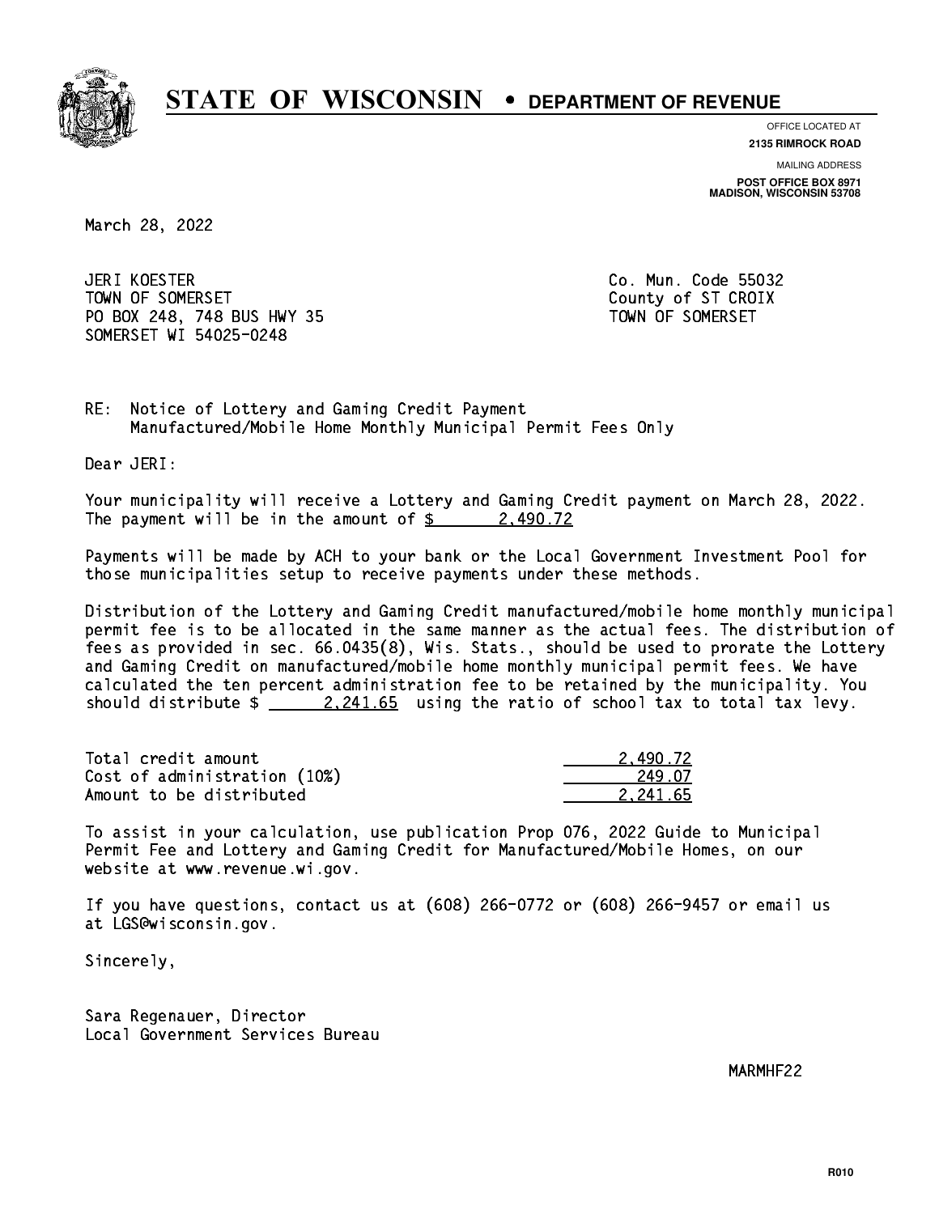# STATE OF WISCONSIN • DEPARTMENT OF REVENUE

OFFICE LOCATED AT
**2135 RIMROCK ROAD**

MAILING ADDRESS
**POST OFFICE BOX 8971**
**MADISON, WISCONSIN 53708**

March 28, 2022

JERI KOESTER
TOWN OF SOMERSET
PO BOX 248, 748 BUS HWY 35
SOMERSET WI 54025-0248

Co. Mun. Code 55032
County of ST CROIX
TOWN OF SOMERSET

RE: Notice of Lottery and Gaming Credit Payment
Manufactured/Mobile Home Monthly Municipal Permit Fees Only

Dear JERI:

Your municipality will receive a Lottery and Gaming Credit payment on March 28, 2022. The payment will be in the amount of $ 2,490.72

Payments will be made by ACH to your bank or the Local Government Investment Pool for those municipalities setup to receive payments under these methods.

Distribution of the Lottery and Gaming Credit manufactured/mobile home monthly municipal permit fee is to be allocated in the same manner as the actual fees. The distribution of fees as provided in sec. 66.0435(8), Wis. Stats., should be used to prorate the Lottery and Gaming Credit on manufactured/mobile home monthly municipal permit fees. We have calculated the ten percent administration fee to be retained by the municipality. You should distribute $ 2,241.65 using the ratio of school tax to total tax levy.

| | |
|---|---|
| Total credit amount | 2,490.72 |
| Cost of administration (10%) | 249.07 |
| Amount to be distributed | 2,241.65 |

To assist in your calculation, use publication Prop 076, 2022 Guide to Municipal Permit Fee and Lottery and Gaming Credit for Manufactured/Mobile Homes, on our website at www.revenue.wi.gov.

If you have questions, contact us at (608) 266-0772 or (608) 266-9457 or email us at LGS@wisconsin.gov.

Sincerely,

Sara Regenauer, Director
Local Government Services Bureau

MARMHF22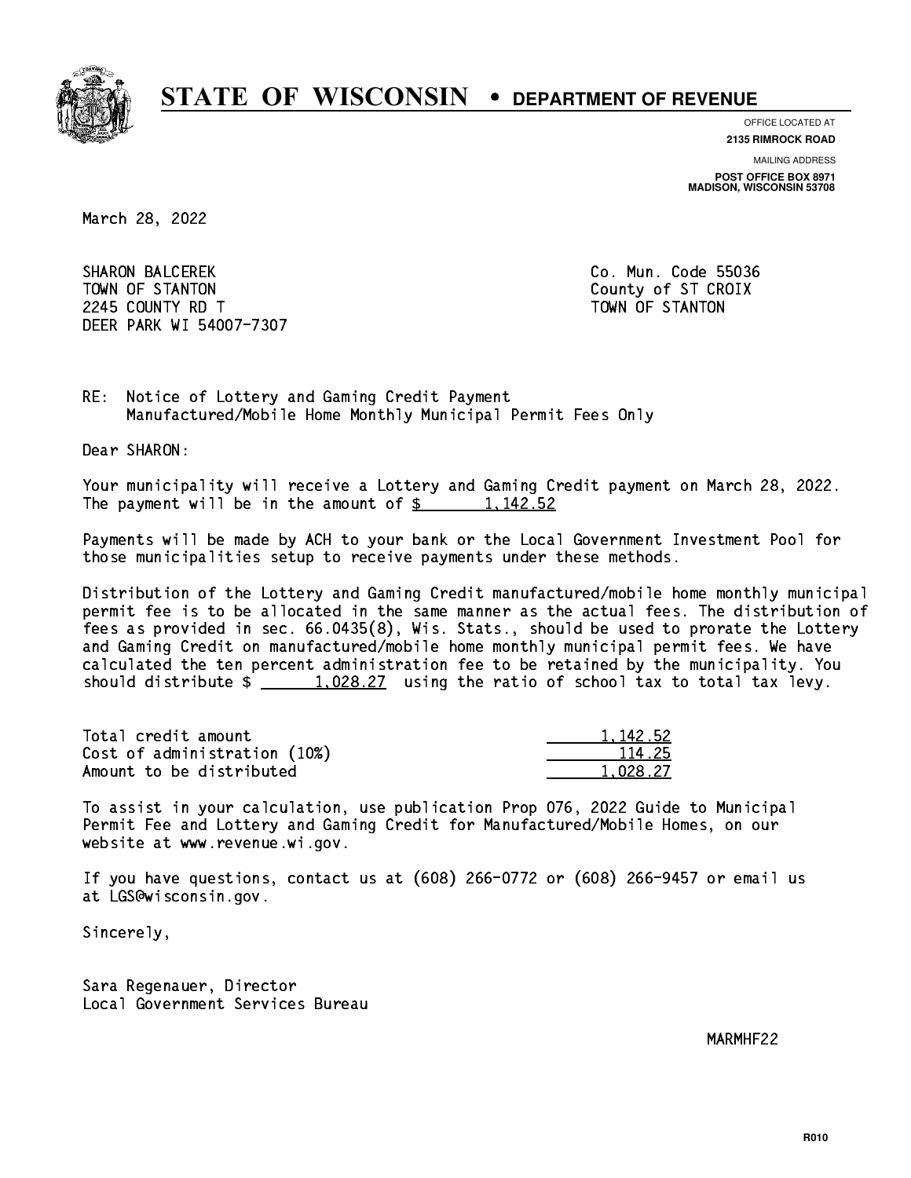# STATE OF WISCONSIN • DEPARTMENT OF REVENUE

OFFICE LOCATED AT
**2135 RIMROCK ROAD**

MAILING ADDRESS
**POST OFFICE BOX 8971**
**MADISON, WISCONSIN 53708**

March 28, 2022

SHARON BALCEREK
TOWN OF STANTON
2245 COUNTY RD T
DEER PARK WI 54007-7307

Co. Mun. Code 55036
County of ST CROIX
TOWN OF STANTON

RE: Notice of Lottery and Gaming Credit Payment
Manufactured/Mobile Home Monthly Municipal Permit Fees Only

Dear SHARON:

Your municipality will receive a Lottery and Gaming Credit payment on March 28, 2022. The payment will be in the amount of $ 1,142.52

Payments will be made by ACH to your bank or the Local Government Investment Pool for those municipalities setup to receive payments under these methods.

Distribution of the Lottery and Gaming Credit manufactured/mobile home monthly municipal permit fee is to be allocated in the same manner as the actual fees. The distribution of fees as provided in sec. 66.0435(8), Wis. Stats., should be used to prorate the Lottery and Gaming Credit on manufactured/mobile home monthly municipal permit fees. We have calculated the ten percent administration fee to be retained by the municipality. You should distribute $ 1,028.27 using the ratio of school tax to total tax levy.

| | |
|---|---|
| Total credit amount | 1,142.52 |
| Cost of administration (10%) | 114.25 |
| Amount to be distributed | 1,028.27 |

To assist in your calculation, use publication Prop 076, 2022 Guide to Municipal Permit Fee and Lottery and Gaming Credit for Manufactured/Mobile Homes, on our website at www.revenue.wi.gov.

If you have questions, contact us at (608) 266-0772 or (608) 266-9457 or email us at LGS@wisconsin.gov.

Sincerely,

Sara Regenauer, Director
Local Government Services Bureau

MARMHF22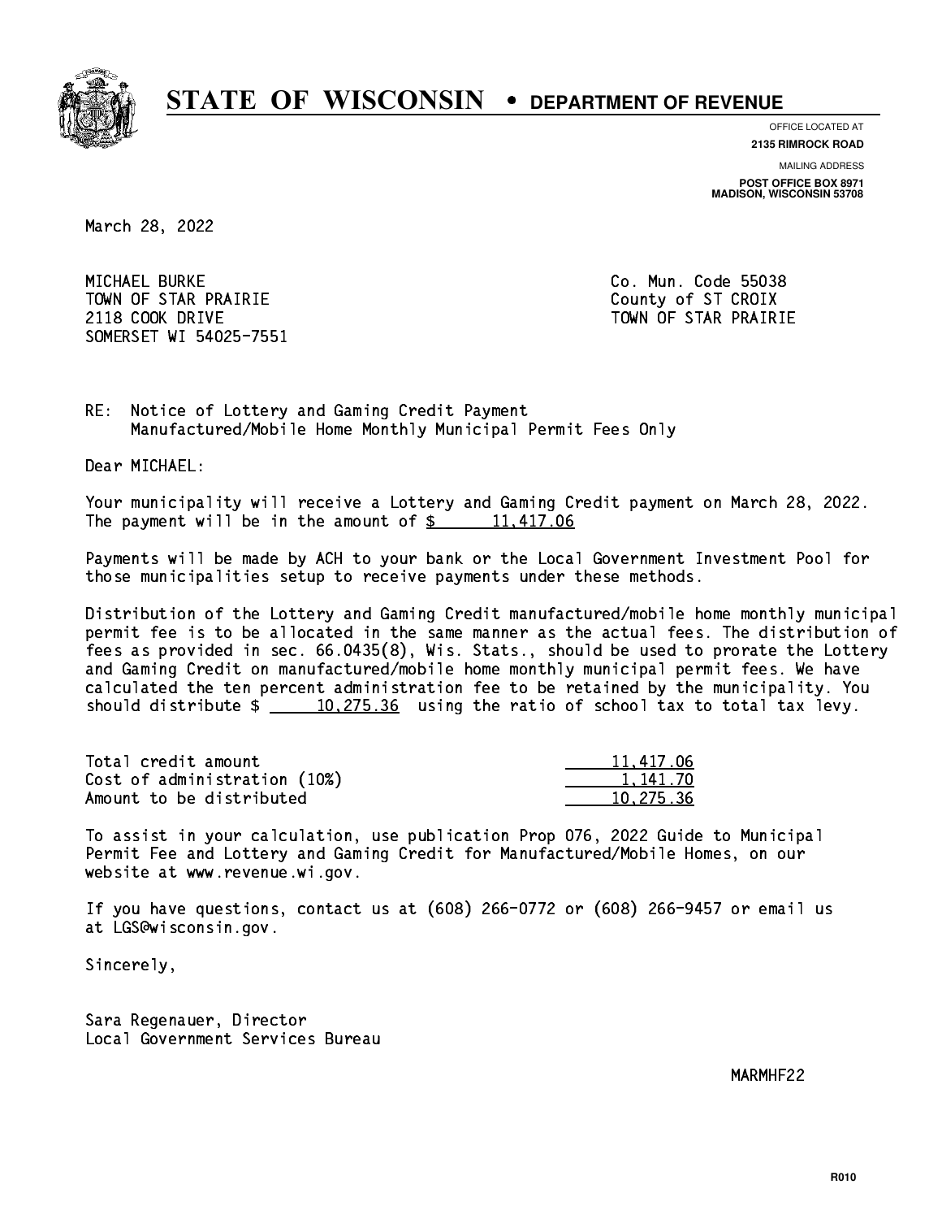# STATE OF WISCONSIN • DEPARTMENT OF REVENUE

OFFICE LOCATED AT
**2135 RIMROCK ROAD**

MAILING ADDRESS
**POST OFFICE BOX 8971**
**MADISON, WISCONSIN 53708**

March 28, 2022

MICHAEL BURKE
TOWN OF STAR PRAIRIE
2118 COOK DRIVE
SOMERSET WI 54025-7551

Co. Mun. Code 55038
County of ST CROIX
TOWN OF STAR PRAIRIE

RE: Notice of Lottery and Gaming Credit Payment
Manufactured/Mobile Home Monthly Municipal Permit Fees Only

Dear MICHAEL:

Your municipality will receive a Lottery and Gaming Credit payment on March 28, 2022. The payment will be in the amount of $ 11,417.06

Payments will be made by ACH to your bank or the Local Government Investment Pool for those municipalities setup to receive payments under these methods.

Distribution of the Lottery and Gaming Credit manufactured/mobile home monthly municipal permit fee is to be allocated in the same manner as the actual fees. The distribution of fees as provided in sec. 66.0435(8), Wis. Stats., should be used to prorate the Lottery and Gaming Credit on manufactured/mobile home monthly municipal permit fees. We have calculated the ten percent administration fee to be retained by the municipality. You should distribute $ 10,275.36 using the ratio of school tax to total tax levy.

| | |
|---|---|
| Total credit amount | 11,417.06 |
| Cost of administration (10%) | 1,141.70 |
| Amount to be distributed | 10,275.36 |

To assist in your calculation, use publication Prop 076, 2022 Guide to Municipal Permit Fee and Lottery and Gaming Credit for Manufactured/Mobile Homes, on our website at www.revenue.wi.gov.

If you have questions, contact us at (608) 266-0772 or (608) 266-9457 or email us at LGS@wisconsin.gov.

Sincerely,

Sara Regenauer, Director
Local Government Services Bureau

MARMHF22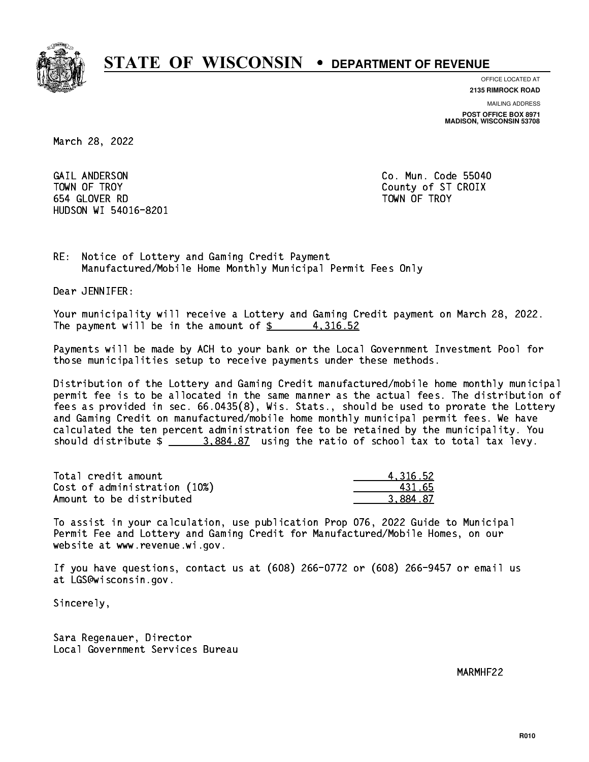# STATE OF WISCONSIN • DEPARTMENT OF REVENUE

OFFICE LOCATED AT
**2135 RIMROCK ROAD**

MAILING ADDRESS
**POST OFFICE BOX 8971**
**MADISON, WISCONSIN 53708**

March 28, 2022

GAIL ANDERSON
TOWN OF TROY
654 GLOVER RD
HUDSON WI 54016-8201

Co. Mun. Code 55040
County of ST CROIX
TOWN OF TROY

RE: Notice of Lottery and Gaming Credit Payment
Manufactured/Mobile Home Monthly Municipal Permit Fees Only

Dear JENNIFER:

Your municipality will receive a Lottery and Gaming Credit payment on March 28, 2022. The payment will be in the amount of $ 4,316.52

Payments will be made by ACH to your bank or the Local Government Investment Pool for those municipalities setup to receive payments under these methods.

Distribution of the Lottery and Gaming Credit manufactured/mobile home monthly municipal permit fee is to be allocated in the same manner as the actual fees. The distribution of fees as provided in sec. 66.0435(8), Wis. Stats., should be used to prorate the Lottery and Gaming Credit on manufactured/mobile home monthly municipal permit fees. We have calculated the ten percent administration fee to be retained by the municipality. You should distribute $ 3,884.87 using the ratio of school tax to total tax levy.

| | |
|---|---|
| Total credit amount | 4,316.52 |
| Cost of administration (10%) | 431.65 |
| Amount to be distributed | 3,884.87 |

To assist in your calculation, use publication Prop 076, 2022 Guide to Municipal Permit Fee and Lottery and Gaming Credit for Manufactured/Mobile Homes, on our website at www.revenue.wi.gov.

If you have questions, contact us at (608) 266-0772 or (608) 266-9457 or email us at LGS@wisconsin.gov.

Sincerely,

Sara Regenauer, Director
Local Government Services Bureau

MARMHF22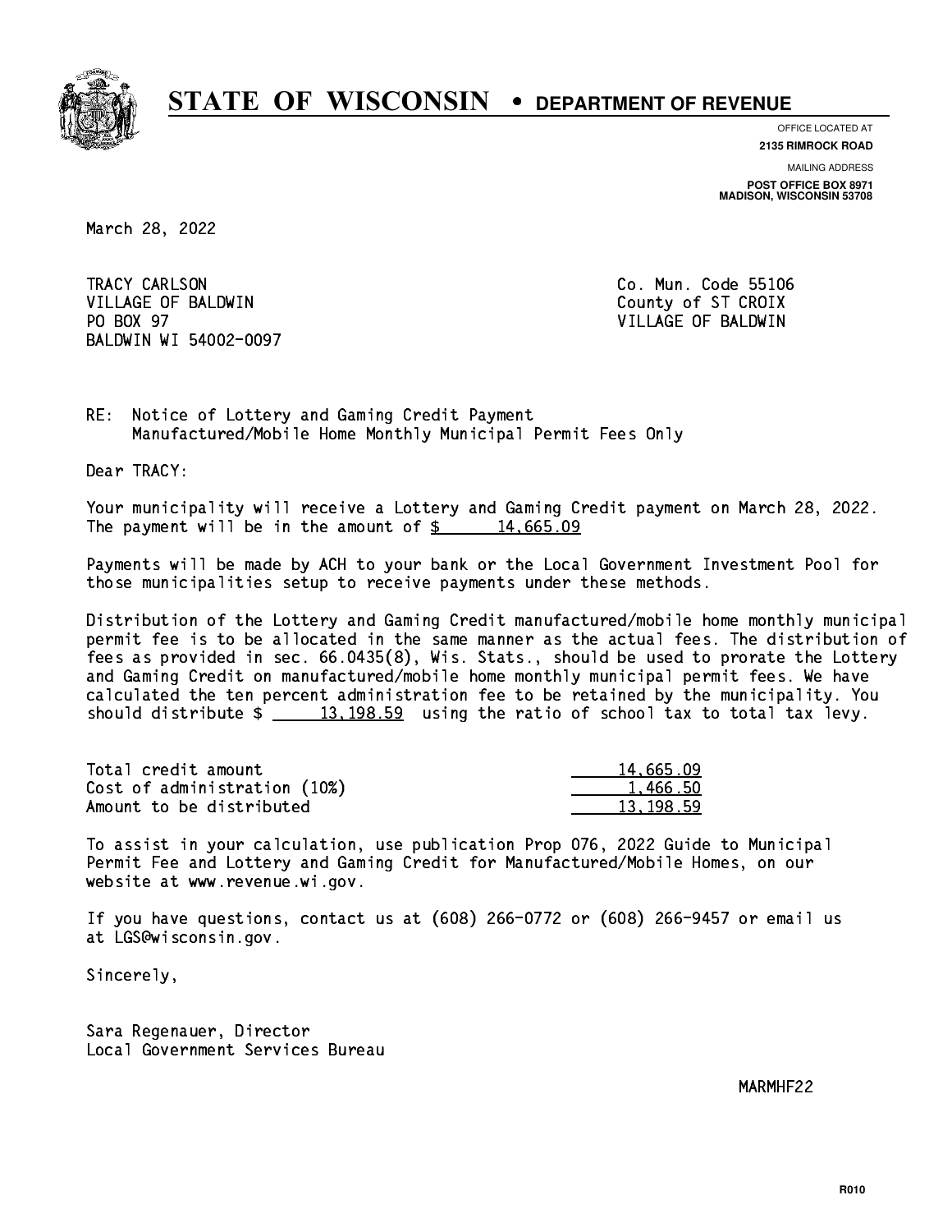# STATE OF WISCONSIN • DEPARTMENT OF REVENUE

OFFICE LOCATED AT
**2135 RIMROCK ROAD**

MAILING ADDRESS
**POST OFFICE BOX 8971**
**MADISON, WISCONSIN 53708**

March 28, 2022

TRACY CARLSON
VILLAGE OF BALDWIN
PO BOX 97
BALDWIN WI 54002-0097

Co. Mun. Code 55106
County of ST CROIX
VILLAGE OF BALDWIN

RE: Notice of Lottery and Gaming Credit Payment
Manufactured/Mobile Home Monthly Municipal Permit Fees Only

Dear TRACY:

Your municipality will receive a Lottery and Gaming Credit payment on March 28, 2022. The payment will be in the amount of $ 14,665.09

Payments will be made by ACH to your bank or the Local Government Investment Pool for those municipalities setup to receive payments under these methods.

Distribution of the Lottery and Gaming Credit manufactured/mobile home monthly municipal permit fee is to be allocated in the same manner as the actual fees. The distribution of fees as provided in sec. 66.0435(8), Wis. Stats., should be used to prorate the Lottery and Gaming Credit on manufactured/mobile home monthly municipal permit fees. We have calculated the ten percent administration fee to be retained by the municipality. You should distribute $ 13,198.59 using the ratio of school tax to total tax levy.

| | |
|---|---|
| Total credit amount | 14,665.09 |
| Cost of administration (10%) | 1,466.50 |
| Amount to be distributed | 13,198.59 |

To assist in your calculation, use publication Prop 076, 2022 Guide to Municipal Permit Fee and Lottery and Gaming Credit for Manufactured/Mobile Homes, on our website at www.revenue.wi.gov.

If you have questions, contact us at (608) 266-0772 or (608) 266-9457 or email us at LGS@wisconsin.gov.

Sincerely,

Sara Regenauer, Director
Local Government Services Bureau

MARMHF22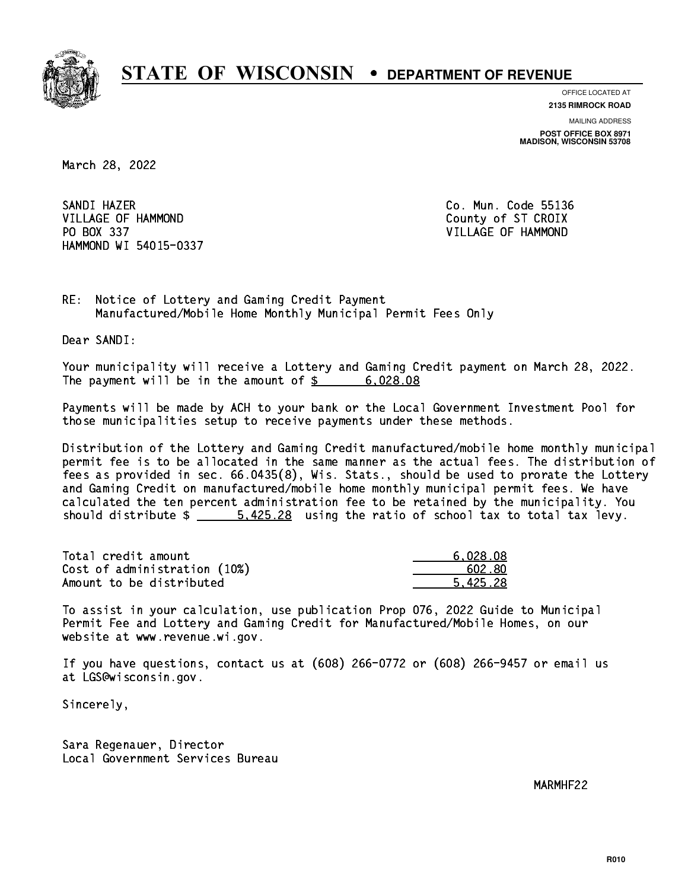# STATE OF WISCONSIN • DEPARTMENT OF REVENUE

OFFICE LOCATED AT
**2135 RIMROCK ROAD**

MAILING ADDRESS
**POST OFFICE BOX 8971**
**MADISON, WISCONSIN 53708**

March 28, 2022

SANDI HAZER
VILLAGE OF HAMMOND
PO BOX 337
HAMMOND WI 54015-0337

Co. Mun. Code 55136
County of ST CROIX
VILLAGE OF HAMMOND

RE: Notice of Lottery and Gaming Credit Payment
Manufactured/Mobile Home Monthly Municipal Permit Fees Only

Dear SANDI:

Your municipality will receive a Lottery and Gaming Credit payment on March 28, 2022. The payment will be in the amount of $ 6,028.08

Payments will be made by ACH to your bank or the Local Government Investment Pool for those municipalities setup to receive payments under these methods.

Distribution of the Lottery and Gaming Credit manufactured/mobile home monthly municipal permit fee is to be allocated in the same manner as the actual fees. The distribution of fees as provided in sec. 66.0435(8), Wis. Stats., should be used to prorate the Lottery and Gaming Credit on manufactured/mobile home monthly municipal permit fees. We have calculated the ten percent administration fee to be retained by the municipality. You should distribute $ 5,425.28 using the ratio of school tax to total tax levy.

| | |
|---|---|
| Total credit amount | 6,028.08 |
| Cost of administration (10%) | 602.80 |
| Amount to be distributed | 5,425.28 |

To assist in your calculation, use publication Prop 076, 2022 Guide to Municipal Permit Fee and Lottery and Gaming Credit for Manufactured/Mobile Homes, on our website at www.revenue.wi.gov.

If you have questions, contact us at (608) 266-0772 or (608) 266-9457 or email us at LGS@wisconsin.gov.

Sincerely,

Sara Regenauer, Director
Local Government Services Bureau

MARMHF22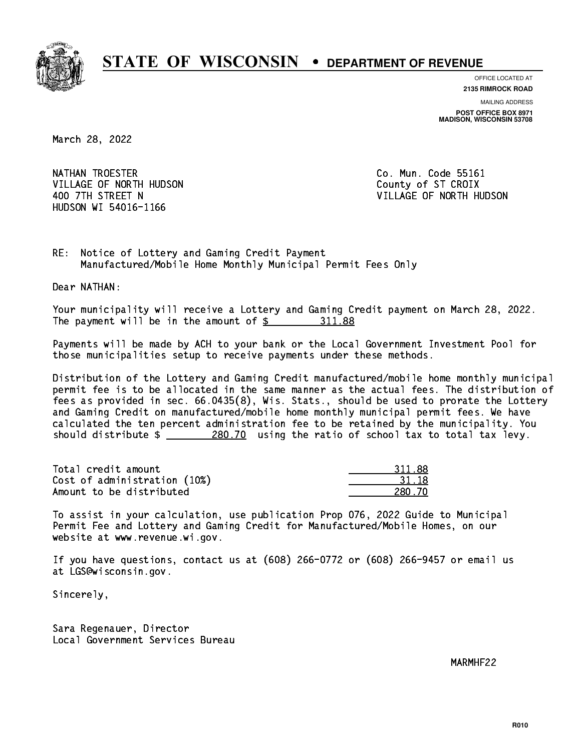# STATE OF WISCONSIN • DEPARTMENT OF REVENUE

OFFICE LOCATED AT
**2135 RIMROCK ROAD**

MAILING ADDRESS
**POST OFFICE BOX 8971**
**MADISON, WISCONSIN 53708**

March 28, 2022

NATHAN TROESTER
VILLAGE OF NORTH HUDSON
400 7TH STREET N
HUDSON WI 54016-1166

Co. Mun. Code 55161
County of ST CROIX
VILLAGE OF NORTH HUDSON

RE: Notice of Lottery and Gaming Credit Payment
Manufactured/Mobile Home Monthly Municipal Permit Fees Only

Dear NATHAN:

Your municipality will receive a Lottery and Gaming Credit payment on March 28, 2022. The payment will be in the amount of $ 311.88

Payments will be made by ACH to your bank or the Local Government Investment Pool for those municipalities setup to receive payments under these methods.

Distribution of the Lottery and Gaming Credit manufactured/mobile home monthly municipal permit fee is to be allocated in the same manner as the actual fees. The distribution of fees as provided in sec. 66.0435(8), Wis. Stats., should be used to prorate the Lottery and Gaming Credit on manufactured/mobile home monthly municipal permit fees. We have calculated the ten percent administration fee to be retained by the municipality. You should distribute $ 280.70 using the ratio of school tax to total tax levy.

| | |
|---|---|
| Total credit amount | 311.88 |
| Cost of administration (10%) | 31.18 |
| Amount to be distributed | 280.70 |

To assist in your calculation, use publication Prop 076, 2022 Guide to Municipal Permit Fee and Lottery and Gaming Credit for Manufactured/Mobile Homes, on our website at www.revenue.wi.gov.

If you have questions, contact us at (608) 266-0772 or (608) 266-9457 or email us at LGS@wisconsin.gov.

Sincerely,

Sara Regenauer, Director
Local Government Services Bureau

MARMHF22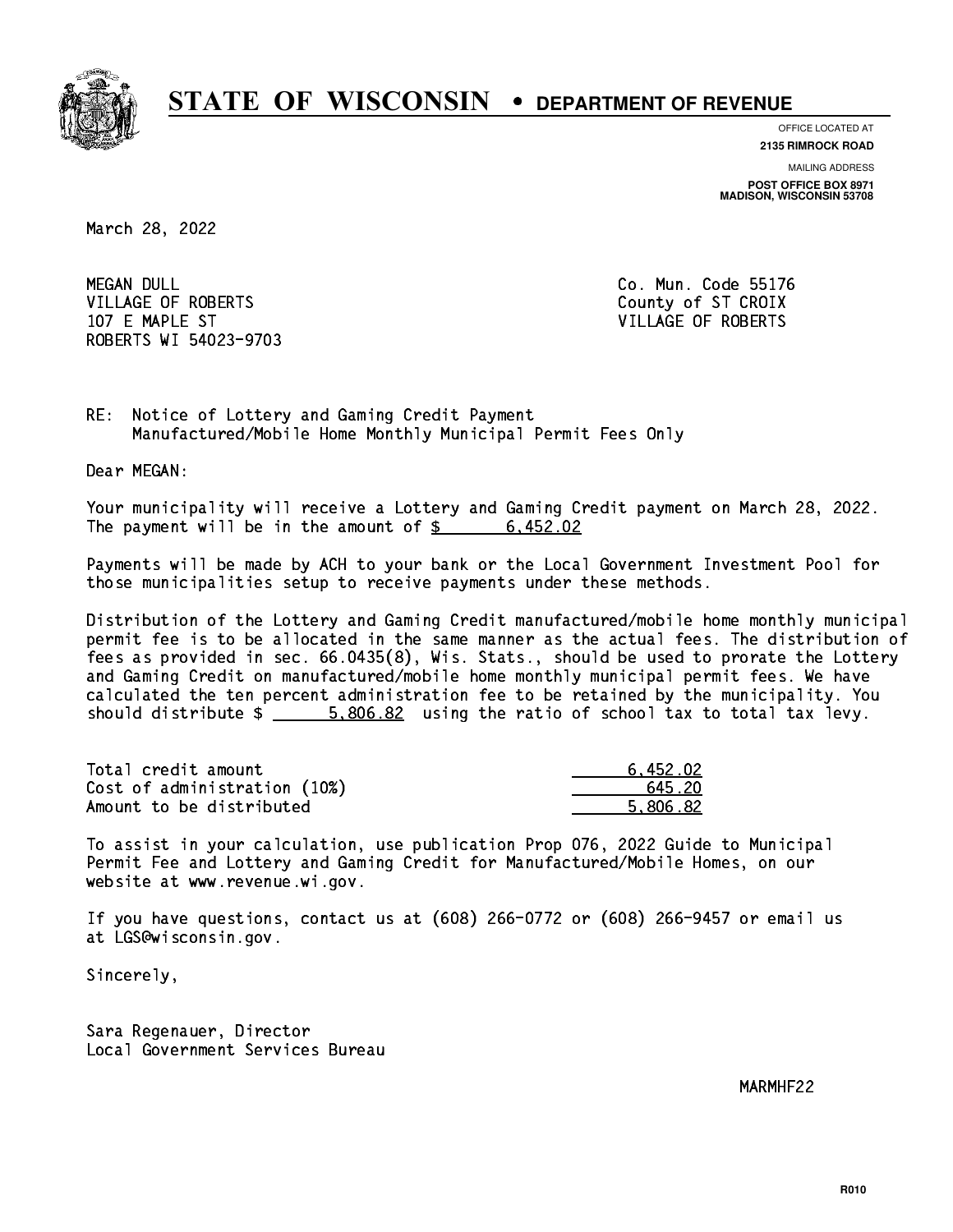# STATE OF WISCONSIN • DEPARTMENT OF REVENUE

OFFICE LOCATED AT
**2135 RIMROCK ROAD**

MAILING ADDRESS
**POST OFFICE BOX 8971**
**MADISON, WISCONSIN 53708**

March 28, 2022

MEGAN DULL
VILLAGE OF ROBERTS
107 E MAPLE ST
ROBERTS WI 54023-9703

Co. Mun. Code 55176
County of ST CROIX
VILLAGE OF ROBERTS

RE: Notice of Lottery and Gaming Credit Payment
Manufactured/Mobile Home Monthly Municipal Permit Fees Only

Dear MEGAN:

Your municipality will receive a Lottery and Gaming Credit payment on March 28, 2022. The payment will be in the amount of $ 6,452.02

Payments will be made by ACH to your bank or the Local Government Investment Pool for those municipalities setup to receive payments under these methods.

Distribution of the Lottery and Gaming Credit manufactured/mobile home monthly municipal permit fee is to be allocated in the same manner as the actual fees. The distribution of fees as provided in sec. 66.0435(8), Wis. Stats., should be used to prorate the Lottery and Gaming Credit on manufactured/mobile home monthly municipal permit fees. We have calculated the ten percent administration fee to be retained by the municipality. You should distribute $ 5,806.82 using the ratio of school tax to total tax levy.

| | |
|---|---|
| Total credit amount | 6,452.02 |
| Cost of administration (10%) | 645.20 |
| Amount to be distributed | 5,806.82 |

To assist in your calculation, use publication Prop 076, 2022 Guide to Municipal Permit Fee and Lottery and Gaming Credit for Manufactured/Mobile Homes, on our website at www.revenue.wi.gov.

If you have questions, contact us at (608) 266-0772 or (608) 266-9457 or email us at LGS@wisconsin.gov.

Sincerely,

Sara Regenauer, Director
Local Government Services Bureau

MARMHF22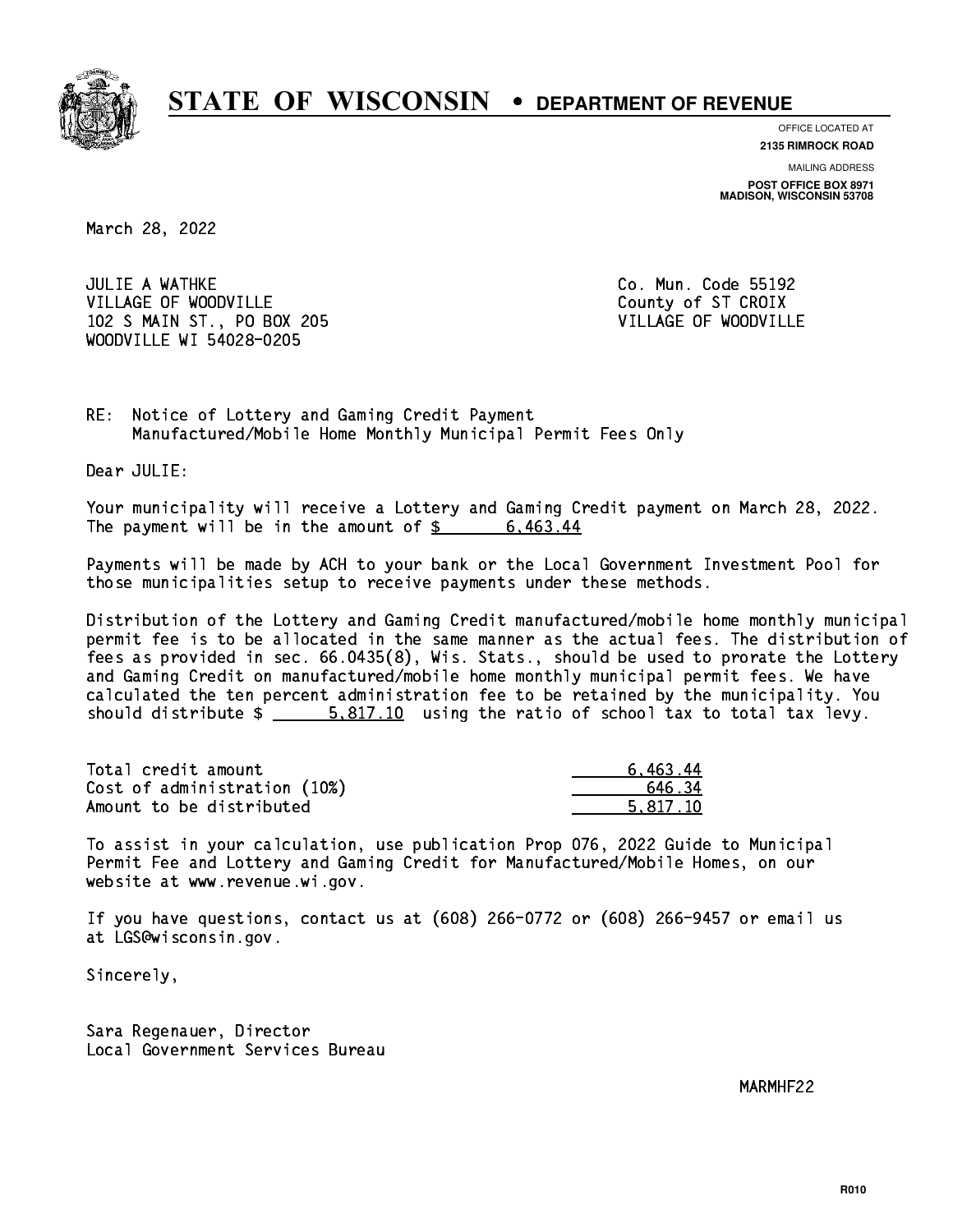# STATE OF WISCONSIN • DEPARTMENT OF REVENUE

OFFICE LOCATED AT
**2135 RIMROCK ROAD**

MAILING ADDRESS
**POST OFFICE BOX 8971**
**MADISON, WISCONSIN 53708**

March 28, 2022

JULIE A WATHKE
VILLAGE OF WOODVILLE
102 S MAIN ST., PO BOX 205
WOODVILLE WI 54028-0205

Co. Mun. Code 55192
County of ST CROIX
VILLAGE OF WOODVILLE

RE: Notice of Lottery and Gaming Credit Payment
Manufactured/Mobile Home Monthly Municipal Permit Fees Only

Dear JULIE:

Your municipality will receive a Lottery and Gaming Credit payment on March 28, 2022. The payment will be in the amount of $ 6,463.44

Payments will be made by ACH to your bank or the Local Government Investment Pool for those municipalities setup to receive payments under these methods.

Distribution of the Lottery and Gaming Credit manufactured/mobile home monthly municipal permit fee is to be allocated in the same manner as the actual fees. The distribution of fees as provided in sec. 66.0435(8), Wis. Stats., should be used to prorate the Lottery and Gaming Credit on manufactured/mobile home monthly municipal permit fees. We have calculated the ten percent administration fee to be retained by the municipality. You should distribute $ 5,817.10 using the ratio of school tax to total tax levy.

| | |
|---|---:|
| Total credit amount | 6,463.44 |
| Cost of administration (10%) | 646.34 |
| Amount to be distributed | 5,817.10 |

To assist in your calculation, use publication Prop 076, 2022 Guide to Municipal Permit Fee and Lottery and Gaming Credit for Manufactured/Mobile Homes, on our website at www.revenue.wi.gov.

If you have questions, contact us at (608) 266-0772 or (608) 266-9457 or email us at LGS@wisconsin.gov.

Sincerely,

Sara Regenauer, Director
Local Government Services Bureau

MARMHF22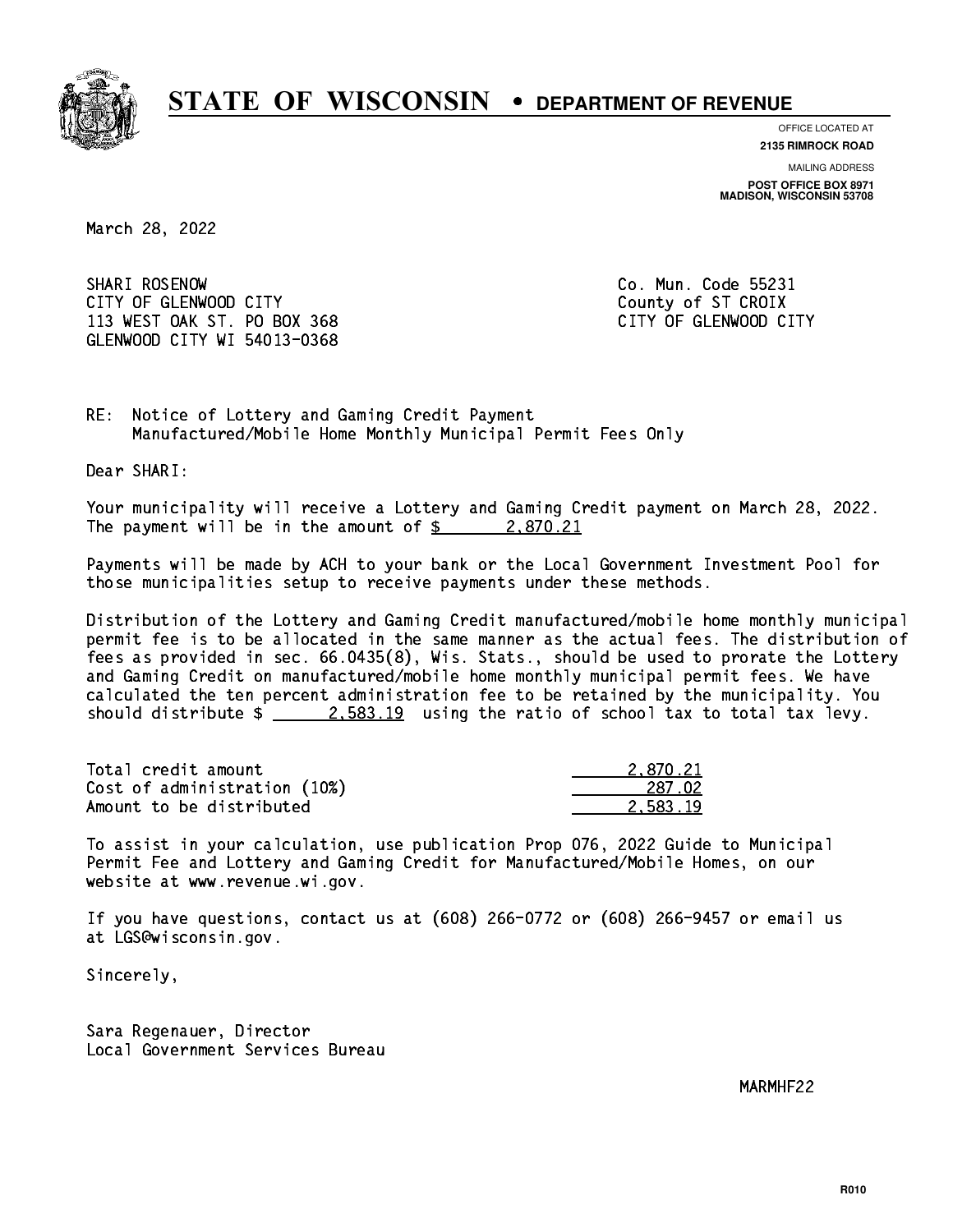# STATE OF WISCONSIN • DEPARTMENT OF REVENUE

OFFICE LOCATED AT
**2135 RIMROCK ROAD**

MAILING ADDRESS
**POST OFFICE BOX 8971**
**MADISON, WISCONSIN 53708**

March 28, 2022

SHARI ROSENOW
CITY OF GLENWOOD CITY
113 WEST OAK ST. PO BOX 368
GLENWOOD CITY WI 54013-0368

Co. Mun. Code 55231
County of ST CROIX
CITY OF GLENWOOD CITY

RE: Notice of Lottery and Gaming Credit Payment
Manufactured/Mobile Home Monthly Municipal Permit Fees Only

Dear SHARI:

Your municipality will receive a Lottery and Gaming Credit payment on March 28, 2022. The payment will be in the amount of $ 2,870.21

Payments will be made by ACH to your bank or the Local Government Investment Pool for those municipalities setup to receive payments under these methods.

Distribution of the Lottery and Gaming Credit manufactured/mobile home monthly municipal permit fee is to be allocated in the same manner as the actual fees. The distribution of fees as provided in sec. 66.0435(8), Wis. Stats., should be used to prorate the Lottery and Gaming Credit on manufactured/mobile home monthly municipal permit fees. We have calculated the ten percent administration fee to be retained by the municipality. You should distribute $ 2,583.19 using the ratio of school tax to total tax levy.

| | |
|---|---|
| Total credit amount | 2,870.21 |
| Cost of administration (10%) | 287.02 |
| Amount to be distributed | 2,583.19 |

To assist in your calculation, use publication Prop 076, 2022 Guide to Municipal Permit Fee and Lottery and Gaming Credit for Manufactured/Mobile Homes, on our website at www.revenue.wi.gov.

If you have questions, contact us at (608) 266-0772 or (608) 266-9457 or email us at LGS@wisconsin.gov.

Sincerely,

Sara Regenauer, Director
Local Government Services Bureau

MARMHF22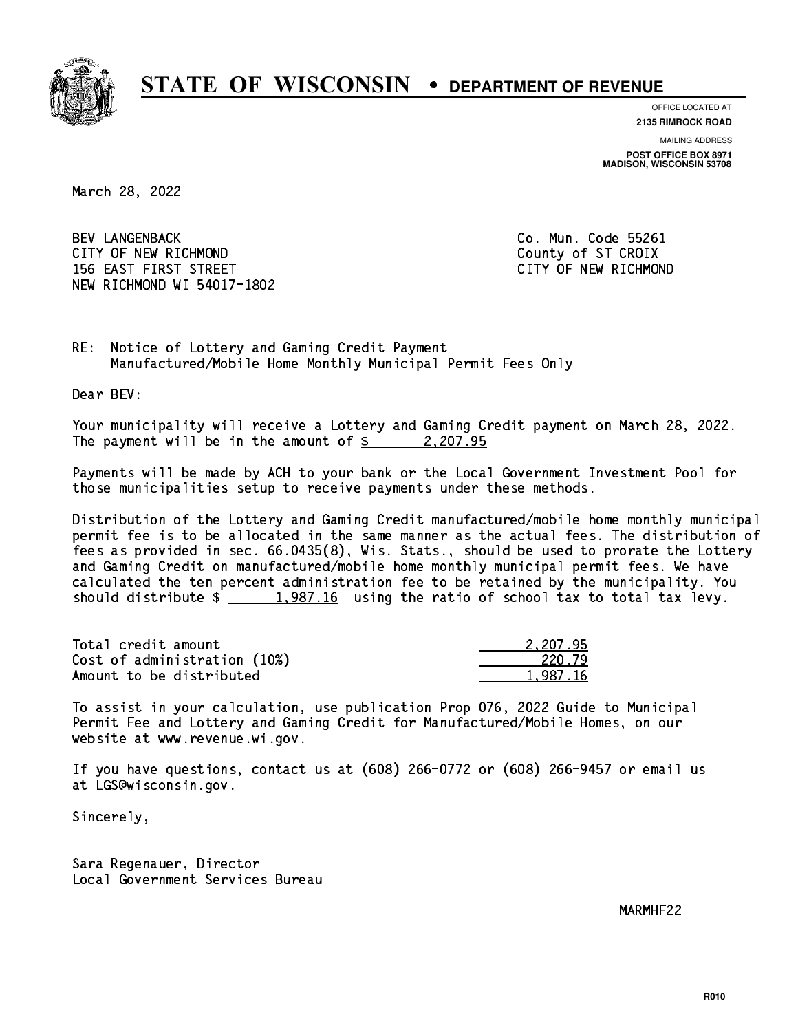# STATE OF WISCONSIN • DEPARTMENT OF REVENUE

OFFICE LOCATED AT
**2135 RIMROCK ROAD**

MAILING ADDRESS
**POST OFFICE BOX 8971**
**MADISON, WISCONSIN 53708**

March 28, 2022

BEV LANGENBACK
CITY OF NEW RICHMOND
156 EAST FIRST STREET
NEW RICHMOND WI 54017-1802

Co. Mun. Code 55261
County of ST CROIX
CITY OF NEW RICHMOND

RE: Notice of Lottery and Gaming Credit Payment
Manufactured/Mobile Home Monthly Municipal Permit Fees Only

Dear BEV:

Your municipality will receive a Lottery and Gaming Credit payment on March 28, 2022. The payment will be in the amount of $ 2,207.95

Payments will be made by ACH to your bank or the Local Government Investment Pool for those municipalities setup to receive payments under these methods.

Distribution of the Lottery and Gaming Credit manufactured/mobile home monthly municipal permit fee is to be allocated in the same manner as the actual fees. The distribution of fees as provided in sec. 66.0435(8), Wis. Stats., should be used to prorate the Lottery and Gaming Credit on manufactured/mobile home monthly municipal permit fees. We have calculated the ten percent administration fee to be retained by the municipality. You should distribute $ 1,987.16 using the ratio of school tax to total tax levy.

| | |
|---|---|
| Total credit amount | 2,207.95 |
| Cost of administration (10%) | 220.79 |
| Amount to be distributed | 1,987.16 |

To assist in your calculation, use publication Prop 076, 2022 Guide to Municipal Permit Fee and Lottery and Gaming Credit for Manufactured/Mobile Homes, on our website at www.revenue.wi.gov.

If you have questions, contact us at (608) 266-0772 or (608) 266-9457 or email us at LGS@wisconsin.gov.

Sincerely,

Sara Regenauer, Director
Local Government Services Bureau

MARMHF22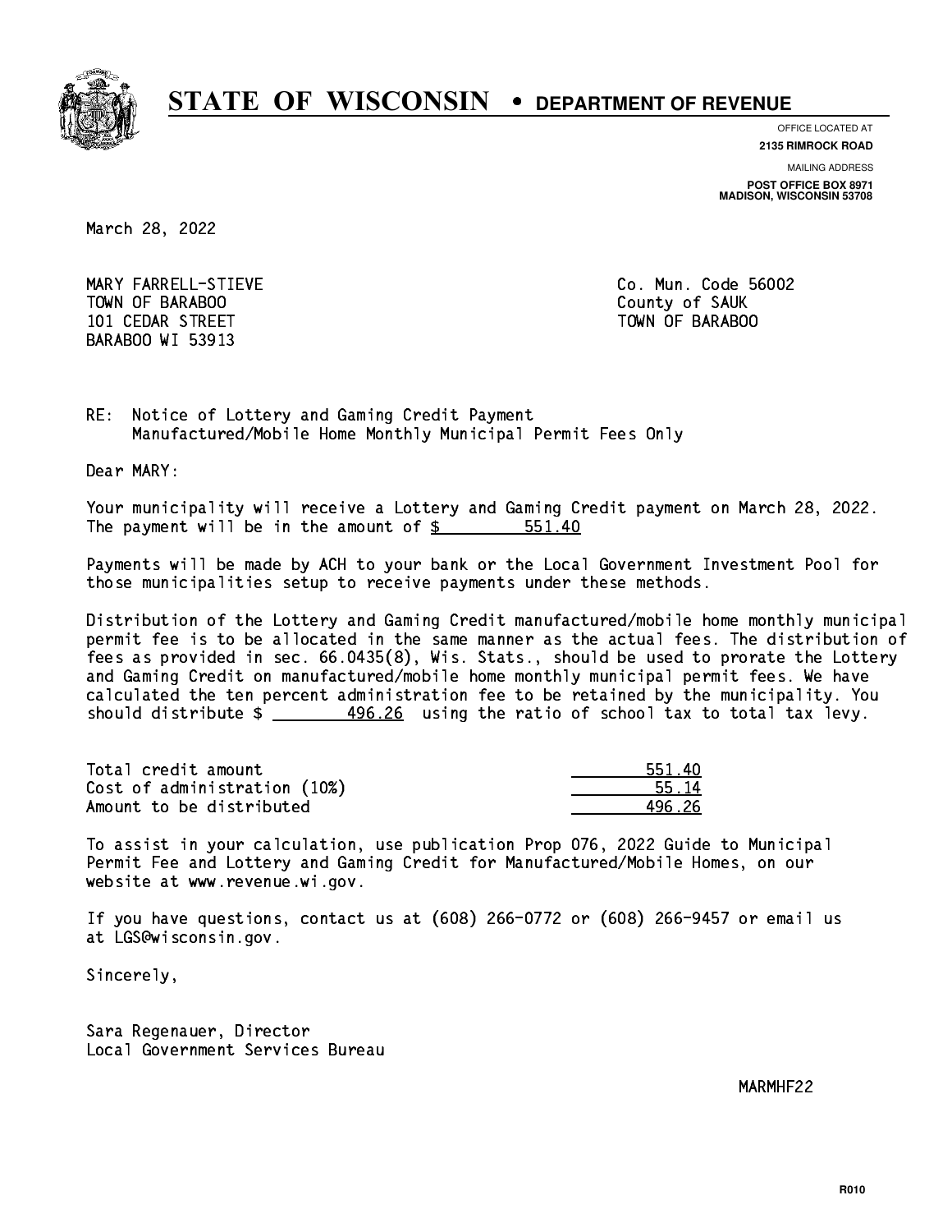# STATE OF WISCONSIN • DEPARTMENT OF REVENUE

OFFICE LOCATED AT
**2135 RIMROCK ROAD**

MAILING ADDRESS
**POST OFFICE BOX 8971**
**MADISON, WISCONSIN 53708**

March 28, 2022

MARY FARRELL-STIEVE
TOWN OF BARABOO
101 CEDAR STREET
BARABOO WI 53913

Co. Mun. Code 56002
County of SAUK
TOWN OF BARABOO

RE: Notice of Lottery and Gaming Credit Payment
Manufactured/Mobile Home Monthly Municipal Permit Fees Only

Dear MARY:

Your municipality will receive a Lottery and Gaming Credit payment on March 28, 2022. The payment will be in the amount of $ 551.40

Payments will be made by ACH to your bank or the Local Government Investment Pool for those municipalities setup to receive payments under these methods.

Distribution of the Lottery and Gaming Credit manufactured/mobile home monthly municipal permit fee is to be allocated in the same manner as the actual fees. The distribution of fees as provided in sec. 66.0435(8), Wis. Stats., should be used to prorate the Lottery and Gaming Credit on manufactured/mobile home monthly municipal permit fees. We have calculated the ten percent administration fee to be retained by the municipality. You should distribute $ 496.26 using the ratio of school tax to total tax levy.

| | |
|---|---|
| Total credit amount | 551.40 |
| Cost of administration (10%) | 55.14 |
| Amount to be distributed | 496.26 |

To assist in your calculation, use publication Prop 076, 2022 Guide to Municipal Permit Fee and Lottery and Gaming Credit for Manufactured/Mobile Homes, on our website at www.revenue.wi.gov.

If you have questions, contact us at (608) 266-0772 or (608) 266-9457 or email us at LGS@wisconsin.gov.

Sincerely,

Sara Regenauer, Director
Local Government Services Bureau

MARMHF22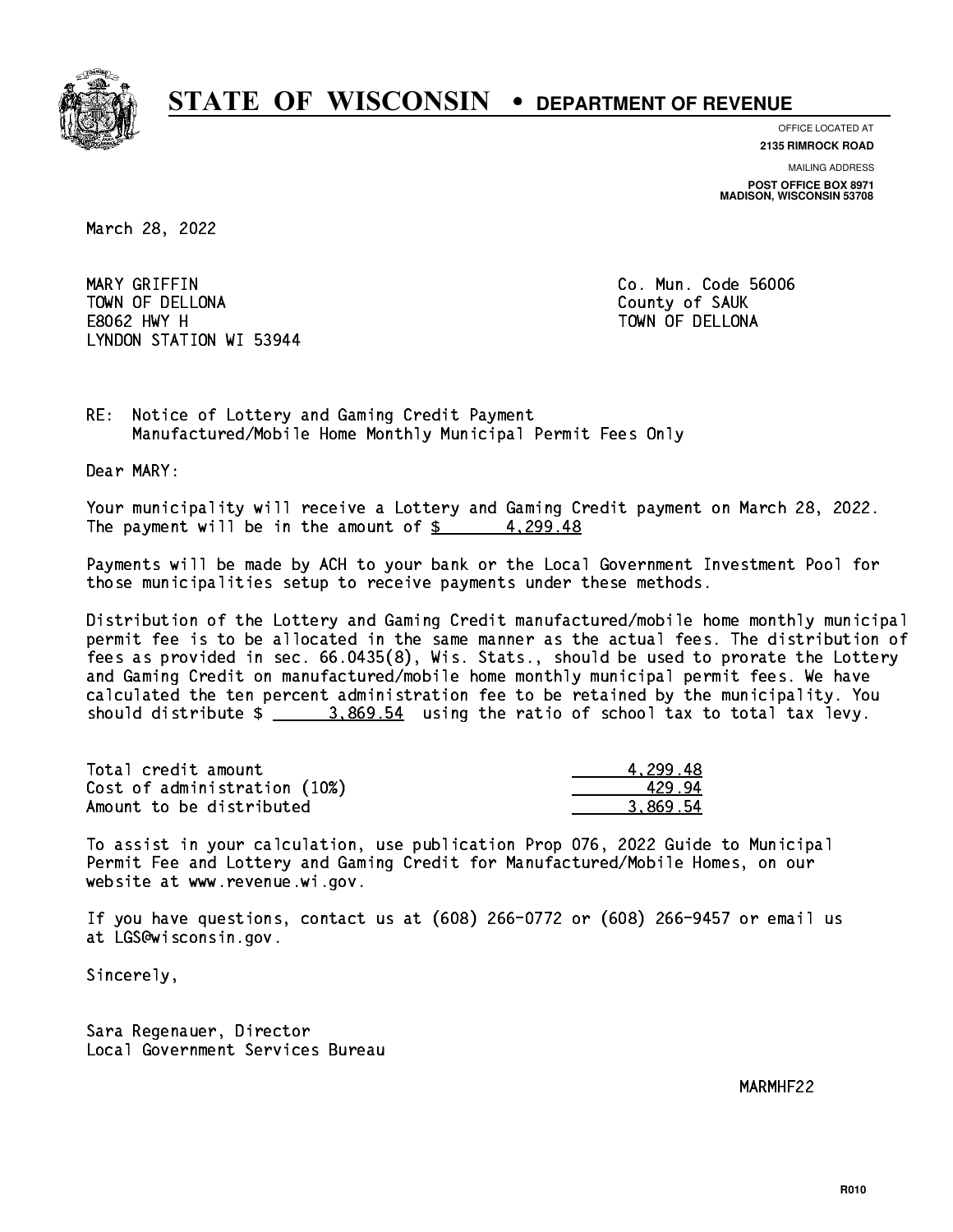**STATE OF WISCONSIN • DEPARTMENT OF REVENUE**

OFFICE LOCATED AT
**2135 RIMROCK ROAD**

MAILING ADDRESS
**POST OFFICE BOX 8971**
**MADISON, WISCONSIN 53708**

March 28, 2022

MARY GRIFFIN
TOWN OF DELLONA
E8062 HWY H
LYNDON STATION WI 53944

Co. Mun. Code 56006
County of SAUK
TOWN OF DELLONA

RE: Notice of Lottery and Gaming Credit Payment
Manufactured/Mobile Home Monthly Municipal Permit Fees Only

Dear MARY:

Your municipality will receive a Lottery and Gaming Credit payment on March 28, 2022. The payment will be in the amount of $ 4,299.48

Payments will be made by ACH to your bank or the Local Government Investment Pool for those municipalities setup to receive payments under these methods.

Distribution of the Lottery and Gaming Credit manufactured/mobile home monthly municipal permit fee is to be allocated in the same manner as the actual fees. The distribution of fees as provided in sec. 66.0435(8), Wis. Stats., should be used to prorate the Lottery and Gaming Credit on manufactured/mobile home monthly municipal permit fees. We have calculated the ten percent administration fee to be retained by the municipality. You should distribute $ 3,869.54 using the ratio of school tax to total tax levy.

| | |
|---|---|
| Total credit amount | 4,299.48 |
| Cost of administration (10%) | 429.94 |
| Amount to be distributed | 3,869.54 |

To assist in your calculation, use publication Prop 076, 2022 Guide to Municipal Permit Fee and Lottery and Gaming Credit for Manufactured/Mobile Homes, on our website at www.revenue.wi.gov.

If you have questions, contact us at (608) 266-0772 or (608) 266-9457 or email us at LGS@wisconsin.gov.

Sincerely,

Sara Regenauer, Director
Local Government Services Bureau

MARMHF22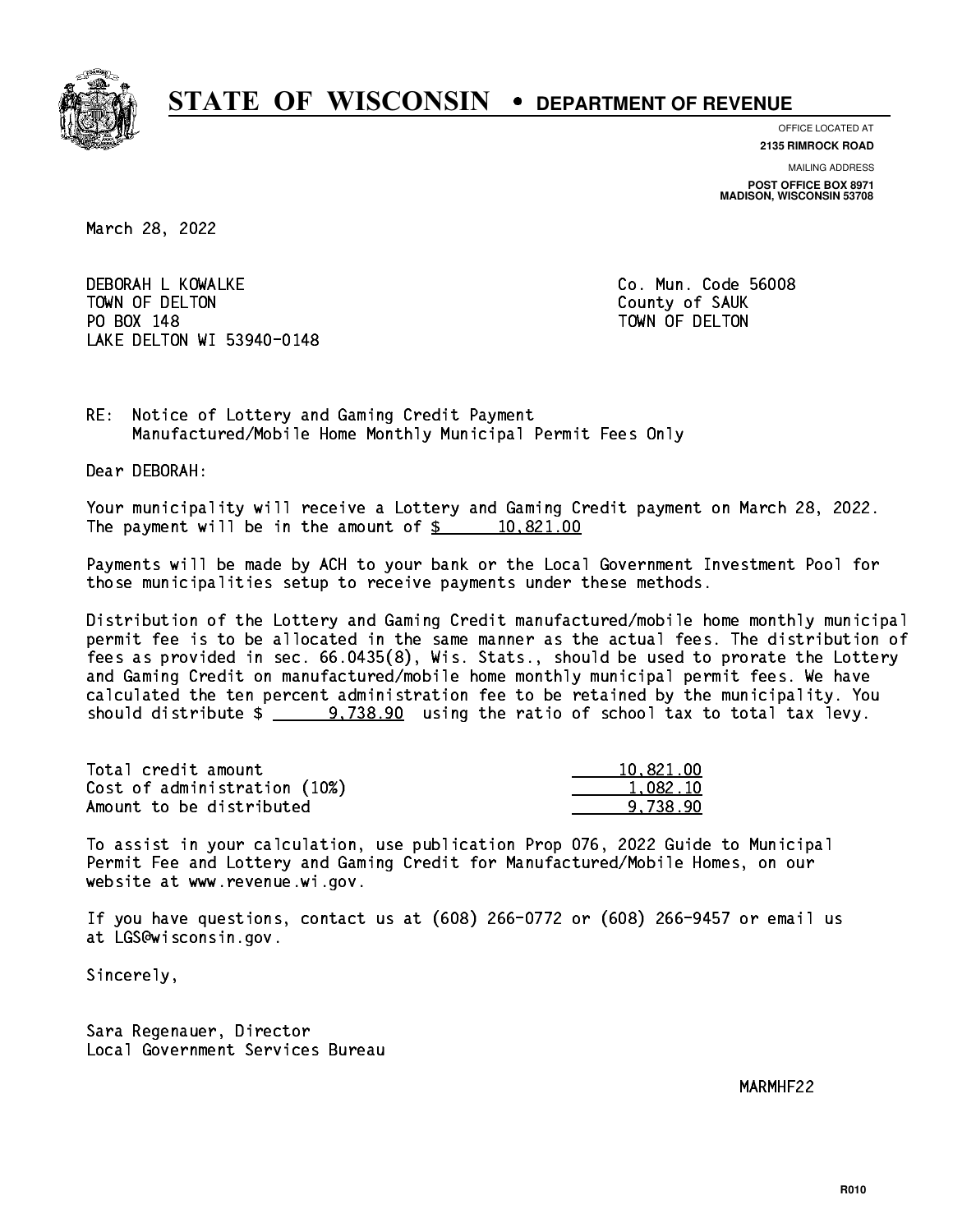# STATE OF WISCONSIN • DEPARTMENT OF REVENUE

OFFICE LOCATED AT
**2135 RIMROCK ROAD**

MAILING ADDRESS
**POST OFFICE BOX 8971**
**MADISON, WISCONSIN 53708**

March 28, 2022

DEBORAH L KOWALKE
TOWN OF DELTON
PO BOX 148
LAKE DELTON WI 53940-0148

Co. Mun. Code 56008
County of SAUK
TOWN OF DELTON

RE: Notice of Lottery and Gaming Credit Payment
Manufactured/Mobile Home Monthly Municipal Permit Fees Only

Dear DEBORAH:

Your municipality will receive a Lottery and Gaming Credit payment on March 28, 2022. The payment will be in the amount of $ 10,821.00

Payments will be made by ACH to your bank or the Local Government Investment Pool for those municipalities setup to receive payments under these methods.

Distribution of the Lottery and Gaming Credit manufactured/mobile home monthly municipal permit fee is to be allocated in the same manner as the actual fees. The distribution of fees as provided in sec. 66.0435(8), Wis. Stats., should be used to prorate the Lottery and Gaming Credit on manufactured/mobile home monthly municipal permit fees. We have calculated the ten percent administration fee to be retained by the municipality. You should distribute $ 9,738.90 using the ratio of school tax to total tax levy.

| | |
|---|---|
| Total credit amount | 10,821.00 |
| Cost of administration (10%) | 1,082.10 |
| Amount to be distributed | 9,738.90 |

To assist in your calculation, use publication Prop 076, 2022 Guide to Municipal Permit Fee and Lottery and Gaming Credit for Manufactured/Mobile Homes, on our website at www.revenue.wi.gov.

If you have questions, contact us at (608) 266-0772 or (608) 266-9457 or email us at LGS@wisconsin.gov.

Sincerely,

Sara Regenauer, Director
Local Government Services Bureau

MARMHF22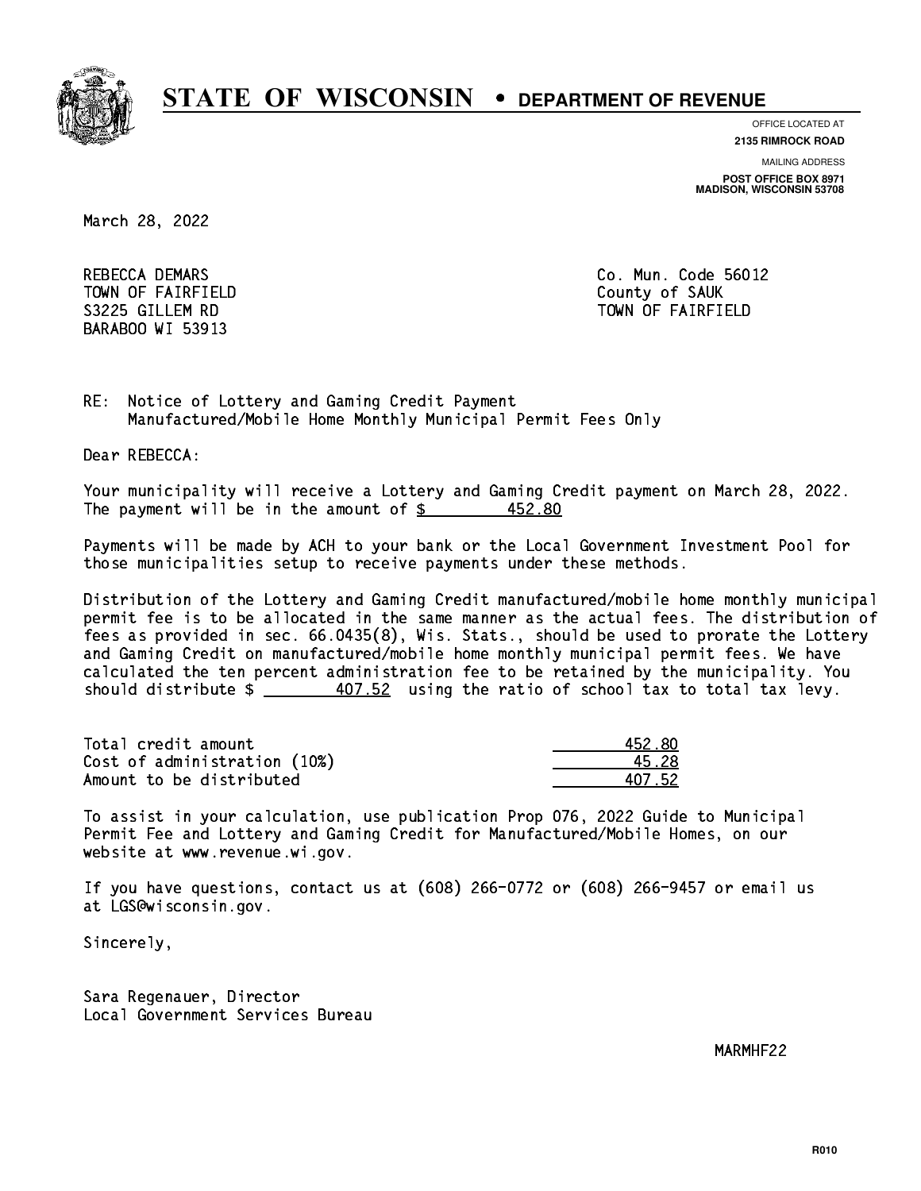# STATE OF WISCONSIN • DEPARTMENT OF REVENUE

OFFICE LOCATED AT
**2135 RIMROCK ROAD**

MAILING ADDRESS
**POST OFFICE BOX 8971**
**MADISON, WISCONSIN 53708**

March 28, 2022

REBECCA DEMARS
TOWN OF FAIRFIELD
S3225 GILLEM RD
BARABOO WI 53913

Co. Mun. Code 56012
County of SAUK
TOWN OF FAIRFIELD

RE: Notice of Lottery and Gaming Credit Payment
Manufactured/Mobile Home Monthly Municipal Permit Fees Only

Dear REBECCA:

Your municipality will receive a Lottery and Gaming Credit payment on March 28, 2022. The payment will be in the amount of $ 452.80

Payments will be made by ACH to your bank or the Local Government Investment Pool for those municipalities setup to receive payments under these methods.

Distribution of the Lottery and Gaming Credit manufactured/mobile home monthly municipal permit fee is to be allocated in the same manner as the actual fees. The distribution of fees as provided in sec. 66.0435(8), Wis. Stats., should be used to prorate the Lottery and Gaming Credit on manufactured/mobile home monthly municipal permit fees. We have calculated the ten percent administration fee to be retained by the municipality. You should distribute $ 407.52 using the ratio of school tax to total tax levy.

| | |
|---|---:|
| Total credit amount | 452.80 |
| Cost of administration (10%) | 45.28 |
| Amount to be distributed | 407.52 |

To assist in your calculation, use publication Prop 076, 2022 Guide to Municipal Permit Fee and Lottery and Gaming Credit for Manufactured/Mobile Homes, on our website at www.revenue.wi.gov.

If you have questions, contact us at (608) 266-0772 or (608) 266-9457 or email us at LGS@wisconsin.gov.

Sincerely,

Sara Regenauer, Director
Local Government Services Bureau

MARMHF22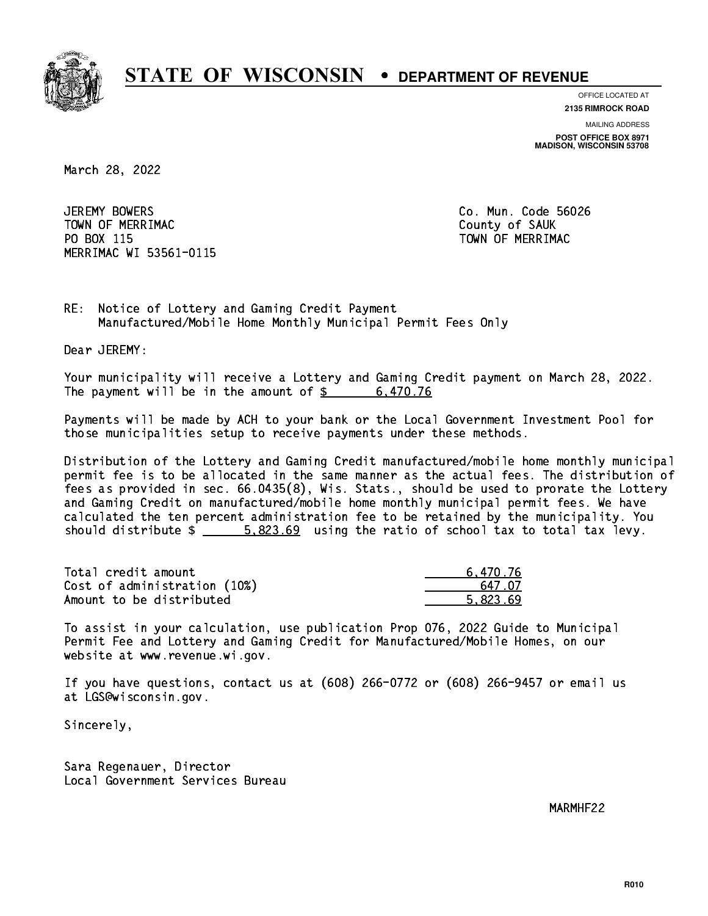# STATE OF WISCONSIN • DEPARTMENT OF REVENUE

OFFICE LOCATED AT
**2135 RIMROCK ROAD**

MAILING ADDRESS
**POST OFFICE BOX 8971**
**MADISON, WISCONSIN 53708**

March 28, 2022

JEREMY BOWERS
TOWN OF MERRIMAC
PO BOX 115
MERRIMAC WI 53561-0115

Co. Mun. Code 56026
County of SAUK
TOWN OF MERRIMAC

RE: Notice of Lottery and Gaming Credit Payment
Manufactured/Mobile Home Monthly Municipal Permit Fees Only

Dear JEREMY:

Your municipality will receive a Lottery and Gaming Credit payment on March 28, 2022. The payment will be in the amount of $ 6,470.76

Payments will be made by ACH to your bank or the Local Government Investment Pool for those municipalities setup to receive payments under these methods.

Distribution of the Lottery and Gaming Credit manufactured/mobile home monthly municipal permit fee is to be allocated in the same manner as the actual fees. The distribution of fees as provided in sec. 66.0435(8), Wis. Stats., should be used to prorate the Lottery and Gaming Credit on manufactured/mobile home monthly municipal permit fees. We have calculated the ten percent administration fee to be retained by the municipality. You should distribute $ 5,823.69 using the ratio of school tax to total tax levy.

| | |
|---|---|
| Total credit amount | 6,470.76 |
| Cost of administration (10%) | 647.07 |
| Amount to be distributed | 5,823.69 |

To assist in your calculation, use publication Prop 076, 2022 Guide to Municipal Permit Fee and Lottery and Gaming Credit for Manufactured/Mobile Homes, on our website at www.revenue.wi.gov.

If you have questions, contact us at (608) 266-0772 or (608) 266-9457 or email us at LGS@wisconsin.gov.

Sincerely,

Sara Regenauer, Director
Local Government Services Bureau

MARMHF22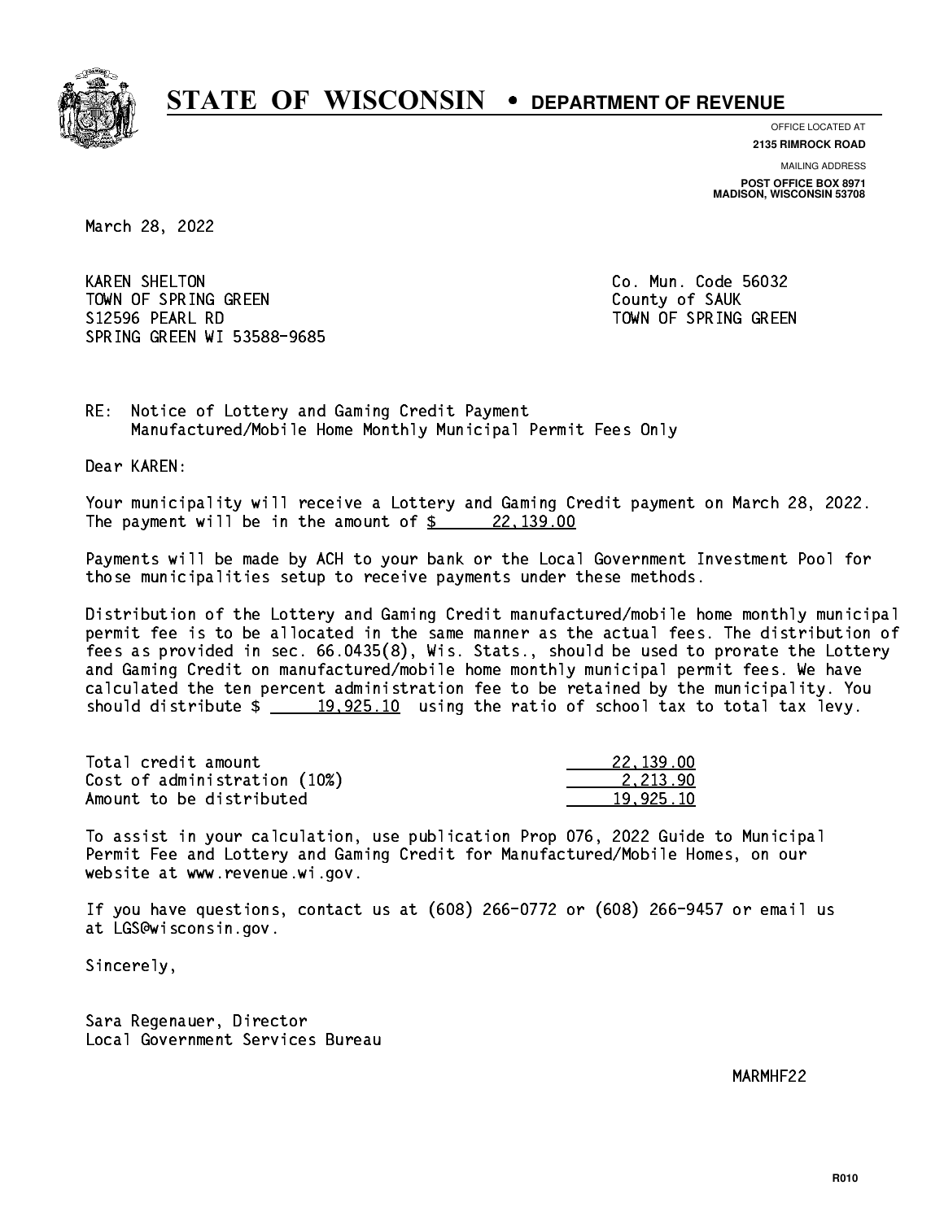# STATE OF WISCONSIN • DEPARTMENT OF REVENUE

OFFICE LOCATED AT
**2135 RIMROCK ROAD**

MAILING ADDRESS
**POST OFFICE BOX 8971**
**MADISON, WISCONSIN 53708**

March 28, 2022

KAREN SHELTON
TOWN OF SPRING GREEN
S12596 PEARL RD
SPRING GREEN WI 53588-9685

Co. Mun. Code 56032
County of SAUK
TOWN OF SPRING GREEN

RE: Notice of Lottery and Gaming Credit Payment
Manufactured/Mobile Home Monthly Municipal Permit Fees Only

Dear KAREN:

Your municipality will receive a Lottery and Gaming Credit payment on March 28, 2022. The payment will be in the amount of $ 22,139.00

Payments will be made by ACH to your bank or the Local Government Investment Pool for those municipalities setup to receive payments under these methods.

Distribution of the Lottery and Gaming Credit manufactured/mobile home monthly municipal permit fee is to be allocated in the same manner as the actual fees. The distribution of fees as provided in sec. 66.0435(8), Wis. Stats., should be used to prorate the Lottery and Gaming Credit on manufactured/mobile home monthly municipal permit fees. We have calculated the ten percent administration fee to be retained by the municipality. You should distribute $ 19,925.10 using the ratio of school tax to total tax levy.

| | |
|---|---|
| Total credit amount | 22,139.00 |
| Cost of administration (10%) | 2,213.90 |
| Amount to be distributed | 19,925.10 |

To assist in your calculation, use publication Prop 076, 2022 Guide to Municipal Permit Fee and Lottery and Gaming Credit for Manufactured/Mobile Homes, on our website at www.revenue.wi.gov.

If you have questions, contact us at (608) 266-0772 or (608) 266-9457 or email us at LGS@wisconsin.gov.

Sincerely,

Sara Regenauer, Director
Local Government Services Bureau

MARMHF22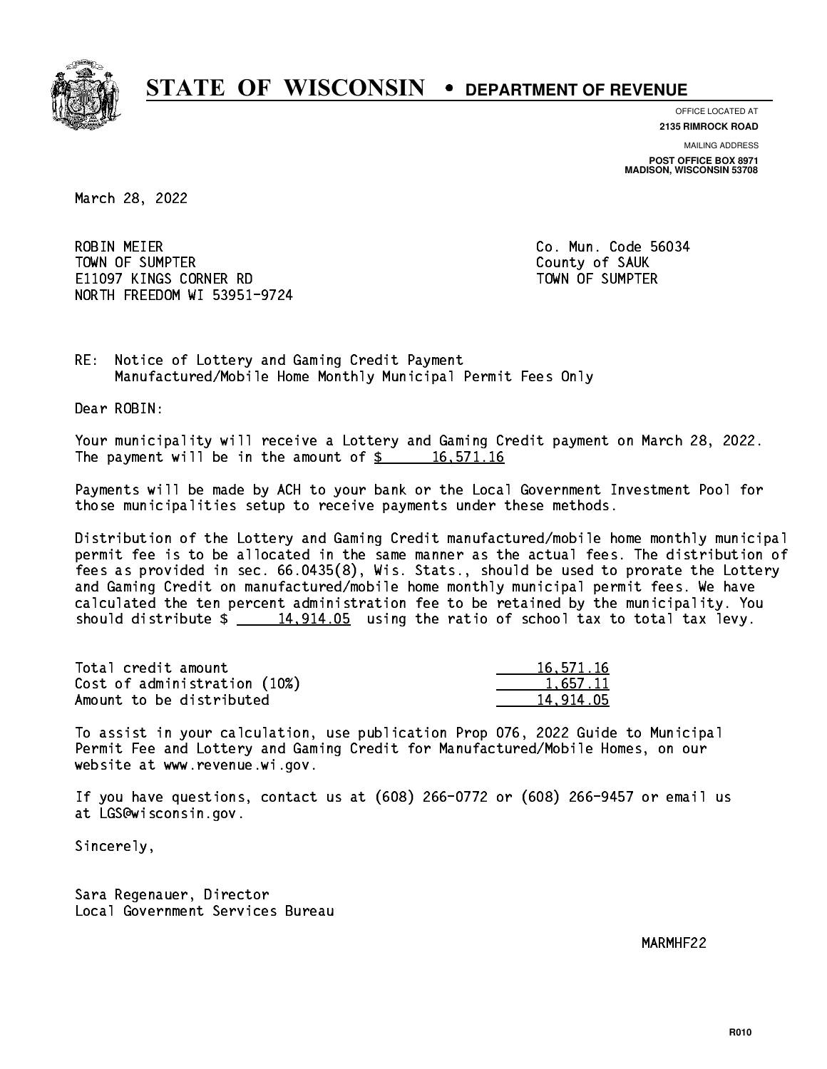# STATE OF WISCONSIN • DEPARTMENT OF REVENUE

OFFICE LOCATED AT
**2135 RIMROCK ROAD**

MAILING ADDRESS
**POST OFFICE BOX 8971**
**MADISON, WISCONSIN 53708**

March 28, 2022

ROBIN MEIER
TOWN OF SUMPTER
E11097 KINGS CORNER RD
NORTH FREEDOM WI 53951-9724

Co. Mun. Code 56034
County of SAUK
TOWN OF SUMPTER

RE: Notice of Lottery and Gaming Credit Payment
Manufactured/Mobile Home Monthly Municipal Permit Fees Only

Dear ROBIN:

Your municipality will receive a Lottery and Gaming Credit payment on March 28, 2022. The payment will be in the amount of $ 16,571.16

Payments will be made by ACH to your bank or the Local Government Investment Pool for those municipalities setup to receive payments under these methods.

Distribution of the Lottery and Gaming Credit manufactured/mobile home monthly municipal permit fee is to be allocated in the same manner as the actual fees. The distribution of fees as provided in sec. 66.0435(8), Wis. Stats., should be used to prorate the Lottery and Gaming Credit on manufactured/mobile home monthly municipal permit fees. We have calculated the ten percent administration fee to be retained by the municipality. You should distribute $ 14,914.05 using the ratio of school tax to total tax levy.

| | |
|---|---|
| Total credit amount | 16,571.16 |
| Cost of administration (10%) | 1,657.11 |
| Amount to be distributed | 14,914.05 |

To assist in your calculation, use publication Prop 076, 2022 Guide to Municipal Permit Fee and Lottery and Gaming Credit for Manufactured/Mobile Homes, on our website at www.revenue.wi.gov.

If you have questions, contact us at (608) 266-0772 or (608) 266-9457 or email us at LGS@wisconsin.gov.

Sincerely,

Sara Regenauer, Director
Local Government Services Bureau

MARMHF22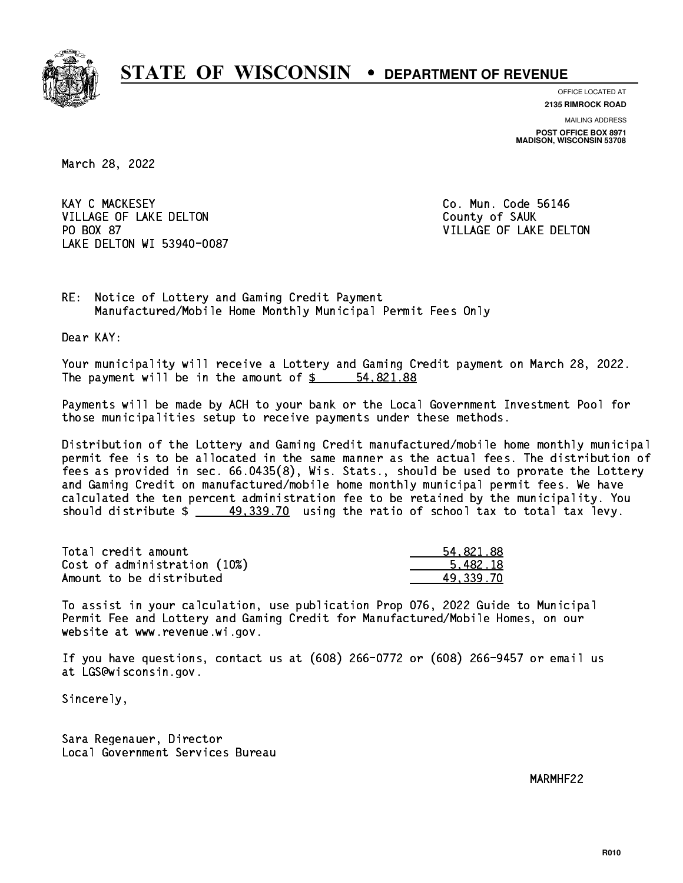# STATE OF WISCONSIN • DEPARTMENT OF REVENUE

OFFICE LOCATED AT
**2135 RIMROCK ROAD**

MAILING ADDRESS
**POST OFFICE BOX 8971**
**MADISON, WISCONSIN 53708**

March 28, 2022

KAY C MACKESEY
VILLAGE OF LAKE DELTON
PO BOX 87
LAKE DELTON WI 53940-0087

Co. Mun. Code 56146
County of SAUK
VILLAGE OF LAKE DELTON

RE: Notice of Lottery and Gaming Credit Payment
Manufactured/Mobile Home Monthly Municipal Permit Fees Only

Dear KAY:

Your municipality will receive a Lottery and Gaming Credit payment on March 28, 2022. The payment will be in the amount of $ 54,821.88

Payments will be made by ACH to your bank or the Local Government Investment Pool for those municipalities setup to receive payments under these methods.

Distribution of the Lottery and Gaming Credit manufactured/mobile home monthly municipal permit fee is to be allocated in the same manner as the actual fees. The distribution of fees as provided in sec. 66.0435(8), Wis. Stats., should be used to prorate the Lottery and Gaming Credit on manufactured/mobile home monthly municipal permit fees. We have calculated the ten percent administration fee to be retained by the municipality. You should distribute $ 49,339.70 using the ratio of school tax to total tax levy.

| | |
|---|---|
| Total credit amount | 54,821.88 |
| Cost of administration (10%) | 5,482.18 |
| Amount to be distributed | 49,339.70 |

To assist in your calculation, use publication Prop 076, 2022 Guide to Municipal Permit Fee and Lottery and Gaming Credit for Manufactured/Mobile Homes, on our website at www.revenue.wi.gov.

If you have questions, contact us at (608) 266-0772 or (608) 266-9457 or email us at LGS@wisconsin.gov.

Sincerely,

Sara Regenauer, Director
Local Government Services Bureau

MARMHF22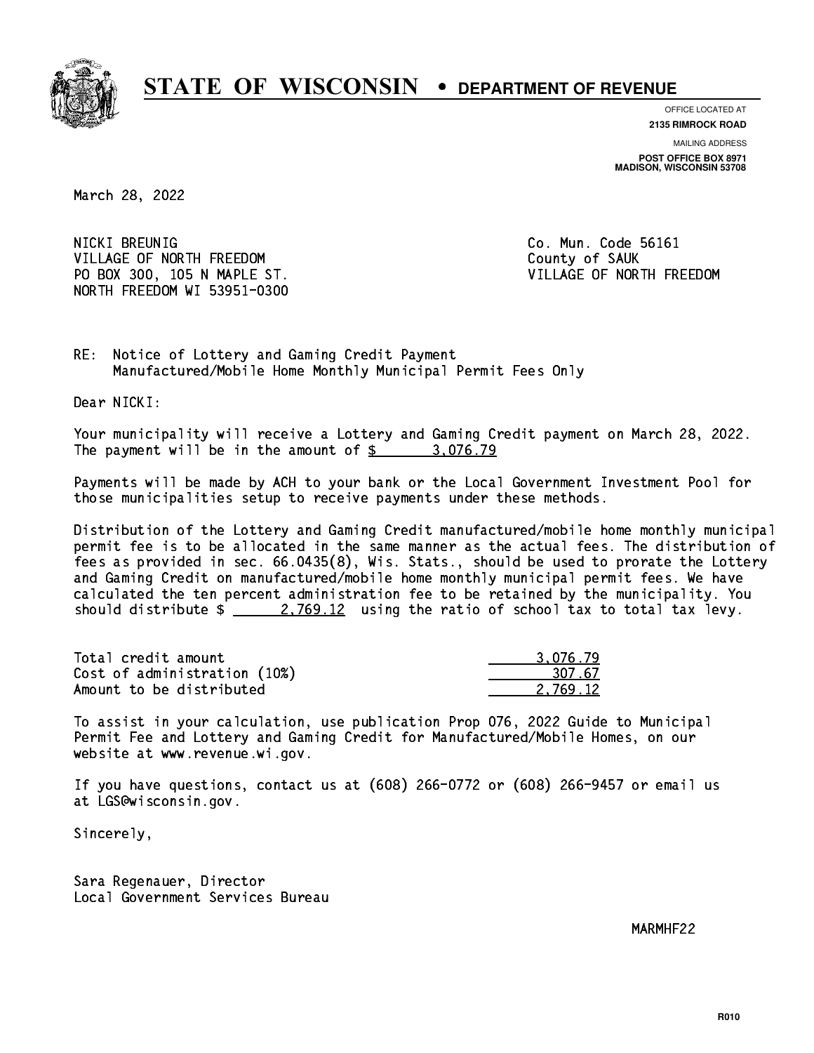# STATE OF WISCONSIN • DEPARTMENT OF REVENUE

OFFICE LOCATED AT
**2135 RIMROCK ROAD**

MAILING ADDRESS
**POST OFFICE BOX 8971**
**MADISON, WISCONSIN 53708**

March 28, 2022

NICKI BREUNIG
VILLAGE OF NORTH FREEDOM
PO BOX 300, 105 N MAPLE ST.
NORTH FREEDOM WI 53951-0300

Co. Mun. Code 56161
County of SAUK
VILLAGE OF NORTH FREEDOM

RE: Notice of Lottery and Gaming Credit Payment
Manufactured/Mobile Home Monthly Municipal Permit Fees Only

Dear NICKI:

Your municipality will receive a Lottery and Gaming Credit payment on March 28, 2022. The payment will be in the amount of $ 3,076.79

Payments will be made by ACH to your bank or the Local Government Investment Pool for those municipalities setup to receive payments under these methods.

Distribution of the Lottery and Gaming Credit manufactured/mobile home monthly municipal permit fee is to be allocated in the same manner as the actual fees. The distribution of fees as provided in sec. 66.0435(8), Wis. Stats., should be used to prorate the Lottery and Gaming Credit on manufactured/mobile home monthly municipal permit fees. We have calculated the ten percent administration fee to be retained by the municipality. You should distribute $ 2,769.12 using the ratio of school tax to total tax levy.

| | |
|---|---|
| Total credit amount | 3,076.79 |
| Cost of administration (10%) | 307.67 |
| Amount to be distributed | 2,769.12 |

To assist in your calculation, use publication Prop 076, 2022 Guide to Municipal Permit Fee and Lottery and Gaming Credit for Manufactured/Mobile Homes, on our website at www.revenue.wi.gov.

If you have questions, contact us at (608) 266-0772 or (608) 266-9457 or email us at LGS@wisconsin.gov.

Sincerely,

Sara Regenauer, Director
Local Government Services Bureau

MARMHF22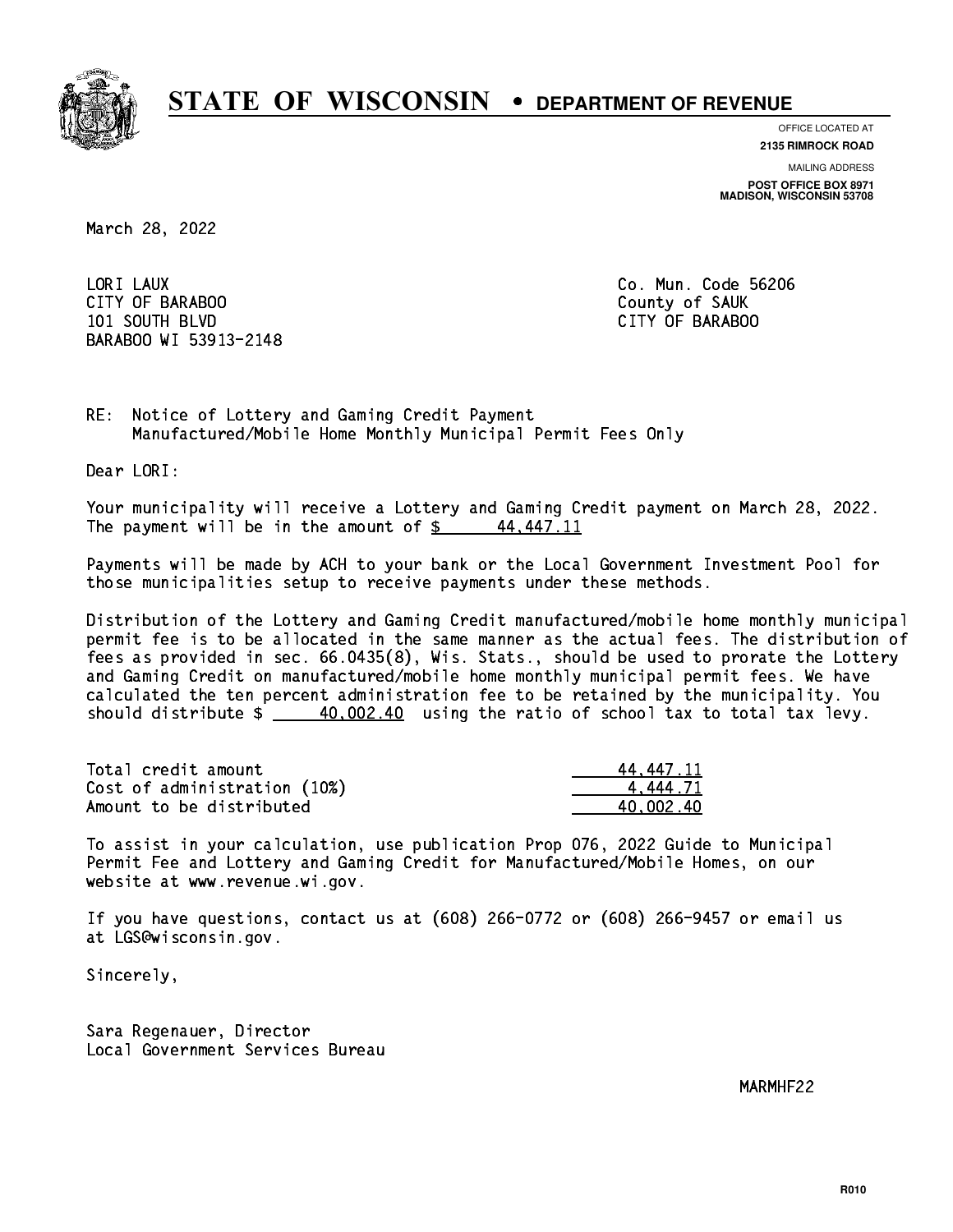# STATE OF WISCONSIN • DEPARTMENT OF REVENUE

OFFICE LOCATED AT
**2135 RIMROCK ROAD**

MAILING ADDRESS
**POST OFFICE BOX 8971**
**MADISON, WISCONSIN 53708**

March 28, 2022

LORI LAUX
CITY OF BARABOO
101 SOUTH BLVD
BARABOO WI 53913-2148

Co. Mun. Code 56206
County of SAUK
CITY OF BARABOO

RE: Notice of Lottery and Gaming Credit Payment
Manufactured/Mobile Home Monthly Municipal Permit Fees Only

Dear LORI:

Your municipality will receive a Lottery and Gaming Credit payment on March 28, 2022. The payment will be in the amount of $ 44,447.11

Payments will be made by ACH to your bank or the Local Government Investment Pool for those municipalities setup to receive payments under these methods.

Distribution of the Lottery and Gaming Credit manufactured/mobile home monthly municipal permit fee is to be allocated in the same manner as the actual fees. The distribution of fees as provided in sec. 66.0435(8), Wis. Stats., should be used to prorate the Lottery and Gaming Credit on manufactured/mobile home monthly municipal permit fees. We have calculated the ten percent administration fee to be retained by the municipality. You should distribute $ 40,002.40 using the ratio of school tax to total tax levy.

| | |
|---|---|
| Total credit amount | 44,447.11 |
| Cost of administration (10%) | 4,444.71 |
| Amount to be distributed | 40,002.40 |

To assist in your calculation, use publication Prop 076, 2022 Guide to Municipal Permit Fee and Lottery and Gaming Credit for Manufactured/Mobile Homes, on our website at www.revenue.wi.gov.

If you have questions, contact us at (608) 266-0772 or (608) 266-9457 or email us at LGS@wisconsin.gov.

Sincerely,

Sara Regenauer, Director
Local Government Services Bureau

MARMHF22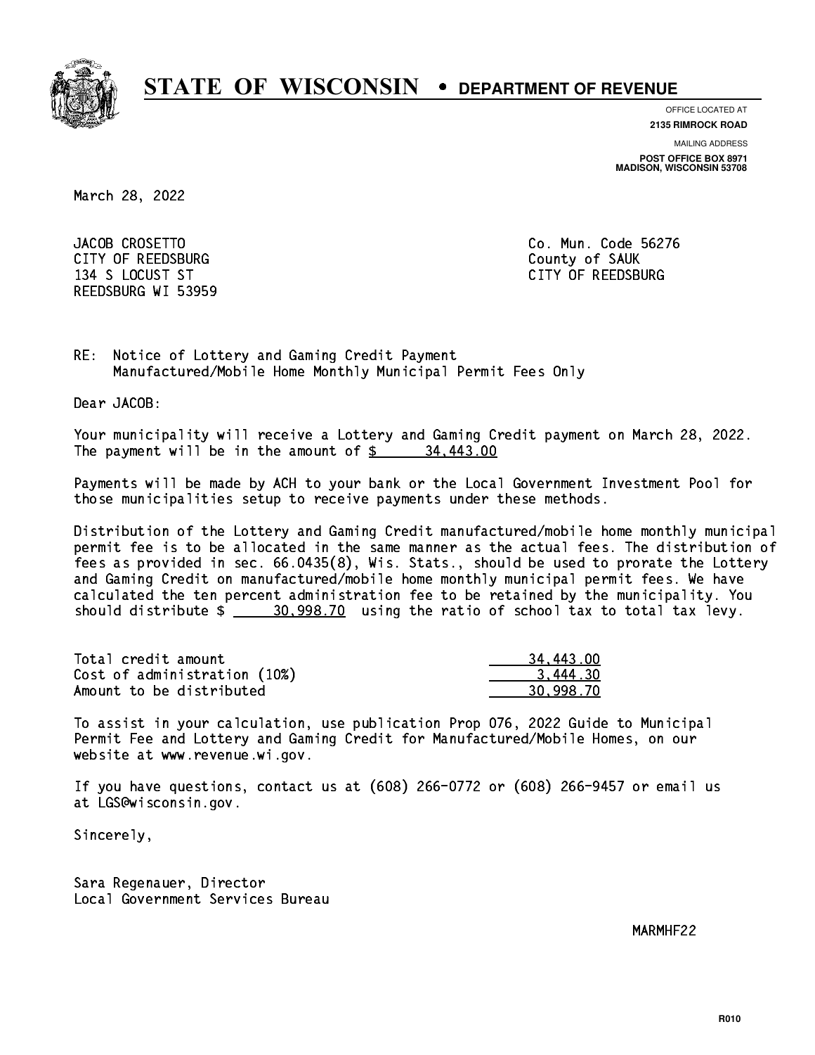# STATE OF WISCONSIN • DEPARTMENT OF REVENUE

OFFICE LOCATED AT
**2135 RIMROCK ROAD**

MAILING ADDRESS
**POST OFFICE BOX 8971**
**MADISON, WISCONSIN 53708**

March 28, 2022

JACOB CROSETTO
CITY OF REEDSBURG
134 S LOCUST ST
REEDSBURG WI 53959

Co. Mun. Code 56276
County of SAUK
CITY OF REEDSBURG

RE: Notice of Lottery and Gaming Credit Payment
Manufactured/Mobile Home Monthly Municipal Permit Fees Only

Dear JACOB:

Your municipality will receive a Lottery and Gaming Credit payment on March 28, 2022. The payment will be in the amount of $ 34,443.00

Payments will be made by ACH to your bank or the Local Government Investment Pool for those municipalities setup to receive payments under these methods.

Distribution of the Lottery and Gaming Credit manufactured/mobile home monthly municipal permit fee is to be allocated in the same manner as the actual fees. The distribution of fees as provided in sec. 66.0435(8), Wis. Stats., should be used to prorate the Lottery and Gaming Credit on manufactured/mobile home monthly municipal permit fees. We have calculated the ten percent administration fee to be retained by the municipality. You should distribute $ 30,998.70 using the ratio of school tax to total tax levy.

| | |
|---|---|
| Total credit amount | 34,443.00 |
| Cost of administration (10%) | 3,444.30 |
| Amount to be distributed | 30,998.70 |

To assist in your calculation, use publication Prop 076, 2022 Guide to Municipal Permit Fee and Lottery and Gaming Credit for Manufactured/Mobile Homes, on our website at www.revenue.wi.gov.

If you have questions, contact us at (608) 266-0772 or (608) 266-9457 or email us at LGS@wisconsin.gov.

Sincerely,

Sara Regenauer, Director
Local Government Services Bureau

MARMHF22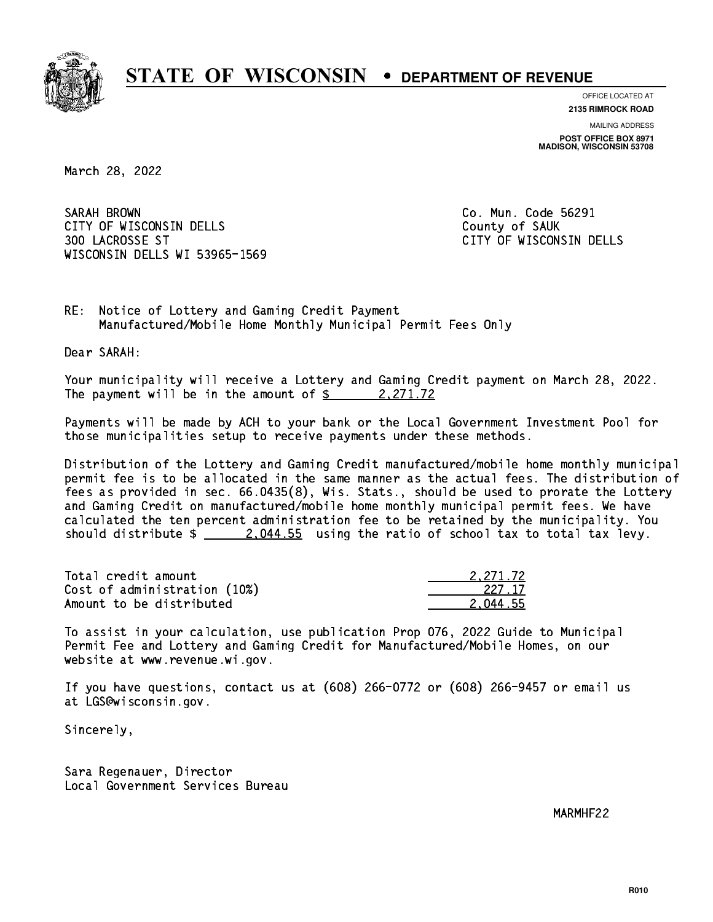# STATE OF WISCONSIN • DEPARTMENT OF REVENUE

OFFICE LOCATED AT
**2135 RIMROCK ROAD**

MAILING ADDRESS
**POST OFFICE BOX 8971**
**MADISON, WISCONSIN 53708**

March 28, 2022

SARAH BROWN
CITY OF WISCONSIN DELLS
300 LACROSSE ST
WISCONSIN DELLS WI 53965-1569

Co. Mun. Code 56291
County of SAUK
CITY OF WISCONSIN DELLS

RE: Notice of Lottery and Gaming Credit Payment
Manufactured/Mobile Home Monthly Municipal Permit Fees Only

Dear SARAH:

Your municipality will receive a Lottery and Gaming Credit payment on March 28, 2022. The payment will be in the amount of $ 2,271.72

Payments will be made by ACH to your bank or the Local Government Investment Pool for those municipalities setup to receive payments under these methods.

Distribution of the Lottery and Gaming Credit manufactured/mobile home monthly municipal permit fee is to be allocated in the same manner as the actual fees. The distribution of fees as provided in sec. 66.0435(8), Wis. Stats., should be used to prorate the Lottery and Gaming Credit on manufactured/mobile home monthly municipal permit fees. We have calculated the ten percent administration fee to be retained by the municipality. You should distribute $ 2,044.55 using the ratio of school tax to total tax levy.

| | |
|---|---|
| Total credit amount | 2,271.72 |
| Cost of administration (10%) | 227.17 |
| Amount to be distributed | 2,044.55 |

To assist in your calculation, use publication Prop 076, 2022 Guide to Municipal Permit Fee and Lottery and Gaming Credit for Manufactured/Mobile Homes, on our website at www.revenue.wi.gov.

If you have questions, contact us at (608) 266-0772 or (608) 266-9457 or email us at LGS@wisconsin.gov.

Sincerely,

Sara Regenauer, Director
Local Government Services Bureau

MARMHF22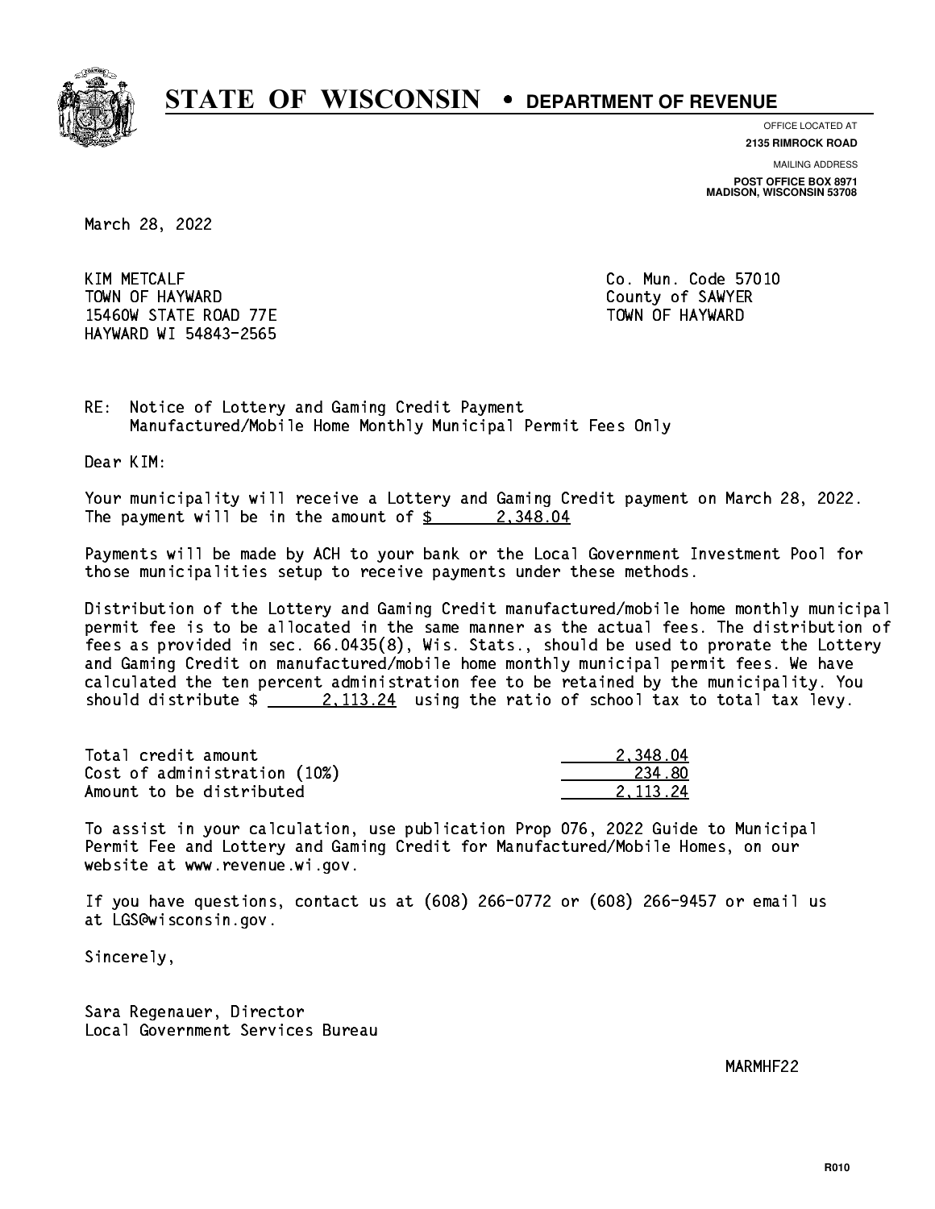# STATE OF WISCONSIN • DEPARTMENT OF REVENUE

OFFICE LOCATED AT
**2135 RIMROCK ROAD**

MAILING ADDRESS
**POST OFFICE BOX 8971**
**MADISON, WISCONSIN 53708**

March 28, 2022

KIM METCALF
TOWN OF HAYWARD
15460W STATE ROAD 77E
HAYWARD WI 54843-2565

Co. Mun. Code 57010
County of SAWYER
TOWN OF HAYWARD

RE: Notice of Lottery and Gaming Credit Payment
Manufactured/Mobile Home Monthly Municipal Permit Fees Only

Dear KIM:

Your municipality will receive a Lottery and Gaming Credit payment on March 28, 2022. The payment will be in the amount of $ 2,348.04

Payments will be made by ACH to your bank or the Local Government Investment Pool for those municipalities setup to receive payments under these methods.

Distribution of the Lottery and Gaming Credit manufactured/mobile home monthly municipal permit fee is to be allocated in the same manner as the actual fees. The distribution of fees as provided in sec. 66.0435(8), Wis. Stats., should be used to prorate the Lottery and Gaming Credit on manufactured/mobile home monthly municipal permit fees. We have calculated the ten percent administration fee to be retained by the municipality. You should distribute $ 2,113.24 using the ratio of school tax to total tax levy.

| | |
|---|---|
| Total credit amount | 2,348.04 |
| Cost of administration (10%) | 234.80 |
| Amount to be distributed | 2,113.24 |

To assist in your calculation, use publication Prop 076, 2022 Guide to Municipal Permit Fee and Lottery and Gaming Credit for Manufactured/Mobile Homes, on our website at www.revenue.wi.gov.

If you have questions, contact us at (608) 266-0772 or (608) 266-9457 or email us at LGS@wisconsin.gov.

Sincerely,

Sara Regenauer, Director
Local Government Services Bureau

MARMHF22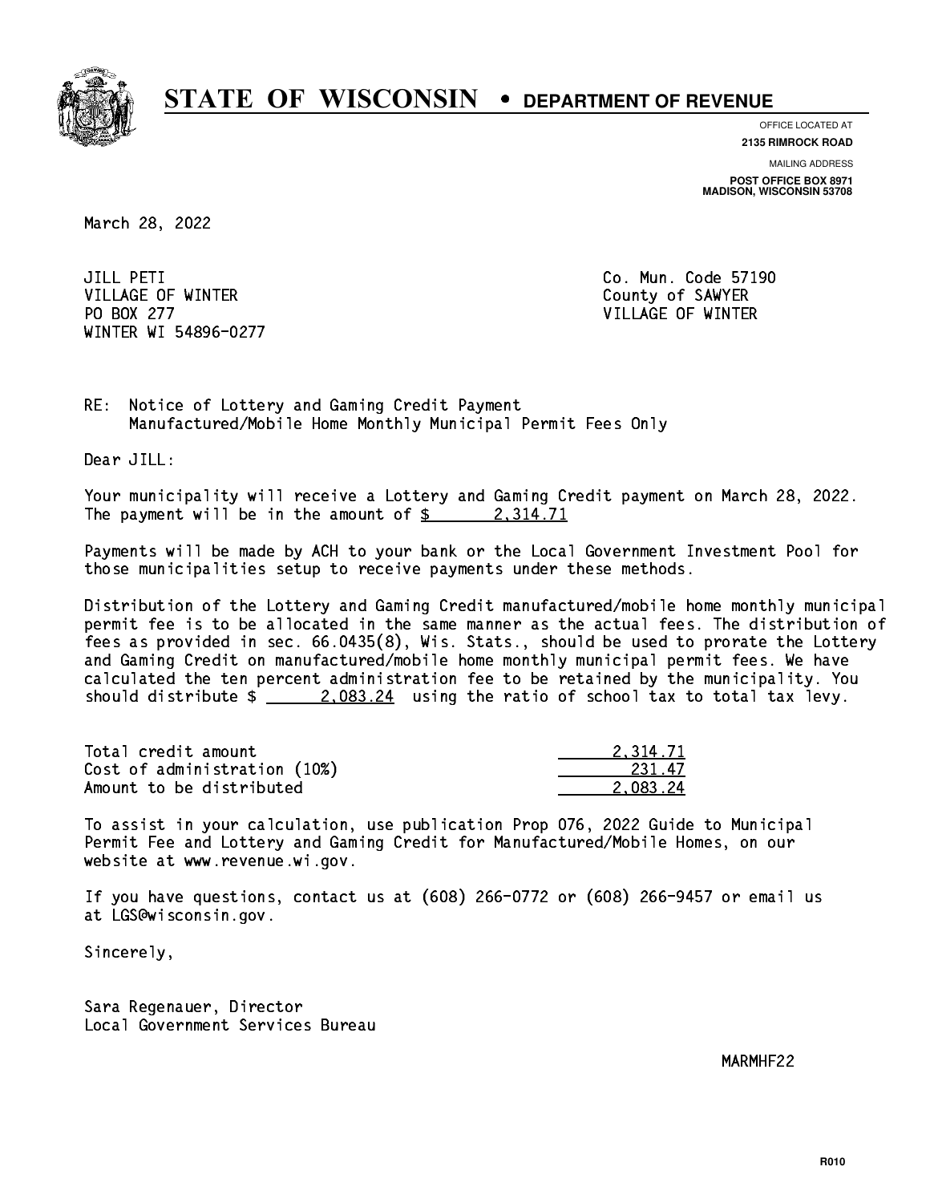# STATE OF WISCONSIN • DEPARTMENT OF REVENUE

OFFICE LOCATED AT
**2135 RIMROCK ROAD**

MAILING ADDRESS
**POST OFFICE BOX 8971**
**MADISON, WISCONSIN 53708**

March 28, 2022

JILL PETI
VILLAGE OF WINTER
PO BOX 277
WINTER WI 54896-0277

Co. Mun. Code 57190
County of SAWYER
VILLAGE OF WINTER

RE: Notice of Lottery and Gaming Credit Payment
Manufactured/Mobile Home Monthly Municipal Permit Fees Only

Dear JILL:

Your municipality will receive a Lottery and Gaming Credit payment on March 28, 2022. The payment will be in the amount of $ 2,314.71

Payments will be made by ACH to your bank or the Local Government Investment Pool for those municipalities setup to receive payments under these methods.

Distribution of the Lottery and Gaming Credit manufactured/mobile home monthly municipal permit fee is to be allocated in the same manner as the actual fees. The distribution of fees as provided in sec. 66.0435(8), Wis. Stats., should be used to prorate the Lottery and Gaming Credit on manufactured/mobile home monthly municipal permit fees. We have calculated the ten percent administration fee to be retained by the municipality. You should distribute $ 2,083.24 using the ratio of school tax to total tax levy.

| | |
|---|---|
| Total credit amount | 2,314.71 |
| Cost of administration (10%) | 231.47 |
| Amount to be distributed | 2,083.24 |

To assist in your calculation, use publication Prop 076, 2022 Guide to Municipal Permit Fee and Lottery and Gaming Credit for Manufactured/Mobile Homes, on our website at www.revenue.wi.gov.

If you have questions, contact us at (608) 266-0772 or (608) 266-9457 or email us at LGS@wisconsin.gov.

Sincerely,

Sara Regenauer, Director
Local Government Services Bureau

MARMHF22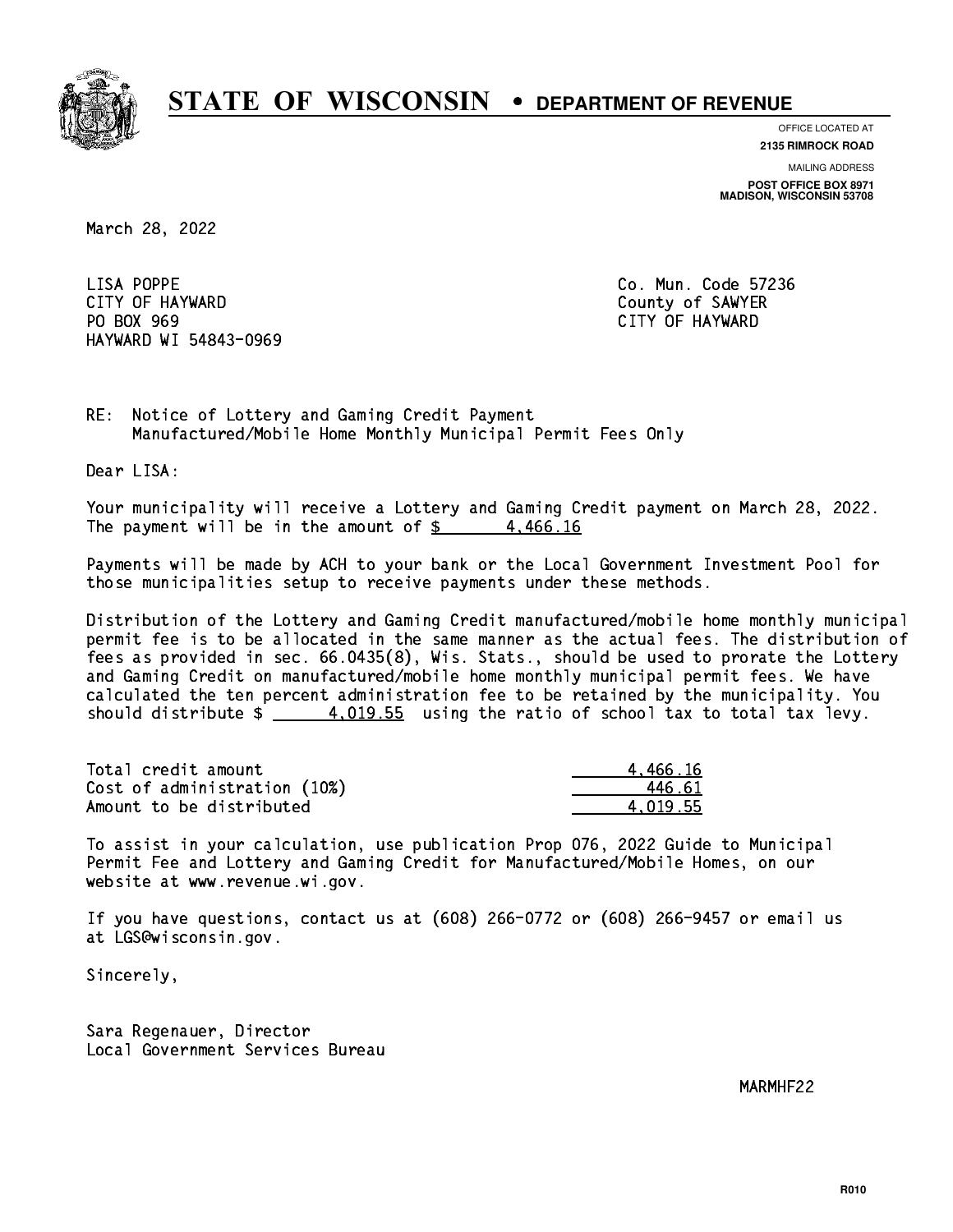# STATE OF WISCONSIN • DEPARTMENT OF REVENUE

OFFICE LOCATED AT
**2135 RIMROCK ROAD**

MAILING ADDRESS
**POST OFFICE BOX 8971**
**MADISON, WISCONSIN 53708**

March 28, 2022

LISA POPPE
CITY OF HAYWARD
PO BOX 969
HAYWARD WI 54843-0969

Co. Mun. Code 57236
County of SAWYER
CITY OF HAYWARD

RE: Notice of Lottery and Gaming Credit Payment
Manufactured/Mobile Home Monthly Municipal Permit Fees Only

Dear LISA:

Your municipality will receive a Lottery and Gaming Credit payment on March 28, 2022. The payment will be in the amount of $ 4,466.16

Payments will be made by ACH to your bank or the Local Government Investment Pool for those municipalities setup to receive payments under these methods.

Distribution of the Lottery and Gaming Credit manufactured/mobile home monthly municipal permit fee is to be allocated in the same manner as the actual fees. The distribution of fees as provided in sec. 66.0435(8), Wis. Stats., should be used to prorate the Lottery and Gaming Credit on manufactured/mobile home monthly municipal permit fees. We have calculated the ten percent administration fee to be retained by the municipality. You should distribute $ 4,019.55 using the ratio of school tax to total tax levy.

| | |
|---|---|
| Total credit amount | 4,466.16 |
| Cost of administration (10%) | 446.61 |
| Amount to be distributed | 4,019.55 |

To assist in your calculation, use publication Prop 076, 2022 Guide to Municipal Permit Fee and Lottery and Gaming Credit for Manufactured/Mobile Homes, on our website at www.revenue.wi.gov.

If you have questions, contact us at (608) 266-0772 or (608) 266-9457 or email us at LGS@wisconsin.gov.

Sincerely,

Sara Regenauer, Director
Local Government Services Bureau

MARMHF22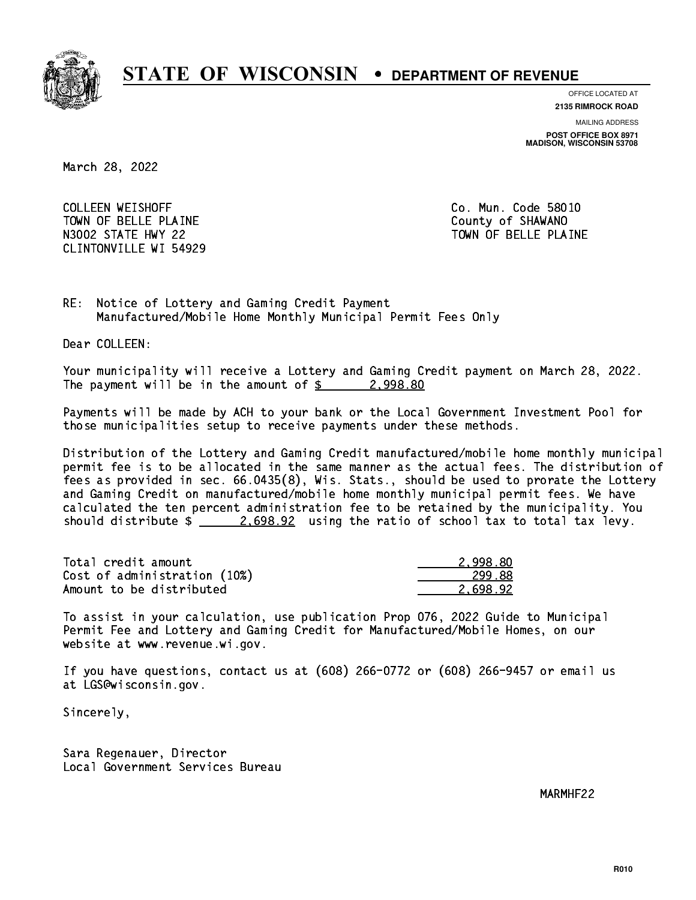# STATE OF WISCONSIN • DEPARTMENT OF REVENUE

OFFICE LOCATED AT
**2135 RIMROCK ROAD**

MAILING ADDRESS
**POST OFFICE BOX 8971**
**MADISON, WISCONSIN 53708**

March 28, 2022

COLLEEN WEISHOFF
TOWN OF BELLE PLAINE
N3002 STATE HWY 22
CLINTONVILLE WI 54929

Co. Mun. Code 58010
County of SHAWANO
TOWN OF BELLE PLAINE

RE: Notice of Lottery and Gaming Credit Payment
Manufactured/Mobile Home Monthly Municipal Permit Fees Only

Dear COLLEEN:

Your municipality will receive a Lottery and Gaming Credit payment on March 28, 2022. The payment will be in the amount of $ 2,998.80

Payments will be made by ACH to your bank or the Local Government Investment Pool for those municipalities setup to receive payments under these methods.

Distribution of the Lottery and Gaming Credit manufactured/mobile home monthly municipal permit fee is to be allocated in the same manner as the actual fees. The distribution of fees as provided in sec. 66.0435(8), Wis. Stats., should be used to prorate the Lottery and Gaming Credit on manufactured/mobile home monthly municipal permit fees. We have calculated the ten percent administration fee to be retained by the municipality. You should distribute $ 2,698.92 using the ratio of school tax to total tax levy.

| | |
|---|---|
| Total credit amount | 2,998.80 |
| Cost of administration (10%) | 299.88 |
| Amount to be distributed | 2,698.92 |

To assist in your calculation, use publication Prop 076, 2022 Guide to Municipal Permit Fee and Lottery and Gaming Credit for Manufactured/Mobile Homes, on our website at www.revenue.wi.gov.

If you have questions, contact us at (608) 266-0772 or (608) 266-9457 or email us at LGS@wisconsin.gov.

Sincerely,

Sara Regenauer, Director
Local Government Services Bureau

MARMHF22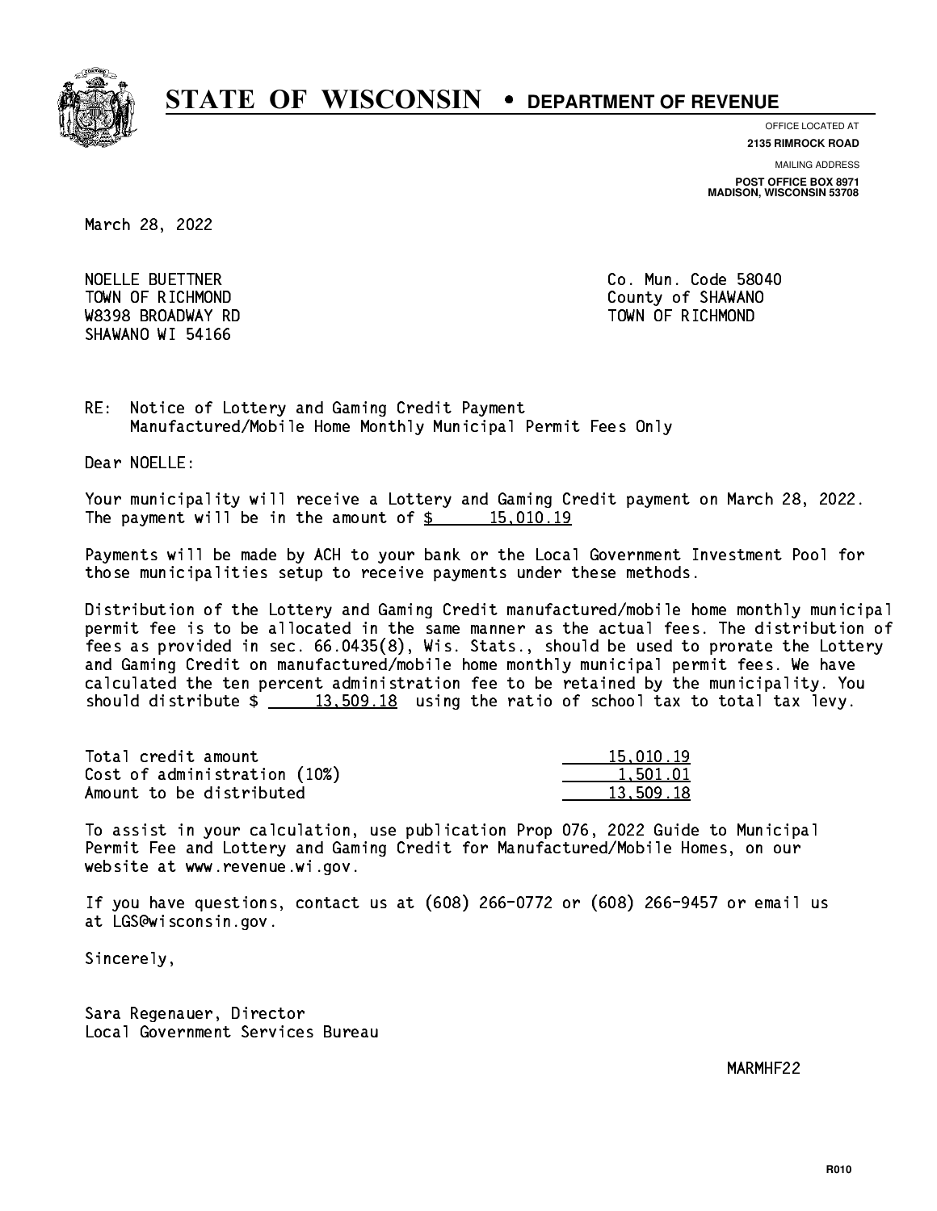# STATE OF WISCONSIN • DEPARTMENT OF REVENUE

OFFICE LOCATED AT
**2135 RIMROCK ROAD**

MAILING ADDRESS
**POST OFFICE BOX 8971**
**MADISON, WISCONSIN 53708**

March 28, 2022

NOELLE BUETTNER
TOWN OF RICHMOND
W8398 BROADWAY RD
SHAWANO WI 54166

Co. Mun. Code 58040
County of SHAWANO
TOWN OF RICHMOND

RE: Notice of Lottery and Gaming Credit Payment
Manufactured/Mobile Home Monthly Municipal Permit Fees Only

Dear NOELLE:

Your municipality will receive a Lottery and Gaming Credit payment on March 28, 2022. The payment will be in the amount of $ 15,010.19

Payments will be made by ACH to your bank or the Local Government Investment Pool for those municipalities setup to receive payments under these methods.

Distribution of the Lottery and Gaming Credit manufactured/mobile home monthly municipal permit fee is to be allocated in the same manner as the actual fees. The distribution of fees as provided in sec. 66.0435(8), Wis. Stats., should be used to prorate the Lottery and Gaming Credit on manufactured/mobile home monthly municipal permit fees. We have calculated the ten percent administration fee to be retained by the municipality. You should distribute $ 13,509.18 using the ratio of school tax to total tax levy.

| | |
|---|---|
| Total credit amount | 15,010.19 |
| Cost of administration (10%) | 1,501.01 |
| Amount to be distributed | 13,509.18 |

To assist in your calculation, use publication Prop 076, 2022 Guide to Municipal Permit Fee and Lottery and Gaming Credit for Manufactured/Mobile Homes, on our website at www.revenue.wi.gov.

If you have questions, contact us at (608) 266-0772 or (608) 266-9457 or email us at LGS@wisconsin.gov.

Sincerely,

Sara Regenauer, Director
Local Government Services Bureau

MARMHF22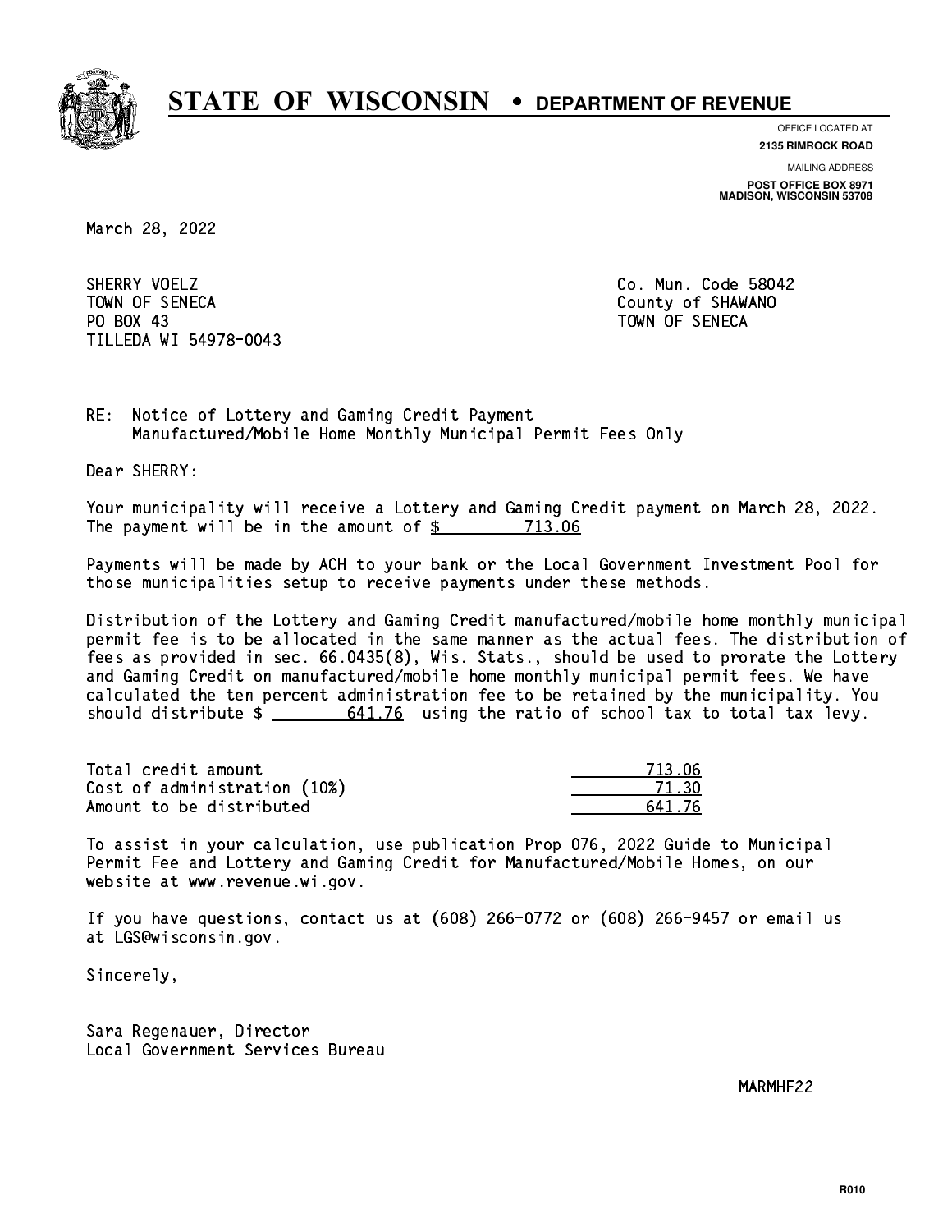# STATE OF WISCONSIN • DEPARTMENT OF REVENUE

OFFICE LOCATED AT
**2135 RIMROCK ROAD**

MAILING ADDRESS
**POST OFFICE BOX 8971**
**MADISON, WISCONSIN 53708**

March 28, 2022

SHERRY VOELZ
TOWN OF SENECA
PO BOX 43
TILLEDA WI 54978-0043

Co. Mun. Code 58042
County of SHAWANO
TOWN OF SENECA

RE: Notice of Lottery and Gaming Credit Payment
Manufactured/Mobile Home Monthly Municipal Permit Fees Only

Dear SHERRY:

Your municipality will receive a Lottery and Gaming Credit payment on March 28, 2022. The payment will be in the amount of $ 713.06

Payments will be made by ACH to your bank or the Local Government Investment Pool for those municipalities setup to receive payments under these methods.

Distribution of the Lottery and Gaming Credit manufactured/mobile home monthly municipal permit fee is to be allocated in the same manner as the actual fees. The distribution of fees as provided in sec. 66.0435(8), Wis. Stats., should be used to prorate the Lottery and Gaming Credit on manufactured/mobile home monthly municipal permit fees. We have calculated the ten percent administration fee to be retained by the municipality. You should distribute $ 641.76 using the ratio of school tax to total tax levy.

| | |
|---|---|
| Total credit amount | 713.06 |
| Cost of administration (10%) | 71.30 |
| Amount to be distributed | 641.76 |

To assist in your calculation, use publication Prop 076, 2022 Guide to Municipal Permit Fee and Lottery and Gaming Credit for Manufactured/Mobile Homes, on our website at www.revenue.wi.gov.

If you have questions, contact us at (608) 266-0772 or (608) 266-9457 or email us at LGS@wisconsin.gov.

Sincerely,

Sara Regenauer, Director
Local Government Services Bureau

MARMHF22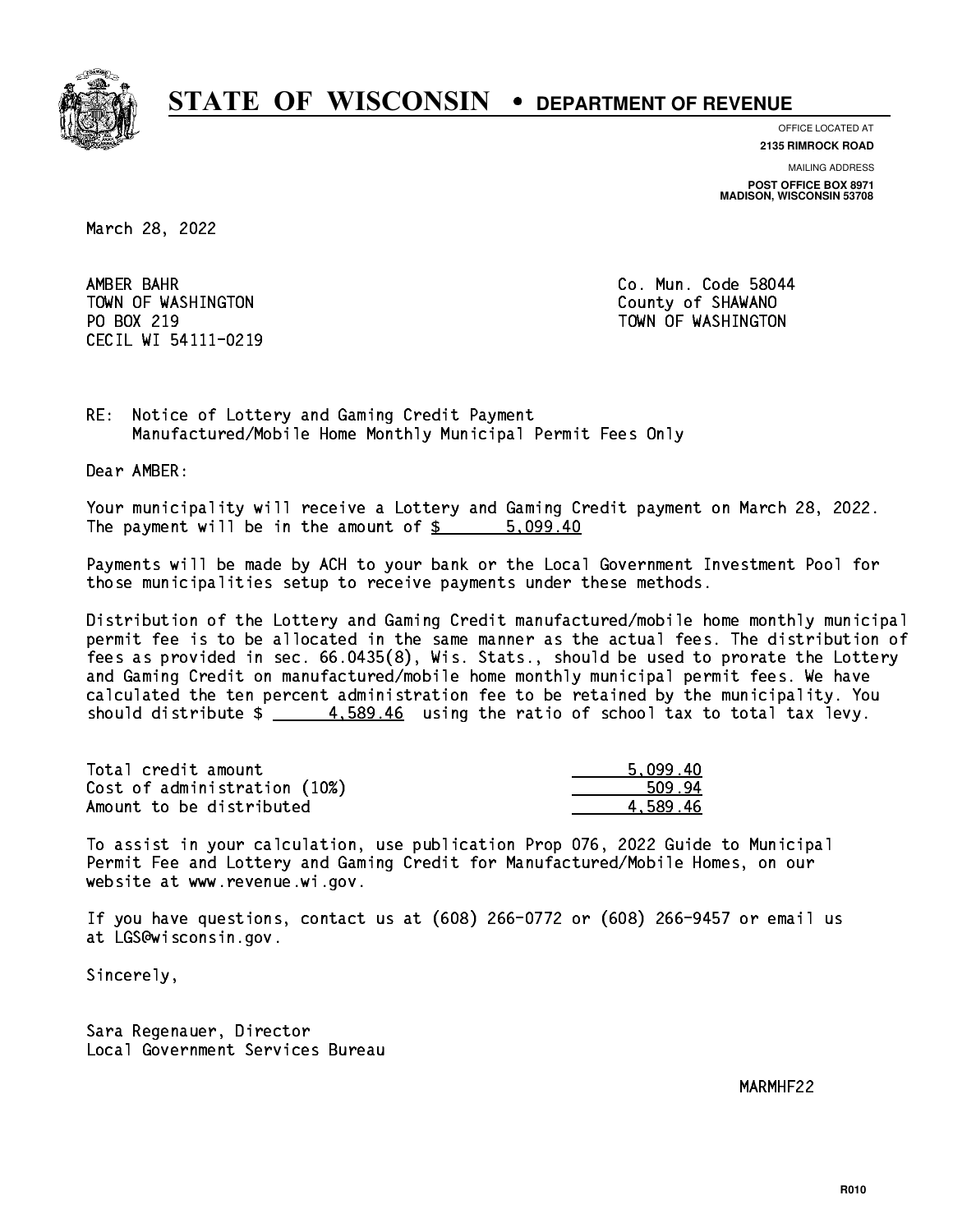# STATE OF WISCONSIN • DEPARTMENT OF REVENUE

OFFICE LOCATED AT
**2135 RIMROCK ROAD**

MAILING ADDRESS
**POST OFFICE BOX 8971**
**MADISON, WISCONSIN 53708**

March 28, 2022

AMBER BAHR
TOWN OF WASHINGTON
PO BOX 219
CECIL WI 54111-0219

Co. Mun. Code 58044
County of SHAWANO
TOWN OF WASHINGTON

RE: Notice of Lottery and Gaming Credit Payment
Manufactured/Mobile Home Monthly Municipal Permit Fees Only

Dear AMBER:

Your municipality will receive a Lottery and Gaming Credit payment on March 28, 2022. The payment will be in the amount of $ 5,099.40

Payments will be made by ACH to your bank or the Local Government Investment Pool for those municipalities setup to receive payments under these methods.

Distribution of the Lottery and Gaming Credit manufactured/mobile home monthly municipal permit fee is to be allocated in the same manner as the actual fees. The distribution of fees as provided in sec. 66.0435(8), Wis. Stats., should be used to prorate the Lottery and Gaming Credit on manufactured/mobile home monthly municipal permit fees. We have calculated the ten percent administration fee to be retained by the municipality. You should distribute $ 4,589.46 using the ratio of school tax to total tax levy.

| | |
|---|---|
| Total credit amount | 5,099.40 |
| Cost of administration (10%) | 509.94 |
| Amount to be distributed | 4,589.46 |

To assist in your calculation, use publication Prop 076, 2022 Guide to Municipal Permit Fee and Lottery and Gaming Credit for Manufactured/Mobile Homes, on our website at www.revenue.wi.gov.

If you have questions, contact us at (608) 266-0772 or (608) 266-9457 or email us at LGS@wisconsin.gov.

Sincerely,

Sara Regenauer, Director
Local Government Services Bureau

MARMHF22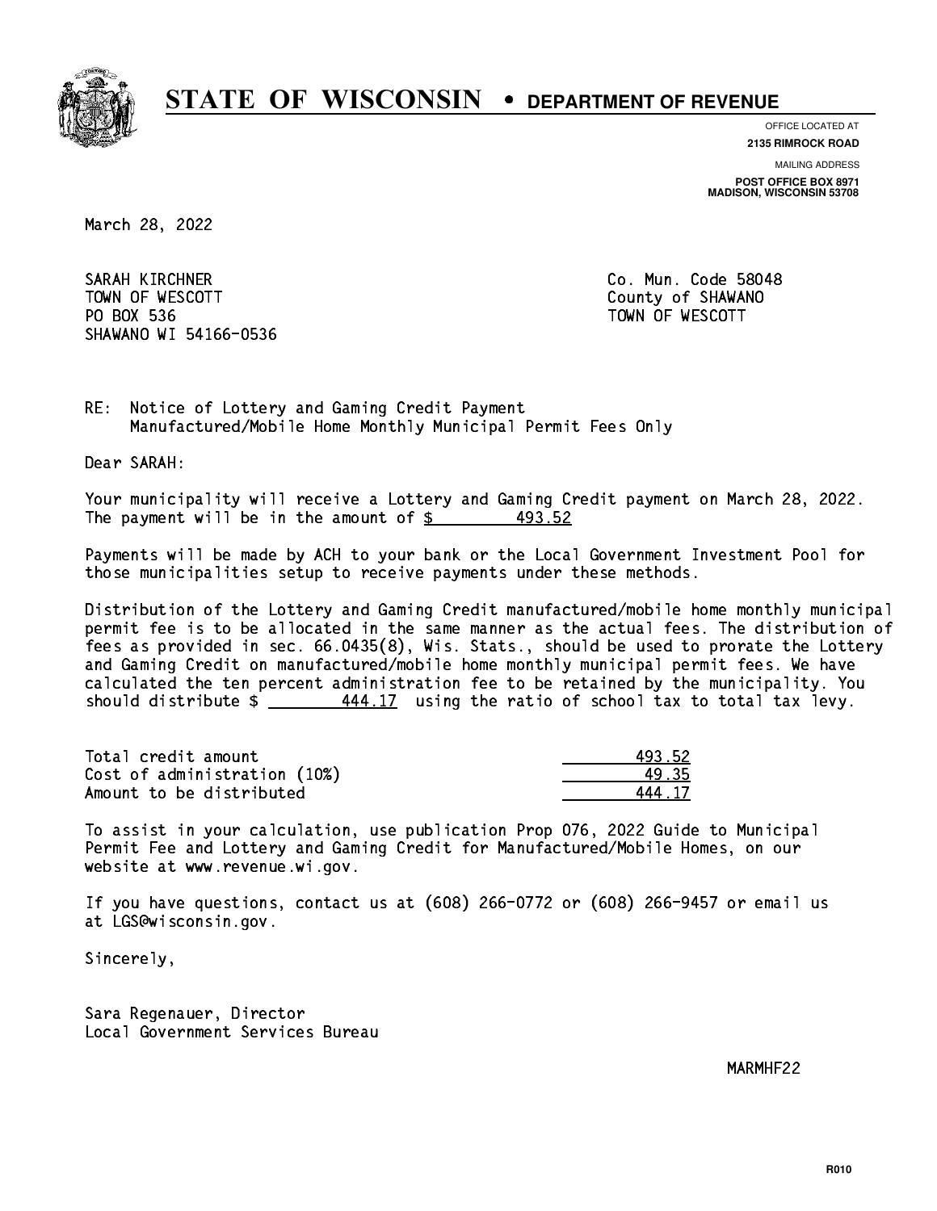# STATE OF WISCONSIN • DEPARTMENT OF REVENUE

OFFICE LOCATED AT
**2135 RIMROCK ROAD**

MAILING ADDRESS
**POST OFFICE BOX 8971**
**MADISON, WISCONSIN 53708**

March 28, 2022

SARAH KIRCHNER
TOWN OF WESCOTT
PO BOX 536
SHAWANO WI 54166-0536

Co. Mun. Code 58048
County of SHAWANO
TOWN OF WESCOTT

RE: Notice of Lottery and Gaming Credit Payment
Manufactured/Mobile Home Monthly Municipal Permit Fees Only

Dear SARAH:

Your municipality will receive a Lottery and Gaming Credit payment on March 28, 2022. The payment will be in the amount of $ 493.52

Payments will be made by ACH to your bank or the Local Government Investment Pool for those municipalities setup to receive payments under these methods.

Distribution of the Lottery and Gaming Credit manufactured/mobile home monthly municipal permit fee is to be allocated in the same manner as the actual fees. The distribution of fees as provided in sec. 66.0435(8), Wis. Stats., should be used to prorate the Lottery and Gaming Credit on manufactured/mobile home monthly municipal permit fees. We have calculated the ten percent administration fee to be retained by the municipality. You should distribute $ 444.17 using the ratio of school tax to total tax levy.

| | |
|---|---|
| Total credit amount | 493.52 |
| Cost of administration (10%) | 49.35 |
| Amount to be distributed | 444.17 |

To assist in your calculation, use publication Prop 076, 2022 Guide to Municipal Permit Fee and Lottery and Gaming Credit for Manufactured/Mobile Homes, on our website at www.revenue.wi.gov.

If you have questions, contact us at (608) 266-0772 or (608) 266-9457 or email us at LGS@wisconsin.gov.

Sincerely,

Sara Regenauer, Director
Local Government Services Bureau

MARMHF22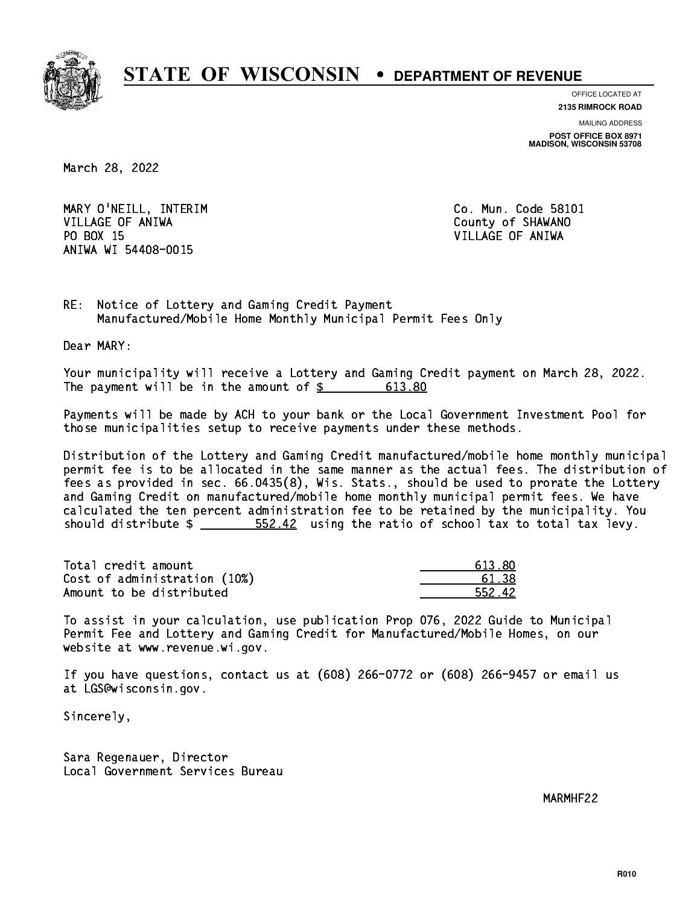# STATE OF WISCONSIN • DEPARTMENT OF REVENUE

OFFICE LOCATED AT
**2135 RIMROCK ROAD**

MAILING ADDRESS
**POST OFFICE BOX 8971**
**MADISON, WISCONSIN 53708**

March 28, 2022

MARY O'NEILL, INTERIM
VILLAGE OF ANIWA
PO BOX 15
ANIWA WI 54408-0015

Co. Mun. Code 58101
County of SHAWANO
VILLAGE OF ANIWA

RE: Notice of Lottery and Gaming Credit Payment
Manufactured/Mobile Home Monthly Municipal Permit Fees Only

Dear MARY:

Your municipality will receive a Lottery and Gaming Credit payment on March 28, 2022. The payment will be in the amount of $ 613.80

Payments will be made by ACH to your bank or the Local Government Investment Pool for those municipalities setup to receive payments under these methods.

Distribution of the Lottery and Gaming Credit manufactured/mobile home monthly municipal permit fee is to be allocated in the same manner as the actual fees. The distribution of fees as provided in sec. 66.0435(8), Wis. Stats., should be used to prorate the Lottery and Gaming Credit on manufactured/mobile home monthly municipal permit fees. We have calculated the ten percent administration fee to be retained by the municipality. You should distribute $ 552.42 using the ratio of school tax to total tax levy.

| | |
|---|---|
| Total credit amount | 613.80 |
| Cost of administration (10%) | 61.38 |
| Amount to be distributed | 552.42 |

To assist in your calculation, use publication Prop 076, 2022 Guide to Municipal Permit Fee and Lottery and Gaming Credit for Manufactured/Mobile Homes, on our website at www.revenue.wi.gov.

If you have questions, contact us at (608) 266-0772 or (608) 266-9457 or email us at LGS@wisconsin.gov.

Sincerely,

Sara Regenauer, Director
Local Government Services Bureau

MARMHF22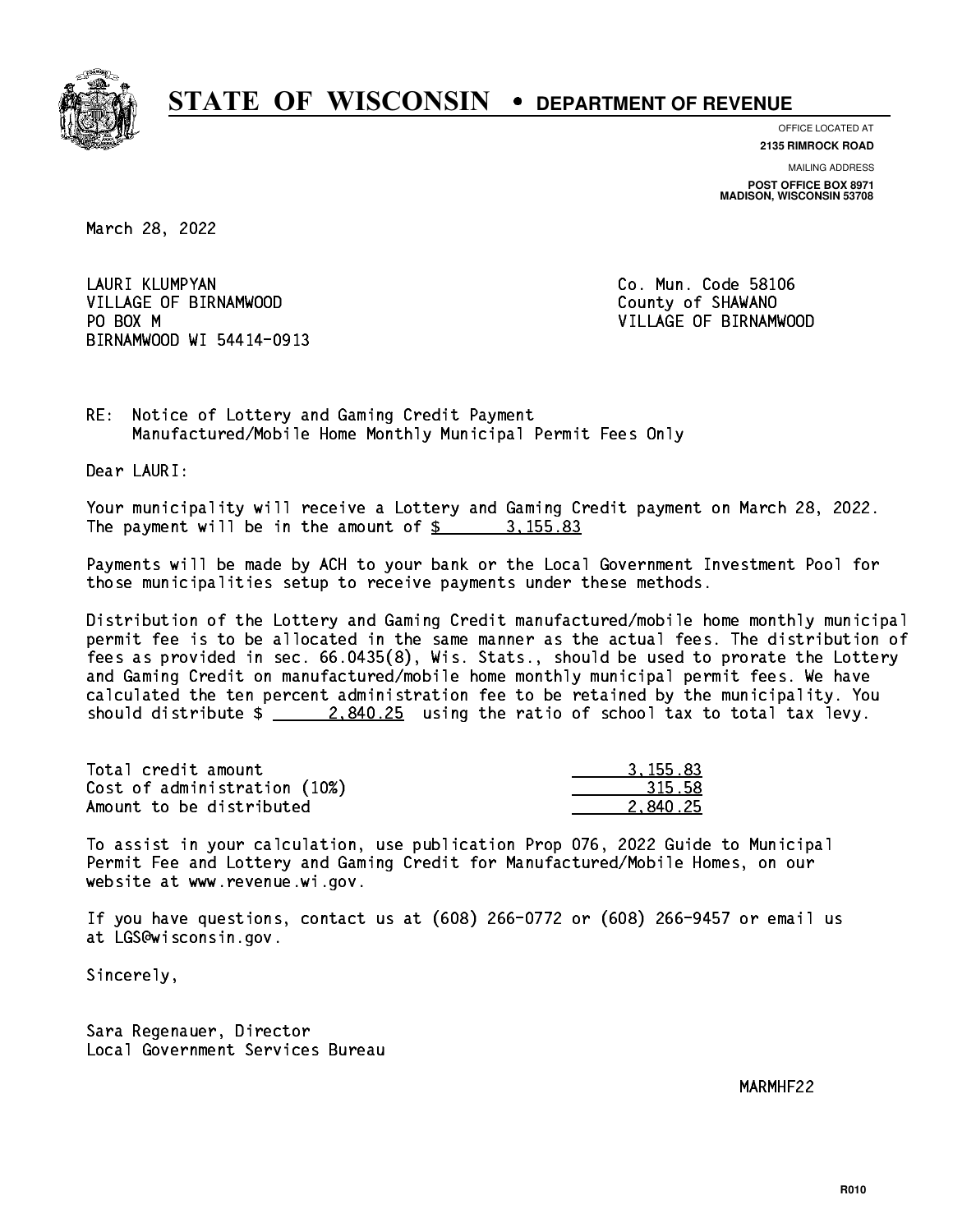# STATE OF WISCONSIN • DEPARTMENT OF REVENUE

OFFICE LOCATED AT
**2135 RIMROCK ROAD**

MAILING ADDRESS
**POST OFFICE BOX 8971**
**MADISON, WISCONSIN 53708**

March 28, 2022

LAURI KLUMPYAN
VILLAGE OF BIRNAMWOOD
PO BOX M
BIRNAMWOOD WI 54414-0913

Co. Mun. Code 58106
County of SHAWANO
VILLAGE OF BIRNAMWOOD

RE: Notice of Lottery and Gaming Credit Payment
Manufactured/Mobile Home Monthly Municipal Permit Fees Only

Dear LAURI:

Your municipality will receive a Lottery and Gaming Credit payment on March 28, 2022. The payment will be in the amount of $ 3,155.83

Payments will be made by ACH to your bank or the Local Government Investment Pool for those municipalities setup to receive payments under these methods.

Distribution of the Lottery and Gaming Credit manufactured/mobile home monthly municipal permit fee is to be allocated in the same manner as the actual fees. The distribution of fees as provided in sec. 66.0435(8), Wis. Stats., should be used to prorate the Lottery and Gaming Credit on manufactured/mobile home monthly municipal permit fees. We have calculated the ten percent administration fee to be retained by the municipality. You should distribute $ 2,840.25 using the ratio of school tax to total tax levy.

| | |
|---|---|
| Total credit amount | 3,155.83 |
| Cost of administration (10%) | 315.58 |
| Amount to be distributed | 2,840.25 |

To assist in your calculation, use publication Prop 076, 2022 Guide to Municipal Permit Fee and Lottery and Gaming Credit for Manufactured/Mobile Homes, on our website at www.revenue.wi.gov.

If you have questions, contact us at (608) 266-0772 or (608) 266-9457 or email us at LGS@wisconsin.gov.

Sincerely,

Sara Regenauer, Director
Local Government Services Bureau

MARMHF22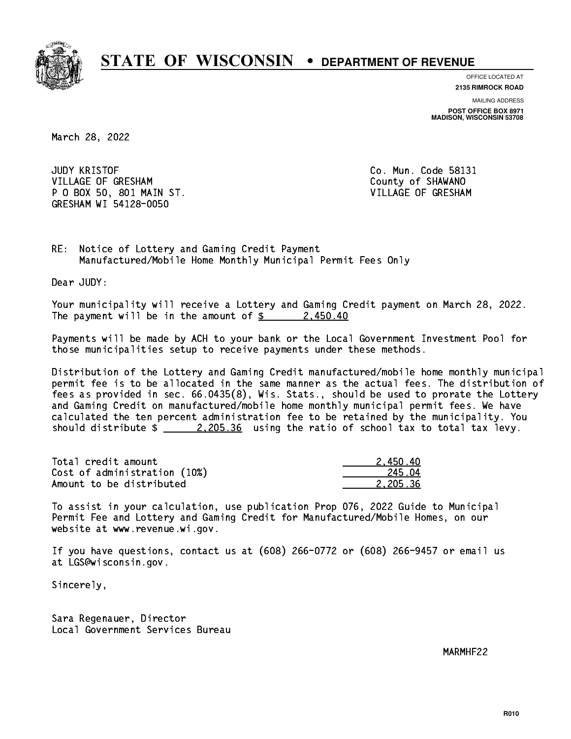# STATE OF WISCONSIN • DEPARTMENT OF REVENUE

OFFICE LOCATED AT
**2135 RIMROCK ROAD**

MAILING ADDRESS
**POST OFFICE BOX 8971**
**MADISON, WISCONSIN 53708**

March 28, 2022

JUDY KRISTOF
VILLAGE OF GRESHAM
P O BOX 50, 801 MAIN ST.
GRESHAM WI 54128-0050

Co. Mun. Code 58131
County of SHAWANO
VILLAGE OF GRESHAM

RE: Notice of Lottery and Gaming Credit Payment
Manufactured/Mobile Home Monthly Municipal Permit Fees Only

Dear JUDY:

Your municipality will receive a Lottery and Gaming Credit payment on March 28, 2022. The payment will be in the amount of $ 2,450.40

Payments will be made by ACH to your bank or the Local Government Investment Pool for those municipalities setup to receive payments under these methods.

Distribution of the Lottery and Gaming Credit manufactured/mobile home monthly municipal permit fee is to be allocated in the same manner as the actual fees. The distribution of fees as provided in sec. 66.0435(8), Wis. Stats., should be used to prorate the Lottery and Gaming Credit on manufactured/mobile home monthly municipal permit fees. We have calculated the ten percent administration fee to be retained by the municipality. You should distribute $ 2,205.36 using the ratio of school tax to total tax levy.

| | |
|---|---|
| Total credit amount | 2,450.40 |
| Cost of administration (10%) | 245.04 |
| Amount to be distributed | 2,205.36 |

To assist in your calculation, use publication Prop 076, 2022 Guide to Municipal Permit Fee and Lottery and Gaming Credit for Manufactured/Mobile Homes, on our website at www.revenue.wi.gov.

If you have questions, contact us at (608) 266-0772 or (608) 266-9457 or email us at LGS@wisconsin.gov.

Sincerely,

Sara Regenauer, Director
Local Government Services Bureau

MARMHF22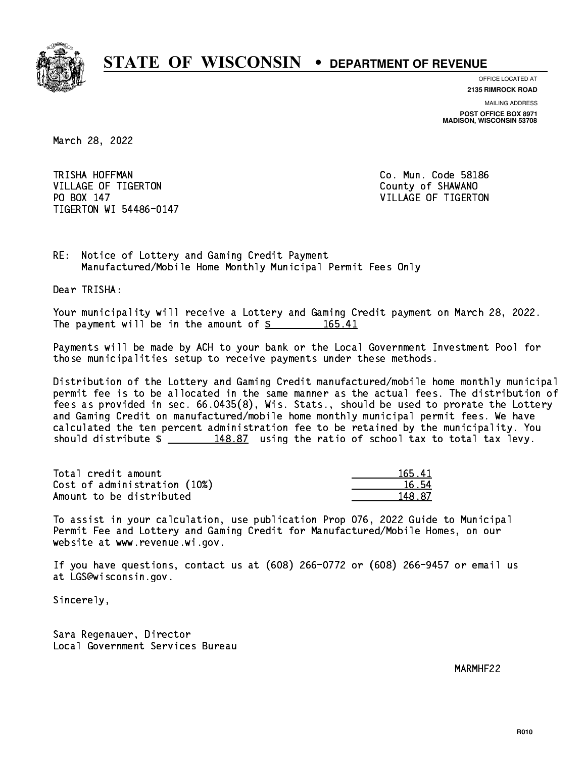# STATE OF WISCONSIN • DEPARTMENT OF REVENUE

OFFICE LOCATED AT
**2135 RIMROCK ROAD**

MAILING ADDRESS
**POST OFFICE BOX 8971**
**MADISON, WISCONSIN 53708**

March 28, 2022

TRISHA HOFFMAN
VILLAGE OF TIGERTON
PO BOX 147
TIGERTON WI 54486-0147

Co. Mun. Code 58186
County of SHAWANO
VILLAGE OF TIGERTON

RE: Notice of Lottery and Gaming Credit Payment
Manufactured/Mobile Home Monthly Municipal Permit Fees Only

Dear TRISHA:

Your municipality will receive a Lottery and Gaming Credit payment on March 28, 2022. The payment will be in the amount of $ 165.41

Payments will be made by ACH to your bank or the Local Government Investment Pool for those municipalities setup to receive payments under these methods.

Distribution of the Lottery and Gaming Credit manufactured/mobile home monthly municipal permit fee is to be allocated in the same manner as the actual fees. The distribution of fees as provided in sec. 66.0435(8), Wis. Stats., should be used to prorate the Lottery and Gaming Credit on manufactured/mobile home monthly municipal permit fees. We have calculated the ten percent administration fee to be retained by the municipality. You should distribute $ 148.87 using the ratio of school tax to total tax levy.

| | |
|---|---|
| Total credit amount | 165.41 |
| Cost of administration (10%) | 16.54 |
| Amount to be distributed | 148.87 |

To assist in your calculation, use publication Prop 076, 2022 Guide to Municipal Permit Fee and Lottery and Gaming Credit for Manufactured/Mobile Homes, on our website at www.revenue.wi.gov.

If you have questions, contact us at (608) 266-0772 or (608) 266-9457 or email us at LGS@wisconsin.gov.

Sincerely,

Sara Regenauer, Director
Local Government Services Bureau

MARMHF22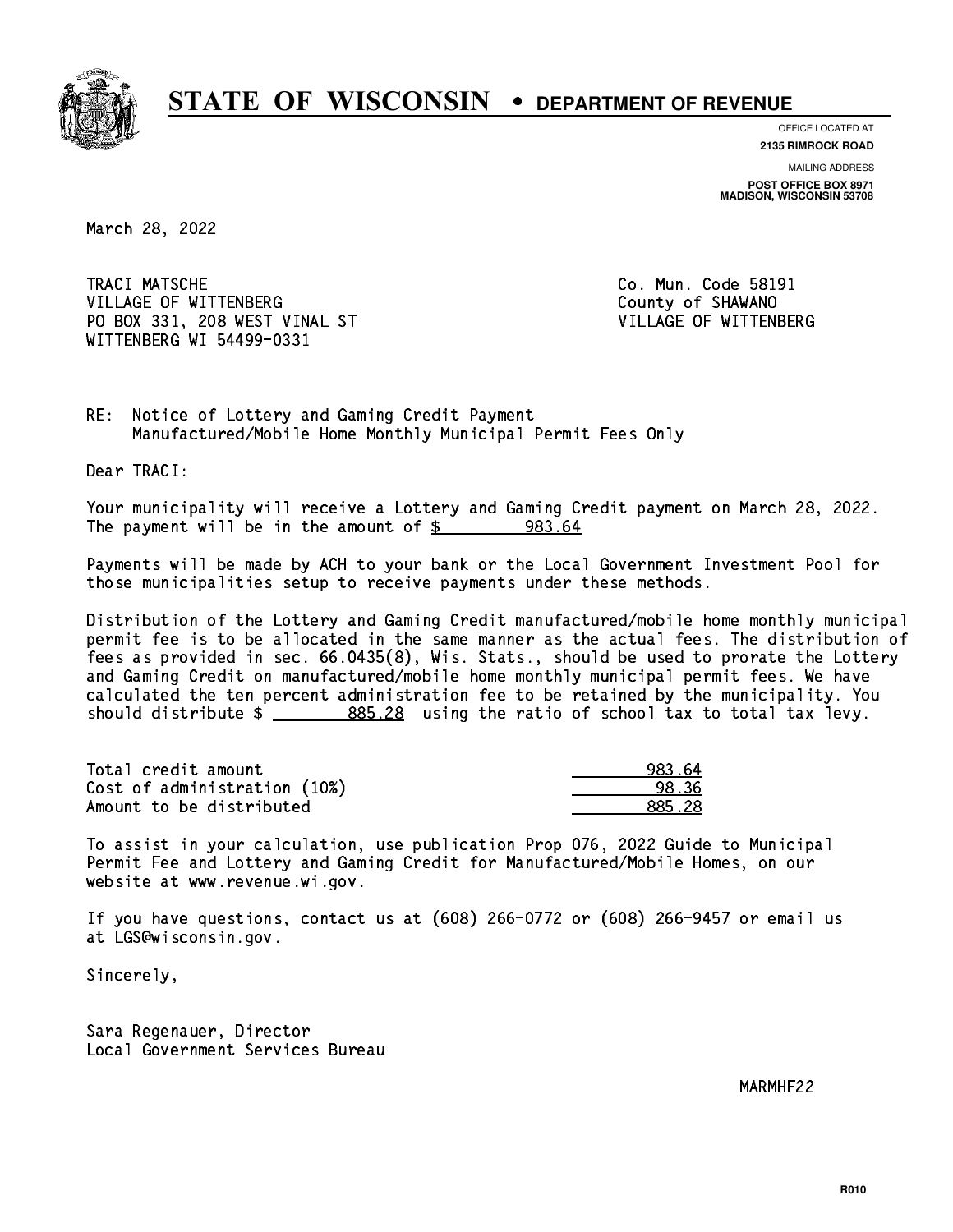# STATE OF WISCONSIN • DEPARTMENT OF REVENUE

OFFICE LOCATED AT
**2135 RIMROCK ROAD**

MAILING ADDRESS
**POST OFFICE BOX 8971**
**MADISON, WISCONSIN 53708**

March 28, 2022

TRACI MATSCHE
VILLAGE OF WITTENBERG
PO BOX 331, 208 WEST VINAL ST
WITTENBERG WI 54499-0331

Co. Mun. Code 58191
County of SHAWANO
VILLAGE OF WITTENBERG

RE: Notice of Lottery and Gaming Credit Payment
Manufactured/Mobile Home Monthly Municipal Permit Fees Only

Dear TRACI:

Your municipality will receive a Lottery and Gaming Credit payment on March 28, 2022. The payment will be in the amount of $ 983.64

Payments will be made by ACH to your bank or the Local Government Investment Pool for those municipalities setup to receive payments under these methods.

Distribution of the Lottery and Gaming Credit manufactured/mobile home monthly municipal permit fee is to be allocated in the same manner as the actual fees. The distribution of fees as provided in sec. 66.0435(8), Wis. Stats., should be used to prorate the Lottery and Gaming Credit on manufactured/mobile home monthly municipal permit fees. We have calculated the ten percent administration fee to be retained by the municipality. You should distribute $ 885.28 using the ratio of school tax to total tax levy.

| | |
|---|---|
| Total credit amount | 983.64 |
| Cost of administration (10%) | 98.36 |
| Amount to be distributed | 885.28 |

To assist in your calculation, use publication Prop 076, 2022 Guide to Municipal Permit Fee and Lottery and Gaming Credit for Manufactured/Mobile Homes, on our website at www.revenue.wi.gov.

If you have questions, contact us at (608) 266-0772 or (608) 266-9457 or email us at LGS@wisconsin.gov.

Sincerely,

Sara Regenauer, Director
Local Government Services Bureau

MARMHF22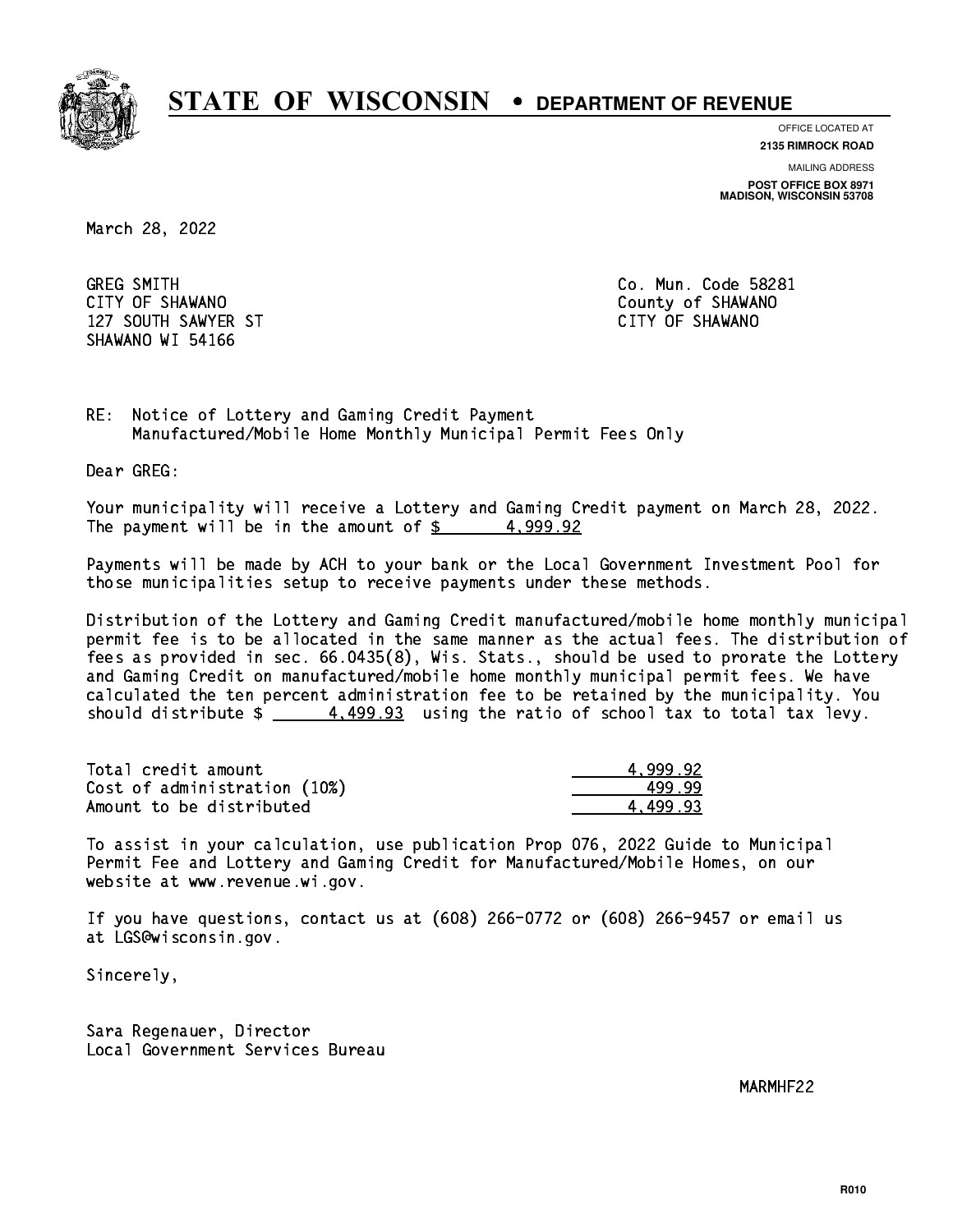# STATE OF WISCONSIN • DEPARTMENT OF REVENUE

OFFICE LOCATED AT
**2135 RIMROCK ROAD**

MAILING ADDRESS
**POST OFFICE BOX 8971**
**MADISON, WISCONSIN 53708**

March 28, 2022

GREG SMITH
CITY OF SHAWANO
127 SOUTH SAWYER ST
SHAWANO WI 54166

Co. Mun. Code 58281
County of SHAWANO
CITY OF SHAWANO

RE: Notice of Lottery and Gaming Credit Payment
Manufactured/Mobile Home Monthly Municipal Permit Fees Only

Dear GREG:

Your municipality will receive a Lottery and Gaming Credit payment on March 28, 2022. The payment will be in the amount of $ 4,999.92

Payments will be made by ACH to your bank or the Local Government Investment Pool for those municipalities setup to receive payments under these methods.

Distribution of the Lottery and Gaming Credit manufactured/mobile home monthly municipal permit fee is to be allocated in the same manner as the actual fees. The distribution of fees as provided in sec. 66.0435(8), Wis. Stats., should be used to prorate the Lottery and Gaming Credit on manufactured/mobile home monthly municipal permit fees. We have calculated the ten percent administration fee to be retained by the municipality. You should distribute $ 4,499.93 using the ratio of school tax to total tax levy.

| | |
|---|---:|
| Total credit amount | 4,999.92 |
| Cost of administration (10%) | 499.99 |
| Amount to be distributed | 4,499.93 |

To assist in your calculation, use publication Prop 076, 2022 Guide to Municipal Permit Fee and Lottery and Gaming Credit for Manufactured/Mobile Homes, on our website at www.revenue.wi.gov.

If you have questions, contact us at (608) 266-0772 or (608) 266-9457 or email us at LGS@wisconsin.gov.

Sincerely,

Sara Regenauer, Director
Local Government Services Bureau

MARMHF22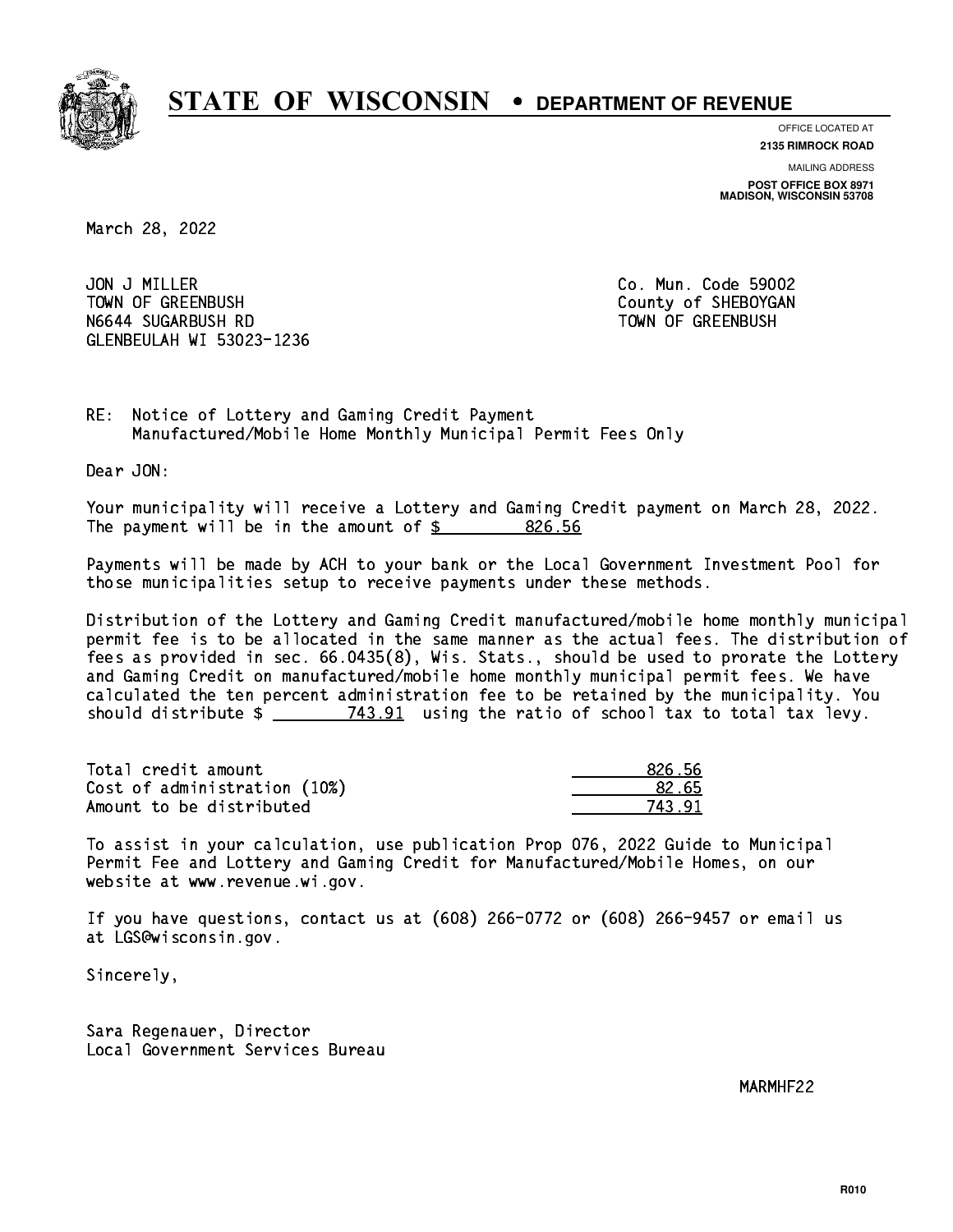# STATE OF WISCONSIN • DEPARTMENT OF REVENUE

OFFICE LOCATED AT
**2135 RIMROCK ROAD**

MAILING ADDRESS
**POST OFFICE BOX 8971**
**MADISON, WISCONSIN 53708**

March 28, 2022

JON J MILLER
TOWN OF GREENBUSH
N6644 SUGARBUSH RD
GLENBEULAH WI 53023-1236

Co. Mun. Code 59002
County of SHEBOYGAN
TOWN OF GREENBUSH

RE: Notice of Lottery and Gaming Credit Payment
Manufactured/Mobile Home Monthly Municipal Permit Fees Only

Dear JON:

Your municipality will receive a Lottery and Gaming Credit payment on March 28, 2022. The payment will be in the amount of $ 826.56

Payments will be made by ACH to your bank or the Local Government Investment Pool for those municipalities setup to receive payments under these methods.

Distribution of the Lottery and Gaming Credit manufactured/mobile home monthly municipal permit fee is to be allocated in the same manner as the actual fees. The distribution of fees as provided in sec. 66.0435(8), Wis. Stats., should be used to prorate the Lottery and Gaming Credit on manufactured/mobile home monthly municipal permit fees. We have calculated the ten percent administration fee to be retained by the municipality. You should distribute $ 743.91 using the ratio of school tax to total tax levy.

| | |
|---|---|
| Total credit amount | 826.56 |
| Cost of administration (10%) | 82.65 |
| Amount to be distributed | 743.91 |

To assist in your calculation, use publication Prop 076, 2022 Guide to Municipal Permit Fee and Lottery and Gaming Credit for Manufactured/Mobile Homes, on our website at www.revenue.wi.gov.

If you have questions, contact us at (608) 266-0772 or (608) 266-9457 or email us at LGS@wisconsin.gov.

Sincerely,

Sara Regenauer, Director
Local Government Services Bureau

MARMHF22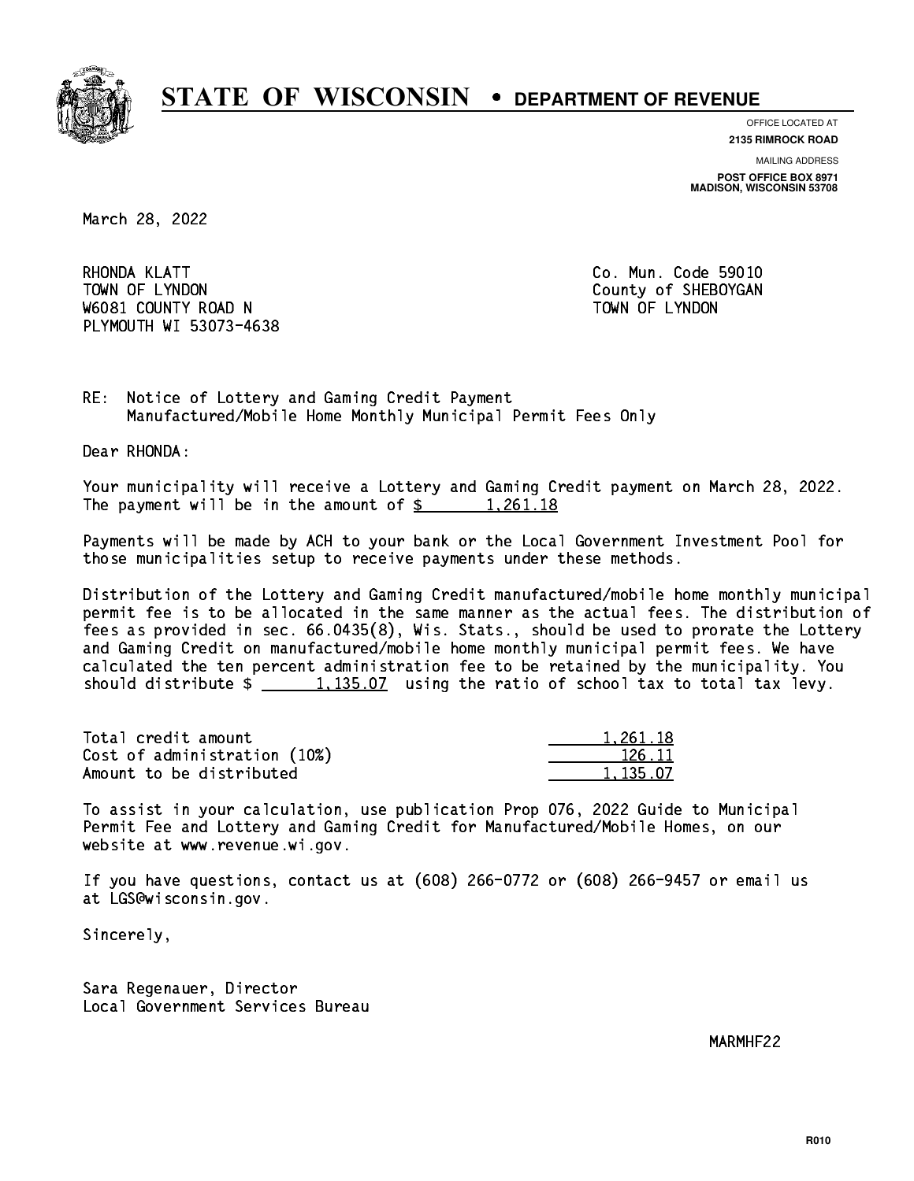# STATE OF WISCONSIN • DEPARTMENT OF REVENUE

OFFICE LOCATED AT
**2135 RIMROCK ROAD**

MAILING ADDRESS
**POST OFFICE BOX 8971**
**MADISON, WISCONSIN 53708**

March 28, 2022

RHONDA KLATT
TOWN OF LYNDON
W6081 COUNTY ROAD N
PLYMOUTH WI 53073-4638

Co. Mun. Code 59010
County of SHEBOYGAN
TOWN OF LYNDON

RE: Notice of Lottery and Gaming Credit Payment
Manufactured/Mobile Home Monthly Municipal Permit Fees Only

Dear RHONDA:

Your municipality will receive a Lottery and Gaming Credit payment on March 28, 2022. The payment will be in the amount of $ 1,261.18

Payments will be made by ACH to your bank or the Local Government Investment Pool for those municipalities setup to receive payments under these methods.

Distribution of the Lottery and Gaming Credit manufactured/mobile home monthly municipal permit fee is to be allocated in the same manner as the actual fees. The distribution of fees as provided in sec. 66.0435(8), Wis. Stats., should be used to prorate the Lottery and Gaming Credit on manufactured/mobile home monthly municipal permit fees. We have calculated the ten percent administration fee to be retained by the municipality. You should distribute $ 1,135.07 using the ratio of school tax to total tax levy.

| | |
|---|---|
| Total credit amount | 1,261.18 |
| Cost of administration (10%) | 126.11 |
| Amount to be distributed | 1,135.07 |

To assist in your calculation, use publication Prop 076, 2022 Guide to Municipal Permit Fee and Lottery and Gaming Credit for Manufactured/Mobile Homes, on our website at www.revenue.wi.gov.

If you have questions, contact us at (608) 266-0772 or (608) 266-9457 or email us at LGS@wisconsin.gov.

Sincerely,

Sara Regenauer, Director
Local Government Services Bureau

MARMHF22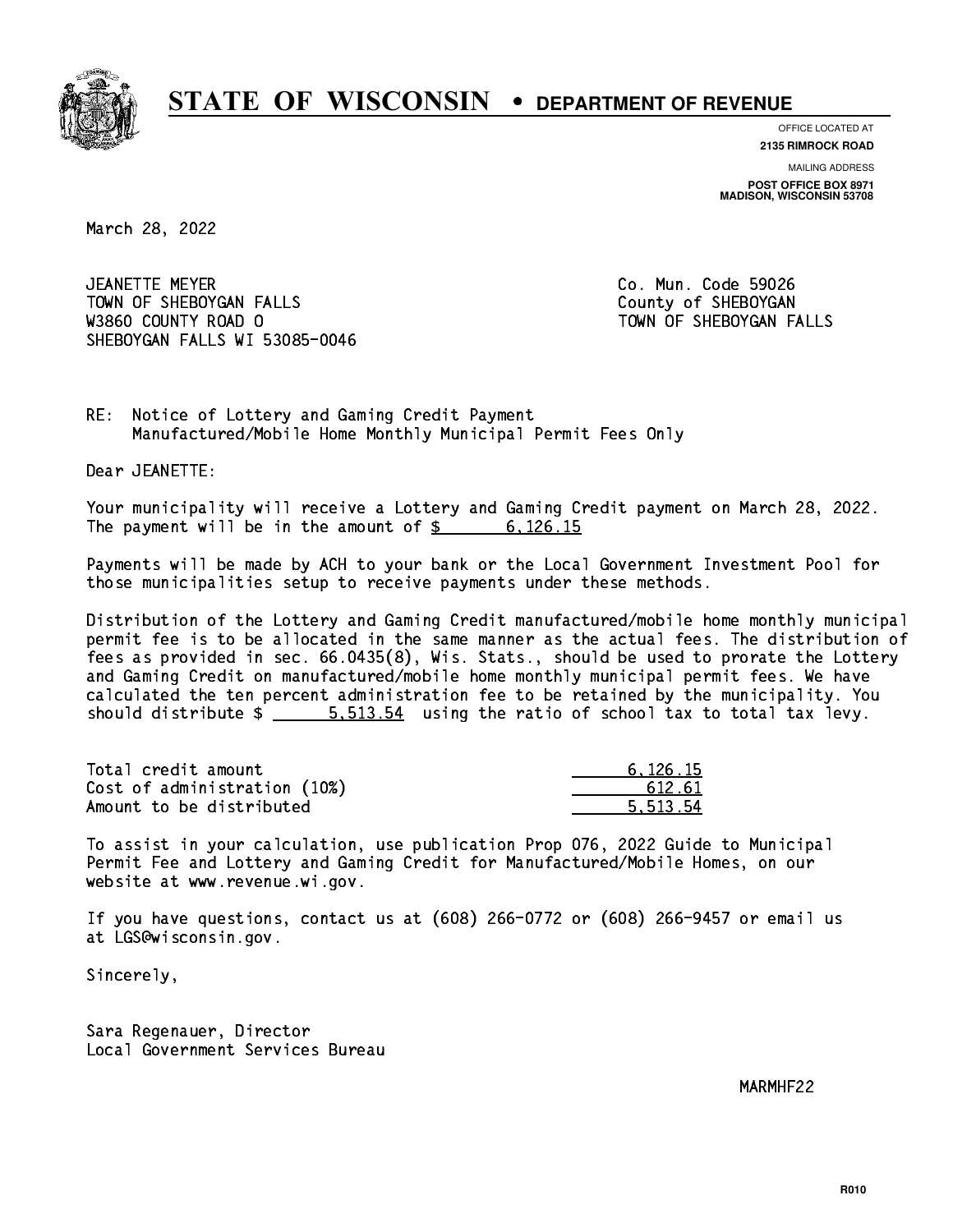# STATE OF WISCONSIN • DEPARTMENT OF REVENUE

OFFICE LOCATED AT
**2135 RIMROCK ROAD**

MAILING ADDRESS
**POST OFFICE BOX 8971**
**MADISON, WISCONSIN 53708**

March 28, 2022

JEANETTE MEYER
TOWN OF SHEBOYGAN FALLS
W3860 COUNTY ROAD O
SHEBOYGAN FALLS WI 53085-0046

Co. Mun. Code 59026
County of SHEBOYGAN
TOWN OF SHEBOYGAN FALLS

RE: Notice of Lottery and Gaming Credit Payment
Manufactured/Mobile Home Monthly Municipal Permit Fees Only

Dear JEANETTE:

Your municipality will receive a Lottery and Gaming Credit payment on March 28, 2022. The payment will be in the amount of $ 6,126.15

Payments will be made by ACH to your bank or the Local Government Investment Pool for those municipalities setup to receive payments under these methods.

Distribution of the Lottery and Gaming Credit manufactured/mobile home monthly municipal permit fee is to be allocated in the same manner as the actual fees. The distribution of fees as provided in sec. 66.0435(8), Wis. Stats., should be used to prorate the Lottery and Gaming Credit on manufactured/mobile home monthly municipal permit fees. We have calculated the ten percent administration fee to be retained by the municipality. You should distribute $ 5,513.54 using the ratio of school tax to total tax levy.

| | |
|---|---|
| Total credit amount | 6,126.15 |
| Cost of administration (10%) | 612.61 |
| Amount to be distributed | 5,513.54 |

To assist in your calculation, use publication Prop 076, 2022 Guide to Municipal Permit Fee and Lottery and Gaming Credit for Manufactured/Mobile Homes, on our website at www.revenue.wi.gov.

If you have questions, contact us at (608) 266-0772 or (608) 266-9457 or email us at LGS@wisconsin.gov.

Sincerely,

Sara Regenauer, Director
Local Government Services Bureau

MARMHF22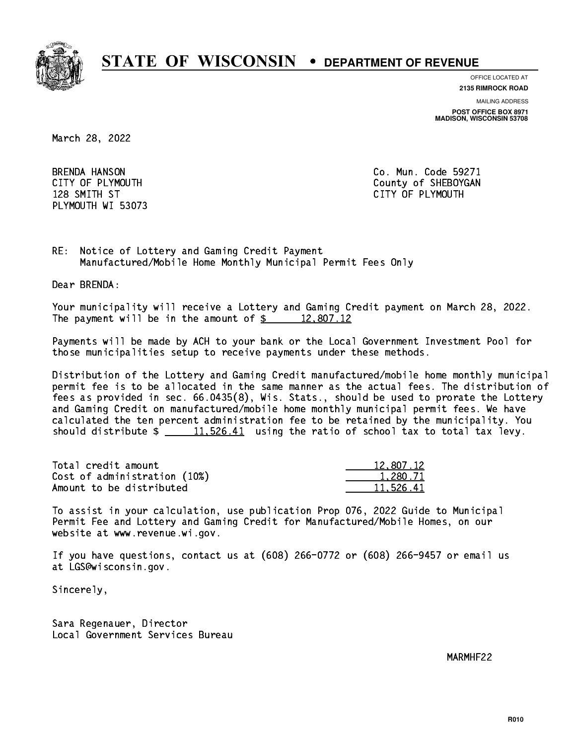# STATE OF WISCONSIN • DEPARTMENT OF REVENUE

OFFICE LOCATED AT
**2135 RIMROCK ROAD**

MAILING ADDRESS
**POST OFFICE BOX 8971**
**MADISON, WISCONSIN 53708**

March 28, 2022

BRENDA HANSON
CITY OF PLYMOUTH
128 SMITH ST
PLYMOUTH WI 53073

Co. Mun. Code 59271
County of SHEBOYGAN
CITY OF PLYMOUTH

RE: Notice of Lottery and Gaming Credit Payment
Manufactured/Mobile Home Monthly Municipal Permit Fees Only

Dear BRENDA:

Your municipality will receive a Lottery and Gaming Credit payment on March 28, 2022. The payment will be in the amount of $ 12,807.12

Payments will be made by ACH to your bank or the Local Government Investment Pool for those municipalities setup to receive payments under these methods.

Distribution of the Lottery and Gaming Credit manufactured/mobile home monthly municipal permit fee is to be allocated in the same manner as the actual fees. The distribution of fees as provided in sec. 66.0435(8), Wis. Stats., should be used to prorate the Lottery and Gaming Credit on manufactured/mobile home monthly municipal permit fees. We have calculated the ten percent administration fee to be retained by the municipality. You should distribute $ 11,526.41 using the ratio of school tax to total tax levy.

| | |
|---|---|
| Total credit amount | 12,807.12 |
| Cost of administration (10%) | 1,280.71 |
| Amount to be distributed | 11,526.41 |

To assist in your calculation, use publication Prop 076, 2022 Guide to Municipal Permit Fee and Lottery and Gaming Credit for Manufactured/Mobile Homes, on our website at www.revenue.wi.gov.

If you have questions, contact us at (608) 266-0772 or (608) 266-9457 or email us at LGS@wisconsin.gov.

Sincerely,

Sara Regenauer, Director
Local Government Services Bureau

MARMHF22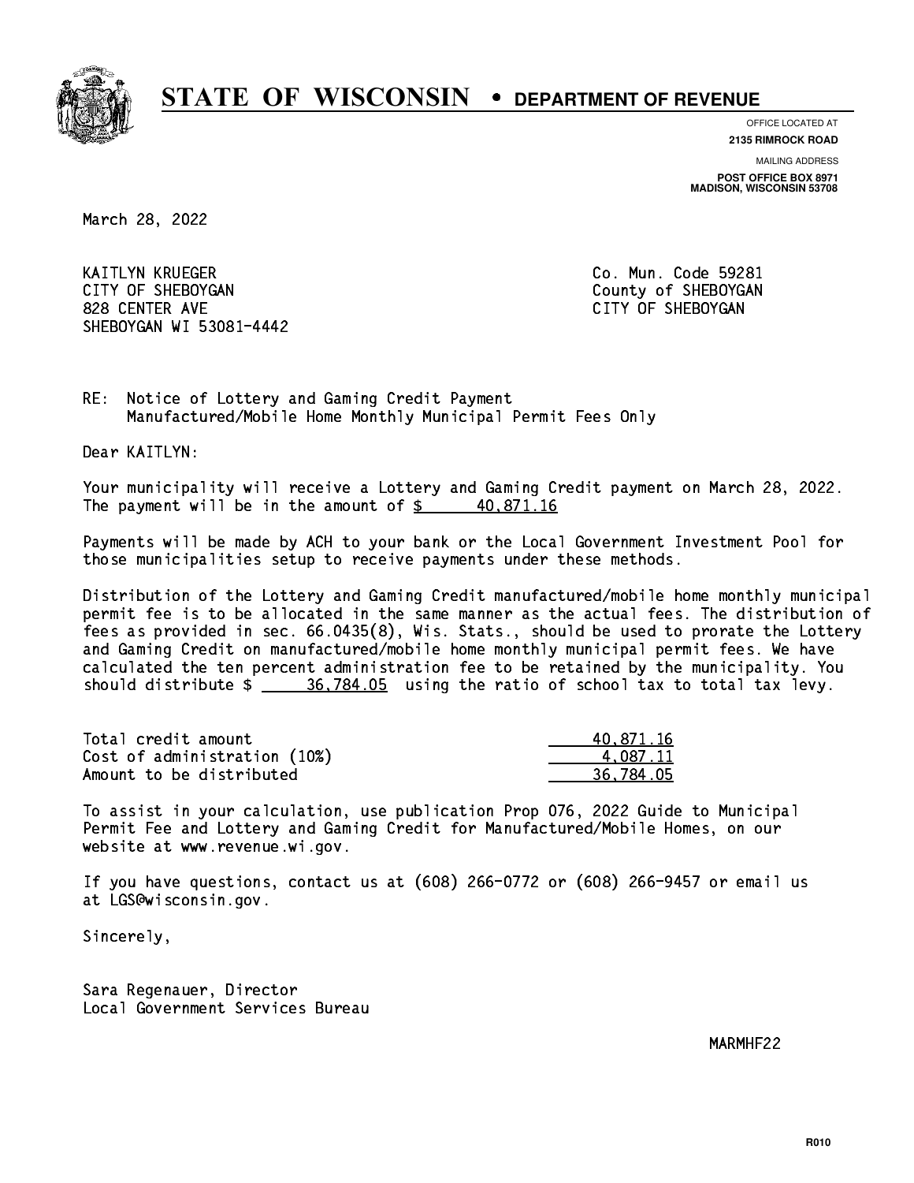# STATE OF WISCONSIN • DEPARTMENT OF REVENUE

OFFICE LOCATED AT
**2135 RIMROCK ROAD**

MAILING ADDRESS
**POST OFFICE BOX 8971**
**MADISON, WISCONSIN 53708**

March 28, 2022

KAITLYN KRUEGER
CITY OF SHEBOYGAN
828 CENTER AVE
SHEBOYGAN WI 53081-4442

Co. Mun. Code 59281
County of SHEBOYGAN
CITY OF SHEBOYGAN

RE: Notice of Lottery and Gaming Credit Payment
Manufactured/Mobile Home Monthly Municipal Permit Fees Only

Dear KAITLYN:

Your municipality will receive a Lottery and Gaming Credit payment on March 28, 2022. The payment will be in the amount of $ 40,871.16

Payments will be made by ACH to your bank or the Local Government Investment Pool for those municipalities setup to receive payments under these methods.

Distribution of the Lottery and Gaming Credit manufactured/mobile home monthly municipal permit fee is to be allocated in the same manner as the actual fees. The distribution of fees as provided in sec. 66.0435(8), Wis. Stats., should be used to prorate the Lottery and Gaming Credit on manufactured/mobile home monthly municipal permit fees. We have calculated the ten percent administration fee to be retained by the municipality. You should distribute $ 36,784.05 using the ratio of school tax to total tax levy.

| | |
|---|---|
| Total credit amount | 40,871.16 |
| Cost of administration (10%) | 4,087.11 |
| Amount to be distributed | 36,784.05 |

To assist in your calculation, use publication Prop 076, 2022 Guide to Municipal Permit Fee and Lottery and Gaming Credit for Manufactured/Mobile Homes, on our website at www.revenue.wi.gov.

If you have questions, contact us at (608) 266-0772 or (608) 266-9457 or email us at LGS@wisconsin.gov.

Sincerely,

Sara Regenauer, Director
Local Government Services Bureau

MARMHF22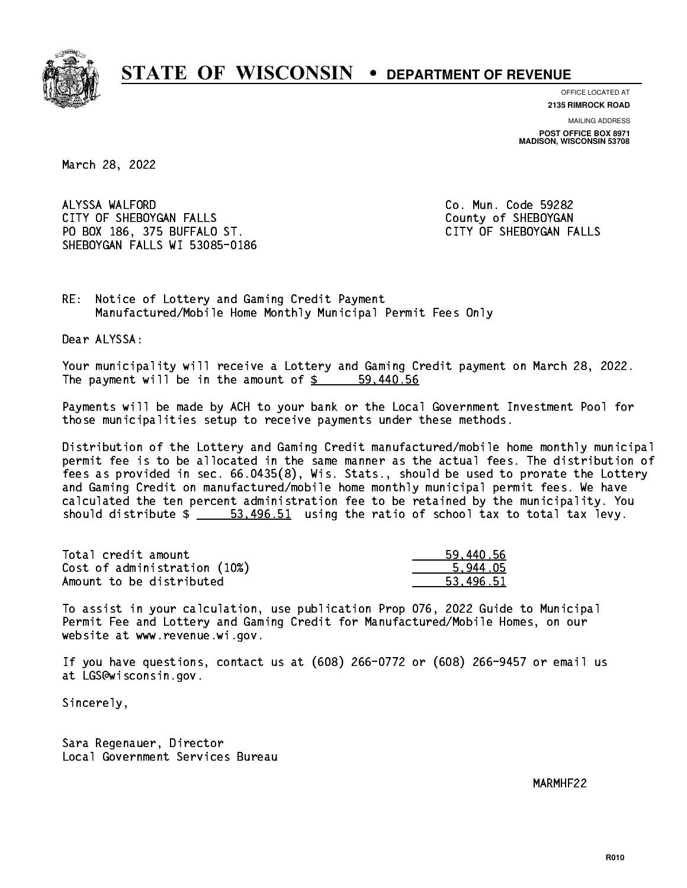# STATE OF WISCONSIN • DEPARTMENT OF REVENUE

OFFICE LOCATED AT
**2135 RIMROCK ROAD**

MAILING ADDRESS
**POST OFFICE BOX 8971**
**MADISON, WISCONSIN 53708**

March 28, 2022

ALYSSA WALFORD
CITY OF SHEBOYGAN FALLS
PO BOX 186, 375 BUFFALO ST.
SHEBOYGAN FALLS WI 53085-0186

Co. Mun. Code 59282
County of SHEBOYGAN
CITY OF SHEBOYGAN FALLS

RE: Notice of Lottery and Gaming Credit Payment
Manufactured/Mobile Home Monthly Municipal Permit Fees Only

Dear ALYSSA:

Your municipality will receive a Lottery and Gaming Credit payment on March 28, 2022. The payment will be in the amount of $ 59,440.56

Payments will be made by ACH to your bank or the Local Government Investment Pool for those municipalities setup to receive payments under these methods.

Distribution of the Lottery and Gaming Credit manufactured/mobile home monthly municipal permit fee is to be allocated in the same manner as the actual fees. The distribution of fees as provided in sec. 66.0435(8), Wis. Stats., should be used to prorate the Lottery and Gaming Credit on manufactured/mobile home monthly municipal permit fees. We have calculated the ten percent administration fee to be retained by the municipality. You should distribute $ 53,496.51 using the ratio of school tax to total tax levy.

| | |
|---|---|
| Total credit amount | 59,440.56 |
| Cost of administration (10%) | 5,944.05 |
| Amount to be distributed | 53,496.51 |

To assist in your calculation, use publication Prop 076, 2022 Guide to Municipal Permit Fee and Lottery and Gaming Credit for Manufactured/Mobile Homes, on our website at www.revenue.wi.gov.

If you have questions, contact us at (608) 266-0772 or (608) 266-9457 or email us at LGS@wisconsin.gov.

Sincerely,

Sara Regenauer, Director
Local Government Services Bureau

MARMHF22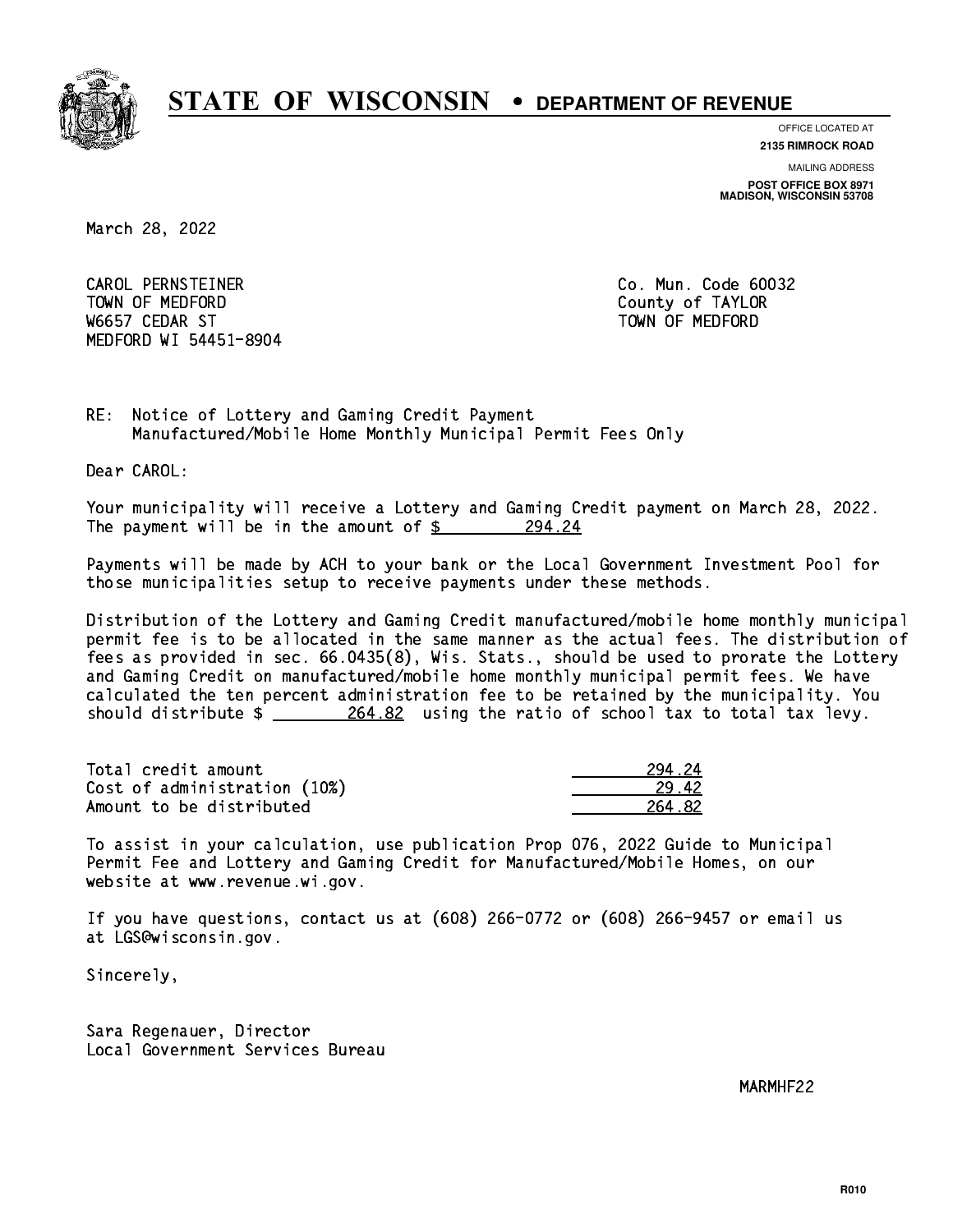# STATE OF WISCONSIN • DEPARTMENT OF REVENUE

OFFICE LOCATED AT
**2135 RIMROCK ROAD**

MAILING ADDRESS
**POST OFFICE BOX 8971**
**MADISON, WISCONSIN 53708**

March 28, 2022

CAROL PERNSTEINER
TOWN OF MEDFORD
W6657 CEDAR ST
MEDFORD WI 54451-8904

Co. Mun. Code 60032
County of TAYLOR
TOWN OF MEDFORD

RE: Notice of Lottery and Gaming Credit Payment
Manufactured/Mobile Home Monthly Municipal Permit Fees Only

Dear CAROL:

Your municipality will receive a Lottery and Gaming Credit payment on March 28, 2022. The payment will be in the amount of $ 294.24

Payments will be made by ACH to your bank or the Local Government Investment Pool for those municipalities setup to receive payments under these methods.

Distribution of the Lottery and Gaming Credit manufactured/mobile home monthly municipal permit fee is to be allocated in the same manner as the actual fees. The distribution of fees as provided in sec. 66.0435(8), Wis. Stats., should be used to prorate the Lottery and Gaming Credit on manufactured/mobile home monthly municipal permit fees. We have calculated the ten percent administration fee to be retained by the municipality. You should distribute $ 264.82 using the ratio of school tax to total tax levy.

| | |
|---|---|
| Total credit amount | 294.24 |
| Cost of administration (10%) | 29.42 |
| Amount to be distributed | 264.82 |

To assist in your calculation, use publication Prop 076, 2022 Guide to Municipal Permit Fee and Lottery and Gaming Credit for Manufactured/Mobile Homes, on our website at www.revenue.wi.gov.

If you have questions, contact us at (608) 266-0772 or (608) 266-9457 or email us at LGS@wisconsin.gov.

Sincerely,

Sara Regenauer, Director
Local Government Services Bureau

MARMHF22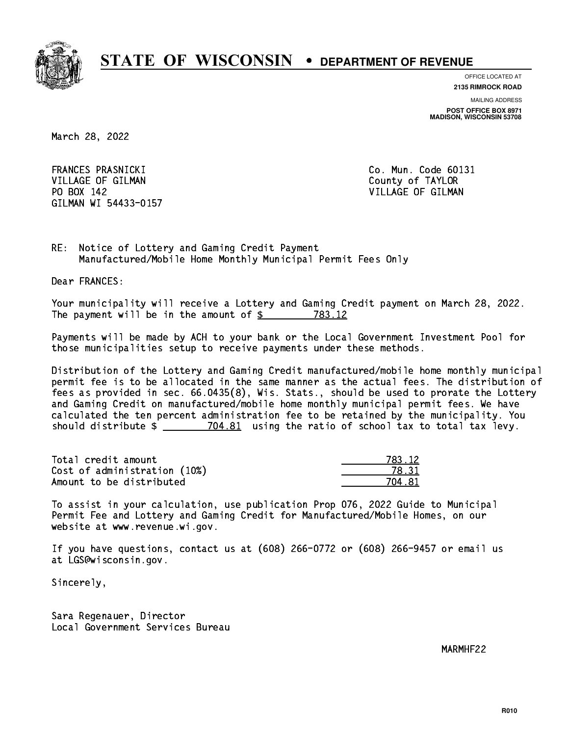# STATE OF WISCONSIN • DEPARTMENT OF REVENUE

OFFICE LOCATED AT
**2135 RIMROCK ROAD**

MAILING ADDRESS
**POST OFFICE BOX 8971**
**MADISON, WISCONSIN 53708**

March 28, 2022

FRANCES PRASNICKI
VILLAGE OF GILMAN
PO BOX 142
GILMAN WI 54433-0157

Co. Mun. Code 60131
County of TAYLOR
VILLAGE OF GILMAN

RE: Notice of Lottery and Gaming Credit Payment
Manufactured/Mobile Home Monthly Municipal Permit Fees Only

Dear FRANCES:

Your municipality will receive a Lottery and Gaming Credit payment on March 28, 2022. The payment will be in the amount of $ 783.12

Payments will be made by ACH to your bank or the Local Government Investment Pool for those municipalities setup to receive payments under these methods.

Distribution of the Lottery and Gaming Credit manufactured/mobile home monthly municipal permit fee is to be allocated in the same manner as the actual fees. The distribution of fees as provided in sec. 66.0435(8), Wis. Stats., should be used to prorate the Lottery and Gaming Credit on manufactured/mobile home monthly municipal permit fees. We have calculated the ten percent administration fee to be retained by the municipality. You should distribute $ 704.81 using the ratio of school tax to total tax levy.

| | |
|---|---|
| Total credit amount | 783.12 |
| Cost of administration (10%) | 78.31 |
| Amount to be distributed | 704.81 |

To assist in your calculation, use publication Prop 076, 2022 Guide to Municipal Permit Fee and Lottery and Gaming Credit for Manufactured/Mobile Homes, on our website at www.revenue.wi.gov.

If you have questions, contact us at (608) 266-0772 or (608) 266-9457 or email us at LGS@wisconsin.gov.

Sincerely,

Sara Regenauer, Director
Local Government Services Bureau

MARMHF22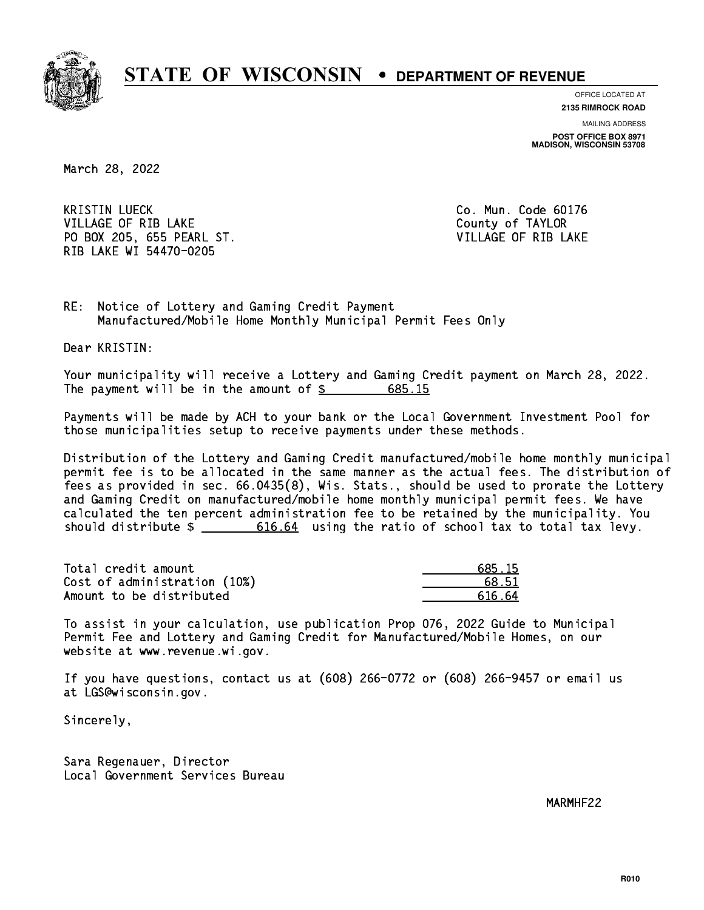# STATE OF WISCONSIN • DEPARTMENT OF REVENUE

OFFICE LOCATED AT
**2135 RIMROCK ROAD**

MAILING ADDRESS
**POST OFFICE BOX 8971**
**MADISON, WISCONSIN 53708**

March 28, 2022

KRISTIN LUECK
VILLAGE OF RIB LAKE
PO BOX 205, 655 PEARL ST.
RIB LAKE WI 54470-0205

Co. Mun. Code 60176
County of TAYLOR
VILLAGE OF RIB LAKE

RE: Notice of Lottery and Gaming Credit Payment
Manufactured/Mobile Home Monthly Municipal Permit Fees Only

Dear KRISTIN:

Your municipality will receive a Lottery and Gaming Credit payment on March 28, 2022. The payment will be in the amount of $ 685.15

Payments will be made by ACH to your bank or the Local Government Investment Pool for those municipalities setup to receive payments under these methods.

Distribution of the Lottery and Gaming Credit manufactured/mobile home monthly municipal permit fee is to be allocated in the same manner as the actual fees. The distribution of fees as provided in sec. 66.0435(8), Wis. Stats., should be used to prorate the Lottery and Gaming Credit on manufactured/mobile home monthly municipal permit fees. We have calculated the ten percent administration fee to be retained by the municipality. You should distribute $ 616.64 using the ratio of school tax to total tax levy.

| | |
|---|---|
| Total credit amount | 685.15 |
| Cost of administration (10%) | 68.51 |
| Amount to be distributed | 616.64 |

To assist in your calculation, use publication Prop 076, 2022 Guide to Municipal Permit Fee and Lottery and Gaming Credit for Manufactured/Mobile Homes, on our website at www.revenue.wi.gov.

If you have questions, contact us at (608) 266-0772 or (608) 266-9457 or email us at LGS@wisconsin.gov.

Sincerely,

Sara Regenauer, Director
Local Government Services Bureau

MARMHF22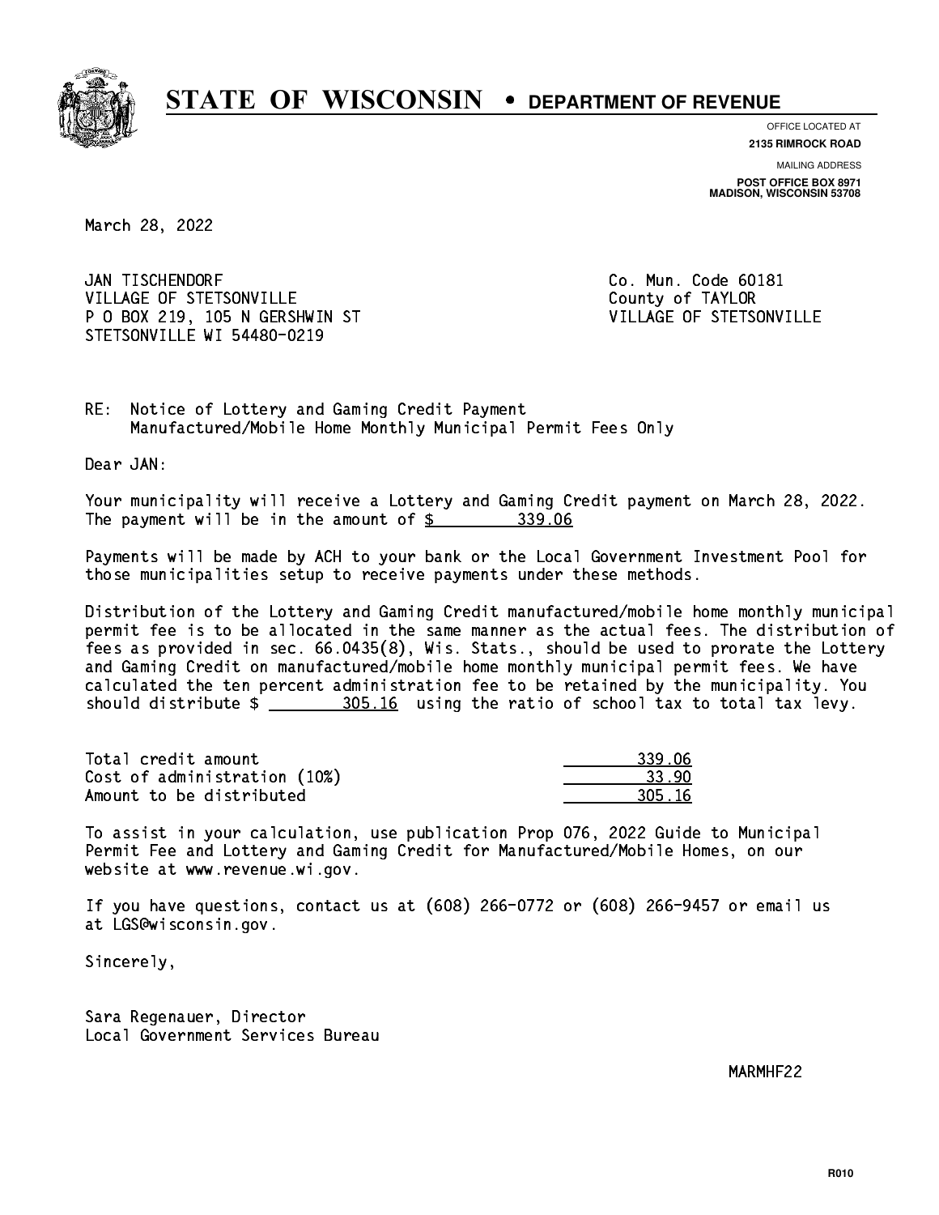# STATE OF WISCONSIN • DEPARTMENT OF REVENUE

OFFICE LOCATED AT
**2135 RIMROCK ROAD**

MAILING ADDRESS
**POST OFFICE BOX 8971**
**MADISON, WISCONSIN 53708**

March 28, 2022

JAN TISCHENDORF
VILLAGE OF STETSONVILLE
P O BOX 219, 105 N GERSHWIN ST
STETSONVILLE WI 54480-0219

Co. Mun. Code 60181
County of TAYLOR
VILLAGE OF STETSONVILLE

RE: Notice of Lottery and Gaming Credit Payment
Manufactured/Mobile Home Monthly Municipal Permit Fees Only

Dear JAN:

Your municipality will receive a Lottery and Gaming Credit payment on March 28, 2022. The payment will be in the amount of $ 339.06

Payments will be made by ACH to your bank or the Local Government Investment Pool for those municipalities setup to receive payments under these methods.

Distribution of the Lottery and Gaming Credit manufactured/mobile home monthly municipal permit fee is to be allocated in the same manner as the actual fees. The distribution of fees as provided in sec. 66.0435(8), Wis. Stats., should be used to prorate the Lottery and Gaming Credit on manufactured/mobile home monthly municipal permit fees. We have calculated the ten percent administration fee to be retained by the municipality. You should distribute $ 305.16 using the ratio of school tax to total tax levy.

| | |
|---|---|
| Total credit amount | 339.06 |
| Cost of administration (10%) | 33.90 |
| Amount to be distributed | 305.16 |

To assist in your calculation, use publication Prop 076, 2022 Guide to Municipal Permit Fee and Lottery and Gaming Credit for Manufactured/Mobile Homes, on our website at www.revenue.wi.gov.

If you have questions, contact us at (608) 266-0772 or (608) 266-9457 or email us at LGS@wisconsin.gov.

Sincerely,

Sara Regenauer, Director
Local Government Services Bureau

MARMHF22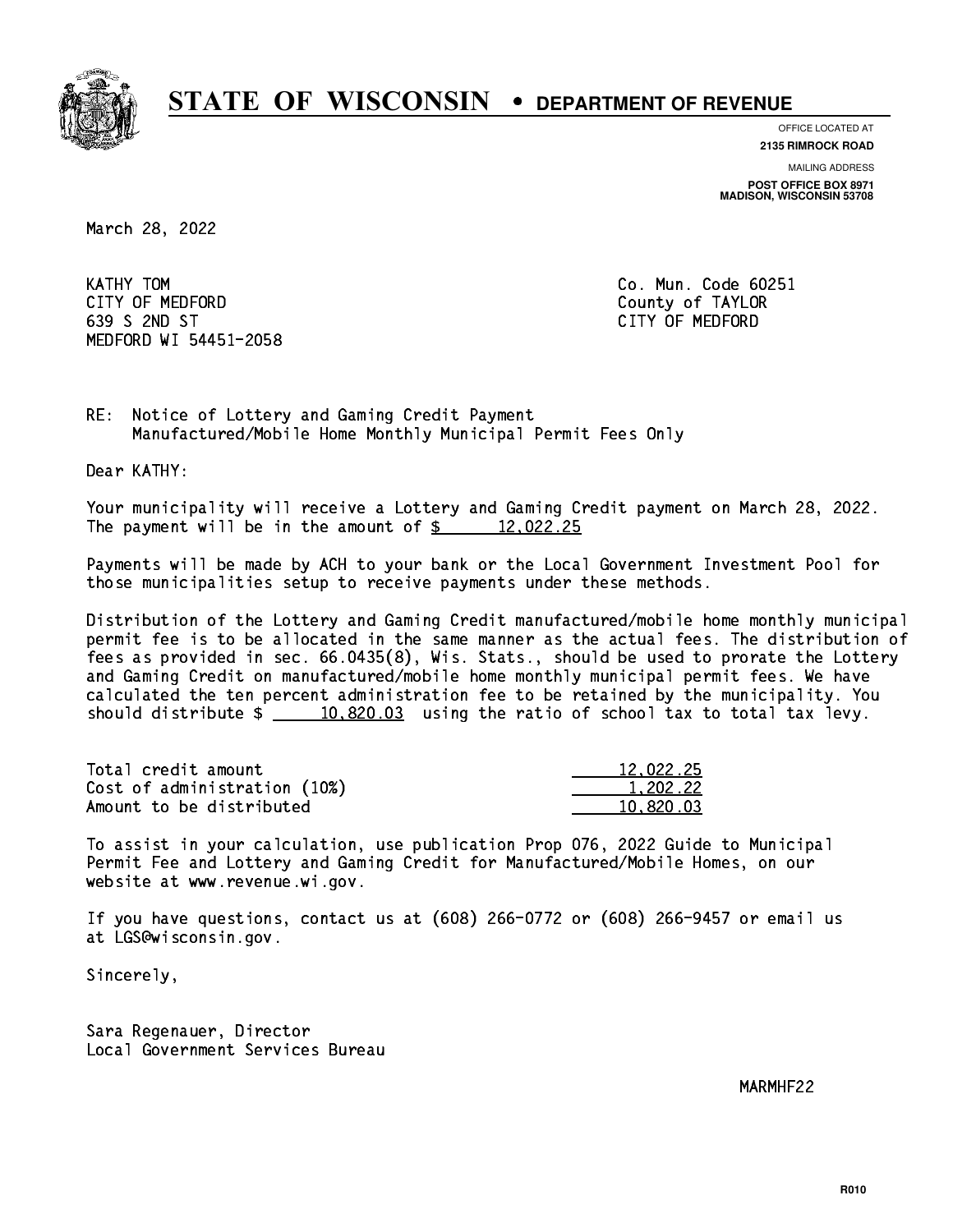# STATE OF WISCONSIN • DEPARTMENT OF REVENUE

OFFICE LOCATED AT
**2135 RIMROCK ROAD**

MAILING ADDRESS
**POST OFFICE BOX 8971**
**MADISON, WISCONSIN 53708**

March 28, 2022

KATHY TOM
CITY OF MEDFORD
639 S 2ND ST
MEDFORD WI 54451-2058

Co. Mun. Code 60251
County of TAYLOR
CITY OF MEDFORD

RE: Notice of Lottery and Gaming Credit Payment
Manufactured/Mobile Home Monthly Municipal Permit Fees Only

Dear KATHY:

Your municipality will receive a Lottery and Gaming Credit payment on March 28, 2022. The payment will be in the amount of $ 12,022.25

Payments will be made by ACH to your bank or the Local Government Investment Pool for those municipalities setup to receive payments under these methods.

Distribution of the Lottery and Gaming Credit manufactured/mobile home monthly municipal permit fee is to be allocated in the same manner as the actual fees. The distribution of fees as provided in sec. 66.0435(8), Wis. Stats., should be used to prorate the Lottery and Gaming Credit on manufactured/mobile home monthly municipal permit fees. We have calculated the ten percent administration fee to be retained by the municipality. You should distribute $ 10,820.03 using the ratio of school tax to total tax levy.

| | |
|---|---|
| Total credit amount | 12,022.25 |
| Cost of administration (10%) | 1,202.22 |
| Amount to be distributed | 10,820.03 |

To assist in your calculation, use publication Prop 076, 2022 Guide to Municipal Permit Fee and Lottery and Gaming Credit for Manufactured/Mobile Homes, on our website at www.revenue.wi.gov.

If you have questions, contact us at (608) 266-0772 or (608) 266-9457 or email us at LGS@wisconsin.gov.

Sincerely,

Sara Regenauer, Director
Local Government Services Bureau

MARMHF22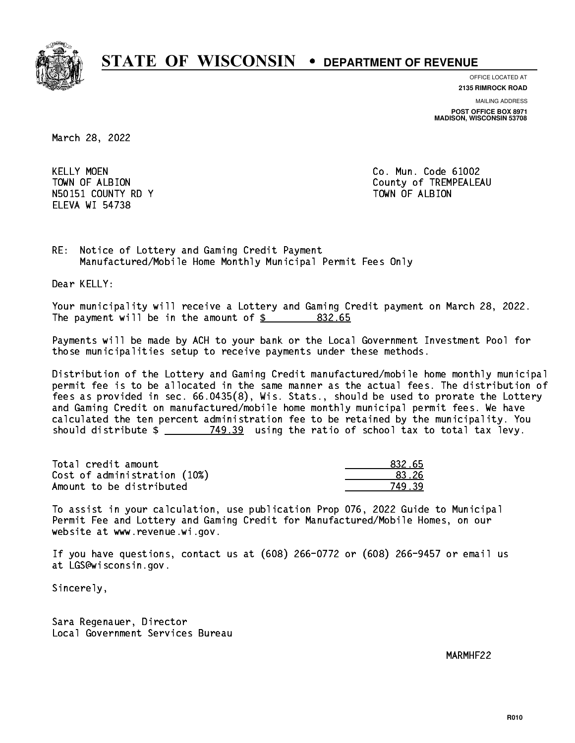# STATE OF WISCONSIN • DEPARTMENT OF REVENUE

OFFICE LOCATED AT
**2135 RIMROCK ROAD**

MAILING ADDRESS
**POST OFFICE BOX 8971**
**MADISON, WISCONSIN 53708**

March 28, 2022

KELLY MOEN
TOWN OF ALBION
N50151 COUNTY RD Y
ELEVA WI 54738

Co. Mun. Code 61002
County of TREMPEALEAU
TOWN OF ALBION

RE: Notice of Lottery and Gaming Credit Payment
Manufactured/Mobile Home Monthly Municipal Permit Fees Only

Dear KELLY:

Your municipality will receive a Lottery and Gaming Credit payment on March 28, 2022. The payment will be in the amount of $ 832.65

Payments will be made by ACH to your bank or the Local Government Investment Pool for those municipalities setup to receive payments under these methods.

Distribution of the Lottery and Gaming Credit manufactured/mobile home monthly municipal permit fee is to be allocated in the same manner as the actual fees. The distribution of fees as provided in sec. 66.0435(8), Wis. Stats., should be used to prorate the Lottery and Gaming Credit on manufactured/mobile home monthly municipal permit fees. We have calculated the ten percent administration fee to be retained by the municipality. You should distribute $ 749.39 using the ratio of school tax to total tax levy.

| | |
|---|---|
| Total credit amount | 832.65 |
| Cost of administration (10%) | 83.26 |
| Amount to be distributed | 749.39 |

To assist in your calculation, use publication Prop 076, 2022 Guide to Municipal Permit Fee and Lottery and Gaming Credit for Manufactured/Mobile Homes, on our website at www.revenue.wi.gov.

If you have questions, contact us at (608) 266-0772 or (608) 266-9457 or email us at LGS@wisconsin.gov.

Sincerely,

Sara Regenauer, Director
Local Government Services Bureau

MARMHF22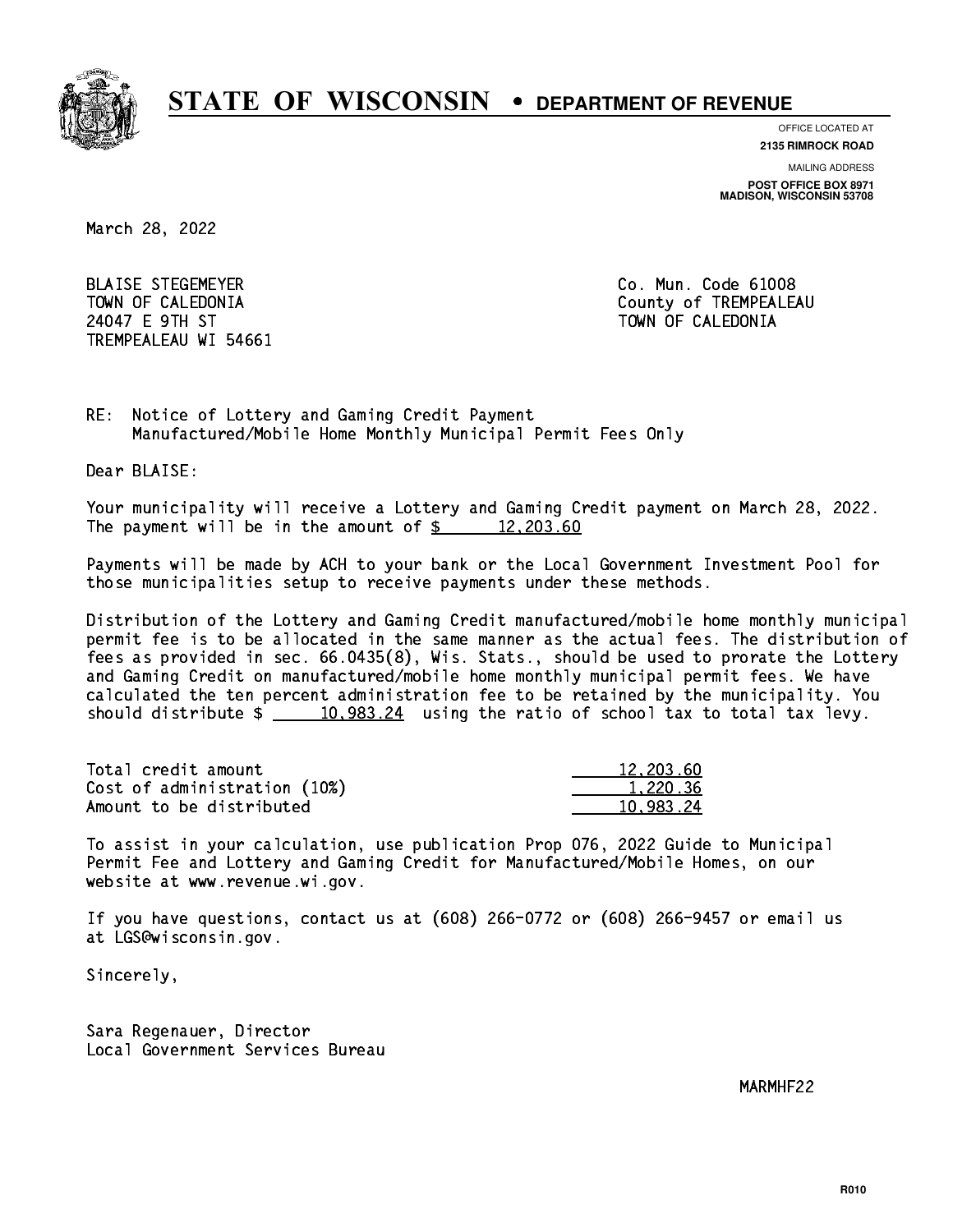# STATE OF WISCONSIN • DEPARTMENT OF REVENUE

OFFICE LOCATED AT
**2135 RIMROCK ROAD**

MAILING ADDRESS
**POST OFFICE BOX 8971**
**MADISON, WISCONSIN 53708**

March 28, 2022

BLAISE STEGEMEYER
TOWN OF CALEDONIA
24047 E 9TH ST
TREMPEALEAU WI 54661

Co. Mun. Code 61008
County of TREMPEALEAU
TOWN OF CALEDONIA

RE: Notice of Lottery and Gaming Credit Payment
Manufactured/Mobile Home Monthly Municipal Permit Fees Only

Dear BLAISE:

Your municipality will receive a Lottery and Gaming Credit payment on March 28, 2022. The payment will be in the amount of $ 12,203.60

Payments will be made by ACH to your bank or the Local Government Investment Pool for those municipalities setup to receive payments under these methods.

Distribution of the Lottery and Gaming Credit manufactured/mobile home monthly municipal permit fee is to be allocated in the same manner as the actual fees. The distribution of fees as provided in sec. 66.0435(8), Wis. Stats., should be used to prorate the Lottery and Gaming Credit on manufactured/mobile home monthly municipal permit fees. We have calculated the ten percent administration fee to be retained by the municipality. You should distribute $ 10,983.24 using the ratio of school tax to total tax levy.

| | |
|---|---|
| Total credit amount | 12,203.60 |
| Cost of administration (10%) | 1,220.36 |
| Amount to be distributed | 10,983.24 |

To assist in your calculation, use publication Prop 076, 2022 Guide to Municipal Permit Fee and Lottery and Gaming Credit for Manufactured/Mobile Homes, on our website at www.revenue.wi.gov.

If you have questions, contact us at (608) 266-0772 or (608) 266-9457 or email us at LGS@wisconsin.gov.

Sincerely,

Sara Regenauer, Director
Local Government Services Bureau

MARMHF22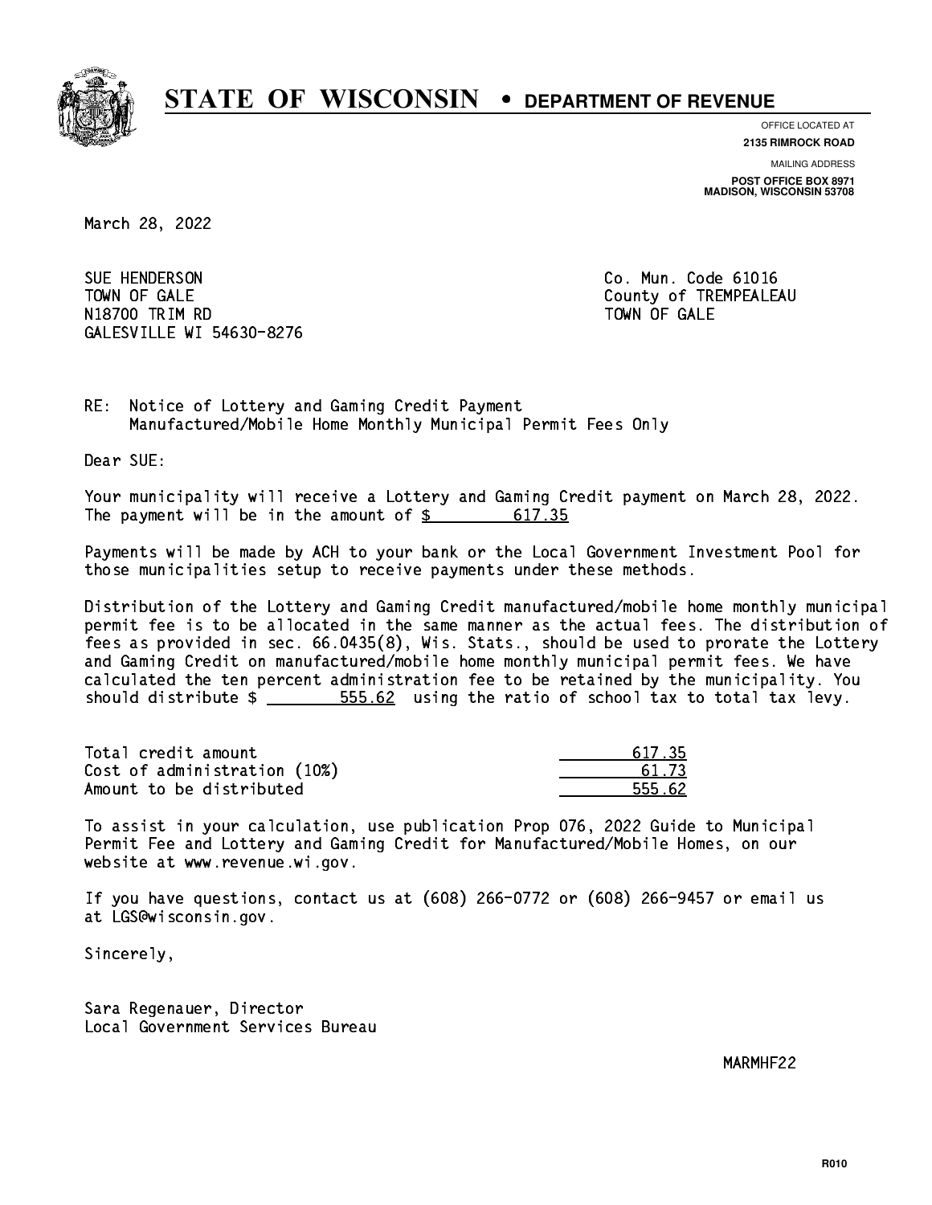# STATE OF WISCONSIN • DEPARTMENT OF REVENUE

OFFICE LOCATED AT
**2135 RIMROCK ROAD**

MAILING ADDRESS
**POST OFFICE BOX 8971**
**MADISON, WISCONSIN 53708**

March 28, 2022

SUE HENDERSON
TOWN OF GALE
N18700 TRIM RD
GALESVILLE WI 54630-8276

Co. Mun. Code 61016
County of TREMPEALEAU
TOWN OF GALE

RE: Notice of Lottery and Gaming Credit Payment
Manufactured/Mobile Home Monthly Municipal Permit Fees Only

Dear SUE:

Your municipality will receive a Lottery and Gaming Credit payment on March 28, 2022. The payment will be in the amount of $ 617.35

Payments will be made by ACH to your bank or the Local Government Investment Pool for those municipalities setup to receive payments under these methods.

Distribution of the Lottery and Gaming Credit manufactured/mobile home monthly municipal permit fee is to be allocated in the same manner as the actual fees. The distribution of fees as provided in sec. 66.0435(8), Wis. Stats., should be used to prorate the Lottery and Gaming Credit on manufactured/mobile home monthly municipal permit fees. We have calculated the ten percent administration fee to be retained by the municipality. You should distribute $ 555.62 using the ratio of school tax to total tax levy.

| | |
|---|---|
| Total credit amount | 617.35 |
| Cost of administration (10%) | 61.73 |
| Amount to be distributed | 555.62 |

To assist in your calculation, use publication Prop 076, 2022 Guide to Municipal Permit Fee and Lottery and Gaming Credit for Manufactured/Mobile Homes, on our website at www.revenue.wi.gov.

If you have questions, contact us at (608) 266-0772 or (608) 266-9457 or email us at LGS@wisconsin.gov.

Sincerely,

Sara Regenauer, Director
Local Government Services Bureau

MARMHF22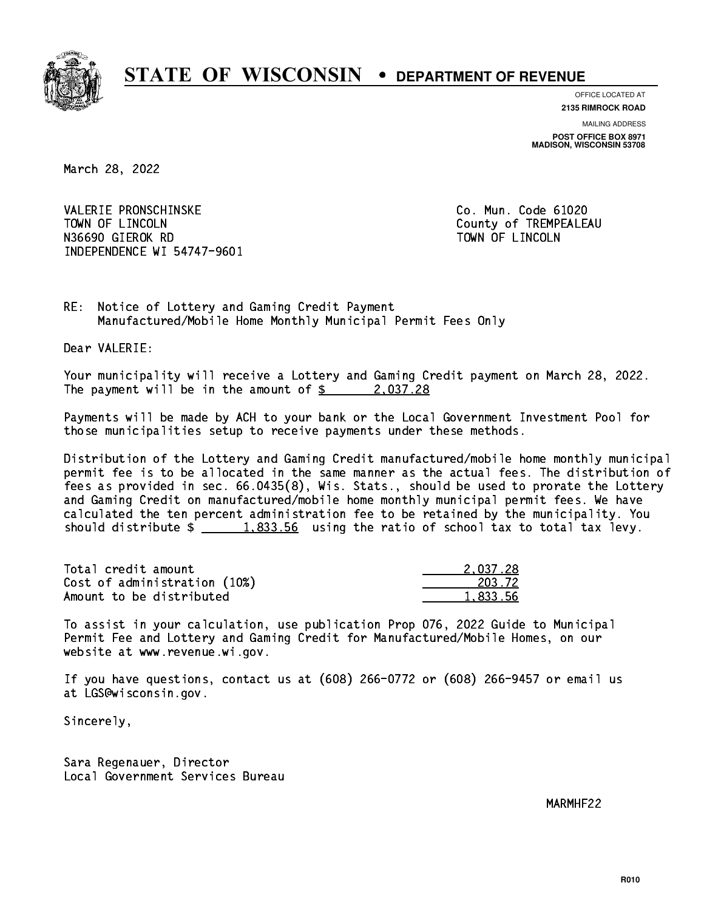# STATE OF WISCONSIN • DEPARTMENT OF REVENUE

OFFICE LOCATED AT
**2135 RIMROCK ROAD**

MAILING ADDRESS
**POST OFFICE BOX 8971**
**MADISON, WISCONSIN 53708**

March 28, 2022

VALERIE PRONSCHINSKE
TOWN OF LINCOLN
N36690 GIEROK RD
INDEPENDENCE WI 54747-9601

Co. Mun. Code 61020
County of TREMPEALEAU
TOWN OF LINCOLN

RE: Notice of Lottery and Gaming Credit Payment
Manufactured/Mobile Home Monthly Municipal Permit Fees Only

Dear VALERIE:

Your municipality will receive a Lottery and Gaming Credit payment on March 28, 2022. The payment will be in the amount of $ 2,037.28

Payments will be made by ACH to your bank or the Local Government Investment Pool for those municipalities setup to receive payments under these methods.

Distribution of the Lottery and Gaming Credit manufactured/mobile home monthly municipal permit fee is to be allocated in the same manner as the actual fees. The distribution of fees as provided in sec. 66.0435(8), Wis. Stats., should be used to prorate the Lottery and Gaming Credit on manufactured/mobile home monthly municipal permit fees. We have calculated the ten percent administration fee to be retained by the municipality. You should distribute $ 1,833.56 using the ratio of school tax to total tax levy.

| | |
|---|---|
| Total credit amount | 2,037.28 |
| Cost of administration (10%) | 203.72 |
| Amount to be distributed | 1,833.56 |

To assist in your calculation, use publication Prop 076, 2022 Guide to Municipal Permit Fee and Lottery and Gaming Credit for Manufactured/Mobile Homes, on our website at www.revenue.wi.gov.

If you have questions, contact us at (608) 266-0772 or (608) 266-9457 or email us at LGS@wisconsin.gov.

Sincerely,

Sara Regenauer, Director
Local Government Services Bureau

MARMHF22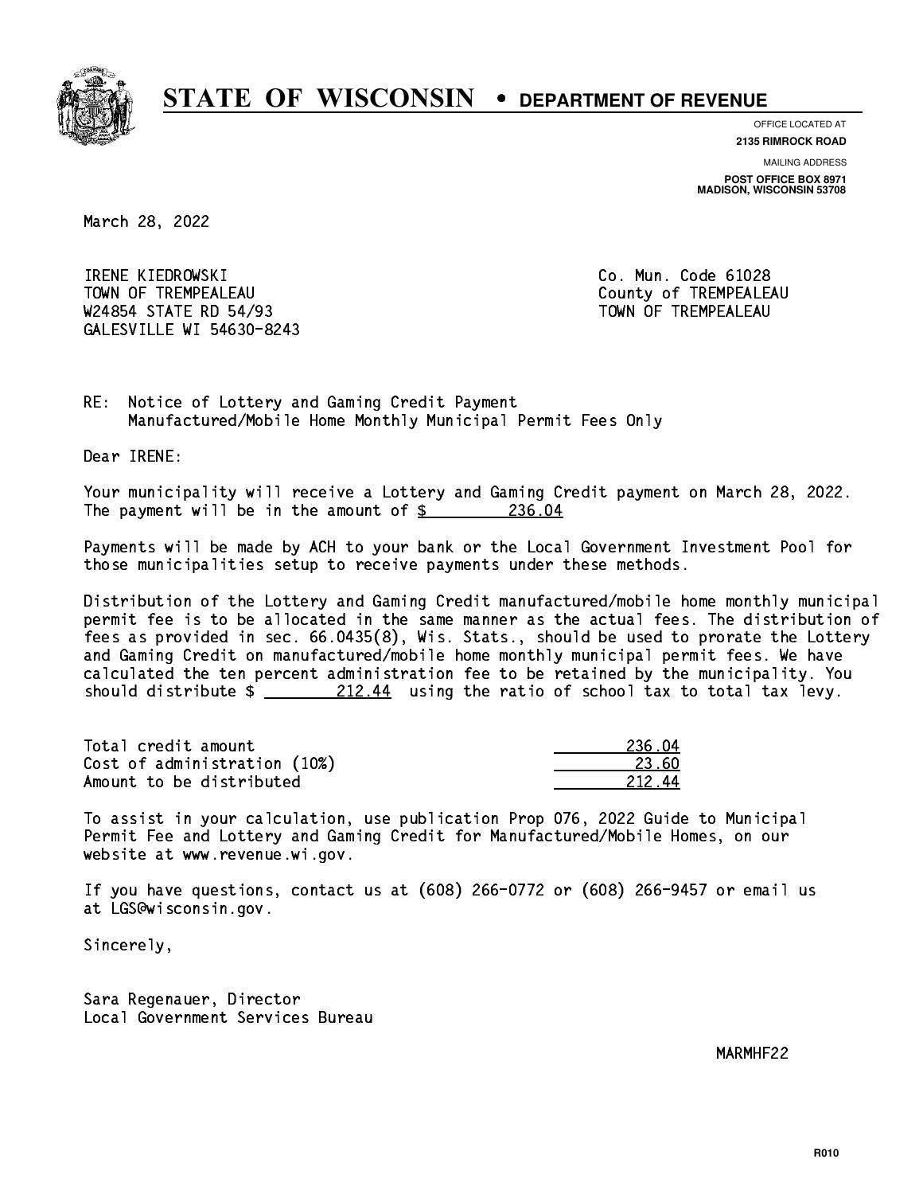# STATE OF WISCONSIN • DEPARTMENT OF REVENUE

OFFICE LOCATED AT
**2135 RIMROCK ROAD**

MAILING ADDRESS
**POST OFFICE BOX 8971**
**MADISON, WISCONSIN 53708**

March 28, 2022

IRENE KIEDROWSKI
TOWN OF TREMPEALEAU
W24854 STATE RD 54/93
GALESVILLE WI 54630-8243

Co. Mun. Code 61028
County of TREMPEALEAU
TOWN OF TREMPEALEAU

RE: Notice of Lottery and Gaming Credit Payment
Manufactured/Mobile Home Monthly Municipal Permit Fees Only

Dear IRENE:

Your municipality will receive a Lottery and Gaming Credit payment on March 28, 2022. The payment will be in the amount of $ 236.04

Payments will be made by ACH to your bank or the Local Government Investment Pool for those municipalities setup to receive payments under these methods.

Distribution of the Lottery and Gaming Credit manufactured/mobile home monthly municipal permit fee is to be allocated in the same manner as the actual fees. The distribution of fees as provided in sec. 66.0435(8), Wis. Stats., should be used to prorate the Lottery and Gaming Credit on manufactured/mobile home monthly municipal permit fees. We have calculated the ten percent administration fee to be retained by the municipality. You should distribute $ 212.44 using the ratio of school tax to total tax levy.

| | |
|---|---|
| Total credit amount | 236.04 |
| Cost of administration (10%) | 23.60 |
| Amount to be distributed | 212.44 |

To assist in your calculation, use publication Prop 076, 2022 Guide to Municipal Permit Fee and Lottery and Gaming Credit for Manufactured/Mobile Homes, on our website at www.revenue.wi.gov.

If you have questions, contact us at (608) 266-0772 or (608) 266-9457 or email us at LGS@wisconsin.gov.

Sincerely,

Sara Regenauer, Director
Local Government Services Bureau

MARMHF22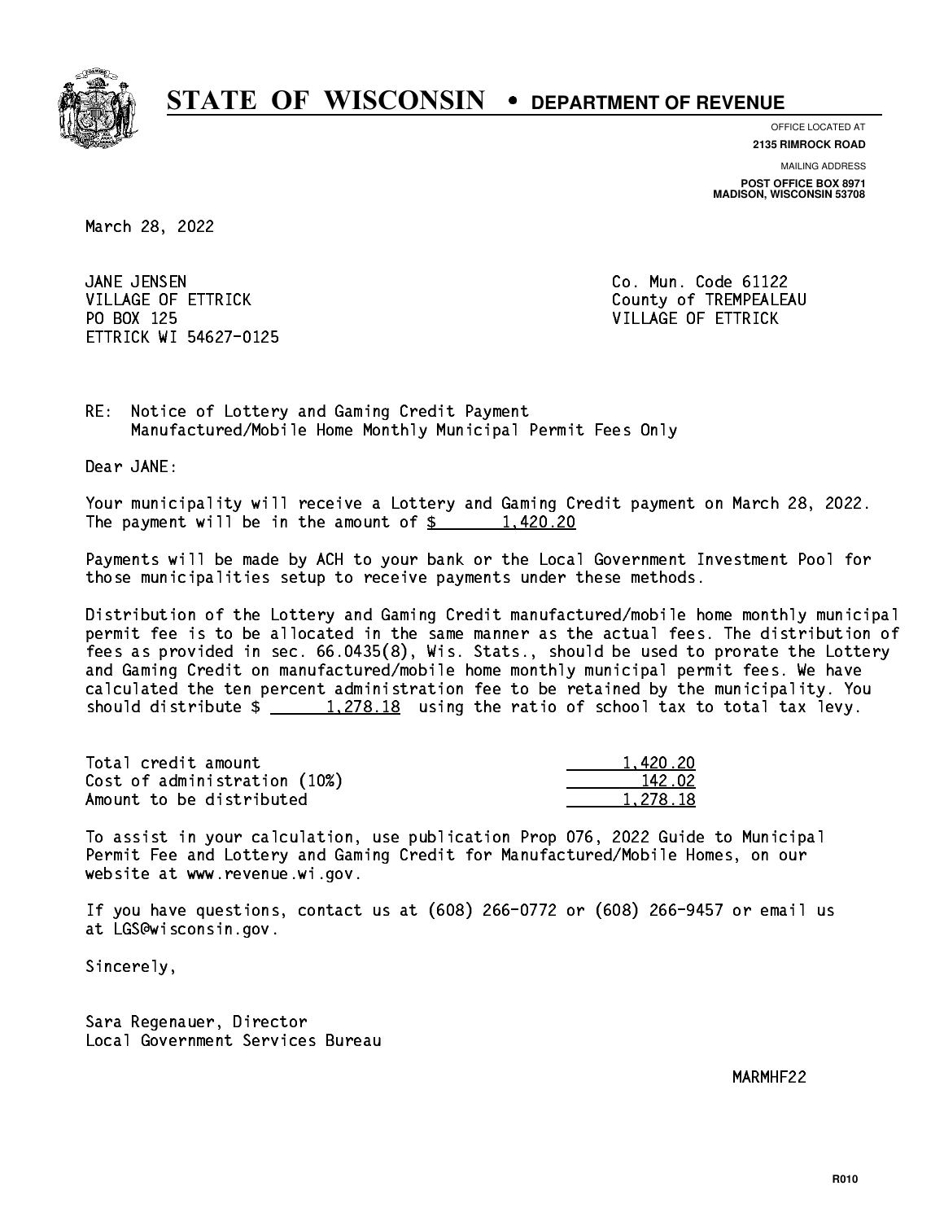# STATE OF WISCONSIN • DEPARTMENT OF REVENUE

OFFICE LOCATED AT
**2135 RIMROCK ROAD**

MAILING ADDRESS
**POST OFFICE BOX 8971**
**MADISON, WISCONSIN 53708**

March 28, 2022

JANE JENSEN
VILLAGE OF ETTRICK
PO BOX 125
ETTRICK WI 54627-0125

Co. Mun. Code 61122
County of TREMPEALEAU
VILLAGE OF ETTRICK

RE: Notice of Lottery and Gaming Credit Payment
Manufactured/Mobile Home Monthly Municipal Permit Fees Only

Dear JANE:

Your municipality will receive a Lottery and Gaming Credit payment on March 28, 2022. The payment will be in the amount of $ 1,420.20

Payments will be made by ACH to your bank or the Local Government Investment Pool for those municipalities setup to receive payments under these methods.

Distribution of the Lottery and Gaming Credit manufactured/mobile home monthly municipal permit fee is to be allocated in the same manner as the actual fees. The distribution of fees as provided in sec. 66.0435(8), Wis. Stats., should be used to prorate the Lottery and Gaming Credit on manufactured/mobile home monthly municipal permit fees. We have calculated the ten percent administration fee to be retained by the municipality. You should distribute $ 1,278.18 using the ratio of school tax to total tax levy.

| | |
|---|---|
| Total credit amount | 1,420.20 |
| Cost of administration (10%) | 142.02 |
| Amount to be distributed | 1,278.18 |

To assist in your calculation, use publication Prop 076, 2022 Guide to Municipal Permit Fee and Lottery and Gaming Credit for Manufactured/Mobile Homes, on our website at www.revenue.wi.gov.

If you have questions, contact us at (608) 266-0772 or (608) 266-9457 or email us at LGS@wisconsin.gov.

Sincerely,

Sara Regenauer, Director
Local Government Services Bureau

MARMHF22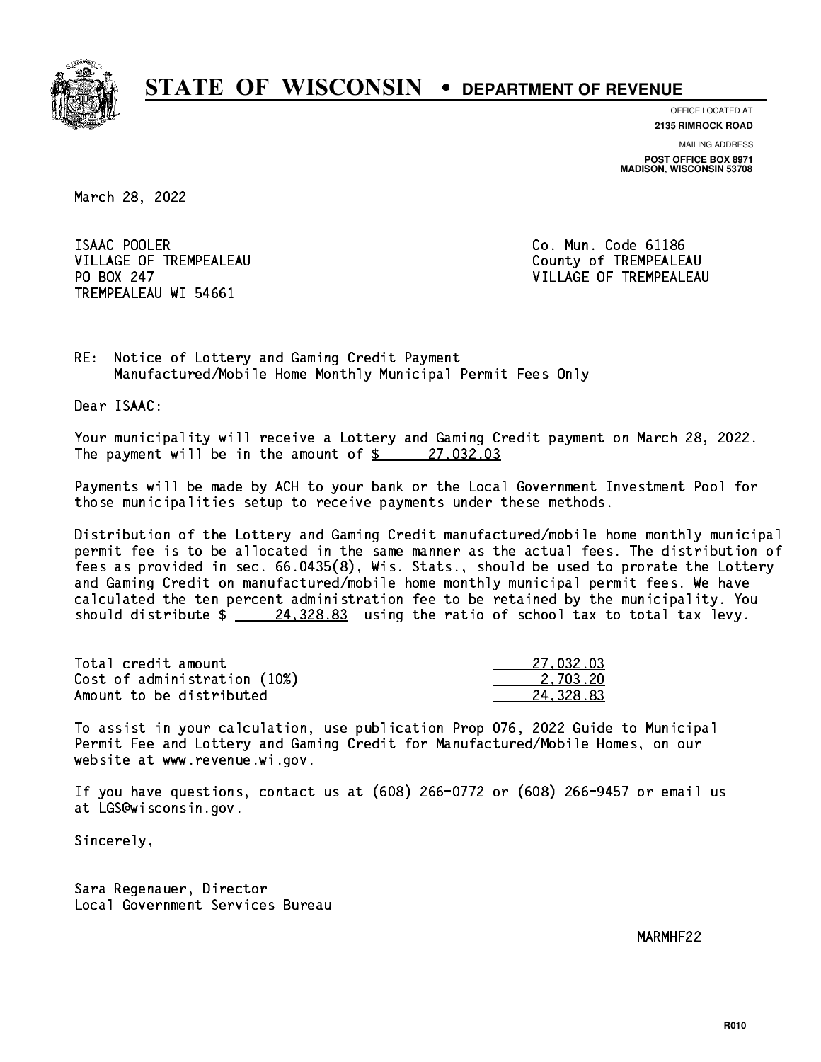# STATE OF WISCONSIN • DEPARTMENT OF REVENUE

OFFICE LOCATED AT
**2135 RIMROCK ROAD**

MAILING ADDRESS
**POST OFFICE BOX 8971**
**MADISON, WISCONSIN 53708**

March 28, 2022

ISAAC POOLER
VILLAGE OF TREMPEALEAU
PO BOX 247
TREMPEALEAU WI 54661

Co. Mun. Code 61186
County of TREMPEALEAU
VILLAGE OF TREMPEALEAU

RE: Notice of Lottery and Gaming Credit Payment
Manufactured/Mobile Home Monthly Municipal Permit Fees Only

Dear ISAAC:

Your municipality will receive a Lottery and Gaming Credit payment on March 28, 2022. The payment will be in the amount of $ 27,032.03

Payments will be made by ACH to your bank or the Local Government Investment Pool for those municipalities setup to receive payments under these methods.

Distribution of the Lottery and Gaming Credit manufactured/mobile home monthly municipal permit fee is to be allocated in the same manner as the actual fees. The distribution of fees as provided in sec. 66.0435(8), Wis. Stats., should be used to prorate the Lottery and Gaming Credit on manufactured/mobile home monthly municipal permit fees. We have calculated the ten percent administration fee to be retained by the municipality. You should distribute $ 24,328.83 using the ratio of school tax to total tax levy.

| | |
|---|---|
| Total credit amount | 27,032.03 |
| Cost of administration (10%) | 2,703.20 |
| Amount to be distributed | 24,328.83 |

To assist in your calculation, use publication Prop 076, 2022 Guide to Municipal Permit Fee and Lottery and Gaming Credit for Manufactured/Mobile Homes, on our website at www.revenue.wi.gov.

If you have questions, contact us at (608) 266-0772 or (608) 266-9457 or email us at LGS@wisconsin.gov.

Sincerely,

Sara Regenauer, Director
Local Government Services Bureau

MARMHF22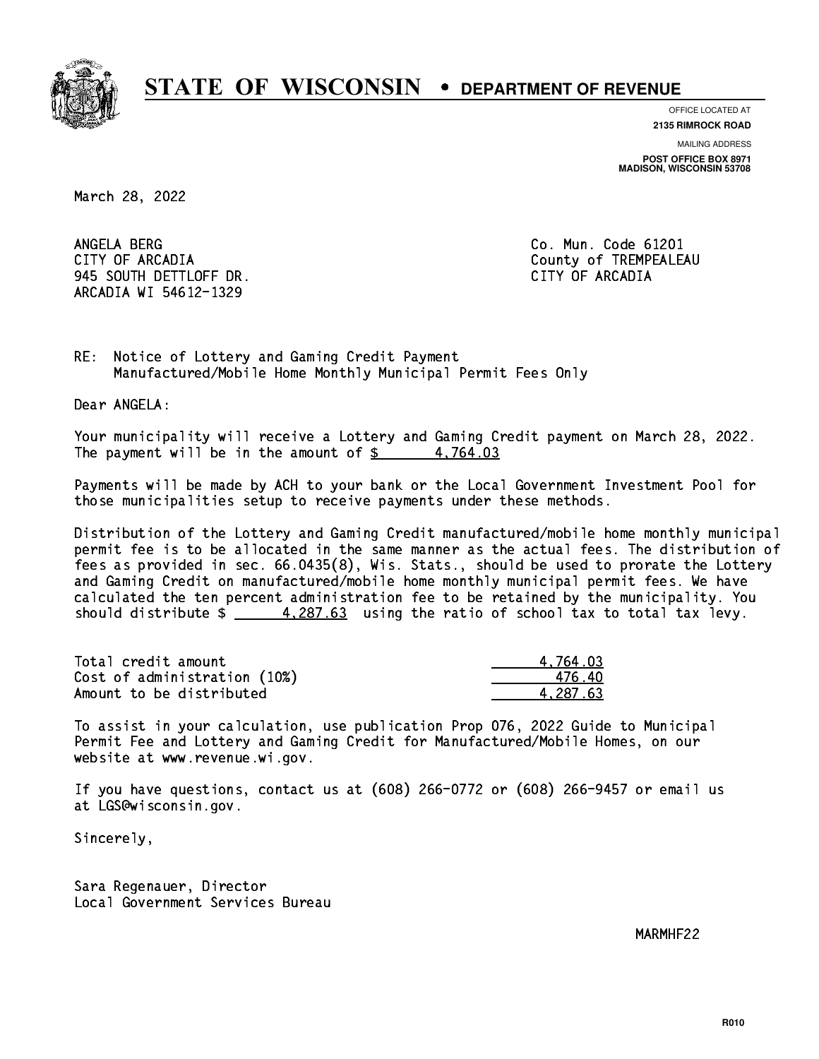# STATE OF WISCONSIN • DEPARTMENT OF REVENUE

OFFICE LOCATED AT
**2135 RIMROCK ROAD**

MAILING ADDRESS
**POST OFFICE BOX 8971**
**MADISON, WISCONSIN 53708**

March 28, 2022

ANGELA BERG
CITY OF ARCADIA
945 SOUTH DETTLOFF DR.
ARCADIA WI 54612-1329

Co. Mun. Code 61201
County of TREMPEALEAU
CITY OF ARCADIA

RE: Notice of Lottery and Gaming Credit Payment
Manufactured/Mobile Home Monthly Municipal Permit Fees Only

Dear ANGELA:

Your municipality will receive a Lottery and Gaming Credit payment on March 28, 2022. The payment will be in the amount of $ 4,764.03

Payments will be made by ACH to your bank or the Local Government Investment Pool for those municipalities setup to receive payments under these methods.

Distribution of the Lottery and Gaming Credit manufactured/mobile home monthly municipal permit fee is to be allocated in the same manner as the actual fees. The distribution of fees as provided in sec. 66.0435(8), Wis. Stats., should be used to prorate the Lottery and Gaming Credit on manufactured/mobile home monthly municipal permit fees. We have calculated the ten percent administration fee to be retained by the municipality. You should distribute $ 4,287.63 using the ratio of school tax to total tax levy.

| | |
|---|---|
| Total credit amount | 4,764.03 |
| Cost of administration (10%) | 476.40 |
| Amount to be distributed | 4,287.63 |

To assist in your calculation, use publication Prop 076, 2022 Guide to Municipal Permit Fee and Lottery and Gaming Credit for Manufactured/Mobile Homes, on our website at www.revenue.wi.gov.

If you have questions, contact us at (608) 266-0772 or (608) 266-9457 or email us at LGS@wisconsin.gov.

Sincerely,

Sara Regenauer, Director
Local Government Services Bureau

MARMHF22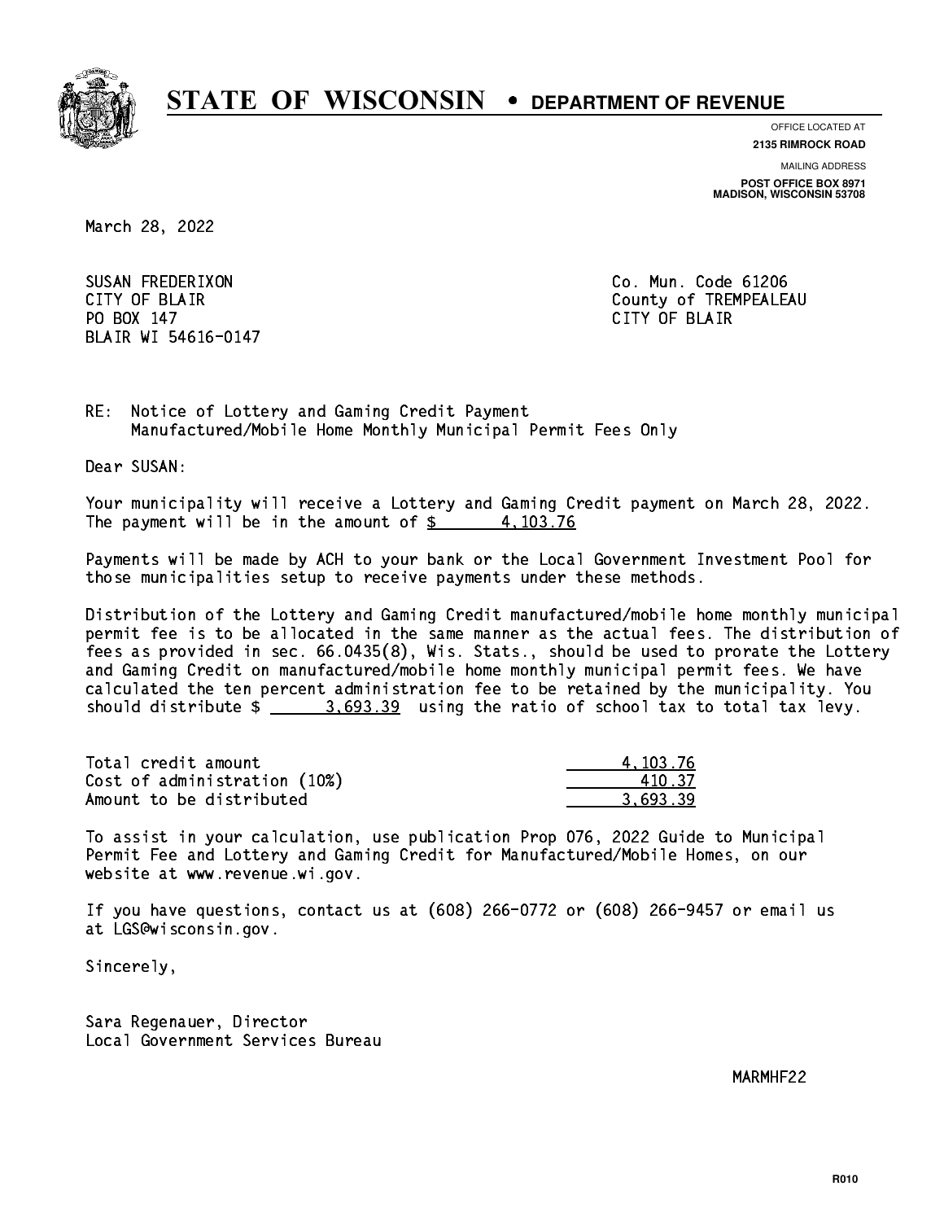# STATE OF WISCONSIN • DEPARTMENT OF REVENUE

OFFICE LOCATED AT
**2135 RIMROCK ROAD**

MAILING ADDRESS
**POST OFFICE BOX 8971**
**MADISON, WISCONSIN 53708**

March 28, 2022

SUSAN FREDERIXON
CITY OF BLAIR
PO BOX 147
BLAIR WI 54616-0147

Co. Mun. Code 61206
County of TREMPEALEAU
CITY OF BLAIR

RE: Notice of Lottery and Gaming Credit Payment
Manufactured/Mobile Home Monthly Municipal Permit Fees Only

Dear SUSAN:

Your municipality will receive a Lottery and Gaming Credit payment on March 28, 2022. The payment will be in the amount of $ 4,103.76

Payments will be made by ACH to your bank or the Local Government Investment Pool for those municipalities setup to receive payments under these methods.

Distribution of the Lottery and Gaming Credit manufactured/mobile home monthly municipal permit fee is to be allocated in the same manner as the actual fees. The distribution of fees as provided in sec. 66.0435(8), Wis. Stats., should be used to prorate the Lottery and Gaming Credit on manufactured/mobile home monthly municipal permit fees. We have calculated the ten percent administration fee to be retained by the municipality. You should distribute $ 3,693.39 using the ratio of school tax to total tax levy.

| | |
|---|---|
| Total credit amount | 4,103.76 |
| Cost of administration (10%) | 410.37 |
| Amount to be distributed | 3,693.39 |

To assist in your calculation, use publication Prop 076, 2022 Guide to Municipal Permit Fee and Lottery and Gaming Credit for Manufactured/Mobile Homes, on our website at www.revenue.wi.gov.

If you have questions, contact us at (608) 266-0772 or (608) 266-9457 or email us at LGS@wisconsin.gov.

Sincerely,

Sara Regenauer, Director
Local Government Services Bureau

MARMHF22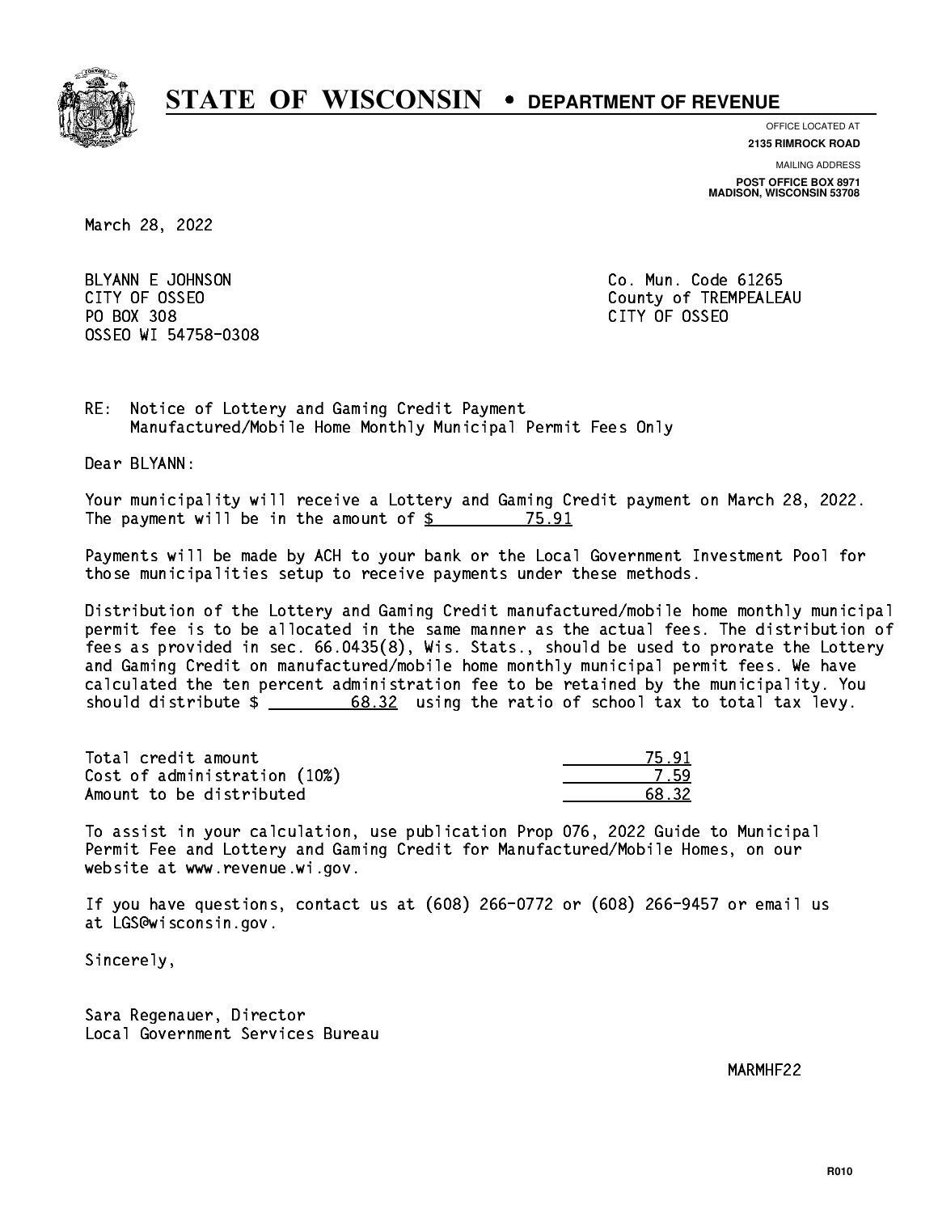# STATE OF WISCONSIN • DEPARTMENT OF REVENUE

OFFICE LOCATED AT
**2135 RIMROCK ROAD**

MAILING ADDRESS
**POST OFFICE BOX 8971**
**MADISON, WISCONSIN 53708**

March 28, 2022

BLYANN E JOHNSON
CITY OF OSSEO
PO BOX 308
OSSEO WI 54758-0308

Co. Mun. Code 61265
County of TREMPEALEAU
CITY OF OSSEO

RE: Notice of Lottery and Gaming Credit Payment
Manufactured/Mobile Home Monthly Municipal Permit Fees Only

Dear BLYANN:

Your municipality will receive a Lottery and Gaming Credit payment on March 28, 2022. The payment will be in the amount of $ 75.91

Payments will be made by ACH to your bank or the Local Government Investment Pool for those municipalities setup to receive payments under these methods.

Distribution of the Lottery and Gaming Credit manufactured/mobile home monthly municipal permit fee is to be allocated in the same manner as the actual fees. The distribution of fees as provided in sec. 66.0435(8), Wis. Stats., should be used to prorate the Lottery and Gaming Credit on manufactured/mobile home monthly municipal permit fees. We have calculated the ten percent administration fee to be retained by the municipality. You should distribute $ 68.32 using the ratio of school tax to total tax levy.

| | |
|---|---|
| Total credit amount | 75.91 |
| Cost of administration (10%) | 7.59 |
| Amount to be distributed | 68.32 |

To assist in your calculation, use publication Prop 076, 2022 Guide to Municipal Permit Fee and Lottery and Gaming Credit for Manufactured/Mobile Homes, on our website at www.revenue.wi.gov.

If you have questions, contact us at (608) 266-0772 or (608) 266-9457 or email us at LGS@wisconsin.gov.

Sincerely,

Sara Regenauer, Director
Local Government Services Bureau

MARMHF22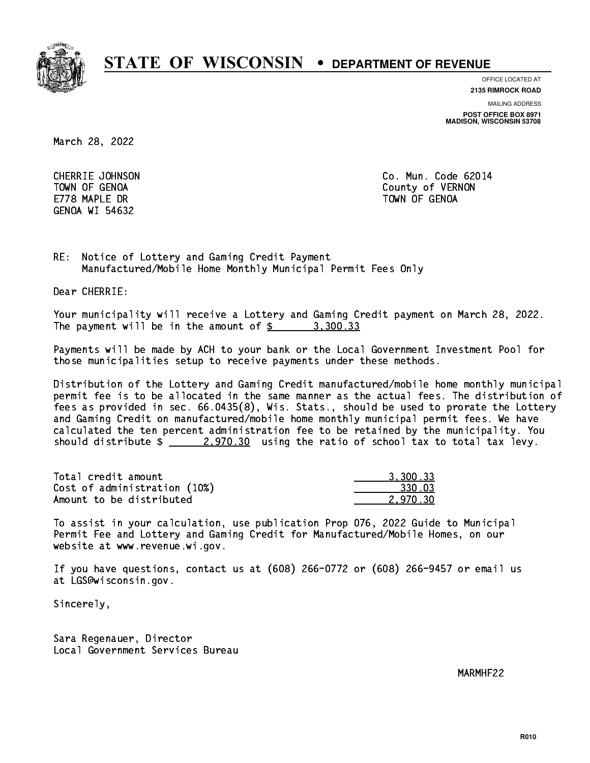# STATE OF WISCONSIN • DEPARTMENT OF REVENUE

OFFICE LOCATED AT
**2135 RIMROCK ROAD**

MAILING ADDRESS
**POST OFFICE BOX 8971**
**MADISON, WISCONSIN 53708**

March 28, 2022

CHERRIE JOHNSON
TOWN OF GENOA
E778 MAPLE DR
GENOA WI 54632

Co. Mun. Code 62014
County of VERNON
TOWN OF GENOA

RE: Notice of Lottery and Gaming Credit Payment
Manufactured/Mobile Home Monthly Municipal Permit Fees Only

Dear CHERRIE:

Your municipality will receive a Lottery and Gaming Credit payment on March 28, 2022. The payment will be in the amount of $ 3,300.33

Payments will be made by ACH to your bank or the Local Government Investment Pool for those municipalities setup to receive payments under these methods.

Distribution of the Lottery and Gaming Credit manufactured/mobile home monthly municipal permit fee is to be allocated in the same manner as the actual fees. The distribution of fees as provided in sec. 66.0435(8), Wis. Stats., should be used to prorate the Lottery and Gaming Credit on manufactured/mobile home monthly municipal permit fees. We have calculated the ten percent administration fee to be retained by the municipality. You should distribute $ 2,970.30 using the ratio of school tax to total tax levy.

| | |
|---|---|
| Total credit amount | 3,300.33 |
| Cost of administration (10%) | 330.03 |
| Amount to be distributed | 2,970.30 |

To assist in your calculation, use publication Prop 076, 2022 Guide to Municipal Permit Fee and Lottery and Gaming Credit for Manufactured/Mobile Homes, on our website at www.revenue.wi.gov.

If you have questions, contact us at (608) 266-0772 or (608) 266-9457 or email us at LGS@wisconsin.gov.

Sincerely,

Sara Regenauer, Director
Local Government Services Bureau

MARMHF22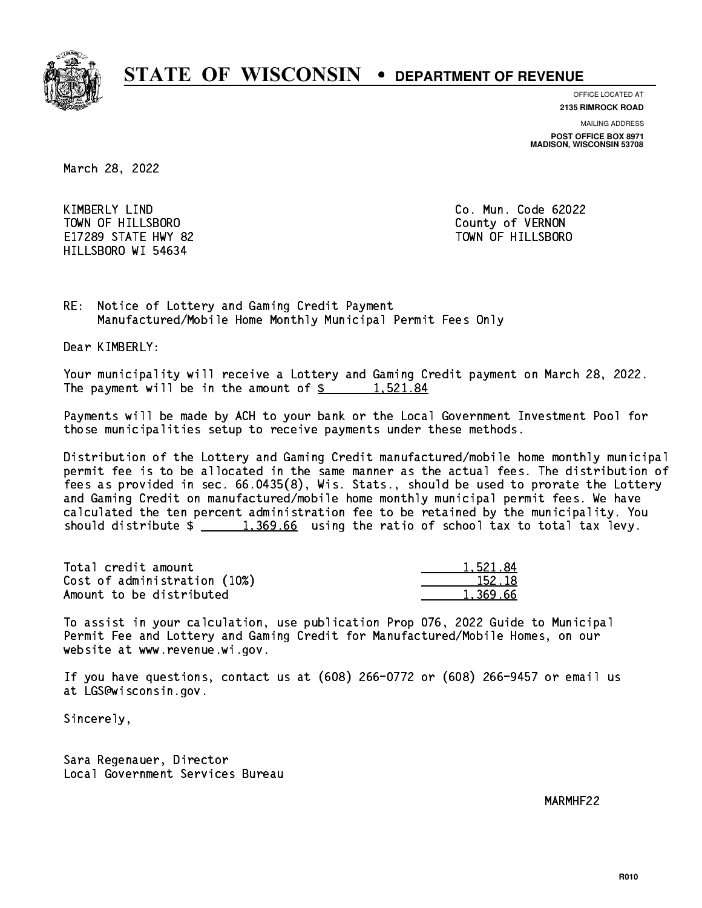# STATE OF WISCONSIN • DEPARTMENT OF REVENUE

OFFICE LOCATED AT
**2135 RIMROCK ROAD**

MAILING ADDRESS
**POST OFFICE BOX 8971**
**MADISON, WISCONSIN 53708**

March 28, 2022

KIMBERLY LIND
TOWN OF HILLSBORO
E17289 STATE HWY 82
HILLSBORO WI 54634

Co. Mun. Code 62022
County of VERNON
TOWN OF HILLSBORO

RE: Notice of Lottery and Gaming Credit Payment
Manufactured/Mobile Home Monthly Municipal Permit Fees Only

Dear KIMBERLY:

Your municipality will receive a Lottery and Gaming Credit payment on March 28, 2022. The payment will be in the amount of $ 1,521.84

Payments will be made by ACH to your bank or the Local Government Investment Pool for those municipalities setup to receive payments under these methods.

Distribution of the Lottery and Gaming Credit manufactured/mobile home monthly municipal permit fee is to be allocated in the same manner as the actual fees. The distribution of fees as provided in sec. 66.0435(8), Wis. Stats., should be used to prorate the Lottery and Gaming Credit on manufactured/mobile home monthly municipal permit fees. We have calculated the ten percent administration fee to be retained by the municipality. You should distribute $ 1,369.66 using the ratio of school tax to total tax levy.

| | |
|---|---|
| Total credit amount | 1,521.84 |
| Cost of administration (10%) | 152.18 |
| Amount to be distributed | 1,369.66 |

To assist in your calculation, use publication Prop 076, 2022 Guide to Municipal Permit Fee and Lottery and Gaming Credit for Manufactured/Mobile Homes, on our website at www.revenue.wi.gov.

If you have questions, contact us at (608) 266-0772 or (608) 266-9457 or email us at LGS@wisconsin.gov.

Sincerely,

Sara Regenauer, Director
Local Government Services Bureau

MARMHF22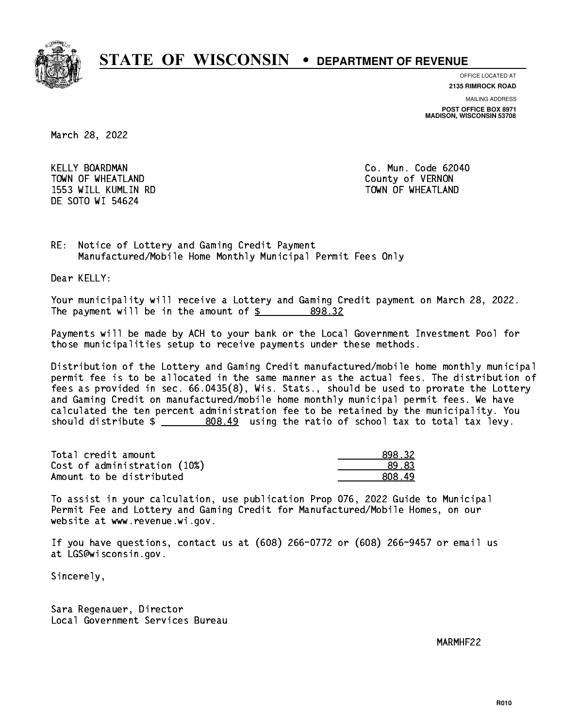# STATE OF WISCONSIN • DEPARTMENT OF REVENUE

OFFICE LOCATED AT
**2135 RIMROCK ROAD**

MAILING ADDRESS
**POST OFFICE BOX 8971**
**MADISON, WISCONSIN 53708**

March 28, 2022

KELLY BOARDMAN
TOWN OF WHEATLAND
1553 WILL KUMLIN RD
DE SOTO WI 54624

Co. Mun. Code 62040
County of VERNON
TOWN OF WHEATLAND

RE: Notice of Lottery and Gaming Credit Payment
Manufactured/Mobile Home Monthly Municipal Permit Fees Only

Dear KELLY:

Your municipality will receive a Lottery and Gaming Credit payment on March 28, 2022. The payment will be in the amount of $ 898.32

Payments will be made by ACH to your bank or the Local Government Investment Pool for those municipalities setup to receive payments under these methods.

Distribution of the Lottery and Gaming Credit manufactured/mobile home monthly municipal permit fee is to be allocated in the same manner as the actual fees. The distribution of fees as provided in sec. 66.0435(8), Wis. Stats., should be used to prorate the Lottery and Gaming Credit on manufactured/mobile home monthly municipal permit fees. We have calculated the ten percent administration fee to be retained by the municipality. You should distribute $ 808.49 using the ratio of school tax to total tax levy.

| | |
|---|---|
| Total credit amount | 898.32 |
| Cost of administration (10%) | 89.83 |
| Amount to be distributed | 808.49 |

To assist in your calculation, use publication Prop 076, 2022 Guide to Municipal Permit Fee and Lottery and Gaming Credit for Manufactured/Mobile Homes, on our website at www.revenue.wi.gov.

If you have questions, contact us at (608) 266-0772 or (608) 266-9457 or email us at LGS@wisconsin.gov.

Sincerely,

Sara Regenauer, Director
Local Government Services Bureau

MARMHF22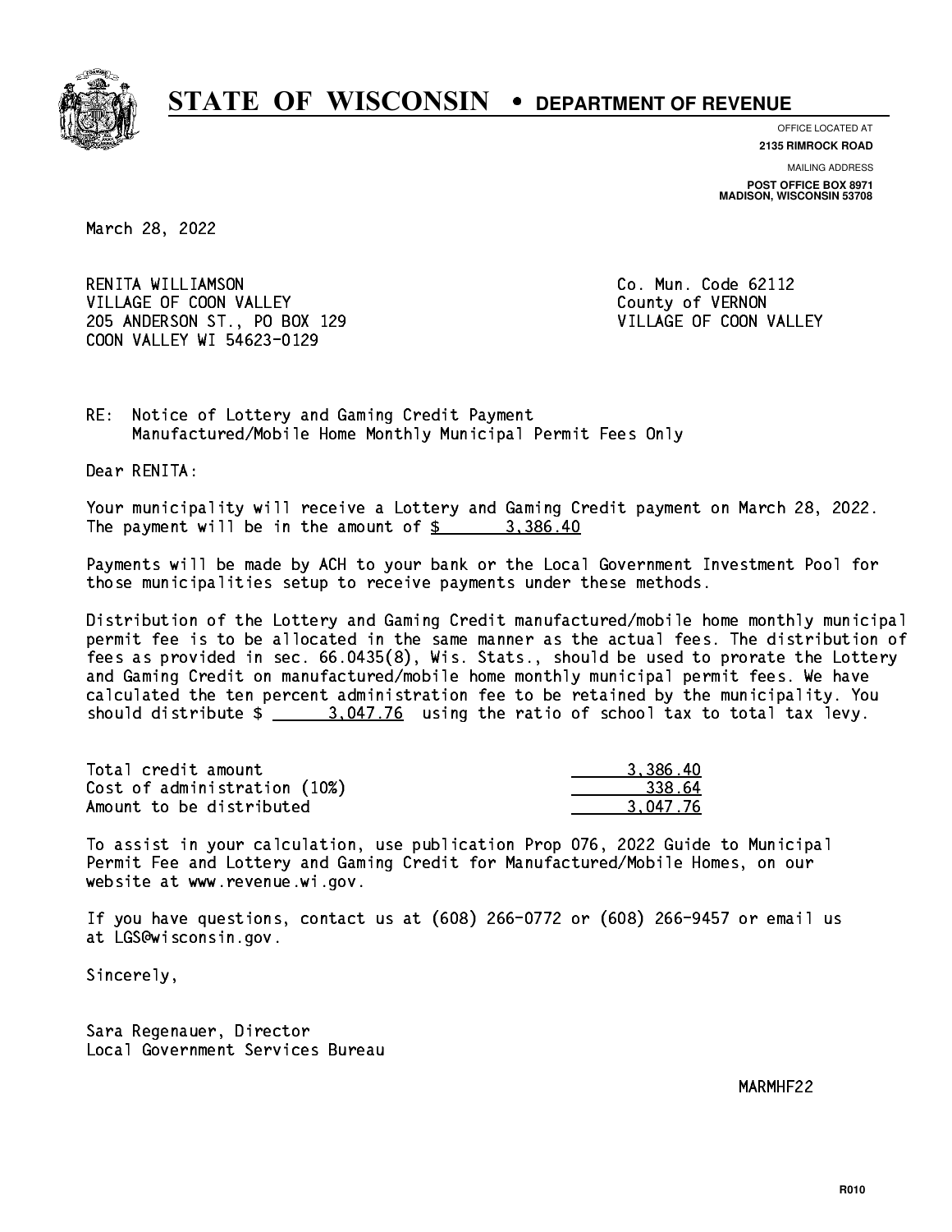# STATE OF WISCONSIN • DEPARTMENT OF REVENUE

OFFICE LOCATED AT
**2135 RIMROCK ROAD**

MAILING ADDRESS
**POST OFFICE BOX 8971**
**MADISON, WISCONSIN 53708**

March 28, 2022

RENITA WILLIAMSON
VILLAGE OF COON VALLEY
205 ANDERSON ST., PO BOX 129
COON VALLEY WI 54623-0129

Co. Mun. Code 62112
County of VERNON
VILLAGE OF COON VALLEY

RE: Notice of Lottery and Gaming Credit Payment
Manufactured/Mobile Home Monthly Municipal Permit Fees Only

Dear RENITA:

Your municipality will receive a Lottery and Gaming Credit payment on March 28, 2022. The payment will be in the amount of $ 3,386.40

Payments will be made by ACH to your bank or the Local Government Investment Pool for those municipalities setup to receive payments under these methods.

Distribution of the Lottery and Gaming Credit manufactured/mobile home monthly municipal permit fee is to be allocated in the same manner as the actual fees. The distribution of fees as provided in sec. 66.0435(8), Wis. Stats., should be used to prorate the Lottery and Gaming Credit on manufactured/mobile home monthly municipal permit fees. We have calculated the ten percent administration fee to be retained by the municipality. You should distribute $ 3,047.76 using the ratio of school tax to total tax levy.

| | |
|---|---|
| Total credit amount | 3,386.40 |
| Cost of administration (10%) | 338.64 |
| Amount to be distributed | 3,047.76 |

To assist in your calculation, use publication Prop 076, 2022 Guide to Municipal Permit Fee and Lottery and Gaming Credit for Manufactured/Mobile Homes, on our website at www.revenue.wi.gov.

If you have questions, contact us at (608) 266-0772 or (608) 266-9457 or email us at LGS@wisconsin.gov.

Sincerely,

Sara Regenauer, Director
Local Government Services Bureau

MARMHF22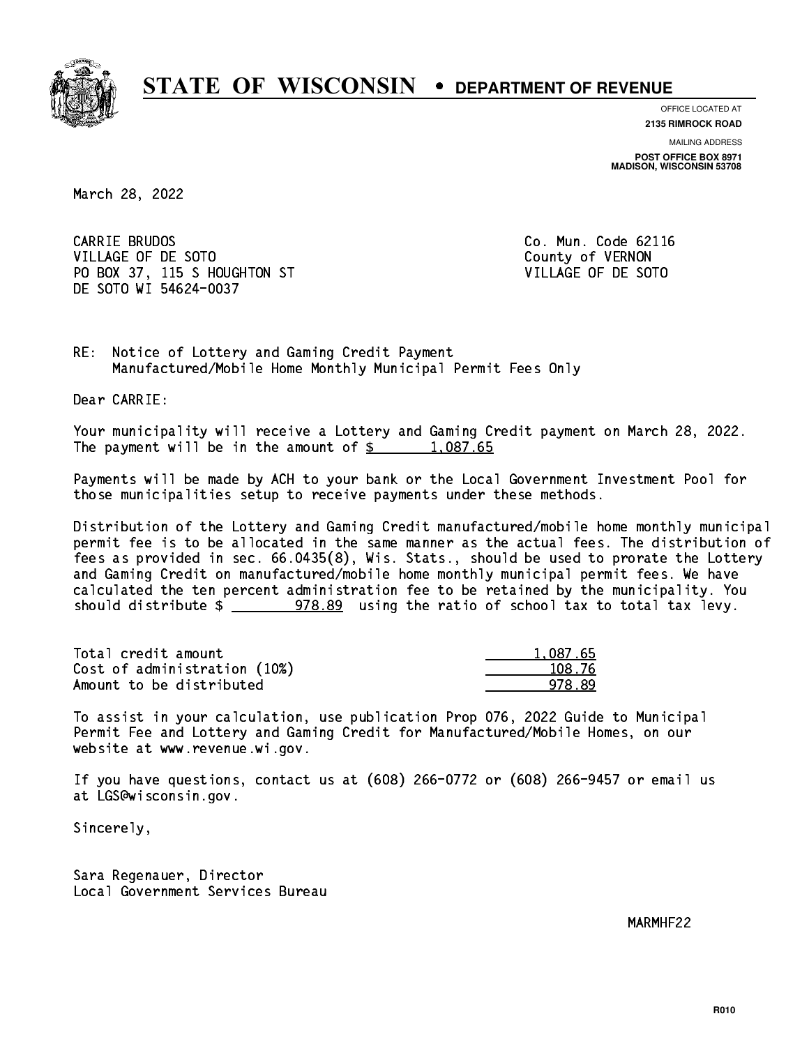# STATE OF WISCONSIN • DEPARTMENT OF REVENUE

OFFICE LOCATED AT
**2135 RIMROCK ROAD**

MAILING ADDRESS
**POST OFFICE BOX 8971**
**MADISON, WISCONSIN 53708**

March 28, 2022

CARRIE BRUDOS
VILLAGE OF DE SOTO
PO BOX 37, 115 S HOUGHTON ST
DE SOTO WI 54624-0037

Co. Mun. Code 62116
County of VERNON
VILLAGE OF DE SOTO

RE: Notice of Lottery and Gaming Credit Payment
Manufactured/Mobile Home Monthly Municipal Permit Fees Only

Dear CARRIE:

Your municipality will receive a Lottery and Gaming Credit payment on March 28, 2022. The payment will be in the amount of $ 1,087.65

Payments will be made by ACH to your bank or the Local Government Investment Pool for those municipalities setup to receive payments under these methods.

Distribution of the Lottery and Gaming Credit manufactured/mobile home monthly municipal permit fee is to be allocated in the same manner as the actual fees. The distribution of fees as provided in sec. 66.0435(8), Wis. Stats., should be used to prorate the Lottery and Gaming Credit on manufactured/mobile home monthly municipal permit fees. We have calculated the ten percent administration fee to be retained by the municipality. You should distribute $ 978.89 using the ratio of school tax to total tax levy.

| | |
|---|---|
| Total credit amount | 1,087.65 |
| Cost of administration (10%) | 108.76 |
| Amount to be distributed | 978.89 |

To assist in your calculation, use publication Prop 076, 2022 Guide to Municipal Permit Fee and Lottery and Gaming Credit for Manufactured/Mobile Homes, on our website at www.revenue.wi.gov.

If you have questions, contact us at (608) 266-0772 or (608) 266-9457 or email us at LGS@wisconsin.gov.

Sincerely,

Sara Regenauer, Director
Local Government Services Bureau

MARMHF22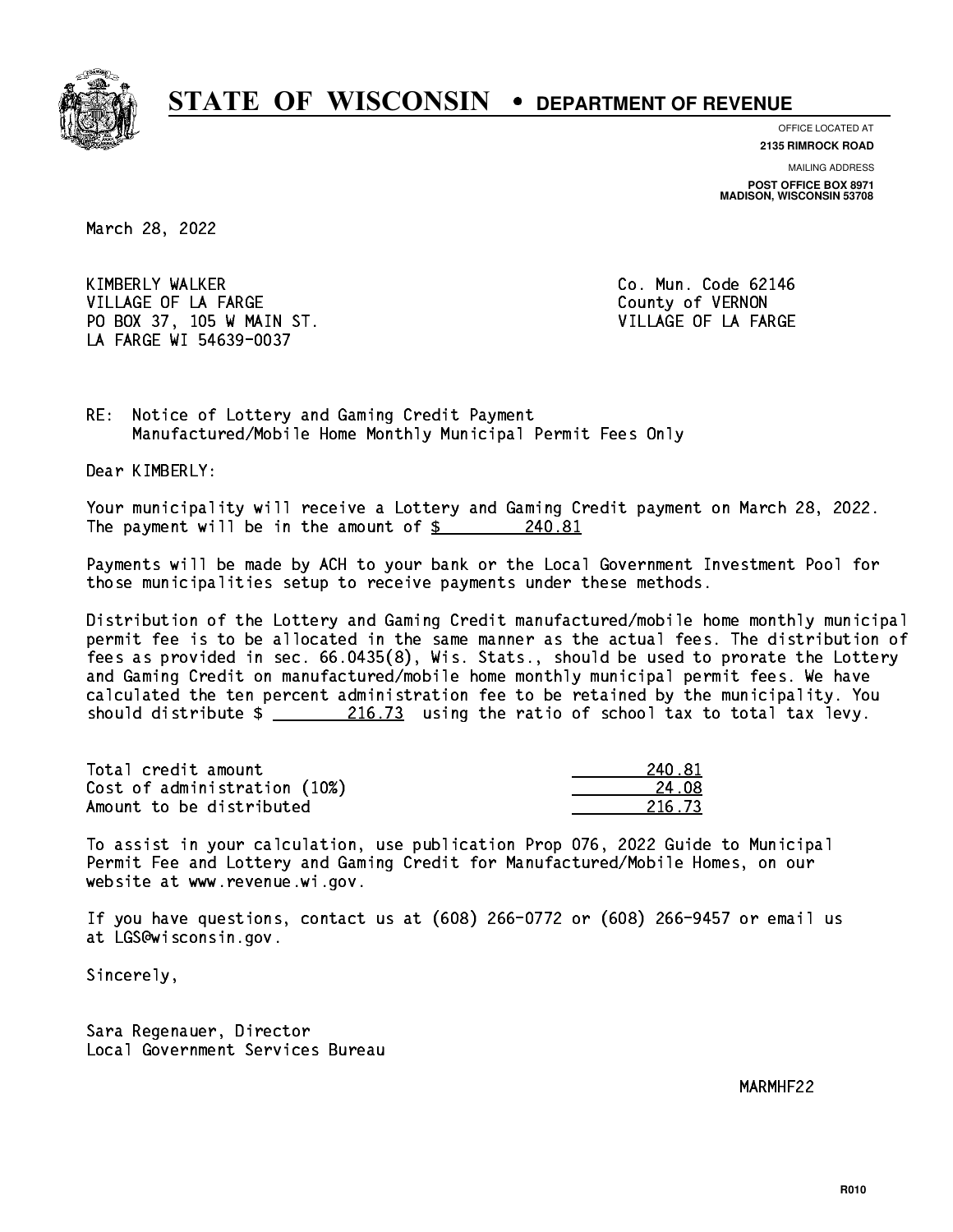# STATE OF WISCONSIN • DEPARTMENT OF REVENUE

OFFICE LOCATED AT
**2135 RIMROCK ROAD**

MAILING ADDRESS
**POST OFFICE BOX 8971**
**MADISON, WISCONSIN 53708**

March 28, 2022

KIMBERLY WALKER
VILLAGE OF LA FARGE
PO BOX 37, 105 W MAIN ST.
LA FARGE WI 54639-0037

Co. Mun. Code 62146
County of VERNON
VILLAGE OF LA FARGE

RE: Notice of Lottery and Gaming Credit Payment
Manufactured/Mobile Home Monthly Municipal Permit Fees Only

Dear KIMBERLY:

Your municipality will receive a Lottery and Gaming Credit payment on March 28, 2022. The payment will be in the amount of $ 240.81

Payments will be made by ACH to your bank or the Local Government Investment Pool for those municipalities setup to receive payments under these methods.

Distribution of the Lottery and Gaming Credit manufactured/mobile home monthly municipal permit fee is to be allocated in the same manner as the actual fees. The distribution of fees as provided in sec. 66.0435(8), Wis. Stats., should be used to prorate the Lottery and Gaming Credit on manufactured/mobile home monthly municipal permit fees. We have calculated the ten percent administration fee to be retained by the municipality. You should distribute $ 216.73 using the ratio of school tax to total tax levy.

| | |
|---|---|
| Total credit amount | 240.81 |
| Cost of administration (10%) | 24.08 |
| Amount to be distributed | 216.73 |

To assist in your calculation, use publication Prop 076, 2022 Guide to Municipal Permit Fee and Lottery and Gaming Credit for Manufactured/Mobile Homes, on our website at www.revenue.wi.gov.

If you have questions, contact us at (608) 266-0772 or (608) 266-9457 or email us at LGS@wisconsin.gov.

Sincerely,

Sara Regenauer, Director
Local Government Services Bureau

MARMHF22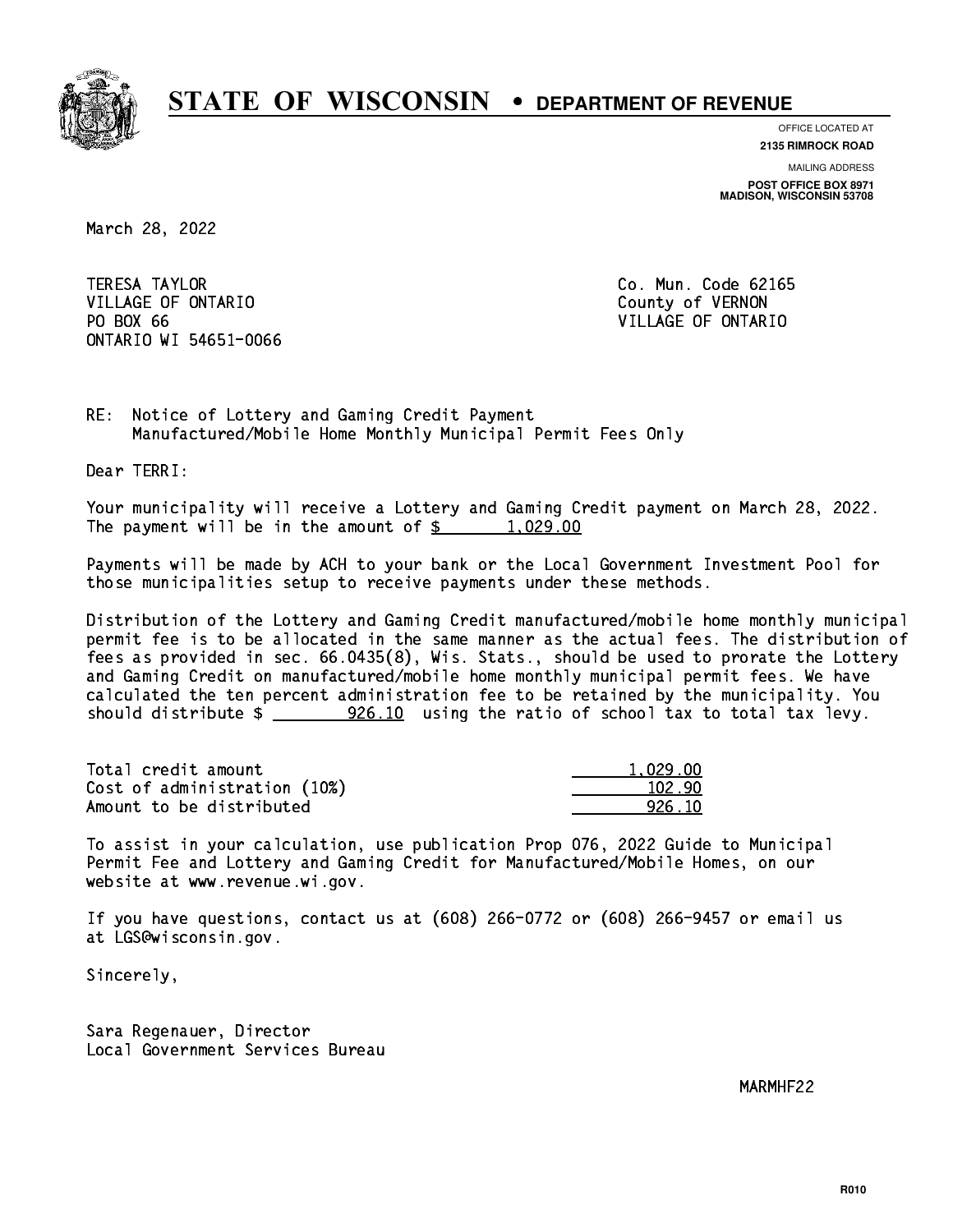# STATE OF WISCONSIN • DEPARTMENT OF REVENUE

OFFICE LOCATED AT
**2135 RIMROCK ROAD**

MAILING ADDRESS
**POST OFFICE BOX 8971**
**MADISON, WISCONSIN 53708**

March 28, 2022

TERESA TAYLOR
VILLAGE OF ONTARIO
PO BOX 66
ONTARIO WI 54651-0066

Co. Mun. Code 62165
County of VERNON
VILLAGE OF ONTARIO

RE: Notice of Lottery and Gaming Credit Payment
Manufactured/Mobile Home Monthly Municipal Permit Fees Only

Dear TERRI:

Your municipality will receive a Lottery and Gaming Credit payment on March 28, 2022. The payment will be in the amount of $ 1,029.00

Payments will be made by ACH to your bank or the Local Government Investment Pool for those municipalities setup to receive payments under these methods.

Distribution of the Lottery and Gaming Credit manufactured/mobile home monthly municipal permit fee is to be allocated in the same manner as the actual fees. The distribution of fees as provided in sec. 66.0435(8), Wis. Stats., should be used to prorate the Lottery and Gaming Credit on manufactured/mobile home monthly municipal permit fees. We have calculated the ten percent administration fee to be retained by the municipality. You should distribute $ 926.10 using the ratio of school tax to total tax levy.

| | |
|---|---|
| Total credit amount | 1,029.00 |
| Cost of administration (10%) | 102.90 |
| Amount to be distributed | 926.10 |

To assist in your calculation, use publication Prop 076, 2022 Guide to Municipal Permit Fee and Lottery and Gaming Credit for Manufactured/Mobile Homes, on our website at www.revenue.wi.gov.

If you have questions, contact us at (608) 266-0772 or (608) 266-9457 or email us at LGS@wisconsin.gov.

Sincerely,

Sara Regenauer, Director
Local Government Services Bureau

MARMHF22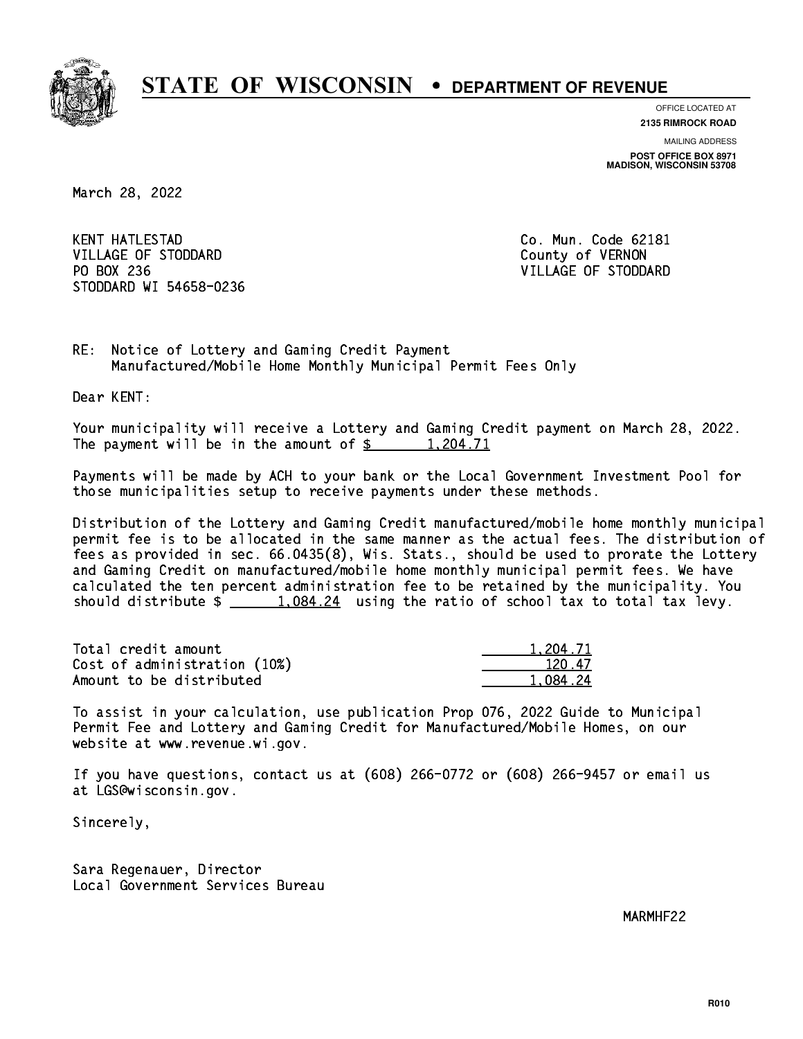# STATE OF WISCONSIN • DEPARTMENT OF REVENUE

OFFICE LOCATED AT
**2135 RIMROCK ROAD**

MAILING ADDRESS
**POST OFFICE BOX 8971**
**MADISON, WISCONSIN 53708**

March 28, 2022

KENT HATLESTAD
VILLAGE OF STODDARD
PO BOX 236
STODDARD WI 54658-0236

Co. Mun. Code 62181
County of VERNON
VILLAGE OF STODDARD

RE: Notice of Lottery and Gaming Credit Payment
Manufactured/Mobile Home Monthly Municipal Permit Fees Only

Dear KENT:

Your municipality will receive a Lottery and Gaming Credit payment on March 28, 2022. The payment will be in the amount of $ 1,204.71

Payments will be made by ACH to your bank or the Local Government Investment Pool for those municipalities setup to receive payments under these methods.

Distribution of the Lottery and Gaming Credit manufactured/mobile home monthly municipal permit fee is to be allocated in the same manner as the actual fees. The distribution of fees as provided in sec. 66.0435(8), Wis. Stats., should be used to prorate the Lottery and Gaming Credit on manufactured/mobile home monthly municipal permit fees. We have calculated the ten percent administration fee to be retained by the municipality. You should distribute $ 1,084.24 using the ratio of school tax to total tax levy.

| | |
|---|---|
| Total credit amount | 1,204.71 |
| Cost of administration (10%) | 120.47 |
| Amount to be distributed | 1,084.24 |

To assist in your calculation, use publication Prop 076, 2022 Guide to Municipal Permit Fee and Lottery and Gaming Credit for Manufactured/Mobile Homes, on our website at www.revenue.wi.gov.

If you have questions, contact us at (608) 266-0772 or (608) 266-9457 or email us at LGS@wisconsin.gov.

Sincerely,

Sara Regenauer, Director
Local Government Services Bureau

MARMHF22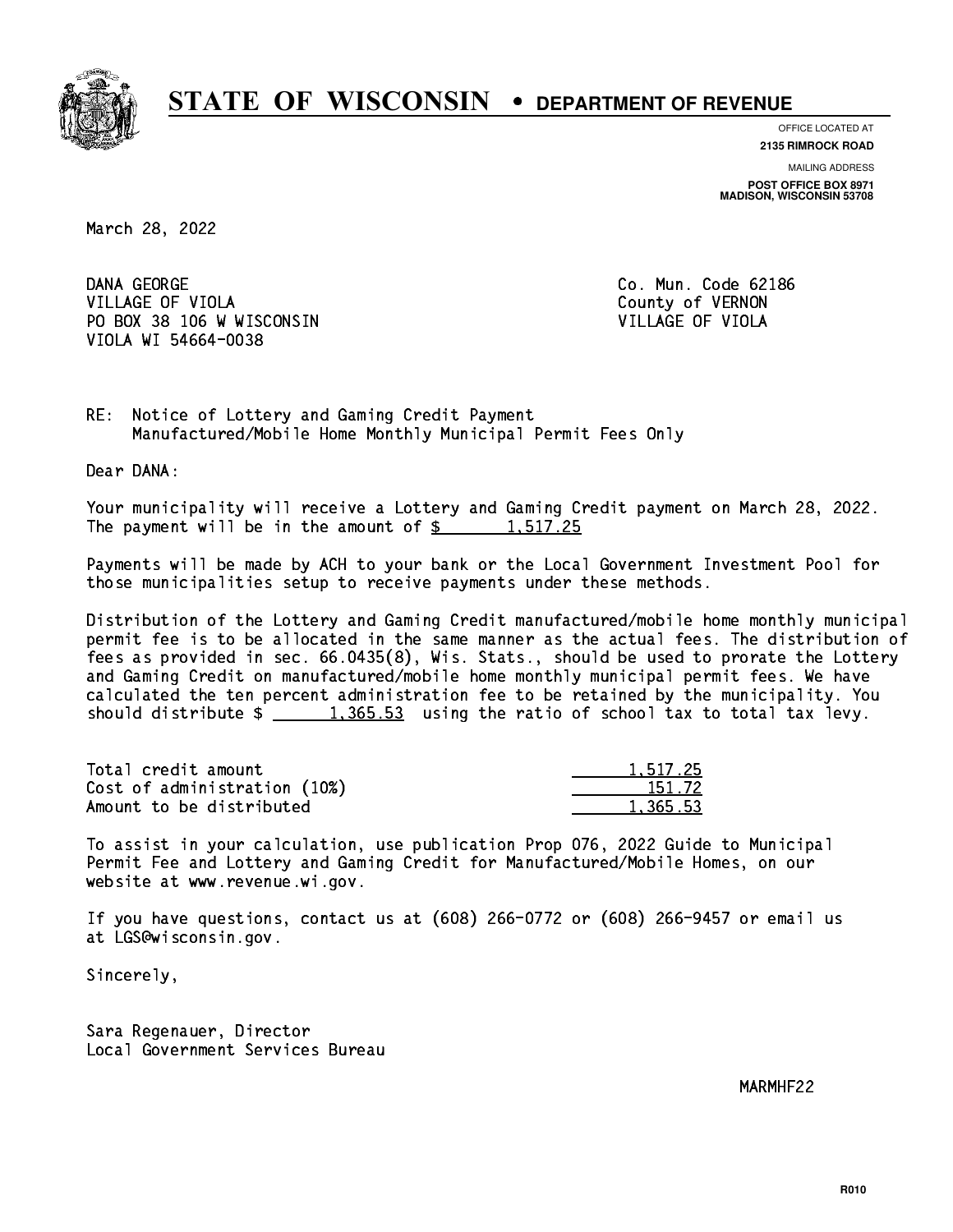**STATE OF WISCONSIN • DEPARTMENT OF REVENUE**

OFFICE LOCATED AT
**2135 RIMROCK ROAD**

MAILING ADDRESS
**POST OFFICE BOX 8971**
**MADISON, WISCONSIN 53708**

March 28, 2022

DANA GEORGE
VILLAGE OF VIOLA
PO BOX 38 106 W WISCONSIN
VIOLA WI 54664-0038

Co. Mun. Code 62186
County of VERNON
VILLAGE OF VIOLA

RE: Notice of Lottery and Gaming Credit Payment
Manufactured/Mobile Home Monthly Municipal Permit Fees Only

Dear DANA:

Your municipality will receive a Lottery and Gaming Credit payment on March 28, 2022. The payment will be in the amount of $ 1,517.25

Payments will be made by ACH to your bank or the Local Government Investment Pool for those municipalities setup to receive payments under these methods.

Distribution of the Lottery and Gaming Credit manufactured/mobile home monthly municipal permit fee is to be allocated in the same manner as the actual fees. The distribution of fees as provided in sec. 66.0435(8), Wis. Stats., should be used to prorate the Lottery and Gaming Credit on manufactured/mobile home monthly municipal permit fees. We have calculated the ten percent administration fee to be retained by the municipality. You should distribute $ 1,365.53 using the ratio of school tax to total tax levy.

| | |
|---|---|
| Total credit amount | 1,517.25 |
| Cost of administration (10%) | 151.72 |
| Amount to be distributed | 1,365.53 |

To assist in your calculation, use publication Prop 076, 2022 Guide to Municipal Permit Fee and Lottery and Gaming Credit for Manufactured/Mobile Homes, on our website at www.revenue.wi.gov.

If you have questions, contact us at (608) 266-0772 or (608) 266-9457 or email us at LGS@wisconsin.gov.

Sincerely,

Sara Regenauer, Director
Local Government Services Bureau

MARMHF22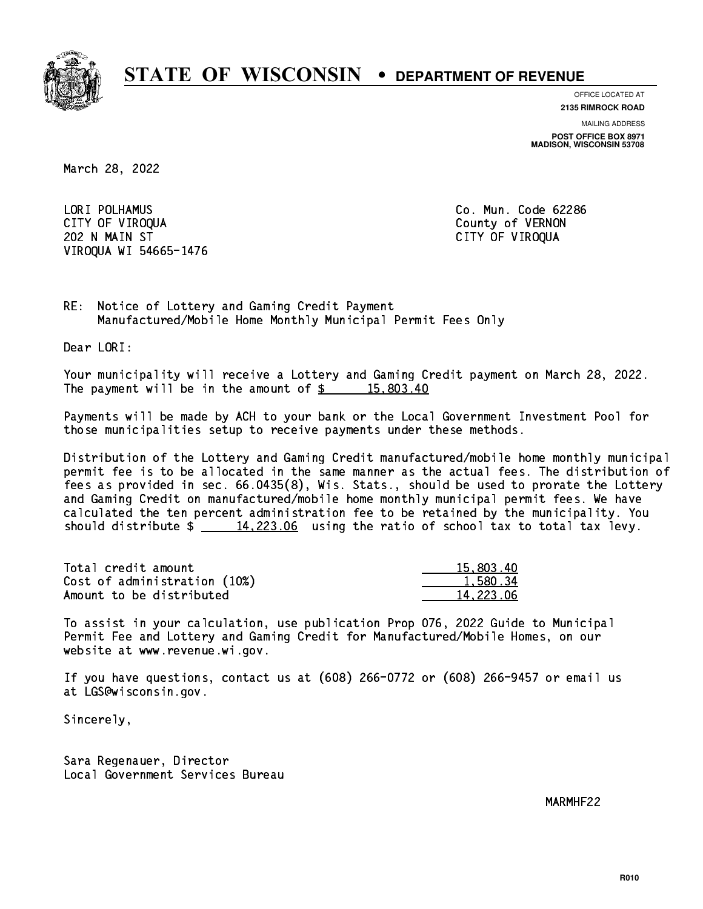# STATE OF WISCONSIN • DEPARTMENT OF REVENUE

OFFICE LOCATED AT
**2135 RIMROCK ROAD**

MAILING ADDRESS
**POST OFFICE BOX 8971**
**MADISON, WISCONSIN 53708**

March 28, 2022

LORI POLHAMUS
CITY OF VIROQUA
202 N MAIN ST
VIROQUA WI 54665-1476

Co. Mun. Code 62286
County of VERNON
CITY OF VIROQUA

RE: Notice of Lottery and Gaming Credit Payment
Manufactured/Mobile Home Monthly Municipal Permit Fees Only

Dear LORI:

Your municipality will receive a Lottery and Gaming Credit payment on March 28, 2022. The payment will be in the amount of $ 15,803.40

Payments will be made by ACH to your bank or the Local Government Investment Pool for those municipalities setup to receive payments under these methods.

Distribution of the Lottery and Gaming Credit manufactured/mobile home monthly municipal permit fee is to be allocated in the same manner as the actual fees. The distribution of fees as provided in sec. 66.0435(8), Wis. Stats., should be used to prorate the Lottery and Gaming Credit on manufactured/mobile home monthly municipal permit fees. We have calculated the ten percent administration fee to be retained by the municipality. You should distribute $ 14,223.06 using the ratio of school tax to total tax levy.

| | |
|---|---|
| Total credit amount | 15,803.40 |
| Cost of administration (10%) | 1,580.34 |
| Amount to be distributed | 14,223.06 |

To assist in your calculation, use publication Prop 076, 2022 Guide to Municipal Permit Fee and Lottery and Gaming Credit for Manufactured/Mobile Homes, on our website at www.revenue.wi.gov.

If you have questions, contact us at (608) 266-0772 or (608) 266-9457 or email us at LGS@wisconsin.gov.

Sincerely,

Sara Regenauer, Director
Local Government Services Bureau

MARMHF22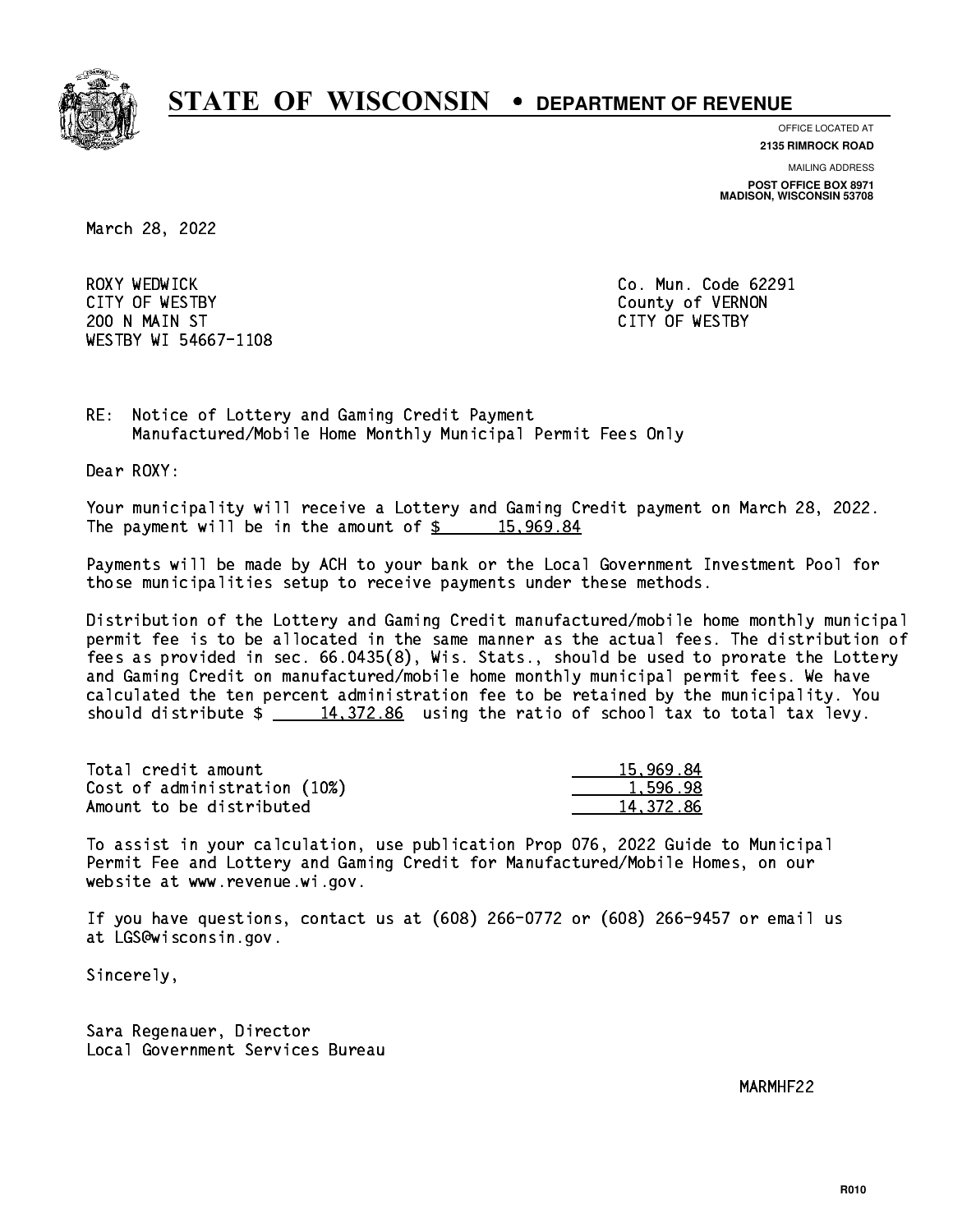# STATE OF WISCONSIN • DEPARTMENT OF REVENUE

OFFICE LOCATED AT
**2135 RIMROCK ROAD**

MAILING ADDRESS
**POST OFFICE BOX 8971**
**MADISON, WISCONSIN 53708**

March 28, 2022

ROXY WEDWICK
CITY OF WESTBY
200 N MAIN ST
WESTBY WI 54667-1108

Co. Mun. Code 62291
County of VERNON
CITY OF WESTBY

RE: Notice of Lottery and Gaming Credit Payment
Manufactured/Mobile Home Monthly Municipal Permit Fees Only

Dear ROXY:

Your municipality will receive a Lottery and Gaming Credit payment on March 28, 2022. The payment will be in the amount of $ 15,969.84

Payments will be made by ACH to your bank or the Local Government Investment Pool for those municipalities setup to receive payments under these methods.

Distribution of the Lottery and Gaming Credit manufactured/mobile home monthly municipal permit fee is to be allocated in the same manner as the actual fees. The distribution of fees as provided in sec. 66.0435(8), Wis. Stats., should be used to prorate the Lottery and Gaming Credit on manufactured/mobile home monthly municipal permit fees. We have calculated the ten percent administration fee to be retained by the municipality. You should distribute $ 14,372.86 using the ratio of school tax to total tax levy.

| | |
|---|---|
| Total credit amount | 15,969.84 |
| Cost of administration (10%) | 1,596.98 |
| Amount to be distributed | 14,372.86 |

To assist in your calculation, use publication Prop 076, 2022 Guide to Municipal Permit Fee and Lottery and Gaming Credit for Manufactured/Mobile Homes, on our website at www.revenue.wi.gov.

If you have questions, contact us at (608) 266-0772 or (608) 266-9457 or email us at LGS@wisconsin.gov.

Sincerely,

Sara Regenauer, Director
Local Government Services Bureau

MARMHF22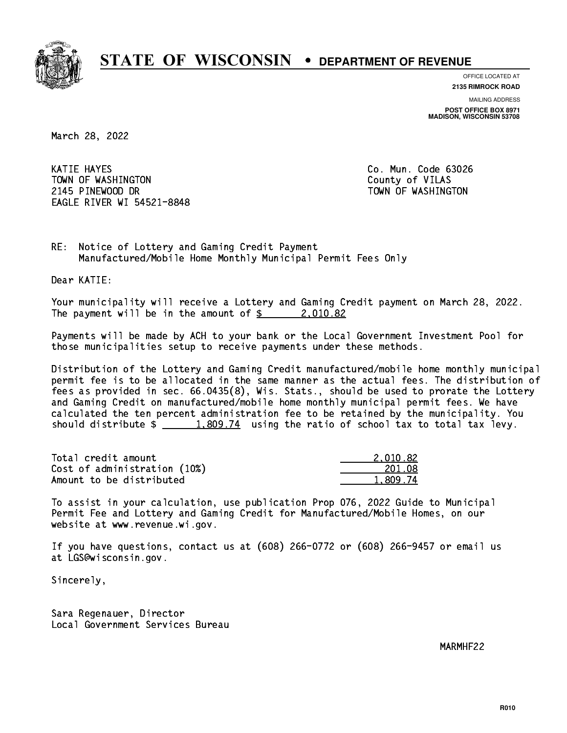# STATE OF WISCONSIN • DEPARTMENT OF REVENUE

OFFICE LOCATED AT
**2135 RIMROCK ROAD**

MAILING ADDRESS
**POST OFFICE BOX 8971**
**MADISON, WISCONSIN 53708**

March 28, 2022

KATIE HAYES
TOWN OF WASHINGTON
2145 PINEWOOD DR
EAGLE RIVER WI 54521-8848

Co. Mun. Code 63026
County of VILAS
TOWN OF WASHINGTON

RE: Notice of Lottery and Gaming Credit Payment
Manufactured/Mobile Home Monthly Municipal Permit Fees Only

Dear KATIE:

Your municipality will receive a Lottery and Gaming Credit payment on March 28, 2022. The payment will be in the amount of $ 2,010.82

Payments will be made by ACH to your bank or the Local Government Investment Pool for those municipalities setup to receive payments under these methods.

Distribution of the Lottery and Gaming Credit manufactured/mobile home monthly municipal permit fee is to be allocated in the same manner as the actual fees. The distribution of fees as provided in sec. 66.0435(8), Wis. Stats., should be used to prorate the Lottery and Gaming Credit on manufactured/mobile home monthly municipal permit fees. We have calculated the ten percent administration fee to be retained by the municipality. You should distribute $ 1,809.74 using the ratio of school tax to total tax levy.

| | |
|---|---|
| Total credit amount | 2,010.82 |
| Cost of administration (10%) | 201.08 |
| Amount to be distributed | 1,809.74 |

To assist in your calculation, use publication Prop 076, 2022 Guide to Municipal Permit Fee and Lottery and Gaming Credit for Manufactured/Mobile Homes, on our website at www.revenue.wi.gov.

If you have questions, contact us at (608) 266-0772 or (608) 266-9457 or email us at LGS@wisconsin.gov.

Sincerely,

Sara Regenauer, Director
Local Government Services Bureau

MARMHF22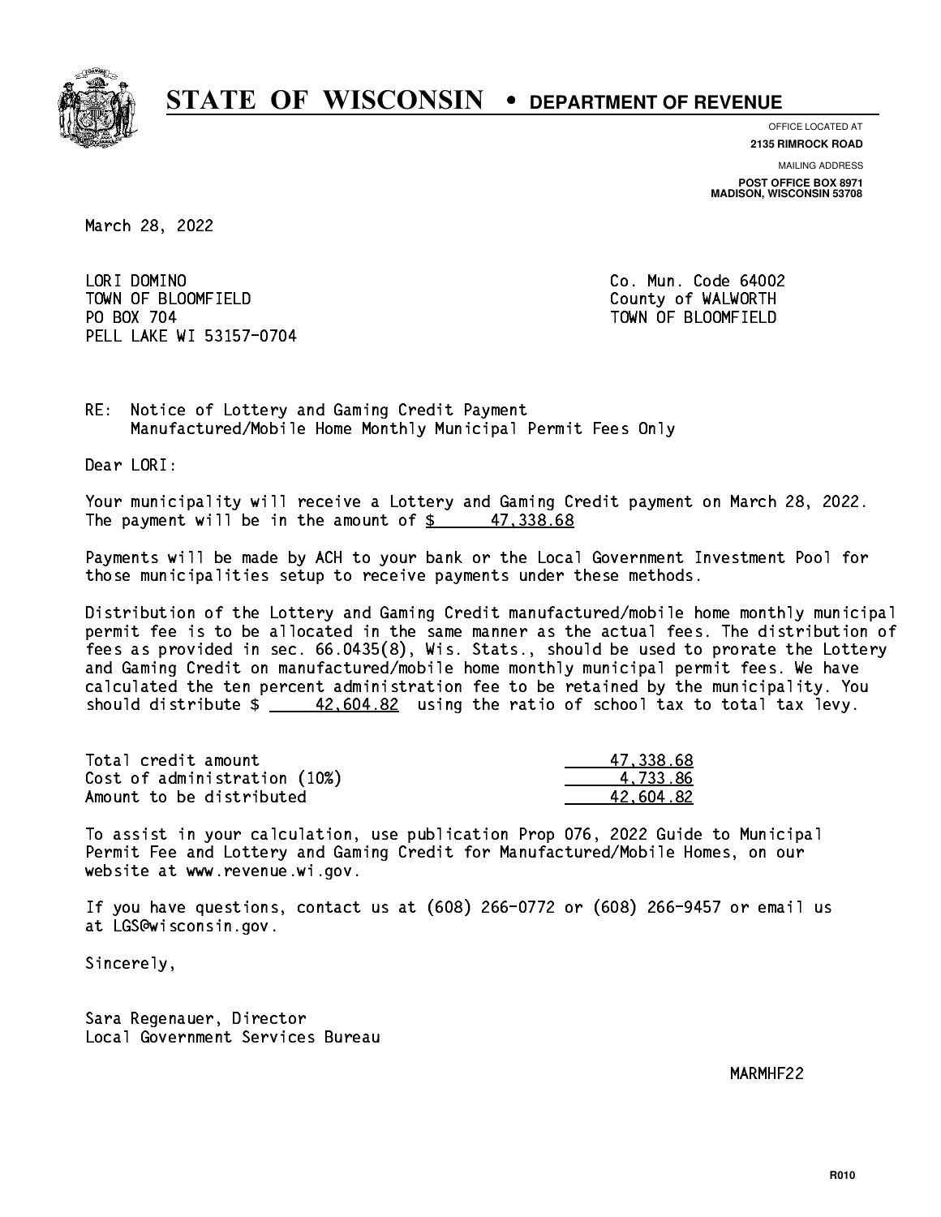# STATE OF WISCONSIN • DEPARTMENT OF REVENUE

OFFICE LOCATED AT
**2135 RIMROCK ROAD**

MAILING ADDRESS
**POST OFFICE BOX 8971**
**MADISON, WISCONSIN 53708**

March 28, 2022

LORI DOMINO
TOWN OF BLOOMFIELD
PO BOX 704
PELL LAKE WI 53157-0704

Co. Mun. Code 64002
County of WALWORTH
TOWN OF BLOOMFIELD

RE: Notice of Lottery and Gaming Credit Payment
Manufactured/Mobile Home Monthly Municipal Permit Fees Only

Dear LORI:

Your municipality will receive a Lottery and Gaming Credit payment on March 28, 2022. The payment will be in the amount of $ 47,338.68

Payments will be made by ACH to your bank or the Local Government Investment Pool for those municipalities setup to receive payments under these methods.

Distribution of the Lottery and Gaming Credit manufactured/mobile home monthly municipal permit fee is to be allocated in the same manner as the actual fees. The distribution of fees as provided in sec. 66.0435(8), Wis. Stats., should be used to prorate the Lottery and Gaming Credit on manufactured/mobile home monthly municipal permit fees. We have calculated the ten percent administration fee to be retained by the municipality. You should distribute $ 42,604.82 using the ratio of school tax to total tax levy.

| | |
|---|---|
| Total credit amount | 47,338.68 |
| Cost of administration (10%) | 4,733.86 |
| Amount to be distributed | 42,604.82 |

To assist in your calculation, use publication Prop 076, 2022 Guide to Municipal Permit Fee and Lottery and Gaming Credit for Manufactured/Mobile Homes, on our website at www.revenue.wi.gov.

If you have questions, contact us at (608) 266-0772 or (608) 266-9457 or email us at LGS@wisconsin.gov.

Sincerely,

Sara Regenauer, Director
Local Government Services Bureau

MARMHF22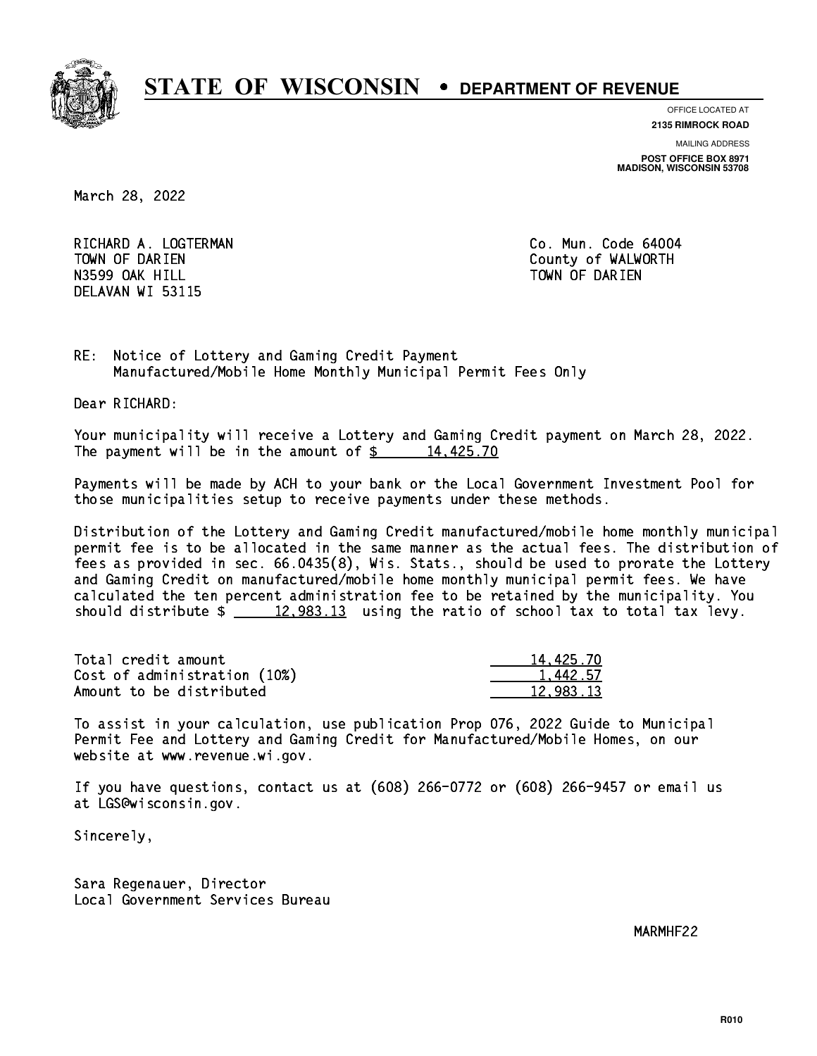# STATE OF WISCONSIN • DEPARTMENT OF REVENUE

OFFICE LOCATED AT
**2135 RIMROCK ROAD**

MAILING ADDRESS
**POST OFFICE BOX 8971**
**MADISON, WISCONSIN 53708**

March 28, 2022

RICHARD A. LOGTERMAN
TOWN OF DARIEN
N3599 OAK HILL
DELAVAN WI 53115

Co. Mun. Code 64004
County of WALWORTH
TOWN OF DARIEN

RE: Notice of Lottery and Gaming Credit Payment
Manufactured/Mobile Home Monthly Municipal Permit Fees Only

Dear RICHARD:

Your municipality will receive a Lottery and Gaming Credit payment on March 28, 2022. The payment will be in the amount of $ 14,425.70

Payments will be made by ACH to your bank or the Local Government Investment Pool for those municipalities setup to receive payments under these methods.

Distribution of the Lottery and Gaming Credit manufactured/mobile home monthly municipal permit fee is to be allocated in the same manner as the actual fees. The distribution of fees as provided in sec. 66.0435(8), Wis. Stats., should be used to prorate the Lottery and Gaming Credit on manufactured/mobile home monthly municipal permit fees. We have calculated the ten percent administration fee to be retained by the municipality. You should distribute $ 12,983.13 using the ratio of school tax to total tax levy.

| | |
|---|---|
| Total credit amount | 14,425.70 |
| Cost of administration (10%) | 1,442.57 |
| Amount to be distributed | 12,983.13 |

To assist in your calculation, use publication Prop 076, 2022 Guide to Municipal Permit Fee and Lottery and Gaming Credit for Manufactured/Mobile Homes, on our website at www.revenue.wi.gov.

If you have questions, contact us at (608) 266-0772 or (608) 266-9457 or email us at LGS@wisconsin.gov.

Sincerely,

Sara Regenauer, Director
Local Government Services Bureau

MARMHF22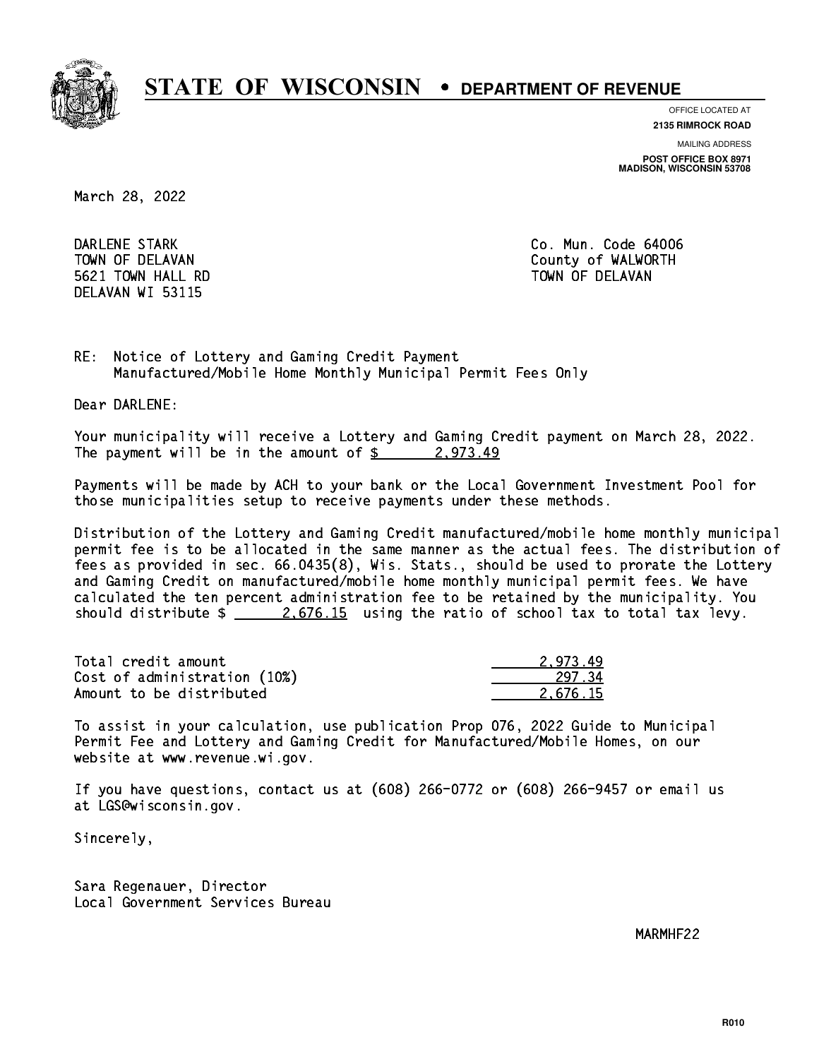# STATE OF WISCONSIN • DEPARTMENT OF REVENUE

OFFICE LOCATED AT
**2135 RIMROCK ROAD**

MAILING ADDRESS
**POST OFFICE BOX 8971**
**MADISON, WISCONSIN 53708**

March 28, 2022

DARLENE STARK
TOWN OF DELAVAN
5621 TOWN HALL RD
DELAVAN WI 53115

Co. Mun. Code 64006
County of WALWORTH
TOWN OF DELAVAN

RE: Notice of Lottery and Gaming Credit Payment
Manufactured/Mobile Home Monthly Municipal Permit Fees Only

Dear DARLENE:

Your municipality will receive a Lottery and Gaming Credit payment on March 28, 2022. The payment will be in the amount of $ 2,973.49

Payments will be made by ACH to your bank or the Local Government Investment Pool for those municipalities setup to receive payments under these methods.

Distribution of the Lottery and Gaming Credit manufactured/mobile home monthly municipal permit fee is to be allocated in the same manner as the actual fees. The distribution of fees as provided in sec. 66.0435(8), Wis. Stats., should be used to prorate the Lottery and Gaming Credit on manufactured/mobile home monthly municipal permit fees. We have calculated the ten percent administration fee to be retained by the municipality. You should distribute $ 2,676.15 using the ratio of school tax to total tax levy.

| | |
|---|---|
| Total credit amount | 2,973.49 |
| Cost of administration (10%) | 297.34 |
| Amount to be distributed | 2,676.15 |

To assist in your calculation, use publication Prop 076, 2022 Guide to Municipal Permit Fee and Lottery and Gaming Credit for Manufactured/Mobile Homes, on our website at www.revenue.wi.gov.

If you have questions, contact us at (608) 266-0772 or (608) 266-9457 or email us at LGS@wisconsin.gov.

Sincerely,

Sara Regenauer, Director
Local Government Services Bureau

MARMHF22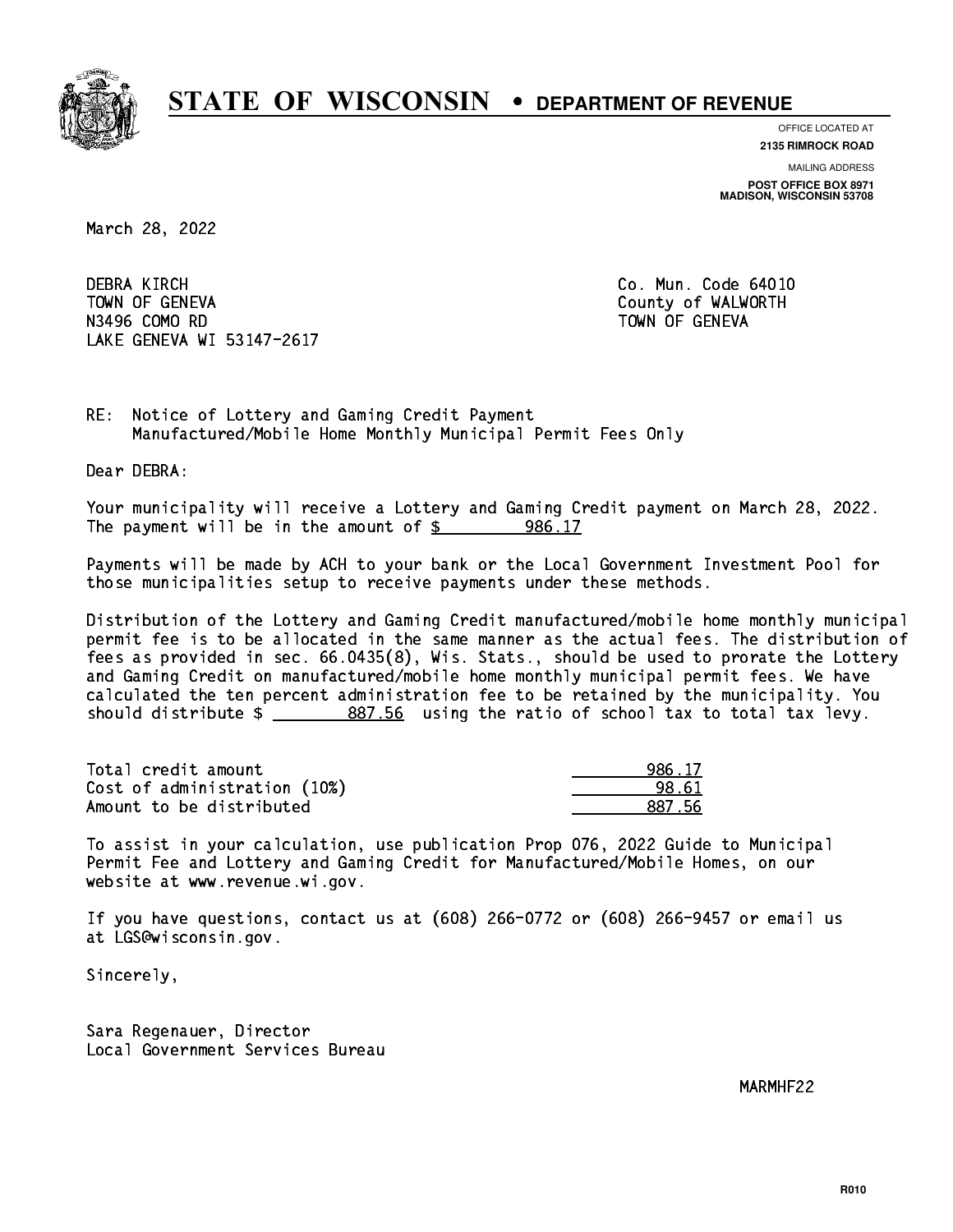# STATE OF WISCONSIN • DEPARTMENT OF REVENUE

OFFICE LOCATED AT
**2135 RIMROCK ROAD**

MAILING ADDRESS
**POST OFFICE BOX 8971**
**MADISON, WISCONSIN 53708**

March 28, 2022

DEBRA KIRCH
TOWN OF GENEVA
N3496 COMO RD
LAKE GENEVA WI 53147-2617

Co. Mun. Code 64010
County of WALWORTH
TOWN OF GENEVA

RE: Notice of Lottery and Gaming Credit Payment
Manufactured/Mobile Home Monthly Municipal Permit Fees Only

Dear DEBRA:

Your municipality will receive a Lottery and Gaming Credit payment on March 28, 2022. The payment will be in the amount of $ 986.17

Payments will be made by ACH to your bank or the Local Government Investment Pool for those municipalities setup to receive payments under these methods.

Distribution of the Lottery and Gaming Credit manufactured/mobile home monthly municipal permit fee is to be allocated in the same manner as the actual fees. The distribution of fees as provided in sec. 66.0435(8), Wis. Stats., should be used to prorate the Lottery and Gaming Credit on manufactured/mobile home monthly municipal permit fees. We have calculated the ten percent administration fee to be retained by the municipality. You should distribute $ 887.56 using the ratio of school tax to total tax levy.

| | |
|---|---|
| Total credit amount | 986.17 |
| Cost of administration (10%) | 98.61 |
| Amount to be distributed | 887.56 |

To assist in your calculation, use publication Prop 076, 2022 Guide to Municipal Permit Fee and Lottery and Gaming Credit for Manufactured/Mobile Homes, on our website at www.revenue.wi.gov.

If you have questions, contact us at (608) 266-0772 or (608) 266-9457 or email us at LGS@wisconsin.gov.

Sincerely,

Sara Regenauer, Director
Local Government Services Bureau

MARMHF22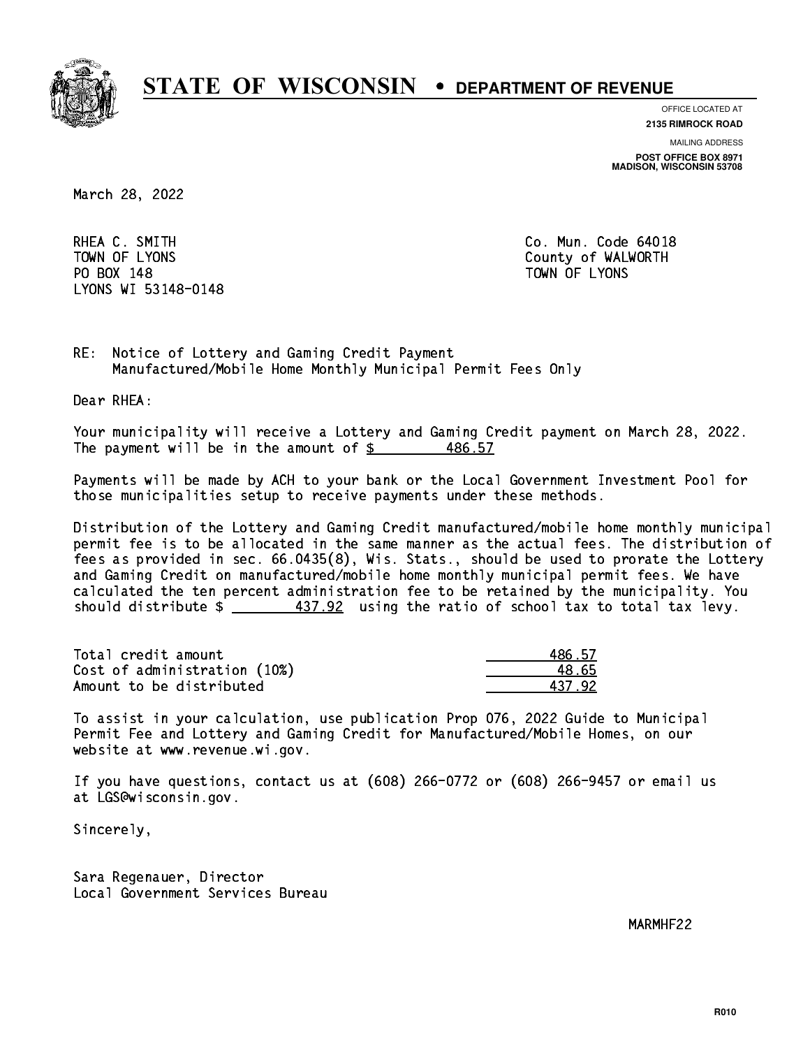# STATE OF WISCONSIN • DEPARTMENT OF REVENUE

OFFICE LOCATED AT
**2135 RIMROCK ROAD**

MAILING ADDRESS
**POST OFFICE BOX 8971**
**MADISON, WISCONSIN 53708**

March 28, 2022

RHEA C. SMITH
TOWN OF LYONS
PO BOX 148
LYONS WI 53148-0148

Co. Mun. Code 64018
County of WALWORTH
TOWN OF LYONS

RE: Notice of Lottery and Gaming Credit Payment
Manufactured/Mobile Home Monthly Municipal Permit Fees Only

Dear RHEA:

Your municipality will receive a Lottery and Gaming Credit payment on March 28, 2022. The payment will be in the amount of $ 486.57

Payments will be made by ACH to your bank or the Local Government Investment Pool for those municipalities setup to receive payments under these methods.

Distribution of the Lottery and Gaming Credit manufactured/mobile home monthly municipal permit fee is to be allocated in the same manner as the actual fees. The distribution of fees as provided in sec. 66.0435(8), Wis. Stats., should be used to prorate the Lottery and Gaming Credit on manufactured/mobile home monthly municipal permit fees. We have calculated the ten percent administration fee to be retained by the municipality. You should distribute $ 437.92 using the ratio of school tax to total tax levy.

| | |
|---|---|
| Total credit amount | 486.57 |
| Cost of administration (10%) | 48.65 |
| Amount to be distributed | 437.92 |

To assist in your calculation, use publication Prop 076, 2022 Guide to Municipal Permit Fee and Lottery and Gaming Credit for Manufactured/Mobile Homes, on our website at www.revenue.wi.gov.

If you have questions, contact us at (608) 266-0772 or (608) 266-9457 or email us at LGS@wisconsin.gov.

Sincerely,

Sara Regenauer, Director
Local Government Services Bureau

MARMHF22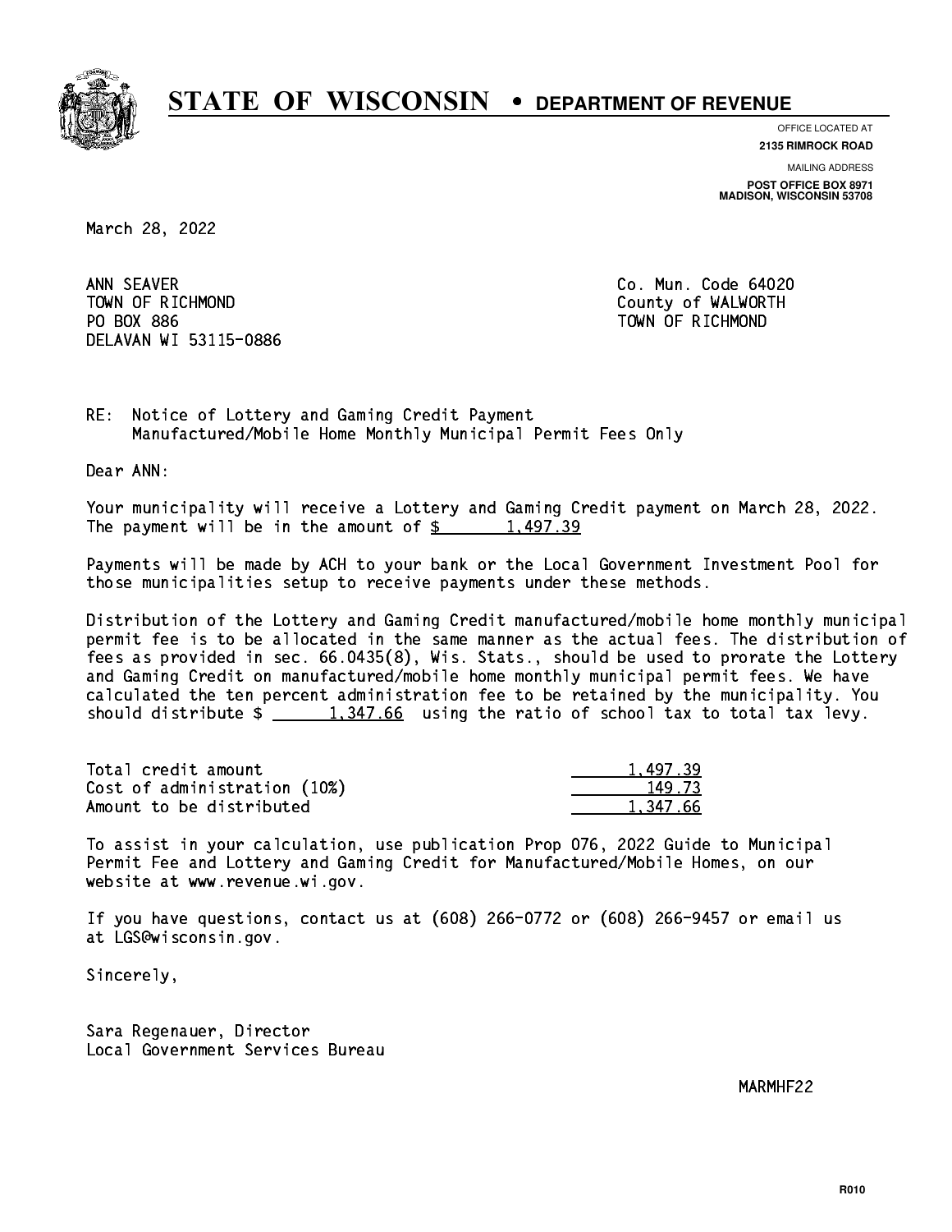# STATE OF WISCONSIN • DEPARTMENT OF REVENUE

OFFICE LOCATED AT
**2135 RIMROCK ROAD**

MAILING ADDRESS
**POST OFFICE BOX 8971**
**MADISON, WISCONSIN 53708**

March 28, 2022

ANN SEAVER
TOWN OF RICHMOND
PO BOX 886
DELAVAN WI 53115-0886

Co. Mun. Code 64020
County of WALWORTH
TOWN OF RICHMOND

RE: Notice of Lottery and Gaming Credit Payment
Manufactured/Mobile Home Monthly Municipal Permit Fees Only

Dear ANN:

Your municipality will receive a Lottery and Gaming Credit payment on March 28, 2022. The payment will be in the amount of $ 1,497.39

Payments will be made by ACH to your bank or the Local Government Investment Pool for those municipalities setup to receive payments under these methods.

Distribution of the Lottery and Gaming Credit manufactured/mobile home monthly municipal permit fee is to be allocated in the same manner as the actual fees. The distribution of fees as provided in sec. 66.0435(8), Wis. Stats., should be used to prorate the Lottery and Gaming Credit on manufactured/mobile home monthly municipal permit fees. We have calculated the ten percent administration fee to be retained by the municipality. You should distribute $ 1,347.66 using the ratio of school tax to total tax levy.

| | |
|---|---|
| Total credit amount | 1,497.39 |
| Cost of administration (10%) | 149.73 |
| Amount to be distributed | 1,347.66 |

To assist in your calculation, use publication Prop 076, 2022 Guide to Municipal Permit Fee and Lottery and Gaming Credit for Manufactured/Mobile Homes, on our website at www.revenue.wi.gov.

If you have questions, contact us at (608) 266-0772 or (608) 266-9457 or email us at LGS@wisconsin.gov.

Sincerely,

Sara Regenauer, Director
Local Government Services Bureau

MARMHF22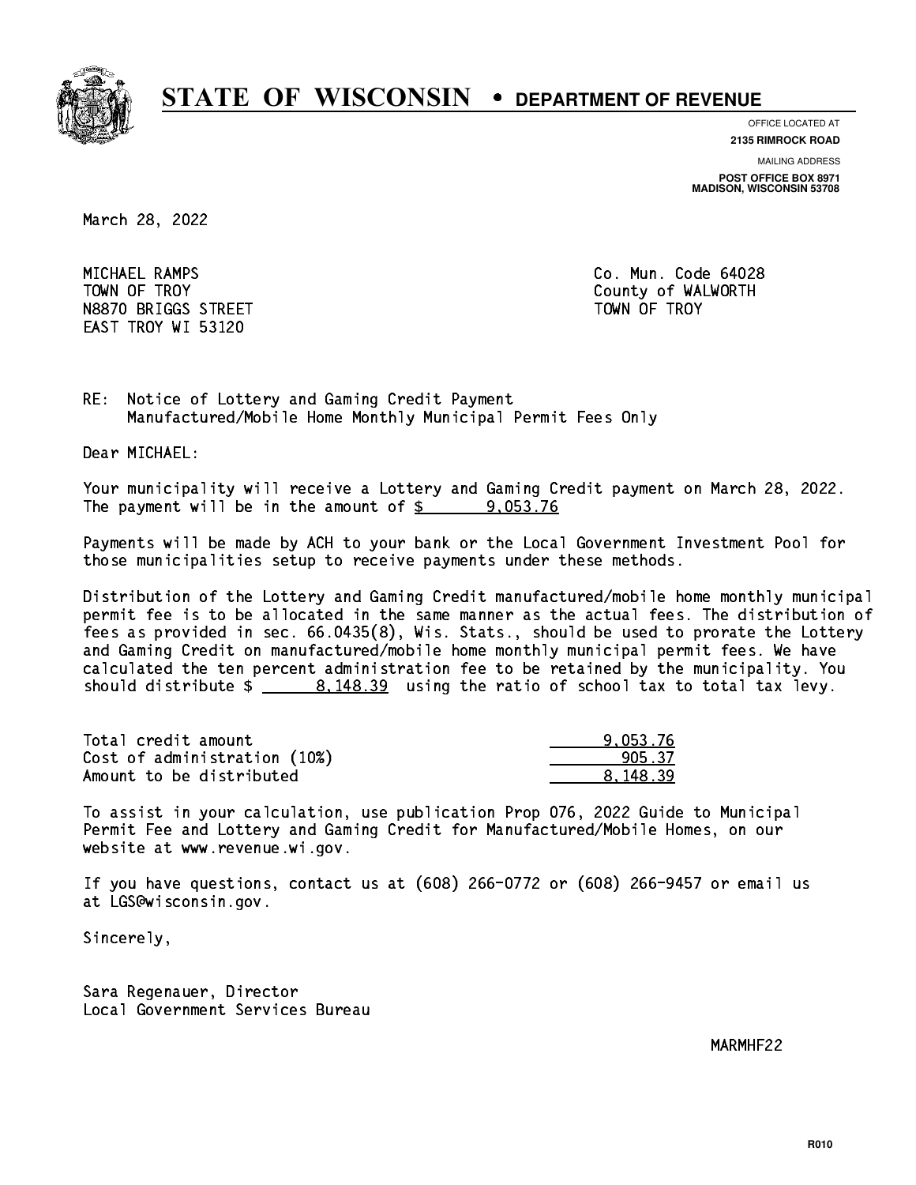# STATE OF WISCONSIN • DEPARTMENT OF REVENUE

OFFICE LOCATED AT
**2135 RIMROCK ROAD**

MAILING ADDRESS
**POST OFFICE BOX 8971**
**MADISON, WISCONSIN 53708**

March 28, 2022

MICHAEL RAMPS
TOWN OF TROY
N8870 BRIGGS STREET
EAST TROY WI 53120

Co. Mun. Code 64028
County of WALWORTH
TOWN OF TROY

RE: Notice of Lottery and Gaming Credit Payment
Manufactured/Mobile Home Monthly Municipal Permit Fees Only

Dear MICHAEL:

Your municipality will receive a Lottery and Gaming Credit payment on March 28, 2022. The payment will be in the amount of $ 9,053.76

Payments will be made by ACH to your bank or the Local Government Investment Pool for those municipalities setup to receive payments under these methods.

Distribution of the Lottery and Gaming Credit manufactured/mobile home monthly municipal permit fee is to be allocated in the same manner as the actual fees. The distribution of fees as provided in sec. 66.0435(8), Wis. Stats., should be used to prorate the Lottery and Gaming Credit on manufactured/mobile home monthly municipal permit fees. We have calculated the ten percent administration fee to be retained by the municipality. You should distribute $ 8,148.39 using the ratio of school tax to total tax levy.

| | |
|---|---|
| Total credit amount | 9,053.76 |
| Cost of administration (10%) | 905.37 |
| Amount to be distributed | 8,148.39 |

To assist in your calculation, use publication Prop 076, 2022 Guide to Municipal Permit Fee and Lottery and Gaming Credit for Manufactured/Mobile Homes, on our website at www.revenue.wi.gov.

If you have questions, contact us at (608) 266-0772 or (608) 266-9457 or email us at LGS@wisconsin.gov.

Sincerely,

Sara Regenauer, Director
Local Government Services Bureau

MARMHF22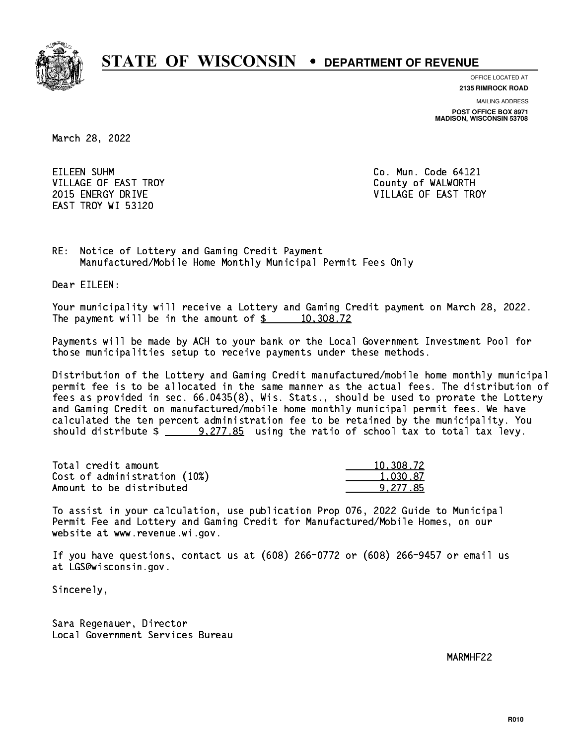# STATE OF WISCONSIN • DEPARTMENT OF REVENUE

OFFICE LOCATED AT
**2135 RIMROCK ROAD**

MAILING ADDRESS
**POST OFFICE BOX 8971**
**MADISON, WISCONSIN 53708**

March 28, 2022

EILEEN SUHM
VILLAGE OF EAST TROY
2015 ENERGY DRIVE
EAST TROY WI 53120

Co. Mun. Code 64121
County of WALWORTH
VILLAGE OF EAST TROY

RE: Notice of Lottery and Gaming Credit Payment
Manufactured/Mobile Home Monthly Municipal Permit Fees Only

Dear EILEEN:

Your municipality will receive a Lottery and Gaming Credit payment on March 28, 2022. The payment will be in the amount of $ 10,308.72

Payments will be made by ACH to your bank or the Local Government Investment Pool for those municipalities setup to receive payments under these methods.

Distribution of the Lottery and Gaming Credit manufactured/mobile home monthly municipal permit fee is to be allocated in the same manner as the actual fees. The distribution of fees as provided in sec. 66.0435(8), Wis. Stats., should be used to prorate the Lottery and Gaming Credit on manufactured/mobile home monthly municipal permit fees. We have calculated the ten percent administration fee to be retained by the municipality. You should distribute $ 9,277.85 using the ratio of school tax to total tax levy.

| | |
|---|---|
| Total credit amount | 10,308.72 |
| Cost of administration (10%) | 1,030.87 |
| Amount to be distributed | 9,277.85 |

To assist in your calculation, use publication Prop 076, 2022 Guide to Municipal Permit Fee and Lottery and Gaming Credit for Manufactured/Mobile Homes, on our website at www.revenue.wi.gov.

If you have questions, contact us at (608) 266-0772 or (608) 266-9457 or email us at LGS@wisconsin.gov.

Sincerely,

Sara Regenauer, Director
Local Government Services Bureau

MARMHF22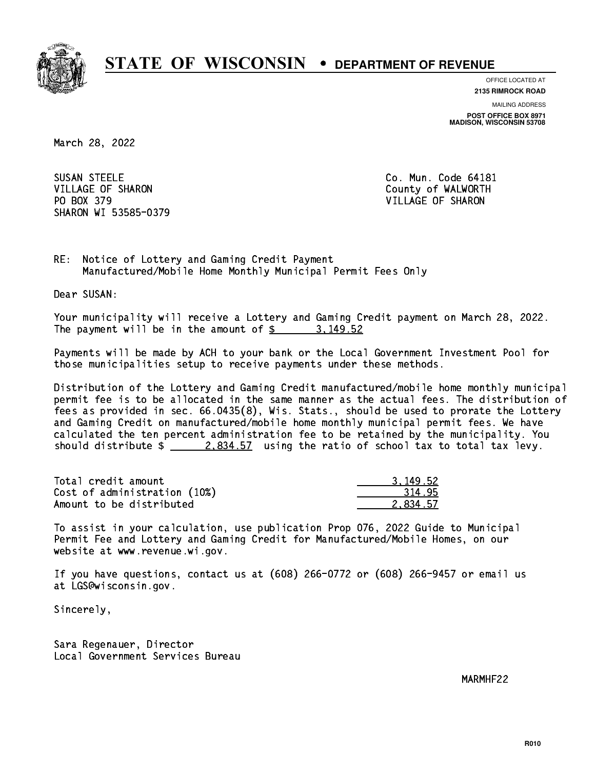# STATE OF WISCONSIN • DEPARTMENT OF REVENUE

OFFICE LOCATED AT
**2135 RIMROCK ROAD**

MAILING ADDRESS
**POST OFFICE BOX 8971**
**MADISON, WISCONSIN 53708**

March 28, 2022

SUSAN STEELE
VILLAGE OF SHARON
PO BOX 379
SHARON WI 53585-0379

Co. Mun. Code 64181
County of WALWORTH
VILLAGE OF SHARON

RE: Notice of Lottery and Gaming Credit Payment
Manufactured/Mobile Home Monthly Municipal Permit Fees Only

Dear SUSAN:

Your municipality will receive a Lottery and Gaming Credit payment on March 28, 2022. The payment will be in the amount of $ 3,149.52

Payments will be made by ACH to your bank or the Local Government Investment Pool for those municipalities setup to receive payments under these methods.

Distribution of the Lottery and Gaming Credit manufactured/mobile home monthly municipal permit fee is to be allocated in the same manner as the actual fees. The distribution of fees as provided in sec. 66.0435(8), Wis. Stats., should be used to prorate the Lottery and Gaming Credit on manufactured/mobile home monthly municipal permit fees. We have calculated the ten percent administration fee to be retained by the municipality. You should distribute $ 2,834.57 using the ratio of school tax to total tax levy.

| | |
|---|---|
| Total credit amount | 3,149.52 |
| Cost of administration (10%) | 314.95 |
| Amount to be distributed | 2,834.57 |

To assist in your calculation, use publication Prop 076, 2022 Guide to Municipal Permit Fee and Lottery and Gaming Credit for Manufactured/Mobile Homes, on our website at www.revenue.wi.gov.

If you have questions, contact us at (608) 266-0772 or (608) 266-9457 or email us at LGS@wisconsin.gov.

Sincerely,

Sara Regenauer, Director
Local Government Services Bureau

MARMHF22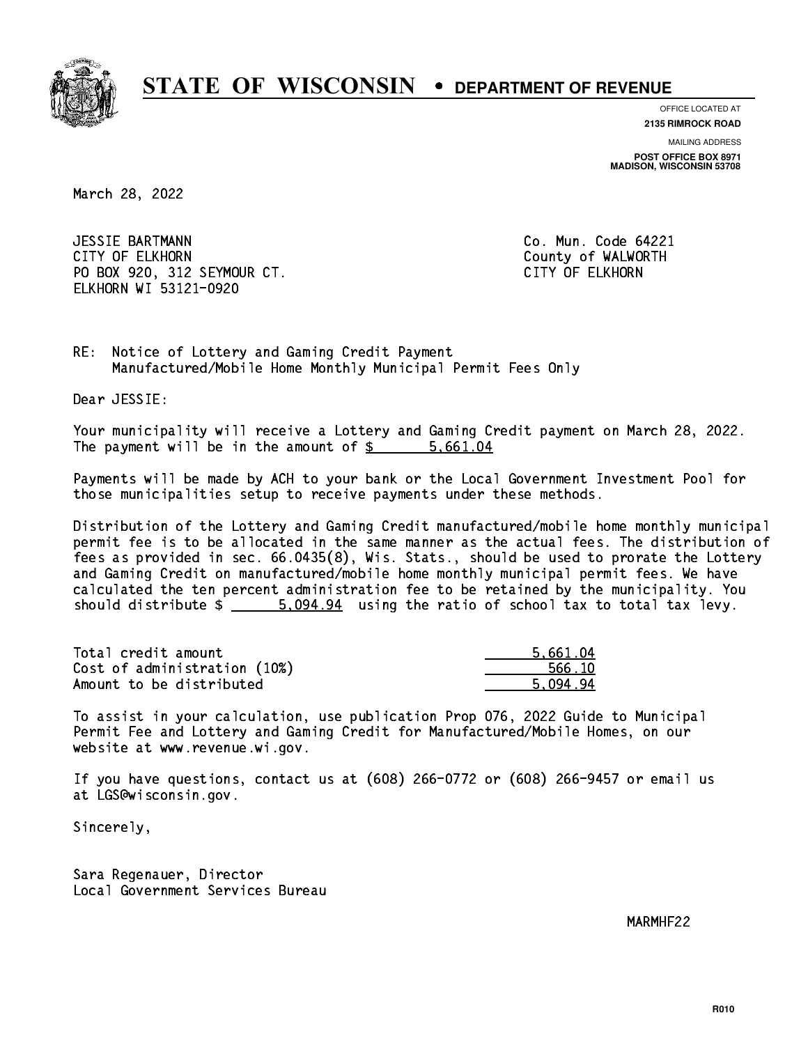# STATE OF WISCONSIN • DEPARTMENT OF REVENUE

OFFICE LOCATED AT
**2135 RIMROCK ROAD**

MAILING ADDRESS
**POST OFFICE BOX 8971
MADISON, WISCONSIN 53708**

March 28, 2022

JESSIE BARTMANN
CITY OF ELKHORN
PO BOX 920, 312 SEYMOUR CT.
ELKHORN WI 53121-0920

Co. Mun. Code 64221
County of WALWORTH
CITY OF ELKHORN

RE: Notice of Lottery and Gaming Credit Payment
Manufactured/Mobile Home Monthly Municipal Permit Fees Only

Dear JESSIE:

Your municipality will receive a Lottery and Gaming Credit payment on March 28, 2022. The payment will be in the amount of $ 5,661.04

Payments will be made by ACH to your bank or the Local Government Investment Pool for those municipalities setup to receive payments under these methods.

Distribution of the Lottery and Gaming Credit manufactured/mobile home monthly municipal permit fee is to be allocated in the same manner as the actual fees. The distribution of fees as provided in sec. 66.0435(8), Wis. Stats., should be used to prorate the Lottery and Gaming Credit on manufactured/mobile home monthly municipal permit fees. We have calculated the ten percent administration fee to be retained by the municipality. You should distribute $ 5,094.94 using the ratio of school tax to total tax levy.

| | |
|---|---|
| Total credit amount | 5,661.04 |
| Cost of administration (10%) | 566.10 |
| Amount to be distributed | 5,094.94 |

To assist in your calculation, use publication Prop 076, 2022 Guide to Municipal Permit Fee and Lottery and Gaming Credit for Manufactured/Mobile Homes, on our website at www.revenue.wi.gov.

If you have questions, contact us at (608) 266-0772 or (608) 266-9457 or email us at LGS@wisconsin.gov.

Sincerely,

Sara Regenauer, Director
Local Government Services Bureau

MARMHF22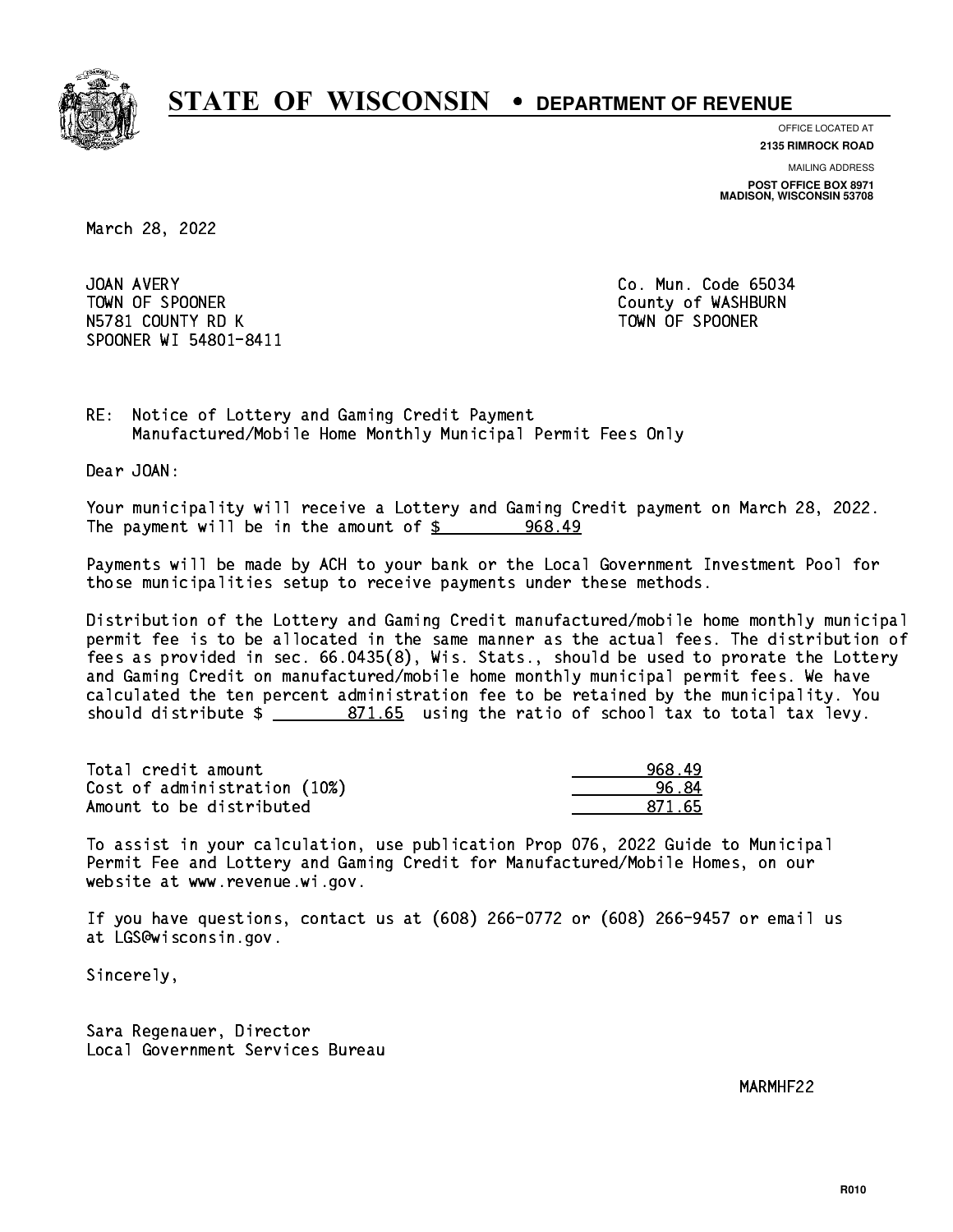# STATE OF WISCONSIN • DEPARTMENT OF REVENUE

OFFICE LOCATED AT
**2135 RIMROCK ROAD**

MAILING ADDRESS
**POST OFFICE BOX 8971**
**MADISON, WISCONSIN 53708**

March 28, 2022

JOAN AVERY
TOWN OF SPOONER
N5781 COUNTY RD K
SPOONER WI 54801-8411

Co. Mun. Code 65034
County of WASHBURN
TOWN OF SPOONER

RE: Notice of Lottery and Gaming Credit Payment
Manufactured/Mobile Home Monthly Municipal Permit Fees Only

Dear JOAN:

Your municipality will receive a Lottery and Gaming Credit payment on March 28, 2022. The payment will be in the amount of $ 968.49

Payments will be made by ACH to your bank or the Local Government Investment Pool for those municipalities setup to receive payments under these methods.

Distribution of the Lottery and Gaming Credit manufactured/mobile home monthly municipal permit fee is to be allocated in the same manner as the actual fees. The distribution of fees as provided in sec. 66.0435(8), Wis. Stats., should be used to prorate the Lottery and Gaming Credit on manufactured/mobile home monthly municipal permit fees. We have calculated the ten percent administration fee to be retained by the municipality. You should distribute $ 871.65 using the ratio of school tax to total tax levy.

| | |
|---|---|
| Total credit amount | 968.49 |
| Cost of administration (10%) | 96.84 |
| Amount to be distributed | 871.65 |

To assist in your calculation, use publication Prop 076, 2022 Guide to Municipal Permit Fee and Lottery and Gaming Credit for Manufactured/Mobile Homes, on our website at www.revenue.wi.gov.

If you have questions, contact us at (608) 266-0772 or (608) 266-9457 or email us at LGS@wisconsin.gov.

Sincerely,

Sara Regenauer, Director
Local Government Services Bureau

MARMHF22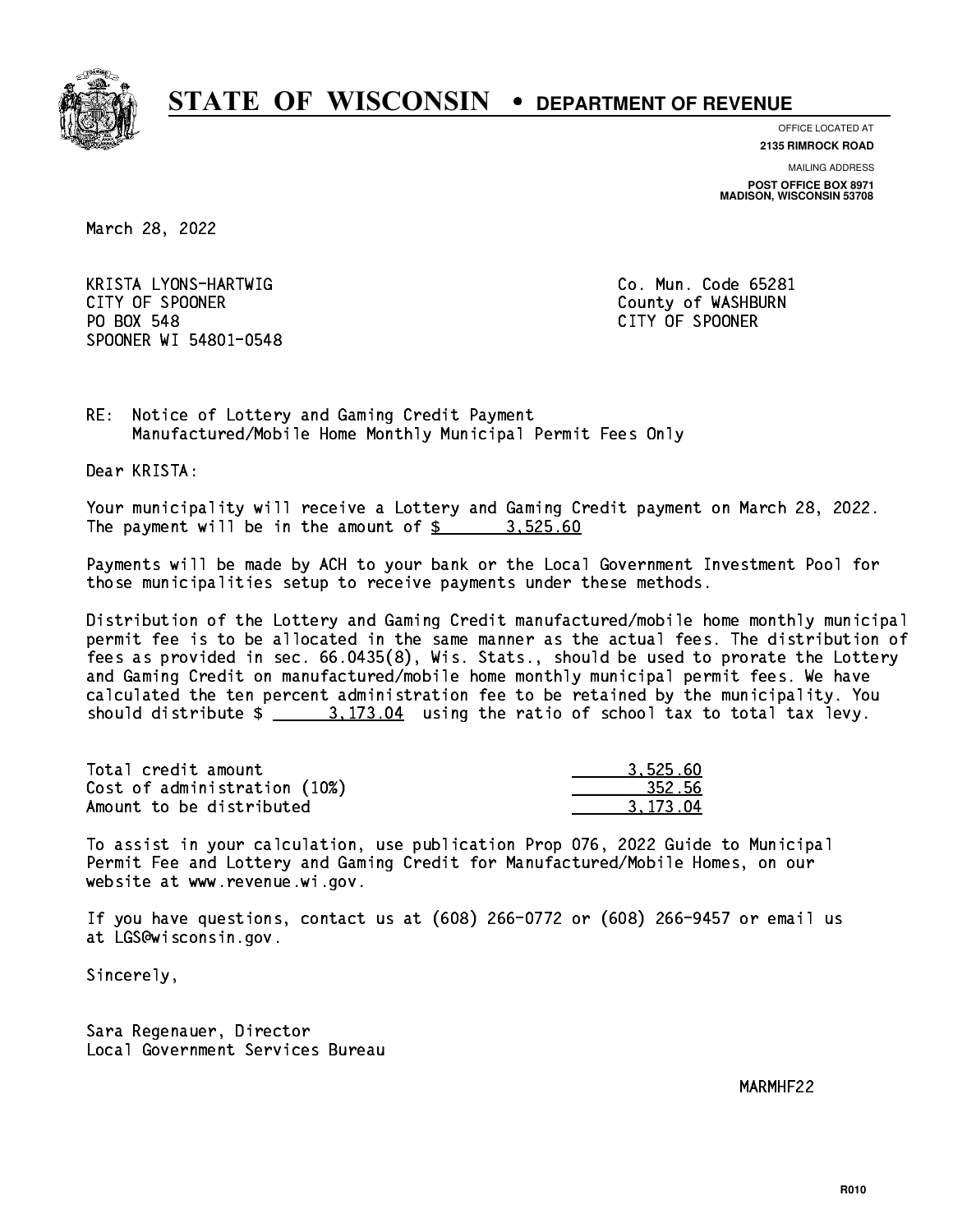# STATE OF WISCONSIN • DEPARTMENT OF REVENUE

OFFICE LOCATED AT
**2135 RIMROCK ROAD**

MAILING ADDRESS
**POST OFFICE BOX 8971**
**MADISON, WISCONSIN 53708**

March 28, 2022

KRISTA LYONS-HARTWIG
CITY OF SPOONER
PO BOX 548
SPOONER WI 54801-0548

Co. Mun. Code 65281
County of WASHBURN
CITY OF SPOONER

RE: Notice of Lottery and Gaming Credit Payment
Manufactured/Mobile Home Monthly Municipal Permit Fees Only

Dear KRISTA:

Your municipality will receive a Lottery and Gaming Credit payment on March 28, 2022. The payment will be in the amount of $ 3,525.60

Payments will be made by ACH to your bank or the Local Government Investment Pool for those municipalities setup to receive payments under these methods.

Distribution of the Lottery and Gaming Credit manufactured/mobile home monthly municipal permit fee is to be allocated in the same manner as the actual fees. The distribution of fees as provided in sec. 66.0435(8), Wis. Stats., should be used to prorate the Lottery and Gaming Credit on manufactured/mobile home monthly municipal permit fees. We have calculated the ten percent administration fee to be retained by the municipality. You should distribute $ 3,173.04 using the ratio of school tax to total tax levy.

| | |
|---|---:|
| Total credit amount | 3,525.60 |
| Cost of administration (10%) | 352.56 |
| Amount to be distributed | 3,173.04 |

To assist in your calculation, use publication Prop 076, 2022 Guide to Municipal Permit Fee and Lottery and Gaming Credit for Manufactured/Mobile Homes, on our website at www.revenue.wi.gov.

If you have questions, contact us at (608) 266-0772 or (608) 266-9457 or email us at LGS@wisconsin.gov.

Sincerely,

Sara Regenauer, Director
Local Government Services Bureau

MARMHF22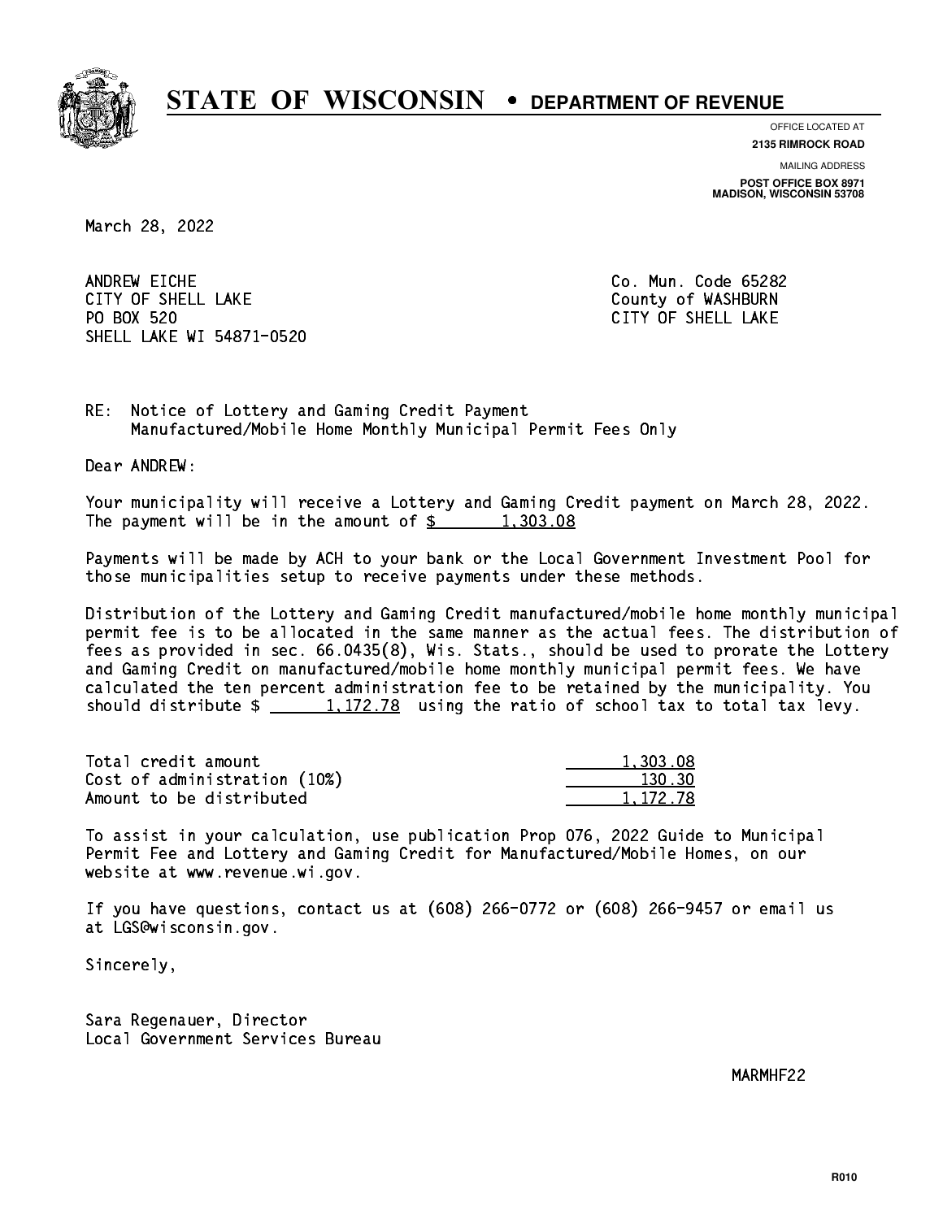# STATE OF WISCONSIN • DEPARTMENT OF REVENUE

OFFICE LOCATED AT
**2135 RIMROCK ROAD**

MAILING ADDRESS
**POST OFFICE BOX 8971**
**MADISON, WISCONSIN 53708**

March 28, 2022

ANDREW EICHE
CITY OF SHELL LAKE
PO BOX 520
SHELL LAKE WI 54871-0520

Co. Mun. Code 65282
County of WASHBURN
CITY OF SHELL LAKE

RE: Notice of Lottery and Gaming Credit Payment
Manufactured/Mobile Home Monthly Municipal Permit Fees Only

Dear ANDREW:

Your municipality will receive a Lottery and Gaming Credit payment on March 28, 2022. The payment will be in the amount of $ 1,303.08

Payments will be made by ACH to your bank or the Local Government Investment Pool for those municipalities setup to receive payments under these methods.

Distribution of the Lottery and Gaming Credit manufactured/mobile home monthly municipal permit fee is to be allocated in the same manner as the actual fees. The distribution of fees as provided in sec. 66.0435(8), Wis. Stats., should be used to prorate the Lottery and Gaming Credit on manufactured/mobile home monthly municipal permit fees. We have calculated the ten percent administration fee to be retained by the municipality. You should distribute $ 1,172.78 using the ratio of school tax to total tax levy.

| | |
|---|---|
| Total credit amount | 1,303.08 |
| Cost of administration (10%) | 130.30 |
| Amount to be distributed | 1,172.78 |

To assist in your calculation, use publication Prop 076, 2022 Guide to Municipal Permit Fee and Lottery and Gaming Credit for Manufactured/Mobile Homes, on our website at www.revenue.wi.gov.

If you have questions, contact us at (608) 266-0772 or (608) 266-9457 or email us at LGS@wisconsin.gov.

Sincerely,

Sara Regenauer, Director
Local Government Services Bureau

MARMHF22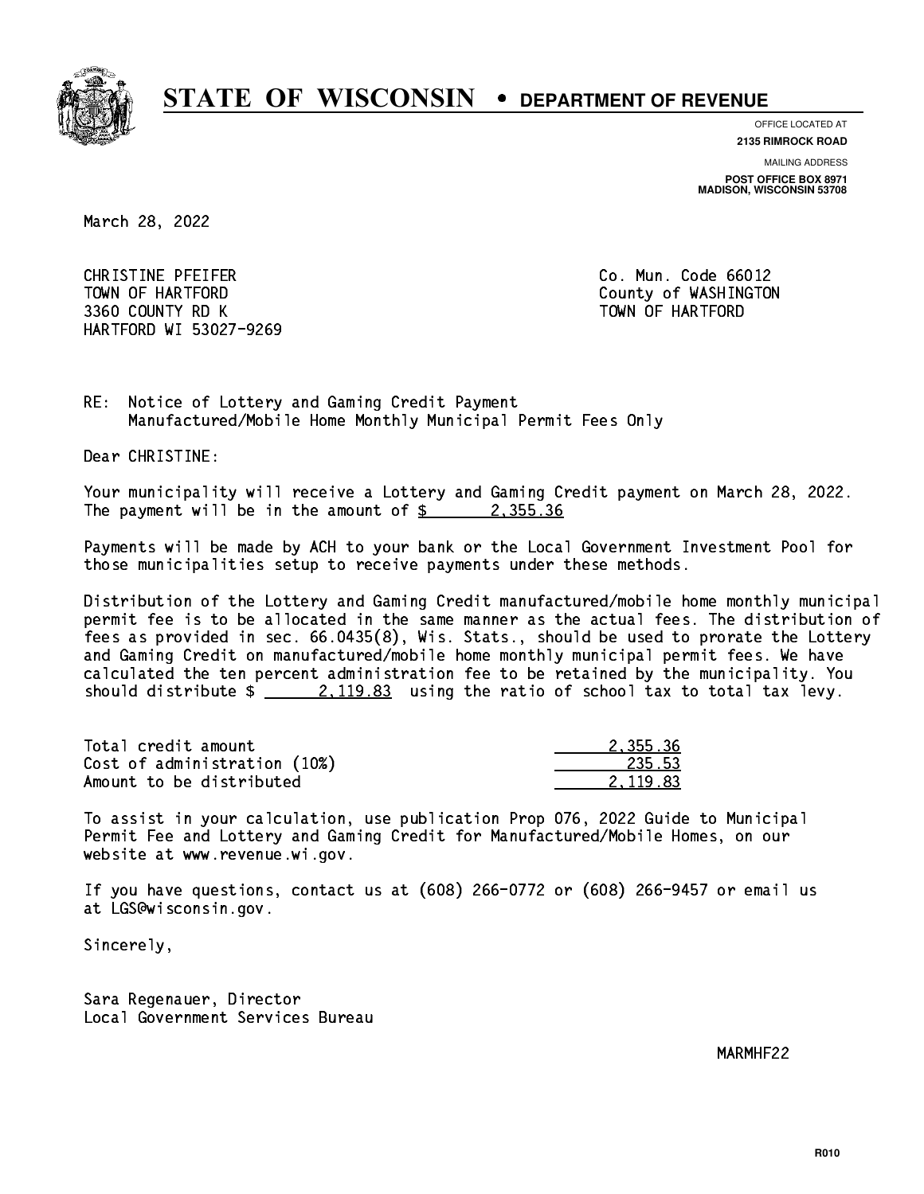# STATE OF WISCONSIN • DEPARTMENT OF REVENUE

OFFICE LOCATED AT
**2135 RIMROCK ROAD**

MAILING ADDRESS
**POST OFFICE BOX 8971**
**MADISON, WISCONSIN 53708**

March 28, 2022

CHRISTINE PFEIFER
TOWN OF HARTFORD
3360 COUNTY RD K
HARTFORD WI 53027-9269

Co. Mun. Code 66012
County of WASHINGTON
TOWN OF HARTFORD

RE: Notice of Lottery and Gaming Credit Payment
Manufactured/Mobile Home Monthly Municipal Permit Fees Only

Dear CHRISTINE:

Your municipality will receive a Lottery and Gaming Credit payment on March 28, 2022. The payment will be in the amount of $ 2,355.36

Payments will be made by ACH to your bank or the Local Government Investment Pool for those municipalities setup to receive payments under these methods.

Distribution of the Lottery and Gaming Credit manufactured/mobile home monthly municipal permit fee is to be allocated in the same manner as the actual fees. The distribution of fees as provided in sec. 66.0435(8), Wis. Stats., should be used to prorate the Lottery and Gaming Credit on manufactured/mobile home monthly municipal permit fees. We have calculated the ten percent administration fee to be retained by the municipality. You should distribute $ 2,119.83 using the ratio of school tax to total tax levy.

| | |
|---|---|
| Total credit amount | 2,355.36 |
| Cost of administration (10%) | 235.53 |
| Amount to be distributed | 2,119.83 |

To assist in your calculation, use publication Prop 076, 2022 Guide to Municipal Permit Fee and Lottery and Gaming Credit for Manufactured/Mobile Homes, on our website at www.revenue.wi.gov.

If you have questions, contact us at (608) 266-0772 or (608) 266-9457 or email us at LGS@wisconsin.gov.

Sincerely,

Sara Regenauer, Director
Local Government Services Bureau

MARMHF22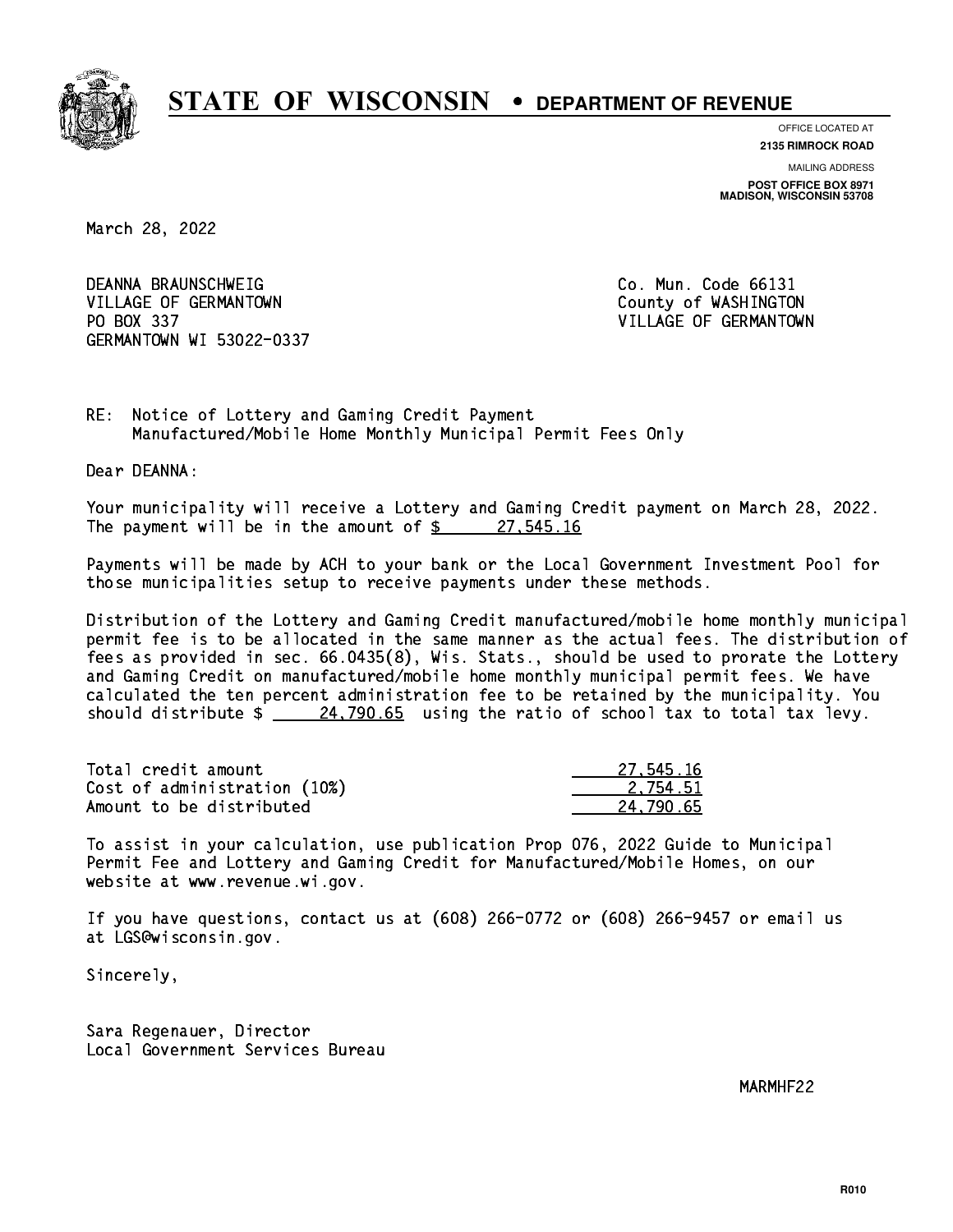# STATE OF WISCONSIN • DEPARTMENT OF REVENUE

OFFICE LOCATED AT
**2135 RIMROCK ROAD**

MAILING ADDRESS
**POST OFFICE BOX 8971**
**MADISON, WISCONSIN 53708**

March 28, 2022

DEANNA BRAUNSCHWEIG
VILLAGE OF GERMANTOWN
PO BOX 337
GERMANTOWN WI 53022-0337

Co. Mun. Code 66131
County of WASHINGTON
VILLAGE OF GERMANTOWN

RE: Notice of Lottery and Gaming Credit Payment
Manufactured/Mobile Home Monthly Municipal Permit Fees Only

Dear DEANNA:

Your municipality will receive a Lottery and Gaming Credit payment on March 28, 2022. The payment will be in the amount of $ 27,545.16

Payments will be made by ACH to your bank or the Local Government Investment Pool for those municipalities setup to receive payments under these methods.

Distribution of the Lottery and Gaming Credit manufactured/mobile home monthly municipal permit fee is to be allocated in the same manner as the actual fees. The distribution of fees as provided in sec. 66.0435(8), Wis. Stats., should be used to prorate the Lottery and Gaming Credit on manufactured/mobile home monthly municipal permit fees. We have calculated the ten percent administration fee to be retained by the municipality. You should distribute $ 24,790.65 using the ratio of school tax to total tax levy.

| | |
|---|---|
| Total credit amount | 27,545.16 |
| Cost of administration (10%) | 2,754.51 |
| Amount to be distributed | 24,790.65 |

To assist in your calculation, use publication Prop 076, 2022 Guide to Municipal Permit Fee and Lottery and Gaming Credit for Manufactured/Mobile Homes, on our website at www.revenue.wi.gov.

If you have questions, contact us at (608) 266-0772 or (608) 266-9457 or email us at LGS@wisconsin.gov.

Sincerely,

Sara Regenauer, Director
Local Government Services Bureau

MARMHF22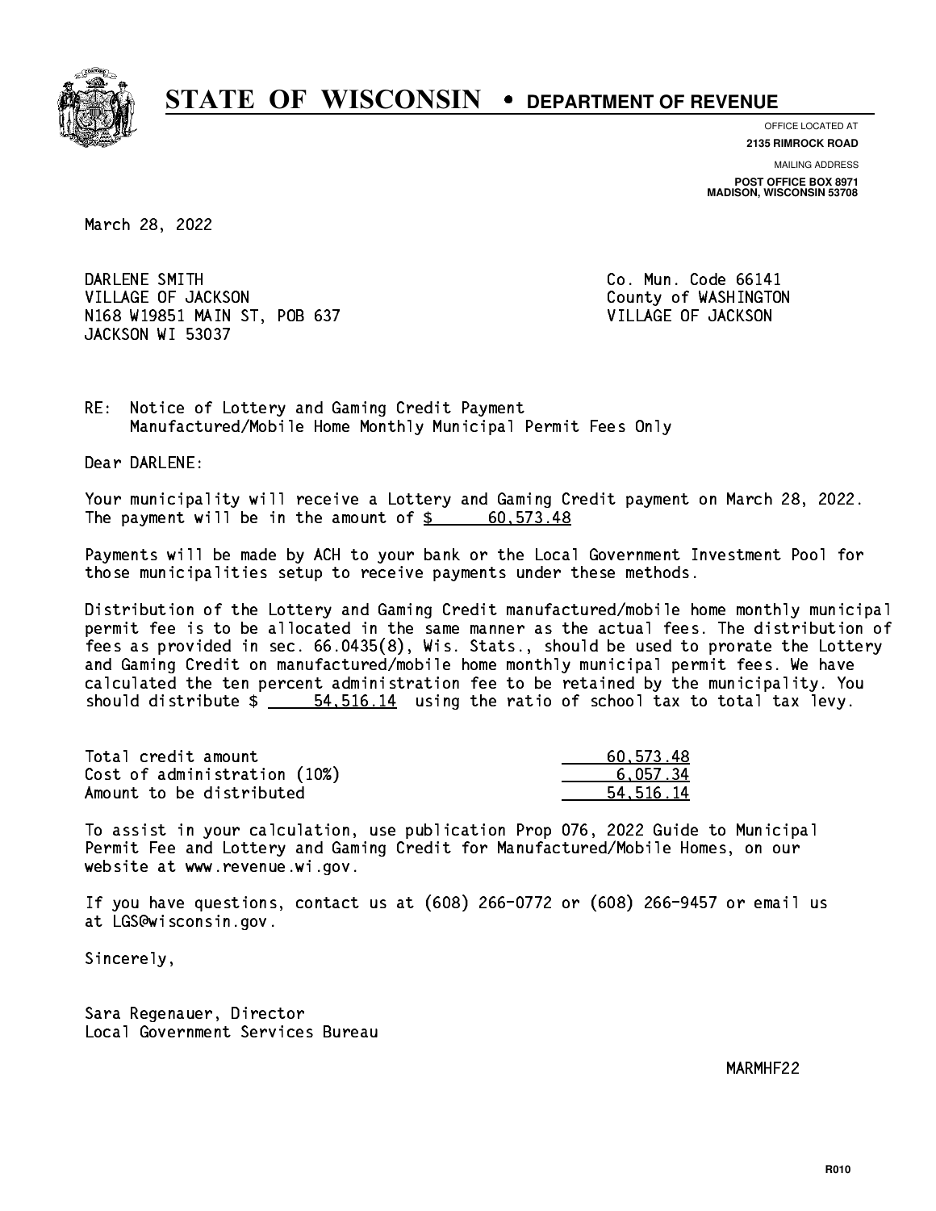# STATE OF WISCONSIN • DEPARTMENT OF REVENUE

OFFICE LOCATED AT
**2135 RIMROCK ROAD**

MAILING ADDRESS
**POST OFFICE BOX 8971**
**MADISON, WISCONSIN 53708**

March 28, 2022

DARLENE SMITH
VILLAGE OF JACKSON
N168 W19851 MAIN ST, POB 637
JACKSON WI 53037

Co. Mun. Code 66141
County of WASHINGTON
VILLAGE OF JACKSON

RE: Notice of Lottery and Gaming Credit Payment
Manufactured/Mobile Home Monthly Municipal Permit Fees Only

Dear DARLENE:

Your municipality will receive a Lottery and Gaming Credit payment on March 28, 2022. The payment will be in the amount of $ 60,573.48

Payments will be made by ACH to your bank or the Local Government Investment Pool for those municipalities setup to receive payments under these methods.

Distribution of the Lottery and Gaming Credit manufactured/mobile home monthly municipal permit fee is to be allocated in the same manner as the actual fees. The distribution of fees as provided in sec. 66.0435(8), Wis. Stats., should be used to prorate the Lottery and Gaming Credit on manufactured/mobile home monthly municipal permit fees. We have calculated the ten percent administration fee to be retained by the municipality. You should distribute $ 54,516.14 using the ratio of school tax to total tax levy.

| | |
|---|---|
| Total credit amount | 60,573.48 |
| Cost of administration (10%) | 6,057.34 |
| Amount to be distributed | 54,516.14 |

To assist in your calculation, use publication Prop 076, 2022 Guide to Municipal Permit Fee and Lottery and Gaming Credit for Manufactured/Mobile Homes, on our website at www.revenue.wi.gov.

If you have questions, contact us at (608) 266-0772 or (608) 266-9457 or email us at LGS@wisconsin.gov.

Sincerely,

Sara Regenauer, Director
Local Government Services Bureau

MARMHF22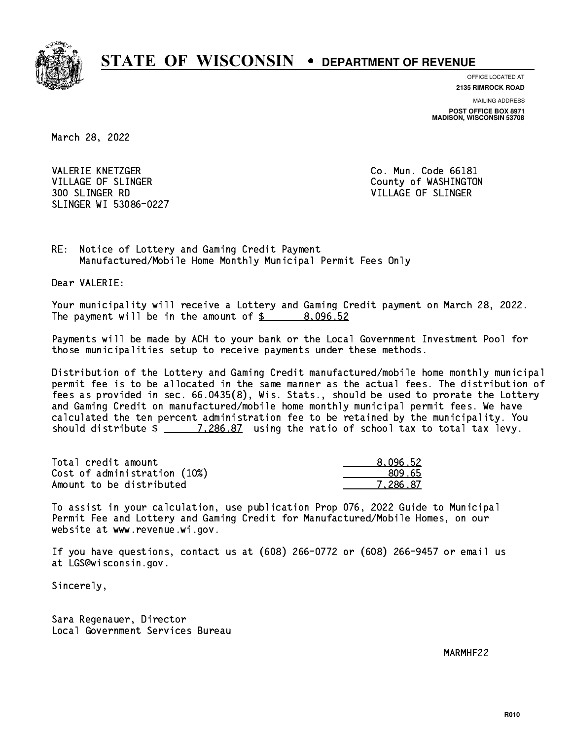# STATE OF WISCONSIN • DEPARTMENT OF REVENUE

OFFICE LOCATED AT
**2135 RIMROCK ROAD**

MAILING ADDRESS
**POST OFFICE BOX 8971**
**MADISON, WISCONSIN 53708**

March 28, 2022

VALERIE KNETZGER
VILLAGE OF SLINGER
300 SLINGER RD
SLINGER WI 53086-0227

Co. Mun. Code 66181
County of WASHINGTON
VILLAGE OF SLINGER

RE: Notice of Lottery and Gaming Credit Payment
Manufactured/Mobile Home Monthly Municipal Permit Fees Only

Dear VALERIE:

Your municipality will receive a Lottery and Gaming Credit payment on March 28, 2022. The payment will be in the amount of $ 8,096.52

Payments will be made by ACH to your bank or the Local Government Investment Pool for those municipalities setup to receive payments under these methods.

Distribution of the Lottery and Gaming Credit manufactured/mobile home monthly municipal permit fee is to be allocated in the same manner as the actual fees. The distribution of fees as provided in sec. 66.0435(8), Wis. Stats., should be used to prorate the Lottery and Gaming Credit on manufactured/mobile home monthly municipal permit fees. We have calculated the ten percent administration fee to be retained by the municipality. You should distribute $ 7,286.87 using the ratio of school tax to total tax levy.

| | |
|---|---|
| Total credit amount | 8,096.52 |
| Cost of administration (10%) | 809.65 |
| Amount to be distributed | 7,286.87 |

To assist in your calculation, use publication Prop 076, 2022 Guide to Municipal Permit Fee and Lottery and Gaming Credit for Manufactured/Mobile Homes, on our website at www.revenue.wi.gov.

If you have questions, contact us at (608) 266-0772 or (608) 266-9457 or email us at LGS@wisconsin.gov.

Sincerely,

Sara Regenauer, Director
Local Government Services Bureau

MARMHF22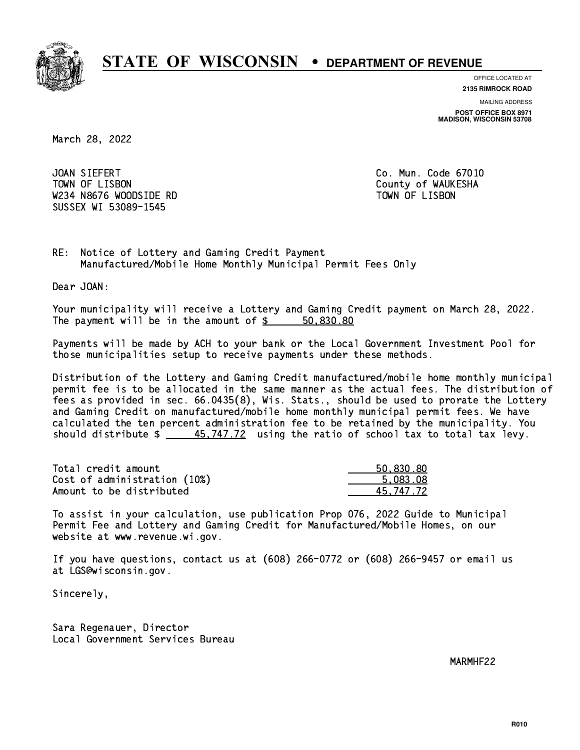# STATE OF WISCONSIN • DEPARTMENT OF REVENUE

OFFICE LOCATED AT
**2135 RIMROCK ROAD**

MAILING ADDRESS
**POST OFFICE BOX 8971**
**MADISON, WISCONSIN 53708**

March 28, 2022

JOAN SIEFERT
TOWN OF LISBON
W234 N8676 WOODSIDE RD
SUSSEX WI 53089-1545

Co. Mun. Code 67010
County of WAUKESHA
TOWN OF LISBON

RE: Notice of Lottery and Gaming Credit Payment
Manufactured/Mobile Home Monthly Municipal Permit Fees Only

Dear JOAN:

Your municipality will receive a Lottery and Gaming Credit payment on March 28, 2022. The payment will be in the amount of $ 50,830.80

Payments will be made by ACH to your bank or the Local Government Investment Pool for those municipalities setup to receive payments under these methods.

Distribution of the Lottery and Gaming Credit manufactured/mobile home monthly municipal permit fee is to be allocated in the same manner as the actual fees. The distribution of fees as provided in sec. 66.0435(8), Wis. Stats., should be used to prorate the Lottery and Gaming Credit on manufactured/mobile home monthly municipal permit fees. We have calculated the ten percent administration fee to be retained by the municipality. You should distribute $ 45,747.72 using the ratio of school tax to total tax levy.

| | |
|---|---|
| Total credit amount | 50,830.80 |
| Cost of administration (10%) | 5,083.08 |
| Amount to be distributed | 45,747.72 |

To assist in your calculation, use publication Prop 076, 2022 Guide to Municipal Permit Fee and Lottery and Gaming Credit for Manufactured/Mobile Homes, on our website at www.revenue.wi.gov.

If you have questions, contact us at (608) 266-0772 or (608) 266-9457 or email us at LGS@wisconsin.gov.

Sincerely,

Sara Regenauer, Director
Local Government Services Bureau

MARMHF22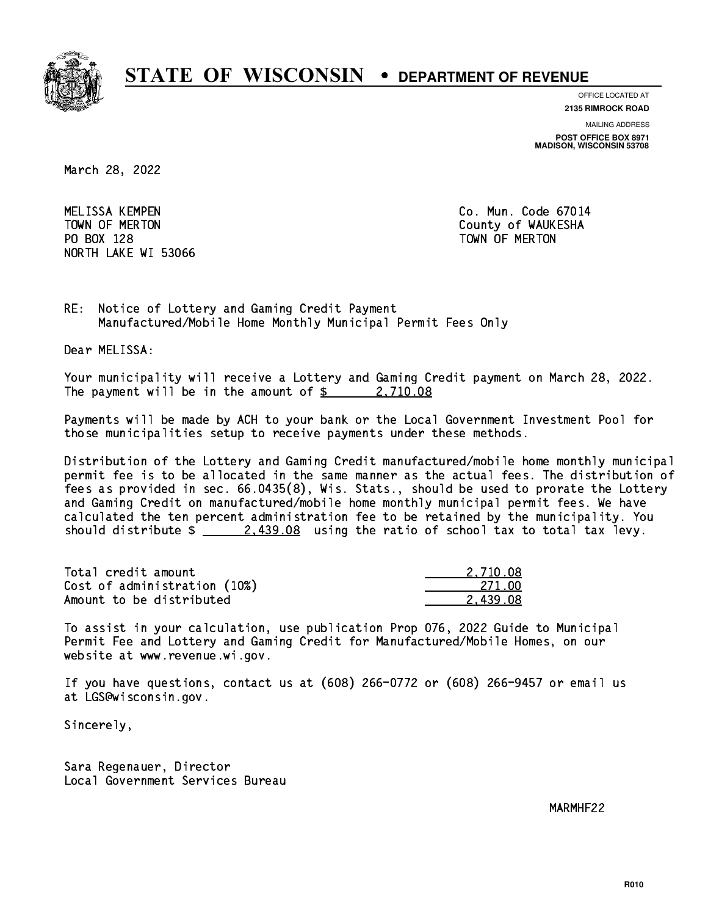# STATE OF WISCONSIN • DEPARTMENT OF REVENUE

OFFICE LOCATED AT
**2135 RIMROCK ROAD**

MAILING ADDRESS
**POST OFFICE BOX 8971**
**MADISON, WISCONSIN 53708**

March 28, 2022

MELISSA KEMPEN
TOWN OF MERTON
PO BOX 128
NORTH LAKE WI 53066

Co. Mun. Code 67014
County of WAUKESHA
TOWN OF MERTON

RE: Notice of Lottery and Gaming Credit Payment
Manufactured/Mobile Home Monthly Municipal Permit Fees Only

Dear MELISSA:

Your municipality will receive a Lottery and Gaming Credit payment on March 28, 2022. The payment will be in the amount of $ 2,710.08

Payments will be made by ACH to your bank or the Local Government Investment Pool for those municipalities setup to receive payments under these methods.

Distribution of the Lottery and Gaming Credit manufactured/mobile home monthly municipal permit fee is to be allocated in the same manner as the actual fees. The distribution of fees as provided in sec. 66.0435(8), Wis. Stats., should be used to prorate the Lottery and Gaming Credit on manufactured/mobile home monthly municipal permit fees. We have calculated the ten percent administration fee to be retained by the municipality. You should distribute $ 2,439.08 using the ratio of school tax to total tax levy.

| | |
|---|---|
| Total credit amount | 2,710.08 |
| Cost of administration (10%) | 271.00 |
| Amount to be distributed | 2,439.08 |

To assist in your calculation, use publication Prop 076, 2022 Guide to Municipal Permit Fee and Lottery and Gaming Credit for Manufactured/Mobile Homes, on our website at www.revenue.wi.gov.

If you have questions, contact us at (608) 266-0772 or (608) 266-9457 or email us at LGS@wisconsin.gov.

Sincerely,

Sara Regenauer, Director
Local Government Services Bureau

MARMHF22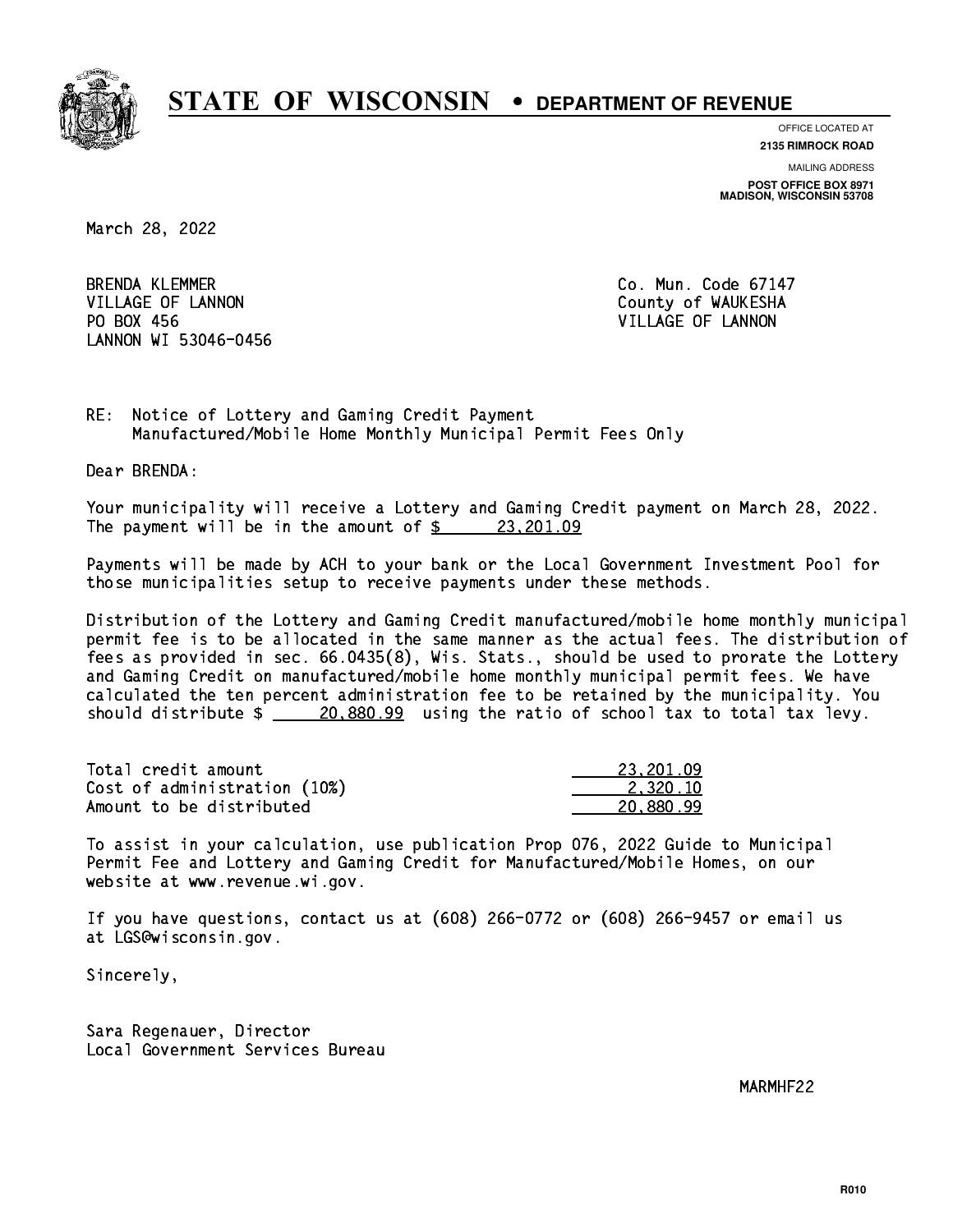# STATE OF WISCONSIN • DEPARTMENT OF REVENUE

OFFICE LOCATED AT
**2135 RIMROCK ROAD**

MAILING ADDRESS
**POST OFFICE BOX 8971**
**MADISON, WISCONSIN 53708**

March 28, 2022

BRENDA KLEMMER
VILLAGE OF LANNON
PO BOX 456
LANNON WI 53046-0456

Co. Mun. Code 67147
County of WAUKESHA
VILLAGE OF LANNON

RE: Notice of Lottery and Gaming Credit Payment
Manufactured/Mobile Home Monthly Municipal Permit Fees Only

Dear BRENDA:

Your municipality will receive a Lottery and Gaming Credit payment on March 28, 2022. The payment will be in the amount of $ 23,201.09

Payments will be made by ACH to your bank or the Local Government Investment Pool for those municipalities setup to receive payments under these methods.

Distribution of the Lottery and Gaming Credit manufactured/mobile home monthly municipal permit fee is to be allocated in the same manner as the actual fees. The distribution of fees as provided in sec. 66.0435(8), Wis. Stats., should be used to prorate the Lottery and Gaming Credit on manufactured/mobile home monthly municipal permit fees. We have calculated the ten percent administration fee to be retained by the municipality. You should distribute $ 20,880.99 using the ratio of school tax to total tax levy.

| | |
|---|---|
| Total credit amount | 23,201.09 |
| Cost of administration (10%) | 2,320.10 |
| Amount to be distributed | 20,880.99 |

To assist in your calculation, use publication Prop 076, 2022 Guide to Municipal Permit Fee and Lottery and Gaming Credit for Manufactured/Mobile Homes, on our website at www.revenue.wi.gov.

If you have questions, contact us at (608) 266-0772 or (608) 266-9457 or email us at LGS@wisconsin.gov.

Sincerely,

Sara Regenauer, Director
Local Government Services Bureau

MARMHF22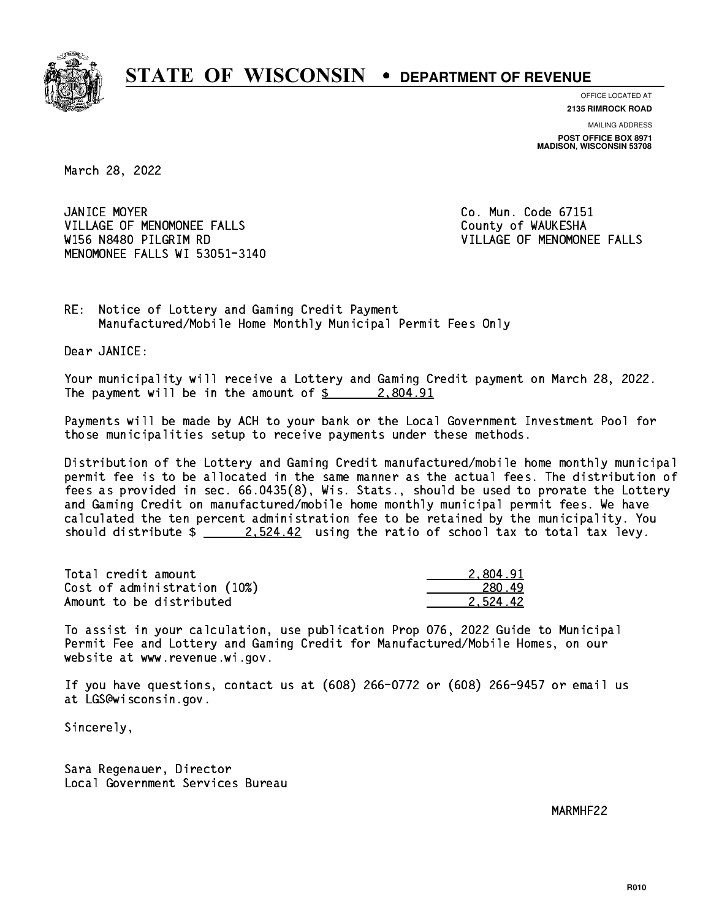# STATE OF WISCONSIN • DEPARTMENT OF REVENUE

OFFICE LOCATED AT
**2135 RIMROCK ROAD**

MAILING ADDRESS
**POST OFFICE BOX 8971**
**MADISON, WISCONSIN 53708**

March 28, 2022

JANICE MOYER
VILLAGE OF MENOMONEE FALLS
W156 N8480 PILGRIM RD
MENOMONEE FALLS WI 53051-3140

Co. Mun. Code 67151
County of WAUKESHA
VILLAGE OF MENOMONEE FALLS

RE: Notice of Lottery and Gaming Credit Payment
Manufactured/Mobile Home Monthly Municipal Permit Fees Only

Dear JANICE:

Your municipality will receive a Lottery and Gaming Credit payment on March 28, 2022. The payment will be in the amount of $ 2,804.91

Payments will be made by ACH to your bank or the Local Government Investment Pool for those municipalities setup to receive payments under these methods.

Distribution of the Lottery and Gaming Credit manufactured/mobile home monthly municipal permit fee is to be allocated in the same manner as the actual fees. The distribution of fees as provided in sec. 66.0435(8), Wis. Stats., should be used to prorate the Lottery and Gaming Credit on manufactured/mobile home monthly municipal permit fees. We have calculated the ten percent administration fee to be retained by the municipality. You should distribute $ 2,524.42 using the ratio of school tax to total tax levy.

| | |
|---|---|
| Total credit amount | 2,804.91 |
| Cost of administration (10%) | 280.49 |
| Amount to be distributed | 2,524.42 |

To assist in your calculation, use publication Prop 076, 2022 Guide to Municipal Permit Fee and Lottery and Gaming Credit for Manufactured/Mobile Homes, on our website at www.revenue.wi.gov.

If you have questions, contact us at (608) 266-0772 or (608) 266-9457 or email us at LGS@wisconsin.gov.

Sincerely,

Sara Regenauer, Director
Local Government Services Bureau

MARMHF22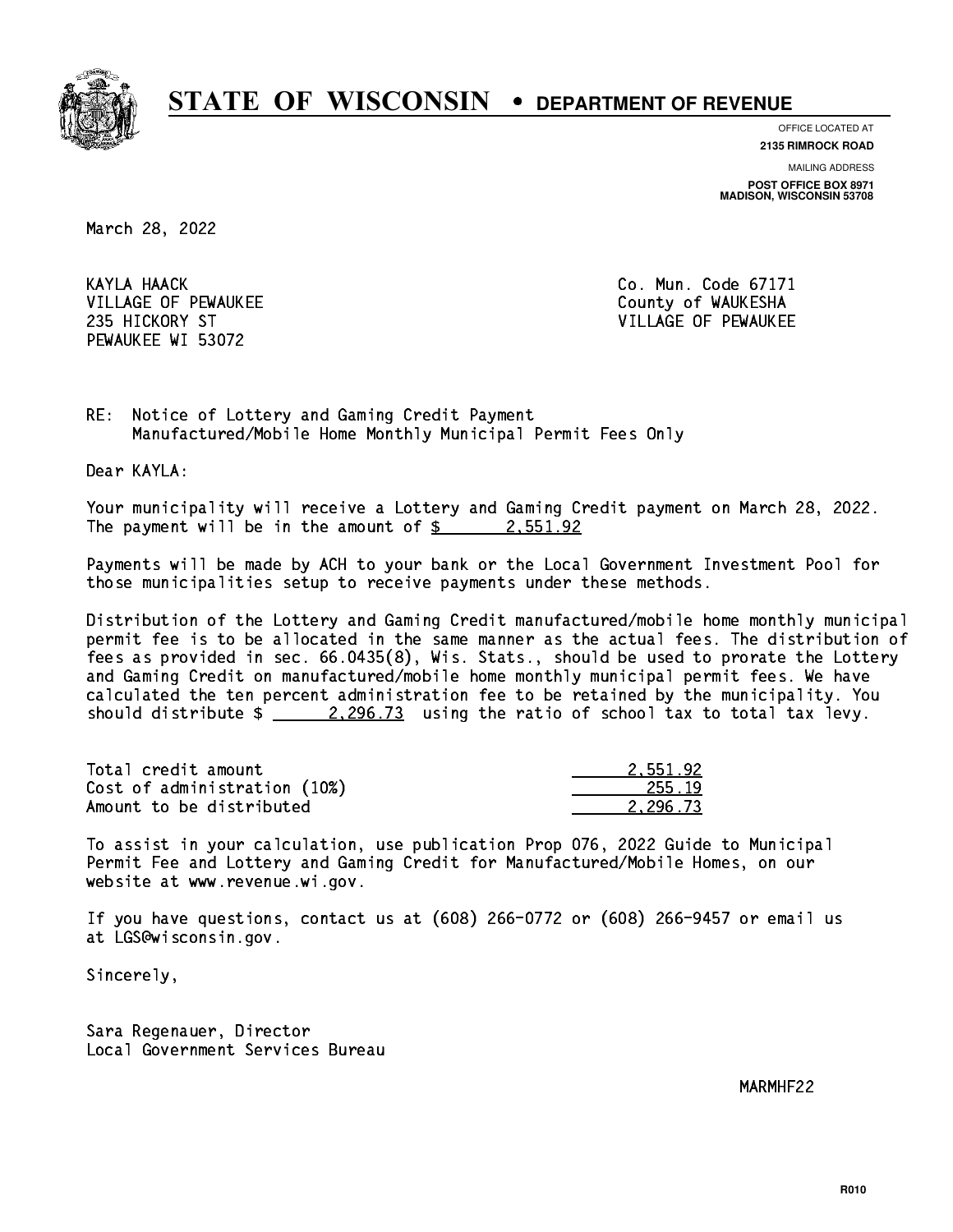# STATE OF WISCONSIN • DEPARTMENT OF REVENUE

OFFICE LOCATED AT
**2135 RIMROCK ROAD**

MAILING ADDRESS
**POST OFFICE BOX 8971**
**MADISON, WISCONSIN 53708**

March 28, 2022

KAYLA HAACK
VILLAGE OF PEWAUKEE
235 HICKORY ST
PEWAUKEE WI 53072

Co. Mun. Code 67171
County of WAUKESHA
VILLAGE OF PEWAUKEE

RE: Notice of Lottery and Gaming Credit Payment
Manufactured/Mobile Home Monthly Municipal Permit Fees Only

Dear KAYLA:

Your municipality will receive a Lottery and Gaming Credit payment on March 28, 2022. The payment will be in the amount of $ 2,551.92

Payments will be made by ACH to your bank or the Local Government Investment Pool for those municipalities setup to receive payments under these methods.

Distribution of the Lottery and Gaming Credit manufactured/mobile home monthly municipal permit fee is to be allocated in the same manner as the actual fees. The distribution of fees as provided in sec. 66.0435(8), Wis. Stats., should be used to prorate the Lottery and Gaming Credit on manufactured/mobile home monthly municipal permit fees. We have calculated the ten percent administration fee to be retained by the municipality. You should distribute $ 2,296.73 using the ratio of school tax to total tax levy.

| | |
|---|---|
| Total credit amount | 2,551.92 |
| Cost of administration (10%) | 255.19 |
| Amount to be distributed | 2,296.73 |

To assist in your calculation, use publication Prop 076, 2022 Guide to Municipal Permit Fee and Lottery and Gaming Credit for Manufactured/Mobile Homes, on our website at www.revenue.wi.gov.

If you have questions, contact us at (608) 266-0772 or (608) 266-9457 or email us at LGS@wisconsin.gov.

Sincerely,

Sara Regenauer, Director
Local Government Services Bureau

MARMHF22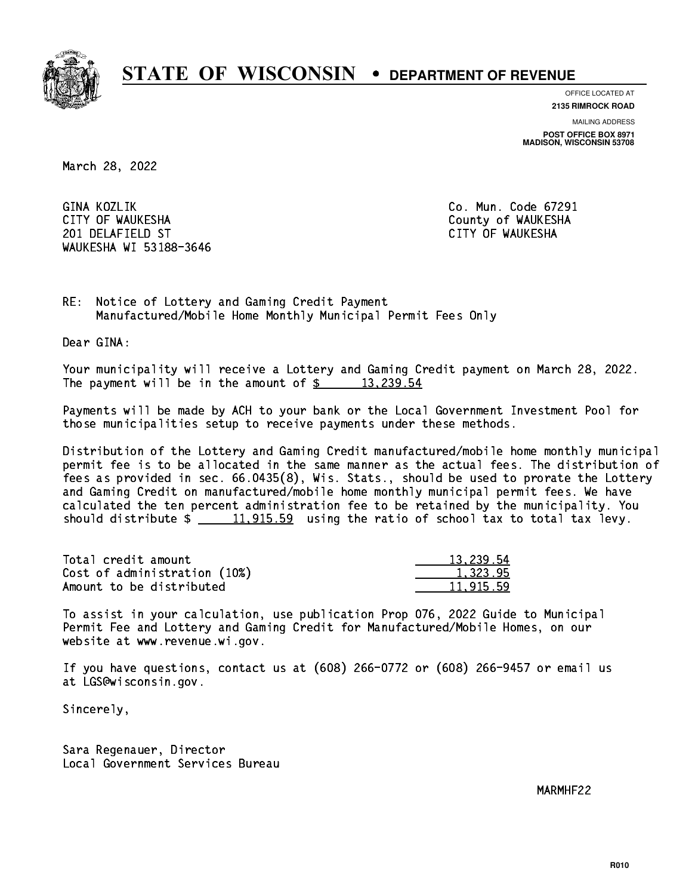# STATE OF WISCONSIN • DEPARTMENT OF REVENUE

OFFICE LOCATED AT
**2135 RIMROCK ROAD**

MAILING ADDRESS
**POST OFFICE BOX 8971**
**MADISON, WISCONSIN 53708**

March 28, 2022

GINA KOZLIK
CITY OF WAUKESHA
201 DELAFIELD ST
WAUKESHA WI 53188-3646

Co. Mun. Code 67291
County of WAUKESHA
CITY OF WAUKESHA

RE: Notice of Lottery and Gaming Credit Payment
Manufactured/Mobile Home Monthly Municipal Permit Fees Only

Dear GINA:

Your municipality will receive a Lottery and Gaming Credit payment on March 28, 2022. The payment will be in the amount of $ 13,239.54

Payments will be made by ACH to your bank or the Local Government Investment Pool for those municipalities setup to receive payments under these methods.

Distribution of the Lottery and Gaming Credit manufactured/mobile home monthly municipal permit fee is to be allocated in the same manner as the actual fees. The distribution of fees as provided in sec. 66.0435(8), Wis. Stats., should be used to prorate the Lottery and Gaming Credit on manufactured/mobile home monthly municipal permit fees. We have calculated the ten percent administration fee to be retained by the municipality. You should distribute $ 11,915.59 using the ratio of school tax to total tax levy.

| | |
|---|---|
| Total credit amount | 13,239.54 |
| Cost of administration (10%) | 1,323.95 |
| Amount to be distributed | 11,915.59 |

To assist in your calculation, use publication Prop 076, 2022 Guide to Municipal Permit Fee and Lottery and Gaming Credit for Manufactured/Mobile Homes, on our website at www.revenue.wi.gov.

If you have questions, contact us at (608) 266-0772 or (608) 266-9457 or email us at LGS@wisconsin.gov.

Sincerely,

Sara Regenauer, Director
Local Government Services Bureau

MARMHF22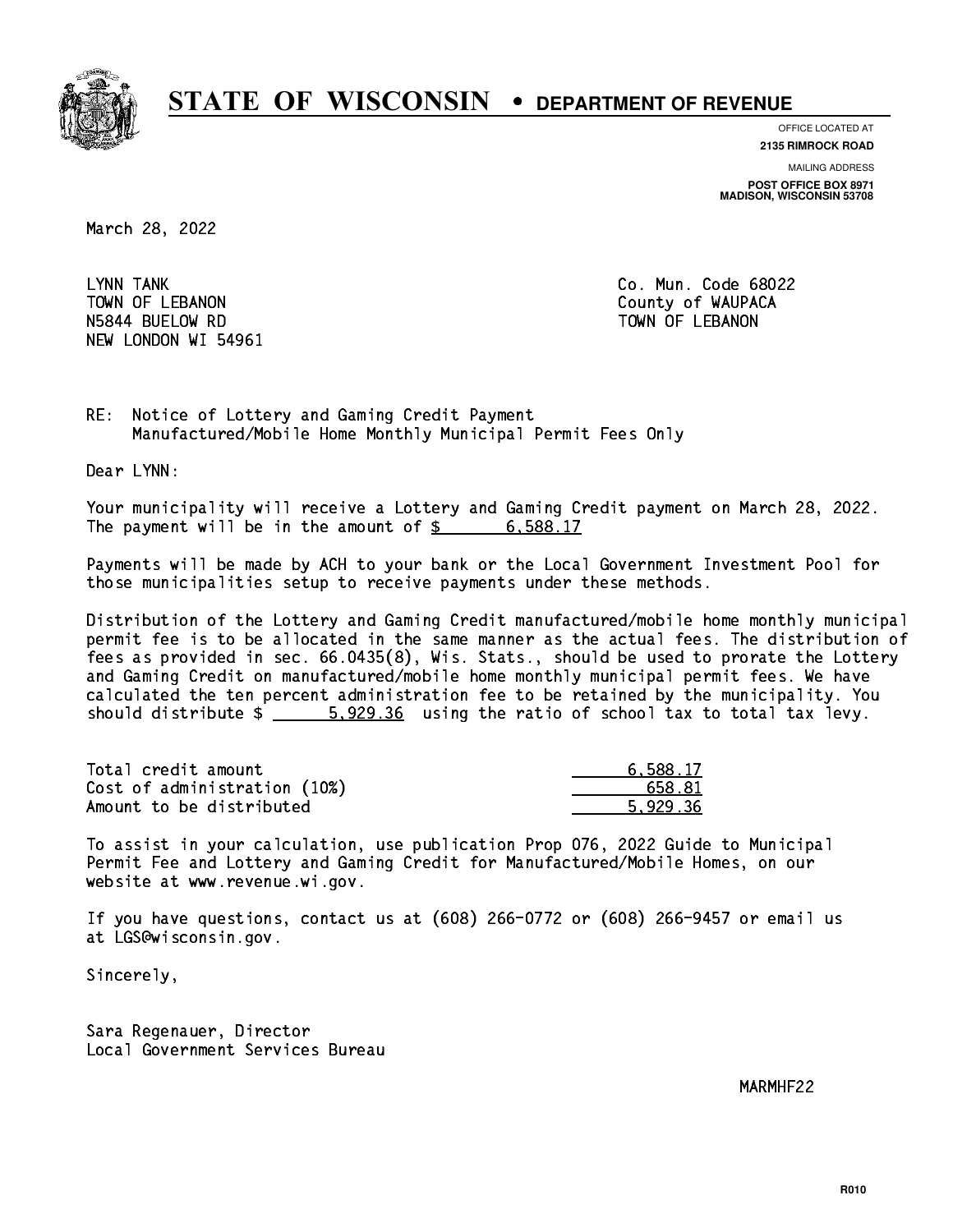# STATE OF WISCONSIN • DEPARTMENT OF REVENUE

OFFICE LOCATED AT
**2135 RIMROCK ROAD**

MAILING ADDRESS
**POST OFFICE BOX 8971**
**MADISON, WISCONSIN 53708**

March 28, 2022

LYNN TANK
TOWN OF LEBANON
N5844 BUELOW RD
NEW LONDON WI 54961

Co. Mun. Code 68022
County of WAUPACA
TOWN OF LEBANON

RE: Notice of Lottery and Gaming Credit Payment
Manufactured/Mobile Home Monthly Municipal Permit Fees Only

Dear LYNN:

Your municipality will receive a Lottery and Gaming Credit payment on March 28, 2022. The payment will be in the amount of $ 6,588.17

Payments will be made by ACH to your bank or the Local Government Investment Pool for those municipalities setup to receive payments under these methods.

Distribution of the Lottery and Gaming Credit manufactured/mobile home monthly municipal permit fee is to be allocated in the same manner as the actual fees. The distribution of fees as provided in sec. 66.0435(8), Wis. Stats., should be used to prorate the Lottery and Gaming Credit on manufactured/mobile home monthly municipal permit fees. We have calculated the ten percent administration fee to be retained by the municipality. You should distribute $ 5,929.36 using the ratio of school tax to total tax levy.

| | |
|---|---|
| Total credit amount | 6,588.17 |
| Cost of administration (10%) | 658.81 |
| Amount to be distributed | 5,929.36 |

To assist in your calculation, use publication Prop 076, 2022 Guide to Municipal Permit Fee and Lottery and Gaming Credit for Manufactured/Mobile Homes, on our website at www.revenue.wi.gov.

If you have questions, contact us at (608) 266-0772 or (608) 266-9457 or email us at LGS@wisconsin.gov.

Sincerely,

Sara Regenauer, Director
Local Government Services Bureau

MARMHF22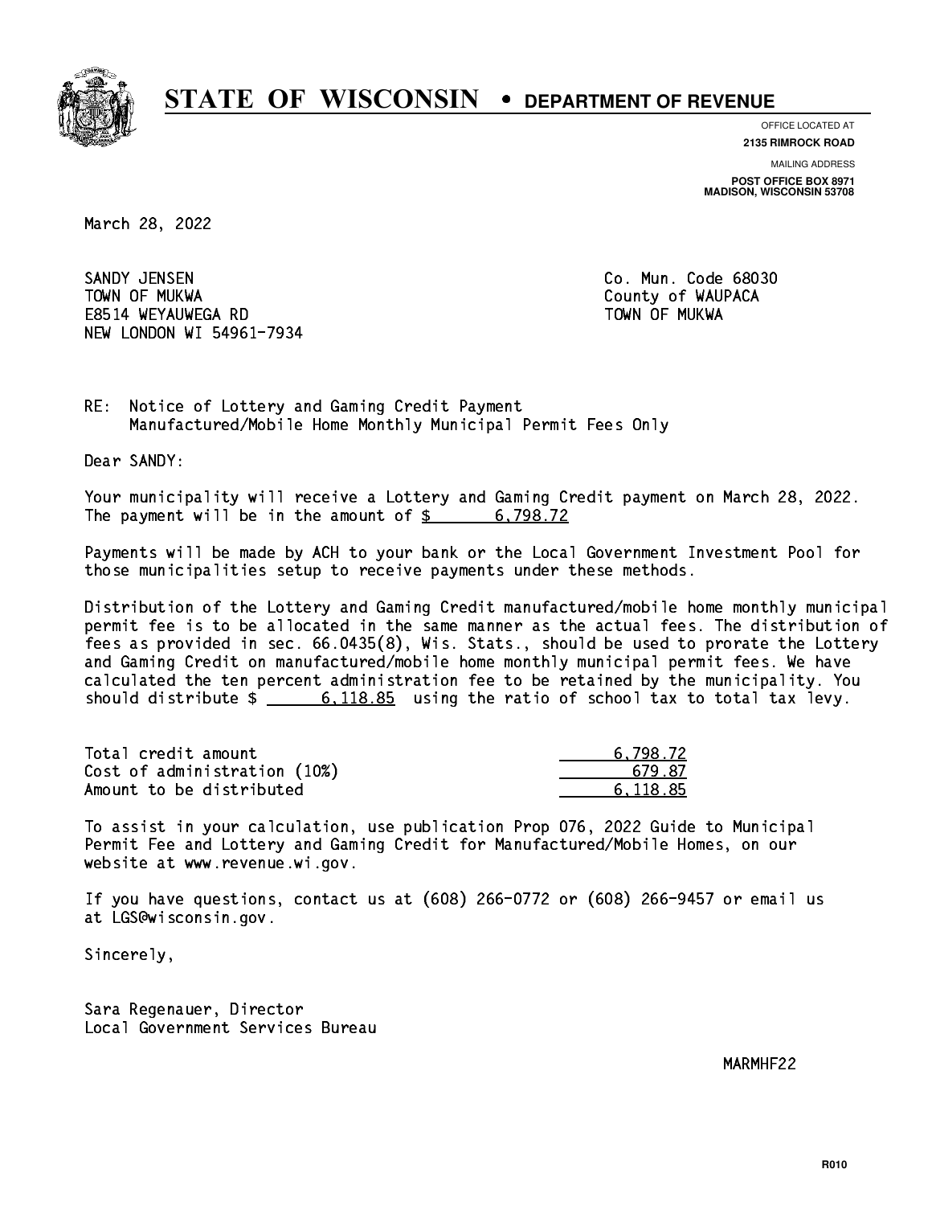# STATE OF WISCONSIN • DEPARTMENT OF REVENUE

OFFICE LOCATED AT
**2135 RIMROCK ROAD**

MAILING ADDRESS
**POST OFFICE BOX 8971**
**MADISON, WISCONSIN 53708**

March 28, 2022

SANDY JENSEN
TOWN OF MUKWA
E8514 WEYAUWEGA RD
NEW LONDON WI 54961-7934

Co. Mun. Code 68030
County of WAUPACA
TOWN OF MUKWA

RE: Notice of Lottery and Gaming Credit Payment
Manufactured/Mobile Home Monthly Municipal Permit Fees Only

Dear SANDY:

Your municipality will receive a Lottery and Gaming Credit payment on March 28, 2022. The payment will be in the amount of $ 6,798.72

Payments will be made by ACH to your bank or the Local Government Investment Pool for those municipalities setup to receive payments under these methods.

Distribution of the Lottery and Gaming Credit manufactured/mobile home monthly municipal permit fee is to be allocated in the same manner as the actual fees. The distribution of fees as provided in sec. 66.0435(8), Wis. Stats., should be used to prorate the Lottery and Gaming Credit on manufactured/mobile home monthly municipal permit fees. We have calculated the ten percent administration fee to be retained by the municipality. You should distribute $ 6,118.85 using the ratio of school tax to total tax levy.

| | |
|---|---|
| Total credit amount | 6,798.72 |
| Cost of administration (10%) | 679.87 |
| Amount to be distributed | 6,118.85 |

To assist in your calculation, use publication Prop 076, 2022 Guide to Municipal Permit Fee and Lottery and Gaming Credit for Manufactured/Mobile Homes, on our website at www.revenue.wi.gov.

If you have questions, contact us at (608) 266-0772 or (608) 266-9457 or email us at LGS@wisconsin.gov.

Sincerely,

Sara Regenauer, Director
Local Government Services Bureau

MARMHF22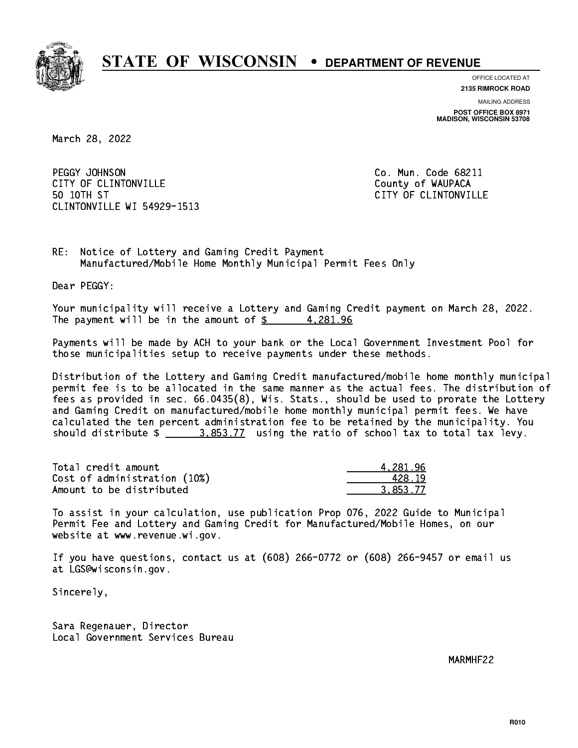# STATE OF WISCONSIN • DEPARTMENT OF REVENUE

OFFICE LOCATED AT
**2135 RIMROCK ROAD**

MAILING ADDRESS
**POST OFFICE BOX 8971**
**MADISON, WISCONSIN 53708**

March 28, 2022

PEGGY JOHNSON
CITY OF CLINTONVILLE
50 10TH ST
CLINTONVILLE WI 54929-1513

Co. Mun. Code 68211
County of WAUPACA
CITY OF CLINTONVILLE

RE: Notice of Lottery and Gaming Credit Payment
Manufactured/Mobile Home Monthly Municipal Permit Fees Only

Dear PEGGY:

Your municipality will receive a Lottery and Gaming Credit payment on March 28, 2022. The payment will be in the amount of $ 4,281.96

Payments will be made by ACH to your bank or the Local Government Investment Pool for those municipalities setup to receive payments under these methods.

Distribution of the Lottery and Gaming Credit manufactured/mobile home monthly municipal permit fee is to be allocated in the same manner as the actual fees. The distribution of fees as provided in sec. 66.0435(8), Wis. Stats., should be used to prorate the Lottery and Gaming Credit on manufactured/mobile home monthly municipal permit fees. We have calculated the ten percent administration fee to be retained by the municipality. You should distribute $ 3,853.77 using the ratio of school tax to total tax levy.

| | |
|---|---|
| Total credit amount | 4,281.96 |
| Cost of administration (10%) | 428.19 |
| Amount to be distributed | 3,853.77 |

To assist in your calculation, use publication Prop 076, 2022 Guide to Municipal Permit Fee and Lottery and Gaming Credit for Manufactured/Mobile Homes, on our website at www.revenue.wi.gov.

If you have questions, contact us at (608) 266-0772 or (608) 266-9457 or email us at LGS@wisconsin.gov.

Sincerely,

Sara Regenauer, Director
Local Government Services Bureau

MARMHF22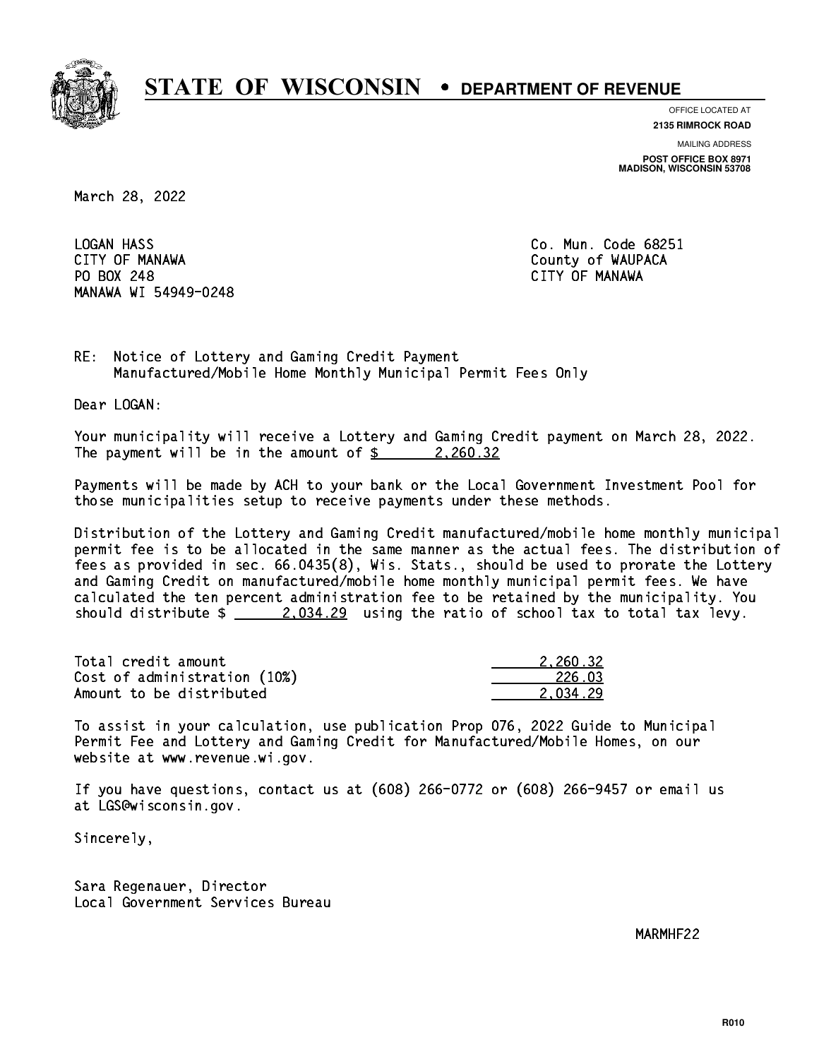# STATE OF WISCONSIN • DEPARTMENT OF REVENUE

OFFICE LOCATED AT
**2135 RIMROCK ROAD**

MAILING ADDRESS
**POST OFFICE BOX 8971**
**MADISON, WISCONSIN 53708**

March 28, 2022

LOGAN HASS
CITY OF MANAWA
PO BOX 248
MANAWA WI 54949-0248

Co. Mun. Code 68251
County of WAUPACA
CITY OF MANAWA

RE: Notice of Lottery and Gaming Credit Payment
Manufactured/Mobile Home Monthly Municipal Permit Fees Only

Dear LOGAN:

Your municipality will receive a Lottery and Gaming Credit payment on March 28, 2022. The payment will be in the amount of $ 2,260.32

Payments will be made by ACH to your bank or the Local Government Investment Pool for those municipalities setup to receive payments under these methods.

Distribution of the Lottery and Gaming Credit manufactured/mobile home monthly municipal permit fee is to be allocated in the same manner as the actual fees. The distribution of fees as provided in sec. 66.0435(8), Wis. Stats., should be used to prorate the Lottery and Gaming Credit on manufactured/mobile home monthly municipal permit fees. We have calculated the ten percent administration fee to be retained by the municipality. You should distribute $ 2,034.29 using the ratio of school tax to total tax levy.

| | |
|---|---:|
| Total credit amount | 2,260.32 |
| Cost of administration (10%) | 226.03 |
| Amount to be distributed | 2,034.29 |

To assist in your calculation, use publication Prop 076, 2022 Guide to Municipal Permit Fee and Lottery and Gaming Credit for Manufactured/Mobile Homes, on our website at www.revenue.wi.gov.

If you have questions, contact us at (608) 266-0772 or (608) 266-9457 or email us at LGS@wisconsin.gov.

Sincerely,

Sara Regenauer, Director
Local Government Services Bureau

MARMHF22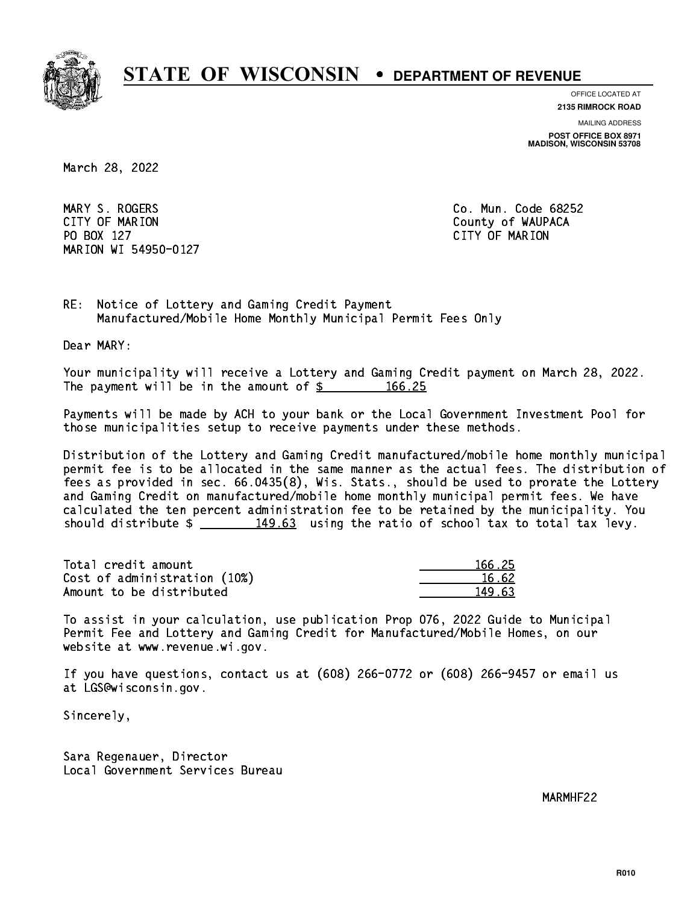# STATE OF WISCONSIN • DEPARTMENT OF REVENUE

OFFICE LOCATED AT
**2135 RIMROCK ROAD**

MAILING ADDRESS
**POST OFFICE BOX 8971**
**MADISON, WISCONSIN 53708**

March 28, 2022

MARY S. ROGERS
CITY OF MARION
PO BOX 127
MARION WI 54950-0127

Co. Mun. Code 68252
County of WAUPACA
CITY OF MARION

RE: Notice of Lottery and Gaming Credit Payment
Manufactured/Mobile Home Monthly Municipal Permit Fees Only

Dear MARY:

Your municipality will receive a Lottery and Gaming Credit payment on March 28, 2022. The payment will be in the amount of $ 166.25

Payments will be made by ACH to your bank or the Local Government Investment Pool for those municipalities setup to receive payments under these methods.

Distribution of the Lottery and Gaming Credit manufactured/mobile home monthly municipal permit fee is to be allocated in the same manner as the actual fees. The distribution of fees as provided in sec. 66.0435(8), Wis. Stats., should be used to prorate the Lottery and Gaming Credit on manufactured/mobile home monthly municipal permit fees. We have calculated the ten percent administration fee to be retained by the municipality. You should distribute $ 149.63 using the ratio of school tax to total tax levy.

| | |
|---|---|
| Total credit amount | 166.25 |
| Cost of administration (10%) | 16.62 |
| Amount to be distributed | 149.63 |

To assist in your calculation, use publication Prop 076, 2022 Guide to Municipal Permit Fee and Lottery and Gaming Credit for Manufactured/Mobile Homes, on our website at www.revenue.wi.gov.

If you have questions, contact us at (608) 266-0772 or (608) 266-9457 or email us at LGS@wisconsin.gov.

Sincerely,

Sara Regenauer, Director
Local Government Services Bureau

MARMHF22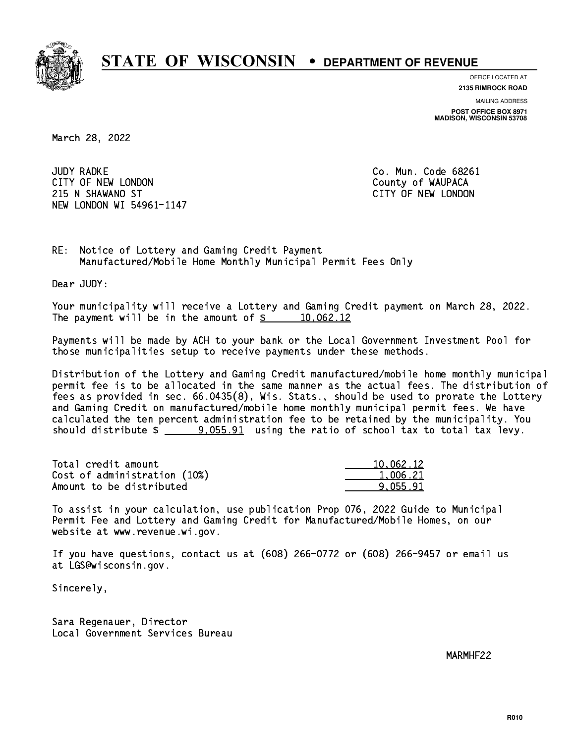# STATE OF WISCONSIN • DEPARTMENT OF REVENUE

OFFICE LOCATED AT
**2135 RIMROCK ROAD**

MAILING ADDRESS
**POST OFFICE BOX 8971**
**MADISON, WISCONSIN 53708**

March 28, 2022

JUDY RADKE
CITY OF NEW LONDON
215 N SHAWANO ST
NEW LONDON WI 54961-1147

Co. Mun. Code 68261
County of WAUPACA
CITY OF NEW LONDON

RE: Notice of Lottery and Gaming Credit Payment
Manufactured/Mobile Home Monthly Municipal Permit Fees Only

Dear JUDY:

Your municipality will receive a Lottery and Gaming Credit payment on March 28, 2022. The payment will be in the amount of $ 10,062.12

Payments will be made by ACH to your bank or the Local Government Investment Pool for those municipalities setup to receive payments under these methods.

Distribution of the Lottery and Gaming Credit manufactured/mobile home monthly municipal permit fee is to be allocated in the same manner as the actual fees. The distribution of fees as provided in sec. 66.0435(8), Wis. Stats., should be used to prorate the Lottery and Gaming Credit on manufactured/mobile home monthly municipal permit fees. We have calculated the ten percent administration fee to be retained by the municipality. You should distribute $ 9,055.91 using the ratio of school tax to total tax levy.

| | |
|---|---|
| Total credit amount | 10,062.12 |
| Cost of administration (10%) | 1,006.21 |
| Amount to be distributed | 9,055.91 |

To assist in your calculation, use publication Prop 076, 2022 Guide to Municipal Permit Fee and Lottery and Gaming Credit for Manufactured/Mobile Homes, on our website at www.revenue.wi.gov.

If you have questions, contact us at (608) 266-0772 or (608) 266-9457 or email us at LGS@wisconsin.gov.

Sincerely,

Sara Regenauer, Director
Local Government Services Bureau

MARMHF22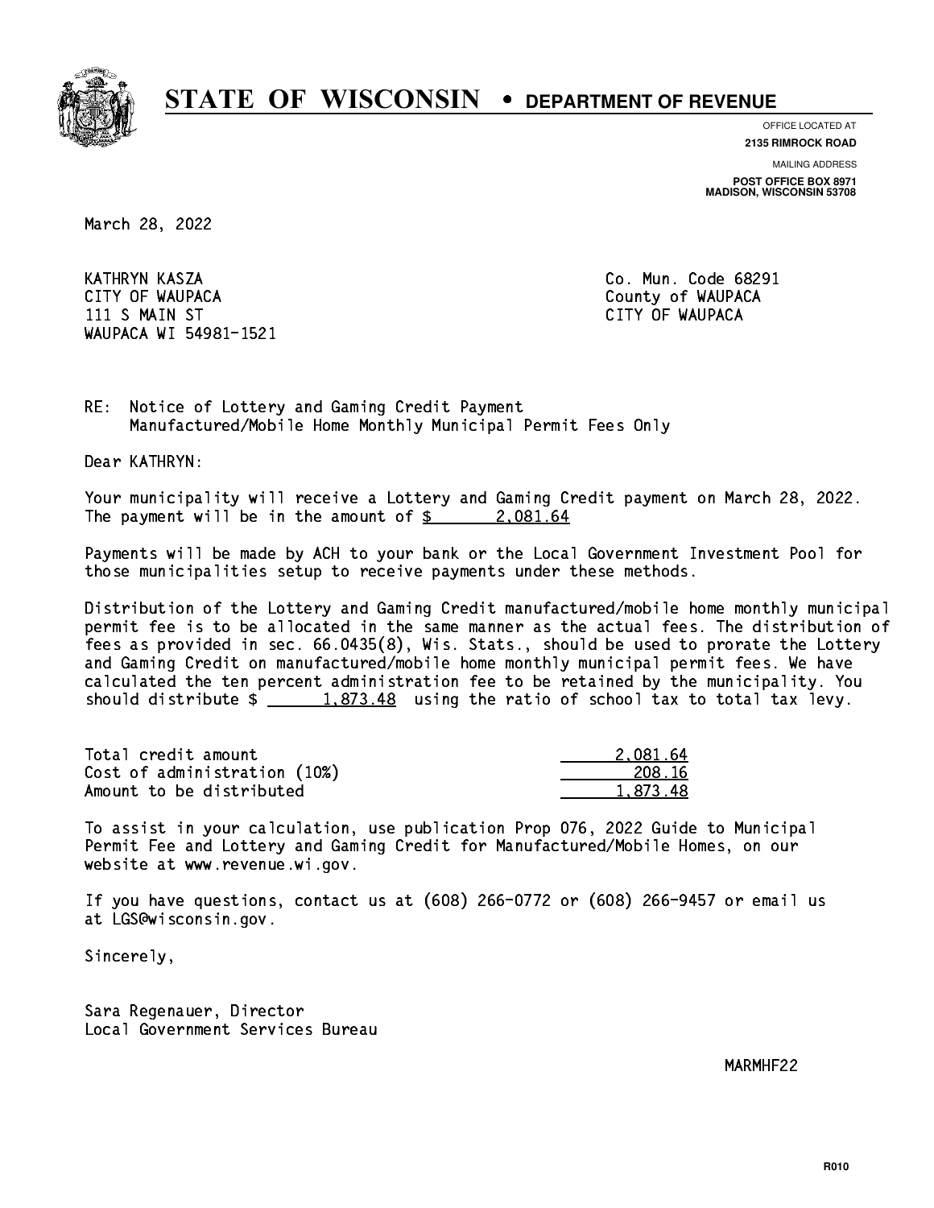# STATE OF WISCONSIN • DEPARTMENT OF REVENUE

OFFICE LOCATED AT
**2135 RIMROCK ROAD**

MAILING ADDRESS
**POST OFFICE BOX 8971**
**MADISON, WISCONSIN 53708**

March 28, 2022

KATHRYN KASZA
CITY OF WAUPACA
111 S MAIN ST
WAUPACA WI 54981-1521

Co. Mun. Code 68291
County of WAUPACA
CITY OF WAUPACA

RE: Notice of Lottery and Gaming Credit Payment
Manufactured/Mobile Home Monthly Municipal Permit Fees Only

Dear KATHRYN:

Your municipality will receive a Lottery and Gaming Credit payment on March 28, 2022. The payment will be in the amount of $ 2,081.64

Payments will be made by ACH to your bank or the Local Government Investment Pool for those municipalities setup to receive payments under these methods.

Distribution of the Lottery and Gaming Credit manufactured/mobile home monthly municipal permit fee is to be allocated in the same manner as the actual fees. The distribution of fees as provided in sec. 66.0435(8), Wis. Stats., should be used to prorate the Lottery and Gaming Credit on manufactured/mobile home monthly municipal permit fees. We have calculated the ten percent administration fee to be retained by the municipality. You should distribute $ 1,873.48 using the ratio of school tax to total tax levy.

| | |
|---|---|
| Total credit amount | 2,081.64 |
| Cost of administration (10%) | 208.16 |
| Amount to be distributed | 1,873.48 |

To assist in your calculation, use publication Prop 076, 2022 Guide to Municipal Permit Fee and Lottery and Gaming Credit for Manufactured/Mobile Homes, on our website at www.revenue.wi.gov.

If you have questions, contact us at (608) 266-0772 or (608) 266-9457 or email us at LGS@wisconsin.gov.

Sincerely,

Sara Regenauer, Director
Local Government Services Bureau

MARMHF22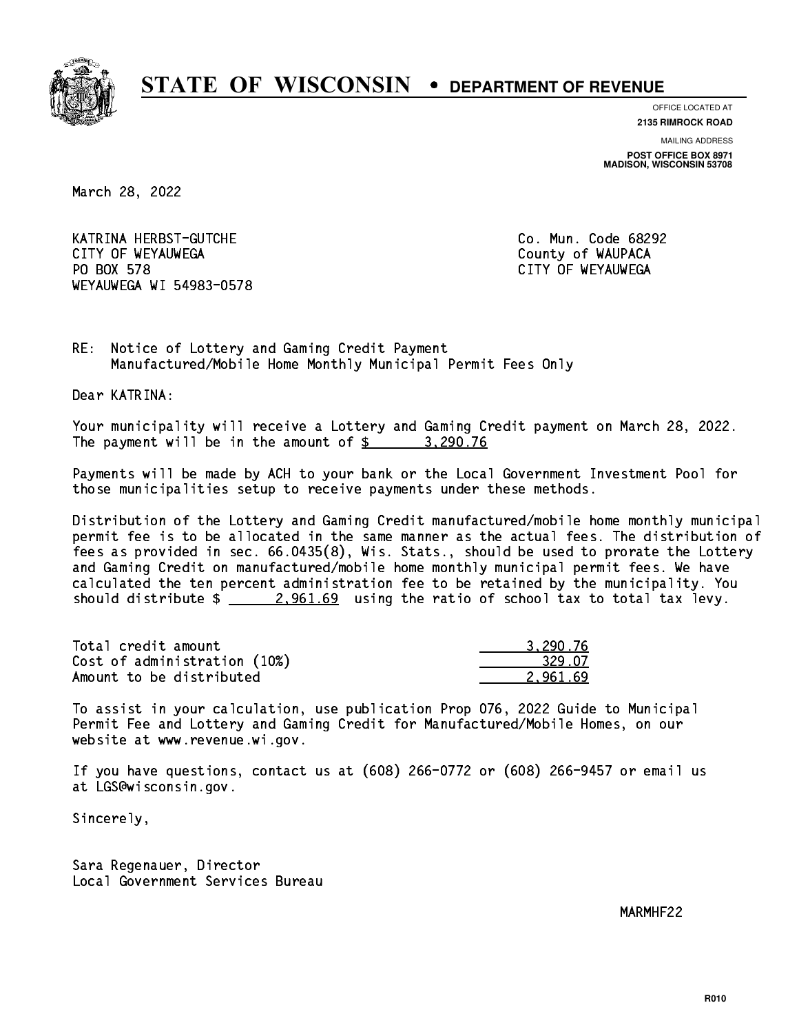# STATE OF WISCONSIN • DEPARTMENT OF REVENUE

OFFICE LOCATED AT
**2135 RIMROCK ROAD**

MAILING ADDRESS
**POST OFFICE BOX 8971**
**MADISON, WISCONSIN 53708**

March 28, 2022

KATRINA HERBST-GUTCHE
CITY OF WEYAUWEGA
PO BOX 578
WEYAUWEGA WI 54983-0578

Co. Mun. Code 68292
County of WAUPACA
CITY OF WEYAUWEGA

RE: Notice of Lottery and Gaming Credit Payment
Manufactured/Mobile Home Monthly Municipal Permit Fees Only

Dear KATRINA:

Your municipality will receive a Lottery and Gaming Credit payment on March 28, 2022. The payment will be in the amount of $ 3,290.76

Payments will be made by ACH to your bank or the Local Government Investment Pool for those municipalities setup to receive payments under these methods.

Distribution of the Lottery and Gaming Credit manufactured/mobile home monthly municipal permit fee is to be allocated in the same manner as the actual fees. The distribution of fees as provided in sec. 66.0435(8), Wis. Stats., should be used to prorate the Lottery and Gaming Credit on manufactured/mobile home monthly municipal permit fees. We have calculated the ten percent administration fee to be retained by the municipality. You should distribute $ 2,961.69 using the ratio of school tax to total tax levy.

| | |
|---|---|
| Total credit amount | 3,290.76 |
| Cost of administration (10%) | 329.07 |
| Amount to be distributed | 2,961.69 |

To assist in your calculation, use publication Prop 076, 2022 Guide to Municipal Permit Fee and Lottery and Gaming Credit for Manufactured/Mobile Homes, on our website at www.revenue.wi.gov.

If you have questions, contact us at (608) 266-0772 or (608) 266-9457 or email us at LGS@wisconsin.gov.

Sincerely,

Sara Regenauer, Director
Local Government Services Bureau

MARMHF22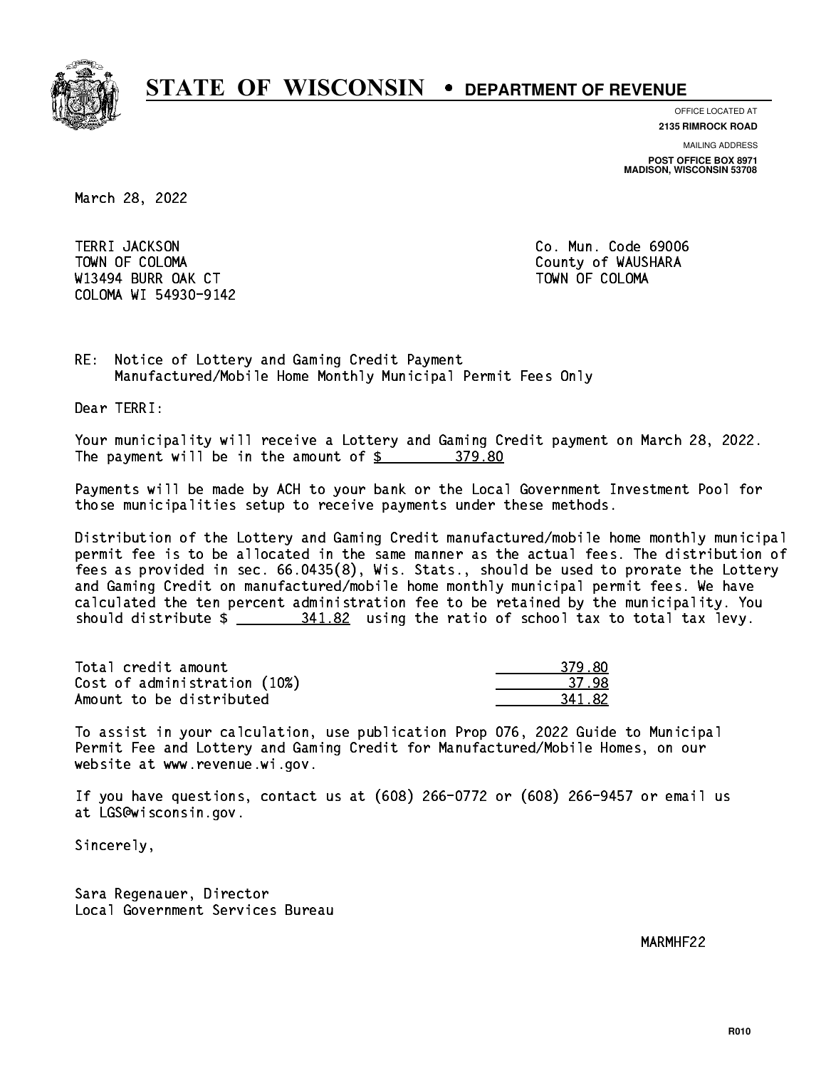# STATE OF WISCONSIN • DEPARTMENT OF REVENUE

OFFICE LOCATED AT
**2135 RIMROCK ROAD**

MAILING ADDRESS
**POST OFFICE BOX 8971**
**MADISON, WISCONSIN 53708**

March 28, 2022

TERRI JACKSON
TOWN OF COLOMA
W13494 BURR OAK CT
COLOMA WI 54930-9142

Co. Mun. Code 69006
County of WAUSHARA
TOWN OF COLOMA

RE: Notice of Lottery and Gaming Credit Payment
Manufactured/Mobile Home Monthly Municipal Permit Fees Only

Dear TERRI:

Your municipality will receive a Lottery and Gaming Credit payment on March 28, 2022. The payment will be in the amount of $ 379.80

Payments will be made by ACH to your bank or the Local Government Investment Pool for those municipalities setup to receive payments under these methods.

Distribution of the Lottery and Gaming Credit manufactured/mobile home monthly municipal permit fee is to be allocated in the same manner as the actual fees. The distribution of fees as provided in sec. 66.0435(8), Wis. Stats., should be used to prorate the Lottery and Gaming Credit on manufactured/mobile home monthly municipal permit fees. We have calculated the ten percent administration fee to be retained by the municipality. You should distribute $ 341.82 using the ratio of school tax to total tax levy.

| | |
|---|---|
| Total credit amount | 379.80 |
| Cost of administration (10%) | 37.98 |
| Amount to be distributed | 341.82 |

To assist in your calculation, use publication Prop 076, 2022 Guide to Municipal Permit Fee and Lottery and Gaming Credit for Manufactured/Mobile Homes, on our website at www.revenue.wi.gov.

If you have questions, contact us at (608) 266-0772 or (608) 266-9457 or email us at LGS@wisconsin.gov.

Sincerely,

Sara Regenauer, Director
Local Government Services Bureau

MARMHF22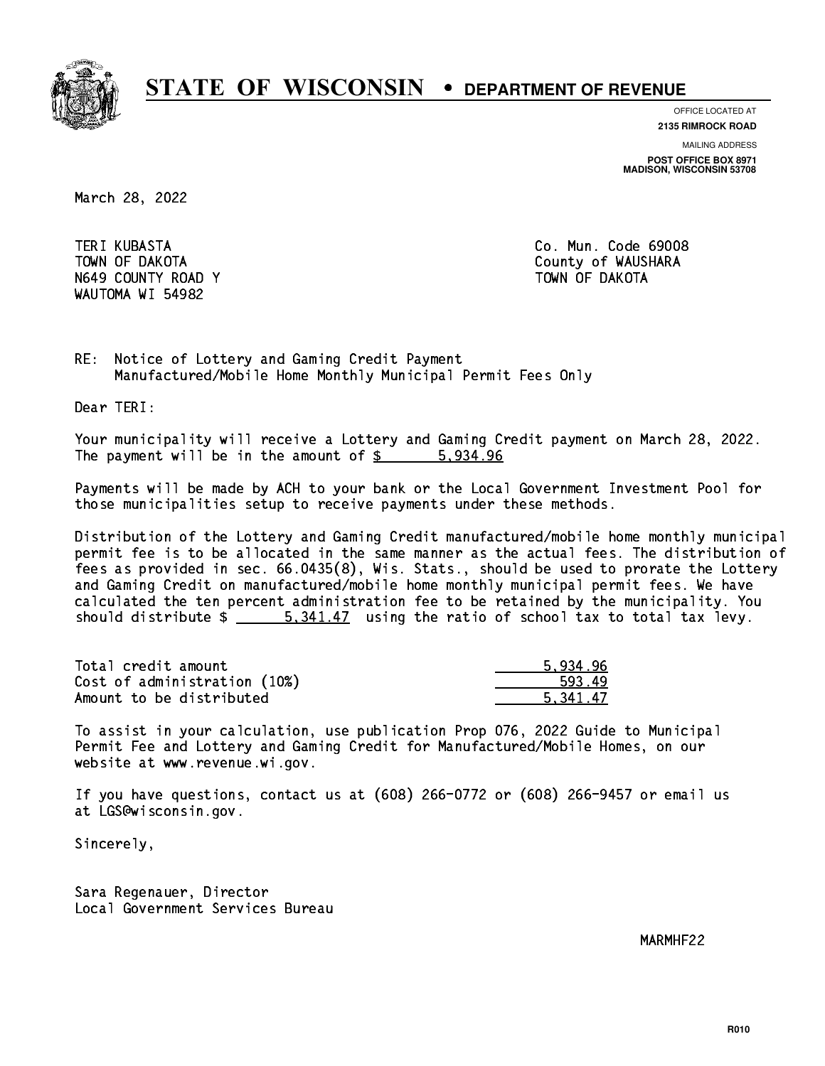# STATE OF WISCONSIN • DEPARTMENT OF REVENUE

OFFICE LOCATED AT
**2135 RIMROCK ROAD**

MAILING ADDRESS
**POST OFFICE BOX 8971**
**MADISON, WISCONSIN 53708**

March 28, 2022

TERI KUBASTA
TOWN OF DAKOTA
N649 COUNTY ROAD Y
WAUTOMA WI 54982

Co. Mun. Code 69008
County of WAUSHARA
TOWN OF DAKOTA

RE: Notice of Lottery and Gaming Credit Payment
Manufactured/Mobile Home Monthly Municipal Permit Fees Only

Dear TERI:

Your municipality will receive a Lottery and Gaming Credit payment on March 28, 2022. The payment will be in the amount of $ 5,934.96

Payments will be made by ACH to your bank or the Local Government Investment Pool for those municipalities setup to receive payments under these methods.

Distribution of the Lottery and Gaming Credit manufactured/mobile home monthly municipal permit fee is to be allocated in the same manner as the actual fees. The distribution of fees as provided in sec. 66.0435(8), Wis. Stats., should be used to prorate the Lottery and Gaming Credit on manufactured/mobile home monthly municipal permit fees. We have calculated the ten percent administration fee to be retained by the municipality. You should distribute $ 5,341.47 using the ratio of school tax to total tax levy.

| | |
|---|---|
| Total credit amount | 5,934.96 |
| Cost of administration (10%) | 593.49 |
| Amount to be distributed | 5,341.47 |

To assist in your calculation, use publication Prop 076, 2022 Guide to Municipal Permit Fee and Lottery and Gaming Credit for Manufactured/Mobile Homes, on our website at www.revenue.wi.gov.

If you have questions, contact us at (608) 266-0772 or (608) 266-9457 or email us at LGS@wisconsin.gov.

Sincerely,

Sara Regenauer, Director
Local Government Services Bureau

MARMHF22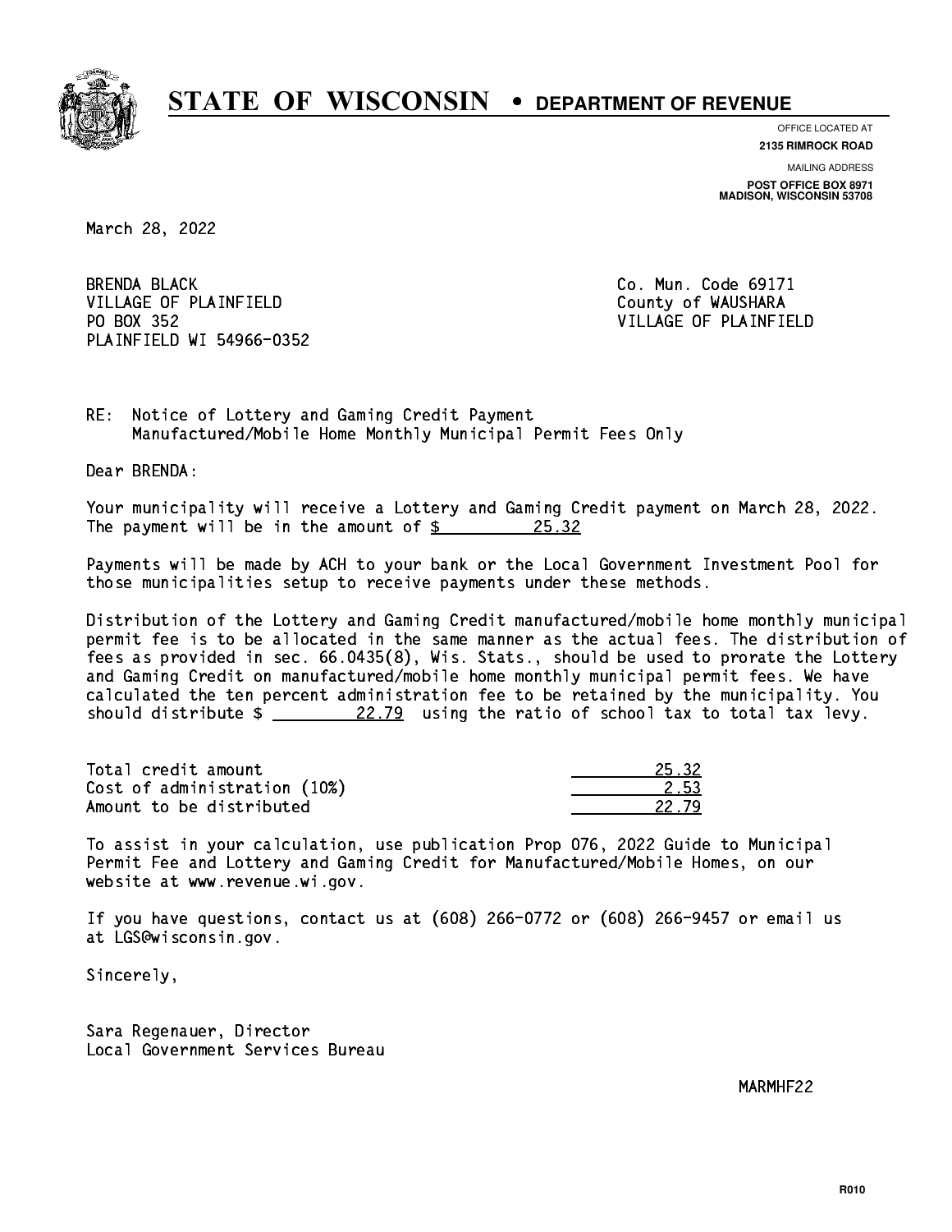# STATE OF WISCONSIN • DEPARTMENT OF REVENUE

OFFICE LOCATED AT
**2135 RIMROCK ROAD**

MAILING ADDRESS
**POST OFFICE BOX 8971**
**MADISON, WISCONSIN 53708**

March 28, 2022

BRENDA BLACK
VILLAGE OF PLAINFIELD
PO BOX 352
PLAINFIELD WI 54966-0352

Co. Mun. Code 69171
County of WAUSHARA
VILLAGE OF PLAINFIELD

RE: Notice of Lottery and Gaming Credit Payment
Manufactured/Mobile Home Monthly Municipal Permit Fees Only

Dear BRENDA:

Your municipality will receive a Lottery and Gaming Credit payment on March 28, 2022. The payment will be in the amount of $ 25.32

Payments will be made by ACH to your bank or the Local Government Investment Pool for those municipalities setup to receive payments under these methods.

Distribution of the Lottery and Gaming Credit manufactured/mobile home monthly municipal permit fee is to be allocated in the same manner as the actual fees. The distribution of fees as provided in sec. 66.0435(8), Wis. Stats., should be used to prorate the Lottery and Gaming Credit on manufactured/mobile home monthly municipal permit fees. We have calculated the ten percent administration fee to be retained by the municipality. You should distribute $ 22.79 using the ratio of school tax to total tax levy.

| | |
|---|---|
| Total credit amount | 25.32 |
| Cost of administration (10%) | 2.53 |
| Amount to be distributed | 22.79 |

To assist in your calculation, use publication Prop 076, 2022 Guide to Municipal Permit Fee and Lottery and Gaming Credit for Manufactured/Mobile Homes, on our website at www.revenue.wi.gov.

If you have questions, contact us at (608) 266-0772 or (608) 266-9457 or email us at LGS@wisconsin.gov.

Sincerely,

Sara Regenauer, Director
Local Government Services Bureau

MARMHF22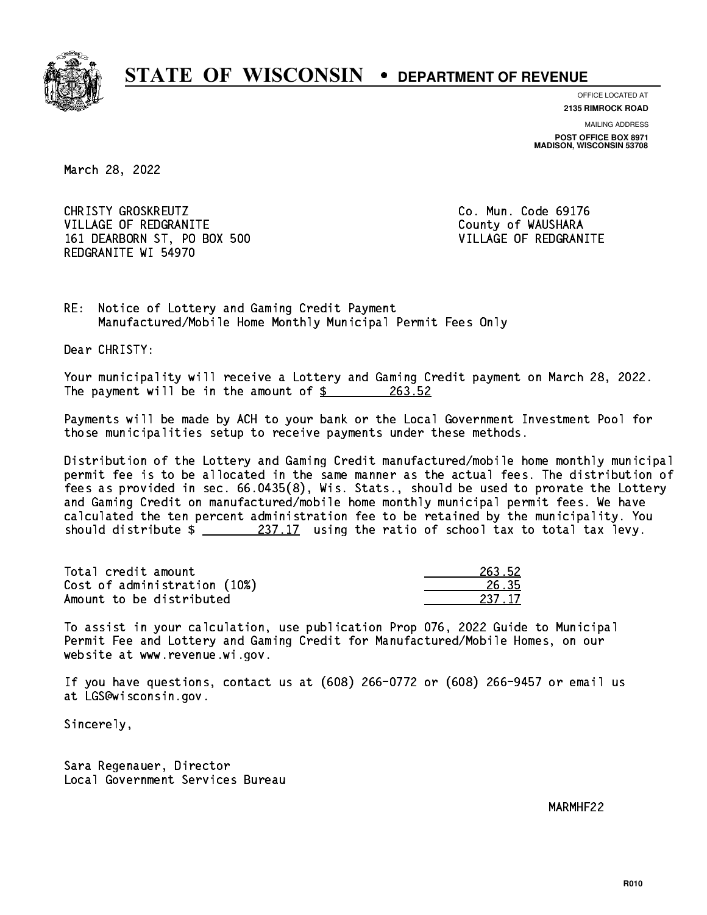# STATE OF WISCONSIN • DEPARTMENT OF REVENUE

OFFICE LOCATED AT
**2135 RIMROCK ROAD**

MAILING ADDRESS
**POST OFFICE BOX 8971**
**MADISON, WISCONSIN 53708**

March 28, 2022

CHRISTY GROSKREUTZ
VILLAGE OF REDGRANITE
161 DEARBORN ST, PO BOX 500
REDGRANITE WI 54970

Co. Mun. Code 69176
County of WAUSHARA
VILLAGE OF REDGRANITE

RE: Notice of Lottery and Gaming Credit Payment
Manufactured/Mobile Home Monthly Municipal Permit Fees Only

Dear CHRISTY:

Your municipality will receive a Lottery and Gaming Credit payment on March 28, 2022. The payment will be in the amount of $ 263.52

Payments will be made by ACH to your bank or the Local Government Investment Pool for those municipalities setup to receive payments under these methods.

Distribution of the Lottery and Gaming Credit manufactured/mobile home monthly municipal permit fee is to be allocated in the same manner as the actual fees. The distribution of fees as provided in sec. 66.0435(8), Wis. Stats., should be used to prorate the Lottery and Gaming Credit on manufactured/mobile home monthly municipal permit fees. We have calculated the ten percent administration fee to be retained by the municipality. You should distribute $ 237.17 using the ratio of school tax to total tax levy.

| | |
|---|---|
| Total credit amount | 263.52 |
| Cost of administration (10%) | 26.35 |
| Amount to be distributed | 237.17 |

To assist in your calculation, use publication Prop 076, 2022 Guide to Municipal Permit Fee and Lottery and Gaming Credit for Manufactured/Mobile Homes, on our website at www.revenue.wi.gov.

If you have questions, contact us at (608) 266-0772 or (608) 266-9457 or email us at LGS@wisconsin.gov.

Sincerely,

Sara Regenauer, Director
Local Government Services Bureau

MARMHF22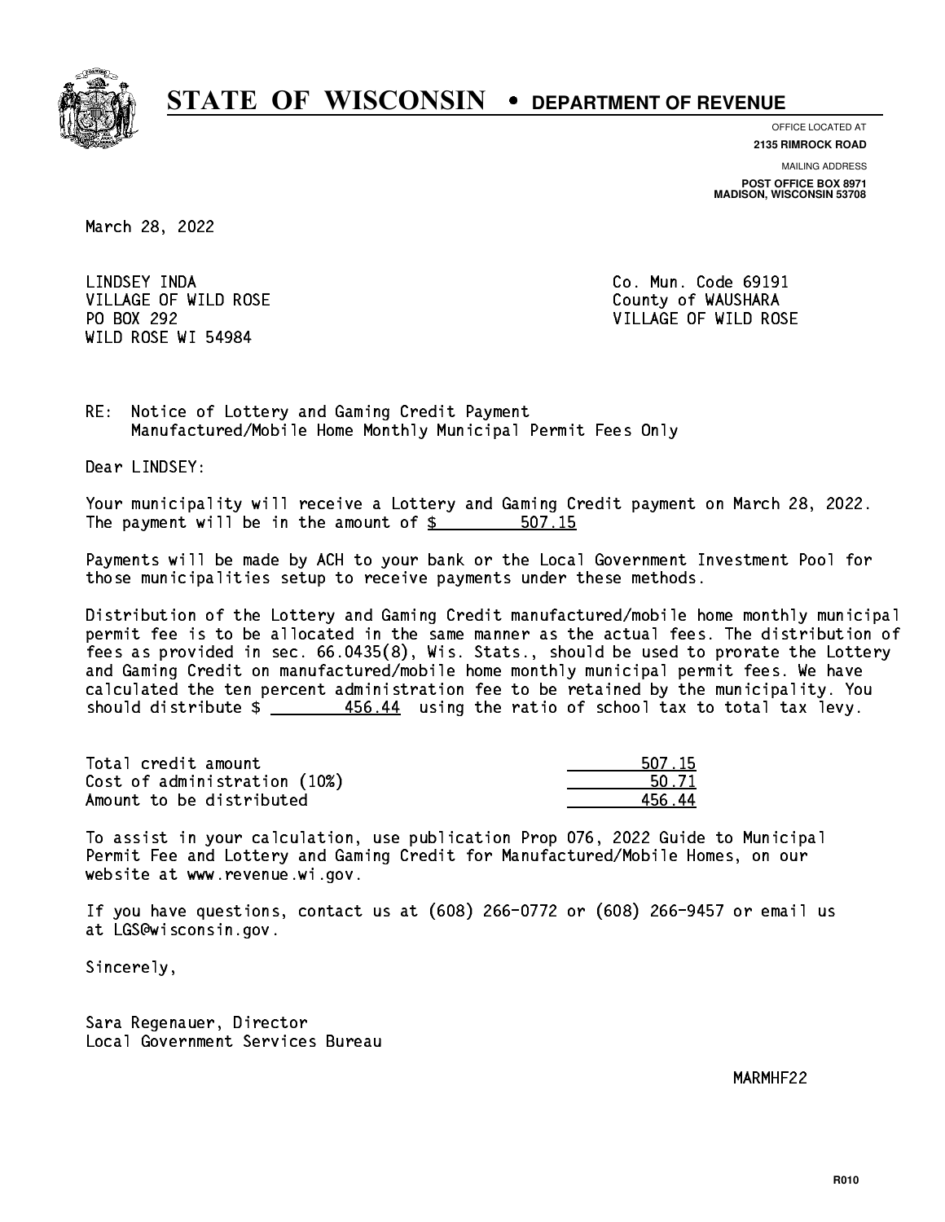# STATE OF WISCONSIN • DEPARTMENT OF REVENUE

OFFICE LOCATED AT
**2135 RIMROCK ROAD**

MAILING ADDRESS
**POST OFFICE BOX 8971**
**MADISON, WISCONSIN 53708**

March 28, 2022

LINDSEY INDA
VILLAGE OF WILD ROSE
PO BOX 292
WILD ROSE WI 54984

Co. Mun. Code 69191
County of WAUSHARA
VILLAGE OF WILD ROSE

RE: Notice of Lottery and Gaming Credit Payment
Manufactured/Mobile Home Monthly Municipal Permit Fees Only

Dear LINDSEY:

Your municipality will receive a Lottery and Gaming Credit payment on March 28, 2022. The payment will be in the amount of $ 507.15

Payments will be made by ACH to your bank or the Local Government Investment Pool for those municipalities setup to receive payments under these methods.

Distribution of the Lottery and Gaming Credit manufactured/mobile home monthly municipal permit fee is to be allocated in the same manner as the actual fees. The distribution of fees as provided in sec. 66.0435(8), Wis. Stats., should be used to prorate the Lottery and Gaming Credit on manufactured/mobile home monthly municipal permit fees. We have calculated the ten percent administration fee to be retained by the municipality. You should distribute $ 456.44 using the ratio of school tax to total tax levy.

| | |
|---|---|
| Total credit amount | 507.15 |
| Cost of administration (10%) | 50.71 |
| Amount to be distributed | 456.44 |

To assist in your calculation, use publication Prop 076, 2022 Guide to Municipal Permit Fee and Lottery and Gaming Credit for Manufactured/Mobile Homes, on our website at www.revenue.wi.gov.

If you have questions, contact us at (608) 266-0772 or (608) 266-9457 or email us at LGS@wisconsin.gov.

Sincerely,

Sara Regenauer, Director
Local Government Services Bureau

MARMHF22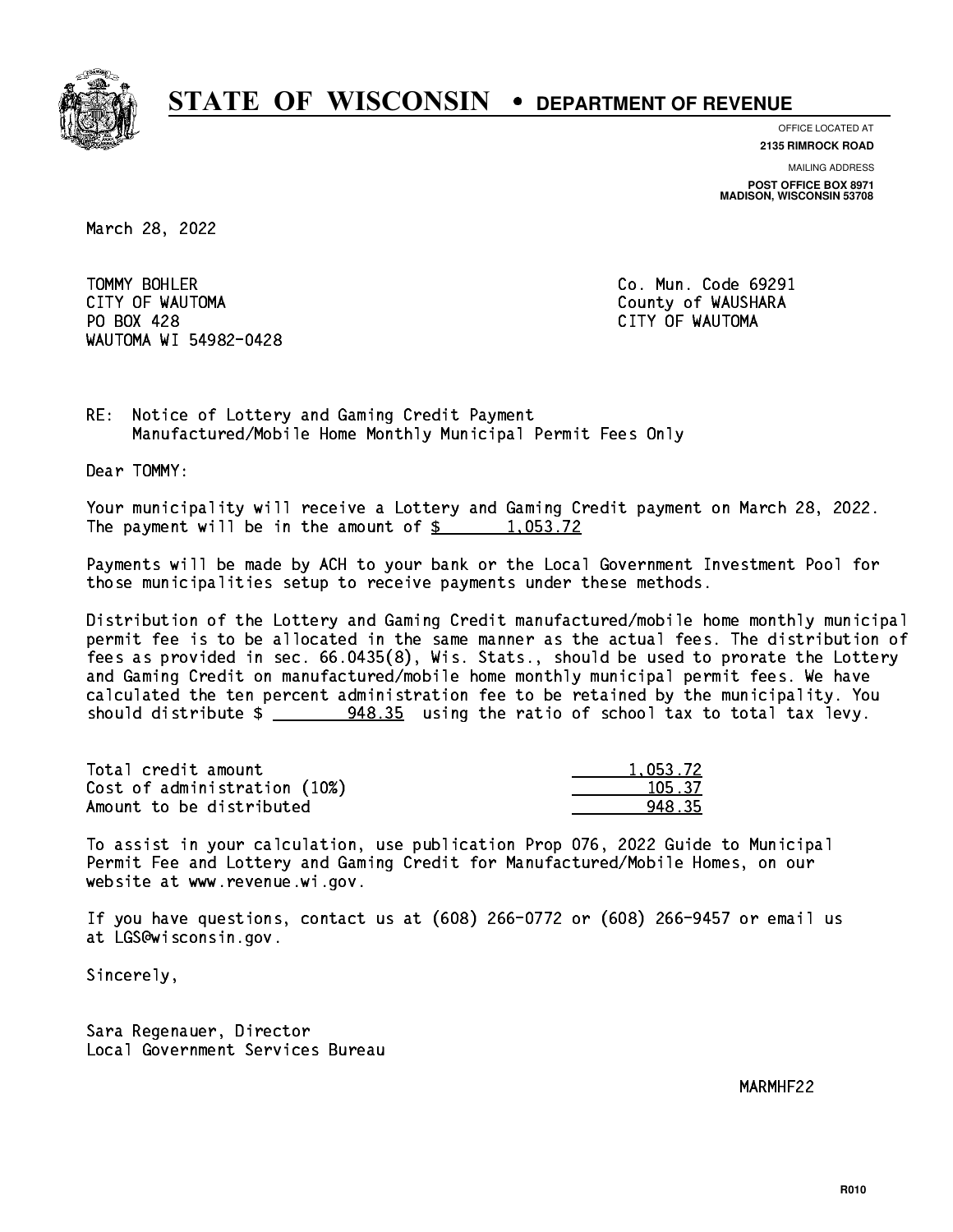# STATE OF WISCONSIN • DEPARTMENT OF REVENUE

OFFICE LOCATED AT
**2135 RIMROCK ROAD**

MAILING ADDRESS
**POST OFFICE BOX 8971**
**MADISON, WISCONSIN 53708**

March 28, 2022

TOMMY BOHLER
CITY OF WAUTOMA
PO BOX 428
WAUTOMA WI 54982-0428

Co. Mun. Code 69291
County of WAUSHARA
CITY OF WAUTOMA

RE: Notice of Lottery and Gaming Credit Payment
Manufactured/Mobile Home Monthly Municipal Permit Fees Only

Dear TOMMY:

Your municipality will receive a Lottery and Gaming Credit payment on March 28, 2022. The payment will be in the amount of $ 1,053.72

Payments will be made by ACH to your bank or the Local Government Investment Pool for those municipalities setup to receive payments under these methods.

Distribution of the Lottery and Gaming Credit manufactured/mobile home monthly municipal permit fee is to be allocated in the same manner as the actual fees. The distribution of fees as provided in sec. 66.0435(8), Wis. Stats., should be used to prorate the Lottery and Gaming Credit on manufactured/mobile home monthly municipal permit fees. We have calculated the ten percent administration fee to be retained by the municipality. You should distribute $ 948.35 using the ratio of school tax to total tax levy.

| | |
|---|---|
| Total credit amount | 1,053.72 |
| Cost of administration (10%) | 105.37 |
| Amount to be distributed | 948.35 |

To assist in your calculation, use publication Prop 076, 2022 Guide to Municipal Permit Fee and Lottery and Gaming Credit for Manufactured/Mobile Homes, on our website at www.revenue.wi.gov.

If you have questions, contact us at (608) 266-0772 or (608) 266-9457 or email us at LGS@wisconsin.gov.

Sincerely,

Sara Regenauer, Director
Local Government Services Bureau

MARMHF22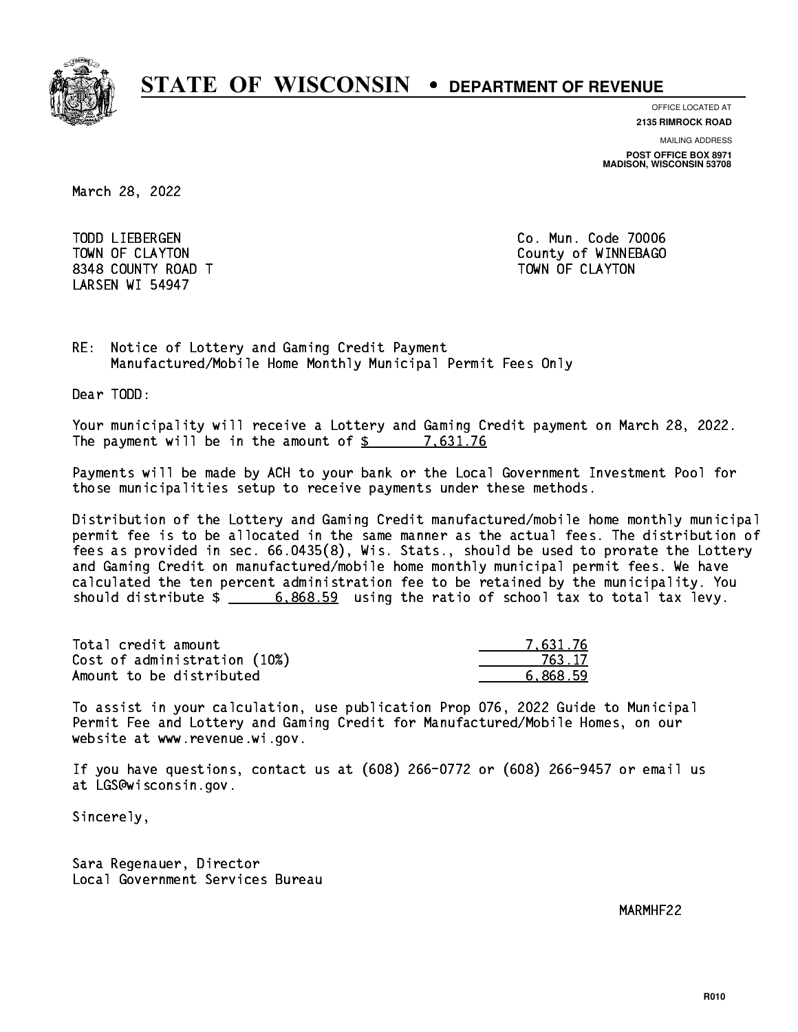# STATE OF WISCONSIN • DEPARTMENT OF REVENUE

OFFICE LOCATED AT
**2135 RIMROCK ROAD**

MAILING ADDRESS
**POST OFFICE BOX 8971**
**MADISON, WISCONSIN 53708**

March 28, 2022

TODD LIEBERGEN
TOWN OF CLAYTON
8348 COUNTY ROAD T
LARSEN WI 54947

Co. Mun. Code 70006
County of WINNEBAGO
TOWN OF CLAYTON

RE: Notice of Lottery and Gaming Credit Payment
Manufactured/Mobile Home Monthly Municipal Permit Fees Only

Dear TODD:

Your municipality will receive a Lottery and Gaming Credit payment on March 28, 2022. The payment will be in the amount of $ 7,631.76

Payments will be made by ACH to your bank or the Local Government Investment Pool for those municipalities setup to receive payments under these methods.

Distribution of the Lottery and Gaming Credit manufactured/mobile home monthly municipal permit fee is to be allocated in the same manner as the actual fees. The distribution of fees as provided in sec. 66.0435(8), Wis. Stats., should be used to prorate the Lottery and Gaming Credit on manufactured/mobile home monthly municipal permit fees. We have calculated the ten percent administration fee to be retained by the municipality. You should distribute $ 6,868.59 using the ratio of school tax to total tax levy.

| | |
|---|---|
| Total credit amount | 7,631.76 |
| Cost of administration (10%) | 763.17 |
| Amount to be distributed | 6,868.59 |

To assist in your calculation, use publication Prop 076, 2022 Guide to Municipal Permit Fee and Lottery and Gaming Credit for Manufactured/Mobile Homes, on our website at www.revenue.wi.gov.

If you have questions, contact us at (608) 266-0772 or (608) 266-9457 or email us at LGS@wisconsin.gov.

Sincerely,

Sara Regenauer, Director
Local Government Services Bureau

MARMHF22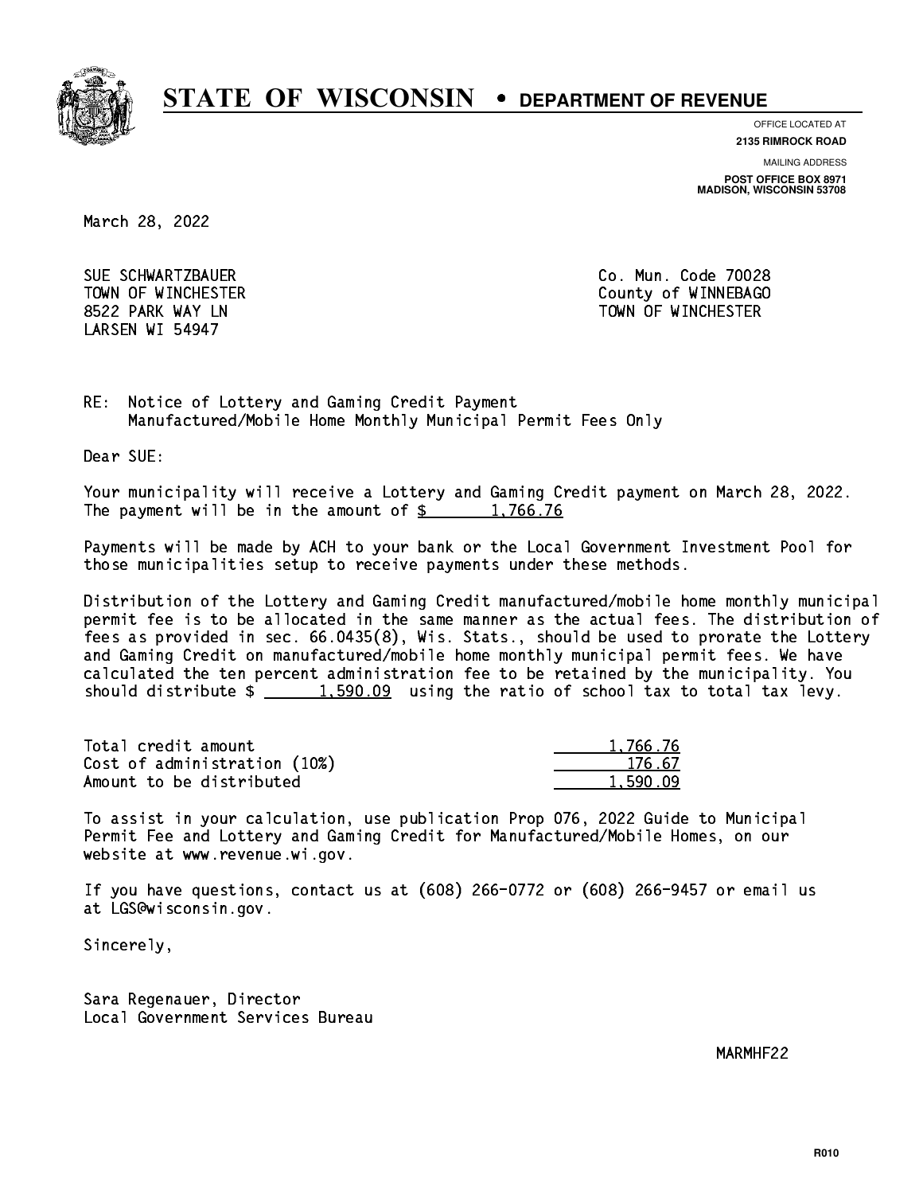# STATE OF WISCONSIN • DEPARTMENT OF REVENUE

OFFICE LOCATED AT
**2135 RIMROCK ROAD**

MAILING ADDRESS
**POST OFFICE BOX 8971**
**MADISON, WISCONSIN 53708**

March 28, 2022

SUE SCHWARTZBAUER
TOWN OF WINCHESTER
8522 PARK WAY LN
LARSEN WI 54947

Co. Mun. Code 70028
County of WINNEBAGO
TOWN OF WINCHESTER

RE: Notice of Lottery and Gaming Credit Payment
Manufactured/Mobile Home Monthly Municipal Permit Fees Only

Dear SUE:

Your municipality will receive a Lottery and Gaming Credit payment on March 28, 2022. The payment will be in the amount of $ 1,766.76

Payments will be made by ACH to your bank or the Local Government Investment Pool for those municipalities setup to receive payments under these methods.

Distribution of the Lottery and Gaming Credit manufactured/mobile home monthly municipal permit fee is to be allocated in the same manner as the actual fees. The distribution of fees as provided in sec. 66.0435(8), Wis. Stats., should be used to prorate the Lottery and Gaming Credit on manufactured/mobile home monthly municipal permit fees. We have calculated the ten percent administration fee to be retained by the municipality. You should distribute $ 1,590.09 using the ratio of school tax to total tax levy.

| | |
|---|---|
| Total credit amount | 1,766.76 |
| Cost of administration (10%) | 176.67 |
| Amount to be distributed | 1,590.09 |

To assist in your calculation, use publication Prop 076, 2022 Guide to Municipal Permit Fee and Lottery and Gaming Credit for Manufactured/Mobile Homes, on our website at www.revenue.wi.gov.

If you have questions, contact us at (608) 266-0772 or (608) 266-9457 or email us at LGS@wisconsin.gov.

Sincerely,

Sara Regenauer, Director
Local Government Services Bureau

MARMHF22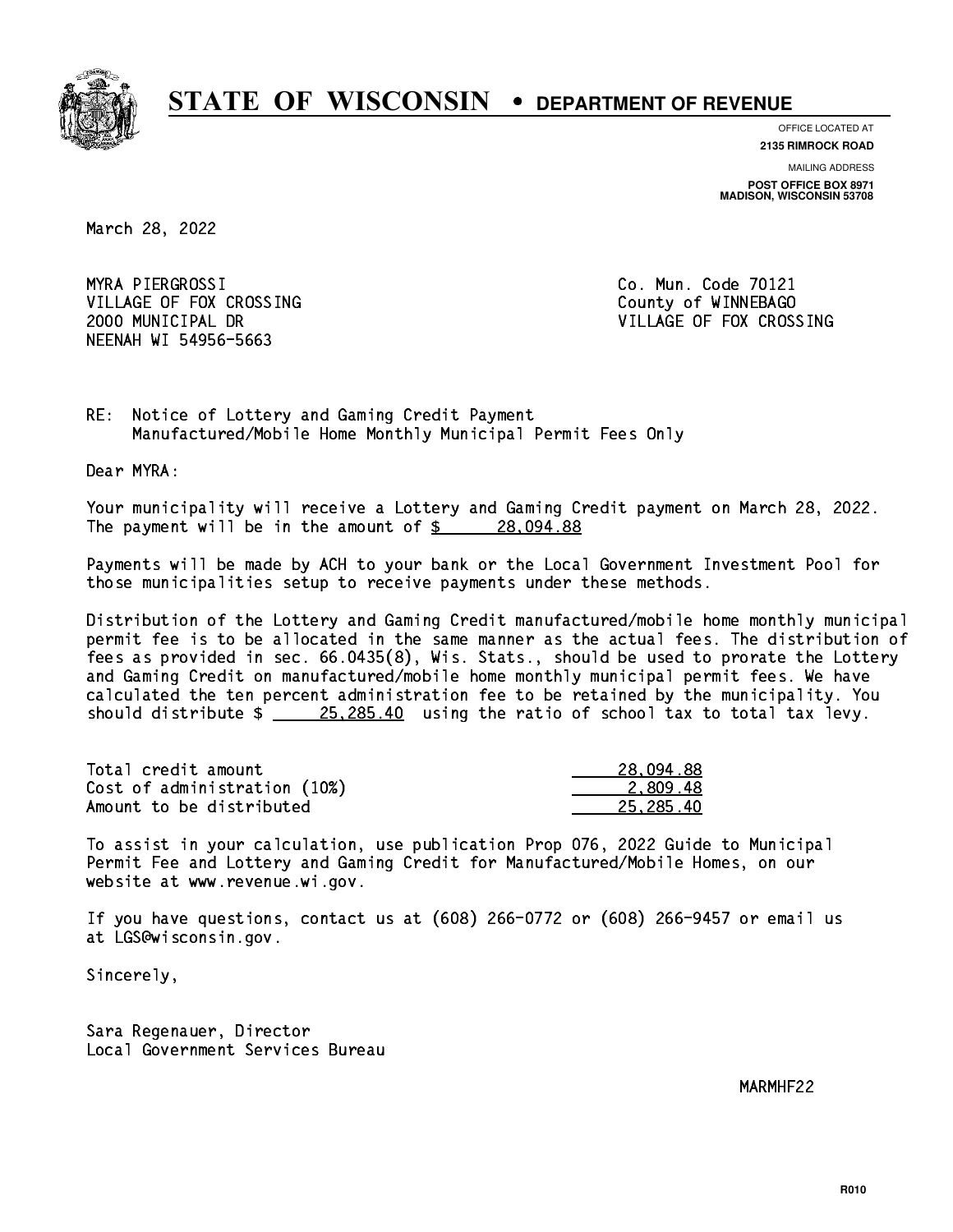# STATE OF WISCONSIN • DEPARTMENT OF REVENUE

OFFICE LOCATED AT
**2135 RIMROCK ROAD**

MAILING ADDRESS
**POST OFFICE BOX 8971**
**MADISON, WISCONSIN 53708**

March 28, 2022

MYRA PIERGROSSI
VILLAGE OF FOX CROSSING
2000 MUNICIPAL DR
NEENAH WI 54956-5663

Co. Mun. Code 70121
County of WINNEBAGO
VILLAGE OF FOX CROSSING

RE: Notice of Lottery and Gaming Credit Payment
Manufactured/Mobile Home Monthly Municipal Permit Fees Only

Dear MYRA:

Your municipality will receive a Lottery and Gaming Credit payment on March 28, 2022. The payment will be in the amount of $ 28,094.88

Payments will be made by ACH to your bank or the Local Government Investment Pool for those municipalities setup to receive payments under these methods.

Distribution of the Lottery and Gaming Credit manufactured/mobile home monthly municipal permit fee is to be allocated in the same manner as the actual fees. The distribution of fees as provided in sec. 66.0435(8), Wis. Stats., should be used to prorate the Lottery and Gaming Credit on manufactured/mobile home monthly municipal permit fees. We have calculated the ten percent administration fee to be retained by the municipality. You should distribute $ 25,285.40 using the ratio of school tax to total tax levy.

| | |
|---|---|
| Total credit amount | 28,094.88 |
| Cost of administration (10%) | 2,809.48 |
| Amount to be distributed | 25,285.40 |

To assist in your calculation, use publication Prop 076, 2022 Guide to Municipal Permit Fee and Lottery and Gaming Credit for Manufactured/Mobile Homes, on our website at www.revenue.wi.gov.

If you have questions, contact us at (608) 266-0772 or (608) 266-9457 or email us at LGS@wisconsin.gov.

Sincerely,

Sara Regenauer, Director
Local Government Services Bureau

MARMHF22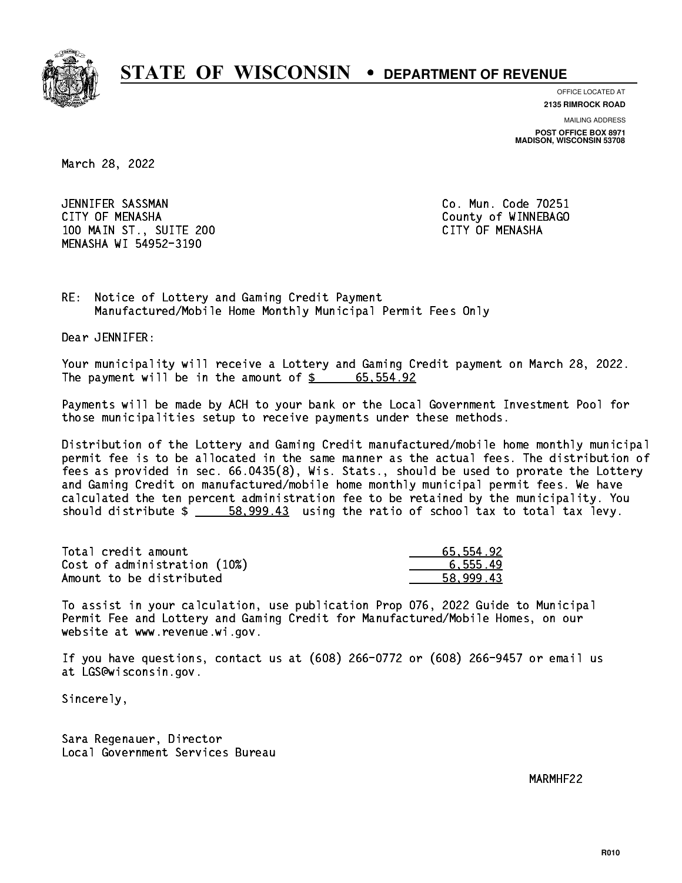# STATE OF WISCONSIN • DEPARTMENT OF REVENUE

OFFICE LOCATED AT
**2135 RIMROCK ROAD**

MAILING ADDRESS
**POST OFFICE BOX 8971**
**MADISON, WISCONSIN 53708**

March 28, 2022

JENNIFER SASSMAN
CITY OF MENASHA
100 MAIN ST., SUITE 200
MENASHA WI 54952-3190

Co. Mun. Code 70251
County of WINNEBAGO
CITY OF MENASHA

RE: Notice of Lottery and Gaming Credit Payment
Manufactured/Mobile Home Monthly Municipal Permit Fees Only

Dear JENNIFER:

Your municipality will receive a Lottery and Gaming Credit payment on March 28, 2022. The payment will be in the amount of $ 65,554.92

Payments will be made by ACH to your bank or the Local Government Investment Pool for those municipalities setup to receive payments under these methods.

Distribution of the Lottery and Gaming Credit manufactured/mobile home monthly municipal permit fee is to be allocated in the same manner as the actual fees. The distribution of fees as provided in sec. 66.0435(8), Wis. Stats., should be used to prorate the Lottery and Gaming Credit on manufactured/mobile home monthly municipal permit fees. We have calculated the ten percent administration fee to be retained by the municipality. You should distribute $ 58,999.43 using the ratio of school tax to total tax levy.

| | |
|---|---|
| Total credit amount | 65,554.92 |
| Cost of administration (10%) | 6,555.49 |
| Amount to be distributed | 58,999.43 |

To assist in your calculation, use publication Prop 076, 2022 Guide to Municipal Permit Fee and Lottery and Gaming Credit for Manufactured/Mobile Homes, on our website at www.revenue.wi.gov.

If you have questions, contact us at (608) 266-0772 or (608) 266-9457 or email us at LGS@wisconsin.gov.

Sincerely,

Sara Regenauer, Director
Local Government Services Bureau

MARMHF22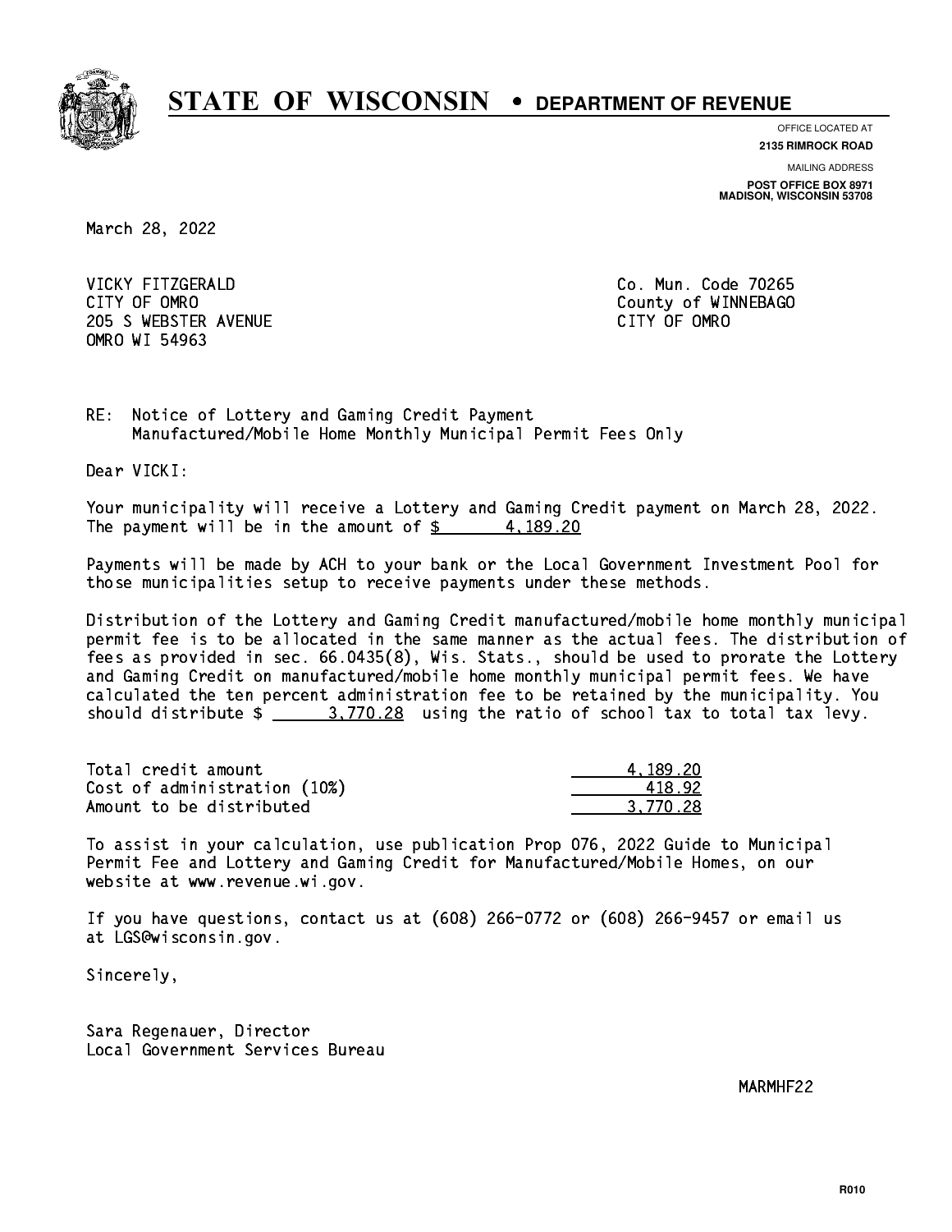# STATE OF WISCONSIN • DEPARTMENT OF REVENUE

OFFICE LOCATED AT
**2135 RIMROCK ROAD**

MAILING ADDRESS
**POST OFFICE BOX 8971**
**MADISON, WISCONSIN 53708**

March 28, 2022

VICKY FITZGERALD
CITY OF OMRO
205 S WEBSTER AVENUE
OMRO WI 54963

Co. Mun. Code 70265
County of WINNEBAGO
CITY OF OMRO

RE: Notice of Lottery and Gaming Credit Payment
Manufactured/Mobile Home Monthly Municipal Permit Fees Only

Dear VICKI:

Your municipality will receive a Lottery and Gaming Credit payment on March 28, 2022. The payment will be in the amount of $ 4,189.20

Payments will be made by ACH to your bank or the Local Government Investment Pool for those municipalities setup to receive payments under these methods.

Distribution of the Lottery and Gaming Credit manufactured/mobile home monthly municipal permit fee is to be allocated in the same manner as the actual fees. The distribution of fees as provided in sec. 66.0435(8), Wis. Stats., should be used to prorate the Lottery and Gaming Credit on manufactured/mobile home monthly municipal permit fees. We have calculated the ten percent administration fee to be retained by the municipality. You should distribute $ 3,770.28 using the ratio of school tax to total tax levy.

| | |
|---|---|
| Total credit amount | 4,189.20 |
| Cost of administration (10%) | 418.92 |
| Amount to be distributed | 3,770.28 |

To assist in your calculation, use publication Prop 076, 2022 Guide to Municipal Permit Fee and Lottery and Gaming Credit for Manufactured/Mobile Homes, on our website at www.revenue.wi.gov.

If you have questions, contact us at (608) 266-0772 or (608) 266-9457 or email us at LGS@wisconsin.gov.

Sincerely,

Sara Regenauer, Director
Local Government Services Bureau

MARMHF22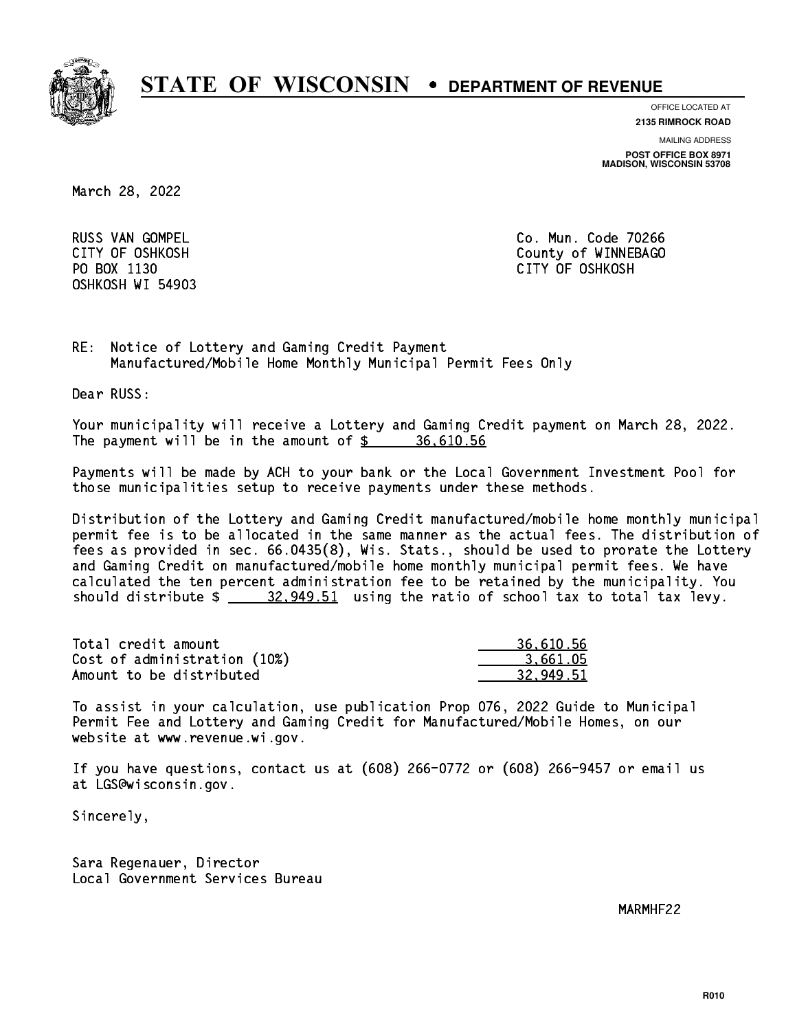# STATE OF WISCONSIN • DEPARTMENT OF REVENUE

OFFICE LOCATED AT
**2135 RIMROCK ROAD**

MAILING ADDRESS
**POST OFFICE BOX 8971**
**MADISON, WISCONSIN 53708**

March 28, 2022

RUSS VAN GOMPEL
CITY OF OSHKOSH
PO BOX 1130
OSHKOSH WI 54903

Co. Mun. Code 70266
County of WINNEBAGO
CITY OF OSHKOSH

RE: Notice of Lottery and Gaming Credit Payment
Manufactured/Mobile Home Monthly Municipal Permit Fees Only

Dear RUSS:

Your municipality will receive a Lottery and Gaming Credit payment on March 28, 2022. The payment will be in the amount of $ 36,610.56

Payments will be made by ACH to your bank or the Local Government Investment Pool for those municipalities setup to receive payments under these methods.

Distribution of the Lottery and Gaming Credit manufactured/mobile home monthly municipal permit fee is to be allocated in the same manner as the actual fees. The distribution of fees as provided in sec. 66.0435(8), Wis. Stats., should be used to prorate the Lottery and Gaming Credit on manufactured/mobile home monthly municipal permit fees. We have calculated the ten percent administration fee to be retained by the municipality. You should distribute $ 32,949.51 using the ratio of school tax to total tax levy.

| | |
|---|---|
| Total credit amount | 36,610.56 |
| Cost of administration (10%) | 3,661.05 |
| Amount to be distributed | 32,949.51 |

To assist in your calculation, use publication Prop 076, 2022 Guide to Municipal Permit Fee and Lottery and Gaming Credit for Manufactured/Mobile Homes, on our website at www.revenue.wi.gov.

If you have questions, contact us at (608) 266-0772 or (608) 266-9457 or email us at LGS@wisconsin.gov.

Sincerely,

Sara Regenauer, Director
Local Government Services Bureau

MARMHF22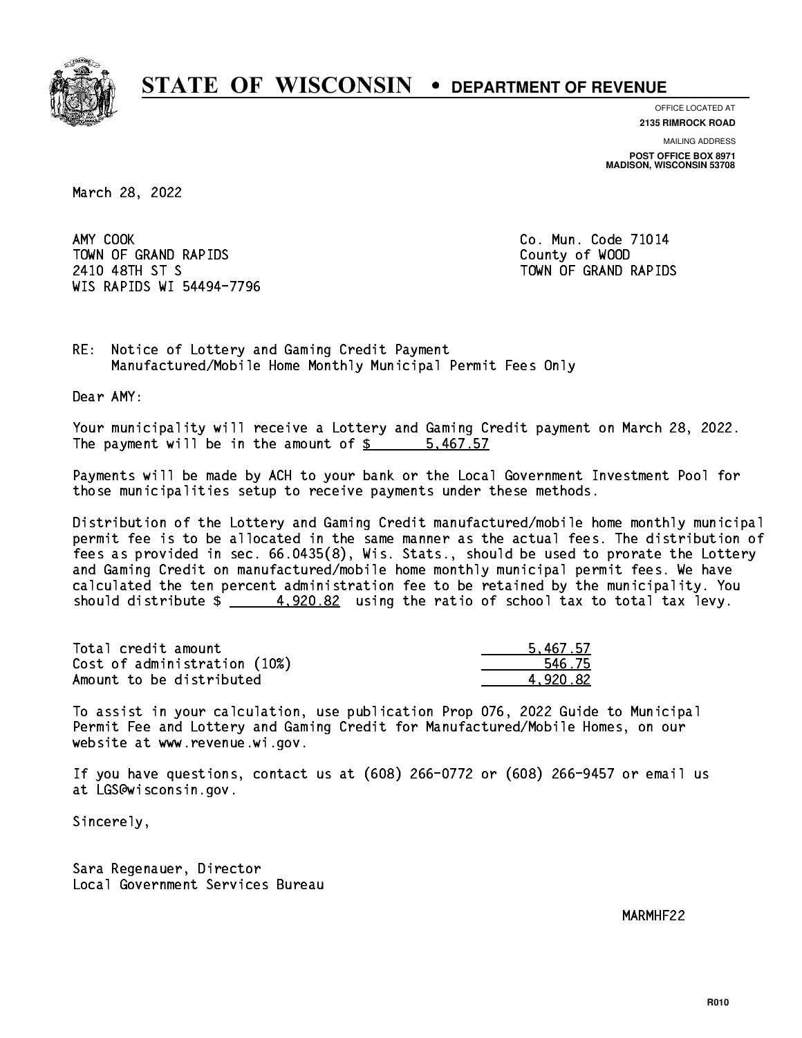# STATE OF WISCONSIN • DEPARTMENT OF REVENUE

OFFICE LOCATED AT
**2135 RIMROCK ROAD**

MAILING ADDRESS
**POST OFFICE BOX 8971**
**MADISON, WISCONSIN 53708**

March 28, 2022

AMY COOK
TOWN OF GRAND RAPIDS
2410 48TH ST S
WIS RAPIDS WI 54494-7796

Co. Mun. Code 71014
County of WOOD
TOWN OF GRAND RAPIDS

RE: Notice of Lottery and Gaming Credit Payment
Manufactured/Mobile Home Monthly Municipal Permit Fees Only

Dear AMY:

Your municipality will receive a Lottery and Gaming Credit payment on March 28, 2022. The payment will be in the amount of $ 5,467.57

Payments will be made by ACH to your bank or the Local Government Investment Pool for those municipalities setup to receive payments under these methods.

Distribution of the Lottery and Gaming Credit manufactured/mobile home monthly municipal permit fee is to be allocated in the same manner as the actual fees. The distribution of fees as provided in sec. 66.0435(8), Wis. Stats., should be used to prorate the Lottery and Gaming Credit on manufactured/mobile home monthly municipal permit fees. We have calculated the ten percent administration fee to be retained by the municipality. You should distribute $ 4,920.82 using the ratio of school tax to total tax levy.

| | |
|---|---|
| Total credit amount | 5,467.57 |
| Cost of administration (10%) | 546.75 |
| Amount to be distributed | 4,920.82 |

To assist in your calculation, use publication Prop 076, 2022 Guide to Municipal Permit Fee and Lottery and Gaming Credit for Manufactured/Mobile Homes, on our website at www.revenue.wi.gov.

If you have questions, contact us at (608) 266-0772 or (608) 266-9457 or email us at LGS@wisconsin.gov.

Sincerely,

Sara Regenauer, Director
Local Government Services Bureau

MARMHF22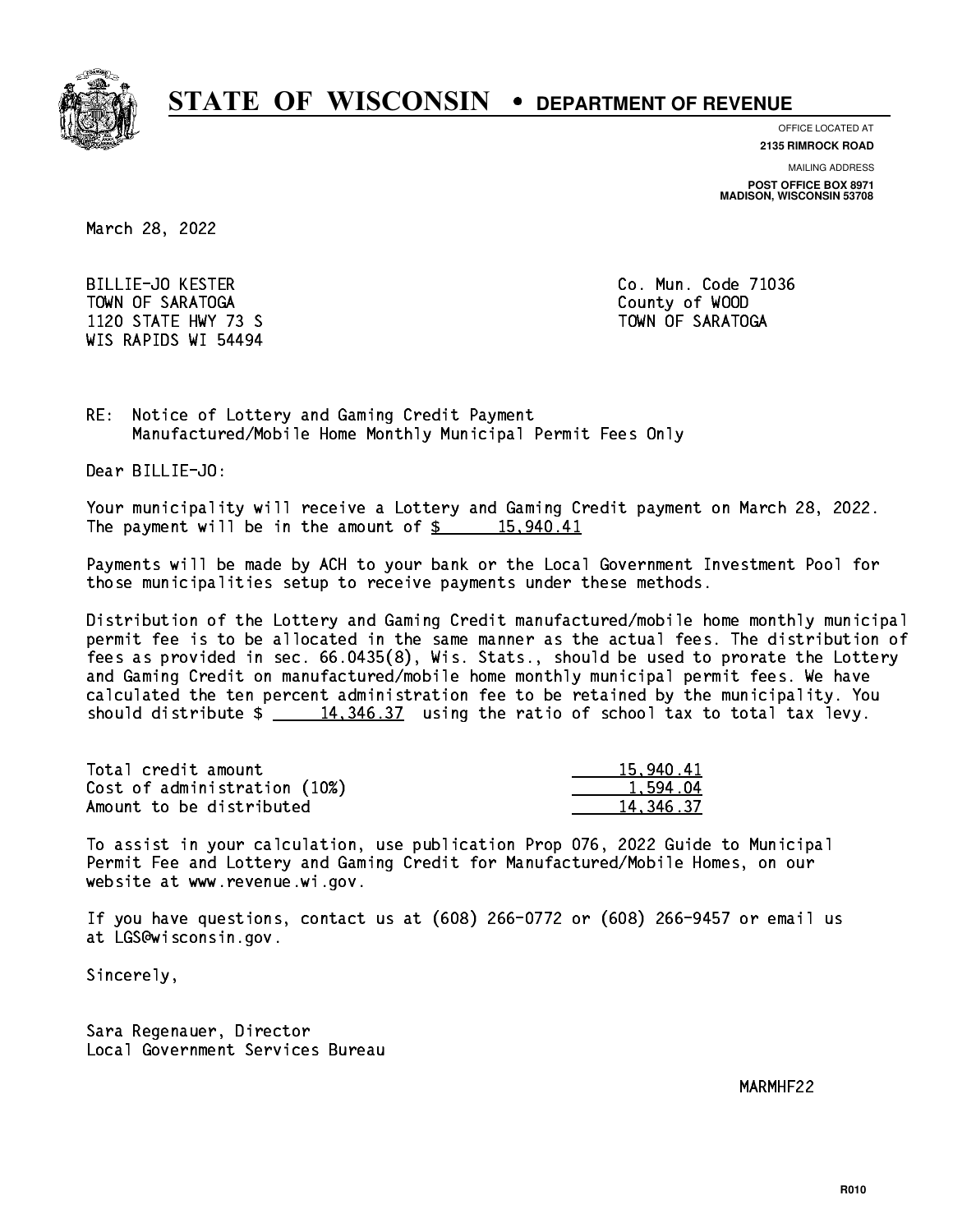# STATE OF WISCONSIN • DEPARTMENT OF REVENUE

OFFICE LOCATED AT
**2135 RIMROCK ROAD**

MAILING ADDRESS
**POST OFFICE BOX 8971**
**MADISON, WISCONSIN 53708**

March 28, 2022

BILLIE-JO KESTER
TOWN OF SARATOGA
1120 STATE HWY 73 S
WIS RAPIDS WI 54494

Co. Mun. Code 71036
County of WOOD
TOWN OF SARATOGA

RE: Notice of Lottery and Gaming Credit Payment
Manufactured/Mobile Home Monthly Municipal Permit Fees Only

Dear BILLIE-JO:

Your municipality will receive a Lottery and Gaming Credit payment on March 28, 2022. The payment will be in the amount of $ 15,940.41

Payments will be made by ACH to your bank or the Local Government Investment Pool for those municipalities setup to receive payments under these methods.

Distribution of the Lottery and Gaming Credit manufactured/mobile home monthly municipal permit fee is to be allocated in the same manner as the actual fees. The distribution of fees as provided in sec. 66.0435(8), Wis. Stats., should be used to prorate the Lottery and Gaming Credit on manufactured/mobile home monthly municipal permit fees. We have calculated the ten percent administration fee to be retained by the municipality. You should distribute $ 14,346.37 using the ratio of school tax to total tax levy.

| | |
|---|---|
| Total credit amount | 15,940.41 |
| Cost of administration (10%) | 1,594.04 |
| Amount to be distributed | 14,346.37 |

To assist in your calculation, use publication Prop 076, 2022 Guide to Municipal Permit Fee and Lottery and Gaming Credit for Manufactured/Mobile Homes, on our website at www.revenue.wi.gov.

If you have questions, contact us at (608) 266-0772 or (608) 266-9457 or email us at LGS@wisconsin.gov.

Sincerely,

Sara Regenauer, Director
Local Government Services Bureau

MARMHF22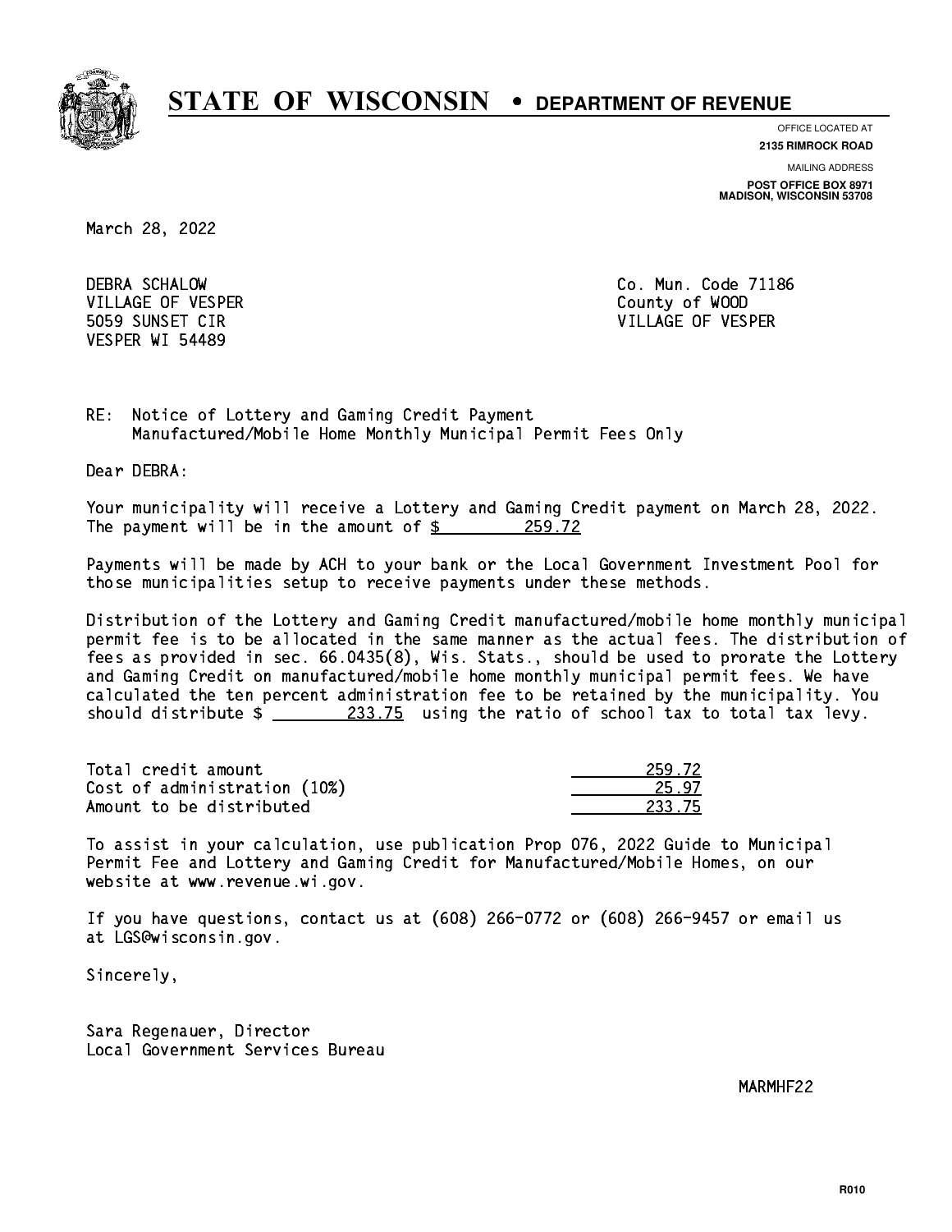# STATE OF WISCONSIN • DEPARTMENT OF REVENUE

OFFICE LOCATED AT
**2135 RIMROCK ROAD**

MAILING ADDRESS
**POST OFFICE BOX 8971**
**MADISON, WISCONSIN 53708**

March 28, 2022

DEBRA SCHALOW
VILLAGE OF VESPER
5059 SUNSET CIR
VESPER WI 54489

Co. Mun. Code 71186
County of WOOD
VILLAGE OF VESPER

RE: Notice of Lottery and Gaming Credit Payment
Manufactured/Mobile Home Monthly Municipal Permit Fees Only

Dear DEBRA:

Your municipality will receive a Lottery and Gaming Credit payment on March 28, 2022. The payment will be in the amount of $ 259.72

Payments will be made by ACH to your bank or the Local Government Investment Pool for those municipalities setup to receive payments under these methods.

Distribution of the Lottery and Gaming Credit manufactured/mobile home monthly municipal permit fee is to be allocated in the same manner as the actual fees. The distribution of fees as provided in sec. 66.0435(8), Wis. Stats., should be used to prorate the Lottery and Gaming Credit on manufactured/mobile home monthly municipal permit fees. We have calculated the ten percent administration fee to be retained by the municipality. You should distribute $ 233.75 using the ratio of school tax to total tax levy.

| | |
|---|---|
| Total credit amount | 259.72 |
| Cost of administration (10%) | 25.97 |
| Amount to be distributed | 233.75 |

To assist in your calculation, use publication Prop 076, 2022 Guide to Municipal Permit Fee and Lottery and Gaming Credit for Manufactured/Mobile Homes, on our website at www.revenue.wi.gov.

If you have questions, contact us at (608) 266-0772 or (608) 266-9457 or email us at LGS@wisconsin.gov.

Sincerely,

Sara Regenauer, Director
Local Government Services Bureau

MARMHF22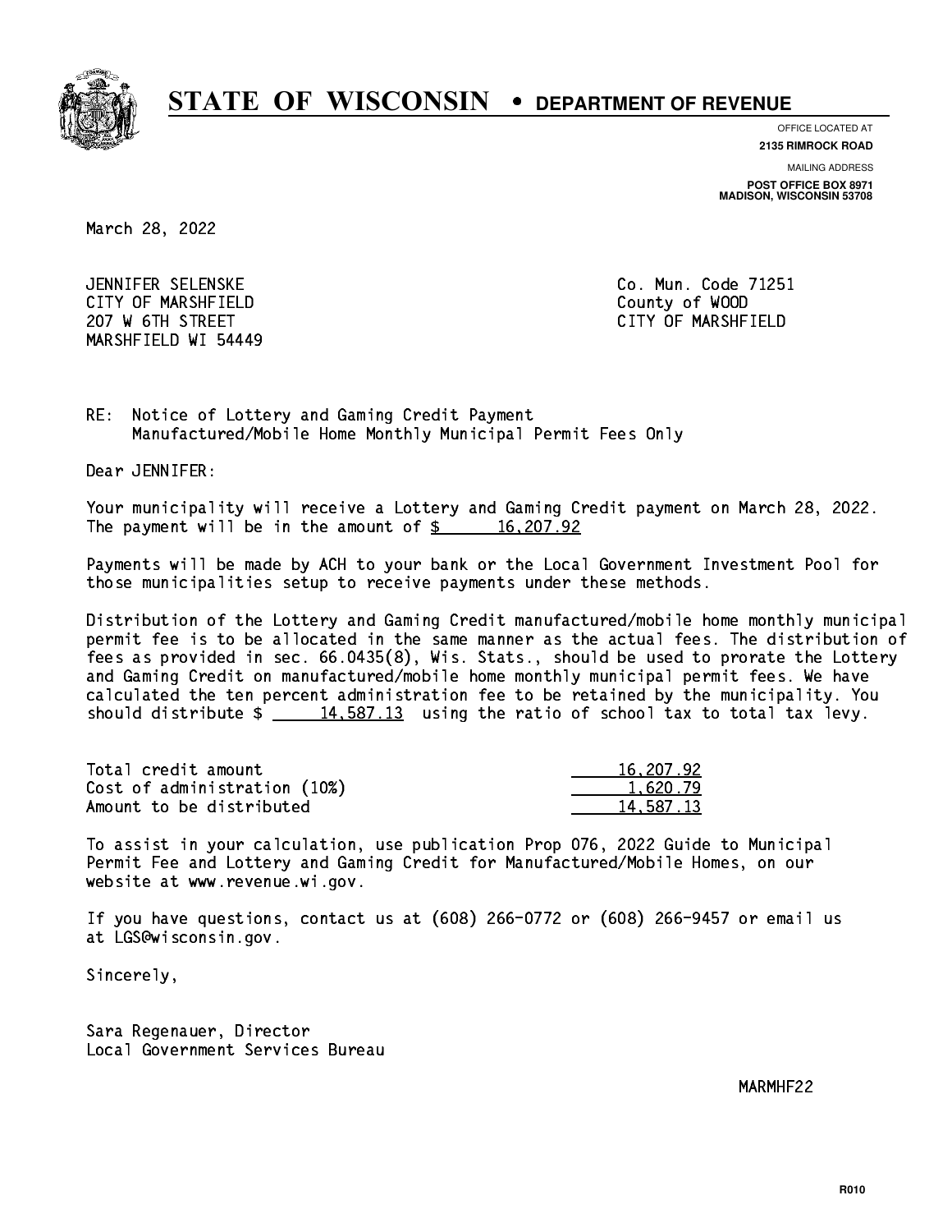# STATE OF WISCONSIN • DEPARTMENT OF REVENUE

OFFICE LOCATED AT
**2135 RIMROCK ROAD**

MAILING ADDRESS
**POST OFFICE BOX 8971**
**MADISON, WISCONSIN 53708**

March 28, 2022

JENNIFER SELENSKE
CITY OF MARSHFIELD
207 W 6TH STREET
MARSHFIELD WI 54449

Co. Mun. Code 71251
County of WOOD
CITY OF MARSHFIELD

RE: Notice of Lottery and Gaming Credit Payment
Manufactured/Mobile Home Monthly Municipal Permit Fees Only

Dear JENNIFER:

Your municipality will receive a Lottery and Gaming Credit payment on March 28, 2022. The payment will be in the amount of $ 16,207.92

Payments will be made by ACH to your bank or the Local Government Investment Pool for those municipalities setup to receive payments under these methods.

Distribution of the Lottery and Gaming Credit manufactured/mobile home monthly municipal permit fee is to be allocated in the same manner as the actual fees. The distribution of fees as provided in sec. 66.0435(8), Wis. Stats., should be used to prorate the Lottery and Gaming Credit on manufactured/mobile home monthly municipal permit fees. We have calculated the ten percent administration fee to be retained by the municipality. You should distribute $ 14,587.13 using the ratio of school tax to total tax levy.

| | |
|---|---|
| Total credit amount | 16,207.92 |
| Cost of administration (10%) | 1,620.79 |
| Amount to be distributed | 14,587.13 |

To assist in your calculation, use publication Prop 076, 2022 Guide to Municipal Permit Fee and Lottery and Gaming Credit for Manufactured/Mobile Homes, on our website at www.revenue.wi.gov.

If you have questions, contact us at (608) 266-0772 or (608) 266-9457 or email us at LGS@wisconsin.gov.

Sincerely,

Sara Regenauer, Director
Local Government Services Bureau

MARMHF22

R010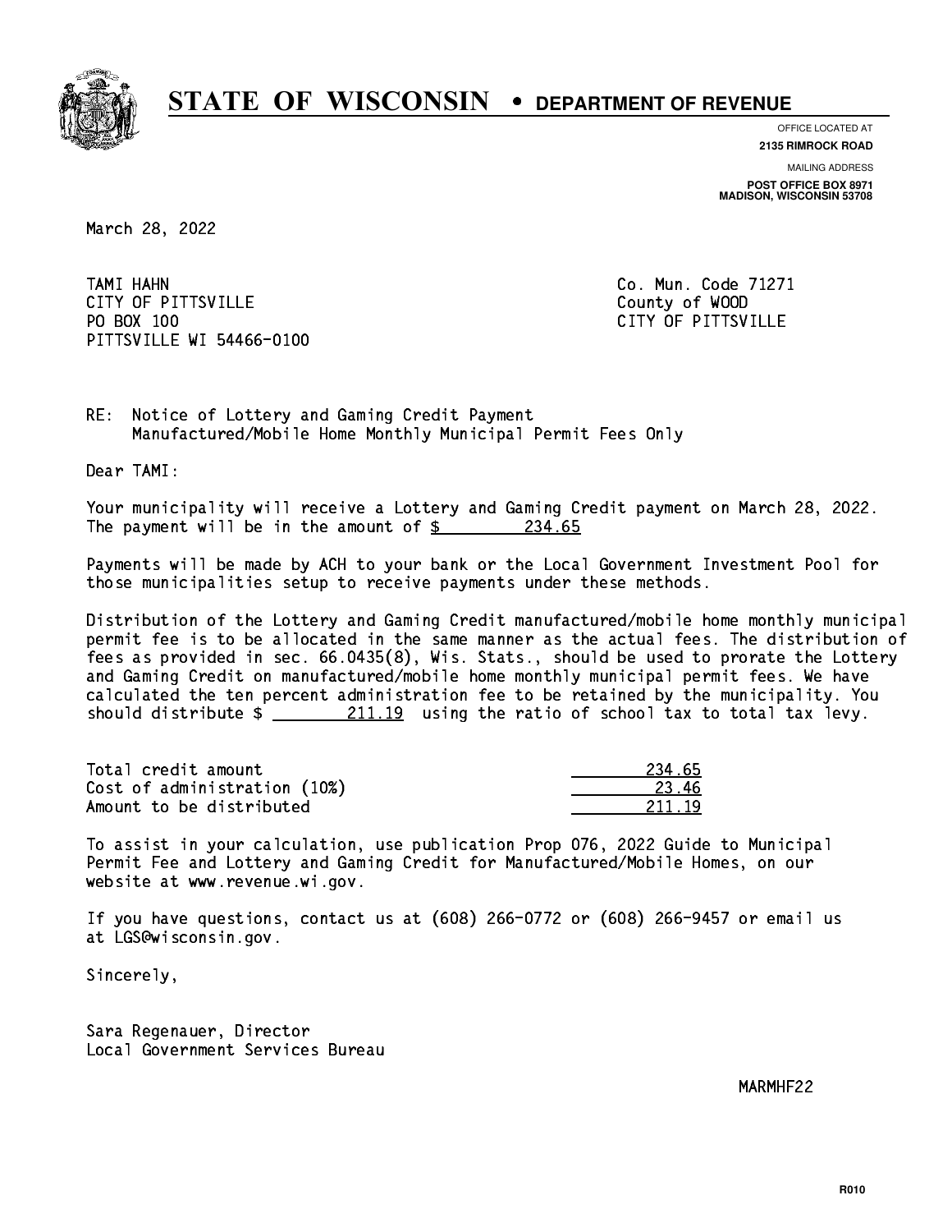# STATE OF WISCONSIN • DEPARTMENT OF REVENUE

OFFICE LOCATED AT
**2135 RIMROCK ROAD**

MAILING ADDRESS
**POST OFFICE BOX 8971**
**MADISON, WISCONSIN 53708**

March 28, 2022

TAMI HAHN
CITY OF PITTSVILLE
PO BOX 100
PITTSVILLE WI 54466-0100

Co. Mun. Code 71271
County of WOOD
CITY OF PITTSVILLE

RE: Notice of Lottery and Gaming Credit Payment
Manufactured/Mobile Home Monthly Municipal Permit Fees Only

Dear TAMI:

Your municipality will receive a Lottery and Gaming Credit payment on March 28, 2022. The payment will be in the amount of $ 234.65

Payments will be made by ACH to your bank or the Local Government Investment Pool for those municipalities setup to receive payments under these methods.

Distribution of the Lottery and Gaming Credit manufactured/mobile home monthly municipal permit fee is to be allocated in the same manner as the actual fees. The distribution of fees as provided in sec. 66.0435(8), Wis. Stats., should be used to prorate the Lottery and Gaming Credit on manufactured/mobile home monthly municipal permit fees. We have calculated the ten percent administration fee to be retained by the municipality. You should distribute $ 211.19 using the ratio of school tax to total tax levy.

| | |
|---|---|
| Total credit amount | 234.65 |
| Cost of administration (10%) | 23.46 |
| Amount to be distributed | 211.19 |

To assist in your calculation, use publication Prop 076, 2022 Guide to Municipal Permit Fee and Lottery and Gaming Credit for Manufactured/Mobile Homes, on our website at www.revenue.wi.gov.

If you have questions, contact us at (608) 266-0772 or (608) 266-9457 or email us at LGS@wisconsin.gov.

Sincerely,

Sara Regenauer, Director
Local Government Services Bureau

MARMHF22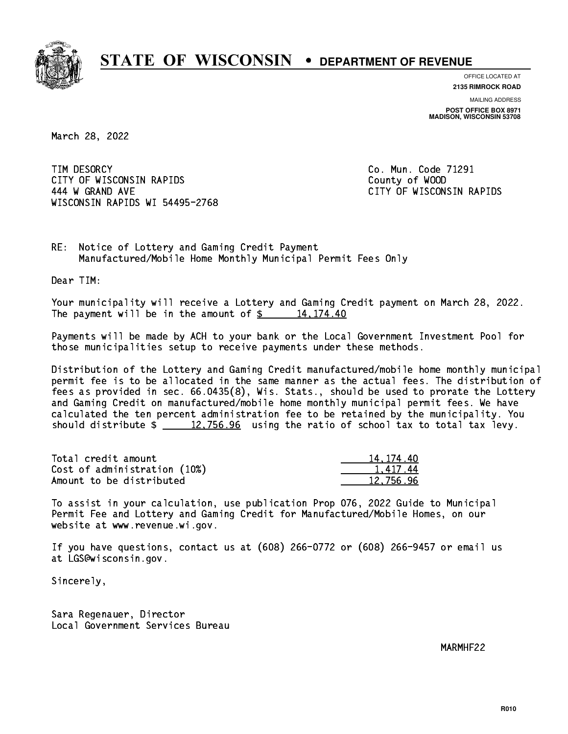# STATE OF WISCONSIN • DEPARTMENT OF REVENUE

OFFICE LOCATED AT
**2135 RIMROCK ROAD**

MAILING ADDRESS
**POST OFFICE BOX 8971**
**MADISON, WISCONSIN 53708**

March 28, 2022

TIM DESORCY
CITY OF WISCONSIN RAPIDS
444 W GRAND AVE
WISCONSIN RAPIDS WI 54495-2768

Co. Mun. Code 71291
County of WOOD
CITY OF WISCONSIN RAPIDS

RE: Notice of Lottery and Gaming Credit Payment
Manufactured/Mobile Home Monthly Municipal Permit Fees Only

Dear TIM:

Your municipality will receive a Lottery and Gaming Credit payment on March 28, 2022. The payment will be in the amount of $ 14,174.40

Payments will be made by ACH to your bank or the Local Government Investment Pool for those municipalities setup to receive payments under these methods.

Distribution of the Lottery and Gaming Credit manufactured/mobile home monthly municipal permit fee is to be allocated in the same manner as the actual fees. The distribution of fees as provided in sec. 66.0435(8), Wis. Stats., should be used to prorate the Lottery and Gaming Credit on manufactured/mobile home monthly municipal permit fees. We have calculated the ten percent administration fee to be retained by the municipality. You should distribute $ 12,756.96 using the ratio of school tax to total tax levy.

| | |
|---|---|
| Total credit amount | 14,174.40 |
| Cost of administration (10%) | 1,417.44 |
| Amount to be distributed | 12,756.96 |

To assist in your calculation, use publication Prop 076, 2022 Guide to Municipal Permit Fee and Lottery and Gaming Credit for Manufactured/Mobile Homes, on our website at www.revenue.wi.gov.

If you have questions, contact us at (608) 266-0772 or (608) 266-9457 or email us at LGS@wisconsin.gov.

Sincerely,

Sara Regenauer, Director
Local Government Services Bureau

MARMHF22